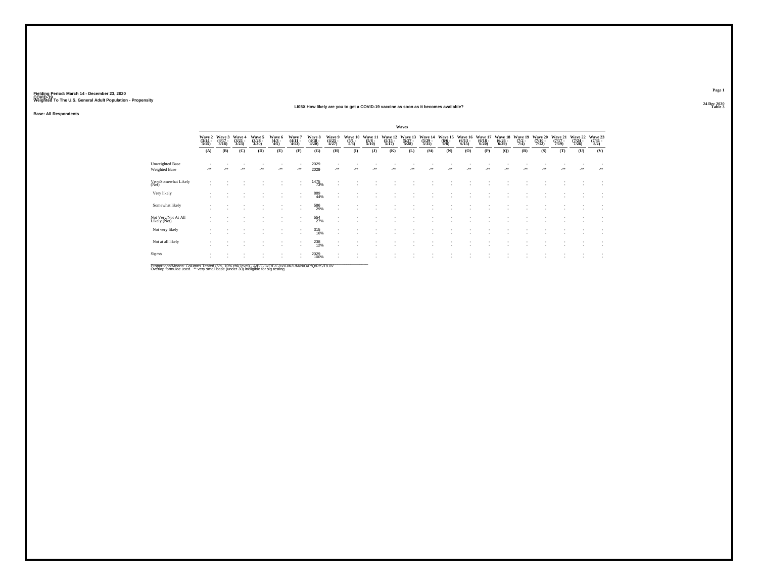Fielding Period: March 14 - December 23, 2020
COVID-19
Weighted To The U.S. General Adult Population - Propensity

24 Dec 2020
Table 3

## LI05X How likely are you to get a COVID-19 vaccine as soon as it becomes available?

Base: All Respondents

| | Waves | | | | | | | | | | | | | | | | | | | | | |
|---|---|---|---|---|---|---|---|---|---|---|---|---|---|---|---|---|---|---|---|---|---|---|
| | Wave 2 (3/14 - 3/15) | Wave 3 (3/17 - 3/18) | Wave 4 (3/21 - 3/23) | Wave 5 (3/28 - 3/30) | Wave 6 (4/3 - 4/5) | Wave 7 (4/11 - 4/13) | Wave 8 (4/18 - 4/20) | Wave 9 (4/25 - 4/27) | Wave 10 (5/1 - 5/3) | Wave 11 (5/8 - 5/10) | Wave 12 (5/15 - 5/17) | Wave 13 (5/27 - 5/28) | Wave 14 (5/29 - 5/31) | Wave 15 (6/6 - 6/8) | Wave 16 (6/13 - 6/15) | Wave 17 (6/18 - 6/20) | Wave 18 (6/26 - 6/29) | Wave 19 (7/2 - 7/4) | Wave 20 (7/10 - 7/12) | Wave 21 (7/17 - 7/19) | Wave 22 (7/24 - 7/26) | Wave 23 (7/31 - 8/2) |
| | (A) | (B) | (C) | (D) | (E) | (F) | (G) | (H) | (I) | (J) | (K) | (L) | (M) | (N) | (O) | (P) | (Q) | (R) | (S) | (T) | (U) | (V) |
| Unweighted Base | - | - | - | - | - | - | 2029 | - | - | - | - | - | - | - | - | - | - | - | - | - | - | - |
| Weighted Base | -** | -** | -** | -** | -** | -** | 2029 | -** | -** | -** | -** | -** | -** | -** | -** | -** | -** | -** | -** | -** | -** | -** |
| Very/Somewhat Likely (Net) | - | - | - | - | - | - | 1475 73% | - | - | - | - | - | - | - | - | - | - | - | - | - | - | - |
| Very likely | - | - | - | - | - | - | 889 44% | - | - | - | - | - | - | - | - | - | - | - | - | - | - | - |
| Somewhat likely | - | - | - | - | - | - | 586 29% | - | - | - | - | - | - | - | - | - | - | - | - | - | - | - |
| Not Very/Not At All Likely (Net) | - | - | - | - | - | - | 554 27% | - | - | - | - | - | - | - | - | - | - | - | - | - | - | - |
| Not very likely | - | - | - | - | - | - | 315 16% | - | - | - | - | - | - | - | - | - | - | - | - | - | - | - |
| Not at all likely | - | - | - | - | - | - | 238 12% | - | - | - | - | - | - | - | - | - | - | - | - | - | - | - |
| Sigma | - | - | - | - | - | - | 2029 100% | - | - | - | - | - | - | - | - | - | - | - | - | - | - | - |

Proportions/Means: Columns Tested (5%, 10% risk level) - A/B/C/D/E/F/G/H/I/J/K/L/M/N/O/P/Q/R/S/T/U/V
Overlap formulae used. ** very small base (under 30) ineligible for sig testing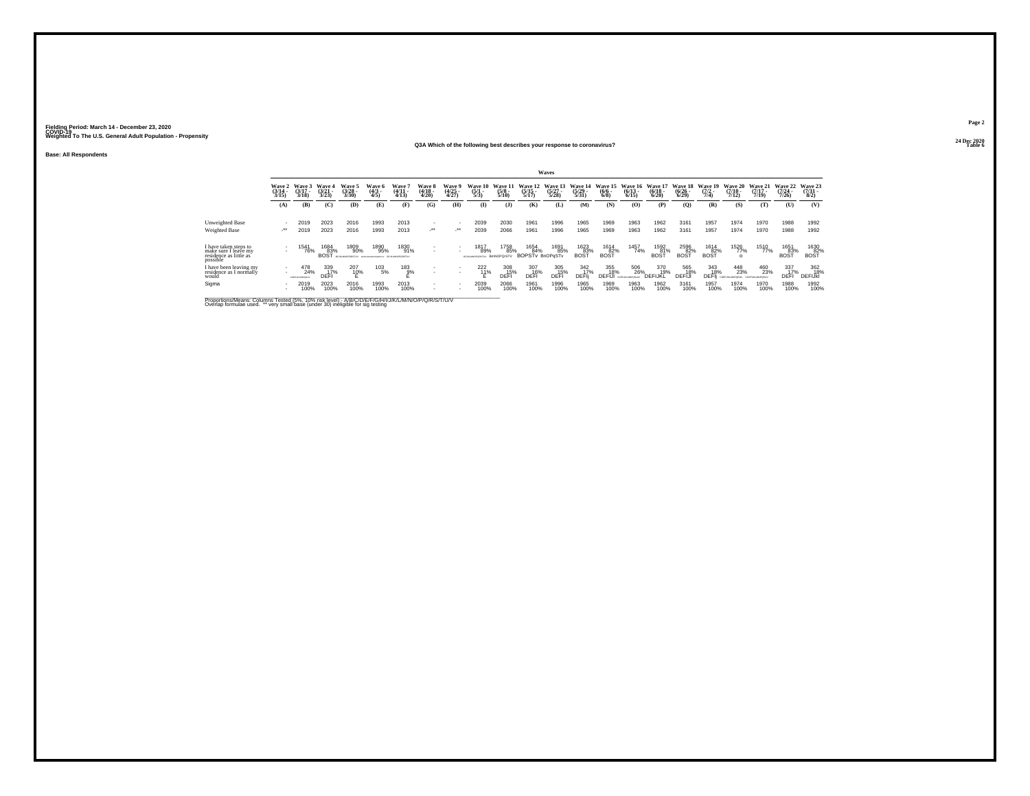Fielding Period: March 14 - December 23, 2020
COVID-19
Weighted To The U.S. General Adult Population - Propensity

24 Dec 2020
Table 6

### Q3A Which of the following best describes your response to coronavirus?

Base: All Respondents

| | Wave 2 (3/14 - 3/15) | Wave 3 (3/17 - 3/18) | Wave 4 (3/21 - 3/23) | Wave 5 (3/28 - 3/30) | Wave 6 (4/3 - 4/5) | Wave 7 (4/11 - 4/13) | Wave 8 (4/18 - 4/20) | Wave 9 (4/25 - 4/27) | Wave 10 (5/1 - 5/3) | Wave 11 (5/8 - 5/10) | Wave 12 (5/15 - 5/17) | Wave 13 (5/27 - 5/28) | Wave 14 (5/29 - 5/31) | Wave 15 (6/6 - 6/8) | Wave 16 (6/13 - 6/15) | Wave 17 (6/18 - 6/20) | Wave 18 (6/26 - 6/29) | Wave 19 (7/2 - 7/4) | Wave 20 (7/10 - 7/12) | Wave 21 (7/17 - 7/19) | Wave 22 (7/24 - 7/26) | Wave 23 (7/31 - 8/2) |
|---|---|---|---|---|---|---|---|---|---|---|---|---|---|---|---|---|---|---|---|---|---|---|
| | (A) | (B) | (C) | (D) | (E) | (F) | (G) | (H) | (I) | (J) | (K) | (L) | (M) | (N) | (O) | (P) | (Q) | (R) | (S) | (T) | (U) | (V) |
| Unweighted Base | - | 2019 | 2023 | 2016 | 1993 | 2013 | - | - | 2039 | 2030 | 1961 | 1996 | 1965 | 1969 | 1963 | 1962 | 3161 | 1957 | 1974 | 1970 | 1988 | 1992 |
| Weighted Base | -** | 2019 | 2023 | 2016 | 1993 | 2013 | -** | -** | 2039 | 2066 | 1961 | 1996 | 1965 | 1969 | 1963 | 1962 | 3161 | 1957 | 1974 | 1970 | 1988 | 1992 |
| I have taken steps to make sure I leave my residence as little as possible | - | 1541 76% | 1684 83% BOST | 1809 90% BCIJKLMNOPQRSTUv | 1890 95% BCDFIJKLMNOPQRSTUV | 1830 91% BCIJKLMNOPQRSTUV | - | - | 1817 89% BCJKLMNOPQRSTUV | 1758 85% BnNOPQrSTV | 1654 84% BOPSTv | 1691 85% BnOPqSTv | 1623 83% BOST | 1614 82% BOST | 1457 74% | 1592 81% BOST | 2596 82% BOST | 1614 82% BOST | 1526 77% o | 1510 77% | 1651 83% BOST | 1630 82% BOST |
| I have been leaving my residence as I normally would | - | 478 24% CDEFIJKLMNPQRUV | 339 17% DEFI | 207 10% E | 103 5% | 183 9% E | - | - | 222 11% E | 308 15% DEFI | 307 16% DEFI | 305 15% DEFI | 342 17% DEFIj | 355 18% DEFIJl | 506 26% CDEFIJKLMNPQRUV | 370 19% DEFIJKL | 565 18% DEFIJl | 343 18% DEFIj | 448 23% CDEFIJKLMNPQRUV | 460 23% CDEFIJKLMNPQRUV | 337 17% DEFI | 362 18% DEFIJkl |
| Sigma | - | 2019 100% | 2023 100% | 2016 100% | 1993 100% | 2013 100% | - | - | 2039 100% | 2066 100% | 1961 100% | 1996 100% | 1965 100% | 1969 100% | 1963 100% | 1962 100% | 3161 100% | 1957 100% | 1974 100% | 1970 100% | 1988 100% | 1992 100% |

Proportions/Means: Columns Tested (5%, 10% risk level) - A/B/C/D/E/F/G/H/I/J/K/L/M/N/O/P/Q/R/S/T/U/V
Overlap formulae used. ** very small base (under 30) ineligible for sig testing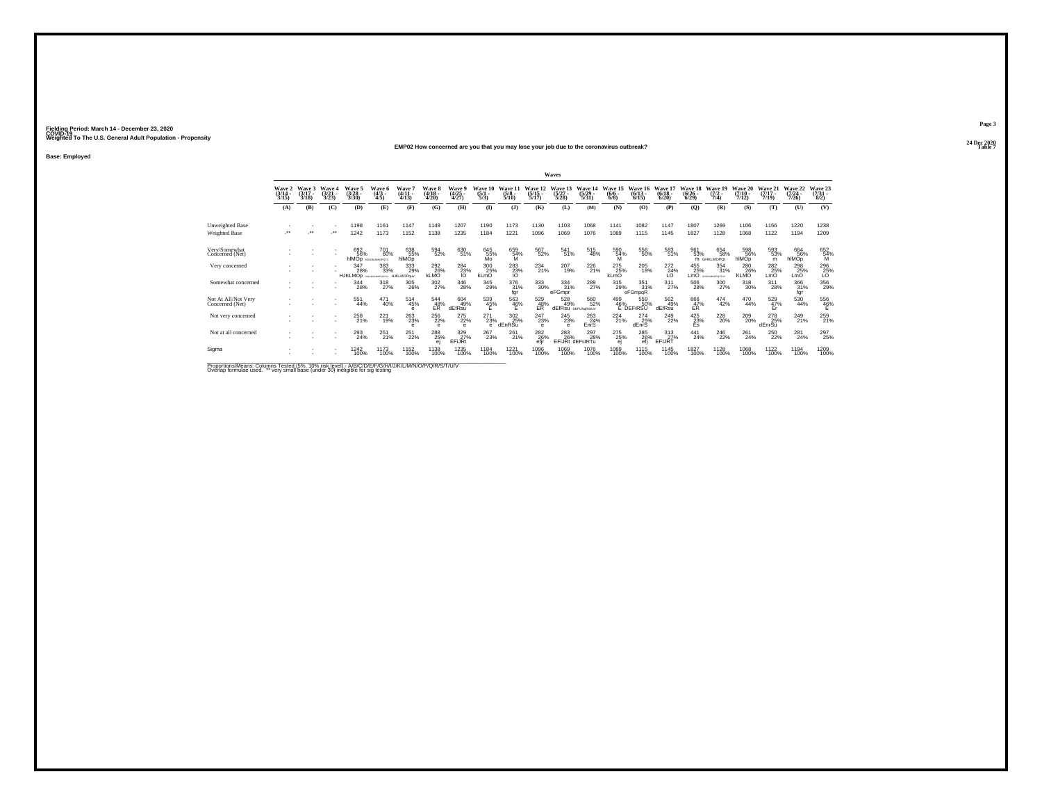Fielding Period: March 14 - December 23, 2020
COVID-19
Weighted To The U.S. General Adult Population - Propensity

24 Dec 2020
Table 7

**EMP02 How concerned are you that you may lose your job due to the coronavirus outbreak?**

**Base: Employed**

| | Wave 2 (3/14 - 3/15) | Wave 3 (3/17 - 3/18) | Wave 4 (3/21 - 3/23) | Wave 5 (3/28 - 3/30) | Wave 6 (4/3 - 4/5) | Wave 7 (4/11 - 4/13) | Wave 8 (4/18 - 4/20) | Wave 9 (4/25 - 4/27) | Wave 10 (5/1 - 5/3) | Wave 11 (5/8 - 5/10) | Wave 12 (5/15 - 5/17) | Wave 13 (5/27 - 5/28) | Wave 14 (5/29 - 5/31) | Wave 15 (6/6 - 6/8) | Wave 16 (6/13 - 6/15) | Wave 17 (6/18 - 6/20) | Wave 18 (6/26 - 6/29) | Wave 19 (7/2 - 7/4) | Wave 20 (7/10 - 7/12) | Wave 21 (7/17 - 7/19) | Wave 22 (7/24 - 7/26) | Wave 23 (7/31 - 8/2) |
|---|---|---|---|---|---|---|---|---|---|---|---|---|---|---|---|---|---|---|---|---|---|---|
| | (A) | (B) | (C) | (D) | (E) | (F) | (G) | (H) | (I) | (J) | (K) | (L) | (M) | (N) | (O) | (P) | (Q) | (R) | (S) | (T) | (U) | (V) |
| Unweighted Base | - | - | - | 1198 | 1161 | 1147 | 1149 | 1207 | 1190 | 1173 | 1130 | 1103 | 1068 | 1141 | 1082 | 1147 | 1807 | 1269 | 1106 | 1156 | 1220 | 1238 |
| Weighted Base | -** | -** | -** | 1242 | 1173 | 1152 | 1138 | 1235 | 1184 | 1221 | 1096 | 1069 | 1076 | 1089 | 1115 | 1145 | 1827 | 1128 | 1068 | 1122 | 1194 | 1209 |
| Very/Somewhat Concerned (Net) | - | - | - | 692 56% hIMOp GHIKLMNOPQTV | 701 60% | 638 55% hIMOp | 594 52% | 630 51% | 645 55% Mo | 659 54% M | 567 52% | 541 51% | 515 48% | 590 54% M | 556 50% | 583 51% | 961 53% m | 654 58% GHIKLMOPQt | 598 56% hIMOp | 593 53% m | 664 56% hIMOp | 652 54% M |
| Very concerned | - | - | - | 347 28% HJKLMOp | 383 33% HIJKLMNOPQRSTUV | 333 29% HJKLMOPqu | 292 26% kLMO | 284 23% lO | 300 25% kLmO | 283 23% lO | 234 21% | 207 19% | 226 21% | 275 25% kLmO | 205 18% | 272 24% LO | 455 25% LmO | 354 31% GHIJKLMNOPQSTUV | 280 26% KLMO | 282 25% LmO | 298 25% LmO | 296 25% LO |
| Somewhat concerned | - | - | - | 344 28% | 318 27% | 305 26% | 302 27% | 346 28% | 345 29% | 376 31% fgr | 333 30% | 334 31% eFGmpr | 289 27% | 315 29% | 351 31% eFGmpqR | 311 27% | 506 28% | 300 27% | 318 30% | 311 28% | 366 31% fgr | 356 29% |
| Not At All/Not Very Concerned (Net) | - | - | - | 551 44% | 471 40% | 514 45% e | 544 48% ER | 604 49% dEfRsu | 539 45% E | 563 46% E | 529 48% ER | 528 49% dEfRsu | 560 52% DEFIJNQRSTUV | 499 46% E | 559 50% DEFiRSU | 562 49% dEfRsu | 866 47% ER | 474 42% | 470 44% | 529 47% Er | 530 44% | 556 46% E |
| Not very concerned | - | - | - | 258 21% | 221 19% | 263 23% e | 256 22% e | 275 22% e | 271 23% e | 302 25% dEnRSu | 247 23% e | 245 23% e | 263 24% EnrS | 224 21% | 274 25% dEnrS | 249 22% | 425 23% Es | 228 20% | 209 20% | 278 25% dEnrSu | 249 21% | 259 21% |
| Not at all concerned | - | - | - | 293 24% | 251 21% | 251 22% | 288 25% ej | 329 27% EFIJRt | 267 23% | 261 21% | 282 26% efjr | 283 26% EFIJRt | 297 28% dEFIJRTu | 275 25% ej | 285 26% efj | 313 27% EFIJRT | 441 24% | 246 22% | 261 24% | 250 22% | 281 24% | 297 25% |
| Sigma | - | - | - | 1242 100% | 1173 100% | 1152 100% | 1138 100% | 1235 100% | 1184 100% | 1221 100% | 1096 100% | 1069 100% | 1076 100% | 1089 100% | 1115 100% | 1145 100% | 1827 100% | 1128 100% | 1068 100% | 1122 100% | 1194 100% | 1209 100% |

Proportions/Means: Columns Tested (5%, 10% risk level) - A/B/C/D/E/F/G/H/I/J/K/L/M/N/O/P/Q/R/S/T/U/V
Overlap formulae used. ** very small base (under 30) ineligible for sig testing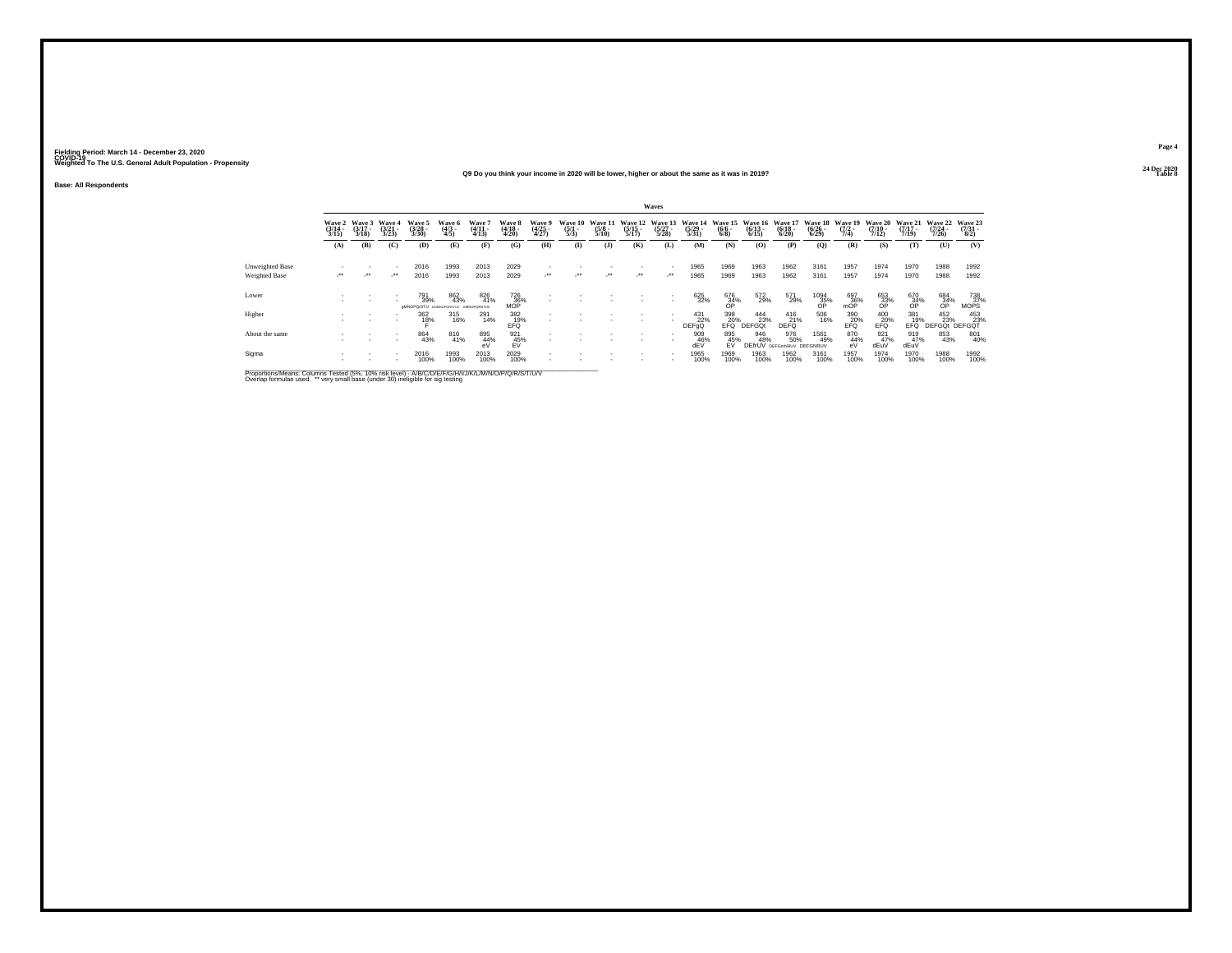Fielding Period: March 14 - December 23, 2020
COVID-19
Weighted To The U.S. General Adult Population - Propensity

24 Dec 2020
Table 8

Q9 Do you think your income in 2020 will be lower, higher or about the same as it was in 2019?

Base: All Respondents

| | Waves | | | | | | | | | | | | | | | | | | | | | |
|---|---|---|---|---|---|---|---|---|---|---|---|---|---|---|---|---|---|---|---|---|---|---|
| | Wave 2 (3/14 - 3/15) | Wave 3 (3/17 - 3/18) | Wave 4 (3/21 - 3/23) | Wave 5 (3/28 - 3/30) | Wave 6 (4/3 - 4/5) | Wave 7 (4/11 - 4/13) | Wave 8 (4/18 - 4/20) | Wave 9 (4/25 - 4/27) | Wave 10 (5/1 - 5/3) | Wave 11 (5/8 - 5/10) | Wave 12 (5/15 - 5/17) | Wave 13 (5/27 - 5/28) | Wave 14 (5/29 - 5/31) | Wave 15 (6/6 - 6/8) | Wave 16 (6/13 - 6/15) | Wave 17 (6/18 - 6/20) | Wave 18 (6/26 - 6/29) | Wave 19 (7/2 - 7/4) | Wave 20 (7/10 - 7/12) | Wave 21 (7/17 - 7/19) | Wave 22 (7/24 - 7/26) | Wave 23 (7/31 - 8/2) |
| | (A) | (B) | (C) | (D) | (E) | (F) | (G) | (H) | (I) | (J) | (K) | (L) | (M) | (N) | (O) | (P) | (Q) | (R) | (S) | (T) | (U) | (V) |
| Unweighted Base | - | - | - | 2016 | 1993 | 2013 | 2029 | - | - | - | - | - | 1965 | 1969 | 1963 | 1962 | 3161 | 1957 | 1974 | 1970 | 1988 | 1992 |
| Weighted Base | -** | -** | -** | 2016 | 1993 | 2013 | 2029 | -** | -** | -** | -** | -** | 1965 | 1969 | 1963 | 1962 | 3161 | 1957 | 1974 | 1970 | 1988 | 1992 |
| Lower | - | - | - | 791 | 862 | 826 | 726 | - | - | - | - | - | 625 | 676 | 572 | 571 | 1094 | 697 | 653 | 670 | 684 | 738 |
| | - | - | - | 39% | 43% | 41% | 36% | - | - | - | - | - | 32% | 34% | 29% | 29% | 35% | 36% | 33% | 34% | 34% | 37% |
| | | | | gMNOPQrSTU | DGMNOPQRSTUV | GMNOPQRSTUV | MOP | | | | | | | OP | | | OP | mOP | OP | OP | OP | MOPS |
| Higher | - | - | - | 362 | 315 | 291 | 382 | - | - | - | - | - | 431 | 398 | 444 | 416 | 506 | 390 | 400 | 381 | 452 | 453 |
| | - | - | - | 18% | 16% | 14% | 19% | - | - | - | - | - | 22% | 20% | 23% | 21% | 16% | 20% | 20% | 19% | 23% | 23% |
| | | | | F | | | EFQ | | | | | | DEFgQ | EFQ | DEFGQt | DEFQ | | EFQ | EFQ | EFQ | DEFGQt | DEFGQT |
| About the same | - | - | - | 864 | 816 | 895 | 921 | - | - | - | - | - | 909 | 895 | 946 | 976 | 1561 | 870 | 921 | 919 | 853 | 801 |
| | - | - | - | 43% | 41% | 44% | 45% | - | - | - | - | - | 46% | 45% | 48% | 50% | 49% | 44% | 47% | 47% | 43% | 40% |
| | | | | | | eV | EV | | | | | | dEV | EV | DEfrUV | DEFGmNRUV | DEFGNRUV | eV | dEuV | dEuV | | |
| Sigma | - | - | - | 2016 | 1993 | 2013 | 2029 | - | - | - | - | - | 1965 | 1969 | 1963 | 1962 | 3161 | 1957 | 1974 | 1970 | 1988 | 1992 |
| | - | - | - | 100% | 100% | 100% | 100% | - | - | - | - | - | 100% | 100% | 100% | 100% | 100% | 100% | 100% | 100% | 100% | 100% |

Proportions/Means: Columns Tested (5%, 10% risk level) - A/B/C/D/E/F/G/H/I/J/K/L/M/N/O/P/Q/R/S/T/U/V
Overlap formulae used. ** very small base (under 30) ineligible for sig testing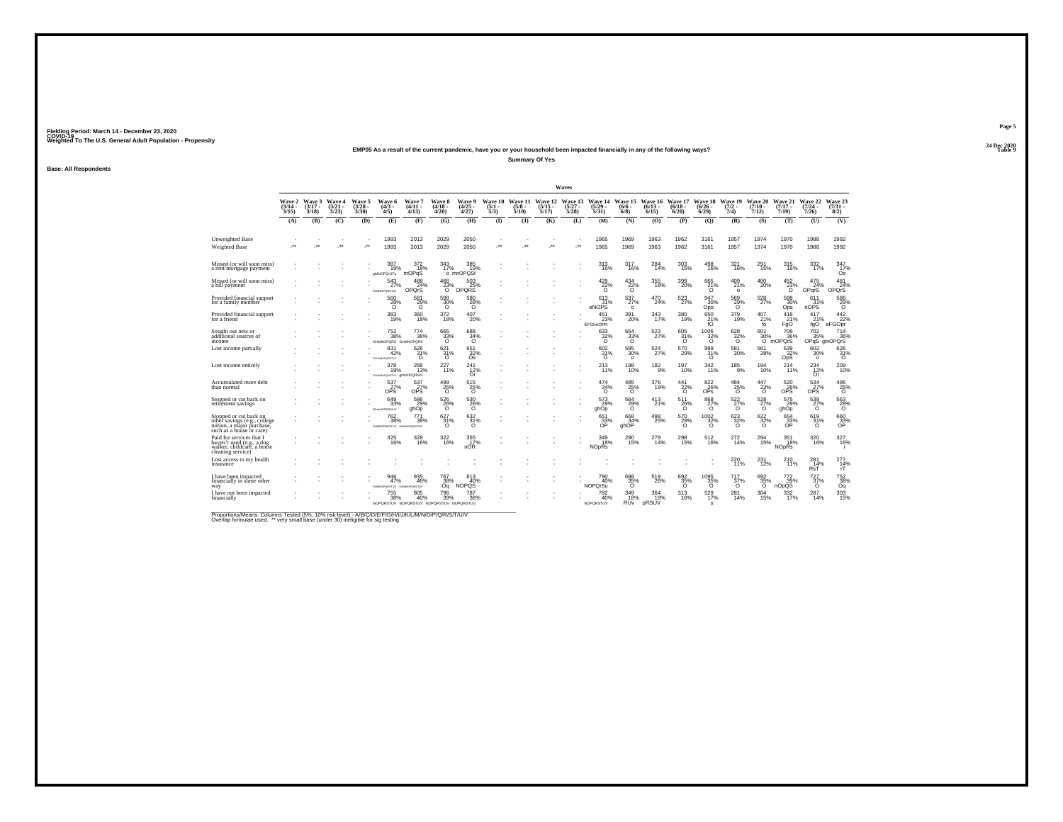Fielding Period: March 14 - December 23, 2020
COVID-19
Weighted To The U.S. General Adult Population - Propensity

24 Dec 2020
Table 9

**EMP05 As a result of the current pandemic, have you or your household been impacted financially in any of the following ways?**

**Summary Of Yes**

**Base: All Respondents**

| | Wave 2 (3/14 - 3/15) | Wave 3 (3/17 - 3/18) | Wave 4 (3/21 - 3/23) | Wave 5 (3/28 - 3/30) | Wave 6 (4/3 - 4/5) | Wave 7 (4/11 - 4/13) | Wave 8 (4/18 - 4/20) | Wave 9 (4/25 - 4/27) | Wave 10 (5/1 - 5/3) | Wave 11 (5/8 - 5/10) | Wave 12 (5/15 - 5/17) | Wave 13 (5/27 - 5/28) | Wave 14 (5/29 - 5/31) | Wave 15 (6/6 - 6/8) | Wave 16 (6/13 - 6/15) | Wave 17 (6/18 - 6/20) | Wave 18 (6/26 - 6/29) | Wave 19 (7/2 - 7/4) | Wave 20 (7/10 - 7/12) | Wave 21 (7/17 - 7/19) | Wave 22 (7/24 - 7/26) | Wave 23 (7/31 - 8/2) |
|---|---|---|---|---|---|---|---|---|---|---|---|---|---|---|---|---|---|---|---|---|---|---|
| | (A) | (B) | (C) | (D) | (E) | (F) | (G) | (H) | (I) | (J) | (K) | (L) | (M) | (N) | (O) | (P) | (Q) | (R) | (S) | (T) | (U) | (V) |
| Unweighted Base | - | - | - | - | 1993 | 2013 | 2029 | 2050 | - | - | - | - | 1965 | 1969 | 1963 | 1962 | 3161 | 1957 | 1974 | 1970 | 1988 | 1992 |
| Weighted Base | -** | -** | -** | -** | 1993 | 2013 | 2029 | 2050 | -** | -** | -** | -** | 1965 | 1969 | 1963 | 1962 | 3161 | 1957 | 1974 | 1970 | 1988 | 1992 |
| Missed (or will soon miss) a rent/mortgage payment | - | - | - | - | 387 19% gMNOPQrSTu | 372 18% mOPqS | 343 17% o | 385 19% mnOPQSt | - | - | - | - | 313 16% | 317 16% | 284 14% | 303 15% | 498 16% | 321 16% | 291 15% | 315 16% | 332 17% | 347 17% Os |
| Missed (or will soon miss) a bill payment | - | - | - | - | 543 27% fGMNOPQRSTuv | 488 24% OPQrS | 466 23% O | 503 25% OPQRS | - | - | - | - | 429 22% O | 434 22% O | 355 18% | 399 20% | 665 21% O | 409 21% o | 400 20% | 452 23% O | 475 24% OPqrS | 481 24% OPQrS |
| Provided financial support for a family member | - | - | - | - | 560 28% O | 581 29% O | 599 30% O | 580 28% O | - | - | - | - | 613 31% eNOPS | 537 27% o | 470 24% | 523 27% | 947 30% Ops | 569 29% O | 528 27% | 598 30% Ops | 611 31% nOPS | 586 29% O |
| Provided financial support for a friend | - | - | - | - | 383 19% | 360 18% | 372 18% | 407 20% | - | - | - | - | 451 23% EFGhnOPR | 391 20% | 343 17% | 380 19% | 650 21% fO | 379 19% | 407 21% fo | 416 21% FgO | 417 21% fgO | 442 22% eFGOpr |
| Sought out new or additional sources of income | - | - | - | - | 752 38% GHMNOPQRS | 774 38% GHMNOPQRS | 665 33% O | 688 34% O | - | - | - | - | 633 32% O | 654 33% O | 523 27% | 605 31% O | 1006 32% O | 628 32% O | 601 30% O | 706 36% mOPQrS | 702 35% OPqS | 714 36% gmOPQrS |
| Lost income partially | - | - | - | - | 831 42% FGHMNOPQRSTUV | 626 31% O | 621 31% O | 651 32% Os | - | - | - | - | 602 31% O | 595 30% o | 524 27% | 570 29% | 989 31% O | 581 30% | 561 28% | 639 32% OpS | 602 30% o | 626 31% O |
| Lost income entirely | - | - | - | - | 378 19% FGHMNOPQRSTUV | 268 13% gnNOPQRStv | 227 11% | 241 12% Or | - | - | - | - | 213 11% | 198 10% | 182 9% | 197 10% | 342 11% | 185 9% | 194 10% | 214 11% | 234 12% Or | 209 10% |
| Accumulated more debt than normal | - | - | - | - | 537 27% OPS | 537 27% OPS | 499 25% O | 515 25% O | - | - | - | - | 474 24% O | 485 25% O | 376 19% | 441 22% O | 822 26% OPs | 484 25% O | 447 23% O | 520 26% OPS | 534 27% OPS | 496 25% O |
| Stopped or cut back on retirement savings | - | - | - | - | 649 33% fGHmNOPQRSTUV | 586 29% ghOp | 526 26% O | 530 26% O | - | - | - | - | 573 29% ghOp | 564 29% O | 413 21% | 511 26% O | 868 27% O | 522 27% O | 528 27% O | 575 29% ghOp | 539 27% O | 563 28% O |
| Stopped or cut back on other savings (e.g., college tuition, a major purchase, such as a house or care) | - | - | - | - | 762 38% GHMNOPQRSTUV | 771 38% GHMNOPQRSTUV | 627 31% O | 632 31% O | - | - | - | - | 651 33% OP | 668 34% ghOP | 498 25% | 570 29% O | 1002 32% O | 623 32% O | 622 32% O | 654 33% OP | 619 31% O | 660 33% OP |
| Paid for services that I haven't used (e.g., a dog walker, childcare, a house cleaning service) | - | - | - | - | 325 16% | 328 16% | 322 16% | 355 17% nOR | - | - | - | - | 349 18% NOpRs | 290 15% | 279 14% | 298 15% | 512 16% | 272 14% | 294 15% | 351 18% NOpRs | 320 16% | 327 16% r |
| Lost access to my health insurance | - | - | - | - | - | - | - | - | - | - | - | - | - | - | - | - | - | 220 11% | 231 12% | 210 11% | 281 14% RsT | 277 14% rT |
| I have been impacted financially in some other way | - | - | - | - | 946 47% GHMNOPQRSTUV | 935 46% GHMNOPQRSTUV | 767 38% Oq | 813 40% NOPQS | - | - | - | - | 790 40% NOPQrSu | 698 35% O | 519 26% | 692 35% O | 1095 35% O | 717 37% O | 692 35% O | 772 39% nOpQS | 727 37% O | 752 38% Oq |
| I have not been impacted financially | - | - | - | - | 755 38% NOPQRSTUV | 805 40% NOPQRSTUV | 796 39% NOPQRSTUV | 787 38% NOPQRSTUV | - | - | - | - | 782 40% NOPQRSTUV | 349 18% RUv | 364 19% pRSUV | 313 16% | 529 17% u | 281 14% | 304 15% | 332 17% | 287 14% | 303 15% |

Proportions/Means: Columns Tested (5%, 10% risk level) - A/B/C/D/E/F/G/H/I/J/K/L/M/N/O/P/Q/R/S/T/U/V
Overlap formulae used. ** very small base (under 30) ineligible for sig testing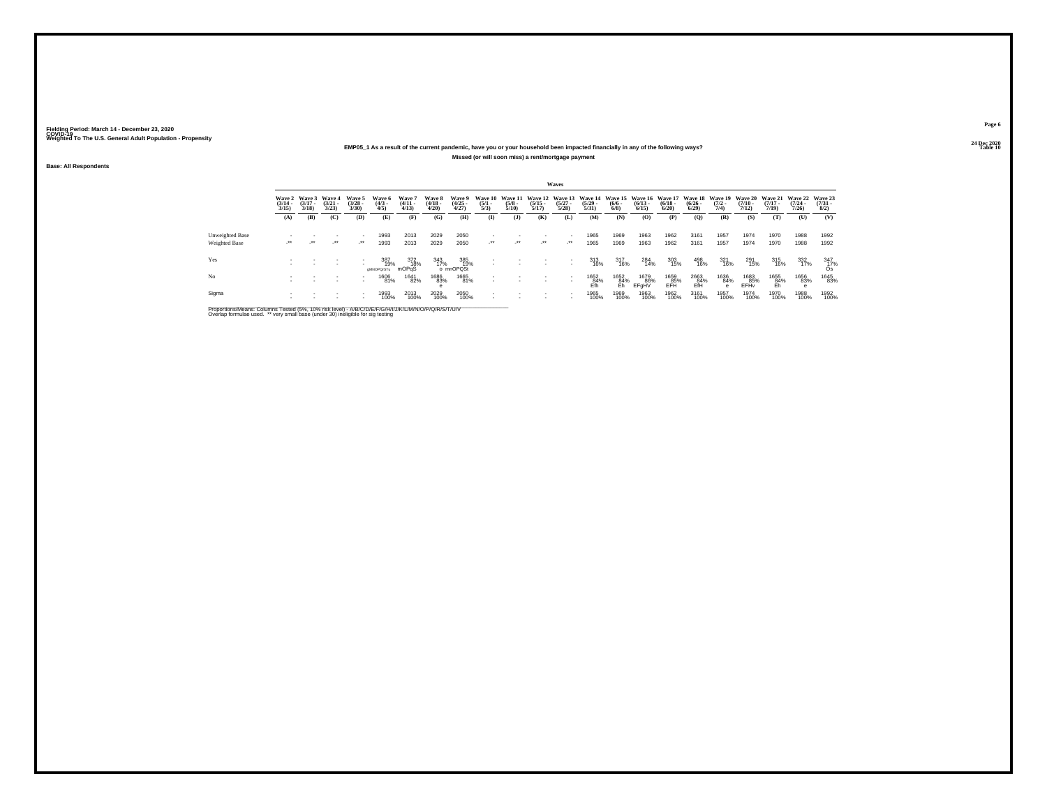Fielding Period: March 14 - December 23, 2020
COVID-19
Weighted To The U.S. General Adult Population - Propensity

24 Dec 2020
Table 10

**EMP05_1 As a result of the current pandemic, have you or your household been impacted financially in any of the following ways?**

**Missed (or will soon miss) a rent/mortgage payment**

Base: All Respondents

| | Waves | | | | | | | | | | | | | | | | | | | | | |
|---|---|---|---|---|---|---|---|---|---|---|---|---|---|---|---|---|---|---|---|---|---|---|
| | Wave 2 (3/14 - 3/15) | Wave 3 (3/17 - 3/18) | Wave 4 (3/21 - 3/23) | Wave 5 (3/28 - 3/30) | Wave 6 (4/3 - 4/5) | Wave 7 (4/11 - 4/13) | Wave 8 (4/18 - 4/20) | Wave 9 (4/25 - 4/27) | Wave 10 (5/1 - 5/3) | Wave 11 (5/8 - 5/10) | Wave 12 (5/15 - 5/17) | Wave 13 (5/27 - 5/28) | Wave 14 (5/29 - 5/31) | Wave 15 (6/6 - 6/8) | Wave 16 (6/13 - 6/15) | Wave 17 (6/18 - 6/20) | Wave 18 (6/26 - 6/29) | Wave 19 (7/2 - 7/4) | Wave 20 (7/10 - 7/12) | Wave 21 (7/17 - 7/19) | Wave 22 (7/24 - 7/26) | Wave 23 (7/31 - 8/2) |
| | (A) | (B) | (C) | (D) | (E) | (F) | (G) | (H) | (I) | (J) | (K) | (L) | (M) | (N) | (O) | (P) | (Q) | (R) | (S) | (T) | (U) | (V) |
| Unweighted Base | - | - | - | - | 1993 | 2013 | 2029 | 2050 | - | - | - | - | 1965 | 1969 | 1963 | 1962 | 3161 | 1957 | 1974 | 1970 | 1988 | 1992 |
| Weighted Base | -** | -** | -** | -** | 1993 | 2013 | 2029 | 2050 | -** | -** | -** | -** | 1965 | 1969 | 1963 | 1962 | 3161 | 1957 | 1974 | 1970 | 1988 | 1992 |
| Yes | - | - | - | - | 387 19% gMNOPQrSTu | 372 18% mOPqS | 343 17% o | 385 19% mnOPQSt | - | - | - | - | 313 16% | 317 16% | 284 14% | 303 15% | 498 16% | 321 16% | 291 15% | 315 16% | 332 17% | 347 17% Os |
| No | - | - | - | - | 1606 81% | 1641 82% | 1686 83% e | 1665 81% | - | - | - | - | 1652 84% Efh | 1652 84% Eh | 1679 86% EFgHV | 1659 85% EFH | 2663 84% EfH | 1636 84% e | 1683 85% EFHv | 1655 84% Eh | 1656 83% e | 1645 83% |
| Sigma | - | - | - | - | 1993 100% | 2013 100% | 2029 100% | 2050 100% | - | - | - | - | 1965 100% | 1969 100% | 1963 100% | 1962 100% | 3161 100% | 1957 100% | 1974 100% | 1970 100% | 1988 100% | 1992 100% |

Proportions/Means: Columns Tested (5%, 10% risk level) - A/B/C/D/E/F/G/H/I/J/K/L/M/N/O/P/Q/R/S/T/U/V
Overlap formulae used. ** very small base (under 30) ineligible for sig testing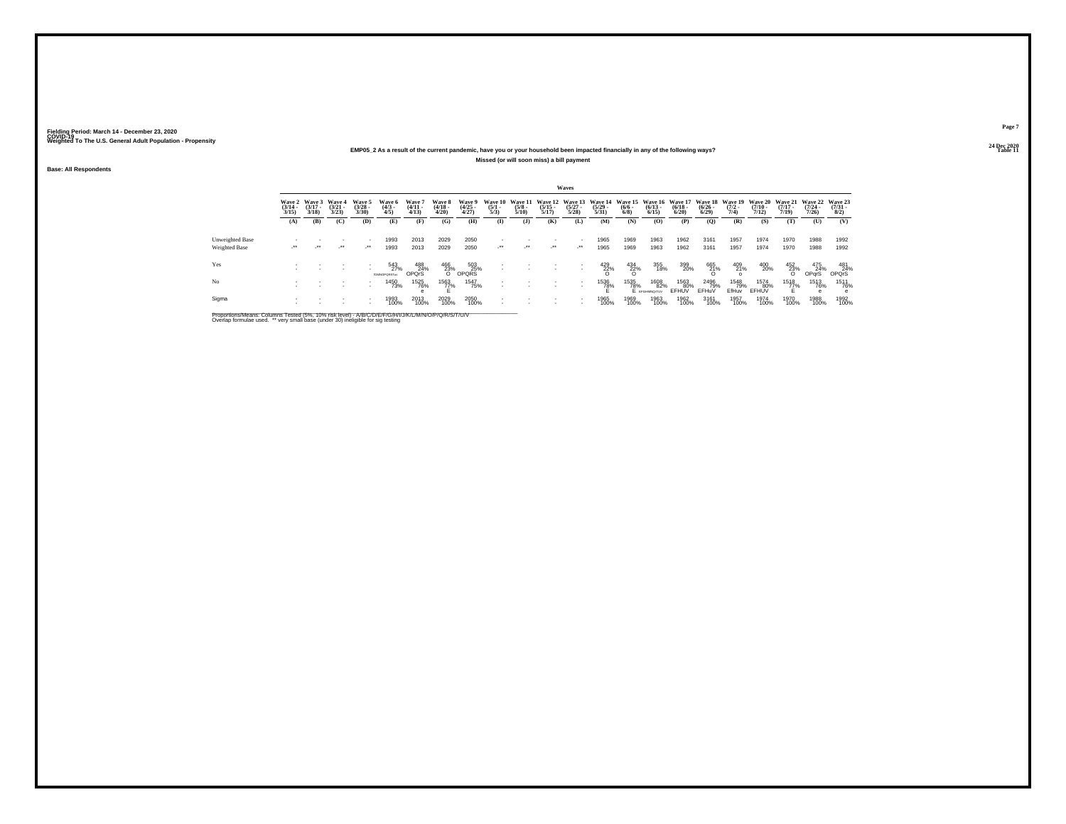Fielding Period: March 14 - December 23, 2020
COVID-19
Weighted To The U.S. General Adult Population - Propensity

24 Dec 2020
Table 11

**EMP05_2 As a result of the current pandemic, have you or your household been impacted financially in any of the following ways?**

**Missed (or will soon miss) a bill payment**

**Base: All Respondents**

| | Wave 2 (3/14 - 3/15) | Wave 3 (3/17 - 3/18) | Wave 4 (3/21 - 3/23) | Wave 5 (3/28 - 3/30) | Wave 6 (4/3 - 4/5) | Wave 7 (4/11 - 4/13) | Wave 8 (4/18 - 4/20) | Wave 9 (4/25 - 4/27) | Wave 10 (5/1 - 5/3) | Wave 11 (5/8 - 5/10) | Wave 12 (5/15 - 5/17) | Wave 13 (5/27 - 5/28) | Wave 14 (5/29 - 5/31) | Wave 15 (6/6 - 6/8) | Wave 16 (6/13 - 6/15) | Wave 17 (6/18 - 6/20) | Wave 18 (6/26 - 6/29) | Wave 19 (7/2 - 7/4) | Wave 20 (7/10 - 7/12) | Wave 21 (7/17 - 7/19) | Wave 22 (7/24 - 7/26) | Wave 23 (7/31 - 8/2) |
|---|---|---|---|---|---|---|---|---|---|---|---|---|---|---|---|---|---|---|---|---|---|---|
| | (A) | (B) | (C) | (D) | (E) | (F) | (G) | (H) | (I) | (J) | (K) | (L) | (M) | (N) | (O) | (P) | (Q) | (R) | (S) | (T) | (U) | (V) |
| Unweighted Base | - | - | - | - | 1993 | 2013 | 2029 | 2050 | - | - | - | - | 1965 | 1969 | 1963 | 1962 | 3161 | 1957 | 1974 | 1970 | 1988 | 1992 |
| Weighted Base | -** | -** | -** | -** | 1993 | 2013 | 2029 | 2050 | -** | -** | -** | -** | 1965 | 1969 | 1963 | 1962 | 3161 | 1957 | 1974 | 1970 | 1988 | 1992 |
| Yes | - | - | - | - | 543 | 488 | 466 | 503 | - | - | - | - | 429 | 434 | 355 | 399 | 665 | 409 | 400 | 452 | 475 | 481 |
| | - | - | - | - | 27% | 24% | 23% | 25% | - | - | - | - | 22% | 22% | 18% | 20% | 21% | 21% | 20% | 23% | 24% | 24% |
| | | | | | fGMNOPQRSTuv | OPQrS | O | OPQRS | | | | | O | O | | | O | o | | O | OPqrS | OPQrS |
| No | - | - | - | - | 1450 | 1525 | 1563 | 1547 | - | - | - | - | 1536 | 1535 | 1608 | 1563 | 2496 | 1548 | 1574 | 1518 | 1513 | 1511 |
| | - | - | - | - | 73% | 76% | 77% | 75% | - | - | - | - | 78% | 78% | 82% | 80% | 79% | 79% | 80% | 77% | 76% | 76% |
| | | | | | | e | E | | | | | | E | E | EFGHMNQTUV | EFHUV | EFHuV | EfHuv | EFHUV | E | e | e |
| Sigma | - | - | - | - | 1993 | 2013 | 2029 | 2050 | - | - | - | - | 1965 | 1969 | 1963 | 1962 | 3161 | 1957 | 1974 | 1970 | 1988 | 1992 |
| | - | - | - | - | 100% | 100% | 100% | 100% | - | - | - | - | 100% | 100% | 100% | 100% | 100% | 100% | 100% | 100% | 100% | 100% |

Proportions/Means: Columns Tested (5%, 10% risk level) - A/B/C/D/E/F/G/H/I/J/K/L/M/N/O/P/Q/R/S/T/U/V
Overlap formulae used. ** very small base (under 30) ineligible for sig testing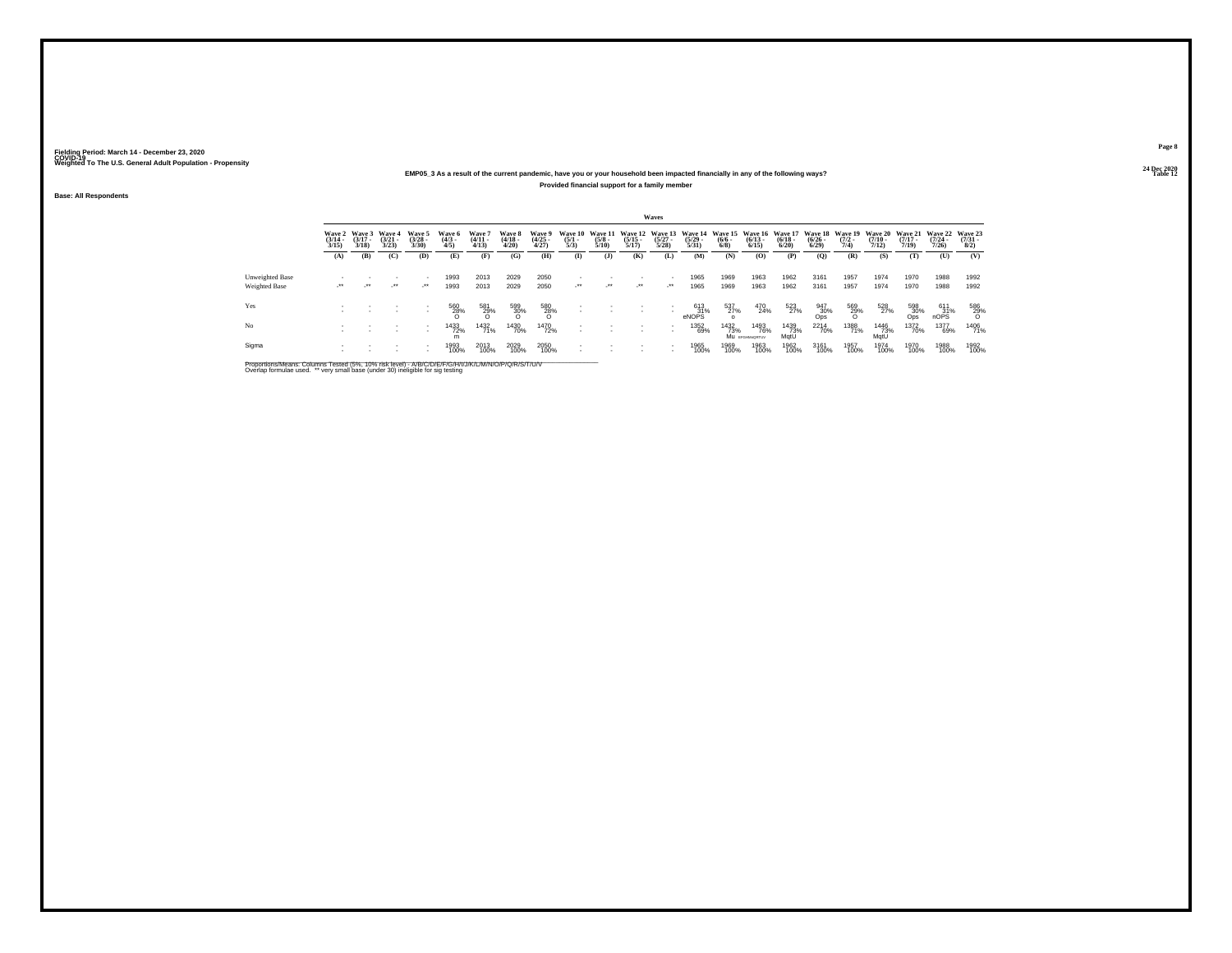Fielding Period: March 14 - December 23, 2020
COVID-19
Weighted To The U.S. General Adult Population - Propensity

24 Dec 2020
Table 12

**EMP05_3 As a result of the current pandemic, have you or your household been impacted financially in any of the following ways?**

**Provided financial support for a family member**

Base: All Respondents

| | Waves | | | | | | | | | | | | | | | | | | | | | | |
|---|---|---|---|---|---|---|---|---|---|---|---|---|---|---|---|---|---|---|---|---|---|---|---|
| | Wave 2 (3/14 - 3/15) | Wave 3 (3/17 - 3/18) | Wave 4 (3/21 - 3/23) | Wave 5 (3/28 - 3/30) | Wave 6 (4/3 - 4/5) | Wave 7 (4/11 - 4/13) | Wave 8 (4/18 - 4/20) | Wave 9 (4/25 - 4/27) | Wave 10 (5/1 - 5/3) | Wave 11 (5/8 - 5/10) | Wave 12 (5/15 - 5/17) | Wave 13 (5/27 - 5/28) | Wave 14 (5/29 - 5/31) | Wave 15 (6/6 - 6/8) | Wave 16 (6/13 - 6/15) | Wave 17 (6/18 - 6/20) | Wave 18 (6/26 - 6/29) | Wave 19 (7/2 - 7/4) | Wave 20 (7/10 - 7/12) | Wave 21 (7/17 - 7/19) | Wave 22 (7/24 - 7/26) | Wave 23 (7/31 - 8/2) |
| | (A) | (B) | (C) | (D) | (E) | (F) | (G) | (H) | (I) | (J) | (K) | (L) | (M) | (N) | (O) | (P) | (Q) | (R) | (S) | (T) | (U) | (V) |
| Unweighted Base | - | - | - | - | 1993 | 2013 | 2029 | 2050 | - | - | - | - | 1965 | 1969 | 1963 | 1962 | 3161 | 1957 | 1974 | 1970 | 1988 | 1992 |
| Weighted Base | -** | -** | -** | -** | 1993 | 2013 | 2029 | 2050 | -** | -** | -** | -** | 1965 | 1969 | 1963 | 1962 | 3161 | 1957 | 1974 | 1970 | 1988 | 1992 |
| Yes | - | - | - | - | 560 | 581 | 599 | 580 | - | - | - | - | 613 | 537 | 470 | 523 | 947 | 569 | 528 | 598 | 611 | 586 |
| | - | - | - | - | 28% | 29% | 30% | 28% | - | - | - | - | 31% | 27% | 24% | 27% | 30% | 29% | 27% | 30% | 31% | 29% |
| | | | | | O | O | O | O | | | | | eNOPS | o | | | Ops | O | | Ops | nOPS | O |
| No | - | - | - | - | 1433 | 1432 | 1430 | 1470 | - | - | - | - | 1352 | 1432 | 1493 | 1439 | 2214 | 1388 | 1446 | 1372 | 1377 | 1406 |
| | - | - | - | - | 72% | 71% | 70% | 72% | - | - | - | - | 69% | 73% | 76% | 73% | 70% | 71% | 73% | 70% | 69% | 71% |
| | | | | | m | | | | | | | | | Mu | EFGHMQRTUV | MqtU | | | MqtU | | | |
| Sigma | - | - | - | - | 1993 | 2013 | 2029 | 2050 | - | - | - | - | 1965 | 1969 | 1963 | 1962 | 3161 | 1957 | 1974 | 1970 | 1988 | 1992 |
| | - | - | - | - | 100% | 100% | 100% | 100% | - | - | - | - | 100% | 100% | 100% | 100% | 100% | 100% | 100% | 100% | 100% | 100% |

Proportions/Means: Columns Tested (5%, 10% risk level) - A/B/C/D/E/F/G/H/I/J/K/L/M/N/O/P/Q/R/S/T/U/V
Overlap formulae used. ** very small base (under 30) ineligible for sig testing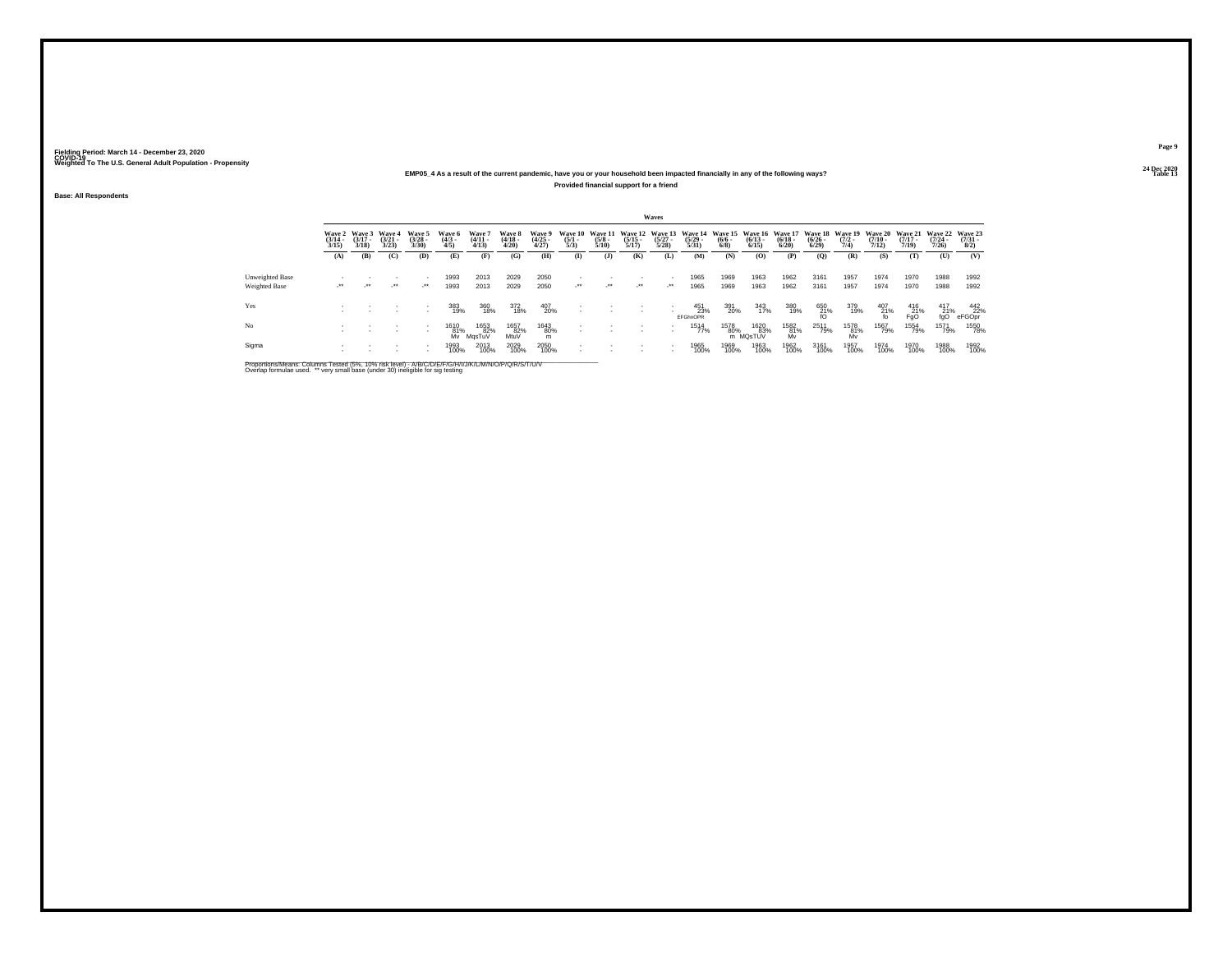Fielding Period: March 14 - December 23, 2020
COVID-19
Weighted To The U.S. General Adult Population - Propensity

24 Dec 2020
Table 13

**EMP05_4 As a result of the current pandemic, have you or your household been impacted financially in any of the following ways?**

**Provided financial support for a friend**

Base: All Respondents

| | Waves | | | | | | | | | | | | | | | | | | | | | |
|---|---|---|---|---|---|---|---|---|---|---|---|---|---|---|---|---|---|---|---|---|---|---|
| | Wave 2 (3/14 - 3/15) | Wave 3 (3/17 - 3/18) | Wave 4 (3/21 - 3/23) | Wave 5 (3/28 - 3/30) | Wave 6 (4/3 - 4/5) | Wave 7 (4/11 - 4/13) | Wave 8 (4/18 - 4/20) | Wave 9 (4/25 - 4/27) | Wave 10 (5/1 - 5/3) | Wave 11 (5/8 - 5/10) | Wave 12 (5/15 - 5/17) | Wave 13 (5/27 - 5/28) | Wave 14 (5/29 - 5/31) | Wave 15 (6/6 - 6/8) | Wave 16 (6/13 - 6/15) | Wave 17 (6/18 - 6/20) | Wave 18 (6/26 - 6/29) | Wave 19 (7/2 - 7/4) | Wave 20 (7/10 - 7/12) | Wave 21 (7/17 - 7/19) | Wave 22 (7/24 - 7/26) | Wave 23 (7/31 - 8/2) |
| | (A) | (B) | (C) | (D) | (E) | (F) | (G) | (H) | (I) | (J) | (K) | (L) | (M) | (N) | (O) | (P) | (Q) | (R) | (S) | (T) | (U) | (V) |
| Unweighted Base | - | - | - | - | 1993 | 2013 | 2029 | 2050 | - | - | - | - | 1965 | 1969 | 1963 | 1962 | 3161 | 1957 | 1974 | 1970 | 1988 | 1992 |
| Weighted Base | -** | -** | -** | -** | 1993 | 2013 | 2029 | 2050 | -** | -** | -** | -** | 1965 | 1969 | 1963 | 1962 | 3161 | 1957 | 1974 | 1970 | 1988 | 1992 |
| Yes | - | - | - | - | 383 | 360 | 372 | 407 | - | - | - | - | 451 | 391 | 343 | 380 | 650 | 379 | 407 | 416 | 417 | 442 |
| | - | - | - | - | 19% | 18% | 18% | 20% | - | - | - | - | 23% | 20% | 17% | 19% | 21% | 19% | 21% | 21% | 21% | 22% |
| | | | | | | | | | | | | | EFGhnOPR | | | | fO | | fo | FgO | fgO | eFGOpr |
| No | - | - | - | - | 1610 | 1653 | 1657 | 1643 | - | - | - | - | 1514 | 1578 | 1620 | 1582 | 2511 | 1578 | 1567 | 1554 | 1571 | 1550 |
| | - | - | - | - | 81% | 82% | 82% | 80% | - | - | - | - | 77% | 80% | 83% | 81% | 79% | 81% | 79% | 79% | 79% | 78% |
| | | | | | Mv | MqsTuV | MtuV | m | | | | | | m | MQsTUV | Mv | | Mv | | | | |
| Sigma | - | - | - | - | 1993 | 2013 | 2029 | 2050 | - | - | - | - | 1965 | 1969 | 1963 | 1962 | 3161 | 1957 | 1974 | 1970 | 1988 | 1992 |
| | - | - | - | - | 100% | 100% | 100% | 100% | - | - | - | - | 100% | 100% | 100% | 100% | 100% | 100% | 100% | 100% | 100% | 100% |

Proportions/Means: Columns Tested (5%, 10% risk level) - A/B/C/D/E/F/G/H/I/J/K/L/M/N/O/P/Q/R/S/T/U/V
Overlap formulae used. ** very small base (under 30) ineligible for sig testing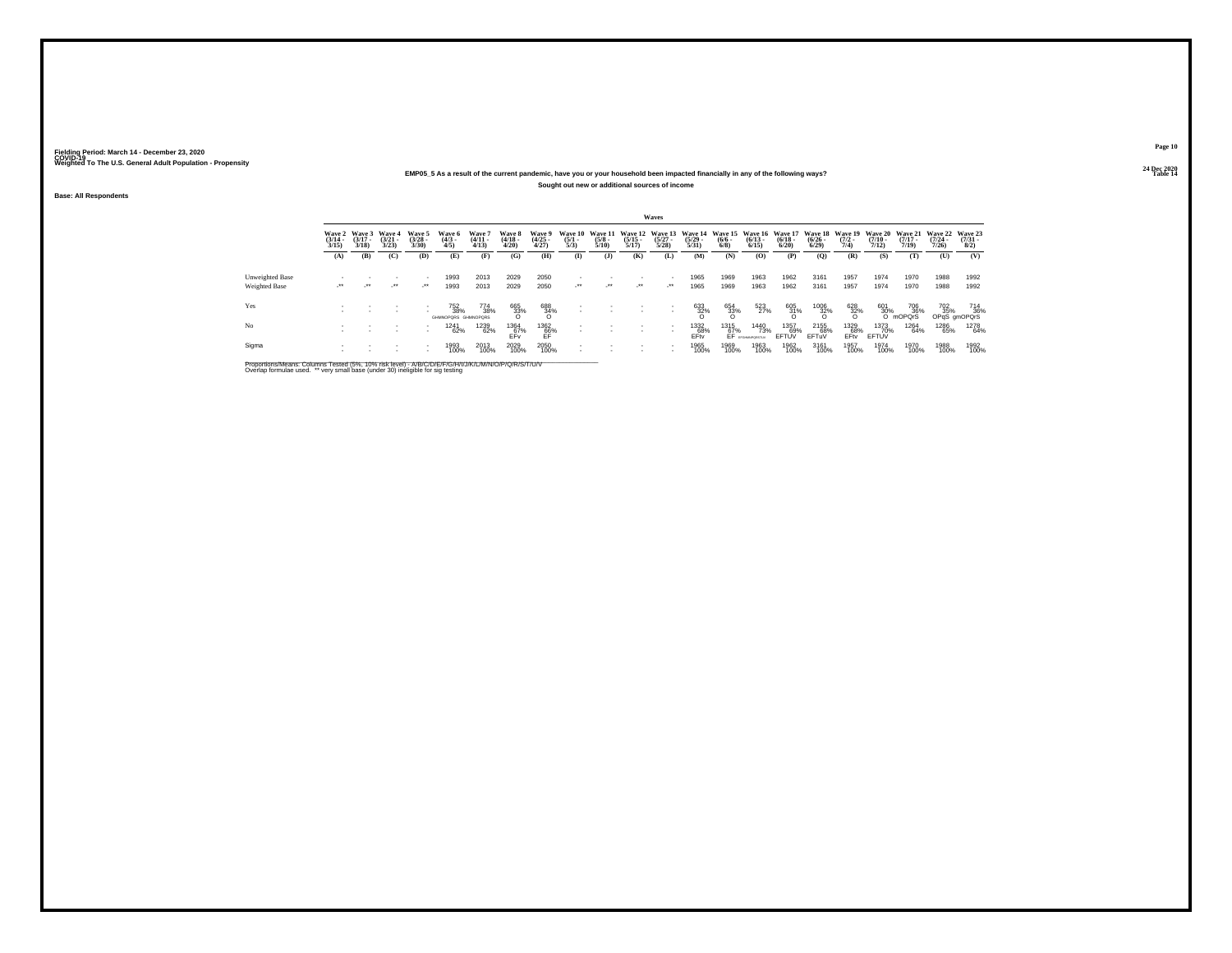Fielding Period: March 14 - December 23, 2020
COVID-19
Weighted To The U.S. General Adult Population - Propensity

24 Dec 2020
Table 14

**EMP05_5 As a result of the current pandemic, have you or your household been impacted financially in any of the following ways?**

**Sought out new or additional sources of income**

**Base: All Respondents**

| | Waves | | | | | | | | | | | | | | | | | | | | | |
|---|---|---|---|---|---|---|---|---|---|---|---|---|---|---|---|---|---|---|---|---|---|---|
| | Wave 2 (3/14 - 3/15) | Wave 3 (3/17 - 3/18) | Wave 4 (3/21 - 3/23) | Wave 5 (3/28 - 3/30) | Wave 6 (4/3 - 4/5) | Wave 7 (4/11 - 4/13) | Wave 8 (4/18 - 4/20) | Wave 9 (4/25 - 4/27) | Wave 10 (5/1 - 5/3) | Wave 11 (5/8 - 5/10) | Wave 12 (5/15 - 5/17) | Wave 13 (5/27 - 5/28) | Wave 14 (5/29 - 5/31) | Wave 15 (6/6 - 6/8) | Wave 16 (6/13 - 6/15) | Wave 17 (6/18 - 6/20) | Wave 18 (6/26 - 6/29) | Wave 19 (7/2 - 7/4) | Wave 20 (7/10 - 7/12) | Wave 21 (7/17 - 7/19) | Wave 22 (7/24 - 7/26) | Wave 23 (7/31 - 8/2) |
| | (A) | (B) | (C) | (D) | (E) | (F) | (G) | (H) | (I) | (J) | (K) | (L) | (M) | (N) | (O) | (P) | (Q) | (R) | (S) | (T) | (U) | (V) |
| Unweighted Base | - | - | - | - | 1993 | 2013 | 2029 | 2050 | - | - | - | - | 1965 | 1969 | 1963 | 1962 | 3161 | 1957 | 1974 | 1970 | 1988 | 1992 |
| Weighted Base | -** | -** | -** | -** | 1993 | 2013 | 2029 | 2050 | -** | -** | -** | -** | 1965 | 1969 | 1963 | 1962 | 3161 | 1957 | 1974 | 1970 | 1988 | 1992 |
| Yes | - | - | - | - | 752 | 774 | 665 | 688 | - | - | - | - | 633 | 654 | 523 | 605 | 1006 | 628 | 601 | 706 | 702 | 714 |
| | - | - | - | - | 38% | 38% | 33% | 34% | - | - | - | - | 32% | 33% | 27% | 31% | 32% | 32% | 30% | 36% | 35% | 36% |
| | | | | | GHMNOPQRS | GHMNOPQRS | O | O | | | | | O | O | | O | O | O | O | mOPQrS | OPqS | gmOPQrS |
| No | - | - | - | - | 1241 | 1239 | 1364 | 1362 | - | - | - | - | 1332 | 1315 | 1440 | 1357 | 2155 | 1329 | 1373 | 1264 | 1286 | 1278 |
| | - | - | - | - | 62% | 62% | 67% | 66% | - | - | - | - | 68% | 67% | 73% | 69% | 68% | 68% | 70% | 64% | 65% | 64% |
| | | | | | | | EFv | EF | | | | | EFtv | EF | EFGHMNPQRSTUV | EFTUV | EFTuV | EFtv | EFTUV | | | |
| Sigma | - | - | - | - | 1993 | 2013 | 2029 | 2050 | - | - | - | - | 1965 | 1969 | 1963 | 1962 | 3161 | 1957 | 1974 | 1970 | 1988 | 1992 |
| | - | - | - | - | 100% | 100% | 100% | 100% | - | - | - | - | 100% | 100% | 100% | 100% | 100% | 100% | 100% | 100% | 100% | 100% |

Proportions/Means: Columns Tested (5%, 10% risk level) - A/B/C/D/E/F/G/H/I/J/K/L/M/N/O/P/Q/R/S/T/U/V
Overlap formulae used. ** very small base (under 30) ineligible for sig testing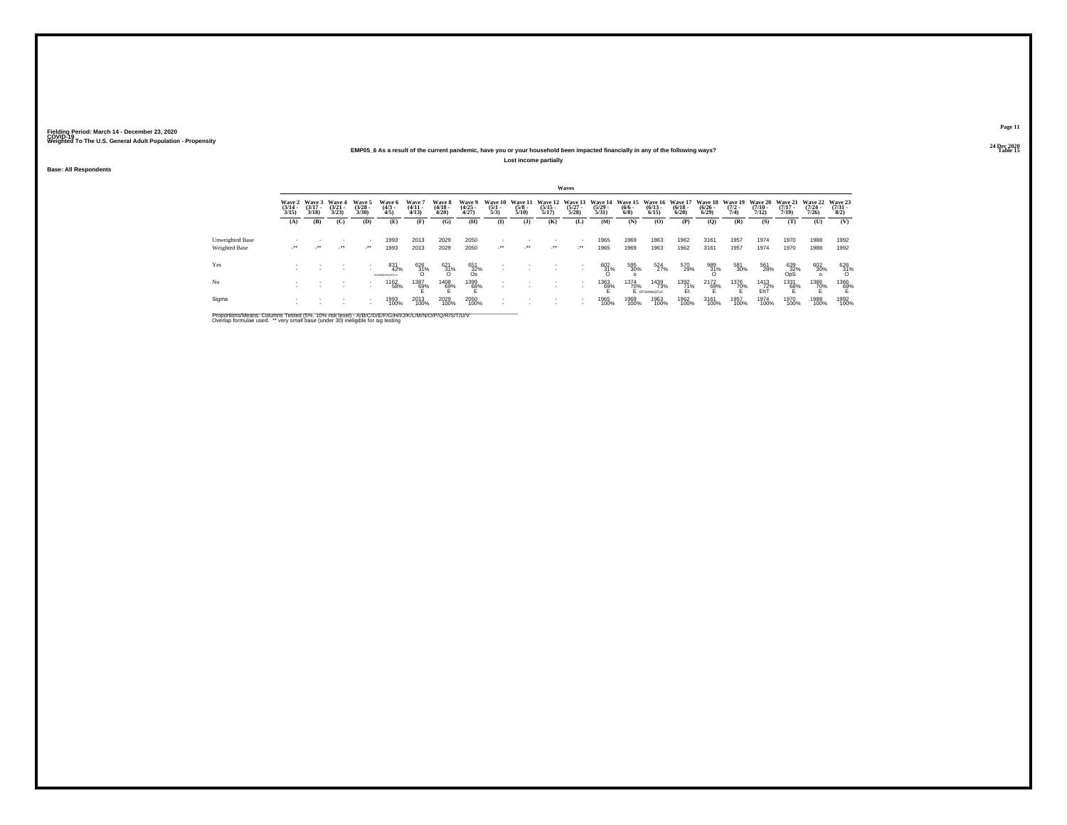Fielding Period: March 14 - December 23, 2020
COVID-19
Weighted To The U.S. General Adult Population - Propensity

24 Dec 2020
Table 15

**EMP05_6 As a result of the current pandemic, have you or your household been impacted financially in any of the following ways?**

**Lost income partially**

**Base: All Respondents**

| | Waves | | | | | | | | | | | | | | | | | | | | | |
|---|---|---|---|---|---|---|---|---|---|---|---|---|---|---|---|---|---|---|---|---|---|---|
| | Wave 2 (3/14 - 3/15) | Wave 3 (3/17 - 3/18) | Wave 4 (3/21 - 3/23) | Wave 5 (3/28 - 3/30) | Wave 6 (4/3 - 4/5) | Wave 7 (4/11 - 4/13) | Wave 8 (4/18 - 4/20) | Wave 9 (4/25 - 4/27) | Wave 10 (5/1 - 5/3) | Wave 11 (5/8 - 5/10) | Wave 12 (5/15 - 5/17) | Wave 13 (5/27 - 5/28) | Wave 14 (5/29 - 5/31) | Wave 15 (6/6 - 6/8) | Wave 16 (6/13 - 6/15) | Wave 17 (6/18 - 6/20) | Wave 18 (6/26 - 6/29) | Wave 19 (7/2 - 7/4) | Wave 20 (7/10 - 7/12) | Wave 21 (7/17 - 7/19) | Wave 22 (7/24 - 7/26) | Wave 23 (7/31 - 8/2) |
| | (A) | (B) | (C) | (D) | (E) | (F) | (G) | (H) | (I) | (J) | (K) | (L) | (M) | (N) | (O) | (P) | (Q) | (R) | (S) | (T) | (U) | (V) |
| Unweighted Base | - | - | - | - | 1993 | 2013 | 2029 | 2050 | - | - | - | - | 1965 | 1969 | 1963 | 1962 | 3161 | 1957 | 1974 | 1970 | 1988 | 1992 |
| Weighted Base | -** | -** | -** | -** | 1993 | 2013 | 2029 | 2050 | -** | -** | -** | -** | 1965 | 1969 | 1963 | 1962 | 3161 | 1957 | 1974 | 1970 | 1988 | 1992 |
| Yes | - | - | - | - | 831 | 626 | 621 | 651 | - | - | - | - | 602 | 595 | 524 | 570 | 989 | 581 | 561 | 639 | 602 | 626 |
| | - | - | - | - | 42% | 31% | 31% | 32% | - | - | - | - | 31% | 30% | 27% | 29% | 31% | 30% | 28% | 32% | 30% | 31% |
| | | | | | FGHMNOPQRSTUV | O | O | Os | | | | | O | o | | | O | | | OpS | o | O |
| No | - | - | - | - | 1162 | 1387 | 1408 | 1399 | - | - | - | - | 1363 | 1374 | 1439 | 1392 | 2172 | 1376 | 1413 | 1331 | 1386 | 1366 |
| | - | - | - | - | 58% | 69% | 69% | 68% | - | - | - | - | 69% | 70% | 73% | 71% | 69% | 70% | 72% | 68% | 70% | 69% |
| | | | | | | E | E | E | | | | | E | E | EFGHMnQTUV | Et | E | E | EhT | E | E | E |
| Sigma | - | - | - | - | 1993 | 2013 | 2029 | 2050 | - | - | - | - | 1965 | 1969 | 1963 | 1962 | 3161 | 1957 | 1974 | 1970 | 1988 | 1992 |
| | - | - | - | - | 100% | 100% | 100% | 100% | - | - | - | - | 100% | 100% | 100% | 100% | 100% | 100% | 100% | 100% | 100% | 100% |

Proportions/Means: Columns Tested (5%, 10% risk level) - A/B/C/D/E/F/G/H/I/J/K/L/M/N/O/P/Q/R/S/T/U/V
Overlap formulae used. ** very small base (under 30) ineligible for sig testing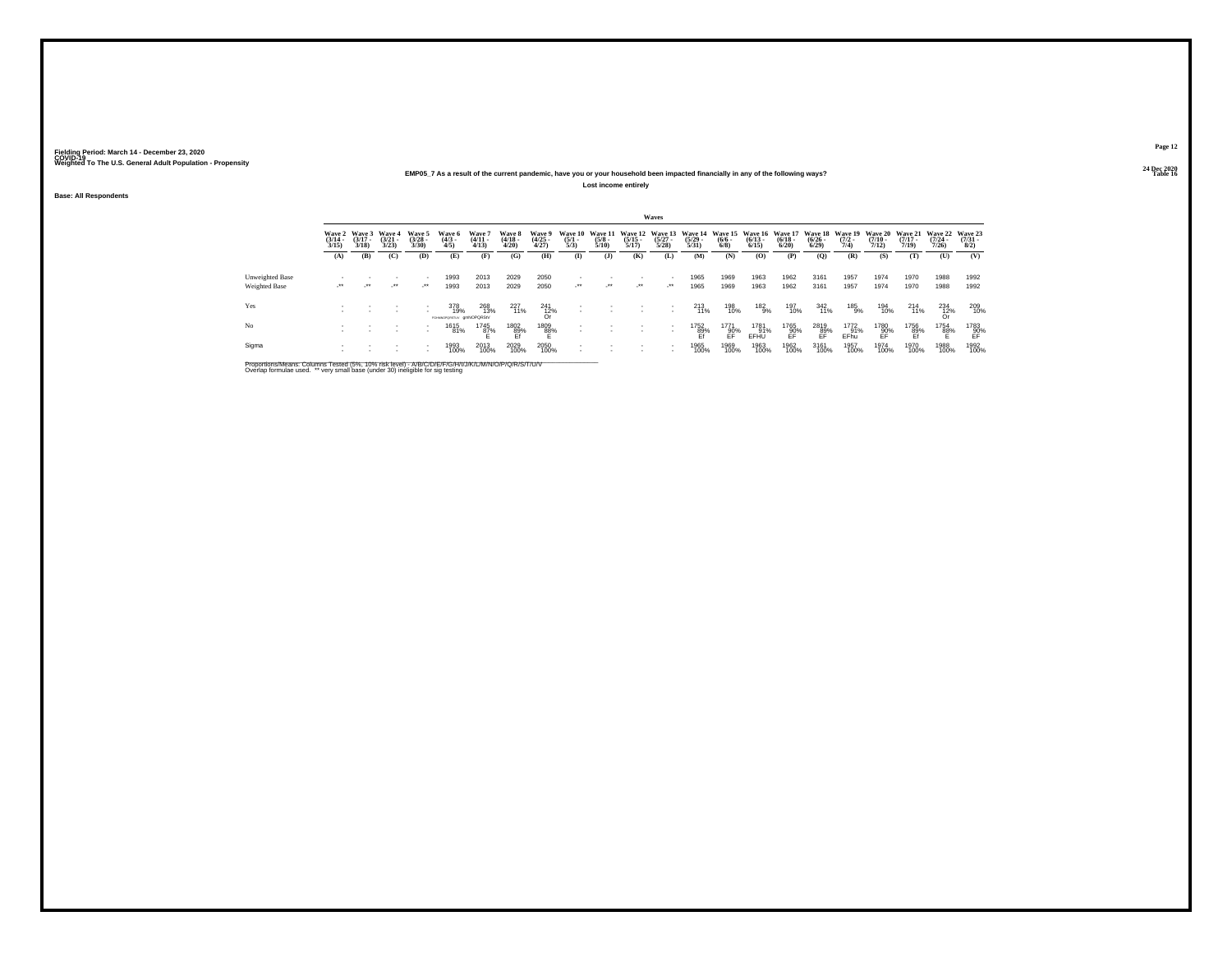Fielding Period: March 14 - December 23, 2020
COVID-19
Weighted To The U.S. General Adult Population - Propensity

24 Dec 2020
Table 16

**EMP05_7 As a result of the current pandemic, have you or your household been impacted financially in any of the following ways?**

**Lost income entirely**

**Base: All Respondents**

| | Waves | | | | | | | | | | | | | | | | | | | | | |
|---|---|---|---|---|---|---|---|---|---|---|---|---|---|---|---|---|---|---|---|---|---|---|
| | Wave 2 (3/14 - 3/15) | Wave 3 (3/17 - 3/18) | Wave 4 (3/21 - 3/23) | Wave 5 (3/28 - 3/30) | Wave 6 (4/3 - 4/5) | Wave 7 (4/11 - 4/13) | Wave 8 (4/18 - 4/20) | Wave 9 (4/25 - 4/27) | Wave 10 (5/1 - 5/3) | Wave 11 (5/8 - 5/10) | Wave 12 (5/15 - 5/17) | Wave 13 (5/27 - 5/28) | Wave 14 (5/29 - 5/31) | Wave 15 (6/6 - 6/8) | Wave 16 (6/13 - 6/15) | Wave 17 (6/18 - 6/20) | Wave 18 (6/26 - 6/29) | Wave 19 (7/2 - 7/4) | Wave 20 (7/10 - 7/12) | Wave 21 (7/17 - 7/19) | Wave 22 (7/24 - 7/26) | Wave 23 (7/31 - 8/2) |
| | (A) | (B) | (C) | (D) | (E) | (F) | (G) | (H) | (I) | (J) | (K) | (L) | (M) | (N) | (O) | (P) | (Q) | (R) | (S) | (T) | (U) | (V) |
| Unweighted Base | - | - | - | - | 1993 | 2013 | 2029 | 2050 | - | - | - | - | 1965 | 1969 | 1963 | 1962 | 3161 | 1957 | 1974 | 1970 | 1988 | 1992 |
| Weighted Base | -** | -** | -** | -** | 1993 | 2013 | 2029 | 2050 | -** | -** | -** | -** | 1965 | 1969 | 1963 | 1962 | 3161 | 1957 | 1974 | 1970 | 1988 | 1992 |
| Yes | - | - | - | - | 378 | 268 | 227 | 241 | - | - | - | - | 213 | 198 | 182 | 197 | 342 | 185 | 194 | 214 | 234 | 209 |
| | - | - | - | - | 19% | 13% | 11% | 12% | - | - | - | - | 11% | 10% | 9% | 10% | 11% | 9% | 10% | 11% | 12% | 10% |
| | | | | | FGHMNOPQRSTUV | gHNOPQRStV | | Or | | | | | | | | | | | | | Or | |
| No | - | - | - | - | 1615 | 1745 | 1802 | 1809 | - | - | - | - | 1752 | 1771 | 1781 | 1765 | 2819 | 1772 | 1780 | 1756 | 1754 | 1783 |
| | - | - | - | - | 81% | 87% | 89% | 88% | - | - | - | - | 89% | 90% | 91% | 90% | 89% | 91% | 90% | 89% | 88% | 90% |
| | | | | | | E | Ef | E | | | | | Ef | EF | EFHU | EF | EF | EFhu | EF | Ef | E | EF |
| Sigma | - | - | - | - | 1993 | 2013 | 2029 | 2050 | - | - | - | - | 1965 | 1969 | 1963 | 1962 | 3161 | 1957 | 1974 | 1970 | 1988 | 1992 |
| | - | - | - | - | 100% | 100% | 100% | 100% | - | - | - | - | 100% | 100% | 100% | 100% | 100% | 100% | 100% | 100% | 100% | 100% |

Proportions/Means: Columns Tested (5%, 10% risk level) - A/B/C/D/E/F/G/H/I/J/K/L/M/N/O/P/Q/R/S/T/U/V
Overlap formulae used. ** very small base (under 30) ineligible for sig testing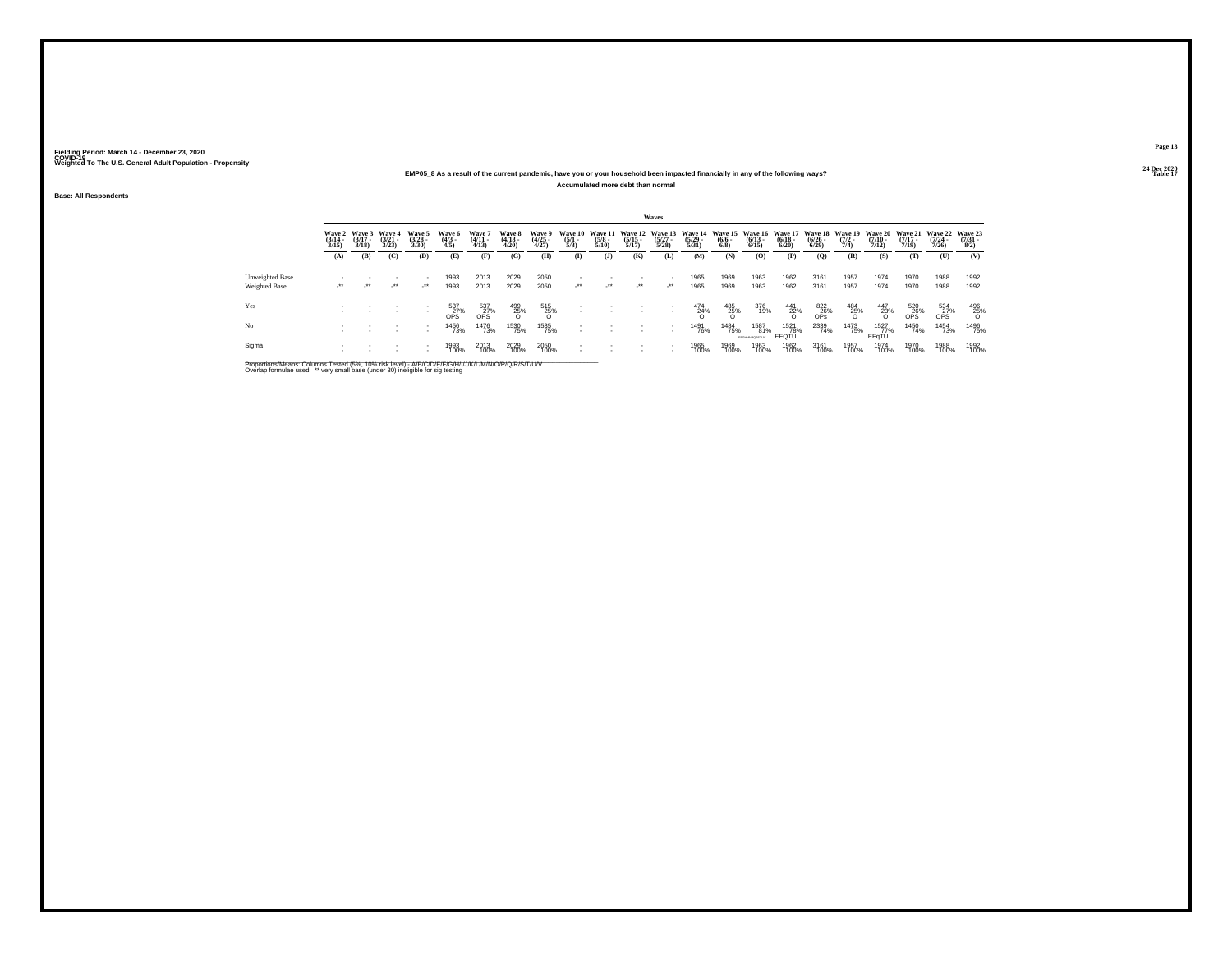Fielding Period: March 14 - December 23, 2020
COVID-19
Weighted To The U.S. General Adult Population - Propensity

24 Dec 2020
Table 17

**EMP05_8 As a result of the current pandemic, have you or your household been impacted financially in any of the following ways?**
**Accumulated more debt than normal**

Base: All Respondents

| | Waves | | | | | | | | | | | | | | | | | | | | | |
|---|---|---|---|---|---|---|---|---|---|---|---|---|---|---|---|---|---|---|---|---|---|---|
| | Wave 2 (3/14 - 3/15) | Wave 3 (3/17 - 3/18) | Wave 4 (3/21 - 3/23) | Wave 5 (3/28 - 3/30) | Wave 6 (4/3 - 4/5) | Wave 7 (4/11 - 4/13) | Wave 8 (4/18 - 4/20) | Wave 9 (4/25 - 4/27) | Wave 10 (5/1 - 5/3) | Wave 11 (5/8 - 5/10) | Wave 12 (5/15 - 5/17) | Wave 13 (5/27 - 5/28) | Wave 14 (5/29 - 5/31) | Wave 15 (6/6 - 6/8) | Wave 16 (6/13 - 6/15) | Wave 17 (6/18 - 6/20) | Wave 18 (6/26 - 6/29) | Wave 19 (7/2 - 7/4) | Wave 20 (7/10 - 7/12) | Wave 21 (7/17 - 7/19) | Wave 22 (7/24 - 7/26) | Wave 23 (7/31 - 8/2) |
| | (A) | (B) | (C) | (D) | (E) | (F) | (G) | (H) | (I) | (J) | (K) | (L) | (M) | (N) | (O) | (P) | (Q) | (R) | (S) | (T) | (U) | (V) |
| Unweighted Base | - | - | - | - | 1993 | 2013 | 2029 | 2050 | - | - | - | - | 1965 | 1969 | 1963 | 1962 | 3161 | 1957 | 1974 | 1970 | 1988 | 1992 |
| Weighted Base | -** | -** | -** | -** | 1993 | 2013 | 2029 | 2050 | -** | -** | -** | -** | 1965 | 1969 | 1963 | 1962 | 3161 | 1957 | 1974 | 1970 | 1988 | 1992 |
| Yes | - | - | - | - | 537 27% OPS | 537 27% OPS | 499 25% O | 515 25% O | - | - | - | - | 474 24% O | 485 25% O | 376 19% | 441 22% O | 822 26% OPs | 484 25% O | 447 23% O | 520 26% OPS | 534 27% OPS | 496 25% O |
| No | - | - | - | - | 1456 73% | 1476 73% | 1530 75% | 1535 75% | - | - | - | - | 1491 76% | 1484 75% | 1587 81% EFGHMNQRTUV | 1521 78% EFQTU | 2339 74% | 1473 75% | 1527 77% EFqTU | 1450 74% | 1454 73% | 1496 75% |
| Sigma | - | - | - | - | 1993 100% | 2013 100% | 2029 100% | 2050 100% | - | - | - | - | 1965 100% | 1969 100% | 1963 100% | 1962 100% | 3161 100% | 1957 100% | 1974 100% | 1970 100% | 1988 100% | 1992 100% |

Proportions/Means: Columns Tested (5%, 10% risk level) - A/B/C/D/E/F/G/H/I/J/K/L/M/N/O/P/Q/R/S/T/U/V
Overlap formulae used. ** very small base (under 30) ineligible for sig testing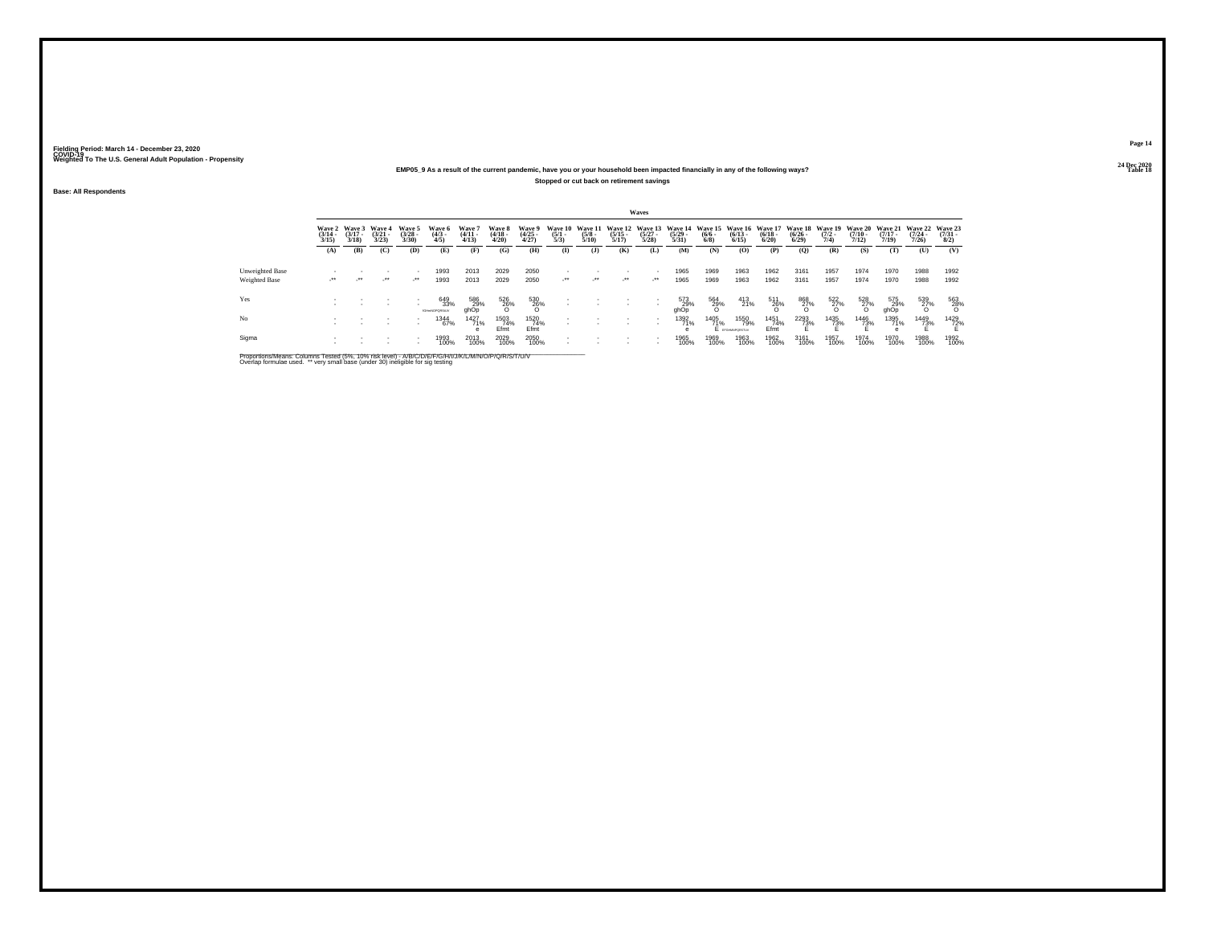Fielding Period: March 14 - December 23, 2020
COVID-19
Weighted To The U.S. General Adult Population - Propensity

24 Dec 2020
Table 18

**EMP05_9 As a result of the current pandemic, have you or your household been impacted financially in any of the following ways?**

**Stopped or cut back on retirement savings**

**Base: All Respondents**

| | Wave 2 (3/14 - 3/15) | Wave 3 (3/17 - 3/18) | Wave 4 (3/21 - 3/23) | Wave 5 (3/28 - 3/30) | Wave 6 (4/3 - 4/5) | Wave 7 (4/11 - 4/13) | Wave 8 (4/18 - 4/20) | Wave 9 (4/25 - 4/27) | Wave 10 (5/1 - 5/3) | Wave 11 (5/8 - 5/10) | Wave 12 (5/15 - 5/17) | Wave 13 (5/27 - 5/28) | Wave 14 (5/29 - 5/31) | Wave 15 (6/6 - 6/8) | Wave 16 (6/13 - 6/15) | Wave 17 (6/18 - 6/20) | Wave 18 (6/26 - 6/29) | Wave 19 (7/2 - 7/4) | Wave 20 (7/10 - 7/12) | Wave 21 (7/17 - 7/19) | Wave 22 (7/24 - 7/26) | Wave 23 (7/31 - 8/2) |
|---|---|---|---|---|---|---|---|---|---|---|---|---|---|---|---|---|---|---|---|---|---|---|
| | (A) | (B) | (C) | (D) | (E) | (F) | (G) | (H) | (I) | (J) | (K) | (L) | (M) | (N) | (O) | (P) | (Q) | (R) | (S) | (T) | (U) | (V) |
| Unweighted Base | - | - | - | - | 1993 | 2013 | 2029 | 2050 | - | - | - | - | 1965 | 1969 | 1963 | 1962 | 3161 | 1957 | 1974 | 1970 | 1988 | 1992 |
| Weighted Base | -** | -** | -** | -** | 1993 | 2013 | 2029 | 2050 | -** | -** | -** | -** | 1965 | 1969 | 1963 | 1962 | 3161 | 1957 | 1974 | 1970 | 1988 | 1992 |
| Yes | - | - | - | - | 649 | 586 | 526 | 530 | - | - | - | - | 573 | 564 | 413 | 511 | 868 | 522 | 528 | 575 | 539 | 563 |
| | - | - | - | - | 33% | 29% | 26% | 26% | - | - | - | - | 29% | 29% | 21% | 26% | 27% | 27% | 27% | 29% | 27% | 28% |
| | | | | | fGHmNOPQRSUV | ghOp | O | O | | | | | ghOp | O | | O | O | O | O | ghOp | O | O |
| No | - | - | - | - | 1344 | 1427 | 1503 | 1520 | - | - | - | - | 1392 | 1405 | 1550 | 1451 | 2293 | 1435 | 1446 | 1395 | 1449 | 1429 |
| | - | - | - | - | 67% | 71% | 74% | 74% | - | - | - | - | 71% | 71% | 79% | 74% | 73% | 73% | 73% | 71% | 73% | 72% |
| | | | | | | e | Efmt | Efmt | | | | | e | E | EFGHMNPQRSTUV | Efmt | E | E | E | e | E | E |
| Sigma | - | - | - | - | 1993 | 2013 | 2029 | 2050 | - | - | - | - | 1965 | 1969 | 1963 | 1962 | 3161 | 1957 | 1974 | 1970 | 1988 | 1992 |
| | - | - | - | - | 100% | 100% | 100% | 100% | - | - | - | - | 100% | 100% | 100% | 100% | 100% | 100% | 100% | 100% | 100% | 100% |

Proportions/Means: Columns Tested (5%, 10% risk level) - A/B/C/D/E/F/G/H/I/J/K/L/M/N/O/P/Q/R/S/T/U/V
Overlap formulae used. ** very small base (under 30) ineligible for sig testing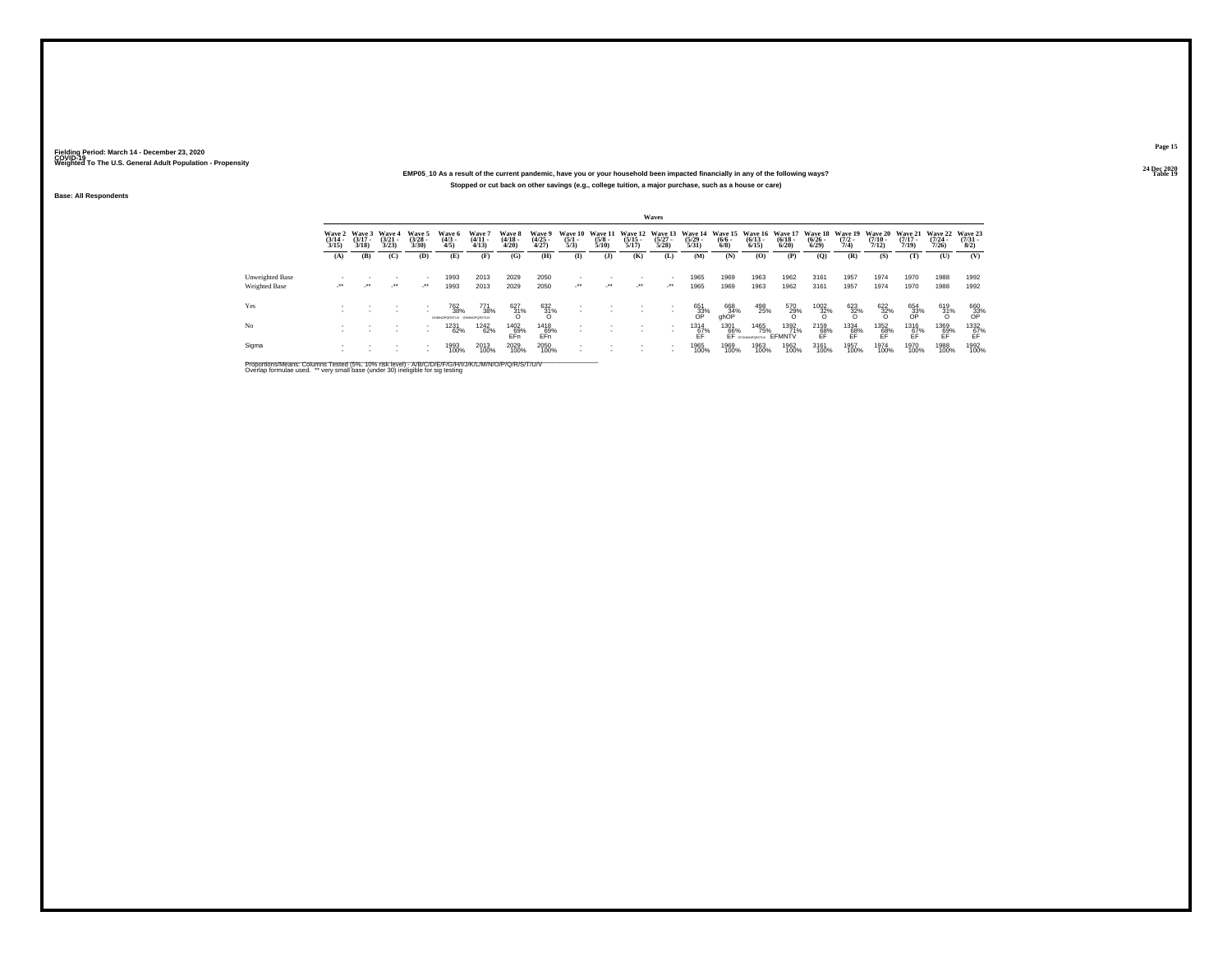Fielding Period: March 14 - December 23, 2020
COVID-19
Weighted To The U.S. General Adult Population - Propensity

24 Dec 2020
Table 19

**EMP05_10 As a result of the current pandemic, have you or your household been impacted financially in any of the following ways?**

**Stopped or cut back on other savings (e.g., college tuition, a major purchase, such as a house or care)**

**Base: All Respondents**

| | Waves | | | | | | | | | | | | | | | | | | | | | | |
|---|---|---|---|---|---|---|---|---|---|---|---|---|---|---|---|---|---|---|---|---|---|---|---|
| | Wave 2 (3/14 - 3/15) | Wave 3 (3/17 - 3/18) | Wave 4 (3/21 - 3/23) | Wave 5 (3/28 - 3/30) | Wave 6 (4/3 - 4/5) | Wave 7 (4/11 - 4/13) | Wave 8 (4/18 - 4/20) | Wave 9 (4/25 - 4/27) | Wave 10 (5/1 - 5/3) | Wave 11 (5/8 - 5/10) | Wave 12 (5/15 - 5/17) | Wave 13 (5/27 - 5/28) | Wave 14 (5/29 - 5/31) | Wave 15 (6/6 - 6/8) | Wave 16 (6/13 - 6/15) | Wave 17 (6/18 - 6/20) | Wave 18 (6/26 - 6/29) | Wave 19 (7/2 - 7/4) | Wave 20 (7/10 - 7/12) | Wave 21 (7/17 - 7/19) | Wave 22 (7/24 - 7/26) | Wave 23 (7/31 - 8/2) |
| | (A) | (B) | (C) | (D) | (E) | (F) | (G) | (H) | (I) | (J) | (K) | (L) | (M) | (N) | (O) | (P) | (Q) | (R) | (S) | (T) | (U) | (V) |
| Unweighted Base | - | - | - | - | 1993 | 2013 | 2029 | 2050 | - | - | - | - | 1965 | 1969 | 1963 | 1962 | 3161 | 1957 | 1974 | 1970 | 1988 | 1992 |
| Weighted Base | -** | -** | -** | -** | 1993 | 2013 | 2029 | 2050 | -** | -** | -** | -** | 1965 | 1969 | 1963 | 1962 | 3161 | 1957 | 1974 | 1970 | 1988 | 1992 |
| Yes | - | - | - | - | 762 | 771 | 627 | 632 | - | - | - | - | 651 | 668 | 498 | 570 | 1002 | 623 | 622 | 654 | 619 | 660 |
| | - | - | - | - | 38% | 38% | 31% | 31% | - | - | - | - | 33% | 34% | 25% | 29% | 32% | 32% | 32% | 33% | 31% | 33% |
| | | | | | GHMNOPQRSTUV | GHMNOPQRSTUV | O | O | | | | | OP | ghOP | | O | O | O | O | OP | O | OP |
| No | - | - | - | - | 1231 | 1242 | 1402 | 1418 | - | - | - | - | 1314 | 1301 | 1465 | 1392 | 2159 | 1334 | 1352 | 1316 | 1369 | 1332 |
| | - | - | - | - | 62% | 62% | 69% | 69% | - | - | - | - | 67% | 66% | 75% | 71% | 68% | 68% | 68% | 67% | 69% | 67% |
| | | | | | | | EFn | EFn | | | | | EF | EF | EFGHMNPQRSTUV | EFMNTV | EF | EF | EF | EF | EF | EF |
| Sigma | - | - | - | - | 1993 | 2013 | 2029 | 2050 | - | - | - | - | 1965 | 1969 | 1963 | 1962 | 3161 | 1957 | 1974 | 1970 | 1988 | 1992 |
| | - | - | - | - | 100% | 100% | 100% | 100% | - | - | - | - | 100% | 100% | 100% | 100% | 100% | 100% | 100% | 100% | 100% | 100% |

Proportions/Means: Columns Tested (5%, 10% risk level) - A/B/C/D/E/F/G/H/I/J/K/L/M/N/O/P/Q/R/S/T/U/V
Overlap formulae used. ** very small base (under 30) ineligible for sig testing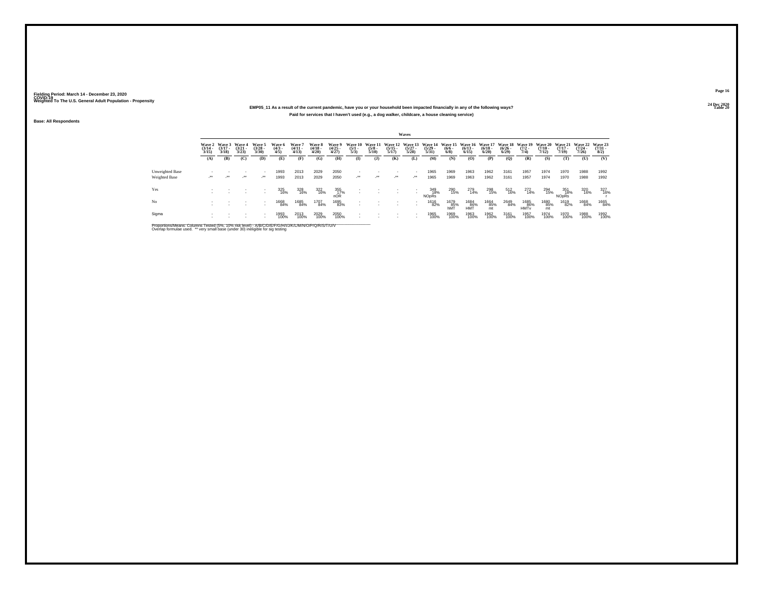Fielding Period: March 14 - December 23, 2020
COVID-19
Weighted To The U.S. General Adult Population - Propensity

24 Dec 2020
Table 20

**EMP05_11 As a result of the current pandemic, have you or your household been impacted financially in any of the following ways?**

**Paid for services that I haven't used (e.g., a dog walker, childcare, a house cleaning service)**

Base: All Respondents

| | Wave 2 (3/14 - 3/15) | Wave 3 (3/17 - 3/18) | Wave 4 (3/21 - 3/23) | Wave 5 (3/28 - 3/30) | Wave 6 (4/3 - 4/5) | Wave 7 (4/11 - 4/13) | Wave 8 (4/18 - 4/20) | Wave 9 (4/25 - 4/27) | Wave 10 (5/1 - 5/3) | Wave 11 (5/8 - 5/10) | Wave 12 (5/15 - 5/17) | Wave 13 (5/27 - 5/28) | Wave 14 (5/29 - 5/31) | Wave 15 (6/6 - 6/8) | Wave 16 (6/13 - 6/15) | Wave 17 (6/18 - 6/20) | Wave 18 (6/26 - 6/29) | Wave 19 (7/2 - 7/4) | Wave 20 (7/10 - 7/12) | Wave 21 (7/17 - 7/19) | Wave 22 (7/24 - 7/26) | Wave 23 (7/31 - 8/2) |
|---|---|---|---|---|---|---|---|---|---|---|---|---|---|---|---|---|---|---|---|---|---|---|
| | (A) | (B) | (C) | (D) | (E) | (F) | (G) | (H) | (I) | (J) | (K) | (L) | (M) | (N) | (O) | (P) | (Q) | (R) | (S) | (T) | (U) | (V) |
| Unweighted Base | - | - | - | - | 1993 | 2013 | 2029 | 2050 | - | - | - | - | 1965 | 1969 | 1963 | 1962 | 3161 | 1957 | 1974 | 1970 | 1988 | 1992 |
| Weighted Base | -** | -** | -** | -** | 1993 | 2013 | 2029 | 2050 | -** | -** | -** | -** | 1965 | 1969 | 1963 | 1962 | 3161 | 1957 | 1974 | 1970 | 1988 | 1992 |
| Yes | - | - | - | - | 325 16% | 328 16% | 322 16% | 355 17% nOR | - | - | - | - | 349 18% NOpRs | 290 15% | 279 14% | 298 15% | 512 16% | 272 14% | 294 15% | 351 18% NOpRs | 320 16% | 327 16% r |
| No | - | - | - | - | 1668 84% | 1685 84% | 1707 84% | 1695 83% | - | - | - | - | 1616 82% | 1679 85% hMT | 1684 86% HMT | 1664 85% mt | 2649 84% | 1685 86% HMTv | 1680 85% mt | 1619 82% | 1668 84% | 1665 84% |
| Sigma | - | - | - | - | 1993 100% | 2013 100% | 2029 100% | 2050 100% | - | - | - | - | 1965 100% | 1969 100% | 1963 100% | 1962 100% | 3161 100% | 1957 100% | 1974 100% | 1970 100% | 1988 100% | 1992 100% |

Proportions/Means: Columns Tested (5%, 10% risk level) - A/B/C/D/E/F/G/H/I/J/K/L/M/N/O/P/Q/R/S/T/U/V
Overlap formulae used. ** very small base (under 30) ineligible for sig testing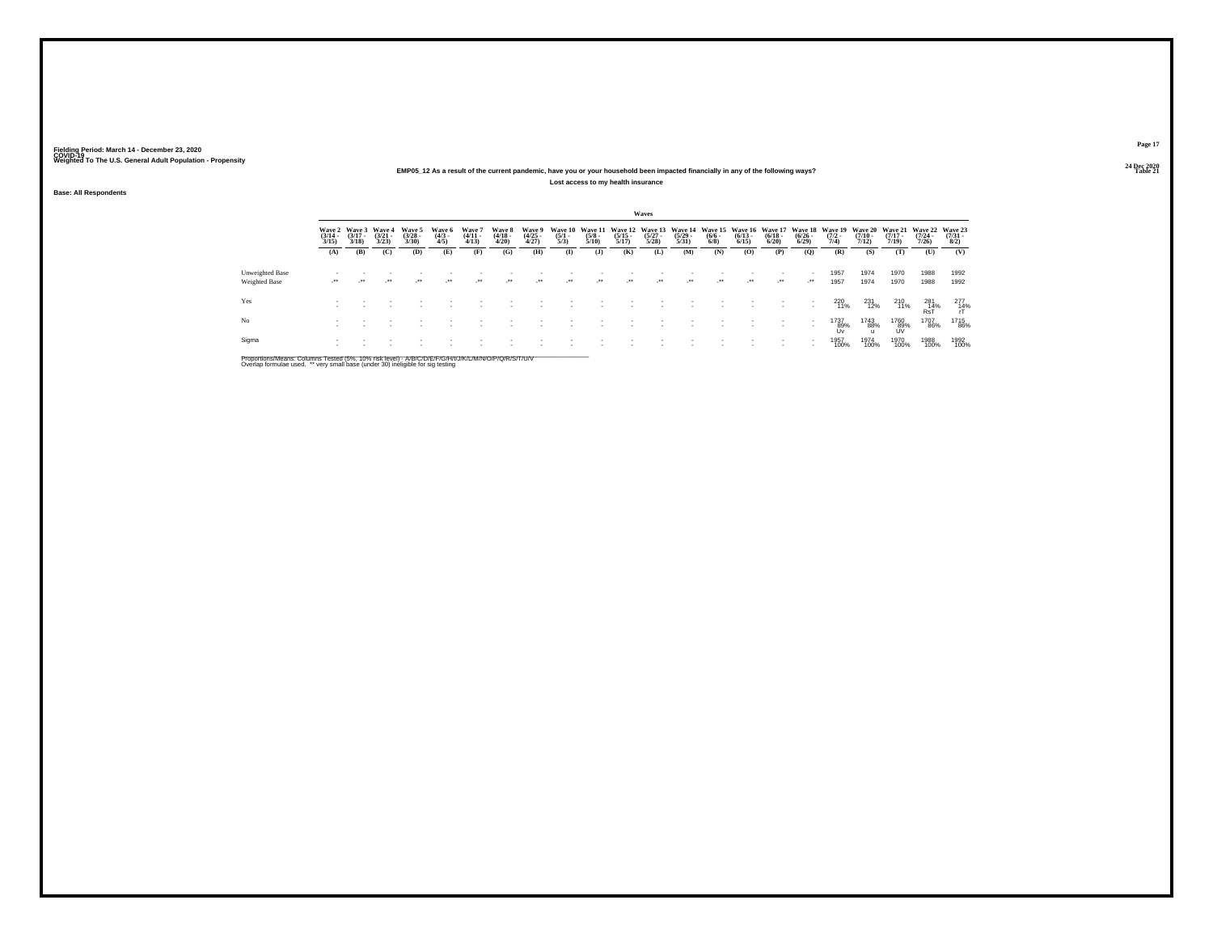Fielding Period: March 14 - December 23, 2020
COVID-19
Weighted To The U.S. General Adult Population - Propensity

24 Dec 2020
Table 21

**EMP05_12 As a result of the current pandemic, have you or your household been impacted financially in any of the following ways?**

**Lost access to my health insurance**

**Base: All Respondents**

| | Waves | | | | | | | | | | | | | | | | | | | | | |
|---|---|---|---|---|---|---|---|---|---|---|---|---|---|---|---|---|---|---|---|---|---|---|
| | Wave 2 (3/14 - 3/15) | Wave 3 (3/17 - 3/18) | Wave 4 (3/21 - 3/23) | Wave 5 (3/28 - 3/30) | Wave 6 (4/3 - 4/5) | Wave 7 (4/11 - 4/13) | Wave 8 (4/18 - 4/20) | Wave 9 (4/25 - 4/27) | Wave 10 (5/1 - 5/3) | Wave 11 (5/8 - 5/10) | Wave 12 (5/15 - 5/17) | Wave 13 (5/27 - 5/28) | Wave 14 (5/29 - 5/31) | Wave 15 (6/6 - 6/8) | Wave 16 (6/13 - 6/15) | Wave 17 (6/18 - 6/20) | Wave 18 (6/26 - 6/29) | Wave 19 (7/2 - 7/4) | Wave 20 (7/10 - 7/12) | Wave 21 (7/17 - 7/19) | Wave 22 (7/24 - 7/26) | Wave 23 (7/31 - 8/2) |
| | (A) | (B) | (C) | (D) | (E) | (F) | (G) | (H) | (I) | (J) | (K) | (L) | (M) | (N) | (O) | (P) | (Q) | (R) | (S) | (T) | (U) | (V) |
| Unweighted Base | - | - | - | - | - | - | - | - | - | - | - | - | - | - | - | - | - | 1957 | 1974 | 1970 | 1988 | 1992 |
| Weighted Base | -** | -** | -** | -** | -** | -** | -** | -** | -** | -** | -** | -** | -** | -** | -** | -** | -** | 1957 | 1974 | 1970 | 1988 | 1992 |
| Yes | - | - | - | - | - | - | - | - | - | - | - | - | - | - | - | - | - | 220 | 231 | 210 | 281 | 277 |
| | - | - | - | - | - | - | - | - | - | - | - | - | - | - | - | - | - | 11% | 12% | 11% | 14% | 14% |
| | | | | | | | | | | | | | | | | | | | | | RsT | rT |
| No | - | - | - | - | - | - | - | - | - | - | - | - | - | - | - | - | - | 1737 | 1743 | 1760 | 1707 | 1715 |
| | - | - | - | - | - | - | - | - | - | - | - | - | - | - | - | - | - | 89% | 88% | 89% | 86% | 86% |
| | | | | | | | | | | | | | | | | | | Uv | u | UV | | |
| Sigma | - | - | - | - | - | - | - | - | - | - | - | - | - | - | - | - | - | 1957 | 1974 | 1970 | 1988 | 1992 |
| | - | - | - | - | - | - | - | - | - | - | - | - | - | - | - | - | - | 100% | 100% | 100% | 100% | 100% |

Proportions/Means: Columns Tested (5%, 10% risk level) - A/B/C/D/E/F/G/H/I/J/K/L/M/N/O/P/Q/R/S/T/U/V
Overlap formulae used. ** very small base (under 30) ineligible for sig testing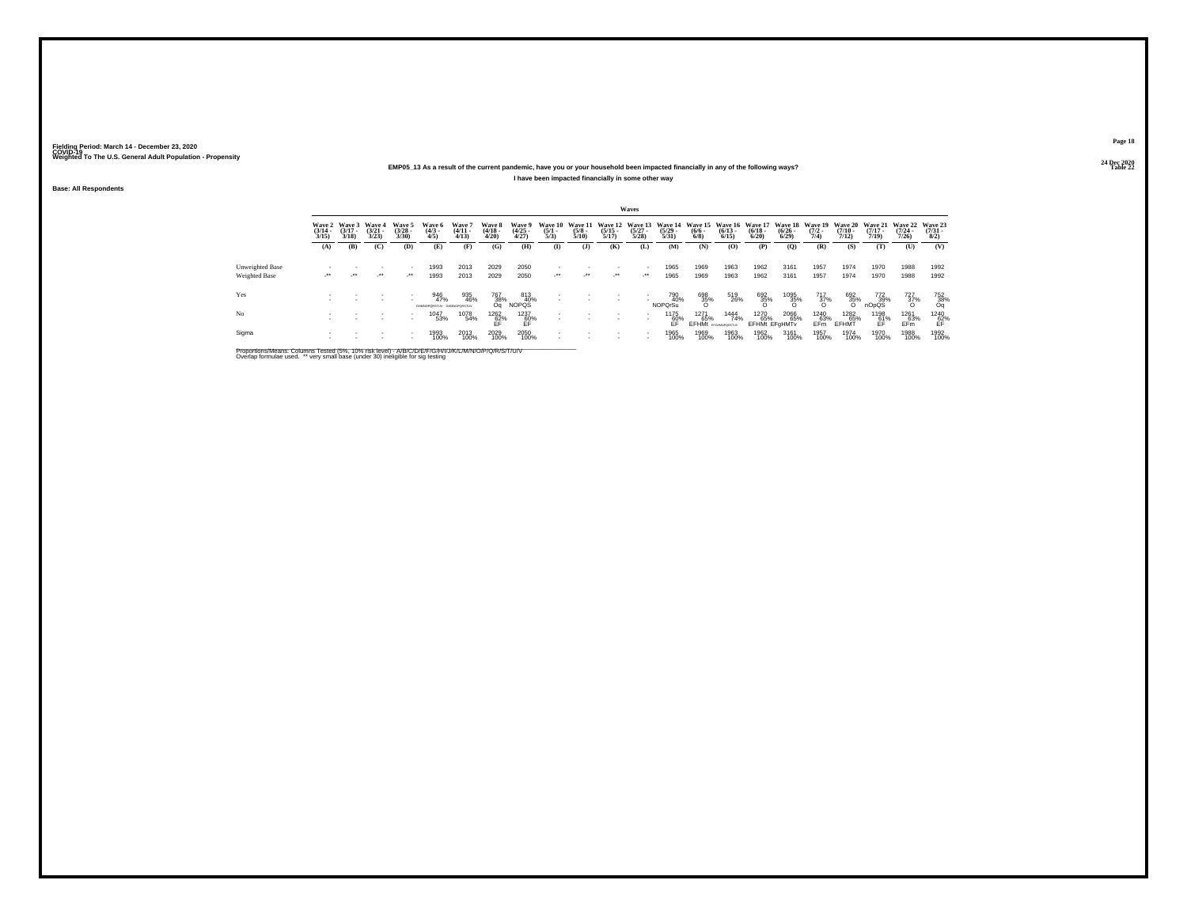Fielding Period: March 14 - December 23, 2020
COVID-19
Weighted To The U.S. General Adult Population - Propensity

24 Dec 2020
Table 22

EMP05_13 As a result of the current pandemic, have you or your household been impacted financially in any of the following ways?

I have been impacted financially in some other way

Base: All Respondents

| | Waves | | | | | | | | | | | | | | | | | | | | | |
|---|---|---|---|---|---|---|---|---|---|---|---|---|---|---|---|---|---|---|---|---|---|---|
| | Wave 2 (3/14 - 3/15) | Wave 3 (3/17 - 3/18) | Wave 4 (3/21 - 3/23) | Wave 5 (3/28 - 3/30) | Wave 6 (4/3 - 4/5) | Wave 7 (4/11 - 4/13) | Wave 8 (4/18 - 4/20) | Wave 9 (4/25 - 4/27) | Wave 10 (5/1 - 5/3) | Wave 11 (5/8 - 5/10) | Wave 12 (5/15 - 5/17) | Wave 13 (5/27 - 5/28) | Wave 14 (5/29 - 5/31) | Wave 15 (6/6 - 6/8) | Wave 16 (6/13 - 6/15) | Wave 17 (6/18 - 6/20) | Wave 18 (6/26 - 6/29) | Wave 19 (7/2 - 7/4) | Wave 20 (7/10 - 7/12) | Wave 21 (7/17 - 7/19) | Wave 22 (7/24 - 7/26) | Wave 23 (7/31 - 8/2) |
| | (A) | (B) | (C) | (D) | (E) | (F) | (G) | (H) | (I) | (J) | (K) | (L) | (M) | (N) | (O) | (P) | (Q) | (R) | (S) | (T) | (U) | (V) |
| Unweighted Base | - | - | - | - | 1993 | 2013 | 2029 | 2050 | - | - | - | - | 1965 | 1969 | 1963 | 1962 | 3161 | 1957 | 1974 | 1970 | 1988 | 1992 |
| Weighted Base | -** | -** | -** | -** | 1993 | 2013 | 2029 | 2050 | -** | -** | -** | -** | 1965 | 1969 | 1963 | 1962 | 3161 | 1957 | 1974 | 1970 | 1988 | 1992 |
| Yes | - | - | - | - | 946 | 935 | 767 | 813 | - | - | - | - | 790 | 698 | 519 | 692 | 1095 | 717 | 692 | 772 | 727 | 752 |
| | - | - | - | - | 47% | 46% | 38% | 40% | - | - | - | - | 40% | 35% | 26% | 35% | 35% | 37% | 35% | 39% | 37% | 38% |
| | | | | | GHMNOPQRSTUV | GHMNOPQRSTUV | Oq | NOPQS | | | | | NOPQrSu | O | | O | O | O | O | nOpQS | O | Oq |
| No | - | - | - | - | 1047 | 1078 | 1262 | 1237 | - | - | - | - | 1175 | 1271 | 1444 | 1270 | 2066 | 1240 | 1282 | 1198 | 1261 | 1240 |
| | - | - | - | - | 53% | 54% | 62% | 60% | - | - | - | - | 60% | 65% | 74% | 65% | 65% | 63% | 65% | 61% | 63% | 62% |
| | | | | | | | EF | EF | | | | | EF | EFHMt | EFGHMNPQRSTUV | EFHMt | EFgHMTv | EFm | EFHMT | EF | EFm | EF |
| Sigma | - | - | - | - | 1993 | 2013 | 2029 | 2050 | - | - | - | - | 1965 | 1969 | 1963 | 1962 | 3161 | 1957 | 1974 | 1970 | 1988 | 1992 |
| | - | - | - | - | 100% | 100% | 100% | 100% | - | - | - | - | 100% | 100% | 100% | 100% | 100% | 100% | 100% | 100% | 100% | 100% |

Proportions/Means: Columns Tested (5%, 10% risk level) - A/B/C/D/E/F/G/H/I/J/K/L/M/N/O/P/Q/R/S/T/U/V
Overlap formulae used. ** very small base (under 30) ineligible for sig testing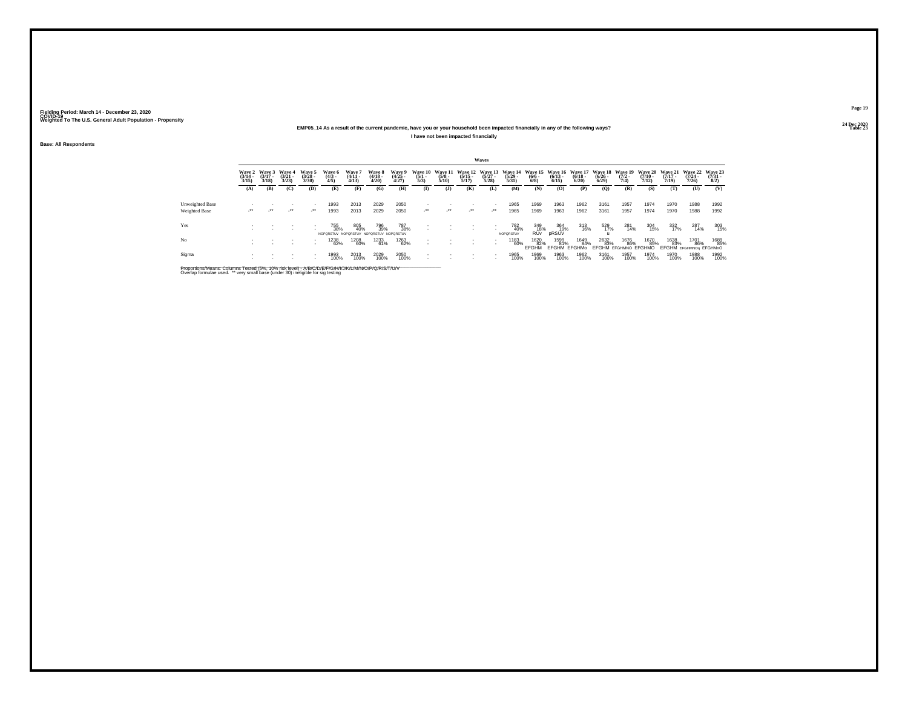Fielding Period: March 14 - December 23, 2020
COVID-19
Weighted To The U.S. General Adult Population - Propensity

24 Dec 2020
Table 23

**EMP05_14 As a result of the current pandemic, have you or your household been impacted financially in any of the following ways?**

**I have not been impacted financially**

Base: All Respondents

| | Waves | | | | | | | | | | | | | | | | | | | | | |
|---|---|---|---|---|---|---|---|---|---|---|---|---|---|---|---|---|---|---|---|---|---|---|
| | Wave 2 (3/14 - 3/15) | Wave 3 (3/17 - 3/18) | Wave 4 (3/21 - 3/23) | Wave 5 (3/28 - 3/30) | Wave 6 (4/3 - 4/5) | Wave 7 (4/11 - 4/13) | Wave 8 (4/18 - 4/20) | Wave 9 (4/25 - 4/27) | Wave 10 (5/1 - 5/3) | Wave 11 (5/8 - 5/10) | Wave 12 (5/15 - 5/17) | Wave 13 (5/27 - 5/28) | Wave 14 (5/29 - 5/31) | Wave 15 (6/6 - 6/8) | Wave 16 (6/13 - 6/15) | Wave 17 (6/18 - 6/20) | Wave 18 (6/26 - 6/29) | Wave 19 (7/2 - 7/4) | Wave 20 (7/10 - 7/12) | Wave 21 (7/17 - 7/19) | Wave 22 (7/24 - 7/26) | Wave 23 (7/31 - 8/2) |
| | (A) | (B) | (C) | (D) | (E) | (F) | (G) | (H) | (I) | (J) | (K) | (L) | (M) | (N) | (O) | (P) | (Q) | (R) | (S) | (T) | (U) | (V) |
| Unweighted Base | - | - | - | - | 1993 | 2013 | 2029 | 2050 | - | - | - | - | 1965 | 1969 | 1963 | 1962 | 3161 | 1957 | 1974 | 1970 | 1988 | 1992 |
| Weighted Base | -** | -** | -** | -** | 1993 | 2013 | 2029 | 2050 | -** | -** | -** | -** | 1965 | 1969 | 1963 | 1962 | 3161 | 1957 | 1974 | 1970 | 1988 | 1992 |
| Yes | - | - | - | - | 755 | 805 | 796 | 787 | - | - | - | - | 782 | 349 | 364 | 313 | 529 | 281 | 304 | 332 | 287 | 303 |
| | - | - | - | - | 38% | 40% | 39% | 38% | - | - | - | - | 40% | 18% | 19% | 16% | 17% | 14% | 15% | 17% | 14% | 15% |
| | | | | | NOPQRSTUV | NOPQRSTUV | NOPQRSTUV | NOPQRSTUV | | | | | NOPQRSTUV | RUv | pRSUV | | u | | | | | |
| No | - | - | - | - | 1238 | 1208 | 1233 | 1263 | - | - | - | - | 1183 | 1620 | 1599 | 1649 | 2632 | 1676 | 1670 | 1638 | 1701 | 1689 |
| | - | - | - | - | 62% | 60% | 61% | 62% | - | - | - | - | 60% | 82% | 81% | 84% | 83% | 86% | 85% | 83% | 86% | 85% |
| | | | | | | | | | | | | | | EFGHM | EFGHM | EFGHMo | EFGHM | EFGHMNO | EFGHMO | EFGHM | EFGHMNOq | EFGHMnO |
| Sigma | - | - | - | - | 1993 | 2013 | 2029 | 2050 | - | - | - | - | 1965 | 1969 | 1963 | 1962 | 3161 | 1957 | 1974 | 1970 | 1988 | 1992 |
| | - | - | - | - | 100% | 100% | 100% | 100% | - | - | - | - | 100% | 100% | 100% | 100% | 100% | 100% | 100% | 100% | 100% | 100% |

Proportions/Means: Columns Tested (5%, 10% risk level) - A/B/C/D/E/F/G/H/I/J/K/L/M/N/O/P/Q/R/S/T/U/V
Overlap formulae used. ** very small base (under 30) ineligible for sig testing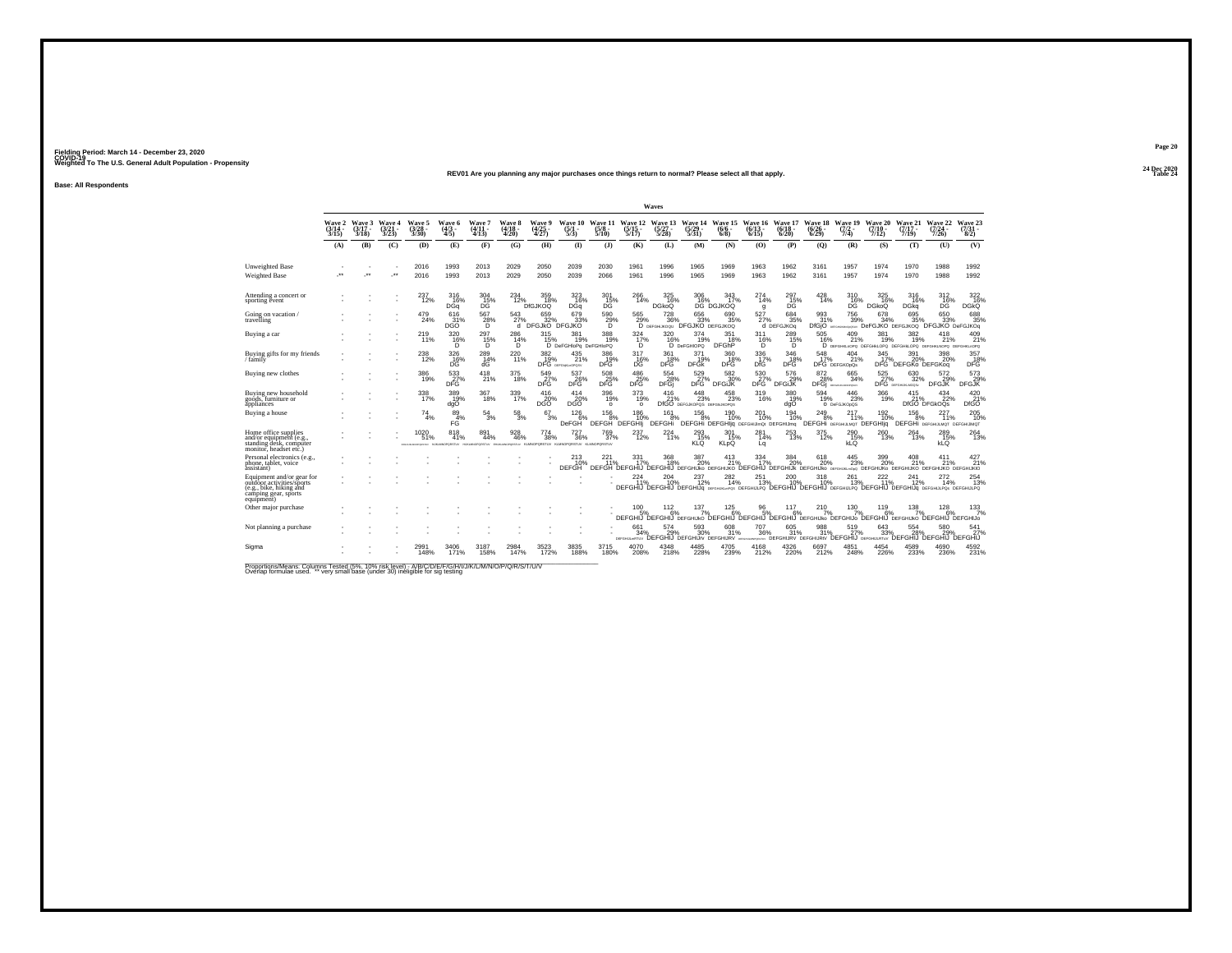Fielding Period: March 14 - December 23, 2020
COVID-19
Weighted To The U.S. General Adult Population - Propensity

24 Dec 2020
Table 24

REV01 Are you planning any major purchases once things return to normal? Please select all that apply.

Base: All Respondents

| | Wave 2 (3/14 - 3/15) | Wave 3 (3/17 - 3/18) | Wave 4 (3/21 - 3/23) | Wave 5 (3/28 - 3/30) | Wave 6 (4/3 - 4/5) | Wave 7 (4/11 - 4/13) | Wave 8 (4/18 - 4/20) | Wave 9 (4/25 - 4/27) | Wave 10 (5/1 - 5/3) | Wave 11 (5/8 - 5/10) | Wave 12 (5/15 - 5/17) | Wave 13 (5/27 - 5/28) | Wave 14 (5/29 - 5/31) | Wave 15 (6/6 - 6/8) | Wave 16 (6/13 - 6/15) | Wave 17 (6/18 - 6/20) | Wave 18 (6/26 - 6/29) | Wave 19 (7/2 - 7/4) | Wave 20 (7/10 - 7/12) | Wave 21 (7/17 - 7/19) | Wave 22 (7/24 - 7/26) | Wave 23 (7/31 - 8/2) |
|---|---|---|---|---|---|---|---|---|---|---|---|---|---|---|---|---|---|---|---|---|---|---|
| | (A) | (B) | (C) | (D) | (E) | (F) | (G) | (H) | (I) | (J) | (K) | (L) | (M) | (N) | (O) | (P) | (Q) | (R) | (S) | (T) | (U) | (V) |
| Unweighted Base | - | - | - | 2016 | 1993 | 2013 | 2029 | 2050 | 2039 | 2030 | 1961 | 1996 | 1965 | 1969 | 1963 | 1962 | 3161 | 1957 | 1974 | 1970 | 1988 | 1992 |
| Weighted Base | -** | -** | -** | 2016 | 1993 | 2013 | 2029 | 2050 | 2039 | 2066 | 1961 | 1996 | 1965 | 1969 | 1963 | 1962 | 3161 | 1957 | 1974 | 1970 | 1988 | 1992 |
| Attending a concert or sporting event | - | - | - | 237 12% | 316 16% DGq | 304 15% DG | 234 12% | 359 18% DfGJKOQ | 323 16% DGq | 301 15% DG | 266 14% | 325 16% DGkoQ | 306 16% DG | 343 17% DGJKOQ | 274 14% g | 297 15% DG | 428 14% | 310 16% DG | 325 16% DGkoQ | 316 16% DGkq | 312 16% DG | 322 16% DGkQ |
| Going on vacation / travelling | - | - | - | 479 24% | 616 31% DGO | 567 28% D | 543 27% d | 659 32% DFGJkO | 679 33% DFGJKO | 590 29% D | 565 29% D | 728 36% DEFGHIJKOQU | 656 33% DFGJKO | 690 35% DEFGJKOQ | 527 27% d | 684 35% DEFGJKOq | 993 31% DfGjO | 756 39% DEFGHIJKLMOPQSU | 678 34% DeFGJKO | 695 35% DEFGJKOQ | 650 33% DFGJKO | 688 35% DeFGJKOq |
| Buying a car | - | - | - | 219 11% | 320 16% D | 297 15% D | 286 14% D | 315 15% D | 381 19% DeFGHloPq | 388 19% DeFGHloPQ | 324 17% D | 320 16% D | 374 19% DeFGHIOPQ | 351 18% DFGhP | 311 16% D | 289 15% D | 505 16% D | 409 21% DEFGHIKLOPQ | 381 19% DEFGHILOPQ | 382 19% DEFGHILOPQ | 418 21% DEFGHIKLNOPQ | 409 21% DEFGHIKLOPQ |
| Buying gifts for my friends / family | - | - | - | 238 12% | 326 16% DG | 289 14% dG | 220 11% | 382 19% DFG | 435 21% DEFGIJKLMOPQSV | 386 19% DFG | 317 16% DG | 361 18% DFG | 371 19% DFGk | 360 18% DFG | 336 17% DfG | 346 18% DFG | 548 17% DFG | 404 21% DEFGKOpQs | 345 17% DFG | 391 20% DEFGKo | 398 20% DEFGKoq | 357 18% DFG |
| Buying new clothes | - | - | - | 386 19% | 533 27% DFG | 418 21% | 375 18% | 549 27% DFG | 537 26% DFG | 508 25% DFG | 486 25% DFG | 554 28% DFGj | 529 27% DFG | 582 30% DFGIJK | 530 27% DFG | 576 29% DFGIJK | 872 28% DFGj | 665 34% DEFGHIJKLMOPQS | 525 27% DFG | 630 32% DEFGHIJKLMOQs | 572 29% DFGJK | 573 29% DFGJK |
| Buying new household goods, furniture or appliances | - | - | - | 338 17% | 389 19% dgO | 367 18% | 339 17% | 416 20% DGO | 414 20% DGO | 396 19% o | 373 19% o | 416 21% DfGO | 448 23% DEFGJKOPQS | 458 23% DEFGIJKOPQS | 319 16% | 380 19% dgO | 594 19% o | 446 23% DeFGJKOpQS | 366 19% | 415 21% DfGO | 434 22% DFGkOQs | 420 21% DfGO |
| Buying a house | - | - | - | 74 4% | 89 4% FG | 54 3% | 58 3% | 67 3% | 126 6% DeFGH | 156 8% DEFGH | 186 10% DEFGHIj | 161 8% DEFGHi | 156 8% DEFGHi | 190 10% DEFGHIjq | 201 10% DEFGHIJmQt | 194 10% DEFGHIJmq | 249 8% DEFGHi | 217 11% DEFGHIJLMQT | 192 10% DEFGHIjq | 156 8% DEFGHi | 227 11% DEFGHIJLMQT | 205 10% DEFGHIJMQT |
| Home office supplies and/or equipment (e.g., standing desk, computer monitor, headset etc.) | - | - | - | 1020 51% EFGHIJKLMNOPQRSTUV | 818 41% IJKLMNOPQRSTUV | 891 44% HIJKLMNOPQRSTUV | 928 46% EHIJKLMNOPQRSTUV | 774 38% IJKLMNOPQRSTUV | 727 36% KLMNOPQRSTUV | 769 37% KLMNOPQRSTUV | 237 12% | 224 11% | 293 15% KLQ | 301 15% KLpQ | 281 14% Lq | 253 13% | 375 12% | 290 15% kLQ | 260 13% | 264 13% | 289 15% kLQ | 264 13% |
| Personal electronics (e.g., phone, tablet, voice assistant) | - | - | - | - | - | - | - | - | 213 10% DEFGH | 221 11% DEFGH | 331 17% DEFGHIJ | 368 18% DEFGHIJ | 387 20% DEFGHIJko | 413 21% DEFGHIJKO | 334 17% DEFGHIJ | 384 20% DEFGHIJk | 618 20% DEFGHIJko | 445 23% DEFGHIJKLmOpQ | 399 20% DEFGHIJKo | 408 21% DEFGHIJKO | 411 21% DEFGHIJKO | 427 21% DEFGHIJKlO |
| Equipment and/or gear for outdoor activities/sports (e.g., bike, hiking and camping gear, sports equipment) | - | - | - | - | - | - | - | - | - | - | 224 11% DEFGHIJ | 204 10% DEFGHIJ | 237 12% DEFGHIJq | 282 14% DEFGHIJKLmPQS | 251 13% DEFGHIJLPQ | 200 10% DEFGHIJ | 318 10% DEFGHIJ | 261 13% DEFGHIJLPQ | 222 11% DEFGHIJ | 241 12% DEFGHIJq | 272 14% DEFGHIJLPQs | 254 13% DEFGHIJLPQ |
| Other major purchase | - | - | - | - | - | - | - | - | - | - | 100 5% DEFGHIJ | 112 6% DEFGHIJ | 137 7% DEFGHIJKo | 125 6% DEFGHIJ | 96 5% DEFGHIJ | 117 6% DEFGHIJ | 210 7% DEFGHIJko | 130 7% DEFGHIJo | 119 6% DEFGHIJ | 138 7% DEFGHIJKo | 128 6% DEFGHIJ | 133 7% DEFGHIJo |
| Not planning a purchase | - | - | - | - | - | - | - | - | - | - | 661 34% DEFGHIJLMNTUV | 574 29% DEFGHIJ | 593 30% DEFGHIJrv | 608 31% DEFGHIJRV | 707 36% DEFGHIJLMNPQRSTUV | 605 31% DEFGHIJRV | 988 31% DEFGHIJRV | 519 27% DEFGHIJ | 643 33% DEFGHIJLRTUV | 554 28% DEFGHIJ | 580 29% DEFGHIJ | 541 27% DEFGHIJ |
| Sigma | - | - | - | 2991 148% | 3406 171% | 3187 158% | 2984 147% | 3523 172% | 3835 188% | 3715 180% | 4070 208% | 4348 218% | 4485 228% | 4705 239% | 4168 212% | 4326 220% | 6697 212% | 4851 248% | 4454 226% | 4589 233% | 4690 236% | 4592 231% |

Proportions/Means: Columns Tested (5%, 10% risk level) - A/B/C/D/E/F/G/H/I/J/K/L/M/N/O/P/Q/R/S/T/U/V
Overlap formulae used. ** very small base (under 30) ineligible for sig testing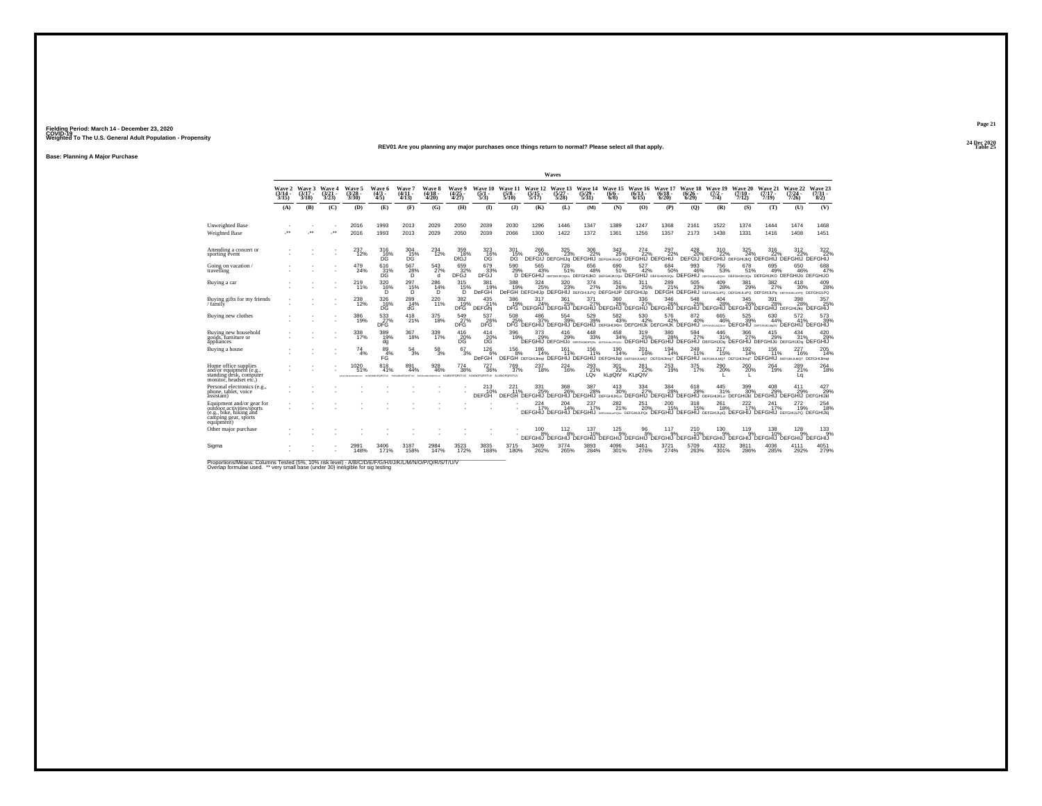Fielding Period: March 14 - December 23, 2020
COVID-19
Weighted To The U.S. General Adult Population - Propensity

24 Dec 2020
Table 25

**REV01 Are you planning any major purchases once things return to normal? Please select all that apply.**

**Base: Planning A Major Purchase**

| | Wave 2 (3/14 - 3/15) | Wave 3 (3/17 - 3/18) | Wave 4 (3/21 - 3/23) | Wave 5 (3/28 - 3/30) | Wave 6 (4/3 - 4/5) | Wave 7 (4/11 - 4/13) | Wave 8 (4/18 - 4/20) | Wave 9 (4/25 - 4/27) | Wave 10 (5/1 - 5/3) | Wave 11 (5/8 - 5/10) | Wave 12 (5/15 - 5/17) | Wave 13 (5/27 - 5/28) | Wave 14 (5/29 - 5/31) | Wave 15 (6/6 - 6/8) | Wave 16 (6/13 - 6/15) | Wave 17 (6/18 - 6/20) | Wave 18 (6/26 - 6/29) | Wave 19 (7/2 - 7/4) | Wave 20 (7/10 - 7/12) | Wave 21 (7/17 - 7/19) | Wave 22 (7/24 - 7/26) | Wave 23 (7/31 - 8/2) |
|---|---|---|---|---|---|---|---|---|---|---|---|---|---|---|---|---|---|---|---|---|---|---|
| | (A) | (B) | (C) | (D) | (E) | (F) | (G) | (H) | (I) | (J) | (K) | (L) | (M) | (N) | (O) | (P) | (Q) | (R) | (S) | (T) | (U) | (V) |
| Unweighted Base | - | - | - | 2016 | 1993 | 2013 | 2029 | 2050 | 2039 | 2030 | 1296 | 1446 | 1347 | 1389 | 1247 | 1368 | 2161 | 1522 | 1374 | 1444 | 1474 | 1468 |
| Weighted Base | -** | -** | -** | 2016 | 1993 | 2013 | 2029 | 2050 | 2039 | 2066 | 1300 | 1422 | 1372 | 1361 | 1256 | 1357 | 2173 | 1438 | 1331 | 1416 | 1408 | 1451 |
| Attending a concert or sporting event | - | - | - | 237 12% | 316 16% DG | 304 15% DG | 234 12% | 359 18% DfGJ | 323 16% DG | 301 15% DG | 266 20% DEFGIJ | 325 23% DEFGHIJq | 306 22% DEFGHIJ | 343 25% DEFGHIJKoQr | 274 22% DEFGHIJ | 297 22% DEFGHIJ | 428 20% DEFGIJ | 310 22% DEFGHIJ | 325 24% DEFGHIJKQ | 316 22% DEFGHIJ | 312 22% DEFGHIJ | 322 22% DEFGHIJ |
| Going on vacation / travelling | - | - | - | 479 24% | 616 31% DG | 567 28% D | 543 27% d | 659 32% DFGJ | 679 33% DFGJ | 590 29% D | 565 43% DEFGHIJ | 728 51% DEFGHIJKOQtu | 656 48% DEFGHIJkO | 690 51% DEFGHIJKOQu | 527 42% DEFGHIJ | 684 50% DEFGHIJKOQu | 993 46% DEFGHIJ | 756 53% DEFGHIJKmOQUv | 678 51% DEFGHIJKOQu | 695 49% DEFGHIJKO | 650 46% DEFGHIJo | 688 47% DEFGHIJO |
| Buying a car | - | - | - | 219 11% | 320 16% D | 297 15% D | 286 14% D | 315 15% D | 381 19% DeFGH | 388 19% DeFGH | 324 25% DEFGHIJp | 320 23% DEFGHIJ | 374 27% DEFGHIJLPQ | 351 26% DEFGHIJP | 311 25% DEFGHIJp | 289 21% DEFGH | 505 23% DEFGHIJ | 409 28% DEFGHIJLPQ | 381 29% DEFGHIJLPQ | 382 27% DEFGHIJLPq | 418 30% DEFGHIJLnPQ | 409 28% DEFGHIJLPQ |
| Buying gifts for my friends / family | - | - | - | 238 12% | 326 16% DG | 289 14% dG | 220 11% | 382 19% DFG | 435 21% DEFGhj | 386 19% DFG | 317 24% DEFGHIJ | 361 25% DEFGHIJ | 371 27% DEFGHIJ | 360 26% DEFGHIJ | 336 27% DEFGHIJ | 346 26% DEFGHIJ | 548 25% DEFGHIJ | 404 28% DEFGHIJ | 345 26% DEFGHIJ | 391 28% DEFGHIJ | 398 28% DEFGHIJkv | 357 25% DEFGHIJ |
| Buying new clothes | - | - | - | 386 19% | 533 27% DFG | 418 21% | 375 18% | 549 27% DFG | 537 26% DFG | 508 25% DFG | 486 37% DEFGHIJ | 554 39% DEFGHIJ | 529 39% DEFGHIJ | 582 43% DEFGHIJKlm | 530 42% DEFGHIJk | 576 42% DEFGHIJK | 872 40% DEFGHIJ | 665 46% DEFGHIJKLMOpQUv | 525 39% DEFGHIJ | 630 44% DEFGHIJKLMqSV | 572 41% DEFGHIJ | 573 39% DEFGHIJ |
| Buying new household goods, furniture or appliances | - | - | - | 338 17% | 389 19% dg | 367 18% | 339 17% | 416 20% DG | 414 20% DG | 396 19% | 373 29% DEFGHIJ | 416 29% DEFGHIJo | 448 33% DEFGHIJklOPQs | 458 34% DEFGHIJkLOPQSv | 319 25% DEFGHIJ | 380 28% DEFGHIJ | 594 27% DEFGHIJ | 446 31% DEFGHIJOq | 366 27% DEFGHIJ | 415 29% DEFGHIJo | 434 31% DEFGHIJOq | 420 29% DEFGHIJ |
| Buying a house | - | - | - | 74 4% | 89 4% FG | 54 3% | 58 3% | 67 3% | 126 6% DeFGH | 156 8% DEFGH | 186 14% DEFGHIJlmqt | 161 11% DEFGHIJ | 156 11% DEFGHIJ | 190 14% DEFGHIJlqt | 201 16% DEFGHIJLMQT | 194 14% DEFGHIJlmqT | 249 11% DEFGHIJ | 217 15% DEFGHIJLMQT | 192 14% DEFGHIJlmqT | 156 11% DEFGHIJ | 227 16% DEFGHIJLMQT | 205 14% DEFGHIJlmqt |
| Home office supplies and/or equipment (e.g., standing desk, computer monitor, headset etc.) | - | - | - | 1020 51% EFGHIJKLMNOPQRSTUV | 818 41% KLMNOPQRSTUV | 891 44% HIJKLMNOPQRSTUV | 928 46% EHIJKLMNOPQRSTUV | 774 38% KLMNOPQRSTUV | 727 36% KLMNOPQRSTUV | 769 37% KLMNOPQRSTUV | 237 18% | 224 16% | 293 21% LQv | 301 22% kLpQtV | 281 22% KLpQtV | 253 19% | 375 17% | 290 20% L | 260 20% L | 264 19% | 289 21% Lq | 264 18% |
| Personal electronics (e.g., phone, tablet, voice assistant) | - | - | - | - | - | - | - | - | 213 10% DEFGH | 221 11% DEFGH | 331 25% DEFGHIJ | 368 26% DEFGHIJ | 387 28% DEFGHIJ | 413 30% DEFGHIJKLo | 334 27% DEFGHIJ | 384 28% DEFGHIJ | 618 28% DEFGHIJ | 445 31% DEFGHIJKLo | 399 30% DEFGHIJkl | 408 29% DEFGHIJ | 411 29% DEFGHIJ | 427 29% DEFGHIJkl |
| Equipment and/or gear for outdoor activities/sports (e.g., bike, hiking and camping gear, sports equipment) | - | - | - | - | - | - | - | - | - | - | 224 17% DEFGHIJ | 204 14% DEFGHIJ | 237 17% DEFGHIJ | 282 21% DEFGHIJKLmPQs | 251 20% DEFGHIJLPQs | 200 15% DEFGHIJ | 318 15% DEFGHIJ | 261 18% DEFGHIJLpQ | 222 17% DEFGHIJ | 241 17% DEFGHIJ | 272 19% DEFGHIJLPQ | 254 18% DEFGHIJlq |
| Other major purchase | - | - | - | - | - | - | - | - | - | - | 100 8% DEFGHIJ | 112 8% DEFGHIJ | 137 10% DEFGHIJ | 125 9% DEFGHIJ | 96 8% DEFGHIJ | 117 9% DEFGHIJ | 210 10% DEFGHIJ | 130 9% DEFGHIJ | 119 9% DEFGHIJ | 138 10% DEFGHIJ | 128 9% DEFGHIJ | 133 9% DEFGHIJ |
| Sigma | - | - | - | 2991 148% | 3406 171% | 3187 158% | 2984 147% | 3523 172% | 3835 188% | 3715 180% | 3409 262% | 3774 265% | 3893 284% | 4096 301% | 3461 276% | 3721 274% | 5709 263% | 4332 301% | 3811 286% | 4036 285% | 4111 292% | 4051 279% |

Proportions/Means: Columns Tested (5%, 10% risk level) - A/B/C/D/E/F/G/H/I/J/K/L/M/N/O/P/Q/R/S/T/U/V
Overlap formulae used. ** very small base (under 30) ineligible for sig testing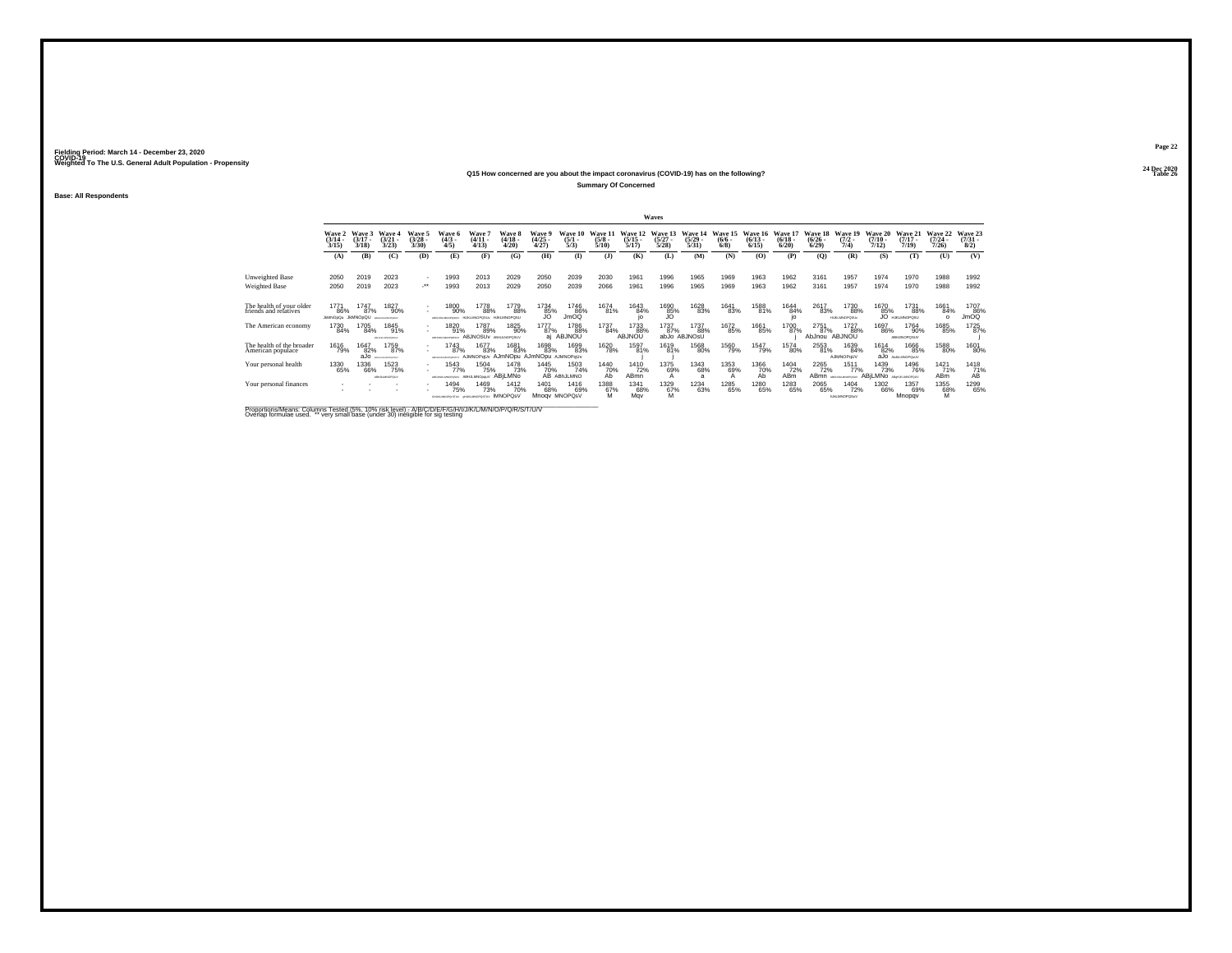Fielding Period: March 14 - December 23, 2020
COVID-19
Weighted To The U.S. General Adult Population - Propensity

24 Dec 2020
Table 26

## Q15 How concerned are you about the impact coronavirus (COVID-19) has on the following?

**Summary Of Concerned**

**Base: All Respondents**

| | Wave 2 (3/14 - 3/15) | Wave 3 (3/17 - 3/18) | Wave 4 (3/21 - 3/23) | Wave 5 (3/28 - 3/30) | Wave 6 (4/3 - 4/5) | Wave 7 (4/11 - 4/13) | Wave 8 (4/18 - 4/20) | Wave 9 (4/25 - 4/27) | Wave 10 (5/1 - 5/3) | Wave 11 (5/8 - 5/10) | Wave 12 (5/15 - 5/17) | Wave 13 (5/27 - 5/28) | Wave 14 (5/29 - 5/31) | Wave 15 (6/6 - 6/8) | Wave 16 (6/13 - 6/15) | Wave 17 (6/18 - 6/20) | Wave 18 (6/26 - 6/29) | Wave 19 (7/2 - 7/4) | Wave 20 (7/10 - 7/12) | Wave 21 (7/17 - 7/19) | Wave 22 (7/24 - 7/26) | Wave 23 (7/31 - 8/2) |
|---|---|---|---|---|---|---|---|---|---|---|---|---|---|---|---|---|---|---|---|---|---|---|
| | (A) | (B) | (C) | (D) | (E) | (F) | (G) | (H) | (I) | (J) | (K) | (L) | (M) | (N) | (O) | (P) | (Q) | (R) | (S) | (T) | (U) | (V) |
| Unweighted Base | 2050 | 2019 | 2023 | - | 1993 | 2013 | 2029 | 2050 | 2039 | 2030 | 1961 | 1996 | 1965 | 1969 | 1963 | 1962 | 3161 | 1957 | 1974 | 1970 | 1988 | 1992 |
| Weighted Base | 2050 | 2019 | 2023 | -** | 1993 | 2013 | 2029 | 2050 | 2039 | 2066 | 1961 | 1996 | 1965 | 1969 | 1963 | 1962 | 3161 | 1957 | 1974 | 1970 | 1988 | 1992 |
| The health of your older friends and relatives | 1771 86% JlMNOpQu | 1747 87% JkMNOpQU | 1827 90% | - - | 1800 90% | 1778 88% HJKLMNOPQSUv | 1779 88% HJKLMNOPQSU | 1734 85% JO | 1746 86% JmOQ | 1674 81% | 1643 84% jo | 1690 85% JO | 1628 83% | 1641 83% | 1588 81% | 1644 84% jo | 2617 83% | 1730 88% HJKLMNOPQSu | 1670 85% JO | 1731 88% HJKLMNOPQSU | 1661 84% o | 1707 86% JmOQ |
| The American economy | 1730 84% | 1705 84% | 1845 91% | - - | 1820 91% | 1787 89% ABJNOSUv | 1825 90% ABHIJLNOPQSUV | 1777 87% aj | 1786 88% ABJNOU | 1737 84% | 1733 88% ABJNOU | 1737 87% abJo | 1737 88% ABJNOsU | 1672 85% | 1661 85% | 1700 87% j | 2751 87% AbJnou | 1727 88% ABJNOU | 1697 86% | 1764 90% ABHJNOPQSUV | 1685 85% | 1725 87% j |
| The health of the broader American populace | 1616 79% | 1647 82% aJo | 1759 87% | - - | 1743 87% | 1677 83% AJMNOPqUv | 1681 83% AJmNOpu | 1698 83% AJmNOpu | 1699 83% AJMNOPqUv | 1620 78% | 1597 81% j | 1619 81% j | 1568 80% | 1560 79% | 1547 79% | 1574 80% | 2553 81% | 1639 84% AJMNOPqUV | 1614 82% aJo | 1666 85% | 1588 80% | 1601 80% |
| Your personal health | 1330 65% | 1336 66% | 1523 75% | - - | 1543 77% | 1504 75% | 1478 73% ABJLMNo | 1445 70% AB | 1503 74% ABhJLMNO | 1440 70% Ab | 1410 72% ABmn | 1375 69% A | 1343 68% a | 1353 69% A | 1366 70% Ab | 1404 72% ABm | 2265 72% ABmn | 1511 77% | 1439 73% ABjLMNo | 1496 76% | 1421 71% ABm | 1418 71% AB |
| Your personal finances | - - | - - | - - | - - | 1494 75% | 1469 73% | 1412 70% lMNOPQsV | 1401 68% Mnoqv | 1416 69% MNOPQsV | 1388 67% M | 1341 68% Mqv | 1329 67% M | 1234 63% | 1285 65% | 1280 65% | 1283 65% | 2065 65% | 1404 72% | 1302 66% | 1357 69% Mnopqv | 1355 68% M | 1299 65% |

Proportions/Means: Columns Tested (5%, 10% risk level) - A/B/C/D/E/F/G/H/I/J/K/L/M/N/O/P/Q/R/S/T/U/V
Overlap formulae used. ** very small base (under 30) ineligible for sig testing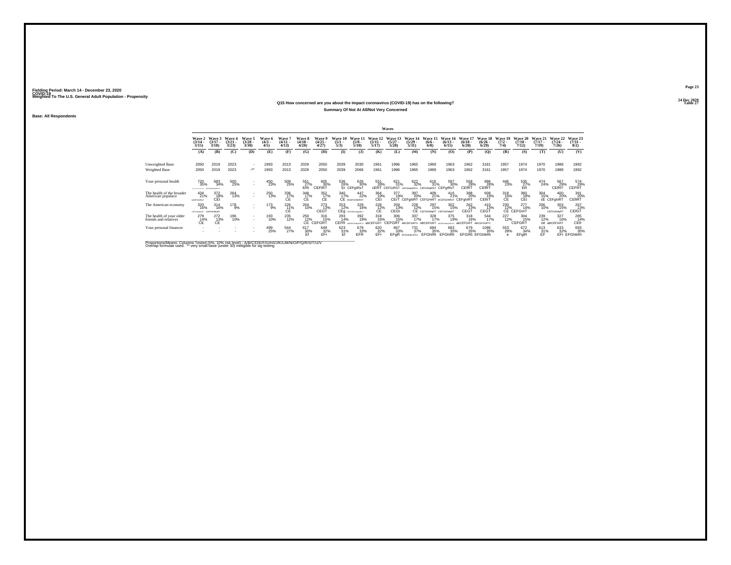Fielding Period: March 14 - December 23, 2020
COVID-19
Weighted To The U.S. General Adult Population - Propensity

24 Dec 2020
Table 27

**Q15 How concerned are you about the impact coronavirus (COVID-19) has on the following?**

**Summary Of Not At All/Not Very Concerned**

**Base: All Respondents**

| | Wave 2 (3/14 - 3/15) | Wave 3 (3/17 - 3/18) | Wave 4 (3/21 - 3/23) | Wave 5 (3/28 - 3/30) | Wave 6 (4/3 - 4/5) | Wave 7 (4/11 - 4/13) | Wave 8 (4/18 - 4/20) | Wave 9 (4/25 - 4/27) | Wave 10 (5/1 - 5/3) | Wave 11 (5/8 - 5/10) | Wave 12 (5/15 - 5/17) | Wave 13 (5/27 - 5/28) | Wave 14 (5/29 - 5/31) | Wave 15 (6/6 - 6/8) | Wave 16 (6/13 - 6/15) | Wave 17 (6/18 - 6/20) | Wave 18 (6/26 - 6/29) | Wave 19 (7/2 - 7/4) | Wave 20 (7/10 - 7/12) | Wave 21 (7/17 - 7/19) | Wave 22 (7/24 - 7/26) | Wave 23 (7/31 - 8/2) |
|---|---|---|---|---|---|---|---|---|---|---|---|---|---|---|---|---|---|---|---|---|---|---|
| | (A) | (B) | (C) | (D) | (E) | (F) | (G) | (H) | (I) | (J) | (K) | (L) | (M) | (N) | (O) | (P) | (Q) | (R) | (S) | (T) | (U) | (V) |
| Unweighted Base | 2050 | 2019 | 2023 | - | 1993 | 2013 | 2029 | 2050 | 2039 | 2030 | 1961 | 1996 | 1965 | 1969 | 1963 | 1962 | 3161 | 1957 | 1974 | 1970 | 1988 | 1992 |
| Weighted Base | 2050 | 2019 | 2023 | -** | 1993 | 2013 | 2029 | 2050 | 2039 | 2066 | 1961 | 1996 | 1965 | 1969 | 1963 | 1962 | 3161 | 1957 | 1974 | 1970 | 1988 | 1992 |
| Your personal health | 720 35% CEFGHIJKLMNOPQRSTUV | 683 34% CEFGHIJKLMNOPQRSTUV | 500 25% | - - | 450 23% | 509 25% | 551 27% ERt | 605 30% CEFiRT | 536 26% Er | 626 30% CEFgIRsT | 551 28% cERT | 621 31% CEFGIRST | 622 32% CEFGhIgRSTu | 616 31% CEFGIkqRST | 597 30% CEFgIRsT | 558 28% CEfRT | 896 28% CEfRT | 446 23% | 535 27% ER | 474 24% | 567 29% CEfRT | 574 29% CEFRT |
| The health of the broader American populace | 434 21% bCEFGHIRsT | 372 18% CEt | 264 13% | - - | 250 13% | 336 17% CE | 348 17% CE | 352 17% CE | 340 17% CE | 447 22% bCEFGHIkIRST | 364 19% CEt | 377 19% CErT | 397 20% CEFghIRT | 409 21% CEFGHIRT | 416 21% bCEFGHIRsT | 388 20% CEFghIRT | 608 19% CEfirT | 318 16% CE | 360 18% CEt | 304 15% cE | 400 20% CEFghIRT | 391 20% CEfiRT |
| The American economy | 320 16% CEFGhIkQRT | 314 16% CEFGIKMQRT | 178 9% | - - | 173 9% | 226 11% CE | 204 10% | 273 13% CEGT | 253 12% CEg | 329 16% CEFGhIkLMqQRTv | 228 12% CE | 259 13% CEGt | 228 12% CE | 297 15% CEFGIKMQRT | 302 15% CEFGIKMqRT | 262 13% CEGT | 410 13% CEGT | 230 12% CE | 277 14% CEFGmT | 206 10% | 303 15% CEFGIKMQRT | 267 13% CEfGT |
| The health of your older friends and relatives | 279 14% CE | 272 13% CE | 196 10% | - - | 193 10% | 235 12% | 250 12% CE | 316 15% CEFGRT | 293 14% CEFR | 392 19% ABCEFGHIkqRSTV | 318 16% abCEFGRT | 306 15% CEFGRT | 337 17% ABCEFGIRTv | 328 17% ABCEFGRT | 375 19% ABCEFGHIklqRSTuv | 318 16% abCEFGRT | 544 17% ABCEFGIRTV | 227 12% | 304 15% CEFGRT | 239 12% ce | 327 16% aBCEFGRT | 285 14% CEfr |
| Your personal finances | - - | - - | - - | - - | 499 25% | 544 27% | 617 30% Ef | 649 32% EFr | 623 31% Ef | 679 33% EFR | 620 32% EFr | 667 33% EFgR | 731 37% EFGHIJKLRTU | 684 35% EFGhIRt | 683 35% EFGhIRt | 679 35% EFGIRt | 1096 35% EFGhIkRt | 553 28% e | 672 34% EFgiR | 613 31% EF | 633 32% EFr | 693 35% EFGhIkRt |

Proportions/Means: Columns Tested (5%, 10% risk level) - A/B/C/D/E/F/G/H/I/J/K/L/M/N/O/P/Q/R/S/T/U/V
Overlap formulae used. ** very small base (under 30) ineligible for sig testing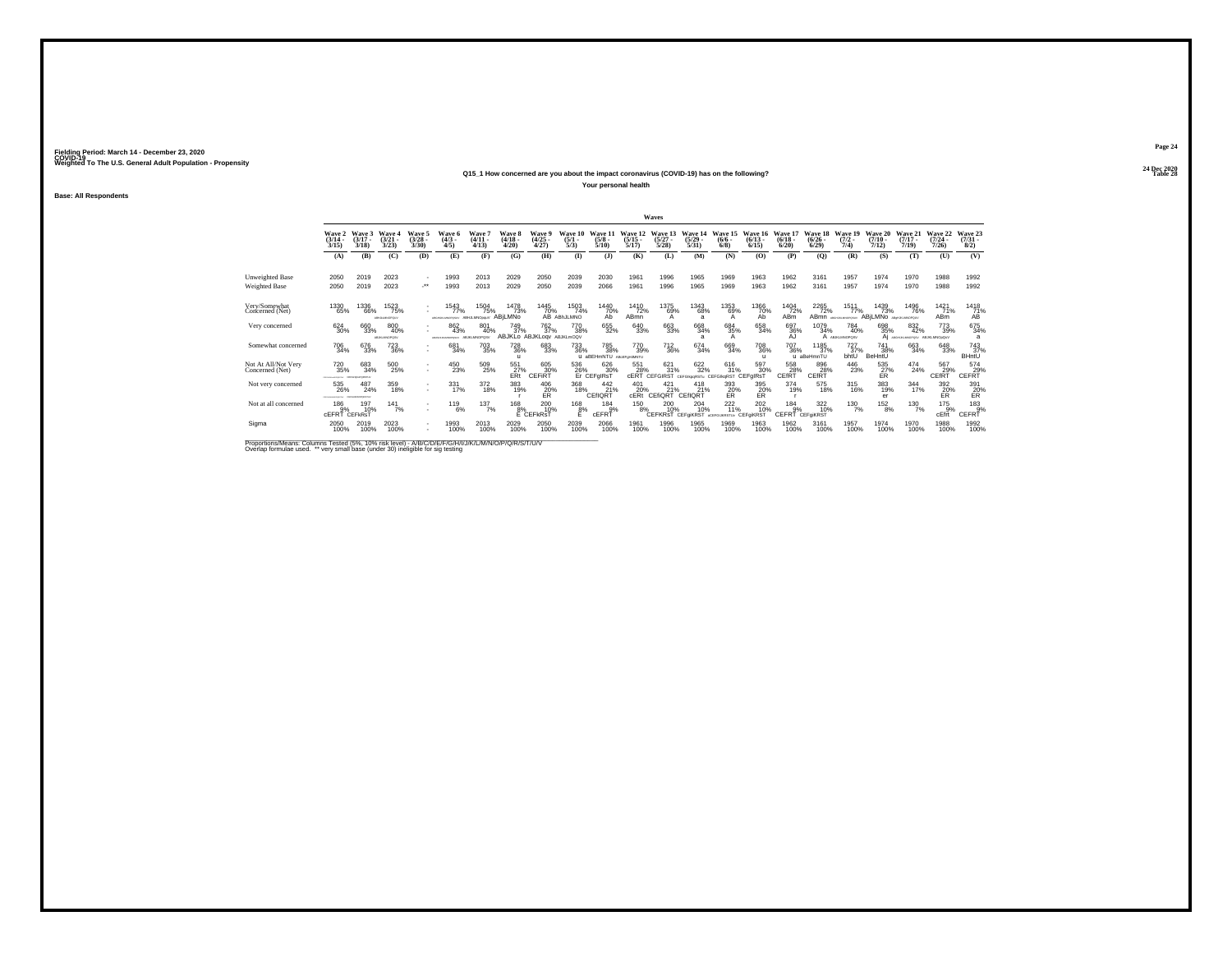Fielding Period: March 14 - December 23, 2020
COVID-19
Weighted To The U.S. General Adult Population - Propensity

24 Dec 2020
Table 28

## Q15_1 How concerned are you about the impact coronavirus (COVID-19) has on the following?

### Your personal health

**Base: All Respondents**

| | Wave 2 (3/14 - 3/15) | Wave 3 (3/17 - 3/18) | Wave 4 (3/21 - 3/23) | Wave 5 (3/28 - 3/30) | Wave 6 (4/3 - 4/5) | Wave 7 (4/11 - 4/13) | Wave 8 (4/18 - 4/20) | Wave 9 (4/25 - 4/27) | Wave 10 (5/1 - 5/3) | Wave 11 (5/8 - 5/10) | Wave 12 (5/15 - 5/17) | Wave 13 (5/27 - 5/28) | Wave 14 (5/29 - 5/31) | Wave 15 (6/6 - 6/8) | Wave 16 (6/13 - 6/15) | Wave 17 (6/18 - 6/20) | Wave 18 (6/26 - 6/29) | Wave 19 (7/2 - 7/4) | Wave 20 (7/10 - 7/12) | Wave 21 (7/17 - 7/19) | Wave 22 (7/24 - 7/26) | Wave 23 (7/31 - 8/2) |
|---|---|---|---|---|---|---|---|---|---|---|---|---|---|---|---|---|---|---|---|---|---|---|
| | (A) | (B) | (C) | (D) | (E) | (F) | (G) | (H) | (I) | (J) | (K) | (L) | (M) | (N) | (O) | (P) | (Q) | (R) | (S) | (T) | (U) | (V) |
| Unweighted Base | 2050 | 2019 | 2023 | - | 1993 | 2013 | 2029 | 2050 | 2039 | 2030 | 1961 | 1996 | 1965 | 1969 | 1963 | 1962 | 3161 | 1957 | 1974 | 1970 | 1988 | 1992 |
| Weighted Base | 2050 | 2019 | 2023 | -** | 1993 | 2013 | 2029 | 2050 | 2039 | 2066 | 1961 | 1996 | 1965 | 1969 | 1963 | 1962 | 3161 | 1957 | 1974 | 1970 | 1988 | 1992 |
| Very/Somewhat Concerned (Net) | 1330 65% | 1336 66% | 1523 75% | - | 1543 77% | 1504 75% | 1478 73% ABjLMNo | 1445 70% AB | 1503 74% ABhJLMNO | 1440 70% Ab | 1410 72% ABmn | 1375 69% A | 1343 68% a | 1353 69% A | 1366 70% Ab | 1404 72% ABm | 2265 72% ABmn | 1511 77% | 1439 73% ABjLMNo | 1496 76% | 1421 71% ABm | 1418 71% AB |
| Very concerned | 624 30% | 660 33% | 800 40% | - | 862 43% | 801 40% | 749 37% ABJKLo | 762 37% ABJKLoqv | 770 38% ABJKLmOQV | 655 32% | 640 33% | 663 33% | 668 34% a | 684 35% A | 658 34% | 697 36% AJ | 1079 34% A | 784 40% | 698 35% Aj | 832 42% | 773 39% | 675 34% a |
| Somewhat concerned | 706 34% | 676 33% | 723 36% | - | 681 34% | 703 35% | 728 36% u | 683 33% | 733 36% u | 785 38% aBEHmNTU | 770 39% | 712 36% | 674 34% | 669 34% | 708 36% u | 707 36% u | 1185 37% aBeHmnTU | 727 37% bhtU | 741 38% BeHntU | 663 34% | 648 33% | 743 37% BHntU |
| Not At All/Not Very Concerned (Net) | 720 35% | 683 34% | 500 25% | - | 450 23% | 509 25% | 551 27% ERt | 605 30% CEFtRT | 536 26% Er | 626 30% CEFgIRsT | 551 28% cERT | 621 31% CEFGIRST | 622 32% | 616 31% CEFGIqRST | 597 30% CEFgIRsT | 558 28% CEfRT | 896 28% CEfRT | 446 23% | 535 27% ER | 474 24% | 567 29% CEfRT | 574 29% CEFRT |
| Not very concerned | 535 26% | 487 24% | 359 18% | - | 331 17% | 372 18% | 383 19% r | 406 20% ER | 368 18% | 442 21% CEfIQRT | 401 20% cERt | 421 21% CEfIQRT | 418 21% CEfIQRT | 393 20% ER | 395 20% ER | 374 19% r | 575 18% | 315 16% | 383 19% er | 344 17% | 392 20% ER | 391 20% ER |
| Not at all concerned | 186 9% cEFRT | 197 10% CEFkRsT | 141 7% | - | 119 6% | 137 7% | 168 8% E | 200 10% CEFkRsT | 168 8% E | 184 9% cEFRT | 150 8% | 200 10% CEFKRsT | 204 10% CEFgKRST | 222 11% | 202 10% CEFgIKRST | 184 9% CEFRT | 322 10% CEFgKRST | 130 7% | 152 8% | 130 7% | 175 9% cEfrt | 183 9% CEFRT |
| Sigma | 2050 100% | 2019 100% | 2023 100% | - | 1993 100% | 2013 100% | 2029 100% | 2050 100% | 2039 100% | 2066 100% | 1961 100% | 1996 100% | 1965 100% | 1969 100% | 1963 100% | 1962 100% | 3161 100% | 1957 100% | 1974 100% | 1970 100% | 1988 100% | 1992 100% |

Proportions/Means: Columns Tested (5%, 10% risk level) - A/B/C/D/E/F/G/H/I/J/K/L/M/N/O/P/Q/R/S/T/U/V
Overlap formulae used. ** very small base (under 30) ineligible for sig testing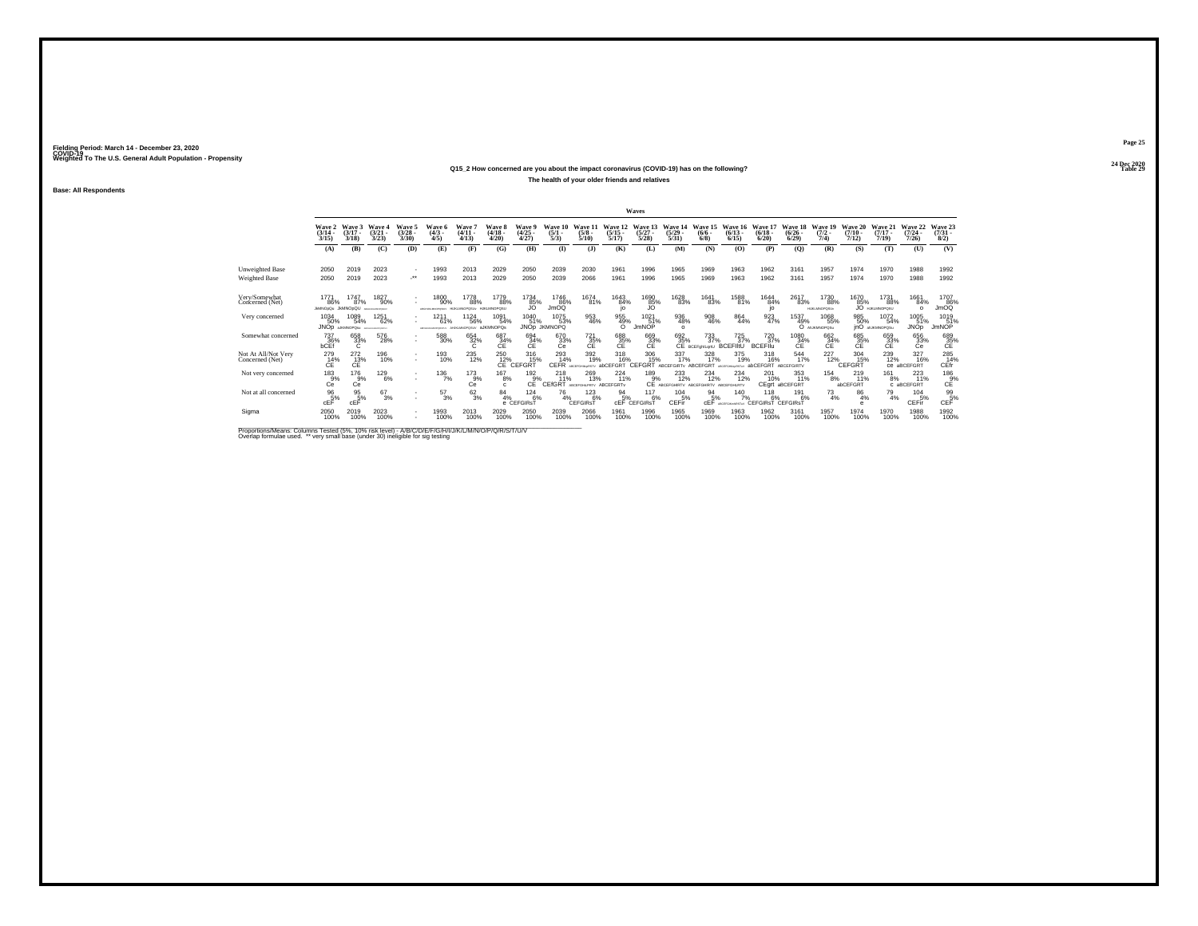Fielding Period: March 14 - December 23, 2020
COVID-19
Weighted To The U.S. General Adult Population - Propensity

24 Dec 2020
Table 29

## Q15_2 How concerned are you about the impact coronavirus (COVID-19) has on the following?

### The health of your older friends and relatives

Base: All Respondents

| | Wave 2 (3/14 - 3/15) | Wave 3 (3/17 - 3/18) | Wave 4 (3/21 - 3/23) | Wave 5 (3/28 - 3/30) | Wave 6 (4/3 - 4/5) | Wave 7 (4/11 - 4/13) | Wave 8 (4/18 - 4/20) | Wave 9 (4/25 - 4/27) | Wave 10 (5/1 - 5/3) | Wave 11 (5/8 - 5/10) | Wave 12 (5/15 - 5/17) | Wave 13 (5/27 - 5/28) | Wave 14 (5/29 - 5/31) | Wave 15 (6/6 - 6/8) | Wave 16 (6/13 - 6/15) | Wave 17 (6/18 - 6/20) | Wave 18 (6/26 - 6/29) | Wave 19 (7/2 - 7/4) | Wave 20 (7/10 - 7/12) | Wave 21 (7/17 - 7/19) | Wave 22 (7/24 - 7/26) | Wave 23 (7/31 - 8/2) |
|---|---|---|---|---|---|---|---|---|---|---|---|---|---|---|---|---|---|---|---|---|---|---|
| | (A) | (B) | (C) | (D) | (E) | (F) | (G) | (H) | (I) | (J) | (K) | (L) | (M) | (N) | (O) | (P) | (Q) | (R) | (S) | (T) | (U) | (V) |
| Unweighted Base | 2050 | 2019 | 2023 | - | 1993 | 2013 | 2029 | 2050 | 2039 | 2030 | 1961 | 1996 | 1965 | 1969 | 1963 | 1962 | 3161 | 1957 | 1974 | 1970 | 1988 | 1992 |
| Weighted Base | 2050 | 2019 | 2023 | -** | 1993 | 2013 | 2029 | 2050 | 2039 | 2066 | 1961 | 1996 | 1965 | 1969 | 1963 | 1962 | 3161 | 1957 | 1974 | 1970 | 1988 | 1992 |
| Very/Somewhat Concerned (Net) | 1771 86% JkMNOpQu | 1747 87% JkMNOpQU | 1827 90% | - | 1800 90% | 1778 88% HIJKLMNOPQSU | 1779 88% HIJKLMNOPQSU | 1734 85% JO | 1746 86% JmOQ | 1674 81% | 1643 84% jo | 1690 85% JO | 1628 83% | 1641 83% | 1588 81% | 1644 84% jo | 2617 83% | 1730 88% HIJKLMNOPQSU | 1670 85% JO | 1731 88% HIJKLMNOPQSU | 1661 84% o | 1707 86% JmOQ |
| Very concerned | 1034 50% JNOp | 1089 54% aJKMNOPQs | 1251 62% | - | 1211 61% | 1124 56% AHIJKLMNOPQRsUv | 1091 54% aJKMNOPQs | 1040 51% JNOp | 1075 53% JKMNOPQ | 953 46% | 955 49% O | 1021 51% JmNOP | 936 48% o | 908 46% | 864 44% | 923 47% | 1537 49% O | 1068 55% aKLMNOPQs | 985 50% jnO | 1072 54% aKJMNOPQs | 1005 51% JNOp | 1019 51% JmNOP |
| Somewhat concerned | 737 36% bCEf | 658 33% C | 576 28% | - | 589 30% | 654 32% C | 687 34% CE | 694 34% CE | 670 33% Ce | 721 35% CE | 688 35% CE | 669 33% CE | 692 35% CE | 733 37% BCEFghIKLqrtU | 725 37% BCEFIltU | 720 37% BCEFIlu | 1080 34% CE | 662 34% CE | 685 35% CE | 659 33% CE | 656 33% Ce | 689 35% CE |
| Not At All/Not Very Concerned (Net) | 279 14% CE | 272 13% CE | 196 10% | - | 193 10% | 235 12% | 250 12% CE | 316 15% CEFGRT | 293 14% CEFR | 392 19% ABCEFGHIKLPRSTUV | 318 16% abCEFGRT | 306 15% CEFGRT | 337 17% ABCEFGIRTv | 328 17% ABCEFGRT | 375 19% ABCEFGHIKLPRSTUV | 318 16% abCEFGRT | 544 17% ABCEFGIRTV | 227 12% | 304 15% CEFGRT | 239 12% ce | 327 16% aBCEFGRT | 285 14% CEfr |
| Not very concerned | 183 9% Ce | 176 9% Ce | 129 6% | - | 136 7% | 173 9% Ce | 167 8% c | 192 9% CE | 218 11% CEfGRT | 269 13% ABCEFGHILPRTV | 224 11% ABCEFGRTv | 189 9% CE | 233 12% ABCEFGHIRTV | 234 12% ABCEFGHIRTV | 234 12% ABCEFGHIRTV | 201 10% CEgrt | 353 11% aBCEFGRT | 154 8% | 219 11% abCEFGRT | 161 8% c | 223 11% aBCEFGRT | 186 9% CE |
| Not at all concerned | 96 5% cEF | 95 5% cEF | 67 3% | - | 57 3% | 62 3% | 84 4% e | 124 6% CEFGIRsT | 76 4% | 123 6% CEFGIRsT | 94 5% cEF | 117 6% CEFGIRsT | 104 5% CEFir | 94 5% cEF | 140 7% aBCEFGHIKMNRSTUV | 118 6% CEFGIRsT | 191 6% CEFGIRsT | 73 4% | 86 4% e | 79 4% | 104 5% CEFir | 99 5% CEF |
| Sigma | 2050 100% | 2019 100% | 2023 100% | - | 1993 100% | 2013 100% | 2029 100% | 2050 100% | 2039 100% | 2066 100% | 1961 100% | 1996 100% | 1965 100% | 1969 100% | 1963 100% | 1962 100% | 3161 100% | 1957 100% | 1974 100% | 1970 100% | 1988 100% | 1992 100% |

Proportions/Means: Columns Tested (5%, 10% risk level) - A/B/C/D/E/F/G/H/I/J/K/L/M/N/O/P/Q/R/S/T/U/V
Overlap formulae used. ** very small base (under 30) ineligible for sig testing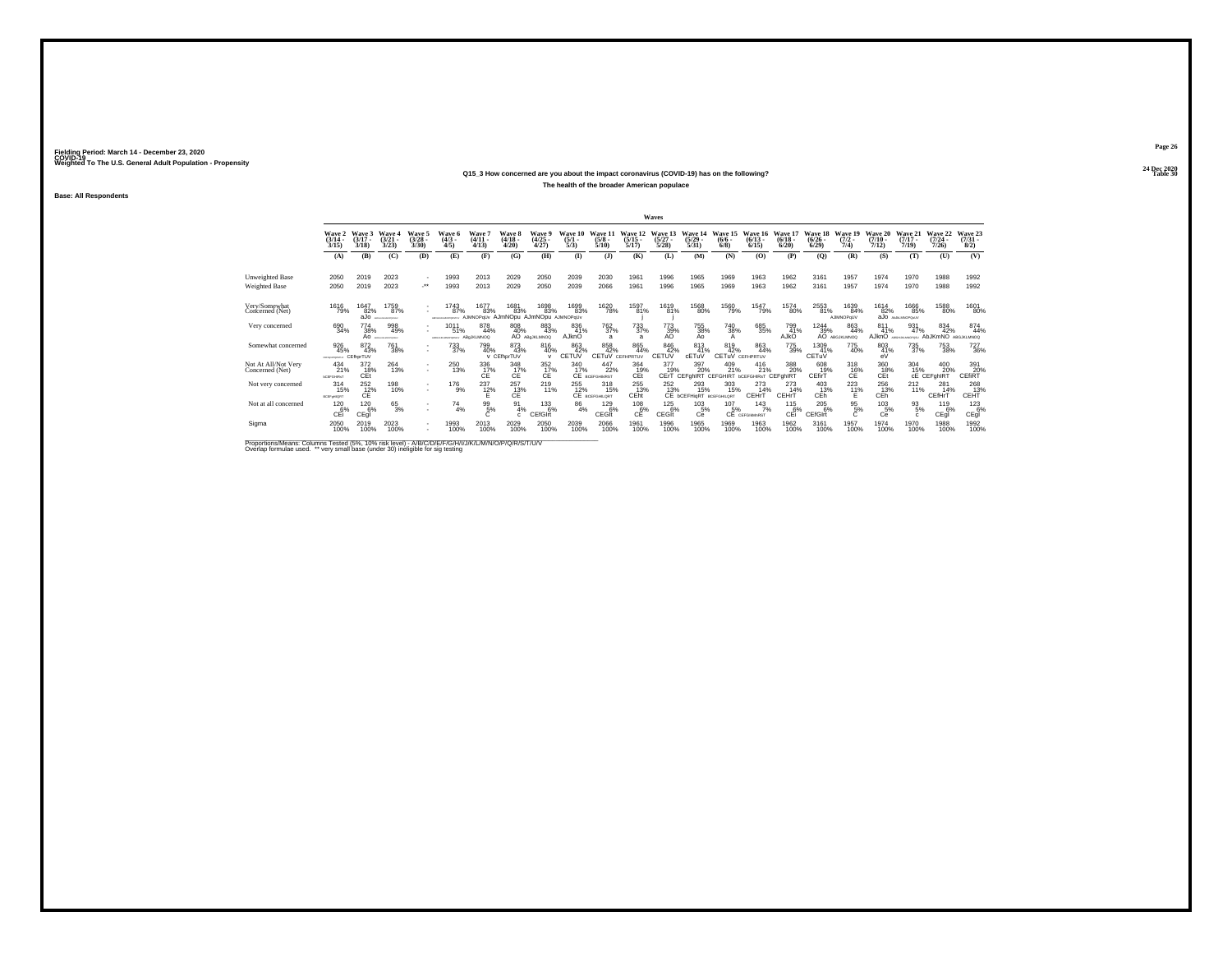Fielding Period: March 14 - December 23, 2020
COVID-19
Weighted To The U.S. General Adult Population - Propensity

24 Dec 2020
Table 30

## Q15_3 How concerned are you about the impact coronavirus (COVID-19) has on the following?

### The health of the broader American populace

Base: All Respondents

| | Wave 2 (3/14 - 3/15) | Wave 3 (3/17 - 3/18) | Wave 4 (3/21 - 3/23) | Wave 5 (3/28 - 3/30) | Wave 6 (4/3 - 4/5) | Wave 7 (4/11 - 4/13) | Wave 8 (4/18 - 4/20) | Wave 9 (4/25 - 4/27) | Wave 10 (5/1 - 5/3) | Wave 11 (5/8 - 5/10) | Wave 12 (5/15 - 5/17) | Wave 13 (5/27 - 5/28) | Wave 14 (5/29 - 5/31) | Wave 15 (6/6 - 6/8) | Wave 16 (6/13 - 6/15) | Wave 17 (6/18 - 6/20) | Wave 18 (6/26 - 6/29) | Wave 19 (7/2 - 7/4) | Wave 20 (7/10 - 7/12) | Wave 21 (7/17 - 7/19) | Wave 22 (7/24 - 7/26) | Wave 23 (7/31 - 8/2) |
|---|---|---|---|---|---|---|---|---|---|---|---|---|---|---|---|---|---|---|---|---|---|---|
| | (A) | (B) | (C) | (D) | (E) | (F) | (G) | (H) | (I) | (J) | (K) | (L) | (M) | (N) | (O) | (P) | (Q) | (R) | (S) | (T) | (U) | (V) |
| Unweighted Base | 2050 | 2019 | 2023 | - | 1993 | 2013 | 2029 | 2050 | 2039 | 2030 | 1961 | 1996 | 1965 | 1969 | 1963 | 1962 | 3161 | 1957 | 1974 | 1970 | 1988 | 1992 |
| Weighted Base | 2050 | 2019 | 2023 | -** | 1993 | 2013 | 2029 | 2050 | 2039 | 2066 | 1961 | 1996 | 1965 | 1969 | 1963 | 1962 | 3161 | 1957 | 1974 | 1970 | 1988 | 1992 |
| Very/Somewhat Concerned (Net) | 1616 79% | 1647 82% aJo | 1759 87% | - | 1743 87% | 1677 83% AJMNOPqUv | 1681 83% AJmNOPu | 1698 83% AJmNOPu | 1699 83% AJMNOPqUv | 1620 78% | 1597 81% j | 1619 81% j | 1568 80% | 1560 79% | 1547 79% | 1574 80% | 2553 81% | 1639 84% AJMNOPqUV | 1614 82% aJo | 1666 85% | 1588 80% | 1601 80% |
| Very concerned | 690 34% | 774 38% Ao | 998 49% | - | 1011 51% | 878 44% ABgJKLMNOQ | 808 40% AO | 883 43% ABgJKLMNOQ | 836 41% AJknO | 762 37% a | 733 37% a | 773 39% AO | 755 38% Ao | 740 38% A | 685 35% | 799 41% AJkO | 1244 39% AO | 863 44% ABGJKLMNOQ | 811 41% AJknO | 931 47% | 834 42% AbJKmNO | 874 44% ABGJKLMNOQ |
| Somewhat concerned | 926 45% | 872 43% CEfhprTUV | 761 38% | - | 733 37% | 799 40% v | 873 43% CEfhprTUV | 816 40% v | 863 42% CETUV | 858 42% CETuV | 865 44% CEFHPRTUV | 846 42% CETUV | 813 41% cETuV | 819 42% CETuV | 863 44% CEFHPRTUV | 775 39% | 1309 41% CETuV | 775 40% | 803 41% eV | 735 37% | 753 38% | 727 36% |
| Not At All/Not Very Concerned (Net) | 434 21% | 372 18% CEt | 264 13% | - | 250 13% | 336 17% CE | 348 17% CE | 352 17% CE | 340 17% CE | 447 22% | 364 19% CEt | 377 19% CErT | 397 20% CEFghIRT | 409 21% CEFGHIRT | 416 21% bCEFGHIRsT | 388 20% CEFghIRT | 608 19% CEfIrT | 318 16% CE | 360 18% CEt | 304 15% cE | 400 20% CEFghIRT | 391 20% CEfIRT |
| Not very concerned | 314 15% | 252 12% CE | 198 10% | - | 176 9% | 237 12% E | 257 13% CE | 219 11% | 255 12% CE | 318 15% | 255 13% CEht | 252 13% CE | 293 15% bCEFHIqRT | 303 15% | 273 14% CEHrT | 273 14% CEHrT | 403 13% CEh | 223 11% E | 256 13% CEh | 212 11% | 281 14% CEfHrT | 268 13% CEHT |
| Not at all concerned | 120 6% CEI | 120 6% CEgI | 65 3% | - | 74 4% | 99 5% C | 91 4% c | 133 6% CEfGIt | 86 4% | 129 6% CEGIt | 108 6% CE | 125 6% CEGIt | 103 5% Ce | 107 5% CE | 143 7% | 115 6% CEI | 205 6% CEfGIt | 95 5% C | 103 5% Ce | 93 5% c | 119 6% CEgI | 123 6% CEgI |
| Sigma | 2050 100% | 2019 100% | 2023 100% | - | 1993 100% | 2013 100% | 2029 100% | 2050 100% | 2039 100% | 2066 100% | 1961 100% | 1996 100% | 1965 100% | 1969 100% | 1963 100% | 1962 100% | 3161 100% | 1957 100% | 1974 100% | 1970 100% | 1988 100% | 1992 100% |

Proportions/Means: Columns Tested (5%, 10% risk level) - A/B/C/D/E/F/G/H/I/J/K/L/M/N/O/P/Q/R/S/T/U/V
Overlap formulae used. ** very small base (under 30) ineligible for sig testing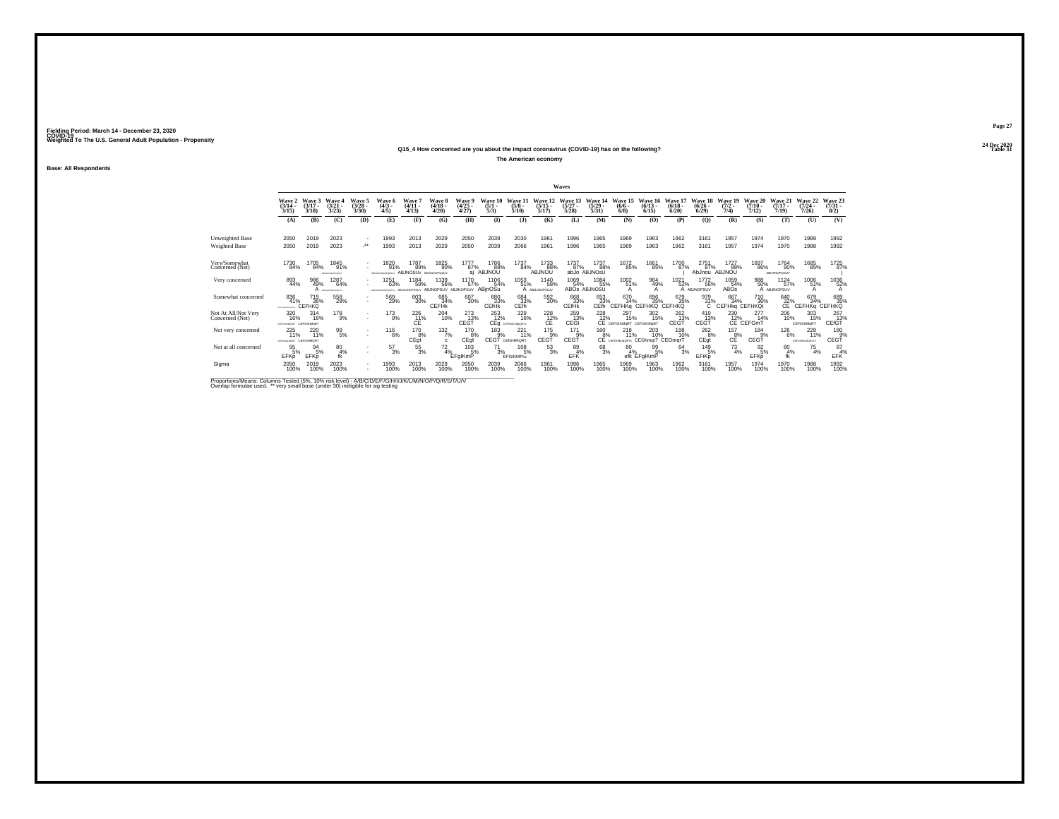Fielding Period: March 14 - December 23, 2020
COVID-19
Weighted To The U.S. General Adult Population - Propensity

24 Dec 2020
Table 31

### Q15_4 How concerned are you about the impact coronavirus (COVID-19) has on the following?

**The American economy**

**Base: All Respondents**

| | Wave 2 (3/14 - 3/15) | Wave 3 (3/17 - 3/18) | Wave 4 (3/21 - 3/23) | Wave 5 (3/28 - 3/30) | Wave 6 (4/3 - 4/5) | Wave 7 (4/11 - 4/13) | Wave 8 (4/18 - 4/20) | Wave 9 (4/25 - 4/27) | Wave 10 (5/1 - 5/3) | Wave 11 (5/8 - 5/10) | Wave 12 (5/15 - 5/17) | Wave 13 (5/27 - 5/28) | Wave 14 (5/29 - 5/31) | Wave 15 (6/6 - 6/8) | Wave 16 (6/13 - 6/15) | Wave 17 (6/18 - 6/20) | Wave 18 (6/26 - 6/29) | Wave 19 (7/2 - 7/4) | Wave 20 (7/10 - 7/12) | Wave 21 (7/17 - 7/19) | Wave 22 (7/24 - 7/26) | Wave 23 (7/31 - 8/2) |
|---|---|---|---|---|---|---|---|---|---|---|---|---|---|---|---|---|---|---|---|---|---|---|
| | (A) | (B) | (C) | (D) | (E) | (F) | (G) | (H) | (I) | (J) | (K) | (L) | (M) | (N) | (O) | (P) | (Q) | (R) | (S) | (T) | (U) | (V) |
| Unweighted Base | 2050 | 2019 | 2023 | - | 1993 | 2013 | 2029 | 2050 | 2039 | 2030 | 1961 | 1996 | 1965 | 1969 | 1963 | 1962 | 3161 | 1957 | 1974 | 1970 | 1988 | 1992 |
| Weighted Base | 2050 | 2019 | 2023 | -** | 1993 | 2013 | 2029 | 2050 | 2039 | 2066 | 1961 | 1996 | 1965 | 1969 | 1963 | 1962 | 3161 | 1957 | 1974 | 1970 | 1988 | 1992 |
| Very/Somewhat Concerned (Net) | 1730 84% | 1705 84% | 1845 91% BEFHIJKLMNOPQRSUV | - | 1820 91% ABEFHIJKLMNOPQRSUV | 1787 89% ABJNOSUv | 1825 90% ABHIJLNOPQSUV | 1777 87% aj | 1786 88% ABJNOU | 1737 84% | 1733 88% ABJNOU | 1737 87% abJo | 1737 88% ABJNOsU | 1672 85% | 1661 85% | 1700 87% j | 2751 87% AbJnou | 1727 88% ABJNOU | 1697 86% | 1764 90% ABIJKLNOPQSUV | 1685 85% | 1725 87% j |
| Very concerned | 893 44% | 986 49% A | 1287 64% ABEFGHIJKLMNOPQRSTUV | - | 1251 63% ABEFGHIJKLMNOPQRSTUV | 1184 59% ABGIJKmNOPRSUV | 1139 56% ABJNOPSUV | 1170 57% ABJNOPSUV | 1106 54% ABjnOSu | 1053 51% A | 1140 58% ABIJLNOPSUV | 1069 54% ABOs | 1084 55% ABJNOSU | 1002 51% A | 964 49% A | 1021 52% A | 1772 56% ABJNOPSUV | 1059 54% ABOs | 988 50% A | 1124 57% ABJNOPSUV | 1006 51% A | 1036 52% A |
| Somewhat concerned | 836 41% CDEFGHIJKLMNOPQRSTUV | 719 36% CEFHKQ | 558 28% | - | 569 29% | 603 30% | 685 34% CEFHk | 607 30% | 680 33% CEfHk | 684 33% CEfh | 592 30% | 668 33% CEfHk | 653 33% CEfh | 670 34% CEFHKq | 696 35% CEFHKQ | 679 35% CEFHKQ | 979 31% C | 667 34% CEFHKq | 710 36% CEFHKQt | 640 32% CE | 679 34% CEFHKq | 689 35% CEFHKQ |
| Not At All/Not Very Concerned (Net) | 320 16% CEFGHIKLMPQRT | 314 16% CEFGIKMqRT | 178 9% | - | 173 9% | 226 11% CE | 204 10% | 273 13% CEGT | 253 12% CEg | 329 16% CEFGHIKLMqQRTv | 228 12% CE | 259 13% CEGt | 228 12% CE | 297 15% CEFGIKMqRT | 302 15% CEFGIKMqRT | 262 13% CEGT | 410 13% CEGT | 230 12% CE | 277 14% CEFGmT | 206 10% | 303 15% CEFGIKMqRT | 267 13% CEtGT |
| Not very concerned | 225 11% CEFGHIKLMQRT | 220 11% CEFGHIMQRT | 99 5% | - | 116 6% | 170 8% CEgt | 132 7% c | 170 8% CEgt | 183 9% CEGT | 221 11% CEIGHMQRT | 175 9% CEGT | 171 9% CEGT | 160 8% CE | 218 11% CEFGHIkLMQRTv | 203 10% CEGhmqrT | 198 10% CEGmqrT | 262 8% CEgt | 157 8% CE | 184 9% CEGT | 126 6% | 228 11% CEFGHIKLMQRTV | 180 9% CEGT |
| Not at all concerned | 95 5% EFKp | 94 5% EFKp | 80 4% fk | - | 57 3% | 55 3% | 72 4% | 103 5% EFgIKmP | 71 3% | 108 5% EFGIKMPu | 53 3% | 89 4% EFK | 68 3% | 80 4% efk | 99 5% EFgIKmP | 64 3% | 149 5% EFiKp | 73 4% | 92 5% EFKp | 80 4% fk | 75 4% | 87 4% EFK |
| Sigma | 2050 100% | 2019 100% | 2023 100% | - | 1993 100% | 2013 100% | 2029 100% | 2050 100% | 2039 100% | 2066 100% | 1961 100% | 1996 100% | 1965 100% | 1969 100% | 1963 100% | 1962 100% | 3161 100% | 1957 100% | 1974 100% | 1970 100% | 1988 100% | 1992 100% |

Proportions/Means: Columns Tested (5%, 10% risk level) - A/B/C/D/E/F/G/H/I/J/K/L/M/N/O/P/Q/R/S/T/U/V
Overlap formulae used. ** very small base (under 30) ineligible for sig testing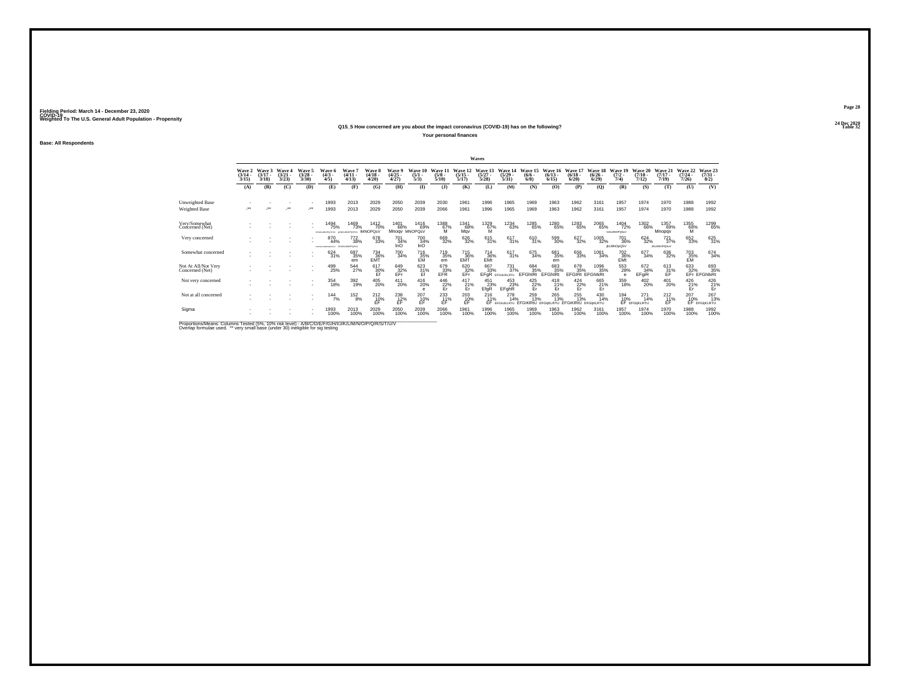Fielding Period: March 14 - December 23, 2020
COVID-19
Weighted To The U.S. General Adult Population - Propensity

24 Dec 2020
Table 32

**Q15_5 How concerned are you about the impact coronavirus (COVID-19) has on the following?**

**Your personal finances**

**Base: All Respondents**

| | Waves | | | | | | | | | | | | | | | | | | | | | |
|---|---|---|---|---|---|---|---|---|---|---|---|---|---|---|---|---|---|---|---|---|---|---|
| | Wave 2 (3/14 - 3/15) | Wave 3 (3/17 - 3/18) | Wave 4 (3/21 - 3/23) | Wave 5 (3/28 - 3/30) | Wave 6 (4/3 - 4/5) | Wave 7 (4/11 - 4/13) | Wave 8 (4/18 - 4/20) | Wave 9 (4/25 - 4/27) | Wave 10 (5/1 - 5/3) | Wave 11 (5/8 - 5/10) | Wave 12 (5/15 - 5/17) | Wave 13 (5/27 - 5/28) | Wave 14 (5/29 - 5/31) | Wave 15 (6/6 - 6/8) | Wave 16 (6/13 - 6/15) | Wave 17 (6/18 - 6/20) | Wave 18 (6/26 - 6/29) | Wave 19 (7/2 - 7/4) | Wave 20 (7/10 - 7/12) | Wave 21 (7/17 - 7/19) | Wave 22 (7/24 - 7/26) | Wave 23 (7/31 - 8/2) |
| | (A) | (B) | (C) | (D) | (E) | (F) | (G) | (H) | (I) | (J) | (K) | (L) | (M) | (N) | (O) | (P) | (Q) | (R) | (S) | (T) | (U) | (V) |
| Unweighted Base | - | - | - | - | 1993 | 2013 | 2029 | 2050 | 2039 | 2030 | 1961 | 1996 | 1965 | 1969 | 1963 | 1962 | 3161 | 1957 | 1974 | 1970 | 1988 | 1992 |
| Weighted Base | -** | -** | -** | -** | 1993 | 2013 | 2029 | 2050 | 2039 | 2066 | 1961 | 1996 | 1965 | 1969 | 1963 | 1962 | 3161 | 1957 | 1974 | 1970 | 1988 | 1992 |
| Very/Somewhat Concerned (Net) | - | - | - | - | 1494 75% GHIJKLMNOPQRSTUV | 1469 73% gHIJKLMNOPQSTUV | 1412 70% lMNOPQsV | 1401 68% Mnoqv | 1416 69% MNOPQsV | 1388 67% M | 1341 68% Mqv | 1329 67% M | 1234 63% | 1285 65% | 1280 65% | 1283 65% | 2065 65% | 1404 72% IJKLMNOPQSuV | 1302 66% | 1357 69% Mnopqv | 1355 68% M | 1299 65% |
| Very concerned | - | - | - | - | 870 44% GHIJKLMNOPQRSTUV | 772 38% GHIJKLMNOPQSUV | 678 33% | 701 34% lnO | 700 34% lnO | 669 32% | 626 32% | 615 31% | 617 31% | 610 31% | 599 30% | 627 32% | 1005 32% | 701 36% jkLMNOpQSV | 624 32% | 721 37% JKLMNOPQSuV | 652 33% | 625 31% |
| Somewhat concerned | - | - | - | - | 624 31% | 697 35% em | 734 36% EMT | 700 34% | 716 35% EM | 719 35% em | 715 36% EMT | 714 36% EMt | 617 31% | 675 34% | 681 35% em | 656 33% | 1061 34% | 702 36% EMt | 677 34% | 636 32% | 703 35% EM | 674 34% |
| Not At All/Not Very Concerned (Net) | - | - | - | - | 499 25% | 544 27% | 617 30% Ef | 649 32% EFr | 623 31% Ef | 679 33% EFR | 620 32% EFr | 667 33% EFgR | 731 37% EFGHIJKLRTU | 684 35% EFGhIRt | 683 35% EFGhIRt | 679 35% EFGIRt | 1096 35% EFGhIkRt | 553 28% e | 672 34% EFgiR | 613 31% EF | 633 32% EFr | 693 35% EFGhIkRt |
| Not very concerned | - | - | - | - | 354 18% | 392 19% | 405 20% | 411 20% | 416 20% e | 446 22% Er | 417 21% Er | 451 23% EfgR | 453 23% EFghR | 425 22% Er | 418 21% Er | 424 22% Er | 665 21% Er | 359 18% | 402 20% | 401 20% | 426 21% Er | 426 21% Er |
| Not at all concerned | - | - | - | - | 144 7% | 152 8% | 212 10% EF | 238 12% EF | 207 10% EF | 233 11% EF | 203 10% EF | 216 11% EF | 278 14% EFGHIJKLRTU | 259 13% EFGIKlRtU | 265 13% EFGIjKLRTU | 255 13% EFGIKlRtU | 430 14% EFGIjKLRTU | 194 10% EF | 271 14% EFGIjKLRTU | 212 11% EF | 207 10% EF | 267 13% EFGIjKLRTU |
| Sigma | - | - | - | - | 1993 100% | 2013 100% | 2029 100% | 2050 100% | 2039 100% | 2066 100% | 1961 100% | 1996 100% | 1965 100% | 1969 100% | 1963 100% | 1962 100% | 3161 100% | 1957 100% | 1974 100% | 1970 100% | 1988 100% | 1992 100% |

Proportions/Means: Columns Tested (5%, 10% risk level) - A/B/C/D/E/F/G/H/I/J/K/L/M/N/O/P/Q/R/S/T/U/V
Overlap formulae used. ** very small base (under 30) ineligible for sig testing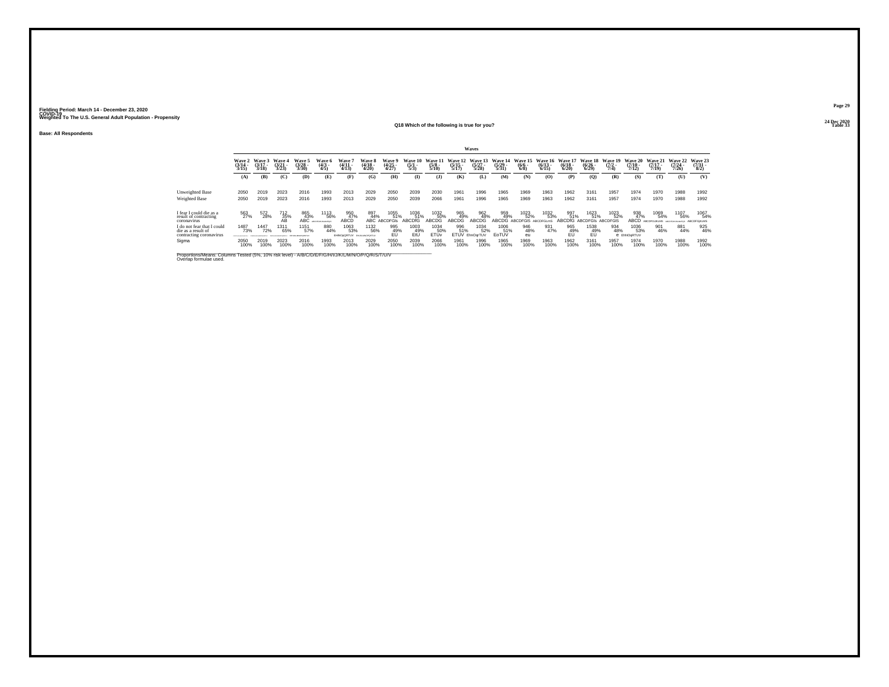Fielding Period: March 14 - December 23, 2020
COVID-19
Weighted To The U.S. General Adult Population - Propensity

24 Dec 2020
Table 33

## Q18 Which of the following is true for you?

Base: All Respondents

| | Waves | | | | | | | | | | | | | | | | | | | | | |
|---|---|---|---|---|---|---|---|---|---|---|---|---|---|---|---|---|---|---|---|---|---|---|
| | Wave 2 (3/14 - 3/15) | Wave 3 (3/17 - 3/18) | Wave 4 (3/21 - 3/23) | Wave 5 (3/28 - 3/30) | Wave 6 (4/3 - 4/5) | Wave 7 (4/11 - 4/13) | Wave 8 (4/18 - 4/20) | Wave 9 (4/25 - 4/27) | Wave 10 (5/1 - 5/3) | Wave 11 (5/8 - 5/10) | Wave 12 (5/15 - 5/17) | Wave 13 (5/27 - 5/28) | Wave 14 (5/29 - 5/31) | Wave 15 (6/6 - 6/8) | Wave 16 (6/13 - 6/15) | Wave 17 (6/18 - 6/20) | Wave 18 (6/26 - 6/29) | Wave 19 (7/2 - 7/4) | Wave 20 (7/10 - 7/12) | Wave 21 (7/17 - 7/19) | Wave 22 (7/24 - 7/26) | Wave 23 (7/31 - 8/2) |
| | (A) | (B) | (C) | (D) | (E) | (F) | (G) | (H) | (I) | (J) | (K) | (L) | (M) | (N) | (O) | (P) | (Q) | (R) | (S) | (T) | (U) | (V) |
| Unweighted Base | 2050 | 2019 | 2023 | 2016 | 1993 | 2013 | 2029 | 2050 | 2039 | 2030 | 1961 | 1996 | 1965 | 1969 | 1963 | 1962 | 3161 | 1957 | 1974 | 1970 | 1988 | 1992 |
| Weighted Base | 2050 | 2019 | 2023 | 2016 | 1993 | 2013 | 2029 | 2050 | 2039 | 2066 | 1961 | 1996 | 1965 | 1969 | 1963 | 1962 | 3161 | 1957 | 1974 | 1970 | 1988 | 1992 |
| I fear I could die as a result of contracting coronavirus | 563 27% | 572 28% | 712 35% AB | 865 43% ABC | 1113 56% ABCDFGIJKLMNOPQRSTUV | 950 47% ABCD | 897 44% ABC | 1055 51% ABCDFGIs | 1036 51% ABCDfG | 1032 50% ABCDG | 965 49% ABCDG | 962 48% ABCDG | 959 49% ABCDG | 1023 52% ABCDFGIS | 1032 53% ABCDFGLmS | 997 51% ABCDfG | 1623 51% ABCDFGIs | 1023 52% ABCDFGIS | 938 47% ABCD | 1069 54% ABCDFGIJKLMS | 1107 56% ABCDFGIJKLMNPQS | 1067 54% ABCDFGIJKLMS |
| I do not fear that I could die as a result of contracting coronavirus | 1487 73% CDEFGHIJKLMNOPQRSTUV | 1447 72% CDEFGHIJKLMNOPQRSTUV | 1311 65% DEFGHIJKLMNOPQRSTUV | 1151 57% EFHIJKLMNOPQRSTUV | 880 44% | 1063 53% EHNOqRTUV | 1132 56% EHINOPQRTUV | 995 49% EU | 1003 49% EtU | 1034 50% ETUv | 996 51% ETUV | 1034 52% EhnOqrTUV | 1006 51% EoTUV | 946 48% eu | 931 47% | 965 49% EU | 1538 49% EU | 934 48% e | 1036 53% EhNOqRTUV | 901 46% | 881 44% | 925 46% |
| Sigma | 2050 100% | 2019 100% | 2023 100% | 2016 100% | 1993 100% | 2013 100% | 2029 100% | 2050 100% | 2039 100% | 2066 100% | 1961 100% | 1996 100% | 1965 100% | 1969 100% | 1963 100% | 1962 100% | 3161 100% | 1957 100% | 1974 100% | 1970 100% | 1988 100% | 1992 100% |

Proportions/Means: Columns Tested (5%, 10% risk level) - A/B/C/D/E/F/G/H/I/J/K/L/M/N/O/P/Q/R/S/T/U/V
Overlap formulae used.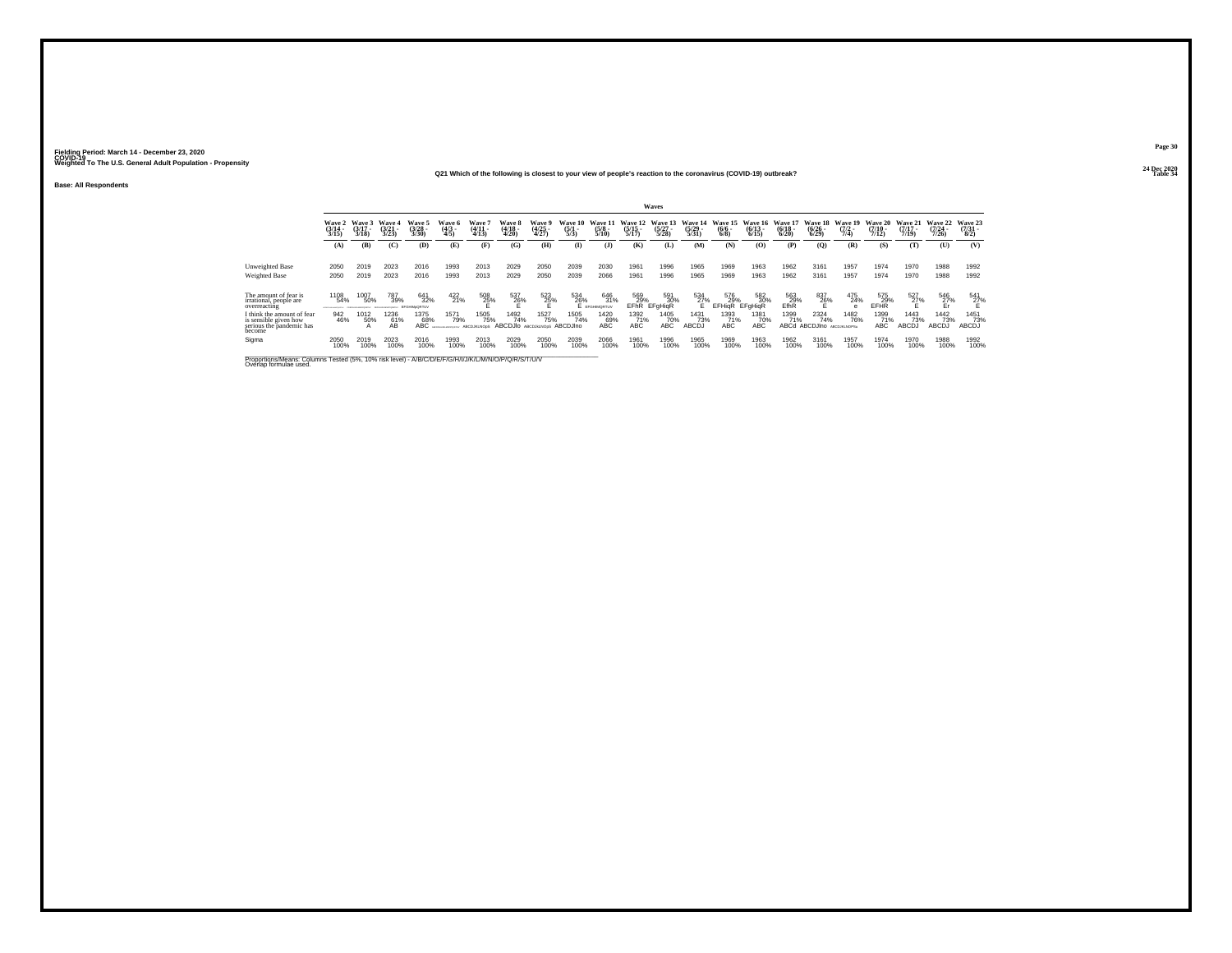Fielding Period: March 14 - December 23, 2020
COVID-19
Weighted To The U.S. General Adult Population - Propensity

24 Dec 2020
Table 34

### Q21 Which of the following is closest to your view of people's reaction to the coronavirus (COVID-19) outbreak?

**Base: All Respondents**

| | Waves | | | | | | | | | | | | | | | | | | | | | |
|---|---|---|---|---|---|---|---|---|---|---|---|---|---|---|---|---|---|---|---|---|---|---|
| | Wave 2 (3/14 - 3/15) | Wave 3 (3/17 - 3/18) | Wave 4 (3/21 - 3/23) | Wave 5 (3/28 - 3/30) | Wave 6 (4/3 - 4/5) | Wave 7 (4/11 - 4/13) | Wave 8 (4/18 - 4/20) | Wave 9 (4/25 - 4/27) | Wave 10 (5/1 - 5/3) | Wave 11 (5/8 - 5/10) | Wave 12 (5/15 - 5/17) | Wave 13 (5/27 - 5/28) | Wave 14 (5/29 - 5/31) | Wave 15 (6/6 - 6/8) | Wave 16 (6/13 - 6/15) | Wave 17 (6/18 - 6/20) | Wave 18 (6/26 - 6/29) | Wave 19 (7/2 - 7/4) | Wave 20 (7/10 - 7/12) | Wave 21 (7/17 - 7/19) | Wave 22 (7/24 - 7/26) | Wave 23 (7/31 - 8/2) |
| | (A) | (B) | (C) | (D) | (E) | (F) | (G) | (H) | (I) | (J) | (K) | (L) | (M) | (N) | (O) | (P) | (Q) | (R) | (S) | (T) | (U) | (V) |
| Unweighted Base | 2050 | 2019 | 2023 | 2016 | 1993 | 2013 | 2029 | 2050 | 2039 | 2030 | 1961 | 1996 | 1965 | 1969 | 1963 | 1962 | 3161 | 1957 | 1974 | 1970 | 1988 | 1992 |
| Weighted Base | 2050 | 2019 | 2023 | 2016 | 1993 | 2013 | 2029 | 2050 | 2039 | 2066 | 1961 | 1996 | 1965 | 1969 | 1963 | 1962 | 3161 | 1957 | 1974 | 1970 | 1988 | 1992 |
| The amount of fear is irrational, people are overreacting | 1108 54% | 1007 50% | 787 39% | 641 32% EFGHIMoQRTUV | 422 21% | 508 25% E | 537 26% E | 523 25% E | 534 26% E | 646 31% EFGHIMQRTUV | 569 29% EFhR | 591 30% EFgHiqR | 534 27% E | 576 29% EFHiqR | 582 30% EFgHiqR | 563 29% EfhR | 837 26% E | 475 24% e | 575 29% EFHR | 527 27% E | 546 27% Er | 541 27% E |
| I think the amount of fear is sensible given how serious the pandemic has become | 942 46% | 1012 50% A | 1236 61% AB | 1375 68% ABC | 1571 79% | 1505 75% ABCDJKLNOpS | 1492 74% ABCDJlo | 1527 75% ABCDJKLNOpS | 1505 74% ABCDJlno | 1420 69% | 1392 71% ABC | 1405 70% ABC | 1431 73% ABCDJ | 1393 71% ABC | 1381 70% ABC | 1399 71% ABCd | 2324 74% ABCDJlno | 1482 76% ABCDJKLNOPSu | 1399 71% ABC | 1443 73% ABCDJ | 1442 73% ABCDJ | 1451 73% ABCDJ |
| Sigma | 2050 100% | 2019 100% | 2023 100% | 2016 100% | 1993 100% | 2013 100% | 2029 100% | 2050 100% | 2039 100% | 2066 100% | 1961 100% | 1996 100% | 1965 100% | 1969 100% | 1963 100% | 1962 100% | 3161 100% | 1957 100% | 1974 100% | 1970 100% | 1988 100% | 1992 100% |

Proportions/Means: Columns Tested (5%, 10% risk level) - A/B/C/D/E/F/G/H/I/J/K/L/M/N/O/P/Q/R/S/T/U/V
Overlap formulae used.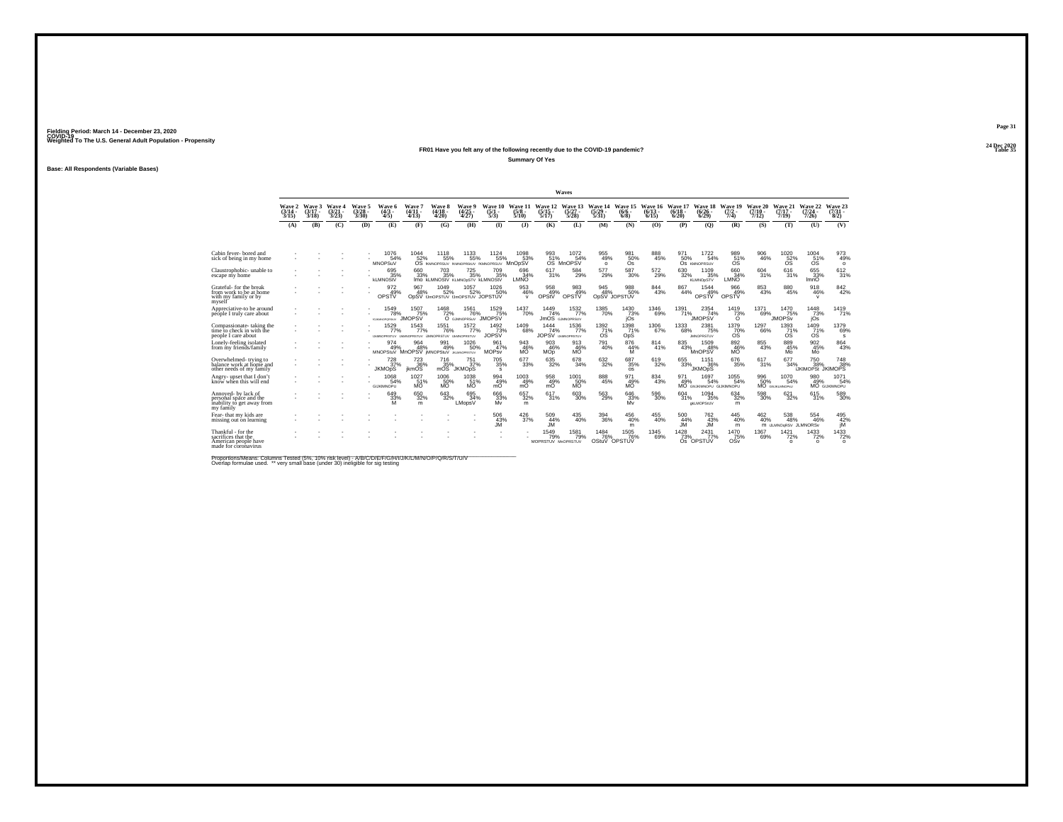Fielding Period: March 14 - December 23, 2020
COVID-19
Weighted To The U.S. General Adult Population - Propensity

24 Dec 2020
Table 35

## FR01 Have you felt any of the following recently due to the COVID-19 pandemic?

**Summary Of Yes**

Base: All Respondents (Variable Bases)

| | Wave 2 (3/14 - 3/15) | Wave 3 (3/17 - 3/18) | Wave 4 (3/21 - 3/23) | Wave 5 (3/28 - 3/30) | Wave 6 (4/3 - 4/5) | Wave 7 (4/11 - 4/13) | Wave 8 (4/18 - 4/20) | Wave 9 (4/25 - 4/27) | Wave 10 (5/1 - 5/3) | Wave 11 (5/8 - 5/10) | Wave 12 (5/15 - 5/17) | Wave 13 (5/27 - 5/28) | Wave 14 (5/29 - 5/31) | Wave 15 (6/6 - 6/8) | Wave 16 (6/13 - 6/15) | Wave 17 (6/18 - 6/20) | Wave 18 (6/26 - 6/29) | Wave 19 (7/2 - 7/4) | Wave 20 (7/10 - 7/12) | Wave 21 (7/17 - 7/19) | Wave 22 (7/24 - 7/26) | Wave 23 (7/31 - 8/2) |
|---|---|---|---|---|---|---|---|---|---|---|---|---|---|---|---|---|---|---|---|---|---|---|
| | (A) | (B) | (C) | (D) | (E) | (F) | (G) | (H) | (I) | (J) | (K) | (L) | (M) | (N) | (O) | (P) | (Q) | (R) | (S) | (T) | (U) | (V) |
| Cabin fever- bored and sick of being in my home | - | - | - | - | 1076 54% MNOPSuV | 1044 52% OS | 1118 55% lMNOPRSUV | 1133 55% lMNOPRSUV | 1124 55% lMNOPRSUV | 1098 53% MnOpSV | 993 51% OS | 1072 54% MnOPSV | 955 49% o | 981 50% Os | 888 45% | 971 50% Os | 1722 54% lMNOPRSUV | 989 51% OS | 906 46% | 1020 52% OS | 1004 51% OS | 973 49% o |
| Claustrophobic- unable to escape my home | - | - | - | - | 695 35% kLMNOStv | 660 33% lmo | 703 35% kLMNOStV | 725 35% kLMNOpSTV | 709 35% kLMNOStV | 696 34% LMNO | 617 31% | 584 29% | 577 29% | 587 30% | 572 29% | 630 32% | 1109 35% kLMNOpSTV | 660 34% LMNO | 604 31% | 616 31% | 655 33% lmnO | 612 31% |
| Grateful- for the break from work to be at home with my family or by myself | - | - | - | - | 972 49% OPSTV | 967 48% OpSV | 1049 52% IJmOPSTUV | 1057 52% IJmOPSTUV | 1026 50% JOPSTUV | 953 46% v | 958 49% OPStV | 983 49% OPSTV | 945 48% OpSV | 988 50% JOPSTUV | 844 43% | 867 44% | 1544 49% OPSTV | 966 49% OPSTV | 853 43% | 880 45% | 918 46% v | 842 42% |
| Appreciative-to be around people I truly care about | - | - | - | - | 1549 78% IJLMNOPQRSUV | 1507 75% JMOPSV | 1468 72% O | 1561 76% IJLMNOPRSUV | 1529 75% JMOPSV | 1437 70% | 1449 74% JmOS | 1532 77% IJLMNOPRSUV | 1385 70% | 1430 73% jOs | 1346 69% | 1391 71% | 2354 74% JMOPSV | 1419 73% O | 1371 69% | 1470 75% JMOPSv | 1448 73% jOs | 1419 71% |
| Compassionate- taking the time to check in with the people I care about | - | - | - | - | 1529 77% IJMNOPRSTUV | 1543 77% IJMNOPRSTUV | 1551 76% IJMNOPRSTUV | 1572 77% IJMNOPRSTUV | 1492 73% JOPSV | 1409 68% | 1444 74% JOPSV | 1536 77% IJMNOPRSTUV | 1392 71% OS | 1398 71% OpS | 1306 67% | 1333 68% | 2381 75% JMNOPRSTUV | 1379 70% OS | 1297 66% | 1393 71% OS | 1409 71% OS | 1379 69% s |
| Lonely-feeling isolated from my friends/family | - | - | - | - | 974 49% MNOPStuV | 964 48% MnOPSV | 991 49% jMNOPStuV | 1026 50% JKLMNOPRSTUV | 961 47% MOPsv | 943 46% MO | 903 46% MOp | 913 46% MO | 791 40% | 876 44% M | 814 41% | 835 43% | 1509 48% MnOPSV | 892 46% MO | 855 43% | 889 45% Mo | 902 45% Mo | 864 43% |
| Overwhelmed- trying to balance work at home and other needs of my family | - | - | - | - | 728 37% JKMOpS | 723 36% jkmOS | 716 35% mOS | 751 37% JKMOpS | 705 35% s | 677 33% | 635 32% | 678 34% | 632 32% | 687 35% os | 619 32% | 655 33% | 1151 36% JKMOpS | 676 35% | 617 31% | 677 34% | 750 38% IJKlMOPSt | 748 38% JKlMOPS |
| Angry- upset that I don't know when this will end | - | - | - | - | 1068 54% GIJKMNOPU | 1027 51% MO | 1006 50% MO | 1038 51% MO | 994 49% mO | 1003 49% mO | 958 49% mO | 1001 50% MO | 888 45% | 971 49% MO | 834 43% | 971 49% MO | 1697 54% GhIJKMNOPU | 1055 54% GIJKMNOPU | 996 50% MO | 1070 54% GhIJKLMNOPU | 980 49% MO | 1071 54% GIJKMNOPU |
| Annoyed- by lack of personal space and the inability to get away from my family | - | - | - | - | 649 33% M | 650 32% m | 643 32% | 695 34% LMopsV | 666 33% Mv | 657 32% m | 617 31% | 603 30% | 563 29% | 646 33% Mv | 596 30% | 604 31% | 1094 35% gkLMOPStUV | 634 32% m | 598 30% | 621 32% | 615 31% | 589 30% |
| Fear- that my kids are missing out on learning | - | - | - | - | - | - | - | - | 506 43% JM | 426 37% | 509 44% JM | 435 40% | 394 36% | 456 40% m | 455 40% | 500 44% JM | 762 43% JM | 445 40% m | 462 40% m | 538 48% IJLMNOpRSV | 554 46% JLMNORSv | 495 42% jM |
| Thankful - for the sacrifices that the American people have made for coronavirus | - | - | - | - | - | - | - | - | - | - | 1549 79% MOPRSTUV | 1581 79% MnOPRSTUV | 1484 76% OStuV | 1505 76% OPSTUV | 1345 69% | 1428 73% Os | 2431 77% OPSTUV | 1470 75% OSv | 1367 69% | 1421 72% o | 1433 72% o | 1433 72% o |

Proportions/Means: Columns Tested (5%, 10% risk level) - A/B/C/D/E/F/G/H/I/J/K/L/M/N/O/P/Q/R/S/T/U/V
Overlap formulae used. ** very small base (under 30) ineligible for sig testing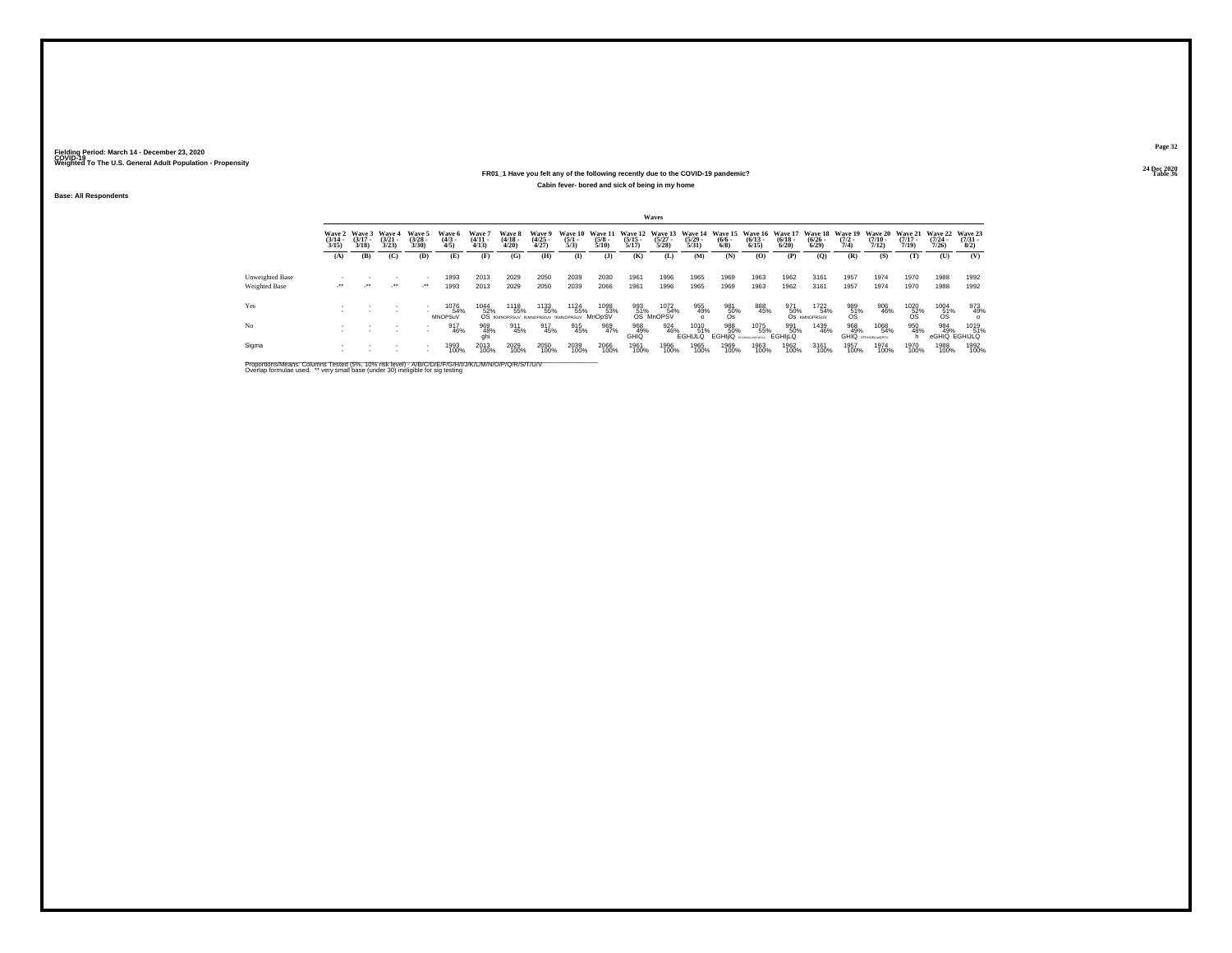Fielding Period: March 14 - December 23, 2020
COVID-19
Weighted To The U.S. General Adult Population - Propensity

24 Dec 2020
Table 36

### FR01_1 Have you felt any of the following recently due to the COVID-19 pandemic?

Cabin fever- bored and sick of being in my home

Base: All Respondents

| | Waves | | | | | | | | | | | | | | | | | | | | | |
|---|---|---|---|---|---|---|---|---|---|---|---|---|---|---|---|---|---|---|---|---|---|---|
| | Wave 2 (3/14 - 3/15) | Wave 3 (3/17 - 3/18) | Wave 4 (3/21 - 3/23) | Wave 5 (3/28 - 3/30) | Wave 6 (4/3 - 4/5) | Wave 7 (4/11 - 4/13) | Wave 8 (4/18 - 4/20) | Wave 9 (4/25 - 4/27) | Wave 10 (5/1 - 5/3) | Wave 11 (5/8 - 5/10) | Wave 12 (5/15 - 5/17) | Wave 13 (5/27 - 5/28) | Wave 14 (5/29 - 5/31) | Wave 15 (6/6 - 6/8) | Wave 16 (6/13 - 6/15) | Wave 17 (6/18 - 6/20) | Wave 18 (6/26 - 6/29) | Wave 19 (7/2 - 7/4) | Wave 20 (7/10 - 7/12) | Wave 21 (7/17 - 7/19) | Wave 22 (7/24 - 7/26) | Wave 23 (7/31 - 8/2) |
| | (A) | (B) | (C) | (D) | (E) | (F) | (G) | (H) | (I) | (J) | (K) | (L) | (M) | (N) | (O) | (P) | (Q) | (R) | (S) | (T) | (U) | (V) |
| Unweighted Base | - | - | - | - | 1993 | 2013 | 2029 | 2050 | 2039 | 2030 | 1961 | 1996 | 1965 | 1969 | 1963 | 1962 | 3161 | 1957 | 1974 | 1970 | 1988 | 1992 |
| Weighted Base | -** | -** | -** | -** | 1993 | 2013 | 2029 | 2050 | 2039 | 2066 | 1961 | 1996 | 1965 | 1969 | 1963 | 1962 | 3161 | 1957 | 1974 | 1970 | 1988 | 1992 |
| Yes | - | - | - | - | 1076 54% MNOPSuV | 1044 52% OS | 1118 55% fKMNOPRSUV | 1133 55% fKMNOPRSUV | 1124 55% fKMNOPRSUV | 1098 53% MnOpSV | 993 51% OS | 1072 54% MnOPSV | 955 49% o | 981 50% Os | 888 45% | 971 50% Os | 1722 54% KMNOPRSUV | 989 51% OS | 906 46% | 1020 52% OS | 1004 51% OS | 973 49% o |
| No | - | - | - | - | 917 46% | 969 48% ghi | 911 45% | 917 45% | 915 45% | 969 47% | 968 49% GHIQ | 924 46% | 1010 51% EGHIJLQ | 988 50% EGHIjIQ | 1075 55% EFGHIJKLmNPQRTU | 991 50% EGHIjLQ | 1439 46% | 968 49% GHIQ | 1068 54% EFGHIJKLmpQRTU | 950 48% h | 984 49% eGHIQ | 1019 51% EGHIJLQ |
| Sigma | - | - | - | - | 1993 100% | 2013 100% | 2029 100% | 2050 100% | 2039 100% | 2066 100% | 1961 100% | 1996 100% | 1965 100% | 1969 100% | 1963 100% | 1962 100% | 3161 100% | 1957 100% | 1974 100% | 1970 100% | 1988 100% | 1992 100% |

Proportions/Means: Columns Tested (5%, 10% risk level) - A/B/C/D/E/F/G/H/I/J/K/L/M/N/O/P/Q/R/S/T/U/V
Overlap formulae used. ** very small base (under 30) ineligible for sig testing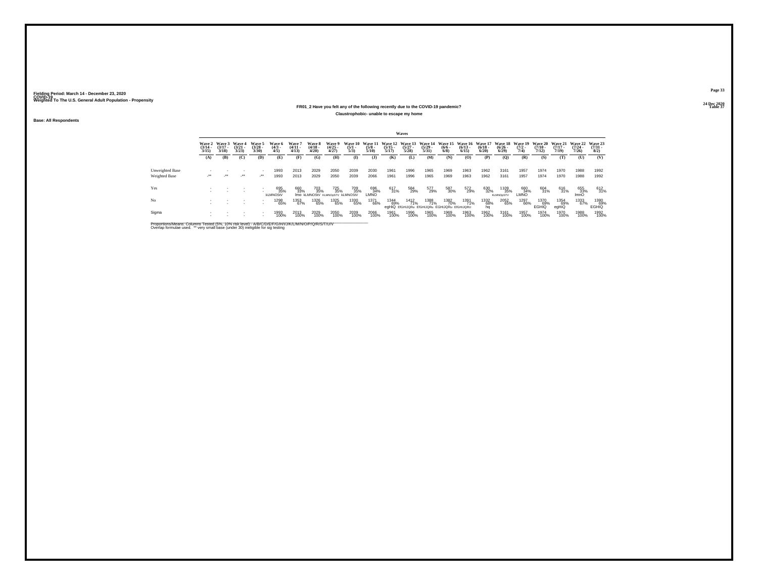Fielding Period: March 14 - December 23, 2020
COVID-19
Weighted To The U.S. General Adult Population - Propensity

24 Dec 2020
Table 37

## FR01_2 Have you felt any of the following recently due to the COVID-19 pandemic?

### Claustrophobic- unable to escape my home

Base: All Respondents

| | Waves | | | | | | | | | | | | | | | | | | | | | |
|---|---|---|---|---|---|---|---|---|---|---|---|---|---|---|---|---|---|---|---|---|---|---|
| | Wave 2 (3/14 - 3/15) | Wave 3 (3/17 - 3/18) | Wave 4 (3/21 - 3/23) | Wave 5 (3/28 - 3/30) | Wave 6 (4/3 - 4/5) | Wave 7 (4/11 - 4/13) | Wave 8 (4/18 - 4/20) | Wave 9 (4/25 - 4/27) | Wave 10 (5/1 - 5/3) | Wave 11 (5/8 - 5/10) | Wave 12 (5/15 - 5/17) | Wave 13 (5/27 - 5/28) | Wave 14 (5/29 - 5/31) | Wave 15 (6/6 - 6/8) | Wave 16 (6/13 - 6/15) | Wave 17 (6/18 - 6/20) | Wave 18 (6/26 - 6/29) | Wave 19 (7/2 - 7/4) | Wave 20 (7/10 - 7/12) | Wave 21 (7/17 - 7/19) | Wave 22 (7/24 - 7/26) | Wave 23 (7/31 - 8/2) |
| | (A) | (B) | (C) | (D) | (E) | (F) | (G) | (H) | (I) | (J) | (K) | (L) | (M) | (N) | (O) | (P) | (Q) | (R) | (S) | (T) | (U) | (V) |
| Unweighted Base | - | - | - | - | 1993 | 2013 | 2029 | 2050 | 2039 | 2030 | 1961 | 1996 | 1965 | 1969 | 1963 | 1962 | 3161 | 1957 | 1974 | 1970 | 1988 | 1992 |
| Weighted Base | -** | -** | -** | -** | 1993 | 2013 | 2029 | 2050 | 2039 | 2066 | 1961 | 1996 | 1965 | 1969 | 1963 | 1962 | 3161 | 1957 | 1974 | 1970 | 1988 | 1992 |
| Yes | - | - | - | - | 695 | 660 | 703 | 725 | 709 | 696 | 617 | 584 | 577 | 587 | 572 | 630 | 1109 | 660 | 604 | 616 | 655 | 612 |
| | - | - | - | - | 35% | 33% | 35% | 35% | 35% | 34% | 31% | 29% | 29% | 30% | 29% | 32% | 35% | 34% | 31% | 31% | 33% | 31% |
| | | | | | kLMNOStV | lmo | kLMNOStV | kLMNOpSTV | kLMNOStV | LMNO | | | | | | | KLMNOpSTV | LMNO | | | lmnO | |
| No | - | - | - | - | 1298 | 1353 | 1326 | 1325 | 1330 | 1371 | 1344 | 1412 | 1388 | 1382 | 1391 | 1332 | 2052 | 1297 | 1370 | 1354 | 1333 | 1380 |
| | - | - | - | - | 65% | 67% | 65% | 65% | 65% | 66% | 69% | 71% | 71% | 70% | 71% | 68% | 65% | 66% | 69% | 69% | 67% | 69% |
| | | | | | | | | | | | egHiQ | EfGHIJQRu | EfGHIJQRu | EGHIJQRu | EfGHIJQRU | hq | | | EGHIQ | egHiQ | | EGHIQ |
| Sigma | - | - | - | - | 1993 | 2013 | 2029 | 2050 | 2039 | 2066 | 1961 | 1996 | 1965 | 1969 | 1963 | 1962 | 3161 | 1957 | 1974 | 1970 | 1988 | 1992 |
| | - | - | - | - | 100% | 100% | 100% | 100% | 100% | 100% | 100% | 100% | 100% | 100% | 100% | 100% | 100% | 100% | 100% | 100% | 100% | 100% |

Proportions/Means: Columns Tested (5%, 10% risk level) - A/B/C/D/E/F/G/H/I/J/K/L/M/N/O/P/Q/R/S/T/U/V
Overlap formulae used. ** very small base (under 30) ineligible for sig testing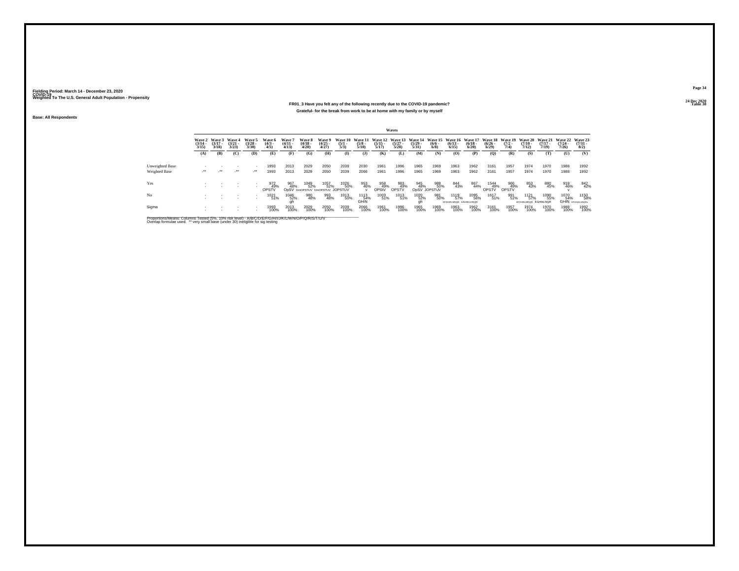Fielding Period: March 14 - December 23, 2020
COVID-19
Weighted To The U.S. General Adult Population - Propensity

24 Dec 2020
Table 38

**FR01_3 Have you felt any of the following recently due to the COVID-19 pandemic?**

**Grateful- for the break from work to be at home with my family or by myself**

**Base: All Respondents**

| | Wave 2 (3/14 - 3/15) | Wave 3 (3/17 - 3/18) | Wave 4 (3/21 - 3/23) | Wave 5 (3/28 - 3/30) | Wave 6 (4/3 - 4/5) | Wave 7 (4/11 - 4/13) | Wave 8 (4/18 - 4/20) | Wave 9 (4/25 - 4/27) | Wave 10 (5/1 - 5/3) | Wave 11 (5/8 - 5/10) | Wave 12 (5/15 - 5/17) | Wave 13 (5/27 - 5/28) | Wave 14 (5/29 - 5/31) | Wave 15 (6/6 - 6/8) | Wave 16 (6/13 - 6/15) | Wave 17 (6/18 - 6/20) | Wave 18 (6/26 - 6/29) | Wave 19 (7/2 - 7/4) | Wave 20 (7/10 - 7/12) | Wave 21 (7/17 - 7/19) | Wave 22 (7/24 - 7/26) | Wave 23 (7/31 - 8/2) |
|---|---|---|---|---|---|---|---|---|---|---|---|---|---|---|---|---|---|---|---|---|---|---|
| | (A) | (B) | (C) | (D) | (E) | (F) | (G) | (H) | (I) | (J) | (K) | (L) | (M) | (N) | (O) | (P) | (Q) | (R) | (S) | (T) | (U) | (V) |
| Unweighted Base | - | - | - | - | 1993 | 2013 | 2029 | 2050 | 2039 | 2030 | 1961 | 1996 | 1965 | 1969 | 1963 | 1962 | 3161 | 1957 | 1974 | 1970 | 1988 | 1992 |
| Weighted Base | -** | -** | -** | -** | 1993 | 2013 | 2029 | 2050 | 2039 | 2066 | 1961 | 1996 | 1965 | 1969 | 1963 | 1962 | 3161 | 1957 | 1974 | 1970 | 1988 | 1992 |
| Yes | - | - | - | - | 972 | 967 | 1049 | 1057 | 1026 | 953 | 958 | 983 | 945 | 988 | 844 | 867 | 1544 | 966 | 853 | 880 | 918 | 842 |
| | - | - | - | - | 49% | 48% | 52% | 52% | 50% | 46% | 49% | 49% | 48% | 50% | 43% | 44% | 49% | 49% | 43% | 45% | 46% | 42% |
| | | | | | OPSTV | OpSV | IJmOPSTUV | IJmOPSTUV | JOPSTUV | v | OPStV | OPSTV | OpSV | JOPSTUV | | | OPSTV | OPSTV | | | v | |
| No | - | - | - | - | 1021 | 1046 | 980 | 993 | 1013 | 1113 | 1003 | 1013 | 1020 | 981 | 1119 | 1095 | 1617 | 991 | 1121 | 1090 | 1070 | 1150 |
| | - | - | - | - | 51% | 52% | 48% | 48% | 50% | 54% | 51% | 51% | 52% | 50% | 57% | 56% | 51% | 51% | 57% | 55% | 54% | 58% |
| | | | | | | gh | | | | GHIN | | | gh | | EFGHIKLMNQR | EGHIKLmNQR | | | EFGHIKLMNQR | EGHIkLNQR | GHIN | EFGHIjKLMNQRu |
| Sigma | - | - | - | - | 1993 | 2013 | 2029 | 2050 | 2039 | 2066 | 1961 | 1996 | 1965 | 1969 | 1963 | 1962 | 3161 | 1957 | 1974 | 1970 | 1988 | 1992 |
| | - | - | - | - | 100% | 100% | 100% | 100% | 100% | 100% | 100% | 100% | 100% | 100% | 100% | 100% | 100% | 100% | 100% | 100% | 100% | 100% |

Proportions/Means: Columns Tested (5%, 10% risk level) - A/B/C/D/E/F/G/H/I/J/K/L/M/N/O/P/Q/R/S/T/U/V
Overlap formulae used. ** very small base (under 30) ineligible for sig testing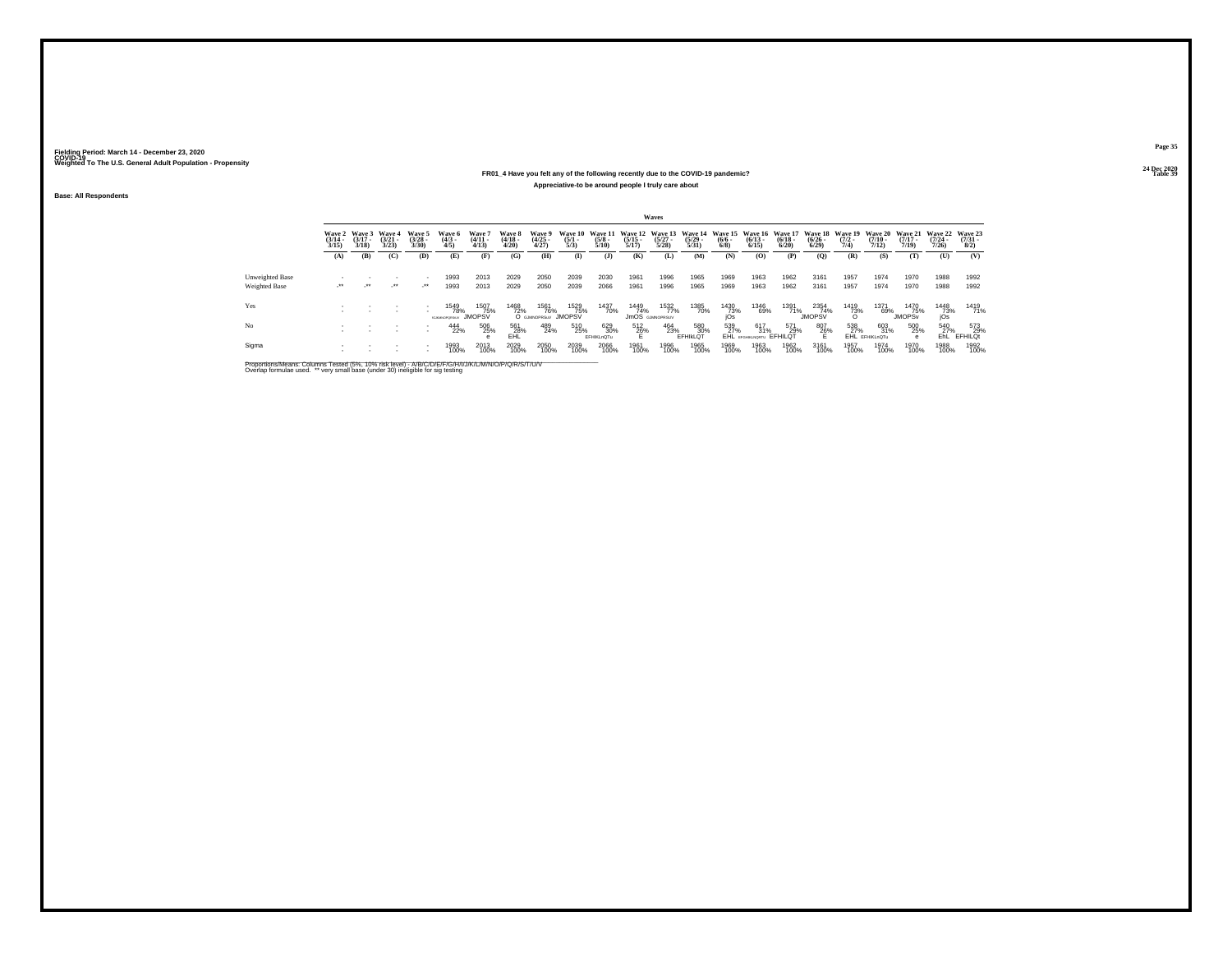Fielding Period: March 14 - December 23, 2020
COVID-19
Weighted To The U.S. General Adult Population - Propensity

24 Dec 2020
Table 39

### FR01_4 Have you felt any of the following recently due to the COVID-19 pandemic?
### Appreciative-to be around people I truly care about

Base: All Respondents

| | Wave 2 (3/14 - 3/15) | Wave 3 (3/17 - 3/18) | Wave 4 (3/21 - 3/23) | Wave 5 (3/28 - 3/30) | Wave 6 (4/3 - 4/5) | Wave 7 (4/11 - 4/13) | Wave 8 (4/18 - 4/20) | Wave 9 (4/25 - 4/27) | Wave 10 (5/1 - 5/3) | Wave 11 (5/8 - 5/10) | Wave 12 (5/15 - 5/17) | Wave 13 (5/27 - 5/28) | Wave 14 (5/29 - 5/31) | Wave 15 (6/6 - 6/8) | Wave 16 (6/13 - 6/15) | Wave 17 (6/18 - 6/20) | Wave 18 (6/26 - 6/29) | Wave 19 (7/2 - 7/4) | Wave 20 (7/10 - 7/12) | Wave 21 (7/17 - 7/19) | Wave 22 (7/24 - 7/26) | Wave 23 (7/31 - 8/2) |
|---|---|---|---|---|---|---|---|---|---|---|---|---|---|---|---|---|---|---|---|---|---|---|
| | (A) | (B) | (C) | (D) | (E) | (F) | (G) | (H) | (I) | (J) | (K) | (L) | (M) | (N) | (O) | (P) | (Q) | (R) | (S) | (T) | (U) | (V) |
| Unweighted Base | - | - | - | - | 1993 | 2013 | 2029 | 2050 | 2039 | 2030 | 1961 | 1996 | 1965 | 1969 | 1963 | 1962 | 3161 | 1957 | 1974 | 1970 | 1988 | 1992 |
| Weighted Base | -** | -** | -** | -** | 1993 | 2013 | 2029 | 2050 | 2039 | 2066 | 1961 | 1996 | 1965 | 1969 | 1963 | 1962 | 3161 | 1957 | 1974 | 1970 | 1988 | 1992 |
| Yes | - | - | - | - | 1549 78% GJMNOPQRSUV | 1507 75% JMOPSV | 1468 72% O | 1561 76% GJMNOPRSUV | 1529 75% JMOPSV | 1437 70% | 1449 74% JmOS | 1532 77% GJMNOPRSUV | 1385 70% | 1430 73% jOs | 1346 69% | 1391 71% | 2354 74% JMOPSV | 1419 73% O | 1371 69% | 1470 75% JMOPSv | 1448 73% jOs | 1419 71% |
| No | - | - | - | - | 444 22% | 506 25% e | 561 28% EHL | 489 24% | 510 25% | 629 30% EFHIKLnQTu | 512 26% E | 464 23% | 580 30% EFHIKLQT | 539 27% EHL | 617 31% EFGHIKLNQRTU | 571 29% EFHILQT | 807 26% E | 538 27% EHL | 603 31% EFHIKLnQTu | 500 25% e | 540 27% EhL | 573 29% EFHILQt |
| Sigma | - | - | - | - | 1993 100% | 2013 100% | 2029 100% | 2050 100% | 2039 100% | 2066 100% | 1961 100% | 1996 100% | 1965 100% | 1969 100% | 1963 100% | 1962 100% | 3161 100% | 1957 100% | 1974 100% | 1970 100% | 1988 100% | 1992 100% |

Proportions/Means: Columns Tested (5%, 10% risk level) - A/B/C/D/E/F/G/H/I/J/K/L/M/N/O/P/Q/R/S/T/U/V
Overlap formulae used. ** very small base (under 30) ineligible for sig testing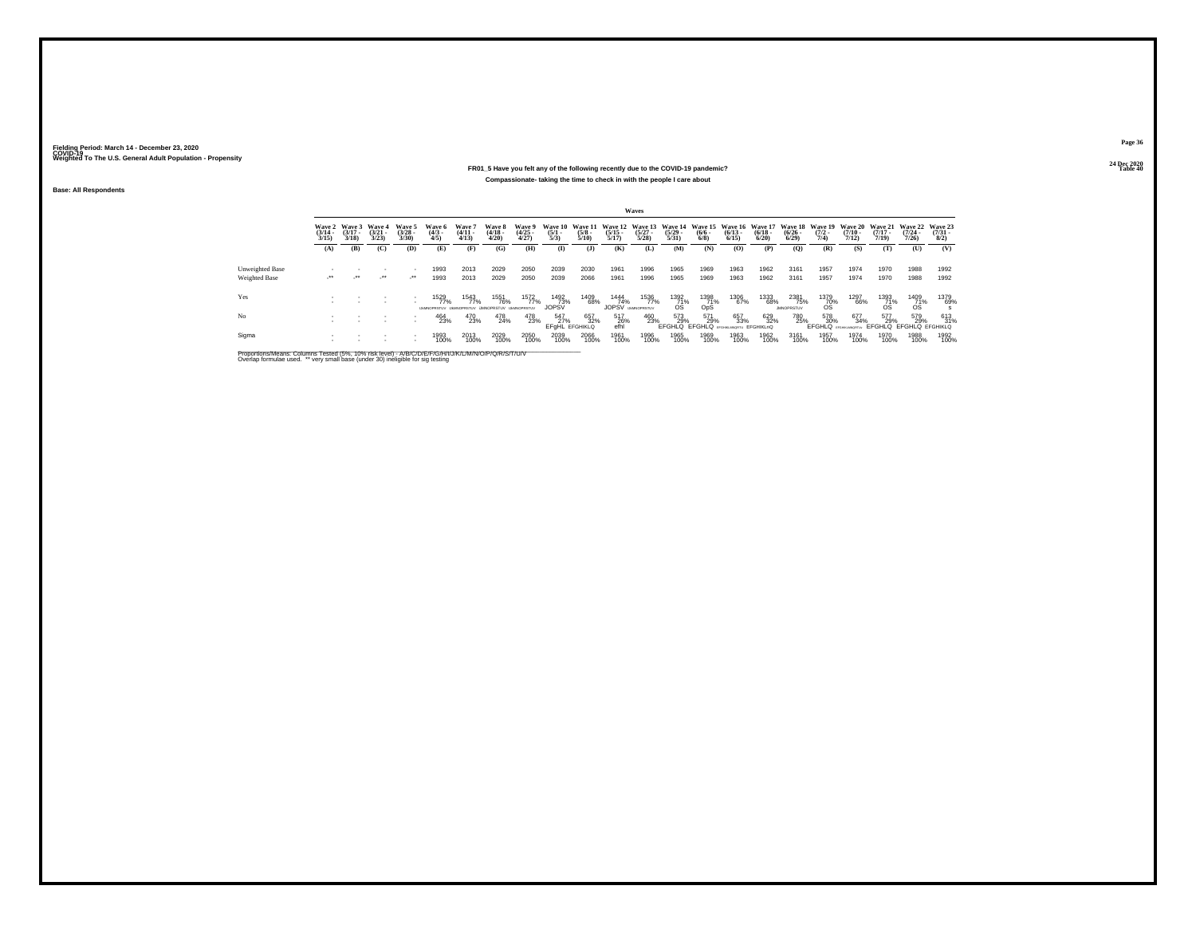Fielding Period: March 14 - December 23, 2020
COVID-19
Weighted To The U.S. General Adult Population - Propensity

24 Dec 2020
Table 40

**FR01_5 Have you felt any of the following recently due to the COVID-19 pandemic?**

**Compassionate- taking the time to check in with the people I care about**

**Base: All Respondents**

| | Wave 2 (3/14 - 3/15) | Wave 3 (3/17 - 3/18) | Wave 4 (3/21 - 3/23) | Wave 5 (3/28 - 3/30) | Wave 6 (4/3 - 4/5) | Wave 7 (4/11 - 4/13) | Wave 8 (4/18 - 4/20) | Wave 9 (4/25 - 4/27) | Wave 10 (5/1 - 5/3) | Wave 11 (5/8 - 5/10) | Wave 12 (5/15 - 5/17) | Wave 13 (5/27 - 5/28) | Wave 14 (5/29 - 5/31) | Wave 15 (6/6 - 6/8) | Wave 16 (6/13 - 6/15) | Wave 17 (6/18 - 6/20) | Wave 18 (6/26 - 6/29) | Wave 19 (7/2 - 7/4) | Wave 20 (7/10 - 7/12) | Wave 21 (7/17 - 7/19) | Wave 22 (7/24 - 7/26) | Wave 23 (7/31 - 8/2) |
|---|---|---|---|---|---|---|---|---|---|---|---|---|---|---|---|---|---|---|---|---|---|---|
| | (A) | (B) | (C) | (D) | (E) | (F) | (G) | (H) | (I) | (J) | (K) | (L) | (M) | (N) | (O) | (P) | (Q) | (R) | (S) | (T) | (U) | (V) |
| Unweighted Base | - | - | - | - | 1993 | 2013 | 2029 | 2050 | 2039 | 2030 | 1961 | 1996 | 1965 | 1969 | 1963 | 1962 | 3161 | 1957 | 1974 | 1970 | 1988 | 1992 |
| Weighted Base | -** | -** | -** | -** | 1993 | 2013 | 2029 | 2050 | 2039 | 2066 | 1961 | 1996 | 1965 | 1969 | 1963 | 1962 | 3161 | 1957 | 1974 | 1970 | 1988 | 1992 |
| Yes | - | - | - | - | 1529 77% IJMNOPRSTUV | 1543 77% IJMNOPRSTUV | 1551 76% IJMNOPRSTUV | 1572 77% IJMNOPRSTUV | 1492 73% JOPSV | 1409 68% | 1444 74% JOPSV | 1536 77% IJMNOPRSTUV | 1392 71% OS | 1398 71% OpS | 1306 67% | 1333 68% | 2381 75% JMNOPRSTUV | 1379 70% OS | 1297 66% | 1393 71% OS | 1409 71% OS | 1379 69% s |
| No | - | - | - | - | 464 23% | 470 23% | 478 24% | 478 23% | 547 27% EFgHL | 657 32% EFGHIKLQ | 517 26% efhl | 460 23% | 573 29% EFGHLQ | 571 29% EFGHLQ | 657 33% EFGHIKLMNQRTUV | 629 32% EFGHIKLnQ | 780 25% | 578 30% EFGHLQ | 677 34% EFGHIKLMNQRTUV | 577 29% EFGHLQ | 579 29% EFGHLQ | 613 31% EFGHIKLQ |
| Sigma | - | - | - | - | 1993 100% | 2013 100% | 2029 100% | 2050 100% | 2039 100% | 2066 100% | 1961 100% | 1996 100% | 1965 100% | 1969 100% | 1963 100% | 1962 100% | 3161 100% | 1957 100% | 1974 100% | 1970 100% | 1988 100% | 1992 100% |

Proportions/Means: Columns Tested (5%, 10% risk level) - A/B/C/D/E/F/G/H/I/J/K/L/M/N/O/P/Q/R/S/T/U/V
Overlap formulae used. ** very small base (under 30) ineligible for sig testing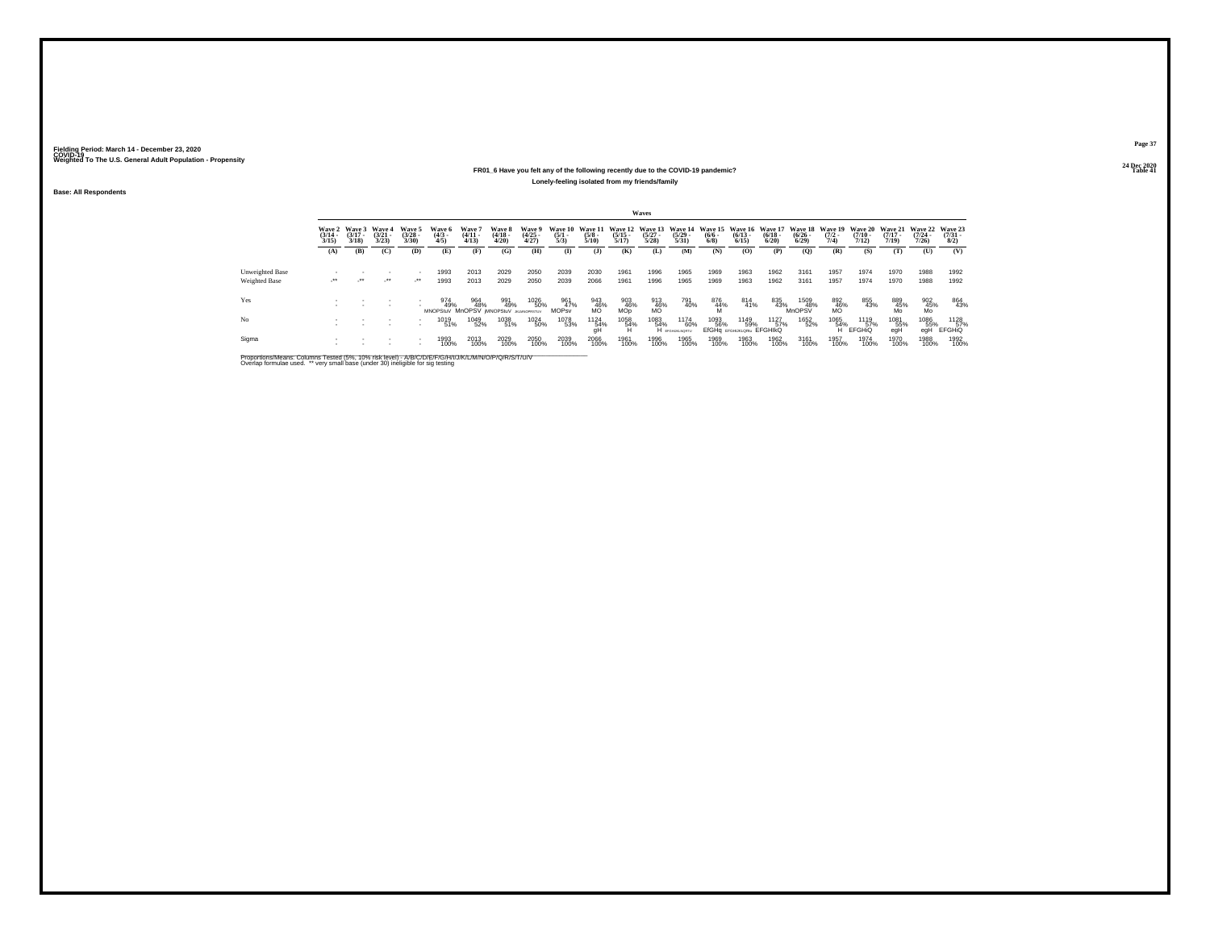Fielding Period: March 14 - December 23, 2020
COVID-19
Weighted To The U.S. General Adult Population - Propensity

24 Dec 2020
Table 41

**FR01_6 Have you felt any of the following recently due to the COVID-19 pandemic?**

**Lonely-feeling isolated from my friends/family**

**Base: All Respondents**

| | Waves | | | | | | | | | | | | | | | | | | | | | |
|---|---|---|---|---|---|---|---|---|---|---|---|---|---|---|---|---|---|---|---|---|---|---|
| | Wave 2 (3/14 - 3/15) | Wave 3 (3/17 - 3/18) | Wave 4 (3/21 - 3/23) | Wave 5 (3/28 - 3/30) | Wave 6 (4/3 - 4/5) | Wave 7 (4/11 - 4/13) | Wave 8 (4/18 - 4/20) | Wave 9 (4/25 - 4/27) | Wave 10 (5/1 - 5/3) | Wave 11 (5/8 - 5/10) | Wave 12 (5/15 - 5/17) | Wave 13 (5/27 - 5/28) | Wave 14 (5/29 - 5/31) | Wave 15 (6/6 - 6/8) | Wave 16 (6/13 - 6/15) | Wave 17 (6/18 - 6/20) | Wave 18 (6/26 - 6/29) | Wave 19 (7/2 - 7/4) | Wave 20 (7/10 - 7/12) | Wave 21 (7/17 - 7/19) | Wave 22 (7/24 - 7/26) | Wave 23 (7/31 - 8/2) |
| | (A) | (B) | (C) | (D) | (E) | (F) | (G) | (H) | (I) | (J) | (K) | (L) | (M) | (N) | (O) | (P) | (Q) | (R) | (S) | (T) | (U) | (V) |
| Unweighted Base | - | - | - | - | 1993 | 2013 | 2029 | 2050 | 2039 | 2030 | 1961 | 1996 | 1965 | 1969 | 1963 | 1962 | 3161 | 1957 | 1974 | 1970 | 1988 | 1992 |
| Weighted Base | -** | -** | -** | -** | 1993 | 2013 | 2029 | 2050 | 2039 | 2066 | 1961 | 1996 | 1965 | 1969 | 1963 | 1962 | 3161 | 1957 | 1974 | 1970 | 1988 | 1992 |
| Yes | - | - | - | - | 974 | 964 | 991 | 1026 | 961 | 943 | 903 | 913 | 791 | 876 | 814 | 835 | 1509 | 892 | 855 | 889 | 902 | 864 |
| | - | - | - | - | 49% | 48% | 49% | 50% | 47% | 46% | 46% | 46% | 40% | 44% | 41% | 43% | 48% | 46% | 43% | 45% | 45% | 43% |
| | | | | | MNOPSuV | MnOPSV | jMNOPSuV | JkLMNOPRSTUV | MOPsv | MO | MOp | MO | | M | | | MnOPSV | MO | | Mo | Mo | |
| No | - | - | - | - | 1019 | 1049 | 1038 | 1024 | 1078 | 1124 | 1058 | 1083 | 1174 | 1093 | 1149 | 1127 | 1652 | 1065 | 1119 | 1081 | 1086 | 1128 |
| | - | - | - | - | 51% | 52% | 51% | 50% | 53% | 54% | 54% | 54% | 60% | 56% | 59% | 57% | 52% | 54% | 57% | 55% | 55% | 57% |
| | | | | | | | | | | gH | H | H | EFGHIJKLNQRTU | EfGHq | EFGHIJKLQRtu | EFGHIkQ | | H | EFGHiQ | egH | egH | EFGHiQ |
| Sigma | - | - | - | - | 1993 | 2013 | 2029 | 2050 | 2039 | 2066 | 1961 | 1996 | 1965 | 1969 | 1963 | 1962 | 3161 | 1957 | 1974 | 1970 | 1988 | 1992 |
| | - | - | - | - | 100% | 100% | 100% | 100% | 100% | 100% | 100% | 100% | 100% | 100% | 100% | 100% | 100% | 100% | 100% | 100% | 100% | 100% |

Proportions/Means: Columns Tested (5%, 10% risk level) - A/B/C/D/E/F/G/H/I/J/K/L/M/N/O/P/Q/R/S/T/U/V
Overlap formulae used. ** very small base (under 30) ineligible for sig testing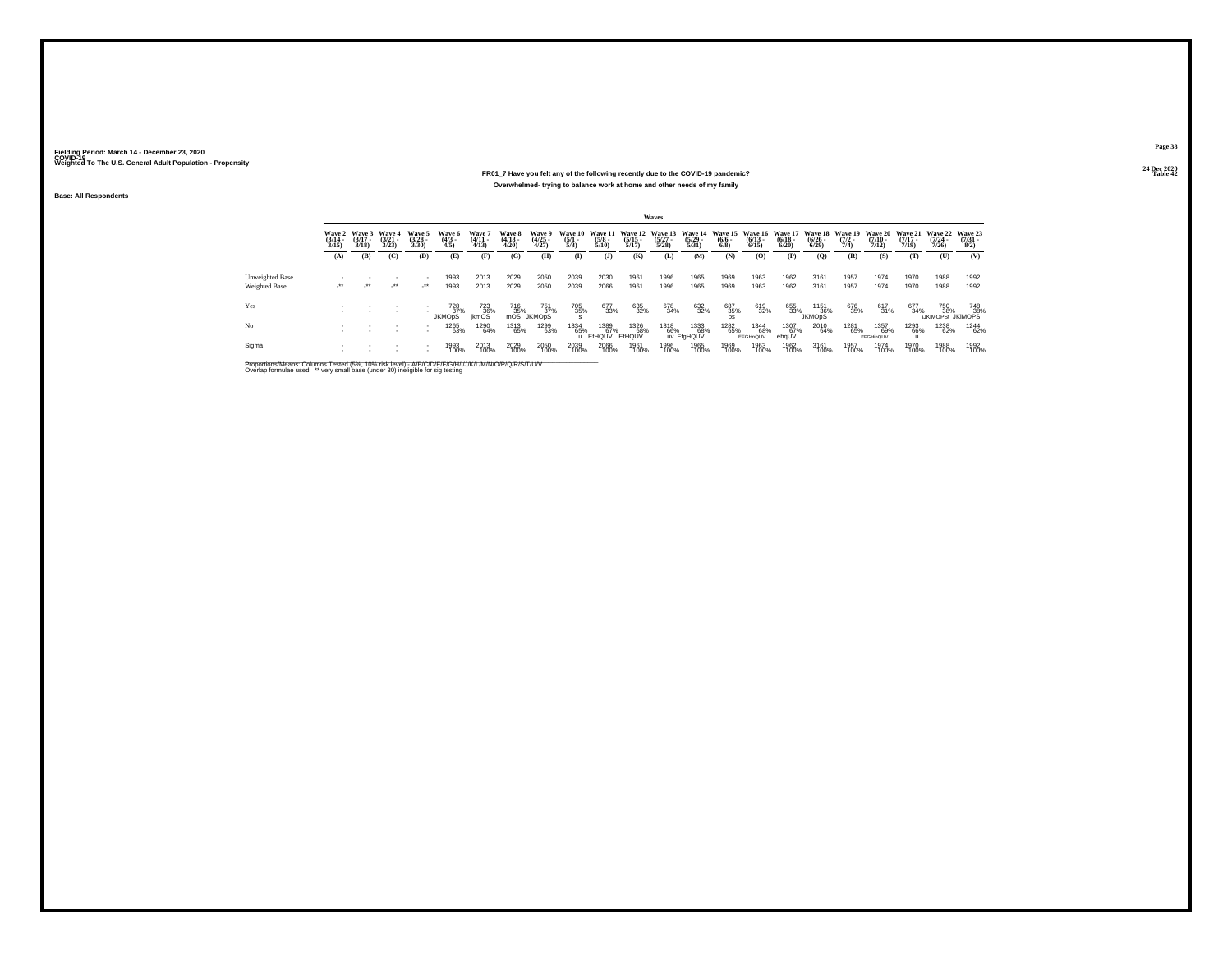Fielding Period: March 14 - December 23, 2020
COVID-19
Weighted To The U.S. General Adult Population - Propensity

24 Dec 2020
Table 42

## FR01_7 Have you felt any of the following recently due to the COVID-19 pandemic?

### Overwhelmed- trying to balance work at home and other needs of my family

Base: All Respondents

| | Waves | | | | | | | | | | | | | | | | | | | | | |
|---|---|---|---|---|---|---|---|---|---|---|---|---|---|---|---|---|---|---|---|---|---|---|
| | Wave 2 (3/14 - 3/15) | Wave 3 (3/17 - 3/18) | Wave 4 (3/21 - 3/23) | Wave 5 (3/28 - 3/30) | Wave 6 (4/3 - 4/5) | Wave 7 (4/11 - 4/13) | Wave 8 (4/18 - 4/20) | Wave 9 (4/25 - 4/27) | Wave 10 (5/1 - 5/3) | Wave 11 (5/8 - 5/10) | Wave 12 (5/15 - 5/17) | Wave 13 (5/27 - 5/28) | Wave 14 (5/29 - 5/31) | Wave 15 (6/6 - 6/8) | Wave 16 (6/13 - 6/15) | Wave 17 (6/18 - 6/20) | Wave 18 (6/26 - 6/29) | Wave 19 (7/2 - 7/4) | Wave 20 (7/10 - 7/12) | Wave 21 (7/17 - 7/19) | Wave 22 (7/24 - 7/26) | Wave 23 (7/31 - 8/2) |
| | (A) | (B) | (C) | (D) | (E) | (F) | (G) | (H) | (I) | (J) | (K) | (L) | (M) | (N) | (O) | (P) | (Q) | (R) | (S) | (T) | (U) | (V) |
| Unweighted Base | - | - | - | - | 1993 | 2013 | 2029 | 2050 | 2039 | 2030 | 1961 | 1996 | 1965 | 1969 | 1963 | 1962 | 3161 | 1957 | 1974 | 1970 | 1988 | 1992 |
| Weighted Base | -** | -** | -** | -** | 1993 | 2013 | 2029 | 2050 | 2039 | 2066 | 1961 | 1996 | 1965 | 1969 | 1963 | 1962 | 3161 | 1957 | 1974 | 1970 | 1988 | 1992 |
| Yes | - | - | - | - | 728 | 723 | 716 | 751 | 705 | 677 | 635 | 678 | 632 | 687 | 619 | 655 | 1151 | 676 | 617 | 677 | 750 | 748 |
| | - | - | - | - | 37% | 36% | 35% | 37% | 35% | 33% | 32% | 34% | 32% | 35% | 32% | 33% | 36% | 35% | 31% | 34% | 38% | 38% |
| | | | | | JKMOpS | jkmOS | mOS | JKMOpS | s | | | | | os | | | JKMOpS | | | | IJKlMOPSt | JKlMOPS |
| No | - | - | - | - | 1265 | 1290 | 1313 | 1299 | 1334 | 1389 | 1326 | 1318 | 1333 | 1282 | 1344 | 1307 | 2010 | 1281 | 1357 | 1293 | 1238 | 1244 |
| | - | - | - | - | 63% | 64% | 65% | 63% | 65% | 67% | 68% | 66% | 68% | 65% | 68% | 67% | 64% | 65% | 69% | 66% | 62% | 62% |
| | | | | | | | | | u | EfHQUV | EfHQUV | uv | EfgHQUV | | EFGHnQUV | ehqUV | | | EFGHnQUV | u | | |
| Sigma | - | - | - | - | 1993 | 2013 | 2029 | 2050 | 2039 | 2066 | 1961 | 1996 | 1965 | 1969 | 1963 | 1962 | 3161 | 1957 | 1974 | 1970 | 1988 | 1992 |
| | - | - | - | - | 100% | 100% | 100% | 100% | 100% | 100% | 100% | 100% | 100% | 100% | 100% | 100% | 100% | 100% | 100% | 100% | 100% | 100% |

Proportions/Means: Columns Tested (5%, 10% risk level) - A/B/C/D/E/F/G/H/I/J/K/L/M/N/O/P/Q/R/S/T/U/V
Overlap formulae used. ** very small base (under 30) ineligible for sig testing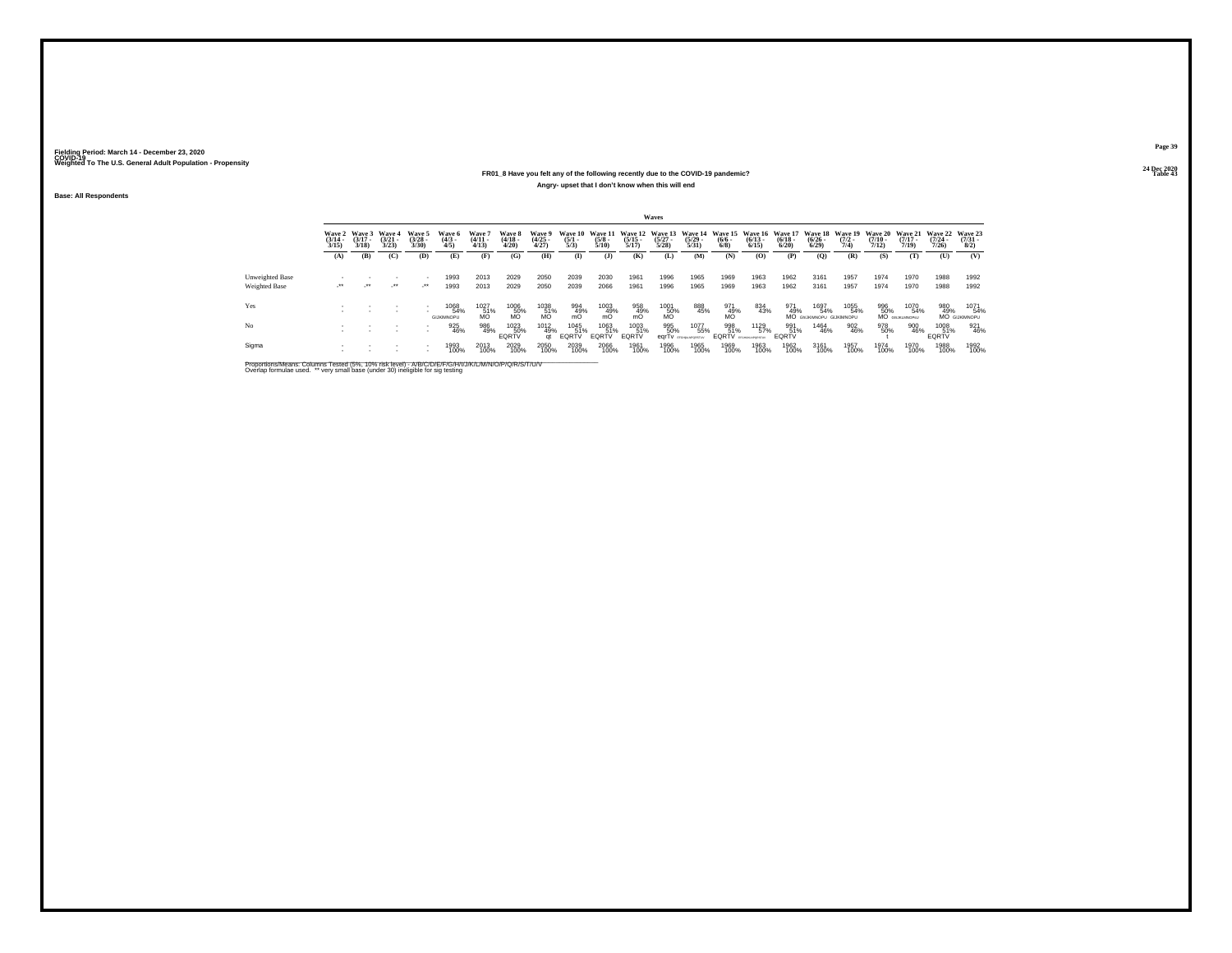Fielding Period: March 14 - December 23, 2020
COVID-19
Weighted To The U.S. General Adult Population - Propensity

24 Dec 2020
Table 43

## FR01_8 Have you felt any of the following recently due to the COVID-19 pandemic?

### Angry- upset that I don't know when this will end

Base: All Respondents

| | Wave 2 (3/14 - 3/15) | Wave 3 (3/17 - 3/18) | Wave 4 (3/21 - 3/23) | Wave 5 (3/28 - 3/30) | Wave 6 (4/3 - 4/5) | Wave 7 (4/11 - 4/13) | Wave 8 (4/18 - 4/20) | Wave 9 (4/25 - 4/27) | Wave 10 (5/1 - 5/3) | Wave 11 (5/8 - 5/10) | Wave 12 (5/15 - 5/17) | Wave 13 (5/27 - 5/28) | Wave 14 (5/29 - 5/31) | Wave 15 (6/6 - 6/8) | Wave 16 (6/13 - 6/15) | Wave 17 (6/18 - 6/20) | Wave 18 (6/26 - 6/29) | Wave 19 (7/2 - 7/4) | Wave 20 (7/10 - 7/12) | Wave 21 (7/17 - 7/19) | Wave 22 (7/24 - 7/26) | Wave 23 (7/31 - 8/2) |
|---|---|---|---|---|---|---|---|---|---|---|---|---|---|---|---|---|---|---|---|---|---|---|
| | (A) | (B) | (C) | (D) | (E) | (F) | (G) | (H) | (I) | (J) | (K) | (L) | (M) | (N) | (O) | (P) | (Q) | (R) | (S) | (T) | (U) | (V) |
| Unweighted Base | - | - | - | - | 1993 | 2013 | 2029 | 2050 | 2039 | 2030 | 1961 | 1996 | 1965 | 1969 | 1963 | 1962 | 3161 | 1957 | 1974 | 1970 | 1988 | 1992 |
| Weighted Base | -** | -** | -** | -** | 1993 | 2013 | 2029 | 2050 | 2039 | 2066 | 1961 | 1996 | 1965 | 1969 | 1963 | 1962 | 3161 | 1957 | 1974 | 1970 | 1988 | 1992 |
| Yes | - | - | - | - | 1068 | 1027 | 1006 | 1038 | 994 | 1003 | 958 | 1001 | 888 | 971 | 834 | 971 | 1697 | 1055 | 996 | 1070 | 980 | 1071 |
| | - | - | - | - | 54% | 51% | 50% | 51% | 49% | 49% | 49% | 50% | 45% | 49% | 43% | 49% | 54% | 54% | 50% | 54% | 49% | 54% |
| | | | | | GIJKMNOPU | MO | MO | MO | mO | mO | mO | MO | | MO | | MO | GIJKMNOPU | GIJKMNOPU | MO | GIJKLMNOPU | MO | GIJKMNOPU |
| No | - | - | - | - | 925 | 986 | 1023 | 1012 | 1045 | 1063 | 1003 | 995 | 1077 | 998 | 1129 | 991 | 1464 | 902 | 978 | 900 | 1008 | 921 |
| | - | - | - | - | 46% | 49% | 50% | 49% | 51% | 51% | 51% | 50% | 55% | 51% | 57% | 51% | 46% | 46% | 50% | 46% | 51% | 46% |
| | | | | | | | EQRTV | qt | EQRTV | EQRTV | EQRTV | eqrTv | EFGHIJKLNPQRSTUV | EQRTV | EFGHIJKLMNPQRSTUV | EQRTV | | | t | | EQRTV | |
| Sigma | - | - | - | - | 1993 | 2013 | 2029 | 2050 | 2039 | 2066 | 1961 | 1996 | 1965 | 1969 | 1963 | 1962 | 3161 | 1957 | 1974 | 1970 | 1988 | 1992 |
| | - | - | - | - | 100% | 100% | 100% | 100% | 100% | 100% | 100% | 100% | 100% | 100% | 100% | 100% | 100% | 100% | 100% | 100% | 100% | 100% |

Proportions/Means: Columns Tested (5%, 10% risk level) - A/B/C/D/E/F/G/H/I/J/K/L/M/N/O/P/Q/R/S/T/U/V
Overlap formulae used. ** very small base (under 30) ineligible for sig testing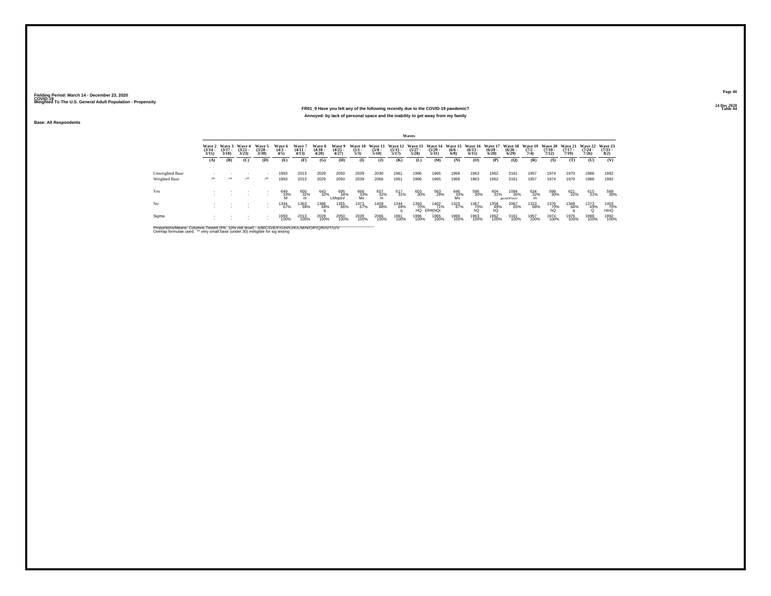Fielding Period: March 14 - December 23, 2020
COVID-19
Weighted To The U.S. General Adult Population - Propensity

24 Dec 2020
Table 44

**FR01_9 Have you felt any of the following recently due to the COVID-19 pandemic?**

**Annoyed- by lack of personal space and the inability to get away from my family**

Base: All Respondents

| | Waves | | | | | | | | | | | | | | | | | | | | | |
|---|---|---|---|---|---|---|---|---|---|---|---|---|---|---|---|---|---|---|---|---|---|---|
| | Wave 2 (3/14 - 3/15) | Wave 3 (3/17 - 3/18) | Wave 4 (3/21 - 3/23) | Wave 5 (3/28 - 3/30) | Wave 6 (4/3 - 4/5) | Wave 7 (4/11 - 4/13) | Wave 8 (4/18 - 4/20) | Wave 9 (4/25 - 4/27) | Wave 10 (5/1 - 5/3) | Wave 11 (5/8 - 5/10) | Wave 12 (5/15 - 5/17) | Wave 13 (5/27 - 5/28) | Wave 14 (5/29 - 5/31) | Wave 15 (6/6 - 6/8) | Wave 16 (6/13 - 6/15) | Wave 17 (6/18 - 6/20) | Wave 18 (6/26 - 6/29) | Wave 19 (7/2 - 7/4) | Wave 20 (7/10 - 7/12) | Wave 21 (7/17 - 7/19) | Wave 22 (7/24 - 7/26) | Wave 23 (7/31 - 8/2) |
| | (A) | (B) | (C) | (D) | (E) | (F) | (G) | (H) | (I) | (J) | (K) | (L) | (M) | (N) | (O) | (P) | (Q) | (R) | (S) | (T) | (U) | (V) |
| Unweighted Base | - | - | - | - | 1993 | 2013 | 2029 | 2050 | 2039 | 2030 | 1961 | 1996 | 1965 | 1969 | 1963 | 1962 | 3161 | 1957 | 1974 | 1970 | 1988 | 1992 |
| Weighted Base | -** | -** | -** | -** | 1993 | 2013 | 2029 | 2050 | 2039 | 2066 | 1961 | 1996 | 1965 | 1969 | 1963 | 1962 | 3161 | 1957 | 1974 | 1970 | 1988 | 1992 |
| Yes | - | - | - | - | 649 33% M | 650 32% m | 643 32% | 695 34% LMopsV | 666 33% Mv | 657 32% m | 617 31% | 603 30% | 563 29% | 646 33% Mv | 596 30% | 604 31% | 1094 35% gkLMOPStUV | 634 32% m | 598 30% | 621 32% | 615 31% | 589 30% |
| No | - | - | - | - | 1344 67% | 1363 68% | 1386 68% q | 1355 66% | 1373 67% | 1409 68% | 1344 69% q | 1393 70% HQ | 1402 71% EfHIjNQr | 1323 67% | 1367 70% hQ | 1358 69% hQ | 2067 65% | 1323 68% | 1376 70% hQ | 1349 68% q | 1373 69% Q | 1403 70% HinQ |
| Sigma | - | - | - | - | 1993 100% | 2013 100% | 2029 100% | 2050 100% | 2039 100% | 2066 100% | 1961 100% | 1996 100% | 1965 100% | 1969 100% | 1963 100% | 1962 100% | 3161 100% | 1957 100% | 1974 100% | 1970 100% | 1988 100% | 1992 100% |

Proportions/Means: Columns Tested (5%, 10% risk level) - A/B/C/D/E/F/G/H/I/J/K/L/M/N/O/P/Q/R/S/T/U/V
Overlap formulae used. ** very small base (under 30) ineligible for sig testing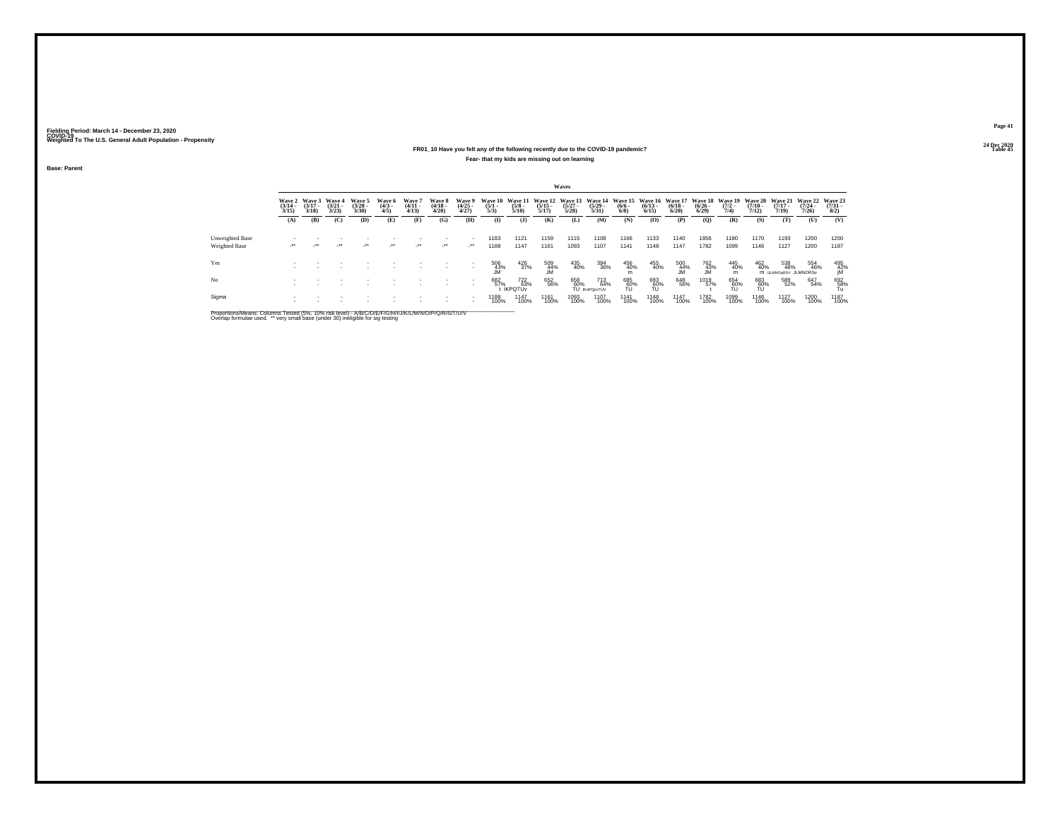Fielding Period: March 14 - December 23, 2020
COVID-19
Weighted To The U.S. General Adult Population - Propensity

24 Dec 2020
Table 45

**FR01_10 Have you felt any of the following recently due to the COVID-19 pandemic?**

**Fear- that my kids are missing out on learning**

**Base: Parent**

| | Waves | | | | | | | | | | | | | | | | | | | | | |
|---|---|---|---|---|---|---|---|---|---|---|---|---|---|---|---|---|---|---|---|---|---|---|
| | Wave 2 (3/14 - 3/15) | Wave 3 (3/17 - 3/18) | Wave 4 (3/21 - 3/23) | Wave 5 (3/28 - 3/30) | Wave 6 (4/3 - 4/5) | Wave 7 (4/11 - 4/13) | Wave 8 (4/18 - 4/20) | Wave 9 (4/25 - 4/27) | Wave 10 (5/1 - 5/3) | Wave 11 (5/8 - 5/10) | Wave 12 (5/15 - 5/17) | Wave 13 (5/27 - 5/28) | Wave 14 (5/29 - 5/31) | Wave 15 (6/6 - 6/8) | Wave 16 (6/13 - 6/15) | Wave 17 (6/18 - 6/20) | Wave 18 (6/26 - 6/29) | Wave 19 (7/2 - 7/4) | Wave 20 (7/10 - 7/12) | Wave 21 (7/17 - 7/19) | Wave 22 (7/24 - 7/26) | Wave 23 (7/31 - 8/2) |
| | (A) | (B) | (C) | (D) | (E) | (F) | (G) | (H) | (I) | (J) | (K) | (L) | (M) | (N) | (O) | (P) | (Q) | (R) | (S) | (T) | (U) | (V) |
| Unweighted Base | - | - | - | - | - | - | - | - | 1183 | 1121 | 1159 | 1115 | 1108 | 1166 | 1133 | 1140 | 1856 | 1180 | 1170 | 1193 | 1200 | 1200 |
| Weighted Base | -** | -** | -** | -** | -** | -** | -** | -** | 1188 | 1147 | 1161 | 1093 | 1107 | 1141 | 1148 | 1147 | 1782 | 1099 | 1146 | 1127 | 1200 | 1187 |
| Yes | - | - | - | - | - | - | - | - | 506 43% JM | 426 37% | 509 44% JM | 435 40% | 394 36% | 456 40% m | 455 40% | 500 44% JM | 762 43% JM | 445 40% m | 462 40% m | 538 48% iJLMNOqRSV | 554 46% JLMNORSv | 495 42% jM |
| No | - | - | - | - | - | - | - | - | 682 57% t | 722 63% IKPQTUv | 652 56% | 658 60% TU | 713 64% IKnPQrsTUV | 685 60% TU | 693 60% TU | 648 56% | 1019 57% t | 654 60% TU | 683 60% TU | 589 52% | 647 54% | 692 58% Tu |
| Sigma | - | - | - | - | - | - | - | - | 1188 100% | 1147 100% | 1161 100% | 1093 100% | 1107 100% | 1141 100% | 1148 100% | 1147 100% | 1782 100% | 1099 100% | 1146 100% | 1127 100% | 1200 100% | 1187 100% |

Proportions/Means: Columns Tested (5%, 10% risk level) - A/B/C/D/E/F/G/H/I/J/K/L/M/N/O/P/Q/R/S/T/U/V
Overlap formulae used. ** very small base (under 30) ineligible for sig testing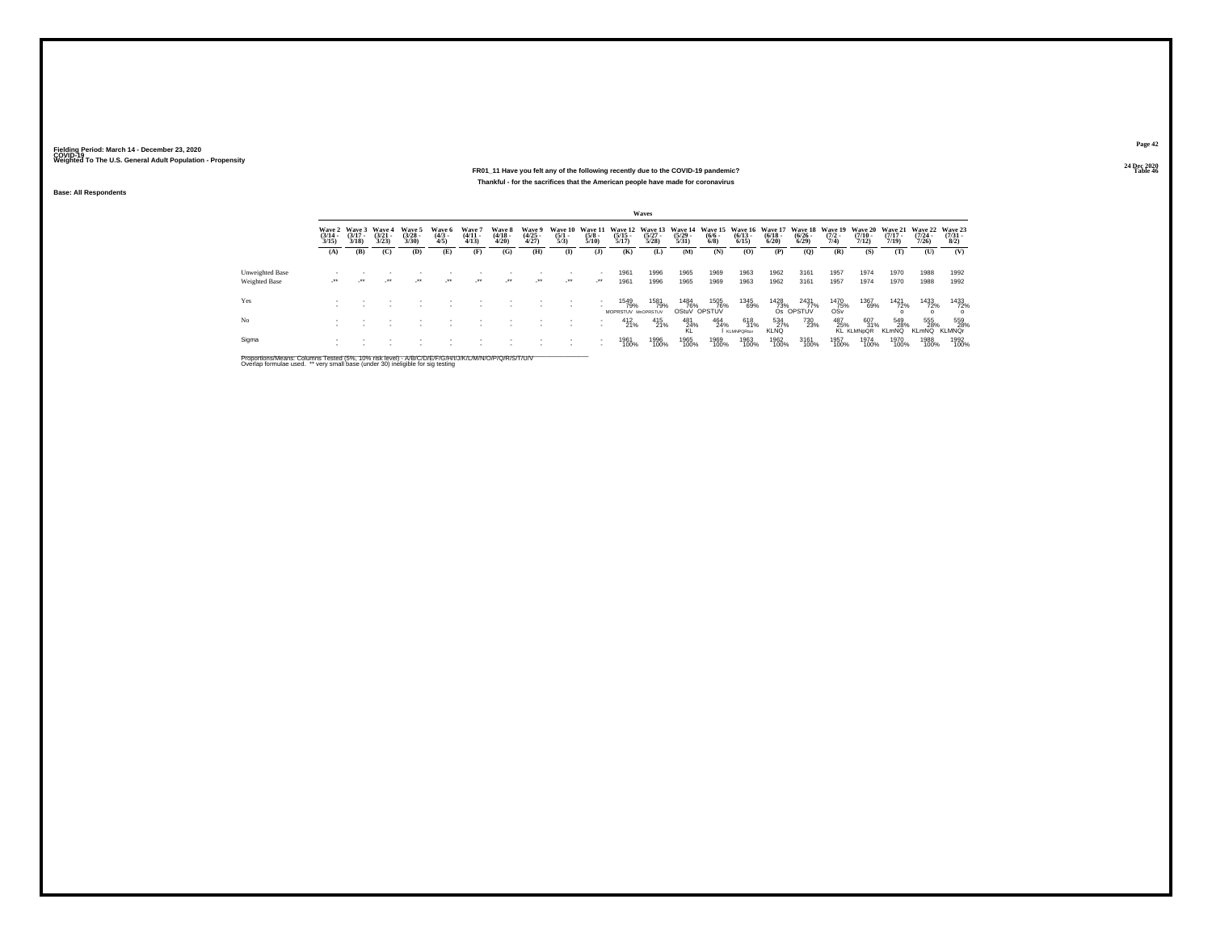Fielding Period: March 14 - December 23, 2020
COVID-19
Weighted To The U.S. General Adult Population - Propensity

24 Dec 2020
Table 46

**FR01_11 Have you felt any of the following recently due to the COVID-19 pandemic?**

**Thankful - for the sacrifices that the American people have made for coronavirus**

**Base: All Respondents**

| | Waves | | | | | | | | | | | | | | | | | | | | | |
|---|---|---|---|---|---|---|---|---|---|---|---|---|---|---|---|---|---|---|---|---|---|---|
| | Wave 2 (3/14 - 3/15) | Wave 3 (3/17 - 3/18) | Wave 4 (3/21 - 3/23) | Wave 5 (3/28 - 3/30) | Wave 6 (4/3 - 4/5) | Wave 7 (4/11 - 4/13) | Wave 8 (4/18 - 4/20) | Wave 9 (4/25 - 4/27) | Wave 10 (5/1 - 5/3) | Wave 11 (5/8 - 5/10) | Wave 12 (5/15 - 5/17) | Wave 13 (5/27 - 5/28) | Wave 14 (5/29 - 5/31) | Wave 15 (6/6 - 6/8) | Wave 16 (6/13 - 6/15) | Wave 17 (6/18 - 6/20) | Wave 18 (6/26 - 6/29) | Wave 19 (7/2 - 7/4) | Wave 20 (7/10 - 7/12) | Wave 21 (7/17 - 7/19) | Wave 22 (7/24 - 7/26) | Wave 23 (7/31 - 8/2) |
| | (A) | (B) | (C) | (D) | (E) | (F) | (G) | (H) | (I) | (J) | (K) | (L) | (M) | (N) | (O) | (P) | (Q) | (R) | (S) | (T) | (U) | (V) |
| Unweighted Base | - | - | - | - | - | - | - | - | - | - | 1961 | 1996 | 1965 | 1969 | 1963 | 1962 | 3161 | 1957 | 1974 | 1970 | 1988 | 1992 |
| Weighted Base | -** | -** | -** | -** | -** | -** | -** | -** | -** | -** | 1961 | 1996 | 1965 | 1969 | 1963 | 1962 | 3161 | 1957 | 1974 | 1970 | 1988 | 1992 |
| Yes | - | - | - | - | - | - | - | - | - | - | 1549 79% MOPRSTUV | 1581 79% MnOPRSTUV | 1484 76% OStuV | 1505 76% OPSTUV | 1345 69% | 1428 73% Os | 2431 77% OPSTUV | 1470 75% OSv | 1367 69% | 1421 72% o | 1433 72% o | 1433 72% o |
| No | - | - | - | - | - | - | - | - | - | - | 412 21% | 415 21% | 481 24% KL | 464 24% l | 618 31% KLMNPQRuv | 534 27% KLNQ | 730 23% | 487 25% KL | 607 31% KLMNpQR | 549 28% KLmNQ | 555 28% KLmNQ | 559 28% KLMNQr |
| Sigma | - | - | - | - | - | - | - | - | - | - | 1961 100% | 1996 100% | 1965 100% | 1969 100% | 1963 100% | 1962 100% | 3161 100% | 1957 100% | 1974 100% | 1970 100% | 1988 100% | 1992 100% |

Proportions/Means: Columns Tested (5%, 10% risk level) - A/B/C/D/E/F/G/H/I/J/K/L/M/N/O/P/Q/R/S/T/U/V
Overlap formulae used. ** very small base (under 30) ineligible for sig testing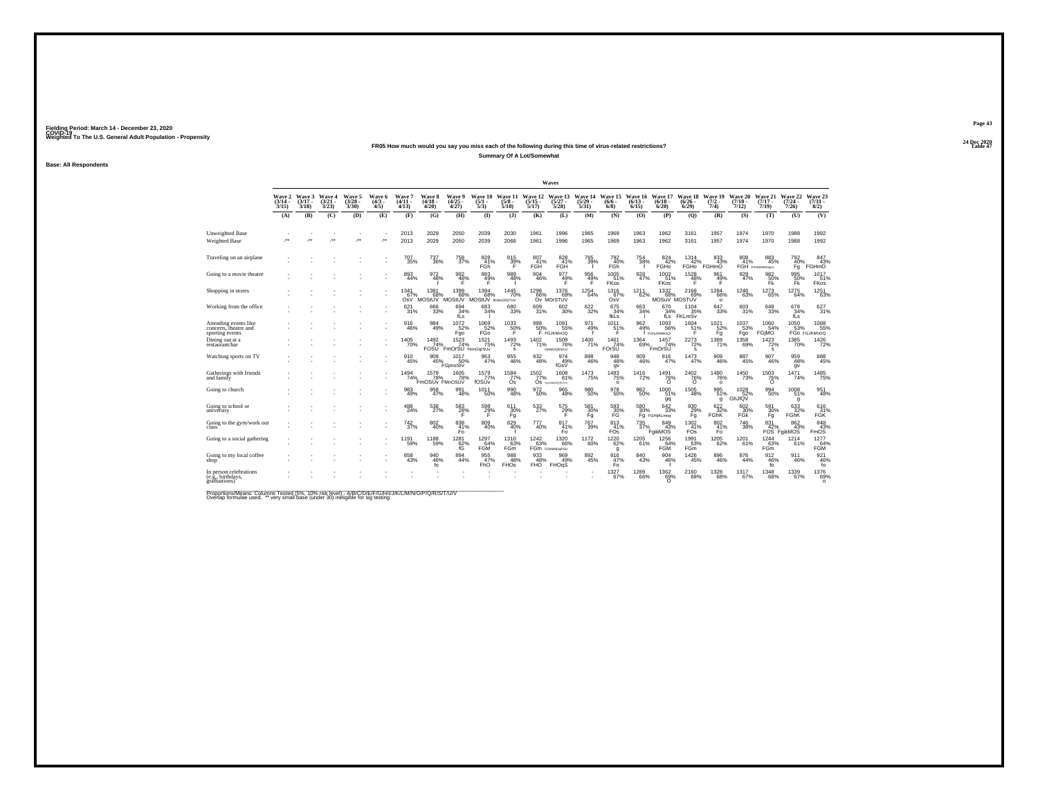Fielding Period: March 14 - December 23, 2020
COVID-19
Weighted To The U.S. General Adult Population - Propensity

24 Dec 2020
Table 47

**FR05 How much would you say you miss each of the following during this time of virus-related restrictions?**

**Summary Of A Lot/Somewhat**

**Base: All Respondents**

| | Wave 2 (3/14 - 3/15) | Wave 3 (3/17 - 3/18) | Wave 4 (3/21 - 3/23) | Wave 5 (3/28 - 3/30) | Wave 6 (4/3 - 4/5) | Wave 7 (4/11 - 4/13) | Wave 8 (4/18 - 4/20) | Wave 9 (4/25 - 4/27) | Wave 10 (5/1 - 5/3) | Wave 11 (5/8 - 5/10) | Wave 12 (5/15 - 5/17) | Wave 13 (5/27 - 5/28) | Wave 14 (5/29 - 5/31) | Wave 15 (6/6 - 6/8) | Wave 16 (6/13 - 6/15) | Wave 17 (6/18 - 6/20) | Wave 18 (6/26 - 6/29) | Wave 19 (7/2 - 7/4) | Wave 20 (7/10 - 7/12) | Wave 21 (7/17 - 7/19) | Wave 22 (7/24 - 7/26) | Wave 23 (7/31 - 8/2) |
|---|---|---|---|---|---|---|---|---|---|---|---|---|---|---|---|---|---|---|---|---|---|---|
| | (A) | (B) | (C) | (D) | (E) | (F) | (G) | (H) | (I) | (J) | (K) | (L) | (M) | (N) | (O) | (P) | (Q) | (R) | (S) | (T) | (U) | (V) |
| Unweighted Base | - | - | - | - | - | 2013 | 2029 | 2050 | 2039 | 2030 | 1961 | 1996 | 1965 | 1969 | 1963 | 1962 | 3161 | 1957 | 1974 | 1970 | 1988 | 1992 |
| Weighted Base | -** | -** | -** | -** | -** | 2013 | 2029 | 2050 | 2039 | 2066 | 1961 | 1996 | 1965 | 1969 | 1963 | 1962 | 3161 | 1957 | 1974 | 1970 | 1988 | 1992 |
| Traveling on an airplane | - | - | - | - | - | 707 35% | 737 36% | 758 37% | 828 41% FGh | 815 39% F | 807 41% FGH | 828 41% FGH | 765 39% f | 792 40% FGh | 754 38% f | 824 42% FGHo | 1314 42% FGHo | 833 43% FGHmO | 808 41% FGH | 883 45% FGHIJKMNOpQU | 792 40% Fg | 847 43% FGHmO |
| Going to a movie theatre | - | - | - | - | - | 893 44% | 972 48% f | 992 48% F | 993 49% F | 989 48% f | 904 46% | 977 49% F | 956 49% F | 1005 51% FKos | 928 47% | 1002 51% FKos | 1528 48% F | 961 49% F | 929 47% | 982 50% Fk | 995 50% Fk | 1017 51% FKos |
| Shopping in stores | - | - | - | - | - | 1341 67% OsV | 1381 68% MOStUV | 1399 68% MOStUV | 1394 68% MOStUV | 1445 70% fKMnOQRSTUV | 1298 66% Ov | 1376 69% MOrSTUV | 1254 64% | 1316 67% OsV | 1211 62% | 1332 68% MOSuV | 2168 69% MOSTUV | 1284 66% o | 1246 63% | 1273 65% | 1275 64% | 1251 63% |
| Working from the office | - | - | - | - | - | 621 31% | 666 33% | 694 34% fLs | 683 34% l | 680 33% | 609 31% | 602 30% | 622 32% | 675 34% fkLs | 663 34% l | 670 34% fLs | 1104 35% FKLmSv | 647 33% | 603 31% | 648 33% | 678 34% fLs | 627 31% |
| Attending events like concerts, theatre and sporting events | - | - | - | - | - | 916 46% | 984 49% | 1072 52% Fgo | 1069 52% FGo | 1033 50% F | 988 50% F | 1091 55% FGJKMnOQ | 971 49% f | 1011 51% F | 962 49% | 1093 56% f FGhIJKMNOQr | 1604 51% F | 1021 52% Fg | 1037 53% Fgo | 1060 54% FGjMO | 1050 53% FGo | 1088 55% FGJKMnOQ |
| Dining out at a restaurant/bar | - | - | - | - | - | 1405 70% | 1492 74% FOSU | 1523 74% FmOrSU | 1521 75% FkmOqrSUv | 1493 72% s | 1402 71% | 1509 76% FjkMOQRSUV | 1400 71% | 1461 74% FOrSU | 1364 69% | 1457 74% FmOrSU | 2273 72% s | 1389 71% | 1358 69% | 1423 72% s | 1385 70% | 1426 72% |
| Watching sports on TV | - | - | - | - | - | 910 45% | 909 45% | 1017 50% FGjmoStV | 963 47% | 955 46% | 932 48% | 974 49% fGsV | 898 46% | 948 48% gv | 909 46% | 916 47% | 1473 47% | 909 46% | 887 45% | 907 46% | 959 48% gv | 888 45% |
| Gatherings with friends and family | - | - | - | - | - | 1494 74% | 1579 78% FmOSUv | 1605 78% FMnOSUV | 1579 77% fOSUv | 1584 77% Os | 1502 77% Os | 1608 81% FgIJkMNOPQRSTUV | 1473 75% | 1483 75% o | 1416 72% | 1491 76% O | 2402 76% O | 1480 76% o | 1450 73% | 1503 76% O | 1471 74% | 1485 75% |
| Going to church | - | - | - | - | - | 983 49% | 958 47% | 991 48% | 1011 50% | 990 48% | 972 50% | 965 48% | 980 50% | 978 50% | 982 50% | 1000 51% gq | 1505 48% | 995 51% g | 1028 52% GhJlQV | 994 50% | 1008 51% g | 951 48% |
| Going to school or university | - | - | - | - | - | 488 24% | 538 27% | 583 28% F | 598 29% F | 611 30% Fg | 533 27% | 575 29% F | 581 30% Fg | 593 30% FG | 580 30% Fg | 642 33% FGHIjKLmoq | 930 29% Fg | 622 32% FGhK | 602 30% FGk | 591 30% Fg | 633 32% FGhK | 616 31% FGK |
| Going to the gym/work out class | - | - | - | - | - | 742 37% | 802 40% | 838 41% Fo | 809 40% | 829 40% f | 777 40% | 817 41% Fo | 767 39% | 813 41% FOs | 735 37% | 849 43% FgikMOS | 1302 41% FOs | 802 41% Fo | 746 38% | 831 42% FOS | 862 43% FgikMOS | 848 43% FmOS |
| Going to a social gathering | - | - | - | - | - | 1191 59% | 1188 59% | 1281 62% fG | 1297 64% FGM | 1310 63% FGm | 1242 63% FGm | 1320 66% FGIMNOqRSU | 1172 60% | 1220 62% g | 1205 61% | 1256 64% FGM | 1991 63% FGm | 1205 62% | 1201 61% | 1244 63% FGm | 1214 61% | 1277 64% FGM |
| Going to my local coffee shop | - | - | - | - | - | 858 43% | 940 46% fo | 894 44% | 955 47% FhO | 988 48% FHOs | 933 48% FHO | 969 49% FHOqS | 892 45% | 916 47% Fo | 840 43% | 904 46% f | 1426 45% | 896 46% | 876 44% | 912 46% fo | 911 46% | 921 46% fo |
| In person celebrations (e.g., birthdays, graduations) | - | - | - | - | - | - | - | - | - | - | - | - | - | 1327 67% | 1289 66% | 1362 69% O | 2160 68% | 1328 68% | 1317 67% | 1348 68% | 1339 67% | 1376 69% o |

Proportions/Means: Columns Tested (5%, 10% risk level) - A/B/C/D/E/F/G/H/I/J/K/L/M/N/O/P/Q/R/S/T/U/V
Overlap formulae used. ** very small base (under 30) ineligible for sig testing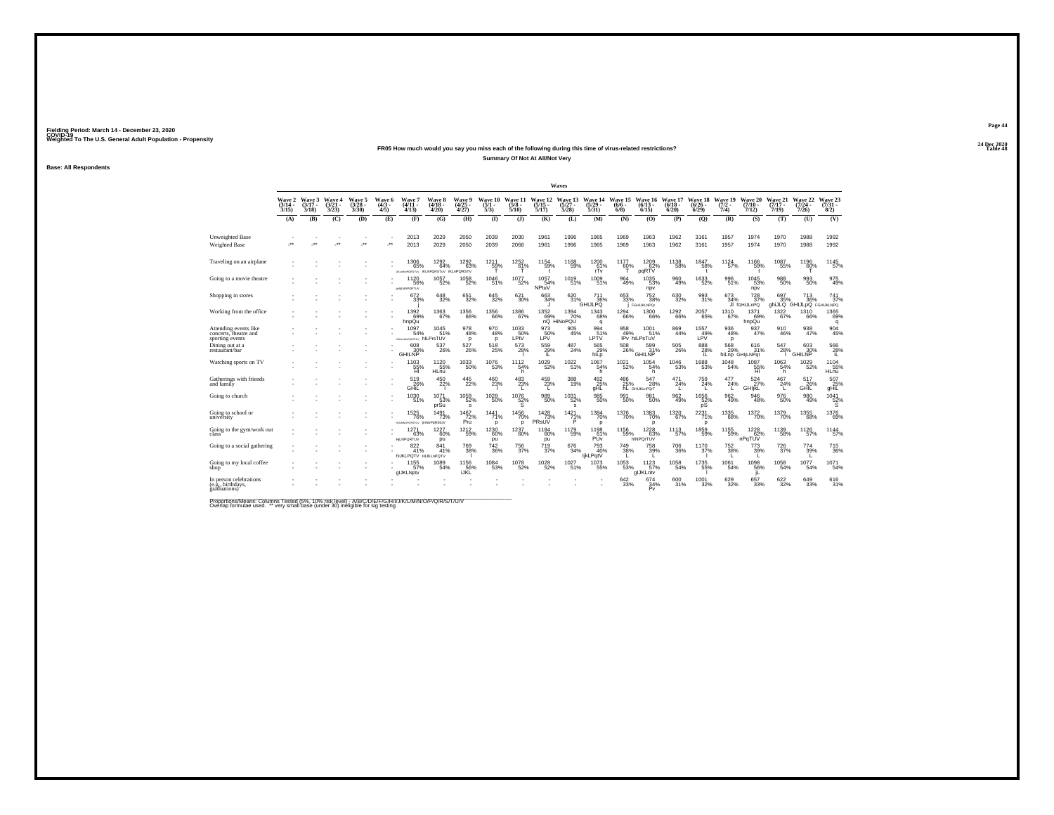Fielding Period: March 14 - December 23, 2020
COVID-19
Weighted To The U.S. General Adult Population - Propensity

24 Dec 2020
Table 48

**FR05 How much would you say you miss each of the following during this time of virus-related restrictions?**

**Summary Of Not At All/Not Very**

**Base: All Respondents**

| | Wave 2 (3/14 - 3/15) | Wave 3 (3/17 - 3/18) | Wave 4 (3/21 - 3/23) | Wave 5 (3/28 - 3/30) | Wave 6 (4/3 - 4/5) | Wave 7 (4/11 - 4/13) | Wave 8 (4/18 - 4/20) | Wave 9 (4/25 - 4/27) | Wave 10 (5/1 - 5/3) | Wave 11 (5/8 - 5/10) | Wave 12 (5/15 - 5/17) | Wave 13 (5/27 - 5/28) | Wave 14 (5/29 - 5/31) | Wave 15 (6/6 - 6/8) | Wave 16 (6/13 - 6/15) | Wave 17 (6/18 - 6/20) | Wave 18 (6/26 - 6/29) | Wave 19 (7/2 - 7/4) | Wave 20 (7/10 - 7/12) | Wave 21 (7/17 - 7/19) | Wave 22 (7/24 - 7/26) | Wave 23 (7/31 - 8/2) |
|---|---|---|---|---|---|---|---|---|---|---|---|---|---|---|---|---|---|---|---|---|---|---|
| | (A) | (B) | (C) | (D) | (E) | (F) | (G) | (H) | (I) | (J) | (K) | (L) | (M) | (N) | (O) | (P) | (Q) | (R) | (S) | (T) | (U) | (V) |
| Unweighted Base | - | - | - | - | - | 2013 | 2029 | 2050 | 2039 | 2030 | 1961 | 1996 | 1965 | 1969 | 1963 | 1962 | 3161 | 1957 | 1974 | 1970 | 1988 | 1992 |
| Weighted Base | -** | -** | -** | -** | -** | 2013 | 2029 | 2050 | 2039 | 2066 | 1961 | 1996 | 1965 | 1969 | 1963 | 1962 | 3161 | 1957 | 1974 | 1970 | 1988 | 1992 |
| Traveling on an airplane | - | - | - | - | - | 1306 65% GHIJnMoPQRSTUV | 1292 64% IKLNPQRSTuV | 1292 63% IKLnPQRSTV | 1211 59% T | 1252 61% T | 1154 59% t | 1168 59% | 1200 61% rTv | 1177 60% T | 1209 62% pqRTV | 1138 58% | 1847 58% t | 1124 57% | 1166 59% t | 1087 55% | 1196 60% T | 1145 57% |
| Going to a movie theatre | - | - | - | - | - | 1120 56% gHIjLMNPQRTUV | 1057 52% | 1058 52% | 1046 51% | 1077 52% | 1057 54% NPtuV | 1019 51% | 1009 51% | 964 49% | 1035 53% npv | 960 49% | 1633 52% | 996 51% | 1045 53% npv | 988 50% | 993 50% | 975 49% |
| Shopping in stores | - | - | - | - | - | 672 33% I | 648 32% | 651 32% | 645 32% | 621 30% | 663 34% J | 620 31% | 711 36% GHIJLPQ | 652 33% j | 752 38% FGHIJKLNPQr | 630 32% | 993 31% | 673 34% Jl | 728 37% fGHIJLnPQ | 697 35% ghIJLQ | 713 36% GHIJLpQ | 741 37% FGHIJkLNPQ |
| Working from the office | - | - | - | - | - | 1392 69% hnpQu | 1363 67% | 1356 66% | 1356 66% | 1386 67% | 1352 69% nQ | 1394 70% HiNoPQU | 1343 68% q | 1294 66% | 1300 66% | 1292 66% | 2057 65% | 1310 67% | 1371 69% hnpQu | 1322 67% | 1310 66% | 1365 69% q |
| Attending events like concerts, theatre and sporting events | - | - | - | - | - | 1097 54% HIJKLMNOPQRSTUV | 1045 51% hILPrsTUV | 978 48% p | 970 48% p | 1033 50% LPtV | 973 50% LPV | 905 45% | 994 51% LPTV | 958 49% lPv | 1001 51% hiLPsTuV | 869 44% | 1557 49% LPV | 936 48% p | 937 47% | 910 46% | 938 47% | 904 45% |
| Dining out at a restaurant/bar | - | - | - | - | - | 608 30% GHILNP | 537 26% | 527 26% | 518 25% | 573 28% l | 559 29% iL | 487 24% | 565 29% hiLp | 508 26% | 599 31% GHILNP | 505 26% | 888 28% iL | 568 29% hiLnp | 616 31% GHIjLNPqt | 547 28% l | 603 30% GHILNP | 566 28% iL |
| Watching sports on TV | - | - | - | - | - | 1103 55% HI | 1120 55% HLnu | 1033 50% | 1076 53% | 1112 54% h | 1029 52% | 1022 51% | 1067 54% h | 1021 52% | 1054 54% h | 1046 53% | 1688 53% | 1048 54% | 1087 55% HI | 1063 54% h | 1029 52% | 1104 55% HLnu |
| Gatherings with friends and family | - | - | - | - | - | 519 26% GHiL | 450 22% | 445 22% | 460 23% l | 483 23% L | 459 23% L | 388 19% | 492 25% gHL | 486 25% hL | 547 28% GHIJKLnPQrT | 471 24% L | 759 24% L | 477 24% L | 524 27% GHIjkL | 467 24% L | 517 26% GHIL | 507 25% gHiL |
| Going to church | - | - | - | - | - | 1030 51% | 1071 53% prSu | 1059 52% s | 1028 50% | 1076 52% S | 989 50% | 1031 52% s | 985 50% | 991 50% | 981 50% | 962 49% | 1656 52% pS | 962 49% | 946 48% | 976 50% | 980 49% | 1041 52% S |
| Going to school or university | - | - | - | - | - | 1525 76% HIJKLMNOPQRSTUV | 1491 73% jMNoPqRStUV | 1467 72% Pru | 1441 71% p | 1456 70% p | 1428 73% PRsUV | 1421 71% P | 1384 70% p | 1376 70% | 1383 70% p | 1320 67% | 2231 71% p | 1335 68% | 1372 70% | 1379 70% | 1355 68% | 1376 69% |
| Going to the gym/work out class | - | - | - | - | - | 1271 63% HjLNPQRTUV | 1227 60% pu | 1212 59% | 1230 60% pu | 1237 60% | 1184 60% pu | 1179 59% | 1198 61% PUv | 1156 59% | 1228 63% hlNPQrTUV | 1113 57% | 1859 59% | 1155 59% | 1228 62% nPqTUV | 1139 58% | 1126 57% | 1144 57% |
| Going to a social gathering | - | - | - | - | - | 822 41% hIJKLPQTV | 841 41% HIJKLnPQTV | 769 38% I | 742 36% | 756 37% | 719 37% | 676 34% | 793 40% IjkLPqtV | 749 38% L | 758 39% L | 706 36% | 1170 37% l | 752 38% L | 773 39% L | 726 37% | 774 39% L | 715 36% |
| Going to my local coffee shop | - | - | - | - | - | 1155 57% gIJKLNptv | 1089 54% | 1156 56% iJKL | 1084 53% | 1078 52% | 1028 52% | 1027 51% | 1073 55% | 1053 53% | 1123 57% gIJKLntv | 1058 54% | 1735 55% l | 1061 54% | 1098 56% jL | 1058 54% | 1077 54% | 1071 54% |
| In person celebrations (e.g., birthdays, graduations) | - | - | - | - | - | - | - | - | - | - | - | - | - | 642 33% | 674 34% Pv | 600 31% | 1001 32% | 629 32% | 657 33% | 622 32% | 649 33% | 616 31% |

Proportions/Means: Columns Tested (5%, 10% risk level) - A/B/C/D/E/F/G/H/I/J/K/L/M/N/O/P/Q/R/S/T/U/V
Overlap formulae used. ** very small base (under 30) ineligible for sig testing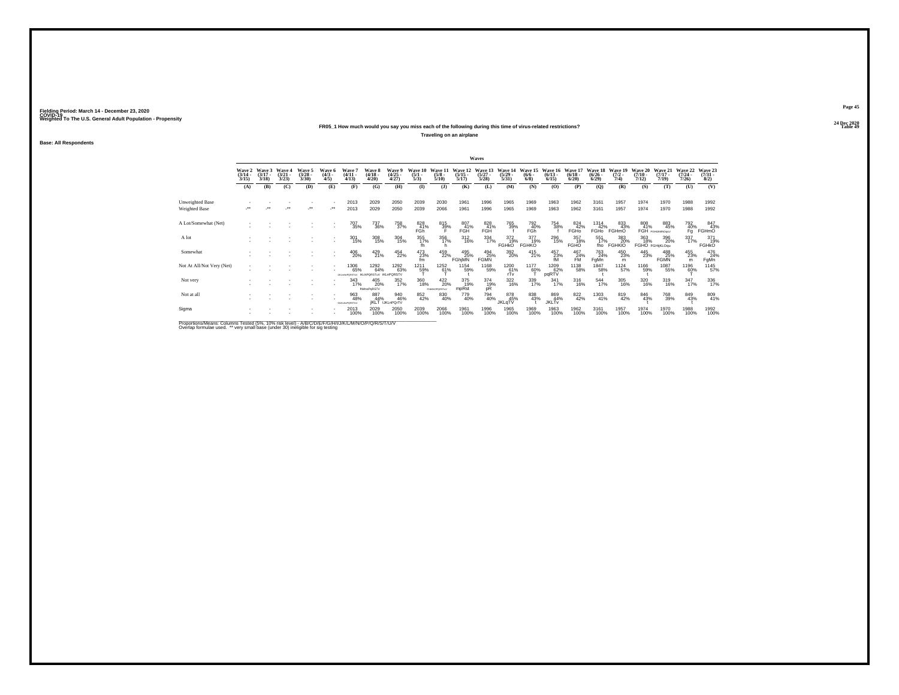Fielding Period: March 14 - December 23, 2020
COVID-19
Weighted To The U.S. General Adult Population - Propensity

24 Dec 2020
Table 49

**FR05_1 How much would you say you miss each of the following during this time of virus-related restrictions?**

**Traveling on an airplane**

**Base: All Respondents**

| | Wave 2 (3/14 - 3/15) | Wave 3 (3/17 - 3/18) | Wave 4 (3/21 - 3/23) | Wave 5 (3/28 - 3/30) | Wave 6 (4/3 - 4/5) | Wave 7 (4/11 - 4/13) | Wave 8 (4/18 - 4/20) | Wave 9 (4/25 - 4/27) | Wave 10 (5/1 - 5/3) | Wave 11 (5/8 - 5/10) | Wave 12 (5/15 - 5/17) | Wave 13 (5/27 - 5/28) | Wave 14 (5/29 - 5/31) | Wave 15 (6/6 - 6/8) | Wave 16 (6/13 - 6/15) | Wave 17 (6/18 - 6/20) | Wave 18 (6/26 - 6/29) | Wave 19 (7/2 - 7/4) | Wave 20 (7/10 - 7/12) | Wave 21 (7/17 - 7/19) | Wave 22 (7/24 - 7/26) | Wave 23 (7/31 - 8/2) |
|---|---|---|---|---|---|---|---|---|---|---|---|---|---|---|---|---|---|---|---|---|---|---|
| | (A) | (B) | (C) | (D) | (E) | (F) | (G) | (H) | (I) | (J) | (K) | (L) | (M) | (N) | (O) | (P) | (Q) | (R) | (S) | (T) | (U) | (V) |
| Unweighted Base | - | - | - | - | - | 2013 | 2029 | 2050 | 2039 | 2030 | 1961 | 1996 | 1965 | 1969 | 1963 | 1962 | 3161 | 1957 | 1974 | 1970 | 1988 | 1992 |
| Weighted Base | -** | -** | -** | -** | -** | 2013 | 2029 | 2050 | 2039 | 2066 | 1961 | 1996 | 1965 | 1969 | 1963 | 1962 | 3161 | 1957 | 1974 | 1970 | 1988 | 1992 |
| A Lot/Somewhat (Net) | - | - | - | - | - | 707 35% | 737 36% | 758 37% | 828 41% FGh | 815 39% F | 807 41% FGH | 828 41% FGH | 765 39% f | 792 40% FGh | 754 38% f | 824 42% FGHo | 1314 42% FGHo | 833 43% FGHmO | 808 41% FGH | 883 45% FGHIJkMNOpQU | 792 40% Fg | 847 43% FGHmO |
| A lot | - | - | - | - | - | 301 15% | 308 15% | 304 15% | 355 17% fh | 356 17% h | 312 16% | 334 17% | 372 19% FGHkO | 377 19% FGHKO | 296 15% | 357 18% FGHO | 551 17% fho | 383 20% FGHKlO | 363 18% FGHO | 396 20% FGHIjKLOqu | 337 17% | 371 19% FGHkO |
| Somewhat | - | - | - | - | - | 406 20% | 429 21% | 454 22% | 473 23% fm | 459 22% | 495 25% FGhjMN | 494 25% FGMN | 392 20% | 415 21% | 457 23% fM | 467 24% FM | 763 24% FgMn | 450 23% m | 445 23% | 488 25% FGMN | 455 23% m | 476 24% FgMn |
| Not At All/Not Very (Net) | - | - | - | - | - | 1306 65% GIJKLMNOPQRSTUV | 1292 64% IKLNPQRSTuV | 1292 63% IKLnPQRSTV | 1211 59% T | 1252 61% T | 1154 59% t | 1168 59% | 1200 61% rTv | 1177 60% T | 1209 62% pqRTV | 1138 58% | 1847 58% t | 1124 57% | 1166 59% t | 1087 55% | 1196 60% T | 1145 57% |
| Not very | - | - | - | - | - | 343 17% | 405 20% fMmoPqRSTV | 352 17% | 360 18% | 422 20% FHiMNOPQRSTuV | 375 19% mpRst | 374 19% pR | 322 16% | 339 17% | 341 17% | 316 16% | 544 17% | 305 16% | 320 16% | 319 16% | 347 17% | 336 17% |
| Not at all | - | - | - | - | - | 963 48% GIJKLMnPQRSTUV | 887 44% jKLT | 940 46% iJKLnPQrTV | 852 42% | 830 40% | 779 40% | 794 40% | 878 45% JKLqTV | 838 43% t | 869 44% JKLTv | 822 42% | 1303 41% | 819 42% | 846 43% t | 768 39% | 849 43% t | 809 41% |
| Sigma | - | - | - | - | - | 2013 100% | 2029 100% | 2050 100% | 2039 100% | 2066 100% | 1961 100% | 1996 100% | 1965 100% | 1969 100% | 1963 100% | 1962 100% | 3161 100% | 1957 100% | 1974 100% | 1970 100% | 1988 100% | 1992 100% |

Proportions/Means: Columns Tested (5%, 10% risk level) - A/B/C/D/E/F/G/H/I/J/K/L/M/N/O/P/Q/R/S/T/U/V
Overlap formulae used. ** very small base (under 30) ineligible for sig testing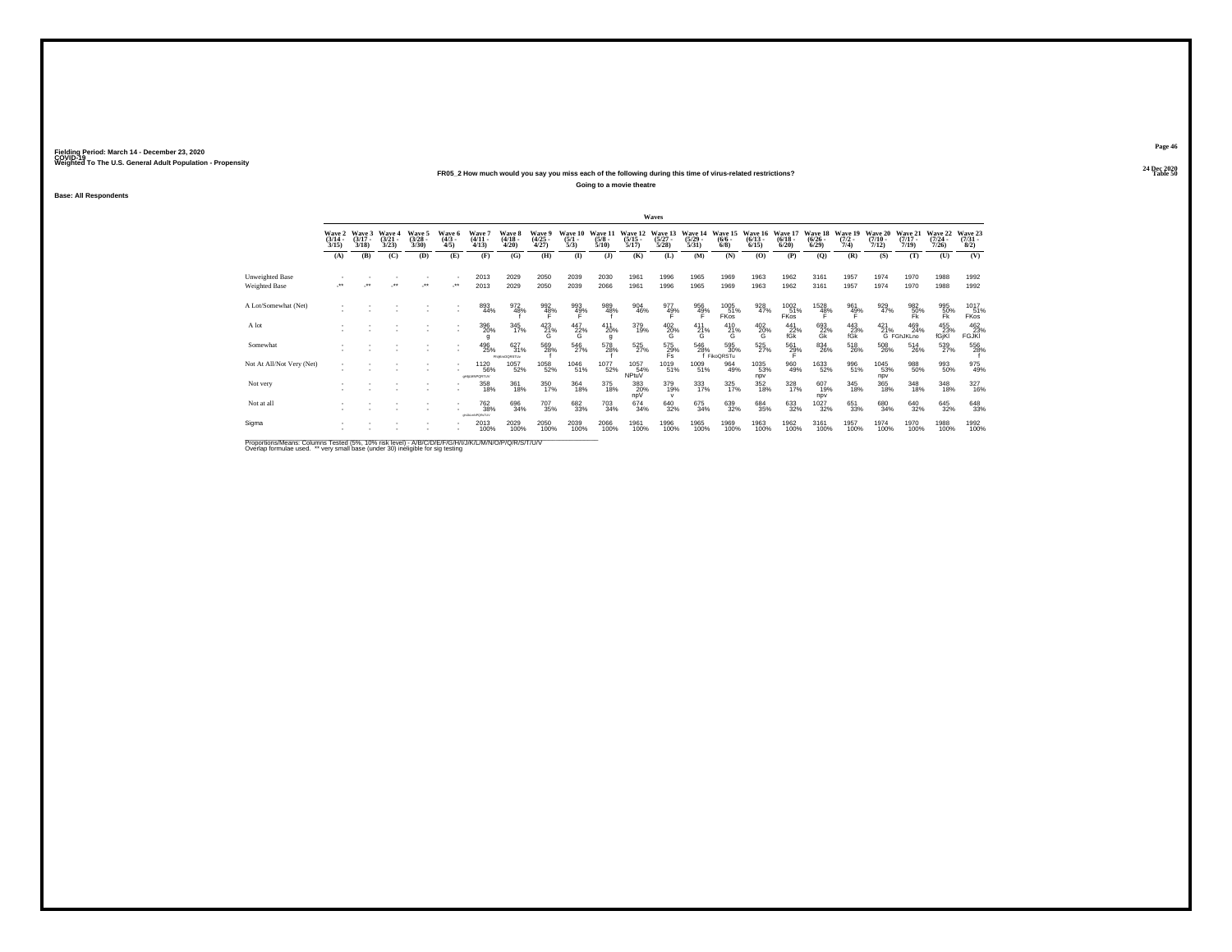Fielding Period: March 14 - December 23, 2020
COVID-19
Weighted To The U.S. General Adult Population - Propensity

24 Dec 2020
Table 50

**FR05_2 How much would you say you miss each of the following during this time of virus-related restrictions?**

**Going to a movie theatre**

Base: All Respondents

| | Wave 2 (3/14 - 3/15) | Wave 3 (3/17 - 3/18) | Wave 4 (3/21 - 3/23) | Wave 5 (3/28 - 3/30) | Wave 6 (4/3 - 4/5) | Wave 7 (4/11 - 4/13) | Wave 8 (4/18 - 4/20) | Wave 9 (4/25 - 4/27) | Wave 10 (5/1 - 5/3) | Wave 11 (5/8 - 5/10) | Wave 12 (5/15 - 5/17) | Wave 13 (5/27 - 5/28) | Wave 14 (5/29 - 5/31) | Wave 15 (6/6 - 6/8) | Wave 16 (6/13 - 6/15) | Wave 17 (6/18 - 6/20) | Wave 18 (6/26 - 6/29) | Wave 19 (7/2 - 7/4) | Wave 20 (7/10 - 7/12) | Wave 21 (7/17 - 7/19) | Wave 22 (7/24 - 7/26) | Wave 23 (7/31 - 8/2) |
|---|---|---|---|---|---|---|---|---|---|---|---|---|---|---|---|---|---|---|---|---|---|---|
| | (A) | (B) | (C) | (D) | (E) | (F) | (G) | (H) | (I) | (J) | (K) | (L) | (M) | (N) | (O) | (P) | (Q) | (R) | (S) | (T) | (U) | (V) |
| Unweighted Base | - | - | - | - | - | 2013 | 2029 | 2050 | 2039 | 2030 | 1961 | 1996 | 1965 | 1969 | 1963 | 1962 | 3161 | 1957 | 1974 | 1970 | 1988 | 1992 |
| Weighted Base | -** | -** | -** | -** | -** | 2013 | 2029 | 2050 | 2039 | 2066 | 1961 | 1996 | 1965 | 1969 | 1963 | 1962 | 3161 | 1957 | 1974 | 1970 | 1988 | 1992 |
| A Lot/Somewhat (Net) | - | - | - | - | - | 893 44% | 972 48% f | 992 48% F | 993 49% F | 989 48% f | 904 46% | 977 49% F | 956 49% F | 1005 51% FKos | 928 47% | 1002 51% FKos | 1528 48% F | 961 49% F | 929 47% | 982 50% Fk | 995 50% Fk | 1017 51% FKos |
| A lot | - | - | - | - | - | 396 20% g | 345 17% | 423 21% G | 447 22% G | 411 20% g | 379 19% | 402 20% G | 411 21% G | 410 21% G | 402 20% G | 441 22% fGk | 693 22% Gk | 443 23% fGk | 421 21% G | 469 24% FGhJKLno | 455 23% fGjKl | 462 23% FGJKl |
| Somewhat | - | - | - | - | - | 496 25% | 627 31% FHIjkLmOQRSTUv | 569 28% f | 546 27% | 578 28% f | 525 27% | 575 29% Fs | 546 28% f | 595 30% FIkoQRSTu | 525 27% | 561 29% F | 834 26% | 518 26% | 508 26% | 514 26% | 539 27% | 556 28% f |
| Not At All/Not Very (Net) | - | - | - | - | - | 1120 56% gHIjLMNPQRTUV | 1057 52% | 1058 52% | 1046 51% | 1077 52% | 1057 54% NPtuV | 1019 51% | 1009 51% | 964 49% | 1035 53% npv | 960 49% | 1633 52% | 996 51% | 1045 53% npv | 988 50% | 993 50% | 975 49% |
| Not very | - | - | - | - | - | 358 18% | 361 18% | 350 17% | 364 18% | 375 18% | 383 20% npV | 379 19% v | 333 17% | 325 17% | 352 18% | 328 17% | 607 19% npv | 345 18% | 365 18% | 348 18% | 348 18% | 327 16% |
| Not at all | - | - | - | - | - | 762 38% gHIJkLmNPQRsTUV | 696 34% | 707 35% | 682 33% | 703 34% | 674 34% | 640 32% | 675 34% | 639 32% | 684 35% | 633 32% | 1027 32% | 651 33% | 680 34% | 640 32% | 645 32% | 648 33% |
| Sigma | - | - | - | - | - | 2013 100% | 2029 100% | 2050 100% | 2039 100% | 2066 100% | 1961 100% | 1996 100% | 1965 100% | 1969 100% | 1963 100% | 1962 100% | 3161 100% | 1957 100% | 1974 100% | 1970 100% | 1988 100% | 1992 100% |

Proportions/Means: Columns Tested (5%, 10% risk level) - A/B/C/D/E/F/G/H/I/J/K/L/M/N/O/P/Q/R/S/T/U/V
Overlap formulae used. ** very small base (under 30) ineligible for sig testing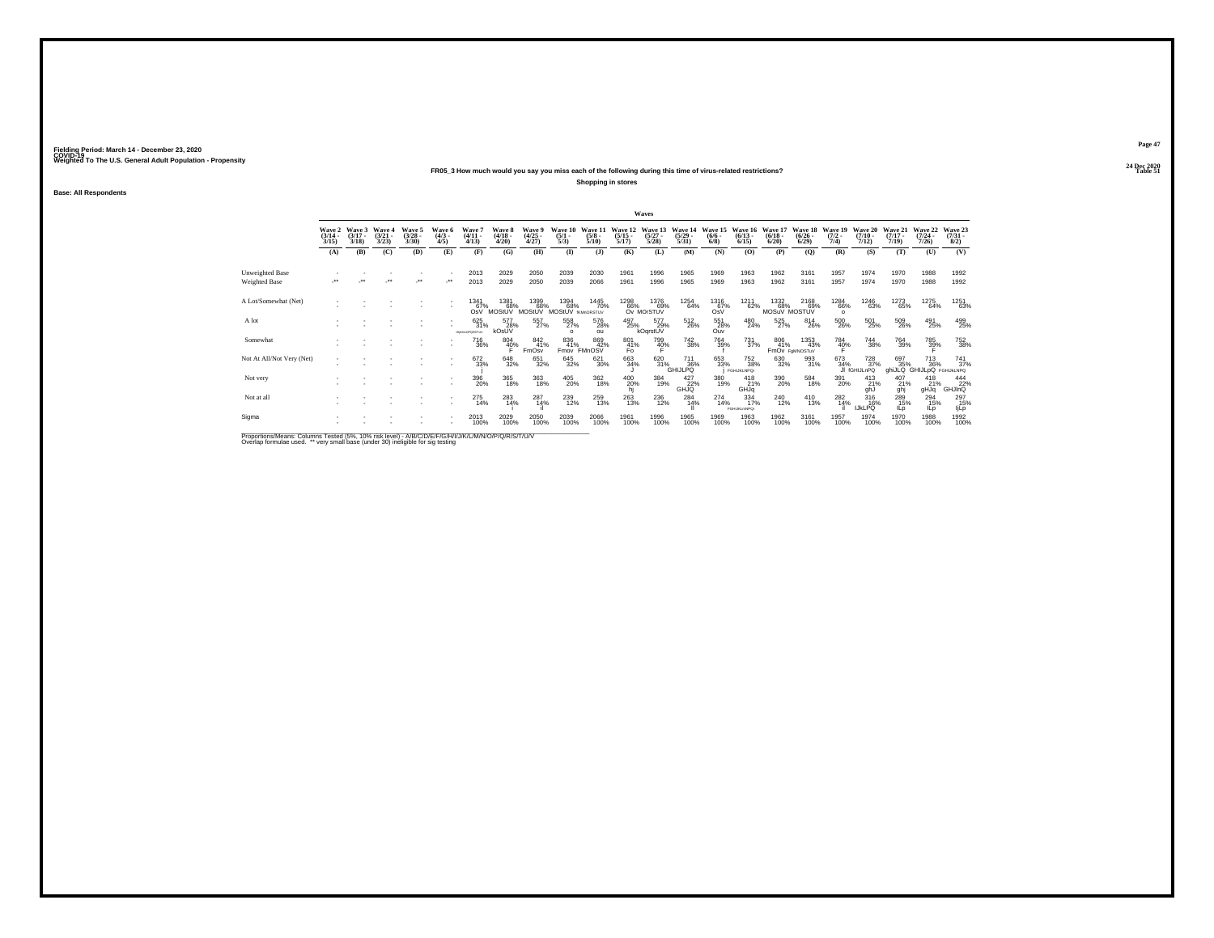Fielding Period: March 14 - December 23, 2020
COVID-19
Weighted To The U.S. General Adult Population - Propensity

24 Dec 2020
Table 51

**FR05_3 How much would you say you miss each of the following during this time of virus-related restrictions?**

**Shopping in stores**

**Base: All Respondents**

| | Waves | | | | | | | | | | | | | | | | | | | | | |
|---|---|---|---|---|---|---|---|---|---|---|---|---|---|---|---|---|---|---|---|---|---|---|
| | Wave 2 (3/14 - 3/15) | Wave 3 (3/17 - 3/18) | Wave 4 (3/21 - 3/23) | Wave 5 (3/28 - 3/30) | Wave 6 (4/3 - 4/5) | Wave 7 (4/11 - 4/13) | Wave 8 (4/18 - 4/20) | Wave 9 (4/25 - 4/27) | Wave 10 (5/1 - 5/3) | Wave 11 (5/8 - 5/10) | Wave 12 (5/15 - 5/17) | Wave 13 (5/27 - 5/28) | Wave 14 (5/29 - 5/31) | Wave 15 (6/6 - 6/8) | Wave 16 (6/13 - 6/15) | Wave 17 (6/18 - 6/20) | Wave 18 (6/26 - 6/29) | Wave 19 (7/2 - 7/4) | Wave 20 (7/10 - 7/12) | Wave 21 (7/17 - 7/19) | Wave 22 (7/24 - 7/26) | Wave 23 (7/31 - 8/2) |
| | (A) | (B) | (C) | (D) | (E) | (F) | (G) | (H) | (I) | (J) | (K) | (L) | (M) | (N) | (O) | (P) | (Q) | (R) | (S) | (T) | (U) | (V) |
| Unweighted Base | - | - | - | - | - | 2013 | 2029 | 2050 | 2039 | 2030 | 1961 | 1996 | 1965 | 1969 | 1963 | 1962 | 3161 | 1957 | 1974 | 1970 | 1988 | 1992 |
| Weighted Base | -** | -** | -** | -** | -** | 2013 | 2029 | 2050 | 2039 | 2066 | 1961 | 1996 | 1965 | 1969 | 1963 | 1962 | 3161 | 1957 | 1974 | 1970 | 1988 | 1992 |
| A Lot/Somewhat (Net) | - | - | - | - | - | 1341 67% OsV | 1381 68% MOStUV | 1399 68% MOStUV | 1394 68% MOStUV | 1445 70% tKMnOPRSTUV | 1298 66% Ov | 1376 69% MOrSTUV | 1254 64% | 1316 67% OsV | 1211 62% | 1332 68% MOSuV | 2168 69% MOSTUV | 1284 66% o | 1246 63% | 1273 65% | 1275 64% | 1251 63% |
| A lot | - | - | - | - | - | 625 31% HljKMnOPQRSTUV | 577 28% kOsUV | 557 27% | 558 27% o | 576 28% ou | 497 25% | 577 29% kOqrstUV | 512 26% | 551 28% Ouv | 480 24% | 525 27% | 814 26% | 500 26% | 501 25% | 509 26% | 491 25% | 499 25% |
| Somewhat | - | - | - | - | - | 716 36% | 804 40% F | 842 41% FmOsv | 836 41% Fmov | 869 42% FMnOSV | 801 41% Fo | 799 40% F | 742 38% | 764 39% f | 731 37% | 806 41% FmOv | 1353 43% FgMNOSTuV | 784 40% F | 744 38% | 764 39% | 785 39% F | 752 38% |
| Not At All/Not Very (Net) | - | - | - | - | - | 672 33% j | 648 32% | 651 32% | 645 32% | 621 30% | 663 34% J | 620 31% | 711 36% GHIJLPQ | 653 33% j | 752 38% FGHIJKLNPQr | 630 32% | 993 31% | 673 34% Jl | 728 37% fGHIJLnPQ | 697 35% ghiJLQ | 713 36% GHIJLpQ | 741 37% FGHIJkLNPQ |
| Not very | - | - | - | - | - | 396 20% | 365 18% | 363 18% | 405 20% | 362 18% | 400 20% hj | 384 19% | 427 22% GHJQ | 380 19% | 418 21% GHJq | 390 20% | 584 18% | 391 20% | 413 21% ghJ | 407 21% ghj | 418 21% gHJq | 444 22% GHJlnQ |
| Not at all | - | - | - | - | - | 275 14% | 283 14% i | 287 14% il | 239 12% | 259 13% | 263 13% | 236 12% | 284 14% Il | 274 14% | 334 17% FGHIJKLMNPQr | 240 12% | 410 13% | 282 14% Il | 316 16% IJkLPQ | 289 15% ILp | 294 15% ILp | 297 15% IjLp |
| Sigma | - | - | - | - | - | 2013 100% | 2029 100% | 2050 100% | 2039 100% | 2066 100% | 1961 100% | 1996 100% | 1965 100% | 1969 100% | 1963 100% | 1962 100% | 3161 100% | 1957 100% | 1974 100% | 1970 100% | 1988 100% | 1992 100% |

Proportions/Means: Columns Tested (5%, 10% risk level) - A/B/C/D/E/F/G/H/I/J/K/L/M/N/O/P/Q/R/S/T/U/V
Overlap formulae used. ** very small base (under 30) ineligible for sig testing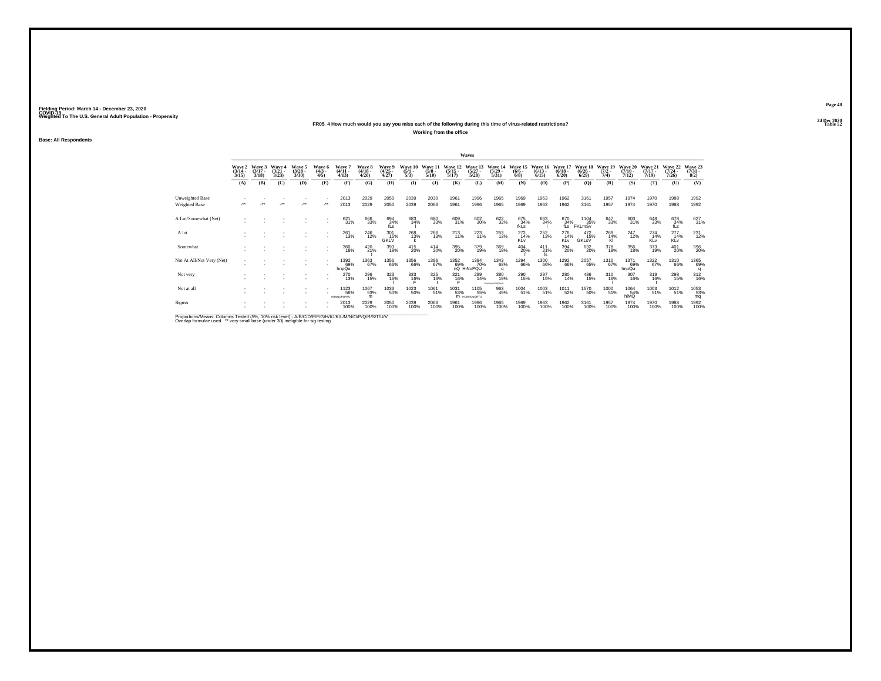Fielding Period: March 14 - December 23, 2020
COVID-19
Weighted To The U.S. General Adult Population - Propensity

24 Dec 2020
Table 52

**FR05_4 How much would you say you miss each of the following during this time of virus-related restrictions?**

**Working from the office**

**Base: All Respondents**

| | Wave 2 (3/14 - 3/15) | Wave 3 (3/17 - 3/18) | Wave 4 (3/21 - 3/23) | Wave 5 (3/28 - 3/30) | Wave 6 (4/3 - 4/5) | Wave 7 (4/11 - 4/13) | Wave 8 (4/18 - 4/20) | Wave 9 (4/25 - 4/27) | Wave 10 (5/1 - 5/3) | Wave 11 (5/8 - 5/10) | Wave 12 (5/15 - 5/17) | Wave 13 (5/27 - 5/28) | Wave 14 (5/29 - 5/31) | Wave 15 (6/6 - 6/8) | Wave 16 (6/13 - 6/15) | Wave 17 (6/18 - 6/20) | Wave 18 (6/26 - 6/29) | Wave 19 (7/2 - 7/4) | Wave 20 (7/10 - 7/12) | Wave 21 (7/17 - 7/19) | Wave 22 (7/24 - 7/26) | Wave 23 (7/31 - 8/2) |
|---|---|---|---|---|---|---|---|---|---|---|---|---|---|---|---|---|---|---|---|---|---|---|
| | (A) | (B) | (C) | (D) | (E) | (F) | (G) | (H) | (I) | (J) | (K) | (L) | (M) | (N) | (O) | (P) | (Q) | (R) | (S) | (T) | (U) | (V) |
| Unweighted Base | - | - | - | - | - | 2013 | 2029 | 2050 | 2039 | 2030 | 1961 | 1996 | 1965 | 1969 | 1963 | 1962 | 3161 | 1957 | 1974 | 1970 | 1988 | 1992 |
| Weighted Base | -** | -** | -** | -** | -** | 2013 | 2029 | 2050 | 2039 | 2066 | 1961 | 1996 | 1965 | 1969 | 1963 | 1962 | 3161 | 1957 | 1974 | 1970 | 1988 | 1992 |
| A Lot/Somewhat (Net) | - | - | - | - | - | 621 31% | 666 33% | 694 34% fLs | 683 34% l | 680 33% | 609 31% | 602 30% | 622 32% | 675 34% fkLs | 663 34% l | 670 34% fLs | 1104 35% FKLmSv | 647 33% | 603 31% | 648 33% | 678 34% fLs | 627 31% |
| A lot | - | - | - | - | - | 261 13% | 246 12% | 301 15% GKLV | 268 13% k | 266 13% | 213 11% | 223 11% | 253 13% | 272 14% KLv | 252 13% | 276 14% KLv | 472 15% GKLsV | 269 14% Kl | 247 12% | 274 14% KLv | 277 14% KLv | 231 12% |
| Somewhat | - | - | - | - | - | 360 18% | 420 21% f | 393 19% | 415 20% | 414 20% | 395 20% | 379 19% | 369 19% | 404 20% f | 411 21% fs | 394 20% | 632 20% | 378 19% | 356 18% | 373 19% | 401 20% | 396 20% |
| Not At All/Not Very (Net) | - | - | - | - | - | 1392 69% hnpQu | 1363 67% | 1356 66% | 1356 66% | 1386 67% | 1352 69% nQ | 1394 70% HiNoPQU | 1343 68% q | 1294 66% | 1300 66% | 1292 66% | 2057 65% | 1310 67% | 1371 69% hnpQu | 1322 67% | 1310 66% | 1365 69% q |
| Not very | - | - | - | - | - | 270 13% | 296 15% | 323 16% f | 333 16% F | 325 16% f | 321 16% F | 289 14% | 380 19% FGhiJLNOPQRSTUV | 290 15% | 297 15% | 280 14% | 486 15% | 310 16% f | 307 16% | 319 16% f | 298 15% | 312 16% |
| Not at all | - | - | - | - | - | 1123 56% HIJMNOPQRTU | 1067 53% m | 1033 50% | 1023 50% | 1061 51% | 1031 53% m | 1105 55% HIJMNOpQRTU | 963 49% | 1004 51% | 1003 51% | 1011 52% | 1570 50% | 1000 51% | 1064 54% hiMQ | 1003 51% | 1012 51% | 1053 53% mq |
| Sigma | - | - | - | - | - | 2013 100% | 2029 100% | 2050 100% | 2039 100% | 2066 100% | 1961 100% | 1996 100% | 1965 100% | 1969 100% | 1963 100% | 1962 100% | 3161 100% | 1957 100% | 1974 100% | 1970 100% | 1988 100% | 1992 100% |

Proportions/Means: Columns Tested (5%, 10% risk level) - A/B/C/D/E/F/G/H/I/J/K/L/M/N/O/P/Q/R/S/T/U/V
Overlap formulae used. ** very small base (under 30) ineligible for sig testing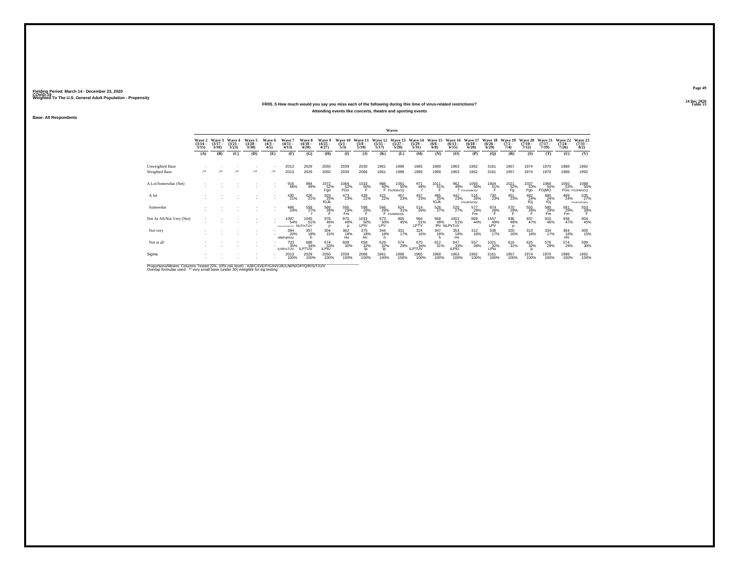Fielding Period: March 14 - December 23, 2020
COVID-19
Weighted To The U.S. General Adult Population - Propensity

24 Dec 2020
Table 53

**FR05_5 How much would you say you miss each of the following during this time of virus-related restrictions?**

**Attending events like concerts, theatre and sporting events**

**Base: All Respondents**

| | Wave 2 (3/14 - 3/15) (A) | Wave 3 (3/17 - 3/18) (B) | Wave 4 (3/21 - 3/23) (C) | Wave 5 (3/28 - 3/30) (D) | Wave 6 (4/3 - 4/5) (E) | Wave 7 (4/11 - 4/13) (F) | Wave 8 (4/18 - 4/20) (G) | Wave 9 (4/25 - 4/27) (H) | Wave 10 (5/1 - 5/3) (I) | Wave 11 (5/8 - 5/10) (J) | Wave 12 (5/15 - 5/17) (K) | Wave 13 (5/27 - 5/28) (L) | Wave 14 (5/29 - 5/31) (M) | Wave 15 (6/6 - 6/8) (N) | Wave 16 (6/13 - 6/15) (O) | Wave 17 (6/18 - 6/20) (P) | Wave 18 (6/26 - 6/29) (Q) | Wave 19 (7/2 - 7/4) (R) | Wave 20 (7/10 - 7/12) (S) | Wave 21 (7/17 - 7/19) (T) | Wave 22 (7/24 - 7/26) (U) | Wave 23 (7/31 - 8/2) (V) |
|---|---|---|---|---|---|---|---|---|---|---|---|---|---|---|---|---|---|---|---|---|---|---|
| Unweighted Base | - | - | - | - | - | 2013 | 2029 | 2050 | 2039 | 2030 | 1961 | 1996 | 1965 | 1969 | 1963 | 1962 | 3161 | 1957 | 1974 | 1970 | 1988 | 1992 |
| Weighted Base | -** | -** | -** | -** | -** | 2013 | 2029 | 2050 | 2039 | 2066 | 1961 | 1996 | 1965 | 1969 | 1963 | 1962 | 3161 | 1957 | 1974 | 1970 | 1988 | 1992 |
| A Lot/Somewhat (Net) | - | - | - | - | - | 916 46% | 984 49% | 1072 52% Fgo | 1069 52% FGo | 1033 50% F | 988 50% F | 1091 55% FGJKMnOQ | 971 49% f | 1011 51% F | 962 49% f | 1093 56% FGhIJKMNOQr | 1604 51% F | 1021 52% Fg | 1037 53% Fgo | 1060 54% FGjMO | 1050 53% FGo | 1088 55% FGJKMnOQ |
| A lot | - | - | - | - | - | 430 21% | 426 21% | 503 25% fGJk | 473 23% | 438 21% | 422 22% | 467 23% | 457 23% | 485 25% fGJk | 442 23% | 516 26% FGJKlmOQr | 730 23% | 451 23% | 482 24% fGj | 480 24% fGj | 469 24% | 535 27% FGIJKLMOQRs |
| Somewhat | - | - | - | - | - | 486 24% | 558 27% f | 569 28% F | 595 29% Fm | 596 29% F | 566 29% F | 624 31% FGhMNOQv | 514 26% | 526 27% | 520 27% | 577 29% Fm | 874 28% F | 570 29% F | 555 28% F | 580 29% Fm | 581 29% Fm | 553 28% F |
| Not At All/Not Very (Net) | - | - | - | - | - | 1097 54% HIJKLMNOPQRSTUV | 1045 51% hILPrsTUV | 978 48% p | 970 48% p | 1033 50% LPtV | 973 50% LPV | 905 45% | 994 51% LPTV | 958 49% lPv | 1001 51% hiLPsTuV | 869 44% | 1557 49% LPV | 936 48% p | 937 47% | 910 46% | 938 47% | 904 45% |
| Not very | - | - | - | - | - | 394 20% HIMPqRStV | 357 18% h | 304 15% | 362 18% Hv | 375 18% Hv | 344 18% h | 331 17% | 324 16% | 347 18% h | 353 18% Hv | 312 16% | 536 17% | 320 16% | 313 16% | 334 17% | 364 18% HV | 305 15% |
| Not at all | - | - | - | - | - | 703 35% iLNPrsTUV | 688 34% ILPTUV | 674 33% iLPtU | 608 30% | 658 32% lp | 629 32% lp | 574 29% | 670 34% ILPTUV | 612 31% | 647 33% iLPtU | 557 28% | 1021 32% LPtu | 616 31% | 625 32% p | 576 29% | 574 29% | 599 30% |
| Sigma | - | - | - | - | - | 2013 100% | 2029 100% | 2050 100% | 2039 100% | 2066 100% | 1961 100% | 1996 100% | 1965 100% | 1969 100% | 1963 100% | 1962 100% | 3161 100% | 1957 100% | 1974 100% | 1970 100% | 1988 100% | 1992 100% |

Proportions/Means: Columns Tested (5%, 10% risk level) - A/B/C/D/E/F/G/H/I/J/K/L/M/N/O/P/Q/R/S/T/U/V
Overlap formulae used. ** very small base (under 30) ineligible for sig testing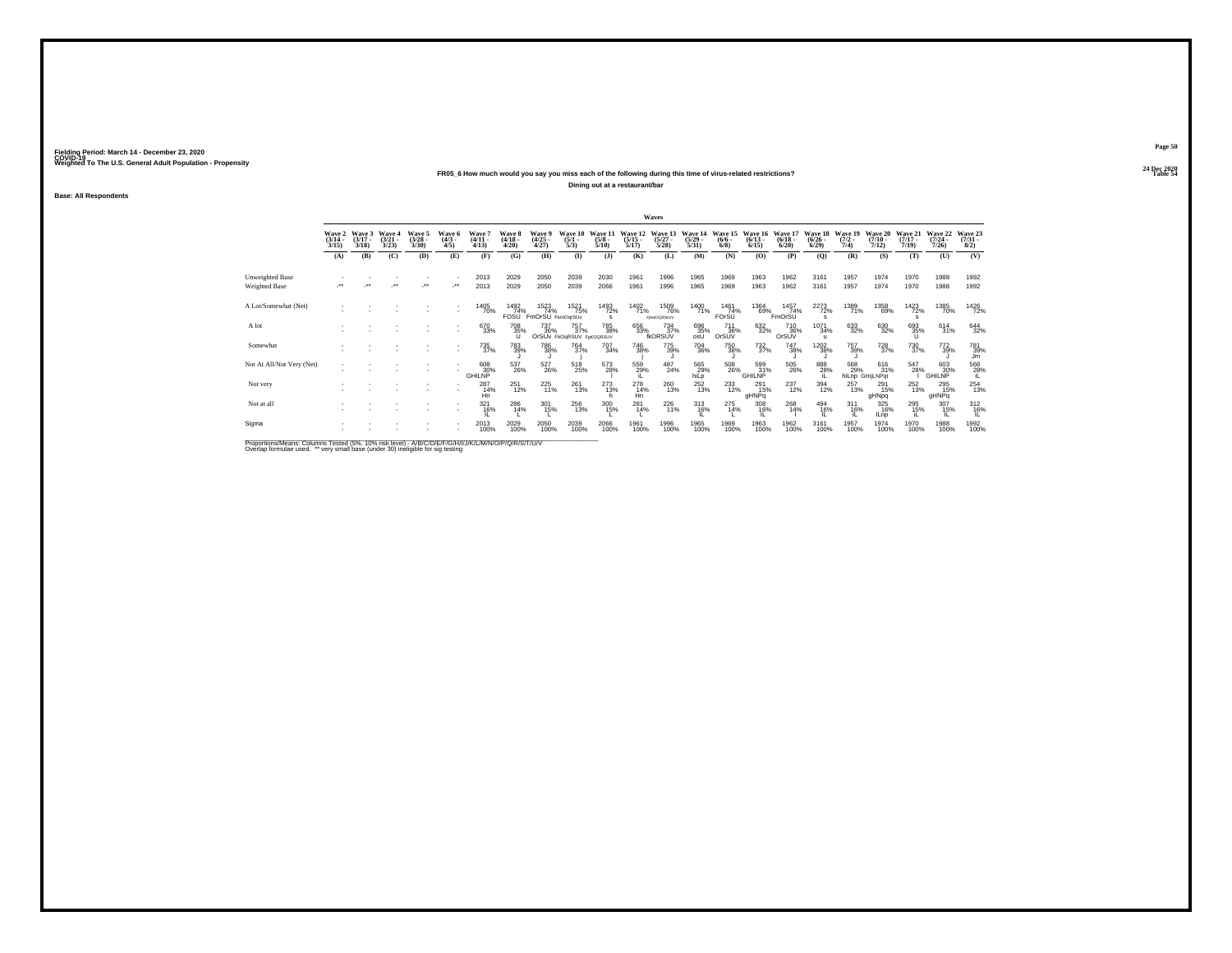Fielding Period: March 14 - December 23, 2020
COVID-19
Weighted To The U.S. General Adult Population - Propensity

24 Dec 2020
Table 54

### FR05_6 How much would you say you miss each of the following during this time of virus-related restrictions?

Dining out at a restaurant/bar

Base: All Respondents

| | Wave 2 (3/14 - 3/15) | Wave 3 (3/17 - 3/18) | Wave 4 (3/21 - 3/23) | Wave 5 (3/28 - 3/30) | Wave 6 (4/3 - 4/5) | Wave 7 (4/11 - 4/13) | Wave 8 (4/18 - 4/20) | Wave 9 (4/25 - 4/27) | Wave 10 (5/1 - 5/3) | Wave 11 (5/8 - 5/10) | Wave 12 (5/15 - 5/17) | Wave 13 (5/27 - 5/28) | Wave 14 (5/29 - 5/31) | Wave 15 (6/6 - 6/8) | Wave 16 (6/13 - 6/15) | Wave 17 (6/18 - 6/20) | Wave 18 (6/26 - 6/29) | Wave 19 (7/2 - 7/4) | Wave 20 (7/10 - 7/12) | Wave 21 (7/17 - 7/19) | Wave 22 (7/24 - 7/26) | Wave 23 (7/31 - 8/2) |
|---|---|---|---|---|---|---|---|---|---|---|---|---|---|---|---|---|---|---|---|---|---|---|
| | (A) | (B) | (C) | (D) | (E) | (F) | (G) | (H) | (I) | (J) | (K) | (L) | (M) | (N) | (O) | (P) | (Q) | (R) | (S) | (T) | (U) | (V) |
| Unweighted Base | - | - | - | - | - | 2013 | 2029 | 2050 | 2039 | 2030 | 1961 | 1996 | 1965 | 1969 | 1963 | 1962 | 3161 | 1957 | 1974 | 1970 | 1988 | 1992 |
| Weighted Base | -** | -** | -** | -** | -** | 2013 | 2029 | 2050 | 2039 | 2066 | 1961 | 1996 | 1965 | 1969 | 1963 | 1962 | 3161 | 1957 | 1974 | 1970 | 1988 | 1992 |
| A Lot/Somewhat (Net) | - | - | - | - | - | 1405 70% | 1492 74% FOSU | 1523 74% FmOrSU | 1521 75% FkmOqrSUv | 1493 72% s | 1402 71% | 1509 76% FjkMOQRSUV | 1400 71% | 1461 74% FOrSU | 1364 69% | 1457 74% FmOrSU | 2273 72% s | 1389 71% | 1358 69% | 1423 72% s | 1385 70% | 1426 72% |
| A lot | - | - | - | - | - | 670 33% | 708 35% U | 737 36% OrSUv | 757 37% FkOqRSUV | 785 38% FgKOQRSUV | 656 33% | 734 37% fkORSUV | 696 35% osU | 711 36% OrSUV | 632 32% | 710 36% OrSUV | 1071 34% u | 633 32% | 630 32% | 693 35% U | 614 31% | 644 32% |
| Somewhat | - | - | - | - | - | 735 37% | 783 39% J | 786 38% J | 764 37% I | 707 34% | 746 38% j | 775 39% J | 704 36% | 750 38% J | 732 37% | 747 38% J | 1202 38% J | 757 39% J | 728 37% | 730 37% | 772 39% J | 781 39% Jm |
| Not At All/Not Very (Net) | - | - | - | - | - | 608 30% GHILNP | 537 26% | 527 26% | 518 25% | 573 28% l | 559 29% iL | 487 24% | 565 29% hiLp | 508 26% | 599 31% GHILNP | 505 26% | 888 28% iL | 568 29% hiLnp | 616 31% GHIjLNPqt | 547 28% l | 603 30% GHILNP | 566 28% iL |
| Not very | - | - | - | - | - | 287 14% Hn | 251 12% | 225 11% | 261 13% | 273 13% h | 278 14% Hn | 260 13% | 252 13% | 233 12% | 291 15% gHNPq | 237 12% | 394 12% | 257 13% | 291 15% gHNpq | 252 13% | 295 15% gHNPq | 254 13% |
| Not at all | - | - | - | - | - | 321 16% IL | 286 14% L | 301 15% L | 256 13% | 300 15% L | 281 14% L | 226 11% | 313 16% IL | 275 14% L | 308 16% IL | 268 14% l | 494 16% IL | 311 16% IL | 325 16% ILnp | 295 15% IL | 307 15% IL | 312 16% IL |
| Sigma | - | - | - | - | - | 2013 100% | 2029 100% | 2050 100% | 2039 100% | 2066 100% | 1961 100% | 1996 100% | 1965 100% | 1969 100% | 1963 100% | 1962 100% | 3161 100% | 1957 100% | 1974 100% | 1970 100% | 1988 100% | 1992 100% |

Proportions/Means: Columns Tested (5%, 10% risk level) - A/B/C/D/E/F/G/H/I/J/K/L/M/N/O/P/Q/R/S/T/U/V
Overlap formulae used. ** very small base (under 30) ineligible for sig testing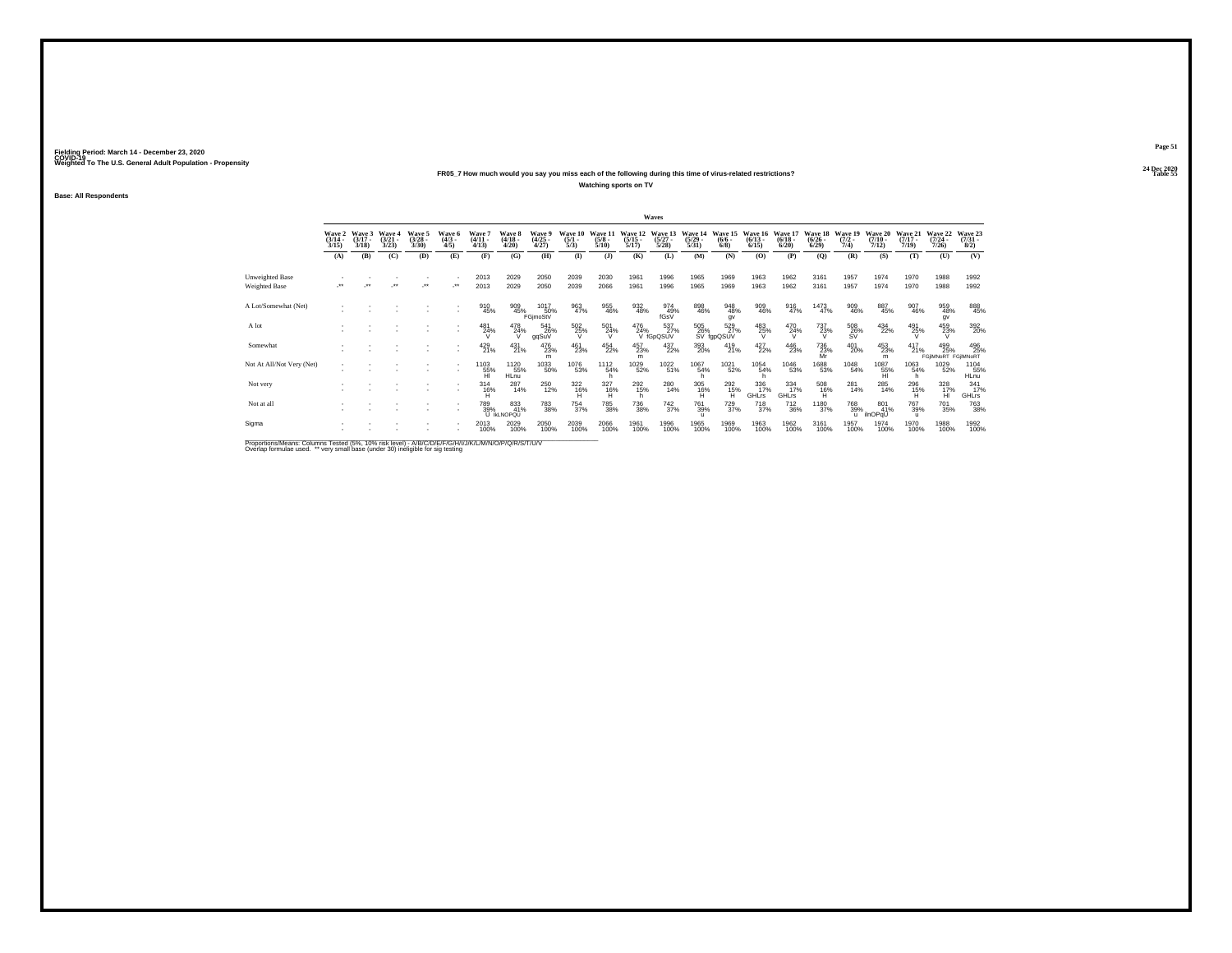Fielding Period: March 14 - December 23, 2020
COVID-19
Weighted To The U.S. General Adult Population - Propensity

24 Dec 2020
Table 55

**FR05_7 How much would you say you miss each of the following during this time of virus-related restrictions?**

**Watching sports on TV**

**Base: All Respondents**

| | Wave 2 (3/14 - 3/15) | Wave 3 (3/17 - 3/18) | Wave 4 (3/21 - 3/23) | Wave 5 (3/28 - 3/30) | Wave 6 (4/3 - 4/5) | Wave 7 (4/11 - 4/13) | Wave 8 (4/18 - 4/20) | Wave 9 (4/25 - 4/27) | Wave 10 (5/1 - 5/3) | Wave 11 (5/8 - 5/10) | Wave 12 (5/15 - 5/17) | Wave 13 (5/27 - 5/28) | Wave 14 (5/29 - 5/31) | Wave 15 (6/6 - 6/8) | Wave 16 (6/13 - 6/15) | Wave 17 (6/18 - 6/20) | Wave 18 (6/26 - 6/29) | Wave 19 (7/2 - 7/4) | Wave 20 (7/10 - 7/12) | Wave 21 (7/17 - 7/19) | Wave 22 (7/24 - 7/26) | Wave 23 (7/31 - 8/2) |
|---|---|---|---|---|---|---|---|---|---|---|---|---|---|---|---|---|---|---|---|---|---|---|
| | (A) | (B) | (C) | (D) | (E) | (F) | (G) | (H) | (I) | (J) | (K) | (L) | (M) | (N) | (O) | (P) | (Q) | (R) | (S) | (T) | (U) | (V) |
| Unweighted Base | - | - | - | - | - | 2013 | 2029 | 2050 | 2039 | 2030 | 1961 | 1996 | 1965 | 1969 | 1963 | 1962 | 3161 | 1957 | 1974 | 1970 | 1988 | 1992 |
| Weighted Base | -** | -** | -** | -** | -** | 2013 | 2029 | 2050 | 2039 | 2066 | 1961 | 1996 | 1965 | 1969 | 1963 | 1962 | 3161 | 1957 | 1974 | 1970 | 1988 | 1992 |
| A Lot/Somewhat (Net) | - | - | - | - | - | 910 45% | 909 45% | 1017 50% FGjmoStV | 963 47% | 955 46% | 932 48% | 974 49% fGsV | 898 46% | 948 48% gv | 909 46% | 916 47% | 1473 47% | 909 46% | 887 45% | 907 46% | 959 48% gv | 888 45% |
| A lot | - | - | - | - | - | 481 24% V | 478 24% V | 541 26% gqSuV | 502 25% V | 501 24% V | 476 24% V | 537 27% fGpQSUV | 505 26% SV | 529 27% fgpQSUV | 483 25% V | 470 24% V | 737 23% V | 508 26% SV | 434 22% | 491 25% V | 459 23% V | 392 20% |
| Somewhat | - | - | - | - | - | 429 21% | 431 21% | 476 23% m | 461 23% | 454 22% | 457 23% m | 437 22% | 393 20% | 419 21% | 427 22% | 446 23% | 736 23% Mr | 401 20% | 453 23% m | 417 21% | 499 25% FGjlMNoRT | 496 25% FGjlMNoRT |
| Not At All/Not Very (Net) | - | - | - | - | - | 1103 55% Hl | 1120 55% HLnu | 1033 50% | 1076 53% | 1112 54% h | 1029 52% | 1022 51% | 1067 54% h | 1021 52% | 1054 54% h | 1046 53% | 1688 53% | 1048 54% | 1087 55% Hl | 1063 54% h | 1029 52% | 1104 55% HLnu |
| Not very | - | - | - | - | - | 314 16% H | 287 14% | 250 12% | 322 16% H | 327 16% H | 292 15% h | 280 14% | 305 16% H | 292 15% H | 336 17% GHLrs | 334 17% GHLrs | 508 16% H | 281 14% | 285 14% | 296 15% H | 328 17% Hl | 341 17% GHLrs |
| Not at all | - | - | - | - | - | 789 39% U | 833 41% IkLNOPQU | 783 38% | 754 37% | 785 38% | 736 38% | 742 37% | 761 39% u | 729 37% | 718 37% | 712 36% | 1180 37% | 768 39% u | 801 41% ilnOPqU | 767 39% u | 701 35% | 763 38% |
| Sigma | - | - | - | - | - | 2013 100% | 2029 100% | 2050 100% | 2039 100% | 2066 100% | 1961 100% | 1996 100% | 1965 100% | 1969 100% | 1963 100% | 1962 100% | 3161 100% | 1957 100% | 1974 100% | 1970 100% | 1988 100% | 1992 100% |

Proportions/Means: Columns Tested (5%, 10% risk level) - A/B/C/D/E/F/G/H/I/J/K/L/M/N/O/P/Q/R/S/T/U/V
Overlap formulae used. ** very small base (under 30) ineligible for sig testing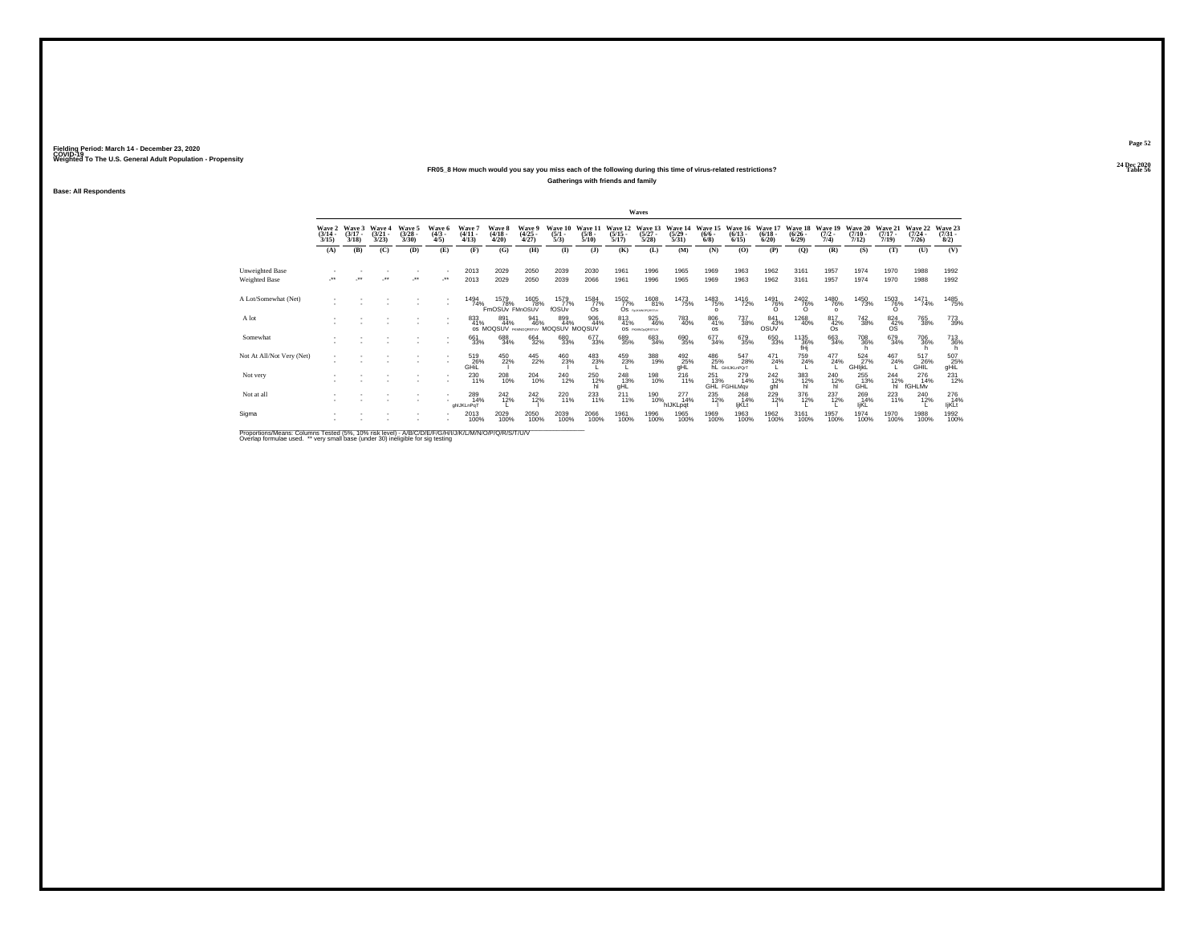Fielding Period: March 14 - December 23, 2020
COVID-19
Weighted To The U.S. General Adult Population - Propensity

24 Dec 2020
Table 56

**FR05_8 How much would you say you miss each of the following during this time of virus-related restrictions?**

**Gatherings with friends and family**

Base: All Respondents

| | Wave 2 (3/14 - 3/15) | Wave 3 (3/17 - 3/18) | Wave 4 (3/21 - 3/23) | Wave 5 (3/28 - 3/30) | Wave 6 (4/3 - 4/5) | Wave 7 (4/11 - 4/13) | Wave 8 (4/18 - 4/20) | Wave 9 (4/25 - 4/27) | Wave 10 (5/1 - 5/3) | Wave 11 (5/8 - 5/10) | Wave 12 (5/15 - 5/17) | Wave 13 (5/27 - 5/28) | Wave 14 (5/29 - 5/31) | Wave 15 (6/6 - 6/8) | Wave 16 (6/13 - 6/15) | Wave 17 (6/18 - 6/20) | Wave 18 (6/26 - 6/29) | Wave 19 (7/2 - 7/4) | Wave 20 (7/10 - 7/12) | Wave 21 (7/17 - 7/19) | Wave 22 (7/24 - 7/26) | Wave 23 (7/31 - 8/2) |
|---|---|---|---|---|---|---|---|---|---|---|---|---|---|---|---|---|---|---|---|---|---|---|
| | (A) | (B) | (C) | (D) | (E) | (F) | (G) | (H) | (I) | (J) | (K) | (L) | (M) | (N) | (O) | (P) | (Q) | (R) | (S) | (T) | (U) | (V) |
| Unweighted Base | - | - | - | - | - | 2013 | 2029 | 2050 | 2039 | 2030 | 1961 | 1996 | 1965 | 1969 | 1963 | 1962 | 3161 | 1957 | 1974 | 1970 | 1988 | 1992 |
| Weighted Base | -** | -** | -** | -** | -** | 2013 | 2029 | 2050 | 2039 | 2066 | 1961 | 1996 | 1965 | 1969 | 1963 | 1962 | 3161 | 1957 | 1974 | 1970 | 1988 | 1992 |
| A Lot/Somewhat (Net) | - | - | - | - | - | 1494 74% | 1579 78% FmOSUv | 1605 78% FMnOSUV | 1579 77% fOSUv | 1584 77% Os | 1502 77% Os | 1608 81% FgIJkMNOPQRSTUV | 1473 75% | 1483 75% o | 1416 72% | 1491 76% O | 2402 76% O | 1480 76% o | 1450 73% | 1503 76% O | 1471 74% | 1485 75% |
| A lot | - | - | - | - | - | 833 41% os | 891 44% MOQSUV | 941 46% FKMNOQRSTUV | 899 44% MOQSUV | 906 44% MOQSUV | 813 41% os | 925 46% FKMNOpQRSTUV | 783 40% | 806 41% os | 737 38% | 841 43% OSUV | 1268 40% | 817 42% Os | 742 38% | 824 42% OS | 765 38% | 773 39% |
| Somewhat | - | - | - | - | - | 661 33% | 688 34% | 664 32% | 680 33% | 677 33% | 689 35% | 683 34% | 690 35% | 677 34% | 679 35% | 650 33% | 1135 36% fHj | 663 34% | 708 36% h | 679 34% | 706 36% h | 713 36% h |
| Not At All/Not Very (Net) | - | - | - | - | - | 519 26% GHiL | 450 22% l | 445 22% | 460 23% l | 483 23% L | 459 23% L | 388 19% | 492 25% gHL | 486 25% hL | 547 28% GHIJKLmPQrT | 471 24% L | 759 24% L | 477 24% L | 524 27% GHIjkL | 467 24% L | 517 26% GHIL | 507 25% gHiL |
| Not very | - | - | - | - | - | 230 11% | 208 10% | 204 10% | 240 12% | 250 12% hl | 248 13% gHL | 198 10% | 216 11% | 251 13% GHL | 279 14% FGHiLMqv | 242 12% ghl | 383 12% hl | 240 12% hl | 255 13% GHL | 244 12% hl | 276 14% fGHLMv | 231 12% |
| Not at all | - | - | - | - | - | 289 14% ghIJKLmPqT | 242 12% L | 242 12% l | 220 11% | 233 11% | 211 11% | 190 10% | 277 14% hIJKLpqt | 235 12% l | 268 14% ijKLt | 229 12% l | 376 12% L | 237 12% L | 269 14% ijKL | 223 11% | 240 12% L | 276 14% ijKLt |
| Sigma | - | - | - | - | - | 2013 100% | 2029 100% | 2050 100% | 2039 100% | 2066 100% | 1961 100% | 1996 100% | 1965 100% | 1969 100% | 1963 100% | 1962 100% | 3161 100% | 1957 100% | 1974 100% | 1970 100% | 1988 100% | 1992 100% |

Proportions/Means: Columns Tested (5%, 10% risk level) - A/B/C/D/E/F/G/H/I/J/K/L/M/N/O/P/Q/R/S/T/U/V
Overlap formulae used. ** very small base (under 30) ineligible for sig testing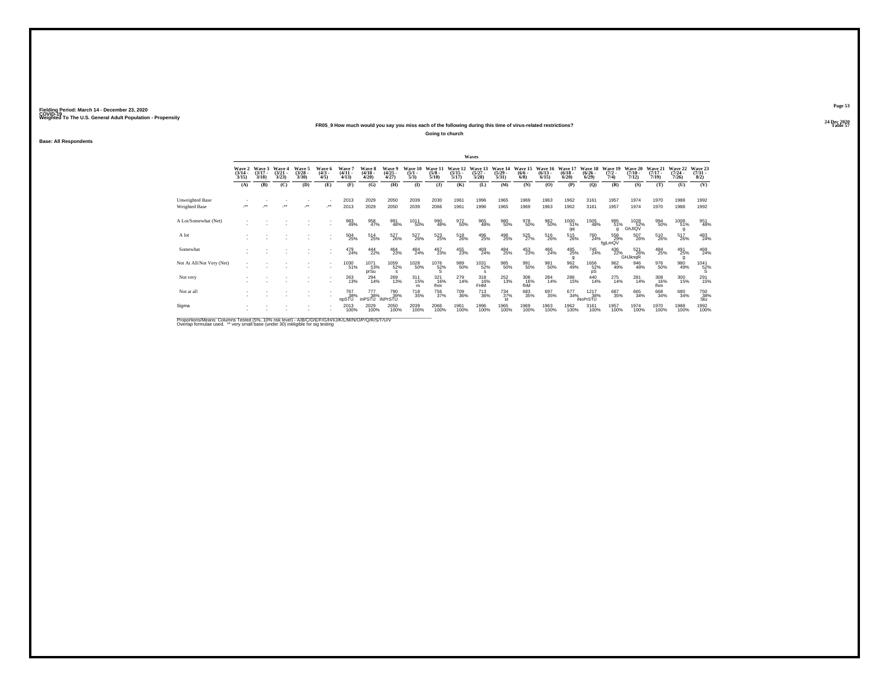Fielding Period: March 14 - December 23, 2020
COVID-19
Weighted To The U.S. General Adult Population - Propensity

24 Dec 2020
Table 57

**FR05_9 How much would you say you miss each of the following during this time of virus-related restrictions?**

**Going to church**

**Base: All Respondents**

| | Waves | | | | | | | | | | | | | | | | | | | | | |
|---|---|---|---|---|---|---|---|---|---|---|---|---|---|---|---|---|---|---|---|---|---|---|
| | Wave 2 (3/14 - 3/15) | Wave 3 (3/17 - 3/18) | Wave 4 (3/21 - 3/23) | Wave 5 (3/28 - 3/30) | Wave 6 (4/3 - 4/5) | Wave 7 (4/11 - 4/13) | Wave 8 (4/18 - 4/20) | Wave 9 (4/25 - 4/27) | Wave 10 (5/1 - 5/3) | Wave 11 (5/8 - 5/10) | Wave 12 (5/15 - 5/17) | Wave 13 (5/27 - 5/28) | Wave 14 (5/29 - 5/31) | Wave 15 (6/6 - 6/8) | Wave 16 (6/13 - 6/15) | Wave 17 (6/18 - 6/20) | Wave 18 (6/26 - 6/29) | Wave 19 (7/2 - 7/4) | Wave 20 (7/10 - 7/12) | Wave 21 (7/17 - 7/19) | Wave 22 (7/24 - 7/26) | Wave 23 (7/31 - 8/2) |
| | (A) | (B) | (C) | (D) | (E) | (F) | (G) | (H) | (I) | (J) | (K) | (L) | (M) | (N) | (O) | (P) | (Q) | (R) | (S) | (T) | (U) | (V) |
| Unweighted Base | - | - | - | - | - | 2013 | 2029 | 2050 | 2039 | 2030 | 1961 | 1996 | 1965 | 1969 | 1963 | 1962 | 3161 | 1957 | 1974 | 1970 | 1988 | 1992 |
| Weighted Base | -** | -** | -** | -** | -** | 2013 | 2029 | 2050 | 2039 | 2066 | 1961 | 1996 | 1965 | 1969 | 1963 | 1962 | 3161 | 1957 | 1974 | 1970 | 1988 | 1992 |
| A Lot/Somewhat (Net) | - | - | - | - | - | 983 49% | 958 47% | 991 48% | 1011 50% | 990 48% | 972 50% | 965 48% | 980 50% | 978 50% | 982 50% | 1000 51% gq | 1505 48% | 995 51% g | 1028 52% GhJlQV | 994 50% | 1008 51% g | 951 48% |
| A lot | - | - | - | - | - | 504 25% | 514 25% | 527 26% | 527 26% | 523 25% | 516 26% | 496 25% | 496 25% | 525 27% | 516 26% | 515 26% | 760 24% | 558 29% fgjLmQV | 507 26% | 510 26% | 517 26% | 483 24% |
| Somewhat | - | - | - | - | - | 479 24% | 444 22% | 464 23% | 484 24% | 467 23% | 455 23% | 469 24% | 484 25% | 453 23% | 466 24% | 485 25% g | 745 24% | 436 22% | 521 26% GHJknqR | 484 25% | 491 25% g | 469 24% |
| Not At All/Not Very (Net) | - | - | - | - | - | 1030 51% | 1071 53% prSu | 1059 52% s | 1028 50% | 1076 52% S | 989 50% | 1031 52% s | 985 50% | 991 50% | 981 50% | 962 49% | 1656 52% pS | 962 49% | 946 48% | 976 50% | 980 49% | 1041 52% S |
| Not very | - | - | - | - | - | 263 13% | 294 14% | 269 13% | 311 15% m | 321 16% fhm | 279 14% | 318 16% FHM | 252 13% | 308 16% fhM | 284 14% | 286 15% | 440 14% | 275 14% | 281 14% | 308 16% fhm | 300 15% | 291 15% |
| Not at all | - | - | - | - | - | 767 38% npSTU | 777 38% inPSTU | 790 39% INPrSTU | 718 35% | 756 37% | 709 36% | 713 36% | 734 37% st | 683 35% | 697 35% | 677 34% | 1217 38% INoPrSTU | 687 35% | 665 34% | 668 34% | 680 34% | 750 38% Stu |
| Sigma | - | - | - | - | - | 2013 100% | 2029 100% | 2050 100% | 2039 100% | 2066 100% | 1961 100% | 1996 100% | 1965 100% | 1969 100% | 1963 100% | 1962 100% | 3161 100% | 1957 100% | 1974 100% | 1970 100% | 1988 100% | 1992 100% |

Proportions/Means: Columns Tested (5%, 10% risk level) - A/B/C/D/E/F/G/H/I/J/K/L/M/N/O/P/Q/R/S/T/U/V
Overlap formulae used. ** very small base (under 30) ineligible for sig testing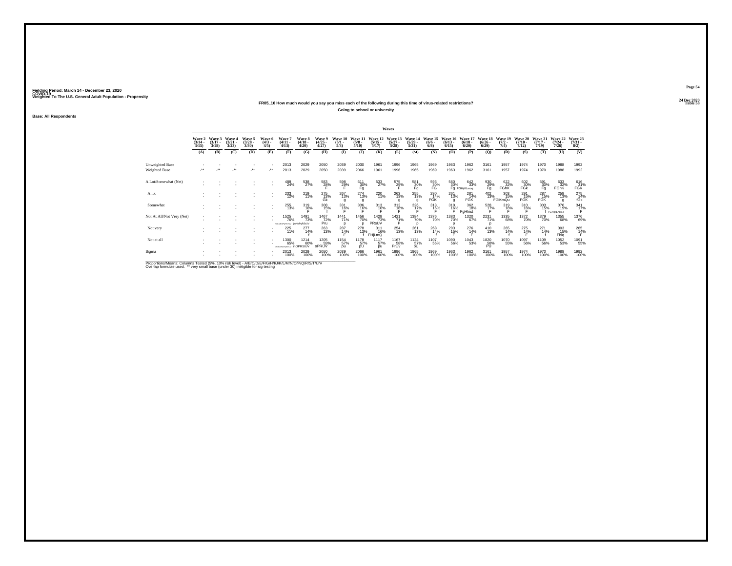Fielding Period: March 14 - December 23, 2020
COVID-19
Weighted To The U.S. General Adult Population - Propensity

24 Dec 2020
Table 58

**FR05_10 How much would you say you miss each of the following during this time of virus-related restrictions?**

**Going to school or university**

**Base: All Respondents**

| | Waves | | | | | | | | | | | | | | | | | | | | | |
|---|---|---|---|---|---|---|---|---|---|---|---|---|---|---|---|---|---|---|---|---|---|---|
| | Wave 2 (3/14 - 3/15) | Wave 3 (3/17 - 3/18) | Wave 4 (3/21 - 3/23) | Wave 5 (3/28 - 3/30) | Wave 6 (4/3 - 4/5) | Wave 7 (4/11 - 4/13) | Wave 8 (4/18 - 4/20) | Wave 9 (4/25 - 4/27) | Wave 10 (5/1 - 5/3) | Wave 11 (5/8 - 5/10) | Wave 12 (5/15 - 5/17) | Wave 13 (5/27 - 5/28) | Wave 14 (5/29 - 5/31) | Wave 15 (6/6 - 6/8) | Wave 16 (6/13 - 6/15) | Wave 17 (6/18 - 6/20) | Wave 18 (6/26 - 6/29) | Wave 19 (7/2 - 7/4) | Wave 20 (7/10 - 7/12) | Wave 21 (7/17 - 7/19) | Wave 22 (7/24 - 7/26) | Wave 23 (7/31 - 8/2) |
| | (A) | (B) | (C) | (D) | (E) | (F) | (G) | (H) | (I) | (J) | (K) | (L) | (M) | (N) | (O) | (P) | (Q) | (R) | (S) | (T) | (U) | (V) |
| Unweighted Base | - | - | - | - | - | 2013 | 2029 | 2050 | 2039 | 2030 | 1961 | 1996 | 1965 | 1969 | 1963 | 1962 | 3161 | 1957 | 1974 | 1970 | 1988 | 1992 |
| Weighted Base | -** | -** | -** | -** | -** | 2013 | 2029 | 2050 | 2039 | 2066 | 1961 | 1996 | 1965 | 1969 | 1963 | 1962 | 3161 | 1957 | 1974 | 1970 | 1988 | 1992 |
| A Lot/Somewhat (Net) | - | - | - | - | - | 488 24% | 538 27% | 583 28% F | 598 29% F | 611 30% Fg | 533 27% | 575 29% F | 581 30% Fg | 593 30% FG | 580 30% Fg | 642 33% FGHIjKLmoq | 930 29% Fg | 622 32% FGhK | 602 30% FGk | 591 30% Fg | 633 32% FGhK | 616 31% FGK |
| A lot | - | - | - | - | - | 233 12% | 219 11% | 275 13% Gk | 267 13% g | 274 13% g | 220 11% | 263 13% g | 255 13% g | 280 14% FGK | 261 13% g | 281 14% FGK | 402 13% | 303 15% FGiKmQu | 291 15% FGK | 287 15% FGK | 258 13% g | 275 14% fGk |
| Somewhat | - | - | - | - | - | 255 13% | 319 16% F | 308 15% f | 331 16% F | 336 16% F | 313 16% F | 312 16% F | 326 17% F | 313 16% F | 319 16% F | 362 18% FgHInst | 528 17% F | 319 16% F | 310 16% F | 303 15% f | 376 19% FGHIjkLmnST | 341 17% F |
| Not At All/Not Very (Net) | - | - | - | - | - | 1525 76% HIJKLMNOPQRSTUV | 1491 73% jmNoPqRStUV | 1467 72% Pru | 1441 71% p | 1456 70% p | 1428 73% PRsUV | 1421 71% P | 1384 70% p | 1376 70% | 1383 70% p | 1320 67% | 2231 71% p | 1335 68% | 1372 70% | 1379 70% | 1355 68% | 1376 69% |
| Not very | - | - | - | - | - | 225 11% | 277 14% f | 263 13% | 287 14% F | 278 13% f | 311 16% FHjLmQ | 254 13% | 261 13% | 268 14% f | 293 15% F | 276 14% F | 410 13% | 265 14% f | 275 14% F | 271 14% f | 303 15% Fhlq | 285 14% F |
| Not at all | - | - | - | - | - | 1300 65% GHIJKLMNOPQRSTUV | 1214 60% inOPRStUV | 1205 59% oPRUV | 1154 57% pu | 1178 57% pU | 1117 57% pu | 1167 58% PrUv | 1124 57% pU | 1107 56% | 1090 56% | 1043 53% | 1820 58% PU | 1070 55% | 1097 56% | 1109 56% | 1052 53% | 1091 55% |
| Sigma | - | - | - | - | - | 2013 100% | 2029 100% | 2050 100% | 2039 100% | 2066 100% | 1961 100% | 1996 100% | 1965 100% | 1969 100% | 1963 100% | 1962 100% | 3161 100% | 1957 100% | 1974 100% | 1970 100% | 1988 100% | 1992 100% |

Proportions/Means: Columns Tested (5%, 10% risk level) - A/B/C/D/E/F/G/H/I/J/K/L/M/N/O/P/Q/R/S/T/U/V
Overlap formulae used. ** very small base (under 30) ineligible for sig testing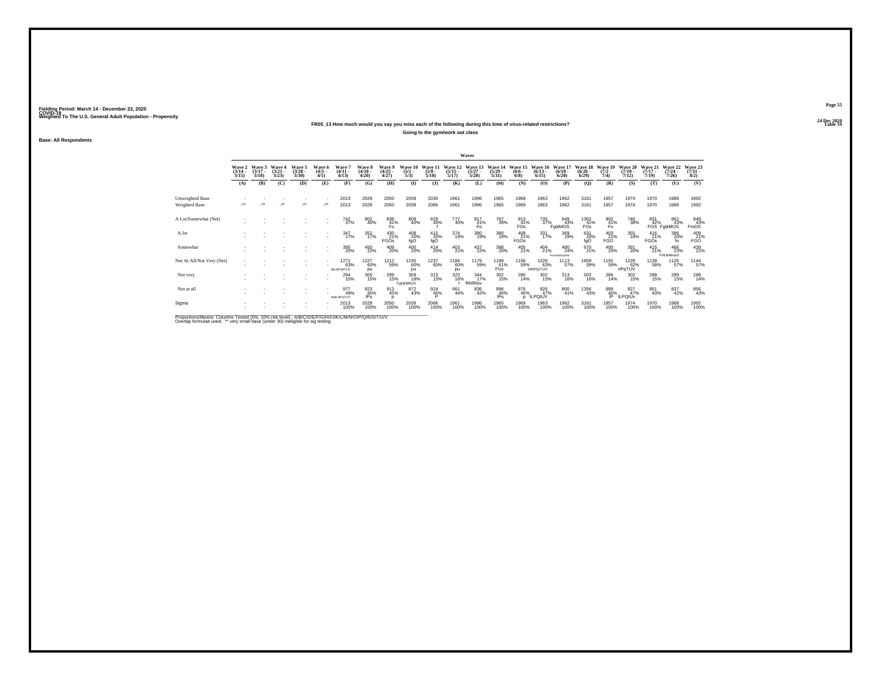Fielding Period: March 14 - December 23, 2020
COVID-19
Weighted To The U.S. General Adult Population - Propensity

24 Dec 2020
Table 59

### FR05_13 How much would you say you miss each of the following during this time of virus-related restrictions?

Going to the gym/work out class

Base: All Respondents

| | Wave 2 (3/14 - 3/15) | Wave 3 (3/17 - 3/18) | Wave 4 (3/21 - 3/23) | Wave 5 (3/28 - 3/30) | Wave 6 (4/3 - 4/5) | Wave 7 (4/11 - 4/13) | Wave 8 (4/18 - 4/20) | Wave 9 (4/25 - 4/27) | Wave 10 (5/1 - 5/3) | Wave 11 (5/8 - 5/10) | Wave 12 (5/15 - 5/17) | Wave 13 (5/27 - 5/28) | Wave 14 (5/29 - 5/31) | Wave 15 (6/6 - 6/8) | Wave 16 (6/13 - 6/15) | Wave 17 (6/18 - 6/20) | Wave 18 (6/26 - 6/29) | Wave 19 (7/2 - 7/4) | Wave 20 (7/10 - 7/12) | Wave 21 (7/17 - 7/19) | Wave 22 (7/24 - 7/26) | Wave 23 (7/31 - 8/2) |
|---|---|---|---|---|---|---|---|---|---|---|---|---|---|---|---|---|---|---|---|---|---|---|
| | (A) | (B) | (C) | (D) | (E) | (F) | (G) | (H) | (I) | (J) | (K) | (L) | (M) | (N) | (O) | (P) | (Q) | (R) | (S) | (T) | (U) | (V) |
| Unweighted Base | - | - | - | - | - | 2013 | 2029 | 2050 | 2039 | 2030 | 1961 | 1996 | 1965 | 1969 | 1963 | 1962 | 3161 | 1957 | 1974 | 1970 | 1988 | 1992 |
| Weighted Base | -** | -** | -** | -** | -** | 2013 | 2029 | 2050 | 2039 | 2066 | 1961 | 1996 | 1965 | 1969 | 1963 | 1962 | 3161 | 1957 | 1974 | 1970 | 1988 | 1992 |
| A Lot/Somewhat (Net) | - | - | - | - | - | 742 37% | 802 40% | 838 41% Fo | 809 40% | 829 40% f | 777 40% | 817 41% Fo | 767 39% | 813 41% FOs | 735 37% | 849 43% FgikMOS | 1302 41% FOs | 802 41% Fo | 746 38% | 831 42% FOS | 862 43% FgikMOS | 848 43% FmOS |
| A lot | - | - | - | - | - | 347 17% | 352 17% | 430 21% FGOs | 408 20% fgO | 415 20% fgO | 374 19% | 380 19% | 380 19% | 408 21% FGOs | 331 17% | 369 19% | 631 20% fgO | 403 21% FGO | 355 18% | 416 21% FGOs | 396 20% fo | 409 21% FGO |
| Somewhat | - | - | - | - | - | 395 20% | 450 22% | 409 20% | 400 20% | 414 20% | 403 21% | 437 22% | 388 20% | 405 21% | 404 21% | 480 24% FHIJKMNOQRS | 670 21% | 400 20% | 391 20% | 415 21% | 466 23% FHIJkMnrS | 439 22% |
| Not At All/Not Very (Net) | - | - | - | - | - | 1271 63% HjLNPQRTUV | 1227 60% pu | 1212 59% | 1230 60% pu | 1237 60% | 1184 60% pu | 1179 59% | 1198 61% PUv | 1156 59% | 1228 63% hlNPQrTUV | 1113 57% | 1859 59% | 1155 59% | 1228 62% nPqTUV | 1139 58% | 1126 57% | 1144 57% |
| Not very | - | - | - | - | - | 294 15% | 305 15% | 299 15% | 359 18% FgHjNRtUV | 313 15% | 323 16% r | 344 17% fhNRtuv | 302 15% | 280 14% | 302 15% | 313 16% | 503 16% | 266 14% | 302 15% | 288 15% | 289 15% | 288 14% |
| Not at all | - | - | - | - | - | 977 49% HIjKLNPQTUV | 923 45% IPu | 913 45% p | 872 43% | 924 45% P | 861 44% | 836 42% | 896 46% IPu | 876 45% p | 926 47% ILPQtUV | 800 41% | 1356 43% | 889 45% IP | 927 47% ILPQtUv | 851 43% | 837 42% | 856 43% |
| Sigma | - | - | - | - | - | 2013 100% | 2029 100% | 2050 100% | 2039 100% | 2066 100% | 1961 100% | 1996 100% | 1965 100% | 1969 100% | 1963 100% | 1962 100% | 3161 100% | 1957 100% | 1974 100% | 1970 100% | 1988 100% | 1992 100% |

Proportions/Means: Columns Tested (5%, 10% risk level) - A/B/C/D/E/F/G/H/I/J/K/L/M/N/O/P/Q/R/S/T/U/V
Overlap formulae used. ** very small base (under 30) ineligible for sig testing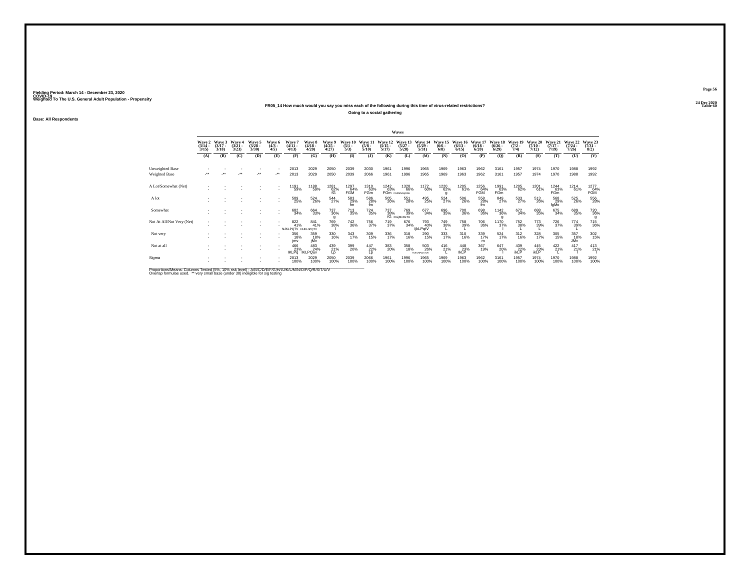Fielding Period: March 14 - December 23, 2020
COVID-19
Weighted To The U.S. General Adult Population - Propensity

24 Dec 2020
Table 60

**FR05_14 How much would you say you miss each of the following during this time of virus-related restrictions?**

**Going to a social gathering**

**Base: All Respondents**

| | Waves | | | | | | | | | | | | | | | | | | | | | |
|---|---|---|---|---|---|---|---|---|---|---|---|---|---|---|---|---|---|---|---|---|---|---|
| | Wave 2 (3/14 - 3/15) | Wave 3 (3/17 - 3/18) | Wave 4 (3/21 - 3/23) | Wave 5 (3/28 - 3/30) | Wave 6 (4/3 - 4/5) | Wave 7 (4/11 - 4/13) | Wave 8 (4/18 - 4/20) | Wave 9 (4/25 - 4/27) | Wave 10 (5/1 - 5/3) | Wave 11 (5/8 - 5/10) | Wave 12 (5/15 - 5/17) | Wave 13 (5/27 - 5/28) | Wave 14 (5/29 - 5/31) | Wave 15 (6/6 - 6/8) | Wave 16 (6/13 - 6/15) | Wave 17 (6/18 - 6/20) | Wave 18 (6/26 - 6/29) | Wave 19 (7/2 - 7/4) | Wave 20 (7/10 - 7/12) | Wave 21 (7/17 - 7/19) | Wave 22 (7/24 - 7/26) | Wave 23 (7/31 - 8/2) |
| | (A) | (B) | (C) | (D) | (E) | (F) | (G) | (H) | (I) | (J) | (K) | (L) | (M) | (N) | (O) | (P) | (Q) | (R) | (S) | (T) | (U) | (V) |
| Unweighted Base | - | - | - | - | - | 2013 | 2029 | 2050 | 2039 | 2030 | 1961 | 1996 | 1965 | 1969 | 1963 | 1962 | 3161 | 1957 | 1974 | 1970 | 1988 | 1992 |
| Weighted Base | -** | -** | -** | -** | -** | 2013 | 2029 | 2050 | 2039 | 2066 | 1961 | 1996 | 1965 | 1969 | 1963 | 1962 | 3161 | 1957 | 1974 | 1970 | 1988 | 1992 |
| A Lot/Somewhat (Net) | - | - | - | - | - | 1191 59% | 1188 59% | 1281 62% fG | 1297 64% FGM | 1310 63% FGm | 1242 63% FGm | 1320 66% FGIMNOqRSU | 1172 60% | 1220 62% g | 1205 61% | 1256 64% FGM | 1991 63% FGm | 1205 62% | 1201 61% | 1244 63% FGm | 1214 61% | 1277 64% FGM |
| A lot | - | - | - | - | - | 509 25% | 524 26% | 544 27% | 583 29% fm | 586 28% fm | 505 26% | 551 28% | 495 25% | 524 27% | 506 26% | 558 28% fm | 849 27% | 533 27% | 513 26% | 568 29% fgMo | 525 26% | 556 28% |
| Somewhat | - | - | - | - | - | 682 34% | 664 33% | 737 36% g | 713 35% | 724 35% | 737 38% fG | 769 39% FGjMnRsTU | 677 34% | 696 35% | 700 36% | 698 36% | 1142 36% g | 672 34% | 688 35% | 675 34% | 689 35% | 720 36% g |
| Not At All/Not Very (Net) | - | - | - | - | - | 822 41% hIJKLPQTV | 841 41% HIJKLnPQTV | 769 38% l | 742 36% | 756 37% | 719 37% | 676 34% | 793 40% IjkLPqtV | 749 38% L | 758 39% L | 706 36% | 1170 37% l | 752 38% L | 773 39% L | 726 37% | 774 39% L | 715 36% |
| Not very | - | - | - | - | - | 356 18% jmv | 359 18% jMv | 330 16% | 343 17% | 309 15% | 336 17% | 318 16% | 290 15% | 333 17% | 310 16% | 339 17% m | 524 17% | 312 16% | 328 17% | 305 15% | 357 18% JMv | 302 15% |
| Not at all | - | - | - | - | - | 466 23% IKLPq | 483 24% IKLPQuv | 439 21% Lp | 399 20% | 447 22% Lp | 383 20% | 358 18% | 503 26% HIJKLNPQrsTUV | 416 21% L | 448 23% IkLP | 367 19% | 647 20% l | 439 22% ikLP | 445 23% ikLP | 422 21% L | 417 21% l | 413 21% l |
| Sigma | - | - | - | - | - | 2013 100% | 2029 100% | 2050 100% | 2039 100% | 2066 100% | 1961 100% | 1996 100% | 1965 100% | 1969 100% | 1963 100% | 1962 100% | 3161 100% | 1957 100% | 1974 100% | 1970 100% | 1988 100% | 1992 100% |

Proportions/Means: Columns Tested (5%, 10% risk level) - A/B/C/D/E/F/G/H/I/J/K/L/M/N/O/P/Q/R/S/T/U/V
Overlap formulae used. ** very small base (under 30) ineligible for sig testing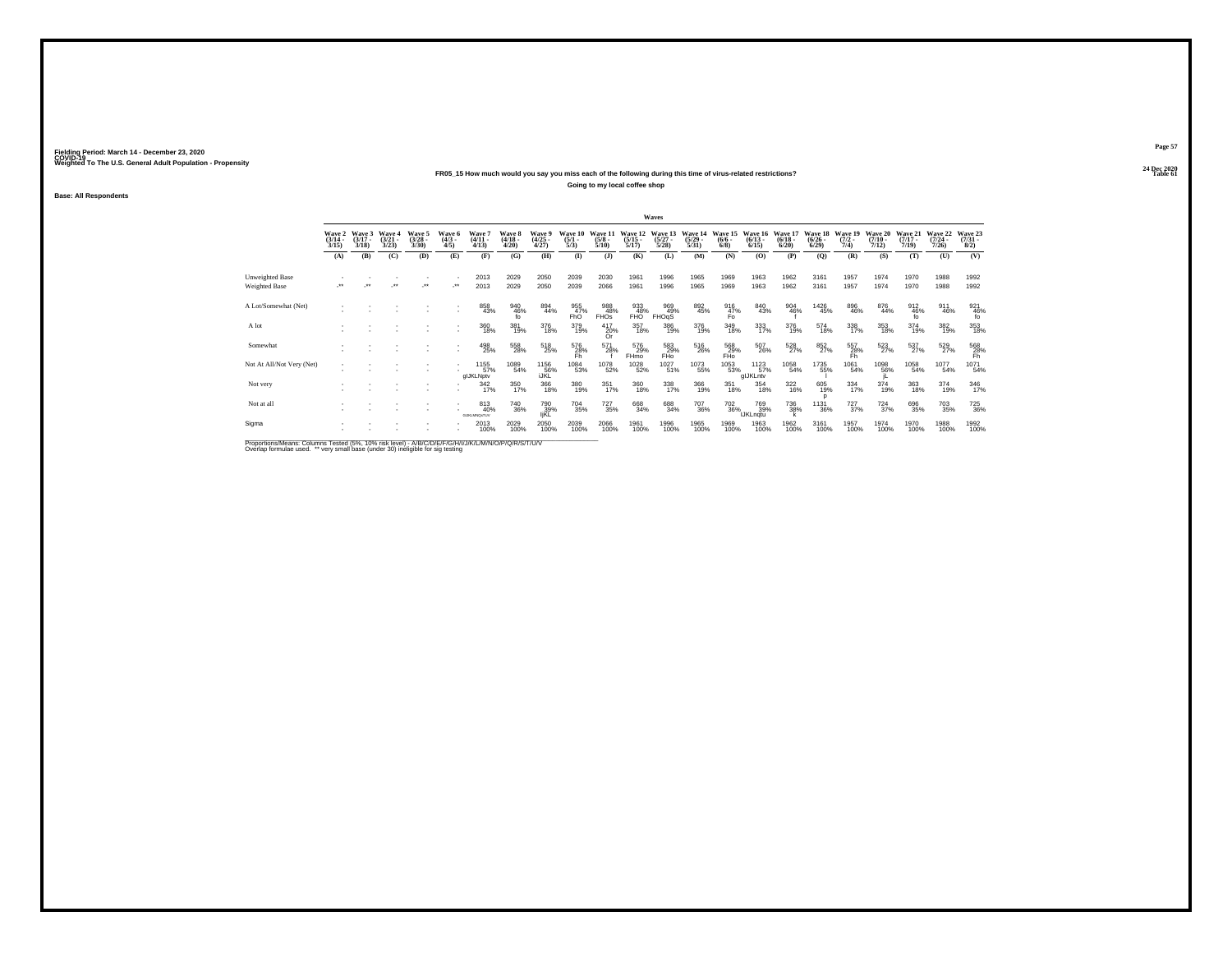Fielding Period: March 14 - December 23, 2020
COVID-19
Weighted To The U.S. General Adult Population - Propensity

24 Dec 2020
Table 61

### FR05_15 How much would you say you miss each of the following during this time of virus-related restrictions?

Going to my local coffee shop

Base: All Respondents

| | Waves | | | | | | | | | | | | | | | | | | | | | |
|---|---|---|---|---|---|---|---|---|---|---|---|---|---|---|---|---|---|---|---|---|---|---|
| | Wave 2 (3/14 - 3/15) | Wave 3 (3/17 - 3/18) | Wave 4 (3/21 - 3/23) | Wave 5 (3/28 - 3/30) | Wave 6 (4/3 - 4/5) | Wave 7 (4/11 - 4/13) | Wave 8 (4/18 - 4/20) | Wave 9 (4/25 - 4/27) | Wave 10 (5/1 - 5/3) | Wave 11 (5/8 - 5/10) | Wave 12 (5/15 - 5/17) | Wave 13 (5/27 - 5/28) | Wave 14 (5/29 - 5/31) | Wave 15 (6/6 - 6/8) | Wave 16 (6/13 - 6/15) | Wave 17 (6/18 - 6/20) | Wave 18 (6/26 - 6/29) | Wave 19 (7/2 - 7/4) | Wave 20 (7/10 - 7/12) | Wave 21 (7/17 - 7/19) | Wave 22 (7/24 - 7/26) | Wave 23 (7/31 - 8/2) |
| | (A) | (B) | (C) | (D) | (E) | (F) | (G) | (H) | (I) | (J) | (K) | (L) | (M) | (N) | (O) | (P) | (Q) | (R) | (S) | (T) | (U) | (V) |
| Unweighted Base | - | - | - | - | - | 2013 | 2029 | 2050 | 2039 | 2030 | 1961 | 1996 | 1965 | 1969 | 1963 | 1962 | 3161 | 1957 | 1974 | 1970 | 1988 | 1992 |
| Weighted Base | -** | -** | -** | -** | -** | 2013 | 2029 | 2050 | 2039 | 2066 | 1961 | 1996 | 1965 | 1969 | 1963 | 1962 | 3161 | 1957 | 1974 | 1970 | 1988 | 1992 |
| A Lot/Somewhat (Net) | - | - | - | - | - | 858 43% | 940 46% fo | 894 44% | 955 47% FhO | 988 48% FHOs | 933 48% FHO | 969 49% FHOqS | 892 45% | 916 47% Fo | 840 43% | 904 46% f | 1426 45% | 896 46% | 876 44% | 912 46% fo | 911 46% | 921 46% fo |
| A lot | - | - | - | - | - | 360 18% | 381 19% | 376 18% | 379 19% | 417 20% Or | 357 18% | 386 19% | 376 19% | 349 18% | 333 17% | 376 19% | 574 18% | 338 17% | 353 18% | 374 19% | 382 19% | 353 18% |
| Somewhat | - | - | - | - | - | 498 25% | 558 28% | 518 25% | 576 28% Fh | 571 28% f | 576 29% FHmo | 583 29% FHo | 516 26% | 568 29% FHo | 507 26% | 528 27% | 852 27% | 557 28% Fh | 523 27% | 537 27% | 529 27% | 568 28% Fh |
| Not At All/Not Very (Net) | - | - | - | - | - | 1155 57% gIJKLNptv | 1089 54% | 1156 56% iJKL | 1084 53% | 1078 52% | 1028 52% | 1027 51% | 1073 55% | 1053 53% | 1123 57% gIJKLntv | 1058 54% | 1735 55% l | 1061 54% | 1098 56% jL | 1058 54% | 1077 54% | 1071 54% |
| Not very | - | - | - | - | - | 342 17% | 350 17% | 366 18% | 380 19% | 351 17% | 360 18% | 338 17% | 366 19% | 351 18% | 354 18% | 322 16% | 605 19% p | 334 17% | 374 19% | 363 18% | 374 19% | 346 17% |
| Not at all | - | - | - | - | - | 813 40% GIJKLMNQsTUV | 740 36% | 790 39% ljKL | 704 35% | 727 35% | 668 34% | 688 34% | 707 36% | 702 36% | 769 39% IJKLnqtu | 736 38% k | 1131 36% | 727 37% | 724 37% | 696 35% | 703 35% | 725 36% |
| Sigma | - | - | - | - | - | 2013 100% | 2029 100% | 2050 100% | 2039 100% | 2066 100% | 1961 100% | 1996 100% | 1965 100% | 1969 100% | 1963 100% | 1962 100% | 3161 100% | 1957 100% | 1974 100% | 1970 100% | 1988 100% | 1992 100% |

Proportions/Means: Columns Tested (5%, 10% risk level) - A/B/C/D/E/F/G/H/I/J/K/L/M/N/O/P/Q/R/S/T/U/V
Overlap formulae used. ** very small base (under 30) ineligible for sig testing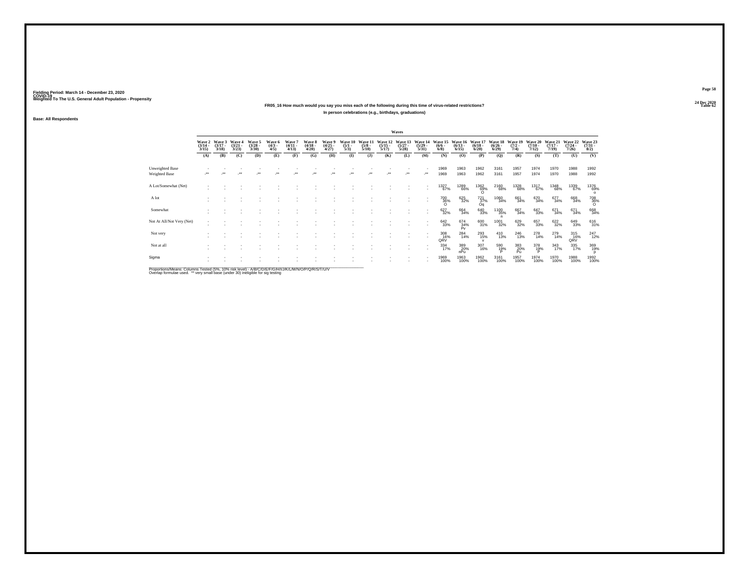Fielding Period: March 14 - December 23, 2020
COVID-19
Weighted To The U.S. General Adult Population - Propensity

24 Dec 2020
Table 62

### FR05_16 How much would you say you miss each of the following during this time of virus-related restrictions?

In person celebrations (e.g., birthdays, graduations)

Base: All Respondents

| | Waves | | | | | | | | | | | | | | | | | | | | | |
|---|---|---|---|---|---|---|---|---|---|---|---|---|---|---|---|---|---|---|---|---|---|---|
| | Wave 2 (3/14 - 3/15) | Wave 3 (3/17 - 3/18) | Wave 4 (3/21 - 3/23) | Wave 5 (3/28 - 3/30) | Wave 6 (4/3 - 4/5) | Wave 7 (4/11 - 4/13) | Wave 8 (4/18 - 4/20) | Wave 9 (4/25 - 4/27) | Wave 10 (5/1 - 5/3) | Wave 11 (5/8 - 5/10) | Wave 12 (5/15 - 5/17) | Wave 13 (5/27 - 5/28) | Wave 14 (5/29 - 5/31) | Wave 15 (6/6 - 6/8) | Wave 16 (6/13 - 6/15) | Wave 17 (6/18 - 6/20) | Wave 18 (6/26 - 6/29) | Wave 19 (7/2 - 7/4) | Wave 20 (7/10 - 7/12) | Wave 21 (7/17 - 7/19) | Wave 22 (7/24 - 7/26) | Wave 23 (7/31 - 8/2) |
| | (A) | (B) | (C) | (D) | (E) | (F) | (G) | (H) | (I) | (J) | (K) | (L) | (M) | (N) | (O) | (P) | (Q) | (R) | (S) | (T) | (U) | (V) |
| Unweighted Base | - | - | - | - | - | - | - | - | - | - | - | - | - | 1969 | 1963 | 1962 | 3161 | 1957 | 1974 | 1970 | 1988 | 1992 |
| Weighted Base | -** | -** | -** | -** | -** | -** | -** | -** | -** | -** | -** | -** | -** | 1969 | 1963 | 1962 | 3161 | 1957 | 1974 | 1970 | 1988 | 1992 |
| A Lot/Somewhat (Net) | - | - | - | - | - | - | - | - | - | - | - | - | - | 1327 67% | 1289 66% | 1362 69% O | 2160 68% | 1328 68% | 1317 67% | 1349 68% | 1339 67% | 1376 69% o |
| A lot | - | - | - | - | - | - | - | - | - | - | - | - | - | 700 36% O | 625 32% | 721 37% Oq | 1060 34% | 661 34% | 670 34% | 677 34% | 668 34% | 708 36% O |
| Somewhat | - | - | - | - | - | - | - | - | - | - | - | - | - | 627 32% | 664 34% | 640 33% | 1100 35% n | 667 34% | 647 33% | 671 34% | 671 34% | 668 34% |
| Not At All/Not Very (Net) | - | - | - | - | - | - | - | - | - | - | - | - | - | 642 33% | 674 34% Pv | 600 31% | 1001 32% | 629 32% | 657 33% | 622 32% | 649 33% | 616 31% |
| Not very | - | - | - | - | - | - | - | - | - | - | - | - | - | 308 16% QRV | 284 14% | 293 15% v | 410 13% | 246 13% | 278 14% | 279 14% | 315 16% QRV | 247 12% |
| Not at all | - | - | - | - | - | - | - | - | - | - | - | - | - | 334 17% | 389 20% nPu | 307 16% | 590 19% P | 383 20% Pu | 378 19% P | 343 17% | 335 17% | 369 19% p |
| Sigma | - | - | - | - | - | - | - | - | - | - | - | - | - | 1969 100% | 1963 100% | 1962 100% | 3161 100% | 1957 100% | 1974 100% | 1970 100% | 1988 100% | 1992 100% |

Proportions/Means: Columns Tested (5%, 10% risk level) - A/B/C/D/E/F/G/H/I/J/K/L/M/N/O/P/Q/R/S/T/U/V
Overlap formulae used. ** very small base (under 30) ineligible for sig testing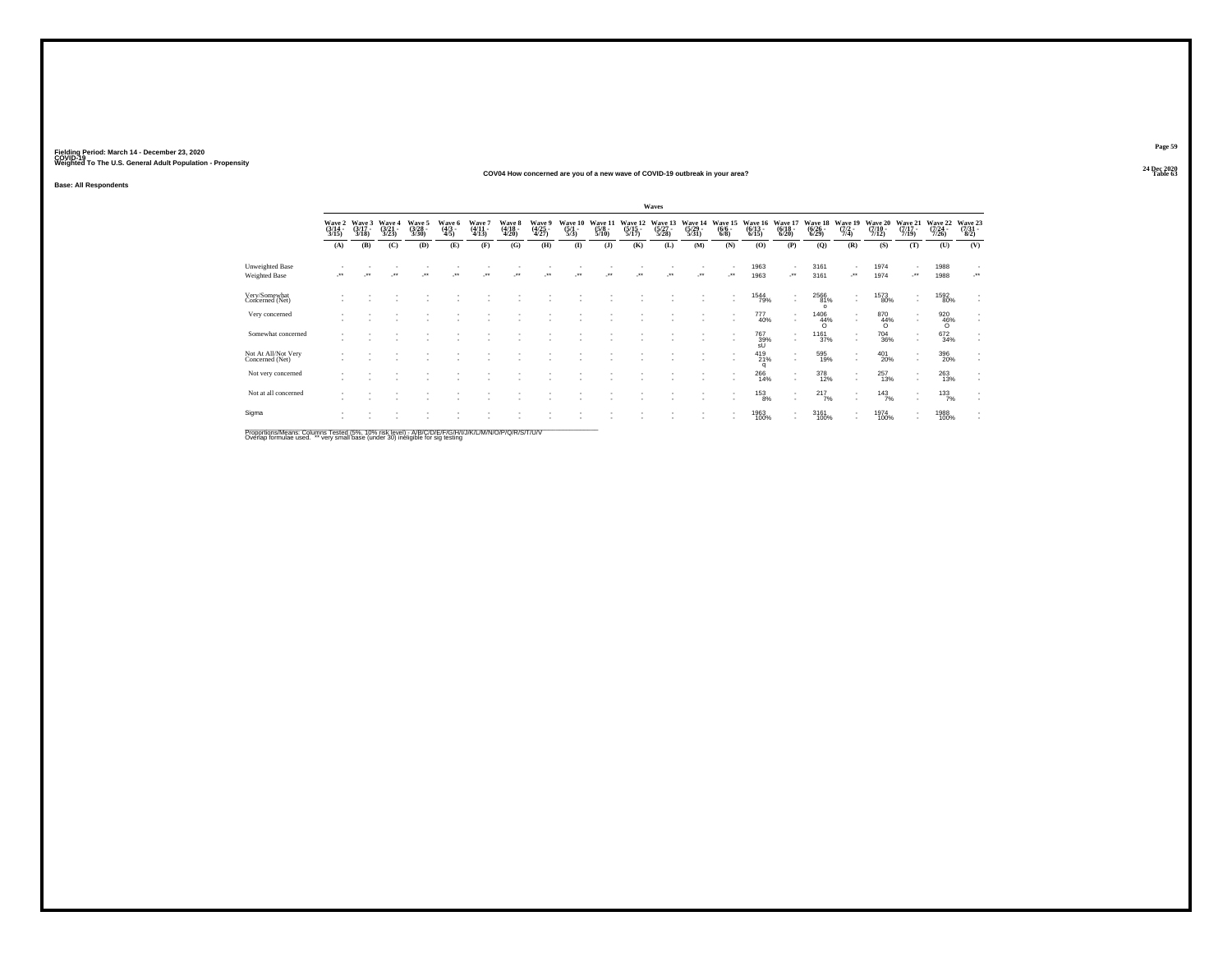Fielding Period: March 14 - December 23, 2020
COVID-19
Weighted To The U.S. General Adult Population - Propensity

24 Dec 2020
Table 63

## COV04 How concerned are you of a new wave of COVID-19 outbreak in your area?

Base: All Respondents

| | Waves | | | | | | | | | | | | | | | | | | | | | |
|---|---|---|---|---|---|---|---|---|---|---|---|---|---|---|---|---|---|---|---|---|---|---|
| | Wave 2 (3/14 - 3/15) | Wave 3 (3/17 - 3/18) | Wave 4 (3/21 - 3/23) | Wave 5 (3/28 - 3/30) | Wave 6 (4/3 - 4/5) | Wave 7 (4/11 - 4/13) | Wave 8 (4/18 - 4/20) | Wave 9 (4/25 - 4/27) | Wave 10 (5/1 - 5/3) | Wave 11 (5/8 - 5/10) | Wave 12 (5/15 - 5/17) | Wave 13 (5/27 - 5/28) | Wave 14 (5/29 - 5/31) | Wave 15 (6/6 - 6/8) | Wave 16 (6/13 - 6/15) | Wave 17 (6/18 - 6/20) | Wave 18 (6/26 - 6/29) | Wave 19 (7/2 - 7/4) | Wave 20 (7/10 - 7/12) | Wave 21 (7/17 - 7/19) | Wave 22 (7/24 - 7/26) | Wave 23 (7/31 - 8/2) |
| | (A) | (B) | (C) | (D) | (E) | (F) | (G) | (H) | (I) | (J) | (K) | (L) | (M) | (N) | (O) | (P) | (Q) | (R) | (S) | (T) | (U) | (V) |
| Unweighted Base | - | - | - | - | - | - | - | - | - | - | - | - | - | - | 1963 | - | 3161 | - | 1974 | - | 1988 | - |
| Weighted Base | -** | -** | -** | -** | -** | -** | -** | -** | -** | -** | -** | -** | -** | -** | 1963 | -** | 3161 | -** | 1974 | -** | 1988 | -** |
| Very/Somewhat Concerned (Net) | - | - | - | - | - | - | - | - | - | - | - | - | - | - | 1544 79% | - | 2566 81% o | - | 1573 80% | - | 1592 80% | - |
| Very concerned | - | - | - | - | - | - | - | - | - | - | - | - | - | - | 777 40% | - | 1406 44% O | - | 870 44% O | - | 920 46% O | - |
| Somewhat concerned | - | - | - | - | - | - | - | - | - | - | - | - | - | - | 767 39% sU | - | 1161 37% | - | 704 36% | - | 672 34% | - |
| Not At All/Not Very Concerned (Net) | - | - | - | - | - | - | - | - | - | - | - | - | - | - | 419 21% q | - | 595 19% | - | 401 20% | - | 396 20% | - |
| Not very concerned | - | - | - | - | - | - | - | - | - | - | - | - | - | - | 266 14% | - | 378 12% | - | 257 13% | - | 263 13% | - |
| Not at all concerned | - | - | - | - | - | - | - | - | - | - | - | - | - | - | 153 8% | - | 217 7% | - | 143 7% | - | 133 7% | - |
| Sigma | - | - | - | - | - | - | - | - | - | - | - | - | - | - | 1963 100% | - | 3161 100% | - | 1974 100% | - | 1988 100% | - |

Proportions/Means: Columns Tested (5%, 10% risk level) - A/B/C/D/E/F/G/H/I/J/K/L/M/N/O/P/Q/R/S/T/U/V
Overlap formulae used. ** very small base (under 30) ineligible for sig testing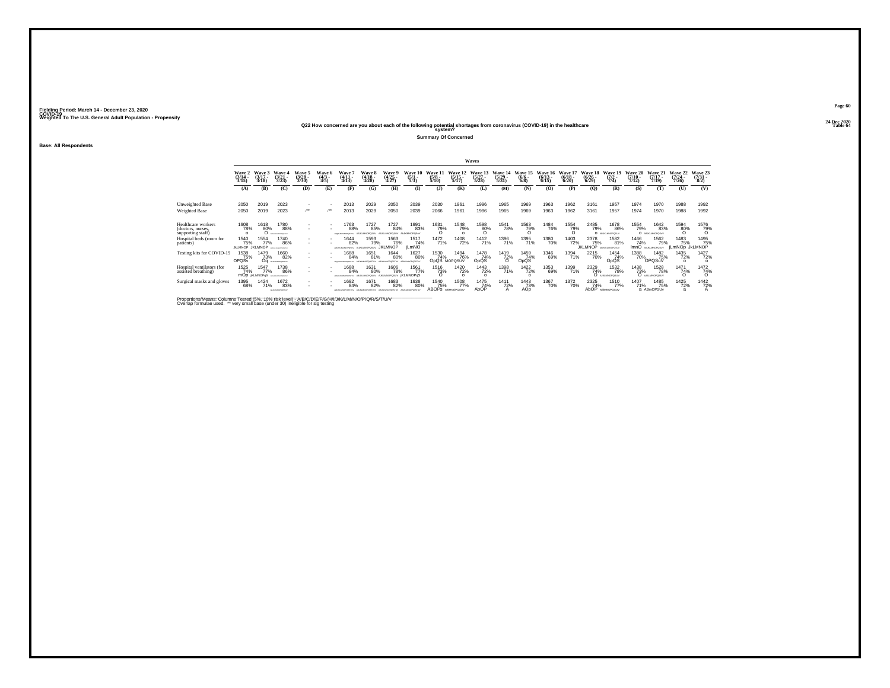Fielding Period: March 14 - December 23, 2020
COVID-19
Weighted To The U.S. General Adult Population - Propensity

24 Dec 2020
Table 64

## Q22 How concerned are you about each of the following potential shortages from coronavirus (COVID-19) in the healthcare system?

**Summary Of Concerned**

**Base: All Respondents**

| | Wave 2 (3/14 - 3/15) | Wave 3 (3/17 - 3/18) | Wave 4 (3/21 - 3/23) | Wave 5 (3/28 - 3/30) | Wave 6 (4/3 - 4/5) | Wave 7 (4/11 - 4/13) | Wave 8 (4/18 - 4/20) | Wave 9 (4/25 - 4/27) | Wave 10 (5/1 - 5/3) | Wave 11 (5/8 - 5/10) | Wave 12 (5/15 - 5/17) | Wave 13 (5/27 - 5/28) | Wave 14 (5/29 - 5/31) | Wave 15 (6/6 - 6/8) | Wave 16 (6/13 - 6/15) | Wave 17 (6/18 - 6/20) | Wave 18 (6/26 - 6/29) | Wave 19 (7/2 - 7/4) | Wave 20 (7/10 - 7/12) | Wave 21 (7/17 - 7/19) | Wave 22 (7/24 - 7/26) | Wave 23 (7/31 - 8/2) |
|---|---|---|---|---|---|---|---|---|---|---|---|---|---|---|---|---|---|---|---|---|---|---|
| | (A) | (B) | (C) | (D) | (E) | (F) | (G) | (H) | (I) | (J) | (K) | (L) | (M) | (N) | (O) | (P) | (Q) | (R) | (S) | (T) | (U) | (V) |
| Unweighted Base | 2050 | 2019 | 2023 | - | - | 2013 | 2029 | 2050 | 2039 | 2030 | 1961 | 1996 | 1965 | 1969 | 1963 | 1962 | 3161 | 1957 | 1974 | 1970 | 1988 | 1992 |
| Weighted Base | 2050 | 2019 | 2023 | -** | -** | 2013 | 2029 | 2050 | 2039 | 2066 | 1961 | 1996 | 1965 | 1969 | 1963 | 1962 | 3161 | 1957 | 1974 | 1970 | 1988 | 1992 |
| Healthcare workers (doctors, nurses, supporting staff) | 1608 78% o | 1618 80% O | 1780 88% | - | - | 1763 88% | 1727 85% | 1727 84% | 1691 83% | 1631 79% O | 1548 79% o | 1598 80% O | 1541 78% | 1563 79% O | 1484 76% | 1554 79% O | 2485 79% O | 1678 86% | 1554 79% O | 1642 83% | 1594 80% O | 1576 79% O |
| Hospital beds (room for patients) | 1540 75% JkLMNOP | 1554 77% JKLMNOP | 1740 86% | - | - | 1644 82% | 1593 79% | 1563 76% JKLMNOP | 1517 74% jLmNO | 1472 71% | 1408 72% | 1412 71% | 1396 71% | 1395 71% | 1380 70% | 1403 72% | 2378 75% JKLMNOP | 1582 81% | 1466 74% lmnO | 1562 79% | 1483 75% jLmNOp | 1495 75% JkLMNOP |
| Testing kits for COVID-19 | 1538 75% OPQSv | 1479 73% Oq | 1660 82% | - | - | 1688 84% | 1651 81% | 1644 80% | 1627 80% | 1530 74% OpQS | 1494 76% MOPQSUV | 1478 74% OpQS | 1419 72% O | 1459 74% OpQS | 1346 69% | 1394 71% | 2215 70% | 1454 74% OpQS | 1388 70% | 1482 75% OPQSuV | 1435 72% o | 1427 72% o |
| Hospital ventilators (for assisted breathing) | 1525 74% mOp | 1547 77% jKLMNOPqS | 1738 86% | - | - | 1688 84% | 1631 80% | 1606 78% | 1561 77% jKLMNOPqS | 1516 73% O | 1420 72% o | 1443 72% o | 1398 71% | 1422 72% o | 1353 69% | 1399 71% | 2329 74% O | 1532 78% | 1438 73% O | 1528 78% | 1471 74% O | 1472 74% O |
| Surgical masks and gloves | 1395 68% | 1424 71% | 1672 83% | - | - | 1692 84% | 1671 82% | 1683 82% | 1638 80% | 1540 75% ABOPS | 1508 77% | 1475 74% AbOP | 1411 72% A | 1443 73% AOp | 1367 70% | 1372 70% | 2325 74% AbOP | 1510 77% | 1407 71% a | 1485 75% ABmOPSUv | 1425 72% a | 1442 72% A |

Proportions/Means: Columns Tested (5%, 10% risk level) - A/B/C/D/E/F/G/H/I/J/K/L/M/N/O/P/Q/R/S/T/U/V
Overlap formulae used. ** very small base (under 30) ineligible for sig testing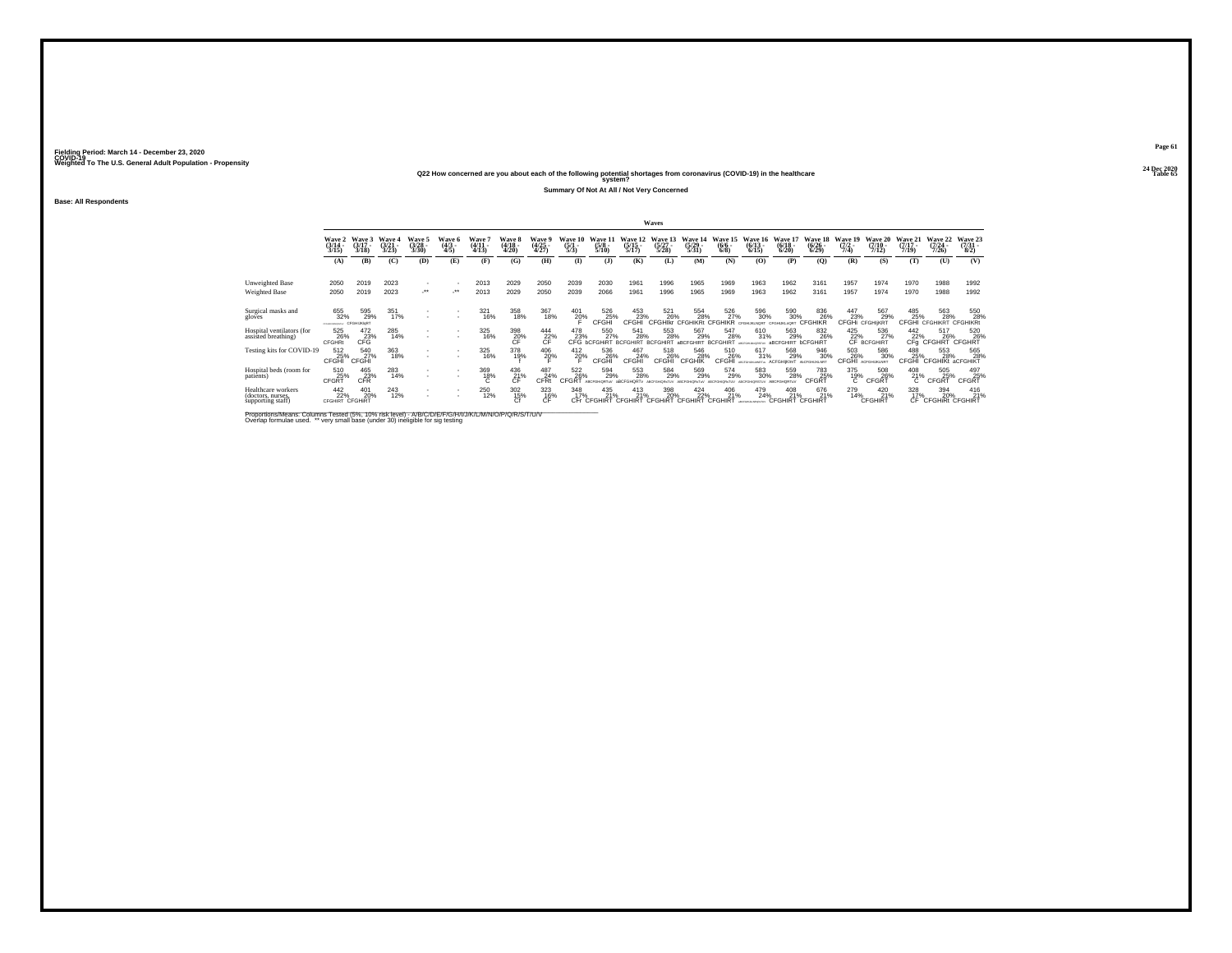Fielding Period: March 14 - December 23, 2020
COVID-19
Weighted To The U.S. General Adult Population - Propensity

24 Dec 2020
Table 65

## Q22 How concerned are you about each of the following potential shortages from coronavirus (COVID-19) in the healthcare system?

### Summary Of Not At All / Not Very Concerned

Base: All Respondents

| | Wave 2 (3/14 - 3/15) | Wave 3 (3/17 - 3/18) | Wave 4 (3/21 - 3/23) | Wave 5 (3/28 - 3/30) | Wave 6 (4/3 - 4/5) | Wave 7 (4/11 - 4/13) | Wave 8 (4/18 - 4/20) | Wave 9 (4/25 - 4/27) | Wave 10 (5/1 - 5/3) | Wave 11 (5/8 - 5/10) | Wave 12 (5/15 - 5/17) | Wave 13 (5/27 - 5/28) | Wave 14 (5/29 - 5/31) | Wave 15 (6/6 - 6/8) | Wave 16 (6/13 - 6/15) | Wave 17 (6/18 - 6/20) | Wave 18 (6/26 - 6/29) | Wave 19 (7/2 - 7/4) | Wave 20 (7/10 - 7/12) | Wave 21 (7/17 - 7/19) | Wave 22 (7/24 - 7/26) | Wave 23 (7/31 - 8/2) |
|---|---|---|---|---|---|---|---|---|---|---|---|---|---|---|---|---|---|---|---|---|---|---|
| | (A) | (B) | (C) | (D) | (E) | (F) | (G) | (H) | (I) | (J) | (K) | (L) | (M) | (N) | (O) | (P) | (Q) | (R) | (S) | (T) | (U) | (V) |
| Unweighted Base | 2050 | 2019 | 2023 | - | - | 2013 | 2029 | 2050 | 2039 | 2030 | 1961 | 1996 | 1965 | 1969 | 1963 | 1962 | 3161 | 1957 | 1974 | 1970 | 1988 | 1992 |
| Weighted Base | 2050 | 2019 | 2023 | -** | -** | 2013 | 2029 | 2050 | 2039 | 2066 | 1961 | 1996 | 1965 | 1969 | 1963 | 1962 | 3161 | 1957 | 1974 | 1970 | 1988 | 1992 |
| Surgical masks and gloves | 655 32% CFGHIJKLNQRTUV | 595 29% CFGHIJKRT | 351 17% | - | - | 321 16% | 358 18% | 367 18% | 401 20% F | 526 25% CFGHI | 453 23% CFGHI | 521 26% CFGHIkr | 554 28% CFGHIKRt | 526 27% CFGHIKR | 596 30% CFGHIJKLNQRT | 590 30% CFGHIJKLnQRT | 836 26% CFGHIKR | 447 23% CFGHi | 567 29% CFGHIjKRT | 485 25% CFGHI | 563 28% CFGHIKRT | 550 28% CFGHIKRt |
| Hospital ventilators (for assisted breathing) | 525 26% CFGHRt | 472 23% CFG | 285 14% | - | - | 325 16% | 398 20% CF | 444 22% CF | 478 23% CFG | 550 27% bCFGHIRT | 541 28% BCFGHIRT | 553 28% BCFGHIRT | 567 29% aBCFGHIRT | 547 28% BCFGHIRT | 610 31% aBCFGHIJkmQRSTuv | 563 29% aBCFGHIRT | 832 26% bCFGHIRT | 425 22% CF | 536 27% BCFGHIRT | 442 22% CFg | 517 26% CFGHIRT | 520 26% CFGHIRT |
| Testing kits for COVID-19 | 512 25% CFGHI | 540 27% CFGHI | 363 18% | - | - | 325 16% | 378 19% f | 406 20% F | 412 20% F | 536 26% CFGHI | 467 24% CFGHI | 518 26% CFGHI | 546 28% CFGHIK | 510 26% CFGHI | 617 31% aBCFGHIJKLNRTv | 568 29% ACFGHIKnT | 946 30% aBCFGHIJKLNRT | 503 26% CFGHI | 586 30% ACFGHIJKLNRT | 488 25% CFGHI | 553 28% CFGHIKt | 565 28% aCFGHIKT |
| Hospital beds (room for patients) | 510 25% CFGRT | 465 23% CFR | 283 14% | - | - | 369 18% C | 436 21% CF | 487 24% CFRt | 522 26% CFGRT | 594 29% aBCFGHIQRTuv | 553 28% aBCFGHIQRTv | 584 29% aBCFGHIQRsTUV | 569 29% aBCFGHIQRsTUV | 574 29% aBCFGHIQRsTUV | 583 30% aBCFGHIQRSTUV | 559 28% aBCFGHIQRTUV | 783 25% CFGRT | 375 19% C | 508 26% CFGRT | 408 21% C | 505 25% CFGRT | 497 25% CFGRT |
| Healthcare workers (doctors, nurses, supporting staff) | 442 22% CFGHIRT | 401 20% CFGHIRT | 243 12% | - | - | 250 12% | 302 15% Cf | 323 16% CF | 348 17% CFr | 435 21% CFGHIRT | 413 21% CFGHIRT | 398 20% CFGHIRT | 424 22% CFGHIRT | 406 21% CFGHIRT | 479 24% aBCFGHIJKLMNQRSTUV | 408 21% CFGHIRT | 676 21% CFGHIRT | 279 14% | 420 21% CFGHIRT | 328 17% CF | 394 20% CFGHIRt | 416 21% CFGHIRT |

Proportions/Means: Columns Tested (5%, 10% risk level) - A/B/C/D/E/F/G/H/I/J/K/L/M/N/O/P/Q/R/S/T/U/V
Overlap formulae used. ** very small base (under 30) ineligible for sig testing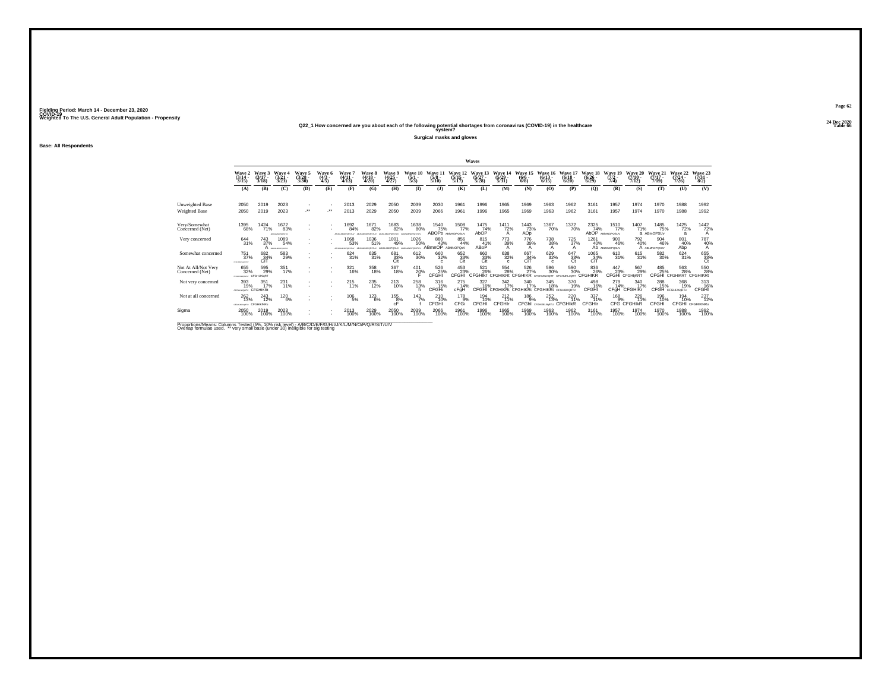Fielding Period: March 14 - December 23, 2020
COVID-19
Weighted To The U.S. General Adult Population - Propensity

24 Dec 2020
Table 66

Q22_1 How concerned are you about each of the following potential shortages from coronavirus (COVID-19) in the healthcare system?

Surgical masks and gloves

Base: All Respondents

| | Wave 2 (3/14 - 3/15) | Wave 3 (3/17 - 3/18) | Wave 4 (3/21 - 3/23) | Wave 5 (3/28 - 3/30) | Wave 6 (4/3 - 4/5) | Wave 7 (4/11 - 4/13) | Wave 8 (4/18 - 4/20) | Wave 9 (4/25 - 4/27) | Wave 10 (5/1 - 5/3) | Wave 11 (5/8 - 5/10) | Wave 12 (5/15 - 5/17) | Wave 13 (5/27 - 5/28) | Wave 14 (5/29 - 5/31) | Wave 15 (6/6 - 6/8) | Wave 16 (6/13 - 6/15) | Wave 17 (6/18 - 6/20) | Wave 18 (6/26 - 6/29) | Wave 19 (7/2 - 7/4) | Wave 20 (7/10 - 7/12) | Wave 21 (7/17 - 7/19) | Wave 22 (7/24 - 7/26) | Wave 23 (7/31 - 8/2) |
|---|---|---|---|---|---|---|---|---|---|---|---|---|---|---|---|---|---|---|---|---|---|---|
| | (A) | (B) | (C) | (D) | (E) | (F) | (G) | (H) | (I) | (J) | (K) | (L) | (M) | (N) | (O) | (P) | (Q) | (R) | (S) | (T) | (U) | (V) |
| Unweighted Base | 2050 | 2019 | 2023 | - | - | 2013 | 2029 | 2050 | 2039 | 2030 | 1961 | 1996 | 1965 | 1969 | 1963 | 1962 | 3161 | 1957 | 1974 | 1970 | 1988 | 1992 |
| Weighted Base | 2050 | 2019 | 2023 | -** | -** | 2013 | 2029 | 2050 | 2039 | 2066 | 1961 | 1996 | 1965 | 1969 | 1963 | 1962 | 3161 | 1957 | 1974 | 1970 | 1988 | 1992 |
| Very/Somewhat Concerned (Net) | 1395 68% | 1424 71% | 1672 83% | - | - | 1692 84% | 1671 82% | 1683 82% | 1638 80% | 1540 75% ABOPS | 1508 77% ABMNOPQSUV | 1475 74% AbOP | 1411 72% A | 1443 73% AOp | 1367 70% | 1372 70% | 2325 74% AbOP | 1510 77% ABMNOPQSUV | 1407 71% a | 1485 75% ABmOPSUv | 1425 72% a | 1442 72% A |
| Very concerned | 644 31% | 743 37% A | 1089 54% | - | - | 1068 53% | 1036 51% | 1001 49% | 1026 50% | 880 43% ABmnOP | 856 44% ABMNOPQsV | 815 41% ABoP | 773 39% A | 776 39% A | 738 38% A | 725 37% A | 1261 40% Ab | 900 46% ABLMNOPQSUV | 792 40% A | 904 46% ABLMNOPQSUV | 801 40% Abp | 787 40% A |
| Somewhat concerned | 751 37% | 682 34% CIT | 583 29% | - | - | 624 31% | 635 31% | 681 33% Cit | 612 30% | 660 32% c | 652 33% Cit | 660 33% Cit | 638 32% c | 667 34% CIT | 629 32% c | 647 33% Ct | 1065 34% CIT | 610 31% | 615 31% | 582 30% | 624 31% | 655 33% Ct |
| Not At All/Not Very Concerned (Net) | 655 32% | 595 29% CFGHIJKlRT | 351 17% | - | - | 321 16% | 358 18% | 367 18% | 401 20% F | 526 25% CFGHI | 453 23% CFGHI | 521 26% CFGHIkr | 554 28% CFGHIKRt | 526 27% CFGHIKR | 590 30% | 590 30% | 836 26% CFGHIKR | 447 23% CFGHi | 567 29% CFGHIjKRT | 485 25% CFGHI | 563 28% CFGHIKRT | 550 28% CFGHIKRt |
| Not very concerned | 393 19% | 351 17% CFGHIKRt | 231 11% | - | - | 215 11% | 235 12% | 213 10% | 258 13% h | 316 15% CFGHi | 275 14% cFgH | 327 16% CFGHI | 342 17% CFGHIKRt | 340 17% CFGHIKRt | 345 18% CFGHIKRt | 370 19% | 498 16% CFGHI | 279 14% CFgH | 340 17% CFGHIKr | 288 15% CFGH | 368 19% | 313 16% CFGHI |
| Not at all concerned | 262 13% | 243 12% CFGHIKNRu | 120 6% | - | - | 106 5% | 123 6% | 155 8% cF | 143 7% f | 210 10% CFGHI | 178 9% CFGi | 194 10% CFGHI | 212 11% CFGHIr | 186 9% CFGhI | 252 13% | 220 11% CFGHIkR | 337 11% CFGHIr | 168 9% CFG | 226 11% CFGHIkR | 196 10% CFGHI | 194 10% CFGHI | 237 12% CFGHIKNRu |
| Sigma | 2050 100% | 2019 100% | 2023 100% | - | - | 2013 100% | 2029 100% | 2050 100% | 2039 100% | 2066 100% | 1961 100% | 1996 100% | 1965 100% | 1969 100% | 1963 100% | 1962 100% | 3161 100% | 1957 100% | 1974 100% | 1970 100% | 1988 100% | 1992 100% |

Proportions/Means: Columns Tested (5%, 10% risk level) - A/B/C/D/E/F/G/H/I/J/K/L/M/N/O/P/Q/R/S/T/U/V
Overlap formulae used. ** very small base (under 30) ineligible for sig testing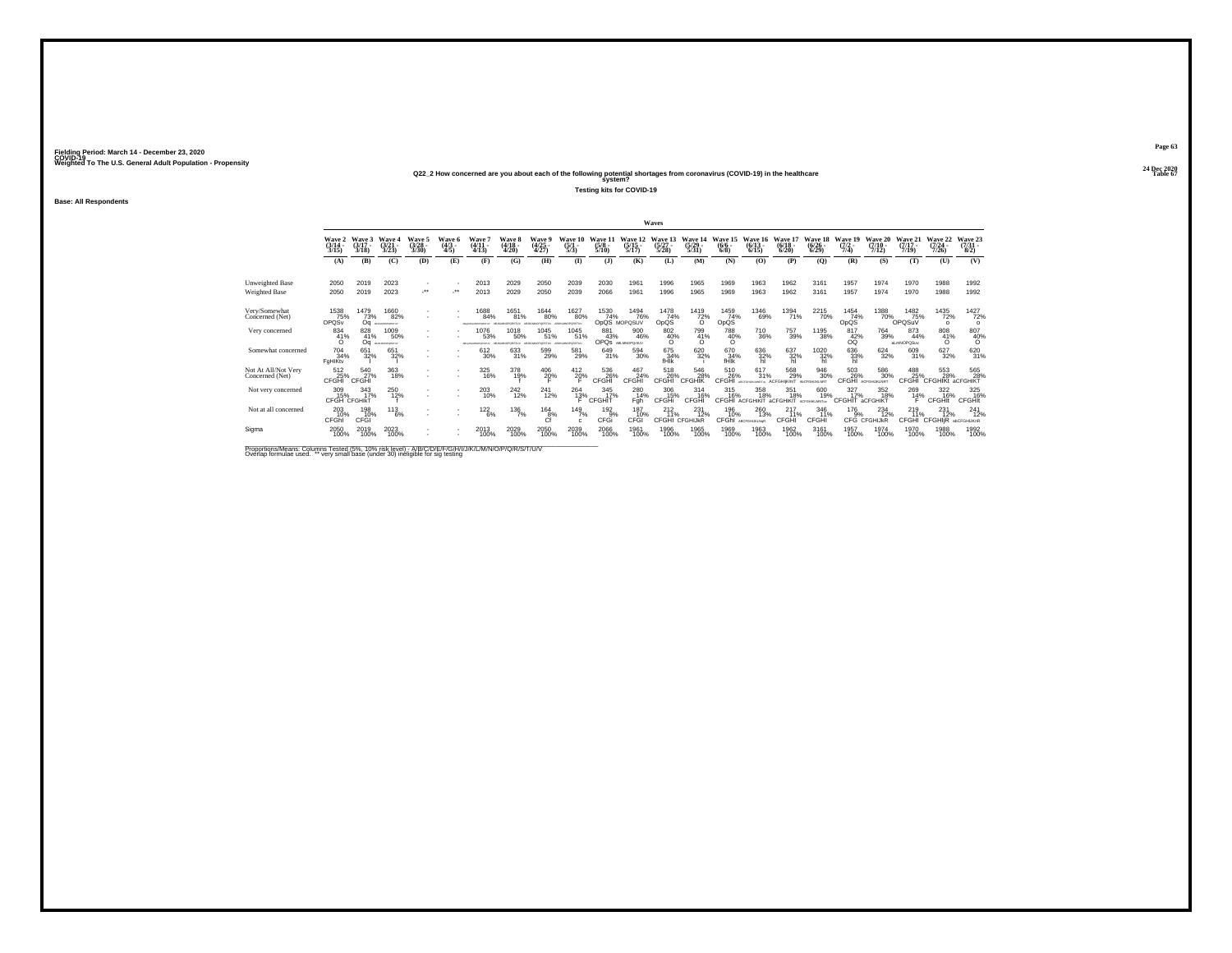Fielding Period: March 14 - December 23, 2020
COVID-19
Weighted To The U.S. General Adult Population - Propensity

24 Dec 2020
Table 67

Q22_2 How concerned are you about each of the following potential shortages from coronavirus (COVID-19) in the healthcare system?

Testing kits for COVID-19

Base: All Respondents

| | Wave 2 (3/14 - 3/15) | Wave 3 (3/17 - 3/18) | Wave 4 (3/21 - 3/23) | Wave 5 (3/28 - 3/30) | Wave 6 (4/3 - 4/5) | Wave 7 (4/11 - 4/13) | Wave 8 (4/18 - 4/20) | Wave 9 (4/25 - 4/27) | Wave 10 (5/1 - 5/3) | Wave 11 (5/8 - 5/10) | Wave 12 (5/15 - 5/17) | Wave 13 (5/27 - 5/28) | Wave 14 (5/29 - 5/31) | Wave 15 (6/6 - 6/8) | Wave 16 (6/13 - 6/15) | Wave 17 (6/18 - 6/20) | Wave 18 (6/26 - 6/29) | Wave 19 (7/2 - 7/4) | Wave 20 (7/10 - 7/12) | Wave 21 (7/17 - 7/19) | Wave 22 (7/24 - 7/26) | Wave 23 (7/31 - 8/2) |
|---|---|---|---|---|---|---|---|---|---|---|---|---|---|---|---|---|---|---|---|---|---|---|
| | (A) | (B) | (C) | (D) | (E) | (F) | (G) | (H) | (I) | (J) | (K) | (L) | (M) | (N) | (O) | (P) | (Q) | (R) | (S) | (T) | (U) | (V) |
| Unweighted Base | 2050 | 2019 | 2023 | - | - | 2013 | 2029 | 2050 | 2039 | 2030 | 1961 | 1996 | 1965 | 1969 | 1963 | 1962 | 3161 | 1957 | 1974 | 1970 | 1988 | 1992 |
| Weighted Base | 2050 | 2019 | 2023 | -** | -** | 2013 | 2029 | 2050 | 2039 | 2066 | 1961 | 1996 | 1965 | 1969 | 1963 | 1962 | 3161 | 1957 | 1974 | 1970 | 1988 | 1992 |
| Very/Somewhat Concerned (Net) | 1538 75% OPQSv | 1479 73% Oq | 1660 82% | - | - | 1688 84% | 1651 81% | 1644 80% | 1627 80% | 1530 74% OpQS | 1494 76% MOPQSUV | 1478 74% OpQS | 1419 72% O | 1459 74% OpQS | 1346 69% | 1394 71% | 2215 70% | 1454 74% OpQS | 1388 70% | 1482 75% OPQSuV | 1435 72% o | 1427 72% o |
| Very concerned | 834 41% O | 828 41% Oq | 1009 50% | - | - | 1076 53% | 1018 50% | 1045 51% | 1045 51% | 881 43% OPQS | 900 46% | 802 40% O | 799 41% O | 788 40% O | 710 36% | 757 39% | 1195 38% | 817 42% OQ | 764 39% | 873 44% | 808 41% O | 807 40% O |
| Somewhat concerned | 704 34% FgHIKtv | 651 32% I | 651 32% I | - | - | 612 30% | 633 31% | 599 29% | 581 29% | 649 31% | 594 30% | 675 34% fHIk | 620 32% i | 670 34% fHIk | 636 32% hI | 637 32% hI | 1020 32% hI | 636 33% hI | 624 32% | 609 31% | 627 32% | 620 31% |
| Not At All/Not Very Concerned (Net) | 512 25% CFGHI | 540 27% CFGHI | 363 18% | - | - | 325 16% | 378 19% f | 406 20% F | 412 20% F | 536 26% CFGHI | 467 24% CFGHI | 518 26% CFGHI | 546 28% CFGHIK | 510 26% CFGHI | 617 31% | 568 29% ACFGHIjKlnT | 946 30% | 503 26% CFGHI | 586 30% | 488 25% CFGHI | 553 28% CFGHIKt | 565 28% aCFGHIKT |
| Not very concerned | 309 15% CFGH | 343 17% CFGHIkT | 250 12% f | - | - | 203 10% | 242 12% | 241 12% | 264 13% F | 345 17% CFGHIT | 280 14% Fgh | 306 15% CFGHi | 314 16% CFGHI | 315 16% CFGHI | 358 18% ACFGHIKlT | 351 18% aCFGHIKlT | 600 19% | 327 17% CFGHIT | 352 18% aCFGHIKT | 269 14% F | 322 16% CFGHIt | 325 16% CFGHIt |
| Not at all concerned | 203 10% CFGhI | 198 10% CFGI | 113 6% | - | - | 122 6% | 136 7% | 164 8% Cf | 149 7% c | 192 9% CFGi | 187 10% CFGI | 212 11% CFGHI | 231 12% CFGHIJkR | 196 10% CFGhI | 260 13% | 217 11% CFGHI | 346 11% CFGHI | 176 9% CFG | 234 12% CFGHIJkR | 219 11% CFGHI | 231 12% CFGHIjR | 241 12% |
| Sigma | 2050 100% | 2019 100% | 2023 100% | - | - | 2013 100% | 2029 100% | 2050 100% | 2039 100% | 2066 100% | 1961 100% | 1996 100% | 1965 100% | 1969 100% | 1963 100% | 1962 100% | 3161 100% | 1957 100% | 1974 100% | 1970 100% | 1988 100% | 1992 100% |

Proportions/Means: Columns Tested (5%, 10% risk level) - A/B/C/D/E/F/G/H/I/J/K/L/M/N/O/P/Q/R/S/T/U/V
Overlap formulae used. ** very small base (under 30) ineligible for sig testing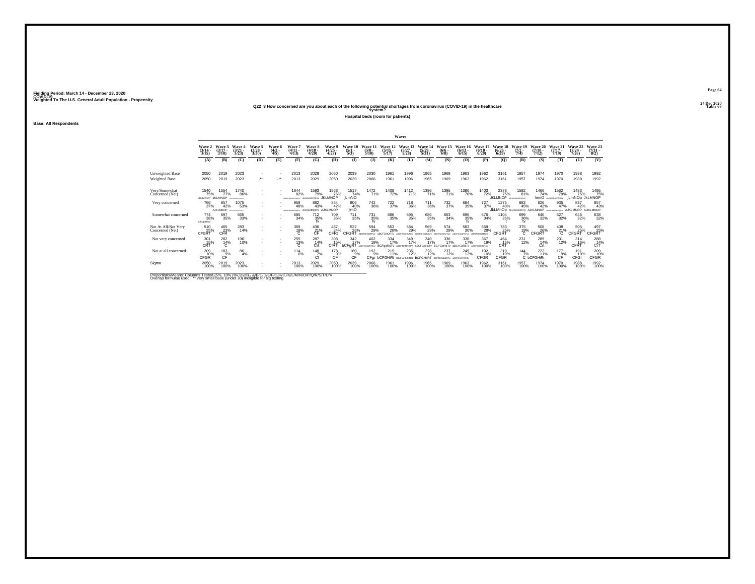Fielding Period: March 14 - December 23, 2020
COVID-19
Weighted To The U.S. General Adult Population - Propensity

24 Dec 2020
Table 68

**Q22_3 How concerned are you about each of the following potential shortages from coronavirus (COVID-19) in the healthcare system?**

**Hospital beds (room for patients)**

**Base: All Respondents**

| | Wave 2 (3/14 - 3/15) | Wave 3 (3/17 - 3/18) | Wave 4 (3/21 - 3/23) | Wave 5 (3/28 - 3/30) | Wave 6 (4/3 - 4/5) | Wave 7 (4/11 - 4/13) | Wave 8 (4/18 - 4/20) | Wave 9 (4/25 - 4/27) | Wave 10 (5/1 - 5/3) | Wave 11 (5/8 - 5/10) | Wave 12 (5/15 - 5/17) | Wave 13 (5/27 - 5/28) | Wave 14 (5/29 - 5/31) | Wave 15 (6/6 - 6/8) | Wave 16 (6/13 - 6/15) | Wave 17 (6/18 - 6/20) | Wave 18 (6/26 - 6/29) | Wave 19 (7/2 - 7/4) | Wave 20 (7/10 - 7/12) | Wave 21 (7/17 - 7/19) | Wave 22 (7/24 - 7/26) | Wave 23 (7/31 - 8/2) |
|---|---|---|---|---|---|---|---|---|---|---|---|---|---|---|---|---|---|---|---|---|---|---|
| | (A) | (B) | (C) | (D) | (E) | (F) | (G) | (H) | (I) | (J) | (K) | (L) | (M) | (N) | (O) | (P) | (Q) | (R) | (S) | (T) | (U) | (V) |
| Unweighted Base | 2050 | 2019 | 2023 | - | - | 2013 | 2029 | 2050 | 2039 | 2030 | 1961 | 1996 | 1965 | 1969 | 1963 | 1962 | 3161 | 1957 | 1974 | 1970 | 1988 | 1992 |
| Weighted Base | 2050 | 2019 | 2023 | -** | -** | 2013 | 2029 | 2050 | 2039 | 2066 | 1961 | 1996 | 1965 | 1969 | 1963 | 1962 | 3161 | 1957 | 1974 | 1970 | 1988 | 1992 |
| Very/Somewhat Concerned (Net) | 1540 75% JkLMNOP | 1554 77% JKLMNOP | 1740 86% ABFGHIJKLMNOPQRSTUV | - | - | 1644 82% ABHIJKLMNOPQSUV | 1593 79% IJKLMNOPQSUV | 1563 76% JKLMNOP | 1517 74% jLmNO | 1472 71% | 1408 72% | 1412 71% | 1396 71% | 1395 71% | 1380 70% | 1403 72% | 2378 75% JKLMNOP | 1582 81% ABHIJKLMNOPQSUV | 1466 74% lmnO | 1562 79% IJKLMNOPQSUV | 1483 75% jLmNOp | 1495 75% JkLMNOP |
| Very concerned | 766 37% | 857 42% AJKLMNOP | 1075 53% ABFGHIJKLMNOPQRSTUV | - | - | 959 48% ABHIJKLMNOPQSUV | 882 43% AJKLMNOPq | 854 42% AJKLMNOP | 806 40% jlmO | 742 36% | 722 37% | 718 36% | 711 36% | 732 37% | 684 35% | 727 37% | 1275 40% JkLMnOp | 883 45% AhIJKLMNOPQ | 826 42% AJKLMNOP | 935 47% ABHIJKLMNOPQSUV | 837 42% AJKLMNOP | 857 43% AJKLMNOP |
| Somewhat concerned | 774 38% CFRtqrSTUV | 697 35% | 665 33% | - | - | 685 34% | 712 35% tv | 709 35% | 711 35% | 731 35% tv | 686 35% | 695 35% | 686 35% | 663 34% | 696 35% tv | 676 34% | 1104 35% t | 699 36% tv | 640 32% | 627 32% | 646 32% | 638 32% |
| Not At All/Not Very Concerned (Net) | 510 25% CFGRT | 465 23% CFR | 283 14% | - | - | 369 18% C | 436 21% CF | 487 24% CFRt | 522 26% CFGRT | 594 29% ABCFGHIQRTuV | 553 28% aBCFGHQRTv | 584 29% ABCFGHQRsTUV | 569 29% ABCFGHQRsTuV | 574 29% ABCFGHQRsTUV | 583 30% ABCFGHQRSTUV | 559 28% ABCFGHQRTuV | 783 25% CFGRT | 375 19% C | 508 26% CFGRT | 408 21% C | 505 25% CFGRT | 497 25% CFGRT |
| Not very concerned | 301 15% CRT | 282 14% C | 196 10% | - | - | 255 13% C | 287 14% Crt | 308 15% CfRT | 342 17% bCFgRT | 402 19% ABCFGHQRSTUV | 334 17% BCFgqRsTv | 349 17% aBCFGhQRSTV | 340 17% aBCFGqRsTv | 336 17% BCFGqRsTv | 338 17% aBCFGqRsTv | 367 19% ABCFGHQRSTuV | 464 15% CRT | 231 12% | 285 14% Crt | 231 12% | 314 16% CFRT | 288 14% CrT |
| Not at all concerned | 209 10% CFGR | 183 9% CF | 86 4% | - | - | 114 6% | 148 7% Cf | 178 9% CF | 180 9% CF | 192 9% CFgr | 219 11% bCFGHIRt | 235 12% BCFGHIJRTu | 228 12% BCFGHIjRT | 237 12% BCFGHIJqRTu | 245 12% aBCFGHIJQRTU | 192 10% CFGR | 319 10% CFGR | 144 7% C | 222 11% bCFGHIRt | 177 9% CF | 191 10% CFGr | 209 10% CFGR |
| Sigma | 2050 100% | 2019 100% | 2023 100% | - | - | 2013 100% | 2029 100% | 2050 100% | 2039 100% | 2066 100% | 1961 100% | 1996 100% | 1965 100% | 1969 100% | 1963 100% | 1962 100% | 3161 100% | 1957 100% | 1974 100% | 1970 100% | 1988 100% | 1992 100% |

Proportions/Means: Columns Tested (5%, 10% risk level) - A/B/C/D/E/F/G/H/I/J/K/L/M/N/O/P/Q/R/S/T/U/V
Overlap formulae used. ** very small base (under 30) ineligible for sig testing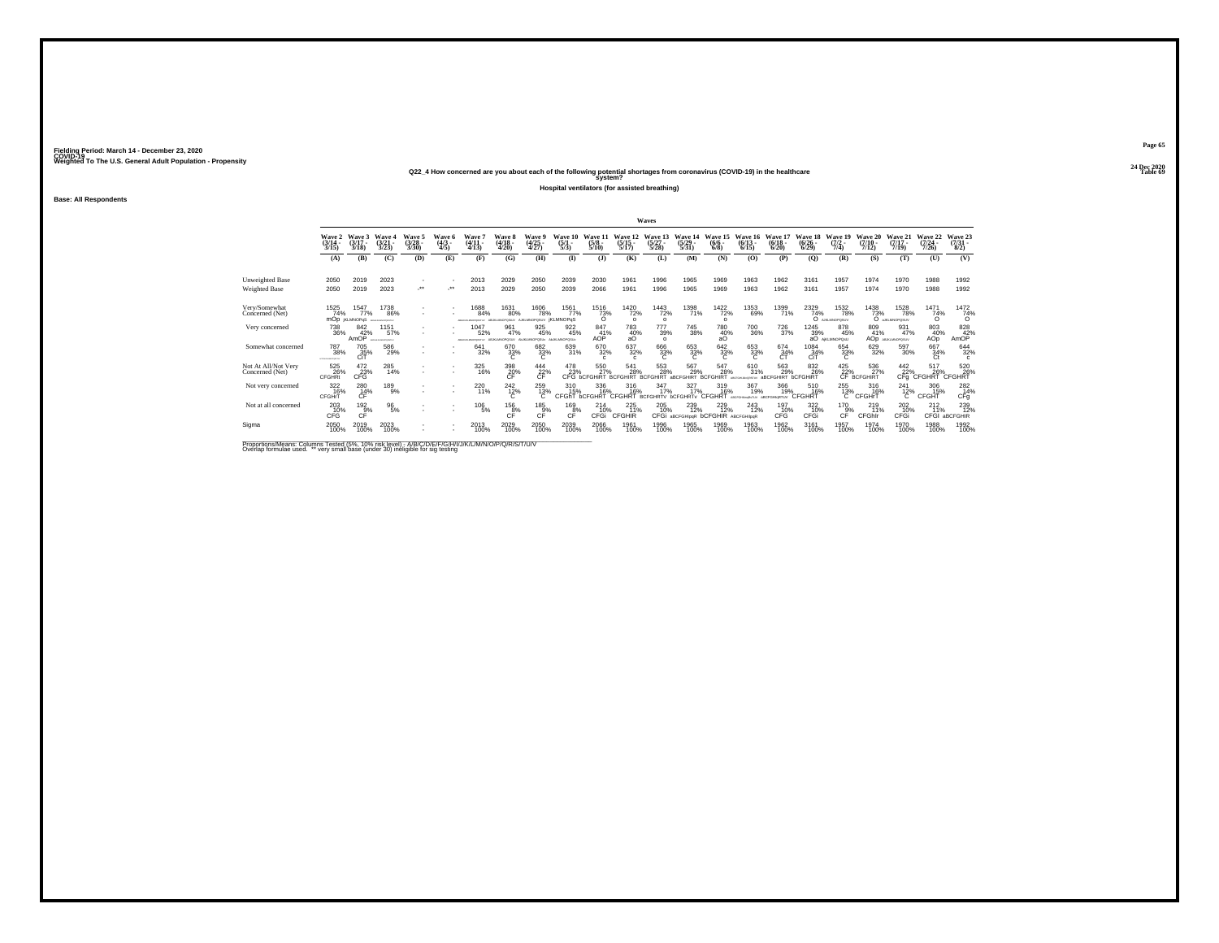Fielding Period: March 14 - December 23, 2020
COVID-19
Weighted To The U.S. General Adult Population - Propensity

24 Dec 2020
Table 69

**Q22_4 How concerned are you about each of the following potential shortages from coronavirus (COVID-19) in the healthcare system?**

**Hospital ventilators (for assisted breathing)**

**Base: All Respondents**

| | Wave 2 (3/14 - 3/15) | Wave 3 (3/17 - 3/18) | Wave 4 (3/21 - 3/23) | Wave 5 (3/28 - 3/30) | Wave 6 (4/3 - 4/5) | Wave 7 (4/11 - 4/13) | Wave 8 (4/18 - 4/20) | Wave 9 (4/25 - 4/27) | Wave 10 (5/1 - 5/3) | Wave 11 (5/8 - 5/10) | Wave 12 (5/15 - 5/17) | Wave 13 (5/27 - 5/28) | Wave 14 (5/29 - 5/31) | Wave 15 (6/6 - 6/8) | Wave 16 (6/13 - 6/15) | Wave 17 (6/18 - 6/20) | Wave 18 (6/26 - 6/29) | Wave 19 (7/2 - 7/4) | Wave 20 (7/10 - 7/12) | Wave 21 (7/17 - 7/19) | Wave 22 (7/24 - 7/26) | Wave 23 (7/31 - 8/2) |
|---|---|---|---|---|---|---|---|---|---|---|---|---|---|---|---|---|---|---|---|---|---|---|
| | (A) | (B) | (C) | (D) | (E) | (F) | (G) | (H) | (I) | (J) | (K) | (L) | (M) | (N) | (O) | (P) | (Q) | (R) | (S) | (T) | (U) | (V) |
| Unweighted Base | 2050 | 2019 | 2023 | - | - | 2013 | 2029 | 2050 | 2039 | 2030 | 1961 | 1996 | 1965 | 1969 | 1963 | 1962 | 3161 | 1957 | 1974 | 1970 | 1988 | 1992 |
| Weighted Base | 2050 | 2019 | 2023 | -** | -** | 2013 | 2029 | 2050 | 2039 | 2066 | 1961 | 1996 | 1965 | 1969 | 1963 | 1962 | 3161 | 1957 | 1974 | 1970 | 1988 | 1992 |
| Very/Somewhat Concerned (Net) | 1525 74% mOp | 1547 77% jKLMNOPqS | 1738 86% | - | - | 1688 84% | 1631 80% | 1606 78% | 1561 77% jKLMNOPqS | 1516 73% O | 1420 72% o | 1443 72% o | 1398 71% | 1422 72% o | 1353 69% | 1399 71% | 2329 74% O | 1532 78% | 1438 73% O | 1528 78% | 1471 74% O | 1472 74% O |
| Very concerned | 738 36% | 842 42% AmOP | 1151 57% | - | - | 1047 52% | 961 47% | 925 45% | 922 45% | 847 41% AOP | 783 40% aO | 777 39% o | 745 38% | 780 40% aO | 700 36% | 726 37% | 1245 39% aO | 878 45% | 809 41% AOp | 931 47% | 803 40% AOp | 828 42% AmOP |
| Somewhat concerned | 787 38% | 705 35% CfI | 586 29% | - | - | 641 32% | 670 33% C | 682 33% C | 639 31% | 670 32% c | 637 32% c | 666 33% C | 653 33% C | 642 33% C | 653 33% C | 674 34% CfI | 1084 34% CfI | 654 33% C | 629 32% | 597 30% | 667 34% CI | 644 32% c |
| Not At All/Not Very Concerned (Net) | 525 26% CFGHRt | 472 23% CFG | 285 14% | - | - | 325 16% | 398 20% CF | 444 22% CF | 478 23% CFG | 550 27% bCFGHIRT | 541 28% BCFGHIRT | 553 28% BCFGHIRT | 567 29% aBCFGHIRT | 547 28% BCFGHIRT | 610 31% | 563 29% aBCFGHIRT | 832 26% bCFGHIRT | 425 22% CF | 536 27% BCFGHIRT | 442 22% CFg | 517 26% CFGHIRT | 520 26% CFGHIRT |
| Not very concerned | 322 16% CFGHrT | 280 14% CF | 189 9% | - | - | 220 11% | 242 12% C | 259 13% C | 310 15% CFGhT | 336 16% bCFGHRT | 316 16% CFGHRT | 347 17% BCFGHRTv | 327 17% bCFGHRTv | 319 16% CFGHRT | 367 19% | 366 19% aBCFGHIjRTUV | 510 16% CFGHRT | 255 13% C | 316 16% CFGHrT | 241 12% C | 306 15% CFGHT | 282 14% CFg |
| Not at all concerned | 203 10% CFG | 192 9% CF | 96 5% | - | - | 106 5% | 156 8% CF | 185 9% CF | 169 8% CF | 214 10% CFGi | 225 11% CFGHIR | 205 10% CFGi | 239 12% aBCFGHIpqR | 229 12% bCFGHIR | 243 12% ABCFGHIpqR | 197 10% CFG | 322 10% CFGi | 170 9% CF | 219 11% CFGhIr | 202 10% CFGi | 212 11% CFGI | 239 12% aBCFGHIR |
| Sigma | 2050 100% | 2019 100% | 2023 100% | - | - | 2013 100% | 2029 100% | 2050 100% | 2039 100% | 2066 100% | 1961 100% | 1996 100% | 1965 100% | 1969 100% | 1963 100% | 1962 100% | 3161 100% | 1957 100% | 1974 100% | 1970 100% | 1988 100% | 1992 100% |

Proportions/Means: Columns Tested (5%, 10% risk level) - A/B/C/D/E/F/G/H/I/J/K/L/M/N/O/P/Q/R/S/T/U/V
Overlap formulae used. ** very small base (under 30) ineligible for sig testing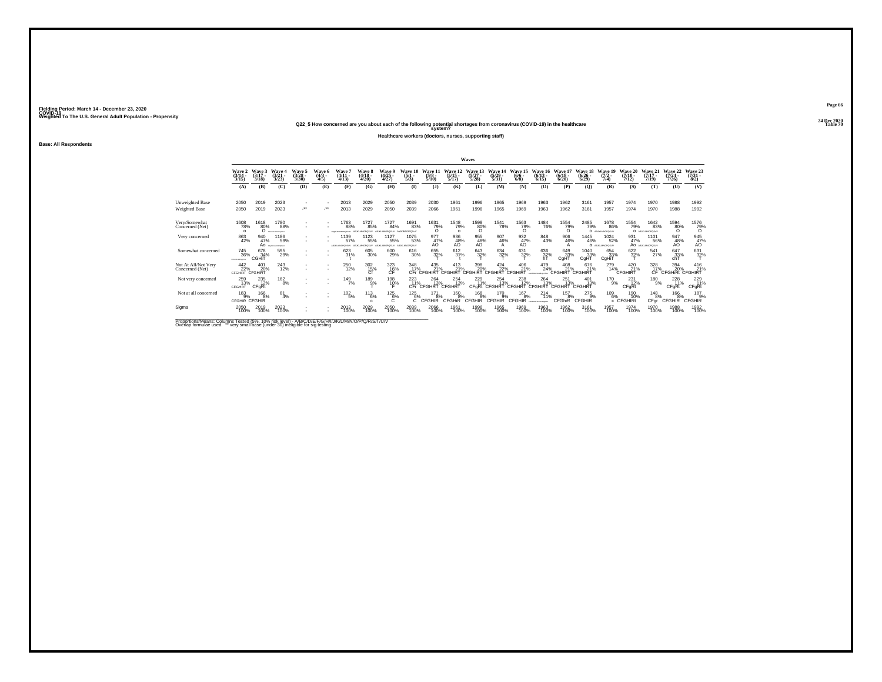Fielding Period: March 14 - December 23, 2020
COVID-19
Weighted To The U.S. General Adult Population - Propensity

24 Dec 2020
Table 70

## Q22_5 How concerned are you about each of the following potential shortages from coronavirus (COVID-19) in the healthcare system?

**Healthcare workers (doctors, nurses, supporting staff)**

**Base: All Respondents**

| | Wave 2 (3/14 - 3/15) | Wave 3 (3/17 - 3/18) | Wave 4 (3/21 - 3/23) | Wave 5 (3/28 - 3/30) | Wave 6 (4/3 - 4/5) | Wave 7 (4/11 - 4/13) | Wave 8 (4/18 - 4/20) | Wave 9 (4/25 - 4/27) | Wave 10 (5/1 - 5/3) | Wave 11 (5/8 - 5/10) | Wave 12 (5/15 - 5/17) | Wave 13 (5/27 - 5/28) | Wave 14 (5/29 - 5/31) | Wave 15 (6/6 - 6/8) | Wave 16 (6/13 - 6/15) | Wave 17 (6/18 - 6/20) | Wave 18 (6/26 - 6/29) | Wave 19 (7/2 - 7/4) | Wave 20 (7/10 - 7/12) | Wave 21 (7/17 - 7/19) | Wave 22 (7/24 - 7/26) | Wave 23 (7/31 - 8/2) |
|---|---|---|---|---|---|---|---|---|---|---|---|---|---|---|---|---|---|---|---|---|---|---|
| | (A) | (B) | (C) | (D) | (E) | (F) | (G) | (H) | (I) | (J) | (K) | (L) | (M) | (N) | (O) | (P) | (Q) | (R) | (S) | (T) | (U) | (V) |
| Unweighted Base | 2050 | 2019 | 2023 | - | - | 2013 | 2029 | 2050 | 2039 | 2030 | 1961 | 1996 | 1965 | 1969 | 1963 | 1962 | 3161 | 1957 | 1974 | 1970 | 1988 | 1992 |
| Weighted Base | 2050 | 2019 | 2023 | -** | -** | 2013 | 2029 | 2050 | 2039 | 2066 | 1961 | 1996 | 1965 | 1969 | 1963 | 1962 | 3161 | 1957 | 1974 | 1970 | 1988 | 1992 |
| Very/Somewhat Concerned (Net) | 1608 78% o | 1618 80% O | 1780 88% | - | - | 1763 88% | 1727 85% | 1727 84% | 1691 83% | 1631 79% O | 1548 79% o | 1598 80% O | 1541 78% | 1563 79% O | 1484 76% | 1554 79% O | 2485 79% o | 1678 86% | 1554 79% O | 1642 83% | 1594 80% O | 1576 79% O |
| Very concerned | 863 42% | 940 47% Ao | 1186 59% | - | - | 1139 57% | 1123 55% | 1127 55% | 1075 53% | 977 47% AO | 936 48% AO | 955 48% AO | 907 46% A | 932 47% AO | 848 43% | 906 46% A | 1445 46% a | 1024 52% | 931 47% Ao | 1101 56% | 947 48% AO | 945 47% AO |
| Somewhat concerned | 745 36% | 678 34% CGHIT | 595 29% | - | - | 623 31% t | 605 30% | 600 29% | 616 30% | 655 32% t | 612 31% t | 643 32% T | 634 32% T | 631 32% T | 636 32% hT | 649 33% CgHT | 1040 33% CgHT | 654 33% CgHIT | 622 32% T | 541 27% | 647 33% chT | 631 32% T |
| Not At All/Not Very Concerned (Net) | 442 22% CFGHIRT | 401 20% CFGHIRT | 243 12% | - | - | 250 12% | 302 15% Cf | 323 16% CF | 348 17% CFr | 435 21% CFGHIRT | 413 21% CFGHIRT | 398 20% CFGHIRT | 424 22% CFGHIRT | 406 21% CFGHIRT | 479 24% | 408 21% CFGHIRT | 676 21% CFGHIRT | 279 14% | 420 21% CFGHIRT | 328 17% CF | 394 20% CFGHIRt | 416 21% CFGHIRT |
| Not very concerned | 259 13% CFGHRT | 235 12% CFgRt | 162 8% | - | - | 149 7% | 189 9% f | 198 10% F | 223 11% CFr | 264 13% CFGHRT | 254 13% CFGHRT | 229 11% CFgRt | 254 13% CFGHRT | 238 12% CFGHRT | 264 13% CFGHIRT | 251 13% CFGHRT | 401 13% CFGHRT | 170 9% | 231 12% CFgRt | 180 9% | 228 11% CFgRt | 229 11% CFgRt |
| Not at all concerned | 183 9% CFGHIR | 166 8% CFGHIR | 81 4% | - | - | 102 5% | 113 6% c | 125 6% C | 125 6% C | 171 8% CFGHIR | 160 8% CFGHIR | 168 8% CFGHIR | 170 9% CFGHIR | 167 8% CFGHIR | 214 11% | 157 8% CFGhiR | 275 9% CFGHIR | 109 6% c | 190 10% CFGHIRt | 148 8% CFGr | 166 8% CFGHIR | 187 9% CFGHIR |
| Sigma | 2050 100% | 2019 100% | 2023 100% | - | - | 2013 100% | 2029 100% | 2050 100% | 2039 100% | 2066 100% | 1961 100% | 1996 100% | 1965 100% | 1969 100% | 1963 100% | 1962 100% | 3161 100% | 1957 100% | 1974 100% | 1970 100% | 1988 100% | 1992 100% |

Proportions/Means: Columns Tested (5%, 10% risk level) - A/B/C/D/E/F/G/H/I/J/K/L/M/N/O/P/Q/R/S/T/U/V
Overlap formulae used. ** very small base (under 30) ineligible for sig testing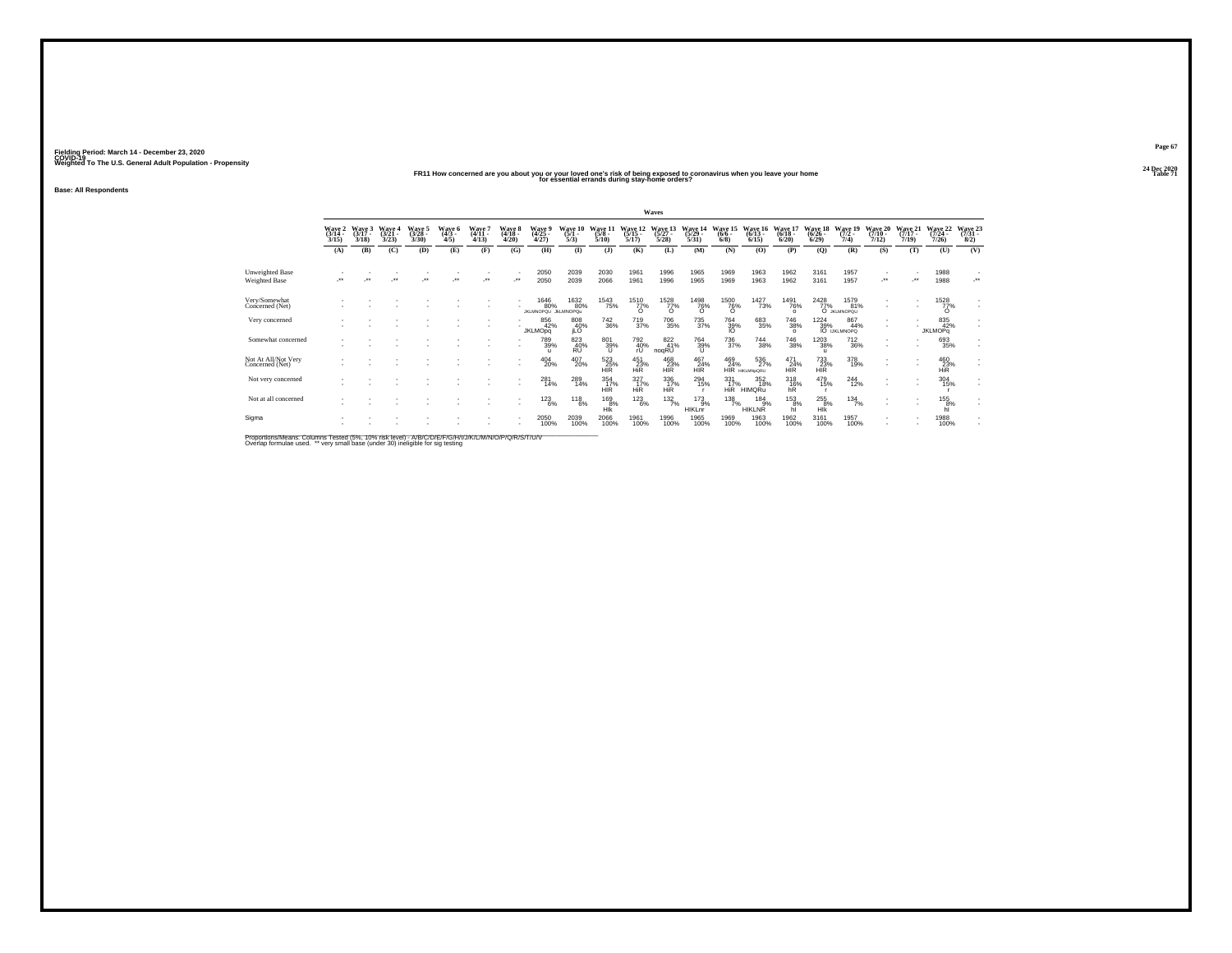Fielding Period: March 14 - December 23, 2020
COVID-19
Weighted To The U.S. General Adult Population - Propensity

24 Dec 2020
Table 71

## FR11 How concerned are you about you or your loved one's risk of being exposed to coronavirus when you leave your home for essential errands during stay-home orders?

Base: All Respondents

| | Wave 2 (3/14 - 3/15) | Wave 3 (3/17 - 3/18) | Wave 4 (3/21 - 3/23) | Wave 5 (3/28 - 3/30) | Wave 6 (4/3 - 4/5) | Wave 7 (4/11 - 4/13) | Wave 8 (4/18 - 4/20) | Wave 9 (4/25 - 4/27) | Wave 10 (5/1 - 5/3) | Wave 11 (5/8 - 5/10) | Wave 12 (5/15 - 5/17) | Wave 13 (5/27 - 5/28) | Wave 14 (5/29 - 5/31) | Wave 15 (6/6 - 6/8) | Wave 16 (6/13 - 6/15) | Wave 17 (6/18 - 6/20) | Wave 18 (6/26 - 6/29) | Wave 19 (7/2 - 7/4) | Wave 20 (7/10 - 7/12) | Wave 21 (7/17 - 7/19) | Wave 22 (7/24 - 7/26) | Wave 23 (7/31 - 8/2) |
|---|---|---|---|---|---|---|---|---|---|---|---|---|---|---|---|---|---|---|---|---|---|---|
| | (A) | (B) | (C) | (D) | (E) | (F) | (G) | (H) | (I) | (J) | (K) | (L) | (M) | (N) | (O) | (P) | (Q) | (R) | (S) | (T) | (U) | (V) |
| Unweighted Base | - | - | - | - | - | - | - | 2050 | 2039 | 2030 | 1961 | 1996 | 1965 | 1969 | 1963 | 1962 | 3161 | 1957 | - | - | 1988 | - |
| Weighted Base | -** | -** | -** | -** | -** | -** | -** | 2050 | 2039 | 2066 | 1961 | 1996 | 1965 | 1969 | 1963 | 1962 | 3161 | 1957 | -** | -** | 1988 | -** |
| Very/Somewhat Concerned (Net) | - | - | - | - | - | - | - | 1646 80% JKLMNOPQU | 1632 80% JkLMNOPQu | 1543 75% | 1510 77% O | 1528 77% O | 1498 76% O | 1500 76% O | 1427 73% | 1491 76% o | 2428 77% O | 1579 81% JKLMNOPQU | - | - | 1528 77% O | - |
| Very concerned | - | - | - | - | - | - | - | 856 42% JKLMOpq | 808 40% jLO | 742 36% | 719 37% | 706 35% | 735 37% | 764 39% lO | 683 35% | 746 38% o | 1224 39% lO | 867 44% IJKLMNOPQ | - | - | 835 42% JKLMOPq | - |
| Somewhat concerned | - | - | - | - | - | - | - | 789 39% u | 823 40% RU | 801 39% U | 792 40% rU | 822 41% noqRU | 764 39% U | 736 37% | 744 38% | 746 38% | 1203 38% u | 712 36% | - | - | 693 35% | - |
| Not At All/Not Very Concerned (Net) | - | - | - | - | - | - | - | 404 20% | 407 20% | 523 25% HIR | 451 23% HiR | 468 23% HIR | 467 24% HIR | 469 24% HIR | 536 27% HIKLMNpQRU | 471 24% HIR | 733 23% HIR | 378 19% | - | - | 460 23% HiR | - |
| Not very concerned | - | - | - | - | - | - | - | 281 14% | 289 14% | 354 17% HIR | 327 17% HiR | 336 17% HiR | 294 15% r | 331 17% HiR | 352 18% HIMQRu | 318 16% hR | 479 15% r | 244 12% | - | - | 304 15% r | - |
| Not at all concerned | - | - | - | - | - | - | - | 123 6% | 118 6% | 169 8% Hik | 123 6% | 132 7% | 173 9% HIKLnr | 138 7% | 184 9% HIKLNR | 153 8% hI | 255 8% HIk | 134 7% | - | - | 155 8% hI | - |
| Sigma | - | - | - | - | - | - | - | 2050 100% | 2039 100% | 2066 100% | 1961 100% | 1996 100% | 1965 100% | 1969 100% | 1963 100% | 1962 100% | 3161 100% | 1957 100% | - | - | 1988 100% | - |

Proportions/Means: Columns Tested (5%, 10% risk level) - A/B/C/D/E/F/G/H/I/J/K/L/M/N/O/P/Q/R/S/T/U/V
Overlap formulae used. ** very small base (under 30) ineligible for sig testing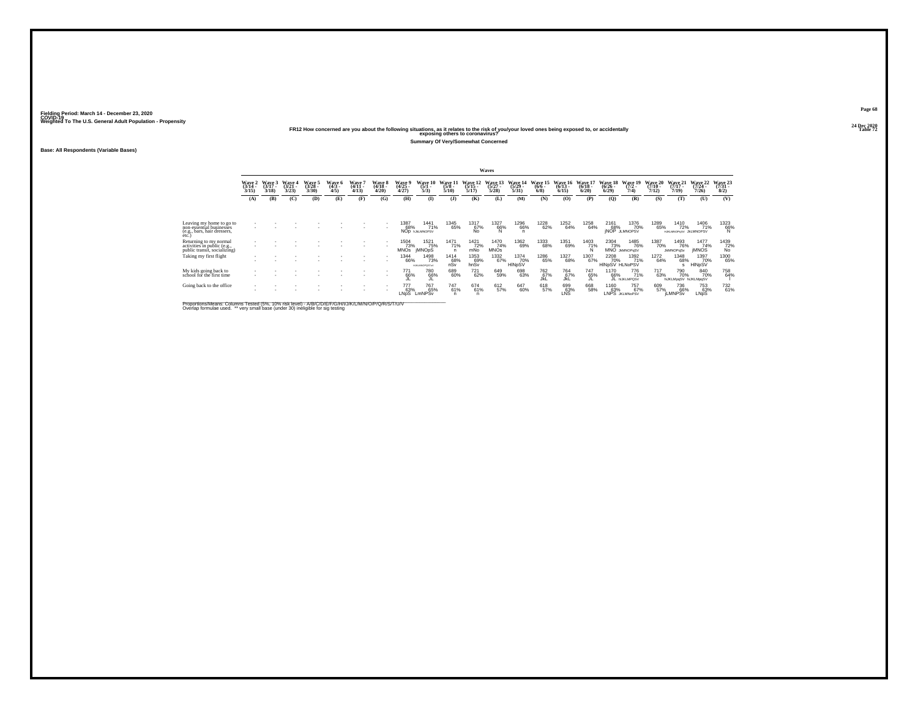Fielding Period: March 14 - December 23, 2020
COVID-19
Weighted To The U.S. General Adult Population - Propensity

24 Dec 2020
Table 72

**FR12 How concerned are you about the following situations, as it relates to the risk of you/your loved ones being exposed to, or accidentally exposing others to coronavirus?**

**Summary Of Very/Somewhat Concerned**

**Base: All Respondents (Variable Bases)**

| | Wave 2 (3/14 - 3/15) | Wave 3 (3/17 - 3/18) | Wave 4 (3/21 - 3/23) | Wave 5 (3/28 - 3/30) | Wave 6 (4/3 - 4/5) | Wave 7 (4/11 - 4/13) | Wave 8 (4/18 - 4/20) | Wave 9 (4/25 - 4/27) | Wave 10 (5/1 - 5/3) | Wave 11 (5/8 - 5/10) | Wave 12 (5/15 - 5/17) | Wave 13 (5/27 - 5/28) | Wave 14 (5/29 - 5/31) | Wave 15 (6/6 - 6/8) | Wave 16 (6/13 - 6/15) | Wave 17 (6/18 - 6/20) | Wave 18 (6/26 - 6/29) | Wave 19 (7/2 - 7/4) | Wave 20 (7/10 - 7/12) | Wave 21 (7/17 - 7/19) | Wave 22 (7/24 - 7/26) | Wave 23 (7/31 - 8/2) |
|---|---|---|---|---|---|---|---|---|---|---|---|---|---|---|---|---|---|---|---|---|---|---|
| | (A) | (B) | (C) | (D) | (E) | (F) | (G) | (H) | (I) | (J) | (K) | (L) | (M) | (N) | (O) | (P) | (Q) | (R) | (S) | (T) | (U) | (V) |
| Leaving my home to go to non-essential businesses (e.g., bars, hair dressers, etc.) | - | - | - | - | - | - | - | 1387 68% NOp | 1441 71% hJkLMNOPSV | 1345 65% | 1317 67% No | 1327 66% N | 1296 66% n | 1228 62% | 1252 64% | 1258 64% | 2161 68% jNOP | 1376 70% JLMNOPSV | 1289 65% | 1410 72% HJKLMNOPqSV | 1406 71% JkLMNOPSV | 1323 66% N |
| Returning to my normal activities in public (e.g., public transit, socializing) | - | - | - | - | - | - | - | 1504 73% MNOs | 1521 75% jMNOpS | 1471 71% n | 1421 72% mNo | 1470 74% MNOs | 1362 69% | 1333 68% | 1351 69% | 1403 71% N | 2304 73% MNO | 1485 76% JkMNOPqSV | 1387 70% | 1493 76% JkMNOPqSv | 1477 74% jMNOS | 1439 72% No |
| Taking my first flight | - | - | - | - | - | - | - | 1344 66% | 1498 73% HJKLMNOPQSTuV | 1414 68% nSv | 1353 69% hnSv | 1332 67% | 1374 70% HlNpSV | 1286 65% | 1327 68% | 1307 67% | 2208 70% HlNpSV | 1392 71% HLNoPSV | 1272 64% | 1348 68% s | 1397 70% HlNpSV | 1300 65% |
| My kids going back to school for the first time | - | - | - | - | - | - | - | 771 66% JL | 780 66% JL | 689 60% | 721 62% | 649 59% | 698 63% | 762 67% JkL | 764 67% JkL | 747 65% JL | 1170 66% JL | 776 71% hJKLMPQSV | 717 63% | 790 70% hJKLMpqSV | 840 70% hJKLMpqSV | 758 64% l |
| Going back to the office | - | - | - | - | - | - | - | 777 63% LNpS | 767 65% LmNPSv | 747 61% n | 674 61% n | 612 57% | 647 60% | 618 57% | 699 63% LNS | 668 58% | 1160 63% LNPS | 757 67% JKLMNoPSV | 609 57% | 736 66% jLMNPSv | 753 63% LNpS | 732 61% |

Proportions/Means: Columns Tested (5%, 10% risk level) - A/B/C/D/E/F/G/H/I/J/K/L/M/N/O/P/Q/R/S/T/U/V
Overlap formulae used. ** very small base (under 30) ineligible for sig testing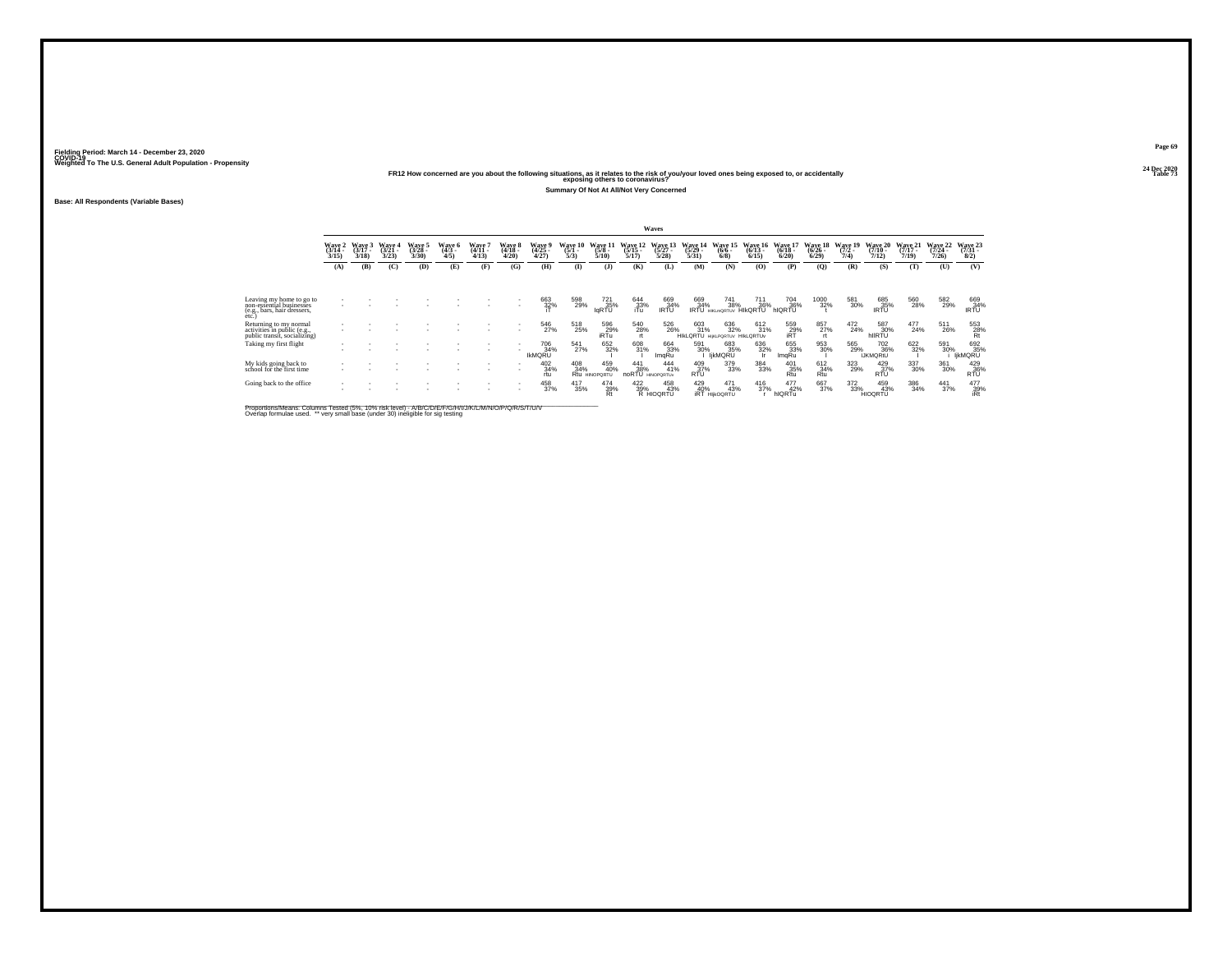Fielding Period: March 14 - December 23, 2020
COVID-19
Weighted To The U.S. General Adult Population - Propensity

24 Dec 2020
Table 73

## FR12 How concerned are you about the following situations, as it relates to the risk of you/your loved ones being exposed to, or accidentally exposing others to coronavirus?

### Summary Of Not At All/Not Very Concerned

Base: All Respondents (Variable Bases)

| | Waves | | | | | | | | | | | | | | | | | | | | | |
|---|---|---|---|---|---|---|---|---|---|---|---|---|---|---|---|---|---|---|---|---|---|---|
| | Wave 2 (3/14 - 3/15) | Wave 3 (3/17 - 3/18) | Wave 4 (3/21 - 3/23) | Wave 5 (3/28 - 3/30) | Wave 6 (4/3 - 4/5) | Wave 7 (4/11 - 4/13) | Wave 8 (4/18 - 4/20) | Wave 9 (4/25 - 4/27) | Wave 10 (5/1 - 5/3) | Wave 11 (5/8 - 5/10) | Wave 12 (5/15 - 5/17) | Wave 13 (5/27 - 5/28) | Wave 14 (5/29 - 5/31) | Wave 15 (6/6 - 6/8) | Wave 16 (6/13 - 6/15) | Wave 17 (6/18 - 6/20) | Wave 18 (6/26 - 6/29) | Wave 19 (7/2 - 7/4) | Wave 20 (7/10 - 7/12) | Wave 21 (7/17 - 7/19) | Wave 22 (7/24 - 7/26) | Wave 23 (7/31 - 8/2) |
| | (A) | (B) | (C) | (D) | (E) | (F) | (G) | (H) | (I) | (J) | (K) | (L) | (M) | (N) | (O) | (P) | (Q) | (R) | (S) | (T) | (U) | (V) |
| Leaving my home to go to non-essential businesses (e.g., bars, hair dressers, etc.) | - | - | - | - | - | - | - | 663 32% iT | 598 29% | 721 35% IqRTU | 644 33% iTu | 669 34% IRTU | 669 34% IRTU | 741 38% HIKLmQRTUV | 711 36% HIKQRTU | 704 36% hIQRTU | 1000 32% t | 581 30% | 685 35% IRTU | 560 28% | 582 29% | 669 34% IRTU |
| Returning to my normal activities in public (e.g., public transit, socializing) | - | - | - | - | - | - | - | 546 27% | 518 25% | 596 29% iRTu | 540 28% rt | 526 26% | 603 31% HIkLQRTU | 636 32% HIjKLPQRTUV | 612 31% HIKLQRTUv | 559 29% iRT | 857 27% rt | 472 24% | 587 30% hIlRTU | 477 24% | 511 26% | 553 28% Rt |
| Taking my first flight | - | - | - | - | - | - | - | 706 34% IkMQRU | 541 27% | 652 32% I | 608 31% I | 664 33% ImqRu | 591 30% I | 683 35% IjkMQRU | 636 32% Ir | 655 33% ImqRu | 953 30% i | 565 29% | 702 36% IJKMQRtU | 622 32% I | 591 30% i | 692 35% IjkMQRU |
| My kids going back to school for the first time | - | - | - | - | - | - | - | 402 34% rtu | 408 34% Rtu | 459 40% HIkOPQRTU | 441 38% noRTU | 444 41% HINOPQRTUv | 409 37% RTU | 379 33% | 384 33% | 401 35% Rtu | 612 34% Rtu | 323 29% | 429 37% RTU | 337 30% | 361 30% | 429 36% RTU |
| Going back to the office | - | - | - | - | - | - | - | 458 37% | 417 35% | 474 39% Rt | 422 39% R | 458 43% HIOQRTU | 429 40% iRT | 471 43% HIjkOQRTU | 416 37% r | 477 42% hIQRTu | 667 37% | 372 33% | 459 43% HIOQRTU | 386 34% | 441 37% | 477 39% iRt |

Proportions/Means: Columns Tested (5%, 10% risk level) - A/B/C/D/E/F/G/H/I/J/K/L/M/N/O/P/Q/R/S/T/U/V
Overlap formulae used. ** very small base (under 30) ineligible for sig testing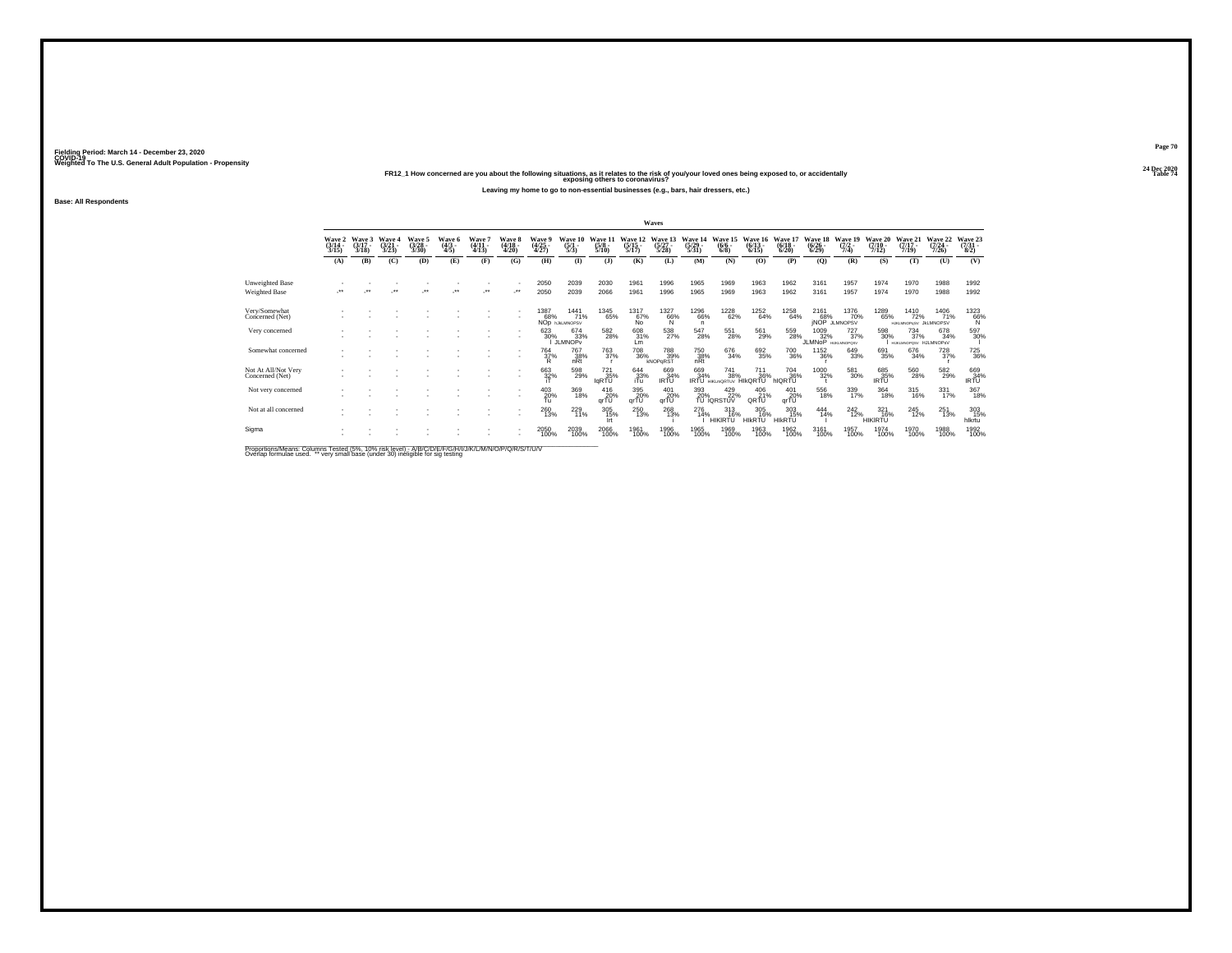Fielding Period: March 14 - December 23, 2020
COVID-19
Weighted To The U.S. General Adult Population - Propensity

24 Dec 2020
Table 74

FR12_1 How concerned are you about the following situations, as it relates to the risk of you/your loved ones being exposed to, or accidentally exposing others to coronavirus?

Leaving my home to go to non-essential businesses (e.g., bars, hair dressers, etc.)

Base: All Respondents

| | Wave 2 (3/14 - 3/15) | Wave 3 (3/17 - 3/18) | Wave 4 (3/21 - 3/23) | Wave 5 (3/28 - 3/30) | Wave 6 (4/3 - 4/5) | Wave 7 (4/11 - 4/13) | Wave 8 (4/18 - 4/20) | Wave 9 (4/25 - 4/27) | Wave 10 (5/1 - 5/3) | Wave 11 (5/8 - 5/10) | Wave 12 (5/15 - 5/17) | Wave 13 (5/27 - 5/28) | Wave 14 (5/29 - 5/31) | Wave 15 (6/6 - 6/8) | Wave 16 (6/13 - 6/15) | Wave 17 (6/18 - 6/20) | Wave 18 (6/26 - 6/29) | Wave 19 (7/2 - 7/4) | Wave 20 (7/10 - 7/12) | Wave 21 (7/17 - 7/19) | Wave 22 (7/24 - 7/26) | Wave 23 (7/31 - 8/2) |
|---|---|---|---|---|---|---|---|---|---|---|---|---|---|---|---|---|---|---|---|---|---|---|
| | (A) | (B) | (C) | (D) | (E) | (F) | (G) | (H) | (I) | (J) | (K) | (L) | (M) | (N) | (O) | (P) | (Q) | (R) | (S) | (T) | (U) | (V) |
| Unweighted Base | - | - | - | - | - | - | - | 2050 | 2039 | 2030 | 1961 | 1996 | 1965 | 1969 | 1963 | 1962 | 3161 | 1957 | 1974 | 1970 | 1988 | 1992 |
| Weighted Base | -** | -** | -** | -** | -** | -** | -** | 2050 | 2039 | 2066 | 1961 | 1996 | 1965 | 1969 | 1963 | 1962 | 3161 | 1957 | 1974 | 1970 | 1988 | 1992 |
| Very/Somewhat Concerned (Net) | - | - | - | - | - | - | - | 1387 68% NOp | 1441 71% hJkLMNOPSV | 1345 65% | 1317 67% No | 1327 66% N | 1296 66% n | 1228 62% | 1252 64% | 1258 64% | 2161 68% jNOP | 1376 70% JLMNOPSV | 1289 65% | 1410 72% HJKLMNOPqSV | 1406 71% JkLMNOPSV | 1323 66% N |
| Very concerned | - | - | - | - | - | - | - | 623 30% | 674 33% l JLMNOPv | 582 28% | 608 31% Lm | 538 27% | 547 28% | 551 28% | 561 29% | 559 28% | 1009 32% JLMNoP | 727 37% HIJKLMNOPQSV | 598 30% l | 734 37% HIJKLMNOPQSV | 678 34% HJLMNOPsV | 597 30% l |
| Somewhat concerned | - | - | - | - | - | - | - | 764 37% R | 767 38% nRt | 763 37% r | 708 36% | 788 39% kNOPqRST | 750 38% nRt | 676 34% | 692 35% | 700 36% | 1152 36% r | 649 33% | 691 35% | 676 34% | 728 37% r | 725 36% |
| Not At All/Not Very Concerned (Net) | - | - | - | - | - | - | - | 663 32% iT | 598 29% | 721 35% IqRTU | 644 33% iTu | 669 34% IRTU | 669 34% IRTU | 741 38% HIKLmQRTUV | 711 36% HIkQRTU | 704 36% hIQRTU | 1000 32% t | 581 30% | 685 35% IRTU | 560 28% | 582 29% | 669 34% IRTU |
| Not very concerned | - | - | - | - | - | - | - | 403 20% Tu | 369 18% | 416 20% qrTU | 395 20% qrTU | 401 20% qrTU | 393 20% TU | 429 22% IQRSTUV | 406 21% QRTU | 401 20% qrTU | 556 18% | 339 17% | 364 18% | 315 16% | 331 17% | 367 18% |
| Not at all concerned | - | - | - | - | - | - | - | 260 13% | 229 11% | 305 15% Irt | 250 13% | 268 13% i | 276 14% I | 313 16% HIKlRTU | 305 16% HIkRTU | 303 15% HIkRTU | 444 14% I | 242 12% | 321 16% HIKlRTU | 245 12% | 251 13% | 303 15% hIkrtu |
| Sigma | - | - | - | - | - | - | - | 2050 100% | 2039 100% | 2066 100% | 1961 100% | 1996 100% | 1965 100% | 1969 100% | 1963 100% | 1962 100% | 3161 100% | 1957 100% | 1974 100% | 1970 100% | 1988 100% | 1992 100% |

Proportions/Means: Columns Tested (5%, 10% risk level) - A/B/C/D/E/F/G/H/I/J/K/L/M/N/O/P/Q/R/S/T/U/V
Overlap formulae used. ** very small base (under 30) ineligible for sig testing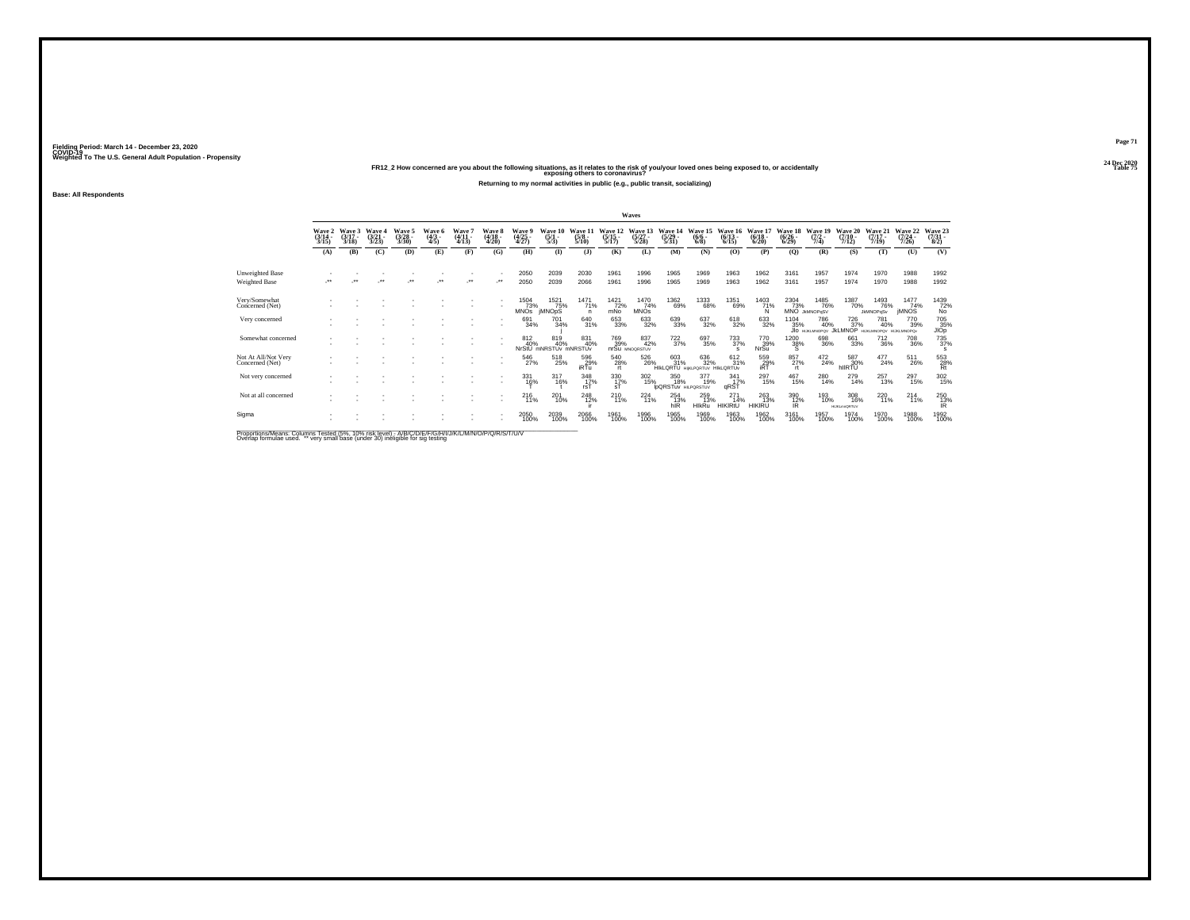Fielding Period: March 14 - December 23, 2020
COVID-19
Weighted To The U.S. General Adult Population - Propensity

24 Dec 2020
Table 75

**FR12_2 How concerned are you about the following situations, as it relates to the risk of you/your loved ones being exposed to, or accidentally exposing others to coronavirus?**

**Returning to my normal activities in public (e.g., public transit, socializing)**

**Base: All Respondents**

| | Wave 2 (3/14 - 3/15) | Wave 3 (3/17 - 3/18) | Wave 4 (3/21 - 3/23) | Wave 5 (3/28 - 3/30) | Wave 6 (4/3 - 4/5) | Wave 7 (4/11 - 4/13) | Wave 8 (4/18 - 4/20) | Wave 9 (4/25 - 4/27) | Wave 10 (5/1 - 5/3) | Wave 11 (5/8 - 5/10) | Wave 12 (5/15 - 5/17) | Wave 13 (5/27 - 5/28) | Wave 14 (5/29 - 5/31) | Wave 15 (6/6 - 6/8) | Wave 16 (6/13 - 6/15) | Wave 17 (6/18 - 6/20) | Wave 18 (6/26 - 6/29) | Wave 19 (7/2 - 7/4) | Wave 20 (7/10 - 7/12) | Wave 21 (7/17 - 7/19) | Wave 22 (7/24 - 7/26) | Wave 23 (7/31 - 8/2) |
|---|---|---|---|---|---|---|---|---|---|---|---|---|---|---|---|---|---|---|---|---|---|---|
| | (A) | (B) | (C) | (D) | (E) | (F) | (G) | (H) | (I) | (J) | (K) | (L) | (M) | (N) | (O) | (P) | (Q) | (R) | (S) | (T) | (U) | (V) |
| Unweighted Base | - | - | - | - | - | - | - | 2050 | 2039 | 2030 | 1961 | 1996 | 1965 | 1969 | 1963 | 1962 | 3161 | 1957 | 1974 | 1970 | 1988 | 1992 |
| Weighted Base | -** | -** | -** | -** | -** | -** | -** | 2050 | 2039 | 2066 | 1961 | 1996 | 1965 | 1969 | 1963 | 1962 | 3161 | 1957 | 1974 | 1970 | 1988 | 1992 |
| Very/Somewhat Concerned (Net) | - | - | - | - | - | - | - | 1504 73% MNOs | 1521 75% jMNOpS | 1471 71% n | 1421 72% mNo | 1470 74% MNOs | 1362 69% | 1333 68% | 1351 69% | 1403 71% N | 2304 73% MNO | 1485 76% JkMNOPqSV | 1387 70% | 1493 76% JkMNOPqSv | 1477 74% jMNOS | 1439 72% No |
| Very concerned | - | - | - | - | - | - | - | 691 34% | 701 34% j | 640 31% | 653 33% | 633 32% | 639 33% | 637 32% | 618 32% | 633 32% | 1104 35% Jlo | 786 40% HIJKLMNOPQV | 726 37% JkLMNOP | 781 40% HIJKLMNOPQV | 770 39% HIJKLMNOPQv | 705 35% JlOp |
| Somewhat concerned | - | - | - | - | - | - | - | 812 40% NrStU | 819 40% mNRSTUv | 831 40% mNRSTUv | 769 39% nrSu | 837 42% MNOQRSTUV | 722 37% | 697 35% | 733 37% s | 770 39% NrSu | 1200 38% S | 698 36% | 661 33% | 712 36% | 708 36% | 735 37% s |
| Not At All/Not Very Concerned (Net) | - | - | - | - | - | - | - | 546 27% | 518 25% | 596 29% iRTu | 540 28% rt | 526 26% | 603 31% HIkLQRTU | 636 32% HIjKLPQRTUV | 612 31% HIkLQRTUv | 559 29% iRT | 857 27% rt | 472 24% | 587 30% hIlRTU | 477 24% | 511 26% | 553 28% Rt |
| Not very concerned | - | - | - | - | - | - | - | 331 16% T | 317 16% t | 348 17% rsT | 330 17% sT | 302 15% | 350 18% lpQRSTUv | 377 19% HILPQRSTUV | 341 17% qRST | 297 15% | 467 15% | 280 14% | 279 14% | 257 13% | 297 15% | 302 15% |
| Not at all concerned | - | - | - | - | - | - | - | 216 11% | 201 10% | 248 12% ir | 210 11% | 224 11% | 254 13% hIR | 259 13% HIkRu | 271 14% HIKlRtU | 263 13% HIKlRU | 390 12% IR | 193 10% | 308 16% HIJKLmnQRTUV | 220 11% | 214 11% | 250 13% IR |
| Sigma | - | - | - | - | - | - | - | 2050 100% | 2039 100% | 2066 100% | 1961 100% | 1996 100% | 1965 100% | 1969 100% | 1963 100% | 1962 100% | 3161 100% | 1957 100% | 1974 100% | 1970 100% | 1988 100% | 1992 100% |

Proportions/Means: Columns Tested (5%, 10% risk level) - A/B/C/D/E/F/G/H/I/J/K/L/M/N/O/P/Q/R/S/T/U/V
Overlap formulae used. ** very small base (under 30) ineligible for sig testing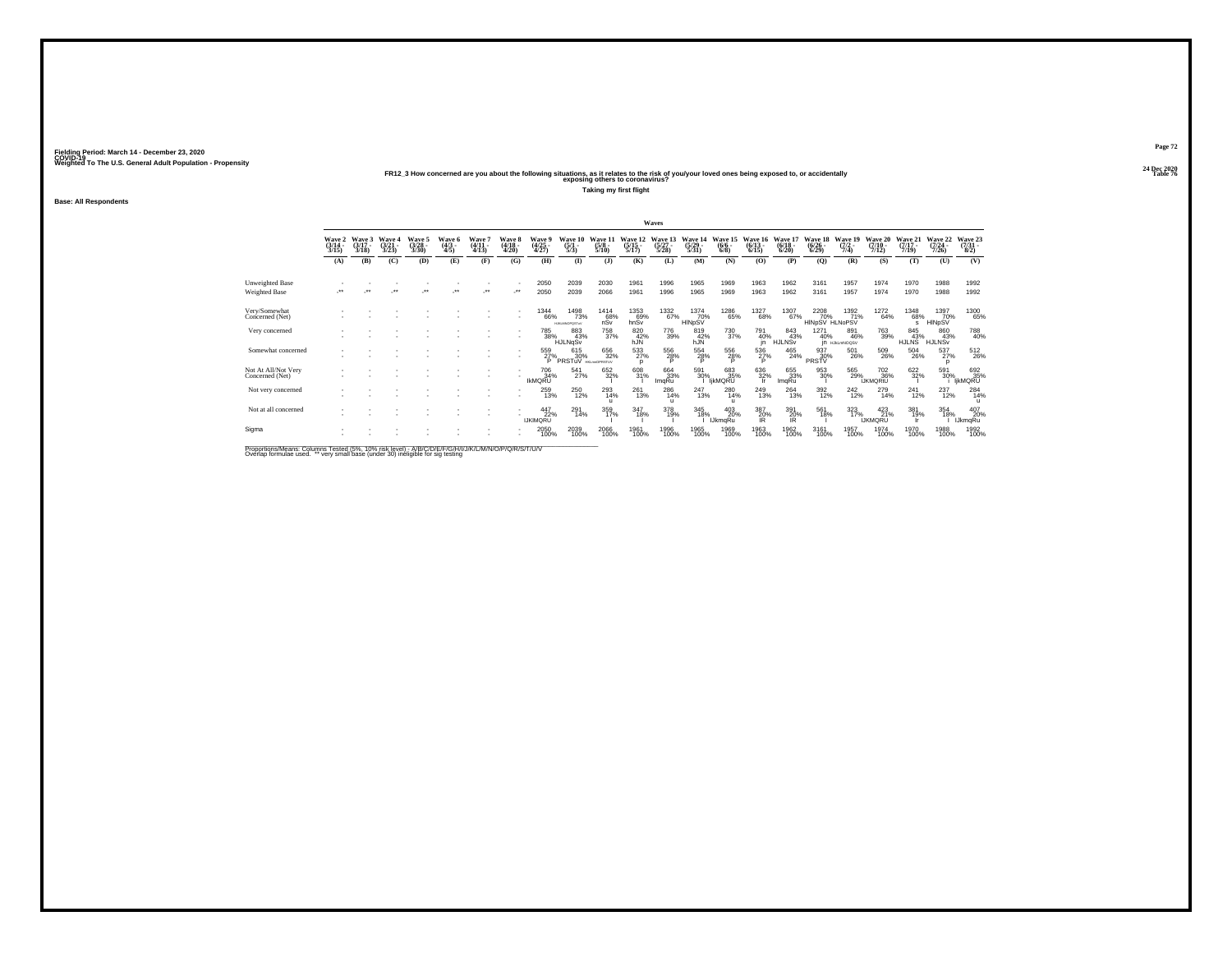Fielding Period: March 14 - December 23, 2020
COVID-19
Weighted To The U.S. General Adult Population - Propensity

24 Dec 2020
Table 76

## FR12_3 How concerned are you about the following situations, as it relates to the risk of you/your loved ones being exposed to, or accidentally exposing others to coronavirus?

### Taking my first flight

Base: All Respondents

| | Wave 2 (3/14 - 3/15) | Wave 3 (3/17 - 3/18) | Wave 4 (3/21 - 3/23) | Wave 5 (3/28 - 3/30) | Wave 6 (4/3 - 4/5) | Wave 7 (4/11 - 4/13) | Wave 8 (4/18 - 4/20) | Wave 9 (4/25 - 4/27) | Wave 10 (5/1 - 5/3) | Wave 11 (5/8 - 5/10) | Wave 12 (5/15 - 5/17) | Wave 13 (5/27 - 5/28) | Wave 14 (5/29 - 5/31) | Wave 15 (6/6 - 6/8) | Wave 16 (6/13 - 6/15) | Wave 17 (6/18 - 6/20) | Wave 18 (6/26 - 6/29) | Wave 19 (7/2 - 7/4) | Wave 20 (7/10 - 7/12) | Wave 21 (7/17 - 7/19) | Wave 22 (7/24 - 7/26) | Wave 23 (7/31 - 8/2) |
|---|---|---|---|---|---|---|---|---|---|---|---|---|---|---|---|---|---|---|---|---|---|---|
| | (A) | (B) | (C) | (D) | (E) | (F) | (G) | (H) | (I) | (J) | (K) | (L) | (M) | (N) | (O) | (P) | (Q) | (R) | (S) | (T) | (U) | (V) |
| Unweighted Base | - | - | - | - | - | - | - | 2050 | 2039 | 2030 | 1961 | 1996 | 1965 | 1969 | 1963 | 1962 | 3161 | 1957 | 1974 | 1970 | 1988 | 1992 |
| Weighted Base | -** | -** | -** | -** | -** | -** | -** | 2050 | 2039 | 2066 | 1961 | 1996 | 1965 | 1969 | 1963 | 1962 | 3161 | 1957 | 1974 | 1970 | 1988 | 1992 |
| Very/Somewhat Concerned (Net) | - | - | - | - | - | - | - | 1344 66% | 1498 73% HJKLMNOPQRSTUV | 1414 68% nSv | 1353 69% hnSv | 1332 67% | 1374 70% HlNpSV | 1286 65% | 1327 68% | 1307 67% | 2208 70% HlNpSV | 1392 71% HLNoPSV | 1272 64% | 1348 68% s | 1397 70% HlNpSV | 1300 65% |
| Very concerned | - | - | - | - | - | - | - | 785 38% | 883 43% HJLNqSv | 758 37% | 820 42% hJN | 776 39% | 819 42% hJN | 730 37% | 791 40% jn | 843 43% HJLNSv | 1271 40% jn | 891 46% HJKLMNOQSV | 763 39% | 845 43% HJLNS | 860 43% HJLNSv | 788 40% |
| Somewhat concerned | - | - | - | - | - | - | - | 559 27% P | 615 30% PRSTuV | 656 32% HKLmnOPRSTUV | 533 27% p | 556 28% P | 554 28% P | 556 28% P | 536 27% p | 465 24% | 937 30% PRSTV | 501 26% | 509 26% | 504 26% | 537 27% p | 512 26% |
| Not At All/Not Very Concerned (Net) | - | - | - | - | - | - | - | 706 34% IkMQRU | 541 27% | 652 32% I | 608 31% I | 664 33% ImqRu | 591 30% I | 683 35% IjkMQRU | 636 32% Ir | 655 33% ImqRu | 953 30% I | 565 29% | 702 36% IJKMQRtU | 622 32% I | 591 30% I | 692 35% IjkMQRU |
| Not very concerned | - | - | - | - | - | - | - | 259 13% | 250 12% | 293 14% u | 261 13% | 286 14% u | 247 13% | 280 14% u | 249 13% | 264 13% | 392 12% | 242 12% | 279 14% | 241 12% | 237 12% | 284 14% u |
| Not at all concerned | - | - | - | - | - | - | - | 447 22% IJKlMQRU | 291 14% | 359 17% I | 347 18% I | 378 19% I | 345 18% I | 403 20% IJkmqRu | 387 20% IR | 391 20% IR | 561 18% I | 323 17% | 423 21% IJKMQRU | 381 19% Ir | 354 18% I | 407 20% IJkmqRu |
| Sigma | - | - | - | - | - | - | - | 2050 100% | 2039 100% | 2066 100% | 1961 100% | 1996 100% | 1965 100% | 1969 100% | 1963 100% | 1962 100% | 3161 100% | 1957 100% | 1974 100% | 1970 100% | 1988 100% | 1992 100% |

Proportions/Means: Columns Tested (5%, 10% risk level) - A/B/C/D/E/F/G/H/I/J/K/L/M/N/O/P/Q/R/S/T/U/V
Overlap formulae used. ** very small base (under 30) ineligible for sig testing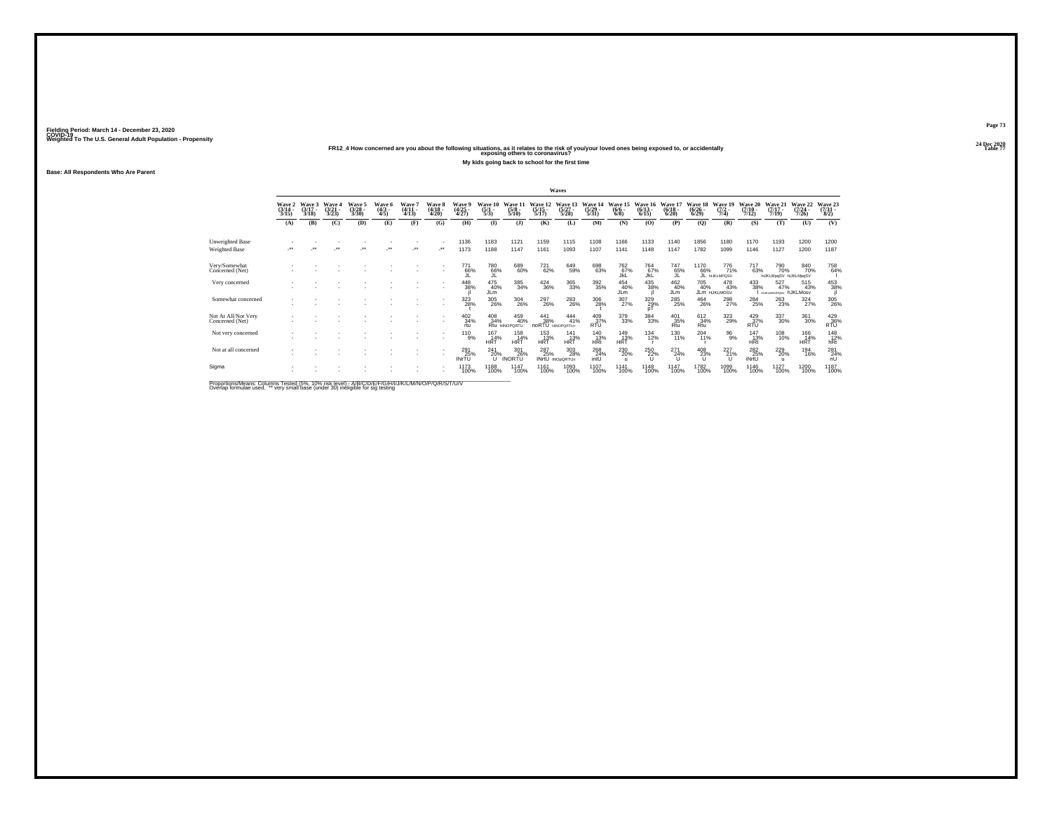Fielding Period: March 14 - December 23, 2020
COVID-19
Weighted To The U.S. General Adult Population - Propensity

24 Dec 2020
Table 77

FR12_4 How concerned are you about the following situations, as it relates to the risk of you/your loved ones being exposed to, or accidentally exposing others to coronavirus?

My kids going back to school for the first time

Base: All Respondents Who Are Parent

| | Wave 2 (3/14 - 3/15) | Wave 3 (3/17 - 3/18) | Wave 4 (3/21 - 3/23) | Wave 5 (3/28 - 3/30) | Wave 6 (4/3 - 4/5) | Wave 7 (4/11 - 4/13) | Wave 8 (4/18 - 4/20) | Wave 9 (4/25 - 4/27) | Wave 10 (5/1 - 5/3) | Wave 11 (5/8 - 5/10) | Wave 12 (5/15 - 5/17) | Wave 13 (5/27 - 5/28) | Wave 14 (5/29 - 5/31) | Wave 15 (6/6 - 6/8) | Wave 16 (6/13 - 6/15) | Wave 17 (6/18 - 6/20) | Wave 18 (6/26 - 6/29) | Wave 19 (7/2 - 7/4) | Wave 20 (7/10 - 7/12) | Wave 21 (7/17 - 7/19) | Wave 22 (7/24 - 7/26) | Wave 23 (7/31 - 8/2) |
|---|---|---|---|---|---|---|---|---|---|---|---|---|---|---|---|---|---|---|---|---|---|---|
| | (A) | (B) | (C) | (D) | (E) | (F) | (G) | (H) | (I) | (J) | (K) | (L) | (M) | (N) | (O) | (P) | (Q) | (R) | (S) | (T) | (U) | (V) |
| Unweighted Base | - | - | - | - | - | - | - | 1136 | 1183 | 1121 | 1159 | 1115 | 1108 | 1166 | 1133 | 1140 | 1856 | 1180 | 1170 | 1193 | 1200 | 1200 |
| Weighted Base | -** | -** | -** | -** | -** | -** | -** | 1173 | 1188 | 1147 | 1161 | 1093 | 1107 | 1141 | 1148 | 1147 | 1782 | 1099 | 1146 | 1127 | 1200 | 1187 |
| Very/Somewhat Concerned (Net) | - | - | - | - | - | - | - | 771 66% JL | 780 66% JL | 689 60% | 721 62% | 649 59% | 698 63% | 762 67% JkL | 764 67% JkL | 747 65% JL | 1170 66% JL | 776 71% hIJKLMPQSV | 717 63% | 790 70% hIJKLMpqSV | 840 70% hIJKLMpqSV | 758 64% l |
| Very concerned | - | - | - | - | - | - | - | 448 38% jl | 475 40% JLm | 385 34% | 424 36% | 365 33% | 392 35% | 454 40% JLm | 435 38% jl | 462 40% JLm | 705 40% JLm | 478 43% HJKLMOSV | 433 38% l | 527 47% HIJKLMNOPQSV | 515 43% hJKLMosv | 453 38% jl |
| Somewhat concerned | - | - | - | - | - | - | - | 323 28% t | 305 26% | 304 26% | 297 26% | 283 26% | 306 28% t | 307 27% | 329 29% pT | 285 25% | 464 26% | 298 27% | 284 25% | 263 23% | 324 27% | 305 26% |
| Not At All/Not Very Concerned (Net) | - | - | - | - | - | - | - | 402 34% rtu | 408 34% Rtu | 459 40% HINOPQRTU | 441 38% noRTU | 444 41% HINOPQRTUv | 409 37% RTU | 379 33% | 384 33% | 401 35% Rtu | 612 34% Rtu | 323 29% | 429 37% RTU | 337 30% | 361 30% | 429 36% RTU |
| Not very concerned | - | - | - | - | - | - | - | 110 9% | 167 14% HRT | 158 14% HRT | 153 13% HRT | 141 13% HRT | 140 13% HRt | 149 13% HRT | 134 12% r | 130 11% | 204 11% r | 96 9% | 147 13% HRt | 108 10% | 166 14% HRT | 148 12% hRt |
| Not at all concerned | - | - | - | - | - | - | - | 291 25% INrTU | 241 20% U | 301 26% INORTU | 287 25% INrtU | 303 28% INOpQRTUv | 268 24% intU | 230 20% u | 250 22% U | 271 24% U | 408 23% U | 227 21% U | 282 25% iNrtU | 229 20% u | 194 16% | 281 24% nU |
| Sigma | - | - | - | - | - | - | - | 1173 100% | 1188 100% | 1147 100% | 1161 100% | 1093 100% | 1107 100% | 1141 100% | 1148 100% | 1147 100% | 1782 100% | 1099 100% | 1146 100% | 1127 100% | 1200 100% | 1187 100% |

Proportions/Means: Columns Tested (5%, 10% risk level) - A/B/C/D/E/F/G/H/I/J/K/L/M/N/O/P/Q/R/S/T/U/V
Overlap formulae used. ** very small base (under 30) ineligible for sig testing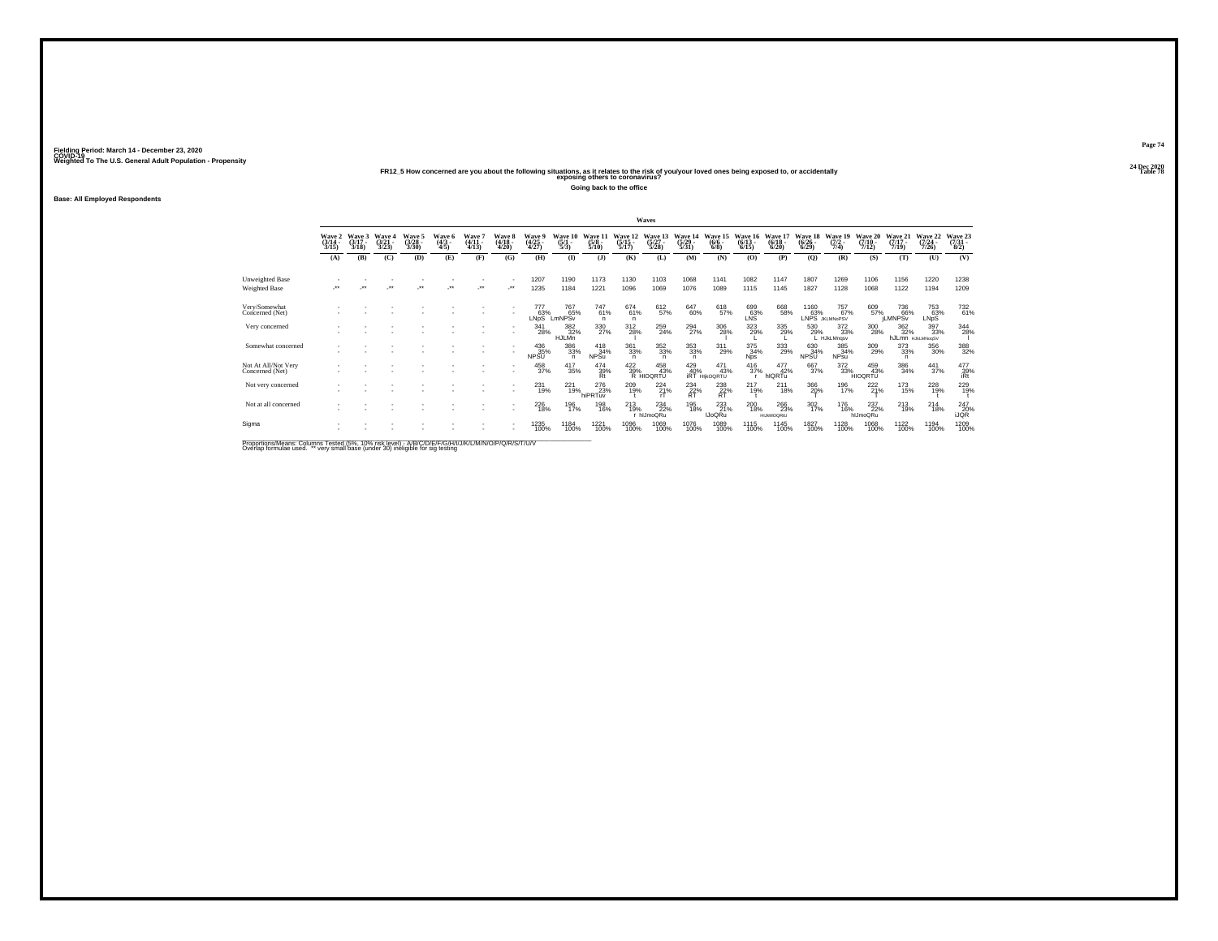Fielding Period: March 14 - December 23, 2020
COVID-19
Weighted To The U.S. General Adult Population - Propensity

24 Dec 2020
Table 78

## FR12_5 How concerned are you about the following situations, as it relates to the risk of you/your loved ones being exposed to, or accidentally exposing others to coronavirus?

### Going back to the office

Base: All Employed Respondents

| | Wave 2 (3/14 - 3/15) (A) | Wave 3 (3/17 - 3/18) (B) | Wave 4 (3/21 - 3/23) (C) | Wave 5 (3/28 - 3/30) (D) | Wave 6 (4/3 - 4/5) (E) | Wave 7 (4/11 - 4/13) (F) | Wave 8 (4/18 - 4/20) (G) | Wave 9 (4/25 - 4/27) (H) | Wave 10 (5/1 - 5/3) (I) | Wave 11 (5/8 - 5/10) (J) | Wave 12 (5/15 - 5/17) (K) | Wave 13 (5/27 - 5/28) (L) | Wave 14 (5/29 - 5/31) (M) | Wave 15 (6/6 - 6/8) (N) | Wave 16 (6/13 - 6/15) (O) | Wave 17 (6/18 - 6/20) (P) | Wave 18 (6/26 - 6/29) (Q) | Wave 19 (7/2 - 7/4) (R) | Wave 20 (7/10 - 7/12) (S) | Wave 21 (7/17 - 7/19) (T) | Wave 22 (7/24 - 7/26) (U) | Wave 23 (7/31 - 8/2) (V) |
|---|---|---|---|---|---|---|---|---|---|---|---|---|---|---|---|---|---|---|---|---|---|---|
| Unweighted Base | - | - | - | - | - | - | - | 1207 | 1190 | 1173 | 1130 | 1103 | 1068 | 1141 | 1082 | 1147 | 1807 | 1269 | 1106 | 1156 | 1220 | 1238 |
| Weighted Base | -** | -** | -** | -** | -** | -** | -** | 1235 | 1184 | 1221 | 1096 | 1069 | 1076 | 1089 | 1115 | 1145 | 1827 | 1128 | 1068 | 1122 | 1194 | 1209 |
| Very/Somewhat Concerned (Net) | - | - | - | - | - | - | - | 777 63% LNpS | 767 65% LmNPSv | 747 61% n | 674 61% n | 612 57% | 647 60% | 618 57% | 699 63% LNS | 668 58% | 1160 63% LNPS | 757 67% JKLMNoPSV | 609 57% | 736 66% jLMNPSv | 753 63% LNpS | 732 61% |
| Very concerned | - | - | - | - | - | - | - | 341 28% | 382 32% HJLMn | 330 27% | 312 28% l | 259 24% | 294 27% | 306 28% l | 323 29% L | 335 29% L | 530 29% L | 372 33% HJkLMnqsv | 300 28% | 362 32% hJLmn | 397 33% HJkLMNoqSV | 344 28% l |
| Somewhat concerned | - | - | - | - | - | - | - | 436 35% NPSU | 386 33% n | 418 34% NPSu | 361 33% n | 352 33% n | 353 33% n | 311 29% | 375 34% Nps | 333 29% | 630 34% NPSU | 385 34% NPSu | 309 29% | 373 33% n | 356 30% | 388 32% |
| Not At All/Not Very Concerned (Net) | - | - | - | - | - | - | - | 458 37% | 417 35% | 474 39% Rt | 422 39% R | 458 43% HIOQRTU | 429 40% iRT | 471 43% HIjkOQRTU | 416 37% r | 477 42% hIQRTu | 667 37% | 372 33% | 459 43% HIOQRTU | 386 34% | 441 37% | 477 39% iRt |
| Not very concerned | - | - | - | - | - | - | - | 231 19% | 221 19% | 276 23% hiPRTuv | 209 19% t | 224 21% rT | 234 22% RT | 238 22% RT | 217 19% t | 211 18% | 366 20% T | 196 17% | 222 21% T | 173 15% | 228 19% t | 229 19% t |
| Not at all concerned | - | - | - | - | - | - | - | 226 18% | 196 17% | 198 16% | 213 19% r | 234 22% hIJmoQRu | 195 18% | 233 21% IJoQRu | 200 18% | 266 23% HIJkMOQRtU | 302 17% | 176 16% | 237 22% hIJmoQRu | 213 19% | 214 18% | 247 20% iJQR |
| Sigma | - | - | - | - | - | - | - | 1235 100% | 1184 100% | 1221 100% | 1096 100% | 1069 100% | 1076 100% | 1089 100% | 1115 100% | 1145 100% | 1827 100% | 1128 100% | 1068 100% | 1122 100% | 1194 100% | 1209 100% |

Proportions/Means: Columns Tested (5%, 10% risk level) - A/B/C/D/E/F/G/H/I/J/K/L/M/N/O/P/Q/R/S/T/U/V
Overlap formulae used. ** very small base (under 30) ineligible for sig testing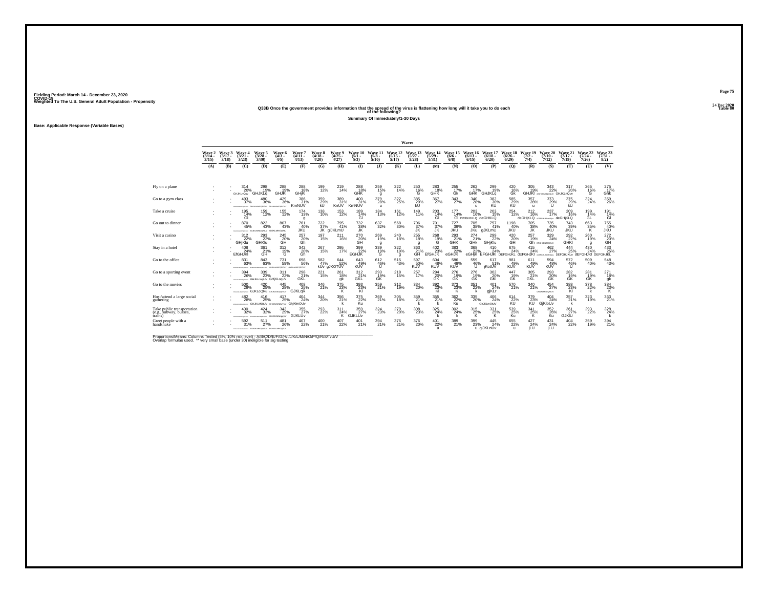Fielding Period: March 14 - December 23, 2020
COVID-19
Weighted To The U.S. General Adult Population - Propensity

24 Dec 2020
Table 80

**Q33B Once the government provides information that the spread of the virus is flattening how long will it take you to do each of the following?**

**Summary Of Immediately/1-30 Days**

Base: Applicable Response (Variable Bases)

| | Wave 2 (3/14 - 3/15) | Wave 3 (3/17 - 3/18) | Wave 4 (3/21 - 3/23) | Wave 5 (3/28 - 3/30) | Wave 6 (4/3 - 4/5) | Wave 7 (4/11 - 4/13) | Wave 8 (4/18 - 4/20) | Wave 9 (4/25 - 4/27) | Wave 10 (5/1 - 5/3) | Wave 11 (5/8 - 5/10) | Wave 12 (5/15 - 5/17) | Wave 13 (5/27 - 5/28) | Wave 14 (5/29 - 5/31) | Wave 15 (6/6 - 6/8) | Wave 16 (6/13 - 6/15) | Wave 17 (6/18 - 6/20) | Wave 18 (6/26 - 6/29) | Wave 19 (7/2 - 7/4) | Wave 20 (7/10 - 7/12) | Wave 21 (7/17 - 7/19) | Wave 22 (7/24 - 7/26) | Wave 23 (7/31 - 8/2) |
|---|---|---|---|---|---|---|---|---|---|---|---|---|---|---|---|---|---|---|---|---|---|---|
| | (A) | (B) | (C) | (D) | (E) | (F) | (G) | (H) | (I) | (J) | (K) | (L) | (M) | (N) | (O) | (P) | (Q) | (R) | (S) | (T) | (U) | (V) |
| Fly on a plane | - | - | 314 20% GHJKLnQuv | 298 19% GHJKLq | 288 19% GHjKl | 288 18% GHjKl | 199 12% | 219 14% | 288 18% GHK | 259 15% g | 222 14% | 250 16% G | 283 18% GHK | 255 17% Gk | 262 17% GHK | 299 19% GHJKLq | 420 16% Gk | 305 19% GHJKl | 343 22% | 317 20% GHJKLnQuv | 265 16% G | 275 17% Ghk |
| Go to a gym class | - | - | 493 37% | 480 36% | 429 36% | 386 31% KmNUV | 359 29% kU | 389 31% KnUV | 400 31% KmNUV | 379 28% u | 322 25% | 385 29% kU | 367 27% | 343 27% | 340 28% u | 382 30% KU | 585 29% KU | 357 28% u | 373 29% U | 375 29% kU | 324 24% | 359 26% |
| Take a cruise | - | - | 195 14% Gl | 159 12% | 155 12% | 174 13% g | 138 10% | 153 12% | 189 14% Gl | 184 13% | 161 12% | 149 11% | 203 14% Gl | 177 14% Gl | 203 16% DEfGHJKLQ | 203 15% deGHKLQ | 254 12% | 212 16% deGHjKLQ | 237 17% | 209 16% deGHjKLQ | 199 14% GL | 191 14% Gl |
| Go out to dinner | - | - | 870 45% | 822 43% EGHJLMNOpRUv | 807 43% GHJKLMNOpRU | 761 40% JKU | 722 37% JK | 795 41% gIJKLmU | 732 38% JK | 637 32% | 568 30% | 706 37% JK | 701 37% JK | 727 39% JKU | 705 38% JKu | 757 41% gJKLmU | 1198 40% JKU | 705 38% JK | 735 40% JKU | 743 39% JKU | 663 35% K | 755 40% JKU |
| Visit a casino | - | - | 312 22% GHjKlu | 293 22% GHKlu | 245 20% GH | 257 20% Gh | 197 15% | 211 16% | 270 20% GH | 269 19% g | 240 18% | 255 18% g | 268 19% G | 293 21% GHK | 274 21% GHk | 299 22% GHjKlu | 420 20% GH | 257 19% Gh | 329 24% | 292 22% GHKl | 260 19% g | 272 20% GH |
| Stay in a hotel | - | - | 408 24% EfGHJKl | 361 21% GH | 312 19% G | 342 20% Gh | 267 15% | 295 17% | 399 22% EGHJK | 339 19% G | 322 19% g | 363 21% GH | 402 23% EfGHJK | 383 22% eGHJK | 368 22% eGHjK | 410 24% EFGHJKl | 675 24% DEFGHJKL | 415 24% dEFGHJKl | 462 27% | 444 25% DEFGHJKLo | 430 24% dEFGHJKl | 433 25% DEFGHJKL |
| Go to the office | - | - | 831 63% | 843 63% | 731 59% | 698 56% | 582 47% kUv | 644 52% gJKOTUV | 643 49% KUV | 612 46% U | 515 43% | 597 50% KUV | 604 48% KUV | 586 49% KUV | 559 46% U | 617 51% jKotUV | 981 49% KUV | 611 49% KUV | 594 48% KUV | 572 46% U | 509 40% | 548 43% |
| Go to a sporting event | - | - | 394 26% | 339 23% GHJKLnoqtUV | 311 22% GHjKLoqUV | 298 21% GKL | 221 15% | 261 18% gk | 312 21% GKL | 293 19% GK | 218 15% | 257 17% | 294 20% GK | 276 19% GK | 276 19% GK | 302 20% GKl | 447 19% GK | 305 21% GKL | 293 20% GK | 282 19% GK | 281 19% GK | 271 18% gk |
| Go to the movies | - | - | 500 29% | 420 25% GJKLoQRu | 445 28% | 408 25% GJKLqR | 346 21% | 375 23% K | 393 23% Kl | 359 21% | 312 19% | 334 20% | 392 23% Kl | 373 23% K | 351 22% k | 401 24% gjKLr | 570 21% | 340 21% | 454 27% | 388 23% Kl | 378 22% k | 384 23% K |
| Host/attend a large social gathering | - | - | 482 28% | 416 25% GHJKLMOtUV | 417 25% GHIJKLMNOqrTUV | 404 24% GhjKlmOUv | 344 20% | 356 21% k | 375 22% Ku | 369 21% | 305 18% | 359 21% k | 355 21% k | 362 22% Ku | 335 20% | 406 24% GhJKLmOtUV | 614 22% KU | 379 23% KU | 404 24% GjKloUv | 357 21% k | 323 19% | 363 21% |
| Take public transportation (e.g., subway, busses, trains) | - | - | 430 32% | 424 32% | 343 29% | 355 27% GJKLUv | 293 22% | 311 24% K | 359 27% GJKLUv | 324 23% | 270 20% | 308 23% | 325 24% k | 302 24% k | 315 25% K | 331 25% K | 539 25% Ku | 341 25% K | 352 26% Ku | 361 27% GJKlU | 293 22% | 328 24% k |
| Greet people with a handshake | - | - | 592 31% | 511 27% FGHIJKLMNOQrTUV | 481 26% FGHIJKLMNOQTUV | 407 22% | 400 21% | 407 22% | 401 21% | 394 21% | 376 21% | 376 20% | 401 22% u | 389 21% | 399 23% u | 445 24% gIJKLnUv | 655 22% u | 427 24% jLU | 431 24% jLU | 404 22% | 359 19% | 394 21% |

Proportions/Means: Columns Tested (5%, 10% risk level) - A/B/C/D/E/F/G/H/I/J/K/L/M/N/O/P/Q/R/S/T/U/V
Overlap formulae used. ** very small base (under 30) ineligible for sig testing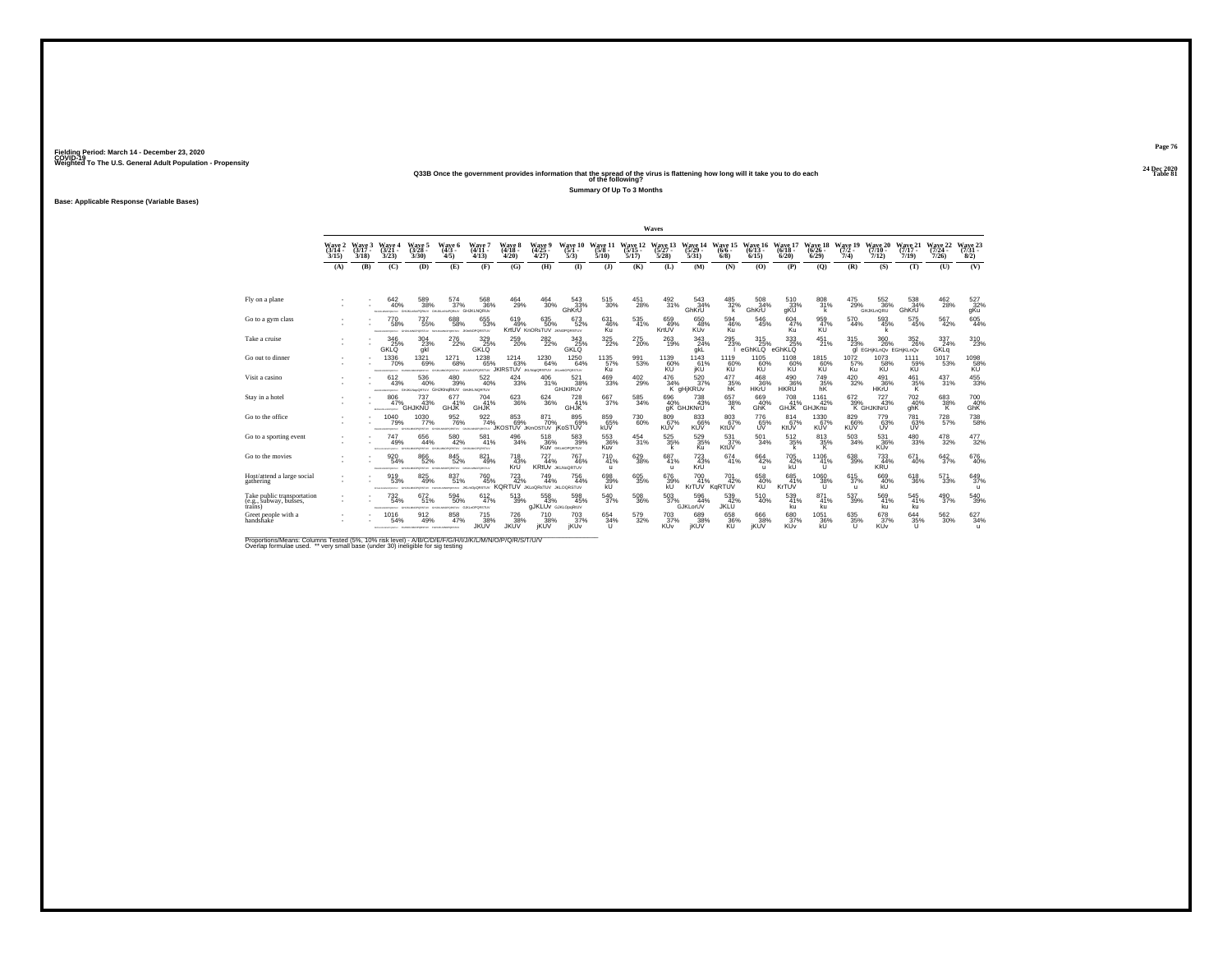Fielding Period: March 14 - December 23, 2020
COVID-19
Weighted To The U.S. General Adult Population - Propensity

24 Dec 2020
Table 81

Q33B Once the government provides information that the spread of the virus is flattening how long will it take you to do each of the following?

Summary Of Up To 3 Months

Base: Applicable Response (Variable Bases)

| | Waves | | | | | | | | | | | | | | | | | | | | | |
|---|---|---|---|---|---|---|---|---|---|---|---|---|---|---|---|---|---|---|---|---|---|---|
| | Wave 2 (3/14 - 3/15) | Wave 3 (3/17 - 3/18) | Wave 4 (3/21 - 3/23) | Wave 5 (3/28 - 3/30) | Wave 6 (4/3 - 4/5) | Wave 7 (4/11 - 4/13) | Wave 8 (4/18 - 4/20) | Wave 9 (4/25 - 4/27) | Wave 10 (5/1 - 5/3) | Wave 11 (5/8 - 5/10) | Wave 12 (5/15 - 5/17) | Wave 13 (5/27 - 5/28) | Wave 14 (5/29 - 5/31) | Wave 15 (6/6 - 6/8) | Wave 16 (6/13 - 6/15) | Wave 17 (6/18 - 6/20) | Wave 18 (6/26 - 6/29) | Wave 19 (7/2 - 7/4) | Wave 20 (7/10 - 7/12) | Wave 21 (7/17 - 7/19) | Wave 22 (7/24 - 7/26) | Wave 23 (7/31 - 8/2) |
| | (A) | (B) | (C) | (D) | (E) | (F) | (G) | (H) | (I) | (J) | (K) | (L) | (M) | (N) | (O) | (P) | (Q) | (R) | (S) | (T) | (U) | (V) |
| Fly on a plane | - | - | 642 40% | 589 38% | 574 37% | 568 36% GHJKLNQRtu | 464 29% | 464 30% | 543 33% GhKrU | 515 30% | 451 28% | 492 31% | 543 34% GhKrU | 485 32% k | 508 34% GhKrU | 510 33% gKU | 808 31% k | 475 29% | 552 36% GHJKLnQRU | 538 34% GhKrU | 462 28% | 527 32% gKu |
| Go to a gym class | - | - | 770 58% | 737 55% | 688 58% | 655 53% JKlmnOPQRSTUV | 619 49% KrtUV | 635 50% KnORsTUV | 673 52% JKNOPQRSTUV | 631 46% Ku | 535 41% | 659 49% KrtUV | 650 48% KUv | 594 46% Ku | 546 45% | 604 47% Ku | 959 47% KU | 570 44% | 593 45% k | 575 45% | 567 42% | 605 44% |
| Take a cruise | - | - | 346 25% GKLQ | 304 23% gkl | 276 22% | 329 25% GKLQ | 259 20% | 282 22% | 343 25% GKLQ | 325 22% | 275 20% | 263 19% | 343 24% gkL | 295 23% l | 315 25% eGhKLQ | 333 25% eGhKLQ | 451 21% | 315 23% gl | 360 26% EGHjKLnQv | 352 26% EGHjKLnQv | 337 24% GKLq | 310 23% |
| Go out to dinner | - | - | 1336 70% | 1321 69% | 1271 68% | 1238 65% JKlmNOPQRSTUV | 1214 63% JKIRSTUV | 1230 64% JKLNOpQRSTUV | 1250 64% JKLmNOPQRSTUV | 1135 57% Ku | 991 53% | 1139 60% KU | 1143 61% jKU | 1119 60% KU | 1105 60% KU | 1108 60% KU | 1815 60% KU | 1072 57% Ku | 1073 58% KU | 1111 59% KU | 1017 53% | 1098 58% KU |
| Visit a casino | - | - | 612 43% | 536 40% GHJKLNopQRTUV | 480 39% GHJKlnqRtUV | 522 40% GHJKLNQRTUV | 424 33% | 406 31% | 521 38% GHJKlRUV | 469 33% | 402 29% | 476 34% K | 520 37% gHjKRUv | 477 35% hK | 468 36% HKrU | 490 36% HKRU | 749 35% hK | 420 32% | 491 36% HKrU | 461 35% K | 437 31% | 455 33% |
| Stay in a hotel | - | - | 806 47% GHJKNU | 737 43% GHJK | 677 41% | 704 41% GHJK | 623 36% | 624 36% | 728 41% GHJK | 667 37% | 585 34% | 696 40% gK | 738 43% GHJKNrU | 657 38% K | 669 40% GhK | 708 41% GHJK | 1161 42% GHJKnu | 672 39% K | 727 43% GHJKNrU | 702 40% ghK | 683 38% K | 700 40% GhK |
| Go to the office | - | - | 1040 79% | 1030 77% | 952 76% | 922 74% | 853 69% JKOSTUV | 871 70% JKmOSTUV | 895 69% jKoSTUV | 859 65% kUV | 730 60% | 809 67% KUV | 833 66% KUV | 803 67% KtUV | 776 65% UV | 814 67% KtUV | 1330 67% KUV | 829 66% KUV | 779 63% UV | 781 63% UV | 728 57% | 738 58% |
| Go to a sporting event | - | - | 747 49% | 656 44% | 580 42% | 581 41% | 496 34% | 518 36% Kuv | 583 39% DKLmOPQRTUV | 553 36% Kuv | 454 31% | 525 35% k | 529 35% Ku | 531 37% KtUV | 501 34% | 512 35% k | 813 35% K | 503 34% | 531 36% KUv | 480 33% | 478 32% | 477 32% |
| Go to the movies | - | - | 920 54% | 866 52% | 845 52% | 821 49% | 718 43% KrU | 727 44% KRtUv | 767 46% JKLNoQRTUV | 710 41% u | 629 38% | 687 41% u | 723 43% KrU | 674 41% | 664 42% u | 705 42% kU | 1106 41% U | 638 39% | 733 44% KRU | 671 40% | 642 37% | 676 40% |
| Host/attend a large social gathering | - | - | 919 53% | 825 49% | 837 51% | 760 45% JKLnOpQRSTUV | 723 42% KQRTUV | 749 44% JKLoQRsTUV | 756 44% JKLOQRSTUV | 698 39% kU | 605 35% | 676 39% kU | 700 41% KrTUV | 701 42% KqRTUV | 658 40% KU | 685 41% KrTUV | 1060 38% U | 615 37% u | 669 40% kU | 618 36% | 571 33% | 649 37% u |
| Take public transportation (e.g., subway, busses, trains) | - | - | 732 54% | 672 51% | 594 50% | 612 47% GJKLoOPQRSTUV | 513 39% | 558 43% gJKLUv | 598 45% GJKLOpqRtUV | 540 37% | 508 36% | 503 37% | 596 44% GJKLorUV | 539 42% JKLU | 510 40% | 539 41% ku | 871 41% ku | 537 39% | 569 41% ku | 545 41% ku | 490 37% | 540 39% |
| Greet people with a handshake | - | - | 1016 54% | 912 49% | 858 47% | 715 38% JKUV | 726 38% JKUV | 710 38% jKUV | 703 37% jKUv | 654 34% U | 579 32% | 703 37% KUv | 689 38% jKUV | 658 36% KU | 666 38% jKUV | 680 37% KUv | 1051 36% kU | 635 35% U | 678 37% KUv | 644 35% U | 562 30% | 627 34% u |

Proportions/Means: Columns Tested (5%, 10% risk level) - A/B/C/D/E/F/G/H/I/J/K/L/M/N/O/P/Q/R/S/T/U/V
Overlap formulae used. ** very small base (under 30) ineligible for sig testing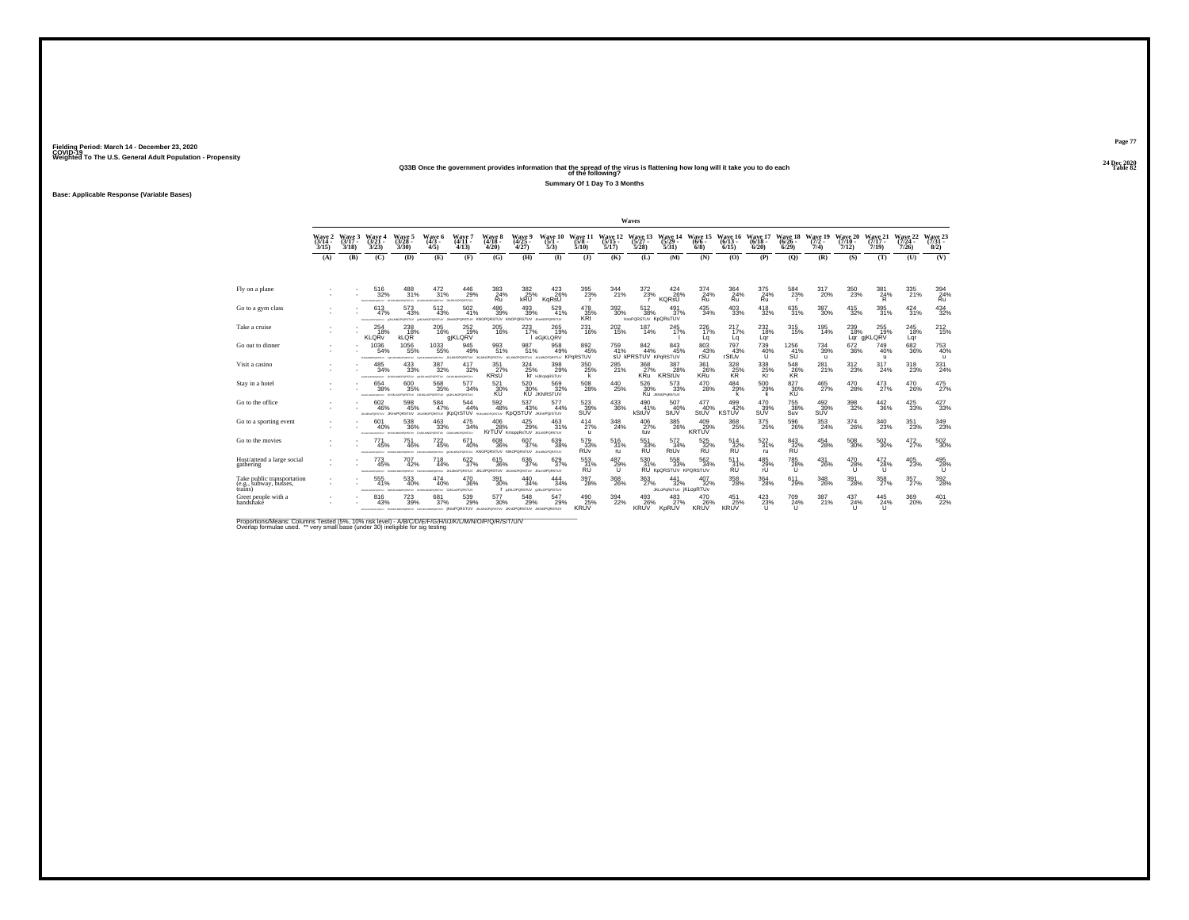Fielding Period: March 14 - December 23, 2020
COVID-19
Weighted To The U.S. General Adult Population - Propensity

24 Dec 2020
Table 82

**Q33B Once the government provides information that the spread of the virus is flattening how long will it take you to do each of the following?**

**Summary Of 1 Day To 3 Months**

**Base: Applicable Response (Variable Bases)**

| | Wave 2 (3/14 - 3/15) | Wave 3 (3/17 - 3/18) | Wave 4 (3/21 - 3/23) | Wave 5 (3/28 - 3/30) | Wave 6 (4/3 - 4/5) | Wave 7 (4/11 - 4/13) | Wave 8 (4/18 - 4/20) | Wave 9 (4/25 - 4/27) | Wave 10 (5/1 - 5/3) | Wave 11 (5/8 - 5/10) | Wave 12 (5/15 - 5/17) | Wave 13 (5/27 - 5/28) | Wave 14 (5/29 - 5/31) | Wave 15 (6/6 - 6/8) | Wave 16 (6/13 - 6/15) | Wave 17 (6/18 - 6/20) | Wave 18 (6/26 - 6/29) | Wave 19 (7/2 - 7/4) | Wave 20 (7/10 - 7/12) | Wave 21 (7/17 - 7/19) | Wave 22 (7/24 - 7/26) | Wave 23 (7/31 - 8/2) |
|---|---|---|---|---|---|---|---|---|---|---|---|---|---|---|---|---|---|---|---|---|---|---|
| | (A) | (B) | (C) | (D) | (E) | (F) | (G) | (H) | (I) | (J) | (K) | (L) | (M) | (N) | (O) | (P) | (Q) | (R) | (S) | (T) | (U) | (V) |
| Fly on a plane | - | - | 516 | 488 | 472 | 446 | 383 | 382 | 423 | 395 | 344 | 372 | 424 | 374 | 364 | 375 | 584 | 317 | 350 | 381 | 335 | 394 |
| | - | - | 32% | 31% | 31% | 29% | 24% | 25% | 26% | 23% | 21% | 23% | 26% | 24% | 24% | 24% | 23% | 20% | 23% | 24% | 21% | 24% |
| | | | | | | | Ru | kRU | KqRsU | r | | r | KQRsU | Ru | Ru | Ru | r | | | R | | Ru |
| Go to a gym class | - | - | 613 | 573 | 512 | 502 | 486 | 493 | 529 | 478 | 392 | 512 | 491 | 435 | 403 | 418 | 635 | 387 | 415 | 395 | 424 | 434 |
| | - | - | 47% | 43% | 43% | 41% | 39% | 39% | 41% | 35% | 30% | 38% | 37% | 34% | 33% | 32% | 31% | 30% | 32% | 31% | 31% | 32% |
| | | | | | | | KNOPQRSTUV | KNOPQRSTUV | | KRt | | RnoPQRSTUV | KpQRsTUV | | | | | | | | | |
| Take a cruise | - | - | 254 | 238 | 205 | 252 | 205 | 223 | 265 | 231 | 202 | 187 | 245 | 226 | 217 | 232 | 315 | 195 | 239 | 255 | 245 | 212 |
| | - | - | 18% | 18% | 16% | 19% | 16% | 17% | 19% | 16% | 15% | 14% | 17% | 17% | 17% | 18% | 15% | 14% | 18% | 19% | 18% | 15% |
| | | | KLQRv | kLQR | | gjKLQRV | | l | eGjKLQRV | | | | l | Lq | Lq | Lqr | | | Lqr | gjKLQRV | Lqr | |
| Go out to dinner | - | - | 1036 | 1056 | 1033 | 945 | 993 | 987 | 958 | 892 | 759 | 842 | 843 | 803 | 797 | 739 | 1256 | 734 | 672 | 749 | 682 | 753 |
| | - | - | 54% | 55% | 55% | 49% | 51% | 51% | 49% | 45% | 41% | 44% | 45% | 43% | 43% | 40% | 41% | 39% | 36% | 40% | 36% | 40% |
| | | | | | | | | | | KPqRSTUV | | sU | kPRSTUV | KPqRSTUV | rSU | rSItUv | SU | u | | u | | u |
| Visit a casino | - | - | 485 | 433 | 387 | 417 | 351 | 324 | 398 | 350 | 285 | 368 | 387 | 361 | 328 | 338 | 548 | 281 | 312 | 317 | 318 | 331 |
| | - | - | 34% | 33% | 32% | 32% | 27% | 25% | 29% | 25% | 21% | 27% | 28% | 26% | 25% | 25% | 26% | 21% | 23% | 24% | 23% | 24% |
| | | | | | | | KRsU | kr | | k | | KRu | KRStUv | KRu | KR | Kr | KR | | | | | |
| Stay in a hotel | - | - | 654 | 600 | 568 | 577 | 521 | 520 | 569 | 508 | 440 | 526 | 573 | 470 | 484 | 500 | 827 | 465 | 470 | 473 | 470 | 475 |
| | - | - | 38% | 35% | 35% | 34% | 30% | 30% | 32% | 28% | 25% | 30% | 33% | 28% | 29% | 29% | 30% | 27% | 28% | 27% | 26% | 27% |
| | | | | | | | KU | KU | JKNRSTUV | | | Ku | | | k | k | KU | | | | | |
| Go to the office | - | - | 602 | 598 | 584 | 544 | 592 | 537 | 577 | 523 | 433 | 490 | 507 | 477 | 499 | 470 | 755 | 492 | 398 | 442 | 425 | 427 |
| | - | - | 46% | 45% | 47% | 44% | 48% | 43% | 44% | 39% | 36% | 41% | 40% | 40% | 42% | 39% | 38% | 39% | 32% | 36% | 33% | 33% |
| | | | | | | jKpQrSTUV | | KpQSTUV | | SUV | | kStUV | StUV | StUV | KSTUV | SUV | Suv | SUV | | | | |
| Go to a sporting event | - | - | 601 | 538 | 463 | 475 | 406 | 425 | 463 | 414 | 348 | 406 | 385 | 409 | 368 | 375 | 596 | 353 | 374 | 340 | 351 | 349 |
| | - | - | 40% | 36% | 33% | 34% | 28% | 29% | 31% | 27% | 24% | 27% | 26% | 29% | 25% | 25% | 26% | 24% | 26% | 23% | 23% | 23% |
| | | | | | | | KrTUV | KmopqRsTUV | | u | | tuv | | KRTUV | | | | | | | | |
| Go to the movies | - | - | 771 | 751 | 722 | 671 | 608 | 607 | 639 | 579 | 516 | 551 | 572 | 525 | 514 | 522 | 843 | 454 | 508 | 502 | 472 | 502 |
| | - | - | 45% | 46% | 45% | 40% | 36% | 37% | 38% | 33% | 31% | 33% | 34% | 32% | 32% | 31% | 32% | 28% | 30% | 30% | 27% | 30% |
| | | | | | | | KNOPQRSTUV | KNOPQRSTUV | | RUv | ru | RU | RtUv | RU | RU | ru | RU | | | | | |
| Host/attend a large social gathering | - | - | 773 | 707 | 718 | 622 | 615 | 636 | 629 | 553 | 487 | 530 | 558 | 562 | 511 | 485 | 785 | 431 | 470 | 472 | 405 | 495 |
| | - | - | 45% | 42% | 44% | 37% | 36% | 37% | 37% | 31% | 29% | 31% | 33% | 34% | 31% | 29% | 28% | 26% | 28% | 28% | 23% | 28% |
| | | | | | | | | | | RU | U | RU | KpQRSTUV | KPQRSTUV | RU | rU | U | | U | U | | U |
| Take public transportation (e.g., subway, busses, trains) | - | - | 555 | 533 | 474 | 470 | 391 | 440 | 444 | 397 | 368 | 363 | 441 | 407 | 358 | 364 | 611 | 348 | 391 | 358 | 357 | 392 |
| | - | - | 41% | 40% | 40% | 36% | 30% | 34% | 34% | 28% | 26% | 27% | 32% | 32% | 28% | 28% | 29% | 26% | 28% | 27% | 27% | 28% |
| | | | | | | | f | | | | | | JKLoPqRsTUv | jKLoPRTUv | | | | | | | | |
| Greet people with a handshake | - | - | 816 | 723 | 681 | 539 | 577 | 548 | 547 | 490 | 394 | 493 | 483 | 470 | 451 | 423 | 709 | 387 | 437 | 445 | 369 | 401 |
| | - | - | 43% | 39% | 37% | 29% | 30% | 29% | 29% | 25% | 22% | 26% | 27% | 26% | 25% | 23% | 24% | 21% | 24% | 24% | 20% | 22% |
| | | | | | | jKRoPQRSTUV | | | | KRUV | | KRUV | KpRUV | KRUV | KRUV | U | U | | U | U | | |

Proportions/Means: Columns Tested (5%, 10% risk level) - A/B/C/D/E/F/G/H/I/J/K/L/M/N/O/P/Q/R/S/T/U/V
Overlap formulae used. ** very small base (under 30) ineligible for sig testing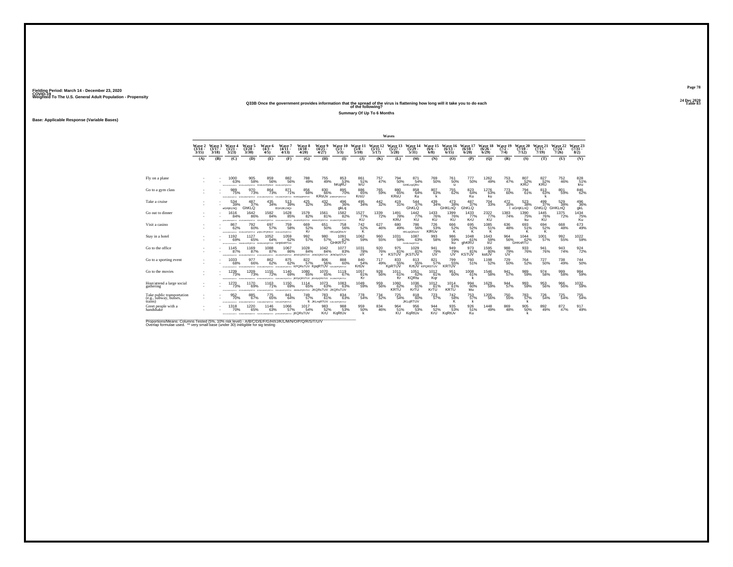Fielding Period: March 14 - December 23, 2020
COVID-19
Weighted To The U.S. General Adult Population - Propensity

24 Dec 2020
Table 83

**Q33B Once the government provides information that the spread of the virus is flattening how long will it take you to do each of the following?**

**Summary Of Up To 6 Months**

Base: Applicable Response (Variable Bases)

| | Waves | | | | | | | | | | | | | | | | | | | | | |
|---|---|---|---|---|---|---|---|---|---|---|---|---|---|---|---|---|---|---|---|---|---|---|
| | Wave 2 (3/14 - 3/15) | Wave 3 (3/17 - 3/18) | Wave 4 (3/21 - 3/23) | Wave 5 (3/28 - 3/30) | Wave 6 (4/3 - 4/5) | Wave 7 (4/11 - 4/13) | Wave 8 (4/18 - 4/20) | Wave 9 (4/25 - 4/27) | Wave 10 (5/1 - 5/3) | Wave 11 (5/8 - 5/10) | Wave 12 (5/15 - 5/17) | Wave 13 (5/27 - 5/28) | Wave 14 (5/29 - 5/31) | Wave 15 (6/6 - 6/8) | Wave 16 (6/13 - 6/15) | Wave 17 (6/18 - 6/20) | Wave 18 (6/26 - 6/29) | Wave 19 (7/2 - 7/4) | Wave 20 (7/10 - 7/12) | Wave 21 (7/17 - 7/19) | Wave 22 (7/24 - 7/26) | Wave 23 (7/31 - 8/2) |
| | (A) | (B) | (C) | (D) | (E) | (F) | (G) | (H) | (I) | (J) | (K) | (L) | (M) | (N) | (O) | (P) | (Q) | (R) | (S) | (T) | (U) | (V) |
| Fly on a plane | - | - | 1000 63% | 905 58% | 859 56% | 882 56% | 788 49% | 755 49% | 853 53% hKqRU | 861 51% krU | 757 47% | 794 50% | 871 54% GHKLnpQRU | 769 50% | 761 50% u | 777 50% | 1262 49% | 753 47% | 807 52% KRU | 827 52% KRU | 752 46% | 828 51% kru |
| Go to a gym class | - | - | 989 75% | 970 73% | 864 73% | 871 71% | 856 68% | 830 66% KRsUv | 895 70% | 886 65% KrsU | 765 59% | 880 65% KRsU | 858 64% Ku | 807 63% k | 755 62% | 823 64% Ku | 1276 63% ku | 773 60% | 794 61% | 813 63% k | 801 59% | 846 62% |
| Take a cruise | - | - | 534 39% eGHjKLNQ | 487 37% GhKLQ | 435 34% | 513 39% EGHJKLNQr | 425 32% | 432 33% | 496 36% gkLq | 495 34% | 442 32% | 419 31% | 544 37% GhKLQ | 439 34% | 473 38% GHKLnQ | 487 37% GhKLQ | 704 33% | 472 35% l | 523 38% eGHjKLnQ | 499 37% GhKLQ | 529 38% GHKLnQ | 496 36% gkL |
| Go out to dinner | - | - | 1616 84% | 1642 86% | 1582 84% | 1628 85% | 1579 82% | 1561 81% | 1582 82% | 1527 77% KU | 1339 72% | 1491 78% KRU | 1442 77% KU | 1433 76% KU | 1399 76% KU | 1433 77% KrU | 2322 77% KU | 1383 74% | 1390 75% ku | 1445 76% KU | 1375 72% | 1434 75% Ku |
| Visit a casino | - | - | 867 62% | 792 60% | 697 57% | 759 58% | 669 52% Kr | 651 50% | 758 56% HKLqrQRsUV | 742 52% K | 627 46% | 680 49% | 786 56% HKLnpQRsUV | 726 53% KlRUv | 666 52% K | 695 52% K | 1085 51% K | 636 48% | 693 51% K | 694 52% K | 668 48% | 673 49% |
| Stay in a hotel | - | - | 1192 69% | 1127 65% | 1052 64% | 1059 62% GHjKnRTUv | 992 57% | 980 57% | 1091 62% GHKRTU | 1062 59% | 960 55% | 1031 59% | 1087 63% GHJKLNqRTUV | 993 58% | 986 59% ku | 1048 61% ghKRU | 1643 59% kU | 964 56% | 1044 62% GHKnRTU | 1001 57% | 992 55% | 1022 59% |
| Go to the office | - | - | 1145 87% | 1169 87% | 1088 87% | 1067 86% | 1028 84% JKNOQRSTUV | 1042 84% JKNOQRSTUV | 1077 83% JKNOqrSTUV | 1031 78% uV | 920 76% v | 975 81% KSTUV | 1029 81% jKSTUV | 941 79% UV | 949 79% UV | 973 81% KSTUV | 1595 80% kstUV | 988 79% UV | 933 76% | 941 76% | 943 74% | 924 72% |
| Go to a sporting event | - | - | 1033 68% | 977 66% | 862 62% | 875 62% KPQRsTUV | 822 57% KpqRTUV | 806 56% | 888 60% | 840 54% KrtUv | 717 49% | 833 55% KpRTUV | 813 55% KrtUV | 821 57% KPQRSTUV | 799 55% KRTUV | 760 51% | 1198 52% | 729 50% | 764 52% | 727 50% | 738 49% | 744 50% |
| Go to the movies | - | - | 1239 73% | 1209 73% | 1155 72% | 1140 69% | 1080 65% jklOpQRSTUV | 1070 65% jKlOpQRSTUV | 1119 67% | 1057 61% Kr | 928 56% | 1011 61% Kr | 1051 62% KQRtu | 1012 61% Kqr | 951 60% | 1008 61% k | 1546 58% | 941 57% | 989 59% | 974 58% | 999 58% | 984 59% |
| Host/attend a large social gathering | - | - | 1270 73% | 1170 69% | 1163 71% | 1150 69% | 1114 65% JKQRsTUV | 1073 63% JKQRsTUV | 1083 63% | 1049 59% | 959 56% | 1060 62% KRTU | 1036 61% KrTU | 1012 61% KrTU | 1014 61% KRTU | 994 60% ktu | 1629 59% | 944 57% | 993 59% | 953 56% | 966 56% | 1032 59% |
| Take public transportation (e.g., subway, busses, trains) | - | - | 952 70% | 885 67% | 775 65% | 841 64% | 749 57% K | 783 61% JKLnqRTUV | 834 63% | 778 54% | 734 52% | 725 54% | 818 60% JKLqRTUV | 723 57% | 742 58% K | 753 57% k | 1205 56% | 750 55% | 783 57% k | 726 54% | 725 54% | 755 54% |
| Greet people with a handshake | - | - | 1318 70% | 1220 65% | 1146 63% | 1066 57% jKQRsTUV | 1017 54% | 983 52% KrU | 988 53% KqRtUv | 959 50% k | 834 46% | 964 51% KU | 956 53% KqRtUv | 944 52% KrU | 935 53% KqRtUv | 926 51% Ku | 1448 49% | 869 48% | 905 50% k | 892 49% | 872 47% | 917 49% |

Proportions/Means: Columns Tested (5%, 10% risk level) - A/B/C/D/E/F/G/H/I/J/K/L/M/N/O/P/Q/R/S/T/U/V
Overlap formulae used. ** very small base (under 30) ineligible for sig testing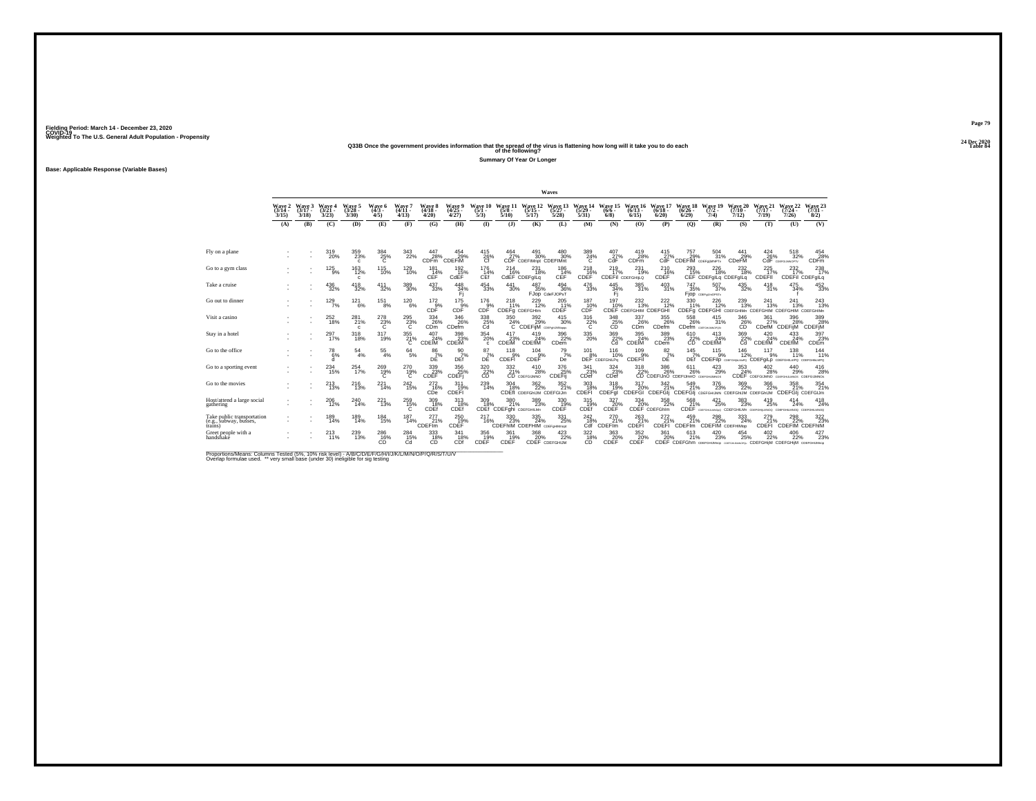Fielding Period: March 14 - December 23, 2020
COVID-19
Weighted To The U.S. General Adult Population - Propensity

24 Dec 2020
Table 84

**Q33B Once the government provides information that the spread of the virus is flattening how long will it take you to do each of the following?**

**Summary Of Year Or Longer**

**Base: Applicable Response (Variable Bases)**

| | Wave 2 (3/14 - 3/15) | Wave 3 (3/17 - 3/18) | Wave 4 (3/21 - 3/23) | Wave 5 (3/28 - 3/30) | Wave 6 (4/3 - 4/5) | Wave 7 (4/11 - 4/13) | Wave 8 (4/18 - 4/20) | Wave 9 (4/25 - 4/27) | Wave 10 (5/1 - 5/3) | Wave 11 (5/8 - 5/10) | Wave 12 (5/15 - 5/17) | Wave 13 (5/27 - 5/28) | Wave 14 (5/29 - 5/31) | Wave 15 (6/6 - 6/8) | Wave 16 (6/13 - 6/15) | Wave 17 (6/18 - 6/20) | Wave 18 (6/26 - 6/29) | Wave 19 (7/2 - 7/4) | Wave 20 (7/10 - 7/12) | Wave 21 (7/17 - 7/19) | Wave 22 (7/24 - 7/26) | Wave 23 (7/31 - 8/2) |
|---|---|---|---|---|---|---|---|---|---|---|---|---|---|---|---|---|---|---|---|---|---|---|
| | (A) | (B) | (C) | (D) | (E) | (F) | (G) | (H) | (I) | (J) | (K) | (L) | (M) | (N) | (O) | (P) | (Q) | (R) | (S) | (T) | (U) | (V) |
| Fly on a plane | - | - | 319 20% | 359 23% c | 384 25% C | 343 22% | 447 28% CDFm | 454 29% CDEFM | 415 26% Cf | 464 27% CDF | 491 30% CDEFIMnpt | 480 30% CDEFIMnt | 389 24% C | 407 27% CdF | 419 28% CDFm | 415 27% CdF | 757 29% CDEFIM | 504 31% CDEFIJMNPTu | 441 29% CDeFM | 424 26% CdF | 518 32% CDEFGIJMNOPTv | 454 28% CDFm |
| Go to a gym class | - | - | 125 9% | 163 12% c | 115 10% | 129 10% | 181 14% CEF | 192 15% CdEF | 176 14% CEf | 214 16% CdEF | 231 18% CDEFgILq | 186 14% CEF | 218 16% CDEF | 219 17% CDEFIl | 231 19% CDEFGHIjLQ | 210 16% CDEF | 293 15% CEF | 226 18% CDEFgILq | 232 18% CDEFgILq | 225 17% CDEFIl | 232 17% CDEFIl | 238 17% CDEFgILq |
| Take a cruise | - | - | 436 32% | 418 32% | 411 32% | 389 30% | 437 33% | 448 34% Fj | 454 33% | 441 30% | 487 35% FJop | 494 36% CdeFJOPsT | 476 33% | 445 34% Fj | 385 31% | 403 31% | 747 35% Fjop | 507 37% CDEFgIJmOPSTv | 435 32% | 418 31% | 475 34% f | 452 33% |
| Go out to dinner | - | - | 129 7% | 121 6% | 151 8% | 120 6% | 172 9% CDF | 175 9% CDF | 176 9% CDF | 218 11% CDEFg | 229 12% CDEFGHIm | 205 11% CDEF | 187 10% CDF | 197 10% CDEF | 232 13% CDEFGHIM | 222 12% CDEFGHI | 330 11% CDEFg | 226 12% CDEFGHI | 239 13% CDEFGHIMn | 241 13% CDEFGHIM | 241 13% CDEFGHIM | 243 13% CDEFGHIMn |
| Visit a casino | - | - | 252 18% | 281 21% c | 278 23% C | 295 23% C | 334 26% CDm | 346 26% CDefm | 338 25% Cd | 350 24% C | 392 29% CDEFIjM | 415 30% CDEFgIJKMnpqs | 316 22% C | 348 25% CD | 337 26% CDm | 355 26% CDefm | 558 26% CDefm | 415 31% CDEFGIJkMNOPQS | 346 26% CD | 361 27% CDefM | 396 28% CDEFIjM | 389 28% CDEFjM |
| Stay in a hotel | - | - | 297 17% | 318 18% | 317 19% | 355 21% C | 407 24% CDEfM | 398 23% CDEfM | 354 20% c | 417 23% CDEfM | 419 24% CDEfIM | 396 22% CDem | 335 20% | 369 22% Cd | 395 24% CDEfM | 389 23% CDem | 610 22% CD | 413 24% CDEfIM | 369 22% Cd | 420 24% CDEfIM | 433 24% CDEfIM | 397 23% CDEm |
| Go to the office | - | - | 78 6% d | 54 4% | 55 4% | 64 5% | 86 7% DE | 90 7% DEf | 87 7% DE | 118 9% CDEFI | 104 9% CDEF | 79 7% De | 101 8% DEF | 116 10% CDEFGhILPq | 109 9% CDEFIl | 82 7% DE | 145 7% DEf | 115 9% CDEFilp | 146 12% CDEFGHIjkLMnPQ | 117 9% CDEFgILp | 138 11% CDEFGHILnPQ | 144 11% CDEFGHILMPQ |
| Go to a sporting event | - | - | 234 15% | 254 17% | 269 19% C | 270 19% C | 339 23% CDEF | 356 25% CDEFj | 320 22% CD | 332 21% CD | 410 28% CDEFGIJMNO | 376 25% CDEFIj | 341 23% CDef | 324 23% CDef | 318 22% CD | 386 26% CDEFIJmO | 611 26% CDEFIJmnO | 423 29% CDEFGHIJMNOS | 353 24% CDEF | 402 28% CDEFGIJMNO | 440 29% CDEFGHIJLMNOS | 416 28% CDEFGIJMNOs |
| Go to the movies | - | - | 213 13% | 216 13% | 221 14% | 242 15% | 272 16% CDe | 311 19% CDEFI | 239 14% | 304 18% CDEfI | 362 22% CDEFGHIJM | 352 21% CDEFGIJm | 303 18% CDEFI | 318 19% CDEFgI | 317 20% CDEFGI | 342 21% CDEFGIj | 549 21% CDEFGIj | 376 23% CDEFGHIJMN | 369 22% CDEFGhIJM | 366 22% CDEFGhIJM | 358 21% CDEFGIj | 354 21% CDEFGIJm |
| Host/attend a large social gathering | - | - | 206 12% | 240 14% | 221 13% | 259 15% C | 309 18% CDEf | 313 18% CDEf | 309 18% CDEf | 380 21% CDEFghI | 389 23% CDEFGHILMn | 330 19% CDEF | 315 19% CDEf | 327 20% CDEF | 334 20% CDEF | 358 22% CDEFGhIm | 569 21% CDEF | 421 25% CDEFGHIJLMNOpQ | 383 23% CDEFGHILMn | 419 25% CDEFGHIjLMNOQ | 414 24% CDEFGHIJLMNOQ | 418 24% CDEFGHILMNOQ |
| Take public transportation (e.g., subway, busses, trains) | - | - | 189 14% | 189 14% | 184 15% | 187 14% | 277 21% CDEFIm | 250 19% CDEF | 217 16% | 330 23% CDEFhIM | 335 24% CDEFHIM | 331 25% CDEFgHIMNopqt | 242 18% Cdf | 270 21% CDEFIm | 263 21% CDEFI | 272 21% CDEFI | 459 21% CDEFIm | 298 22% CDEFIM | 333 24% CDEFHIMnp | 279 21% CDEFI | 298 22% CDEFIM | 322 23% CDEFhIM |
| Greet people with a handshake | - | - | 213 11% | 239 13% | 286 16% CD | 284 15% Cd | 333 18% CD | 341 18% CDf | 356 19% CDEF | 361 19% CDEF | 368 20% CDEF | 423 22% CDEFGHIJM | 322 18% CD | 363 20% CDEF | 352 20% CDEF | 361 20% CDEF | 613 21% CDEFGhIm | 420 23% CDEFGHIJMNop | 454 25% CDEFGhIJkLMNOPQu | 402 22% CDEFGHijM | 406 22% CDEFGHIjM | 427 23% CDEFGHIJMNop |

Proportions/Means: Columns Tested (5%, 10% risk level) - A/B/C/D/E/F/G/H/I/J/K/L/M/N/O/P/Q/R/S/T/U/V
Overlap formulae used. ** very small base (under 30) ineligible for sig testing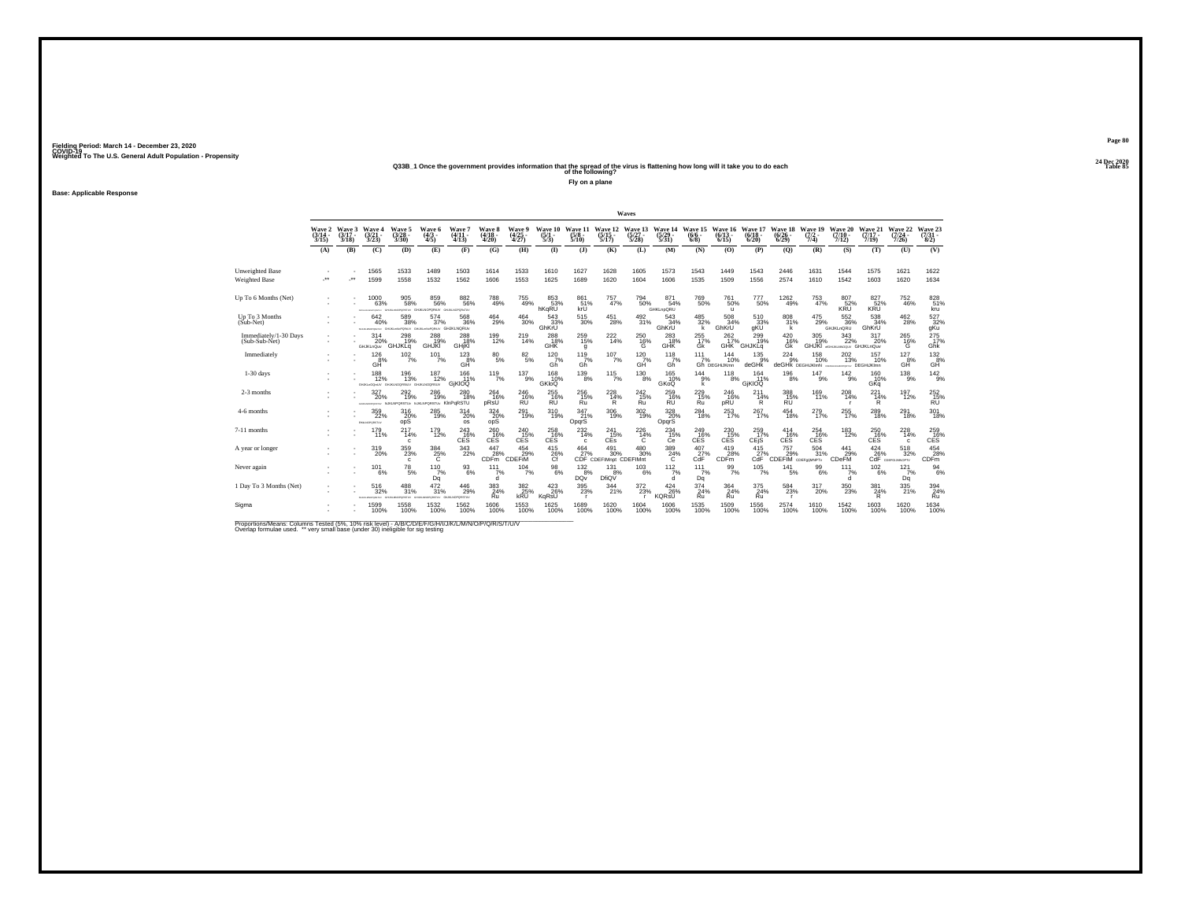Fielding Period: March 14 - December 23, 2020
COVID-19
Weighted To The U.S. General Adult Population - Propensity

24 Dec 2020
Table 85

## Q33B_1 Once the government provides information that the spread of the virus is flattening how long will it take you to do each of the following?

### Fly on a plane

Base: Applicable Response

| | Wave 2 (3/14 - 3/15) | Wave 3 (3/17 - 3/18) | Wave 4 (3/21 - 3/23) | Wave 5 (3/28 - 3/30) | Wave 6 (4/3 - 4/5) | Wave 7 (4/11 - 4/13) | Wave 8 (4/18 - 4/20) | Wave 9 (4/25 - 4/27) | Wave 10 (5/1 - 5/3) | Wave 11 (5/8 - 5/10) | Wave 12 (5/15 - 5/17) | Wave 13 (5/27 - 5/28) | Wave 14 (5/29 - 5/31) | Wave 15 (6/6 - 6/8) | Wave 16 (6/13 - 6/15) | Wave 17 (6/18 - 6/20) | Wave 18 (6/26 - 6/29) | Wave 19 (7/2 - 7/4) | Wave 20 (7/10 - 7/12) | Wave 21 (7/17 - 7/19) | Wave 22 (7/24 - 7/26) | Wave 23 (7/31 - 8/2) |
|---|---|---|---|---|---|---|---|---|---|---|---|---|---|---|---|---|---|---|---|---|---|---|
| | (A) | (B) | (C) | (D) | (E) | (F) | (G) | (H) | (I) | (J) | (K) | (L) | (M) | (N) | (O) | (P) | (Q) | (R) | (S) | (T) | (U) | (V) |
| Unweighted Base | - | - | 1565 | 1533 | 1489 | 1503 | 1614 | 1533 | 1610 | 1627 | 1628 | 1605 | 1573 | 1543 | 1449 | 1543 | 2446 | 1631 | 1544 | 1575 | 1621 | 1622 |
| Weighted Base | -** | -** | 1599 | 1558 | 1532 | 1562 | 1606 | 1553 | 1625 | 1689 | 1620 | 1604 | 1606 | 1535 | 1509 | 1556 | 2574 | 1610 | 1542 | 1603 | 1620 | 1634 |
| Up To 6 Months (Net) | - | - | 1000 63% | 905 58% | 859 56% | 882 56% | 788 49% | 755 49% | 853 53% hKqRU | 861 51% krU | 757 47% | 794 50% | 871 54% GHKLnqQRU | 769 50% | 761 50% u | 777 50% | 1262 49% | 753 47% | 807 52% KRU | 827 52% KRU | 752 46% | 828 51% kru |
| Up To 3 Months (Sub-Net) | - | - | 642 40% | 589 38% | 574 37% | 568 36% GHJKLNQRtU | 464 29% | 464 30% | 543 33% GhKrU | 515 30% | 451 28% | 492 31% | 543 34% GhKrU | 485 32% k | 508 34% GhKrU | 510 33% gKU | 808 31% k | 475 29% | 552 36% GHJKLnQRU | 538 34% GhKrU | 462 28% | 527 32% gKu |
| Immediately/1-30 Days (Sub-Sub-Net) | - | - | 314 20% GHJKLnQuv | 298 19% GHJKLq | 288 19% GHJKl | 288 18% GHjKl | 199 12% | 219 14% | 288 18% GHK | 259 15% g | 222 14% | 250 16% G | 283 18% GHK | 255 17% Gk | 262 17% GHK | 299 19% GHJKLq | 420 16% Gk | 305 19% GHJKl | 343 22% | 317 20% GHJKLnQuv | 265 16% G | 275 17% Ghk |
| Immediately | - | - | 126 8% GH | 102 7% | 101 7% | 123 8% GH | 80 5% | 82 5% | 120 7% Gh | 119 7% Gh | 107 7% | 120 7% GH | 118 7% Gh | 111 7% Gh | 144 10% DEGHIJKmn | 135 9% deGHk | 224 9% deGHK | 158 10% DEGHIJKmN | 202 13% | 157 10% DEGHIJKlmn | 127 8% GH | 132 8% GH |
| 1-30 days | - | - | 188 12% | 196 13% | 187 12% | 166 11% GjKlOQ | 119 7% | 137 9% | 168 10% GKloQ | 139 8% | 115 7% | 130 8% | 165 10% GKoQ | 144 9% k | 118 8% | 164 11% GjKlOQ | 196 8% | 147 9% | 142 9% | 160 10% GKq | 138 9% | 142 9% |
| 2-3 months | - | - | 327 20% | 292 19% | 286 19% | 280 18% KlnPqRSTU | 264 16% pRsU | 246 16% RU | 255 16% RU | 256 15% Ru | 229 14% R | 242 15% Ru | 259 16% RU | 229 15% Ru | 246 16% pRU | 211 14% R | 388 15% RU | 169 11% | 208 14% r | 221 14% R | 197 12% | 252 15% RU |
| 4-6 months | - | - | 359 22% | 316 20% opS | 285 19% | 314 20% os | 324 20% opS | 291 19% | 310 19% | 347 21% OpqrS | 306 19% | 302 19% | 328 20% OpqrS | 284 18% | 253 17% | 267 17% | 454 18% | 279 17% | 255 17% | 289 18% | 291 18% | 301 18% |
| 7-11 months | - | - | 179 11% | 217 14% c | 179 12% | 243 16% CES | 260 16% CES | 240 15% CES | 258 16% CES | 232 14% c | 241 15% CEs | 226 14% C | 234 15% Ce | 249 16% CES | 230 15% CES | 259 17% CEjS | 414 16% CES | 254 16% CES | 183 12% | 250 16% CES | 228 14% c | 259 16% CES |
| A year or longer | - | - | 319 20% | 359 23% c | 384 25% C | 343 22% | 447 28% CDFm | 454 29% CDEFiM | 415 26% Cf | 464 27% CDF | 491 30% CDEFIMnpt | 480 30% CDEFIMnt | 389 24% C | 407 27% CdF | 419 28% CDFm | 415 27% CdF | 757 29% CDEFIM | 504 31% | 441 29% CDeFM | 424 26% CdF | 518 32% | 454 28% CDFm |
| Never again | - | - | 101 6% | 78 5% | 110 7% Dq | 93 6% | 111 7% d | 104 7% | 98 6% | 132 8% DQv | 131 8% DfiQV | 103 6% | 112 7% d | 111 7% Dq | 99 7% | 105 7% | 141 5% | 99 6% | 111 7% d | 102 6% | 121 7% Dq | 94 6% |
| 1 Day To 3 Months (Net) | - | - | 516 32% | 488 31% | 472 31% | 446 29% | 383 24% Ru | 382 25% kRU | 423 26% KqRsU | 395 23% r | 344 21% | 372 23% r | 424 26% KQRsU | 374 24% Ru | 364 24% Ru | 375 24% Ru | 584 23% r | 317 20% | 350 23% | 381 24% R | 335 21% | 394 24% Ru |
| Sigma | - | - | 1599 100% | 1558 100% | 1532 100% | 1562 100% | 1606 100% | 1553 100% | 1625 100% | 1689 100% | 1620 100% | 1604 100% | 1606 100% | 1535 100% | 1509 100% | 1556 100% | 2574 100% | 1610 100% | 1542 100% | 1603 100% | 1620 100% | 1634 100% |

Proportions/Means: Columns Tested (5%, 10% risk level) - A/B/C/D/E/F/G/H/I/J/K/L/M/N/O/P/Q/R/S/T/U/V
Overlap formulae used. ** very small base (under 30) ineligible for sig testing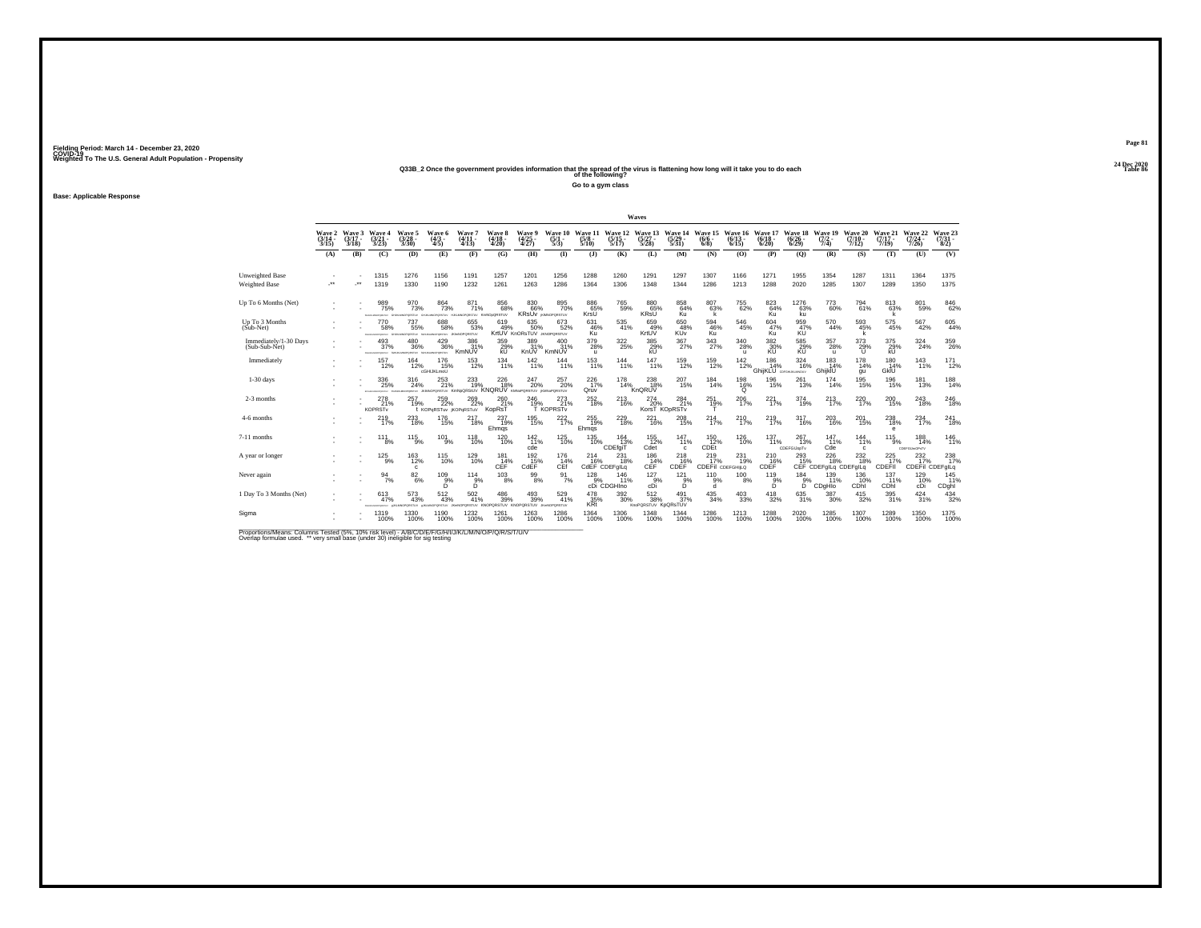Fielding Period: March 14 - December 23, 2020
COVID-19
Weighted To The U.S. General Adult Population - Propensity

24 Dec 2020
Table 86

**Q33B_2 Once the government provides information that the spread of the virus is flattening how long will it take you to do each of the following?**

**Go to a gym class**

**Base: Applicable Response**

| | Wave 2 (3/14 - 3/15) | Wave 3 (3/17 - 3/18) | Wave 4 (3/21 - 3/23) | Wave 5 (3/28 - 3/30) | Wave 6 (4/3 - 4/5) | Wave 7 (4/11 - 4/13) | Wave 8 (4/18 - 4/20) | Wave 9 (4/25 - 4/27) | Wave 10 (5/1 - 5/3) | Wave 11 (5/8 - 5/10) | Wave 12 (5/15 - 5/17) | Wave 13 (5/27 - 5/28) | Wave 14 (5/29 - 5/31) | Wave 15 (6/6 - 6/8) | Wave 16 (6/13 - 6/15) | Wave 17 (6/18 - 6/20) | Wave 18 (6/26 - 6/29) | Wave 19 (7/2 - 7/4) | Wave 20 (7/10 - 7/12) | Wave 21 (7/17 - 7/19) | Wave 22 (7/24 - 7/26) | Wave 23 (7/31 - 8/2) |
|---|---|---|---|---|---|---|---|---|---|---|---|---|---|---|---|---|---|---|---|---|---|---|
| | (A) | (B) | (C) | (D) | (E) | (F) | (G) | (H) | (I) | (J) | (K) | (L) | (M) | (N) | (O) | (P) | (Q) | (R) | (S) | (T) | (U) | (V) |
| Unweighted Base | - | - | 1315 | 1276 | 1156 | 1191 | 1257 | 1201 | 1256 | 1288 | 1260 | 1291 | 1297 | 1307 | 1166 | 1271 | 1955 | 1354 | 1287 | 1311 | 1364 | 1375 |
| Weighted Base | -** | -** | 1319 | 1330 | 1190 | 1232 | 1261 | 1263 | 1286 | 1364 | 1306 | 1348 | 1344 | 1286 | 1213 | 1288 | 2020 | 1285 | 1307 | 1289 | 1350 | 1375 |
| Up To 6 Months (Net) | - | - | 989 | 970 | 864 | 871 | 856 | 830 | 895 | 886 | 765 | 880 | 858 | 807 | 755 | 823 | 1276 | 773 | 794 | 813 | 801 | 846 |
| | - | - | 75% | 73% | 73% | 71% | 68% | 66% | 70% | 65% | 59% | 65% | 64% | 63% | 62% | 64% | 63% | 60% | 61% | 63% | 59% | 62% |
| | | | GHIJKLMNOPQRSTUV | GHIJKLMNOPQRSTUV | GHIJKLMNOPQRSTUV | HJKLMNOPQRSTUV | KNRQsRSTUV | KRsUv | jKMNOPQRSTUV | KrsU | | KRsU | Ku | k | | Ku | ku | | | k | | |
| Up To 3 Months (Sub-Net) | - | - | 770 | 737 | 688 | 655 | 619 | 635 | 673 | 631 | 535 | 659 | 650 | 594 | 546 | 604 | 959 | 570 | 593 | 575 | 567 | 605 |
| | - | - | 58% | 55% | 58% | 53% | 49% | 50% | 52% | 46% | 41% | 49% | 48% | 46% | 45% | 47% | 47% | 44% | 45% | 45% | 42% | 44% |
| | | | GHIJKLMNOPQRSTUV | GHIJKLMNOPQRSTUV | GHIJKLMNOPQRSTUV | JKMNOPQRSTUV | KrtUV | KnORsTUV | JKNOPQRSTUV | Ku | | KrtUV | KUv | Ku | | Ku | KU | | k | | | |
| Immediately/1-30 Days (Sub-Sub-Net) | - | - | 493 | 480 | 429 | 386 | 359 | 389 | 400 | 379 | 322 | 385 | 367 | 343 | 340 | 382 | 585 | 357 | 373 | 375 | 324 | 359 |
| | - | - | 37% | 36% | 36% | 31% | 29% | 31% | 31% | 28% | 25% | 29% | 27% | 27% | 28% | 30% | 29% | 28% | 29% | 29% | 24% | 26% |
| | | | FGHIJKLMNOPQRSTUV | FGHIJKLMNOPQRSTUV | FGHIJKLMNOPQRSTUV | KmNUV | kU | KnUV | KmNUV | u | | kU | | | u | KU | KU | u | U | kU | | |
| Immediately | - | - | 157 | 164 | 176 | 153 | 134 | 142 | 144 | 153 | 144 | 147 | 159 | 159 | 142 | 186 | 324 | 183 | 178 | 180 | 143 | 171 |
| | - | - | 12% | 12% | 15% | 12% | 11% | 11% | 11% | 11% | 11% | 11% | 12% | 12% | 12% | 14% | 16% | 14% | 14% | 14% | 11% | 12% |
| | | | | | cGHIJKLmnU | | | | | | | | | | | GhijKLU | CDFGHIJKLMNOUV | GhijklU | gu | GklU | | |
| 1-30 days | - | - | 336 | 316 | 253 | 233 | 226 | 247 | 257 | 226 | 178 | 238 | 207 | 184 | 198 | 196 | 261 | 174 | 195 | 196 | 181 | 188 |
| | - | - | 25% | 24% | 21% | 19% | 18% | 20% | 20% | 17% | 14% | 18% | 15% | 14% | 16% | 15% | 13% | 14% | 15% | 15% | 13% | 14% |
| | | | EFGHIJKLMNOPQRSTUV | FGHIJKLMNOPQRSTUV | JKMNOPQRSTUV | KmNpQRSUV | KNQRUV | KMNOPQRSTUV | jKMNoPQRSTUV | Qruv | | KnQRUV | | | Q | | | | | | | |
| 2-3 months | - | - | 278 | 257 | 259 | 269 | 260 | 246 | 273 | 252 | 213 | 274 | 284 | 251 | 206 | 221 | 374 | 213 | 220 | 200 | 243 | 246 |
| | - | - | 21% | 19% | 22% | 22% | 21% | 19% | 21% | 18% | 16% | 20% | 21% | 19% | 17% | 17% | 19% | 17% | 17% | 15% | 18% | 18% |
| | | | KOPRSTv | t | KOPqRSTuv | jKOPqRSTuV | KopRsT | T | KOPRSTv | | | KorsT | KOpRSTv | T | | | | | | | | |
| 4-6 months | - | - | 219 | 233 | 176 | 217 | 237 | 195 | 222 | 255 | 229 | 221 | 208 | 214 | 210 | 219 | 317 | 203 | 201 | 238 | 234 | 241 |
| | - | - | 17% | 18% | 15% | 18% | 19% | 15% | 17% | 19% | 18% | 16% | 15% | 17% | 17% | 17% | 16% | 16% | 15% | 18% | 17% | 18% |
| | | | | | | | Ehmqs | | | Ehmqs | | | | | | | | | | e | | |
| 7-11 months | - | - | 111 | 115 | 101 | 118 | 120 | 142 | 125 | 135 | 164 | 155 | 147 | 150 | 126 | 137 | 267 | 147 | 144 | 115 | 188 | 146 |
| | - | - | 8% | 9% | 9% | 10% | 10% | 11% | 10% | 10% | 13% | 12% | 11% | 12% | 10% | 11% | 13% | 11% | 11% | 9% | 14% | 11% |
| | | | | | | | | cde | | | CDEfgiT | Cdet | c | CDEt | | | CDEFGIJopTv | Cde | c | | CDEFGIJoPrsTV | |
| A year or longer | - | - | 125 | 163 | 115 | 129 | 181 | 192 | 176 | 214 | 231 | 186 | 218 | 219 | 231 | 210 | 293 | 226 | 232 | 225 | 232 | 238 |
| | - | - | 9% | 12% | 10% | 10% | 14% | 15% | 14% | 16% | 18% | 14% | 16% | 17% | 19% | 16% | 15% | 18% | 18% | 17% | 17% | 17% |
| | | | | c | | | CEF | CdEF | CEf | CdEF | CDEFgILq | CEF | CDEF | CDEFil | CDEFGHIjLQ | CDEF | CEF | CDEFgILq | CDEFgILq | CDEFIl | CDEFil | CDEFgILq |
| Never again | - | - | 94 | 82 | 109 | 114 | 103 | 99 | 91 | 128 | 146 | 127 | 121 | 110 | 100 | 119 | 184 | 139 | 136 | 137 | 129 | 145 |
| | - | - | 7% | 6% | 9% | 9% | 8% | 8% | 7% | 9% | 11% | 9% | 9% | 9% | 8% | 9% | 9% | 11% | 10% | 11% | 10% | 11% |
| | | | | | D | D | | | | cDi | CDGHIno | cDi | D | d | | D | D | CDgHIo | CDhI | CDhI | cDi | CDghI |
| 1 Day To 3 Months (Net) | - | - | 613 | 573 | 512 | 502 | 486 | 493 | 529 | 478 | 392 | 512 | 491 | 435 | 403 | 418 | 635 | 387 | 415 | 395 | 424 | 434 |
| | - | - | 47% | 43% | 43% | 41% | 39% | 39% | 41% | 35% | 30% | 38% | 37% | 34% | 33% | 32% | 31% | 30% | 32% | 31% | 31% | 32% |
| | | | DEFGHIJKLMNOPQRSTUV | gJKLMNOPQRSTUV | gJKLMNOPQRSTUV | JKmNOPQRSTUV | KNOPQRSTUV | KNOPQRSTUV | JKmNOPQRSTUV | KRt | | KnoPQRSTUV | KpQRsTUV | | | | | | | | | |
| Sigma | - | - | 1319 | 1330 | 1190 | 1232 | 1261 | 1263 | 1286 | 1364 | 1306 | 1348 | 1344 | 1286 | 1213 | 1288 | 2020 | 1285 | 1307 | 1289 | 1350 | 1375 |
| | - | - | 100% | 100% | 100% | 100% | 100% | 100% | 100% | 100% | 100% | 100% | 100% | 100% | 100% | 100% | 100% | 100% | 100% | 100% | 100% | 100% |

Proportions/Means: Columns Tested (5%, 10% risk level) - A/B/C/D/E/F/G/H/I/J/K/L/M/N/O/P/Q/R/S/T/U/V
Overlap formulae used. ** very small base (under 30) ineligible for sig testing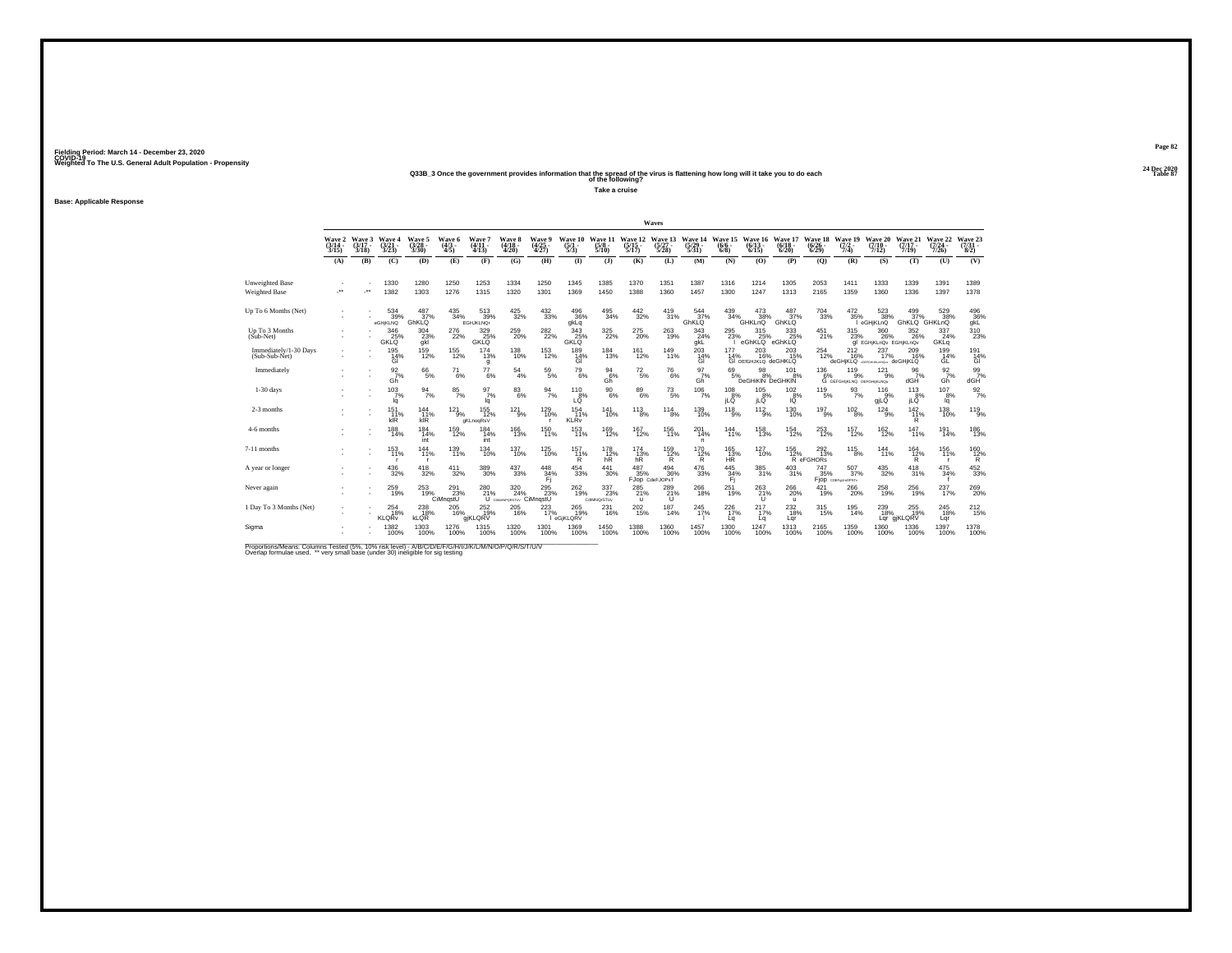Fielding Period: March 14 - December 23, 2020
COVID-19
Weighted To The U.S. General Adult Population - Propensity

24 Dec 2020
Table 87

**Q33B_3 Once the government provides information that the spread of the virus is flattening how long will it take you to do each of the following?**

**Take a cruise**

**Base: Applicable Response**

| | Wave 2 (3/14 - 3/15) | Wave 3 (3/17 - 3/18) | Wave 4 (3/21 - 3/23) | Wave 5 (3/28 - 3/30) | Wave 6 (4/3 - 4/5) | Wave 7 (4/11 - 4/13) | Wave 8 (4/18 - 4/20) | Wave 9 (4/25 - 4/27) | Wave 10 (5/1 - 5/3) | Wave 11 (5/8 - 5/10) | Wave 12 (5/15 - 5/17) | Wave 13 (5/27 - 5/28) | Wave 14 (5/29 - 5/31) | Wave 15 (6/6 - 6/8) | Wave 16 (6/13 - 6/15) | Wave 17 (6/18 - 6/20) | Wave 18 (6/26 - 6/29) | Wave 19 (7/2 - 7/4) | Wave 20 (7/10 - 7/12) | Wave 21 (7/17 - 7/19) | Wave 22 (7/24 - 7/26) | Wave 23 (7/31 - 8/2) |
|---|---|---|---|---|---|---|---|---|---|---|---|---|---|---|---|---|---|---|---|---|---|---|
| | (A) | (B) | (C) | (D) | (E) | (F) | (G) | (H) | (I) | (J) | (K) | (L) | (M) | (N) | (O) | (P) | (Q) | (R) | (S) | (T) | (U) | (V) |
| Unweighted Base | - | - | 1330 | 1280 | 1250 | 1253 | 1334 | 1250 | 1345 | 1385 | 1370 | 1351 | 1387 | 1316 | 1214 | 1305 | 2053 | 1411 | 1333 | 1339 | 1391 | 1389 |
| Weighted Base | -** | -** | 1382 | 1303 | 1276 | 1315 | 1320 | 1301 | 1369 | 1450 | 1388 | 1360 | 1457 | 1300 | 1247 | 1313 | 2165 | 1359 | 1360 | 1336 | 1397 | 1378 |
| Up To 6 Months (Net) | - | - | 534 39% eGHjKLNQ | 487 37% GhKLQ | 435 34% | 513 39% EGHJKLNQr | 425 32% | 432 33% | 496 36% gkLq | 495 34% | 442 32% | 419 31% | 544 37% GhKLQ | 439 34% | 473 38% GHKLnQ | 487 37% GhKLQ | 704 33% | 472 35% l | 523 38% eGHjKLnQ | 499 37% GhKLQ | 529 38% GHKLnQ | 496 36% gkL |
| Up To 3 Months (Sub-Net) | - | - | 346 25% GKLQ | 304 23% gkl | 276 22% | 329 25% GKLQ | 259 20% | 282 22% | 343 25% GKLQ | 325 22% | 275 20% | 263 19% | 343 24% gkL | 295 23% l | 315 25% eGhKLQ | 333 25% eGhKLQ | 451 21% | 315 23% gl | 360 26% EGHjKLnQv | 352 26% EGHjKLnQv | 337 24% GKLq | 310 23% |
| Immediately/1-30 Days (Sub-Sub-Net) | - | - | 195 14% Gl | 159 12% | 155 12% | 174 13% g | 138 10% | 153 12% | 189 14% Gl | 184 13% | 161 12% | 149 11% | 203 14% Gl | 177 14% Gl | 203 16% DEfGHJKLQ | 203 15% deGHKLQ | 254 12% | 212 16% deGHjKLQ | 237 17% cDEFGHJKLmnQu | 209 16% deGHjKLQ | 199 14% GL | 191 14% Gl |
| Immediately | - | - | 92 7% Gh | 66 5% | 71 6% | 77 6% | 54 4% | 59 5% | 79 6% | 94 6% Gh | 72 5% | 76 6% | 97 7% Gh | 69 5% | 98 8% DeGHIKlN | 101 8% DeGHKlN | 136 6% G | 119 9% DEFGHIjKLNQ | 121 9% DEFGHIjKLNQu | 96 7% dGH | 92 7% Gh | 99 7% dGH |
| 1-30 days | - | - | 103 7% lq | 94 7% | 85 7% | 97 7% lq | 83 6% | 94 7% | 110 8% LQ | 90 6% | 89 6% | 73 5% | 106 7% | 108 8% jLQ | 105 8% jLQ | 102 8% lQ | 119 5% | 93 7% | 116 9% gjLQ | 113 8% jLQ | 107 8% lq | 92 7% |
| 2-3 months | - | - | 151 11% klR | 144 11% klR | 121 9% | 155 12% gKLnoqRsV | 121 9% | 129 10% r | 154 11% KLRv | 141 10% | 113 8% | 114 8% | 139 10% | 118 9% | 112 9% | 130 10% | 197 9% | 102 8% | 124 9% | 142 11% R | 138 10% | 119 9% |
| 4-6 months | - | - | 188 14% | 184 14% int | 159 12% | 184 14% int | 166 13% | 150 11% | 153 11% | 169 12% | 167 12% | 156 11% | 201 14% n | 144 11% | 158 13% | 154 12% | 253 12% | 157 12% | 162 12% | 147 11% | 191 14% | 186 13% |
| 7-11 months | - | - | 153 11% r | 144 11% r | 139 11% | 134 10% | 137 10% | 125 10% | 157 11% R | 178 12% hR | 174 13% hR | 159 12% R | 170 12% R | 165 13% HR | 127 10% | 156 12% R | 292 13% eFGHORs | 115 8% | 144 11% | 164 12% R | 156 11% r | 160 12% R |
| A year or longer | - | - | 436 32% | 418 32% | 411 32% | 389 30% | 437 33% | 448 34% Fj | 454 33% | 441 30% | 487 35% FJop | 494 36% CdeFJOPsT | 476 33% | 445 34% Fj | 385 31% | 403 31% | 747 35% Fjop | 507 37% CDFgJmOPSTv | 435 32% | 418 31% | 475 34% f | 452 33% |
| Never again | - | - | 259 19% | 253 19% | 291 23% CiMnqstU | 280 21% U | 320 24% CDiMNPQRSTUV | 295 23% CiMnqstU | 262 19% | 337 23% CdiMNQrSTUv | 285 21% u | 289 21% U | 266 18% | 251 19% | 263 21% U | 266 20% u | 421 19% | 266 20% | 258 19% | 256 19% | 237 17% | 269 20% |
| 1 Day To 3 Months (Net) | - | - | 254 18% KLQRv | 238 18% kLQR | 205 16% | 252 19% gjKLQRV | 205 16% | 223 17% l | 265 19% eGjKLQRV | 231 16% | 202 15% | 187 14% | 245 17% l | 226 17% Lq | 217 17% Lq | 232 18% Lqr | 315 15% | 195 14% | 239 18% Lqr | 255 19% gjKLQRV | 245 18% Lqr | 212 15% |
| Sigma | - | - | 1382 100% | 1303 100% | 1276 100% | 1315 100% | 1320 100% | 1301 100% | 1369 100% | 1450 100% | 1388 100% | 1360 100% | 1457 100% | 1300 100% | 1247 100% | 1313 100% | 2165 100% | 1359 100% | 1360 100% | 1336 100% | 1397 100% | 1378 100% |

Proportions/Means: Columns Tested (5%, 10% risk level) - A/B/C/D/E/F/G/H/I/J/K/L/M/N/O/P/Q/R/S/T/U/V
Overlap formulae used. ** very small base (under 30) ineligible for sig testing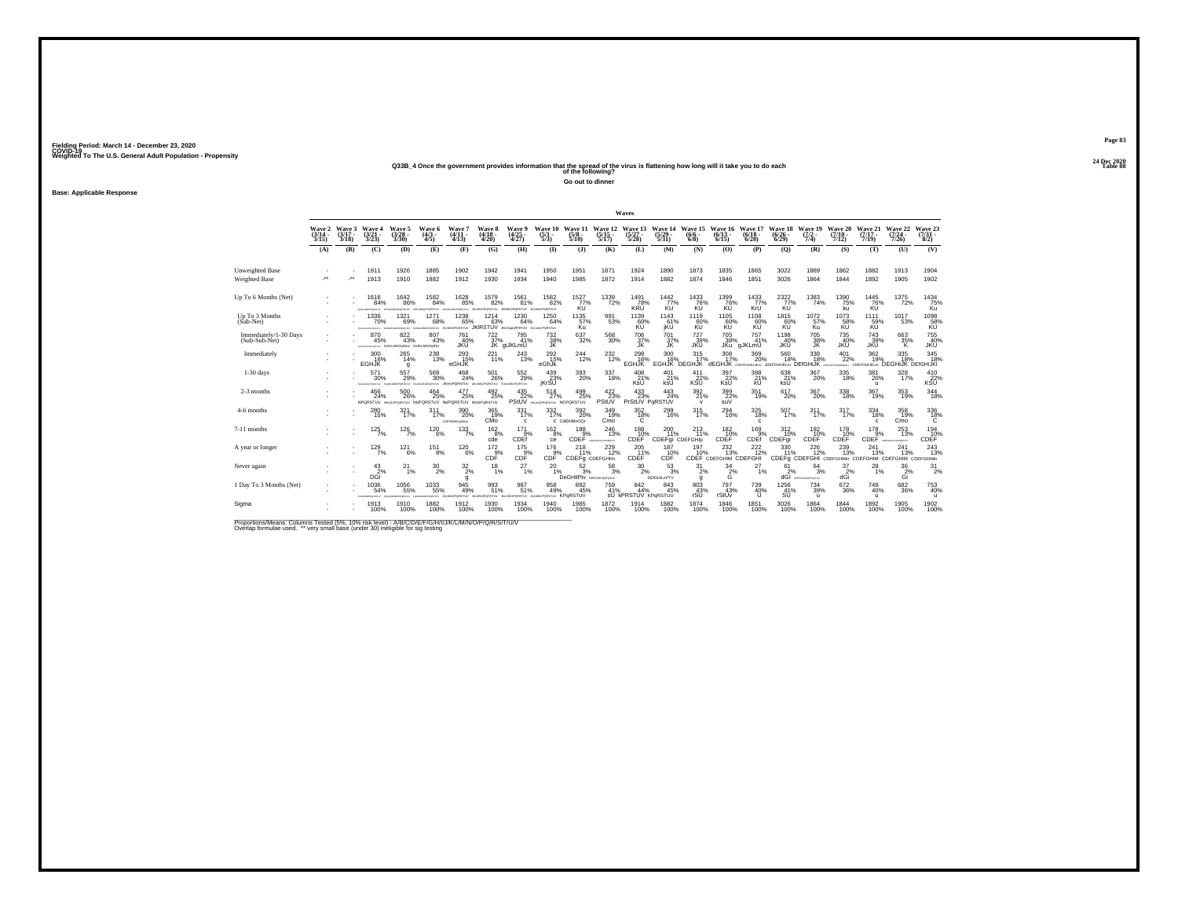Fielding Period: March 14 - December 23, 2020
COVID-19
Weighted To The U.S. General Adult Population - Propensity

24 Dec 2020
Table 88

**Q33B_4 Once the government provides information that the spread of the virus is flattening how long will it take you to do each of the following?**

**Go out to dinner**

**Base: Applicable Response**

| | Wave 2 (3/14 - 3/15) | Wave 3 (3/17 - 3/18) | Wave 4 (3/21 - 3/23) | Wave 5 (3/28 - 3/30) | Wave 6 (4/3 - 4/5) | Wave 7 (4/11 - 4/13) | Wave 8 (4/18 - 4/20) | Wave 9 (4/25 - 4/27) | Wave 10 (5/1 - 5/3) | Wave 11 (5/8 - 5/10) | Wave 12 (5/15 - 5/17) | Wave 13 (5/27 - 5/28) | Wave 14 (5/29 - 5/31) | Wave 15 (6/6 - 6/8) | Wave 16 (6/13 - 6/15) | Wave 17 (6/18 - 6/20) | Wave 18 (6/26 - 6/29) | Wave 19 (7/2 - 7/4) | Wave 20 (7/10 - 7/12) | Wave 21 (7/17 - 7/19) | Wave 22 (7/24 - 7/26) | Wave 23 (7/31 - 8/2) |
|---|---|---|---|---|---|---|---|---|---|---|---|---|---|---|---|---|---|---|---|---|---|---|
| | (A) | (B) | (C) | (D) | (E) | (F) | (G) | (H) | (I) | (J) | (K) | (L) | (M) | (N) | (O) | (P) | (Q) | (R) | (S) | (T) | (U) | (V) |
| Unweighted Base | - | - | 1911 | 1926 | 1885 | 1902 | 1942 | 1941 | 1950 | 1951 | 1871 | 1924 | 1890 | 1873 | 1835 | 1865 | 3022 | 1869 | 1862 | 1882 | 1913 | 1904 |
| Weighted Base | -** | -** | 1913 | 1910 | 1882 | 1912 | 1930 | 1934 | 1940 | 1985 | 1872 | 1914 | 1882 | 1874 | 1846 | 1851 | 3026 | 1864 | 1844 | 1892 | 1905 | 1902 |
| Up To 6 Months (Net) | - | - | 1616 84% | 1642 86% | 1582 84% | 1628 85% | 1579 82% | 1561 81% | 1582 82% | 1527 77% KU | 1339 72% | 1491 78% KRU | 1442 77% KU | 1433 76% KU | 1399 76% KU | 1433 77% KrU | 2322 77% KU | 1383 74% | 1390 75% ku | 1445 76% KU | 1375 72% | 1434 75% Ku |
| Up To 3 Months (Sub-Net) | - | - | 1336 70% | 1321 69% | 1271 68% | 1238 65% | 1214 63% JKlRSTUV | 1230 64% | 1250 64% | 1135 57% Ku | 991 53% | 1139 60% KU | 1143 61% jKU | 1119 60% KU | 1105 60% KU | 1108 60% KU | 1815 60% KU | 1072 57% Ku | 1073 58% KU | 1111 59% KU | 1017 53% | 1098 58% KU |
| Immediately/1-30 Days (Sub-Sub-Net) | - | - | 870 45% | 822 43% | 807 43% | 761 40% JKU | 722 37% JK | 795 41% gIJKLmU | 732 38% JK | 637 32% | 568 30% | 706 37% JK | 701 37% JK | 727 39% JKU | 705 38% JKu | 757 41% gJKLmU | 1198 40% JKU | 705 38% JK | 735 40% JKU | 743 39% JKU | 663 35% K | 755 40% JKU |
| Immediately | - | - | 300 16% EGHJK | 265 14% g | 238 13% | 293 15% eGHJK | 221 11% | 243 13% | 292 15% eGhJk | 244 12% | 232 12% | 298 16% EGHJK | 300 16% EGHJK | 315 17% DEGHJK | 308 17% dEGHJK | 369 20% | 560 18% dDEFGHIJKLm | 338 18% DEfGHIJK | 401 22% | 362 19% CDEFGHIJKLm | 335 18% DEGHIJK | 345 18% DEfGHIJKl |
| 1-30 days | - | - | 571 30% | 557 29% | 569 30% | 468 24% | 501 26% | 552 29% | 439 23% jKrSU | 393 20% | 337 18% | 408 21% KsU | 401 21% ksU | 411 22% KSU | 397 22% KsU | 388 21% kU | 638 21% ksU | 367 20% | 335 18% | 381 20% u | 328 17% | 410 22% KSU |
| 2-3 months | - | - | 466 24% NPQRSTUV | 500 26% | 464 25% NoPQRSTUV | 477 25% NoPQRSTUV | 492 25% | 435 22% PStUV | 518 27% | 499 25% NOPQRSTUV | 422 23% PStUV | 433 23% PrStUV | 443 24% PqRSTUV | 392 21% v | 399 22% suV | 351 19% | 617 20% | 367 20% | 338 18% | 367 19% | 353 19% | 344 18% |
| 4-6 months | - | - | 280 15% | 321 17% | 311 17% | 390 20% | 365 19% CMo | 331 17% c | 332 17% c | 392 20% CdEhMnOQr | 349 19% Cmo | 352 18% C | 299 16% | 315 17% | 294 16% | 325 18% c | 507 17% | 311 17% | 317 17% | 334 18% c | 358 19% Cmo | 336 18% C |
| 7-11 months | - | - | 125 7% | 126 7% | 120 6% | 133 7% | 162 8% cde | 171 9% CDEf | 162 8% ce | 188 9% CDEF | 246 13% | 189 10% CDEF | 200 11% CDEFgi | 213 11% CDEFGHIp | 182 10% CDEF | 169 9% CDEf | 312 10% CDEFgi | 192 10% CDEF | 178 10% CDEF | 178 9% CDEF | 253 13% | 194 10% CDEF |
| A year or longer | - | - | 129 7% | 121 6% | 151 8% | 120 6% | 172 9% CDF | 175 9% CDF | 176 9% CDF | 218 11% CDEFg | 229 12% CDEFGHIm | 205 11% CDEF | 187 10% CDF | 197 10% CDEF | 232 13% CDEFGHIM | 222 12% CDEFGHI | 330 11% CDEFg | 226 12% CDEFGHI | 239 13% CDEFGHIMn | 241 13% CDEFGHIM | 241 13% CDEFGHIM | 243 13% CDEFGHIMn |
| Never again | - | - | 43 2% DGI | 21 1% | 30 2% | 32 2% g | 18 1% | 27 1% | 20 1% | 52 3% DeGHIPtv | 58 3% | 30 2% | 53 3% | 31 2% g | 34 2% G | 27 1% | 61 2% dGI | 64 3% | 37 2% dGi | 28 1% | 36 2% Gi | 31 2% |
| 1 Day To 3 Months (Net) | - | - | 1036 54% | 1056 55% | 1033 55% | 945 49% | 993 51% | 987 51% | 958 49% | 892 45% KPqRSTUV | 759 41% sU | 842 44% kPRSTUV | 843 45% KPqRSTUV | 803 43% rSU | 797 43% rStUv | 739 40% U | 1256 41% SU | 734 39% u | 672 36% | 749 40% u | 682 36% | 753 40% u |
| Sigma | - | - | 1913 100% | 1910 100% | 1882 100% | 1912 100% | 1930 100% | 1934 100% | 1940 100% | 1985 100% | 1872 100% | 1914 100% | 1882 100% | 1874 100% | 1846 100% | 1851 100% | 3026 100% | 1864 100% | 1844 100% | 1892 100% | 1905 100% | 1902 100% |

Proportions/Means: Columns Tested (5%, 10% risk level) - A/B/C/D/E/F/G/H/I/J/K/L/M/N/O/P/Q/R/S/T/U/V
Overlap formulae used. ** very small base (under 30) ineligible for sig testing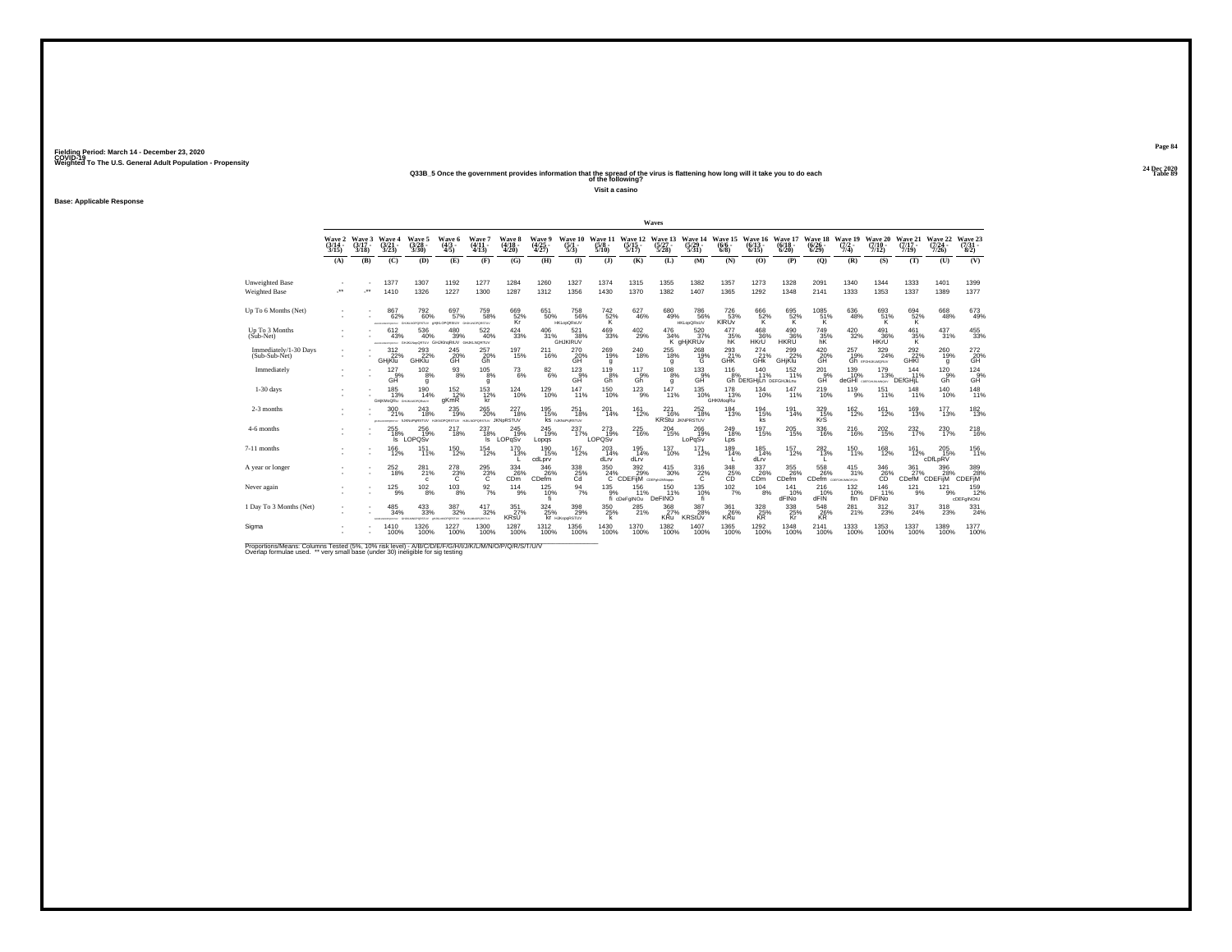Fielding Period: March 14 - December 23, 2020
COVID-19
Weighted To The U.S. General Adult Population - Propensity

24 Dec 2020
Table 89

## Q33B_5 Once the government provides information that the spread of the virus is flattening how long will it take you to do each of the following?

Visit a casino

Base: Applicable Response

| | Wave 2 (3/14 - 3/15) | Wave 3 (3/17 - 3/18) | Wave 4 (3/21 - 3/23) | Wave 5 (3/28 - 3/30) | Wave 6 (4/3 - 4/5) | Wave 7 (4/11 - 4/13) | Wave 8 (4/18 - 4/20) | Wave 9 (4/25 - 4/27) | Wave 10 (5/1 - 5/3) | Wave 11 (5/8 - 5/10) | Wave 12 (5/15 - 5/17) | Wave 13 (5/27 - 5/28) | Wave 14 (5/29 - 5/31) | Wave 15 (6/6 - 6/8) | Wave 16 (6/13 - 6/15) | Wave 17 (6/18 - 6/20) | Wave 18 (6/26 - 6/29) | Wave 19 (7/2 - 7/4) | Wave 20 (7/10 - 7/12) | Wave 21 (7/17 - 7/19) | Wave 22 (7/24 - 7/26) | Wave 23 (7/31 - 8/2) |
|---|---|---|---|---|---|---|---|---|---|---|---|---|---|---|---|---|---|---|---|---|---|---|
| | (A) | (B) | (C) | (D) | (E) | (F) | (G) | (H) | (I) | (J) | (K) | (L) | (M) | (N) | (O) | (P) | (Q) | (R) | (S) | (T) | (U) | (V) |
| Unweighted Base | - | - | 1377 | 1307 | 1192 | 1277 | 1284 | 1260 | 1327 | 1374 | 1315 | 1355 | 1382 | 1357 | 1273 | 1328 | 2091 | 1340 | 1344 | 1333 | 1401 | 1399 |
| Weighted Base | -** | -** | 1410 | 1326 | 1227 | 1300 | 1287 | 1312 | 1356 | 1430 | 1370 | 1382 | 1407 | 1365 | 1292 | 1348 | 2141 | 1333 | 1353 | 1337 | 1389 | 1377 |
| Up To 6 Months (Net) | - | - | 867 62% | 792 60% | 697 57% | 759 58% | 669 52% Kr | 651 50% | 758 56% HKLopQRsUV | 742 52% K | 627 46% | 680 49% | 786 56% hKLopQRsUV | 726 53% KlRUv | 666 52% K | 695 52% K | 1085 51% K | 636 48% | 693 51% K | 694 52% K | 668 48% | 673 49% |
| Up To 3 Months (Sub-Net) | - | - | 612 43% | 536 40% GHJKlnopQRTUV | 480 39% GHJKlnqRtUV | 522 40% GHJKLNQRTUV | 424 33% | 406 31% | 521 38% GHJKlRUV | 469 33% | 402 29% | 476 34% K | 520 37% gHjKRUv | 477 35% hK | 468 36% HKrU | 490 36% HKRU | 749 35% hK | 420 32% | 491 36% HKrU | 461 35% K | 437 31% | 455 33% |
| Immediately/1-30 Days (Sub-Sub-Net) | - | - | 312 22% GHjKlu | 293 22% GHKlu | 245 20% GH | 257 20% Gh | 197 15% | 211 16% | 270 20% GH | 269 19% g | 240 18% | 255 18% g | 268 19% G | 293 21% GHK | 274 21% GHk | 299 22% GHjKlu | 420 20% GH | 257 19% Gh | 329 24% | 292 22% GHKl | 260 19% g | 272 20% GH |
| Immediately | - | - | 127 9% GH | 102 8% g | 93 8% | 105 8% g | 73 6% | 82 6% | 123 9% GH | 119 8% Gh | 117 9% Gh | 108 8% g | 133 9% GH | 116 8% Gh | 140 11% DEfGHjLn | 152 11% DEFGHJkLnu | 201 9% GH | 139 10% deGHl | 179 13% | 144 11% DEfGHjL | 120 9% Gh | 124 9% GH |
| 1-30 days | - | - | 185 13% GHjKMoQRu | 190 14% | 152 12% gKmR | 153 12% kr | 124 10% | 129 10% | 147 11% | 150 10% | 123 9% | 147 11% | 135 10% | 178 13% GHKMoqRu | 134 10% | 147 11% | 219 10% | 119 9% | 151 11% | 148 11% | 140 10% | 148 11% |
| 2-3 months | - | - | 300 21% | 243 18% kMNoPqRSTUV | 235 19% | 265 20% | 227 18% JKNpRSTUV | 195 15% ks | 251 18% | 201 14% | 161 12% | 221 16% KRStu | 252 18% JKNPRSTUV | 184 13% | 194 15% ks | 191 14% | 329 15% KrS | 162 12% | 161 12% | 169 13% | 177 13% | 182 13% |
| 4-6 months | - | - | 255 18% ls | 256 19% LOPQSv | 217 18% | 237 18% ls | 245 19% LOPqSv | 245 19% Lopqs | 237 17% | 273 19% LOPQSv | 225 16% | 204 15% | 266 19% LoPqSv | 249 18% Lps | 197 15% | 205 15% | 336 16% | 216 16% | 202 15% | 232 17% | 230 17% | 218 16% |
| 7-11 months | - | - | 166 12% | 151 11% | 150 12% | 154 12% | 170 13% L | 190 15% cdLprv | 167 12% | 203 14% dLrv | 195 14% dLrv | 137 10% | 171 12% | 189 14% L | 185 14% dLrv | 157 12% | 282 13% L | 150 11% | 168 12% | 161 12% | 205 15% cDfLpRV | 156 11% |
| A year or longer | - | - | 252 18% | 281 21% c | 278 23% C | 295 23% C | 334 26% CDm | 346 26% CDefm | 338 25% Cd | 350 24% C | 392 29% CDEFijM | 415 30% | 316 22% C | 348 25% CD | 337 26% CDm | 355 26% CDefm | 558 26% CDefm | 415 31% | 346 26% CD | 361 27% CDefM | 396 28% CDEFijM | 389 28% CDEFjM |
| Never again | - | - | 125 9% | 102 8% | 103 8% | 92 7% | 114 9% | 125 10% fi | 94 7% | 135 9% fi | 156 11% cDeFgINOu | 150 11% DeFINO | 135 10% fi | 102 7% | 104 8% | 141 10% dFINo | 216 10% dFIN | 132 10% fIn | 146 11% DFINo | 121 9% | 121 9% | 159 12% cDEFgINOtU |
| 1 Day To 3 Months (Net) | - | - | 485 34% | 433 33% | 387 32% | 417 32% | 351 27% KRsU | 324 25% kr | 398 29% HJKopqRSTUV | 350 25% k | 285 21% | 368 27% KRu | 387 28% KRStUv | 361 26% KRu | 328 25% KR | 338 25% Kr | 648 26% KR | 281 21% | 312 23% | 317 24% | 318 23% | 331 24% |
| Sigma | - | - | 1410 100% | 1326 100% | 1227 100% | 1300 100% | 1287 100% | 1312 100% | 1356 100% | 1430 100% | 1370 100% | 1382 100% | 1407 100% | 1365 100% | 1292 100% | 1348 100% | 2141 100% | 1333 100% | 1353 100% | 1337 100% | 1389 100% | 1377 100% |

Proportions/Means: Columns Tested (5%, 10% risk level) - A/B/C/D/E/F/G/H/I/J/K/L/M/N/O/P/Q/R/S/T/U/V
Overlap formulae used. ** very small base (under 30) ineligible for sig testing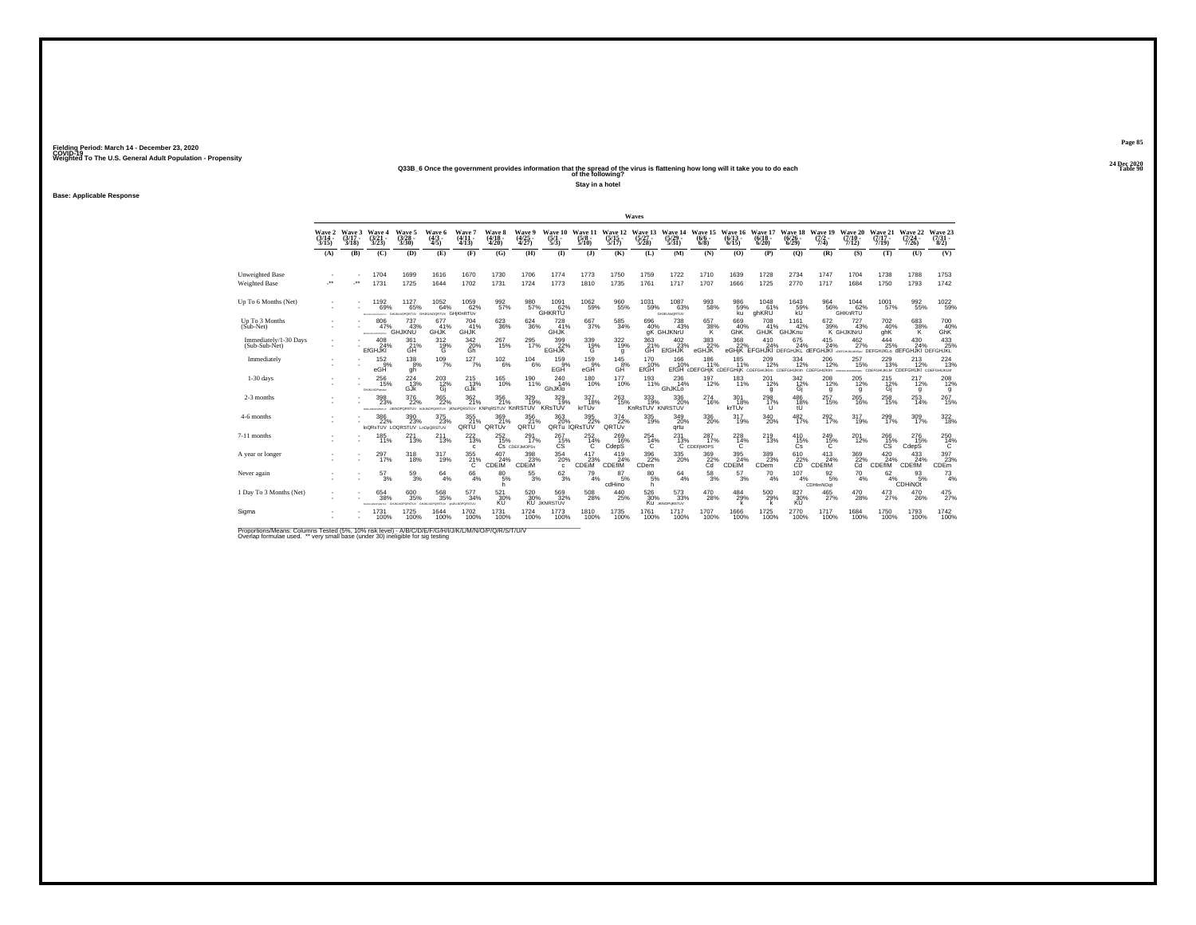Fielding Period: March 14 - December 23, 2020
COVID-19
Weighted To The U.S. General Adult Population - Propensity

24 Dec 2020
Table 90

**Q33B_6 Once the government provides information that the spread of the virus is flattening how long will it take you to do each of the following?**

**Stay in a hotel**

**Base: Applicable Response**

| | Wave 2 (3/14 - 3/15) | Wave 3 (3/17 - 3/18) | Wave 4 (3/21 - 3/23) | Wave 5 (3/28 - 3/30) | Wave 6 (4/3 - 4/5) | Wave 7 (4/11 - 4/13) | Wave 8 (4/18 - 4/20) | Wave 9 (4/25 - 4/27) | Wave 10 (5/1 - 5/3) | Wave 11 (5/8 - 5/10) | Wave 12 (5/15 - 5/17) | Wave 13 (5/27 - 5/28) | Wave 14 (5/29 - 5/31) | Wave 15 (6/6 - 6/8) | Wave 16 (6/13 - 6/15) | Wave 17 (6/18 - 6/20) | Wave 18 (6/26 - 6/29) | Wave 19 (7/2 - 7/4) | Wave 20 (7/10 - 7/12) | Wave 21 (7/17 - 7/19) | Wave 22 (7/24 - 7/26) | Wave 23 (7/31 - 8/2) |
|---|---|---|---|---|---|---|---|---|---|---|---|---|---|---|---|---|---|---|---|---|---|---|
| | (A) | (B) | (C) | (D) | (E) | (F) | (G) | (H) | (I) | (J) | (K) | (L) | (M) | (N) | (O) | (P) | (Q) | (R) | (S) | (T) | (U) | (V) |
| Unweighted Base | - | - | 1704 | 1699 | 1616 | 1670 | 1730 | 1706 | 1774 | 1773 | 1750 | 1759 | 1722 | 1710 | 1639 | 1728 | 2734 | 1747 | 1704 | 1738 | 1788 | 1753 |
| Weighted Base | -** | -** | 1731 | 1725 | 1644 | 1702 | 1731 | 1724 | 1773 | 1810 | 1735 | 1761 | 1717 | 1707 | 1666 | 1725 | 2770 | 1717 | 1684 | 1750 | 1793 | 1742 |
| Up To 6 Months (Net) | - | - | 1192 69% | 1127 65% | 1052 64% | 1059 62% GHJKnRTUv | 992 57% | 980 57% | 1091 62% GHKRTU | 1062 59% | 960 55% | 1031 59% | 1087 63% | 993 58% | 986 59% ku | 1048 61% ghKRU | 1643 59% kU | 964 56% | 1044 62% GHKnRTU | 1001 57% | 992 55% | 1022 59% |
| Up To 3 Months (Sub-Net) | - | - | 806 47% | 737 43% GHJKNU | 677 41% GHJK | 704 41% GHJK | 623 36% | 624 36% | 728 41% GHJK | 667 37% | 585 34% | 696 40% gK | 738 43% GHJKNrU | 657 38% K | 669 40% GhK | 708 41% GHJK | 1161 42% GHJKnu | 672 39% K | 727 43% GHJKNrU | 702 40% ghK | 683 38% K | 700 40% GhK |
| Immediately/1-30 Days (Sub-Sub-Net) | - | - | 408 24% EfGHJKl | 361 21% GH | 312 19% G | 342 20% Gh | 267 15% | 295 17% | 399 22% EGHJK | 339 19% G | 322 19% g | 363 21% GH | 402 23% EfGHJK | 383 22% eGHJK | 368 22% eGHjK | 410 24% EFGHJKl | 675 24% DEFGHJKL | 415 24% dEFGHJKl | 462 27% | 444 25% DEFGHJKLo | 430 24% dEFGHJKl | 433 25% DEFGHJKL |
| Immediately | - | - | 152 9% eGH | 138 8% gh | 109 7% | 127 7% | 102 6% | 104 6% | 159 9% EGH | 159 9% eGH | 145 8% GH | 170 10% EfGH | 166 10% EfGH | 186 11% cDEFGHjK | 185 11% cDEFGHIjK | 209 12% | 334 12% | 206 12% | 257 15% | 229 13% | 213 12% | 224 13% |
| 1-30 days | - | - | 256 15% | 224 13% GJk | 203 12% Gj | 215 13% GJk | 165 10% | 190 11% | 240 14% GhJKlo | 180 10% | 177 10% | 193 11% | 236 14% GhJKLo | 197 12% | 183 11% | 201 12% g | 342 12% Gj | 208 12% g | 205 12% g | 215 12% Gj | 217 12% g | 208 12% g |
| 2-3 months | - | - | 398 23% | 376 22% | 365 22% | 362 21% | 356 21% KNPqRSTUV | 329 19% KnRSTUV | 329 19% KRsTUV | 327 18% krTUv | 263 15% | 333 19% KnRsTUV | 336 20% KNRSTUV | 274 16% | 301 18% krTUv | 298 17% U | 486 18% tU | 257 15% | 265 16% | 258 15% | 253 14% | 267 15% |
| 4-6 months | - | - | 386 22% loQRsTUV | 390 23% LOQRSTUV | 375 23% LnOpQRSTUV | 355 21% QRTU | 369 21% QRTUv | 356 21% QRTU | 363 20% QRTu | 395 22% lQRsTUV | 374 22% QRTUv | 335 19% | 349 20% qrtu | 336 20% | 317 19% | 340 20% | 482 17% | 292 17% | 317 19% | 299 17% | 309 17% | 322 18% |
| 7-11 months | - | - | 185 11% | 221 13% | 211 13% | 222 13% c | 252 15% Cs | 291 17% CDEFJMOPSv | 267 15% CS | 252 14% C | 269 16% CdepS | 254 14% C | 231 13% C | 287 17% CDEFjMOPS | 228 14% C | 219 13% | 410 15% Cs | 249 15% C | 201 12% | 266 15% CS | 276 15% CdepS | 250 14% C |
| A year or longer | - | - | 297 17% | 318 18% | 317 19% | 355 21% C | 407 24% CDEIM | 398 23% CDEIM | 354 20% c | 417 23% CDEIM | 419 24% CDEfIM | 396 22% CDem | 335 20% | 369 22% Cd | 395 24% CDEIM | 389 23% CDem | 610 22% CD | 413 24% CDEfIM | 369 22% Cd | 420 24% CDEfIM | 433 24% CDEfIM | 397 23% CDEm |
| Never again | - | - | 57 3% | 59 3% | 64 4% | 66 4% | 80 5% h | 55 3% | 62 3% | 79 4% | 87 5% cdHino | 80 5% h | 64 4% | 58 3% | 57 3% | 70 4% | 107 4% | 92 5% CDHImNOqt | 70 4% | 62 4% | 93 5% CDHiNOt | 73 4% |
| 1 Day To 3 Months (Net) | - | - | 654 38% | 600 35% | 568 35% | 577 34% | 521 30% KU | 520 30% KU | 569 32% JKNRSTUV | 508 28% | 440 25% | 526 30% Ku | 573 33% | 470 28% | 484 29% k | 500 29% k | 827 30% KU | 465 27% | 470 28% | 473 27% | 470 26% | 475 27% |
| Sigma | - | - | 1731 100% | 1725 100% | 1644 100% | 1702 100% | 1731 100% | 1724 100% | 1773 100% | 1810 100% | 1735 100% | 1761 100% | 1717 100% | 1707 100% | 1666 100% | 1725 100% | 2770 100% | 1717 100% | 1684 100% | 1750 100% | 1793 100% | 1742 100% |

Proportions/Means: Columns Tested (5%, 10% risk level) - A/B/C/D/E/F/G/H/I/J/K/L/M/N/O/P/Q/R/S/T/U/V
Overlap formulae used. ** very small base (under 30) ineligible for sig testing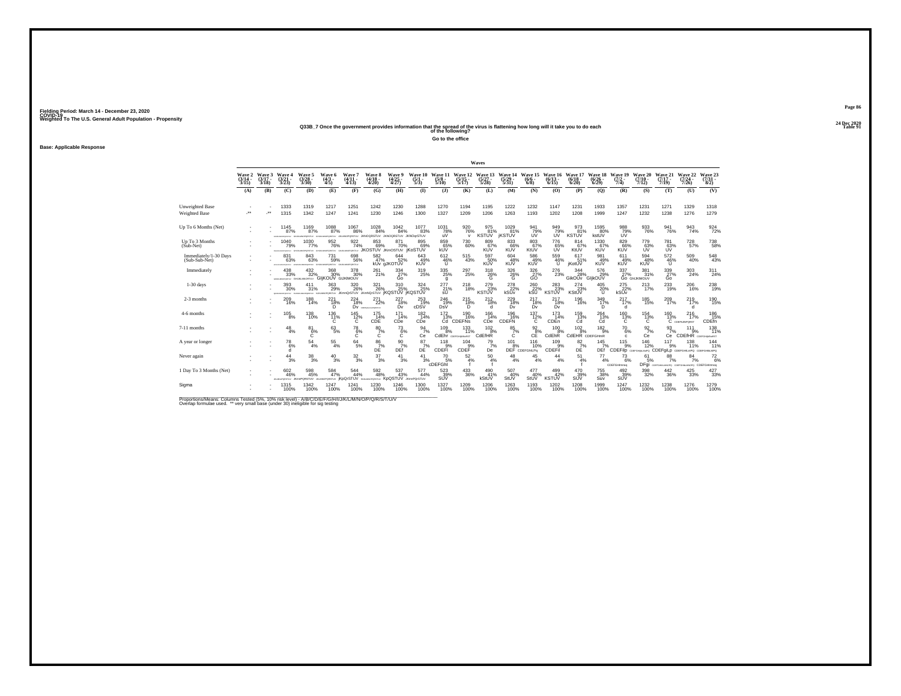Fielding Period: March 14 - December 23, 2020
COVID-19
Weighted To The U.S. General Adult Population - Propensity

24 Dec 2020
Table 91

## Q33B_7 Once the government provides information that the spread of the virus is flattening how long will it take you to do each of the following?

Go to the office

**Base: Applicable Response**

| | Wave 2 (3/14 - 3/15) | Wave 3 (3/17 - 3/18) | Wave 4 (3/21 - 3/23) | Wave 5 (3/28 - 3/30) | Wave 6 (4/3 - 4/5) | Wave 7 (4/11 - 4/13) | Wave 8 (4/18 - 4/20) | Wave 9 (4/25 - 4/27) | Wave 10 (5/1 - 5/3) | Wave 11 (5/8 - 5/10) | Wave 12 (5/15 - 5/17) | Wave 13 (5/27 - 5/28) | Wave 14 (5/29 - 5/31) | Wave 15 (6/6 - 6/8) | Wave 16 (6/13 - 6/15) | Wave 17 (6/18 - 6/20) | Wave 18 (6/26 - 6/29) | Wave 19 (7/2 - 7/4) | Wave 20 (7/10 - 7/12) | Wave 21 (7/17 - 7/19) | Wave 22 (7/24 - 7/26) | Wave 23 (7/31 - 8/2) |
|---|---|---|---|---|---|---|---|---|---|---|---|---|---|---|---|---|---|---|---|---|---|---|
| | (A) | (B) | (C) | (D) | (E) | (F) | (G) | (H) | (I) | (J) | (K) | (L) | (M) | (N) | (O) | (P) | (Q) | (R) | (S) | (T) | (U) | (V) |
| Unweighted Base | - | - | 1333 | 1319 | 1217 | 1251 | 1242 | 1230 | 1288 | 1270 | 1194 | 1195 | 1222 | 1232 | 1147 | 1231 | 1933 | 1357 | 1231 | 1271 | 1329 | 1318 |
| Weighted Base | -** | -** | 1315 | 1342 | 1247 | 1241 | 1230 | 1246 | 1300 | 1327 | 1209 | 1206 | 1263 | 1193 | 1202 | 1208 | 1999 | 1247 | 1232 | 1238 | 1276 | 1279 |
| Up To 6 Months (Net) | - | - | 1145 87% | 1169 87% | 1088 87% | 1067 86% | 1028 84% JKNOQRSTUV | 1042 84% JKNOQRSTUV | 1077 83% JKNOqrSTUV | 1031 78% uV | 920 76% v | 975 81% KSTUV | 1029 81% jKSTUV | 941 79% UV | 949 79% UV | 973 81% KSTUV | 1595 80% kstUV | 988 79% UV | 933 76% | 941 76% | 943 74% | 924 72% |
| Up To 3 Months (Sub-Net) | - | - | 1040 79% | 1030 77% | 952 76% | 922 74% | 853 69% JKOSTUV | 871 70% JKmOSTUV | 895 69% jKoSTUV | 859 65% kUV | 730 60% | 809 67% KUV | 833 66% KUV | 803 67% KtUV | 776 65% UV | 814 67% KtUV | 1330 67% KUV | 829 66% KUV | 779 63% UV | 781 63% UV | 728 57% | 738 58% |
| Immediately/1-30 Days (Sub-Sub-Net) | - | - | 831 63% | 843 63% | 731 59% | 698 56% | 582 47% kUv | 644 52% gJKOTUV | 643 49% KUV | 612 46% U | 515 43% | 597 50% KUV | 604 48% KUV | 586 49% KUV | 559 46% U | 617 51% jKotUV | 981 49% KUV | 611 49% KUV | 594 48% KUV | 572 46% U | 509 40% | 548 43% |
| Immediately | - | - | 438 33% | 432 32% GIjKOUV | 368 30% GIJKMOUV | 378 30% | 261 21% | 334 27% Go | 319 25% | 335 25% g | 297 25% | 318 26% G | 326 26% G | 326 27% GO | 276 23% | 344 28% GIkOUv | 576 29% GIjkOUV | 337 27% Go | 381 31% GhIJKlMOUV | 339 27% Go | 303 24% | 311 24% |
| 1-30 days | - | - | 393 30% | 411 31% | 363 29% | 320 26% JKmQrSTUV | 321 26% JKmnQrSTUV | 310 25% jKQSTUV | 324 25% jKQSTUV | 277 21% sU | 218 18% | 279 23% KSTUV | 278 22% kSUv | 260 22% kSU | 283 23% KSTUV | 274 23% KStUV | 405 20% U | 275 22% kSUv | 213 17% | 233 19% | 206 16% | 238 19% |
| 2-3 months | - | - | 209 16% | 188 14% | 221 18% D | 224 18% Dv | 271 22% | 227 18% Dv | 253 19% cDSV | 246 19% DsV | 215 18% D | 212 18% d | 229 18% Dv | 217 18% Dv | 217 18% Dv | 196 16% | 349 17% D | 217 17% d | 185 15% | 209 17% | 219 17% d | 190 15% |
| 4-6 months | - | - | 105 8% | 138 10% | 136 11% C | 145 12% C | 175 14% CDE | 171 14% CDe | 182 14% CDe | 172 13% Cd | 190 16% CDEFNs | 166 14% CDe | 196 16% CDEFN | 137 12% C | 173 14% CDEn | 159 13% Cd | 264 13% Cd | 160 13% C | 154 13% C | 160 13% C | 216 17% | 186 15% CDEfn |
| 7-11 months | - | - | 48 4% | 81 6% C | 63 5% | 78 6% C | 80 7% C | 73 6% C | 94 7% Ce | 109 8% CdEhr | 133 11% | 102 8% CdEfHR | 85 7% C | 92 8% CE | 100 8% CdEhR | 102 8% CdEHR | 182 9% CDEFGHmR | 70 6% c | 92 7% Ce | 93 7% Ce | 111 9% CDEfHR | 138 11% |
| A year or longer | - | - | 78 6% d | 54 4% | 55 4% | 64 5% | 86 7% DE | 90 7% DEf | 87 7% DE | 118 9% CDEFl | 104 9% CDEF | 79 7% De | 101 8% DEF | 116 10% CDEFGhiLPq | 109 9% CDEFil | 82 7% DE | 145 7% DEf | 115 9% CDEFilp | 146 12% | 117 9% CDEFgiLp | 138 11% | 144 11% |
| Never again | - | - | 44 3% | 38 3% | 40 3% | 32 3% | 37 3% | 41 3% | 41 3% | 70 5% cDEFGhI | 52 4% f | 50 4% f | 48 4% | 45 4% | 44 4% | 51 4% f | 77 4% | 73 6% CDEFGHIlmnoq | 61 5% DFgi | 88 7% | 84 7% | 72 6% CDEFGHIlmnoq |
| 1 Day To 3 Months (Net) | - | - | 602 46% | 598 45% JKmNPQRSTUV | 584 47% | 544 44% lKpQrSTUV | 592 48% | 537 43% KpQSTUV | 577 44% JKmNPQrSTUV | 523 39% SUV | 433 36% | 490 41% kStUV | 507 40% StUV | 477 40% StUV | 499 42% KSTUV | 470 39% SUV | 755 38% Suv | 492 39% SUV | 398 32% | 442 36% | 425 33% | 427 33% |
| Sigma | - | - | 1315 100% | 1342 100% | 1247 100% | 1241 100% | 1230 100% | 1246 100% | 1300 100% | 1327 100% | 1209 100% | 1206 100% | 1263 100% | 1193 100% | 1202 100% | 1208 100% | 1999 100% | 1247 100% | 1232 100% | 1238 100% | 1276 100% | 1279 100% |

Proportions/Means: Columns Tested (5%, 10% risk level) - A/B/C/D/E/F/G/H/I/J/K/L/M/N/O/P/Q/R/S/T/U/V
Overlap formulae used. ** very small base (under 30) ineligible for sig testing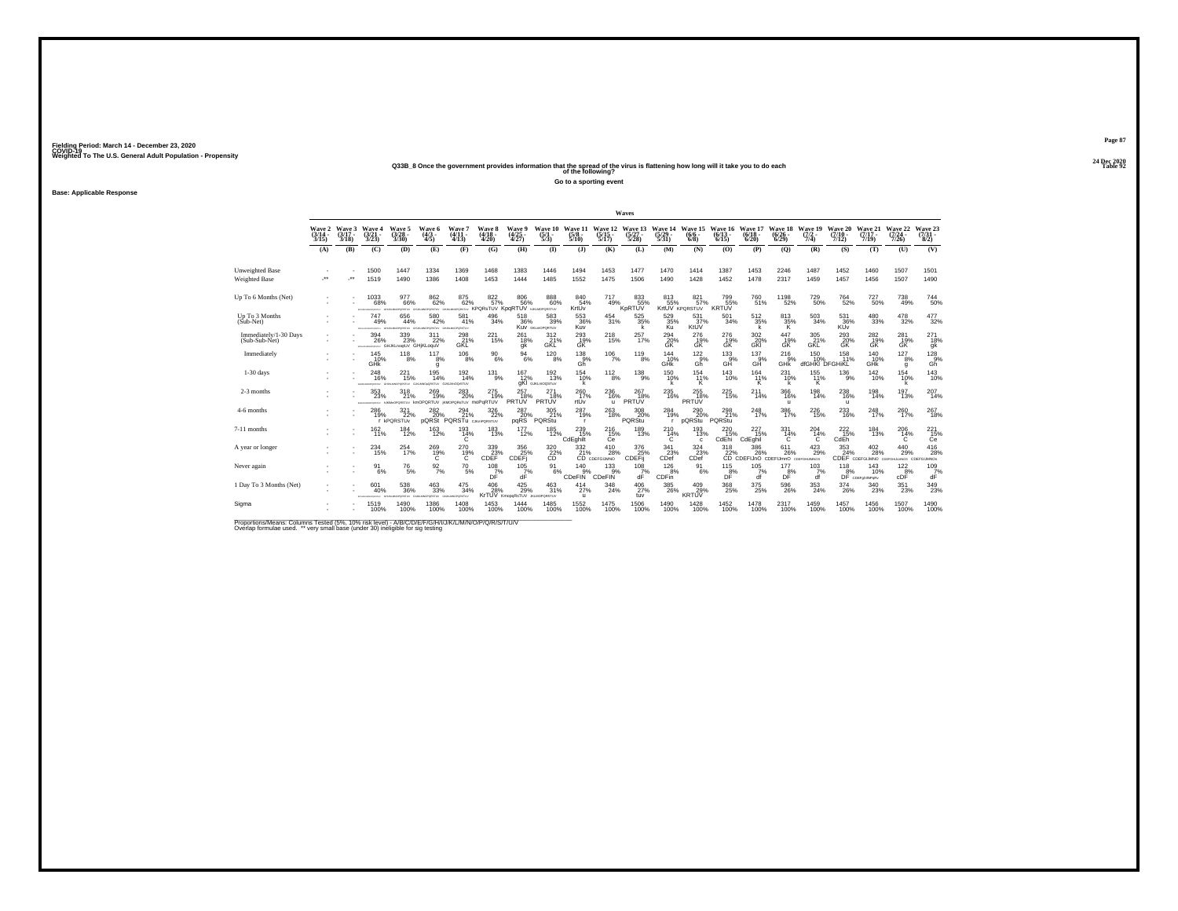Fielding Period: March 14 - December 23, 2020
COVID-19
Weighted To The U.S. General Adult Population - Propensity

24 Dec 2020
Table 92

## Q33B_8 Once the government provides information that the spread of the virus is flattening how long will it take you to do each of the following?

Go to a sporting event

Base: Applicable Response

| | Wave 2 (3/14 - 3/15) | Wave 3 (3/17 - 3/18) | Wave 4 (3/21 - 3/23) | Wave 5 (3/28 - 3/30) | Wave 6 (4/3 - 4/5) | Wave 7 (4/11 - 4/13) | Wave 8 (4/18 - 4/20) | Wave 9 (4/25 - 4/27) | Wave 10 (5/1 - 5/3) | Wave 11 (5/8 - 5/10) | Wave 12 (5/15 - 5/17) | Wave 13 (5/27 - 5/28) | Wave 14 (5/29 - 5/31) | Wave 15 (6/6 - 6/8) | Wave 16 (6/13 - 6/15) | Wave 17 (6/18 - 6/20) | Wave 18 (6/26 - 6/29) | Wave 19 (7/2 - 7/4) | Wave 20 (7/10 - 7/12) | Wave 21 (7/17 - 7/19) | Wave 22 (7/24 - 7/26) | Wave 23 (7/31 - 8/2) |
|---|---|---|---|---|---|---|---|---|---|---|---|---|---|---|---|---|---|---|---|---|---|---|
| | (A) | (B) | (C) | (D) | (E) | (F) | (G) | (H) | (I) | (J) | (K) | (L) | (M) | (N) | (O) | (P) | (Q) | (R) | (S) | (T) | (U) | (V) |
| Unweighted Base | - | - | 1500 | 1447 | 1334 | 1369 | 1468 | 1383 | 1446 | 1494 | 1453 | 1477 | 1470 | 1414 | 1387 | 1453 | 2246 | 1487 | 1452 | 1460 | 1507 | 1501 |
| Weighted Base | -** | -** | 1519 | 1490 | 1386 | 1408 | 1453 | 1444 | 1485 | 1552 | 1475 | 1506 | 1490 | 1428 | 1452 | 1478 | 2317 | 1459 | 1457 | 1456 | 1507 | 1490 |
| Up To 6 Months (Net) | - | - | 1033 68% | 977 66% | 862 62% | 875 62% | 822 57% KPQRsTUV | 806 56% KpqRTUV | 888 60% | 840 54% KrtUv | 717 49% | 833 55% KpRTUV | 813 55% KrtUV | 821 57% KPQRSTUV | 799 55% KRTUV | 760 51% | 1198 52% | 729 50% | 764 52% | 727 50% | 738 49% | 744 50% |
| Up To 3 Months (Sub-Net) | - | - | 747 49% | 656 44% | 580 42% | 581 41% | 496 34% | 518 36% Kuv | 583 39% | 553 36% Kuv | 454 31% | 525 35% k | 529 35% Ku | 531 37% KtUV | 501 34% | 512 35% k | 813 35% K | 503 34% | 531 36% KUv | 480 33% | 478 32% | 477 32% |
| Immediately/1-30 Days (Sub-Sub-Net) | - | - | 394 26% | 339 23% GHJKLnoqtUV | 311 22% GHjKLoquV | 298 21% GKL | 221 15% | 261 18% gk | 312 21% GKL | 293 19% GK | 218 15% | 257 17% | 294 20% GK | 276 19% GK | 276 19% GK | 302 20% GKl | 447 19% GK | 305 21% GKL | 293 20% GK | 282 19% GK | 281 19% GK | 271 18% gk |
| Immediately | - | - | 145 10% GHk | 118 8% | 117 8% g | 106 8% | 90 6% | 94 6% | 120 8% | 138 9% Gh | 106 7% | 119 8% | 144 10% GHk | 122 9% Gh | 133 9% GH | 137 9% GH | 216 9% GHk | 150 10% dfGHKl | 158 11% DFGHiKL | 140 10% GHk | 127 8% g | 128 9% Gh |
| 1-30 days | - | - | 248 16% | 221 15% | 195 14% | 192 14% | 131 9% | 167 12% gKl | 192 13% | 154 10% k | 112 8% | 138 9% | 150 10% k | 154 11% K | 143 10% | 164 11% K | 231 10% k | 155 11% K | 136 9% | 142 10% | 154 10% k | 143 10% |
| 2-3 months | - | - | 353 23% | 318 21% kMNoPQRTUV | 269 19% kmOPQRTUV | 283 20% jKMOPQRsTUV | 275 19% moPqRTUV | 257 18% PRTUV | 271 18% PRTUV | 260 17% rtUv | 236 16% u | 267 18% PRTUV | 235 16% | 255 18% PRTUV | 225 15% | 211 14% | 366 16% u | 198 14% | 238 16% u | 198 14% | 197 13% | 207 14% |
| 4-6 months | - | - | 286 19% r | 321 22% kPQRSTUv | 282 20% pQRSt | 294 21% PQRSTu | 326 22% | 287 20% pqRS | 305 21% PQRStu | 287 19% r | 263 18% | 308 20% PQRStu | 284 19% r | 290 20% pQRStu | 298 21% PQRStu | 248 17% | 386 17% | 226 15% | 233 16% | 248 17% | 260 17% | 267 18% |
| 7-11 months | - | - | 162 11% | 184 12% | 163 12% | 193 14% C | 183 13% | 177 12% | 185 12% | 239 15% CdEghIt | 216 15% Ce | 189 13% | 210 14% C | 193 13% c | 220 15% CdEhi | 227 15% CdEghI | 331 14% C | 204 14% C | 222 15% CdEh | 184 13% | 206 14% C | 221 15% Ce |
| A year or longer | - | - | 234 15% | 254 17% | 269 19% C | 270 19% C | 339 23% CDEF | 356 25% CDEFj | 320 22% CD | 332 21% CD | 410 28% CDEFGIJMNO | 376 25% CDEFij | 341 23% CDef | 324 23% CDef | 318 22% CD | 386 26% CDEFIJnO | 611 26% CDEFIJmnO | 423 29% CDEFGHIJLMNOS | 353 24% CDEF | 402 28% CDEFGIJMNO | 440 29% CDEFGHIJLMNOS | 416 28% CDEFGIJMNOs |
| Never again | - | - | 91 6% | 76 5% | 92 7% | 70 5% | 108 7% DF | 105 7% dF | 91 6% | 140 9% CDeFIN | 133 9% CDeFIN | 108 7% dF | 126 8% CDFin | 91 6% | 115 8% DF | 105 7% df | 177 8% DF | 103 7% df | 118 8% DF | 143 10% CDEFgHiINpqRv | 122 8% cDF | 109 7% dF |
| 1 Day To 3 Months (Net) | - | - | 601 40% | 538 36% | 463 33% | 475 34% | 406 28% KrTUV | 425 29% KmopqRsTUV | 463 31% | 414 27% u | 348 24% | 406 27% tuv | 385 26% | 409 29% KRTUV | 368 25% | 375 25% | 596 26% | 353 24% | 374 26% | 340 23% | 351 23% | 349 23% |
| Sigma | - | - | 1519 100% | 1490 100% | 1386 100% | 1408 100% | 1453 100% | 1444 100% | 1485 100% | 1552 100% | 1475 100% | 1506 100% | 1490 100% | 1428 100% | 1452 100% | 1478 100% | 2317 100% | 1459 100% | 1457 100% | 1456 100% | 1507 100% | 1490 100% |

Proportions/Means: Columns Tested (5%, 10% risk level) - A/B/C/D/E/F/G/H/I/J/K/L/M/N/O/P/Q/R/S/T/U/V
Overlap formulae used. ** very small base (under 30) ineligible for sig testing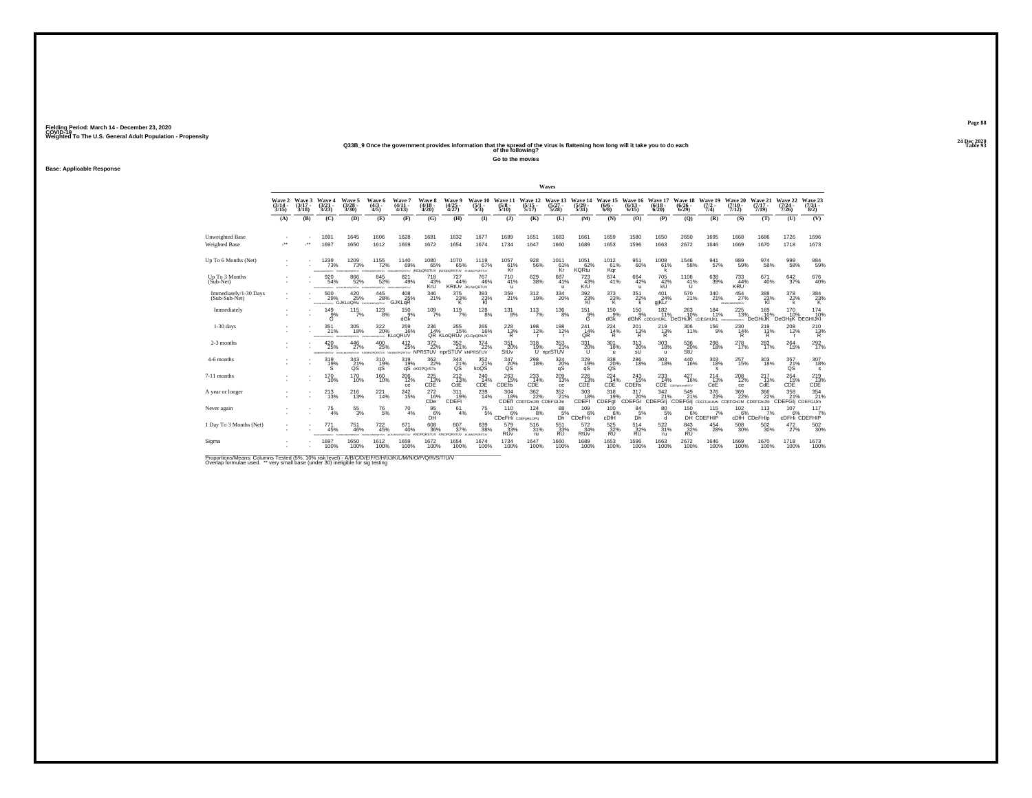Fielding Period: March 14 - December 23, 2020
COVID-19
Weighted To The U.S. General Adult Population - Propensity

24 Dec 2020
Table 93

**Q33B_9 Once the government provides information that the spread of the virus is flattening how long will it take you to do each of the following?**

**Go to the movies**

**Base: Applicable Response**

| | Wave 2 (3/14 - 3/15) | Wave 3 (3/17 - 3/18) | Wave 4 (3/21 - 3/23) | Wave 5 (3/28 - 3/30) | Wave 6 (4/3 - 4/5) | Wave 7 (4/11 - 4/13) | Wave 8 (4/18 - 4/20) | Wave 9 (4/25 - 4/27) | Wave 10 (5/1 - 5/3) | Wave 11 (5/8 - 5/10) | Wave 12 (5/15 - 5/17) | Wave 13 (5/27 - 5/28) | Wave 14 (5/29 - 5/31) | Wave 15 (6/6 - 6/8) | Wave 16 (6/13 - 6/15) | Wave 17 (6/18 - 6/20) | Wave 18 (6/26 - 6/29) | Wave 19 (7/2 - 7/4) | Wave 20 (7/10 - 7/12) | Wave 21 (7/17 - 7/19) | Wave 22 (7/24 - 7/26) | Wave 23 (7/31 - 8/2) |
|---|---|---|---|---|---|---|---|---|---|---|---|---|---|---|---|---|---|---|---|---|---|---|
| | (A) | (B) | (C) | (D) | (E) | (F) | (G) | (H) | (I) | (J) | (K) | (L) | (M) | (N) | (O) | (P) | (Q) | (R) | (S) | (T) | (U) | (V) |
| Unweighted Base | - | - | 1691 | 1645 | 1606 | 1628 | 1681 | 1632 | 1677 | 1689 | 1651 | 1683 | 1661 | 1659 | 1580 | 1650 | 2650 | 1695 | 1668 | 1686 | 1726 | 1696 |
| Weighted Base | -** | -** | 1697 | 1650 | 1612 | 1659 | 1672 | 1654 | 1674 | 1734 | 1647 | 1660 | 1689 | 1653 | 1596 | 1663 | 2672 | 1646 | 1669 | 1670 | 1718 | 1673 |
| Up To 6 Months (Net) | - | - | 1239 73% | 1209 73% | 1155 72% | 1140 69% | 1080 65% jKOpQRSTUV | 1070 65% jKOpQRSTUV | 1119 67% | 1057 61% Kr | 928 56% | 1011 61% Kr | 1051 62% KQRtu | 1012 61% Kqr | 951 60% | 1008 61% k | 1546 58% | 941 57% | 989 59% | 974 58% | 999 58% | 984 59% |
| Up To 3 Months (Sub-Net) | - | - | 920 54% | 866 52% | 845 52% | 821 49% | 718 43% KrU | 727 44% KRtUv | 767 46% JKLNoQRTUV | 710 41% u | 629 38% | 687 41% u | 723 43% KrU | 674 41% | 664 42% u | 705 42% kU | 1106 41% U | 638 39% | 733 44% KRU | 671 40% | 642 37% | 676 40% |
| Immediately/1-30 Days (Sub-Sub-Net) | - | - | 500 29% GJKLoQRu | 420 25% | 445 28% | 408 25% GJKLqR | 346 21% | 375 23% K | 393 23% Kl | 359 21% | 312 19% | 334 20% | 392 23% Kl | 373 23% K | 351 22% k | 401 24% gjKLr | 570 21% | 340 21% | 454 27% | 388 23% Kl | 378 22% k | 384 23% K |
| Immediately | - | - | 149 9% G | 115 7% | 123 8% | 150 9% dGk | 109 7% | 119 7% | 128 8% | 131 8% | 113 7% | 136 8% | 151 9% G | 150 9% dGk | 150 9% dGhK | 182 11% cDEGHIJKL | 263 10% DeGHIJK | 184 11% cDEGHIJKL | 225 13% | 169 10% DeGHIJK | 170 10% DeGHIjK | 174 10% DEGHIJKl |
| 1-30 days | - | - | 351 21% | 305 18% | 322 20% | 259 16% KLoQRUV | 236 14% QR | 255 15% KLoQRUv | 265 16% jKLOpQRtUV | 228 13% R | 198 12% r | 198 12% r | 241 14% QR | 224 14% R | 201 13% R | 219 13% R | 306 11% | 156 9% | 230 14% R | 219 13% R | 208 12% r | 210 13% R |
| 2-3 months | - | - | 420 25% | 446 27% | 400 25% | 412 25% | 372 22% NPRSTUV | 352 21% nprSTUV | 374 22% kNPRSTUV | 351 20% StUv | 318 19% U | 353 21% nprSTUV | 331 20% U | 301 18% u | 313 20% sU | 303 18% u | 536 20% StU | 298 18% | 278 17% | 283 17% | 264 15% | 292 17% |
| 4-6 months | - | - | 319 19% S | 343 21% QS | 310 19% qS | 319 19% qS | 362 22% cKOPQrSTv | 343 21% QS | 352 21% koQS | 347 20% QS | 298 18% | 324 20% qS | 329 19% qS | 338 20% QS | 286 18% | 303 18% | 440 16% | 303 18% s | 257 15% | 303 18% | 357 21% QS | 307 18% s |
| 7-11 months | - | - | 170 10% | 170 10% | 160 10% | 206 12% ce | 225 13% CDE | 212 13% CdE | 240 14% CDE | 263 15% CDEfs | 233 14% CDE | 209 13% ce | 226 13% CDE | 224 14% CDE | 243 15% CDEfs | 233 14% CDE | 427 16% CDEFghLmnRSTV | 214 13% CdE | 208 12% ce | 217 13% CdE | 254 15% CDE | 219 13% CDE |
| A year or longer | - | - | 213 13% | 216 13% | 221 14% | 242 15% | 272 16% CDe | 311 19% CDEFI | 239 14% | 304 18% CDEfI | 362 22% CDEFGHIJM | 352 21% CDEFGIJm | 303 18% CDEFI | 318 19% CDEFgI | 317 20% CDEFGI | 342 21% CDEFGIj | 549 21% CDEFGIj | 376 23% CDEFGHIJMN | 369 22% CDEFGHIJM | 366 22% CDEFGHIJM | 358 21% CDEFGIj | 354 21% CDEFGIJm |
| Never again | - | - | 75 4% | 55 3% | 76 5% | 70 4% | 95 6% DH | 61 4% | 75 5% | 110 6% CDeFHi | 124 8% CDEFgHIJLOPq | 88 5% Dh | 109 6% CDeFHi | 100 6% cDfH | 84 5% Dh | 80 5% d | 150 6% DH | 115 7% CDEFHIP | 102 6% cDfH | 113 7% CDeFHIp | 107 6% cDFHi | 117 7% CDEFHIP |
| 1 Day To 3 Months (Net) | - | - | 771 45% | 751 46% | 722 45% | 671 40% | 608 36% KNOPQRSTUV | 607 37% KNOPQRSTUV | 639 38% JKLMNOPQRSTUV | 579 33% RUv | 516 31% ru | 551 33% RU | 572 34% RtUv | 525 32% RU | 514 32% RU | 522 31% ru | 843 32% RU | 454 28% | 508 30% | 502 30% | 472 27% | 502 30% |
| Sigma | - | - | 1697 100% | 1650 100% | 1612 100% | 1659 100% | 1672 100% | 1654 100% | 1674 100% | 1734 100% | 1647 100% | 1660 100% | 1689 100% | 1653 100% | 1596 100% | 1663 100% | 2672 100% | 1646 100% | 1669 100% | 1670 100% | 1718 100% | 1673 100% |

Proportions/Means: Columns Tested (5%, 10% risk level) - A/B/C/D/E/F/G/H/I/J/K/L/M/N/O/P/Q/R/S/T/U/V
Overlap formulae used. ** very small base (under 30) ineligible for sig testing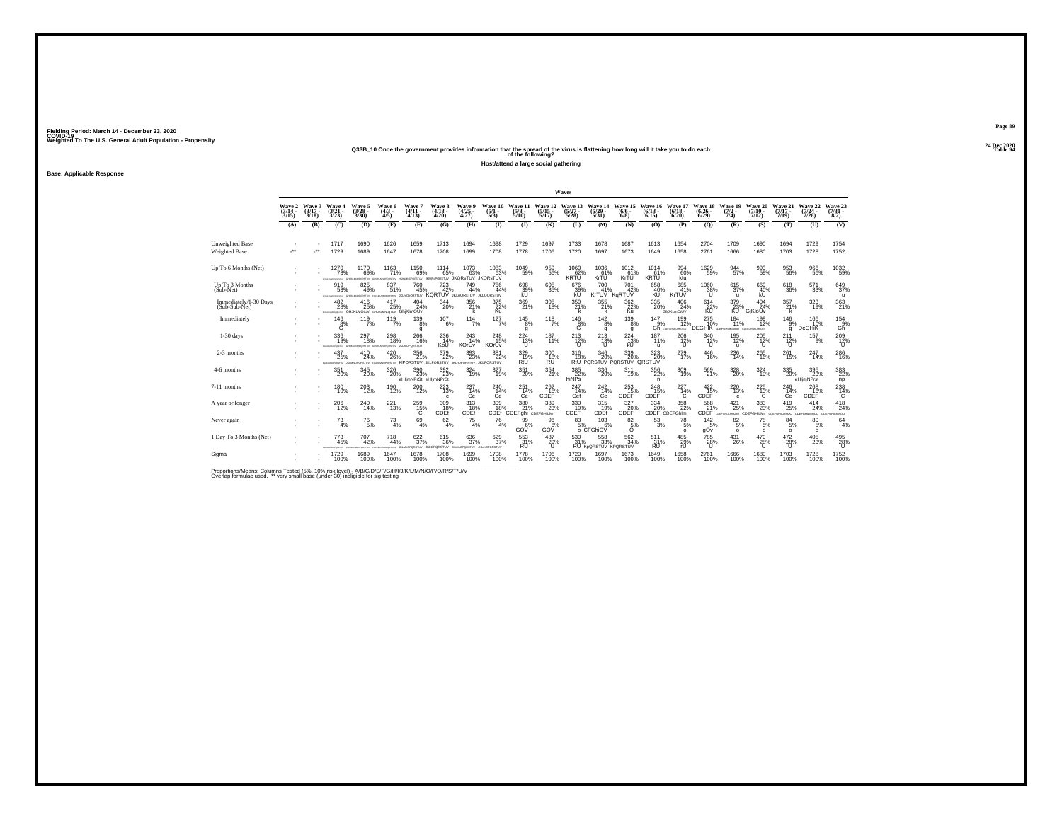Fielding Period: March 14 - December 23, 2020
COVID-19
Weighted To The U.S. General Adult Population - Propensity

24 Dec 2020
Table 94

**Q33B_10 Once the government provides information that the spread of the virus is flattening how long will it take you to do each of the following?**

**Host/attend a large social gathering**

**Base: Applicable Response**

| | Wave 2 (3/14 - 3/15) | Wave 3 (3/17 - 3/18) | Wave 4 (3/21 - 3/23) | Wave 5 (3/28 - 3/30) | Wave 6 (4/3 - 4/5) | Wave 7 (4/11 - 4/13) | Wave 8 (4/18 - 4/20) | Wave 9 (4/25 - 4/27) | Wave 10 (5/1 - 5/3) | Wave 11 (5/8 - 5/10) | Wave 12 (5/15 - 5/17) | Wave 13 (5/27 - 5/28) | Wave 14 (5/29 - 5/31) | Wave 15 (6/6 - 6/8) | Wave 16 (6/13 - 6/15) | Wave 17 (6/18 - 6/20) | Wave 18 (6/26 - 6/29) | Wave 19 (7/2 - 7/4) | Wave 20 (7/10 - 7/12) | Wave 21 (7/17 - 7/19) | Wave 22 (7/24 - 7/26) | Wave 23 (7/31 - 8/2) |
|---|---|---|---|---|---|---|---|---|---|---|---|---|---|---|---|---|---|---|---|---|---|---|
| | (A) | (B) | (C) | (D) | (E) | (F) | (G) | (H) | (I) | (J) | (K) | (L) | (M) | (N) | (O) | (P) | (Q) | (R) | (S) | (T) | (U) | (V) |
| Unweighted Base | - | - | 1717 | 1690 | 1626 | 1659 | 1713 | 1694 | 1698 | 1729 | 1697 | 1733 | 1678 | 1687 | 1613 | 1654 | 2704 | 1709 | 1690 | 1694 | 1729 | 1754 |
| Weighted Base | -** | -** | 1729 | 1689 | 1647 | 1678 | 1708 | 1699 | 1708 | 1778 | 1706 | 1720 | 1697 | 1673 | 1649 | 1658 | 2761 | 1666 | 1680 | 1703 | 1728 | 1752 |
| Up To 6 Months (Net) | - | - | 1270 73% | 1170 69% | 1163 71% | 1150 69% | 1114 65% | 1073 63% JKQRsTUV | 1083 63% JKQRsTUV | 1049 59% | 959 56% | 1060 62% KRTU | 1036 61% KrTU | 1012 61% KrTU | 1014 61% KRTU | 994 60% ktu | 1629 59% | 944 57% | 993 59% | 953 56% | 966 56% | 1032 59% |
| Up To 3 Months (Sub-Net) | - | - | 919 53% | 825 49% | 837 51% | 760 45% KQRTUV | 723 42% KQRTUV | 749 44% JKLoQRsTUV | 756 44% JKLOQRSTUV | 698 39% kU | 605 35% | 676 39% kU | 700 41% KrTUV | 701 42% KqRTUV | 658 40% KU | 685 41% KrTUV | 1060 38% U | 615 37% u | 669 40% kU | 618 36% | 571 33% | 649 37% u |
| Immediately/1-30 Days (Sub-Sub-Net) | - | - | 482 28% | 416 25% GHJKLMOtUV | 417 25% GHIJKLMNOqTUV | 404 24% GhjKlmOUv | 344 20% | 356 21% k | 375 22% Ku | 369 21% | 305 18% | 359 21% k | 355 21% k | 362 22% Ku | 335 20% | 406 24% GhJKLmOtUV | 614 22% KU | 379 23% KU | 404 24% GjKloUv | 357 21% k | 323 19% | 363 21% |
| Immediately | - | - | 146 8% G | 119 7% | 119 7% | 139 8% g | 107 6% | 114 7% | 127 7% | 145 8% g | 118 7% | 146 8% G | 142 8% g | 139 8% g | 147 9% Gh | 199 12% | 275 10% DEGHIK | 184 11% | 199 12% | 146 9% g | 166 10% DeGHIK | 154 9% Gh |
| 1-30 days | - | - | 336 19% | 297 18% | 298 18% | 266 16% | 236 14% KoU | 243 14% KOrUv | 248 15% KOrUv | 224 13% U | 187 11% | 213 12% U | 213 13% U | 224 13% kU | 187 11% u | 206 12% U | 340 12% U | 195 12% u | 205 12% U | 211 12% U | 157 9% | 209 12% U |
| 2-3 months | - | - | 437 25% | 410 24% | 420 26% | 356 21% KlPQRSTUV | 379 22% JKLPQRSTUV | 393 23% | 381 22% JKLPQRSTUV | 329 19% RtU | 300 18% RU | 316 18% RtU | 346 20% PQRSTUV | 339 20% PQRSTUV | 323 20% QRSTUV | 279 17% | 446 16% | 236 14% | 265 16% | 261 15% | 247 14% | 286 16% |
| 4-6 months | - | - | 351 20% | 345 20% | 326 20% | 390 23% eHIjmNPrSt | 392 23% eHIjmNPrSt | 324 19% | 327 19% | 351 20% | 354 21% | 385 22% hiNPs | 336 20% | 311 19% | 356 22% n | 309 19% | 569 21% | 328 20% | 324 19% | 335 20% | 395 23% eHIjmNPrst | 383 22% np |
| 7-11 months | - | - | 180 10% | 203 12% | 190 12% | 200 12% | 223 13% c | 237 14% Ce | 240 14% Ce | 251 14% Ce | 262 15% CDEF | 247 14% Cef | 242 14% Ce | 253 15% CDEF | 248 15% CDEF | 227 14% C | 422 15% CDEF | 220 13% c | 225 13% C | 246 14% Ce | 268 16% CDEF | 238 14% C |
| A year or longer | - | - | 206 12% | 240 14% | 221 13% | 259 15% C | 309 18% CDEf | 313 18% CDEf | 309 18% CDEf | 380 21% CDEFghi | 389 23% CDEFGHIlMn | 330 19% CDEF | 315 19% CDEf | 327 20% CDEF | 334 20% CDEF | 358 22% CDEFGhIm | 568 21% CDEF | 421 25% | 383 23% CDEFGHILMN | 419 25% | 414 24% | 418 24% |
| Never again | - | - | 73 4% | 76 5% | 73 4% | 69 4% | 62 4% | 75 4% | 76 4% | 99 6% GOV | 96 6% GOV | 83 5% o | 103 6% CFGhiOV | 82 5% O | 53 3% | 78 5% o | 142 5% gOv | 82 5% o | 78 5% o | 84 5% o | 80 5% o | 64 4% |
| 1 Day To 3 Months (Net) | - | - | 773 45% | 707 42% | 718 44% | 622 37% JKLMoPQRSTUV | 615 36% JKLOPQRSTUV | 636 37% | 629 37% JKLmOPQRSTUV | 553 31% RU | 487 29% U | 530 31% RU | 558 33% KpQRSTUV | 562 34% KPQRSTUV | 511 31% RU | 485 29% rU | 785 28% U | 431 26% | 470 28% U | 472 28% U | 405 23% | 495 28% U |
| Sigma | - | - | 1729 100% | 1689 100% | 1647 100% | 1678 100% | 1708 100% | 1699 100% | 1708 100% | 1778 100% | 1706 100% | 1720 100% | 1697 100% | 1673 100% | 1649 100% | 1658 100% | 2761 100% | 1666 100% | 1680 100% | 1703 100% | 1728 100% | 1752 100% |

Proportions/Means: Columns Tested (5%, 10% risk level) - A/B/C/D/E/F/G/H/I/J/K/L/M/N/O/P/Q/R/S/T/U/V
Overlap formulae used. ** very small base (under 30) ineligible for sig testing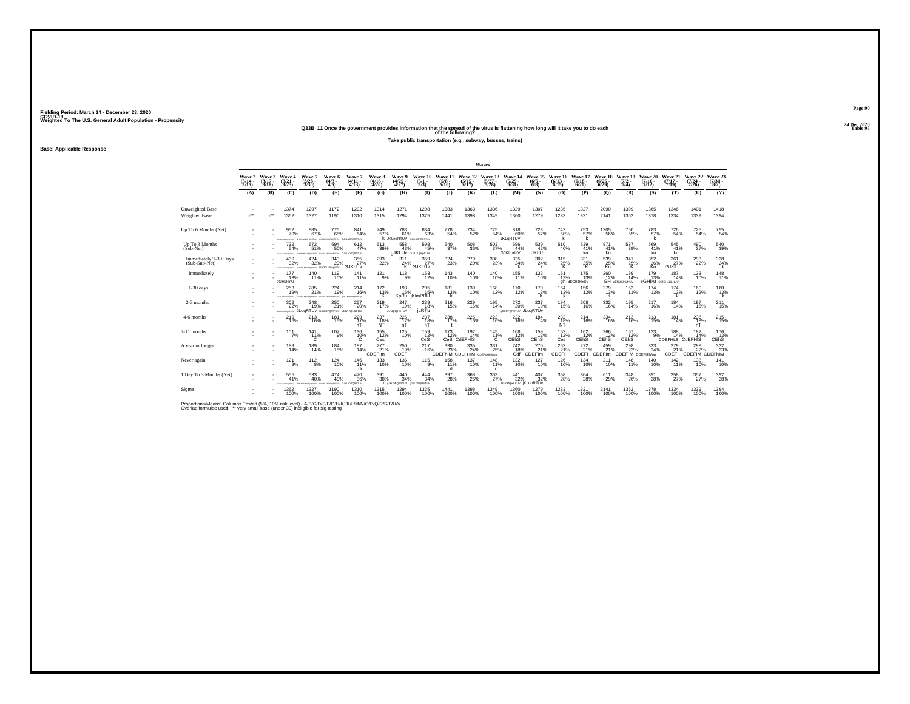Fielding Period: March 14 - December 23, 2020
COVID-19
Weighted To The U.S. General Adult Population - Propensity

24 Dec 2020
Table 95

**Q33B_11 Once the government provides information that the spread of the virus is flattening how long will it take you to do each of the following?**

**Take public transportation (e.g., subway, busses, trains)**

**Base: Applicable Response**

| | Wave 2 (3/14 - 3/15) | Wave 3 (3/17 - 3/18) | Wave 4 (3/21 - 3/23) | Wave 5 (3/28 - 3/30) | Wave 6 (4/3 - 4/5) | Wave 7 (4/11 - 4/13) | Wave 8 (4/18 - 4/20) | Wave 9 (4/25 - 4/27) | Wave 10 (5/1 - 5/3) | Wave 11 (5/8 - 5/10) | Wave 12 (5/15 - 5/17) | Wave 13 (5/27 - 5/28) | Wave 14 (5/29 - 5/31) | Wave 15 (6/6 - 6/8) | Wave 16 (6/13 - 6/15) | Wave 17 (6/18 - 6/20) | Wave 18 (6/26 - 6/29) | Wave 19 (7/2 - 7/4) | Wave 20 (7/10 - 7/12) | Wave 21 (7/17 - 7/19) | Wave 22 (7/24 - 7/26) | Wave 23 (7/31 - 8/2) |
|---|---|---|---|---|---|---|---|---|---|---|---|---|---|---|---|---|---|---|---|---|---|---|
| | (A) | (B) | (C) | (D) | (E) | (F) | (G) | (H) | (I) | (J) | (K) | (L) | (M) | (N) | (O) | (P) | (Q) | (R) | (S) | (T) | (U) | (V) |
| Unweighted Base | - | - | 1374 | 1297 | 1172 | 1292 | 1314 | 1271 | 1298 | 1383 | 1363 | 1336 | 1329 | 1307 | 1235 | 1327 | 2090 | 1399 | 1365 | 1346 | 1401 | 1418 |
| Weighted Base | -** | -** | 1362 | 1327 | 1190 | 1310 | 1315 | 1294 | 1325 | 1441 | 1398 | 1349 | 1360 | 1279 | 1283 | 1321 | 2141 | 1362 | 1378 | 1334 | 1339 | 1394 |
| Up To 6 Months (Net) | - | - | 952 70% | 885 67% | 775 65% | 841 64% | 749 57% | 783 61% K | 834 63% JKLnqRTUV | 778 54% | 734 52% | 725 54% | 818 60% JKLqRTUV | 723 57% | 742 58% K | 753 57% k | 1205 56% | 750 55% | 783 57% k | 726 54% | 725 54% | 755 54% |
| Up To 3 Months (Sub-Net) | - | - | 732 54% | 672 51% | 594 50% | 612 47% | 513 39% | 558 43% gJKLUv | 598 45% GJKLOpqRUV | 540 37% | 508 36% | 503 37% | 596 44% GJKLorUV | 539 42% JKLU | 510 40% | 539 41% ku | 871 41% ku | 537 39% | 569 41% ku | 545 41% ku | 490 37% | 540 39% |
| Immediately/1-30 Days (Sub-Sub-Net) | - | - | 430 32% | 424 32% | 343 29% GHJKLMNopqUV | 355 27% GJKLUv | 293 22% | 311 24% K | 359 27% GJKLUv | 324 23% | 279 20% | 308 23% | 325 24% k | 302 24% k | 315 25% K | 331 25% K | 539 25% Ku | 341 25% K | 352 26% Ku | 361 27% GJKlU | 293 22% | 328 24% k |
| Immediately | - | - | 177 13% eGHJklnU | 140 11% | 119 10% | 141 11% | 121 9% | 118 9% | 153 12% | 143 10% | 140 10% | 140 10% | 155 11% | 132 10% | 151 12% gh | 175 13% dEGHJKlnUv | 260 12% GH | 189 14% dEGHJKLNUV | 179 13% eGHjku | 187 14% DEFGHJKLNUV | 133 10% | 148 11% |
| 1-30 days | - | - | 253 19% | 285 21% | 224 19% | 214 16% | 172 13% K | 193 15% KpRu | 205 15% jKlmPRU | 181 13% k | 139 10% | 168 12% | 170 12% | 170 13% K | 164 13% k | 156 12% | 279 13% K | 153 11% | 174 13% | 174 13% k | 160 12% | 180 13% k |
| 2-3 months | - | - | 302 22% | 248 19% JLoqRTUv | 250 21% | 257 20% JLOPQRsTUV | 219 17% | 247 19% JLOpQRsTUV | 239 18% jLRTu | 216 15% | 229 16% | 195 14% | 272 20% | 237 19% JLoqRTUv | 194 15% | 208 16% | 332 16% | 195 14% | 217 16% | 184 14% | 197 15% | 211 15% |
| 4-6 months | - | - | 219 16% | 213 16% | 181 15% | 229 17% nT | 237 18% NT | 225 17% nT | 237 18% nT | 238 17% t | 225 16% | 222 16% | 222 16% | 184 14% | 232 18% NT | 214 16% | 334 16% | 213 16% | 213 15% | 181 14% | 236 18% nT | 215 15% |
| 7-11 months | - | - | 101 7% | 141 11% C | 107 9% | 136 10% C | 155 12% Ces | 125 10% | 159 12% CeS | 173 12% CeS | 192 14% CdEFHIS | 145 11% C | 168 12% CEhS | 159 12% CEhS | 152 12% Ces | 162 12% CEhS | 266 12% CEhS | 167 12% CEhS | 123 9% | 188 14% CDEFHILS | 182 14% CdEFHIS | 176 13% CEhS |
| A year or longer | - | - | 189 14% | 189 14% | 184 15% | 187 14% | 277 21% CDEFIm | 250 19% CDEF | 217 16% | 330 23% CDEFhIM | 335 24% CDEFHIM | 331 25% CDEFgHIMnqt | 242 18% Cdf | 270 21% CDEFIm | 263 21% CDEFI | 272 21% CDEFI | 459 21% CDEFIm | 298 22% CDEFIM | 333 24% CDEFHIMnp | 279 21% CDEFI | 298 22% CDEFIM | 322 23% CDEFhIM |
| Never again | - | - | 121 9% | 112 8% | 124 10% | 146 11% di | 133 10% | 136 10% | 115 9% | 158 11% d | 137 10% | 148 11% d | 132 10% | 127 10% | 126 10% | 134 10% | 211 10% | 148 11% | 140 10% | 142 11% | 133 10% | 141 10% |
| 1 Day To 3 Months (Net) | - | - | 555 41% | 533 40% | 474 40% | 470 36% | 391 30% | 440 34% f | 444 34% | 397 28% | 368 26% | 363 27% | 441 32% JKLoPqRsTUv | 407 32% jKLopRTUv | 358 28% | 364 28% | 611 29% | 348 26% | 391 28% | 358 27% | 357 27% | 392 28% |
| Sigma | - | - | 1362 100% | 1327 100% | 1190 100% | 1310 100% | 1315 100% | 1294 100% | 1325 100% | 1441 100% | 1398 100% | 1349 100% | 1360 100% | 1279 100% | 1283 100% | 1321 100% | 2141 100% | 1362 100% | 1378 100% | 1334 100% | 1339 100% | 1394 100% |

Proportions/Means: Columns Tested (5%, 10% risk level) - A/B/C/D/E/F/G/H/I/J/K/L/M/N/O/P/Q/R/S/T/U/V
Overlap formulae used. ** very small base (under 30) ineligible for sig testing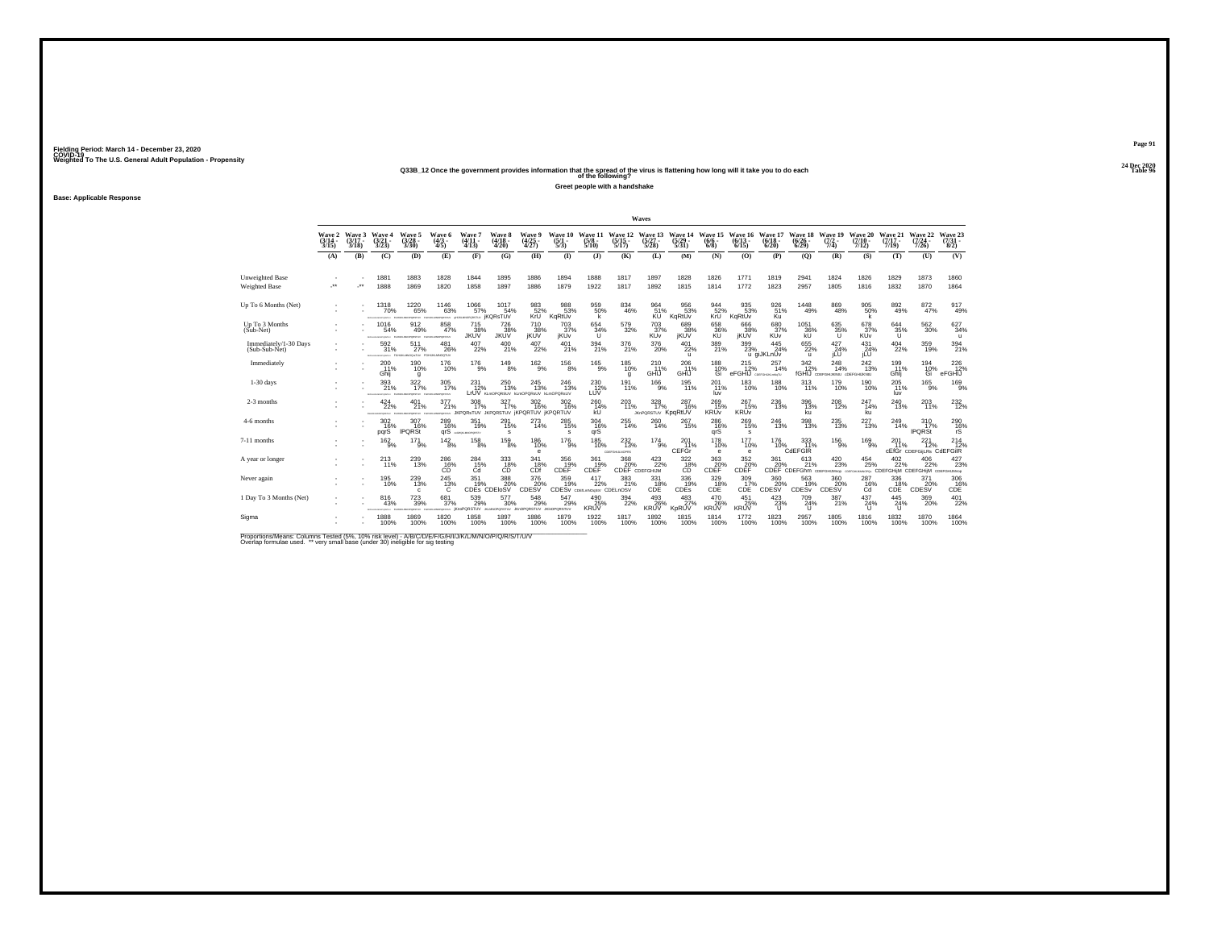Fielding Period: March 14 - December 23, 2020
COVID-19
Weighted To The U.S. General Adult Population - Propensity

24 Dec 2020
Table 96

**Q33B_12 Once the government provides information that the spread of the virus is flattening how long will it take you to do each of the following?**

**Greet people with a handshake**

**Base: Applicable Response**

| | Wave 2 (3/14 - 3/15) (A) | Wave 3 (3/17 - 3/18) (B) | Wave 4 (3/21 - 3/23) (C) | Wave 5 (3/28 - 3/30) (D) | Wave 6 (4/3 - 4/5) (E) | Wave 7 (4/11 - 4/13) (F) | Wave 8 (4/18 - 4/20) (G) | Wave 9 (4/25 - 4/27) (H) | Wave 10 (5/1 - 5/3) (I) | Wave 11 (5/8 - 5/10) (J) | Wave 12 (5/15 - 5/17) (K) | Wave 13 (5/27 - 5/28) (L) | Wave 14 (5/29 - 5/31) (M) | Wave 15 (6/6 - 6/8) (N) | Wave 16 (6/13 - 6/15) (O) | Wave 17 (6/18 - 6/20) (P) | Wave 18 (6/26 - 6/29) (Q) | Wave 19 (7/2 - 7/4) (R) | Wave 20 (7/10 - 7/12) (S) | Wave 21 (7/17 - 7/19) (T) | Wave 22 (7/24 - 7/26) (U) | Wave 23 (7/31 - 8/2) (V) |
|---|---|---|---|---|---|---|---|---|---|---|---|---|---|---|---|---|---|---|---|---|---|---|
| Unweighted Base | - | - | 1881 | 1883 | 1828 | 1844 | 1895 | 1886 | 1894 | 1888 | 1817 | 1897 | 1828 | 1826 | 1771 | 1819 | 2941 | 1824 | 1826 | 1829 | 1873 | 1860 |
| Weighted Base | -** | -** | 1888 | 1869 | 1820 | 1858 | 1897 | 1886 | 1879 | 1922 | 1817 | 1892 | 1815 | 1814 | 1772 | 1823 | 2957 | 1805 | 1816 | 1832 | 1870 | 1864 |
| Up To 6 Months (Net) | - | - | 1318 70% | 1220 65% | 1146 63% | 1066 57% | 1017 54% jKQRsTUV | 983 52% KrU | 988 53% KqRtUv | 959 50% k | 834 46% | 964 51% KU | 956 53% KqRtUv | 944 52% KrU | 935 53% KqRtUv | 926 51% Ku | 1448 49% | 869 48% | 905 50% k | 892 49% | 872 47% | 917 49% |
| Up To 3 Months (Sub-Net) | - | - | 1016 54% | 912 49% | 858 47% | 715 38% JKUV | 726 38% JKUV | 710 38% jKUV | 703 37% jKUv | 654 34% U | 579 32% | 703 37% KUv | 689 38% jKUV | 658 36% KU | 666 38% jKUV | 680 37% KUv | 1051 36% kU | 635 35% U | 678 37% KUv | 644 35% U | 562 30% | 627 34% u |
| Immediately/1-30 Days (Sub-Sub-Net) | - | - | 592 31% | 511 27% | 481 26% | 407 22% | 400 21% | 407 22% | 401 21% | 394 21% | 376 21% | 376 20% | 401 22% u | 389 21% | 399 23% u gIJKLnUv | 445 24% | 655 22% u | 427 24% jLU | 431 24% jLU | 404 22% | 359 19% | 394 21% |
| Immediately | - | - | 200 11% Ghij | 190 10% g | 176 10% | 176 9% | 149 8% | 162 9% | 156 8% | 165 9% | 185 10% g | 210 11% GHIJ | 206 11% GHIJ | 188 10% Gi | 215 12% eFGHIJ | 257 14% | 342 12% fGHIJ | 248 14% | 242 13% | 199 11% Ghij | 194 10% Gi | 226 12% eFGHIJ |
| 1-30 days | - | - | 393 21% | 322 17% | 305 17% | 231 12% LrUV | 250 13% | 245 13% | 246 13% | 230 12% LUV | 191 11% | 166 9% | 195 11% | 201 11% luv | 183 10% | 188 10% | 313 11% | 179 10% | 190 10% | 205 11% luv | 165 9% | 169 9% |
| 2-3 months | - | - | 424 22% | 401 21% | 377 21% | 308 17% JKPQRsTUV | 327 17% JKPQRSTUV | 302 16% jKPQRTUV | 302 16% jKPQRTUV | 260 14% kU | 203 11% | 328 17% | 287 16% KpqRtUV | 269 15% KRUv | 267 15% KRUv | 236 13% | 396 13% ku | 208 12% | 247 14% ku | 240 13% | 203 11% | 232 12% |
| 4-6 months | - | - | 302 16% pqrS | 307 16% lPQRSt | 289 16% qrS | 351 19% | 291 15% s | 273 14% | 285 15% s | 304 16% qrS | 255 14% | 260 14% | 267 15% | 286 16% qrS | 269 15% s | 246 13% | 398 13% | 235 13% | 227 13% | 249 14% | 310 17% lPQRSt | 290 16% rS |
| 7-11 months | - | - | 162 9% | 171 9% | 142 8% | 159 8% | 159 8% | 186 10% e | 176 9% | 185 10% | 232 13% | 174 9% | 201 11% CEFGr | 178 10% e | 177 10% e | 176 10% | 333 11% CdEFGIR | 156 9% | 169 9% | 201 11% cEfGr | 221 12% | 214 12% CdEFGIR |
| A year or longer | - | - | 213 11% | 239 13% | 286 16% CD | 284 15% Cd | 333 18% CD | 341 18% CDf | 356 19% CDEF | 361 19% CDEF | 368 20% CDEF | 423 22% | 322 18% CD | 363 20% CDEF | 352 20% CDEF | 361 20% CDEF | 613 21% | 420 23% | 454 25% | 402 22% | 406 22% | 427 23% |
| Never again | - | - | 195 10% | 239 13% c | 245 13% C | 351 19% CDEs | 388 20% CDEloSV | 376 20% CDESV | 359 19% CDESv | 417 22% | 383 21% CDELnOSV | 331 18% CDE | 336 19% CDEs | 329 18% CDE | 309 17% CDE | 360 20% CDESV | 563 19% CDESv | 360 20% CDESV | 287 16% Cd | 336 18% CDE | 371 20% CDESV | 306 16% CDE |
| 1 Day To 3 Months (Net) | - | - | 816 43% | 723 39% | 681 37% | 539 29% | 577 30% | 548 29% | 547 29% | 490 25% KRUV | 394 22% | 493 26% KRUV | 483 27% KpRUV | 470 26% KRUV | 451 25% KRUV | 423 23% U | 709 24% U | 387 21% | 437 24% U | 445 24% U | 369 20% | 401 22% |
| Sigma | - | - | 1888 100% | 1869 100% | 1820 100% | 1858 100% | 1897 100% | 1886 100% | 1879 100% | 1922 100% | 1817 100% | 1892 100% | 1815 100% | 1814 100% | 1772 100% | 1823 100% | 2957 100% | 1805 100% | 1816 100% | 1832 100% | 1870 100% | 1864 100% |

Proportions/Means: Columns Tested (5%, 10% risk level) - A/B/C/D/E/F/G/H/I/J/K/L/M/N/O/P/Q/R/S/T/U/V
Overlap formulae used. ** very small base (under 30) ineligible for sig testing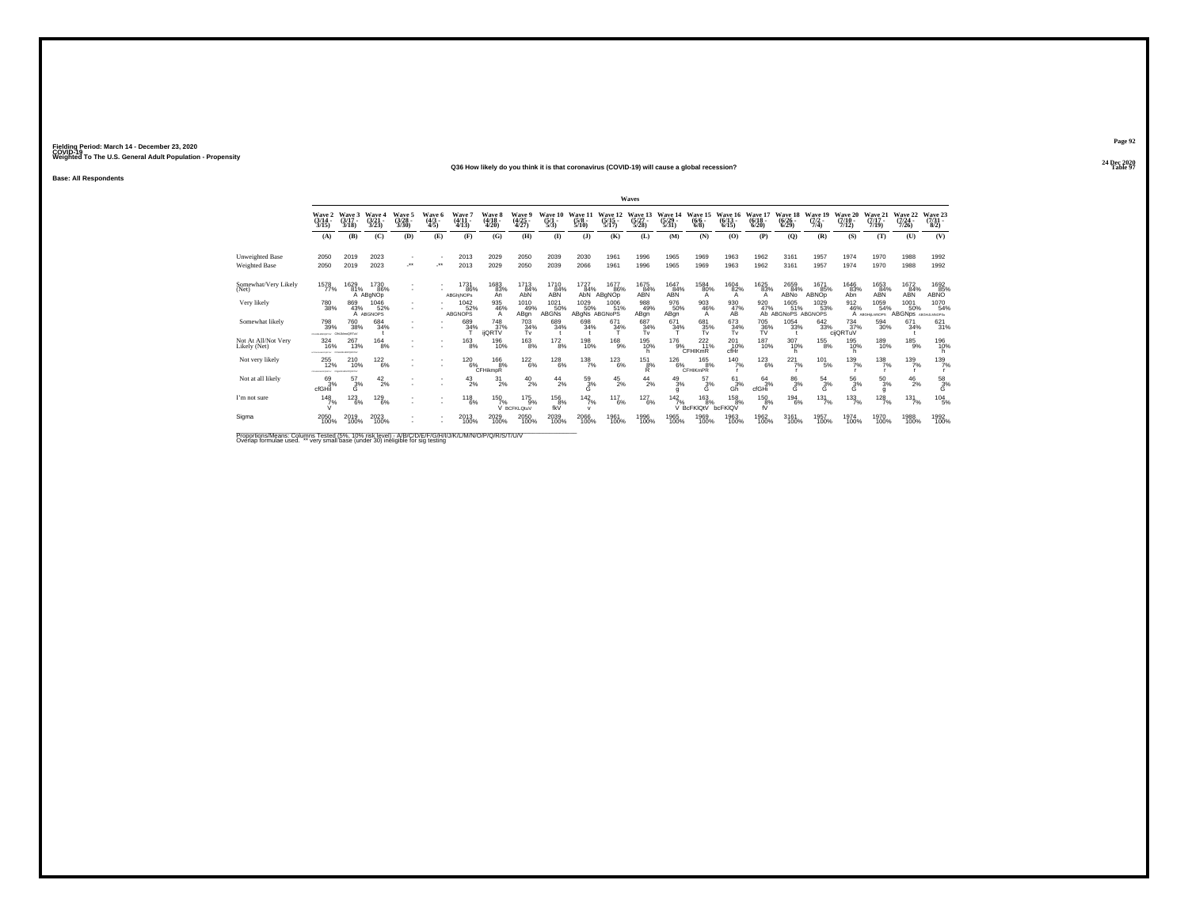Fielding Period: March 14 - December 23, 2020
COVID-19
Weighted To The U.S. General Adult Population - Propensity

24 Dec 2020
Table 97

Q36 How likely do you think it is that coronavirus (COVID-19) will cause a global recession?

Base: All Respondents

| | Wave 2 (3/14 - 3/15) | Wave 3 (3/17 - 3/18) | Wave 4 (3/21 - 3/23) | Wave 5 (3/28 - 3/30) | Wave 6 (4/3 - 4/5) | Wave 7 (4/11 - 4/13) | Wave 8 (4/18 - 4/20) | Wave 9 (4/25 - 4/27) | Wave 10 (5/1 - 5/3) | Wave 11 (5/8 - 5/10) | Wave 12 (5/15 - 5/17) | Wave 13 (5/27 - 5/28) | Wave 14 (5/29 - 5/31) | Wave 15 (6/6 - 6/8) | Wave 16 (6/13 - 6/15) | Wave 17 (6/18 - 6/20) | Wave 18 (6/26 - 6/29) | Wave 19 (7/2 - 7/4) | Wave 20 (7/10 - 7/12) | Wave 21 (7/17 - 7/19) | Wave 22 (7/24 - 7/26) | Wave 23 (7/31 - 8/2) |
|---|---|---|---|---|---|---|---|---|---|---|---|---|---|---|---|---|---|---|---|---|---|---|
| | (A) | (B) | (C) | (D) | (E) | (F) | (G) | (H) | (I) | (J) | (K) | (L) | (M) | (N) | (O) | (P) | (Q) | (R) | (S) | (T) | (U) | (V) |
| Unweighted Base | 2050 | 2019 | 2023 | - | - | 2013 | 2029 | 2050 | 2039 | 2030 | 1961 | 1996 | 1965 | 1969 | 1963 | 1962 | 3161 | 1957 | 1974 | 1970 | 1988 | 1992 |
| Weighted Base | 2050 | 2019 | 2023 | -** | -** | 2013 | 2029 | 2050 | 2039 | 2066 | 1961 | 1996 | 1965 | 1969 | 1963 | 1962 | 3161 | 1957 | 1974 | 1970 | 1988 | 1992 |
| Somewhat/Very Likely (Net) | 1578 77% | 1629 81% A | 1730 86% ABgNOp | - | - | 1731 86% ABGhjNOPs | 1683 83% An | 1713 84% AbN | 1710 84% ABN | 1727 84% AbN | 1677 86% ABgNOp | 1675 84% ABN | 1647 84% ABN | 1584 80% A | 1604 82% A | 1625 83% A | 2659 84% ABNo | 1671 85% ABNOp | 1646 83% Abn | 1653 84% ABN | 1672 84% ABN | 1692 85% ABNO |
| Very likely | 780 38% | 869 43% A | 1046 52% ABGNOPS | - | - | 1042 52% ABGNOPS | 935 46% A | 1010 49% ABgn | 1021 50% ABGNs | 1029 50% ABgNs | 1006 51% ABGNoPS | 988 49% ABgn | 976 50% ABgn | 903 46% A | 930 47% AB | 920 47% Ab | 1605 51% ABGNoPS | 1029 53% ABGNOPS | 912 46% A | 1059 54% ABGNjLNOPS | 1001 50% ABGNps | 1070 54% ABGHiLMNOPSu |
| Somewhat likely | 798 39% CDEFGHIJKLMNOPQRSTUV | 760 38% CfHIJkmnQRTUV | 684 34% t | - | - | 689 34% T | 748 37% ijQRTV | 703 34% Tv | 689 34% t | 698 34% t | 671 34% T | 687 34% Tv | 671 34% T | 681 35% Tv | 673 34% Tv | 705 36% TV | 1054 33% t | 642 33% | 734 37% cijQRTuV | 594 30% | 671 34% t | 621 31% |
| Not At All/Not Very Likely (Net) | 324 16% CDEFGHIJKLMNOPQRSTUV | 267 13% CfGHIJKLMNOPQRSTUV | 164 8% | - | - | 163 8% | 196 10% | 163 8% | 172 8% | 198 10% | 168 9% | 195 10% h | 176 9% | 222 11% CFHIKmR | 201 10% cfHr | 187 10% | 307 10% h | 155 8% | 195 10% h | 189 10% | 185 9% | 196 10% h |
| Not very likely | 255 12% CDEFGHIJKLMNOPQRSTUV | 210 10% CfgHIJKLMNOPQRSTUV | 122 6% | - | - | 120 6% | 166 8% CFHIkmpR | 122 6% | 128 6% | 138 7% | 123 6% | 151 8% R | 126 6% | 165 8% CFHIKmPR | 140 7% r | 123 6% | 221 7% r | 101 5% | 139 7% r | 138 7% r | 139 7% r | 139 7% r |
| Not at all likely | 69 3% cfGHil | 57 3% G | 42 2% | - | - | 43 2% | 31 2% | 40 2% | 44 2% | 59 3% G | 45 2% | 44 2% | 49 3% g | 57 3% G | 61 3% Gh | 64 3% cfGHi | 86 3% G | 54 3% G | 56 3% G | 50 3% g | 46 2% | 58 3% G |
| I'm not sure | 148 7% V | 123 6% | 129 6% | - | - | 118 6% | 150 7% V | 175 9% BCFKLQuV | 156 8% fkV | 142 7% v | 117 6% | 127 6% | 142 7% V | 163 8% BcFKlQtV | 158 8% bcFKlQV | 150 8% fV | 194 6% | 131 7% | 133 7% | 128 7% | 131 7% | 104 5% |
| Sigma | 2050 100% | 2019 100% | 2023 100% | - | - | 2013 100% | 2029 100% | 2050 100% | 2039 100% | 2066 100% | 1961 100% | 1996 100% | 1965 100% | 1969 100% | 1963 100% | 1962 100% | 3161 100% | 1957 100% | 1974 100% | 1970 100% | 1988 100% | 1992 100% |

Proportions/Means: Columns Tested (5%, 10% risk level) - A/B/C/D/E/F/G/H/I/J/K/L/M/N/O/P/Q/R/S/T/U/V
Overlap formulae used. ** very small base (under 30) ineligible for sig testing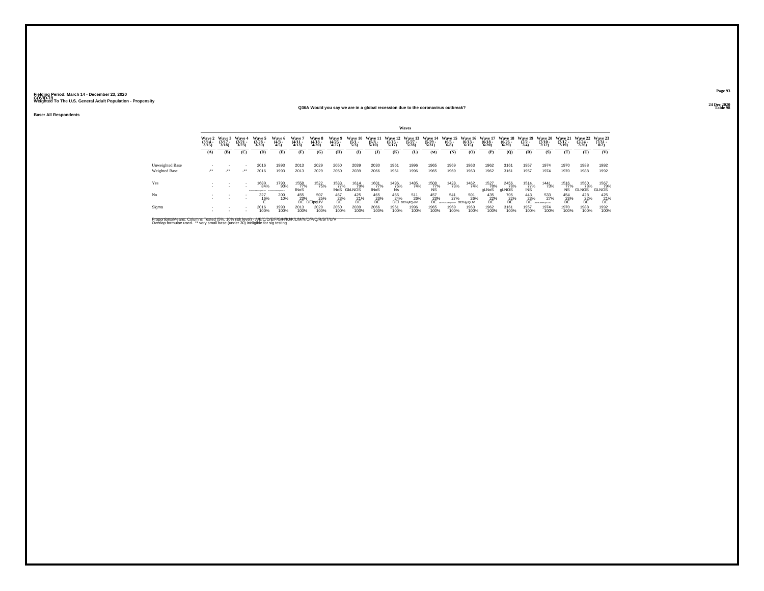Fielding Period: March 14 - December 23, 2020
COVID-19
Weighted To The U.S. General Adult Population - Propensity

24 Dec 2020
Table 98

Q36A Would you say we are in a global recession due to the coronavirus outbreak?

Base: All Respondents

| | Waves | | | | | | | | | | | | | | | | | | | | | |
|---|---|---|---|---|---|---|---|---|---|---|---|---|---|---|---|---|---|---|---|---|---|---|
| | Wave 2 (3/14 - 3/15) | Wave 3 (3/17 - 3/18) | Wave 4 (3/21 - 3/23) | Wave 5 (3/28 - 3/30) | Wave 6 (4/3 - 4/5) | Wave 7 (4/11 - 4/13) | Wave 8 (4/18 - 4/20) | Wave 9 (4/25 - 4/27) | Wave 10 (5/1 - 5/3) | Wave 11 (5/8 - 5/10) | Wave 12 (5/15 - 5/17) | Wave 13 (5/27 - 5/28) | Wave 14 (5/29 - 5/31) | Wave 15 (6/6 - 6/8) | Wave 16 (6/13 - 6/15) | Wave 17 (6/18 - 6/20) | Wave 18 (6/26 - 6/29) | Wave 19 (7/2 - 7/4) | Wave 20 (7/10 - 7/12) | Wave 21 (7/17 - 7/19) | Wave 22 (7/24 - 7/26) | Wave 23 (7/31 - 8/2) |
| | (A) | (B) | (C) | (D) | (E) | (F) | (G) | (H) | (I) | (J) | (K) | (L) | (M) | (N) | (O) | (P) | (Q) | (R) | (S) | (T) | (U) | (V) |
| Unweighted Base | - | - | - | 2016 | 1993 | 2013 | 2029 | 2050 | 2039 | 2030 | 1961 | 1996 | 1965 | 1969 | 1963 | 1962 | 3161 | 1957 | 1974 | 1970 | 1988 | 1992 |
| Weighted Base | -** | -** | -** | 2016 | 1993 | 2013 | 2029 | 2050 | 2039 | 2066 | 1961 | 1996 | 1965 | 1969 | 1963 | 1962 | 3161 | 1957 | 1974 | 1970 | 1988 | 1992 |
| Yes | - | - | - | 1689 84% FGHIJKLMNOPQRSTUV | 1793 90% DFGHIJKLMNOPQRSTUV | 1558 77% lNoS | 1522 75% | 1583 77% lNoS | 1614 79% GkLNOS | 1601 77% lNoS | 1496 76% Ns | 1485 74% | 1508 77% NS | 1428 73% | 1462 74% | 1527 78% gLNoS | 2456 78% gLNOS | 1514 77% lNS | 1441 73% | 1516 77% NS | 1560 78% GLNOS | 1567 79% GLNOS |
| No | - | - | - | 327 16% E | 200 10% | 455 23% DE | 507 25% DEIpqUV | 467 23% DE | 425 21% DE | 465 23% DE | 465 24% DEI | 511 26% DEfHIjPQrUV | 457 23% DE | 541 27% DEFHIJKMPQRTUV | 501 26% DEfHIjpQUV | 435 22% DE | 705 22% DE | 443 23% DE | 533 27% DEFHIJMPQRTUV | 454 23% DE | 428 22% DE | 425 21% DE |
| Sigma | - | - | - | 2016 100% | 1993 100% | 2013 100% | 2029 100% | 2050 100% | 2039 100% | 2066 100% | 1961 100% | 1996 100% | 1965 100% | 1969 100% | 1963 100% | 1962 100% | 3161 100% | 1957 100% | 1974 100% | 1970 100% | 1988 100% | 1992 100% |

Proportions/Means: Columns Tested (5%, 10% risk level) - A/B/C/D/E/F/G/H/I/J/K/L/M/N/O/P/Q/R/S/T/U/V
Overlap formulae used. ** very small base (under 30) ineligible for sig testing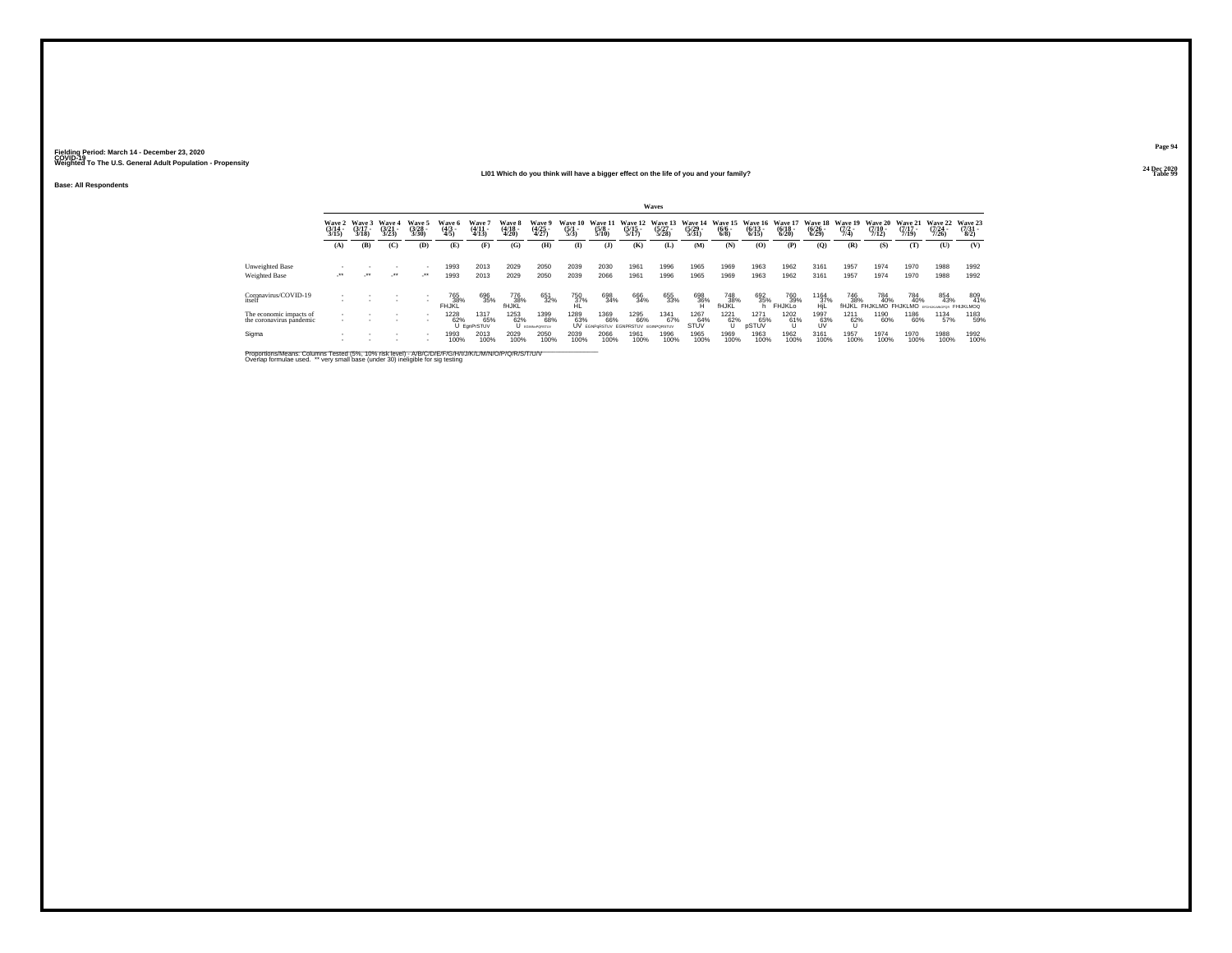Fielding Period: March 14 - December 23, 2020
COVID-19
Weighted To The U.S. General Adult Population - Propensity

24 Dec 2020
Table 99

**LI01 Which do you think will have a bigger effect on the life of you and your family?**

**Base: All Respondents**

| | Waves | | | | | | | | | | | | | | | | | | | | | |
|---|---|---|---|---|---|---|---|---|---|---|---|---|---|---|---|---|---|---|---|---|---|---|
| | Wave 2 (3/14 - 3/15) | Wave 3 (3/17 - 3/18) | Wave 4 (3/21 - 3/23) | Wave 5 (3/28 - 3/30) | Wave 6 (4/3 - 4/5) | Wave 7 (4/11 - 4/13) | Wave 8 (4/18 - 4/20) | Wave 9 (4/25 - 4/27) | Wave 10 (5/1 - 5/3) | Wave 11 (5/8 - 5/10) | Wave 12 (5/15 - 5/17) | Wave 13 (5/27 - 5/28) | Wave 14 (5/29 - 5/31) | Wave 15 (6/6 - 6/8) | Wave 16 (6/13 - 6/15) | Wave 17 (6/18 - 6/20) | Wave 18 (6/26 - 6/29) | Wave 19 (7/2 - 7/4) | Wave 20 (7/10 - 7/12) | Wave 21 (7/17 - 7/19) | Wave 22 (7/24 - 7/26) | Wave 23 (7/31 - 8/2) |
| | (A) | (B) | (C) | (D) | (E) | (F) | (G) | (H) | (I) | (J) | (K) | (L) | (M) | (N) | (O) | (P) | (Q) | (R) | (S) | (T) | (U) | (V) |
| Unweighted Base | - | - | - | - | 1993 | 2013 | 2029 | 2050 | 2039 | 2030 | 1961 | 1996 | 1965 | 1969 | 1963 | 1962 | 3161 | 1957 | 1974 | 1970 | 1988 | 1992 |
| Weighted Base | -** | -** | -** | -** | 1993 | 2013 | 2029 | 2050 | 2039 | 2066 | 1961 | 1996 | 1965 | 1969 | 1963 | 1962 | 3161 | 1957 | 1974 | 1970 | 1988 | 1992 |
| Coronavirus/COVID-19 itself | - | - | - | - | 765 38% FHJKL | 696 35% | 776 38% fHJKL | 651 32% | 750 37% HL | 698 34% | 666 34% | 655 33% | 698 36% H | 748 38% fHJKL | 692 35% h | 760 39% FHJKLo | 1164 37% HjL | 746 38% fHJKL | 784 40% FHJKLMO | 784 40% FHJKLMO | 854 43% EFGHIJKLMNOPQR | 809 41% FHIJKLMOQ |
| The economic impacts of the coronavirus pandemic | - | - | - | - | 1228 62% U | 1317 65% EgnPrSTUV | 1253 62% U | 1399 68% EGINMnPQRSTUV | 1289 63% UV | 1369 66% EGNPqRSTUV | 1295 66% EGNPRSTUV | 1341 67% EGINPQRSTUV | 1267 64% STUV | 1221 62% U | 1271 65% pSTUV | 1202 61% U | 1997 63% UV | 1211 62% U | 1190 60% | 1186 60% | 1134 57% | 1183 59% |
| Sigma | - | - | - | - | 1993 100% | 2013 100% | 2029 100% | 2050 100% | 2039 100% | 2066 100% | 1961 100% | 1996 100% | 1965 100% | 1969 100% | 1963 100% | 1962 100% | 3161 100% | 1957 100% | 1974 100% | 1970 100% | 1988 100% | 1992 100% |

Proportions/Means: Columns Tested (5%, 10% risk level) - A/B/C/D/E/F/G/H/I/J/K/L/M/N/O/P/Q/R/S/T/U/V
Overlap formulae used. ** very small base (under 30) ineligible for sig testing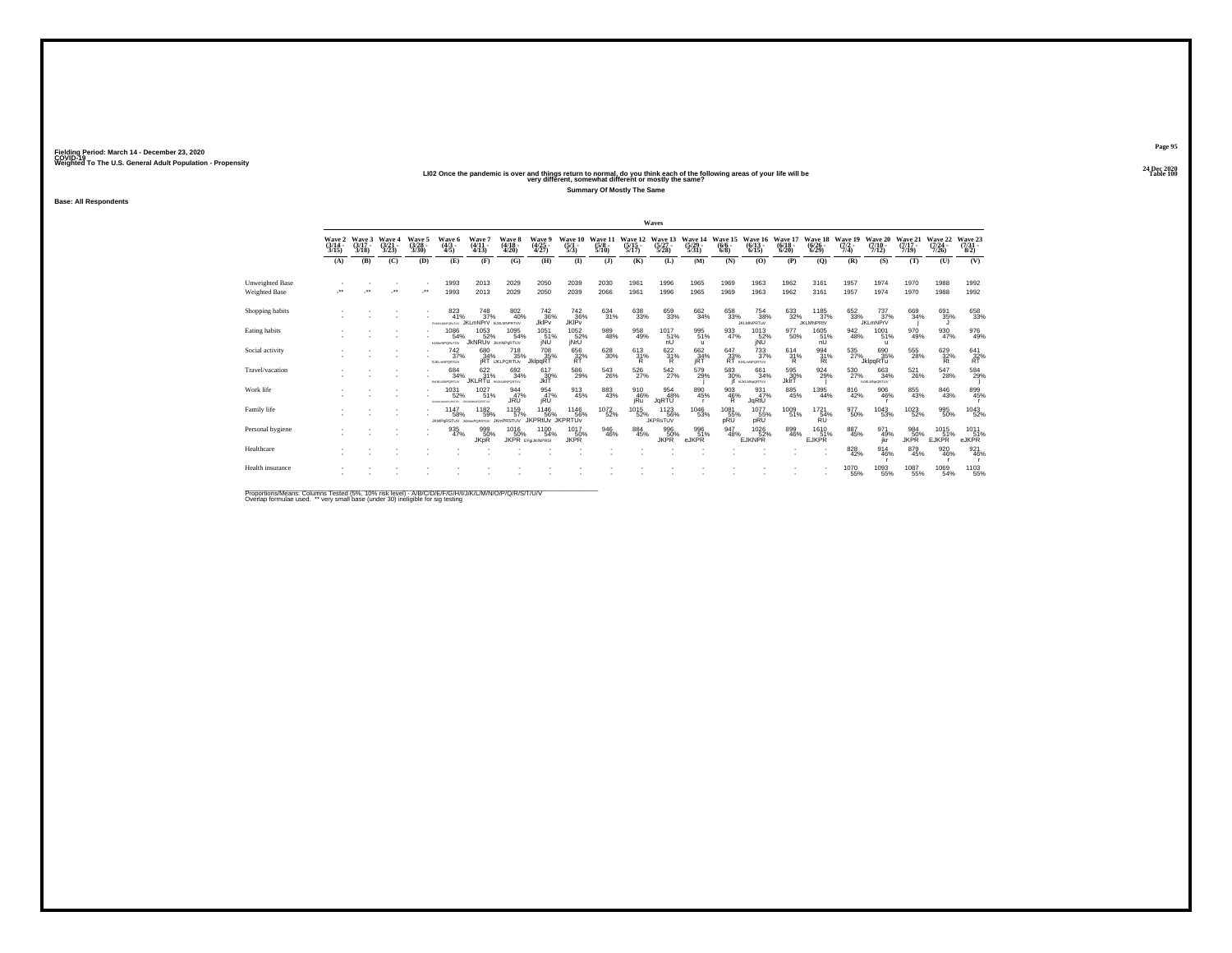Fielding Period: March 14 - December 23, 2020
COVID-19
Weighted To The U.S. General Adult Population - Propensity

24 Dec 2020
Table 100

LI02 Once the pandemic is over and things return to normal, do you think each of the following areas of your life will be very different, somewhat different or mostly the same?

Summary Of Mostly The Same

Base: All Respondents

| | Wave 2 (3/14 - 3/15) | Wave 3 (3/17 - 3/18) | Wave 4 (3/21 - 3/23) | Wave 5 (3/28 - 3/30) | Wave 6 (4/3 - 4/5) | Wave 7 (4/11 - 4/13) | Wave 8 (4/18 - 4/20) | Wave 9 (4/25 - 4/27) | Wave 10 (5/1 - 5/3) | Wave 11 (5/8 - 5/10) | Wave 12 (5/15 - 5/17) | Wave 13 (5/27 - 5/28) | Wave 14 (5/29 - 5/31) | Wave 15 (6/6 - 6/8) | Wave 16 (6/13 - 6/15) | Wave 17 (6/18 - 6/20) | Wave 18 (6/26 - 6/29) | Wave 19 (7/2 - 7/4) | Wave 20 (7/10 - 7/12) | Wave 21 (7/17 - 7/19) | Wave 22 (7/24 - 7/26) | Wave 23 (7/31 - 8/2) |
|---|---|---|---|---|---|---|---|---|---|---|---|---|---|---|---|---|---|---|---|---|---|---|
| | (A) | (B) | (C) | (D) | (E) | (F) | (G) | (H) | (I) | (J) | (K) | (L) | (M) | (N) | (O) | (P) | (Q) | (R) | (S) | (T) | (U) | (V) |
| Unweighted Base | - | - | - | - | 1993 | 2013 | 2029 | 2050 | 2039 | 2030 | 1961 | 1996 | 1965 | 1969 | 1963 | 1962 | 3161 | 1957 | 1974 | 1970 | 1988 | 1992 |
| Weighted Base | -** | -** | -** | -** | 1993 | 2013 | 2029 | 2050 | 2039 | 2066 | 1961 | 1996 | 1965 | 1969 | 1963 | 1962 | 3161 | 1957 | 1974 | 1970 | 1988 | 1992 |
| Shopping habits | - | - | - | - | 823 41% FhIJKLMNPQRsTUV | 748 37% JKLmNPrV | 802 40% fIJKLMNPRTUV | 742 36% JKlPv | 742 36% JKlPv | 634 31% | 638 33% | 659 33% | 662 34% | 658 33% | 754 38% JKLMNPRTUV | 633 32% | 1185 37% JKLMNPRtV | 652 33% | 737 37% JKLmNPrV | 669 34% j | 691 35% J | 658 33% |
| Eating habits | - | - | - | - | 1086 54% fIJKlmNPQRsTUV | 1053 52% JkNRUv | 1095 54% JKmNPqRTUV | 1051 51% jNU | 1052 52% jNrU | 989 48% | 958 49% | 1017 51% nU | 995 51% u | 933 47% | 1013 52% jNU | 977 50% | 1605 51% nU | 942 48% | 1001 51% u | 970 49% | 930 47% | 976 49% |
| Social activity | - | - | - | - | 742 37% fIJKLMNPQRTUV | 680 34% jRT | 718 35% iJKLPQRTUv | 708 35% JklpqRT | 656 32% RT | 628 30% | 613 31% R | 622 31% R | 662 34% jRT | 647 33% RT | 733 37% fIJKLmNPQRTUV | 614 31% R | 994 31% Rt | 535 27% | 690 35% JklpqRTu | 555 28% | 629 32% Rt | 641 32% RT |
| Travel/vacation | - | - | - | - | 684 34% fHIJKLMNPQRTUV | 622 31% JKLRTu | 692 34% fHIJKLMNPQRTUV | 617 30% JkIT | 586 29% | 543 26% | 526 27% | 542 27% | 579 29% j | 583 30% jt | 661 34% hIJKLMNpQRTUV | 595 30% JkIrT | 924 29% j | 530 27% | 663 34% hIJKLMNpQRTUV | 521 26% | 547 28% | 584 29% j |
| Work life | - | - | - | - | 1031 52% GHIJKLMNPQRSTUV | 1027 51% GHIJKMNPQRSTUV | 944 47% JRU | 954 47% jRU | 913 45% | 883 43% | 910 46% jRu | 954 48% JqRTU | 890 45% r | 903 46% R | 931 47% JqRtU | 885 45% | 1395 44% | 816 42% | 906 46% r | 855 43% | 846 43% | 899 45% r |
| Family life | - | - | - | - | 1147 58% JKMPqRSTUV | 1182 59% JKMmnPQRSTUV | 1159 57% JKmPRSTUV | 1146 56% JKPRtUv | 1146 56% JKPRTUv | 1072 52% | 1015 52% | 1123 56% JKPRsTUV | 1046 53% | 1081 55% pRU | 1077 55% pRU | 1009 51% | 1721 54% RU | 977 50% | 1043 53% | 1023 52% | 995 50% | 1043 52% |
| Personal hygiene | - | - | - | - | 935 47% | 999 50% JKpR | 1016 50% JKPR | 1100 54% EFgJKNPRSt | 1017 50% JKPR | 946 46% | 884 45% | 996 50% JKPR | 996 51% eJKPR | 947 48% | 1026 52% EJKNPR | 899 46% | 1610 51% EJKPR | 887 45% | 971 49% jkr | 984 50% JKPR | 1015 51% EJKPR | 1011 51% eJKPR |
| Healthcare | - | - | - | - | - | - | - | - | - | - | - | - | - | - | - | - | - | 828 42% | 914 46% r | 879 45% | 920 46% r | 921 46% r |
| Health insurance | - | - | - | - | - | - | - | - | - | - | - | - | - | - | - | - | - | 1070 55% | 1093 55% | 1087 55% | 1069 54% | 1103 55% |

Proportions/Means: Columns Tested (5%, 10% risk level) - A/B/C/D/E/F/G/H/I/J/K/L/M/N/O/P/Q/R/S/T/U/V
Overlap formulae used. ** very small base (under 30) ineligible for sig testing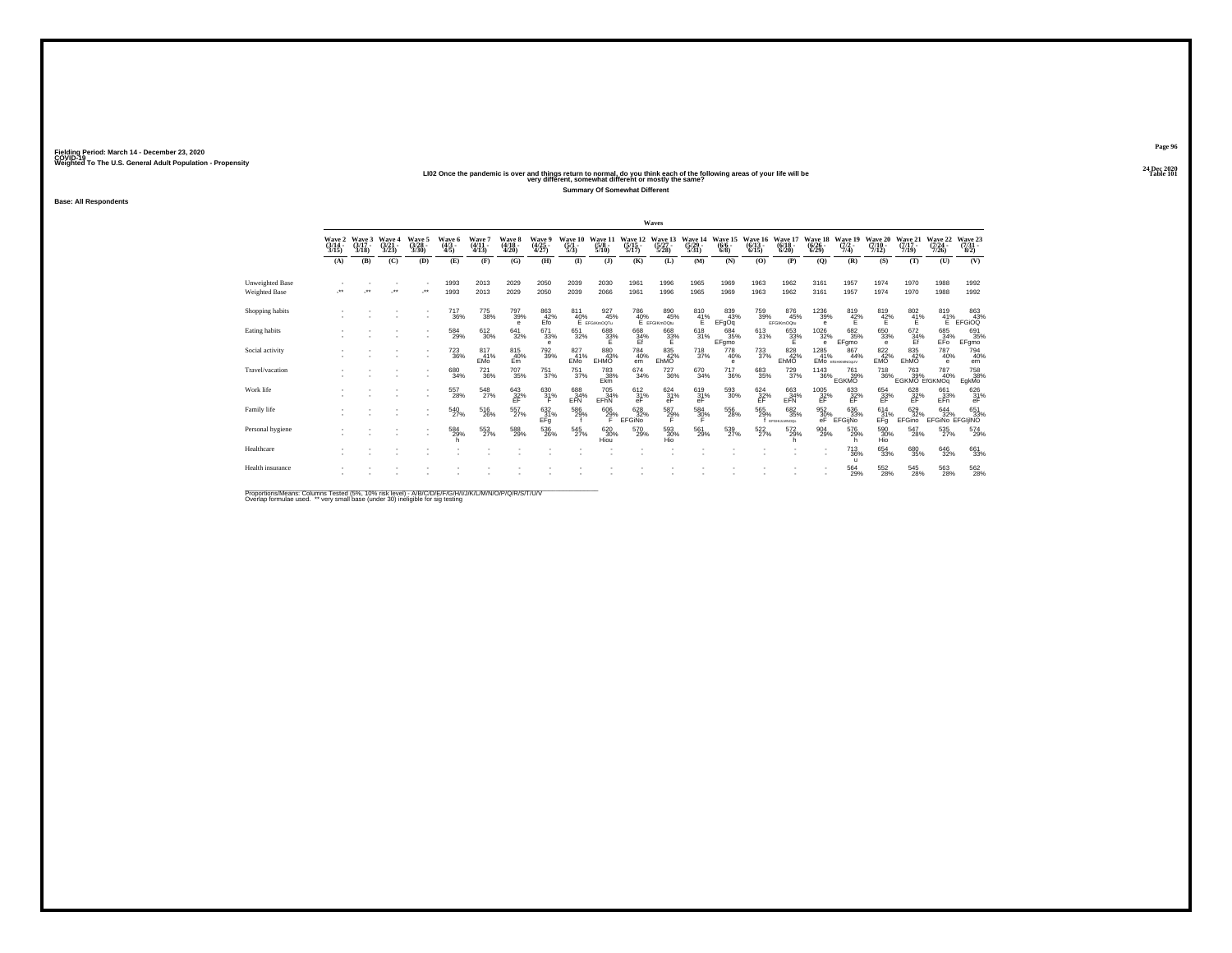Fielding Period: March 14 - December 23, 2020
COVID-19
Weighted To The U.S. General Adult Population - Propensity

24 Dec 2020
Table 101

LI02 Once the pandemic is over and things return to normal, do you think each of the following areas of your life will be very different, somewhat different or mostly the same?

Summary Of Somewhat Different

Base: All Respondents

| | Wave 2 (3/14 - 3/15) | Wave 3 (3/17 - 3/18) | Wave 4 (3/21 - 3/23) | Wave 5 (3/28 - 3/30) | Wave 6 (4/3 - 4/5) | Wave 7 (4/11 - 4/13) | Wave 8 (4/18 - 4/20) | Wave 9 (4/25 - 4/27) | Wave 10 (5/1 - 5/3) | Wave 11 (5/8 - 5/10) | Wave 12 (5/15 - 5/17) | Wave 13 (5/27 - 5/28) | Wave 14 (5/29 - 5/31) | Wave 15 (6/6 - 6/8) | Wave 16 (6/13 - 6/15) | Wave 17 (6/18 - 6/20) | Wave 18 (6/26 - 6/29) | Wave 19 (7/2 - 7/4) | Wave 20 (7/10 - 7/12) | Wave 21 (7/17 - 7/19) | Wave 22 (7/24 - 7/26) | Wave 23 (7/31 - 8/2) |
|---|---|---|---|---|---|---|---|---|---|---|---|---|---|---|---|---|---|---|---|---|---|---|
| | (A) | (B) | (C) | (D) | (E) | (F) | (G) | (H) | (I) | (J) | (K) | (L) | (M) | (N) | (O) | (P) | (Q) | (R) | (S) | (T) | (U) | (V) |
| Unweighted Base | - | - | - | - | 1993 | 2013 | 2029 | 2050 | 2039 | 2030 | 1961 | 1996 | 1965 | 1969 | 1963 | 1962 | 3161 | 1957 | 1974 | 1970 | 1988 | 1992 |
| Weighted Base | -** | -** | -** | -** | 1993 | 2013 | 2029 | 2050 | 2039 | 2066 | 1961 | 1996 | 1965 | 1969 | 1963 | 1962 | 3161 | 1957 | 1974 | 1970 | 1988 | 1992 |
| Shopping habits | - | - | - | - | 717 36% | 775 38% | 797 39% e | 863 42% Efo | 811 40% E | 927 45% EFGIKmOQTu | 786 40% E | 890 45% EFGIKmOQtu | 810 41% E | 839 43% EFgOq | 759 39% | 876 45% EFGIKmOQtu | 1236 39% e | 819 42% E | 819 42% E | 802 41% E | 819 41% E | 863 43% EFGiOQ |
| Eating habits | - | - | - | - | 584 29% | 612 30% | 641 32% | 671 33% e | 651 32% | 688 33% E | 668 34% Ef | 668 33% E | 618 31% | 684 35% EFgmo | 613 31% | 653 33% E | 1026 32% e | 682 35% EFgmo | 650 33% e | 672 34% Ef | 685 34% EFo | 691 35% EFgmo |
| Social activity | - | - | - | - | 723 36% | 817 41% EMo | 815 40% Em | 792 39% | 827 41% EMo | 880 43% EHMO | 784 40% em | 835 42% EhMO | 718 37% | 778 40% e | 733 37% | 828 42% EhMO | 1285 41% EMo | 867 44% EfGHIkMNOqUV | 822 42% EMO | 835 42% EhMO | 787 40% e | 794 40% em |
| Travel/vacation | - | - | - | - | 680 34% | 721 36% | 707 35% | 751 37% | 751 37% | 783 38% Ekm | 674 34% | 727 36% | 670 34% | 717 36% | 683 35% | 729 37% | 1143 36% | 761 39% EGKMO | 718 36% | 763 39% EGKMO | 787 40% EfGKMOq | 758 38% EgkMo |
| Work life | - | - | - | - | 557 28% | 548 27% | 643 32% EF | 630 31% F | 688 34% EFN | 705 34% EFhN | 612 31% eF | 624 31% eF | 619 31% eF | 593 30% | 624 32% EF | 663 34% EFN | 1005 32% EF | 633 32% EF | 654 33% EF | 628 32% EF | 661 33% EFn | 626 31% eF |
| Family life | - | - | - | - | 540 27% | 516 26% | 557 27% | 632 31% EFg | 586 29% f | 606 29% F | 628 32% EFGiNo | 587 29% F | 584 30% F | 556 28% | 565 29% f | 682 35% EFGHIJLMNOQs | 952 30% eF | 636 33% EFGijNo | 614 31% EFg | 629 32% EFGino | 644 32% EFGiNo | 651 33% EFGIjNO |
| Personal hygiene | - | - | - | - | 584 29% h | 553 27% | 588 29% | 536 26% | 545 27% | 620 30% Hiou | 570 29% | 593 30% Hio | 561 29% | 539 27% | 522 27% | 572 29% h | 904 29% | 576 29% h | 590 30% Hio | 547 28% | 535 27% | 574 29% |
| Healthcare | - | - | - | - | - | - | - | - | - | - | - | - | - | - | - | - | - | 713 36% u | 654 33% | 680 35% | 646 32% | 661 33% |
| Health insurance | - | - | - | - | - | - | - | - | - | - | - | - | - | - | - | - | - | 564 29% | 552 28% | 545 28% | 563 28% | 562 28% |

Proportions/Means: Columns Tested (5%, 10% risk level) - A/B/C/D/E/F/G/H/I/J/K/L/M/N/O/P/Q/R/S/T/U/V
Overlap formulae used. ** very small base (under 30) ineligible for sig testing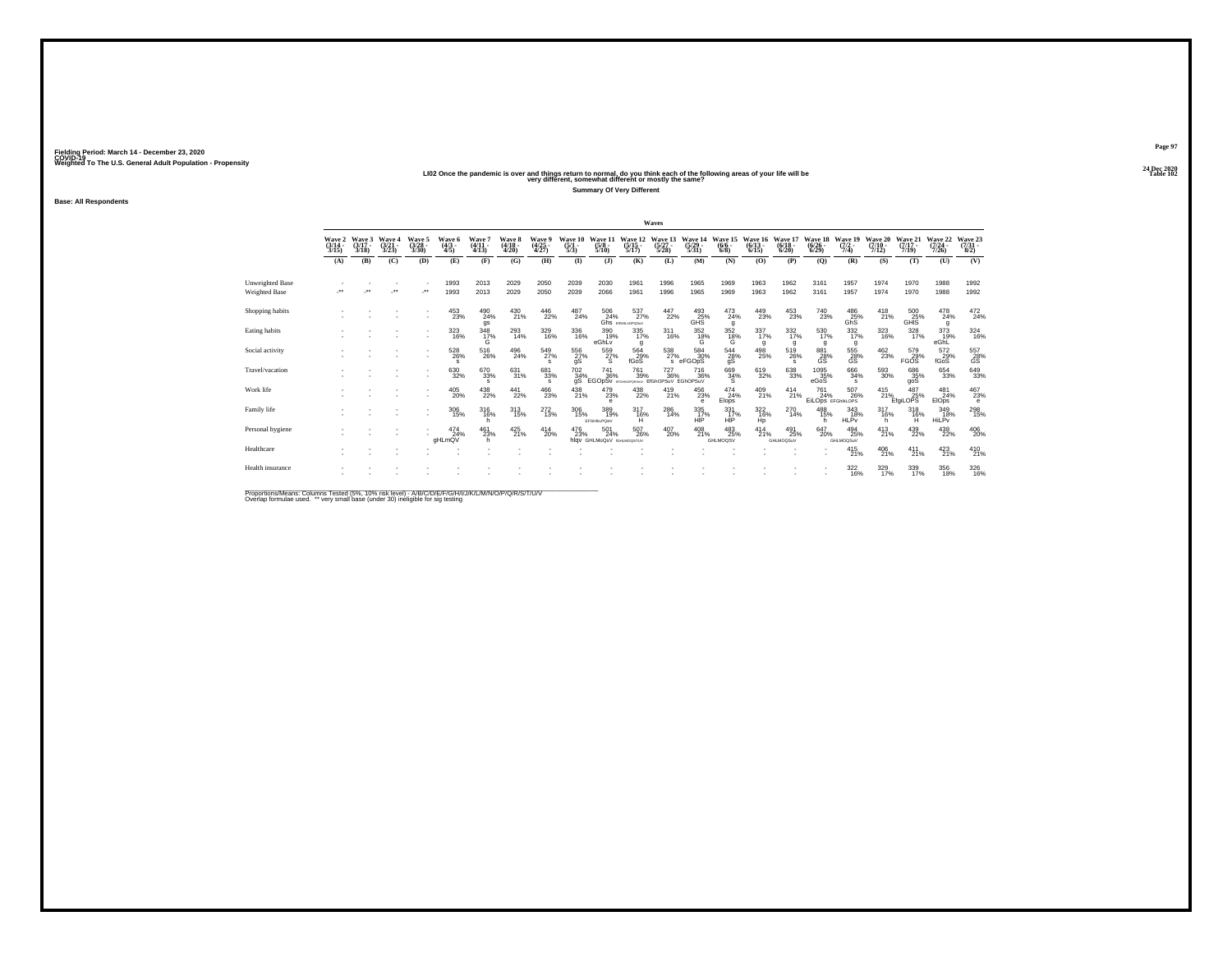Fielding Period: March 14 - December 23, 2020
COVID-19
Weighted To The U.S. General Adult Population - Propensity

24 Dec 2020
Table 102

## LI02 Once the pandemic is over and things return to normal, do you think each of the following areas of your life will be very different, somewhat different or mostly the same?

**Summary Of Very Different**

**Base: All Respondents**

| | Wave 2 (3/14 - 3/15) (A) | Wave 3 (3/17 - 3/18) (B) | Wave 4 (3/21 - 3/23) (C) | Wave 5 (3/28 - 3/30) (D) | Wave 6 (4/3 - 4/5) (E) | Wave 7 (4/11 - 4/13) (F) | Wave 8 (4/18 - 4/20) (G) | Wave 9 (4/25 - 4/27) (H) | Wave 10 (5/1 - 5/3) (I) | Wave 11 (5/8 - 5/10) (J) | Wave 12 (5/15 - 5/17) (K) | Wave 13 (5/27 - 5/28) (L) | Wave 14 (5/29 - 5/31) (M) | Wave 15 (6/6 - 6/8) (N) | Wave 16 (6/13 - 6/15) (O) | Wave 17 (6/18 - 6/20) (P) | Wave 18 (6/26 - 6/29) (Q) | Wave 19 (7/2 - 7/4) (R) | Wave 20 (7/10 - 7/12) (S) | Wave 21 (7/17 - 7/19) (T) | Wave 22 (7/24 - 7/26) (U) | Wave 23 (7/31 - 8/2) (V) |
|---|---|---|---|---|---|---|---|---|---|---|---|---|---|---|---|---|---|---|---|---|---|---|
| Unweighted Base | - | - | - | - | 1993 | 2013 | 2029 | 2050 | 2039 | 2030 | 1961 | 1996 | 1965 | 1969 | 1963 | 1962 | 3161 | 1957 | 1974 | 1970 | 1988 | 1992 |
| Weighted Base | -** | -** | -** | -** | 1993 | 2013 | 2029 | 2050 | 2039 | 2066 | 1961 | 1996 | 1965 | 1969 | 1963 | 1962 | 3161 | 1957 | 1974 | 1970 | 1988 | 1992 |
| Shopping habits | - | - | - | - | 453 23% | 490 24% gs | 430 21% | 446 22% | 487 24% | 506 24% Ghs | 537 27% EfGHILnOPQSuV | 447 22% | 493 25% GHS | 473 24% g | 449 23% | 453 23% | 740 23% | 486 25% GhS | 418 21% | 500 25% GHIS | 470 24% g | 472 24% |
| Eating habits | - | - | - | - | 323 16% | 348 17% G | 293 14% | 329 16% | 336 16% | 390 19% eGhLv | 335 17% g | 311 16% | 352 18% G | 352 18% G | 337 17% g | 332 17% g | 530 17% g | 332 17% g | 323 16% | 328 17% | 373 19% eGhL | 324 16% |
| Social activity | - | - | - | - | 528 26% s | 516 26% | 496 24% | 549 27% s | 556 27% gS | 559 27% S | 564 29% fGoS | 538 27% s | 584 30% eFGOpS | 544 28% gS | 498 25% | 519 26% s | 881 28% GS | 555 28% GS | 462 23% | 579 29% FGOS | 572 29% fGoS | 557 28% GS |
| Travel/vacation | - | - | - | - | 630 32% | 670 33% s | 631 31% | 681 33% s | 702 34% gS | 741 36% EGOpSv | 761 39% EFGHIlOPQRSTuV | 727 36% EfGhOPSuV | 716 36% EGhOPSuV | 669 34% S | 619 32% | 638 33% | 1095 35% eGoS | 666 34% s | 593 30% | 686 35% goS | 654 33% | 649 33% |
| Work life | - | - | - | - | 405 20% | 438 22% | 441 22% | 466 23% | 438 21% | 479 23% e | 438 22% | 419 21% | 456 23% e | 474 24% EIops | 409 21% | 414 21% | 761 24% EiLOps | 507 26% EFGHILOPS | 415 21% | 487 25% EfgiLOPS | 481 24% EIOps | 467 23% e |
| Family life | - | - | - | - | 306 15% | 316 16% h | 313 15% | 272 13% | 306 15% | 389 19% EFGHILPQstV | 317 16% H | 286 14% | 335 17% HlP | 331 17% HlP | 322 16% Hp | 270 14% | 488 15% h | 343 18% HLPv | 317 16% h | 318 16% H | 349 18% HiLPv | 298 15% |
| Personal hygiene | - | - | - | - | 474 24% gHLmQV | 461 23% h | 425 21% | 414 20% | 476 23% hlqv | 501 24% GHLMoQsV | 507 26% fGHLMOQSTUV | 407 20% | 408 21% | 483 25% GHLMOQSV | 414 21% | 491 25% GHLMOQSuV | 647 20% | 494 25% GHLMOQSuV | 413 21% | 439 22% | 438 22% | 406 20% |
| Healthcare | - | - | - | - | - | - | - | - | - | - | - | - | - | - | - | - | - | 415 21% | 406 21% | 411 21% | 423 21% | 410 21% |
| Health insurance | - | - | - | - | - | - | - | - | - | - | - | - | - | - | - | - | - | 322 16% | 329 17% | 339 17% | 356 18% | 326 16% |

Proportions/Means: Columns Tested (5%, 10% risk level) - A/B/C/D/E/F/G/H/I/J/K/L/M/N/O/P/Q/R/S/T/U/V
Overlap formulae used. ** very small base (under 30) ineligible for sig testing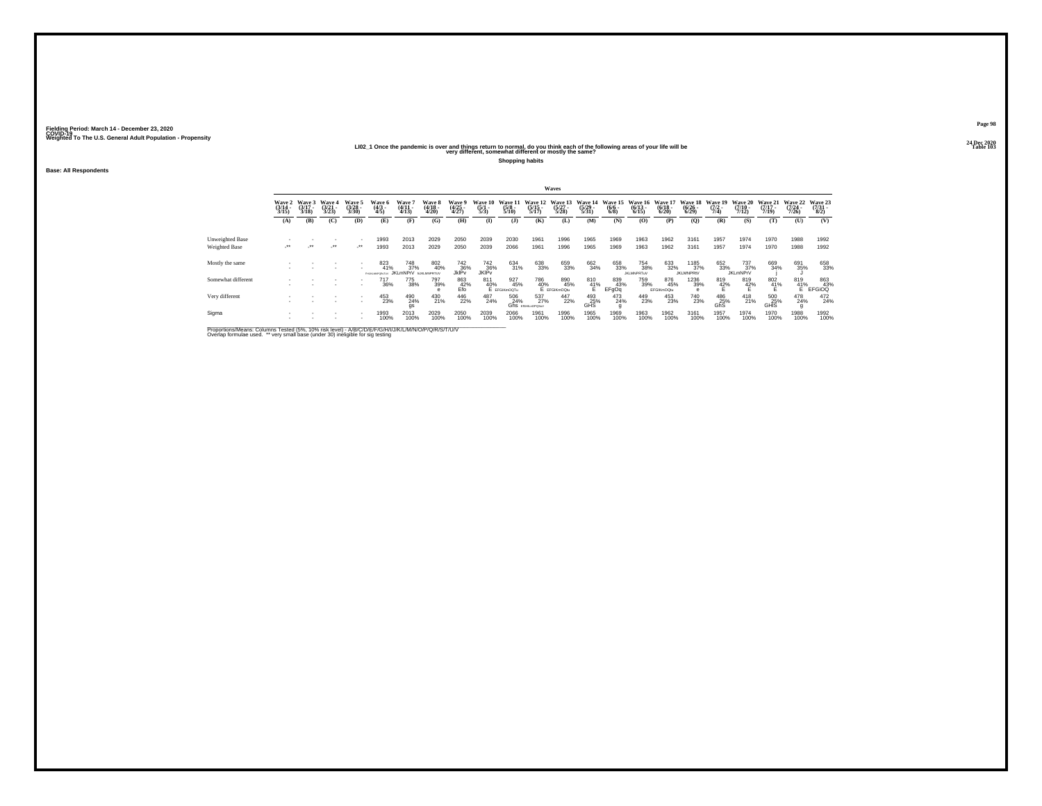Fielding Period: March 14 - December 23, 2020
COVID-19
Weighted To The U.S. General Adult Population - Propensity

24 Dec 2020
Table 103

## LI02_1 Once the pandemic is over and things return to normal, do you think each of the following areas of your life will be very different, somewhat different or mostly the same?

**Shopping habits**

**Base: All Respondents**

| | Waves | | | | | | | | | | | | | | | | | | | | | |
|---|---|---|---|---|---|---|---|---|---|---|---|---|---|---|---|---|---|---|---|---|---|---|
| | Wave 2 (3/14 - 3/15) | Wave 3 (3/17 - 3/18) | Wave 4 (3/21 - 3/23) | Wave 5 (3/28 - 3/30) | Wave 6 (4/3 - 4/5) | Wave 7 (4/11 - 4/13) | Wave 8 (4/18 - 4/20) | Wave 9 (4/25 - 4/27) | Wave 10 (5/1 - 5/3) | Wave 11 (5/8 - 5/10) | Wave 12 (5/15 - 5/17) | Wave 13 (5/27 - 5/28) | Wave 14 (5/29 - 5/31) | Wave 15 (6/6 - 6/8) | Wave 16 (6/13 - 6/15) | Wave 17 (6/18 - 6/20) | Wave 18 (6/26 - 6/29) | Wave 19 (7/2 - 7/4) | Wave 20 (7/10 - 7/12) | Wave 21 (7/17 - 7/19) | Wave 22 (7/24 - 7/26) | Wave 23 (7/31 - 8/2) |
| | (A) | (B) | (C) | (D) | (E) | (F) | (G) | (H) | (I) | (J) | (K) | (L) | (M) | (N) | (O) | (P) | (Q) | (R) | (S) | (T) | (U) | (V) |
| Unweighted Base | - | - | - | - | 1993 | 2013 | 2029 | 2050 | 2039 | 2030 | 1961 | 1996 | 1965 | 1969 | 1963 | 1962 | 3161 | 1957 | 1974 | 1970 | 1988 | 1992 |
| Weighted Base | -** | -** | -** | -** | 1993 | 2013 | 2029 | 2050 | 2039 | 2066 | 1961 | 1996 | 1965 | 1969 | 1963 | 1962 | 3161 | 1957 | 1974 | 1970 | 1988 | 1992 |
| Mostly the same | - | - | - | - | 823 | 748 | 802 | 742 | 742 | 634 | 638 | 659 | 662 | 658 | 754 | 633 | 1185 | 652 | 737 | 669 | 691 | 658 |
| | - | - | - | - | 41% | 37% | 40% | 36% | 36% | 31% | 33% | 33% | 34% | 33% | 38% | 32% | 37% | 33% | 37% | 34% | 35% | 33% |
| | | | | | FhIJKLMNPQRsTUV | JKLmNPrV | IJKLMNPRTUV | JklPv | JKlPv | | | | | | JKLMNPRTuV | | JKLMNPRV | | JKLmNPrV | j | J | |
| Somewhat different | - | - | - | - | 717 | 775 | 797 | 863 | 811 | 927 | 786 | 890 | 810 | 839 | 759 | 876 | 1236 | 819 | 819 | 802 | 819 | 863 |
| | - | - | - | - | 36% | 38% | 39% | 42% | 40% | 45% | 40% | 45% | 41% | 43% | 39% | 45% | 39% | 42% | 42% | 41% | 41% | 43% |
| | | | | | | | e | Efo | E | EFGIKmOQTu | E | EFGIKmOQu | E | EFgOq | | EFGIKmOQu | e | E | E | E | E | EFGiOQ |
| Very different | - | - | - | - | 453 | 490 | 430 | 446 | 487 | 506 | 537 | 447 | 493 | 473 | 449 | 453 | 740 | 486 | 418 | 500 | 478 | 472 |
| | - | - | - | - | 23% | 24% | 21% | 22% | 24% | 24% | 27% | 22% | 25% | 24% | 23% | 23% | 23% | 25% | 21% | 25% | 24% | 24% |
| | | | | | | gs | | | | Ghs | EfGHiLoPQSuv | | GHS | g | | | | GhS | | GHIS | g | |
| Sigma | - | - | - | - | 1993 | 2013 | 2029 | 2050 | 2039 | 2066 | 1961 | 1996 | 1965 | 1969 | 1963 | 1962 | 3161 | 1957 | 1974 | 1970 | 1988 | 1992 |
| | - | - | - | - | 100% | 100% | 100% | 100% | 100% | 100% | 100% | 100% | 100% | 100% | 100% | 100% | 100% | 100% | 100% | 100% | 100% | 100% |

Proportions/Means: Columns Tested (5%, 10% risk level) - A/B/C/D/E/F/G/H/I/J/K/L/M/N/O/P/Q/R/S/T/U/V
Overlap formulae used. ** very small base (under 30) ineligible for sig testing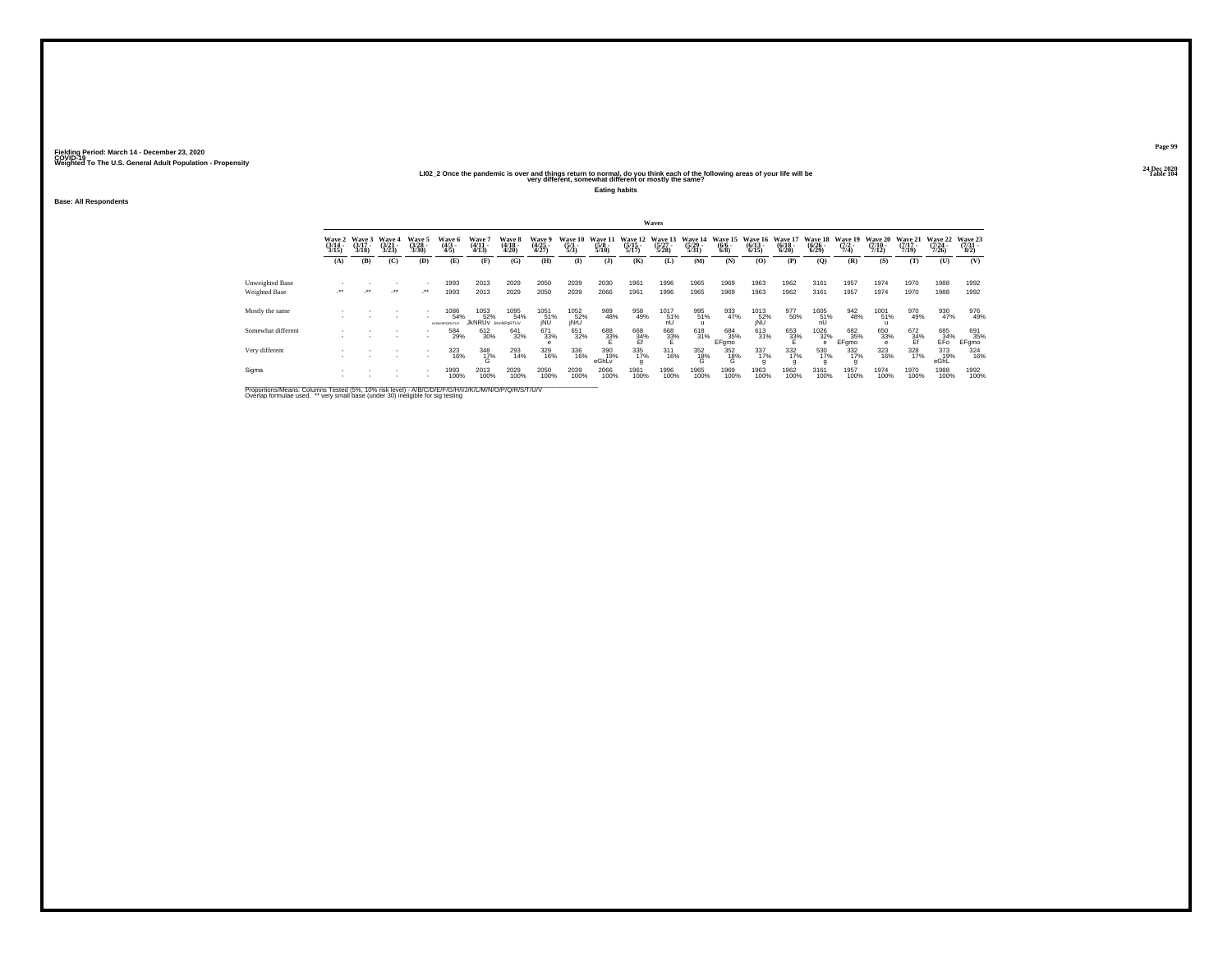Fielding Period: March 14 - December 23, 2020
COVID-19
Weighted To The U.S. General Adult Population - Propensity

24 Dec 2020
Table 104

## LI02_2 Once the pandemic is over and things return to normal, do you think each of the following areas of your life will be very different, somewhat different or mostly the same?

**Eating habits**

**Base: All Respondents**

| | Waves | | | | | | | | | | | | | | | | | | | | | |
|---|---|---|---|---|---|---|---|---|---|---|---|---|---|---|---|---|---|---|---|---|---|---|
| | Wave 2 (3/14 - 3/15) | Wave 3 (3/17 - 3/18) | Wave 4 (3/21 - 3/23) | Wave 5 (3/28 - 3/30) | Wave 6 (4/3 - 4/5) | Wave 7 (4/11 - 4/13) | Wave 8 (4/18 - 4/20) | Wave 9 (4/25 - 4/27) | Wave 10 (5/1 - 5/3) | Wave 11 (5/8 - 5/10) | Wave 12 (5/15 - 5/17) | Wave 13 (5/27 - 5/28) | Wave 14 (5/29 - 5/31) | Wave 15 (6/6 - 6/8) | Wave 16 (6/13 - 6/15) | Wave 17 (6/18 - 6/20) | Wave 18 (6/26 - 6/29) | Wave 19 (7/2 - 7/4) | Wave 20 (7/10 - 7/12) | Wave 21 (7/17 - 7/19) | Wave 22 (7/24 - 7/26) | Wave 23 (7/31 - 8/2) |
| | (A) | (B) | (C) | (D) | (E) | (F) | (G) | (H) | (I) | (J) | (K) | (L) | (M) | (N) | (O) | (P) | (Q) | (R) | (S) | (T) | (U) | (V) |
| Unweighted Base | - | - | - | - | 1993 | 2013 | 2029 | 2050 | 2039 | 2030 | 1961 | 1996 | 1965 | 1969 | 1963 | 1962 | 3161 | 1957 | 1974 | 1970 | 1988 | 1992 |
| Weighted Base | -** | -** | -** | -** | 1993 | 2013 | 2029 | 2050 | 2039 | 2066 | 1961 | 1996 | 1965 | 1969 | 1963 | 1962 | 3161 | 1957 | 1974 | 1970 | 1988 | 1992 |
| Mostly the same | - | - | - | - | 1086 | 1053 | 1095 | 1051 | 1052 | 989 | 958 | 1017 | 995 | 933 | 1013 | 977 | 1605 | 942 | 1001 | 970 | 930 | 976 |
| | - | - | - | - | 54% | 52% | 54% | 51% | 52% | 48% | 49% | 51% | 51% | 47% | 52% | 50% | 51% | 48% | 51% | 49% | 47% | 49% |
| | | | | | hJKlmNPQRsTUV | JkNRUv | JKmNPqRTUV | jNU | jNrU | | | nU | u | | jNU | | nU | | u | | | |
| Somewhat different | - | - | - | - | 584 | 612 | 641 | 671 | 651 | 688 | 668 | 668 | 618 | 684 | 613 | 653 | 1026 | 682 | 650 | 672 | 685 | 691 |
| | - | - | - | - | 29% | 30% | 32% | 33% | 32% | 33% | 34% | 33% | 31% | 35% | 31% | 33% | 32% | 35% | 33% | 34% | 34% | 35% |
| | | | | | | | | e | | E | Ef | E | | EFgmo | | E | e | EFgmo | e | Ef | EFo | EFgmo |
| Very different | - | - | - | - | 323 | 348 | 293 | 329 | 336 | 390 | 335 | 311 | 352 | 352 | 337 | 332 | 530 | 332 | 323 | 328 | 373 | 324 |
| | - | - | - | - | 16% | 17% | 14% | 16% | 16% | 19% | 17% | 16% | 18% | 18% | 17% | 17% | 17% | 17% | 16% | 17% | 19% | 16% |
| | | | | | | G | | | | eGhLv | g | | G | G | g | g | g | g | | | eGhL | |
| Sigma | - | - | - | - | 1993 | 2013 | 2029 | 2050 | 2039 | 2066 | 1961 | 1996 | 1965 | 1969 | 1963 | 1962 | 3161 | 1957 | 1974 | 1970 | 1988 | 1992 |
| | - | - | - | - | 100% | 100% | 100% | 100% | 100% | 100% | 100% | 100% | 100% | 100% | 100% | 100% | 100% | 100% | 100% | 100% | 100% | 100% |

Proportions/Means: Columns Tested (5%, 10% risk level) - A/B/C/D/E/F/G/H/I/J/K/L/M/N/O/P/Q/R/S/T/U/V
Overlap formulae used. ** very small base (under 30) ineligible for sig testing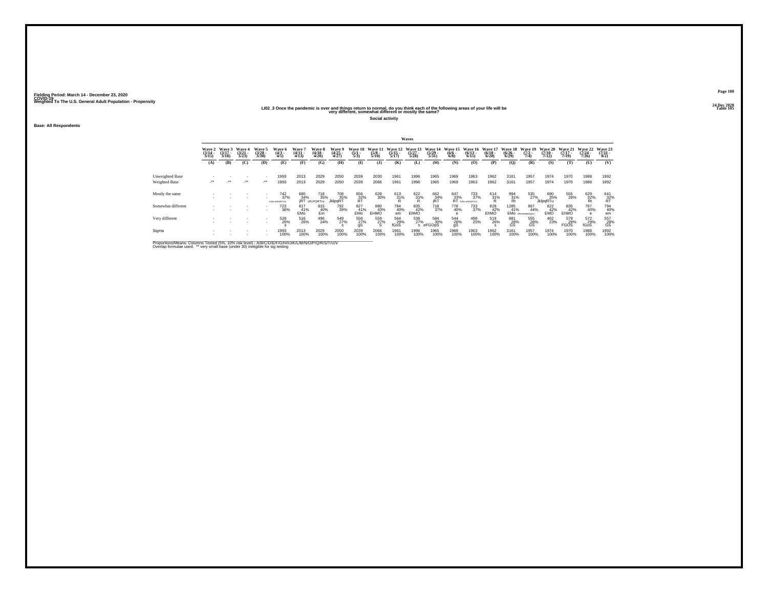Fielding Period: March 14 - December 23, 2020
COVID-19
Weighted To The U.S. General Adult Population - Propensity

24 Dec 2020
Table 105

**LI02_3 Once the pandemic is over and things return to normal, do you think each of the following areas of your life will be very different, somewhat different or mostly the same?**

**Social activity**

**Base: All Respondents**

| | Wave 2 (3/14 - 3/15) | Wave 3 (3/17 - 3/18) | Wave 4 (3/21 - 3/23) | Wave 5 (3/28 - 3/30) | Wave 6 (4/3 - 4/5) | Wave 7 (4/11 - 4/13) | Wave 8 (4/18 - 4/20) | Wave 9 (4/25 - 4/27) | Wave 10 (5/1 - 5/3) | Wave 11 (5/8 - 5/10) | Wave 12 (5/15 - 5/17) | Wave 13 (5/27 - 5/28) | Wave 14 (5/29 - 5/31) | Wave 15 (6/6 - 6/8) | Wave 16 (6/13 - 6/15) | Wave 17 (6/18 - 6/20) | Wave 18 (6/26 - 6/29) | Wave 19 (7/2 - 7/4) | Wave 20 (7/10 - 7/12) | Wave 21 (7/17 - 7/19) | Wave 22 (7/24 - 7/26) | Wave 23 (7/31 - 8/2) |
|---|---|---|---|---|---|---|---|---|---|---|---|---|---|---|---|---|---|---|---|---|---|---|
| | (A) | (B) | (C) | (D) | (E) | (F) | (G) | (H) | (I) | (J) | (K) | (L) | (M) | (N) | (O) | (P) | (Q) | (R) | (S) | (T) | (U) | (V) |
| Unweighted Base | - | - | - | - | 1993 | 2013 | 2029 | 2050 | 2039 | 2030 | 1961 | 1996 | 1965 | 1969 | 1963 | 1962 | 3161 | 1957 | 1974 | 1970 | 1988 | 1992 |
| Weighted Base | -** | -** | -** | -** | 1993 | 2013 | 2029 | 2050 | 2039 | 2066 | 1961 | 1996 | 1965 | 1969 | 1963 | 1962 | 3161 | 1957 | 1974 | 1970 | 1988 | 1992 |
| Mostly the same | - | - | - | - | 742 | 680 | 718 | 708 | 656 | 628 | 613 | 622 | 662 | 647 | 733 | 614 | 994 | 535 | 690 | 555 | 629 | 641 |
| | - | - | - | - | 37% | 34% | 35% | 35% | 32% | 30% | 31% | 31% | 34% | 33% | 37% | 31% | 31% | 27% | 35% | 28% | 32% | 32% |
| | | | | | fIJKLmNPQRTUV | jRT | IJKLPQRTUV | JklpqRT | RT | | R | R | jRT | RT | fIJKLmNPQRTUV | R | Rt | | JklpqRTu | | Rt | RT |
| Somewhat different | - | - | - | - | 723 | 817 | 815 | 792 | 827 | 880 | 784 | 835 | 718 | 778 | 733 | 828 | 1285 | 867 | 822 | 835 | 787 | 794 |
| | - | - | - | - | 36% | 41% | 40% | 39% | 41% | 43% | 40% | 42% | 37% | 40% | 37% | 42% | 41% | 44% | 42% | 42% | 40% | 40% |
| | | | | | | EMo | Em | | EMo | EHMO | em | EhMO | | e | | EhMO | EMo | EfGHiklMNOquV | EMO | EhMO | e | em |
| Very different | - | - | - | - | 528 | 516 | 496 | 549 | 556 | 559 | 564 | 538 | 584 | 544 | 498 | 519 | 881 | 555 | 462 | 579 | 572 | 557 |
| | - | - | - | - | 26% | 26% | 24% | 27% | 27% | 27% | 29% | 27% | 30% | 28% | 25% | 26% | 28% | 28% | 23% | 29% | 29% | 28% |
| | | | | | s | | | s | gS | S | fGoS | s | eFGOpS | gS | | s | GS | GS | | FGOS | fGoS | GS |
| Sigma | - | - | - | - | 1993 | 2013 | 2029 | 2050 | 2039 | 2066 | 1961 | 1996 | 1965 | 1969 | 1963 | 1962 | 3161 | 1957 | 1974 | 1970 | 1988 | 1992 |
| | - | - | - | - | 100% | 100% | 100% | 100% | 100% | 100% | 100% | 100% | 100% | 100% | 100% | 100% | 100% | 100% | 100% | 100% | 100% | 100% |

Proportions/Means: Columns Tested (5%, 10% risk level) - A/B/C/D/E/F/G/H/I/J/K/L/M/N/O/P/Q/R/S/T/U/V
Overlap formulae used. ** very small base (under 30) ineligible for sig testing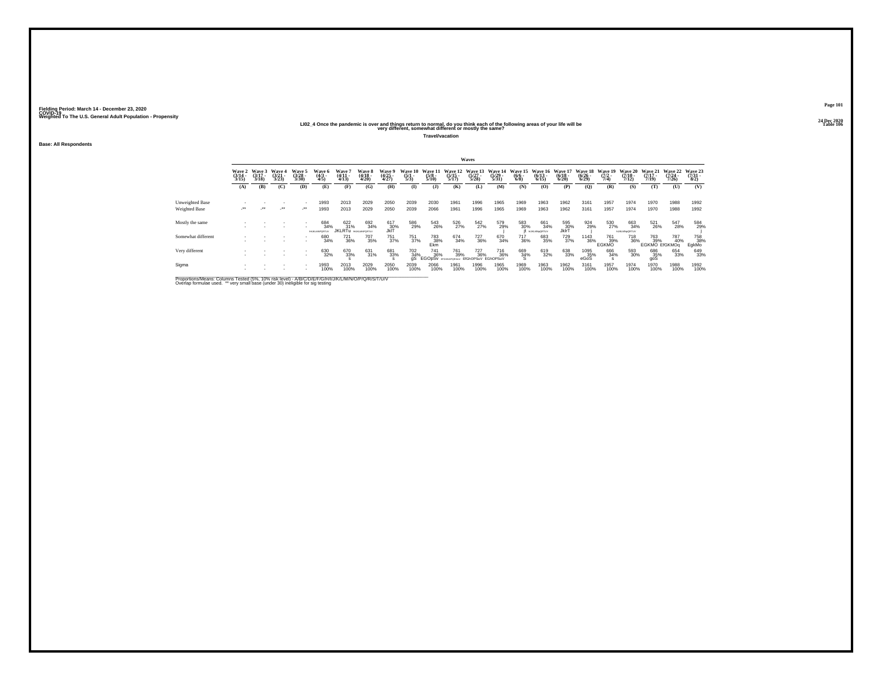Fielding Period: March 14 - December 23, 2020
COVID-19
Weighted To The U.S. General Adult Population - Propensity

24 Dec 2020
Table 106

**LI02_4 Once the pandemic is over and things return to normal, do you think each of the following areas of your life will be very different, somewhat different or mostly the same?**

**Travel/vacation**

**Base: All Respondents**

| | Waves | | | | | | | | | | | | | | | | | | | | | |
|---|---|---|---|---|---|---|---|---|---|---|---|---|---|---|---|---|---|---|---|---|---|---|
| | Wave 2 (3/14 - 3/15) | Wave 3 (3/17 - 3/18) | Wave 4 (3/21 - 3/23) | Wave 5 (3/28 - 3/30) | Wave 6 (4/3 - 4/5) | Wave 7 (4/11 - 4/13) | Wave 8 (4/18 - 4/20) | Wave 9 (4/25 - 4/27) | Wave 10 (5/1 - 5/3) | Wave 11 (5/8 - 5/10) | Wave 12 (5/15 - 5/17) | Wave 13 (5/27 - 5/28) | Wave 14 (5/29 - 5/31) | Wave 15 (6/6 - 6/8) | Wave 16 (6/13 - 6/15) | Wave 17 (6/18 - 6/20) | Wave 18 (6/26 - 6/29) | Wave 19 (7/2 - 7/4) | Wave 20 (7/10 - 7/12) | Wave 21 (7/17 - 7/19) | Wave 22 (7/24 - 7/26) | Wave 23 (7/31 - 8/2) |
| | (A) | (B) | (C) | (D) | (E) | (F) | (G) | (H) | (I) | (J) | (K) | (L) | (M) | (N) | (O) | (P) | (Q) | (R) | (S) | (T) | (U) | (V) |
| Unweighted Base | - | - | - | - | 1993 | 2013 | 2029 | 2050 | 2039 | 2030 | 1961 | 1996 | 1965 | 1969 | 1963 | 1962 | 3161 | 1957 | 1974 | 1970 | 1988 | 1992 |
| Weighted Base | -** | -** | -** | -** | 1993 | 2013 | 2029 | 2050 | 2039 | 2066 | 1961 | 1996 | 1965 | 1969 | 1963 | 1962 | 3161 | 1957 | 1974 | 1970 | 1988 | 1992 |
| Mostly the same | - | - | - | - | 684 | 622 | 692 | 617 | 586 | 543 | 526 | 542 | 579 | 583 | 661 | 595 | 924 | 530 | 663 | 521 | 547 | 584 |
| | - | - | - | - | 34% | 31% | 34% | 30% | 29% | 26% | 27% | 27% | 29% | 30% | 34% | 30% | 29% | 27% | 34% | 26% | 28% | 29% |
| | | | | | HIJKLMNPQRTUV | JKLRTu | HIJKLMNPQRTUV | JklT | | | | | j | jt | HIJKLMNpQRTUV | JklrT | j | | HJKLMNpQRTUV | | | j |
| Somewhat different | - | - | - | - | 680 | 721 | 707 | 751 | 751 | 783 | 674 | 727 | 670 | 717 | 683 | 729 | 1143 | 761 | 718 | 763 | 787 | 758 |
| | - | - | - | - | 34% | 36% | 35% | 37% | 37% | 38% | 34% | 36% | 34% | 36% | 35% | 37% | 36% | 39% | 36% | 39% | 40% | 38% |
| | | | | | | | | | | Ekm | | | | | | | | EGKMO | | EGKMO | EfGKMOq | EgkMo |
| Very different | - | - | - | - | 630 | 670 | 631 | 681 | 702 | 741 | 761 | 727 | 716 | 669 | 619 | 638 | 1095 | 666 | 593 | 686 | 654 | 649 |
| | - | - | - | - | 32% | 33% | 31% | 33% | 34% | 36% | 39% | 36% | 36% | 34% | 32% | 33% | 35% | 34% | 30% | 35% | 33% | 33% |
| | | | | | | s | | s | gS | EGOpSv | EFGHINOPQRSUV | EfGhOPSuV | EGhOPSuV | S | | | eGoS | s | | goS | | |
| Sigma | - | - | - | - | 1993 | 2013 | 2029 | 2050 | 2039 | 2066 | 1961 | 1996 | 1965 | 1969 | 1963 | 1962 | 3161 | 1957 | 1974 | 1970 | 1988 | 1992 |
| | - | - | - | - | 100% | 100% | 100% | 100% | 100% | 100% | 100% | 100% | 100% | 100% | 100% | 100% | 100% | 100% | 100% | 100% | 100% | 100% |

Proportions/Means: Columns Tested (5%, 10% risk level) - A/B/C/D/E/F/G/H/I/J/K/L/M/N/O/P/Q/R/S/T/U/V
Overlap formulae used. ** very small base (under 30) ineligible for sig testing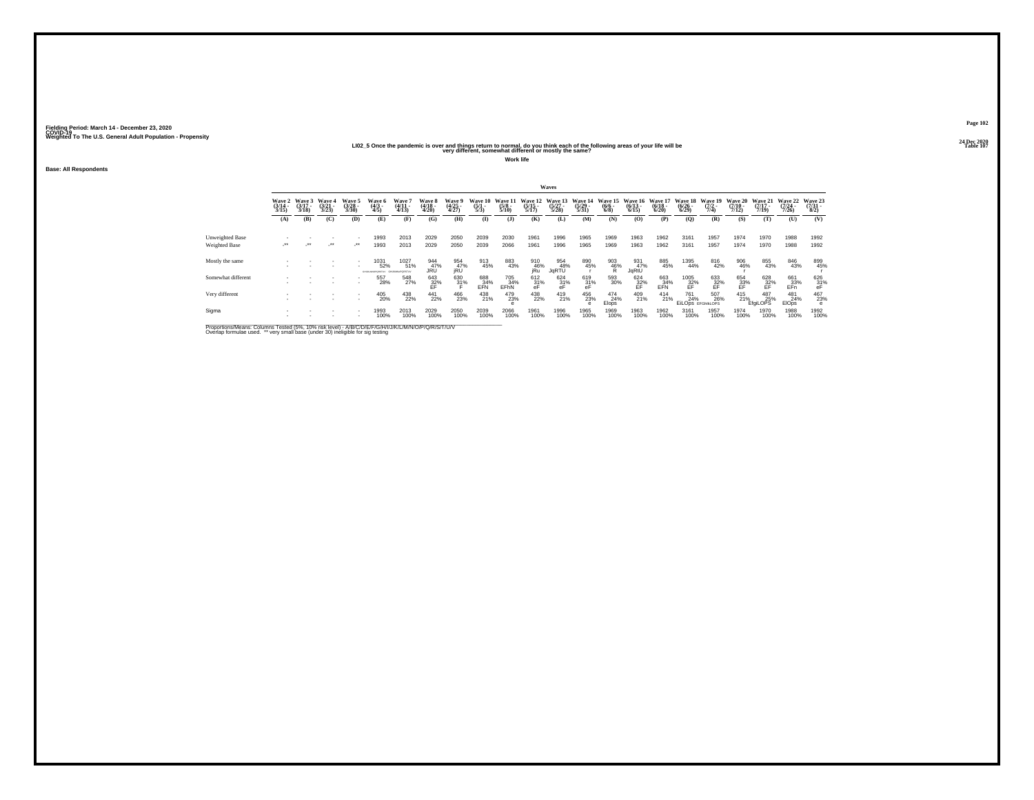Fielding Period: March 14 - December 23, 2020
COVID-19
Weighted To The U.S. General Adult Population - Propensity

24 Dec 2020
Table 107

## LI02_5 Once the pandemic is over and things return to normal, do you think each of the following areas of your life will be very different, somewhat different or mostly the same?

**Work life**

**Base: All Respondents**

| | Waves | | | | | | | | | | | | | | | | | | | | | |
|---|---|---|---|---|---|---|---|---|---|---|---|---|---|---|---|---|---|---|---|---|---|---|
| | Wave 2 (3/14 - 3/15) | Wave 3 (3/17 - 3/18) | Wave 4 (3/21 - 3/23) | Wave 5 (3/28 - 3/30) | Wave 6 (4/3 - 4/5) | Wave 7 (4/11 - 4/13) | Wave 8 (4/18 - 4/20) | Wave 9 (4/25 - 4/27) | Wave 10 (5/1 - 5/3) | Wave 11 (5/8 - 5/10) | Wave 12 (5/15 - 5/17) | Wave 13 (5/27 - 5/28) | Wave 14 (5/29 - 5/31) | Wave 15 (6/6 - 6/8) | Wave 16 (6/13 - 6/15) | Wave 17 (6/18 - 6/20) | Wave 18 (6/26 - 6/29) | Wave 19 (7/2 - 7/4) | Wave 20 (7/10 - 7/12) | Wave 21 (7/17 - 7/19) | Wave 22 (7/24 - 7/26) | Wave 23 (7/31 - 8/2) |
| | (A) | (B) | (C) | (D) | (E) | (F) | (G) | (H) | (I) | (J) | (K) | (L) | (M) | (N) | (O) | (P) | (Q) | (R) | (S) | (T) | (U) | (V) |
| Unweighted Base | - | - | - | - | 1993 | 2013 | 2029 | 2050 | 2039 | 2030 | 1961 | 1996 | 1965 | 1969 | 1963 | 1962 | 3161 | 1957 | 1974 | 1970 | 1988 | 1992 |
| Weighted Base | -** | -** | -** | -** | 1993 | 2013 | 2029 | 2050 | 2039 | 2066 | 1961 | 1996 | 1965 | 1969 | 1963 | 1962 | 3161 | 1957 | 1974 | 1970 | 1988 | 1992 |
| Mostly the same | - | - | - | - | 1031 | 1027 | 944 | 954 | 913 | 883 | 910 | 954 | 890 | 903 | 931 | 885 | 1395 | 816 | 906 | 855 | 846 | 899 |
| | - | - | - | - | 52% | 51% | 47% | 47% | 45% | 43% | 46% | 48% | 45% | 46% | 47% | 45% | 44% | 42% | 46% | 43% | 43% | 45% |
| | | | | | GHIJKLMNOPQRSTUV | GHIJKLMNOPQRSTUV | JRU | jRU | | | jRu | JqRTU | r | R | JqRtU | | | | r | | | r |
| Somewhat different | - | - | - | - | 557 | 548 | 643 | 630 | 688 | 705 | 612 | 624 | 619 | 593 | 624 | 663 | 1005 | 633 | 654 | 628 | 661 | 626 |
| | - | - | - | - | 28% | 27% | 32% | 31% | 34% | 34% | 31% | 31% | 31% | 30% | 32% | 34% | 32% | 32% | 33% | 32% | 33% | 31% |
| | | | | | | | EF | F | EFN | EFhN | eF | eF | eF | | EF | EFN | EF | EF | EF | EF | EFn | eF |
| Very different | - | - | - | - | 405 | 438 | 441 | 466 | 438 | 479 | 438 | 419 | 456 | 474 | 409 | 414 | 761 | 507 | 415 | 487 | 481 | 467 |
| | - | - | - | - | 20% | 22% | 22% | 23% | 21% | 23% | 22% | 21% | 23% | 24% | 21% | 21% | 24% | 26% | 21% | 25% | 24% | 23% |
| | | | | | | | | | | e | | | e | Elops | | | EiLOps | EFGhIkLOPS | | EfgiLOPS | ElOps | e |
| Sigma | - | - | - | - | 1993 | 2013 | 2029 | 2050 | 2039 | 2066 | 1961 | 1996 | 1965 | 1969 | 1963 | 1962 | 3161 | 1957 | 1974 | 1970 | 1988 | 1992 |
| | - | - | - | - | 100% | 100% | 100% | 100% | 100% | 100% | 100% | 100% | 100% | 100% | 100% | 100% | 100% | 100% | 100% | 100% | 100% | 100% |

Proportions/Means: Columns Tested (5%, 10% risk level) - A/B/C/D/E/F/G/H/I/J/K/L/M/N/O/P/Q/R/S/T/U/V
Overlap formulae used. ** very small base (under 30) ineligible for sig testing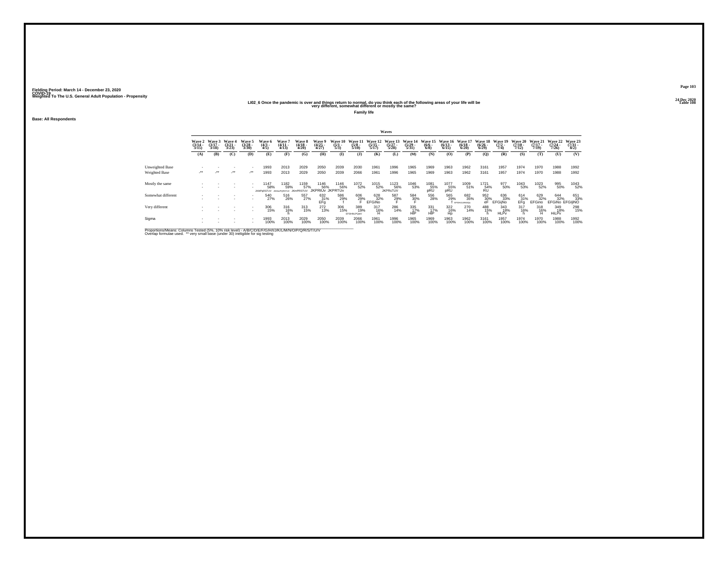Fielding Period: March 14 - December 23, 2020
COVID-19
Weighted To The U.S. General Adult Population - Propensity

24 Dec 2020
Table 108

## LI02_6 Once the pandemic is over and things return to normal, do you think each of the following areas of your life will be very different, somewhat different or mostly the same?

**Family life**

**Base: All Respondents**

| | Wave 2 (3/14 - 3/15) | Wave 3 (3/17 - 3/18) | Wave 4 (3/21 - 3/23) | Wave 5 (3/28 - 3/30) | Wave 6 (4/3 - 4/5) | Wave 7 (4/11 - 4/13) | Wave 8 (4/18 - 4/20) | Wave 9 (4/25 - 4/27) | Wave 10 (5/1 - 5/3) | Wave 11 (5/8 - 5/10) | Wave 12 (5/15 - 5/17) | Wave 13 (5/27 - 5/28) | Wave 14 (5/29 - 5/31) | Wave 15 (6/6 - 6/8) | Wave 16 (6/13 - 6/15) | Wave 17 (6/18 - 6/20) | Wave 18 (6/26 - 6/29) | Wave 19 (7/2 - 7/4) | Wave 20 (7/10 - 7/12) | Wave 21 (7/17 - 7/19) | Wave 22 (7/24 - 7/26) | Wave 23 (7/31 - 8/2) |
|---|---|---|---|---|---|---|---|---|---|---|---|---|---|---|---|---|---|---|---|---|---|---|
| | (A) | (B) | (C) | (D) | (E) | (F) | (G) | (H) | (I) | (J) | (K) | (L) | (M) | (N) | (O) | (P) | (Q) | (R) | (S) | (T) | (U) | (V) |
| Unweighted Base | - | - | - | - | 1993 | 2013 | 2029 | 2050 | 2039 | 2030 | 1961 | 1996 | 1965 | 1969 | 1963 | 1962 | 3161 | 1957 | 1974 | 1970 | 1988 | 1992 |
| Weighted Base | -** | -** | -** | -** | 1993 | 2013 | 2029 | 2050 | 2039 | 2066 | 1961 | 1996 | 1965 | 1969 | 1963 | 1962 | 3161 | 1957 | 1974 | 1970 | 1988 | 1992 |
| Mostly the same | - | - | - | - | 1147 | 1182 | 1159 | 1146 | 1146 | 1072 | 1015 | 1123 | 1046 | 1081 | 1077 | 1009 | 1721 | 977 | 1043 | 1023 | 995 | 1043 |
| | - | - | - | - | 58% | 59% | 57% | 56% | 56% | 52% | 52% | 56% | 53% | 55% | 55% | 51% | 54% | 50% | 53% | 52% | 50% | 52% |
| | | | | | JKMPqRSTUV | JKMnoPQRSTUV | JKmPRSTUV | JKPRtUv | JKPRTUv | | | JKPRsTUV | | pRU | pRU | | RU | | | | | |
| Somewhat different | - | - | - | - | 540 | 516 | 557 | 632 | 586 | 606 | 628 | 587 | 584 | 556 | 565 | 682 | 952 | 636 | 614 | 629 | 644 | 651 |
| | - | - | - | - | 27% | 26% | 27% | 31% | 29% | 29% | 32% | 29% | 30% | 28% | 29% | 35% | 30% | 33% | 31% | 32% | 32% | 33% |
| | | | | | | | | EFg | f | F | EFGiNo | F | F | | f | EFGHIJLMNOQs | eF | EFGijNo | EFg | EFGino | EFGiNo | EFGIjNO |
| Very different | - | - | - | - | 306 | 316 | 313 | 272 | 306 | 389 | 317 | 286 | 335 | 331 | 322 | 270 | 488 | 343 | 317 | 318 | 349 | 298 |
| | - | - | - | - | 15% | 16% | 15% | 13% | 15% | 19% | 16% | 14% | 17% | 17% | 16% | 14% | 15% | 18% | 16% | 16% | 18% | 15% |
| | | | | | | h | | | | EFGHILPQstV | H | | HlP | HlP | Hp | | h | HLPv | h | H | HiLPv | |
| Sigma | - | - | - | - | 1993 | 2013 | 2029 | 2050 | 2039 | 2066 | 1961 | 1996 | 1965 | 1969 | 1963 | 1962 | 3161 | 1957 | 1974 | 1970 | 1988 | 1992 |
| | - | - | - | - | 100% | 100% | 100% | 100% | 100% | 100% | 100% | 100% | 100% | 100% | 100% | 100% | 100% | 100% | 100% | 100% | 100% | 100% |

Proportions/Means: Columns Tested (5%, 10% risk level) - A/B/C/D/E/F/G/H/I/J/K/L/M/N/O/P/Q/R/S/T/U/V
Overlap formulae used. ** very small base (under 30) ineligible for sig testing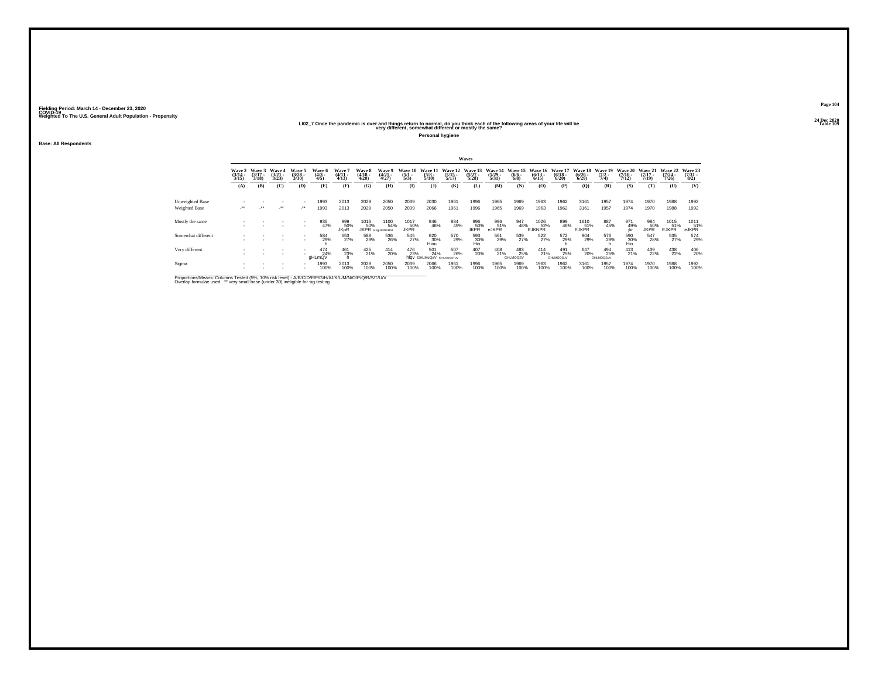Fielding Period: March 14 - December 23, 2020
COVID-19
Weighted To The U.S. General Adult Population - Propensity

24 Dec 2020
Table 109

## LI02_7 Once the pandemic is over and things return to normal, do you think each of the following areas of your life will be very different, somewhat different or mostly the same?

**Personal hygiene**

**Base: All Respondents**

| | Waves | | | | | | | | | | | | | | | | | | | | | |
|---|---|---|---|---|---|---|---|---|---|---|---|---|---|---|---|---|---|---|---|---|---|---|
| | Wave 2 (3/14 - 3/15) | Wave 3 (3/17 - 3/18) | Wave 4 (3/21 - 3/23) | Wave 5 (3/28 - 3/30) | Wave 6 (4/3 - 4/5) | Wave 7 (4/11 - 4/13) | Wave 8 (4/18 - 4/20) | Wave 9 (4/25 - 4/27) | Wave 10 (5/1 - 5/3) | Wave 11 (5/8 - 5/10) | Wave 12 (5/15 - 5/17) | Wave 13 (5/27 - 5/28) | Wave 14 (5/29 - 5/31) | Wave 15 (6/6 - 6/8) | Wave 16 (6/13 - 6/15) | Wave 17 (6/18 - 6/20) | Wave 18 (6/26 - 6/29) | Wave 19 (7/2 - 7/4) | Wave 20 (7/10 - 7/12) | Wave 21 (7/17 - 7/19) | Wave 22 (7/24 - 7/26) | Wave 23 (7/31 - 8/2) |
| | (A) | (B) | (C) | (D) | (E) | (F) | (G) | (H) | (I) | (J) | (K) | (L) | (M) | (N) | (O) | (P) | (Q) | (R) | (S) | (T) | (U) | (V) |
| Unweighted Base | - | - | - | - | 1993 | 2013 | 2029 | 2050 | 2039 | 2030 | 1961 | 1996 | 1965 | 1969 | 1963 | 1962 | 3161 | 1957 | 1974 | 1970 | 1988 | 1992 |
| Weighted Base | -** | -** | -** | -** | 1993 | 2013 | 2029 | 2050 | 2039 | 2066 | 1961 | 1996 | 1965 | 1969 | 1963 | 1962 | 3161 | 1957 | 1974 | 1970 | 1988 | 1992 |
| Mostly the same | - | - | - | - | 935 47% | 999 50% JKpR | 1016 50% JKPR | 1100 54% EFgIJKNPRSt | 1017 50% JKPR | 946 46% | 884 45% | 996 50% JKPR | 996 51% eJKPR | 947 48% | 1026 52% EJKNPR | 899 46% | 1610 51% EJKPR | 887 45% | 971 49% jkr | 984 50% JKPR | 1015 51% EJKPR | 1011 51% eJKPR |
| Somewhat different | - | - | - | - | 584 29% h | 553 27% | 588 29% | 536 26% | 545 27% | 620 30% Hiou | 570 29% | 593 30% Hio | 561 29% | 539 27% | 522 27% | 572 29% h | 904 29% | 576 29% h | 590 30% Hio | 547 28% | 535 27% | 574 29% |
| Very different | - | - | - | - | 474 24% gHLmQV | 461 23% h | 425 21% | 414 20% | 476 23% hlqv | 501 24% GHLMoQsV | 507 26% fGHLMOQSTUV | 407 20% | 408 21% | 483 25% GHLMOQSV | 414 21% | 491 25% GHLMOQSuV | 647 20% | 494 25% GHLMOQSuV | 413 21% | 439 22% | 438 22% | 406 20% |
| Sigma | - | - | - | - | 1993 100% | 2013 100% | 2029 100% | 2050 100% | 2039 100% | 2066 100% | 1961 100% | 1996 100% | 1965 100% | 1969 100% | 1963 100% | 1962 100% | 3161 100% | 1957 100% | 1974 100% | 1970 100% | 1988 100% | 1992 100% |

Proportions/Means: Columns Tested (5%, 10% risk level) - A/B/C/D/E/F/G/H/I/J/K/L/M/N/O/P/Q/R/S/T/U/V
Overlap formulae used. ** very small base (under 30) ineligible for sig testing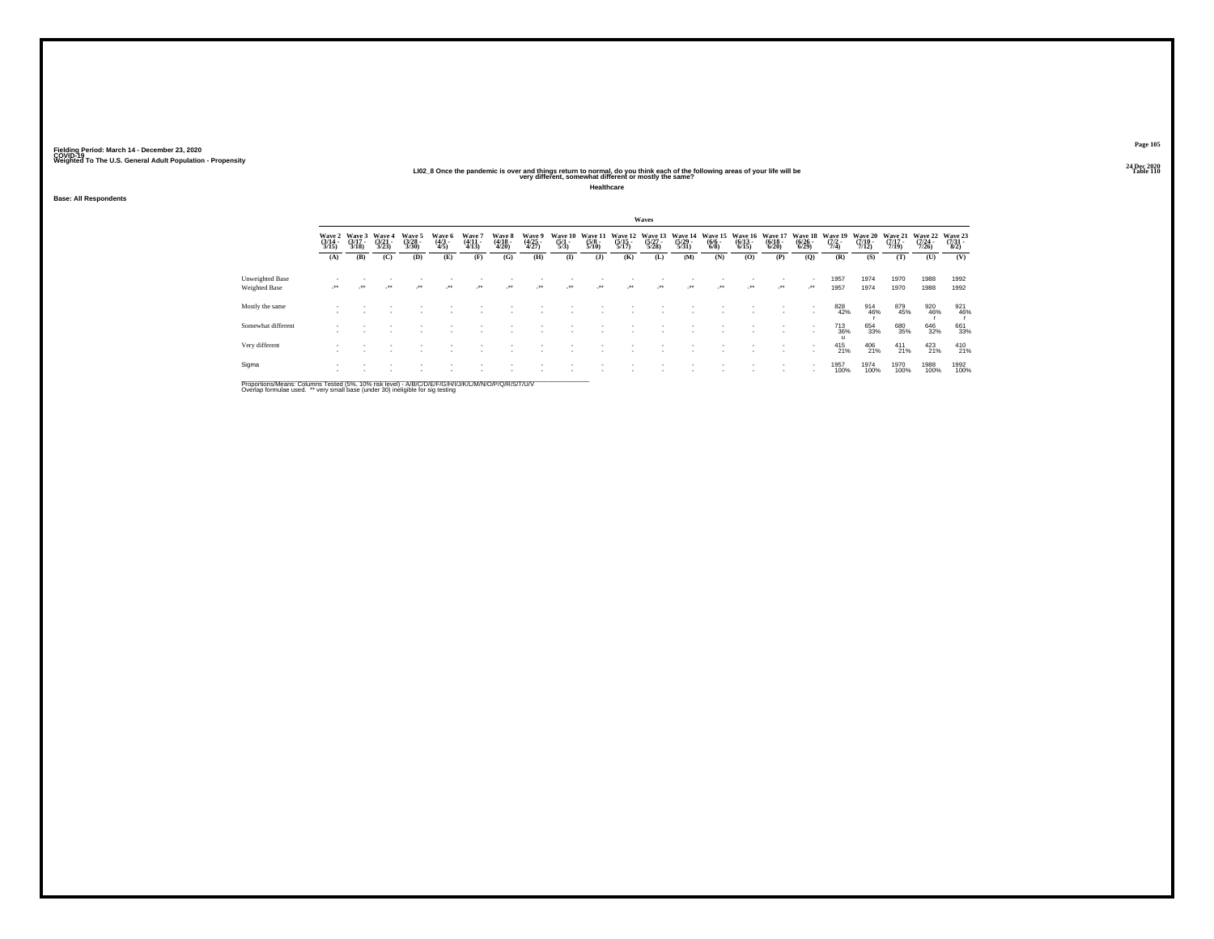Fielding Period: March 14 - December 23, 2020
COVID-19
Weighted To The U.S. General Adult Population - Propensity

24 Dec 2020
Table 110

## LI02_8 Once the pandemic is over and things return to normal, do you think each of the following areas of your life will be very different, somewhat different or mostly the same?

### Healthcare

Base: All Respondents

| | Waves | | | | | | | | | | | | | | | | | | | | | |
|---|---|---|---|---|---|---|---|---|---|---|---|---|---|---|---|---|---|---|---|---|---|---|
| | Wave 2 (3/14 - 3/15) | Wave 3 (3/17 - 3/18) | Wave 4 (3/21 - 3/23) | Wave 5 (3/28 - 3/30) | Wave 6 (4/3 - 4/5) | Wave 7 (4/11 - 4/13) | Wave 8 (4/18 - 4/20) | Wave 9 (4/25 - 4/27) | Wave 10 (5/1 - 5/3) | Wave 11 (5/8 - 5/10) | Wave 12 (5/15 - 5/17) | Wave 13 (5/27 - 5/28) | Wave 14 (5/29 - 5/31) | Wave 15 (6/6 - 6/8) | Wave 16 (6/13 - 6/15) | Wave 17 (6/18 - 6/20) | Wave 18 (6/26 - 6/29) | Wave 19 (7/2 - 7/4) | Wave 20 (7/10 - 7/12) | Wave 21 (7/17 - 7/19) | Wave 22 (7/24 - 7/26) | Wave 23 (7/31 - 8/2) |
| | (A) | (B) | (C) | (D) | (E) | (F) | (G) | (H) | (I) | (J) | (K) | (L) | (M) | (N) | (O) | (P) | (Q) | (R) | (S) | (T) | (U) | (V) |
| Unweighted Base | - | - | - | - | - | - | - | - | - | - | - | - | - | - | - | - | - | 1957 | 1974 | 1970 | 1988 | 1992 |
| Weighted Base | -** | -** | -** | -** | -** | -** | -** | -** | -** | -** | -** | -** | -** | -** | -** | -** | -** | 1957 | 1974 | 1970 | 1988 | 1992 |
| Mostly the same | - | - | - | - | - | - | - | - | - | - | - | - | - | - | - | - | - | 828 42% | 914 46% r | 879 45% | 920 46% r | 921 46% r |
| Somewhat different | - | - | - | - | - | - | - | - | - | - | - | - | - | - | - | - | - | 713 36% u | 654 33% | 680 35% | 646 32% | 661 33% |
| Very different | - | - | - | - | - | - | - | - | - | - | - | - | - | - | - | - | - | 415 21% | 406 21% | 411 21% | 423 21% | 410 21% |
| Sigma | - | - | - | - | - | - | - | - | - | - | - | - | - | - | - | - | - | 1957 100% | 1974 100% | 1970 100% | 1988 100% | 1992 100% |

Proportions/Means: Columns Tested (5%, 10% risk level) - A/B/C/D/E/F/G/H/I/J/K/L/M/N/O/P/Q/R/S/T/U/V
Overlap formulae used. ** very small base (under 30) ineligible for sig testing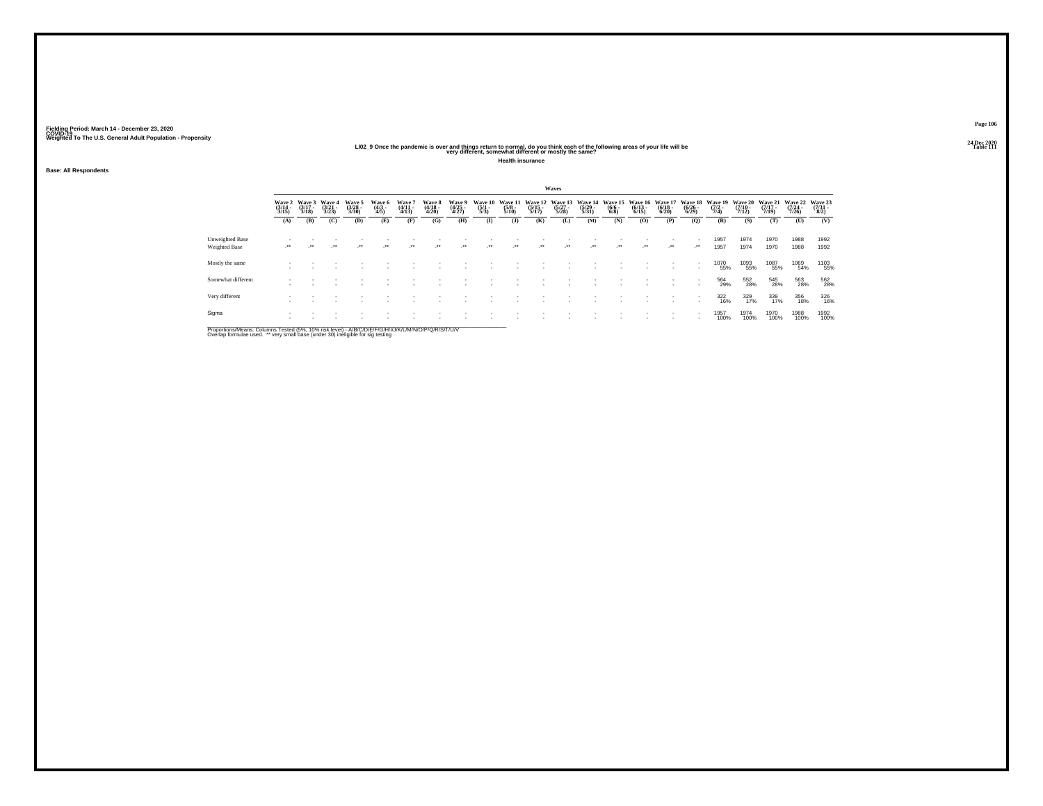Fielding Period: March 14 - December 23, 2020
COVID-19
Weighted To The U.S. General Adult Population - Propensity

24 Dec 2020
Table 111

## LI02_9 Once the pandemic is over and things return to normal, do you think each of the following areas of your life will be very different, somewhat different or mostly the same?

**Health insurance**

**Base: All Respondents**

| | Waves | | | | | | | | | | | | | | | | | | | | | |
|---|---|---|---|---|---|---|---|---|---|---|---|---|---|---|---|---|---|---|---|---|---|---|
| | Wave 2 (3/14 - 3/15) | Wave 3 (3/17 - 3/18) | Wave 4 (3/21 - 3/23) | Wave 5 (3/28 - 3/30) | Wave 6 (4/3 - 4/5) | Wave 7 (4/11 - 4/13) | Wave 8 (4/18 - 4/20) | Wave 9 (4/25 - 4/27) | Wave 10 (5/1 - 5/3) | Wave 11 (5/8 - 5/10) | Wave 12 (5/15 - 5/17) | Wave 13 (5/27 - 5/28) | Wave 14 (5/29 - 5/31) | Wave 15 (6/6 - 6/8) | Wave 16 (6/13 - 6/15) | Wave 17 (6/18 - 6/20) | Wave 18 (6/26 - 6/29) | Wave 19 (7/2 - 7/4) | Wave 20 (7/10 - 7/12) | Wave 21 (7/17 - 7/19) | Wave 22 (7/24 - 7/26) | Wave 23 (7/31 - 8/2) |
| | (A) | (B) | (C) | (D) | (E) | (F) | (G) | (H) | (I) | (J) | (K) | (L) | (M) | (N) | (O) | (P) | (Q) | (R) | (S) | (T) | (U) | (V) |
| Unweighted Base | - | - | - | - | - | - | - | - | - | - | - | - | - | - | - | - | - | 1957 | 1974 | 1970 | 1988 | 1992 |
| Weighted Base | -** | -** | -** | -** | -** | -** | -** | -** | -** | -** | -** | -** | -** | -** | -** | -** | -** | 1957 | 1974 | 1970 | 1988 | 1992 |
| Mostly the same | - | - | - | - | - | - | - | - | - | - | - | - | - | - | - | - | - | 1070 | 1093 | 1087 | 1069 | 1103 |
| | - | - | - | - | - | - | - | - | - | - | - | - | - | - | - | - | - | 55% | 55% | 55% | 54% | 55% |
| Somewhat different | - | - | - | - | - | - | - | - | - | - | - | - | - | - | - | - | - | 564 | 552 | 545 | 563 | 562 |
| | - | - | - | - | - | - | - | - | - | - | - | - | - | - | - | - | - | 29% | 28% | 28% | 28% | 28% |
| Very different | - | - | - | - | - | - | - | - | - | - | - | - | - | - | - | - | - | 322 | 329 | 339 | 356 | 326 |
| | - | - | - | - | - | - | - | - | - | - | - | - | - | - | - | - | - | 16% | 17% | 17% | 18% | 16% |
| Sigma | - | - | - | - | - | - | - | - | - | - | - | - | - | - | - | - | - | 1957 | 1974 | 1970 | 1988 | 1992 |
| | - | - | - | - | - | - | - | - | - | - | - | - | - | - | - | - | - | 100% | 100% | 100% | 100% | 100% |

Proportions/Means: Columns Tested (5%, 10% risk level) - A/B/C/D/E/F/G/H/I/J/K/L/M/N/O/P/Q/R/S/T/U/V
Overlap formulae used. ** very small base (under 30) ineligible for sig testing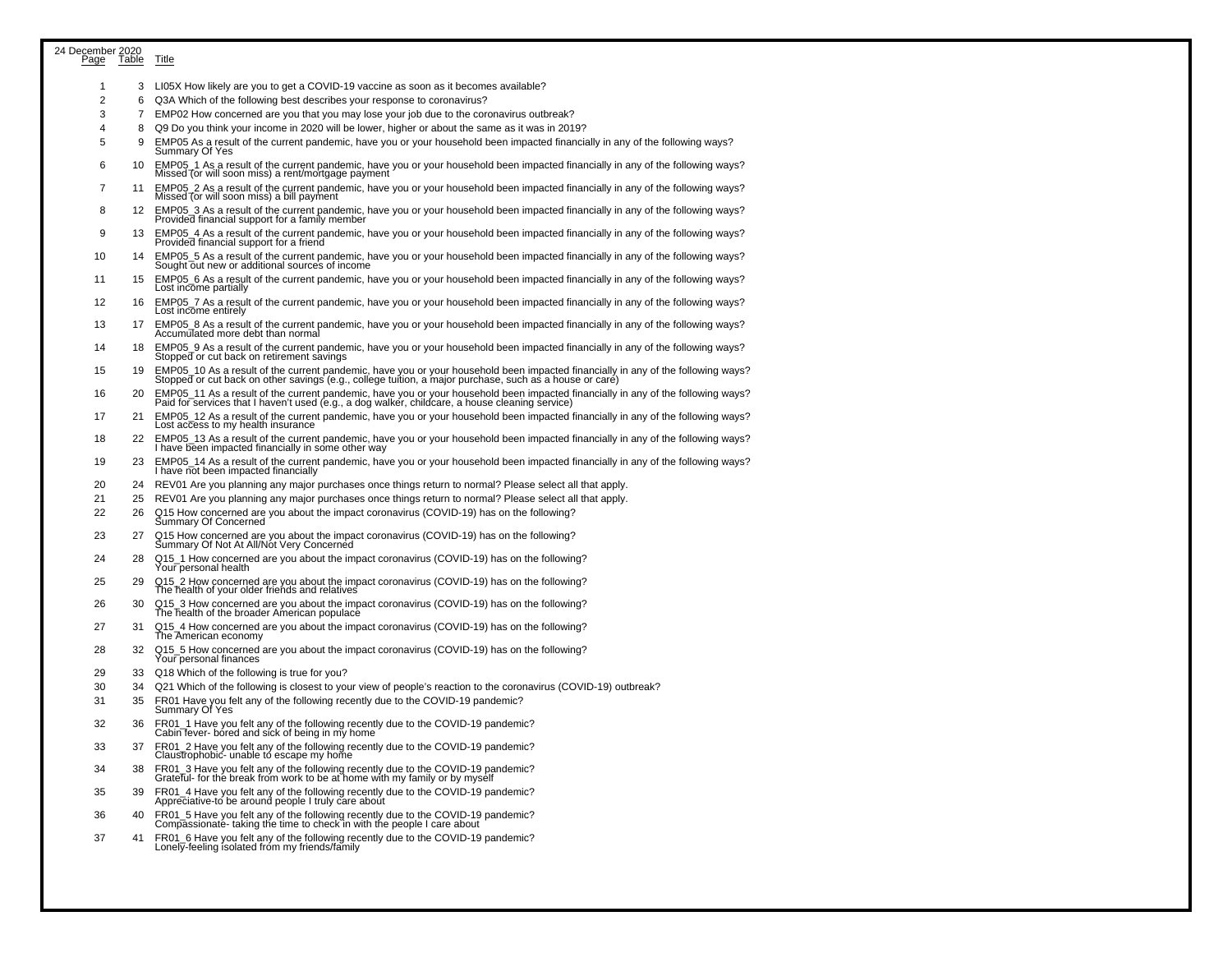24 December 2020

| Page | Table | Title |
|---|---|---|
| 1 | 3 | LI05X How likely are you to get a COVID-19 vaccine as soon as it becomes available? |
| 2 | 6 | Q3A Which of the following best describes your response to coronavirus? |
| 3 | 7 | EMP02 How concerned are you that you may lose your job due to the coronavirus outbreak? |
| 4 | 8 | Q9 Do you think your income in 2020 will be lower, higher or about the same as it was in 2019? |
| 5 | 9 | EMP05 As a result of the current pandemic, have you or your household been impacted financially in any of the following ways? Summary Of Yes |
| 6 | 10 | EMP05_1 As a result of the current pandemic, have you or your household been impacted financially in any of the following ways? Missed (or will soon miss) a rent/mortgage payment |
| 7 | 11 | EMP05_2 As a result of the current pandemic, have you or your household been impacted financially in any of the following ways? Missed (or will soon miss) a bill payment |
| 8 | 12 | EMP05_3 As a result of the current pandemic, have you or your household been impacted financially in any of the following ways? Provided financial support for a family member |
| 9 | 13 | EMP05_4 As a result of the current pandemic, have you or your household been impacted financially in any of the following ways? Provided financial support for a friend |
| 10 | 14 | EMP05_5 As a result of the current pandemic, have you or your household been impacted financially in any of the following ways? Sought out new or additional sources of income |
| 11 | 15 | EMP05_6 As a result of the current pandemic, have you or your household been impacted financially in any of the following ways? Lost income partially |
| 12 | 16 | EMP05_7 As a result of the current pandemic, have you or your household been impacted financially in any of the following ways? Lost income entirely |
| 13 | 17 | EMP05_8 As a result of the current pandemic, have you or your household been impacted financially in any of the following ways? Accumulated more debt than normal |
| 14 | 18 | EMP05_9 As a result of the current pandemic, have you or your household been impacted financially in any of the following ways? Stopped or cut back on retirement savings |
| 15 | 19 | EMP05_10 As a result of the current pandemic, have you or your household been impacted financially in any of the following ways? Stopped or cut back on other savings (e.g., college tuition, a major purchase, such as a house or care) |
| 16 | 20 | EMP05_11 As a result of the current pandemic, have you or your household been impacted financially in any of the following ways? Paid for services that I haven't used (e.g., a dog walker, childcare, a house cleaning service) |
| 17 | 21 | EMP05_12 As a result of the current pandemic, have you or your household been impacted financially in any of the following ways? Lost access to my health insurance |
| 18 | 22 | EMP05_13 As a result of the current pandemic, have you or your household been impacted financially in any of the following ways? I have been impacted financially in some other way |
| 19 | 23 | EMP05_14 As a result of the current pandemic, have you or your household been impacted financially in any of the following ways? I have not been impacted financially |
| 20 | 24 | REV01 Are you planning any major purchases once things return to normal? Please select all that apply. |
| 21 | 25 | REV01 Are you planning any major purchases once things return to normal? Please select all that apply. |
| 22 | 26 | Q15 How concerned are you about the impact coronavirus (COVID-19) has on the following? Summary Of Concerned |
| 23 | 27 | Q15 How concerned are you about the impact coronavirus (COVID-19) has on the following? Summary Of Not At All/Not Very Concerned |
| 24 | 28 | Q15_1 How concerned are you about the impact coronavirus (COVID-19) has on the following? Your personal health |
| 25 | 29 | Q15_2 How concerned are you about the impact coronavirus (COVID-19) has on the following? The health of your older friends and relatives |
| 26 | 30 | Q15_3 How concerned are you about the impact coronavirus (COVID-19) has on the following? The health of the broader American populace |
| 27 | 31 | Q15_4 How concerned are you about the impact coronavirus (COVID-19) has on the following? The American economy |
| 28 | 32 | Q15_5 How concerned are you about the impact coronavirus (COVID-19) has on the following? Your personal finances |
| 29 | 33 | Q18 Which of the following is true for you? |
| 30 | 34 | Q21 Which of the following is closest to your view of people's reaction to the coronavirus (COVID-19) outbreak? |
| 31 | 35 | FR01 Have you felt any of the following recently due to the COVID-19 pandemic? Summary Of Yes |
| 32 | 36 | FR01_1 Have you felt any of the following recently due to the COVID-19 pandemic? Cabin fever- bored and sick of being in my home |
| 33 | 37 | FR01_2 Have you felt any of the following recently due to the COVID-19 pandemic? Claustrophobic- unable to escape my home |
| 34 | 38 | FR01_3 Have you felt any of the following recently due to the COVID-19 pandemic? Grateful- for the break from work to be at home with my family or by myself |
| 35 | 39 | FR01_4 Have you felt any of the following recently due to the COVID-19 pandemic? Appreciative-to be around people I truly care about |
| 36 | 40 | FR01_5 Have you felt any of the following recently due to the COVID-19 pandemic? Compassionate- taking the time to check in with the people I care about |
| 37 | 41 | FR01_6 Have you felt any of the following recently due to the COVID-19 pandemic? Lonely-feeling isolated from my friends/family |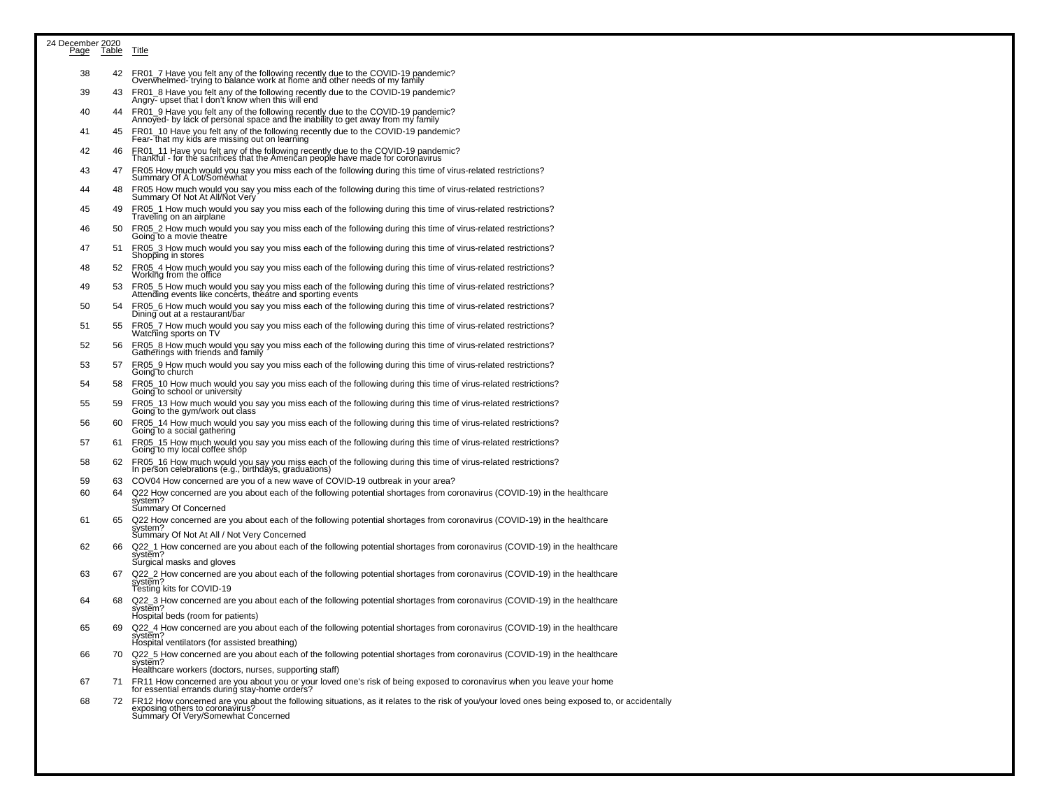24 December 2020

| Page | Table | Title |
|---|---|---|
| 38 | 42 | FR01_7 Have you felt any of the following recently due to the COVID-19 pandemic? Overwhelmed- trying to balance work at home and other needs of my family |
| 39 | 43 | FR01_8 Have you felt any of the following recently due to the COVID-19 pandemic? Angry- upset that I don't know when this will end |
| 40 | 44 | FR01_9 Have you felt any of the following recently due to the COVID-19 pandemic? Annoyed- by lack of personal space and the inability to get away from my family |
| 41 | 45 | FR01_10 Have you felt any of the following recently due to the COVID-19 pandemic? Fear- that my kids are missing out on learning |
| 42 | 46 | FR01_11 Have you felt any of the following recently due to the COVID-19 pandemic? Thankful - for the sacrifices that the American people have made for coronavirus |
| 43 | 47 | FR05 How much would you say you miss each of the following during this time of virus-related restrictions? Summary Of A Lot/Somewhat |
| 44 | 48 | FR05 How much would you say you miss each of the following during this time of virus-related restrictions? Summary Of Not At All/Not Very |
| 45 | 49 | FR05_1 How much would you say you miss each of the following during this time of virus-related restrictions? Traveling on an airplane |
| 46 | 50 | FR05_2 How much would you say you miss each of the following during this time of virus-related restrictions? Going to a movie theatre |
| 47 | 51 | FR05_3 How much would you say you miss each of the following during this time of virus-related restrictions? Shopping in stores |
| 48 | 52 | FR05_4 How much would you say you miss each of the following during this time of virus-related restrictions? Working from the office |
| 49 | 53 | FR05_5 How much would you say you miss each of the following during this time of virus-related restrictions? Attending events like concerts, theatre and sporting events |
| 50 | 54 | FR05_6 How much would you say you miss each of the following during this time of virus-related restrictions? Dining out at a restaurant/bar |
| 51 | 55 | FR05_7 How much would you say you miss each of the following during this time of virus-related restrictions? Watching sports on TV |
| 52 | 56 | FR05_8 How much would you say you miss each of the following during this time of virus-related restrictions? Gatherings with friends and family |
| 53 | 57 | FR05_9 How much would you say you miss each of the following during this time of virus-related restrictions? Going to church |
| 54 | 58 | FR05_10 How much would you say you miss each of the following during this time of virus-related restrictions? Going to school or university |
| 55 | 59 | FR05_13 How much would you say you miss each of the following during this time of virus-related restrictions? Going to the gym/work out class |
| 56 | 60 | FR05_14 How much would you say you miss each of the following during this time of virus-related restrictions? Going to a social gathering |
| 57 | 61 | FR05_15 How much would you say you miss each of the following during this time of virus-related restrictions? Going to my local coffee shop |
| 58 | 62 | FR05_16 How much would you say you miss each of the following during this time of virus-related restrictions? In person celebrations (e.g., birthdays, graduations) |
| 59 | 63 | COV04 How concerned are you of a new wave of COVID-19 outbreak in your area? |
| 60 | 64 | Q22 How concerned are you about each of the following potential shortages from coronavirus (COVID-19) in the healthcare system? Summary Of Concerned |
| 61 | 65 | Q22 How concerned are you about each of the following potential shortages from coronavirus (COVID-19) in the healthcare system? Summary Of Not At All / Not Very Concerned |
| 62 | 66 | Q22_1 How concerned are you about each of the following potential shortages from coronavirus (COVID-19) in the healthcare system? Surgical masks and gloves |
| 63 | 67 | Q22_2 How concerned are you about each of the following potential shortages from coronavirus (COVID-19) in the healthcare system? Testing kits for COVID-19 |
| 64 | 68 | Q22_3 How concerned are you about each of the following potential shortages from coronavirus (COVID-19) in the healthcare system? Hospital beds (room for patients) |
| 65 | 69 | Q22_4 How concerned are you about each of the following potential shortages from coronavirus (COVID-19) in the healthcare system? Hospital ventilators (for assisted breathing) |
| 66 | 70 | Q22_5 How concerned are you about each of the following potential shortages from coronavirus (COVID-19) in the healthcare system? Healthcare workers (doctors, nurses, supporting staff) |
| 67 | 71 | FR11 How concerned are you about you or your loved one's risk of being exposed to coronavirus when you leave your home for essential errands during stay-home orders? |
| 68 | 72 | FR12 How concerned are you about the following situations, as it relates to the risk of you/your loved ones being exposed to, or accidentally exposing others to coronavirus? Summary Of Very/Somewhat Concerned |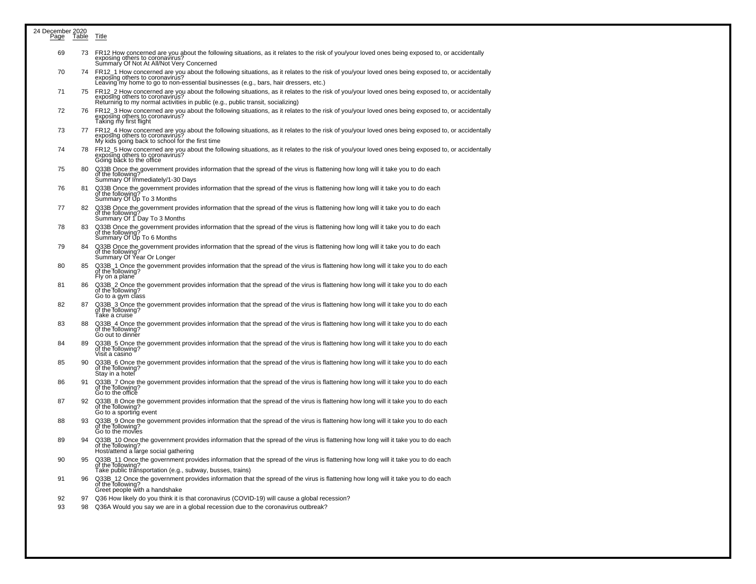24 December 2020

| Page | Table | Title |
|---|---|---|
| 69 | 73 | FR12 How concerned are you about the following situations, as it relates to the risk of you/your loved ones being exposed to, or accidentally exposing others to coronavirus? Summary Of Not At All/Not Very Concerned |
| 70 | 74 | FR12_1 How concerned are you about the following situations, as it relates to the risk of you/your loved ones being exposed to, or accidentally exposing others to coronavirus? Leaving my home to go to non-essential businesses (e.g., bars, hair dressers, etc.) |
| 71 | 75 | FR12_2 How concerned are you about the following situations, as it relates to the risk of you/your loved ones being exposed to, or accidentally exposing others to coronavirus? Returning to my normal activities in public (e.g., public transit, socializing) |
| 72 | 76 | FR12_3 How concerned are you about the following situations, as it relates to the risk of you/your loved ones being exposed to, or accidentally exposing others to coronavirus? Taking my first flight |
| 73 | 77 | FR12_4 How concerned are you about the following situations, as it relates to the risk of you/your loved ones being exposed to, or accidentally exposing others to coronavirus? My kids going back to school for the first time |
| 74 | 78 | FR12_5 How concerned are you about the following situations, as it relates to the risk of you/your loved ones being exposed to, or accidentally exposing others to coronavirus? Going back to the office |
| 75 | 80 | Q33B Once the government provides information that the spread of the virus is flattening how long will it take you to do each of the following? Summary Of Immediately/1-30 Days |
| 76 | 81 | Q33B Once the government provides information that the spread of the virus is flattening how long will it take you to do each of the following? Summary Of Up To 3 Months |
| 77 | 82 | Q33B Once the government provides information that the spread of the virus is flattening how long will it take you to do each of the following? Summary Of 1 Day To 3 Months |
| 78 | 83 | Q33B Once the government provides information that the spread of the virus is flattening how long will it take you to do each of the following? Summary Of Up To 6 Months |
| 79 | 84 | Q33B Once the government provides information that the spread of the virus is flattening how long will it take you to do each of the following? Summary Of Year Or Longer |
| 80 | 85 | Q33B_1 Once the government provides information that the spread of the virus is flattening how long will it take you to do each of the following? Fly on a plane |
| 81 | 86 | Q33B_2 Once the government provides information that the spread of the virus is flattening how long will it take you to do each of the following? Go to a gym class |
| 82 | 87 | Q33B_3 Once the government provides information that the spread of the virus is flattening how long will it take you to do each of the following? Take a cruise |
| 83 | 88 | Q33B_4 Once the government provides information that the spread of the virus is flattening how long will it take you to do each of the following? Go out to dinner |
| 84 | 89 | Q33B_5 Once the government provides information that the spread of the virus is flattening how long will it take you to do each of the following? Visit a casino |
| 85 | 90 | Q33B_6 Once the government provides information that the spread of the virus is flattening how long will it take you to do each of the following? Stay in a hotel |
| 86 | 91 | Q33B_7 Once the government provides information that the spread of the virus is flattening how long will it take you to do each of the following? Go to the office |
| 87 | 92 | Q33B_8 Once the government provides information that the spread of the virus is flattening how long will it take you to do each of the following? Go to a sporting event |
| 88 | 93 | Q33B_9 Once the government provides information that the spread of the virus is flattening how long will it take you to do each of the following? Go to the movies |
| 89 | 94 | Q33B_10 Once the government provides information that the spread of the virus is flattening how long will it take you to do each of the following? Host/attend a large social gathering |
| 90 | 95 | Q33B_11 Once the government provides information that the spread of the virus is flattening how long will it take you to do each of the following? Take public transportation (e.g., subway, busses, trains) |
| 91 | 96 | Q33B_12 Once the government provides information that the spread of the virus is flattening how long will it take you to do each of the following? Greet people with a handshake |
| 92 | 97 | Q36 How likely do you think it is that coronavirus (COVID-19) will cause a global recession? |
| 93 | 98 | Q36A Would you say we are in a global recession due to the coronavirus outbreak? |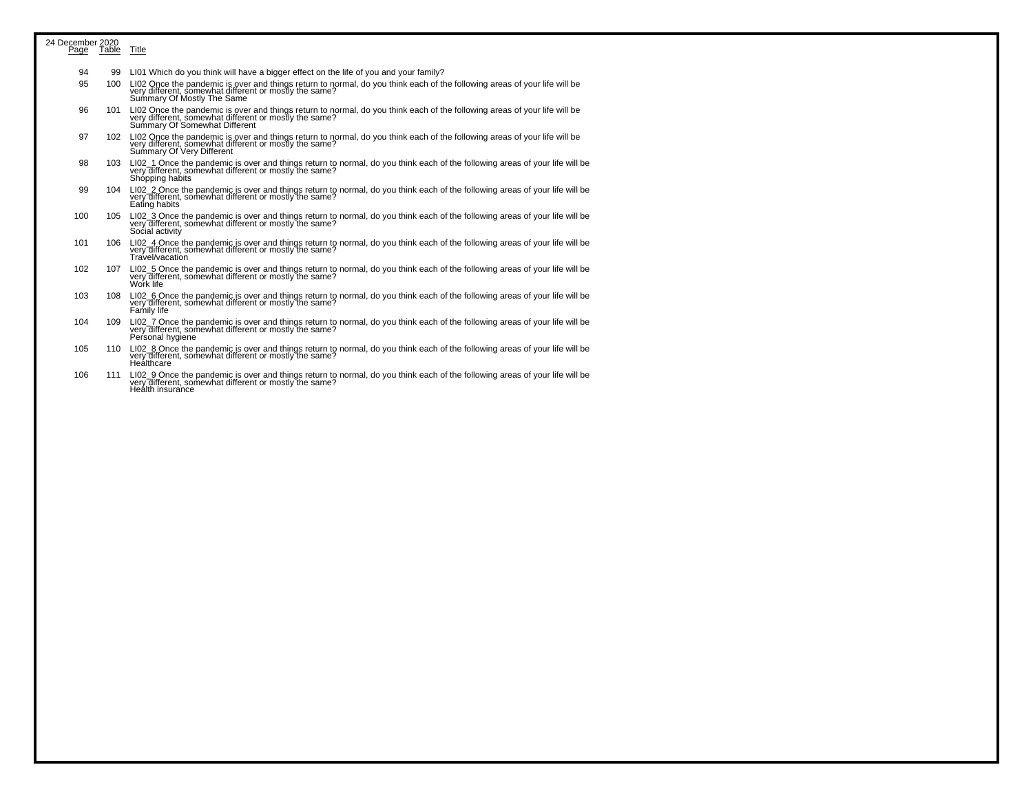24 December 2020

| Page | Table | Title |
|---|---|---|
| 94 | 99 | LI01 Which do you think will have a bigger effect on the life of you and your family? |
| 95 | 100 | LI02 Once the pandemic is over and things return to normal, do you think each of the following areas of your life will be very different, somewhat different or mostly the same? Summary Of Mostly The Same |
| 96 | 101 | LI02 Once the pandemic is over and things return to normal, do you think each of the following areas of your life will be very different, somewhat different or mostly the same? Summary Of Somewhat Different |
| 97 | 102 | LI02 Once the pandemic is over and things return to normal, do you think each of the following areas of your life will be very different, somewhat different or mostly the same? Summary Of Very Different |
| 98 | 103 | LI02_1 Once the pandemic is over and things return to normal, do you think each of the following areas of your life will be very different, somewhat different or mostly the same? Shopping habits |
| 99 | 104 | LI02_2 Once the pandemic is over and things return to normal, do you think each of the following areas of your life will be very different, somewhat different or mostly the same? Eating habits |
| 100 | 105 | LI02_3 Once the pandemic is over and things return to normal, do you think each of the following areas of your life will be very different, somewhat different or mostly the same? Social activity |
| 101 | 106 | LI02_4 Once the pandemic is over and things return to normal, do you think each of the following areas of your life will be very different, somewhat different or mostly the same? Travel/vacation |
| 102 | 107 | LI02_5 Once the pandemic is over and things return to normal, do you think each of the following areas of your life will be very different, somewhat different or mostly the same? Work life |
| 103 | 108 | LI02_6 Once the pandemic is over and things return to normal, do you think each of the following areas of your life will be very different, somewhat different or mostly the same? Family life |
| 104 | 109 | LI02_7 Once the pandemic is over and things return to normal, do you think each of the following areas of your life will be very different, somewhat different or mostly the same? Personal hygiene |
| 105 | 110 | LI02_8 Once the pandemic is over and things return to normal, do you think each of the following areas of your life will be very different, somewhat different or mostly the same? Healthcare |
| 106 | 111 | LI02_9 Once the pandemic is over and things return to normal, do you think each of the following areas of your life will be very different, somewhat different or mostly the same? Health insurance |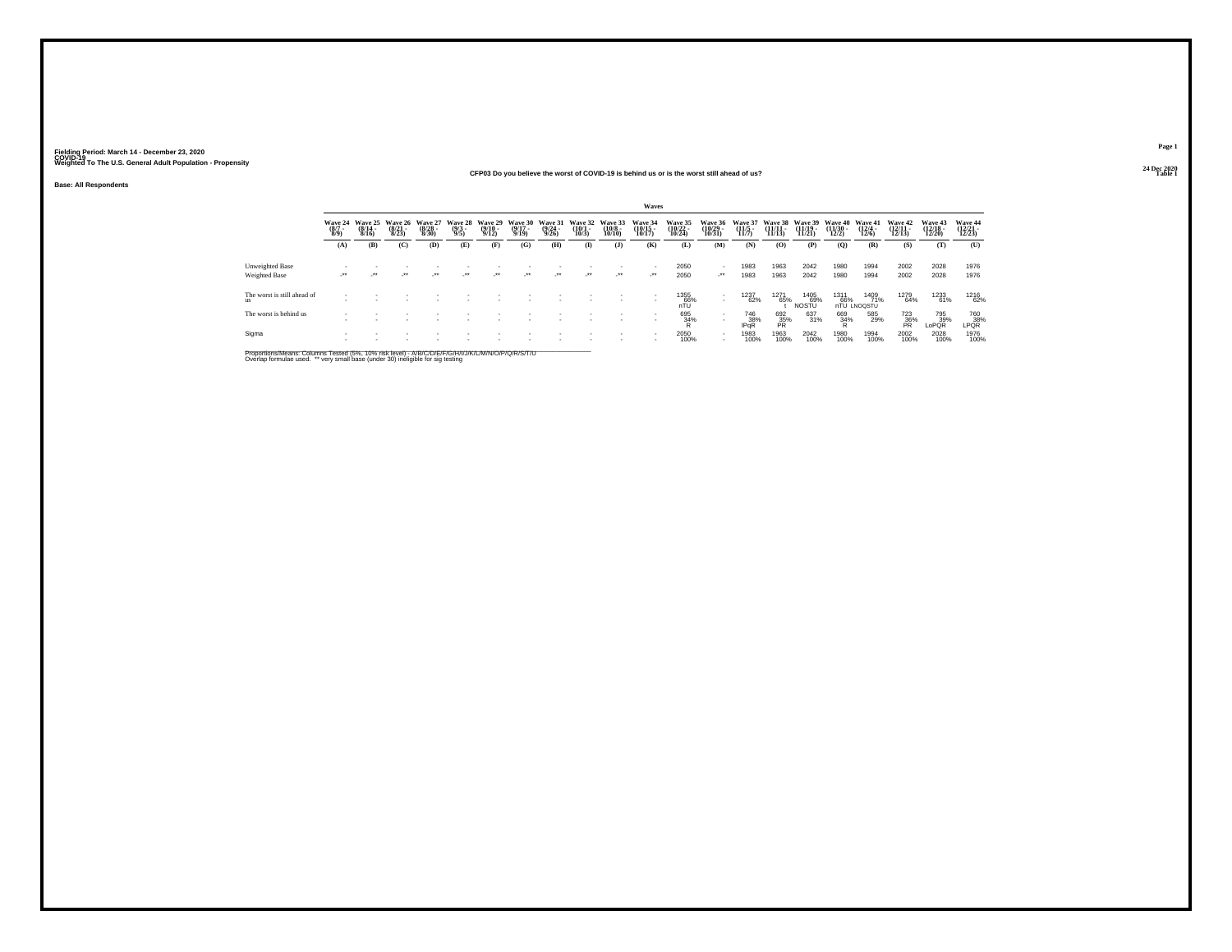Fielding Period: March 14 - December 23, 2020
COVID-19
Weighted To The U.S. General Adult Population - Propensity

24 Dec 2020
Table 1

CFP03 Do you believe the worst of COVID-19 is behind us or is the worst still ahead of us?

**Base: All Respondents**

| | Wave 24 (8/7 - 8/9) | Wave 25 (8/14 - 8/16) | Wave 26 (8/21 - 8/23) | Wave 27 (8/28 - 8/30) | Wave 28 (9/3 - 9/5) | Wave 29 (9/10 - 9/12) | Wave 30 (9/17 - 9/19) | Wave 31 (9/24 - 9/26) | Wave 32 (10/1 - 10/3) | Wave 33 (10/8 - 10/10) | Wave 34 (10/15 - 10/17) | Wave 35 (10/22 - 10/24) | Wave 36 (10/29 - 10/31) | Wave 37 (11/5 - 11/7) | Wave 38 (11/11 - 11/13) | Wave 39 (11/19 - 11/21) | Wave 40 (11/30 - 12/2) | Wave 41 (12/4 - 12/6) | Wave 42 (12/11 - 12/13) | Wave 43 (12/18 - 12/20) | Wave 44 (12/21 - 12/23) |
|---|---|---|---|---|---|---|---|---|---|---|---|---|---|---|---|---|---|---|---|---|---|
| | (A) | (B) | (C) | (D) | (E) | (F) | (G) | (H) | (I) | (J) | (K) | (L) | (M) | (N) | (O) | (P) | (Q) | (R) | (S) | (T) | (U) |
| Unweighted Base | - | - | - | - | - | - | - | - | - | - | - | 2050 | - | 1983 | 1963 | 2042 | 1980 | 1994 | 2002 | 2028 | 1976 |
| Weighted Base | -** | -** | -** | -** | -** | -** | -** | -** | -** | -** | -** | 2050 | -** | 1983 | 1963 | 2042 | 1980 | 1994 | 2002 | 2028 | 1976 |
| The worst is still ahead of us | - | - | - | - | - | - | - | - | - | - | - | 1355 | - | 1237 | 1271 | 1405 | 1311 | 1409 | 1279 | 1233 | 1216 |
| | - | - | - | - | - | - | - | - | - | - | - | 66% | - | 62% | 65% | 69% | 66% | 71% | 64% | 61% | 62% |
| | | | | | | | | | | | | nTU | | | t | NOSTU | nTU | LNOQSTU | | | |
| The worst is behind us | - | - | - | - | - | - | - | - | - | - | - | 695 | - | 746 | 692 | 637 | 669 | 585 | 723 | 795 | 760 |
| | - | - | - | - | - | - | - | - | - | - | - | 34% | - | 38% | 35% | 31% | 34% | 29% | 36% | 39% | 38% |
| | | | | | | | | | | | | R | | lPqR | PR | | R | | PR | LoPQR | LPQR |
| Sigma | - | - | - | - | - | - | - | - | - | - | - | 2050 | - | 1983 | 1963 | 2042 | 1980 | 1994 | 2002 | 2028 | 1976 |
| | - | - | - | - | - | - | - | - | - | - | - | 100% | - | 100% | 100% | 100% | 100% | 100% | 100% | 100% | 100% |

Proportions/Means: Columns Tested (5%, 10% risk level) - A/B/C/D/E/F/G/H/I/J/K/L/M/N/O/P/Q/R/S/T/U
Overlap formulae used. ** very small base (under 30) ineligible for sig testing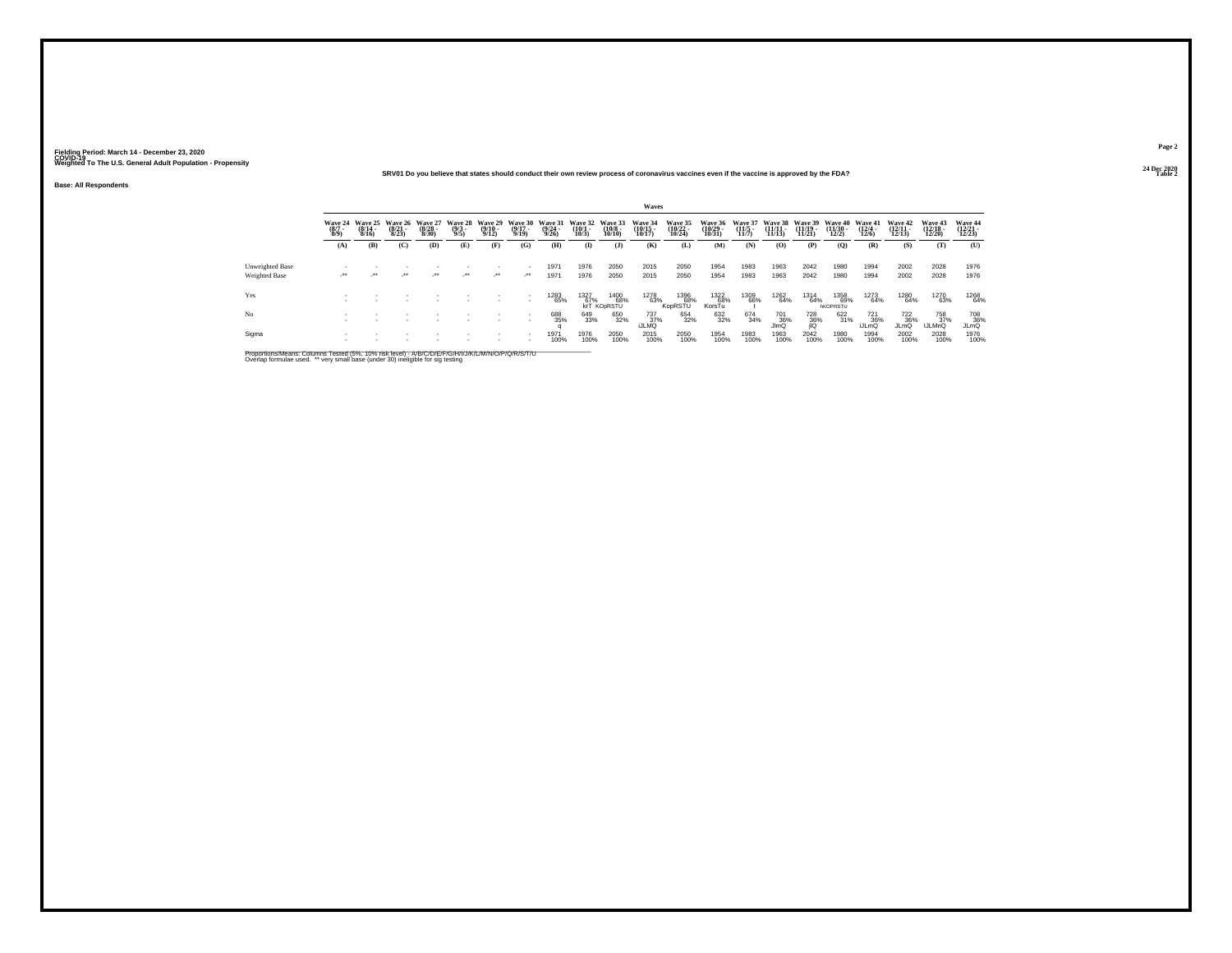Fielding Period: March 14 - December 23, 2020
COVID-19
Weighted To The U.S. General Adult Population - Propensity

24 Dec 2020
Table 2

**SRV01 Do you believe that states should conduct their own review process of coronavirus vaccines even if the vaccine is approved by the FDA?**

**Base: All Respondents**

| | Waves | | | | | | | | | | | | | | | | | | | | |
|---|---|---|---|---|---|---|---|---|---|---|---|---|---|---|---|---|---|---|---|---|---|
| | Wave 24 (8/7 - 8/9) | Wave 25 (8/14 - 8/16) | Wave 26 (8/21 - 8/23) | Wave 27 (8/28 - 8/30) | Wave 28 (9/3 - 9/5) | Wave 29 (9/10 - 9/12) | Wave 30 (9/17 - 9/19) | Wave 31 (9/24 - 9/26) | Wave 32 (10/1 - 10/3) | Wave 33 (10/8 - 10/10) | Wave 34 (10/15 - 10/17) | Wave 35 (10/22 - 10/24) | Wave 36 (10/29 - 10/31) | Wave 37 (11/5 - 11/7) | Wave 38 (11/11 - 11/13) | Wave 39 (11/19 - 11/21) | Wave 40 (11/30 - 12/2) | Wave 41 (12/4 - 12/6) | Wave 42 (12/11 - 12/13) | Wave 43 (12/18 - 12/20) | Wave 44 (12/21 - 12/23) |
| | (A) | (B) | (C) | (D) | (E) | (F) | (G) | (H) | (I) | (J) | (K) | (L) | (M) | (N) | (O) | (P) | (Q) | (R) | (S) | (T) | (U) |
| Unweighted Base | - | - | - | - | - | - | - | 1971 | 1976 | 2050 | 2015 | 2050 | 1954 | 1983 | 1963 | 2042 | 1980 | 1994 | 2002 | 2028 | 1976 |
| Weighted Base | -** | -** | -** | -** | -** | -** | -** | 1971 | 1976 | 2050 | 2015 | 2050 | 1954 | 1983 | 1963 | 2042 | 1980 | 1994 | 2002 | 2028 | 1976 |
| Yes | - | - | - | - | - | - | - | 1283 | 1327 | 1400 | 1278 | 1396 | 1322 | 1309 | 1262 | 1314 | 1358 | 1273 | 1280 | 1270 | 1268 |
| | - | - | - | - | - | - | - | 65% | 67% | 68% | 63% | 68% | 68% | 66% | 64% | 64% | 69% | 64% | 64% | 63% | 64% |
| | | | | | | | | | krT | KOpRSTU | | KopRSTU | KorsTu | t | | | NKOPRSTU | | | | |
| No | - | - | - | - | - | - | - | 688 | 649 | 650 | 737 | 654 | 632 | 674 | 701 | 728 | 622 | 721 | 722 | 758 | 708 |
| | - | - | - | - | - | - | - | 35% | 33% | 32% | 37% | 32% | 32% | 34% | 36% | 36% | 31% | 36% | 36% | 37% | 36% |
| | | | | | | | | q | | | iJLMQ | | | | JlmQ | jlQ | | iJLmQ | JLmQ | IJLMnQ | JLmQ |
| Sigma | - | - | - | - | - | - | - | 1971 | 1976 | 2050 | 2015 | 2050 | 1954 | 1983 | 1963 | 2042 | 1980 | 1994 | 2002 | 2028 | 1976 |
| | - | - | - | - | - | - | - | 100% | 100% | 100% | 100% | 100% | 100% | 100% | 100% | 100% | 100% | 100% | 100% | 100% | 100% |

Proportions/Means: Columns Tested (5%, 10% risk level) - A/B/C/D/E/F/G/H/I/J/K/L/M/N/O/P/Q/R/S/T/U
Overlap formulae used. ** very small base (under 30) ineligible for sig testing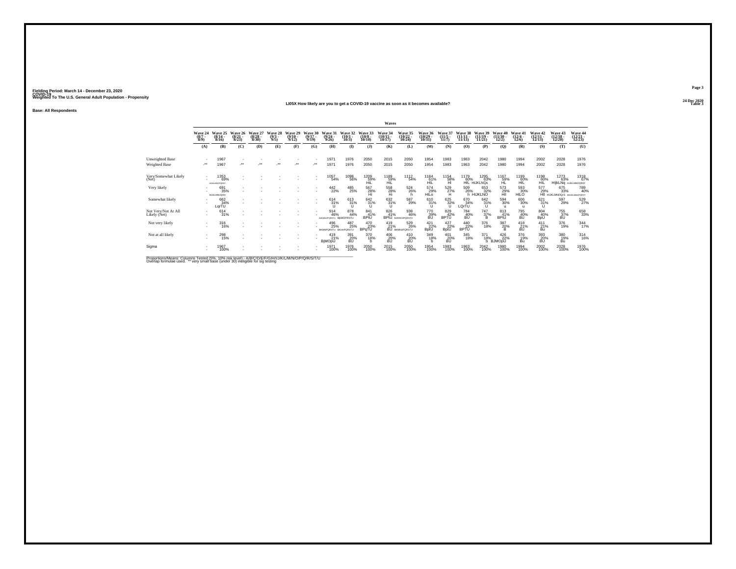Fielding Period: March 14 - December 23, 2020
COVID-19
Weighted To The U.S. General Adult Population - Propensity

24 Dec 2020
Table 3

LI05X How likely are you to get a COVID-19 vaccine as soon as it becomes available?

Base: All Respondents

| | Wave 24 (8/7 - 8/9) | Wave 25 (8/14 - 8/16) | Wave 26 (8/21 - 8/23) | Wave 27 (8/28 - 8/30) | Wave 28 (9/3 - 9/5) | Wave 29 (9/10 - 9/12) | Wave 30 (9/17 - 9/19) | Wave 31 (9/24 - 9/26) | Wave 32 (10/1 - 10/3) | Wave 33 (10/8 - 10/10) | Wave 34 (10/15 - 10/17) | Wave 35 (10/22 - 10/24) | Wave 36 (10/29 - 10/31) | Wave 37 (11/5 - 11/7) | Wave 38 (11/11 - 11/13) | Wave 39 (11/19 - 11/21) | Wave 40 (11/30 - 12/2) | Wave 41 (12/4 - 12/6) | Wave 42 (12/11 - 12/13) | Wave 43 (12/18 - 12/20) | Wave 44 (12/21 - 12/23) |
|---|---|---|---|---|---|---|---|---|---|---|---|---|---|---|---|---|---|---|---|---|---|
| | (A) | (B) | (C) | (D) | (E) | (F) | (G) | (H) | (I) | (J) | (K) | (L) | (M) | (N) | (O) | (P) | (Q) | (R) | (S) | (T) | (U) |
| Unweighted Base | - | 1967 | - | - | - | - | - | 1971 | 1976 | 2050 | 2015 | 2050 | 1954 | 1983 | 1963 | 2042 | 1980 | 1994 | 2002 | 2028 | 1976 |
| Weighted Base | -** | 1967 | -** | -** | -** | -** | -** | 1971 | 1976 | 2050 | 2015 | 2050 | 1954 | 1983 | 1963 | 2042 | 1980 | 1994 | 2002 | 2028 | 1976 |
| Very/Somewhat Likely (Net) | - | 1353 69% HIJKLMNOPQRST | - | - | - | - | - | 1057 54% | 1098 56% | 1209 59% HiL | 1189 59% HiL | 1112 54% | 1184 61% HIL | 1154 58% HI | 1179 60% HIL | 1295 63% HIJKLNQs | 1167 59% HL | 1199 60% HIL | 1198 60% HIL | 1273 63% HIjkLNq | 1318 67% HIJKLMNOQRST |
| Very likely | - | 691 35% HIJKLMNOQRS | - | - | - | - | - | 442 22% | 485 25% | 567 28% Hi | 558 28% Hi | 524 26% h | 574 29% HILo | 529 27% H | 509 26% h | 653 32% HIJKLNO | 573 29% HIl | 593 30% HILO | 577 29% HIl | 675 33% HIJKLMNOQrS | 789 40% BHIJKLMNOPQRST |
| Somewhat likely | - | 662 34% LqrTU | - | - | - | - | - | 614 31% U | 613 31% U | 642 31% U | 632 31% U | 587 29% | 610 31% U | 625 32% U | 670 34% LQrTU | 642 31% U | 594 30% u | 606 30% u | 621 31% U | 597 29% | 529 27% |
| Not Very/Not At All Likely (Net) | - | 614 31% | - | - | - | - | - | 914 46% BJKMNOPQRSTU | 878 44% BjKMOPRSTU | 841 41% BPtU | 826 41% BPtU | 938 46% BJKMNOPQRSTU | 770 39% BU | 829 42% BPTU | 784 40% BU | 747 37% B | 813 41% BPtU | 795 40% BU | 804 40% BpU | 755 37% BU | 658 33% |
| Not very likely | - | 316 16% | - | - | - | - | - | 496 25% BKMNPQRSTU | 487 25% BKMNPQRSTU | 470 23% BPqTU | 419 21% BU | 529 26% BKMNOPQRSTU | 421 22% BptU | 427 22% BptU | 440 22% BPTU | 376 18% | 387 20% B | 418 21% BU | 411 21% Bu | 376 19% | 344 17% |
| Not at all likely | - | 298 15% | - | - | - | - | - | 419 21% BjMOpU | 391 20% BU | 370 18% b | 406 20% BU | 410 20% BU | 349 18% b | 401 20% BU | 345 18% | 371 18% b | 426 22% BJMOpU | 376 19% Bu | 393 20% BU | 380 19% Bu | 314 16% |
| Sigma | - | 1967 100% | - | - | - | - | - | 1971 100% | 1976 100% | 2050 100% | 2015 100% | 2050 100% | 1954 100% | 1983 100% | 1963 100% | 2042 100% | 1980 100% | 1994 100% | 2002 100% | 2028 100% | 1976 100% |

Proportions/Means: Columns Tested (5%, 10% risk level) - A/B/C/D/E/F/G/H/I/J/K/L/M/N/O/P/Q/R/S/T/U
Overlap formulae used. ** very small base (under 30) ineligible for sig testing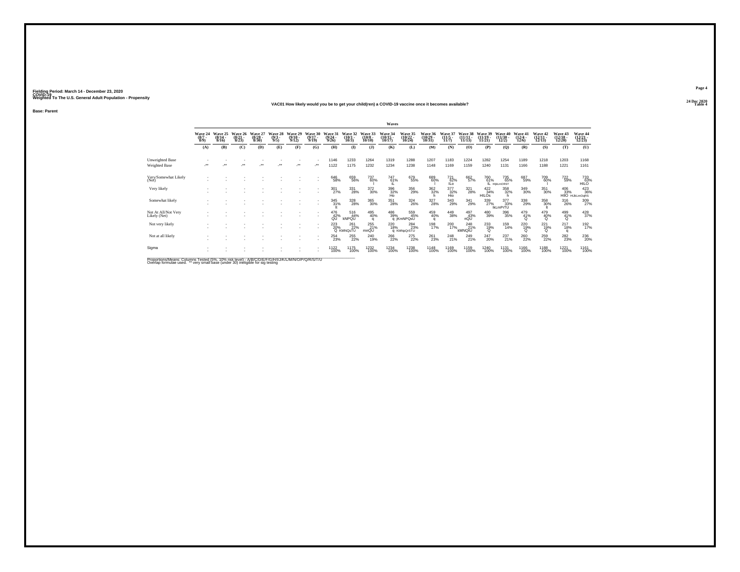Fielding Period: March 14 - December 23, 2020
COVID-19
Weighted To The U.S. General Adult Population - Propensity

24 Dec 2020
Table 4

VAC01 How likely would you be to get your child(ren) a COVID-19 vaccine once it becomes available?

**Base: Parent**

| | Waves | | | | | | | | | | | | | | | | | | | | |
|---|---|---|---|---|---|---|---|---|---|---|---|---|---|---|---|---|---|---|---|---|---|
| | Wave 24 (8/7 - 8/9) | Wave 25 (8/14 - 8/16) | Wave 26 (8/21 - 8/23) | Wave 27 (8/28 - 8/30) | Wave 28 (9/3 - 9/5) | Wave 29 (9/10 - 9/12) | Wave 30 (9/17 - 9/19) | Wave 31 (9/24 - 9/26) | Wave 32 (10/1 - 10/3) | Wave 33 (10/8 - 10/10) | Wave 34 (10/15 - 10/17) | Wave 35 (10/22 - 10/24) | Wave 36 (10/29 - 10/31) | Wave 37 (11/5 - 11/7) | Wave 38 (11/11 - 11/13) | Wave 39 (11/19 - 11/21) | Wave 40 (11/30 - 12/2) | Wave 41 (12/4 - 12/6) | Wave 42 (12/11 - 12/13) | Wave 43 (12/18 - 12/20) | Wave 44 (12/21 - 12/23) |
| | (A) | (B) | (C) | (D) | (E) | (F) | (G) | (H) | (I) | (J) | (K) | (L) | (M) | (N) | (O) | (P) | (Q) | (R) | (S) | (T) | (U) |
| Unweighted Base | - | - | - | - | - | - | - | 1146 | 1233 | 1264 | 1319 | 1288 | 1207 | 1183 | 1224 | 1282 | 1254 | 1189 | 1218 | 1203 | 1168 |
| Weighted Base | -** | -** | -** | -** | -** | -** | -** | 1122 | 1175 | 1232 | 1234 | 1238 | 1148 | 1169 | 1159 | 1240 | 1131 | 1166 | 1188 | 1221 | 1161 |
| Very/Somewhat Likely (Net) | - | - | - | - | - | - | - | 646 58% | 659 56% | 737 60% I | 747 61% iL | 679 55% | 689 60% I | 721 62% ILo | 662 57% | 760 61% IL | 735 65% HIjkLmORST | 687 59% | 709 60% I | 722 59% | 733 63% HILO |
| Very likely | - | - | - | - | - | - | - | 301 27% | 331 28% | 372 30% | 396 32% Ho | 356 29% | 362 32% h | 377 32% Hio | 321 28% | 422 34% HILOs | 358 32% h | 349 30% | 351 30% | 406 33% HIlO | 423 36% HIJkLmOqRS |
| Somewhat likely | - | - | - | - | - | - | - | 345 31% lt | 328 28% | 365 30% | 351 28% | 324 26% | 327 28% | 343 29% | 341 29% | 339 27% | 377 33% lkLmPrTU | 338 29% | 358 30% lt | 316 26% | 309 27% |
| Not At All/Not Very Likely (Net) | - | - | - | - | - | - | - | 476 42% QU | 516 44% kNPQU | 495 40% q | 486 39% q | 559 45% jKmNPQsU | 459 40% q | 449 38% | 497 43% nQU | 480 39% | 396 35% | 479 41% Q | 479 40% Q | 499 41% Q | 428 37% |
| Not very likely | - | - | - | - | - | - | - | 223 20% Q | 261 22% KMNQsTU | 255 21% mnQU | 220 18% q | 284 23% KMNpQrSTU | 198 17% | 200 17% | 248 21% kMNQtU | 233 19% Q | 159 14% | 220 19% Q | 221 19% Q | 217 18% q | 192 17% |
| Not at all likely | - | - | - | - | - | - | - | 254 23% | 255 22% | 240 19% | 266 22% | 275 22% | 261 23% | 248 21% | 249 21% | 247 20% | 237 21% | 260 22% | 259 22% | 282 23% | 236 20% |
| Sigma | - | - | - | - | - | - | - | 1122 100% | 1175 100% | 1232 100% | 1234 100% | 1238 100% | 1148 100% | 1169 100% | 1159 100% | 1240 100% | 1131 100% | 1166 100% | 1188 100% | 1221 100% | 1161 100% |

Proportions/Means: Columns Tested (5%, 10% risk level) - A/B/C/D/E/F/G/H/I/J/K/L/M/N/O/P/Q/R/S/T/U
Overlap formulae used. ** very small base (under 30) ineligible for sig testing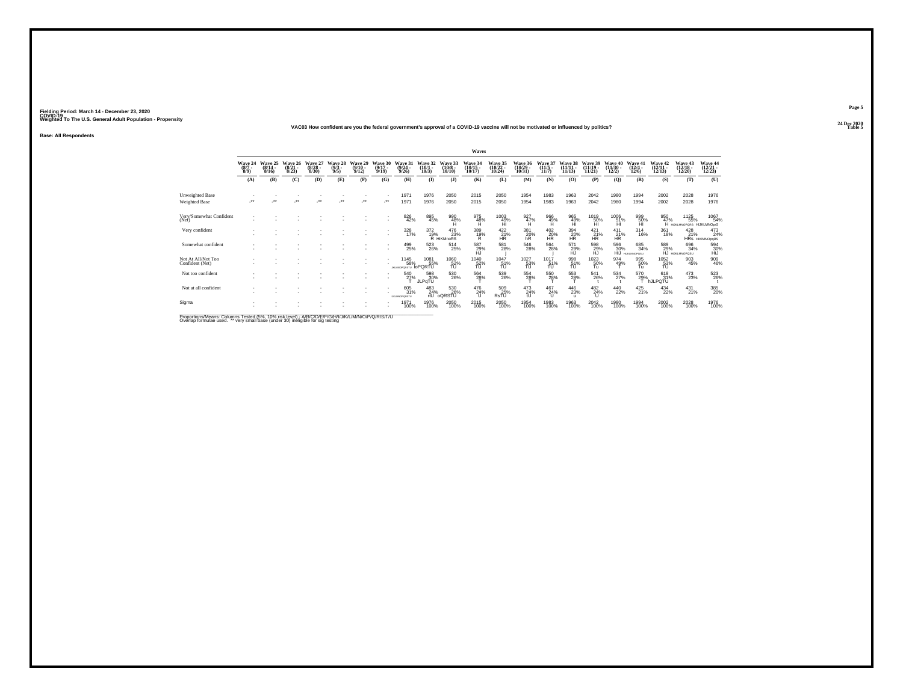Fielding Period: March 14 - December 23, 2020
COVID-19
Weighted To The U.S. General Adult Population - Propensity

24 Dec 2020
Table 5

## VAC03 How confident are you the federal government's approval of a COVID-19 vaccine will not be motivated or influenced by politics?

**Base: All Respondents**

| | Wave 24 (8/7 - 8/9) | Wave 25 (8/14 - 8/16) | Wave 26 (8/21 - 8/23) | Wave 27 (8/28 - 8/30) | Wave 28 (9/3 - 9/5) | Wave 29 (9/10 - 9/12) | Wave 30 (9/17 - 9/19) | Wave 31 (9/24 - 9/26) | Wave 32 (10/1 - 10/3) | Wave 33 (10/8 - 10/10) | Wave 34 (10/15 - 10/17) | Wave 35 (10/22 - 10/24) | Wave 36 (10/29 - 10/31) | Wave 37 (11/5 - 11/7) | Wave 38 (11/11 - 11/13) | Wave 39 (11/19 - 11/21) | Wave 40 (11/30 - 12/2) | Wave 41 (12/4 - 12/6) | Wave 42 (12/11 - 12/13) | Wave 43 (12/18 - 12/20) | Wave 44 (12/21 - 12/23) |
|---|---|---|---|---|---|---|---|---|---|---|---|---|---|---|---|---|---|---|---|---|---|
| | (A) | (B) | (C) | (D) | (E) | (F) | (G) | (H) | (I) | (J) | (K) | (L) | (M) | (N) | (O) | (P) | (Q) | (R) | (S) | (T) | (U) |
| Unweighted Base | - | - | - | - | - | - | - | 1971 | 1976 | 2050 | 2015 | 2050 | 1954 | 1983 | 1963 | 2042 | 1980 | 1994 | 2002 | 2028 | 1976 |
| Weighted Base | -** | -** | -** | -** | -** | -** | -** | 1971 | 1976 | 2050 | 2015 | 2050 | 1954 | 1983 | 1963 | 2042 | 1980 | 1994 | 2002 | 2028 | 1976 |
| Very/Somewhat Confident (Net) | - | - | - | - | - | - | - | 826 42% | 895 45% | 990 48% H | 975 48% H | 1003 49% Hi | 927 47% H | 966 49% H | 965 49% Hi | 1019 50% HI | 1006 51% HI | 999 50% HI | 950 47% H | 1125 55% HIJKLMNOPQRS | 1067 54% HIJKLMNOprS |
| Very confident | - | - | - | - | - | - | - | 328 17% | 372 19% R | 476 23% HIKMnoRS | 389 19% R | 422 21% HR | 381 20% hR | 402 20% HR | 394 20% HR | 421 21% HR | 411 21% HR | 314 16% | 361 18% | 428 21% HRs | 473 24% HIKMNOpqRS |
| Somewhat confident | - | - | - | - | - | - | - | 499 25% | 523 26% | 514 25% | 587 29% HJ | 581 28% j | 546 28% | 564 28% j | 571 29% HJ | 598 29% HJ | 596 30% HIJ | 685 34% HIJKLMNOPQSU | 589 29% HJ | 696 34% HIJKLMNOPQSU | 594 30% HiJ |
| Not At All/Not Too Confident (Net) | - | - | - | - | - | - | - | 1145 58% IJKLMNOPQRSTU | 1081 55% loPQRTU | 1060 52% TU | 1040 52% TU | 1047 51% TU | 1027 53% TU | 1017 51% TU | 998 51% TU | 1023 50% Tu | 974 49% T | 995 50% Tu | 1052 53% TU | 903 45% | 909 46% |
| Not too confident | - | - | - | - | - | - | - | 540 27% t | 598 30% JLPqTU | 530 26% | 564 28% t | 539 26% | 554 28% t | 550 28% t | 553 28% t | 541 26% t | 534 27% t | 570 29% T | 618 31% hJLPQTU | 473 23% | 523 26% t |
| Not at all confident | - | - | - | - | - | - | - | 605 31% IJKLMNOPQRSTU | 483 24% rU | 530 26% oQRSTU | 476 24% U | 509 25% RsTU | 473 24% tU | 467 24% U | 446 23% u | 482 24% U | 440 22% | 425 21% | 434 22% | 431 21% | 385 20% |
| Sigma | - | - | - | - | - | - | - | 1971 100% | 1976 100% | 2050 100% | 2015 100% | 2050 100% | 1954 100% | 1983 100% | 1963 100% | 2042 100% | 1980 100% | 1994 100% | 2002 100% | 2028 100% | 1976 100% |

Proportions/Means: Columns Tested (5%, 10% risk level) - A/B/C/D/E/F/G/H/I/J/K/L/M/N/O/P/Q/R/S/T/U
Overlap formulae used. ** very small base (under 30) ineligible for sig testing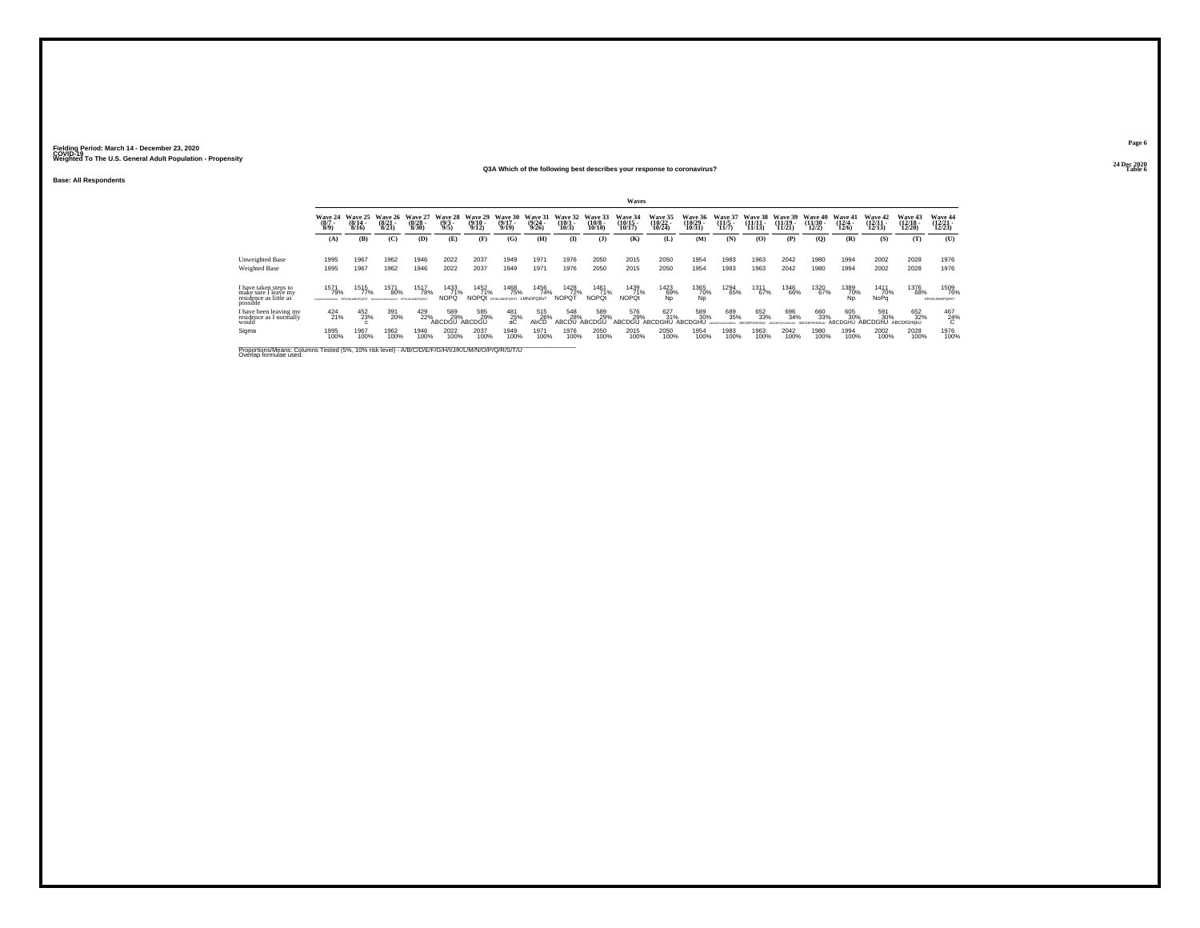Fielding Period: March 14 - December 23, 2020
COVID-19
Weighted To The U.S. General Adult Population - Propensity

24 Dec 2020
Table 6

Q3A Which of the following best describes your response to coronavirus?

Base: All Respondents

| | Waves | | | | | | | | | | | | | | | | | | | | |
|---|---|---|---|---|---|---|---|---|---|---|---|---|---|---|---|---|---|---|---|---|---|
| | Wave 24 (8/7 - 8/9) | Wave 25 (8/14 - 8/16) | Wave 26 (8/21 - 8/23) | Wave 27 (8/28 - 8/30) | Wave 28 (9/3 - 9/5) | Wave 29 (9/10 - 9/12) | Wave 30 (9/17 - 9/19) | Wave 31 (9/24 - 9/26) | Wave 32 (10/1 - 10/3) | Wave 33 (10/8 - 10/10) | Wave 34 (10/15 - 10/17) | Wave 35 (10/22 - 10/24) | Wave 36 (10/29 - 10/31) | Wave 37 (11/5 - 11/7) | Wave 38 (11/11 - 11/13) | Wave 39 (11/19 - 11/21) | Wave 40 (11/30 - 12/2) | Wave 41 (12/4 - 12/6) | Wave 42 (12/11 - 12/13) | Wave 43 (12/18 - 12/20) | Wave 44 (12/21 - 12/23) |
| | (A) | (B) | (C) | (D) | (E) | (F) | (G) | (H) | (I) | (J) | (K) | (L) | (M) | (N) | (O) | (P) | (Q) | (R) | (S) | (T) | (U) |
| Unweighted Base | 1995 | 1967 | 1962 | 1946 | 2022 | 2037 | 1949 | 1971 | 1976 | 2050 | 2015 | 2050 | 1954 | 1983 | 1963 | 2042 | 1980 | 1994 | 2002 | 2028 | 1976 |
| Weighted Base | 1995 | 1967 | 1962 | 1946 | 2022 | 2037 | 1949 | 1971 | 1976 | 2050 | 2015 | 2050 | 1954 | 1983 | 1963 | 2042 | 1980 | 1994 | 2002 | 2028 | 1976 |
| I have taken steps to make sure I leave my residence as little as possible | 1571 79% EFHIJKLMNOPQRST | 1515 77% EFIKLMNOPQRST | 1571 80% EFGHIJKLMNOPQRST | 1517 78% EFIKLMNOPQRST | 1433 71% NOPQ | 1452 71% NOPQt | 1468 75% EFIKLMNOPQRST | 1456 74% LMNOPQRsT | 1428 72% NOPQT | 1461 71% NOPQt | 1439 71% NOPQt | 1423 69% Np | 1365 70% Np | 1294 65% | 1311 67% | 1346 66% | 1320 67% | 1389 70% Np | 1411 70% NoPq | 1376 68% | 1509 76% EFIJKLMNOPQRST |
| I have been leaving my residence as I normally would | 424 21% | 452 23% c | 391 20% | 429 22% | 589 29% ABCDGU | 585 29% ABCDGU | 481 25% aC | 515 26% AbCD | 548 28% ABCDU | 589 29% ABCDGU | 576 29% ABCDGU | 627 31% ABCDGHU | 589 30% ABCDGHU | 689 35% ABCDEFGHIJKLMRSU | 652 33% ABCDEFGHIJKsU | 696 34% ABCDEFGHIJKlmrSU | 660 33% ABCDEFGHIJKsU | 605 30% ABCDGHU | 591 30% ABCDGhU | 652 32% ABCDfGHIjkU | 467 24% C |
| Sigma | 1995 100% | 1967 100% | 1962 100% | 1946 100% | 2022 100% | 2037 100% | 1949 100% | 1971 100% | 1976 100% | 2050 100% | 2015 100% | 2050 100% | 1954 100% | 1983 100% | 1963 100% | 2042 100% | 1980 100% | 1994 100% | 2002 100% | 2028 100% | 1976 100% |

Proportions/Means: Columns Tested (5%, 10% risk level) - A/B/C/D/E/F/G/H/I/J/K/L/M/N/O/P/Q/R/S/T/U
Overlap formulae used.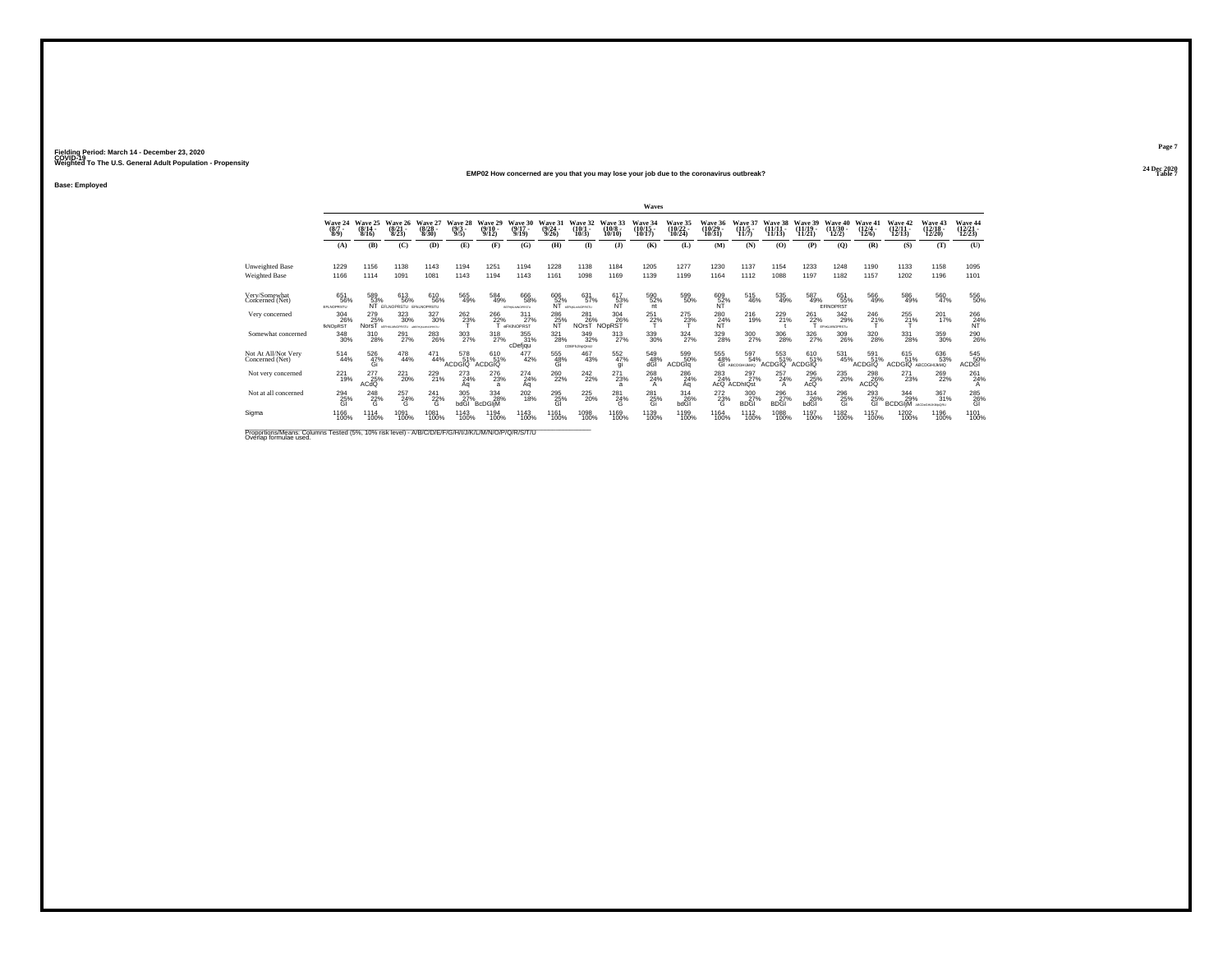Fielding Period: March 14 - December 23, 2020
COVID-19
Weighted To The U.S. General Adult Population - Propensity

24 Dec 2020
Table 7

**EMP02 How concerned are you that you may lose your job due to the coronavirus outbreak?**

**Base: Employed**

| | Waves | | | | | | | | | | | | | | | | | | | | |
|---|---|---|---|---|---|---|---|---|---|---|---|---|---|---|---|---|---|---|---|---|---|
| | Wave 24 (8/7 - 8/9) | Wave 25 (8/14 - 8/16) | Wave 26 (8/21 - 8/23) | Wave 27 (8/28 - 8/30) | Wave 28 (9/3 - 9/5) | Wave 29 (9/10 - 9/12) | Wave 30 (9/17 - 9/19) | Wave 31 (9/24 - 9/26) | Wave 32 (10/1 - 10/3) | Wave 33 (10/8 - 10/10) | Wave 34 (10/15 - 10/17) | Wave 35 (10/22 - 10/24) | Wave 36 (10/29 - 10/31) | Wave 37 (11/5 - 11/7) | Wave 38 (11/11 - 11/13) | Wave 39 (11/19 - 11/21) | Wave 40 (11/30 - 12/2) | Wave 41 (12/4 - 12/6) | Wave 42 (12/11 - 12/13) | Wave 43 (12/18 - 12/20) | Wave 44 (12/21 - 12/23) |
| | (A) | (B) | (C) | (D) | (E) | (F) | (G) | (H) | (I) | (J) | (K) | (L) | (M) | (N) | (O) | (P) | (Q) | (R) | (S) | (T) | (U) |
| Unweighted Base | 1229 | 1156 | 1138 | 1143 | 1194 | 1251 | 1194 | 1228 | 1138 | 1184 | 1205 | 1277 | 1230 | 1137 | 1154 | 1233 | 1248 | 1190 | 1133 | 1158 | 1095 |
| Weighted Base | 1166 | 1114 | 1091 | 1081 | 1143 | 1194 | 1143 | 1161 | 1098 | 1169 | 1139 | 1199 | 1164 | 1112 | 1088 | 1197 | 1182 | 1157 | 1202 | 1196 | 1101 |
| Very/Somewhat Concerned (Net) | 651 56% EFLNOPRSTU | 589 53% NT | 613 56% EFLNOPRSTU | 610 56% EFLNOPRSTU | 565 49% | 584 49% | 666 58% EFKLNOPRSTU | 606 52% NT | 631 57% eEFKLNOPRSTU | 617 53% NT | 590 52% nt | 599 50% | 609 52% NT | 515 46% | 535 49% | 587 49% | 651 55% EFNOPRST | 566 49% | 586 49% | 560 47% | 556 50% |
| Very concerned | 304 26% fkNOpRST | 279 25% NorsT | 323 30% eEFKLNOPRSTU | 327 30% eEFKLNOPRSTU | 262 23% T | 266 22% T | 311 27% eFKlNOPRST | 286 25% NT | 281 26% NOrsT | 304 26% NOpRST | 251 22% T | 275 23% T | 280 24% NT | 216 19% | 229 21% t | 261 22% T | 342 29% EFKLNOPRSTu | 246 21% T | 255 21% T | 201 17% | 266 24% NT |
| Somewhat concerned | 348 30% | 310 28% | 291 27% | 283 26% | 303 27% | 318 27% | 355 31% cDefjqu | 321 28% | 349 32% CDEFhJlmpQrU | 313 27% | 339 30% | 324 27% | 329 28% | 300 27% | 306 28% | 326 27% | 309 26% | 320 28% | 331 28% | 359 30% | 290 26% |
| Not At All/Not Very Concerned (Net) | 514 44% | 526 47% Gi | 478 44% | 471 44% | 578 51% ACDGIQ | 610 51% ACDGIQ | 477 42% | 555 48% Gi | 467 43% | 552 47% gi | 549 48% dGI | 599 50% ACDGIq | 555 48% GI | 597 54% ABCDGHIJkMQ | 553 51% ACDGIQ | 610 51% ACDGIQ | 531 45% | 591 51% ACDGIQ | 615 51% ACDGIQ | 636 53% ABCDGHIJkMQ | 545 50% ACDGI |
| Not very concerned | 221 19% | 277 25% ACdQ | 221 20% | 229 21% | 273 24% Aq | 276 23% a | 274 24% Aq | 260 22% | 242 22% | 271 23% a | 268 24% A | 286 24% Aq | 283 24% AcQ | 297 27% ACDhIQst | 257 24% A | 296 25% AcQ | 235 20% | 298 26% ACDQ | 271 23% | 269 22% | 261 24% A |
| Not at all concerned | 294 25% GI | 248 22% G | 257 24% G | 241 22% G | 305 27% bdGI | 334 28% BcDGIjM | 202 18% | 295 25% GI | 225 20% | 281 24% G | 281 25% GI | 314 26% bdGI | 272 23% G | 300 27% BDGI | 296 27% BDGI | 314 26% bdGI | 296 25% GI | 293 25% GI | 344 29% BCDGIjM | 367 31% ABCDeGHIJKLMnQU | 285 26% GI |
| Sigma | 1166 100% | 1114 100% | 1091 100% | 1081 100% | 1143 100% | 1194 100% | 1143 100% | 1161 100% | 1098 100% | 1169 100% | 1139 100% | 1199 100% | 1164 100% | 1112 100% | 1088 100% | 1197 100% | 1182 100% | 1157 100% | 1202 100% | 1196 100% | 1101 100% |

Proportions/Means: Columns Tested (5%, 10% risk level) - A/B/C/D/E/F/G/H/I/J/K/L/M/N/O/P/Q/R/S/T/U
Overlap formulae used.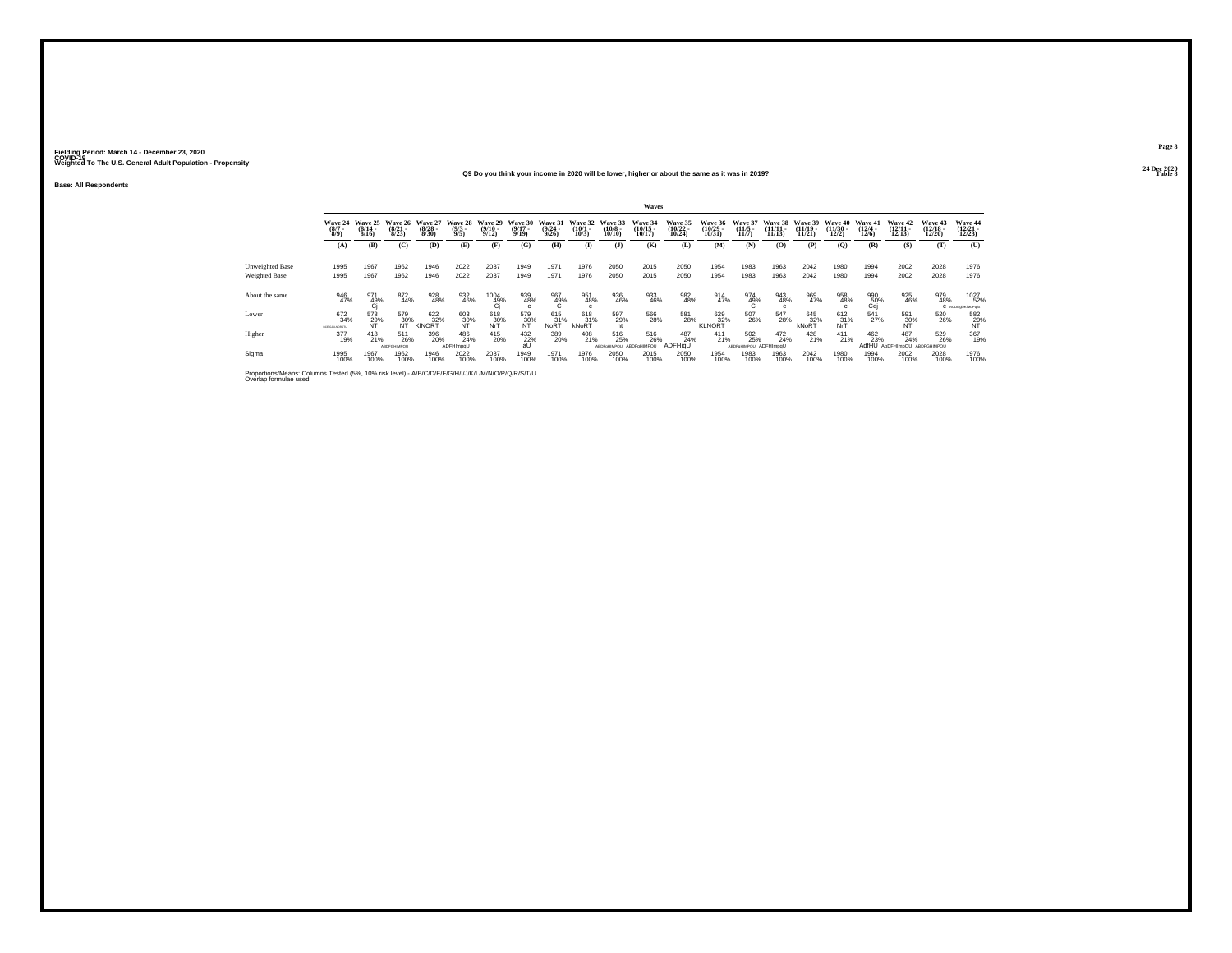Fielding Period: March 14 - December 23, 2020
COVID-19
Weighted To The U.S. General Adult Population - Propensity

24 Dec 2020
Table 8

Q9 Do you think your income in 2020 will be lower, higher or about the same as it was in 2019?

Base: All Respondents

| | Waves | | | | | | | | | | | | | | | | | | | | |
|---|---|---|---|---|---|---|---|---|---|---|---|---|---|---|---|---|---|---|---|---|---|
| | Wave 24 (8/7 - 8/9) | Wave 25 (8/14 - 8/16) | Wave 26 (8/21 - 8/23) | Wave 27 (8/28 - 8/30) | Wave 28 (9/3 - 9/5) | Wave 29 (9/10 - 9/12) | Wave 30 (9/17 - 9/19) | Wave 31 (9/24 - 9/26) | Wave 32 (10/1 - 10/3) | Wave 33 (10/8 - 10/10) | Wave 34 (10/15 - 10/17) | Wave 35 (10/22 - 10/24) | Wave 36 (10/29 - 10/31) | Wave 37 (11/5 - 11/7) | Wave 38 (11/11 - 11/13) | Wave 39 (11/19 - 11/21) | Wave 40 (11/30 - 12/2) | Wave 41 (12/4 - 12/6) | Wave 42 (12/11 - 12/13) | Wave 43 (12/18 - 12/20) | Wave 44 (12/21 - 12/23) |
| | (A) | (B) | (C) | (D) | (E) | (F) | (G) | (H) | (I) | (J) | (K) | (L) | (M) | (N) | (O) | (P) | (Q) | (R) | (S) | (T) | (U) |
| Unweighted Base | 1995 | 1967 | 1962 | 1946 | 2022 | 2037 | 1949 | 1971 | 1976 | 2050 | 2015 | 2050 | 1954 | 1983 | 1963 | 2042 | 1980 | 1994 | 2002 | 2028 | 1976 |
| Weighted Base | 1995 | 1967 | 1962 | 1946 | 2022 | 2037 | 1949 | 1971 | 1976 | 2050 | 2015 | 2050 | 1954 | 1983 | 1963 | 2042 | 1980 | 1994 | 2002 | 2028 | 1976 |
| About the same | 946 47% | 971 49% Cj | 872 44% | 928 48% | 932 46% | 1004 49% Cj | 939 48% c | 967 49% C | 951 48% c | 936 46% | 933 46% | 982 48% | 914 47% | 974 49% C | 943 48% c | 969 47% | 958 48% c | 990 50% Cej | 925 46% | 979 48% C | 1027 52% ACEfIjJKlMoPqS |
| Lower | 672 34% ACEFGHIJKLMNOPQRSTU | 578 29% NT | 579 30% NT | 622 32% KlNORT | 603 30% NT | 618 30% NrT | 579 30% NT | 615 31% NoRT | 618 31% kNoRT | 597 29% nt | 566 28% | 581 28% | 629 32% KLNORT | 507 26% | 547 28% | 645 32% kNoRT | 612 31% NrT | 541 27% | 591 30% NT | 520 26% | 582 29% NT |
| Higher | 377 19% | 418 21% | 511 26% ABDFGHIMPQU | 396 20% | 486 24% ADFHImpqU | 415 20% | 432 22% aU | 389 20% | 408 21% | 516 25% ABDFgHIMPQU | 516 26% ABDFgHIMPQU | 487 24% ADFHIqU | 411 21% | 502 25% ABDFgHIMPQU | 472 24% ADFHImpqU | 428 21% | 411 21% | 462 23% AdfHU | 487 24% AbDFHImpQU | 529 26% ABDFGHIMPQU | 367 19% |
| Sigma | 1995 100% | 1967 100% | 1962 100% | 1946 100% | 2022 100% | 2037 100% | 1949 100% | 1971 100% | 1976 100% | 2050 100% | 2015 100% | 2050 100% | 1954 100% | 1983 100% | 1963 100% | 2042 100% | 1980 100% | 1994 100% | 2002 100% | 2028 100% | 1976 100% |

Proportions/Means: Columns Tested (5%, 10% risk level) - A/B/C/D/E/F/G/H/I/J/K/L/M/N/O/P/Q/R/S/T/U
Overlap formulae used.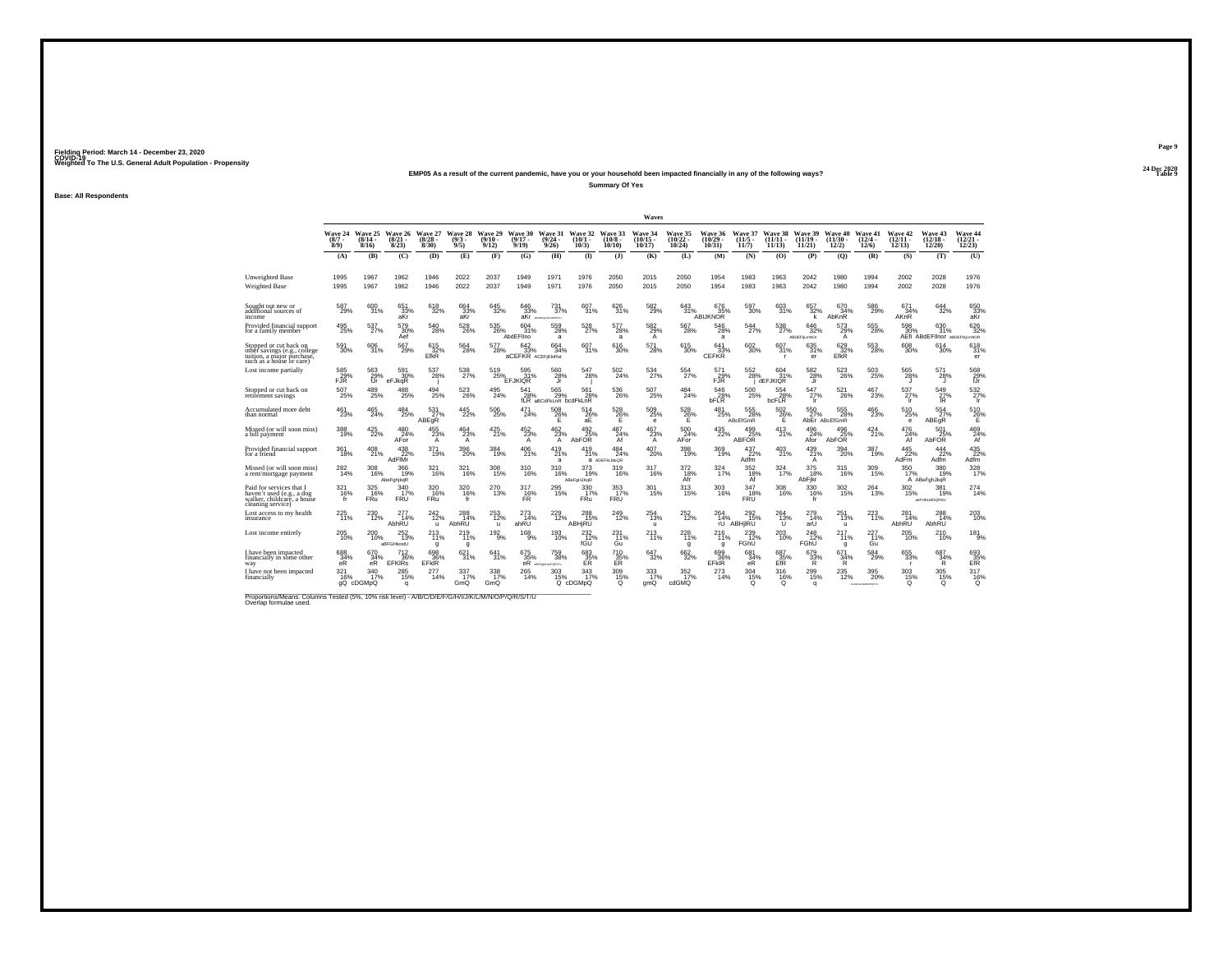Fielding Period: March 14 - December 23, 2020
COVID-19
Weighted To The U.S. General Adult Population - Propensity

24 Dec 2020
Table 9

**EMP05 As a result of the current pandemic, have you or your household been impacted financially in any of the following ways?**

**Summary Of Yes**

**Base: All Respondents**

| | Wave 24 (8/7 - 8/9) | Wave 25 (8/14 - 8/16) | Wave 26 (8/21 - 8/23) | Wave 27 (8/28 - 8/30) | Wave 28 (9/3 - 9/5) | Wave 29 (9/10 - 9/12) | Wave 30 (9/17 - 9/19) | Wave 31 (9/24 - 9/26) | Wave 32 (10/1 - 10/3) | Wave 33 (10/8 - 10/10) | Wave 34 (10/15 - 10/17) | Wave 35 (10/22 - 10/24) | Wave 36 (10/29 - 10/31) | Wave 37 (11/5 - 11/7) | Wave 38 (11/11 - 11/13) | Wave 39 (11/19 - 11/21) | Wave 40 (11/30 - 12/2) | Wave 41 (12/4 - 12/6) | Wave 42 (12/11 - 12/13) | Wave 43 (12/18 - 12/20) | Wave 44 (12/21 - 12/23) |
|---|---|---|---|---|---|---|---|---|---|---|---|---|---|---|---|---|---|---|---|---|---|
| | (A) | (B) | (C) | (D) | (E) | (F) | (G) | (H) | (I) | (J) | (K) | (L) | (M) | (N) | (O) | (P) | (Q) | (R) | (S) | (T) | (U) |
| Unweighted Base | 1995 | 1967 | 1962 | 1946 | 2022 | 2037 | 1949 | 1971 | 1976 | 2050 | 2015 | 2050 | 1954 | 1983 | 1963 | 2042 | 1980 | 1994 | 2002 | 2028 | 1976 |
| Weighted Base | 1995 | 1967 | 1962 | 1946 | 2022 | 2037 | 1949 | 1971 | 1976 | 2050 | 2015 | 2050 | 1954 | 1983 | 1963 | 2042 | 1980 | 1994 | 2002 | 2028 | 1976 |
| Sought out new or additional sources of income | 587 29% | 600 31% | 651 33% aKr | 618 32% | 664 33% aKr | 645 32% | 646 33% aKr | 731 37% | 607 31% | 626 31% | 582 29% | 643 31% | 676 35% ABIJKNOR | 597 30% | 603 31% | 657 32% k | 670 34% AbKnR | 586 29% | 671 34% AKnR | 644 32% | 650 33% aKr |
| Provided financial support for a family member | 495 25% | 537 27% | 579 30% Aef | 540 28% | 528 26% | 535 26% | 604 31% AbdEFIlno | 559 28% a | 528 27% | 577 28% a | 582 29% A | 567 28% | 546 28% a | 544 27% | 538 27% | 646 32% | 573 29% A | 555 28% | 598 30% AEfi | 630 31% ABdEFIlnor | 626 32% |
| Stopped or cut back on other savings (e.g., college tuition, a major purchase, such as a house or care) | 591 30% | 606 31% | 567 29% | 615 32% EfkR | 564 28% | 577 28% | 642 33% aCEFKR | 664 34% ACEFjKlnRst | 607 31% | 616 30% | 571 28% | 615 30% | 641 33% CEFKR | 602 30% | 607 31% r | 635 31% er | 629 32% EfkR | 553 28% | 608 30% | 614 30% | 618 31% er |
| Lost income partially | 585 29% FJR | 563 29% Jr | 591 30% eFJkqR | 537 28% j | 538 27% | 519 25% | 595 31% EFJKlQR | 560 28% Jr | 547 28% j | 502 24% | 534 27% | 554 27% | 571 29% FJR | 552 28% j | 604 31% dEFJKlQR | 582 28% Jr | 523 26% | 503 25% | 565 28% J | 571 28% J | 568 29% fJr |
| Stopped or cut back on retirement savings | 507 25% | 489 25% | 488 25% | 494 25% | 523 26% | 495 24% | 541 28% fLR | 565 29% aBCdFkLnR | 561 28% bcdFkLnR | 536 26% | 507 25% | 484 24% | 546 28% bFLR | 500 25% | 554 28% bcFLR | 547 27% lr | 521 26% | 467 23% | 537 27% lr | 549 27% lR | 532 27% lr |
| Accumulated more debt than normal | 461 23% | 465 24% | 484 25% | 531 27% ABEgR | 445 22% | 506 25% | 471 24% | 508 26% E | 514 26% aE | 528 26% E | 509 25% e | 528 26% E | 481 25% | 555 28% ABcEfGmR | 502 26% E | 550 27% AbEr | 555 28% ABcEfGmR | 466 23% | 510 25% e | 554 27% ABEgR | 510 26% E |
| Missed (or will soon miss) a bill payment | 398 19% | 425 22% | 480 24% AFor | 455 23% A | 464 23% A | 425 21% | 452 23% A | 462 23% A | 492 25% AbFOR | 487 24% Af | 467 23% A | 500 24% AFor | 435 22% | 499 25% ABFOR | 413 21% | 496 24% Afor | 496 25% AbFOR | 424 21% | 476 24% Af | 501 25% AbFOR | 469 24% Af |
| Provided financial support for a friend | 361 18% | 408 21% | 438 22% AdFIMr | 371 19% | 396 20% | 384 19% | 406 21% | 419 21% a | 419 21% a | 484 24% ADEFIkLMnQR | 407 20% | 398 19% | 369 19% | 437 22% Adfm | 403 21% | 439 21% A | 394 20% | 387 19% | 445 22% AdFm | 444 22% Adfm | 435 22% Adfm |
| Missed (or will soon miss) a rent/mortgage payment | 282 14% | 308 16% | 366 19% AbeFghjkqR | 321 16% | 321 16% | 308 15% | 310 16% | 310 16% | 373 19% ABeFghJKqR | 319 16% | 317 16% | 372 18% Afr | 324 17% | 352 18% Af | 324 17% | 375 18% AbFjkr | 315 16% | 309 15% | 350 17% A | 380 19% ABeFghJkqR | 328 17% |
| Paid for services that I haven't used (e.g., a dog walker, childcare, a house cleaning service) | 321 16% fr | 325 16% FRu | 340 17% FRU | 320 16% FRu | 320 16% fr | 270 13% | 317 16% FR | 295 15% | 330 17% FRu | 353 17% FRU | 301 15% | 313 15% | 303 16% | 347 18% FRU | 308 16% | 330 16% fr | 302 15% | 264 13% | 302 15% | 381 19% aeFHKLMOQRSU | 274 14% |
| Lost access to my health insurance | 225 11% | 230 12% | 277 14% AbhRU | 242 12% u | 288 14% AbhRU | 253 12% u | 273 14% ahRU | 229 12% | 288 15% ABHjRU | 249 12% | 254 13% u | 252 12% | 264 14% rU | 292 15% ABHjRU | 264 13% U | 279 14% arU | 251 13% u | 223 11% | 281 14% AbhRU | 288 14% AbhRU | 203 10% |
| Lost income entirely | 205 10% | 200 10% | 252 13% aBFGHkosU | 213 11% g | 219 11% g | 192 9% | 168 9% | 193 10% | 232 12% fGU | 231 11% Gu | 213 11% | 228 11% g | 216 11% g | 239 12% FGhU | 203 10% | 248 12% FGhU | 217 11% g | 227 11% Gu | 205 10% | 210 10% | 181 9% |
| I have been impacted financially in some other way | 688 34% eR | 670 34% eR | 712 36% EFKlRs | 698 36% EFklR | 621 31% | 641 31% | 675 35% eR | 759 38% aBEFghiJKLnOpQRSTU | 683 35% ER | 710 35% ER | 647 32% | 662 32% | 699 36% EFklR | 681 34% eR | 687 35% EfR | 679 33% R | 671 34% R | 584 29% | 655 33% r | 687 34% R | 693 35% EfR |
| I have not been impacted financially | 321 16% gQ | 340 17% cDGMpQ | 285 15% q | 277 14% | 337 17% GmQ | 338 17% GmQ | 265 14% | 303 15% Q | 343 17% cDGMpQ | 309 15% Q | 333 17% gmQ | 352 17% cdGMQ | 273 14% | 304 15% Q | 316 16% Q | 299 15% q | 235 12% | 395 20% ABCDEFGHIJKLMNOPQSTU | 303 15% Q | 305 15% Q | 317 16% Q |

Proportions/Means: Columns Tested (5%, 10% risk level) - A/B/C/D/E/F/G/H/I/J/K/L/M/N/O/P/Q/R/S/T/U
Overlap formulae used.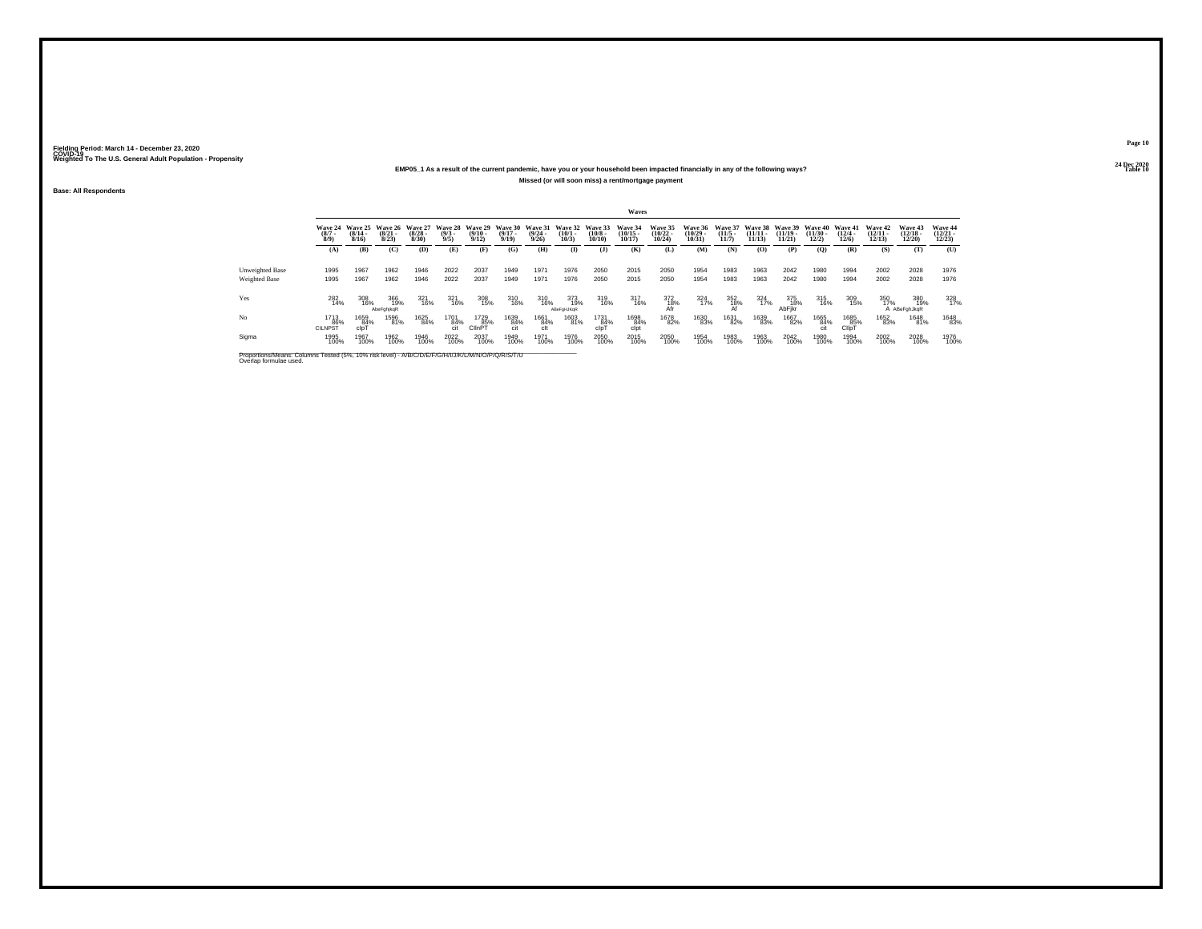Fielding Period: March 14 - December 23, 2020
COVID-19
Weighted To The U.S. General Adult Population - Propensity

24 Dec 2020
Table 10

**EMP05_1 As a result of the current pandemic, have you or your household been impacted financially in any of the following ways?**

**Missed (or will soon miss) a rent/mortgage payment**

**Base: All Respondents**

| | Waves | | | | | | | | | | | | | | | | | | | | |
|---|---|---|---|---|---|---|---|---|---|---|---|---|---|---|---|---|---|---|---|---|---|
| | Wave 24 (8/7 - 8/9) | Wave 25 (8/14 - 8/16) | Wave 26 (8/21 - 8/23) | Wave 27 (8/28 - 8/30) | Wave 28 (9/3 - 9/5) | Wave 29 (9/10 - 9/12) | Wave 30 (9/17 - 9/19) | Wave 31 (9/24 - 9/26) | Wave 32 (10/1 - 10/3) | Wave 33 (10/8 - 10/10) | Wave 34 (10/15 - 10/17) | Wave 35 (10/22 - 10/24) | Wave 36 (10/29 - 10/31) | Wave 37 (11/5 - 11/7) | Wave 38 (11/11 - 11/13) | Wave 39 (11/19 - 11/21) | Wave 40 (11/30 - 12/2) | Wave 41 (12/4 - 12/6) | Wave 42 (12/11 - 12/13) | Wave 43 (12/18 - 12/20) | Wave 44 (12/21 - 12/23) |
| | (A) | (B) | (C) | (D) | (E) | (F) | (G) | (H) | (I) | (J) | (K) | (L) | (M) | (N) | (O) | (P) | (Q) | (R) | (S) | (T) | (U) |
| Unweighted Base | 1995 | 1967 | 1962 | 1946 | 2022 | 2037 | 1949 | 1971 | 1976 | 2050 | 2015 | 2050 | 1954 | 1983 | 1963 | 2042 | 1980 | 1994 | 2002 | 2028 | 1976 |
| Weighted Base | 1995 | 1967 | 1962 | 1946 | 2022 | 2037 | 1949 | 1971 | 1976 | 2050 | 2015 | 2050 | 1954 | 1983 | 1963 | 2042 | 1980 | 1994 | 2002 | 2028 | 1976 |
| Yes | 282 14% | 308 16% | 366 19% AbeFghjkqR | 321 16% | 321 16% | 308 15% | 310 16% | 310 16% | 373 19% ABeFgHJKqR | 319 16% | 317 16% | 372 18% Afr | 324 17% | 352 18% Af | 324 17% | 375 18% AbFjkr | 315 16% | 309 15% | 350 17% A | 380 19% ABeFgHJkqR | 328 17% |
| No | 1713 86% CILNPST | 1659 84% clpT | 1596 81% | 1625 84% | 1701 84% cit | 1729 85% CIlnPT | 1639 84% cit | 1661 84% clt | 1603 81% | 1731 84% clpT | 1698 84% clpt | 1678 82% | 1630 83% | 1631 82% | 1639 83% | 1667 82% | 1665 84% cit | 1685 85% CIlpT | 1652 83% | 1648 81% | 1648 83% |
| Sigma | 1995 100% | 1967 100% | 1962 100% | 1946 100% | 2022 100% | 2037 100% | 1949 100% | 1971 100% | 1976 100% | 2050 100% | 2015 100% | 2050 100% | 1954 100% | 1983 100% | 1963 100% | 2042 100% | 1980 100% | 1994 100% | 2002 100% | 2028 100% | 1976 100% |

Proportions/Means: Columns Tested (5%, 10% risk level) - A/B/C/D/E/F/G/H/I/J/K/L/M/N/O/P/Q/R/S/T/U
Overlap formulae used.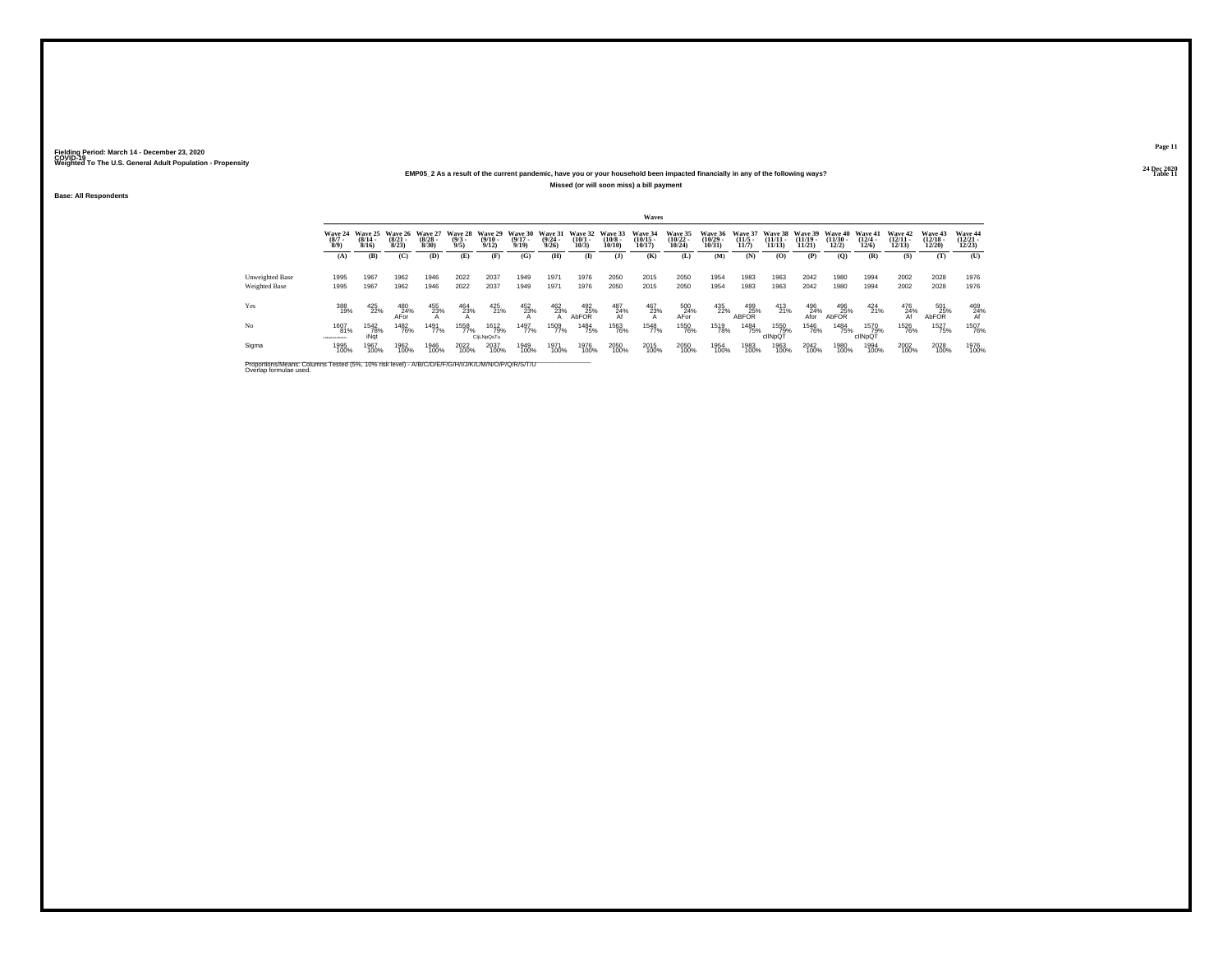Fielding Period: March 14 - December 23, 2020
COVID-19
Weighted To The U.S. General Adult Population - Propensity

24 Dec 2020
Table 11

## EMP05_2 As a result of the current pandemic, have you or your household been impacted financially in any of the following ways?

### Missed (or will soon miss) a bill payment

Base: All Respondents

| | Waves | | | | | | | | | | | | | | | | | | | | |
|---|---|---|---|---|---|---|---|---|---|---|---|---|---|---|---|---|---|---|---|---|---|
| | Wave 24 (8/7 - 8/9) | Wave 25 (8/14 - 8/16) | Wave 26 (8/21 - 8/23) | Wave 27 (8/28 - 8/30) | Wave 28 (9/3 - 9/5) | Wave 29 (9/10 - 9/12) | Wave 30 (9/17 - 9/19) | Wave 31 (9/24 - 9/26) | Wave 32 (10/1 - 10/3) | Wave 33 (10/8 - 10/10) | Wave 34 (10/15 - 10/17) | Wave 35 (10/22 - 10/24) | Wave 36 (10/29 - 10/31) | Wave 37 (11/5 - 11/7) | Wave 38 (11/11 - 11/13) | Wave 39 (11/19 - 11/21) | Wave 40 (11/30 - 12/2) | Wave 41 (12/4 - 12/6) | Wave 42 (12/11 - 12/13) | Wave 43 (12/18 - 12/20) | Wave 44 (12/21 - 12/23) |
| | (A) | (B) | (C) | (D) | (E) | (F) | (G) | (H) | (I) | (J) | (K) | (L) | (M) | (N) | (O) | (P) | (Q) | (R) | (S) | (T) | (U) |
| Unweighted Base | 1995 | 1967 | 1962 | 1946 | 2022 | 2037 | 1949 | 1971 | 1976 | 2050 | 2015 | 2050 | 1954 | 1983 | 1963 | 2042 | 1980 | 1994 | 2002 | 2028 | 1976 |
| Weighted Base | 1995 | 1967 | 1962 | 1946 | 2022 | 2037 | 1949 | 1971 | 1976 | 2050 | 2015 | 2050 | 1954 | 1983 | 1963 | 2042 | 1980 | 1994 | 2002 | 2028 | 1976 |
| Yes | 388 19% | 425 22% | 480 24% AFor | 455 23% A | 464 23% A | 425 21% | 452 23% A | 462 23% A | 492 25% AbFOR | 487 24% Af | 467 23% A | 500 24% AFor | 435 22% | 499 25% ABFOR | 413 21% | 496 24% Afor | 496 25% AbFOR | 424 21% | 476 24% Af | 501 25% AbFOR | 469 24% Af |
| No | 1607 81% CDEGHIJKLNPQSTU | 1542 78% iNqt | 1482 76% | 1491 77% | 1558 77% | 1612 79% CIjLNpQsTu | 1497 77% | 1509 77% | 1484 75% | 1563 76% | 1548 77% | 1550 76% | 1519 78% | 1484 75% | 1550 79% cIlNpQT | 1546 76% | 1484 75% | 1570 79% cIlNpQT | 1526 76% | 1527 75% | 1507 76% |
| Sigma | 1995 100% | 1967 100% | 1962 100% | 1946 100% | 2022 100% | 2037 100% | 1949 100% | 1971 100% | 1976 100% | 2050 100% | 2015 100% | 2050 100% | 1954 100% | 1983 100% | 1963 100% | 2042 100% | 1980 100% | 1994 100% | 2002 100% | 2028 100% | 1976 100% |

Proportions/Means: Columns Tested (5%, 10% risk level) - A/B/C/D/E/F/G/H/I/J/K/L/M/N/O/P/Q/R/S/T/U
Overlap formulae used.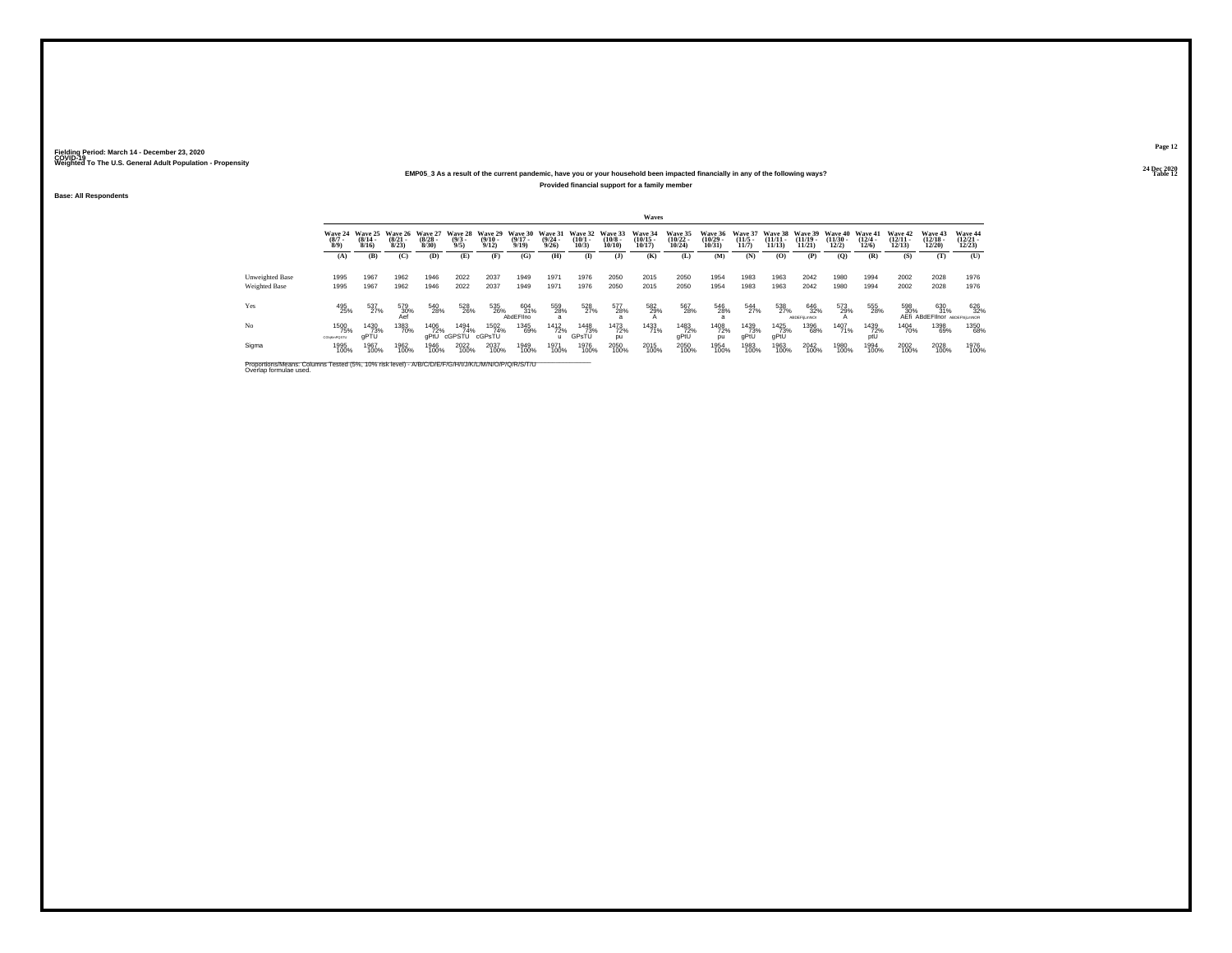Fielding Period: March 14 - December 23, 2020
COVID-19
Weighted To The U.S. General Adult Population - Propensity

24 Dec 2020
Table 12

**EMP05_3 As a result of the current pandemic, have you or your household been impacted financially in any of the following ways?**

**Provided financial support for a family member**

**Base: All Respondents**

| | Waves | | | | | | | | | | | | | | | | | | | | |
|---|---|---|---|---|---|---|---|---|---|---|---|---|---|---|---|---|---|---|---|---|---|
| | Wave 24 (8/7 - 8/9) | Wave 25 (8/14 - 8/16) | Wave 26 (8/21 - 8/23) | Wave 27 (8/28 - 8/30) | Wave 28 (9/3 - 9/5) | Wave 29 (9/10 - 9/12) | Wave 30 (9/17 - 9/19) | Wave 31 (9/24 - 9/26) | Wave 32 (10/1 - 10/3) | Wave 33 (10/8 - 10/10) | Wave 34 (10/15 - 10/17) | Wave 35 (10/22 - 10/24) | Wave 36 (10/29 - 10/31) | Wave 37 (11/5 - 11/7) | Wave 38 (11/11 - 11/13) | Wave 39 (11/19 - 11/21) | Wave 40 (11/30 - 12/2) | Wave 41 (12/4 - 12/6) | Wave 42 (12/11 - 12/13) | Wave 43 (12/18 - 12/20) | Wave 44 (12/21 - 12/23) |
| | (A) | (B) | (C) | (D) | (E) | (F) | (G) | (H) | (I) | (J) | (K) | (L) | (M) | (N) | (O) | (P) | (Q) | (R) | (S) | (T) | (U) |
| Unweighted Base | 1995 | 1967 | 1962 | 1946 | 2022 | 2037 | 1949 | 1971 | 1976 | 2050 | 2015 | 2050 | 1954 | 1983 | 1963 | 2042 | 1980 | 1994 | 2002 | 2028 | 1976 |
| Weighted Base | 1995 | 1967 | 1962 | 1946 | 2022 | 2037 | 1949 | 1971 | 1976 | 2050 | 2015 | 2050 | 1954 | 1983 | 1963 | 2042 | 1980 | 1994 | 2002 | 2028 | 1976 |
| Yes | 495 25% | 537 27% | 579 30% Aef | 540 28% | 528 26% | 535 26% | 604 31% AbdEFIno | 559 28% a | 528 27% | 577 28% a | 582 29% A | 567 28% | 546 28% a | 544 27% | 538 27% | 646 32% ABDEFIjLmNO | 573 29% A | 555 28% | 598 30% AEfi | 630 31% ABdEFIlnor | 626 32% ABDEFIjLmNOR |
| No | 1500 75% CGhjkLmPQSTU | 1430 73% gPTU | 1383 70% | 1406 72% gPtU | 1494 74% cGPSTU | 1502 74% cGPsTU | 1345 69% | 1412 72% u | 1448 73% GPsTU | 1473 72% pu | 1433 71% | 1483 72% gPtU | 1408 72% pu | 1439 73% gPtU | 1425 73% gPtU | 1396 68% | 1407 71% | 1439 72% ptU | 1404 70% | 1398 69% | 1350 68% |
| Sigma | 1995 100% | 1967 100% | 1962 100% | 1946 100% | 2022 100% | 2037 100% | 1949 100% | 1971 100% | 1976 100% | 2050 100% | 2015 100% | 2050 100% | 1954 100% | 1983 100% | 1963 100% | 2042 100% | 1980 100% | 1994 100% | 2002 100% | 2028 100% | 1976 100% |

Proportions/Means: Columns Tested (5%, 10% risk level) - A/B/C/D/E/F/G/H/I/J/K/L/M/N/O/P/Q/R/S/T/U
Overlap formulae used.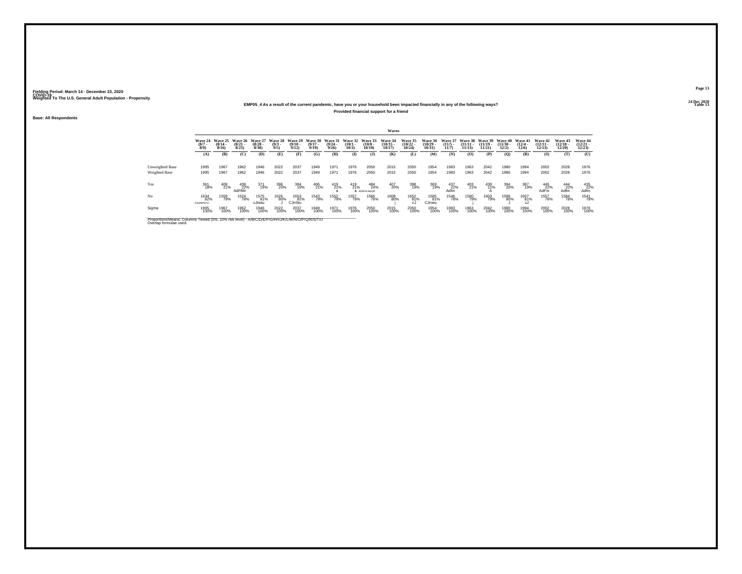Fielding Period: March 14 - December 23, 2020
COVID-19
Weighted To The U.S. General Adult Population - Propensity

24 Dec 2020
Table 13

## EMP05_4 As a result of the current pandemic, have you or your household been impacted financially in any of the following ways?

### Provided financial support for a friend

Base: All Respondents

| | Waves | | | | | | | | | | | | | | | | | | | | |
|---|---|---|---|---|---|---|---|---|---|---|---|---|---|---|---|---|---|---|---|---|---|
| | Wave 24 (8/7 - 8/9) | Wave 25 (8/14 - 8/16) | Wave 26 (8/21 - 8/23) | Wave 27 (8/28 - 8/30) | Wave 28 (9/3 - 9/5) | Wave 29 (9/10 - 9/12) | Wave 30 (9/17 - 9/19) | Wave 31 (9/24 - 9/26) | Wave 32 (10/1 - 10/3) | Wave 33 (10/8 - 10/10) | Wave 34 (10/15 - 10/17) | Wave 35 (10/22 - 10/24) | Wave 36 (10/29 - 10/31) | Wave 37 (11/5 - 11/7) | Wave 38 (11/11 - 11/13) | Wave 39 (11/19 - 11/21) | Wave 40 (11/30 - 12/2) | Wave 41 (12/4 - 12/6) | Wave 42 (12/11 - 12/13) | Wave 43 (12/18 - 12/20) | Wave 44 (12/21 - 12/23) |
| | (A) | (B) | (C) | (D) | (E) | (F) | (G) | (H) | (I) | (J) | (K) | (L) | (M) | (N) | (O) | (P) | (Q) | (R) | (S) | (T) | (U) |
| Unweighted Base | 1995 | 1967 | 1962 | 1946 | 2022 | 2037 | 1949 | 1971 | 1976 | 2050 | 2015 | 2050 | 1954 | 1983 | 1963 | 2042 | 1980 | 1994 | 2002 | 2028 | 1976 |
| Weighted Base | 1995 | 1967 | 1962 | 1946 | 2022 | 2037 | 1949 | 1971 | 1976 | 2050 | 2015 | 2050 | 1954 | 1983 | 1963 | 2042 | 1980 | 1994 | 2002 | 2028 | 1976 |
| Yes | 361 18% | 408 21% | 438 22% AdFlMr | 371 19% | 396 20% | 384 19% | 406 21% | 419 21% a | 419 21% a | 484 24% ADEFkLMoQR | 407 20% | 398 19% | 369 19% | 437 22% Adfm | 403 21% | 439 21% A | 394 20% | 387 19% | 445 22% AdFm | 444 22% Adfm | 435 22% Adfm |
| No | 1634 82% CNJNPSTU | 1559 79% | 1524 78% | 1575 81% cJnstu | 1626 80% J | 1653 81% CJnStu | 1543 79% | 1552 79% | 1557 79% | 1566 76% | 1608 80% j | 1652 81% cJ | 1585 81% CJnstu | 1546 78% | 1560 79% j | 1603 79% | 1586 80% J | 1607 81% cJ | 1557 78% | 1584 78% | 1541 78% |
| Sigma | 1995 100% | 1967 100% | 1962 100% | 1946 100% | 2022 100% | 2037 100% | 1949 100% | 1971 100% | 1976 100% | 2050 100% | 2015 100% | 2050 100% | 1954 100% | 1983 100% | 1963 100% | 2042 100% | 1980 100% | 1994 100% | 2002 100% | 2028 100% | 1976 100% |

Proportions/Means: Columns Tested (5%, 10% risk level) - A/B/C/D/E/F/G/H/I/J/K/L/M/N/O/P/Q/R/S/T/U
Overlap formulae used.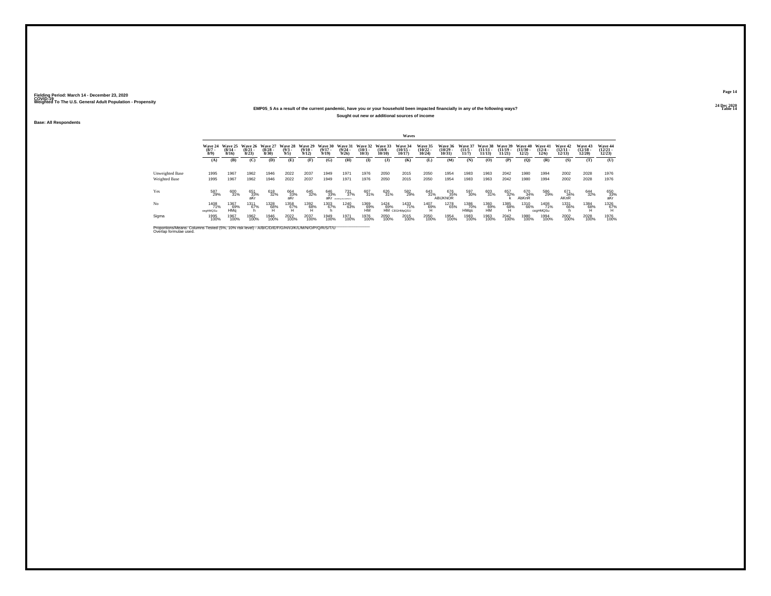Fielding Period: March 14 - December 23, 2020
COVID-19
Weighted To The U.S. General Adult Population - Propensity

24 Dec 2020
Table 14

**EMP05_5 As a result of the current pandemic, have you or your household been impacted financially in any of the following ways?**

**Sought out new or additional sources of income**

**Base: All Respondents**

| | Wave 24 (8/7 - 8/9) | Wave 25 (8/14 - 8/16) | Wave 26 (8/21 - 8/23) | Wave 27 (8/28 - 8/30) | Wave 28 (9/3 - 9/5) | Wave 29 (9/10 - 9/12) | Wave 30 (9/17 - 9/19) | Wave 31 (9/24 - 9/26) | Wave 32 (10/1 - 10/3) | Wave 33 (10/8 - 10/10) | Wave 34 (10/15 - 10/17) | Wave 35 (10/22 - 10/24) | Wave 36 (10/29 - 10/31) | Wave 37 (11/5 - 11/7) | Wave 38 (11/11 - 11/13) | Wave 39 (11/19 - 11/21) | Wave 40 (11/30 - 12/2) | Wave 41 (12/4 - 12/6) | Wave 42 (12/11 - 12/13) | Wave 43 (12/18 - 12/20) | Wave 44 (12/21 - 12/23) |
|---|---|---|---|---|---|---|---|---|---|---|---|---|---|---|---|---|---|---|---|---|---|
| | (A) | (B) | (C) | (D) | (E) | (F) | (G) | (H) | (I) | (J) | (K) | (L) | (M) | (N) | (O) | (P) | (Q) | (R) | (S) | (T) | (U) |
| Unweighted Base | 1995 | 1967 | 1962 | 1946 | 2022 | 2037 | 1949 | 1971 | 1976 | 2050 | 2015 | 2050 | 1954 | 1983 | 1963 | 2042 | 1980 | 1994 | 2002 | 2028 | 1976 |
| Weighted Base | 1995 | 1967 | 1962 | 1946 | 2022 | 2037 | 1949 | 1971 | 1976 | 2050 | 2015 | 2050 | 1954 | 1983 | 1963 | 2042 | 1980 | 1994 | 2002 | 2028 | 1976 |
| Yes | 587 29% | 600 31% | 651 33% aKr | 618 32% | 664 33% aKr | 645 32% | 646 33% aKr | 731 37% ABCDEFIJKLNOPRSTU | 607 31% | 626 31% | 582 29% | 643 31% | 676 35% ABIJKNOR | 597 30% | 603 31% | 657 32% k | 670 34% AbKnR | 586 29% | 671 34% AKnR | 644 32% | 650 33% aKr |
| No | 1408 71% cegHMQSu | 1367 69% HMq | 1311 67% h | 1328 68% H | 1358 67% H | 1392 68% H | 1303 67% h | 1240 63% | 1369 69% HM | 1424 69% HM | 1433 71% CEGHMpQSU | 1407 69% H | 1278 65% | 1386 70% HMqs | 1360 69% HM | 1385 68% H | 1310 66% | 1408 71% cegHMQSu | 1331 66% h | 1384 68% H | 1326 67% H |
| Sigma | 1995 100% | 1967 100% | 1962 100% | 1946 100% | 2022 100% | 2037 100% | 1949 100% | 1971 100% | 1976 100% | 2050 100% | 2015 100% | 2050 100% | 1954 100% | 1983 100% | 1963 100% | 2042 100% | 1980 100% | 1994 100% | 2002 100% | 2028 100% | 1976 100% |

Proportions/Means: Columns Tested (5%, 10% risk level) - A/B/C/D/E/F/G/H/I/J/K/L/M/N/O/P/Q/R/S/T/U
Overlap formulae used.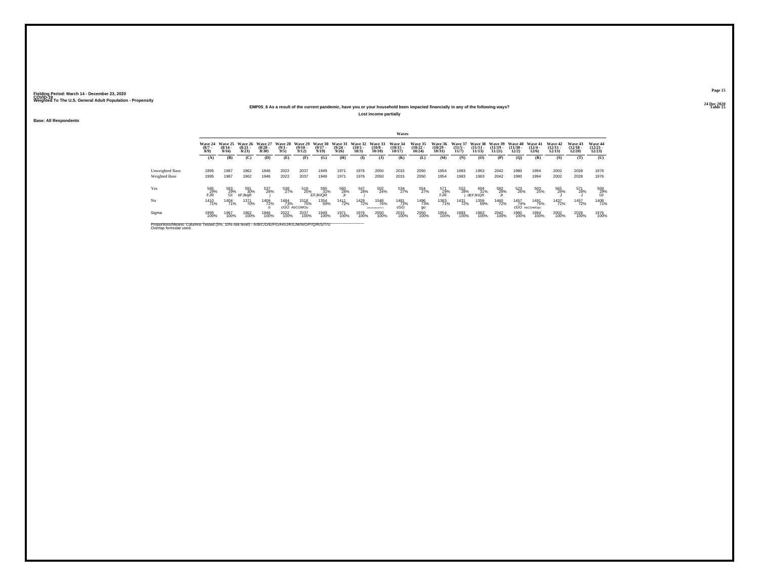Fielding Period: March 14 - December 23, 2020
COVID-19
Weighted To The U.S. General Adult Population - Propensity

24 Dec 2020
Table 15

**EMP05_6 As a result of the current pandemic, have you or your household been impacted financially in any of the following ways?**

**Lost income partially**

**Base: All Respondents**

| | Wave 24 (8/7 - 8/9) | Wave 25 (8/14 - 8/16) | Wave 26 (8/21 - 8/23) | Wave 27 (8/28 - 8/30) | Wave 28 (9/3 - 9/5) | Wave 29 (9/10 - 9/12) | Wave 30 (9/17 - 9/19) | Wave 31 (9/24 - 9/26) | Wave 32 (10/1 - 10/3) | Wave 33 (10/8 - 10/10) | Wave 34 (10/15 - 10/17) | Wave 35 (10/22 - 10/24) | Wave 36 (10/29 - 10/31) | Wave 37 (11/5 - 11/7) | Wave 38 (11/11 - 11/13) | Wave 39 (11/19 - 11/21) | Wave 40 (11/30 - 12/2) | Wave 41 (12/4 - 12/6) | Wave 42 (12/11 - 12/13) | Wave 43 (12/18 - 12/20) | Wave 44 (12/21 - 12/23) |
|---|---|---|---|---|---|---|---|---|---|---|---|---|---|---|---|---|---|---|---|---|---|
| | (A) | (B) | (C) | (D) | (E) | (F) | (G) | (H) | (I) | (J) | (K) | (L) | (M) | (N) | (O) | (P) | (Q) | (R) | (S) | (T) | (U) |
| Unweighted Base | 1995 | 1967 | 1962 | 1946 | 2022 | 2037 | 1949 | 1971 | 1976 | 2050 | 2015 | 2050 | 1954 | 1983 | 1963 | 2042 | 1980 | 1994 | 2002 | 2028 | 1976 |
| Weighted Base | 1995 | 1967 | 1962 | 1946 | 2022 | 2037 | 1949 | 1971 | 1976 | 2050 | 2015 | 2050 | 1954 | 1983 | 1963 | 2042 | 1980 | 1994 | 2002 | 2028 | 1976 |
| Yes | 585 29% FJR | 563 29% fJr | 591 30% eFJkqR | 537 28% j | 538 27% | 519 25% | 595 31% EFJKlQR | 560 28% Jr | 547 28% j | 502 24% | 534 27% | 554 27% | 571 29% FJR | 552 28% j | 604 31% dEFJKlQR | 582 28% Jr | 523 26% | 503 25% | 565 28% J | 571 28% J | 568 29% fJr |
| No | 1410 71% | 1404 71% | 1371 70% | 1409 72% o | 1484 73% cGO | 1518 75% AbCGMOu | 1354 69% | 1411 72% | 1429 72% | 1548 76% ABCdGHIMnOPSTU | 1481 73% cGO | 1496 73% go | 1383 71% | 1431 72% | 1359 69% | 1460 72% | 1457 74% cGO | 1491 75% AbCGhMOpu | 1437 72% | 1457 72% | 1408 71% |
| Sigma | 1995 100% | 1967 100% | 1962 100% | 1946 100% | 2022 100% | 2037 100% | 1949 100% | 1971 100% | 1976 100% | 2050 100% | 2015 100% | 2050 100% | 1954 100% | 1983 100% | 1963 100% | 2042 100% | 1980 100% | 1994 100% | 2002 100% | 2028 100% | 1976 100% |

Proportions/Means: Columns Tested (5%, 10% risk level) - A/B/C/D/E/F/G/H/I/J/K/L/M/N/O/P/Q/R/S/T/U
Overlap formulae used.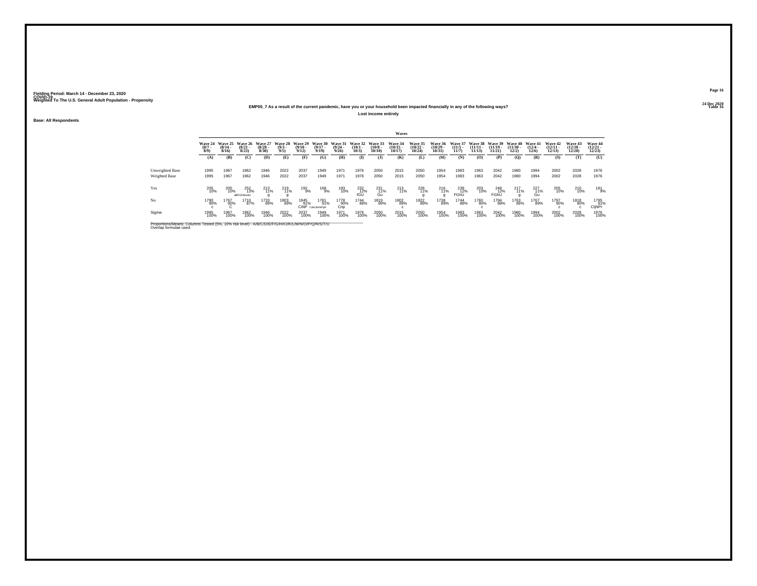Fielding Period: March 14 - December 23, 2020
COVID-19
Weighted To The U.S. General Adult Population - Propensity

24 Dec 2020
Table 16

**EMP05_7 As a result of the current pandemic, have you or your household been impacted financially in any of the following ways?**

**Lost income entirely**

**Base: All Respondents**

| | Waves | | | | | | | | | | | | | | | | | | | | |
|---|---|---|---|---|---|---|---|---|---|---|---|---|---|---|---|---|---|---|---|---|---|
| | Wave 24 (8/7 - 8/9) | Wave 25 (8/14 - 8/16) | Wave 26 (8/21 - 8/23) | Wave 27 (8/28 - 8/30) | Wave 28 (9/3 - 9/5) | Wave 29 (9/10 - 9/12) | Wave 30 (9/17 - 9/19) | Wave 31 (9/24 - 9/26) | Wave 32 (10/1 - 10/3) | Wave 33 (10/8 - 10/10) | Wave 34 (10/15 - 10/17) | Wave 35 (10/22 - 10/24) | Wave 36 (10/29 - 10/31) | Wave 37 (11/5 - 11/7) | Wave 38 (11/11 - 11/13) | Wave 39 (11/19 - 11/21) | Wave 40 (11/30 - 12/2) | Wave 41 (12/4 - 12/6) | Wave 42 (12/11 - 12/13) | Wave 43 (12/18 - 12/20) | Wave 44 (12/21 - 12/23) |
| | (A) | (B) | (C) | (D) | (E) | (F) | (G) | (H) | (I) | (J) | (K) | (L) | (M) | (N) | (O) | (P) | (Q) | (R) | (S) | (T) | (U) |
| Unweighted Base | 1995 | 1967 | 1962 | 1946 | 2022 | 2037 | 1949 | 1971 | 1976 | 2050 | 2015 | 2050 | 1954 | 1983 | 1963 | 2042 | 1980 | 1994 | 2002 | 2028 | 1976 |
| Weighted Base | 1995 | 1967 | 1962 | 1946 | 2022 | 2037 | 1949 | 1971 | 1976 | 2050 | 2015 | 2050 | 1954 | 1983 | 1963 | 2042 | 1980 | 1994 | 2002 | 2028 | 1976 |
| Yes | 205 10% | 200 10% | 252 13% aBFGHkosU | 213 11% g | 219 11% g | 192 9% | 168 9% | 193 10% | 232 12% fGU | 231 11% Gu | 213 11% | 228 11% g | 216 11% g | 239 12% FGhU | 203 10% | 248 12% FGhU | 217 11% g | 227 11% Gu | 205 10% | 210 10% | 181 9% |
| No | 1790 90% c | 1767 90% C | 1710 87% | 1733 89% | 1803 89% | 1845 91% CiNP | 1781 91% CdeIJlmNPqR | 1778 90% Cnp | 1744 88% | 1819 89% | 1802 89% c | 1822 89% | 1738 89% | 1744 88% | 1760 90% c | 1794 88% | 1763 89% | 1767 89% | 1797 90% c | 1818 90% c | 1795 91% CIjNPr |
| Sigma | 1995 100% | 1967 100% | 1962 100% | 1946 100% | 2022 100% | 2037 100% | 1949 100% | 1971 100% | 1976 100% | 2050 100% | 2015 100% | 2050 100% | 1954 100% | 1983 100% | 1963 100% | 2042 100% | 1980 100% | 1994 100% | 2002 100% | 2028 100% | 1976 100% |

Proportions/Means: Columns Tested (5%, 10% risk level) - A/B/C/D/E/F/G/H/I/J/K/L/M/N/O/P/Q/R/S/T/U
Overlap formulae used.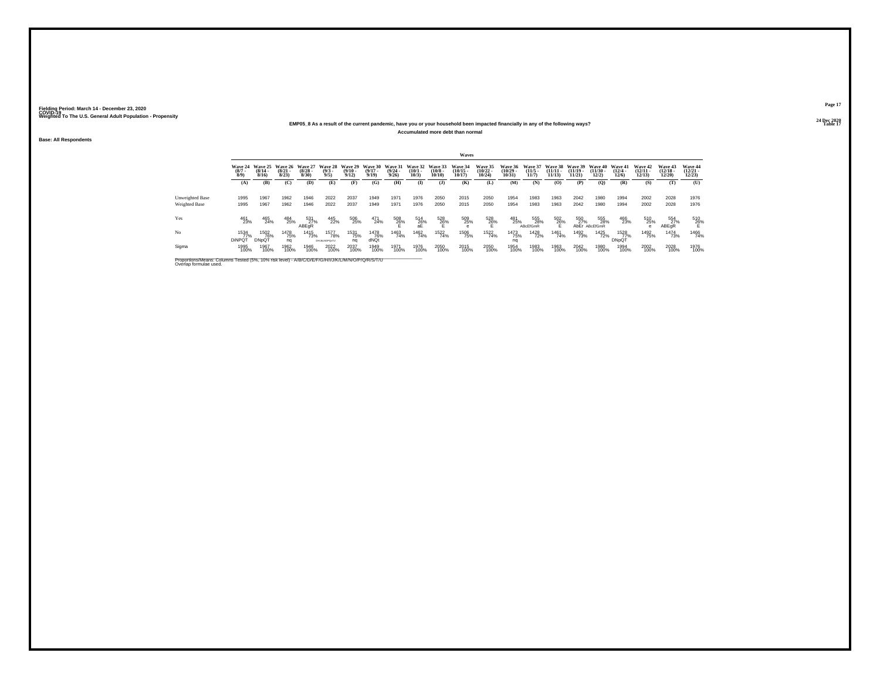Fielding Period: March 14 - December 23, 2020
COVID-19
Weighted To The U.S. General Adult Population - Propensity

24 Dec 2020
Table 17

**EMP05_8 As a result of the current pandemic, have you or your household been impacted financially in any of the following ways?**
**Accumulated more debt than normal**

**Base: All Respondents**

| | Wave 24 (8/7 - 8/9) | Wave 25 (8/14 - 8/16) | Wave 26 (8/21 - 8/23) | Wave 27 (8/28 - 8/30) | Wave 28 (9/3 - 9/5) | Wave 29 (9/10 - 9/12) | Wave 30 (9/17 - 9/19) | Wave 31 (9/24 - 9/26) | Wave 32 (10/1 - 10/3) | Wave 33 (10/8 - 10/10) | Wave 34 (10/15 - 10/17) | Wave 35 (10/22 - 10/24) | Wave 36 (10/29 - 10/31) | Wave 37 (11/5 - 11/7) | Wave 38 (11/11 - 11/13) | Wave 39 (11/19 - 11/21) | Wave 40 (11/30 - 12/2) | Wave 41 (12/4 - 12/6) | Wave 42 (12/11 - 12/13) | Wave 43 (12/18 - 12/20) | Wave 44 (12/21 - 12/23) |
|---|---|---|---|---|---|---|---|---|---|---|---|---|---|---|---|---|---|---|---|---|---|
| | (A) | (B) | (C) | (D) | (E) | (F) | (G) | (H) | (I) | (J) | (K) | (L) | (M) | (N) | (O) | (P) | (Q) | (R) | (S) | (T) | (U) |
| Unweighted Base | 1995 | 1967 | 1962 | 1946 | 2022 | 2037 | 1949 | 1971 | 1976 | 2050 | 2015 | 2050 | 1954 | 1983 | 1963 | 2042 | 1980 | 1994 | 2002 | 2028 | 1976 |
| Weighted Base | 1995 | 1967 | 1962 | 1946 | 2022 | 2037 | 1949 | 1971 | 1976 | 2050 | 2015 | 2050 | 1954 | 1983 | 1963 | 2042 | 1980 | 1994 | 2002 | 2028 | 1976 |
| Yes | 461 23% | 465 24% | 484 25% | 531 27% ABEgR | 445 22% | 506 25% | 471 24% | 508 26% E | 514 26% aE | 528 26% E | 509 25% e | 528 26% E | 481 25% | 555 28% ABcEfGmR | 502 26% E | 550 27% AbEr | 555 28% ABcEfGmR | 466 23% | 510 25% e | 554 27% ABEgR | 510 26% E |
| No | 1534 77% DiNPQT | 1502 76% DNpQT | 1478 75% nq | 1415 73% | 1577 78% DHIJKLNOPQrSTU | 1531 75% nq | 1478 76% dNQt | 1463 74% | 1462 74% | 1522 74% | 1506 75% | 1522 74% | 1473 75% nq | 1428 72% | 1461 74% | 1492 73% | 1425 72% | 1528 77% DNpQT | 1492 75% | 1474 73% | 1466 74% |
| Sigma | 1995 100% | 1967 100% | 1962 100% | 1946 100% | 2022 100% | 2037 100% | 1949 100% | 1971 100% | 1976 100% | 2050 100% | 2015 100% | 2050 100% | 1954 100% | 1983 100% | 1963 100% | 2042 100% | 1980 100% | 1994 100% | 2002 100% | 2028 100% | 1976 100% |

Proportions/Means: Columns Tested (5%, 10% risk level) - A/B/C/D/E/F/G/H/I/J/K/L/M/N/O/P/Q/R/S/T/U
Overlap formulae used.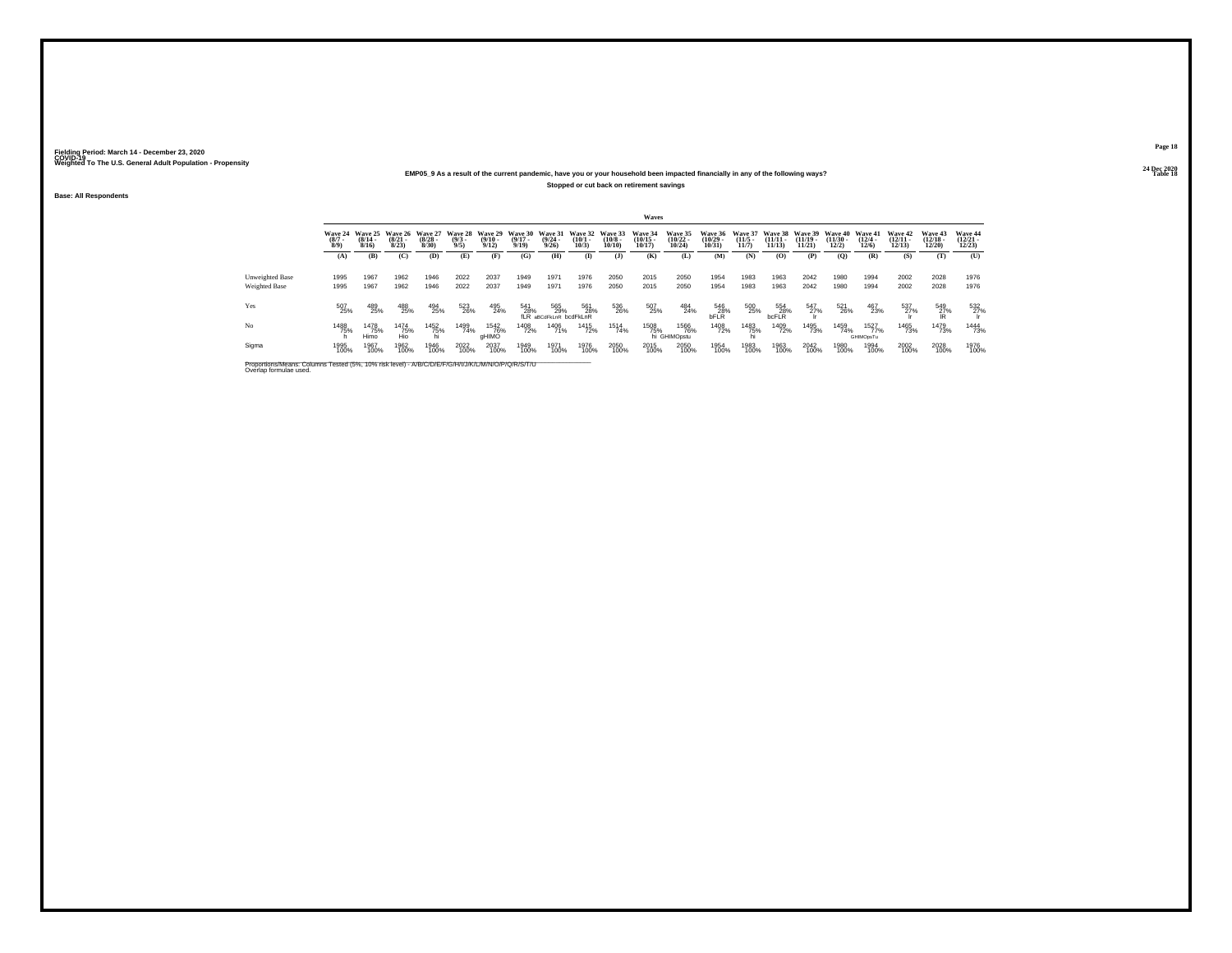Fielding Period: March 14 - December 23, 2020
COVID-19
Weighted To The U.S. General Adult Population - Propensity

24 Dec 2020
Table 18

**EMP05_9 As a result of the current pandemic, have you or your household been impacted financially in any of the following ways?**

**Stopped or cut back on retirement savings**

**Base: All Respondents**

| | Waves | | | | | | | | | | | | | | | | | | | | |
|---|---|---|---|---|---|---|---|---|---|---|---|---|---|---|---|---|---|---|---|---|---|
| | Wave 24 (8/7 - 8/9) | Wave 25 (8/14 - 8/16) | Wave 26 (8/21 - 8/23) | Wave 27 (8/28 - 8/30) | Wave 28 (9/3 - 9/5) | Wave 29 (9/10 - 9/12) | Wave 30 (9/17 - 9/19) | Wave 31 (9/24 - 9/26) | Wave 32 (10/1 - 10/3) | Wave 33 (10/8 - 10/10) | Wave 34 (10/15 - 10/17) | Wave 35 (10/22 - 10/24) | Wave 36 (10/29 - 10/31) | Wave 37 (11/5 - 11/7) | Wave 38 (11/11 - 11/13) | Wave 39 (11/19 - 11/21) | Wave 40 (11/30 - 12/2) | Wave 41 (12/4 - 12/6) | Wave 42 (12/11 - 12/13) | Wave 43 (12/18 - 12/20) | Wave 44 (12/21 - 12/23) |
| | (A) | (B) | (C) | (D) | (E) | (F) | (G) | (H) | (I) | (J) | (K) | (L) | (M) | (N) | (O) | (P) | (Q) | (R) | (S) | (T) | (U) |
| Unweighted Base | 1995 | 1967 | 1962 | 1946 | 2022 | 2037 | 1949 | 1971 | 1976 | 2050 | 2015 | 2050 | 1954 | 1983 | 1963 | 2042 | 1980 | 1994 | 2002 | 2028 | 1976 |
| Weighted Base | 1995 | 1967 | 1962 | 1946 | 2022 | 2037 | 1949 | 1971 | 1976 | 2050 | 2015 | 2050 | 1954 | 1983 | 1963 | 2042 | 1980 | 1994 | 2002 | 2028 | 1976 |
| Yes | 507 25% | 489 25% | 488 25% | 494 25% | 523 26% | 495 24% | 541 28% fLR | 565 29% aBCdFkLnR | 561 28% bcdFkLnR | 536 26% | 507 25% | 484 24% | 546 28% bFLR | 500 25% | 554 28% bcFLR | 547 27% lr | 521 26% | 467 23% | 537 27% lr | 549 27% lR | 532 27% lr |
| No | 1488 75% h | 1478 75% Himo | 1474 75% Hio | 1452 75% hi | 1499 74% | 1542 76% gHIMO | 1408 72% | 1406 71% | 1415 72% | 1514 74% | 1508 75% hi | 1566 76% GHIMOpstu | 1408 72% | 1483 75% hi | 1409 72% | 1495 73% | 1459 74% | 1527 77% GHIMOpsTu | 1465 73% | 1479 73% | 1444 73% |
| Sigma | 1995 100% | 1967 100% | 1962 100% | 1946 100% | 2022 100% | 2037 100% | 1949 100% | 1971 100% | 1976 100% | 2050 100% | 2015 100% | 2050 100% | 1954 100% | 1983 100% | 1963 100% | 2042 100% | 1980 100% | 1994 100% | 2002 100% | 2028 100% | 1976 100% |

Proportions/Means: Columns Tested (5%, 10% risk level) - A/B/C/D/E/F/G/H/I/J/K/L/M/N/O/P/Q/R/S/T/U
Overlap formulae used.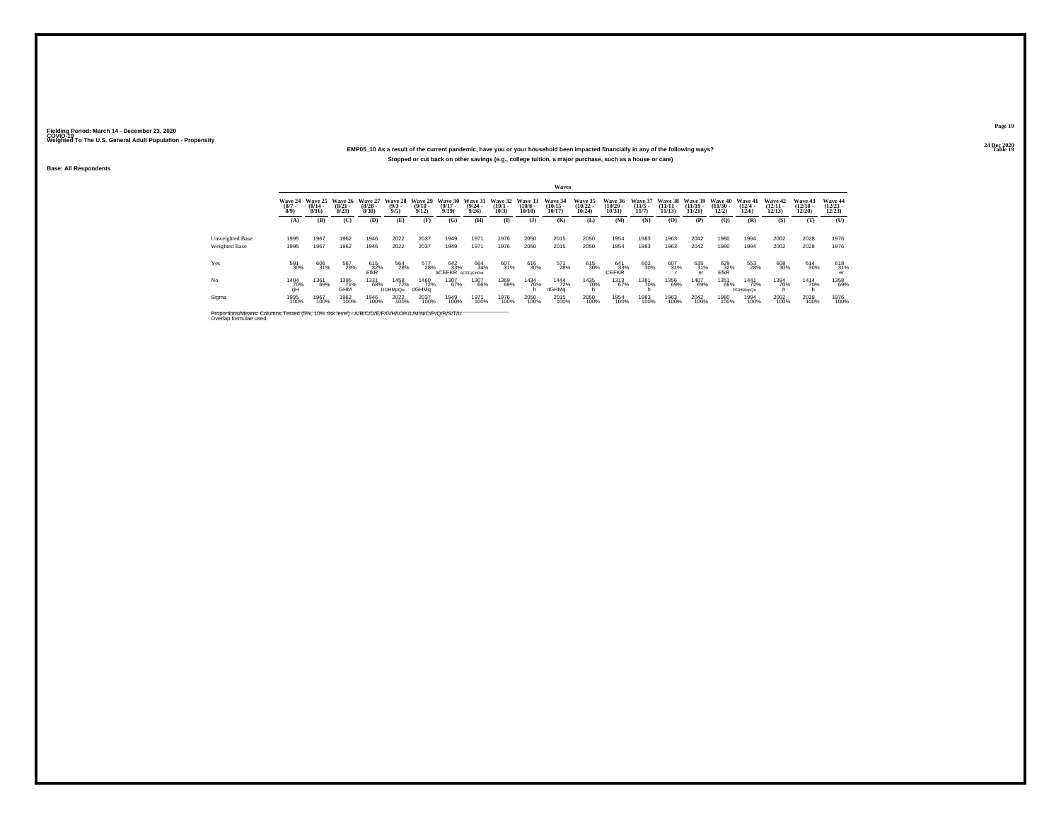Fielding Period: March 14 - December 23, 2020
COVID-19
Weighted To The U.S. General Adult Population - Propensity

24 Dec 2020
Table 19

**EMP05_10 As a result of the current pandemic, have you or your household been impacted financially in any of the following ways?**

**Stopped or cut back on other savings (e.g., college tuition, a major purchase, such as a house or care)**

**Base: All Respondents**

| | Waves | | | | | | | | | | | | | | | | | | | | |
|---|---|---|---|---|---|---|---|---|---|---|---|---|---|---|---|---|---|---|---|---|---|
| | Wave 24 (8/7 - 8/9) | Wave 25 (8/14 - 8/16) | Wave 26 (8/21 - 8/23) | Wave 27 (8/28 - 8/30) | Wave 28 (9/3 - 9/5) | Wave 29 (9/10 - 9/12) | Wave 30 (9/17 - 9/19) | Wave 31 (9/24 - 9/26) | Wave 32 (10/1 - 10/3) | Wave 33 (10/8 - 10/10) | Wave 34 (10/15 - 10/17) | Wave 35 (10/22 - 10/24) | Wave 36 (10/29 - 10/31) | Wave 37 (11/5 - 11/7) | Wave 38 (11/11 - 11/13) | Wave 39 (11/19 - 11/21) | Wave 40 (11/30 - 12/2) | Wave 41 (12/4 - 12/6) | Wave 42 (12/11 - 12/13) | Wave 43 (12/18 - 12/20) | Wave 44 (12/21 - 12/23) |
| | (A) | (B) | (C) | (D) | (E) | (F) | (G) | (H) | (I) | (J) | (K) | (L) | (M) | (N) | (O) | (P) | (Q) | (R) | (S) | (T) | (U) |
| Unweighted Base | 1995 | 1967 | 1962 | 1946 | 2022 | 2037 | 1949 | 1971 | 1976 | 2050 | 2015 | 2050 | 1954 | 1983 | 1963 | 2042 | 1980 | 1994 | 2002 | 2028 | 1976 |
| Weighted Base | 1995 | 1967 | 1962 | 1946 | 2022 | 2037 | 1949 | 1971 | 1976 | 2050 | 2015 | 2050 | 1954 | 1983 | 1963 | 2042 | 1980 | 1994 | 2002 | 2028 | 1976 |
| Yes | 591 30% | 606 31% | 567 29% | 615 32% EfkR | 564 28% | 577 28% | 642 33% aCEFKR | 664 34% ACEFjKlnRst | 607 31% | 616 30% | 571 28% | 615 30% | 641 33% CEFKR | 602 30% | 607 31% r | 635 31% er | 629 32% EfkR | 553 28% | 608 30% | 614 30% | 618 31% er |
| No | 1404 70% gH | 1361 69% | 1395 71% GHM | 1331 68% | 1458 72% DGHMpQu | 1460 72% dGHMq | 1307 67% | 1307 66% | 1369 69% | 1434 70% h | 1444 72% dGHMq | 1435 70% h | 1313 67% | 1381 70% h | 1356 69% | 1407 69% | 1351 68% | 1441 72% DGHMopQu | 1394 70% h | 1414 70% h | 1358 69% |
| Sigma | 1995 100% | 1967 100% | 1962 100% | 1946 100% | 2022 100% | 2037 100% | 1949 100% | 1971 100% | 1976 100% | 2050 100% | 2015 100% | 2050 100% | 1954 100% | 1983 100% | 1963 100% | 2042 100% | 1980 100% | 1994 100% | 2002 100% | 2028 100% | 1976 100% |

Proportions/Means: Columns Tested (5%, 10% risk level) - A/B/C/D/E/F/G/H/I/J/K/L/M/N/O/P/Q/R/S/T/U
Overlap formulae used.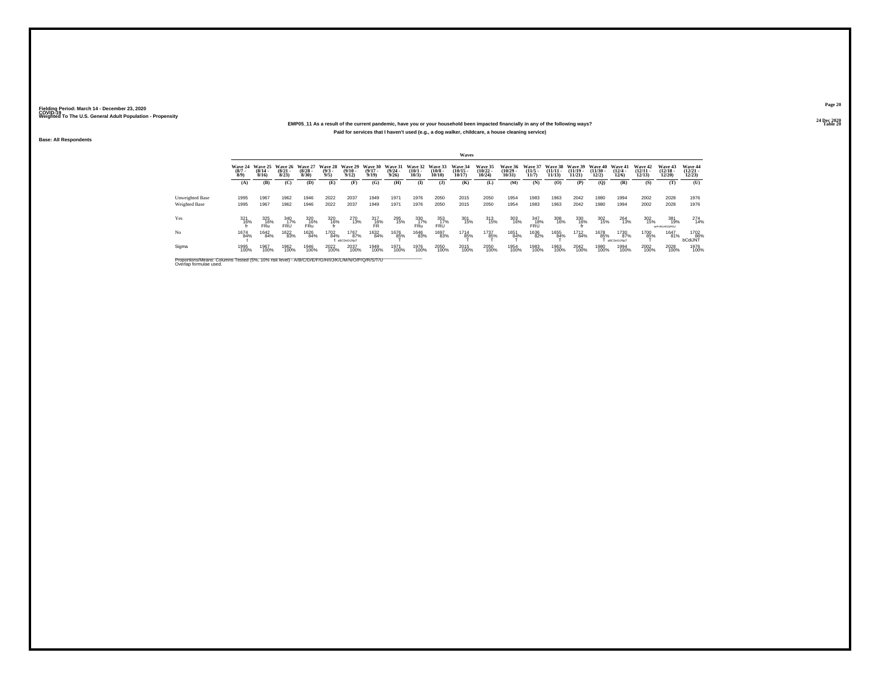Fielding Period: March 14 - December 23, 2020
COVID-19
Weighted To The U.S. General Adult Population - Propensity

**EMP05_11 As a result of the current pandemic, have you or your household been impacted financially in any of the following ways?**

**Paid for services that I haven't used (e.g., a dog walker, childcare, a house cleaning service)**

**Base: All Respondents**

| | Waves | | | | | | | | | | | | | | | | | | | | |
|---|---|---|---|---|---|---|---|---|---|---|---|---|---|---|---|---|---|---|---|---|---|
| | Wave 24 (8/7 - 8/9) | Wave 25 (8/14 - 8/16) | Wave 26 (8/21 - 8/23) | Wave 27 (8/28 - 8/30) | Wave 28 (9/3 - 9/5) | Wave 29 (9/10 - 9/12) | Wave 30 (9/17 - 9/19) | Wave 31 (9/24 - 9/26) | Wave 32 (10/1 - 10/3) | Wave 33 (10/8 - 10/10) | Wave 34 (10/15 - 10/17) | Wave 35 (10/22 - 10/24) | Wave 36 (10/29 - 10/31) | Wave 37 (11/5 - 11/7) | Wave 38 (11/11 - 11/13) | Wave 39 (11/19 - 11/21) | Wave 40 (11/30 - 12/2) | Wave 41 (12/4 - 12/6) | Wave 42 (12/11 - 12/13) | Wave 43 (12/18 - 12/20) | Wave 44 (12/21 - 12/23) |
| | (A) | (B) | (C) | (D) | (E) | (F) | (G) | (H) | (I) | (J) | (K) | (L) | (M) | (N) | (O) | (P) | (Q) | (R) | (S) | (T) | (U) |
| Unweighted Base | 1995 | 1967 | 1962 | 1946 | 2022 | 2037 | 1949 | 1971 | 1976 | 2050 | 2015 | 2050 | 1954 | 1983 | 1963 | 2042 | 1980 | 1994 | 2002 | 2028 | 1976 |
| Weighted Base | 1995 | 1967 | 1962 | 1946 | 2022 | 2037 | 1949 | 1971 | 1976 | 2050 | 2015 | 2050 | 1954 | 1983 | 1963 | 2042 | 1980 | 1994 | 2002 | 2028 | 1976 |
| Yes | 321 16% fr | 325 16% FRu | 340 17% FRU | 320 16% FRu | 320 16% fr | 270 13% | 317 16% FR | 295 15% | 330 17% FRu | 353 17% FRU | 301 15% | 313 15% | 303 16% | 347 18% FRU | 308 16% | 330 16% fr | 302 15% | 264 13% | 302 15% | 381 19% aeFHKLMOQRSU | 274 14% |
| No | 1674 84% t | 1642 84% | 1622 83% | 1626 84% | 1702 84% t | 1767 87% aBCDeGIJNpT | 1632 84% | 1676 85% T | 1646 83% | 1697 83% | 1714 85% T | 1737 85% T | 1651 84% T | 1636 82% | 1655 84% T | 1712 84% | 1678 85% T | 1730 87% aBCDeGIJNpT | 1700 85% T | 1647 81% | 1702 86% bCdIJNT |
| Sigma | 1995 100% | 1967 100% | 1962 100% | 1946 100% | 2022 100% | 2037 100% | 1949 100% | 1971 100% | 1976 100% | 2050 100% | 2015 100% | 2050 100% | 1954 100% | 1983 100% | 1963 100% | 2042 100% | 1980 100% | 1994 100% | 2002 100% | 2028 100% | 1976 100% |

Proportions/Means: Columns Tested (5%, 10% risk level) - A/B/C/D/E/F/G/H/I/J/K/L/M/N/O/P/Q/R/S/T/U
Overlap formulae used.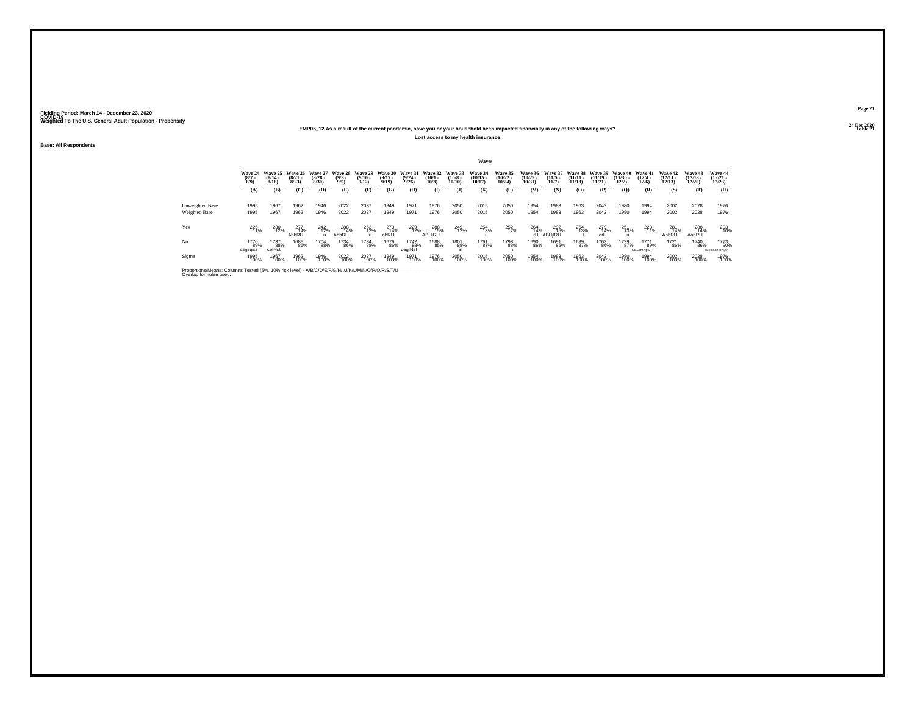Fielding Period: March 14 - December 23, 2020
COVID-19
Weighted To The U.S. General Adult Population - Propensity

**EMP05_12 As a result of the current pandemic, have you or your household been impacted financially in any of the following ways?**

**Lost access to my health insurance**

**Base: All Respondents**

| | Waves | | | | | | | | | | | | | | | | | | | | |
|---|---|---|---|---|---|---|---|---|---|---|---|---|---|---|---|---|---|---|---|---|---|
| | Wave 24 (8/7 - 8/9) | Wave 25 (8/14 - 8/16) | Wave 26 (8/21 - 8/23) | Wave 27 (8/28 - 8/30) | Wave 28 (9/3 - 9/5) | Wave 29 (9/10 - 9/12) | Wave 30 (9/17 - 9/19) | Wave 31 (9/24 - 9/26) | Wave 32 (10/1 - 10/3) | Wave 33 (10/8 - 10/10) | Wave 34 (10/15 - 10/17) | Wave 35 (10/22 - 10/24) | Wave 36 (10/29 - 10/31) | Wave 37 (11/5 - 11/7) | Wave 38 (11/11 - 11/13) | Wave 39 (11/19 - 11/21) | Wave 40 (11/30 - 12/2) | Wave 41 (12/4 - 12/6) | Wave 42 (12/11 - 12/13) | Wave 43 (12/18 - 12/20) | Wave 44 (12/21 - 12/23) |
| | (A) | (B) | (C) | (D) | (E) | (F) | (G) | (H) | (I) | (J) | (K) | (L) | (M) | (N) | (O) | (P) | (Q) | (R) | (S) | (T) | (U) |
| Unweighted Base | 1995 | 1967 | 1962 | 1946 | 2022 | 2037 | 1949 | 1971 | 1976 | 2050 | 2015 | 2050 | 1954 | 1983 | 1963 | 2042 | 1980 | 1994 | 2002 | 2028 | 1976 |
| Weighted Base | 1995 | 1967 | 1962 | 1946 | 2022 | 2037 | 1949 | 1971 | 1976 | 2050 | 2015 | 2050 | 1954 | 1983 | 1963 | 2042 | 1980 | 1994 | 2002 | 2028 | 1976 |
| Yes | 225 11% | 230 12% | 277 14% AbhRU | 242 12% u | 288 14% AbhRU | 253 12% u | 273 14% ahRU | 229 12% | 288 15% ABHjRU | 249 12% | 254 13% u | 252 12% | 264 14% rU | 292 15% ABHjRU | 264 13% U | 279 14% arU | 251 13% u | 223 11% | 281 14% AbhRU | 288 14% AbhRU | 203 10% |
| No | 1770 89% CEgINpST | 1737 88% ceINst | 1685 86% | 1704 88% | 1734 86% | 1784 88% | 1676 86% | 1742 88% ceglNst | 1688 85% | 1801 88% in | 1761 87% | 1798 88% n | 1690 86% | 1691 85% | 1699 87% | 1763 86% | 1729 87% | 1771 89% CEGImNpST | 1721 86% | 1740 86% | 1773 90% CdEfGIkMNOPqST |
| Sigma | 1995 100% | 1967 100% | 1962 100% | 1946 100% | 2022 100% | 2037 100% | 1949 100% | 1971 100% | 1976 100% | 2050 100% | 2015 100% | 2050 100% | 1954 100% | 1983 100% | 1963 100% | 2042 100% | 1980 100% | 1994 100% | 2002 100% | 2028 100% | 1976 100% |

Proportions/Means: Columns Tested (5%, 10% risk level) - A/B/C/D/E/F/G/H/I/J/K/L/M/N/O/P/Q/R/S/T/U
Overlap formulae used.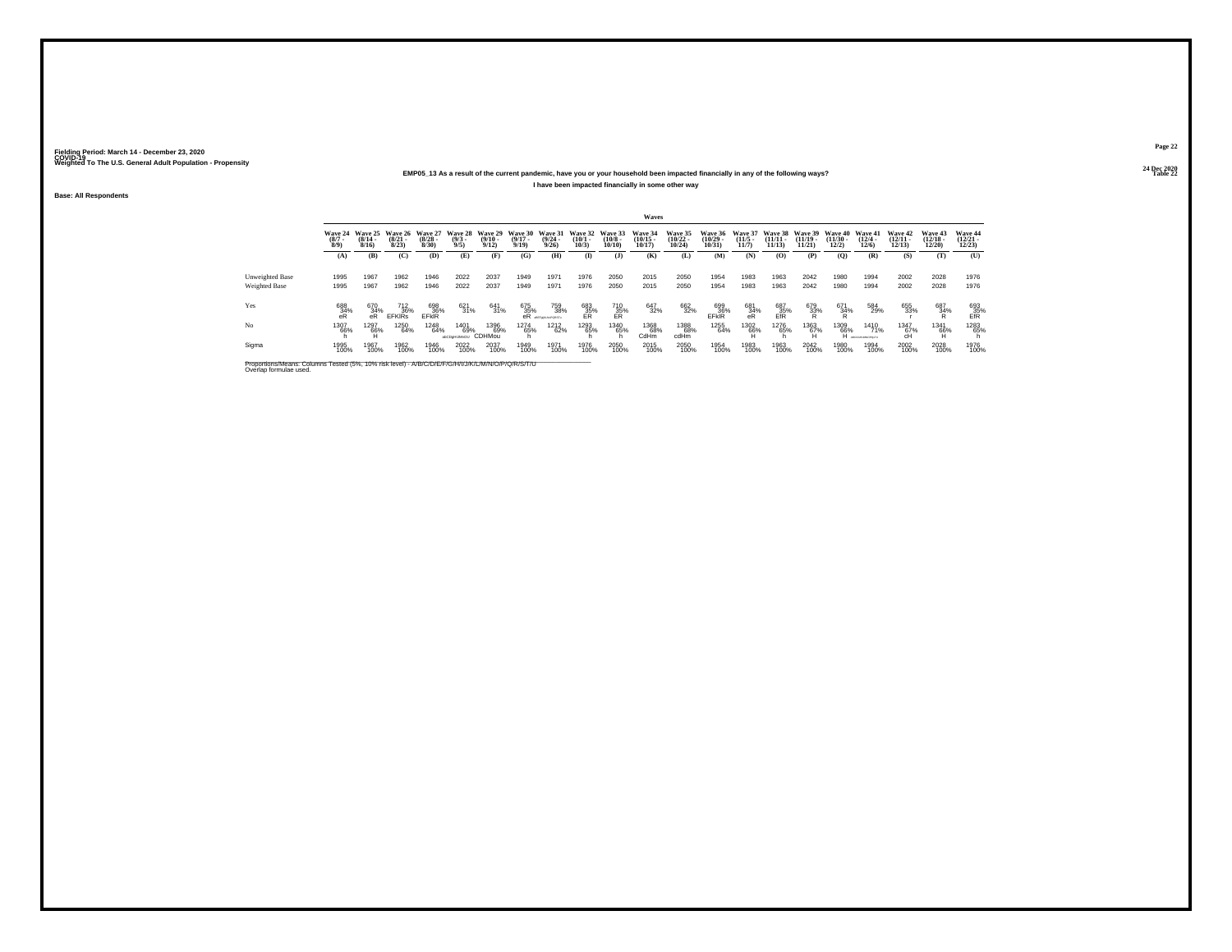Fielding Period: March 14 - December 23, 2020
COVID-19
Weighted To The U.S. General Adult Population - Propensity

24 Dec 2020
Table 22

**EMP05_13 As a result of the current pandemic, have you or your household been impacted financially in any of the following ways?**

**I have been impacted financially in some other way**

**Base: All Respondents**

| | Wave 24 (8/7 - 8/9) | Wave 25 (8/14 - 8/16) | Wave 26 (8/21 - 8/23) | Wave 27 (8/28 - 8/30) | Wave 28 (9/3 - 9/5) | Wave 29 (9/10 - 9/12) | Wave 30 (9/17 - 9/19) | Wave 31 (9/24 - 9/26) | Wave 32 (10/1 - 10/3) | Wave 33 (10/8 - 10/10) | Wave 34 (10/15 - 10/17) | Wave 35 (10/22 - 10/24) | Wave 36 (10/29 - 10/31) | Wave 37 (11/5 - 11/7) | Wave 38 (11/11 - 11/13) | Wave 39 (11/19 - 11/21) | Wave 40 (11/30 - 12/2) | Wave 41 (12/4 - 12/6) | Wave 42 (12/11 - 12/13) | Wave 43 (12/18 - 12/20) | Wave 44 (12/21 - 12/23) |
|---|---|---|---|---|---|---|---|---|---|---|---|---|---|---|---|---|---|---|---|---|---|
| | (A) | (B) | (C) | (D) | (E) | (F) | (G) | (H) | (I) | (J) | (K) | (L) | (M) | (N) | (O) | (P) | (Q) | (R) | (S) | (T) | (U) |
| Unweighted Base | 1995 | 1967 | 1962 | 1946 | 2022 | 2037 | 1949 | 1971 | 1976 | 2050 | 2015 | 2050 | 1954 | 1983 | 1963 | 2042 | 1980 | 1994 | 2002 | 2028 | 1976 |
| Weighted Base | 1995 | 1967 | 1962 | 1946 | 2022 | 2037 | 1949 | 1971 | 1976 | 2050 | 2015 | 2050 | 1954 | 1983 | 1963 | 2042 | 1980 | 1994 | 2002 | 2028 | 1976 |
| Yes | 688 34% eR | 670 34% eR | 712 36% EFKlRs | 698 36% EFklR | 621 31% | 641 31% | 675 35% eR | 759 38% aEFgjKlnoPQRSt | 683 35% ER | 710 35% ER | 647 32% | 662 32% | 699 36% EFklR | 681 34% eR | 687 35% EfR | 679 33% R | 671 34% R | 584 29% | 655 33% r | 687 34% R | 693 35% EfR |
| No | 1307 66% h | 1297 66% H | 1250 64% | 1248 64% | 1401 69% aBCDgHIJMNrU | 1396 69% CDHMou | 1274 65% h | 1212 62% | 1293 65% h | 1340 65% h | 1368 68% CdHm | 1388 68% cdHm | 1255 64% | 1302 66% H | 1276 65% h | 1363 67% H | 1309 66% H | 1410 71% ABCDGHIJMNOPQTU | 1347 67% cH | 1341 66% H | 1283 65% h |
| Sigma | 1995 100% | 1967 100% | 1962 100% | 1946 100% | 2022 100% | 2037 100% | 1949 100% | 1971 100% | 1976 100% | 2050 100% | 2015 100% | 2050 100% | 1954 100% | 1983 100% | 1963 100% | 2042 100% | 1980 100% | 1994 100% | 2002 100% | 2028 100% | 1976 100% |

Proportions/Means: Columns Tested (5%, 10% risk level) - A/B/C/D/E/F/G/H/I/J/K/L/M/N/O/P/Q/R/S/T/U
Overlap formulae used.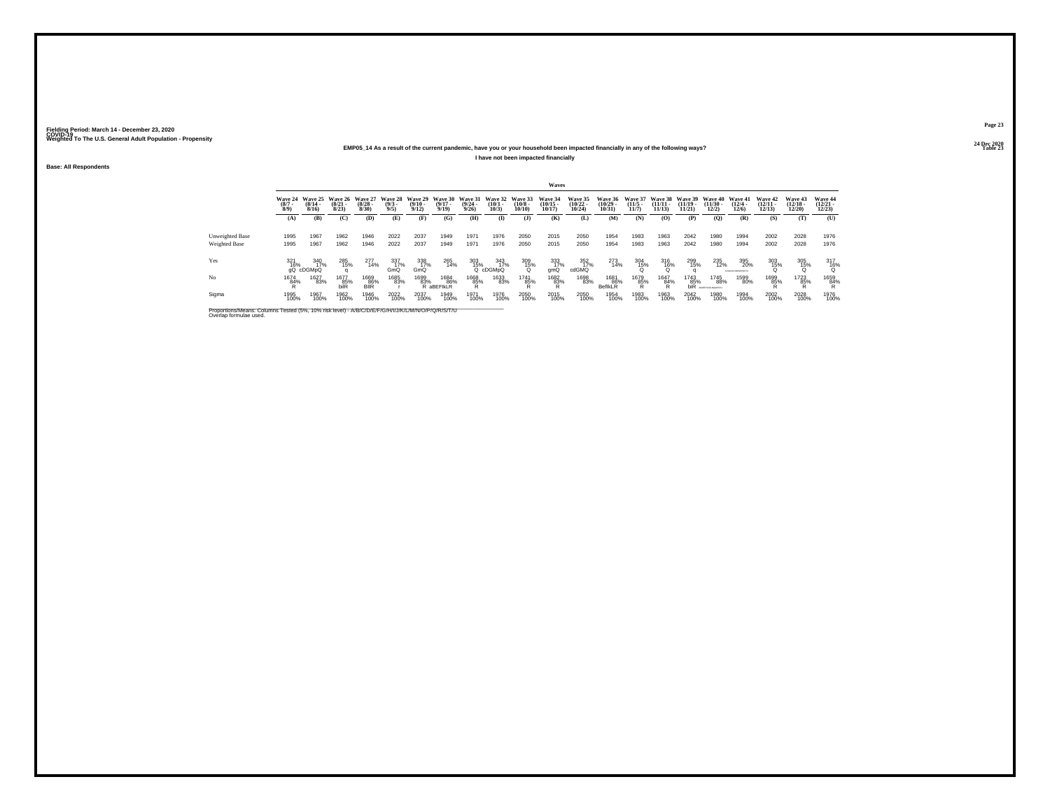Fielding Period: March 14 - December 23, 2020
COVID-19
Weighted To The U.S. General Adult Population - Propensity

24 Dec 2020
Table 23

## EMP05_14 As a result of the current pandemic, have you or your household been impacted financially in any of the following ways?

### I have not been impacted financially

Base: All Respondents

| | Wave 24 (8/7 - 8/9) | Wave 25 (8/14 - 8/16) | Wave 26 (8/21 - 8/23) | Wave 27 (8/28 - 8/30) | Wave 28 (9/3 - 9/5) | Wave 29 (9/10 - 9/12) | Wave 30 (9/17 - 9/19) | Wave 31 (9/24 - 9/26) | Wave 32 (10/1 - 10/3) | Wave 33 (10/8 - 10/10) | Wave 34 (10/15 - 10/17) | Wave 35 (10/22 - 10/24) | Wave 36 (10/29 - 10/31) | Wave 37 (11/5 - 11/7) | Wave 38 (11/11 - 11/13) | Wave 39 (11/19 - 11/21) | Wave 40 (11/30 - 12/2) | Wave 41 (12/4 - 12/6) | Wave 42 (12/11 - 12/13) | Wave 43 (12/18 - 12/20) | Wave 44 (12/21 - 12/23) |
|---|---|---|---|---|---|---|---|---|---|---|---|---|---|---|---|---|---|---|---|---|---|
| | (A) | (B) | (C) | (D) | (E) | (F) | (G) | (H) | (I) | (J) | (K) | (L) | (M) | (N) | (O) | (P) | (Q) | (R) | (S) | (T) | (U) |
| Unweighted Base | 1995 | 1967 | 1962 | 1946 | 2022 | 2037 | 1949 | 1971 | 1976 | 2050 | 2015 | 2050 | 1954 | 1983 | 1963 | 2042 | 1980 | 1994 | 2002 | 2028 | 1976 |
| Weighted Base | 1995 | 1967 | 1962 | 1946 | 2022 | 2037 | 1949 | 1971 | 1976 | 2050 | 2015 | 2050 | 1954 | 1983 | 1963 | 2042 | 1980 | 1994 | 2002 | 2028 | 1976 |
| Yes | 321 16% gQ | 340 17% cDGMpQ | 285 15% q | 277 14% | 337 17% GmQ | 338 17% GmQ | 265 14% | 303 15% Q | 343 17% cDGMpQ | 309 15% Q | 333 17% gmQ | 352 17% cdGMQ | 273 14% | 304 15% Q | 316 16% Q | 299 15% q | 235 12% | 395 20% ABCDEFGHIJKLMNOPQSTU | 303 15% Q | 305 15% Q | 317 16% Q |
| No | 1674 84% R | 1627 83% | 1677 85% bilR | 1669 86% BIlR | 1685 83% r | 1699 83% R | 1684 86% aBEFIkLR | 1668 85% R | 1633 83% | 1741 85% R | 1682 83% R | 1698 83% | 1681 86% BefIkLR | 1679 85% R | 1647 84% R | 1743 85% biR | 1745 88% ABCDEFGHIJKLMNOPRSTU | 1599 80% | 1699 85% R | 1723 85% R | 1659 84% R |
| Sigma | 1995 100% | 1967 100% | 1962 100% | 1946 100% | 2022 100% | 2037 100% | 1949 100% | 1971 100% | 1976 100% | 2050 100% | 2015 100% | 2050 100% | 1954 100% | 1983 100% | 1963 100% | 2042 100% | 1980 100% | 1994 100% | 2002 100% | 2028 100% | 1976 100% |

Proportions/Means: Columns Tested (5%, 10% risk level) - A/B/C/D/E/F/G/H/I/J/K/L/M/N/O/P/Q/R/S/T/U
Overlap formulae used.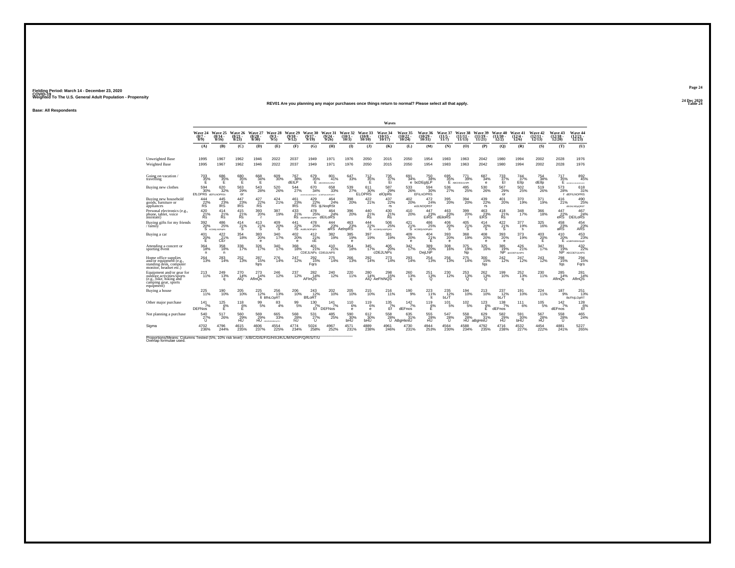Fielding Period: March 14 - December 23, 2020
COVID-19
Weighted To The U.S. General Adult Population - Propensity

24 Dec 2020
Table 24

REV01 Are you planning any major purchases once things return to normal? Please select all that apply.

Base: All Respondents

| | Waves | | | | | | | | | | | | | | | | | | | | |
|---|---|---|---|---|---|---|---|---|---|---|---|---|---|---|---|---|---|---|---|---|---|
| | Wave 24 (8/7 - 8/9) | Wave 25 (8/14 - 8/16) | Wave 26 (8/21 - 8/23) | Wave 27 (8/28 - 8/30) | Wave 28 (9/3 - 9/5) | Wave 29 (9/10 - 9/12) | Wave 30 (9/17 - 9/19) | Wave 31 (9/24 - 9/26) | Wave 32 (10/1 - 10/3) | Wave 33 (10/8 - 10/10) | Wave 34 (10/15 - 10/17) | Wave 35 (10/22 - 10/24) | Wave 36 (10/29 - 10/31) | Wave 37 (11/5 - 11/7) | Wave 38 (11/11 - 11/13) | Wave 39 (11/19 - 11/21) | Wave 40 (11/30 - 12/2) | Wave 41 (12/4 - 12/6) | Wave 42 (12/11 - 12/13) | Wave 43 (12/18 - 12/20) | Wave 44 (12/21 - 12/23) |
| | (A) | (B) | (C) | (D) | (E) | (F) | (G) | (H) | (I) | (J) | (K) | (L) | (M) | (N) | (O) | (P) | (Q) | (R) | (S) | (T) | (U) |
| Unweighted Base | 1995 | 1967 | 1962 | 1946 | 2022 | 2037 | 1949 | 1971 | 1976 | 2050 | 2015 | 2050 | 1954 | 1983 | 1963 | 2042 | 1980 | 1994 | 2002 | 2028 | 1976 |
| Weighted Base | 1995 | 1967 | 1962 | 1946 | 2022 | 2037 | 1949 | 1971 | 1976 | 2050 | 2015 | 2050 | 1954 | 1983 | 1963 | 2042 | 1980 | 1994 | 2002 | 2028 | 1976 |
| Going on vacation / travelling | 703 35% E | 686 35% E | 680 35% E | 668 34% E | 609 30% | 767 38% dEILP | 679 35% E | 801 41% ABCDEGIJKLNPqT | 647 33% | 712 35% E | 735 37% Ei | 691 34% e | 750 38% bcDEgIjLP | 695 35% E | 771 39% ABCDEGIJLNPt | 687 34% e | 733 37% EI | 744 37% Eilp | 754 38% dEilp | 717 35% E | 892 45% ABCDEFGHIJKLMNOPQRST |
| Buying new clothes | 594 30% EfLOPRS | 620 32% dEFILNOPRSt | 563 29% or | 543 28% | 520 26% | 544 27% | 670 34% ABCDEFILMNOPQRST | 658 33% aCDEFIjKLNOPQRST | 539 27% | 611 30% ELOPRS | 587 29% elOpRs | 533 26% | 594 30% EFiLnOPRS | 536 27% | 495 25% | 530 26% | 567 29% or | 502 25% | 519 26% | 573 28% | 618 31% dEFILNOPRS |
| Buying new household goods, furniture or appliances | 444 22% RS | 445 23% IRS | 447 23% IRS | 427 22% RS | 424 21% | 461 23% IRS | 429 22% RS | 464 24% IjLNoqRSt | 398 20% | 422 21% | 437 22% rs | 402 20% | 472 24% eIJLNOQRST | 395 20% | 394 20% | 439 22% rs | 401 20% | 370 19% | 371 19% | 416 21% | 490 25% dEIJLNOjQRST |
| Personal electronics (e.g., phone, tablet, voice assistant) | 420 21% Rs | 414 21% Rs | 415 21% Rs | 393 20% r | 387 19% | 433 21% Rs | 478 25% aBcDEfIjkLOqRS | 464 24% dEILoRS | 396 20% | 440 21% Rs | 430 21% Rs | 410 20% | 447 23% EiRS | 463 23% dEiloRS | 399 20% r | 463 23% ERS | 418 21% Rs | 348 17% | 366 18% | 447 22% eRS | 467 24% DEILoRS |
| Buying gifts for my friends / family | 392 20% S | 486 25% ACDEfIjLNOPqRS | 414 21% S | 413 21% S | 409 20% S | 441 22% rS | 478 25% AcdEILNOPqRS | 444 22% aRS | 463 23% AeInpRS | 444 22% S | 506 25% ACDEFIjLNOPQRS | 421 21% S | 486 25% ACDEfIjLNOPqRS | 406 20% S | 405 21% S | 414 20% S | 422 21% S | 377 19% s | 325 16% | 458 23% aRS | 454 23% ARS |
| Buying a car | 401 20% E | 422 21% CEr | 354 18% | 383 20% e | 340 17% | 402 20% e | 412 21% cE | 382 19% | 385 19% e | 397 19% | 381 19% | 409 20% e | 404 21% E | 393 20% e | 368 19% | 408 20% e | 393 20% e | 373 19% | 403 20% E | 410 20% E | 453 23% aCdEFHiJKkOpqR |
| Attending a concert or sporting event | 364 18% n | 358 18% n | 338 17% | 326 17% | 340 17% | 368 18% | 401 21% CDEJLNPs | 410 21% CDEJLNPS | 354 18% | 345 17% | 405 20% cDEJLNPs | 342 17% | 389 20% DejLNP | 308 16% | 375 19% Np | 325 16% | 385 19% NP | 426 21% aBCDEFIJLNPS | 347 17% | 391 19% NP | 432 22% ABCDEFIJLNPS |
| Home office supplies and/or equipment (e.g., standing desk, computer monitor, headset etc.) | 264 13% | 283 14% | 252 13% | 287 15% fqrs | 276 14% | 247 12% | 292 15% Fqrs | 275 14% | 266 13% | 292 14% | 273 14% | 293 14% | 254 13% | 256 13% | 275 14% | 300 15% fqs | 242 12% | 247 12% | 243 12% | 298 15% fqs | 294 15% Fqrs |
| Equipment and/or gear for outdoor activities/sports (e.g., bike, hiking and camping gear, sports equipment) | 213 11% | 249 13% q | 270 14% AiQ | 273 14% AfInQs | 246 12% | 237 12% | 282 14% AFInQS | 240 12% | 220 11% | 280 14% AiQ | 298 15% AeFhINQS | 260 13% q | 251 13% Q | 230 12% | 253 13% Q | 262 13% Q | 199 10% | 252 13% q | 230 11% | 285 14% AfInQs | 281 14% AfInQS |
| Buying a house | 225 11% | 190 10% | 205 10% | 225 12% lt | 256 13% BfhiLOpRT | 206 10% | 243 12% BfLoRT | 202 10% | 205 10% | 215 10% | 216 11% | 190 9% | 223 11% lt | 235 12% bLrT | 194 10% | 213 10% | 237 12% bLrT | 191 10% | 224 11% | 187 9% | 251 13% BcFhijLOpRT |
| Other major purchase | 141 7% DEFNos | 125 6% E | 118 6% E | 99 5% | 83 4% | 99 5% | 130 7% Ef | 141 7% DEFNos | 110 6% e | 119 6% e | 135 7% Ef | 142 7% dEFnos | 119 6% E | 101 5% | 102 5% | 123 6% E | 138 7% dEFnos | 111 6% | 105 5% | 142 7% dEFnos | 128 6% Ef |
| Not planning a purchase | 540 27% U | 517 26% | 560 29% HU | 569 29% HU | 665 33% AbcdFGHIJKLNOQRSTU | 568 28% hU | 531 27% U | 485 25% | 590 30% bHU | 612 30% bHU | 558 28% U | 635 31% ABgHntU | 555 28% HU | 547 28% U | 558 28% HU | 629 31% aBgHntU | 582 29% HU | 591 30% bHU | 567 28% HU | 558 28% U | 465 24% |
| Sigma | 4702 236% | 4796 244% | 4615 235% | 4606 237% | 4554 225% | 4774 234% | 5024 258% | 4967 252% | 4571 231% | 4889 238% | 4961 246% | 4730 231% | 4944 253% | 4564 230% | 4588 234% | 4792 235% | 4716 238% | 4532 227% | 4454 222% | 4881 241% | 5227 265% |

Proportions/Means: Columns Tested (5%, 10% risk level) - A/B/C/D/E/F/G/H/I/J/K/L/M/N/O/P/Q/R/S/T/U
Overlap formulae used.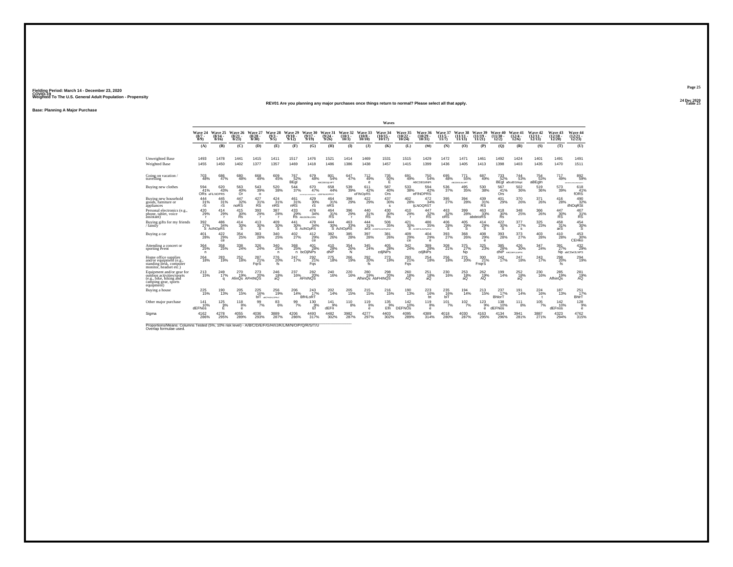Fielding Period: March 14 - December 23, 2020
COVID-19
Weighted To The U.S. General Adult Population - Propensity

24 Dec 2020
Table 25

REV01 Are you planning any major purchases once things return to normal? Please select all that apply.

Base: Planning A Major Purchase

| | Wave 24 (8/7 - 8/9) | Wave 25 (8/14 - 8/16) | Wave 26 (8/21 - 8/23) | Wave 27 (8/28 - 8/30) | Wave 28 (9/3 - 9/5) | Wave 29 (9/10 - 9/12) | Wave 30 (9/17 - 9/19) | Wave 31 (9/24 - 9/26) | Wave 32 (10/1 - 10/3) | Wave 33 (10/8 - 10/10) | Wave 34 (10/15 - 10/17) | Wave 35 (10/22 - 10/24) | Wave 36 (10/29 - 10/31) | Wave 37 (11/5 - 11/7) | Wave 38 (11/11 - 11/13) | Wave 39 (11/19 - 11/21) | Wave 40 (11/30 - 12/2) | Wave 41 (12/4 - 12/6) | Wave 42 (12/11 - 12/13) | Wave 43 (12/18 - 12/20) | Wave 44 (12/21 - 12/23) |
|---|---|---|---|---|---|---|---|---|---|---|---|---|---|---|---|---|---|---|---|---|---|
| | (A) | (B) | (C) | (D) | (E) | (F) | (G) | (H) | (I) | (J) | (K) | (L) | (M) | (N) | (O) | (P) | (Q) | (R) | (S) | (T) | (U) |
| Unweighted Base | 1493 | 1478 | 1441 | 1415 | 1411 | 1517 | 1476 | 1521 | 1414 | 1469 | 1531 | 1515 | 1429 | 1472 | 1471 | 1461 | 1492 | 1424 | 1401 | 1491 | 1491 |
| Weighted Base | 1455 | 1450 | 1402 | 1377 | 1357 | 1469 | 1418 | 1486 | 1386 | 1438 | 1457 | 1415 | 1399 | 1436 | 1405 | 1413 | 1398 | 1403 | 1435 | 1470 | 1511 |
| Going on vacation / travelling | 703 48% | 686 47% | 680 48% | 668 49% | 609 45% | 767 52% BEgl | 679 48% | 801 54% ABCDEGIjLNPT | 647 47% | 712 49% e | 735 50% E | 691 49% | 750 54% ABCDEGINPt | 695 48% | 771 55% ABCDEGIJLNPT | 687 49% | 733 52% BEgl | 744 53% aBcdEGInpt | 754 53% aBEgln | 717 49% | 892 59% ABCDEFGHIJKLMNOPQRST |
| Buying new clothes | 594 41% ORs | 620 43% eFiLNOPRS | 563 40% Or | 543 39% o | 520 38% | 544 37% | 670 47% ACDEFIJLNOPQRST | 658 44% cDEFiLNOPRST | 539 39% | 611 42% eFINOpRS | 587 40% Ors | 533 38% | 594 42% eFINOPRS | 536 37% | 495 35% | 530 38% | 567 41% Ors | 502 36% | 519 36% | 573 39% | 618 41% fORS |
| Buying new household goods, furniture or appliances | 444 31% rS | 445 31% rS | 447 32% noRS | 427 31% RS | 424 31% nRS | 461 31% nRS | 429 30% rS | 464 31% nRS | 398 29% | 422 29% | 437 30% s | 402 28% | 472 34% IjLNOQRST | 395 27% | 394 28% | 439 31% RS | 401 29% | 370 26% | 371 26% | 416 28% | 490 32% iINOqRSt |
| Personal electronics (e.g., phone, tablet, voice assistant) | 420 29% r | 414 29% r | 415 30% Rs | 393 29% r | 387 28% r | 433 29% Rs | 478 34% ABcDEfIkLORS | 464 31% RS | 396 29% r | 440 31% RS | 430 30% Rs | 410 29% r | 447 32% RS | 463 32% oRS | 399 28% | 463 33% abdeioRS | 418 30% Rs | 348 25% | 366 26% | 447 30% RS | 467 31% RS |
| Buying gifts for my friends / family | 392 27% S | 486 34% AclNOpRS | 414 30% S | 413 30% S | 409 30% S | 441 30% S | 478 34% AclNOpRS | 444 30% S | 463 33% AclNOpRS | 444 31% arS | 506 35% ACDEFHLNOPqRSU | 421 30% S | 486 35% ACDEFHLNOPqRSU | 406 28% S | 405 29% S | 414 29% S | 422 30% S | 377 27% s | 325 23% | 458 31% arS | 454 30% S |
| Buying a car | 401 28% | 422 29% ce | 354 25% | 383 28% | 340 25% | 402 27% | 412 29% ce | 382 26% | 385 28% | 397 28% | 381 26% | 409 29% ce | 404 29% e | 393 27% | 368 26% | 408 29% e | 393 28% | 373 27% | 403 28% | 410 28% | 453 30% CEHko |
| Attending a concert or sporting event | 364 25% n | 358 25% | 338 24% | 326 24% | 340 25% n | 368 25% n | 401 28% bcDjlNPs | 410 28% dNP | 354 26% N | 345 24% | 405 28% cdjlNPs | 342 24% | 389 28% cdjlNPs | 308 21% | 375 27% Np | 325 23% | 385 28% dNP | 426 30% ABCDEFIJLNPS | 347 24% | 391 27% Np | 432 29% aBCDeIJLNPS |
| Home office supplies and/or equipment (e.g., standing desk, computer monitor, headset etc.) | 264 18% | 283 19% | 252 18% | 287 21% FqrS | 276 20% fs | 247 17% | 292 21% Fqs | 275 18% | 266 19% | 292 20% fs | 273 19% | 293 21% Fqs | 254 18% | 256 18% | 275 20% | 300 21% FnqrS | 242 17% | 247 18% | 243 17% | 298 20% fs | 294 19% |
| Equipment and/or gear for outdoor activities/sports (e.g., bike, hiking and camping gear, sports equipment) | 213 15% | 249 17% q | 270 19% AfinQs | 273 20% AFHINQS | 246 18% aQ | 237 16% | 282 20% AFhINQS | 240 16% | 220 16% | 280 19% AfhinQs | 298 20% AbFHINQS | 260 18% AQ | 251 18% aQ | 230 16% | 253 18% aQ | 262 19% AQ | 199 14% | 252 18% aQ | 230 16% | 285 19% AfhinQs | 281 19% AQ |
| Buying a house | 225 15% | 190 13% | 205 15% | 225 16% bIT | 256 19% aBCFHIJLOPRsT | 206 14% | 243 17% BfHLoRT | 202 14% | 205 15% | 215 15% | 216 15% | 190 13% | 223 16% bt | 235 16% bIT | 194 14% | 213 15% | 237 17% BhlorT | 191 14% | 224 16% t | 187 13% | 251 17% BhlrT |
| Other major purchase | 141 10% dEFNos | 125 9% E | 118 8% e | 99 7% | 83 6% | 99 7% | 130 9% Ef | 141 9% dEFn | 110 8% | 119 8% e | 135 9% Efn | 142 10% DEFNOs | 119 8% e | 101 7% | 102 7% | 123 9% e | 138 10% dEFNos | 111 8% | 105 7% | 142 10% dEFnos | 128 9% e |
| Sigma | 4162 286% | 4278 295% | 4055 289% | 4036 293% | 3889 287% | 4206 286% | 4493 317% | 4482 302% | 3982 287% | 4277 297% | 4403 302% | 4095 289% | 4389 314% | 4018 280% | 4030 287% | 4163 295% | 4134 296% | 3941 281% | 3887 271% | 4323 294% | 4762 315% |

Proportions/Means: Columns Tested (5%, 10% risk level) - A/B/C/D/E/F/G/H/I/J/K/L/M/N/O/P/Q/R/S/T/U
Overlap formulae used.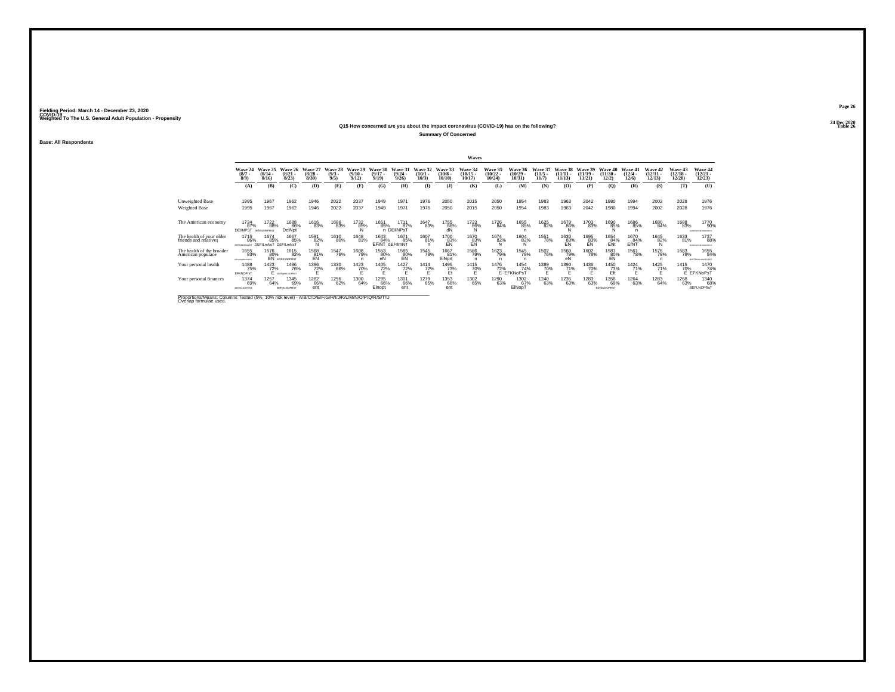Fielding Period: March 14 - December 23, 2020
COVID-19
Weighted To The U.S. General Adult Population - Propensity

24 Dec 2020
Table 26

### Q15 How concerned are you about the impact coronavirus (COVID-19) has on the following?

**Summary Of Concerned**

**Base: All Respondents**

| | Wave 24 (8/7 - 8/9) | Wave 25 (8/14 - 8/16) | Wave 26 (8/21 - 8/23) | Wave 27 (8/28 - 8/30) | Wave 28 (9/3 - 9/5) | Wave 29 (9/10 - 9/12) | Wave 30 (9/17 - 9/19) | Wave 31 (9/24 - 9/26) | Wave 32 (10/1 - 10/3) | Wave 33 (10/8 - 10/10) | Wave 34 (10/15 - 10/17) | Wave 35 (10/22 - 10/24) | Wave 36 (10/29 - 10/31) | Wave 37 (11/5 - 11/7) | Wave 38 (11/11 - 11/13) | Wave 39 (11/19 - 11/21) | Wave 40 (11/30 - 12/2) | Wave 41 (12/4 - 12/6) | Wave 42 (12/11 - 12/13) | Wave 43 (12/18 - 12/20) | Wave 44 (12/21 - 12/23) |
|---|---|---|---|---|---|---|---|---|---|---|---|---|---|---|---|---|---|---|---|---|---|
| | (A) | (B) | (C) | (D) | (E) | (F) | (G) | (H) | (I) | (J) | (K) | (L) | (M) | (N) | (O) | (P) | (Q) | (R) | (S) | (T) | (U) |
| Unweighted Base | 1995 | 1967 | 1962 | 1946 | 2022 | 2037 | 1949 | 1971 | 1976 | 2050 | 2015 | 2050 | 1954 | 1983 | 1963 | 2042 | 1980 | 1994 | 2002 | 2028 | 1976 |
| Weighted Base | 1995 | 1967 | 1962 | 1946 | 2022 | 2037 | 1949 | 1971 | 1976 | 2050 | 2015 | 2050 | 1954 | 1983 | 1963 | 2042 | 1980 | 1994 | 2002 | 2028 | 1976 |
| The American economy | 1734 87% DEINPST | 1722 88% DEFIILNNPRST | 1688 86% DeiNpt | 1616 83% | 1686 83% | 1732 85% N | 1651 85% n | 1711 87% DEIlNPsT | 1647 83% | 1755 86% dN | 1723 86% N | 1726 84% | 1655 85% n | 1625 82% | 1679 86% N | 1703 83% | 1690 85% N | 1686 85% n | 1680 84% | 1688 83% | 1770 90% ADEFGIJKLMNOPQRST |
| The health of your older friends and relatives | 1715 86% DEFGIJKLMNopqRST | 1674 85% DEFIlLmNsT | 1667 85% DEFIlLmNsT | 1591 82% N | 1610 80% | 1648 81% | 1643 84% EFINT | 1671 85% dEFIlmNT | 1607 81% n | 1700 83% EN | 1670 83% EN | 1674 82% N | 1604 82% N | 1551 78% | 1630 83% EN | 1695 83% EN | 1654 84% ENt | 1670 84% EfNT | 1645 82% N | 1633 81% | 1737 88% BDEFGIJKLMNOPQRST |
| The health of the broader American populace | 1655 83% dEFLjkNoPRST | 1576 80% EN | 1615 82% EFRNPRST | 1568 81% EN | 1547 76% | 1608 79% n | 1553 80% eN | 1585 80% EN | 1545 78% | 1667 81% EiNprt | 1586 79% n | 1623 79% n | 1545 79% n | 1502 76% | 1560 79% eN | 1602 78% | 1587 80% EN | 1561 78% | 1576 79% n | 1583 78% | 1655 84% BDEFGHIJKLMNOPQRST |
| Your personal health | 1488 75% EFKNOPsT | 1423 72% E | 1486 76% bEFPgHIKLNOPRST | 1396 72% E | 1330 66% | 1423 70% E | 1405 72% E | 1427 72% E | 1414 72% E | 1495 73% Et | 1415 70% E | 1476 72% E | 1454 74% EFKNoPsT | 1389 70% E | 1390 71% E | 1436 70% E | 1450 73% Eft | 1424 71% E | 1425 71% E | 1415 70% E | 1470 74% EFKNoPsT |
| Your personal finances | 1374 69% BEFIKLNOPRST | 1257 64% | 1345 69% BEFKLNOPRST | 1282 66% ent | 1256 62% | 1300 64% | 1295 66% EInopt | 1301 66% ent | 1279 65% | 1353 66% ent | 1302 65% | 1290 63% | 1302 67% EINopT | 1240 63% | 1235 63% | 1283 63% | 1356 69% BEFKLNOPRST | 1264 63% | 1283 64% | 1268 63% | 1340 68% BEFLNOPRsT |

Proportions/Means: Columns Tested (5%, 10% risk level) - A/B/C/D/E/F/G/H/I/J/K/L/M/N/O/P/Q/R/S/T/U
Overlap formulae used.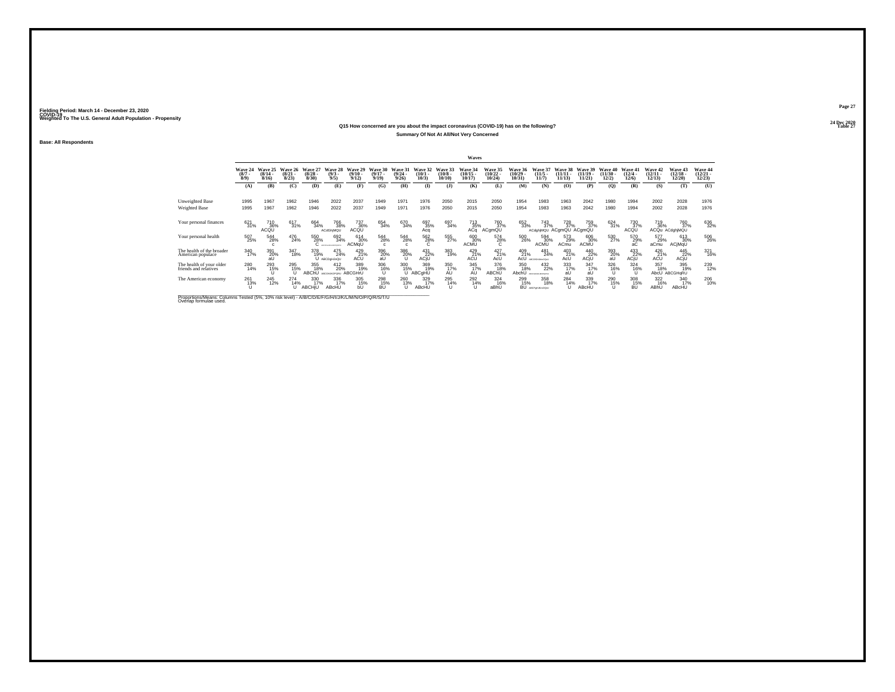Fielding Period: March 14 - December 23, 2020
COVID-19
Weighted To The U.S. General Adult Population - Propensity

24 Dec 2020
Table 27

## Q15 How concerned are you about the impact coronavirus (COVID-19) has on the following?

### Summary Of Not At All/Not Very Concerned

Base: All Respondents

| | Wave 24 (8/7 - 8/9) | Wave 25 (8/14 - 8/16) | Wave 26 (8/21 - 8/23) | Wave 27 (8/28 - 8/30) | Wave 28 (9/3 - 9/5) | Wave 29 (9/10 - 9/12) | Wave 30 (9/17 - 9/19) | Wave 31 (9/24 - 9/26) | Wave 32 (10/1 - 10/3) | Wave 33 (10/8 - 10/10) | Wave 34 (10/15 - 10/17) | Wave 35 (10/22 - 10/24) | Wave 36 (10/29 - 10/31) | Wave 37 (11/5 - 11/7) | Wave 38 (11/11 - 11/13) | Wave 39 (11/19 - 11/21) | Wave 40 (11/30 - 12/2) | Wave 41 (12/4 - 12/6) | Wave 42 (12/11 - 12/13) | Wave 43 (12/18 - 12/20) | Wave 44 (12/21 - 12/23) |
|---|---|---|---|---|---|---|---|---|---|---|---|---|---|---|---|---|---|---|---|---|---|
| | (A) | (B) | (C) | (D) | (E) | (F) | (G) | (H) | (I) | (J) | (K) | (L) | (M) | (N) | (O) | (P) | (Q) | (R) | (S) | (T) | (U) |
| Unweighted Base | 1995 | 1967 | 1962 | 1946 | 2022 | 2037 | 1949 | 1971 | 1976 | 2050 | 2015 | 2050 | 1954 | 1983 | 1963 | 2042 | 1980 | 1994 | 2002 | 2028 | 1976 |
| Weighted Base | 1995 | 1967 | 1962 | 1946 | 2022 | 2037 | 1949 | 1971 | 1976 | 2050 | 2015 | 2050 | 1954 | 1983 | 1963 | 2042 | 1980 | 1994 | 2002 | 2028 | 1976 |
| Your personal finances | 621 31% | 710 36% ACQU | 617 31% | 664 34% | 766 38% ACdGhjMQU | 737 36% ACQU | 654 34% | 670 34% | 697 35% Acq | 697 34% | 713 35% ACq | 760 37% ACgmQU | 652 33% | 743 37% ACdghjMQU | 728 37% ACgmQU | 759 37% ACgmQU | 624 31% | 730 37% ACQU | 719 36% ACQu | 760 37% ACdghjMQU | 636 32% |
| Your personal health | 507 25% | 544 28% c | 476 24% | 550 28% C | 692 34% ABCDGHIJKLMOQRSU | 614 30% ACMqU | 544 28% c | 544 28% c | 562 28% C | 555 27% | 600 30% ACMU | 574 28% C | 500 26% | 594 30% ACMU | 573 29% ACmu | 606 30% ACMU | 530 27% | 570 29% aC | 577 29% aCmu | 613 30% ACjMqU | 506 26% |
| The health of the broader American populace | 340 17% | 391 20% aU | 347 18% | 378 19% U | 475 24% ABCDgHJoQU | 429 21% ACU | 396 20% aU | 386 20% U | 431 22% ACjU | 383 19% | 429 21% ACU | 427 21% AcU | 409 21% AcU | 481 24% ABCDGHJMOQU | 403 21% AcU | 440 22% ACjU | 393 20% aU | 433 22% ACjU | 426 21% ACU | 445 22% ACjU | 321 16% |
| The health of your older friends and relatives | 280 14% | 293 15% U | 295 15% U | 355 18% ABChU | 412 20% ABCGHJKMOPQRU | 389 19% ABCGHrU | 306 16% U | 300 15% U | 369 19% ABCgHU | 350 17% AU | 345 17% AU | 376 18% ABChU | 350 18% AbchU | 432 22% ABCDGHJKMOPQRSU | 333 17% aU | 347 17% aU | 326 16% U | 324 16% U | 357 18% AbcU | 395 19% ABCGHqRU | 239 12% |
| The American economy | 261 13% U | 245 12% | 274 14% U | 330 17% ABCHjU | 336 17% ABcHU | 305 15% bU | 298 15% BU | 260 13% U | 329 17% ABcHU | 295 14% U | 292 14% U | 324 16% aBhU | 299 15% BU | 358 18% ABCFgHJKmOQU | 284 14% U | 339 17% ABcHU | 290 15% U | 308 15% BU | 322 16% ABhU | 340 17% ABcHU | 206 10% |

Proportions/Means: Columns Tested (5%, 10% risk level) - A/B/C/D/E/F/G/H/I/J/K/L/M/N/O/P/Q/R/S/T/U
Overlap formulae used.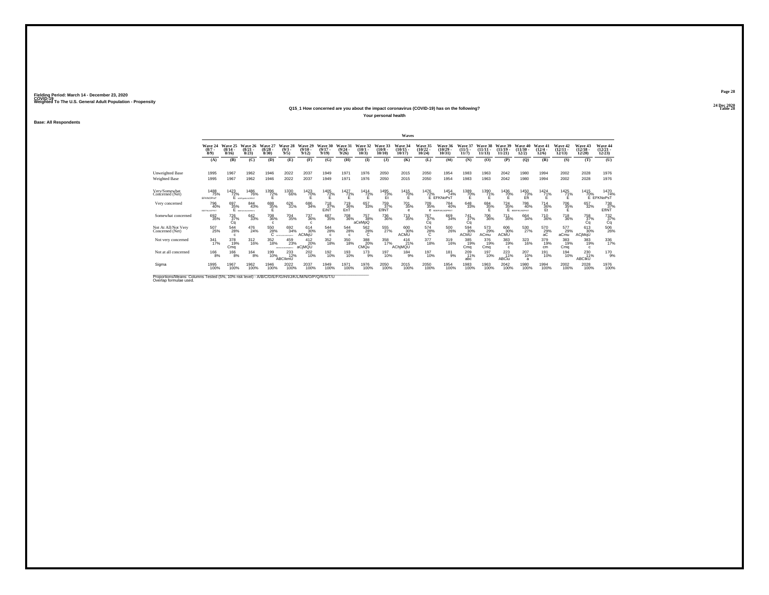Fielding Period: March 14 - December 23, 2020
COVID-19
Weighted To The U.S. General Adult Population - Propensity

24 Dec 2020
Table 28

**Q15_1 How concerned are you about the impact coronavirus (COVID-19) has on the following?**

**Your personal health**

**Base: All Respondents**

| | Wave 24 (8/7 - 8/9) | Wave 25 (8/14 - 8/16) | Wave 26 (8/21 - 8/23) | Wave 27 (8/28 - 8/30) | Wave 28 (9/3 - 9/5) | Wave 29 (9/10 - 9/12) | Wave 30 (9/17 - 9/19) | Wave 31 (9/24 - 9/26) | Wave 32 (10/1 - 10/3) | Wave 33 (10/8 - 10/10) | Wave 34 (10/15 - 10/17) | Wave 35 (10/22 - 10/24) | Wave 36 (10/29 - 10/31) | Wave 37 (11/5 - 11/7) | Wave 38 (11/11 - 11/13) | Wave 39 (11/19 - 11/21) | Wave 40 (11/30 - 12/2) | Wave 41 (12/4 - 12/6) | Wave 42 (12/11 - 12/13) | Wave 43 (12/18 - 12/20) | Wave 44 (12/21 - 12/23) |
|---|---|---|---|---|---|---|---|---|---|---|---|---|---|---|---|---|---|---|---|---|---|
| | (A) | (B) | (C) | (D) | (E) | (F) | (G) | (H) | (I) | (J) | (K) | (L) | (M) | (N) | (O) | (P) | (Q) | (R) | (S) | (T) | (U) |
| Unweighted Base | 1995 | 1967 | 1962 | 1946 | 2022 | 2037 | 1949 | 1971 | 1976 | 2050 | 2015 | 2050 | 1954 | 1983 | 1963 | 2042 | 1980 | 1994 | 2002 | 2028 | 1976 |
| Weighted Base | 1995 | 1967 | 1962 | 1946 | 2022 | 2037 | 1949 | 1971 | 1976 | 2050 | 2015 | 2050 | 1954 | 1983 | 1963 | 2042 | 1980 | 1994 | 2002 | 2028 | 1976 |
| Very/Somewhat Concerned (Net) | 1488 75% EFKNOPsT | 1423 72% E | 1486 76% EFKNOPsT | 1396 72% E | 1330 66% | 1423 70% E | 1405 72% E | 1427 72% E | 1414 72% E | 1495 73% Et | 1415 70% E | 1476 72% E | 1454 74% EFKNoPsT | 1389 70% E | 1390 71% E | 1436 70% E | 1450 73% Eft | 1424 71% E | 1425 71% E | 1415 70% E | 1470 74% EFKNoPsT |
| Very concerned | 796 40% EFIN... | 697 35% E | 844 43% ... | 688 35% E | 626 31% | 686 34% | 718 37% EiNT | 719 36% EnT | 657 33% | 759 37% EfNT | 701 35% e | 709 35% e | 784 40% EFIN... | 648 33% | 684 35% E | 724 35% E | 786 40% EFIN... | 714 36% Et | 706 35% E | 657 32% | 738 37% EfNT |
| Somewhat concerned | 692 35% | 726 37% Cq | 642 33% | 708 36% c | 704 35% | 737 36% c | 687 35% | 708 36% | 757 38% aCeMpQ | 736 36% | 713 35% | 767 37% Cq | 669 34% | 741 37% Cq | 706 36% | 711 35% | 664 34% | 710 36% | 718 36% | 758 37% Cq | 732 37% Cq |
| Not At All/Not Very Concerned (Net) | 507 25% | 544 28% c | 476 24% | 550 28% C | 692 34% ... | 614 30% ACMqU | 544 28% c | 544 28% c | 562 28% C | 555 27% | 600 30% ACMU | 574 28% C | 500 26% | 594 30% ACMU | 573 29% ACmu | 606 30% ACMU | 530 27% | 570 29% aC | 577 29% aCmu | 613 30% ACjMqU | 506 26% |
| Not very concerned | 341 17% | 378 19% Cmq | 312 16% | 352 18% | 459 23% ... | 412 20% aCjMQU | 352 18% | 350 18% | 388 20% CMQu | 358 17% | 416 21% AChjMQU | 377 18% | 319 16% | 385 19% Cmq | 376 19% Cmq | 383 19% c | 323 16% | 379 19% cm | 383 19% Cmq | 383 19% c | 336 17% |
| Not at all concerned | 166 8% | 166 8% | 164 8% | 199 10% | 233 12% ABCIkmU | 202 10% | 192 10% | 193 10% | 173 9% | 197 10% | 184 9% | 197 10% | 181 9% | 209 11% abc | 197 10% | 223 11% ABCiu | 207 10% a | 191 10% | 194 10% | 230 11% ABCIkU | 170 9% |
| Sigma | 1995 100% | 1967 100% | 1962 100% | 1946 100% | 2022 100% | 2037 100% | 1949 100% | 1971 100% | 1976 100% | 2050 100% | 2015 100% | 2050 100% | 1954 100% | 1983 100% | 1963 100% | 2042 100% | 1980 100% | 1994 100% | 2002 100% | 2028 100% | 1976 100% |

Proportions/Means: Columns Tested (5%, 10% risk level) - A/B/C/D/E/F/G/H/I/J/K/L/M/N/O/P/Q/R/S/T/U
Overlap formulae used.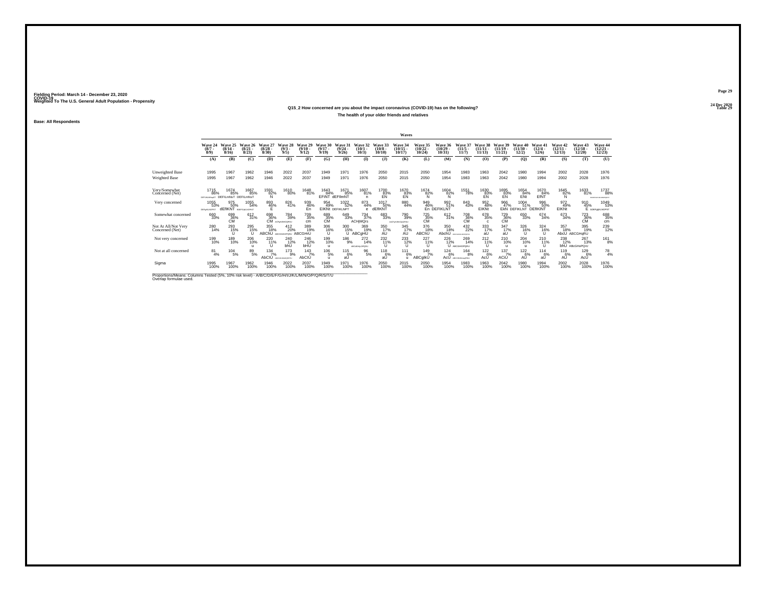Fielding Period: March 14 - December 23, 2020
COVID-19
Weighted To The U.S. General Adult Population - Propensity

24 Dec 2020
Table 29

## Q15_2 How concerned are you about the impact coronavirus (COVID-19) has on the following?

### The health of your older friends and relatives

**Base: All Respondents**

| | Waves | | | | | | | | | | | | | | | | | | | | |
|---|---|---|---|---|---|---|---|---|---|---|---|---|---|---|---|---|---|---|---|---|---|
| | Wave 24 (8/7 - 8/9) | Wave 25 (8/14 - 8/16) | Wave 26 (8/21 - 8/23) | Wave 27 (8/28 - 8/30) | Wave 28 (9/3 - 9/5) | Wave 29 (9/10 - 9/12) | Wave 30 (9/17 - 9/19) | Wave 31 (9/24 - 9/26) | Wave 32 (10/1 - 10/3) | Wave 33 (10/8 - 10/10) | Wave 34 (10/15 - 10/17) | Wave 35 (10/22 - 10/24) | Wave 36 (10/29 - 10/31) | Wave 37 (11/5 - 11/7) | Wave 38 (11/11 - 11/13) | Wave 39 (11/19 - 11/21) | Wave 40 (11/30 - 12/2) | Wave 41 (12/4 - 12/6) | Wave 42 (12/11 - 12/13) | Wave 43 (12/18 - 12/20) | Wave 44 (12/21 - 12/23) |
| | (A) | (B) | (C) | (D) | (E) | (F) | (G) | (H) | (I) | (J) | (K) | (L) | (M) | (N) | (O) | (P) | (Q) | (R) | (S) | (T) | (U) |
| Unweighted Base | 1995 | 1967 | 1962 | 1946 | 2022 | 2037 | 1949 | 1971 | 1976 | 2050 | 2015 | 2050 | 1954 | 1983 | 1963 | 2042 | 1980 | 1994 | 2002 | 2028 | 1976 |
| Weighted Base | 1995 | 1967 | 1962 | 1946 | 2022 | 2037 | 1949 | 1971 | 1976 | 2050 | 2015 | 2050 | 1954 | 1983 | 1963 | 2042 | 1980 | 1994 | 2002 | 2028 | 1976 |
| Very/Somewhat Concerned (Net) | 1715 86% DEFIJKLMNopST | 1674 85% DEFILmNsT | 1667 85% DEFILmNsT | 1591 82% N | 1610 80% | 1648 81% | 1643 84% EFiNT | 1671 85% dEFIlmNT | 1607 81% n | 1700 83% EN | 1670 83% EN | 1674 82% N | 1604 82% N | 1551 78% | 1630 83% EN | 1695 83% EN | 1654 84% ENt | 1670 84% EfNT | 1645 82% N | 1633 81% | 1737 88% BDEFGIJKLMNOPQRST |
| Very concerned | 1055 53% DEFIKLNOPST | 975 50% dEfIKNT | 1055 54% BDEFGIKLNOPST | 893 46% E | 826 41% | 939 46% En | 954 49% EIKNt | 1022 52% DEFIKLNPT | 873 44% e | 1017 50% dEfIKNT | 880 44% | 949 46% En | 992 51% DEFIKLNT | 843 43% | 952 48% EIKNt | 966 47% EkN | 1004 51% DEFIKLNT | 996 50% DEfIKlNT | 972 49% EIKNt | 910 45% E | 1049 53% DEfIKLNOPST |
| Somewhat concerned | 660 33% | 699 36% CM | 612 31% | 698 36% CM | 784 39% ACDhijklMNOQRSU | 709 35% cm | 689 35% CM | 649 33% | 734 37% ACHjMQrs | 683 33% | 790 39% ACDfGHJMNOQRSU | 725 35% CM | 612 31% | 708 36% CM | 678 35% c | 729 36% CM | 650 33% | 674 34% | 673 34% | 723 36% CM | 688 35% cm |
| Not At All/Not Very Concerned (Net) | 280 14% | 293 15% U | 295 15% U | 355 18% ABChU | 412 20% ABCDGHIJKLMOPQRU | 389 19% ABCGHrU | 306 16% U | 300 15% U | 369 19% ABCgHU | 350 17% AU | 345 17% AU | 376 18% ABChU | 350 18% AbchU | 432 22% ABCDGHIJKLMOPQRSU | 333 17% aU | 347 17% aU | 326 16% U | 324 16% U | 357 18% AbcU | 395 19% ABCGHqRU | 239 12% |
| Not very concerned | 199 10% | 189 10% | 206 10% u | 220 11% U | 240 12% bhU | 246 12% bHU | 199 10% u | 186 9% | 272 14% ABCGHjklOPQRU | 232 11% U | 233 12% U | 227 11% U | 226 12% U | 269 14% ABCGHOPQRU | 212 11% U | 210 10% u | 204 10% u | 210 11% U | 238 12% bhU | 267 13% ABcGHoPQrU | 161 8% |
| Not at all concerned | 81 4% | 104 5% | 89 5% | 134 7% AbCIU | 173 9% ABCGHIJKLOPQRSU | 143 7% AbCIU | 106 5% u | 115 6% aU | 96 5% | 118 6% aU | 111 6% u | 149 7% ABCgIkU | 124 6% AcU | 164 8% ABCGIJKmopRSU | 122 6% AcU | 137 7% ACiU | 122 6% AU | 114 6% aU | 119 6% AU | 129 6% AcU | 78 4% |
| Sigma | 1995 100% | 1967 100% | 1962 100% | 1946 100% | 2022 100% | 2037 100% | 1949 100% | 1971 100% | 1976 100% | 2050 100% | 2015 100% | 2050 100% | 1954 100% | 1983 100% | 1963 100% | 2042 100% | 1980 100% | 1994 100% | 2002 100% | 2028 100% | 1976 100% |

Proportions/Means: Columns Tested (5%, 10% risk level) - A/B/C/D/E/F/G/H/I/J/K/L/M/N/O/P/Q/R/S/T/U
Overlap formulae used.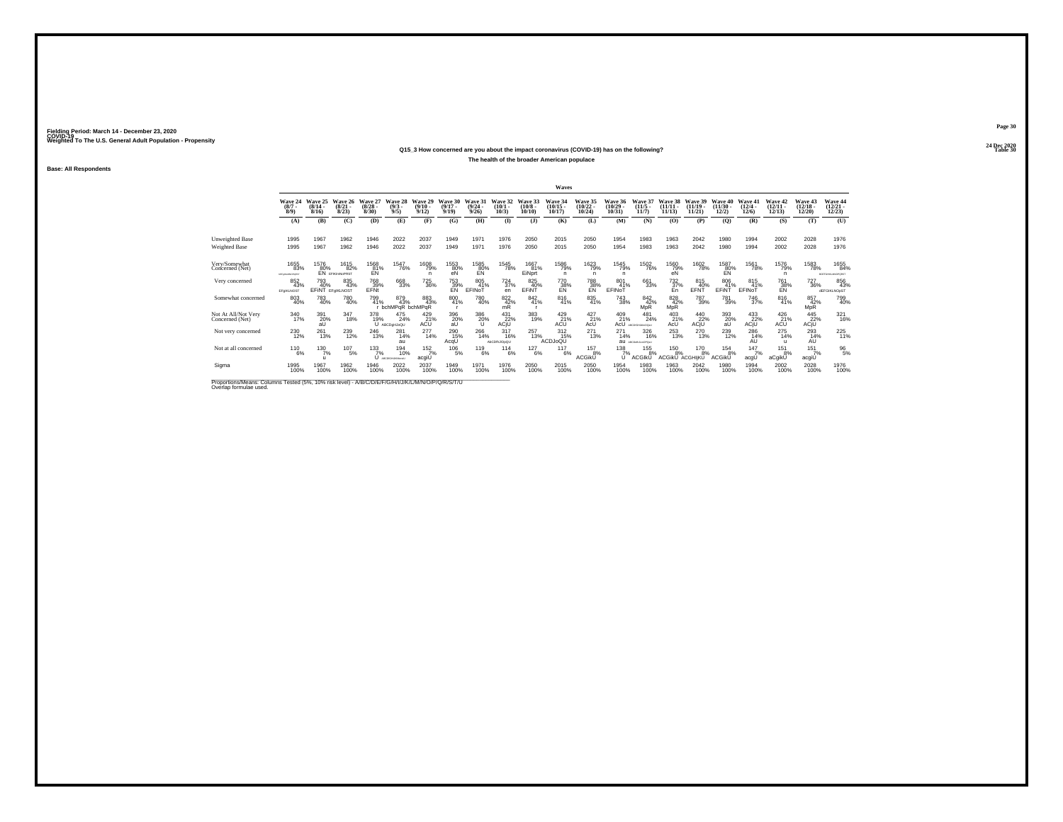Fielding Period: March 14 - December 23, 2020
COVID-19
Weighted To The U.S. General Adult Population - Propensity

24 Dec 2020
Table 30

**Q15_3 How concerned are you about the impact coronavirus (COVID-19) has on the following?**

**The health of the broader American populace**

**Base: All Respondents**

| | Waves | | | | | | | | | | | | | | | | | | | | |
|---|---|---|---|---|---|---|---|---|---|---|---|---|---|---|---|---|---|---|---|---|---|
| | Wave 24 (8/7 - 8/9) | Wave 25 (8/14 - 8/16) | Wave 26 (8/21 - 8/23) | Wave 27 (8/28 - 8/30) | Wave 28 (9/3 - 9/5) | Wave 29 (9/10 - 9/12) | Wave 30 (9/17 - 9/19) | Wave 31 (9/24 - 9/26) | Wave 32 (10/1 - 10/3) | Wave 33 (10/8 - 10/10) | Wave 34 (10/15 - 10/17) | Wave 35 (10/22 - 10/24) | Wave 36 (10/29 - 10/31) | Wave 37 (11/5 - 11/7) | Wave 38 (11/11 - 11/13) | Wave 39 (11/19 - 11/21) | Wave 40 (11/30 - 12/2) | Wave 41 (12/4 - 12/6) | Wave 42 (12/11 - 12/13) | Wave 43 (12/18 - 12/20) | Wave 44 (12/21 - 12/23) |
| | (A) | (B) | (C) | (D) | (E) | (F) | (G) | (H) | (I) | (J) | (K) | (L) | (M) | (N) | (O) | (P) | (Q) | (R) | (S) | (T) | (U) |
| Unweighted Base | 1995 | 1967 | 1962 | 1946 | 2022 | 2037 | 1949 | 1971 | 1976 | 2050 | 2015 | 2050 | 1954 | 1983 | 1963 | 2042 | 1980 | 1994 | 2002 | 2028 | 1976 |
| Weighted Base | 1995 | 1967 | 1962 | 1946 | 2022 | 2037 | 1949 | 1971 | 1976 | 2050 | 2015 | 2050 | 1954 | 1983 | 1963 | 2042 | 1980 | 1994 | 2002 | 2028 | 1976 |
| Very/Somewhat Concerned (Net) | 1655 83% efhijkmstNopRsT | 1576 80% EN | 1615 82% EFIKlmNoPRST | 1568 81% EN | 1547 76% | 1608 79% n | 1553 80% eN | 1585 80% EN | 1545 78% | 1667 81% EiNprt | 1586 79% n | 1623 79% n | 1545 79% n | 1502 76% | 1560 79% eN | 1602 78% | 1587 80% EN | 1561 78% | 1576 79% n | 1583 78% | 1655 84% BEFGhIKLMNOPQRST |
| Very concerned | 852 43% EFgIKLNOST | 793 40% EFINT | 835 43% EFgIKLNOST | 768 39% EFNt | 668 33% | 725 36% | 753 39% EN | 805 41% EFINoT | 724 37% en | 825 40% EFINT | 770 38% EN | 788 38% EN | 801 41% EFINoT | 661 33% | 732 37% En | 815 40% EFNT | 806 41% EFINT | 815 41% EFINoT | 761 38% EN | 727 36% | 856 43% dEFGIKLNOpST |
| Somewhat concerned | 803 40% | 783 40% | 780 40% | 799 41% r | 879 43% bchMPqR | 883 43% bchMPqR | 800 41% r | 780 40% | 822 42% mR | 842 41% r | 816 41% | 835 41% | 743 38% | 842 42% MpR | 828 42% MpR | 787 39% | 781 39% | 746 37% | 816 41% | 857 42% MpR | 799 40% |
| Not At All/Not Very Concerned (Net) | 340 17% | 391 20% aU | 347 18% | 378 19% U | 475 24% ABCDgHJoQU | 429 21% ACU | 396 20% aU | 386 20% U | 431 22% ACjU | 383 19% | 429 21% ACU | 427 21% AcU | 409 21% AcU | 481 24% ABCDGHJoMOQU | 403 21% AcU | 440 22% ACjU | 393 20% aU | 433 22% ACjU | 426 21% ACU | 445 22% ACjU | 321 16% |
| Not very concerned | 230 12% | 261 13% | 239 12% | 246 13% | 281 14% au | 277 14% | 290 15% AcqU | 266 14% | 317 16% ABCDhJlOpQU | 257 13% | 312 15% ACDJoQU | 271 13% | 271 14% au | 326 16% ABCDeHJLmOPQU | 253 13% | 270 13% | 239 12% | 286 14% AU | 275 14% u | 293 14% AU | 225 11% |
| Not at all concerned | 110 6% | 130 7% u | 107 5% | 133 7% U | 194 10% ABCDFGHIJKMOQU | 152 7% acgiU | 106 5% | 119 6% | 114 6% | 127 6% | 117 6% | 157 8% ACGikU | 138 7% U | 155 8% ACGIkU | 150 8% ACGIkU | 170 8% ACGHIjKU | 154 8% ACGikU | 147 7% acgU | 151 8% aCgikU | 151 7% acgiU | 96 5% |
| Sigma | 1995 100% | 1967 100% | 1962 100% | 1946 100% | 2022 100% | 2037 100% | 1949 100% | 1971 100% | 1976 100% | 2050 100% | 2015 100% | 2050 100% | 1954 100% | 1983 100% | 1963 100% | 2042 100% | 1980 100% | 1994 100% | 2002 100% | 2028 100% | 1976 100% |

Proportions/Means: Columns Tested (5%, 10% risk level) - A/B/C/D/E/F/G/H/I/J/K/L/M/N/O/P/Q/R/S/T/U
Overlap formulae used.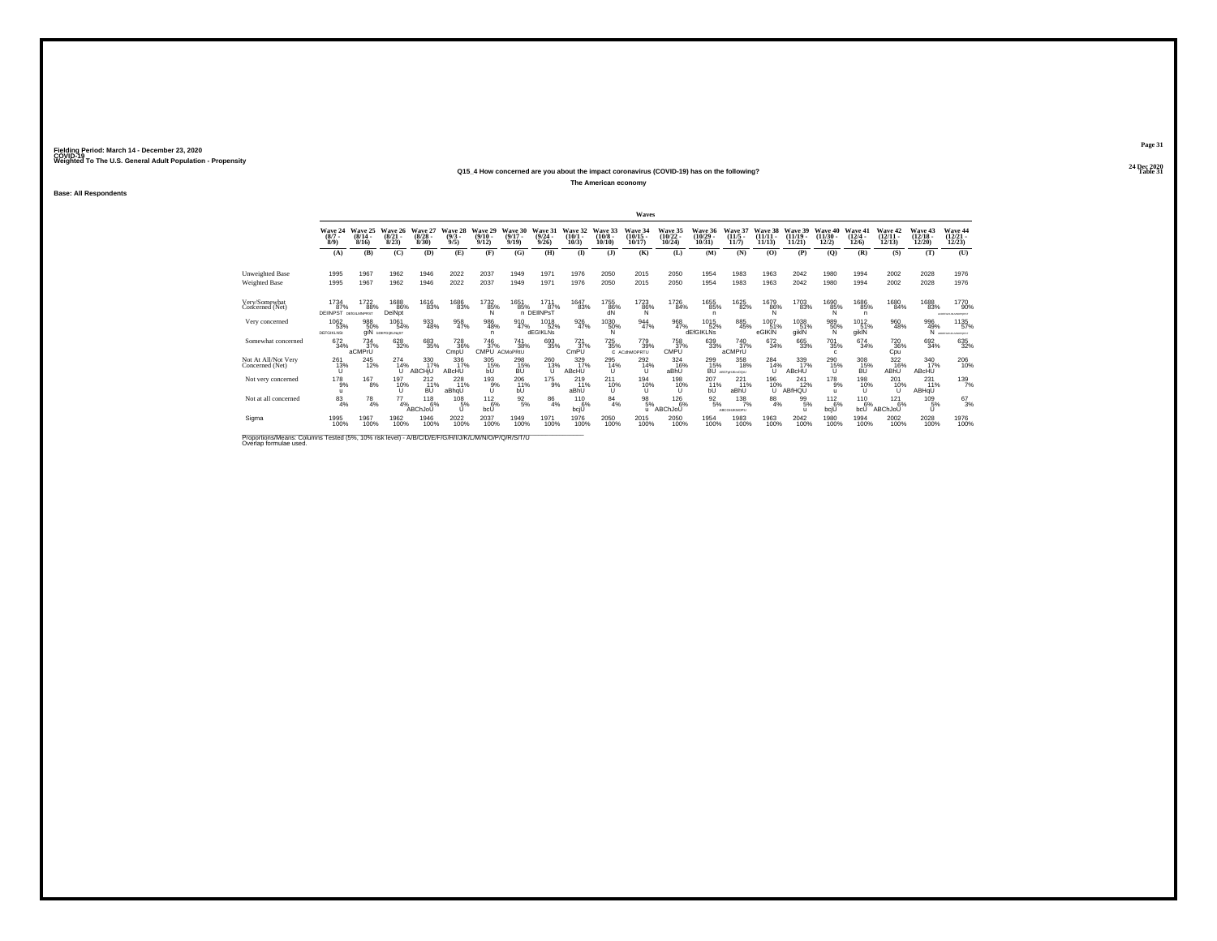Fielding Period: March 14 - December 23, 2020
COVID-19
Weighted To The U.S. General Adult Population - Propensity

24 Dec 2020
Table 31

### Q15_4 How concerned are you about the impact coronavirus (COVID-19) has on the following?

### The American economy

**Base: All Respondents**

| | Wave 24 (8/7 - 8/9) | Wave 25 (8/14 - 8/16) | Wave 26 (8/21 - 8/23) | Wave 27 (8/28 - 8/30) | Wave 28 (9/3 - 9/5) | Wave 29 (9/10 - 9/12) | Wave 30 (9/17 - 9/19) | Wave 31 (9/24 - 9/26) | Wave 32 (10/1 - 10/3) | Wave 33 (10/8 - 10/10) | Wave 34 (10/15 - 10/17) | Wave 35 (10/22 - 10/24) | Wave 36 (10/29 - 10/31) | Wave 37 (11/5 - 11/7) | Wave 38 (11/11 - 11/13) | Wave 39 (11/19 - 11/21) | Wave 40 (11/30 - 12/2) | Wave 41 (12/4 - 12/6) | Wave 42 (12/11 - 12/13) | Wave 43 (12/18 - 12/20) | Wave 44 (12/21 - 12/23) |
|---|---|---|---|---|---|---|---|---|---|---|---|---|---|---|---|---|---|---|---|---|---|
| | (A) | (B) | (C) | (D) | (E) | (F) | (G) | (H) | (I) | (J) | (K) | (L) | (M) | (N) | (O) | (P) | (Q) | (R) | (S) | (T) | (U) |
| Unweighted Base | 1995 | 1967 | 1962 | 1946 | 2022 | 2037 | 1949 | 1971 | 1976 | 2050 | 2015 | 2050 | 1954 | 1983 | 1963 | 2042 | 1980 | 1994 | 2002 | 2028 | 1976 |
| Weighted Base | 1995 | 1967 | 1962 | 1946 | 2022 | 2037 | 1949 | 1971 | 1976 | 2050 | 2015 | 2050 | 1954 | 1983 | 1963 | 2042 | 1980 | 1994 | 2002 | 2028 | 1976 |
| Very/Somewhat Concerned (Net) | 1734 87% DEIlNPST | 1722 88% DEfIlLMNPRST | 1688 86% DeiNpt | 1616 83% | 1686 83% | 1732 85% N | 1651 85% n | 1711 87% DEIlNPsT | 1647 83% | 1755 86% dN | 1723 86% N | 1726 84% | 1655 85% n | 1625 82% | 1679 86% N | 1703 83% | 1690 85% N | 1686 85% n | 1680 84% | 1688 83% | 1770 90% ABDEFGHIJKLMNOPQRST |
| Very concerned | 1062 53% DEFGIKLNSt | 988 50% giN | 1061 54% BDEFGIjKLNoST | 933 48% | 958 47% | 986 48% n | 910 47% | 1018 52% dEGIKLNs | 926 47% | 1030 50% N | 944 47% | 968 47% | 1015 52% dEfGIKLNs | 885 45% | 1007 51% eGIKlN | 1038 51% gikIN | 989 50% N | 1012 51% gikIN | 960 48% | 996 49% N | 1135 57% ABDEFGHIJKLMNOPQRST |
| Somewhat concerned | 672 34% | 734 37% aCMPrU | 628 32% | 683 35% | 728 36% CmpU | 746 37% CMPU | 741 38% ACMoPRtU | 693 35% | 721 37% CmPU | 725 35% | 779 39% ACdeMOPRTU | 758 37% CMPU | 639 33% | 740 37% aCMPrU | 672 34% | 665 33% | 701 35% c | 674 34% | 720 36% Cpu | 692 34% | 635 32% |
| Not At All/Not Very Concerned (Net) | 261 13% U | 245 12% | 274 14% U | 330 17% ABCHjU | 336 17% ABcHU | 305 15% bU | 298 15% BU | 260 13% U | 329 17% ABcHU | 295 14% U | 292 14% U | 324 16% aBhU | 299 15% BU | 358 18% ABCFgHJKmOQrU | 284 14% U | 339 17% ABcHU | 290 15% U | 308 15% BU | 322 16% ABhU | 340 17% ABcHU | 206 10% |
| Not very concerned | 178 9% u | 167 8% | 197 10% U | 212 11% BU | 228 11% aBhqU | 193 9% U | 206 11% bU | 175 9% | 219 11% aBhU | 211 10% U | 194 10% U | 198 10% U | 207 11% bU | 221 11% aBhU | 196 10% U | 241 12% ABfHQU | 178 9% u | 198 10% U | 201 10% U | 231 11% ABHqU | 139 7% |
| Not at all concerned | 83 4% | 78 4% | 77 4% | 118 6% ABChJoU | 108 5% U | 112 6% bcU | 92 5% | 86 4% | 110 6% bcjU | 84 4% | 98 5% u | 126 6% ABChJoU | 92 5% | 138 7% ABCGHJKMOPU | 88 4% | 99 5% u | 112 6% bcjU | 110 6% bcU | 121 6% ABChJoU | 109 5% U | 67 3% |
| Sigma | 1995 100% | 1967 100% | 1962 100% | 1946 100% | 2022 100% | 2037 100% | 1949 100% | 1971 100% | 1976 100% | 2050 100% | 2015 100% | 2050 100% | 1954 100% | 1983 100% | 1963 100% | 2042 100% | 1980 100% | 1994 100% | 2002 100% | 2028 100% | 1976 100% |

Proportions/Means: Columns Tested (5%, 10% risk level) - A/B/C/D/E/F/G/H/I/J/K/L/M/N/O/P/Q/R/S/T/U
Overlap formulae used.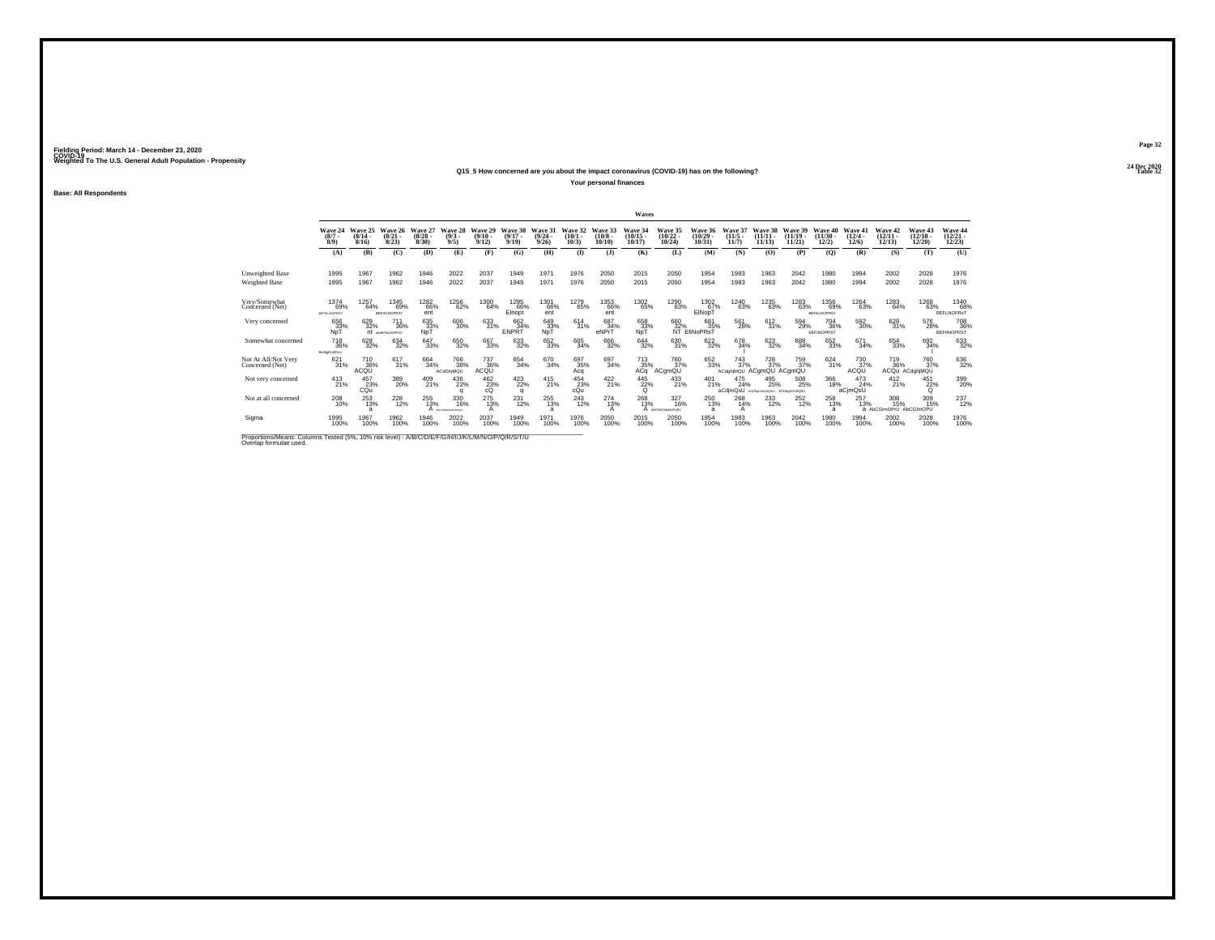Fielding Period: March 14 - December 23, 2020
COVID-19
Weighted To The U.S. General Adult Population - Propensity

24 Dec 2020
Table 32

**Q15_5 How concerned are you about the impact coronavirus (COVID-19) has on the following?**

**Your personal finances**

**Base: All Respondents**

| | Wave 24 (8/7 - 8/9) (A) | Wave 25 (8/14 - 8/16) (B) | Wave 26 (8/21 - 8/23) (C) | Wave 27 (8/28 - 8/30) (D) | Wave 28 (9/3 - 9/5) (E) | Wave 29 (9/10 - 9/12) (F) | Wave 30 (9/17 - 9/19) (G) | Wave 31 (9/24 - 9/26) (H) | Wave 32 (10/1 - 10/3) (I) | Wave 33 (10/8 - 10/10) (J) | Wave 34 (10/15 - 10/17) (K) | Wave 35 (10/22 - 10/24) (L) | Wave 36 (10/29 - 10/31) (M) | Wave 37 (11/5 - 11/7) (N) | Wave 38 (11/11 - 11/13) (O) | Wave 39 (11/19 - 11/21) (P) | Wave 40 (11/30 - 12/2) (Q) | Wave 41 (12/4 - 12/6) (R) | Wave 42 (12/11 - 12/13) (S) | Wave 43 (12/18 - 12/20) (T) | Wave 44 (12/21 - 12/23) (U) |
|---|---|---|---|---|---|---|---|---|---|---|---|---|---|---|---|---|---|---|---|---|---|
| Unweighted Base | 1995 | 1967 | 1962 | 1946 | 2022 | 2037 | 1949 | 1971 | 1976 | 2050 | 2015 | 2050 | 1954 | 1983 | 1963 | 2042 | 1980 | 1994 | 2002 | 2028 | 1976 |
| Weighted Base | 1995 | 1967 | 1962 | 1946 | 2022 | 2037 | 1949 | 1971 | 1976 | 2050 | 2015 | 2050 | 1954 | 1983 | 1963 | 2042 | 1980 | 1994 | 2002 | 2028 | 1976 |
| Very/Somewhat Concerned (Net) | 1374 69% BEFIKLNOPRST | 1257 64% | 1345 69% BEFIKLNOPRST | 1282 66% ent | 1256 62% | 1300 64% | 1295 66% EInopt | 1301 66% ent | 1279 65% | 1353 66% ent | 1302 65% | 1290 63% | 1302 67% EINopT | 1240 63% | 1235 63% | 1283 63% | 1356 69% BEFIKLNOPRST | 1264 63% | 1283 64% | 1268 63% | 1340 68% BEFLNOPRsT |
| Very concerned | 656 33% NpT | 629 32% nt | 711 36% aBdEFIkLNOPRST | 635 33% NpT | 606 30% | 633 31% | 662 34% ENPRT | 649 33% NpT | 614 31% | 687 34% eNPrT | 658 33% NpT | 660 32% NT | 681 35% EfINoPRsT | 561 28% | 612 31% | 594 29% | 704 36% bEFINOPRST | 592 30% | 628 31% | 576 28% | 708 36% BEFINOPRST |
| Somewhat concerned | 718 36% BcefghiLMOsU | 628 32% | 634 32% | 647 33% | 650 32% | 667 33% | 633 32% | 652 33% | 665 34% | 666 32% | 644 32% | 630 31% | 622 32% | 679 34% l | 623 32% | 688 34% | 652 33% | 671 34% | 654 33% | 692 34% l | 633 32% |
| Not At All/Not Very Concerned (Net) | 621 31% | 710 36% ACQU | 617 31% | 664 34% | 766 38% ACdGHjMQU | 737 36% ACQU | 654 34% | 670 34% | 697 35% Acq | 697 34% | 713 35% ACq | 760 37% ACgmQU | 652 33% | 743 37% ACdghjMQU | 728 37% ACgmQU | 759 37% ACgmQU | 624 31% | 730 37% ACQU | 719 36% ACQu | 760 37% ACdghjMQU | 636 32% |
| Not very concerned | 413 21% | 457 23% CQu | 389 20% | 409 21% | 436 22% q | 462 23% cQ | 423 22% q | 415 21% | 454 23% cQu | 422 21% | 445 22% Q | 433 21% | 401 21% | 475 24% aCdjmQsU | 495 25% ACDeghIJkLMQSU | 508 25% ACDeghIJLMQSU | 366 18% | 473 24% aCjmQsU | 412 21% | 451 22% Q | 399 20% |
| Not at all concerned | 208 10% | 253 13% a | 228 12% | 255 13% A | 330 16% ACDFGHIJKMNOPQRU | 275 13% A | 231 12% | 255 13% a | 243 12% | 274 13% A | 268 13% A | 327 16% ACDGHIJKMOPqRU | 250 13% a | 268 14% A | 233 12% | 252 12% | 258 13% a | 257 13% a | 308 15% AbCGImOPrU | 309 15% AbCGImOPU | 237 12% |
| Sigma | 1995 100% | 1967 100% | 1962 100% | 1946 100% | 2022 100% | 2037 100% | 1949 100% | 1971 100% | 1976 100% | 2050 100% | 2015 100% | 2050 100% | 1954 100% | 1983 100% | 1963 100% | 2042 100% | 1980 100% | 1994 100% | 2002 100% | 2028 100% | 1976 100% |

Proportions/Means: Columns Tested (5%, 10% risk level) - A/B/C/D/E/F/G/H/I/J/K/L/M/N/O/P/Q/R/S/T/U
Overlap formulae used.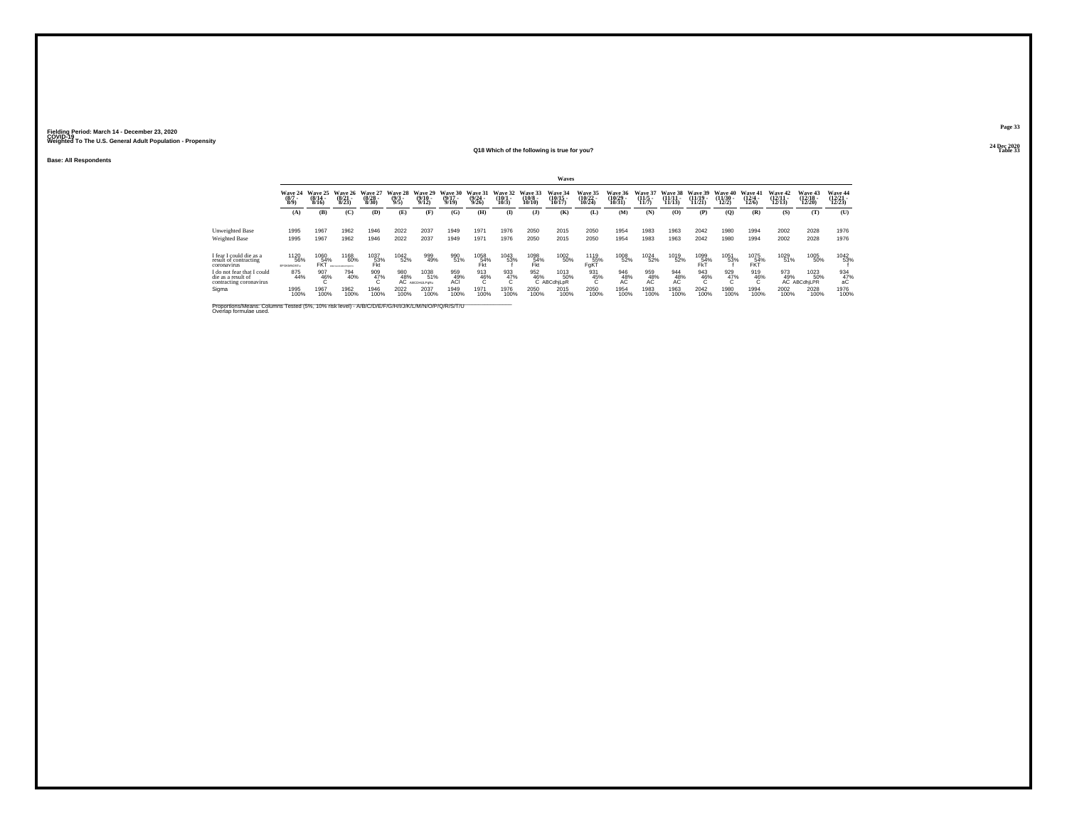Fielding Period: March 14 - December 23, 2020
COVID-19
Weighted To The U.S. General Adult Population - Propensity

24 Dec 2020
Table 33

Q18 Which of the following is true for you?

Base: All Respondents

| | Waves | | | | | | | | | | | | | | | | | | | | |
|---|---|---|---|---|---|---|---|---|---|---|---|---|---|---|---|---|---|---|---|---|---|
| | Wave 24 (8/7 - 8/9) | Wave 25 (8/14 - 8/16) | Wave 26 (8/21 - 8/23) | Wave 27 (8/28 - 8/30) | Wave 28 (9/3 - 9/5) | Wave 29 (9/10 - 9/12) | Wave 30 (9/17 - 9/19) | Wave 31 (9/24 - 9/26) | Wave 32 (10/1 - 10/3) | Wave 33 (10/8 - 10/10) | Wave 34 (10/15 - 10/17) | Wave 35 (10/22 - 10/24) | Wave 36 (10/29 - 10/31) | Wave 37 (11/5 - 11/7) | Wave 38 (11/11 - 11/13) | Wave 39 (11/19 - 11/21) | Wave 40 (11/30 - 12/2) | Wave 41 (12/4 - 12/6) | Wave 42 (12/11 - 12/13) | Wave 43 (12/18 - 12/20) | Wave 44 (12/21 - 12/23) |
| | (A) | (B) | (C) | (D) | (E) | (F) | (G) | (H) | (I) | (J) | (K) | (L) | (M) | (N) | (O) | (P) | (Q) | (R) | (S) | (T) | (U) |
| Unweighted Base | 1995 | 1967 | 1962 | 1946 | 2022 | 2037 | 1949 | 1971 | 1976 | 2050 | 2015 | 2050 | 1954 | 1983 | 1963 | 2042 | 1980 | 1994 | 2002 | 2028 | 1976 |
| Weighted Base | 1995 | 1967 | 1962 | 1946 | 2022 | 2037 | 1949 | 1971 | 1976 | 2050 | 2015 | 2050 | 1954 | 1983 | 1963 | 2042 | 1980 | 1994 | 2002 | 2028 | 1976 |
| I fear I could die as a result of contracting coronavirus | 1120 56% BFGIKMNOSTu | 1060 54% FKT | 1168 60% ABDEFGHIJKLMNOPQRSTU | 1037 53% Fkt | 1042 52% | 999 49% | 990 51% | 1058 54% Fkt | 1043 53% f | 1098 54% Fkt | 1002 50% | 1119 55% FgKT | 1008 52% | 1024 52% | 1019 52% | 1099 54% FkT | 1051 53% f | 1075 54% FKT | 1029 51% | 1005 50% | 1042 53% f |
| I do not fear that I could die as a result of contracting coronavirus | 875 44% | 907 46% C | 794 40% | 909 47% C | 980 48% AC | 1038 51% ABCDHIJLPqRu | 959 49% ACl | 913 46% C | 933 47% C | 952 46% C | 1013 50% ABCdhjLpR | 931 45% C | 946 48% AC | 959 48% AC | 944 48% AC | 943 46% C | 929 47% C | 919 46% C | 973 49% AC | 1023 50% ABCdhjLPR | 934 47% aC |
| Sigma | 1995 100% | 1967 100% | 1962 100% | 1946 100% | 2022 100% | 2037 100% | 1949 100% | 1971 100% | 1976 100% | 2050 100% | 2015 100% | 2050 100% | 1954 100% | 1983 100% | 1963 100% | 2042 100% | 1980 100% | 1994 100% | 2002 100% | 2028 100% | 1976 100% |

Proportions/Means: Columns Tested (5%, 10% risk level) - A/B/C/D/E/F/G/H/I/J/K/L/M/N/O/P/Q/R/S/T/U
Overlap formulae used.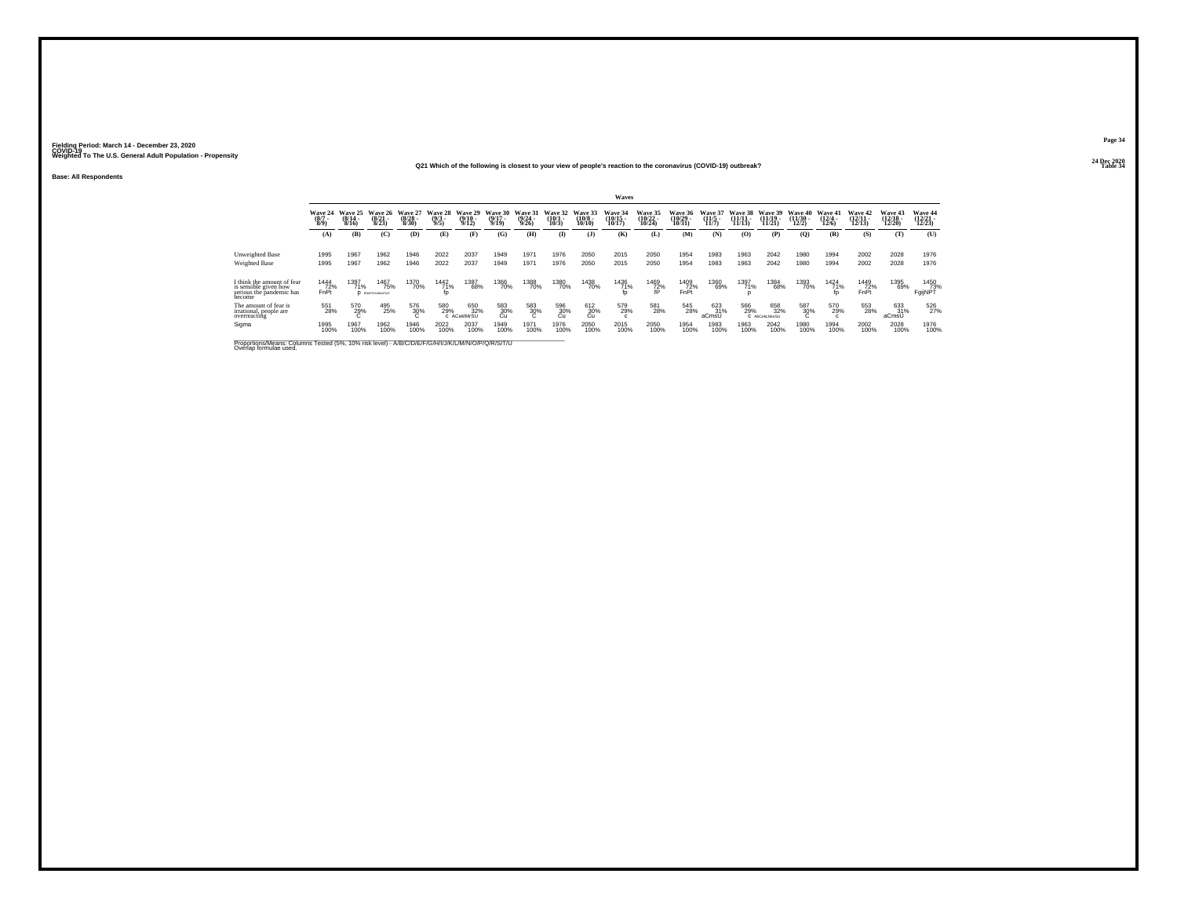Fielding Period: March 14 - December 23, 2020
COVID-19
Weighted To The U.S. General Adult Population - Propensity

24 Dec 2020
Table 34

### Q21 Which of the following is closest to your view of people's reaction to the coronavirus (COVID-19) outbreak?

Base: All Respondents

| | Waves | | | | | | | | | | | | | | | | | | | | |
|---|---|---|---|---|---|---|---|---|---|---|---|---|---|---|---|---|---|---|---|---|---|
| | Wave 24 (8/7 - 8/9) | Wave 25 (8/14 - 8/16) | Wave 26 (8/21 - 8/23) | Wave 27 (8/28 - 8/30) | Wave 28 (9/3 - 9/5) | Wave 29 (9/10 - 9/12) | Wave 30 (9/17 - 9/19) | Wave 31 (9/24 - 9/26) | Wave 32 (10/1 - 10/3) | Wave 33 (10/8 - 10/10) | Wave 34 (10/15 - 10/17) | Wave 35 (10/22 - 10/24) | Wave 36 (10/29 - 10/31) | Wave 37 (11/5 - 11/7) | Wave 38 (11/11 - 11/13) | Wave 39 (11/19 - 11/21) | Wave 40 (11/30 - 12/2) | Wave 41 (12/4 - 12/6) | Wave 42 (12/11 - 12/13) | Wave 43 (12/18 - 12/20) | Wave 44 (12/21 - 12/23) |
| | (A) | (B) | (C) | (D) | (E) | (F) | (G) | (H) | (I) | (J) | (K) | (L) | (M) | (N) | (O) | (P) | (Q) | (R) | (S) | (T) | (U) |
| Unweighted Base | 1995 | 1967 | 1962 | 1946 | 2022 | 2037 | 1949 | 1971 | 1976 | 2050 | 2015 | 2050 | 1954 | 1983 | 1963 | 2042 | 1980 | 1994 | 2002 | 2028 | 1976 |
| Weighted Base | 1995 | 1967 | 1962 | 1946 | 2022 | 2037 | 1949 | 1971 | 1976 | 2050 | 2015 | 2050 | 1954 | 1983 | 1963 | 2042 | 1980 | 1994 | 2002 | 2028 | 1976 |
| I think the amount of fear is sensible given how serious the pandemic has become | 1444 72% FnPt | 1397 71% p | 1467 75% BDeFGHIJKMNoPQrT | 1370 70% | 1442 71% fp | 1387 68% | 1366 70% | 1388 70% | 1380 70% | 1438 70% | 1436 71% fp | 1469 72% fP | 1409 72% FnPt | 1360 69% | 1397 71% p | 1384 68% | 1393 70% | 1424 71% fp | 1449 72% FnPt | 1395 69% | 1450 73% FgijNPT |
| The amount of fear is irrational, people are overreacting | 551 28% | 570 29% C | 495 25% | 576 30% C | 580 29% c | 650 32% ACeklMrSU | 583 30% Cu | 583 30% C | 596 30% Cu | 612 30% Cu | 579 29% c | 581 28% | 545 28% | 623 31% aCmsU | 566 29% c | 658 32% AbCeKLMrSU | 587 30% C | 570 29% c | 553 28% | 633 31% aCmsU | 526 27% |
| Sigma | 1995 100% | 1967 100% | 1962 100% | 1946 100% | 2022 100% | 2037 100% | 1949 100% | 1971 100% | 1976 100% | 2050 100% | 2015 100% | 2050 100% | 1954 100% | 1983 100% | 1963 100% | 2042 100% | 1980 100% | 1994 100% | 2002 100% | 2028 100% | 1976 100% |

Proportions/Means: Columns Tested (5%, 10% risk level) - A/B/C/D/E/F/G/H/I/J/K/L/M/N/O/P/Q/R/S/T/U
Overlap formulae used.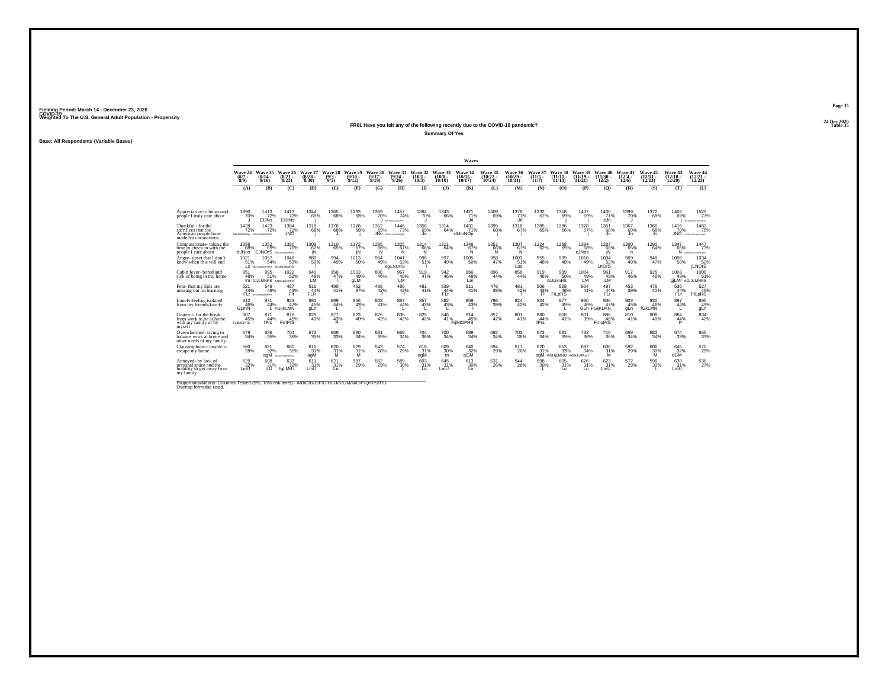Fielding Period: March 14 - December 23, 2020
COVID-19
Weighted To The U.S. General Adult Population - Propensity

24 Dec 2020
Table 35

**FR01 Have you felt any of the following recently due to the COVID-19 pandemic?**

**Summary Of Yes**

Base: All Respondents (Variable Bases)

| | Wave 24 (8/7 - 8/9) | Wave 25 (8/14 - 8/16) | Wave 26 (8/21 - 8/23) | Wave 27 (8/28 - 8/30) | Wave 28 (9/3 - 9/5) | Wave 29 (9/10 - 9/12) | Wave 30 (9/17 - 9/19) | Wave 31 (9/24 - 9/26) | Wave 32 (10/1 - 10/3) | Wave 33 (10/8 - 10/10) | Wave 34 (10/15 - 10/17) | Wave 35 (10/22 - 10/24) | Wave 36 (10/29 - 10/31) | Wave 37 (11/5 - 11/7) | Wave 38 (11/11 - 11/13) | Wave 39 (11/19 - 11/21) | Wave 40 (11/30 - 12/2) | Wave 41 (12/4 - 12/6) | Wave 42 (12/11 - 12/15) | Wave 43 (12/18 - 12/20) | Wave 44 (12/21 - 12/23) |
|---|---|---|---|---|---|---|---|---|---|---|---|---|---|---|---|---|---|---|---|---|---|
| | (A) | (B) | (C) | (D) | (E) | (F) | (G) | (H) | (I) | (J) | (K) | (L) | (M) | (N) | (O) | (P) | (Q) | (R) | (S) | (T) | (U) |
| Appreciative-to be around people I truly care about | 1390 70% J | 1413 72% EfJNs | 1413 72% EfJNs | 1344 69% j | 1365 68% | 1393 68% | 1369 70% J | 1457 74% | 1384 70% J | 1343 66% | 1421 71% Jn | 1409 69% | 1378 71% Jn | 1332 67% | 1358 69% j | 1407 69% j | 1406 71% eJn | 1399 70% J | 1372 69% | 1402 69% j | 1525 77% |
| Thankful - for the sacrifices that the American people have made for coronavirus | 1428 72% | 1423 72% | 1384 71% JNO | 1318 68% j | 1376 68% J | 1378 68% j | 1352 69% JNo | 1446 73% | 1356 69% Jn | 1314 64% | 1431 71% dfJmNOp | 1395 68% j | 1318 67% j | 1285 65% | 1286 66% | 1378 67% j | 1351 68% Jn | 1367 69% Jn | 1366 68% Jn | 1416 70% JNO | 1482 75% |
| Compassionate- taking the time to check in with the people I care about | 1358 68% eJNos | 1352 69% EJNOrS | 1380 70% | 1309 67% jN | 1310 65% | 1372 67% jN | 1285 66% N | 1325 67% N | 1314 66% N | 1311 64% | 1346 67% N | 1351 66% N | 1307 67% N | 1224 62% | 1268 65% | 1394 68% eJNos | 1337 68% jN | 1300 65% n | 1290 64% | 1347 66% N | 1447 73% |
| Angry- upset that I don't know when this will end | 1021 51% Ls | 1057 54% | 1048 53% | 980 50% l | 994 49% | 1013 50% | 954 49% | 1041 53% egLNORS | 998 51% l | 997 49% | 1005 50% | 958 47% | 1003 51% Los | 955 48% | 939 48% | 1010 49% | 1034 52% LnOrS | 969 49% | 948 47% | 1006 50% | 1034 52% jLNOrS |
| Cabin fever- bored and sick of being in my home | 951 48% lm | 995 51% GIJLMNRS | 1022 52% | 940 48% LM | 956 47% l | 1003 49% gLM | 890 46% | 967 49% LM | 919 47% | 942 46% | 966 48% Lm | 896 44% | 858 44% | 919 46% | 989 50% GIJLMnRS | 1004 49% LM | 961 49% LM | 917 46% | 925 46% | 1003 49% gjLMr | 1006 51% eGIJLMNRS |
| Fear- that my kids are missing out on learning | 521 44% FLr | 549 48% | 487 43% Flr | 516 44% FLR | 490 41% | 452 37% | 488 42% f | 486 42% f | 481 41% | 539 44% FLr | 511 41% | 476 38% | 481 42% f | 506 43% Fl | 528 46% FiLpRS | 504 41% | 497 44% FLr | 453 39% | 475 40% | 536 44% FLr | 527 45% FiLpRS |
| Lonely-feeling isolated from my friends/family | 912 46% GLmN | 871 44% L | 923 47% FGijKLMN | 881 45% gLn | 899 44% L | 866 43% l | 803 41% | 867 44% L | 857 43% L | 882 43% L | 859 43% l | 796 39% | 824 42% l | 824 42% | 877 45% L | 930 46% GLn | 936 47% FGijKLMN | 903 45% gLn | 930 46% fGkLMN | 897 44% L | 895 45% gLn |
| Grateful- for the break from work to be at home with my family or by myself | 907 45% FIJMOPRS | 871 44% fPrs | 876 45% FmPrS | 829 43% | 877 43% P | 823 40% | 826 42% | 836 42% | 825 42% | 846 41% | 914 45% FijMOPRS | 857 42% | 801 41% | 880 44% fPrs | 808 41% | 801 39% | 886 45% FmoPrS | 810 41% | 808 40% | 884 44% P | 834 42% |
| Overwhelmed- trying to balance work at home and other needs of my family | 679 34% | 686 35% | 704 36% | 672 35% | 669 33% | 690 34% | 681 35% | 669 34% | 704 36% | 700 34% | 689 34% | 692 34% | 703 36% | 673 34% | 691 35% | 732 36% | 715 36% | 669 34% | 683 34% | 674 33% | 655 33% |
| Claustrophobic- unable to escape my home | 560 28% | 621 32% agM | 681 35% | 610 31% agM | 620 31% M | 629 31% M | 543 28% | 574 29% | 618 31% agM | 609 30% m | 640 32% aGM | 594 29% | 517 26% | 620 31% agM | 653 33% AGHjLMRU | 687 34% AGHiJLMRsU | 606 31% M | 582 29% | 606 30% M | 645 32% aGM | 570 29% |
| Annoyed- by lack of personal space and the inability to get away from my family | 629 32% LmU | 608 31% LU | 633 32% fgLMrU | 611 31% LmU | 621 31% Lu | 587 29% | 562 29% | 589 30% L | 603 31% Lu | 645 31% LmU | 613 30% Lu | 531 26% | 544 28% | 598 30% L | 605 31% Lu | 626 31% Lu | 623 31% LmU | 572 29% | 596 30% L | 638 31% LmU | 538 27% |

Proportions/Means: Columns Tested (5%, 10% risk level) - A/B/C/D/E/F/G/H/I/J/K/L/M/N/O/P/Q/R/S/T/U
Overlap formulae used.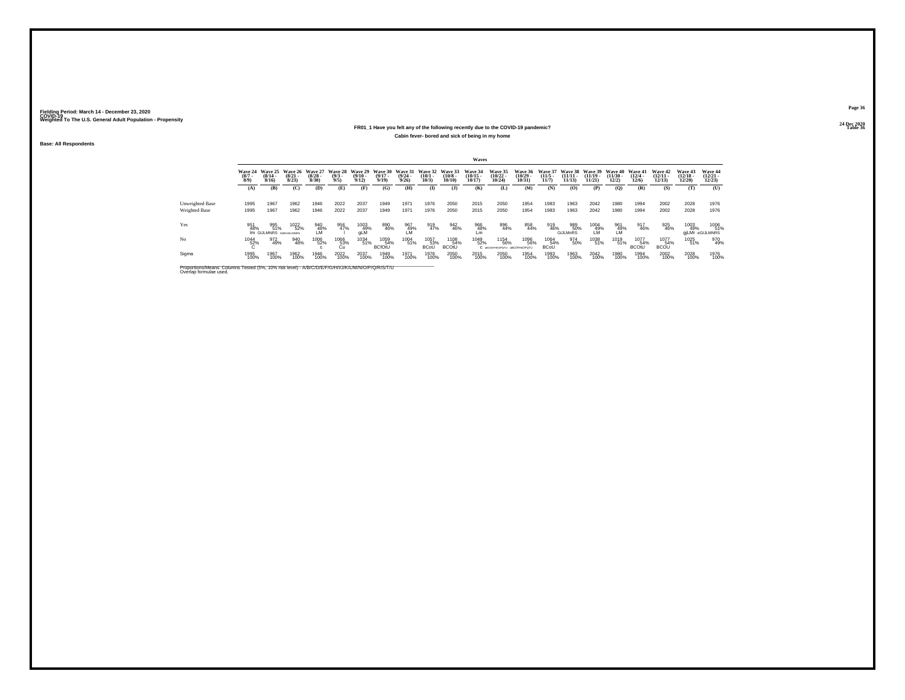Fielding Period: March 14 - December 23, 2020
COVID-19
Weighted To The U.S. General Adult Population - Propensity

24 Dec 2020
Table 36

### FR01_1 Have you felt any of the following recently due to the COVID-19 pandemic?
Cabin fever- bored and sick of being in my home

Base: All Respondents

| | Waves | | | | | | | | | | | | | | | | | | | | |
|---|---|---|---|---|---|---|---|---|---|---|---|---|---|---|---|---|---|---|---|---|---|
| | Wave 24 (8/7 - 8/9) | Wave 25 (8/14 - 8/16) | Wave 26 (8/21 - 8/23) | Wave 27 (8/28 - 8/30) | Wave 28 (9/3 - 9/5) | Wave 29 (9/10 - 9/12) | Wave 30 (9/17 - 9/19) | Wave 31 (9/24 - 9/26) | Wave 32 (10/1 - 10/3) | Wave 33 (10/8 - 10/10) | Wave 34 (10/15 - 10/17) | Wave 35 (10/22 - 10/24) | Wave 36 (10/29 - 10/31) | Wave 37 (11/5 - 11/7) | Wave 38 (11/11 - 11/13) | Wave 39 (11/19 - 11/21) | Wave 40 (11/30 - 12/2) | Wave 41 (12/4 - 12/6) | Wave 42 (12/11 - 12/13) | Wave 43 (12/18 - 12/20) | Wave 44 (12/21 - 12/23) |
| | (A) | (B) | (C) | (D) | (E) | (F) | (G) | (H) | (I) | (J) | (K) | (L) | (M) | (N) | (O) | (P) | (Q) | (R) | (S) | (T) | (U) |
| Unweighted Base | 1995 | 1967 | 1962 | 1946 | 2022 | 2037 | 1949 | 1971 | 1976 | 2050 | 2015 | 2050 | 1954 | 1983 | 1963 | 2042 | 1980 | 1994 | 2002 | 2028 | 1976 |
| Weighted Base | 1995 | 1967 | 1962 | 1946 | 2022 | 2037 | 1949 | 1971 | 1976 | 2050 | 2015 | 2050 | 1954 | 1983 | 1963 | 2042 | 1980 | 1994 | 2002 | 2028 | 1976 |
| Yes | 951 48% lm | 995 51% GIJLMNRS | 1022 52% AdEGIJkLMNRS | 940 48% LM | 956 47% l | 1003 49% gLM | 890 46% | 967 49% LM | 919 47% | 942 46% | 966 48% Lm | 896 44% | 858 44% | 919 46% | 989 50% GiJLMnRS | 1004 49% LM | 961 49% LM | 917 46% | 925 46% | 1003 49% gjLMr | 1006 51% eGIJLMNRS |
| No | 1044 52% C | 972 49% | 940 48% | 1006 52% c | 1066 53% Cu | 1034 51% | 1059 54% BCfOtU | 1004 51% | 1057 53% BCoU | 1108 54% BCOtU | 1049 52% C | 1154 56% aBCDeFHKOPQTU | 1096 56% aBCDFHkOPQTU | 1064 54% BCoU | 974 50% | 1038 51% | 1019 51% | 1077 54% BCOtU | 1077 54% BCOU | 1025 51% | 970 49% |
| Sigma | 1995 100% | 1967 100% | 1962 100% | 1946 100% | 2022 100% | 2037 100% | 1949 100% | 1971 100% | 1976 100% | 2050 100% | 2015 100% | 2050 100% | 1954 100% | 1983 100% | 1963 100% | 2042 100% | 1980 100% | 1994 100% | 2002 100% | 2028 100% | 1976 100% |

Proportions/Means: Columns Tested (5%, 10% risk level) - A/B/C/D/E/F/G/H/I/J/K/L/M/N/O/P/Q/R/S/T/U
Overlap formulae used.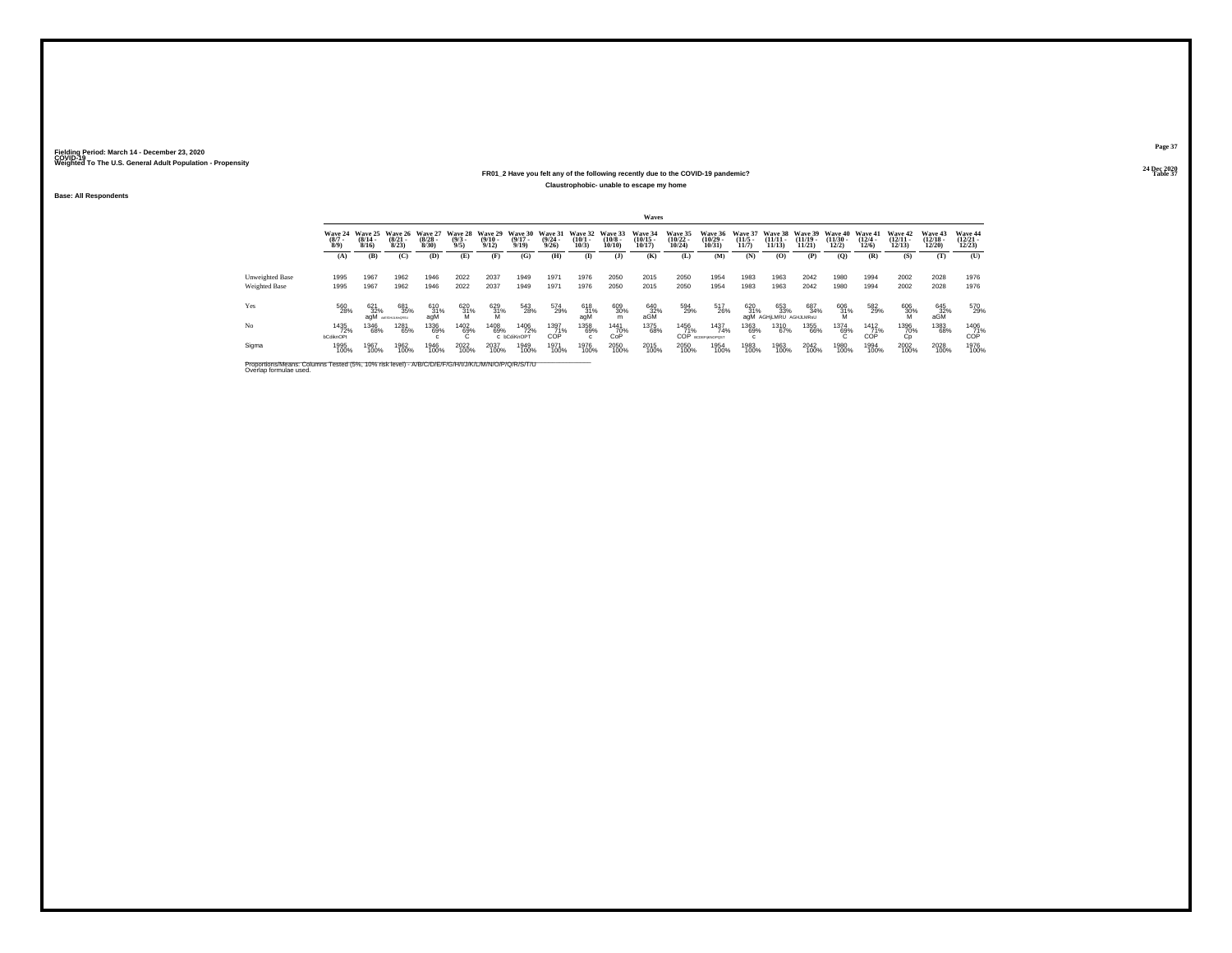Fielding Period: March 14 - December 23, 2020
COVID-19
Weighted To The U.S. General Adult Population - Propensity

24 Dec 2020
Table 37

## FR01_2 Have you felt any of the following recently due to the COVID-19 pandemic?

### Claustrophobic- unable to escape my home

Base: All Respondents

| | Wave 24 (8/7 - 8/9) | Wave 25 (8/14 - 8/16) | Wave 26 (8/21 - 8/23) | Wave 27 (8/28 - 8/30) | Wave 28 (9/3 - 9/5) | Wave 29 (9/10 - 9/12) | Wave 30 (9/17 - 9/19) | Wave 31 (9/24 - 9/26) | Wave 32 (10/1 - 10/3) | Wave 33 (10/8 - 10/10) | Wave 34 (10/15 - 10/17) | Wave 35 (10/22 - 10/24) | Wave 36 (10/29 - 10/31) | Wave 37 (11/5 - 11/7) | Wave 38 (11/11 - 11/13) | Wave 39 (11/19 - 11/21) | Wave 40 (11/30 - 12/2) | Wave 41 (12/4 - 12/6) | Wave 42 (12/11 - 12/13) | Wave 43 (12/18 - 12/20) | Wave 44 (12/21 - 12/23) |
|---|---|---|---|---|---|---|---|---|---|---|---|---|---|---|---|---|---|---|---|---|---|
| | (A) | (B) | (C) | (D) | (E) | (F) | (G) | (H) | (I) | (J) | (K) | (L) | (M) | (N) | (O) | (P) | (Q) | (R) | (S) | (T) | (U) |
| Unweighted Base | 1995 | 1967 | 1962 | 1946 | 2022 | 2037 | 1949 | 1971 | 1976 | 2050 | 2015 | 2050 | 1954 | 1983 | 1963 | 2042 | 1980 | 1994 | 2002 | 2028 | 1976 |
| Weighted Base | 1995 | 1967 | 1962 | 1946 | 2022 | 2037 | 1949 | 1971 | 1976 | 2050 | 2015 | 2050 | 1954 | 1983 | 1963 | 2042 | 1980 | 1994 | 2002 | 2028 | 1976 |
| Yes | 560 28% | 621 32% agM | 681 35% aefGHiLkMnQRU | 610 31% agM | 620 31% M | 629 31% M | 543 28% | 574 29% | 618 31% agM | 609 30% m | 640 32% aGM | 594 29% | 517 26% | 620 31% agM | 653 33% AGHjLMRU | 687 34% AGHiLMRsU | 606 31% M | 582 29% | 606 30% M | 645 32% aGM | 570 29% |
| No | 1435 72% bCdiknOPt | 1346 68% | 1281 65% | 1336 69% c | 1402 69% C | 1408 69% c | 1406 72% bCdiKnOPT | 1397 71% COP | 1358 69% c | 1441 70% CoP | 1375 68% | 1456 71% COP | 1437 74% BCDEFIJKNOPQST | 1363 69% c | 1310 67% | 1355 66% | 1374 69% C | 1412 71% COP | 1396 70% Cp | 1383 68% | 1406 71% COP |
| Sigma | 1995 100% | 1967 100% | 1962 100% | 1946 100% | 2022 100% | 2037 100% | 1949 100% | 1971 100% | 1976 100% | 2050 100% | 2015 100% | 2050 100% | 1954 100% | 1983 100% | 1963 100% | 2042 100% | 1980 100% | 1994 100% | 2002 100% | 2028 100% | 1976 100% |

Proportions/Means: Columns Tested (5%, 10% risk level) - A/B/C/D/E/F/G/H/I/J/K/L/M/N/O/P/Q/R/S/T/U
Overlap formulae used.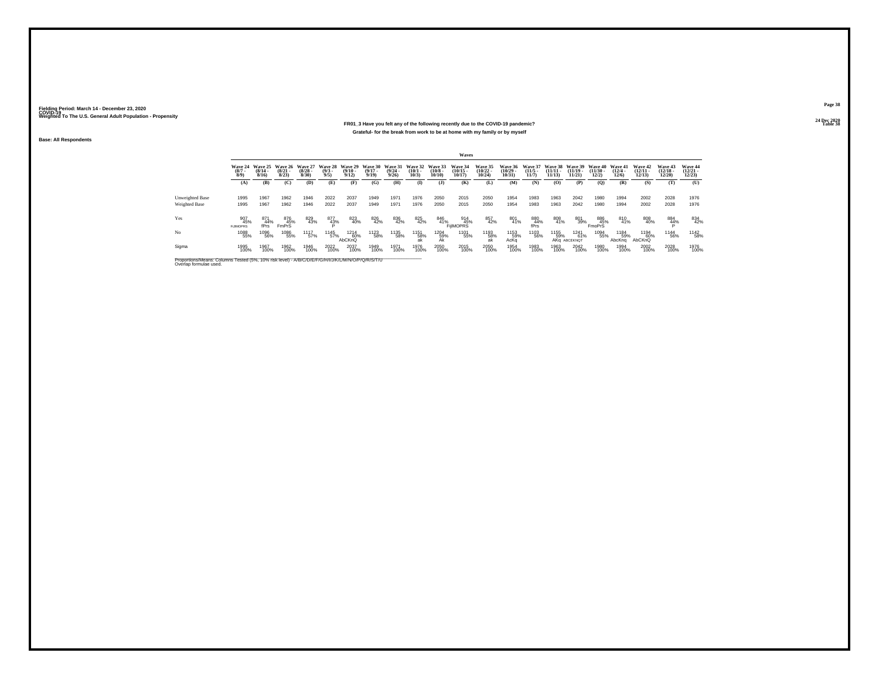Fielding Period: March 14 - December 23, 2020
COVID-19
Weighted To The U.S. General Adult Population - Propensity

24 Dec 2020
Table 38

### FR01_3 Have you felt any of the following recently due to the COVID-19 pandemic?

Grateful- for the break from work to be at home with my family or by myself

Base: All Respondents

| | Waves | | | | | | | | | | | | | | | | | | | | |
|---|---|---|---|---|---|---|---|---|---|---|---|---|---|---|---|---|---|---|---|---|---|
| | Wave 24 (8/7 - 8/9) | Wave 25 (8/14 - 8/16) | Wave 26 (8/21 - 8/23) | Wave 27 (8/28 - 8/30) | Wave 28 (9/3 - 9/5) | Wave 29 (9/10 - 9/12) | Wave 30 (9/17 - 9/19) | Wave 31 (9/24 - 9/26) | Wave 32 (10/1 - 10/3) | Wave 33 (10/8 - 10/10) | Wave 34 (10/15 - 10/17) | Wave 35 (10/22 - 10/24) | Wave 36 (10/29 - 10/31) | Wave 37 (11/5 - 11/7) | Wave 38 (11/11 - 11/13) | Wave 39 (11/19 - 11/21) | Wave 40 (11/30 - 12/2) | Wave 41 (12/4 - 12/6) | Wave 42 (12/11 - 12/13) | Wave 43 (12/18 - 12/20) | Wave 44 (12/21 - 12/23) |
| | (A) | (B) | (C) | (D) | (E) | (F) | (G) | (H) | (I) | (J) | (K) | (L) | (M) | (N) | (O) | (P) | (Q) | (R) | (S) | (T) | (U) |
| Unweighted Base | 1995 | 1967 | 1962 | 1946 | 2022 | 2037 | 1949 | 1971 | 1976 | 2050 | 2015 | 2050 | 1954 | 1983 | 1963 | 2042 | 1980 | 1994 | 2002 | 2028 | 1976 |
| Weighted Base | 1995 | 1967 | 1962 | 1946 | 2022 | 2037 | 1949 | 1971 | 1976 | 2050 | 2015 | 2050 | 1954 | 1983 | 1963 | 2042 | 1980 | 1994 | 2002 | 2028 | 1976 |
| Yes | 907 45% FIJMOPRS | 871 44% fPrs | 876 45% FmPrS | 829 43% | 877 43% P | 823 40% | 826 42% | 836 42% | 825 42% | 846 41% | 914 45% FijMOPRS | 857 42% | 801 41% | 880 44% fPrs | 808 41% | 801 39% | 886 45% FmoPrS | 810 41% | 808 40% | 884 44% P | 834 42% |
| No | 1088 55% | 1096 56% | 1086 55% | 1117 57% | 1145 57% | 1214 60% AbCKnQ | 1123 58% | 1135 58% | 1151 58% ak | 1204 59% Ak | 1101 55% | 1193 58% ak | 1153 59% AcKq | 1103 56% | 1155 59% AKq | 1241 61% ABCEKNQT | 1094 55% | 1184 59% AbcKnq | 1194 60% AbCKnQ | 1144 56% | 1142 58% |
| Sigma | 1995 100% | 1967 100% | 1962 100% | 1946 100% | 2022 100% | 2037 100% | 1949 100% | 1971 100% | 1976 100% | 2050 100% | 2015 100% | 2050 100% | 1954 100% | 1983 100% | 1963 100% | 2042 100% | 1980 100% | 1994 100% | 2002 100% | 2028 100% | 1976 100% |

Proportions/Means: Columns Tested (5%, 10% risk level) - A/B/C/D/E/F/G/H/I/J/K/L/M/N/O/P/Q/R/S/T/U
Overlap formulae used.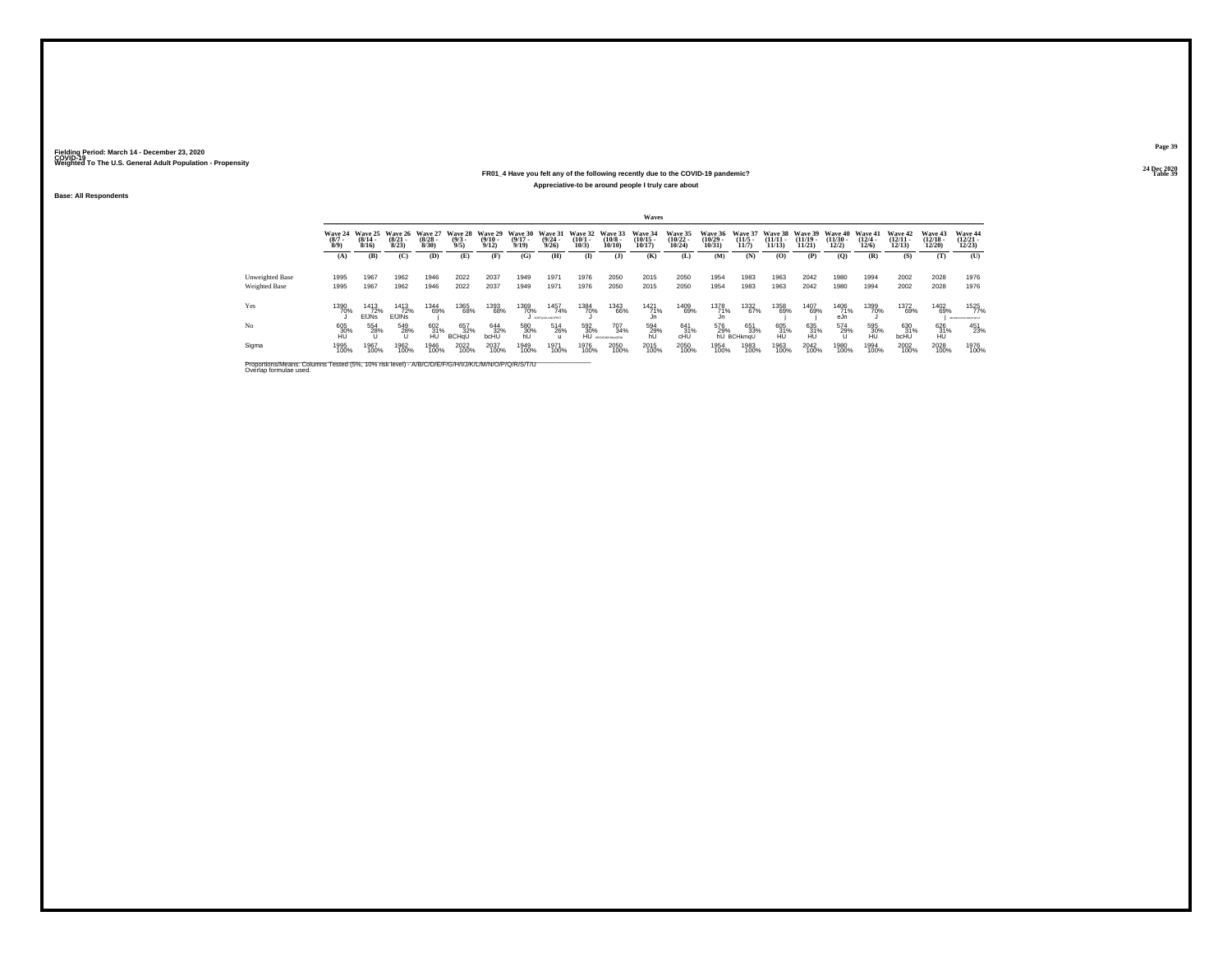Fielding Period: March 14 - December 23, 2020
COVID-19
Weighted To The U.S. General Adult Population - Propensity

24 Dec 2020
Table 39

### FR01_4 Have you felt any of the following recently due to the COVID-19 pandemic?

Appreciative-to be around people I truly care about

Base: All Respondents

| | Waves | | | | | | | | | | | | | | | | | | | | |
|---|---|---|---|---|---|---|---|---|---|---|---|---|---|---|---|---|---|---|---|---|---|
| | Wave 24 (8/7 - 8/9) | Wave 25 (8/14 - 8/16) | Wave 26 (8/21 - 8/23) | Wave 27 (8/28 - 8/30) | Wave 28 (9/3 - 9/5) | Wave 29 (9/10 - 9/12) | Wave 30 (9/17 - 9/19) | Wave 31 (9/24 - 9/26) | Wave 32 (10/1 - 10/3) | Wave 33 (10/8 - 10/10) | Wave 34 (10/15 - 10/17) | Wave 35 (10/22 - 10/24) | Wave 36 (10/29 - 10/31) | Wave 37 (11/5 - 11/7) | Wave 38 (11/11 - 11/13) | Wave 39 (11/19 - 11/21) | Wave 40 (11/30 - 12/2) | Wave 41 (12/4 - 12/6) | Wave 42 (12/11 - 12/13) | Wave 43 (12/18 - 12/20) | Wave 44 (12/21 - 12/23) |
| | (A) | (B) | (C) | (D) | (E) | (F) | (G) | (H) | (I) | (J) | (K) | (L) | (M) | (N) | (O) | (P) | (Q) | (R) | (S) | (T) | (U) |
| Unweighted Base | 1995 | 1967 | 1962 | 1946 | 2022 | 2037 | 1949 | 1971 | 1976 | 2050 | 2015 | 2050 | 1954 | 1983 | 1963 | 2042 | 1980 | 1994 | 2002 | 2028 | 1976 |
| Weighted Base | 1995 | 1967 | 1962 | 1946 | 2022 | 2037 | 1949 | 1971 | 1976 | 2050 | 2015 | 2050 | 1954 | 1983 | 1963 | 2042 | 1980 | 1994 | 2002 | 2028 | 1976 |
| Yes | 1390 70% J | 1413 72% EfJNs | 1413 72% EfJNs | 1344 69% j | 1365 68% | 1393 68% | 1369 70% J | 1457 74% AdEFgJLmNOPRST | 1384 70% J | 1343 66% | 1421 71% Jn | 1409 69% | 1378 71% Jn | 1332 67% | 1358 69% j | 1407 69% j | 1406 71% eJn | 1399 70% J | 1372 69% | 1402 69% j | 1525 77% ABDEFGIJKLMNOPQRST |
| No | 605 30% HU | 554 28% U | 549 28% U | 602 31% HU | 657 32% BCHqU | 644 32% bcHU | 580 30% hU | 514 26% u | 592 30% HU | 707 34% ABCGHIKMOQRu | 594 29% hU | 641 31% cHU | 576 29% hU | 651 33% BCHkmqU | 605 31% HU | 635 31% HU | 574 29% U | 595 30% HU | 630 31% bcHU | 626 31% HU | 451 23% |
| Sigma | 1995 100% | 1967 100% | 1962 100% | 1946 100% | 2022 100% | 2037 100% | 1949 100% | 1971 100% | 1976 100% | 2050 100% | 2015 100% | 2050 100% | 1954 100% | 1983 100% | 1963 100% | 2042 100% | 1980 100% | 1994 100% | 2002 100% | 2028 100% | 1976 100% |

Proportions/Means: Columns Tested (5%, 10% risk level) - A/B/C/D/E/F/G/H/I/J/K/L/M/N/O/P/Q/R/S/T/U
Overlap formulae used.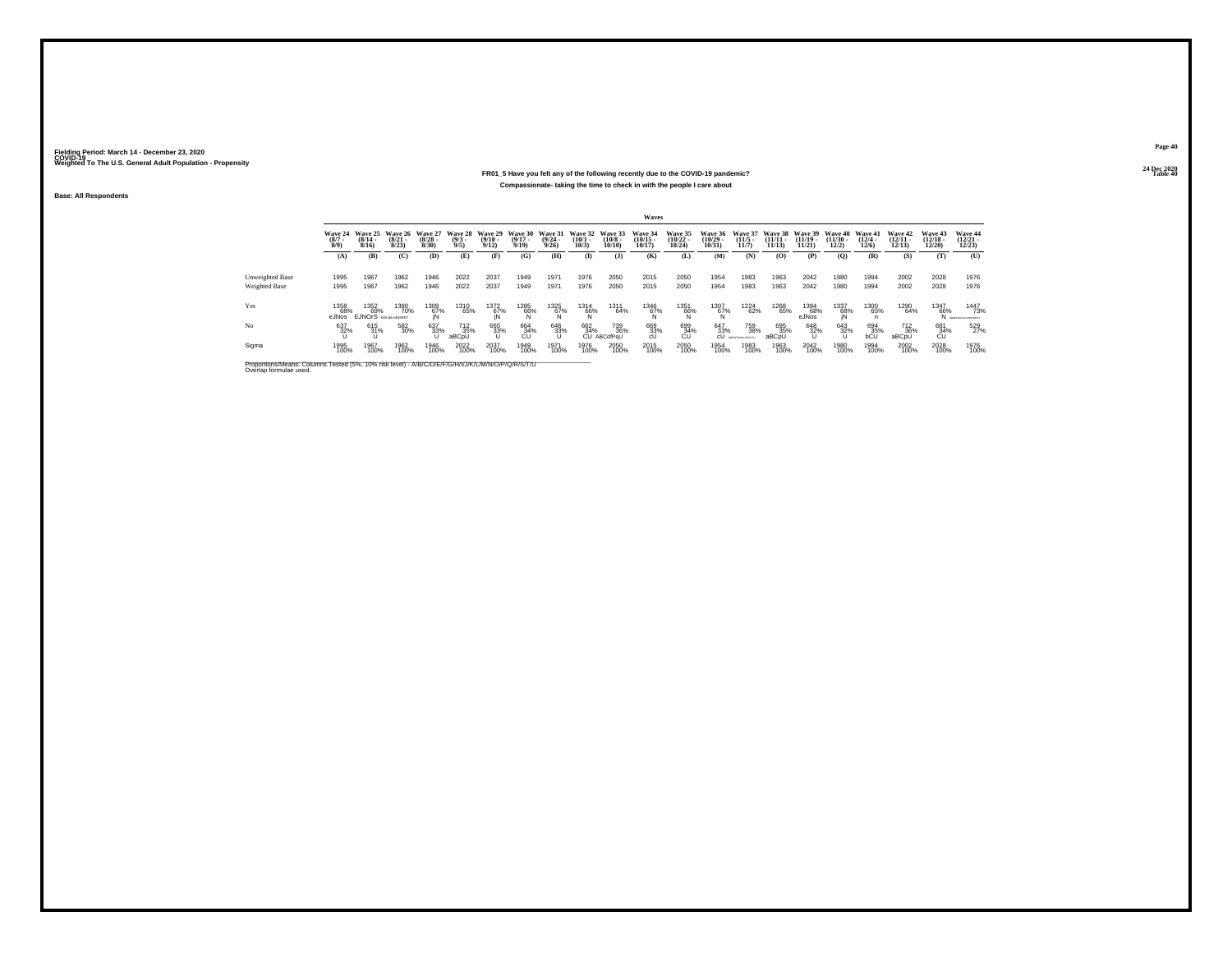Fielding Period: March 14 - December 23, 2020
COVID-19
Weighted To The U.S. General Adult Population - Propensity

24 Dec 2020
Table 40

**FR01_5 Have you felt any of the following recently due to the COVID-19 pandemic?**

**Compassionate- taking the time to check in with the people I care about**

**Base: All Respondents**

| | Waves | | | | | | | | | | | | | | | | | | | | |
|---|---|---|---|---|---|---|---|---|---|---|---|---|---|---|---|---|---|---|---|---|---|
| | Wave 24 (8/7 - 8/9) | Wave 25 (8/14 - 8/16) | Wave 26 (8/21 - 8/23) | Wave 27 (8/28 - 8/30) | Wave 28 (9/3 - 9/5) | Wave 29 (9/10 - 9/12) | Wave 30 (9/17 - 9/19) | Wave 31 (9/24 - 9/26) | Wave 32 (10/1 - 10/3) | Wave 33 (10/8 - 10/10) | Wave 34 (10/15 - 10/17) | Wave 35 (10/22 - 10/24) | Wave 36 (10/29 - 10/31) | Wave 37 (11/5 - 11/7) | Wave 38 (11/11 - 11/13) | Wave 39 (11/19 - 11/21) | Wave 40 (11/30 - 12/2) | Wave 41 (12/4 - 12/6) | Wave 42 (12/11 - 12/13) | Wave 43 (12/18 - 12/20) | Wave 44 (12/21 - 12/23) |
| | (A) | (B) | (C) | (D) | (E) | (F) | (G) | (H) | (I) | (J) | (K) | (L) | (M) | (N) | (O) | (P) | (Q) | (R) | (S) | (T) | (U) |
| Unweighted Base | 1995 | 1967 | 1962 | 1946 | 2022 | 2037 | 1949 | 1971 | 1976 | 2050 | 2015 | 2050 | 1954 | 1983 | 1963 | 2042 | 1980 | 1994 | 2002 | 2028 | 1976 |
| Weighted Base | 1995 | 1967 | 1962 | 1946 | 2022 | 2037 | 1949 | 1971 | 1976 | 2050 | 2015 | 2050 | 1954 | 1983 | 1963 | 2042 | 1980 | 1994 | 2002 | 2028 | 1976 |
| Yes | 1358 68% eJNos | 1352 69% EJNOrS | 1380 70% EGIJLNOSRST | 1309 67% jN | 1310 65% | 1372 67% jN | 1285 66% N | 1325 67% N | 1314 66% N | 1311 64% | 1346 67% N | 1351 66% N | 1307 67% N | 1224 62% | 1268 65% | 1394 68% eJNos | 1337 68% jN | 1300 65% n | 1290 64% | 1347 66% N | 1447 73% ABDEFGHIJKLMNOPQRST |
| No | 637 32% U | 615 31% U | 582 30% | 637 33% U | 712 35% aBCpU | 665 33% U | 664 34% CU | 646 33% U | 662 34% CU | 739 36% ABCdFqU | 669 33% cU | 699 34% CU | 647 33% cU | 759 38% ABCDFGHIKLMPQTU | 695 35% aBCpU | 648 32% U | 643 32% U | 694 35% bCU | 712 36% aBCpU | 681 34% CU | 529 27% |
| Sigma | 1995 100% | 1967 100% | 1962 100% | 1946 100% | 2022 100% | 2037 100% | 1949 100% | 1971 100% | 1976 100% | 2050 100% | 2015 100% | 2050 100% | 1954 100% | 1983 100% | 1963 100% | 2042 100% | 1980 100% | 1994 100% | 2002 100% | 2028 100% | 1976 100% |

Proportions/Means: Columns Tested (5%, 10% risk level) - A/B/C/D/E/F/G/H/I/J/K/L/M/N/O/P/Q/R/S/T/U
Overlap formulae used.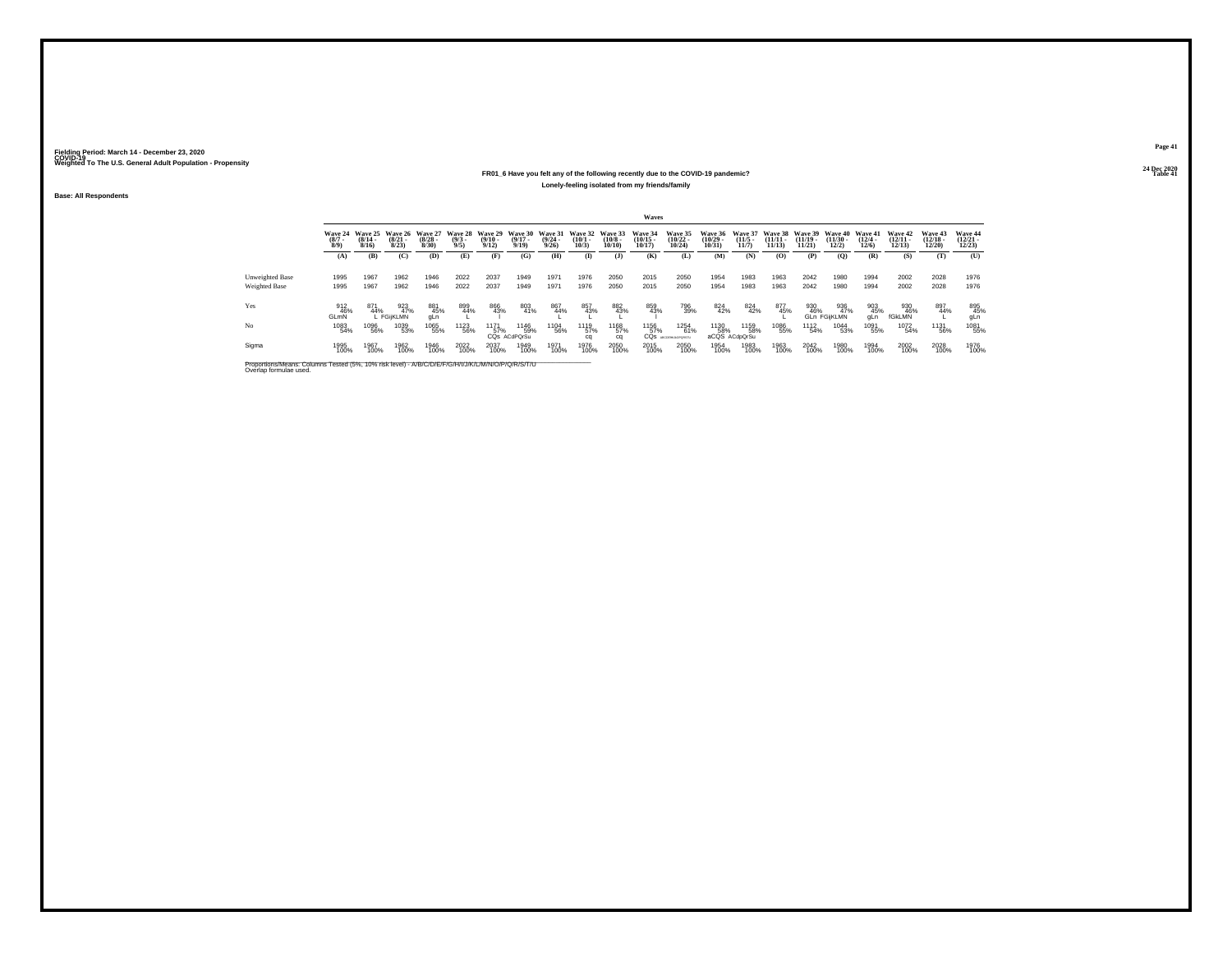Fielding Period: March 14 - December 23, 2020
COVID-19
Weighted To The U.S. General Adult Population - Propensity

24 Dec 2020
Table 41

**FR01_6 Have you felt any of the following recently due to the COVID-19 pandemic?**

**Lonely-feeling isolated from my friends/family**

**Base: All Respondents**

| | Waves | | | | | | | | | | | | | | | | | | | | |
|---|---|---|---|---|---|---|---|---|---|---|---|---|---|---|---|---|---|---|---|---|---|
| | Wave 24 (8/7 - 8/9) | Wave 25 (8/14 - 8/16) | Wave 26 (8/21 - 8/23) | Wave 27 (8/28 - 8/30) | Wave 28 (9/3 - 9/5) | Wave 29 (9/10 - 9/12) | Wave 30 (9/17 - 9/19) | Wave 31 (9/24 - 9/26) | Wave 32 (10/1 - 10/3) | Wave 33 (10/8 - 10/10) | Wave 34 (10/15 - 10/17) | Wave 35 (10/22 - 10/24) | Wave 36 (10/29 - 10/31) | Wave 37 (11/5 - 11/7) | Wave 38 (11/11 - 11/13) | Wave 39 (11/19 - 11/21) | Wave 40 (11/30 - 12/2) | Wave 41 (12/4 - 12/6) | Wave 42 (12/11 - 12/13) | Wave 43 (12/18 - 12/20) | Wave 44 (12/21 - 12/23) |
| | (A) | (B) | (C) | (D) | (E) | (F) | (G) | (H) | (I) | (J) | (K) | (L) | (M) | (N) | (O) | (P) | (Q) | (R) | (S) | (T) | (U) |
| Unweighted Base | 1995 | 1967 | 1962 | 1946 | 2022 | 2037 | 1949 | 1971 | 1976 | 2050 | 2015 | 2050 | 1954 | 1983 | 1963 | 2042 | 1980 | 1994 | 2002 | 2028 | 1976 |
| Weighted Base | 1995 | 1967 | 1962 | 1946 | 2022 | 2037 | 1949 | 1971 | 1976 | 2050 | 2015 | 2050 | 1954 | 1983 | 1963 | 2042 | 1980 | 1994 | 2002 | 2028 | 1976 |
| Yes | 912 46% GLmN | 871 44% L | 923 47% FGIjKLMN | 881 45% gLn | 899 44% L | 866 43% l | 803 41% | 867 44% L | 857 43% L | 882 43% L | 859 43% l | 796 39% | 824 42% | 824 42% | 877 45% L | 930 46% GLn | 936 47% FGIjKLMN | 903 45% gLn | 930 46% fGkLMN | 897 44% L | 895 45% gLn |
| No | 1083 54% | 1096 56% | 1039 53% | 1065 55% | 1123 56% | 1171 57% CQs | 1146 59% ACdPQrSu | 1104 56% | 1119 57% cq | 1168 57% cq | 1156 57% CQs | 1254 61% ABCDEHIJOPQRSTU | 1130 58% aCQS | 1159 58% ACdpQrSu | 1086 55% | 1112 54% | 1044 53% | 1091 55% | 1072 54% | 1131 56% | 1081 55% |
| Sigma | 1995 100% | 1967 100% | 1962 100% | 1946 100% | 2022 100% | 2037 100% | 1949 100% | 1971 100% | 1976 100% | 2050 100% | 2015 100% | 2050 100% | 1954 100% | 1983 100% | 1963 100% | 2042 100% | 1980 100% | 1994 100% | 2002 100% | 2028 100% | 1976 100% |

Proportions/Means: Columns Tested (5%, 10% risk level) - A/B/C/D/E/F/G/H/I/J/K/L/M/N/O/P/Q/R/S/T/U
Overlap formulae used.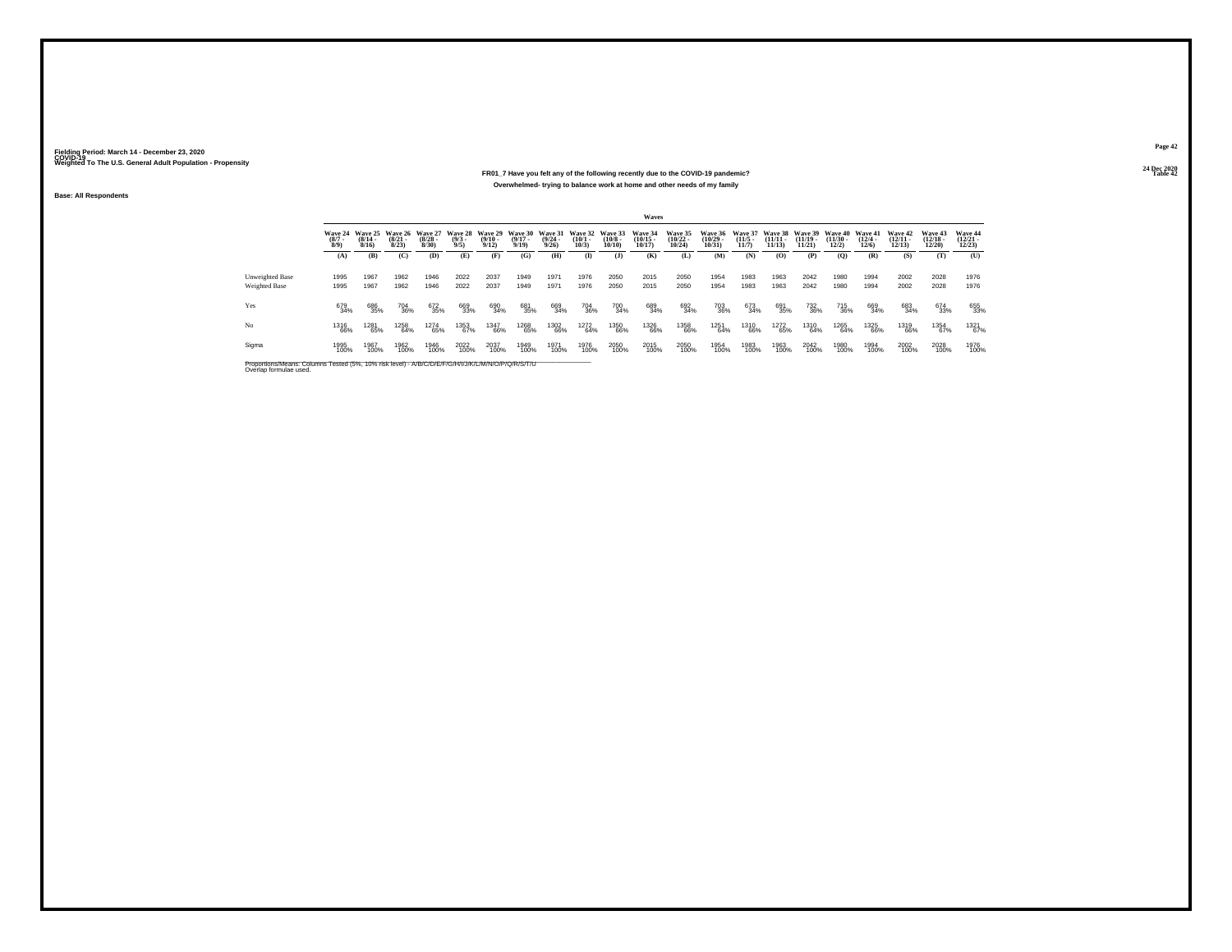Fielding Period: March 14 - December 23, 2020
COVID-19
Weighted To The U.S. General Adult Population - Propensity

24 Dec 2020
Table 42

### FR01_7 Have you felt any of the following recently due to the COVID-19 pandemic?
### Overwhelmed- trying to balance work at home and other needs of my family

Base: All Respondents

| | Waves | | | | | | | | | | | | | | | | | | | | |
|---|---|---|---|---|---|---|---|---|---|---|---|---|---|---|---|---|---|---|---|---|---|
| | Wave 24 (8/7 - 8/9) | Wave 25 (8/14 - 8/16) | Wave 26 (8/21 - 8/23) | Wave 27 (8/28 - 8/30) | Wave 28 (9/3 - 9/5) | Wave 29 (9/10 - 9/12) | Wave 30 (9/17 - 9/19) | Wave 31 (9/24 - 9/26) | Wave 32 (10/1 - 10/3) | Wave 33 (10/8 - 10/10) | Wave 34 (10/15 - 10/17) | Wave 35 (10/22 - 10/24) | Wave 36 (10/29 - 10/31) | Wave 37 (11/5 - 11/7) | Wave 38 (11/11 - 11/13) | Wave 39 (11/19 - 11/21) | Wave 40 (11/30 - 12/2) | Wave 41 (12/4 - 12/6) | Wave 42 (12/11 - 12/13) | Wave 43 (12/18 - 12/20) | Wave 44 (12/21 - 12/23) |
| | (A) | (B) | (C) | (D) | (E) | (F) | (G) | (H) | (I) | (J) | (K) | (L) | (M) | (N) | (O) | (P) | (Q) | (R) | (S) | (T) | (U) |
| Unweighted Base | 1995 | 1967 | 1962 | 1946 | 2022 | 2037 | 1949 | 1971 | 1976 | 2050 | 2015 | 2050 | 1954 | 1983 | 1963 | 2042 | 1980 | 1994 | 2002 | 2028 | 1976 |
| Weighted Base | 1995 | 1967 | 1962 | 1946 | 2022 | 2037 | 1949 | 1971 | 1976 | 2050 | 2015 | 2050 | 1954 | 1983 | 1963 | 2042 | 1980 | 1994 | 2002 | 2028 | 1976 |
| Yes | 679 34% | 686 35% | 704 36% | 672 35% | 669 33% | 690 34% | 681 35% | 669 34% | 704 36% | 700 34% | 689 34% | 692 34% | 703 36% | 673 34% | 691 35% | 732 36% | 715 36% | 669 34% | 683 34% | 674 33% | 655 33% |
| No | 1316 66% | 1281 65% | 1258 64% | 1274 65% | 1353 67% | 1347 66% | 1268 65% | 1302 66% | 1272 64% | 1350 66% | 1326 66% | 1358 66% | 1251 64% | 1310 66% | 1272 65% | 1310 64% | 1265 64% | 1325 66% | 1319 66% | 1354 67% | 1321 67% |
| Sigma | 1995 100% | 1967 100% | 1962 100% | 1946 100% | 2022 100% | 2037 100% | 1949 100% | 1971 100% | 1976 100% | 2050 100% | 2015 100% | 2050 100% | 1954 100% | 1983 100% | 1963 100% | 2042 100% | 1980 100% | 1994 100% | 2002 100% | 2028 100% | 1976 100% |

Proportions/Means: Columns Tested (5%, 10% risk level) - A/B/C/D/E/F/G/H/I/J/K/L/M/N/O/P/Q/R/S/T/U
Overlap formulae used.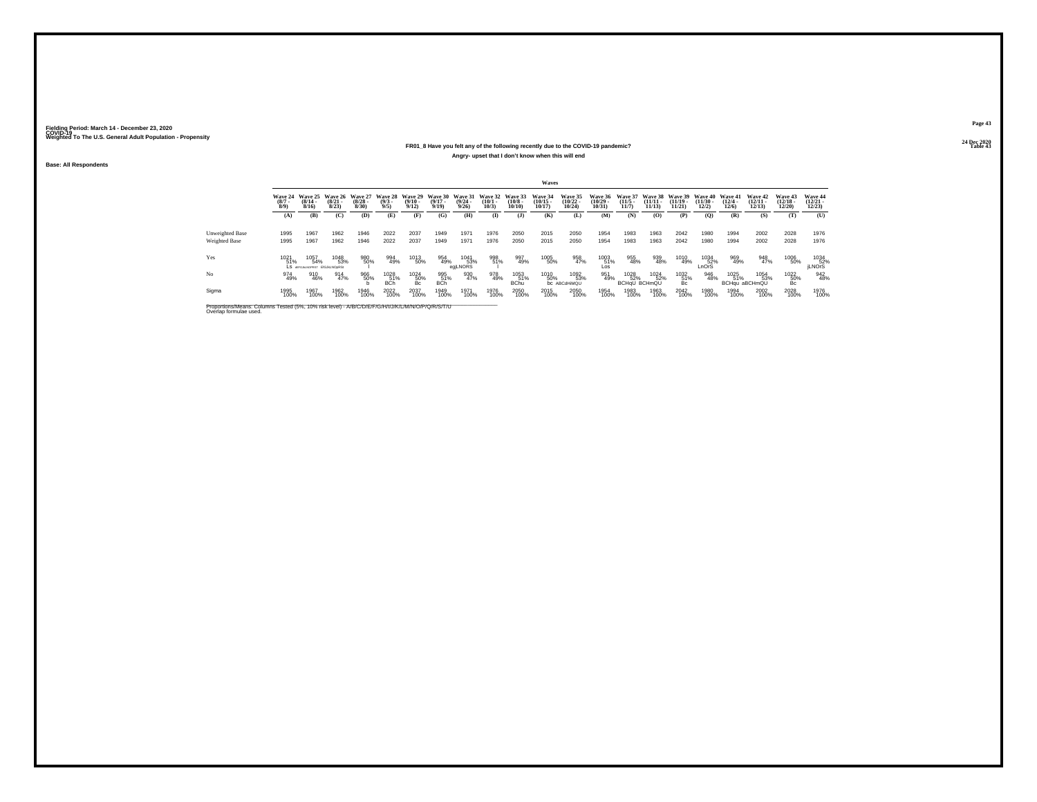Fielding Period: March 14 - December 23, 2020
COVID-19
Weighted To The U.S. General Adult Population - Propensity

24 Dec 2020
Table 43

### FR01_8 Have you felt any of the following recently due to the COVID-19 pandemic?

**Angry- upset that I don't know when this will end**

**Base: All Respondents**

| | Wave 24 (8/7 - 8/9) | Wave 25 (8/14 - 8/16) | Wave 26 (8/21 - 8/23) | Wave 27 (8/28 - 8/30) | Wave 28 (9/3 - 9/5) | Wave 29 (9/10 - 9/12) | Wave 30 (9/17 - 9/19) | Wave 31 (9/24 - 9/26) | Wave 32 (10/1 - 10/3) | Wave 33 (10/8 - 10/10) | Wave 34 (10/15 - 10/17) | Wave 35 (10/22 - 10/24) | Wave 36 (10/29 - 10/31) | Wave 37 (11/5 - 11/7) | Wave 38 (11/11 - 11/13) | Wave 39 (11/19 - 11/21) | Wave 40 (11/30 - 12/2) | Wave 41 (12/4 - 12/6) | Wave 42 (12/11 - 12/13) | Wave 43 (12/18 - 12/20) | Wave 44 (12/21 - 12/23) |
|---|---|---|---|---|---|---|---|---|---|---|---|---|---|---|---|---|---|---|---|---|---|
| | (A) | (B) | (C) | (D) | (E) | (F) | (G) | (H) | (I) | (J) | (K) | (L) | (M) | (N) | (O) | (P) | (Q) | (R) | (S) | (T) | (U) |
| Unweighted Base | 1995 | 1967 | 1962 | 1946 | 2022 | 2037 | 1949 | 1971 | 1976 | 2050 | 2015 | 2050 | 1954 | 1983 | 1963 | 2042 | 1980 | 1994 | 2002 | 2028 | 1976 |
| Weighted Base | 1995 | 1967 | 1962 | 1946 | 2022 | 2037 | 1949 | 1971 | 1976 | 2050 | 2015 | 2050 | 1954 | 1983 | 1963 | 2042 | 1980 | 1994 | 2002 | 2028 | 1976 |
| Yes | 1021 51% LS | 1057 54% dEFGIJkLNOPRST | 1048 53% EfGIJLNOpRSt | 980 50% I | 994 49% | 1013 50% | 954 49% | 1041 53% egLNORS | 998 51% l | 997 49% | 1005 50% | 958 47% | 1003 51% Los | 955 48% | 939 48% | 1010 49% | 1034 52% LnOrS | 969 49% | 948 47% | 1006 50% | 1034 52% jLNOrS |
| No | 974 49% | 910 46% | 914 47% | 966 50% b | 1028 51% BCh | 1024 50% Bc | 995 51% BCh | 930 47% | 978 49% | 1053 51% BChu | 1010 50% bc | 1092 53% ABCdHiMQU | 951 49% | 1028 52% BCHqU | 1024 52% BCHmQU | 1032 51% Bc | 946 48% | 1025 51% BCHqu | 1054 53% aBCHmQU | 1022 50% Bc | 942 48% |
| Sigma | 1995 100% | 1967 100% | 1962 100% | 1946 100% | 2022 100% | 2037 100% | 1949 100% | 1971 100% | 1976 100% | 2050 100% | 2015 100% | 2050 100% | 1954 100% | 1983 100% | 1963 100% | 2042 100% | 1980 100% | 1994 100% | 2002 100% | 2028 100% | 1976 100% |

Proportions/Means: Columns Tested (5%, 10% risk level) - A/B/C/D/E/F/G/H/I/J/K/L/M/N/O/P/Q/R/S/T/U
Overlap formulae used.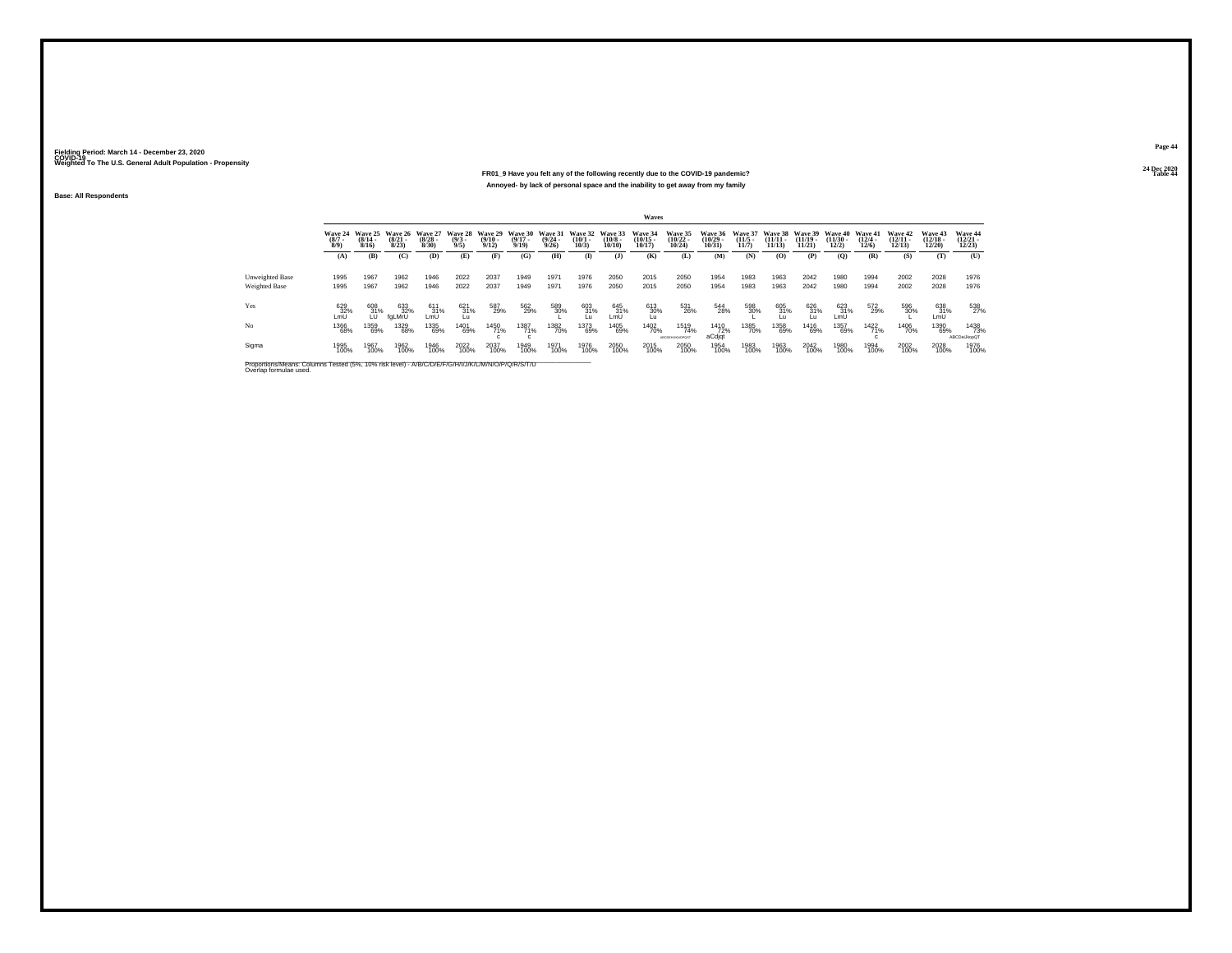Fielding Period: March 14 - December 23, 2020
COVID-19
Weighted To The U.S. General Adult Population - Propensity

24 Dec 2020
Table 44

**FR01_9 Have you felt any of the following recently due to the COVID-19 pandemic?**

**Annoyed- by lack of personal space and the inability to get away from my family**

**Base: All Respondents**

| | Wave 24 (8/7 - 8/9) | Wave 25 (8/14 - 8/16) | Wave 26 (8/21 - 8/23) | Wave 27 (8/28 - 8/30) | Wave 28 (9/3 - 9/5) | Wave 29 (9/10 - 9/12) | Wave 30 (9/17 - 9/19) | Wave 31 (9/24 - 9/26) | Wave 32 (10/1 - 10/3) | Wave 33 (10/8 - 10/10) | Wave 34 (10/15 - 10/17) | Wave 35 (10/22 - 10/24) | Wave 36 (10/29 - 10/31) | Wave 37 (11/5 - 11/7) | Wave 38 (11/11 - 11/13) | Wave 39 (11/19 - 11/21) | Wave 40 (11/30 - 12/2) | Wave 41 (12/4 - 12/6) | Wave 42 (12/11 - 12/13) | Wave 43 (12/18 - 12/20) | Wave 44 (12/21 - 12/23) |
|---|---|---|---|---|---|---|---|---|---|---|---|---|---|---|---|---|---|---|---|---|---|
| | (A) | (B) | (C) | (D) | (E) | (F) | (G) | (H) | (I) | (J) | (K) | (L) | (M) | (N) | (O) | (P) | (Q) | (R) | (S) | (T) | (U) |
| Unweighted Base | 1995 | 1967 | 1962 | 1946 | 2022 | 2037 | 1949 | 1971 | 1976 | 2050 | 2015 | 2050 | 1954 | 1983 | 1963 | 2042 | 1980 | 1994 | 2002 | 2028 | 1976 |
| Weighted Base | 1995 | 1967 | 1962 | 1946 | 2022 | 2037 | 1949 | 1971 | 1976 | 2050 | 2015 | 2050 | 1954 | 1983 | 1963 | 2042 | 1980 | 1994 | 2002 | 2028 | 1976 |
| Yes | 629 32% LmU | 608 31% LU | 633 32% fgLMrU | 611 31% LmU | 621 31% Lu | 587 29% | 562 29% | 589 30% L | 603 31% Lu | 645 31% LmU | 613 30% Lu | 531 26% | 544 28% | 598 30% L | 605 31% Lu | 626 31% Lu | 623 31% LmU | 572 29% | 596 30% L | 638 31% LmU | 538 27% |
| No | 1366 68% | 1359 69% | 1329 68% | 1335 69% | 1401 69% | 1450 71% c | 1387 71% c | 1382 70% | 1373 69% | 1405 69% | 1402 70% | 1519 74% ABCDEHIJKNOPQST | 1410 72% aCdjqt | 1385 70% | 1358 69% | 1416 69% | 1357 69% | 1422 71% c | 1406 70% | 1390 69% | 1438 73% ABCDeJnopQT |
| Sigma | 1995 100% | 1967 100% | 1962 100% | 1946 100% | 2022 100% | 2037 100% | 1949 100% | 1971 100% | 1976 100% | 2050 100% | 2015 100% | 2050 100% | 1954 100% | 1983 100% | 1963 100% | 2042 100% | 1980 100% | 1994 100% | 2002 100% | 2028 100% | 1976 100% |

Proportions/Means: Columns Tested (5%, 10% risk level) - A/B/C/D/E/F/G/H/I/J/K/L/M/N/O/P/Q/R/S/T/U
Overlap formulae used.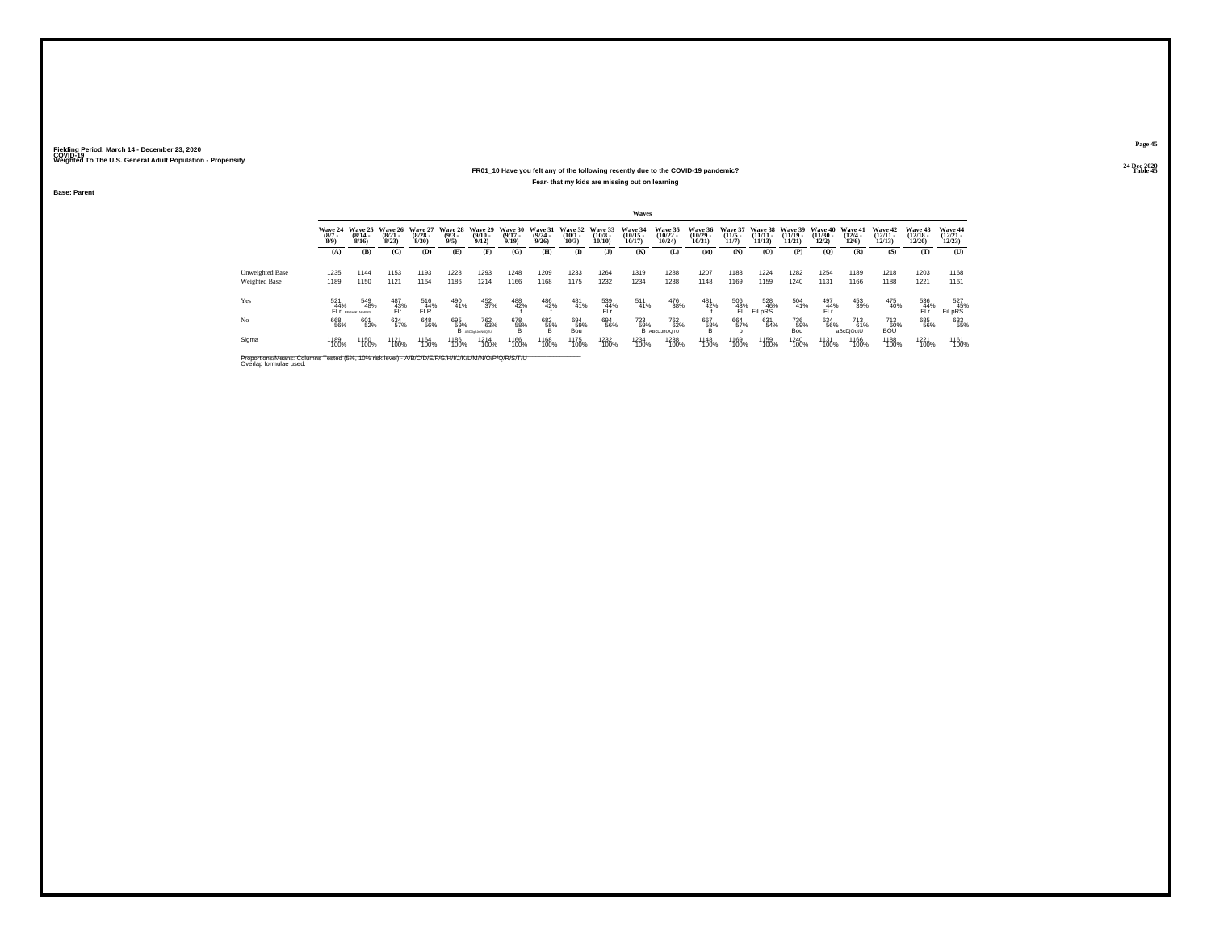Fielding Period: March 14 - December 23, 2020
COVID-19
Weighted To The U.S. General Adult Population - Propensity

24 Dec 2020
Table 45

### FR01_10 Have you felt any of the following recently due to the COVID-19 pandemic?

#### Fear- that my kids are missing out on learning

Base: Parent

| | Wave 24 (8/7 - 8/9) | Wave 25 (8/14 - 8/16) | Wave 26 (8/21 - 8/23) | Wave 27 (8/28 - 8/30) | Wave 28 (9/3 - 9/5) | Wave 29 (9/10 - 9/12) | Wave 30 (9/17 - 9/19) | Wave 31 (9/24 - 9/26) | Wave 32 (10/1 - 10/3) | Wave 33 (10/8 - 10/10) | Wave 34 (10/15 - 10/17) | Wave 35 (10/22 - 10/24) | Wave 36 (10/29 - 10/31) | Wave 37 (11/5 - 11/7) | Wave 38 (11/11 - 11/13) | Wave 39 (11/19 - 11/21) | Wave 40 (11/30 - 12/2) | Wave 41 (12/4 - 12/6) | Wave 42 (12/11 - 12/13) | Wave 43 (12/18 - 12/20) | Wave 44 (12/21 - 12/23) |
|---|---|---|---|---|---|---|---|---|---|---|---|---|---|---|---|---|---|---|---|---|---|
| | (A) | (B) | (C) | (D) | (E) | (F) | (G) | (H) | (I) | (J) | (K) | (L) | (M) | (N) | (O) | (P) | (Q) | (R) | (S) | (T) | (U) |
| Unweighted Base | 1235 | 1144 | 1153 | 1193 | 1228 | 1293 | 1248 | 1209 | 1233 | 1264 | 1319 | 1288 | 1207 | 1183 | 1224 | 1282 | 1254 | 1189 | 1218 | 1203 | 1168 |
| Weighted Base | 1189 | 1150 | 1121 | 1164 | 1186 | 1214 | 1166 | 1168 | 1175 | 1232 | 1234 | 1238 | 1148 | 1169 | 1159 | 1240 | 1131 | 1166 | 1188 | 1221 | 1161 |
| Yes | 521 44% FLr | 549 48% EFGHIKLMnPRS | 487 43% Flr | 516 44% FLR | 490 41% | 452 37% | 488 42% f | 486 42% f | 481 41% | 539 44% FLr | 511 41% | 476 38% | 481 42% f | 506 43% Fl | 528 46% FiLpRS | 504 41% | 497 44% FLr | 453 39% | 475 40% | 536 44% FLr | 527 45% FiLpRS |
| No | 668 56% | 601 52% | 634 57% | 648 56% | 695 59% B | 762 63% ABCDgHJmNOQTU | 678 58% B | 682 58% B | 694 59% Bou | 694 56% | 723 59% B | 762 62% ABcDJnOQTU | 667 58% B | 664 57% b | 631 54% | 736 59% Bou | 634 56% | 713 61% aBcDjOqtU | 713 60% BOU | 685 56% | 633 55% |
| Sigma | 1189 100% | 1150 100% | 1121 100% | 1164 100% | 1186 100% | 1214 100% | 1166 100% | 1168 100% | 1175 100% | 1232 100% | 1234 100% | 1238 100% | 1148 100% | 1169 100% | 1159 100% | 1240 100% | 1131 100% | 1166 100% | 1188 100% | 1221 100% | 1161 100% |

Proportions/Means: Columns Tested (5%, 10% risk level) - A/B/C/D/E/F/G/H/I/J/K/L/M/N/O/P/Q/R/S/T/U
Overlap formulae used.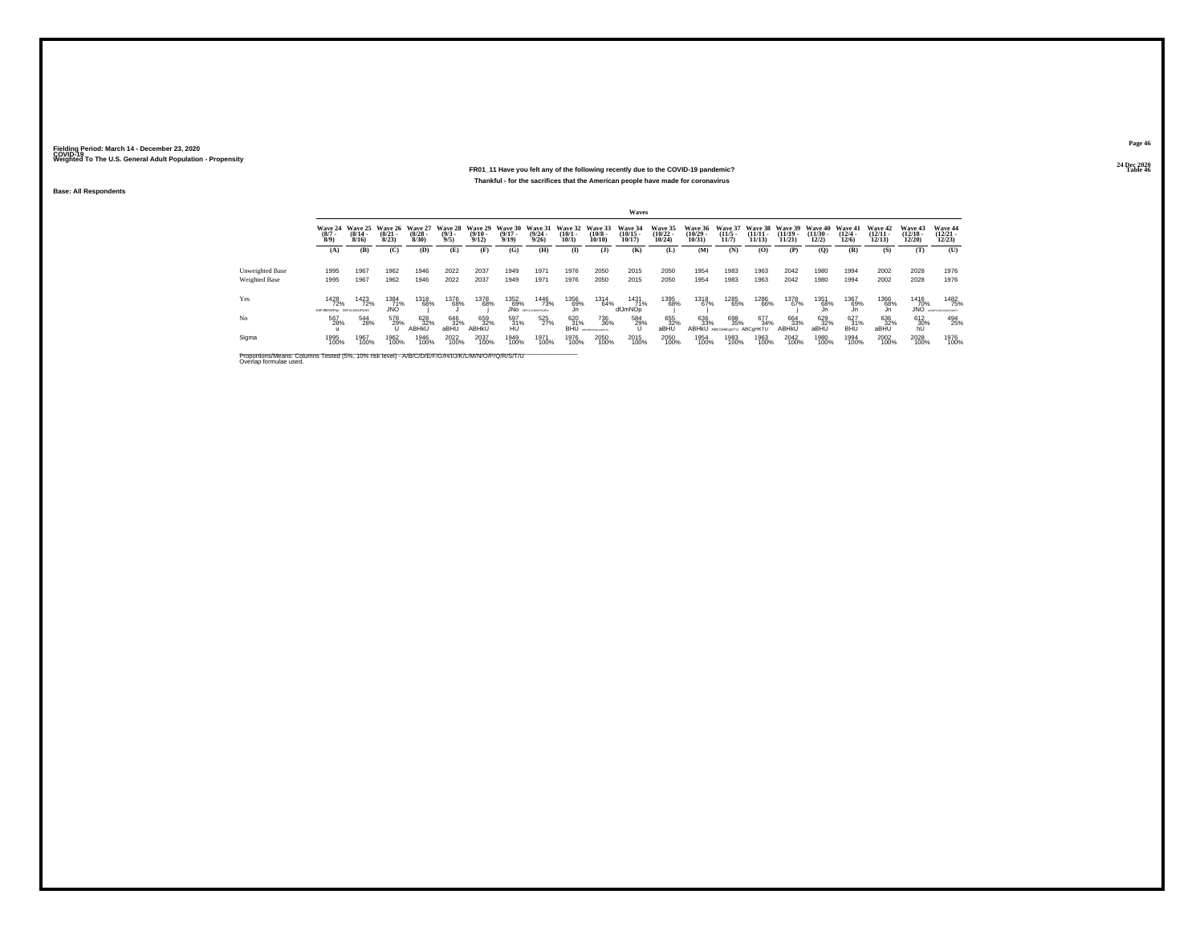Fielding Period: March 14 - December 23, 2020
COVID-19
Weighted To The U.S. General Adult Population - Propensity

24 Dec 2020
Table 46

## FR01_11 Have you felt any of the following recently due to the COVID-19 pandemic?

### Thankful - for the sacrifices that the American people have made for coronavirus

Base: All Respondents

| | Waves | | | | | | | | | | | | | | | | | | | | |
|---|---|---|---|---|---|---|---|---|---|---|---|---|---|---|---|---|---|---|---|---|---|
| | Wave 24 (8/7 - 8/9) | Wave 25 (8/14 - 8/16) | Wave 26 (8/21 - 8/23) | Wave 27 (8/28 - 8/30) | Wave 28 (9/3 - 9/5) | Wave 29 (9/10 - 9/12) | Wave 30 (9/17 - 9/19) | Wave 31 (9/24 - 9/26) | Wave 32 (10/1 - 10/3) | Wave 33 (10/8 - 10/10) | Wave 34 (10/15 - 10/17) | Wave 35 (10/22 - 10/24) | Wave 36 (10/29 - 10/31) | Wave 37 (11/5 - 11/7) | Wave 38 (11/11 - 11/13) | Wave 39 (11/19 - 11/21) | Wave 40 (11/30 - 12/2) | Wave 41 (12/4 - 12/6) | Wave 42 (12/11 - 12/13) | Wave 43 (12/18 - 12/20) | Wave 44 (12/21 - 12/23) |
| | (A) | (B) | (C) | (D) | (E) | (F) | (G) | (H) | (I) | (J) | (K) | (L) | (M) | (N) | (O) | (P) | (Q) | (R) | (S) | (T) | (U) |
| Unweighted Base | 1995 | 1967 | 1962 | 1946 | 2022 | 2037 | 1949 | 1971 | 1976 | 2050 | 2015 | 2050 | 1954 | 1983 | 1963 | 2042 | 1980 | 1994 | 2002 | 2028 | 1976 |
| Weighted Base | 1995 | 1967 | 1962 | 1946 | 2022 | 2037 | 1949 | 1971 | 1976 | 2050 | 2015 | 2050 | 1954 | 1983 | 1963 | 2042 | 1980 | 1994 | 2002 | 2028 | 1976 |
| Yes | 1428 72% DEFIJMNOPQRS | 1423 72% DEFIJLMNOPQRS | 1384 71% JNO | 1318 68% j | 1376 68% J | 1378 68% j | 1352 69% JNo | 1446 73% DEFGIJLMNOPQRS | 1356 69% Jn | 1314 64% | 1431 71% dfJmNOp | 1395 68% j | 1318 67% j | 1285 65% | 1286 66% | 1378 67% j | 1351 68% Jn | 1367 69% Jn | 1366 68% Jn | 1416 70% JNO | 1482 75% acDEFGIJLMNOPQRST |
| No | 567 28% u | 544 28% | 578 29% U | 628 32% ABHkU | 646 32% aBHU | 659 32% ABHkU | 597 31% HU | 525 27% | 620 31% BHU | 736 36% ABCDEGHIKLMQRSTU | 584 29% U | 655 32% aBHU | 636 33% ABHkU | 698 35% ABCGHIKQSTU | 677 34% ABCgHKTU | 664 33% ABHkU | 629 32% aBHU | 627 31% BHU | 636 32% aBHU | 612 30% hU | 494 25% |
| Sigma | 1995 100% | 1967 100% | 1962 100% | 1946 100% | 2022 100% | 2037 100% | 1949 100% | 1971 100% | 1976 100% | 2050 100% | 2015 100% | 2050 100% | 1954 100% | 1983 100% | 1963 100% | 2042 100% | 1980 100% | 1994 100% | 2002 100% | 2028 100% | 1976 100% |

Proportions/Means: Columns Tested (5%, 10% risk level) - A/B/C/D/E/F/G/H/I/J/K/L/M/N/O/P/Q/R/S/T/U
Overlap formulae used.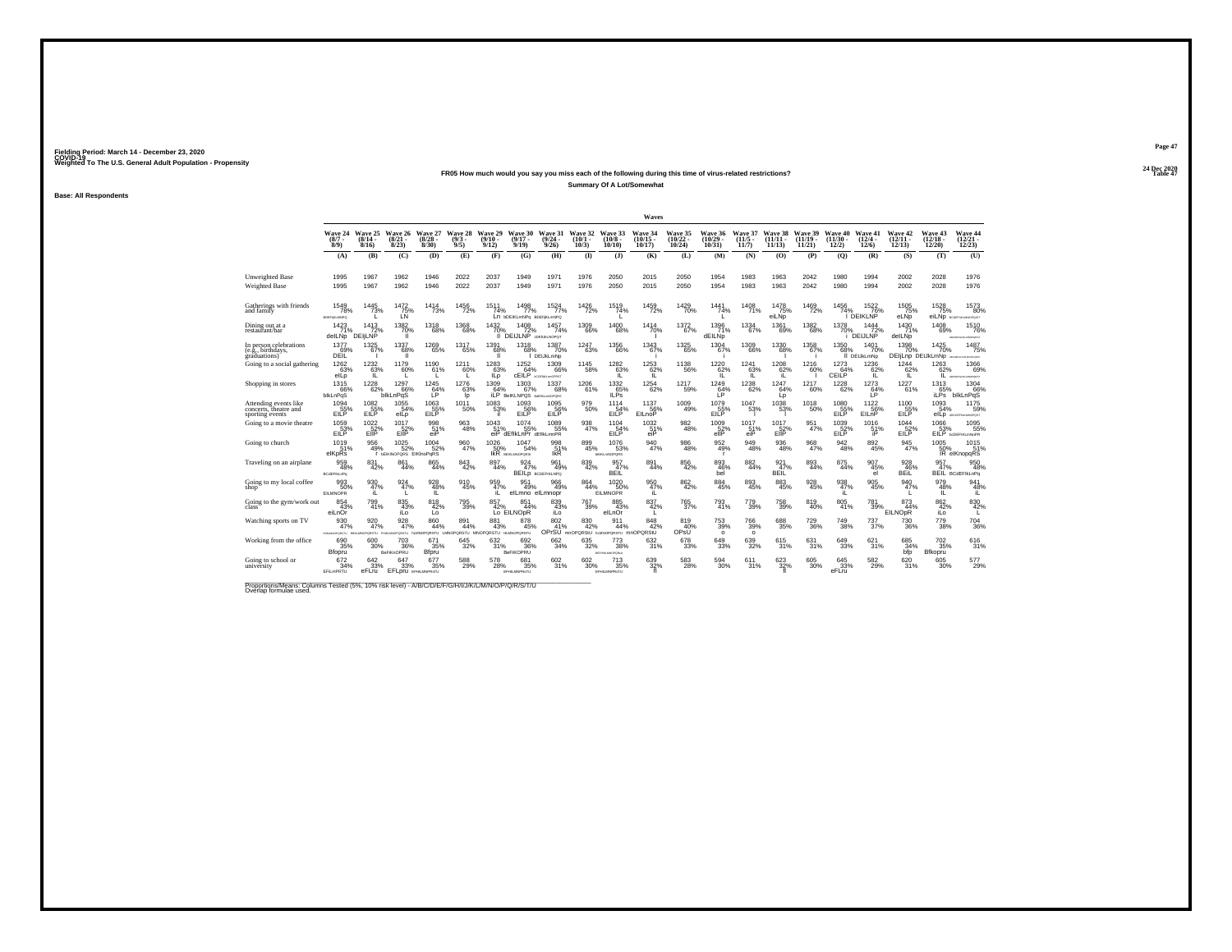Fielding Period: March 14 - December 23, 2020
COVID-19
Weighted To The U.S. General Adult Population - Propensity

24 Dec 2020
Table 47

**FR05 How much would you say you miss each of the following during this time of virus-related restrictions?**

**Summary Of A Lot/Somewhat**

**Base: All Respondents**

| | Wave 24 (8/7 - 8/9) (A) | Wave 25 (8/14 - 8/16) (B) | Wave 26 (8/21 - 8/23) (C) | Wave 27 (8/28 - 8/30) (D) | Wave 28 (9/3 - 9/5) (E) | Wave 29 (9/10 - 9/12) (F) | Wave 30 (9/17 - 9/19) (G) | Wave 31 (9/24 - 9/26) (H) | Wave 32 (10/1 - 10/3) (I) | Wave 33 (10/8 - 10/10) (J) | Wave 34 (10/15 - 10/17) (K) | Wave 35 (10/22 - 10/24) (L) | Wave 36 (10/29 - 10/31) (M) | Wave 37 (11/5 - 11/7) (N) | Wave 38 (11/11 - 11/13) (O) | Wave 39 (11/19 - 11/21) (P) | Wave 40 (11/30 - 12/2) (Q) | Wave 41 (12/4 - 12/6) (R) | Wave 42 (12/11 - 12/13) (S) | Wave 43 (12/18 - 12/20) (T) | Wave 44 (12/21 - 12/23) (U) |
|---|---|---|---|---|---|---|---|---|---|---|---|---|---|---|---|---|---|---|---|---|---|
| Unweighted Base | 1995 | 1967 | 1962 | 1946 | 2022 | 2037 | 1949 | 1971 | 1976 | 2050 | 2015 | 2050 | 1954 | 1983 | 1963 | 2042 | 1980 | 1994 | 2002 | 2028 | 1976 |
| Weighted Base | 1995 | 1967 | 1962 | 1946 | 2022 | 2037 | 1949 | 1971 | 1976 | 2050 | 2015 | 2050 | 1954 | 1983 | 1963 | 2042 | 1980 | 1994 | 2002 | 2028 | 1976 |
| Gatherings with friends and family | 1549 78% BDEFIjKLNPQ | 1445 73% L | 1472 75% LN | 1414 73% | 1456 72% | 1511 74% Ln | 1498 77% bDEIKLmNPq | 1524 77% BDEIjKLmNPQ | 1426 72% | 1519 74% L | 1459 72% | 1429 70% | 1441 74% L | 1408 71% | 1478 75% eiLNp | 1469 72% | 1456 74% l | 1522 76% DEIKLNP | 1505 75% eLNp | 1528 75% eiLNp | 1573 80% |
| Dining out at a restaurant/bar | 1423 71% deILNp | 1413 72% DEIjLNP | 1382 70% ll | 1318 68% | 1368 68% | 1432 70% ll | 1408 72% DEIJLNP | 1457 74% | 1309 66% | 1400 68% | 1414 70% l | 1372 67% | 1396 71% dEILNp | 1334 67% | 1361 69% | 1382 68% | 1378 70% i | 1444 72% DEIJLNP | 1430 71% deILNp | 1408 69% | 1510 76% |
| In person celebrations (e.g., birthdays, graduations) | 1377 69% DEIL | 1325 67% ll | 1337 68% ll | 1269 65% | 1317 65% | 1391 68% ll | 1318 68% l | 1387 70% DEIJkLmNp | 1247 63% | 1356 66% | 1343 67% i | 1325 65% | 1304 67% l | 1309 66% | 1330 68% l | 1358 67% i | 1350 68% ll | 1401 70% DEIJkLmNp | 1398 70% DEIjLmp | 1425 70% DEIJkLmNp | 1487 75% |
| Going to a social gathering | 1262 63% elLp | 1232 63% IL | 1179 60% L | 1190 61% L | 1211 60% L | 1283 63% ILp | 1252 64% cEILP | 1309 66% | 1145 58% | 1282 63% IL | 1253 62% IL | 1138 56% | 1220 62% IL | 1241 63% IL | 1208 62% iL | 1216 60% l | 1273 64% CEILP | 1236 62% IL | 1244 62% IL | 1263 62% IL | 1366 69% |
| Shopping in stores | 1315 66% bIkLnPqS | 1228 62% | 1297 66% bIkLnPqS | 1245 64% LP | 1276 63% lp | 1309 64% iLP | 1303 67% BeIKLNPQS | 1337 68% | 1206 61% | 1332 65% ILPs | 1254 62% | 1217 59% | 1249 64% LP | 1238 62% | 1247 64% Lp | 1217 60% | 1228 62% | 1273 64% LP | 1227 61% | 1313 65% iLPs | 1304 66% bIkLnPqS |
| Attending events like concerts, theatre and sporting events | 1094 55% EILP | 1082 55% EILP | 1055 54% eiLp | 1063 55% EILP | 1011 50% | 1083 53% ll | 1093 56% EILP | 1095 56% EILP | 979 50% | 1114 54% EILP | 1137 56% EILnoP | 1009 49% | 1079 55% EILP | 1047 53% l | 1038 53% l | 1018 50% | 1080 55% EILP | 1122 56% EILnP | 1100 55% EILP | 1093 54% eiLp | 1175 59% |
| Going to a movie theatre | 1059 53% EILP | 1022 52% EllP | 1017 52% EllP | 998 51% eiP | 963 48% | 1043 51% eiP | 1074 55% dEfIkLnPr | 1089 55% dEfIkLmnPR | 938 47% | 1104 54% EILP | 1032 51% eiP | 982 48% | 1009 52% elIP | 1017 51% eiP | 1017 52% EllP | 951 47% | 1039 52% EILP | 1016 51% iP | 1044 52% EILP | 1066 53% EILP | 1095 55% |
| Going to church | 1019 51% elKpRs | 956 49% r | 1025 52% bEIKlNOPQRS | 1004 52% EIKlnoPqRS | 960 47% | 1026 50% IkR | 1047 54% | 998 51% IkR | 899 45% | 1076 53% | 940 47% | 986 48% | 952 49% r | 949 48% | 936 48% | 968 47% | 942 48% | 892 45% | 945 47% | 1005 50% IR | 1015 51% elKnopqRS |
| Traveling on an airplane | 959 48% | 831 42% | 861 44% | 865 44% | 843 42% | 897 44% | 924 47% BEILp | 961 49% | 839 42% | 957 47% BEIL | 891 44% | 856 42% | 893 46% bel | 882 44% | 921 47% BEIL | 893 44% | 875 44% | 907 45% el | 928 46% BEiL | 957 47% BEIL | 950 48% |
| Going to my local coffee shop | 993 50% EILMNOPR | 930 47% iL | 924 47% L | 928 48% IL | 910 45% | 959 47% iL | 951 49% elLmno | 966 49% elLmnopr | 864 44% | 1020 50% EILMNOPR | 950 47% iL | 862 42% | 884 45% | 893 45% | 883 45% | 928 45% | 938 47% iL | 905 45% | 940 47% L | 979 48% IL | 941 48% iL |
| Going to the gym/work out class | 854 43% eiLnOr | 799 41% | 835 43% iLo | 818 42% Lo | 795 39% | 857 42% Lo | 851 44% EILNOpR | 839 43% iLo | 767 39% | 885 43% eILnOr | 837 42% L | 765 37% | 793 41% | 779 39% | 758 39% | 819 40% | 805 41% | 781 39% | 873 44% EILNOpR | 862 42% iLo | 830 42% L |
| Watching sports on TV | 930 47% | 920 47% | 928 47% | 860 44% | 891 44% | 881 43% | 878 45% | 802 41% OPrSU | 830 42% | 911 44% | 848 42% | 819 40% OPsU | 753 39% o | 766 39% o | 688 35% | 729 36% | 749 38% | 737 37% | 730 36% | 779 38% | 704 36% |
| Working from the office | 690 35% Bfopru | 600 30% | 703 36% BeFIkmOPRU | 671 35% Bfpru | 645 32% | 632 31% | 692 36% BeFIkOPRU | 662 34% | 635 32% | 773 38% | 632 31% | 678 33% | 649 33% | 639 32% | 615 31% | 631 31% | 649 33% | 621 31% | 685 34% bfp | 702 35% Bfkopru | 616 31% |
| Going to school or university | 672 34% EFLmPRTU | 642 33% eFLru | 647 33% EFLpru | 677 35% | 588 29% | 578 28% | 681 35% | 602 31% | 602 30% | 713 35% | 639 32% fl | 583 28% | 594 30% | 611 31% | 623 32% fl | 605 30% | 645 33% eFLru | 582 29% | 620 31% | 605 30% | 577 29% |

Proportions/Means: Columns Tested (5%, 10% risk level) - A/B/C/D/E/F/G/H/I/J/K/L/M/N/O/P/Q/R/S/T/U
Overlap formulae used.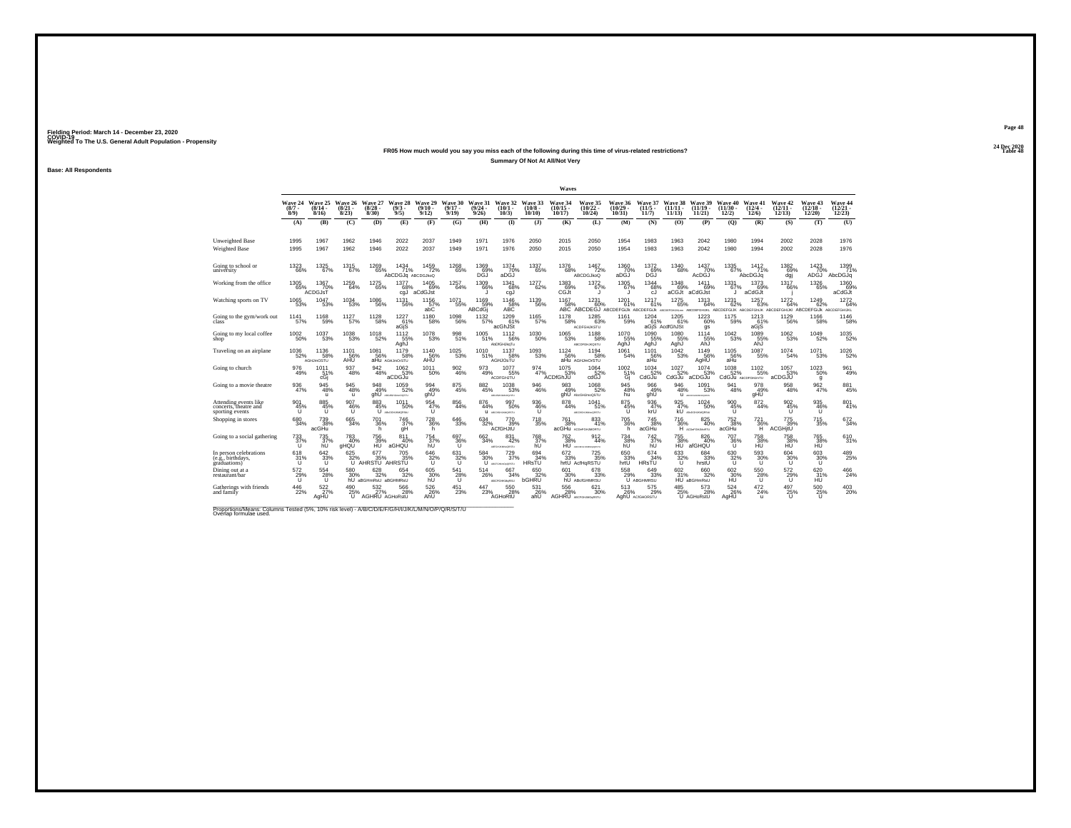Fielding Period: March 14 - December 23, 2020
COVID-19
Weighted To The U.S. General Adult Population - Propensity

24 Dec 2020
Table 48

**FR05 How much would you say you miss each of the following during this time of virus-related restrictions?**

**Summary Of Not At All/Not Very**

**Base: All Respondents**

| | Wave 24 (8/7 - 8/9) | Wave 25 (8/14 - 8/16) | Wave 26 (8/21 - 8/23) | Wave 27 (8/28 - 8/30) | Wave 28 (9/3 - 9/5) | Wave 29 (9/10 - 9/12) | Wave 30 (9/17 - 9/19) | Wave 31 (9/24 - 9/26) | Wave 32 (10/1 - 10/3) | Wave 33 (10/8 - 10/10) | Wave 34 (10/15 - 10/17) | Wave 35 (10/22 - 10/24) | Wave 36 (10/29 - 10/31) | Wave 37 (11/5 - 11/7) | Wave 38 (11/11 - 11/13) | Wave 39 (11/19 - 11/21) | Wave 40 (11/30 - 12/2) | Wave 41 (12/4 - 12/6) | Wave 42 (12/11 - 12/13) | Wave 43 (12/18 - 12/20) | Wave 44 (12/21 - 12/23) |
|---|---|---|---|---|---|---|---|---|---|---|---|---|---|---|---|---|---|---|---|---|---|
| | (A) | (B) | (C) | (D) | (E) | (F) | (G) | (H) | (I) | (J) | (K) | (L) | (M) | (N) | (O) | (P) | (Q) | (R) | (S) | (T) | (U) |
| Unweighted Base | 1995 | 1967 | 1962 | 1946 | 2022 | 2037 | 1949 | 1971 | 1976 | 2050 | 2015 | 2050 | 1954 | 1983 | 1963 | 2042 | 1980 | 1994 | 2002 | 2028 | 1976 |
| Weighted Base | 1995 | 1967 | 1962 | 1946 | 2022 | 2037 | 1949 | 1971 | 1976 | 2050 | 2015 | 2050 | 1954 | 1983 | 1963 | 2042 | 1980 | 1994 | 2002 | 2028 | 1976 |
| Going to school or university | 1323 66% | 1325 67% | 1315 67% | 1269 65% | 1434 71% AbCDGJq | 1459 72% ABCDGJkoQ | 1268 65% | 1369 69% DGJ | 1374 70% aDGJ | 1337 65% | 1376 68% | 1467 72% ABCDGJkoQ | 1360 70% aDGJ | 1372 69% DGJ | 1340 68% | 1437 70% AcDGJ | 1335 67% | 1412 71% AbcDGJq | 1382 69% dgj | 1423 70% ADGJ | 1399 71% AbcDGJq |
| Working from the office | 1305 65% | 1367 70% ACDGJsT | 1259 64% | 1275 65% | 1377 68% cgJ | 1405 69% aCdGJst | 1257 64% | 1309 66% J | 1341 68% cgJ | 1277 62% | 1383 69% CGJt | 1372 67% J | 1305 67% J | 1344 68% cJ | 1348 69% aCGJt | 1411 69% aCdGJst | 1331 67% J | 1373 69% aCdGJt | 1317 66% j | 1326 65% | 1360 69% aCdGJt |
| Watching sports on TV | 1065 53% | 1047 53% | 1034 53% | 1086 56% | 1131 56% | 1156 57% abC | 1071 55% | 1169 59% ABCdGj | 1146 58% ABC | 1139 56% | 1167 58% ABC | 1231 60% ABCDEGJ | 1201 61% ABCDEFGiJk | 1217 61% ABCDEFGiJk | 1275 65% ABCDEFGHIJKLmn | 1313 64% ABCDEFGHIJKL | 1231 62% ABCDEFGIJk | 1257 63% ABCDEFGHIJK | 1272 64% ABCDEFGHIJKl | 1249 62% ABCDEFGIJk | 1272 64% ABCDEFGHIJKL |
| Going to the gym/work out class | 1141 57% | 1168 59% | 1127 57% | 1128 58% | 1227 61% aGjS | 1180 58% | 1098 56% | 1132 57% | 1209 61% acGhJSt | 1165 57% | 1178 58% | 1285 63% ACDFGHJKSTU | 1161 59% | 1204 61% aGjS | 1205 61% AcdfGhJSt | 1223 60% gs | 1175 59% | 1213 61% aGjS | 1129 56% | 1166 58% | 1146 58% |
| Going to my local coffee shop | 1002 50% | 1037 53% | 1038 53% | 1018 52% | 1112 55% AghJ | 1078 53% | 998 51% | 1005 51% | 1112 56% AbDGHJqTu | 1030 50% | 1065 53% | 1188 58% ABCDFGHJKQSTU | 1070 55% AghJ | 1090 55% AghJ | 1080 55% AghJ | 1114 55% AhJ | 1042 53% | 1089 55% AhJ | 1062 53% | 1049 52% | 1035 52% |
| Traveling on an airplane | 1036 52% | 1136 58% AGHJmOSTU | 1101 56% AHU | 1081 56% aHu | 1179 58% AGHJmOsTU | 1140 56% AHU | 1025 53% | 1010 51% | 1137 58% AGHJOsTU | 1093 53% | 1124 56% aHu | 1194 58% AGHJmOsTU | 1061 54% | 1101 56% aHu | 1042 53% | 1149 56% AgHU | 1105 56% aHu | 1087 55% | 1074 54% | 1071 53% | 1026 52% |
| Going to church | 976 49% | 1011 51% cGj | 937 48% | 942 48% | 1062 53% aCDGJu | 1011 50% | 902 46% | 973 49% | 1077 55% ACDFGHJTU | 974 47% | 1075 53% ACDfGhJU | 1064 52% cdGJ | 1002 51% Gj | 1034 52% CdGJu | 1027 52% CdGJu | 1074 53% aCDGJu | 1038 52% CdGJu | 1102 55% ABCDFGHJoTU | 1057 53% aCDGJU | 1023 50% g | 961 49% |
| Going to a movie theatre | 936 47% | 945 48% u | 945 48% u | 948 49% ghU | 1059 52% ABCDFGHJmnQSTU | 994 49% ghU | 875 45% | 882 45% | 1038 53% ABCDFGHJMNQSTU | 946 46% | 983 49% ghU | 1068 52% AbcGHJmnQSTU | 945 48% hu | 966 49% ghU | 946 48% u | 1091 53% ABCDFGHJKMNOQRSTU | 941 48% | 978 49% gHU | 958 48% | 962 47% | 881 45% |
| Attending events like concerts, theatre and sporting events | 901 45% U | 885 45% U | 907 46% U | 883 45% U | 1011 50% ABCDGHJKMQRSU | 954 47% U | 856 44% | 876 44% u | 997 50% ABCDGHJKMQRSTU | 936 46% U | 878 44% | 1041 51% ABCDGHJKMnQRSTU | 875 45% U | 936 47% krU | 925 47% kU | 1024 50% ABcDGHJKMQRSu | 900 45% U | 872 44% | 902 45% U | 935 46% U | 801 41% |
| Shopping in stores | 680 34% | 739 38% acGHu | 665 34% | 701 36% h | 746 37% gH | 728 36% h | 646 33% | 634 32% | 770 39% ACfGHJtU | 718 35% | 761 38% acGHu | 833 41% ACDeFGHJMORTU | 705 36% h | 745 38% acGHu | 716 36% H | 825 40% ACDeFGHJMoRTU | 752 38% acGHu | 721 36% H | 775 39% ACGHjtU | 715 35% | 672 34% |
| Going to a social gathering | 733 37% U | 735 37% hU | 783 40% gHQU | 756 39% HU | 811 40% aGHQU | 754 37% hU | 697 36% U | 662 34% | 831 42% ABFGHJkMnQRTU | 768 37% hU | 762 38% HU | 912 44% ABCDEFGHIJKMNOQRSTU | 734 38% hU | 742 37% hU | 755 38% HU | 826 40% afGHQU | 707 36% U | 758 38% HU | 758 38% HU | 765 38% HU | 610 31% |
| In person celebrations (e.g., birthdays, graduations) | 618 31% U | 642 33% U | 625 32% U | 677 35% AHRSTU | 705 35% AHRSTU | 646 32% U | 631 32% U | 584 30% U | 729 37% ABCFGHJNOQRSTU | 694 34% HRsTU | 672 33% hrtU | 725 35% AcfHqRSTU | 650 33% hrtU | 674 34% HRsTU | 633 32% U | 684 33% hrstU | 630 32% U | 593 30% U | 604 30% U | 603 30% U | 489 25% |
| Dining out at a restaurant/bar | 572 29% U | 554 28% U | 580 30% hU | 628 32% aBGHmRsU | 654 32% aBGHMRsU | 605 30% hU | 541 28% U | 514 26% | 667 34% ABCFGHMOqRSU | 650 32% bGHRU | 601 30% hU | 678 33% ABcfGHMRSU | 558 29% U | 649 33% ABGHMRSU | 602 31% HU | 660 32% aBGHmRsU | 602 30% HU | 550 28% U | 572 29% U | 620 31% HU | 466 24% |
| Gatherings with friends and family | 446 22% | 522 27% AgHU | 490 25% U | 532 27% AGHRU | 566 28% AGHoRstU | 526 26% AhU | 451 23% | 447 23% | 550 28% AGHoRtU | 531 26% ahU | 556 28% AGHRU | 621 30% ABCFGHJMOQRSTU | 513 26% AghU | 575 29% ACfGHORSTU | 485 25% U | 573 28% AGHoRstU | 524 26% AgHU | 472 24% u | 497 25% U | 500 25% U | 403 20% |

Proportions/Means: Columns Tested (5%, 10% risk level) - A/B/C/D/E/F/G/H/I/J/K/L/M/N/O/P/Q/R/S/T/U
Overlap formulae used.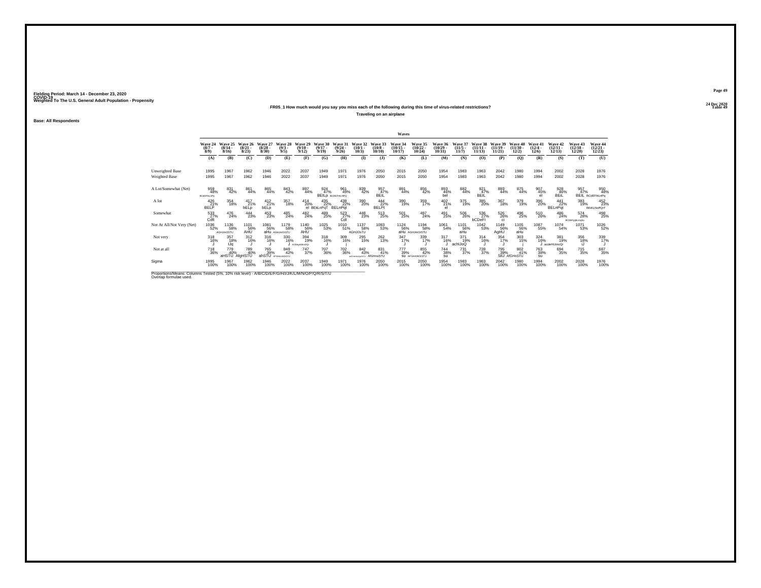Fielding Period: March 14 - December 23, 2020
COVID-19
Weighted To The U.S. General Adult Population - Propensity

24 Dec 2020
Table 49

**FR05_1 How much would you say you miss each of the following during this time of virus-related restrictions?**

**Traveling on an airplane**

**Base: All Respondents**

| | Waves | | | | | | | | | | | | | | | | | | | | |
|---|---|---|---|---|---|---|---|---|---|---|---|---|---|---|---|---|---|---|---|---|---|
| | Wave 24 (8/7 - 8/9) | Wave 25 (8/14 - 8/16) | Wave 26 (8/21 - 8/23) | Wave 27 (8/28 - 8/30) | Wave 28 (9/3 - 9/5) | Wave 29 (9/10 - 9/12) | Wave 30 (9/17 - 9/19) | Wave 31 (9/24 - 9/26) | Wave 32 (10/1 - 10/3) | Wave 33 (10/8 - 10/10) | Wave 34 (10/15 - 10/17) | Wave 35 (10/22 - 10/24) | Wave 36 (10/29 - 10/31) | Wave 37 (11/5 - 11/7) | Wave 38 (11/11 - 11/13) | Wave 39 (11/19 - 11/21) | Wave 40 (11/30 - 12/2) | Wave 41 (12/4 - 12/6) | Wave 42 (12/11 - 12/13) | Wave 43 (12/18 - 12/20) | Wave 44 (12/21 - 12/23) |
| | (A) | (B) | (C) | (D) | (E) | (F) | (G) | (H) | (I) | (J) | (K) | (L) | (M) | (N) | (O) | (P) | (Q) | (R) | (S) | (T) | (U) |
| Unweighted Base | 1995 | 1967 | 1962 | 1946 | 2022 | 2037 | 1949 | 1971 | 1976 | 2050 | 2015 | 2050 | 1954 | 1983 | 1963 | 2042 | 1980 | 1994 | 2002 | 2028 | 1976 |
| Weighted Base | 1995 | 1967 | 1962 | 1946 | 2022 | 2037 | 1949 | 1971 | 1976 | 2050 | 2015 | 2050 | 1954 | 1983 | 1963 | 2042 | 1980 | 1994 | 2002 | 2028 | 1976 |
| A Lot/Somewhat (Net) | 959 48% BCdEFIkLnPq | 831 42% | 861 44% | 865 44% | 843 42% | 897 44% | 924 47% BEILp | 961 49% BCdEFIKLNPQ | 839 42% | 957 47% BEIL | 891 44% | 856 42% | 893 46% bel | 882 44% | 921 47% BEIL | 893 44% | 875 44% | 907 45% el | 928 46% BEIL | 957 47% BEIL | 950 48% BCdEFIkLnPq |
| A lot | 426 21% BELP | 354 18% | 417 21% bELp | 412 21% bELp | 357 18% | 414 20% el | 435 22% BEkLnPqT | 438 22% BELnPqt | 390 20% | 444 22% BELPt | 390 19% | 359 17% | 402 21% el | 375 19% | 385 20% | 367 18% | 379 19% | 396 20% | 441 22% BELnPqt | 383 19% | 452 23% BEIKLNoPQrT |
| Somewhat | 533 27% CdfI | 476 24% | 444 23% | 453 23% | 485 24% | 482 24% | 489 25% | 523 27% CdI | 448 23% | 513 25% | 501 25% | 497 24% | 491 25% | 506 26% | 536 27% bCDeFI | 526 26% cI | 496 25% | 510 26% | 486 24% | 574 28% BCDEFgIjkLmpSu | 498 25% |
| Not At All/Not Very (Net) | 1036 52% | 1136 58% AGHJmOSTU | 1101 56% AHU | 1081 56% aHu | 1179 58% AGHJmOrSTU | 1140 56% AHU | 1025 53% | 1010 51% | 1137 58% AGHJOsTU | 1093 53% | 1124 56% aHu | 1194 58% AGHJmOrSTU | 1061 54% | 1101 56% aHu | 1042 53% | 1149 56% AgHU | 1105 56% aHu | 1087 55% | 1074 54% | 1071 53% | 1026 52% |
| Not very | 318 16% J | 357 18% iJq | 312 16% J | 316 16% J | 330 16% J | 394 19% ACDegHIJMOQr | 318 16% J | 309 16% j | 295 15% | 262 13% | 347 17% J | 339 17% J | 317 16% J | 371 19% achIJoQ | 314 16% J | 354 17% J | 303 15% j | 324 16% J | 381 19% acdeHIJmoQr | 356 18% iJ | 339 17% J |
| Not at all | 718 36% | 779 40% aHSTU | 789 40% AfgHSTU | 765 39% ahSTU | 849 42% AFGHmNOSTU | 747 37% | 707 36% | 702 36% | 842 43% AdFGHkMNOpSTU | 831 41% AfGHnoSTU | 777 39% su | 855 42% AFGHmNOrSTU | 744 38% su | 731 37% | 728 37% | 795 39% StU | 802 41% AfGHnSTU | 763 38% su | 694 35% | 715 35% | 687 35% |
| Sigma | 1995 100% | 1967 100% | 1962 100% | 1946 100% | 2022 100% | 2037 100% | 1949 100% | 1971 100% | 1976 100% | 2050 100% | 2015 100% | 2050 100% | 1954 100% | 1983 100% | 1963 100% | 2042 100% | 1980 100% | 1994 100% | 2002 100% | 2028 100% | 1976 100% |

Proportions/Means: Columns Tested (5%, 10% risk level) - A/B/C/D/E/F/G/H/I/J/K/L/M/N/O/P/Q/R/S/T/U
Overlap formulae used.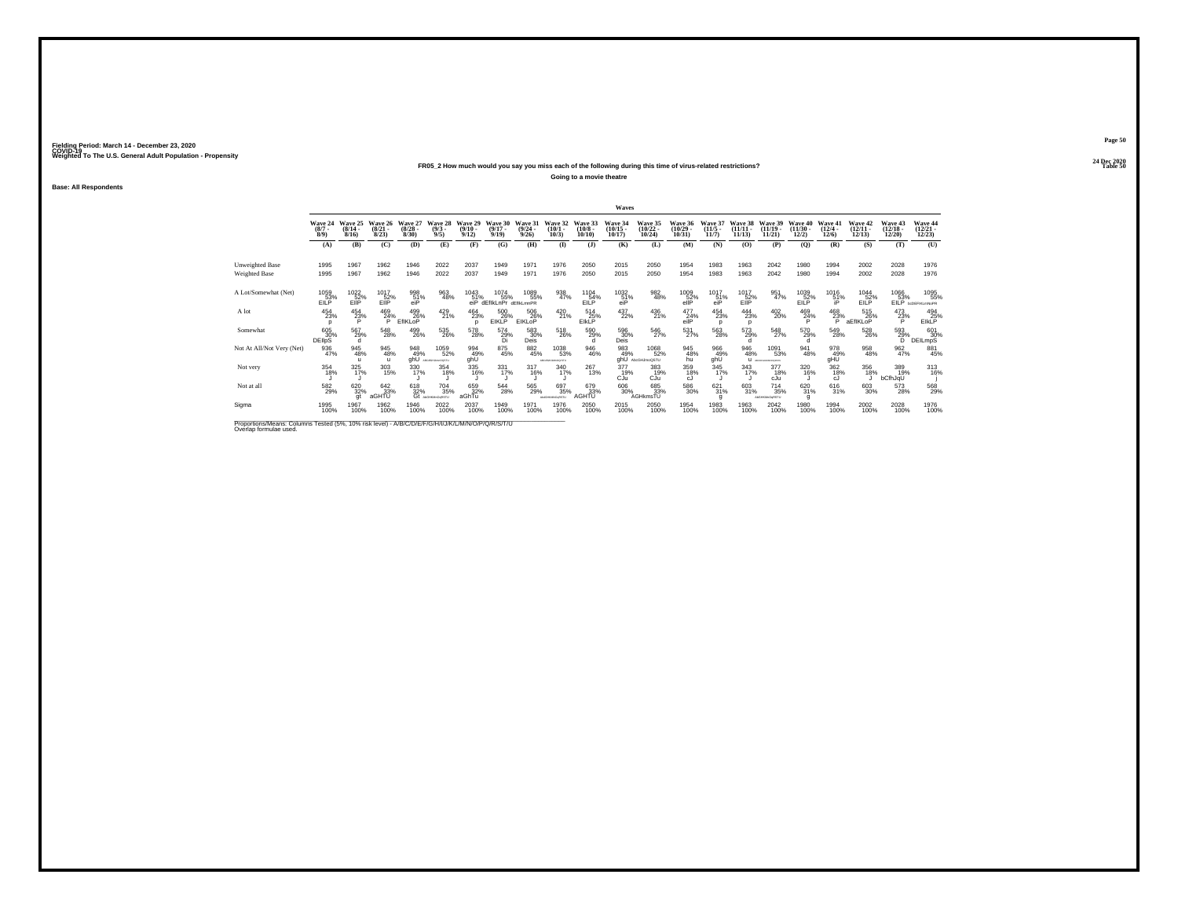Fielding Period: March 14 - December 23, 2020
COVID-19
Weighted To The U.S. General Adult Population - Propensity

24 Dec 2020
Table 50

**FR05_2 How much would you say you miss each of the following during this time of virus-related restrictions?**

**Going to a movie theatre**

**Base: All Respondents**

| | Wave 24 (8/7 - 8/9) (A) | Wave 25 (8/14 - 8/16) (B) | Wave 26 (8/21 - 8/23) (C) | Wave 27 (8/28 - 8/30) (D) | Wave 28 (9/3 - 9/5) (E) | Wave 29 (9/10 - 9/12) (F) | Wave 30 (9/17 - 9/19) (G) | Wave 31 (9/24 - 9/26) (H) | Wave 32 (10/1 - 10/3) (I) | Wave 33 (10/8 - 10/10) (J) | Wave 34 (10/15 - 10/17) (K) | Wave 35 (10/22 - 10/24) (L) | Wave 36 (10/29 - 10/31) (M) | Wave 37 (11/5 - 11/7) (N) | Wave 38 (11/11 - 11/13) (O) | Wave 39 (11/19 - 11/21) (P) | Wave 40 (11/30 - 12/2) (Q) | Wave 41 (12/4 - 12/6) (R) | Wave 42 (12/11 - 12/13) (S) | Wave 43 (12/18 - 12/20) (T) | Wave 44 (12/21 - 12/23) (U) |
|---|---|---|---|---|---|---|---|---|---|---|---|---|---|---|---|---|---|---|---|---|---|
| Unweighted Base | 1995 | 1967 | 1962 | 1946 | 2022 | 2037 | 1949 | 1971 | 1976 | 2050 | 2015 | 2050 | 1954 | 1983 | 1963 | 2042 | 1980 | 1994 | 2002 | 2028 | 1976 |
| Weighted Base | 1995 | 1967 | 1962 | 1946 | 2022 | 2037 | 1949 | 1971 | 1976 | 2050 | 2015 | 2050 | 1954 | 1983 | 1963 | 2042 | 1980 | 1994 | 2002 | 2028 | 1976 |
| A Lot/Somewhat (Net) | 1059 53% EILP | 1022 52% EIlP | 1017 52% EIlP | 998 51% eiP | 963 48% | 1043 51% eiP | 1074 55% dEfIkLnPr | 1089 55% dEfIkLmnPR | 938 47% | 1104 54% EILP | 1032 51% eiP | 982 48% | 1009 52% eIlP | 1017 51% eiP | 1017 52% EIlP | 951 47% | 1039 52% EILP | 1016 51% iP | 1044 52% EILP | 1066 53% EILP | 1095 55% bcDEFIKLnNoPR |
| A lot | 454 23% p | 454 23% P | 469 24% P | 499 26% EfIKLoP | 429 21% | 464 23% p | 500 26% EIKLP | 506 26% EIKLoP | 420 21% | 514 25% EIkLP | 437 22% | 436 21% | 477 24% eIlP | 454 23% p | 444 23% p | 402 20% | 469 24% P | 468 23% P | 515 26% aEfIKLoP | 473 23% P | 494 25% EIkLP |
| Somewhat | 605 30% DEIlpS | 567 29% d | 548 28% | 499 26% | 535 26% | 578 28% | 574 29% Di | 583 30% Deis | 518 26% | 590 29% d | 596 30% Deis | 546 27% | 531 27% | 563 28% | 573 29% d | 548 27% | 570 29% d | 549 28% | 528 26% | 593 29% D | 601 30% DEILmpS |
| Not At All/Not Very (Net) | 936 47% | 945 48% u | 945 48% u | 948 49% ghU | 1059 52% AbcdFGHJmnOQRSTU | 994 49% ghU | 875 45% | 882 45% | 1038 53% ABcDFGHJKMNOQRSTU | 946 46% | 983 49% ghU | 1068 52% AbcGHJmoQSTU | 945 48% hu | 966 49% ghU | 946 48% u | 1091 53% ABCDFGHJKMNOQRSTU | 941 48% | 978 49% gHU | 958 48% | 962 47% | 881 45% |
| Not very | 354 18% J | 325 17% J | 303 15% | 330 17% J | 354 18% J | 335 16% J | 331 17% J | 317 16% J | 340 17% J | 267 13% | 377 19% CJu | 383 19% CJu | 359 18% cJ | 345 17% J | 343 17% J | 377 18% cJu | 320 16% J | 362 18% cJ | 356 18% J | 389 19% bCfhJqU | 313 16% j |
| Not at all | 582 29% | 620 32% gt | 642 33% aGHTU | 618 32% Gt | 704 35% AbGHKMnOqRSTU | 659 32% aGhTu | 544 28% | 565 29% | 697 35% AbGHKMnOqRSTU | 679 33% AGHTU | 606 30% | 685 33% AGHkmsTU | 586 30% | 621 31% g | 603 31% | 714 35% AbGHKMnOqRSTU | 620 31% g | 616 31% | 603 30% | 573 28% | 568 29% |
| Sigma | 1995 100% | 1967 100% | 1962 100% | 1946 100% | 2022 100% | 2037 100% | 1949 100% | 1971 100% | 1976 100% | 2050 100% | 2015 100% | 2050 100% | 1954 100% | 1983 100% | 1963 100% | 2042 100% | 1980 100% | 1994 100% | 2002 100% | 2028 100% | 1976 100% |

Proportions/Means: Columns Tested (5%, 10% risk level) - A/B/C/D/E/F/G/H/I/J/K/L/M/N/O/P/Q/R/S/T/U
Overlap formulae used.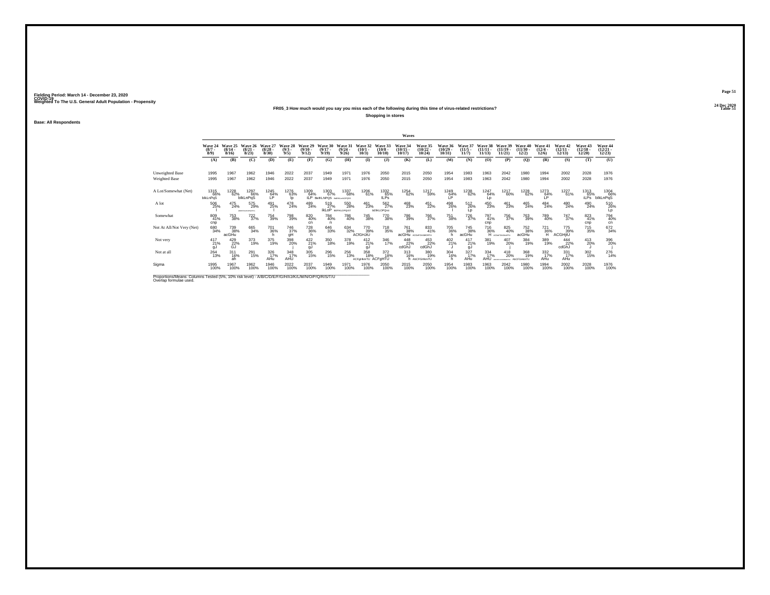Fielding Period: March 14 - December 23, 2020
COVID-19
Weighted To The U.S. General Adult Population - Propensity

24 Dec 2020
Table 51

## FR05_3 How much would you say you miss each of the following during this time of virus-related restrictions?

### Shopping in stores

Base: All Respondents

| | Wave 24 (8/7 - 8/9) | Wave 25 (8/14 - 8/16) | Wave 26 (8/21 - 8/23) | Wave 27 (8/28 - 8/30) | Wave 28 (9/3 - 9/5) | Wave 29 (9/10 - 9/12) | Wave 30 (9/17 - 9/19) | Wave 31 (9/24 - 9/26) | Wave 32 (10/1 - 10/3) | Wave 33 (10/8 - 10/10) | Wave 34 (10/15 - 10/17) | Wave 35 (10/22 - 10/24) | Wave 36 (10/29 - 10/31) | Wave 37 (11/5 - 11/7) | Wave 38 (11/11 - 11/13) | Wave 39 (11/19 - 11/21) | Wave 40 (11/30 - 12/2) | Wave 41 (12/4 - 12/6) | Wave 42 (12/11 - 12/13) | Wave 43 (12/18 - 12/20) | Wave 44 (12/21 - 12/23) |
|---|---|---|---|---|---|---|---|---|---|---|---|---|---|---|---|---|---|---|---|---|---|
| | (A) | (B) | (C) | (D) | (E) | (F) | (G) | (H) | (I) | (J) | (K) | (L) | (M) | (N) | (O) | (P) | (Q) | (R) | (S) | (T) | (U) |
| Unweighted Base | 1995 | 1967 | 1962 | 1946 | 2022 | 2037 | 1949 | 1971 | 1976 | 2050 | 2015 | 2050 | 1954 | 1983 | 1963 | 2042 | 1980 | 1994 | 2002 | 2028 | 1976 |
| Weighted Base | 1995 | 1967 | 1962 | 1946 | 2022 | 2037 | 1949 | 1971 | 1976 | 2050 | 2015 | 2050 | 1954 | 1983 | 1963 | 2042 | 1980 | 1994 | 2002 | 2028 | 1976 |
| A Lot/Somewhat (Net) | 1315 66% blkLnPqS | 1228 62% | 1297 66% blkLnPqS | 1245 64% LP | 1276 63% lp | 1309 64% iLP | 1303 67% BeIKLNPQS | 1337 68% BdEIKLmNOPQRS | 1206 61% | 1332 65% ILPs | 1254 62% | 1217 59% | 1249 64% LP | 1238 62% | 1247 64% Lp | 1217 60% | 1228 62% | 1273 64% LP | 1227 61% | 1313 65% iLPs | 1304 66% blkLnPqS |
| A lot | 506 25% l | 475 24% | 575 29% ABDEFIKLMNOPQRSTu | 491 25% l | 478 24% | 489 24% | 519 27% ikLoP | 550 28% BEfIKLOPQrST | 461 23% | 562 27% bEfIKLOPQrst | 468 23% | 451 22% | 498 26% l | 512 26% Lp | 450 23% | 461 23% | 465 24% | 484 24% | 480 24% | 490 24% | 510 26% Lp |
| Somewhat | 809 41% cnp | 753 38% | 722 37% | 754 39% | 798 39% | 820 40% cn | 784 40% n | 786 40% | 745 38% | 770 38% | 786 39% | 766 37% | 751 38% | 726 37% | 797 41% cnp | 756 37% | 763 39% | 789 40% | 747 37% | 823 41% cnp | 794 40% cn |
| Not At All/Not Very (Net) | 680 34% | 739 38% acGHu | 665 34% | 701 36% h | 746 37% gH | 728 36% h | 646 33% | 634 32% | 770 39% ACfGHJtU | 718 35% | 761 38% acGHu | 833 41% ACDeFGHJMORTU | 705 36% h | 745 38% acGHu | 716 36% H | 825 40% ACDeFGHJmRTU | 752 38% acGHu | 721 36% H | 775 39% ACGHjtU | 715 35% | 672 34% |
| Not very | 417 21% gJ | 429 22% GJ | 373 19% | 375 19% | 398 20% j | 422 21% gJ | 350 18% | 378 19% | 412 21% gJ | 346 17% | 448 22% cdGhJ | 453 22% cdGhJ | 402 21% J | 417 21% gJ | 381 19% | 407 20% j | 384 19% | 389 19% | 444 22% cdGhJ | 413 20% J | 396 20% j |
| Not at all | 264 13% | 311 16% ah | 291 15% | 326 17% AHu | 348 17% AHU | 305 15% | 296 15% | 256 13% | 358 18% ACFgHkmTU | 372 18% ACFgHTU | 313 16% h | 380 19% AbCFGHkmTU | 304 16% h | 327 17% AHu | 334 17% AHU | 418 20% ABCdFGHiKMNORTU | 368 19% AbCFGHkmTU | 332 17% AHu | 331 17% AHu | 302 15% | 276 14% |
| Sigma | 1995 100% | 1967 100% | 1962 100% | 1946 100% | 2022 100% | 2037 100% | 1949 100% | 1971 100% | 1976 100% | 2050 100% | 2015 100% | 2050 100% | 1954 100% | 1983 100% | 1963 100% | 2042 100% | 1980 100% | 1994 100% | 2002 100% | 2028 100% | 1976 100% |

Proportions/Means: Columns Tested (5%, 10% risk level) - A/B/C/D/E/F/G/H/I/J/K/L/M/N/O/P/Q/R/S/T/U
Overlap formulae used.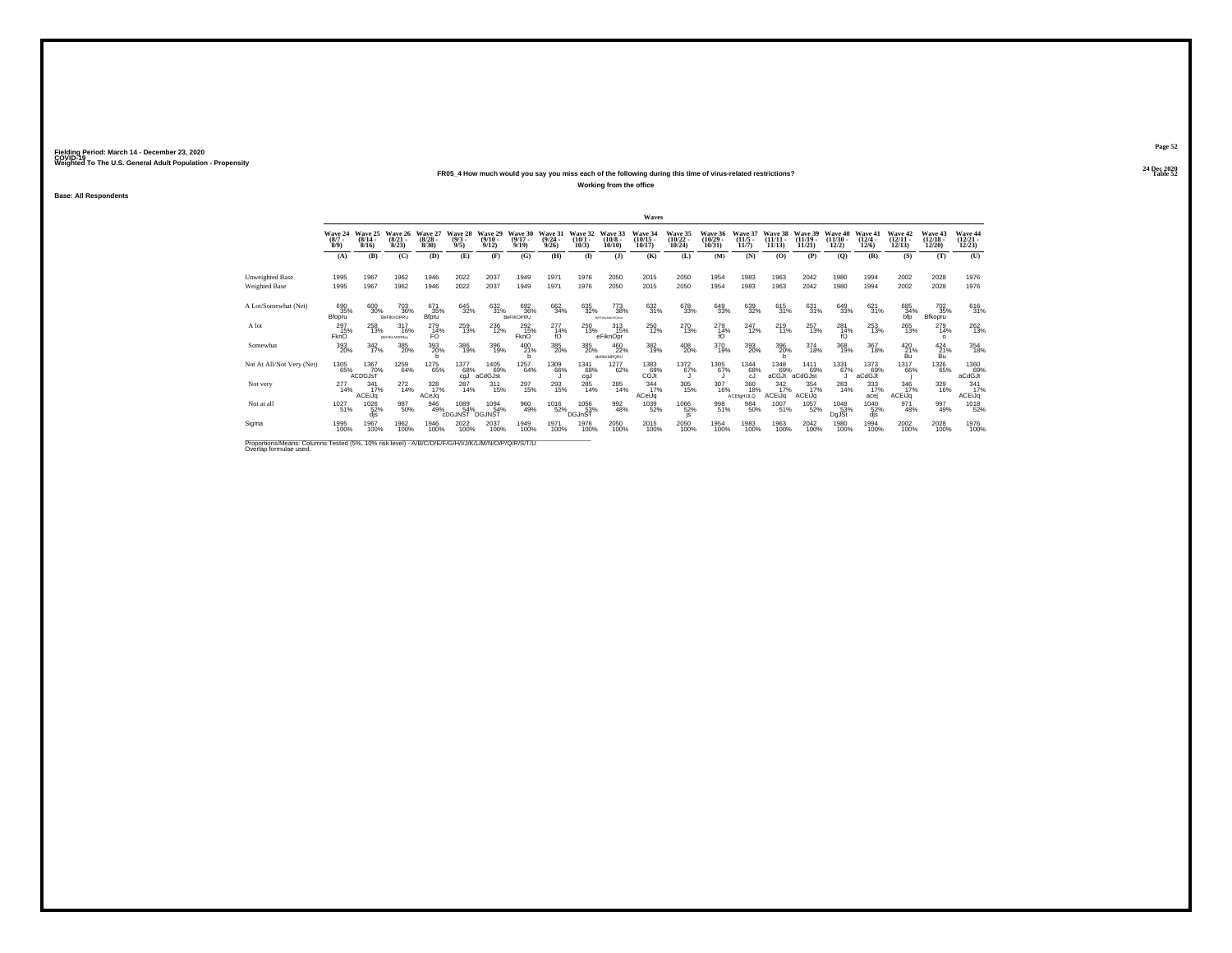Fielding Period: March 14 - December 23, 2020
COVID-19
Weighted To The U.S. General Adult Population - Propensity

24 Dec 2020
Table 52

## FR05_4 How much would you say you miss each of the following during this time of virus-related restrictions?

**Working from the office**

**Base: All Respondents**

| | Wave 24 (8/7 - 8/9) | Wave 25 (8/14 - 8/16) | Wave 26 (8/21 - 8/23) | Wave 27 (8/28 - 8/30) | Wave 28 (9/3 - 9/5) | Wave 29 (9/10 - 9/12) | Wave 30 (9/17 - 9/19) | Wave 31 (9/24 - 9/26) | Wave 32 (10/1 - 10/3) | Wave 33 (10/8 - 10/10) | Wave 34 (10/15 - 10/17) | Wave 35 (10/22 - 10/24) | Wave 36 (10/29 - 10/31) | Wave 37 (11/5 - 11/7) | Wave 38 (11/11 - 11/13) | Wave 39 (11/19 - 11/21) | Wave 40 (11/30 - 12/2) | Wave 41 (12/4 - 12/6) | Wave 42 (12/11 - 12/13) | Wave 43 (12/18 - 12/20) | Wave 44 (12/21 - 12/23) |
|---|---|---|---|---|---|---|---|---|---|---|---|---|---|---|---|---|---|---|---|---|---|
| | (A) | (B) | (C) | (D) | (E) | (F) | (G) | (H) | (I) | (J) | (K) | (L) | (M) | (N) | (O) | (P) | (Q) | (R) | (S) | (T) | (U) |
| Unweighted Base | 1995 | 1967 | 1962 | 1946 | 2022 | 2037 | 1949 | 1971 | 1976 | 2050 | 2015 | 2050 | 1954 | 1983 | 1963 | 2042 | 1980 | 1994 | 2002 | 2028 | 1976 |
| Weighted Base | 1995 | 1967 | 1962 | 1946 | 2022 | 2037 | 1949 | 1971 | 1976 | 2050 | 2015 | 2050 | 1954 | 1983 | 1963 | 2042 | 1980 | 1994 | 2002 | 2028 | 1976 |
| A Lot/Somewhat (Net) | 690 35% Bfopru | 600 30% | 703 36% BeFIKnOPRU | 671 35% Bfpru | 645 32% | 632 31% | 692 36% BeFIKOPRU | 662 34% | 635 32% | 773 38% BEFHIKLMNOPQRsU | 632 31% | 678 33% | 649 33% | 639 32% | 615 31% | 631 31% | 649 33% | 621 31% | 685 34% bfp | 702 35% Bfkopru | 616 31% |
| A lot | 297 15% FknO | 258 13% | 317 16% BEFIKLNOPRsu | 279 14% FO | 259 13% | 236 12% | 292 15% FknO | 277 14% fO | 250 13% | 313 15% eFiknOpr | 250 12% | 270 13% | 279 14% fO | 247 12% | 219 11% | 257 13% | 281 14% fO | 253 13% | 265 13% | 279 14% o | 262 13% |
| Somewhat | 393 20% | 342 17% | 385 20% | 393 20% b | 386 19% | 396 19% | 400 21% b | 385 20% | 385 20% | 460 22% BefNKMPQRU | 382 19% | 408 20% | 370 19% | 393 20% | 396 20% b | 374 18% | 368 19% | 367 18% | 420 21% Bu | 424 21% Bu | 354 18% |
| Not At All/Not Very (Net) | 1305 65% | 1367 70% ACDGJsT | 1259 64% | 1275 65% | 1377 68% cgJ | 1405 69% aCdGJst | 1257 64% | 1309 66% J | 1341 68% cgJ | 1277 62% | 1383 69% CGJt | 1372 67% J | 1305 67% J | 1344 68% cJ | 1348 69% aCGJt | 1411 69% aCdGJst | 1331 67% J | 1373 69% aCdGJt | 1317 66% j | 1326 65% | 1360 69% aCdGJt |
| Not very | 277 14% | 341 17% ACEiJq | 272 14% | 328 17% ACeJq | 287 14% | 311 15% | 297 15% | 293 15% | 285 14% | 285 14% | 344 17% ACeiJq | 305 15% | 307 16% | 360 18% ACEfgHIJLQ | 342 17% ACEiJq | 354 17% ACEiJq | 283 14% | 333 17% acej | 346 17% ACEiJq | 329 16% | 341 17% ACEiJq |
| Not at all | 1027 51% | 1026 52% djs | 987 50% | 946 49% | 1089 54% cDGJNST | 1094 54% DGJNST | 960 49% | 1016 52% | 1056 53% DGJnST | 992 48% | 1039 52% | 1066 52% js | 998 51% | 984 50% | 1007 51% | 1057 52% | 1048 53% DgJSt | 1040 52% djs | 971 48% | 997 49% | 1018 52% |
| Sigma | 1995 100% | 1967 100% | 1962 100% | 1946 100% | 2022 100% | 2037 100% | 1949 100% | 1971 100% | 1976 100% | 2050 100% | 2015 100% | 2050 100% | 1954 100% | 1983 100% | 1963 100% | 2042 100% | 1980 100% | 1994 100% | 2002 100% | 2028 100% | 1976 100% |

Proportions/Means: Columns Tested (5%, 10% risk level) - A/B/C/D/E/F/G/H/I/J/K/L/M/N/O/P/Q/R/S/T/U
Overlap formulae used.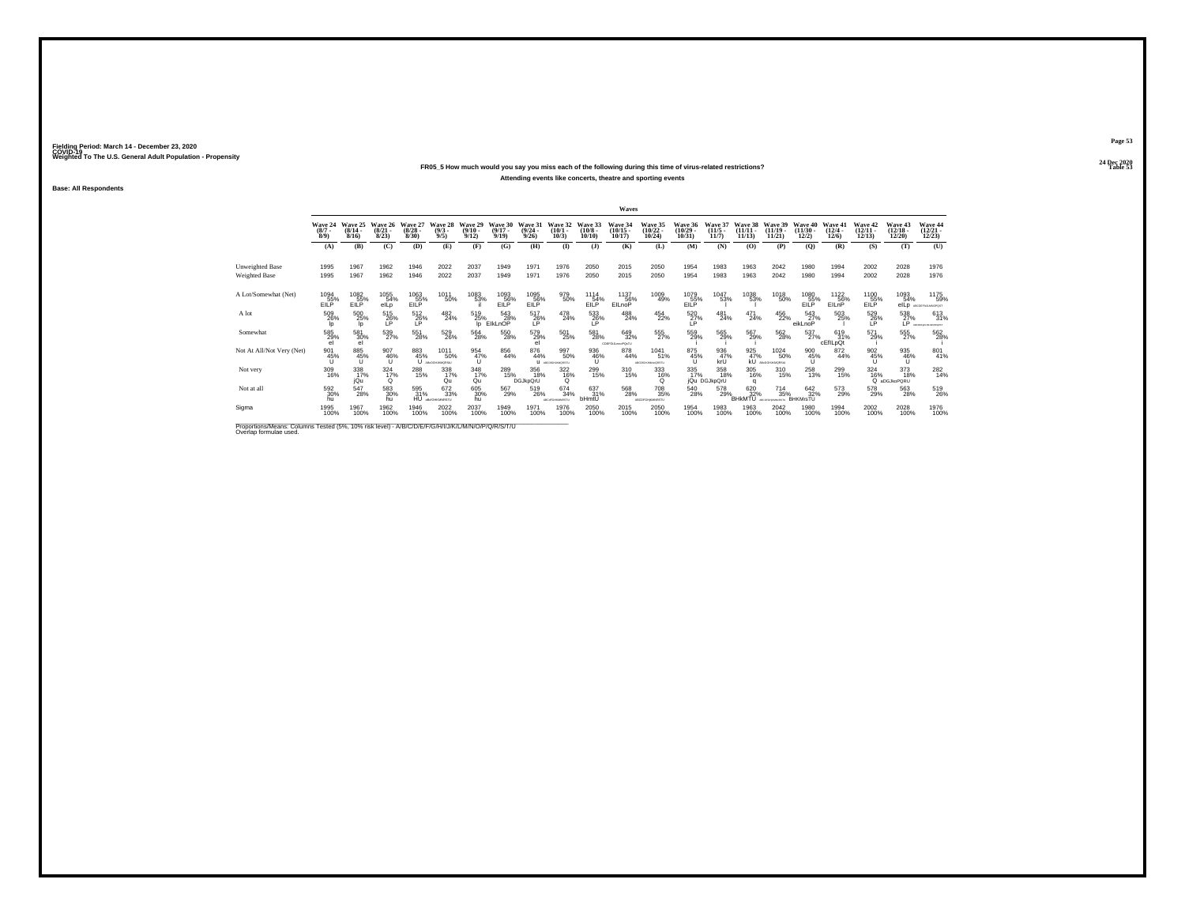Fielding Period: March 14 - December 23, 2020
COVID-19
Weighted To The U.S. General Adult Population - Propensity

24 Dec 2020
Table 53

**FR05_5 How much would you say you miss each of the following during this time of virus-related restrictions?**

**Attending events like concerts, theatre and sporting events**

**Base: All Respondents**

| | Wave 24 (8/7 - 8/9) | Wave 25 (8/14 - 8/16) | Wave 26 (8/21 - 8/23) | Wave 27 (8/28 - 8/30) | Wave 28 (9/3 - 9/5) | Wave 29 (9/10 - 9/12) | Wave 30 (9/17 - 9/19) | Wave 31 (9/24 - 9/26) | Wave 32 (10/1 - 10/3) | Wave 33 (10/8 - 10/10) | Wave 34 (10/15 - 10/17) | Wave 35 (10/22 - 10/24) | Wave 36 (10/29 - 10/31) | Wave 37 (11/5 - 11/7) | Wave 38 (11/11 - 11/13) | Wave 39 (11/19 - 11/21) | Wave 40 (11/30 - 12/2) | Wave 41 (12/4 - 12/6) | Wave 42 (12/11 - 12/13) | Wave 43 (12/18 - 12/20) | Wave 44 (12/21 - 12/23) |
|---|---|---|---|---|---|---|---|---|---|---|---|---|---|---|---|---|---|---|---|---|---|
| | (A) | (B) | (C) | (D) | (E) | (F) | (G) | (H) | (I) | (J) | (K) | (L) | (M) | (N) | (O) | (P) | (Q) | (R) | (S) | (T) | (U) |
| Unweighted Base | 1995 | 1967 | 1962 | 1946 | 2022 | 2037 | 1949 | 1971 | 1976 | 2050 | 2015 | 2050 | 1954 | 1983 | 1963 | 2042 | 1980 | 1994 | 2002 | 2028 | 1976 |
| Weighted Base | 1995 | 1967 | 1962 | 1946 | 2022 | 2037 | 1949 | 1971 | 1976 | 2050 | 2015 | 2050 | 1954 | 1983 | 1963 | 2042 | 1980 | 1994 | 2002 | 2028 | 1976 |
| A Lot/Somewhat (Net) | 1094 55% EILP | 1082 55% EILP | 1055 54% elLp | 1063 55% EILP | 1011 50% | 1083 53% il | 1093 56% EILP | 1095 56% EILP | 979 50% | 1114 54% EILP | 1137 56% EILnoP | 1009 49% | 1079 55% EILP | 1047 53% l | 1038 53% l | 1018 50% | 1080 55% EILP | 1122 56% EILnP | 1100 55% EILP | 1093 54% elLp ABCDEFGHIJKLMNOPQRST | 1175 59% |
| A lot | 509 26% lp | 500 25% lp | 515 26% LP | 512 26% LP | 482 24% | 519 25% lp | 543 28% EIkLnOP | 517 26% LP | 478 24% | 533 26% LP | 488 24% | 454 22% | 520 27% LP | 481 24% | 471 24% | 456 22% | 543 27% eikLnoP | 503 25% l | 529 26% LP | 538 27% LP ABCDEFGHIJKLMNOPQRST | 613 31% |
| Somewhat | 585 29% el | 581 30% el | 539 27% | 551 28% | 529 26% | 564 28% | 550 28% | 579 29% el | 501 25% | 581 28% | 649 32% CDEFGILmnoPQsTU | 555 27% | 559 29% i | 565 29% i | 567 29% i | 562 28% | 537 27% | 619 31% cEfILpQt | 571 29% i | 555 27% | 562 28% i |
| Not At All/Not Very (Net) | 901 45% U | 885 45% U | 907 46% U | 883 45% U | 1011 50% ABCDFGHJKMNQRSTU | 954 47% U | 856 44% | 876 44% u | 997 50% ABCDFGHJKMNQRSTU | 936 46% U | 878 44% | 1041 51% ABCDFGHJKMNOQRSTU | 875 45% U | 936 47% krU | 925 47% kU | 1024 50% ABCDFGHJKMNQRSTU | 900 45% U | 872 44% | 902 45% U | 935 46% U | 801 41% |
| Not very | 309 16% | 338 17% jQu | 324 17% Q | 288 15% | 338 17% Qu | 348 17% Qu | 289 15% | 356 18% DGJkpQrU | 322 16% Q | 299 15% | 310 15% | 333 16% Q | 335 17% jQu | 358 18% DGJkpQrU | 305 16% q | 310 15% | 258 13% | 299 15% | 324 16% Q | 373 18% aDGJkoPQRU | 282 14% |
| Not at all | 592 30% hu | 547 28% | 583 30% hu | 595 31% HU | 672 33% ABCDFGHJKMNRSTU | 605 30% hu | 567 29% | 519 26% | 674 34% ABCdFGHJKMNRSTU | 637 31% bHmtU | 568 28% | 708 35% ABCDFGHJKMNRSTU | 540 28% | 578 29% | 620 32% BHKMTU | 714 35% ABCDFGHJKMNRSTU | 642 32% BHKMrsTU | 573 29% | 578 29% | 563 28% | 519 26% |
| Sigma | 1995 100% | 1967 100% | 1962 100% | 1946 100% | 2022 100% | 2037 100% | 1949 100% | 1971 100% | 1976 100% | 2050 100% | 2015 100% | 2050 100% | 1954 100% | 1983 100% | 1963 100% | 2042 100% | 1980 100% | 1994 100% | 2002 100% | 2028 100% | 1976 100% |

Proportions/Means: Columns Tested (5%, 10% risk level) - A/B/C/D/E/F/G/H/I/J/K/L/M/N/O/P/Q/R/S/T/U
Overlap formulae used.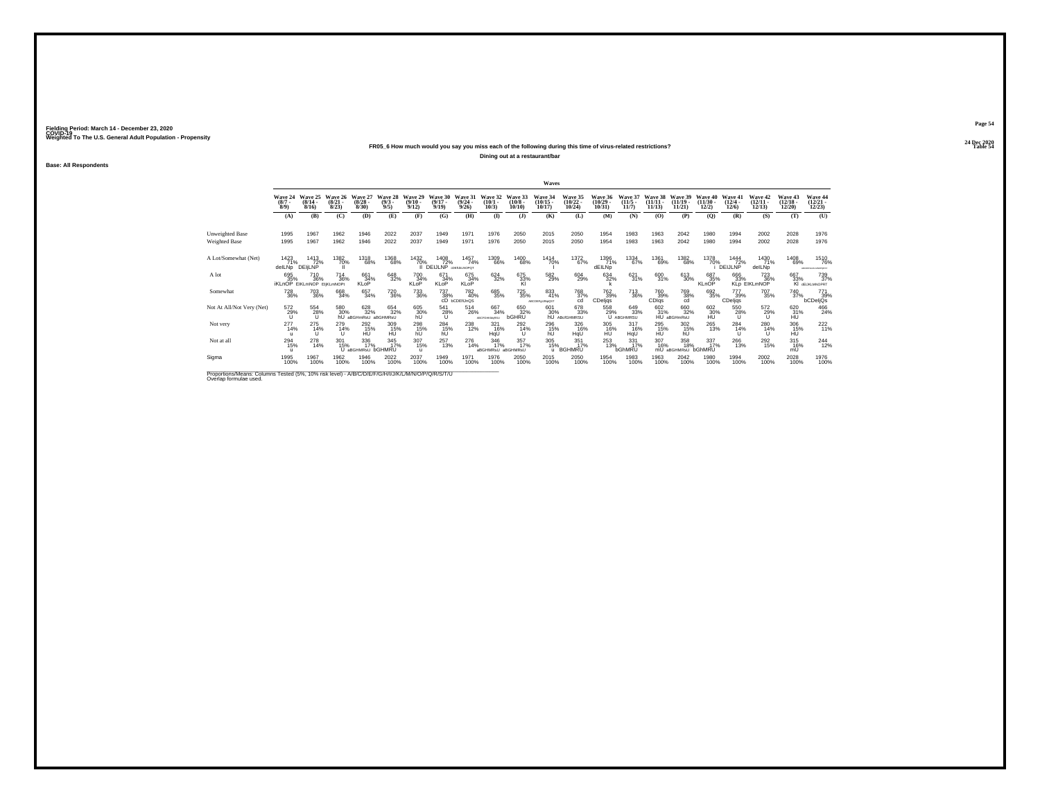Fielding Period: March 14 - December 23, 2020
COVID-19
Weighted To The U.S. General Adult Population - Propensity

24 Dec 2020
Table 54

**FR05_6 How much would you say you miss each of the following during this time of virus-related restrictions?**

**Dining out at a restaurant/bar**

**Base: All Respondents**

| | Wave 24 (8/7 - 8/9) | Wave 25 (8/14 - 8/16) | Wave 26 (8/21 - 8/23) | Wave 27 (8/28 - 8/30) | Wave 28 (9/3 - 9/5) | Wave 29 (9/10 - 9/12) | Wave 30 (9/17 - 9/19) | Wave 31 (9/24 - 9/26) | Wave 32 (10/1 - 10/3) | Wave 33 (10/8 - 10/10) | Wave 34 (10/15 - 10/17) | Wave 35 (10/22 - 10/24) | Wave 36 (10/29 - 10/31) | Wave 37 (11/5 - 11/7) | Wave 38 (11/11 - 11/13) | Wave 39 (11/19 - 11/21) | Wave 40 (11/30 - 12/2) | Wave 41 (12/4 - 12/6) | Wave 42 (12/11 - 12/13) | Wave 43 (12/18 - 12/20) | Wave 44 (12/21 - 12/23) |
|---|---|---|---|---|---|---|---|---|---|---|---|---|---|---|---|---|---|---|---|---|---|
| | (A) | (B) | (C) | (D) | (E) | (F) | (G) | (H) | (I) | (J) | (K) | (L) | (M) | (N) | (O) | (P) | (Q) | (R) | (S) | (T) | (U) |
| Unweighted Base | 1995 | 1967 | 1962 | 1946 | 2022 | 2037 | 1949 | 1971 | 1976 | 2050 | 2015 | 2050 | 1954 | 1983 | 1963 | 2042 | 1980 | 1994 | 2002 | 2028 | 1976 |
| Weighted Base | 1995 | 1967 | 1962 | 1946 | 2022 | 2037 | 1949 | 1971 | 1976 | 2050 | 2015 | 2050 | 1954 | 1983 | 1963 | 2042 | 1980 | 1994 | 2002 | 2028 | 1976 |
| A Lot/Somewhat (Net) | 1423 71% deILNp | 1413 72% DEIjLNP | 1382 70% Il | 1318 68% | 1368 68% | 1432 70% Il | 1408 72% DEIJLNP | 1457 74% cDEIlJkLNOPQT | 1309 66% | 1400 68% | 1414 70% I | 1372 67% | 1396 71% dEILNp | 1334 67% | 1361 69% | 1382 68% | 1378 70% i | 1444 72% DEIJLNP | 1430 71% deILNp | 1408 69% | 1510 76% ABCDEFGhIJKLMNOPQRST |
| A lot | 695 35% iKLnOP | 710 36% EIKLmNOP | 714 36% EIjKLmNOPt | 661 34% KLoP | 648 32% | 700 34% KLoP | 671 34% KLoP | 675 34% KLoP | 624 32% | 675 33% Kl | 582 29% | 604 29% | 634 32% k | 621 31% | 600 31% | 613 30% | 687 35% KLnOP | 666 33% KLp | 723 36% EIKLmNOP | 667 33% Kl | 739 37% eIJKLMNOPRT |
| Somewhat | 728 36% | 703 36% | 668 34% | 657 34% | 720 36% | 733 36% | 737 38% cD | 782 40% bCDEfIJnQS | 685 35% | 725 35% | 833 41% ABCDEFIjJKMoQST | 768 37% cd | 762 39% CDeIjqs | 713 36% | 760 39% CDIqs | 769 38% cd | 692 35% | 777 39% CDeIjqs | 707 35% | 740 37% | 771 39% bCDeIjQs |
| Not At All/Not Very (Net) | 572 29% U | 554 28% U | 580 30% hU | 628 32% aBGHmRsU | 654 32% aBGHMRsU | 605 30% hU | 541 28% U | 514 26% | 667 34% aBCFGHMoRsU | 650 32% bGHRU | 601 30% hU | 678 33% ABcfGHMRSU | 558 29% U | 649 33% ABGHMRSU | 602 31% HU | 660 32% aBGHmRsU | 602 30% HU | 550 28% U | 572 29% U | 620 31% HU | 466 24% |
| Not very | 277 14% u | 275 14% U | 279 14% U | 292 15% HU | 309 15% HU | 298 15% hU | 284 15% hU | 238 12% | 321 16% HqU | 292 14% U | 296 15% hU | 326 16% HqU | 305 16% HU | 317 16% HqU | 295 15% HU | 302 15% hU | 265 13% | 284 14% U | 280 14% U | 306 15% HU | 222 11% |
| Not at all | 294 15% u | 278 14% | 301 15% U | 336 17% aBGHMRsU | 345 17% bGHMRU | 307 15% u | 257 13% | 276 14% | 346 17% aBGHMRsU | 357 17% aBGHMRsU | 305 15% u | 351 17% BGHMRU | 253 13% | 331 17% bGhMRU | 307 16% mU | 358 18% aBGHMRsU | 337 17% bGhMRU | 266 13% | 292 15% | 315 16% mU | 244 12% |
| Sigma | 1995 100% | 1967 100% | 1962 100% | 1946 100% | 2022 100% | 2037 100% | 1949 100% | 1971 100% | 1976 100% | 2050 100% | 2015 100% | 2050 100% | 1954 100% | 1983 100% | 1963 100% | 2042 100% | 1980 100% | 1994 100% | 2002 100% | 2028 100% | 1976 100% |

Proportions/Means: Columns Tested (5%, 10% risk level) - A/B/C/D/E/F/G/H/I/J/K/L/M/N/O/P/Q/R/S/T/U
Overlap formulae used.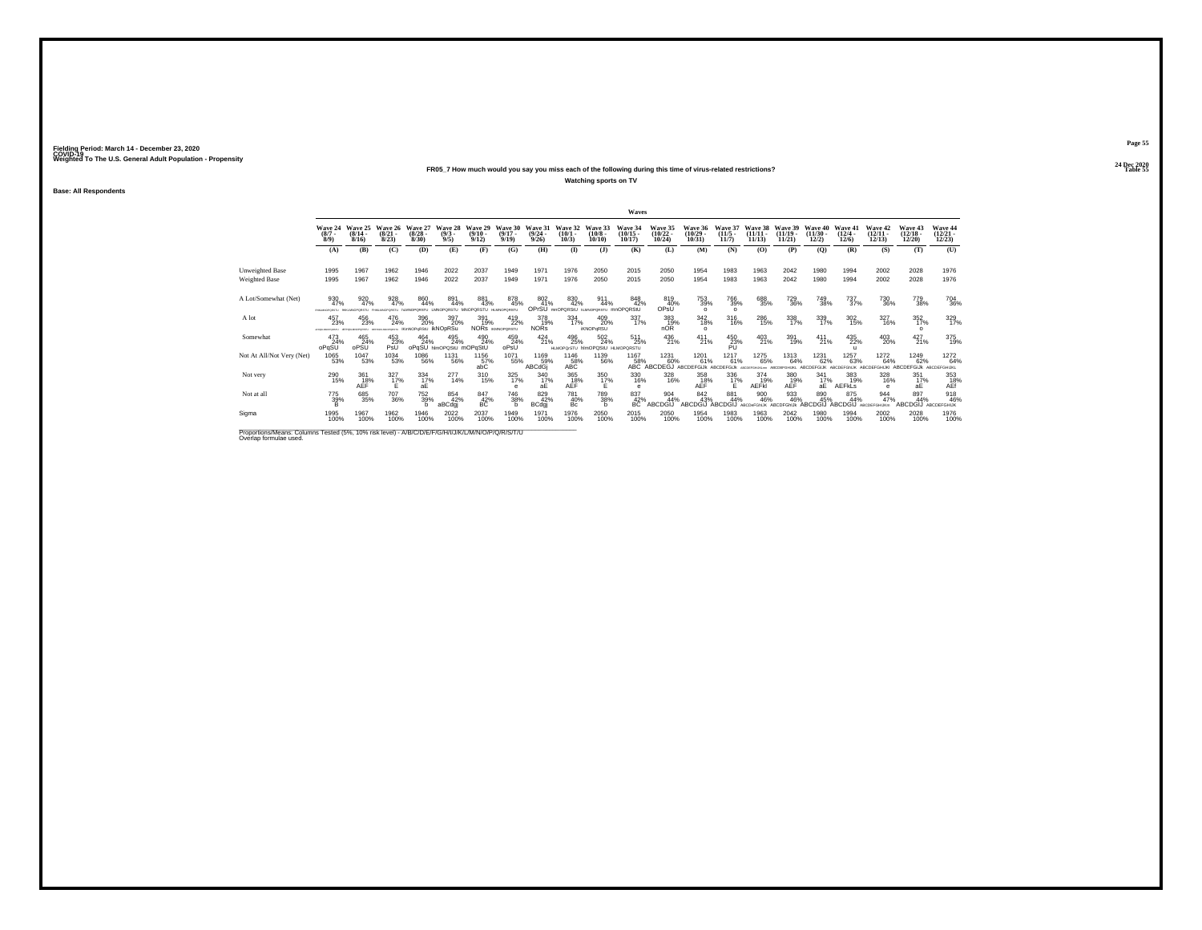Fielding Period: March 14 - December 23, 2020
COVID-19
Weighted To The U.S. General Adult Population - Propensity

24 Dec 2020
Table 55

**FR05_7 How much would you say you miss each of the following during this time of virus-related restrictions?**

**Watching sports on TV**

Base: All Respondents

| | Waves | | | | | | | | | | | | | | | | | | | | |
|---|---|---|---|---|---|---|---|---|---|---|---|---|---|---|---|---|---|---|---|---|---|
| | Wave 24 (8/7 - 8/9) | Wave 25 (8/14 - 8/16) | Wave 26 (8/21 - 8/23) | Wave 27 (8/28 - 8/30) | Wave 28 (9/3 - 9/5) | Wave 29 (9/10 - 9/12) | Wave 30 (9/17 - 9/19) | Wave 31 (9/24 - 9/26) | Wave 32 (10/1 - 10/3) | Wave 33 (10/8 - 10/10) | Wave 34 (10/15 - 10/17) | Wave 35 (10/22 - 10/24) | Wave 36 (10/29 - 10/31) | Wave 37 (11/5 - 11/7) | Wave 38 (11/11 - 11/13) | Wave 39 (11/19 - 11/21) | Wave 40 (11/30 - 12/2) | Wave 41 (12/4 - 12/6) | Wave 42 (12/11 - 12/13) | Wave 43 (12/18 - 12/20) | Wave 44 (12/21 - 12/23) |
| | (A) | (B) | (C) | (D) | (E) | (F) | (G) | (H) | (I) | (J) | (K) | (L) | (M) | (N) | (O) | (P) | (Q) | (R) | (S) | (T) | (U) |
| Unweighted Base | 1995 | 1967 | 1962 | 1946 | 2022 | 2037 | 1949 | 1971 | 1976 | 2050 | 2015 | 2050 | 1954 | 1983 | 1963 | 2042 | 1980 | 1994 | 2002 | 2028 | 1976 |
| Weighted Base | 1995 | 1967 | 1962 | 1946 | 2022 | 2037 | 1949 | 1971 | 1976 | 2050 | 2015 | 2050 | 1954 | 1983 | 1963 | 2042 | 1980 | 1994 | 2002 | 2028 | 1976 |
| A Lot/Somewhat (Net) | 930 47% FHIKLMNOPQRSTU | 920 47% fHKLMNOPQRSTU | 928 47% FHIKLMNOPQRSTU | 860 44% hLMNOPQRSTU | 891 44% LMNOPQRSTU | 881 43% MNOPQRSTU | 878 45% hLMNOPQRSTU | 802 41% OPrSU | 830 42% mnOPQRStU | 911 44% lLMNOPQRSTU | 848 42% mnOPQRStU | 819 40% OPsU | 753 39% o | 766 39% o | 688 35% | 729 36% | 749 38% | 737 37% | 730 36% | 779 38% | 704 36% |
| A lot | 457 23% HIKLMNOPQRSTU | 456 23% IKLMNOPQRSTU | 476 24% hIKLMNOPQRSTU | 396 20% IKNOPqRStU | 397 20% IKNOpRSu | 391 19% NORs | 419 22% IKNOPQRSTU | 378 19% NORs | 334 17% | 409 20% iKNOPqRSU | 337 17% | 383 19% nOR | 342 18% o | 316 16% | 286 15% | 338 17% | 339 17% | 302 15% | 327 16% | 352 17% o | 329 17% |
| Somewhat | 473 24% oPqSU | 465 24% oPSU | 453 23% PsU | 464 24% oPqSU | 495 24% hmOPQSfU | 490 24% mOPqStU | 459 24% oPsU | 424 21% | 496 25% HLMOPQrSTU | 502 24% hlmOPQStU | 511 25% HLMOPQRSTU | 436 21% | 411 21% | 450 23% PU | 403 21% | 391 19% | 411 21% | 435 22% u | 403 20% | 427 21% | 375 19% |
| Not At All/Not Very (Net) | 1065 53% | 1047 53% | 1034 53% | 1086 56% | 1131 56% | 1156 57% abC | 1071 55% | 1169 59% ABCdGj | 1146 58% ABC | 1139 56% | 1167 58% ABC | 1231 60% ABCDEGJ | 1201 61% ABCDEFGIJk | 1217 61% ABCDEFGIJk | 1275 65% ABCDEFGHIJKLmn | 1313 64% ABCDEFGHIJKL | 1231 62% ABCDEFGIJK | 1257 63% ABCDEFGhIJK | 1272 64% ABCDEFGHIJKl | 1249 62% ABCDEFGIJk | 1272 64% ABCDEFGHIJKL |
| Not very | 290 15% | 361 18% AEF | 327 17% E | 334 17% aE | 277 14% | 310 15% | 325 17% e | 340 17% aE | 365 18% AEF | 350 17% E | 330 16% e | 328 16% | 358 18% AEF | 336 17% E | 374 19% AEFkl | 380 19% AEF | 341 17% aE | 383 19% AEFkLs | 328 16% e | 351 17% aE | 353 18% AEf |
| Not at all | 775 39% B | 685 35% | 707 36% | 752 39% b | 854 42% aBCdgj | 847 42% BC | 746 38% b | 829 42% BCdgj | 781 40% Bc | 789 38% b | 837 42% BC | 904 44% ABCDGIJ | 842 43% ABCDGIJ | 881 44% ABCDGIJ | 900 46% ABCDeFGhIJK | 933 46% ABCDEFGhIJK | 890 45% ABCDGIJ | 875 44% ABCDGIJ | 944 47% ABCDEFGHIJKlr | 897 44% ABCDGIJ | 918 46% ABCDEFGHIJK |
| Sigma | 1995 100% | 1967 100% | 1962 100% | 1946 100% | 2022 100% | 2037 100% | 1949 100% | 1971 100% | 1976 100% | 2050 100% | 2015 100% | 2050 100% | 1954 100% | 1983 100% | 1963 100% | 2042 100% | 1980 100% | 1994 100% | 2002 100% | 2028 100% | 1976 100% |

Proportions/Means: Columns Tested (5%, 10% risk level) - A/B/C/D/E/F/G/H/I/J/K/L/M/N/O/P/Q/R/S/T/U
Overlap formulae used.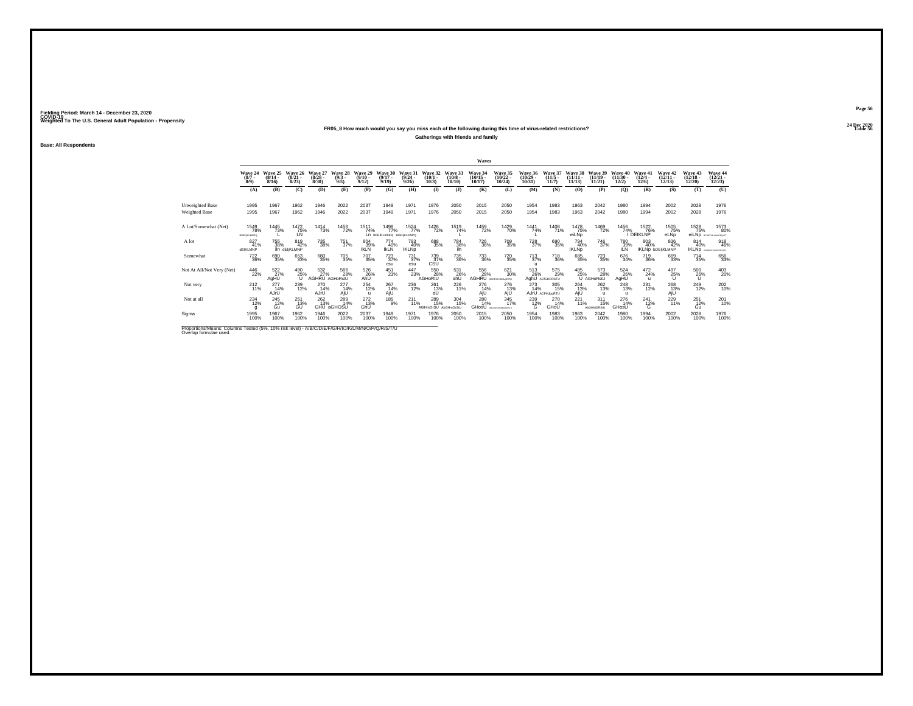Fielding Period: March 14 - December 23, 2020
COVID-19
Weighted To The U.S. General Adult Population - Propensity

24 Dec 2020
Table 56

**FR05_8 How much would you say you miss each of the following during this time of virus-related restrictions?**

**Gatherings with friends and family**

Base: All Respondents

| | Waves | | | | | | | | | | | | | | | | | | | | |
|---|---|---|---|---|---|---|---|---|---|---|---|---|---|---|---|---|---|---|---|---|---|
| | Wave 24 (8/7 - 8/9) | Wave 25 (8/14 - 8/16) | Wave 26 (8/21 - 8/23) | Wave 27 (8/28 - 8/30) | Wave 28 (9/3 - 9/5) | Wave 29 (9/10 - 9/12) | Wave 30 (9/17 - 9/19) | Wave 31 (9/24 - 9/26) | Wave 32 (10/1 - 10/3) | Wave 33 (10/8 - 10/10) | Wave 34 (10/15 - 10/17) | Wave 35 (10/22 - 10/24) | Wave 36 (10/29 - 10/31) | Wave 37 (11/5 - 11/7) | Wave 38 (11/11 - 11/13) | Wave 39 (11/19 - 11/21) | Wave 40 (11/30 - 12/2) | Wave 41 (12/4 - 12/6) | Wave 42 (12/11 - 12/13) | Wave 43 (12/18 - 12/20) | Wave 44 (12/21 - 12/23) |
| | (A) | (B) | (C) | (D) | (E) | (F) | (G) | (H) | (I) | (J) | (K) | (L) | (M) | (N) | (O) | (P) | (Q) | (R) | (S) | (T) | (U) |
| Unweighted Base | 1995 | 1967 | 1962 | 1946 | 2022 | 2037 | 1949 | 1971 | 1976 | 2050 | 2015 | 2050 | 1954 | 1983 | 1963 | 2042 | 1980 | 1994 | 2002 | 2028 | 1976 |
| Weighted Base | 1995 | 1967 | 1962 | 1946 | 2022 | 2037 | 1949 | 1971 | 1976 | 2050 | 2015 | 2050 | 1954 | 1983 | 1963 | 2042 | 1980 | 1994 | 2002 | 2028 | 1976 |
| A Lot/Somewhat (Net) | 1549 78% BDEFIjKLMNPQ | 1445 73% L | 1472 75% LN | 1414 73% | 1456 72% | 1511 74% Ln | 1498 77% bDEIKLmNPq | 1524 77% BDEIjKLMNPQ | 1426 72% | 1519 74% L | 1459 72% | 1429 70% | 1441 74% L | 1408 71% | 1478 75% eiLNp | 1469 72% | 1456 74% l | 1522 76% DEIKLNP | 1505 75% eLNp | 1528 75% eiLNp | 1573 80% BCDEFIJKLMNOPQST |
| A lot | 827 41% dEIKLMNP | 755 38% iln | 819 42% dEIjKLMNP | 735 38% | 751 37% | 804 39% IkLN | 774 40% IkLN | 793 40% IKLNp | 688 35% | 784 38% iln | 726 36% | 709 35% | 729 37% | 690 35% | 794 40% IKLNp | 746 37% | 780 39% ILN | 803 40% IKLNp | 836 42% bDEIjKLMNP | 814 40% IKLNp | 918 46% ABCDEFGHIJKLMNOPQRST |
| Somewhat | 722 36% | 690 35% | 653 33% | 680 35% | 705 35% | 707 35% | 723 37% csu | 731 37% csu | 739 37% CSU | 735 36% | 733 36% | 720 35% | 713 37% u | 718 36% | 685 35% | 723 35% | 676 34% | 719 36% | 669 33% | 714 35% | 656 33% |
| Not At All/Not Very (Net) | 446 22% | 522 27% AgHU | 490 25% U | 532 27% AGHRU | 566 28% AGHoRstU | 526 26% AhU | 451 23% | 447 23% | 550 28% AGHoRtU | 531 26% ahU | 556 28% AGHRU | 621 30% ABCFGHJMOqRSTU | 513 26% AghU | 575 29% ACGHORSTU | 485 25% U | 573 28% AGHoRstU | 524 26% AgHU | 472 24% u | 497 25% U | 500 25% U | 403 20% |
| Not very | 212 11% | 277 14% AJrU | 239 12% | 270 14% AJrU | 277 14% AjU | 254 12% u | 267 14% AjU | 236 12% | 261 13% aU | 226 11% | 276 14% AjU | 276 13% AjU | 273 14% AJrU | 305 15% ACFHJpqRTU | 264 13% AjU | 262 13% u | 248 13% u | 231 12% | 268 13% AjU | 249 12% | 202 10% |
| Not at all | 234 12% g | 245 12% Gu | 251 13% GU | 262 13% GHU | 289 14% aGHOSU | 272 13% GhU | 185 9% | 211 11% | 289 15% AGHmOrSU | 304 15% AbGHmOrSU | 280 14% GHosU | 345 17% ABCDFGHJKMNOQRSTU | 239 12% G | 270 14% GHoU | 221 11% | 311 15% ABGHMORSTU | 276 14% GHosU | 241 12% G | 229 11% | 251 12% Gu | 201 10% |
| Sigma | 1995 100% | 1967 100% | 1962 100% | 1946 100% | 2022 100% | 2037 100% | 1949 100% | 1971 100% | 1976 100% | 2050 100% | 2015 100% | 2050 100% | 1954 100% | 1983 100% | 1963 100% | 2042 100% | 1980 100% | 1994 100% | 2002 100% | 2028 100% | 1976 100% |

Proportions/Means: Columns Tested (5%, 10% risk level) - A/B/C/D/E/F/G/H/I/J/K/L/M/N/O/P/Q/R/S/T/U
Overlap formulae used.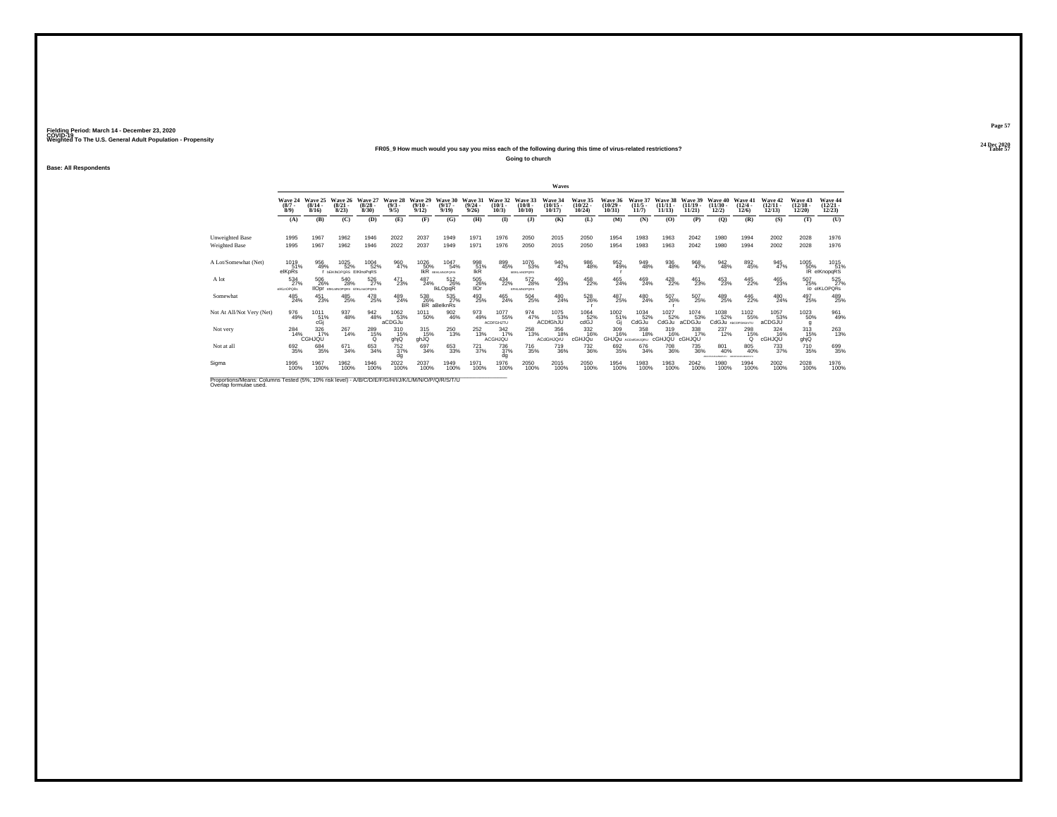Fielding Period: March 14 - December 23, 2020
COVID-19
Weighted To The U.S. General Adult Population - Propensity

24 Dec 2020
Table 57

**FR05_9 How much would you say you miss each of the following during this time of virus-related restrictions?**

**Going to church**

**Base: All Respondents**

| | Waves | | | | | | | | | | | | | | | | | | | | |
|---|---|---|---|---|---|---|---|---|---|---|---|---|---|---|---|---|---|---|---|---|---|
| | Wave 24 (8/7 - 8/9) | Wave 25 (8/14 - 8/16) | Wave 26 (8/21 - 8/23) | Wave 27 (8/28 - 8/30) | Wave 28 (9/3 - 9/5) | Wave 29 (9/10 - 9/12) | Wave 30 (9/17 - 9/19) | Wave 31 (9/24 - 9/26) | Wave 32 (10/1 - 10/3) | Wave 33 (10/8 - 10/10) | Wave 34 (10/15 - 10/17) | Wave 35 (10/22 - 10/24) | Wave 36 (10/29 - 10/31) | Wave 37 (11/5 - 11/7) | Wave 38 (11/11 - 11/13) | Wave 39 (11/19 - 11/21) | Wave 40 (11/30 - 12/2) | Wave 41 (12/4 - 12/6) | Wave 42 (12/11 - 12/13) | Wave 43 (12/18 - 12/20) | Wave 44 (12/21 - 12/23) |
| | (A) | (B) | (C) | (D) | (E) | (F) | (G) | (H) | (I) | (J) | (K) | (L) | (M) | (N) | (O) | (P) | (Q) | (R) | (S) | (T) | (U) |
| Unweighted Base | 1995 | 1967 | 1962 | 1946 | 2022 | 2037 | 1949 | 1971 | 1976 | 2050 | 2015 | 2050 | 1954 | 1983 | 1963 | 2042 | 1980 | 1994 | 2002 | 2028 | 1976 |
| Weighted Base | 1995 | 1967 | 1962 | 1946 | 2022 | 2037 | 1949 | 1971 | 1976 | 2050 | 2015 | 2050 | 1954 | 1983 | 1963 | 2042 | 1980 | 1994 | 2002 | 2028 | 1976 |
| A Lot/Somewhat (Net) | 1019 51% elKpRs | 956 49% r | 1025 52% bEIKlNOPQRS | 1004 52% EIKmoPqRS | 960 47% | 1026 50% IkR | 1047 54% BEIKLMNOPQRS | 998 51% IkR | 899 45% | 1076 53% BEIKLMNOPQRS | 940 47% | 986 48% | 952 49% r | 949 48% | 936 48% | 968 47% | 942 48% | 892 45% | 945 47% | 1005 50% IR | 1015 51% elKnopqRS |
| A lot | 534 27% eIKLnOPQRs | 506 26% IlOpr | 540 28% EIKLMNOPQRS | 526 27% EIKLnOPQRS | 471 23% | 487 24% | 512 26% IkLOpqR | 505 26% IlOr | 434 22% | 572 28% EIKLMNOPQRS | 460 23% | 458 22% | 465 24% | 469 24% | 428 22% | 461 23% | 453 23% | 445 22% | 465 23% | 507 25% io | 525 27% elKLOPQRs |
| Somewhat | 485 24% | 451 23% | 485 25% | 478 25% | 489 24% | 538 26% BR | 535 27% aBelknRs | 493 25% | 465 24% | 504 25% | 480 24% | 528 26% r | 487 25% | 480 24% | 507 26% r | 507 25% | 489 25% | 446 22% | 480 24% | 497 25% | 489 25% |
| Not At All/Not Very (Net) | 976 49% | 1011 51% cGj | 937 48% | 942 48% | 1062 53% aCDGJu | 1011 50% | 902 46% | 973 49% | 1077 55% ACDFGHJTU | 974 47% | 1075 53% ACDfGhJU | 1064 52% cdGJ | 1002 51% Gj | 1034 52% CdGJu | 1027 52% CdGJu | 1074 53% aCDGJu | 1038 52% CdGJu | 1102 55% ABCDFGHJmTU | 1057 53% aCDGJU | 1023 50% g | 961 49% |
| Not very | 284 14% | 326 17% CGHJQU | 267 14% | 289 15% Q | 310 15% ghjQ | 315 15% ghJQ | 250 13% | 252 13% | 342 17% ACGHJQU | 258 13% | 356 18% ACdGHJQtU | 332 16% cGHJQu | 309 16% GHJQu | 358 18% ACDeGHJQtU | 319 16% cGHJQU | 338 17% cGHJQU | 237 12% | 298 15% Q | 324 16% cGHJQU | 313 15% ghjQ | 263 13% |
| Not at all | 692 35% | 684 35% | 671 34% | 653 34% | 752 37% dg | 697 34% | 653 33% | 721 37% | 736 37% dg | 716 35% | 719 36% | 732 36% | 692 35% | 676 34% | 708 36% | 735 36% | 801 40% | 805 40% | 733 37% | 710 35% | 699 35% |
| Sigma | 1995 100% | 1967 100% | 1962 100% | 1946 100% | 2022 100% | 2037 100% | 1949 100% | 1971 100% | 1976 100% | 2050 100% | 2015 100% | 2050 100% | 1954 100% | 1983 100% | 1963 100% | 2042 100% | 1980 100% | 1994 100% | 2002 100% | 2028 100% | 1976 100% |

Proportions/Means: Columns Tested (5%, 10% risk level) - A/B/C/D/E/F/G/H/I/J/K/L/M/N/O/P/Q/R/S/T/U
Overlap formulae used.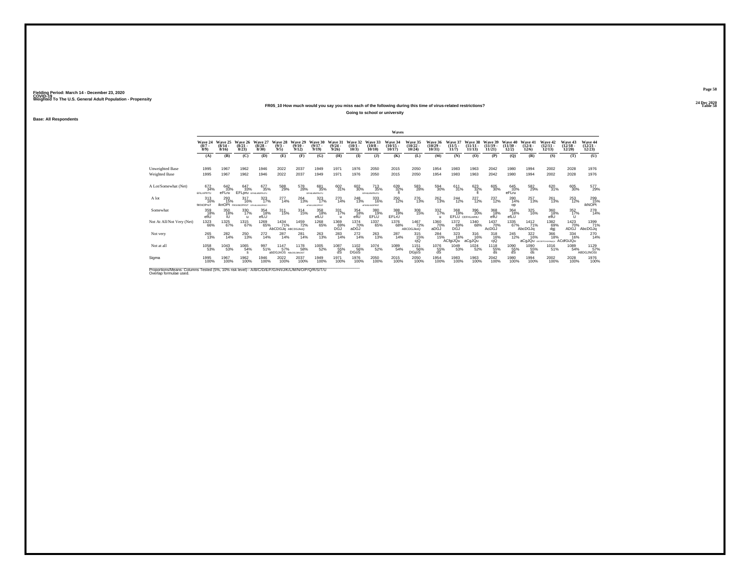Fielding Period: March 14 - December 23, 2020
COVID-19
Weighted To The U.S. General Adult Population - Propensity

24 Dec 2020
Table 58

**FR05_10 How much would you say you miss each of the following during this time of virus-related restrictions?**

**Going to school or university**

**Base: All Respondents**

| | Wave 24 (8/7 - 8/9) | Wave 25 (8/14 - 8/16) | Wave 26 (8/21 - 8/23) | Wave 27 (8/28 - 8/30) | Wave 28 (9/3 - 9/5) | Wave 29 (9/10 - 9/12) | Wave 30 (9/17 - 9/19) | Wave 31 (9/24 - 9/26) | Wave 32 (10/1 - 10/3) | Wave 33 (10/8 - 10/10) | Wave 34 (10/15 - 10/17) | Wave 35 (10/22 - 10/24) | Wave 36 (10/29 - 10/31) | Wave 37 (11/5 - 11/7) | Wave 38 (11/11 - 11/13) | Wave 39 (11/19 - 11/21) | Wave 40 (11/30 - 12/2) | Wave 41 (12/4 - 12/6) | Wave 42 (12/11 - 12/13) | Wave 43 (12/18 - 12/20) | Wave 44 (12/21 - 12/23) |
|---|---|---|---|---|---|---|---|---|---|---|---|---|---|---|---|---|---|---|---|---|---|
| | (A) | (B) | (C) | (D) | (E) | (F) | (G) | (H) | (I) | (J) | (K) | (L) | (M) | (N) | (O) | (P) | (Q) | (R) | (S) | (T) | (U) |
| Unweighted Base | 1995 | 1967 | 1962 | 1946 | 2022 | 2037 | 1949 | 1971 | 1976 | 2050 | 2015 | 2050 | 1954 | 1983 | 1963 | 2042 | 1980 | 1994 | 2002 | 2028 | 1976 |
| Weighted Base | 1995 | 1967 | 1962 | 1946 | 2022 | 2037 | 1949 | 1971 | 1976 | 2050 | 2015 | 2050 | 1954 | 1983 | 1963 | 2042 | 1980 | 1994 | 2002 | 2028 | 1976 |
| A Lot/Somewhat (Net) | 672 34% EFILmPRTU | 642 33% eFLru | 647 33% EFLpru | 677 35% EFHILMNPRsTU | 588 29% | 578 28% | 681 35% EFHILMNPRsTU | 602 31% | 602 30% | 713 35% EFHILMNPRsTU | 639 32% fl | 583 28% | 594 30% | 611 31% | 623 32% fl | 605 30% | 645 33% eFLru | 582 29% | 620 31% | 605 30% | 577 29% |
| A lot | 313 16% flKNOPrsT | 293 15% iknOPt | 317 16% FIKlmNOPRST | 323 17% EFIKlMNOPRST | 277 14% | 264 13% | 323 17% eFIKlMNOPRST | 270 14% | 248 13% | 333 16% eFIKlMNOPRST | 250 12% | 276 13% | 262 13% | 244 12% | 227 12% | 237 12% | 280 14% op | 257 13% | 261 13% | 253 12% | 299 15% ikNOPt |
| Somewhat | 359 18% eflU | 350 18% lU | 330 17% u | 354 18% efLU | 311 15% | 314 15% | 358 18% efLU | 331 17% u | 354 18% eflU | 380 19% EFLU | 388 19% EFLrU | 308 15% | 332 17% u | 368 19% EFLU | 396 20% CEFHLmRtU | 368 18% eflU | 364 18% efLU | 325 16% | 360 18% eflU | 352 17% U | 278 14% |
| Not At All/Not Very (Net) | 1323 66% | 1325 67% | 1315 67% | 1269 65% | 1434 71% AbCDGJq | 1459 72% ABCDGJkoQ | 1268 65% | 1369 69% DGJ | 1374 70% aDGJ | 1337 65% | 1376 68% | 1467 72% ABCDGJkoQ | 1360 70% aDGJ | 1372 69% DGJ | 1340 68% | 1437 70% AcDGJ | 1335 67% | 1412 71% AbcDGJq | 1382 69% dgj | 1423 70% ADGJ | 1399 71% AbcDGJq |
| Not very | 265 13% | 282 14% | 250 13% | 272 14% | 287 14% | 281 14% | 263 13% | 283 14% | 272 14% | 263 13% | 287 14% | 315 15% cjQ | 284 15% | 323 16% ACfgiJQu | 316 16% aCgJQu | 318 16% cjQ | 245 12% | 322 16% aCgJQu | 366 18% ABCDEFGHIJKMpQU | 334 16% ACdfGiJQu | 270 14% |
| Not at all | 1058 53% | 1043 53% | 1065 54% s | 997 51% | 1147 57% abDGJnOS | 1178 58% ABCDGJkNOST | 1005 52% | 1087 55% dS | 1102 56% DGoS | 1074 52% | 1089 54% | 1151 56% DGjoS | 1076 55% dS | 1049 53% | 1024 52% | 1118 55% ds | 1090 55% dS | 1090 55% ds | 1016 51% | 1089 54% | 1129 57% ABDGJNOSt |
| Sigma | 1995 100% | 1967 100% | 1962 100% | 1946 100% | 2022 100% | 2037 100% | 1949 100% | 1971 100% | 1976 100% | 2050 100% | 2015 100% | 2050 100% | 1954 100% | 1983 100% | 1963 100% | 2042 100% | 1980 100% | 1994 100% | 2002 100% | 2028 100% | 1976 100% |

Proportions/Means: Columns Tested (5%, 10% risk level) - A/B/C/D/E/F/G/H/I/J/K/L/M/N/O/P/Q/R/S/T/U
Overlap formulae used.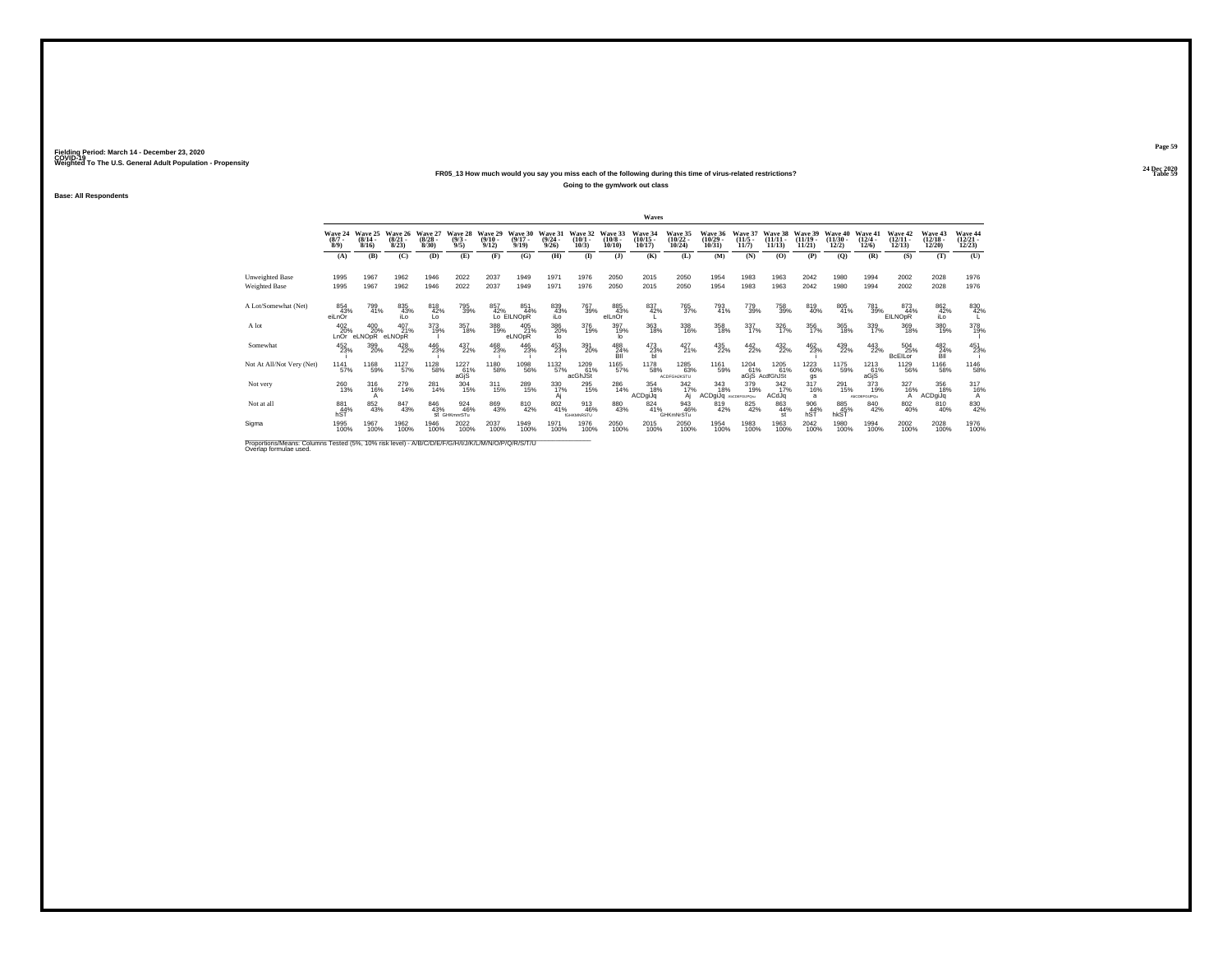Fielding Period: March 14 - December 23, 2020
COVID-19
Weighted To The U.S. General Adult Population - Propensity

24 Dec 2020
Table 59

### FR05_13 How much would you say you miss each of the following during this time of virus-related restrictions?

**Going to the gym/work out class**

**Base: All Respondents**

| | Waves | | | | | | | | | | | | | | | | | | | | |
|---|---|---|---|---|---|---|---|---|---|---|---|---|---|---|---|---|---|---|---|---|---|
| | Wave 24 (8/7 - 8/9) | Wave 25 (8/14 - 8/16) | Wave 26 (8/21 - 8/23) | Wave 27 (8/28 - 8/30) | Wave 28 (9/3 - 9/5) | Wave 29 (9/10 - 9/12) | Wave 30 (9/17 - 9/19) | Wave 31 (9/24 - 9/26) | Wave 32 (10/1 - 10/3) | Wave 33 (10/8 - 10/10) | Wave 34 (10/15 - 10/17) | Wave 35 (10/22 - 10/24) | Wave 36 (10/29 - 10/31) | Wave 37 (11/5 - 11/7) | Wave 38 (11/11 - 11/13) | Wave 39 (11/19 - 11/21) | Wave 40 (11/30 - 12/2) | Wave 41 (12/4 - 12/6) | Wave 42 (12/11 - 12/13) | Wave 43 (12/18 - 12/20) | Wave 44 (12/21 - 12/23) |
| | (A) | (B) | (C) | (D) | (E) | (F) | (G) | (H) | (I) | (J) | (K) | (L) | (M) | (N) | (O) | (P) | (Q) | (R) | (S) | (T) | (U) |
| Unweighted Base | 1995 | 1967 | 1962 | 1946 | 2022 | 2037 | 1949 | 1971 | 1976 | 2050 | 2015 | 2050 | 1954 | 1983 | 1963 | 2042 | 1980 | 1994 | 2002 | 2028 | 1976 |
| Weighted Base | 1995 | 1967 | 1962 | 1946 | 2022 | 2037 | 1949 | 1971 | 1976 | 2050 | 2015 | 2050 | 1954 | 1983 | 1963 | 2042 | 1980 | 1994 | 2002 | 2028 | 1976 |
| A Lot/Somewhat (Net) | 854 43% eiLnOr | 799 41% | 835 43% iLo | 818 42% Lo | 795 39% | 857 42% Lo | 851 44% EILNOpR | 839 43% iLo | 767 39% | 885 43% eILnOr | 837 42% L | 765 37% | 793 41% | 779 39% | 758 39% | 819 40% | 805 41% | 781 39% | 873 44% EILNOpR | 862 42% iLo | 830 42% L |
| A lot | 402 20% LnOr | 400 20% eLNOpR | 407 21% eLNOpR | 373 19% l | 357 18% | 388 19% | 405 21% eLNOpR | 386 20% lo | 376 19% | 397 19% lo | 363 18% | 338 16% | 358 18% | 337 17% | 326 17% | 356 17% | 365 18% | 339 17% | 369 18% | 380 19% | 378 19% l |
| Somewhat | 452 23% i | 399 20% | 428 22% | 446 23% i | 437 22% | 468 23% i | 446 23% i | 453 23% i | 391 20% | 488 24% BIl | 473 23% bi | 427 21% | 435 22% | 442 22% | 432 22% | 462 23% i | 439 22% | 443 22% | 504 25% BcEILor | 482 24% BIl | 451 23% i |
| Not At All/Not Very (Net) | 1141 57% | 1168 59% | 1127 57% | 1128 58% | 1227 61% aGjS | 1180 58% | 1098 56% | 1132 57% | 1209 61% acGhJSt | 1165 57% | 1178 58% | 1285 63% ACDFGHJKSTU | 1161 59% | 1204 61% aGjS | 1205 61% AcdfGhJSt | 1223 60% gs | 1175 59% | 1213 61% aGjS | 1129 56% | 1166 58% | 1146 58% |
| Not very | 260 13% | 316 16% A | 279 14% | 281 14% | 304 15% | 311 15% | 289 15% | 330 17% Aj | 295 15% | 286 14% | 354 18% ACDgiJq | 342 17% Aj | 343 18% ACDgiJq | 379 19% ABCDEFGIJPQu | 342 17% ACdJq | 317 16% a | 291 15% | 373 19% ABCDEFGIJPQu | 327 16% A | 356 18% ACDgiJq | 317 16% A |
| Not at all | 881 44% hST | 852 43% | 847 43% | 846 43% st | 924 46% GHKmnSTu | 869 43% | 810 42% | 802 41% | 913 46% fGHKMNRSTU | 880 43% | 824 41% | 943 46% GHKmNrSTu | 819 42% | 825 42% | 863 44% st | 906 44% hST | 885 45% hkST | 840 42% | 802 40% | 810 40% | 830 42% |
| Sigma | 1995 100% | 1967 100% | 1962 100% | 1946 100% | 2022 100% | 2037 100% | 1949 100% | 1971 100% | 1976 100% | 2050 100% | 2015 100% | 2050 100% | 1954 100% | 1983 100% | 1963 100% | 2042 100% | 1980 100% | 1994 100% | 2002 100% | 2028 100% | 1976 100% |

Proportions/Means: Columns Tested (5%, 10% risk level) - A/B/C/D/E/F/G/H/I/J/K/L/M/N/O/P/Q/R/S/T/U
Overlap formulae used.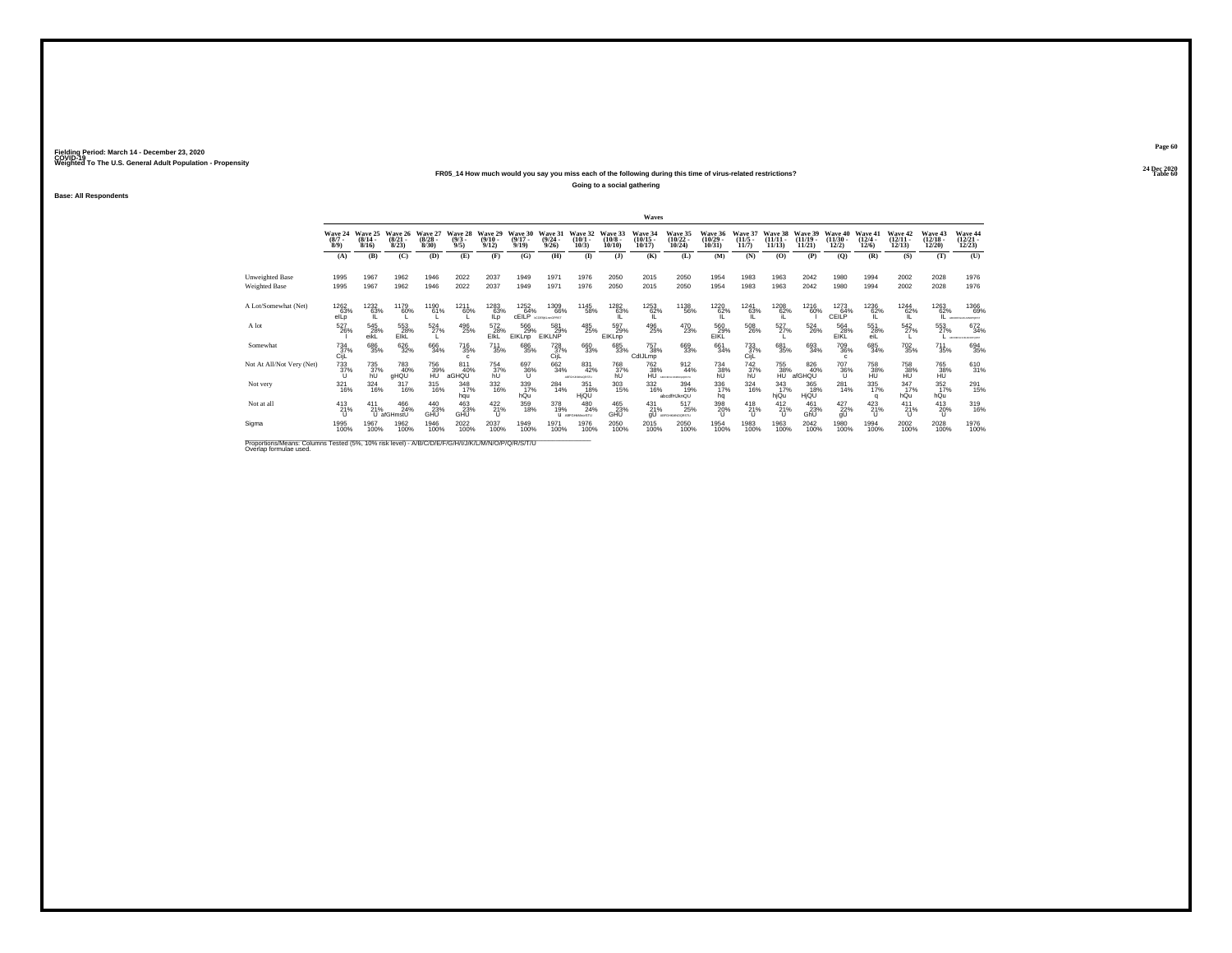Fielding Period: March 14 - December 23, 2020
COVID-19
Weighted To The U.S. General Adult Population - Propensity

24 Dec 2020
Table 60

**FR05_14 How much would you say you miss each of the following during this time of virus-related restrictions?**

**Going to a social gathering**

**Base: All Respondents**

| | Wave 24 (8/7 - 8/9) | Wave 25 (8/14 - 8/16) | Wave 26 (8/21 - 8/23) | Wave 27 (8/28 - 8/30) | Wave 28 (9/3 - 9/5) | Wave 29 (9/10 - 9/12) | Wave 30 (9/17 - 9/19) | Wave 31 (9/24 - 9/26) | Wave 32 (10/1 - 10/3) | Wave 33 (10/8 - 10/10) | Wave 34 (10/15 - 10/17) | Wave 35 (10/22 - 10/24) | Wave 36 (10/29 - 10/31) | Wave 37 (11/5 - 11/7) | Wave 38 (11/11 - 11/13) | Wave 39 (11/19 - 11/21) | Wave 40 (11/30 - 12/2) | Wave 41 (12/4 - 12/6) | Wave 42 (12/11 - 12/13) | Wave 43 (12/18 - 12/20) | Wave 44 (12/21 - 12/23) |
|---|---|---|---|---|---|---|---|---|---|---|---|---|---|---|---|---|---|---|---|---|---|
| | (A) | (B) | (C) | (D) | (E) | (F) | (G) | (H) | (I) | (J) | (K) | (L) | (M) | (N) | (O) | (P) | (Q) | (R) | (S) | (T) | (U) |
| Unweighted Base | 1995 | 1967 | 1962 | 1946 | 2022 | 2037 | 1949 | 1971 | 1976 | 2050 | 2015 | 2050 | 1954 | 1983 | 1963 | 2042 | 1980 | 1994 | 2002 | 2028 | 1976 |
| Weighted Base | 1995 | 1967 | 1962 | 1946 | 2022 | 2037 | 1949 | 1971 | 1976 | 2050 | 2015 | 2050 | 1954 | 1983 | 1963 | 2042 | 1980 | 1994 | 2002 | 2028 | 1976 |
| A Lot/Somewhat (Net) | 1262 63% elLp | 1232 63% IL | 1179 60% L | 1190 61% L | 1211 60% L | 1283 63% ILp | 1252 64% cEILP | 1309 66% aCDEfIjkLmnOPrST | 1145 58% | 1282 63% IL | 1253 62% IL | 1138 56% | 1220 62% IL | 1241 63% IL | 1208 62% iL | 1216 60% l | 1273 64% CEILP | 1236 62% IL | 1244 62% IL | 1263 62% IL | 1366 69% ABCDEFGhIJKLMNOPQRST |
| A lot | 527 26% l | 545 28% eikL | 553 28% EIkL | 524 27% L | 496 25% | 572 28% EIkL | 566 29% EIKLnp | 581 29% EIKLNP | 485 25% | 597 29% EIKLnp | 496 25% | 470 23% | 560 29% EIKL | 508 26% | 527 27% L | 524 26% | 564 28% EIKL | 551 28% eiL | 542 27% L | 553 27% L | 672 34% ABCDEFGHIJKLMNOPQRST |
| Somewhat | 734 37% CijL | 686 35% | 626 32% | 666 34% | 716 35% c | 711 35% | 686 35% | 728 37% CijL | 660 33% | 685 33% | 757 38% CdIJLmp | 669 33% | 661 34% | 733 37% CijL | 681 35% | 693 34% | 709 36% c | 685 34% | 702 35% | 711 35% | 694 35% |
| Not At All/Not Very (Net) | 733 37% U | 735 37% hU | 783 40% gHQU | 756 39% HU | 811 40% aGHQU | 754 37% hU | 697 36% U | 662 34% | 831 42% ABFGHJKMNOQRSTU | 768 37% hU | 762 38% HU | 912 44% ABCDEFGHJKMNOPQRSTU | 734 38% hU | 742 37% hU | 755 38% HU | 826 40% afGHQU | 707 36% U | 758 38% HU | 758 38% HU | 765 38% HU | 610 31% |
| Not very | 321 16% | 324 16% | 317 16% | 315 16% | 348 17% hqu | 332 16% | 339 17% hQu | 284 14% | 351 18% HjQU | 303 15% | 332 16% | 394 19% abcdfHJkmQU | 336 17% hq | 324 16% | 343 17% hjQu | 365 18% HjQU | 281 14% | 335 17% q | 347 17% hQu | 352 17% hQu | 291 15% |
| Not at all | 413 21% U | 411 21% U | 466 24% afGHmstU | 440 23% GHU | 463 23% GHU | 422 21% U | 359 18% | 378 19% u | 480 24% ABFGHMNoQRSTU | 465 23% GHU | 431 21% gU | 517 25% ABFGHIKMNOQRSTU | 398 20% U | 418 21% U | 412 21% U | 461 23% GhU | 427 22% gU | 423 21% U | 411 21% U | 413 20% U | 319 16% |
| Sigma | 1995 100% | 1967 100% | 1962 100% | 1946 100% | 2022 100% | 2037 100% | 1949 100% | 1971 100% | 1976 100% | 2050 100% | 2015 100% | 2050 100% | 1954 100% | 1983 100% | 1963 100% | 2042 100% | 1980 100% | 1994 100% | 2002 100% | 2028 100% | 1976 100% |

Proportions/Means: Columns Tested (5%, 10% risk level) - A/B/C/D/E/F/G/H/I/J/K/L/M/N/O/P/Q/R/S/T/U
Overlap formulae used.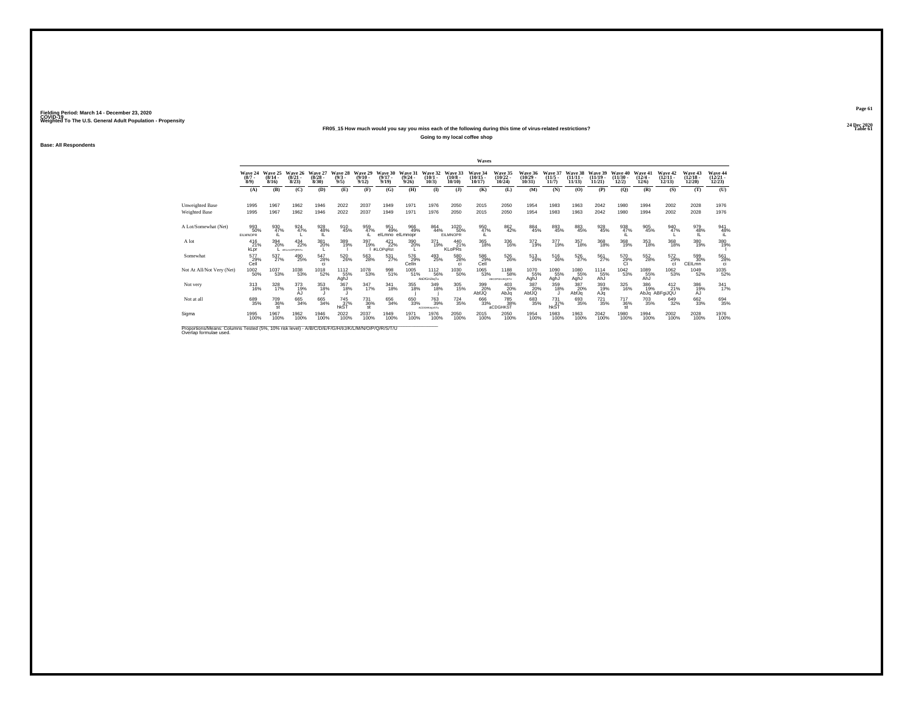Fielding Period: March 14 - December 23, 2020
COVID-19
Weighted To The U.S. General Adult Population - Propensity

24 Dec 2020
Table 61

**FR05_15 How much would you say you miss each of the following during this time of virus-related restrictions?**

**Going to my local coffee shop**

Base: All Respondents

| | Wave 24 (8/7 - 8/9) | Wave 25 (8/14 - 8/16) | Wave 26 (8/21 - 8/23) | Wave 27 (8/28 - 8/30) | Wave 28 (9/3 - 9/5) | Wave 29 (9/10 - 9/12) | Wave 30 (9/17 - 9/19) | Wave 31 (9/24 - 9/26) | Wave 32 (10/1 - 10/3) | Wave 33 (10/8 - 10/10) | Wave 34 (10/15 - 10/17) | Wave 35 (10/22 - 10/24) | Wave 36 (10/29 - 10/31) | Wave 37 (11/5 - 11/7) | Wave 38 (11/11 - 11/13) | Wave 39 (11/19 - 11/21) | Wave 40 (11/30 - 12/2) | Wave 41 (12/4 - 12/6) | Wave 42 (12/11 - 12/13) | Wave 43 (12/18 - 12/20) | Wave 44 (12/21 - 12/23) |
|---|---|---|---|---|---|---|---|---|---|---|---|---|---|---|---|---|---|---|---|---|---|
| | (A) | (B) | (C) | (D) | (E) | (F) | (G) | (H) | (I) | (J) | (K) | (L) | (M) | (N) | (O) | (P) | (Q) | (R) | (S) | (T) | (U) |
| Unweighted Base | 1995 | 1967 | 1962 | 1946 | 2022 | 2037 | 1949 | 1971 | 1976 | 2050 | 2015 | 2050 | 1954 | 1983 | 1963 | 2042 | 1980 | 1994 | 2002 | 2028 | 1976 |
| Weighted Base | 1995 | 1967 | 1962 | 1946 | 2022 | 2037 | 1949 | 1971 | 1976 | 2050 | 2015 | 2050 | 1954 | 1983 | 1963 | 2042 | 1980 | 1994 | 2002 | 2028 | 1976 |
| A Lot/Somewhat (Net) | 993 50% EILMNOPR | 930 47% iL | 924 47% L | 928 48% IL | 910 45% | 959 47% iL | 951 49% eILmno | 966 49% eILmnopr | 864 44% | 1020 50% EILMNOPR | 950 47% iL | 862 42% | 884 45% | 893 45% | 883 45% | 928 45% | 938 47% iL | 905 45% | 940 47% L | 979 48% IL | 941 48% iL |
| A lot | 416 21% kLpr | 394 20% L | 434 22% eKLmnOPQRSTu | 381 20% L | 389 19% l | 397 19% l | 421 22% iKLOPqRst | 390 20% L | 371 19% | 440 21% KLoPRs | 365 18% | 336 16% | 372 19% | 377 19% | 357 18% | 368 18% | 368 19% | 353 18% | 368 18% | 380 19% | 380 19% l |
| Somewhat | 577 29% Ceil | 537 27% | 490 25% | 547 28% ci | 520 26% | 563 28% | 531 27% | 576 29% Ceiln | 493 25% | 580 28% ci | 586 29% Ceil | 526 26% | 513 26% | 516 26% | 526 27% | 561 27% | 570 29% Cl | 552 28% | 572 29% cl | 599 30% CEILmn | 561 28% ci |
| Not At All/Not Very (Net) | 1002 50% | 1037 53% | 1038 53% | 1018 52% | 1112 55% AghJ | 1078 53% | 998 51% | 1005 51% | 1112 56% AbDfGHJkqTu | 1030 50% | 1065 53% | 1188 58% ABCDFGHJKQRTU | 1070 55% AghJ | 1090 55% AghJ | 1080 55% AghJ | 1114 55% AhJ | 1042 53% | 1089 55% AhJ | 1062 53% | 1049 52% | 1035 52% |
| Not very | 313 16% | 328 17% | 373 19% AJ | 353 18% J | 367 18% J | 347 17% | 341 18% | 355 18% j | 349 18% j | 305 15% | 399 20% AbfJQ | 403 20% AbJq | 387 20% AbfJQ | 359 18% J | 387 20% AbfJq | 393 19% AJq | 325 16% | 386 19% AbJq | 412 21% ABFgIJQU | 386 19% AJ | 341 17% |
| Not at all | 689 35% | 709 36% st | 665 34% | 665 34% | 745 37% hkST | 731 36% st | 656 34% | 650 33% | 763 39% aCDGHkqrSTu | 724 35% | 666 33% | 785 38% aCDGHKST | 683 35% | 731 37% hkST | 693 35% | 721 35% | 717 36% st | 703 35% | 649 32% | 662 33% | 694 35% |
| Sigma | 1995 100% | 1967 100% | 1962 100% | 1946 100% | 2022 100% | 2037 100% | 1949 100% | 1971 100% | 1976 100% | 2050 100% | 2015 100% | 2050 100% | 1954 100% | 1983 100% | 1963 100% | 2042 100% | 1980 100% | 1994 100% | 2002 100% | 2028 100% | 1976 100% |

Proportions/Means: Columns Tested (5%, 10% risk level) - A/B/C/D/E/F/G/H/I/J/K/L/M/N/O/P/Q/R/S/T/U
Overlap formulae used.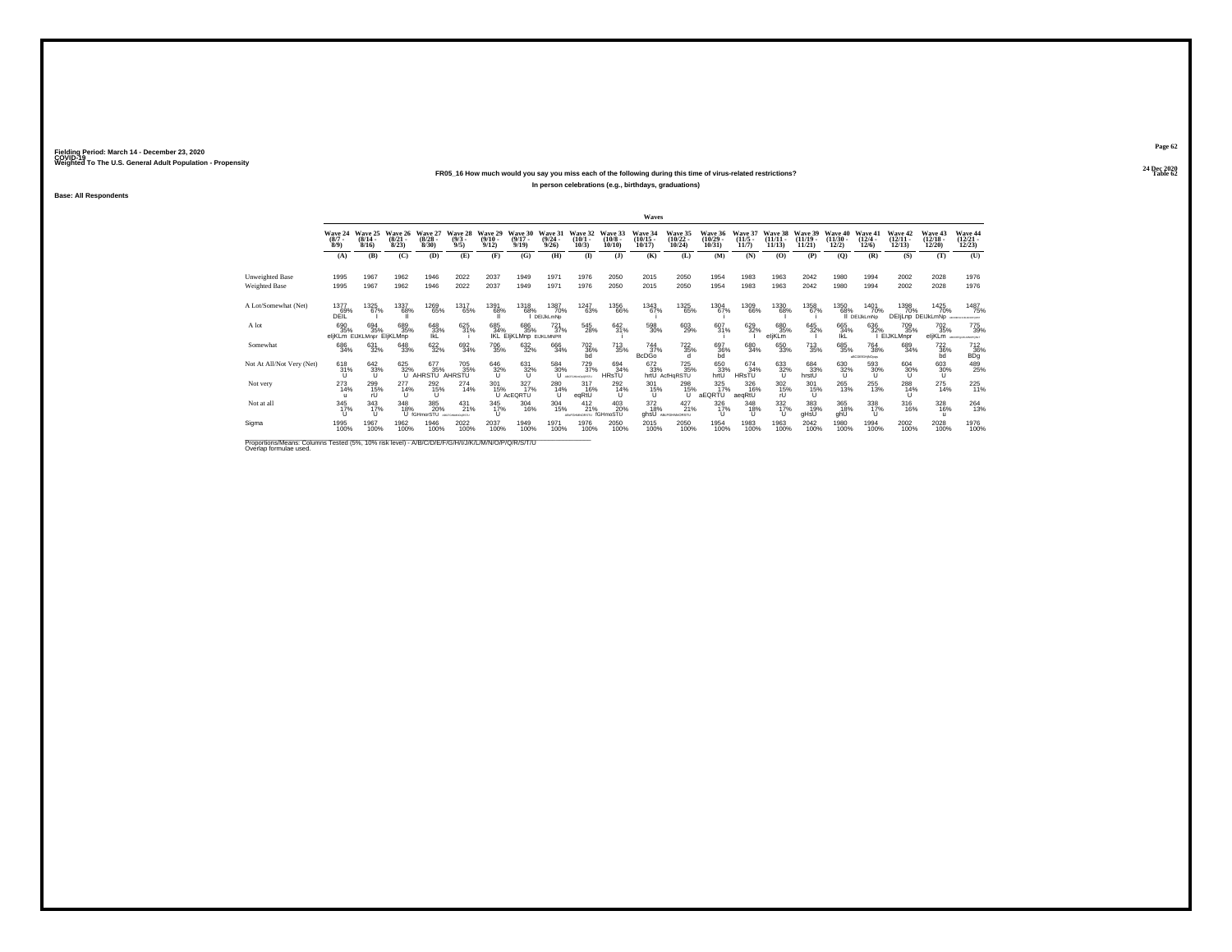Fielding Period: March 14 - December 23, 2020
COVID-19
Weighted To The U.S. General Adult Population - Propensity

24 Dec 2020
Table 62

### FR05_16 How much would you say you miss each of the following during this time of virus-related restrictions?

In person celebrations (e.g., birthdays, graduations)

**Base: All Respondents**

| | Waves | | | | | | | | | | | | | | | | | | | | |
|---|---|---|---|---|---|---|---|---|---|---|---|---|---|---|---|---|---|---|---|---|---|
| | Wave 24 (8/7 - 8/9) | Wave 25 (8/14 - 8/16) | Wave 26 (8/21 - 8/23) | Wave 27 (8/28 - 8/30) | Wave 28 (9/3 - 9/5) | Wave 29 (9/10 - 9/12) | Wave 30 (9/17 - 9/19) | Wave 31 (9/24 - 9/26) | Wave 32 (10/1 - 10/3) | Wave 33 (10/8 - 10/10) | Wave 34 (10/15 - 10/17) | Wave 35 (10/22 - 10/24) | Wave 36 (10/29 - 10/31) | Wave 37 (11/5 - 11/7) | Wave 38 (11/11 - 11/13) | Wave 39 (11/19 - 11/21) | Wave 40 (11/30 - 12/2) | Wave 41 (12/4 - 12/6) | Wave 42 (12/11 - 12/13) | Wave 43 (12/18 - 12/20) | Wave 44 (12/21 - 12/23) |
| | (A) | (B) | (C) | (D) | (E) | (F) | (G) | (H) | (I) | (J) | (K) | (L) | (M) | (N) | (O) | (P) | (Q) | (R) | (S) | (T) | (U) |
| Unweighted Base | 1995 | 1967 | 1962 | 1946 | 2022 | 2037 | 1949 | 1971 | 1976 | 2050 | 2015 | 2050 | 1954 | 1983 | 1963 | 2042 | 1980 | 1994 | 2002 | 2028 | 1976 |
| Weighted Base | 1995 | 1967 | 1962 | 1946 | 2022 | 2037 | 1949 | 1971 | 1976 | 2050 | 2015 | 2050 | 1954 | 1983 | 1963 | 2042 | 1980 | 1994 | 2002 | 2028 | 1976 |
| A Lot/Somewhat (Net) | 1377 69% DEIL | 1325 67% I | 1337 68% Il | 1269 65% | 1317 65% | 1391 68% Il | 1318 68% I | 1387 70% DEIJkLmNp | 1247 63% | 1356 66% | 1343 67% i | 1325 65% | 1304 67% i | 1309 66% | 1330 68% I | 1358 67% i | 1350 68% Il | 1401 70% DEIJkLmNp | 1398 70% DEIjLnp | 1425 70% DEIJkLmNp | 1487 75% ABCDEFGHIJKLMNOPQRST |
| A lot | 690 35% eIjKLm | 694 35% EIJKLMnpr | 689 35% EIjKLMnp | 648 33% IkL | 625 31% i | 685 34% IKL | 686 35% EIjKLMnp | 721 37% EIJKLMNPR | 545 28% | 642 31% i | 598 30% | 603 29% | 607 31% I | 629 32% I | 680 35% eIjKLm | 645 32% I | 665 34% IkL | 636 32% I | 709 35% EIJKLMnpr | 702 35% eIjKLm | 775 39% ABCDEFGHIJKLMNOPQRST |
| Somewhat | 686 34% | 631 32% | 648 33% | 622 32% | 692 34% | 706 35% | 632 32% | 666 34% | 702 36% bd | 713 35% | 744 37% BcDGo | 722 35% d | 697 36% bd | 680 34% | 650 33% | 713 35% | 685 35% | 764 38% aBCDEfGHjNOps | 689 34% | 722 36% bd | 712 36% BDg |
| Not At All/Not Very (Net) | 618 31% U | 642 33% U | 625 32% U | 677 35% AHRSTU | 705 35% AHRSTU | 646 32% U | 631 32% U | 584 30% U | 729 37% ABCFGHNOQRSTU | 694 34% HRsTU | 672 33% hrtU | 725 35% AcHqRSTU | 650 33% hrtU | 674 34% HRsTU | 633 32% U | 684 33% hrstU | 630 32% U | 593 30% U | 604 30% U | 603 30% U | 489 25% |
| Not very | 273 14% u | 299 15% rU | 277 14% U | 292 15% U | 274 14% | 301 15% U | 327 17% AcEQRTU | 280 14% U | 317 16% eqRtU | 292 14% U | 301 15% U | 298 15% U | 325 17% aEQRTU | 326 16% aeqRtU | 302 15% rU | 301 15% U | 265 13% | 255 13% | 288 14% U | 275 14% | 225 11% |
| Not at all | 345 17% U | 343 17% U | 348 18% U | 385 20% fGHmorSTU | 431 21% ABcFGHMNOpQRSTU | 345 17% U | 304 16% | 304 15% | 412 21% aBcFGHMNOpRSTU | 403 20% fGHmoSTU | 372 18% ghsU | 427 21% aBcFGHMNORSTU | 326 17% U | 348 18% U | 332 17% U | 383 19% gHsU | 365 18% ghU | 338 17% U | 316 16% | 328 16% u | 264 13% |
| Sigma | 1995 100% | 1967 100% | 1962 100% | 1946 100% | 2022 100% | 2037 100% | 1949 100% | 1971 100% | 1976 100% | 2050 100% | 2015 100% | 2050 100% | 1954 100% | 1983 100% | 1963 100% | 2042 100% | 1980 100% | 1994 100% | 2002 100% | 2028 100% | 1976 100% |

Proportions/Means: Columns Tested (5%, 10% risk level) - A/B/C/D/E/F/G/H/I/J/K/L/M/N/O/P/Q/R/S/T/U
Overlap formulae used.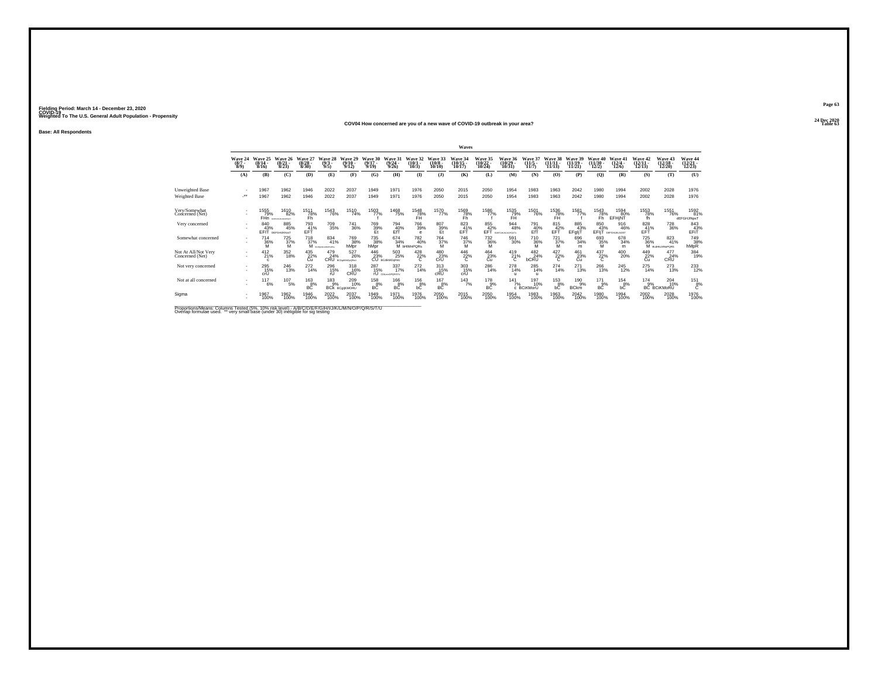Fielding Period: March 14 - December 23, 2020
COVID-19
Weighted To The U.S. General Adult Population - Propensity

24 Dec 2020
Table 63

COV04 How concerned are you of a new wave of COVID-19 outbreak in your area?

Base: All Respondents

| | Waves | | | | | | | | | | | | | | | | | | | | |
|---|---|---|---|---|---|---|---|---|---|---|---|---|---|---|---|---|---|---|---|---|---|
| | Wave 24 (8/7 - 8/9) | Wave 25 (8/14 - 8/16) | Wave 26 (8/21 - 8/23) | Wave 27 (8/28 - 8/30) | Wave 28 (9/3 - 9/5) | Wave 29 (9/10 - 9/12) | Wave 30 (9/17 - 9/19) | Wave 31 (9/24 - 9/26) | Wave 32 (10/1 - 10/3) | Wave 33 (10/8 - 10/10) | Wave 34 (10/15 - 10/17) | Wave 35 (10/22 - 10/24) | Wave 36 (10/29 - 10/31) | Wave 37 (11/5 - 11/7) | Wave 38 (11/11 - 11/13) | Wave 39 (11/19 - 11/21) | Wave 40 (11/30 - 12/2) | Wave 41 (12/4 - 12/6) | Wave 42 (12/11 - 12/13) | Wave 43 (12/18 - 12/20) | Wave 44 (12/21 - 12/23) |
| | (A) | (B) | (C) | (D) | (E) | (F) | (G) | (H) | (I) | (J) | (K) | (L) | (M) | (N) | (O) | (P) | (Q) | (R) | (S) | (T) | (U) |
| Unweighted Base | - | 1967 | 1962 | 1946 | 2022 | 2037 | 1949 | 1971 | 1976 | 2050 | 2015 | 2050 | 1954 | 1983 | 1963 | 2042 | 1980 | 1994 | 2002 | 2028 | 1976 |
| Weighted Base | -** | 1967 | 1962 | 1946 | 2022 | 2037 | 1949 | 1971 | 1976 | 2050 | 2015 | 2050 | 1954 | 1983 | 1963 | 2042 | 1980 | 1994 | 2002 | 2028 | 1976 |
| Very/Somewhat Concerned (Net) | - | 1555 | 1610 | 1511 | 1543 | 1510 | 1503 | 1468 | 1548 | 1570 | 1569 | 1586 | 1535 | 1501 | 1536 | 1581 | 1543 | 1594 | 1553 | 1551 | 1592 |
| | - | 79% | 82% | 78% | 76% | 74% | 77% | 75% | 78% | 77% | 78% | 77% | 79% | 76% | 78% | 77% | 78% | 80% | 78% | 76% | 81% |
| | | FHn | | Fh | | | f | | FH | | Fh | f | FH | | FH | f | Fh | EFHjNT | fh | | dEFGHJlNpsT |
| Very concerned | - | 840 | 885 | 793 | 709 | 741 | 769 | 794 | 766 | 807 | 823 | 855 | 944 | 791 | 815 | 885 | 850 | 916 | 828 | 728 | 843 |
| | - | 43% | 45% | 41% | 35% | 36% | 39% | 40% | 39% | 39% | 41% | 42% | 48% | 40% | 42% | 43% | 43% | 46% | 41% | 36% | 43% |
| | | EFIT | | EFT | | | Et | EfT | e | Et | EFT | EFT | | EfT | EFT | EFgIjT | EFIjT | | EFT | | EFiT |
| Somewhat concerned | - | 714 | 725 | 718 | 834 | 769 | 735 | 674 | 782 | 764 | 746 | 732 | 591 | 710 | 721 | 696 | 693 | 678 | 725 | 823 | 749 |
| | - | 36% | 37% | 37% | 41% | 38% | 38% | 34% | 40% | 37% | 37% | 36% | 30% | 36% | 37% | 34% | 35% | 34% | 36% | 41% | 38% |
| | | M | M | M | | hMpr | hMpr | M | bHlMnPQRs | M | M | M | | M | M | m | M | m | M | | hMpR |
| Not At All/Not Very Concerned (Net) | - | 412 | 352 | 435 | 479 | 527 | 446 | 503 | 428 | 480 | 446 | 464 | 419 | 482 | 427 | 461 | 437 | 400 | 449 | 477 | 384 |
| | - | 21% | 18% | 22% | 24% | 26% | 23% | 25% | 22% | 23% | 22% | 23% | 21% | 24% | 22% | 23% | 22% | 20% | 22% | 24% | 19% |
| | | c | | Cu | CRU | | CU | | C | CrU | C | Cu | C | bCRU | C | Cu | C | | Cu | CRU | |
| Not very concerned | - | 295 | 246 | 272 | 296 | 318 | 287 | 337 | 272 | 313 | 303 | 286 | 278 | 285 | 274 | 271 | 266 | 245 | 275 | 273 | 233 |
| | - | 15% | 13% | 14% | 15% | 16% | 15% | 17% | 14% | 15% | 15% | 14% | 14% | 14% | 14% | 13% | 13% | 12% | 14% | 13% | 12% |
| | | crU | | | rU | CRU | rU | | | cRU | crU | | u | u | | | | | | | |
| Not at all concerned | - | 117 | 107 | 163 | 183 | 209 | 158 | 166 | 156 | 167 | 143 | 178 | 141 | 197 | 153 | 190 | 171 | 154 | 174 | 204 | 151 |
| | - | 6% | 5% | 8% | 9% | 10% | 8% | 8% | 8% | 8% | 7% | 9% | 7% | 10% | 8% | 9% | 9% | 8% | 9% | 10% | 8% |
| | | | | BC | BCk | BCgIjKMORU | BC | BC | bC | BC | | BC | c | BCIKMoRU | bC | BCkm | BC | bC | BC | BCIKMoRU | C |
| Sigma | - | 1967 | 1962 | 1946 | 2022 | 2037 | 1949 | 1971 | 1976 | 2050 | 2015 | 2050 | 1954 | 1983 | 1963 | 2042 | 1980 | 1994 | 2002 | 2028 | 1976 |
| | - | 100% | 100% | 100% | 100% | 100% | 100% | 100% | 100% | 100% | 100% | 100% | 100% | 100% | 100% | 100% | 100% | 100% | 100% | 100% | 100% |

Proportions/Means: Columns Tested (5%, 10% risk level) - A/B/C/D/E/F/G/H/I/J/K/L/M/N/O/P/Q/R/S/T/U
Overlap formulae used. ** very small base (under 30) ineligible for sig testing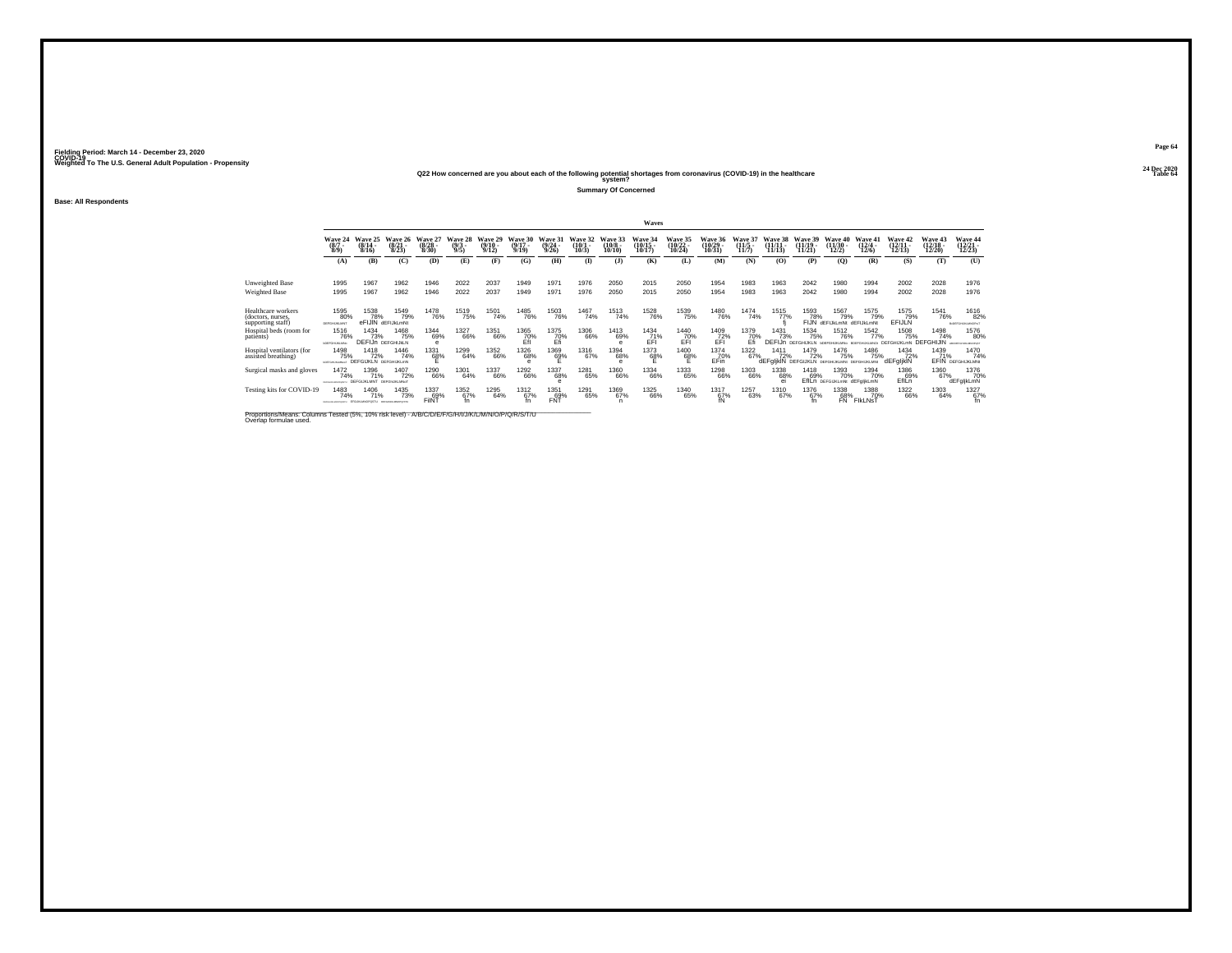Fielding Period: March 14 - December 23, 2020
COVID-19
Weighted To The U.S. General Adult Population - Propensity

24 Dec 2020
Table 64

## Q22 How concerned are you about each of the following potential shortages from coronavirus (COVID-19) in the healthcare system?

**Summary Of Concerned**

**Base: All Respondents**

| | Waves | | | | | | | | | | | | | | | | | | | | |
|---|---|---|---|---|---|---|---|---|---|---|---|---|---|---|---|---|---|---|---|---|---|
| | Wave 24 (8/7 - 8/9) | Wave 25 (8/14 - 8/16) | Wave 26 (8/21 - 8/23) | Wave 27 (8/28 - 8/30) | Wave 28 (9/3 - 9/5) | Wave 29 (9/10 - 9/12) | Wave 30 (9/17 - 9/19) | Wave 31 (9/24 - 9/26) | Wave 32 (10/1 - 10/3) | Wave 33 (10/8 - 10/10) | Wave 34 (10/15 - 10/17) | Wave 35 (10/22 - 10/24) | Wave 36 (10/29 - 10/31) | Wave 37 (11/5 - 11/7) | Wave 38 (11/11 - 11/13) | Wave 39 (11/19 - 11/21) | Wave 40 (11/30 - 12/2) | Wave 41 (12/4 - 12/6) | Wave 42 (12/11 - 12/15) | Wave 43 (12/18 - 12/20) | Wave 44 (12/21 - 12/23) |
| | (A) | (B) | (C) | (D) | (E) | (F) | (G) | (H) | (I) | (J) | (K) | (L) | (M) | (N) | (O) | (P) | (Q) | (R) | (S) | (T) | (U) |
| Unweighted Base | 1995 | 1967 | 1962 | 1946 | 2022 | 2037 | 1949 | 1971 | 1976 | 2050 | 2015 | 2050 | 1954 | 1983 | 1963 | 2042 | 1980 | 1994 | 2002 | 2028 | 1976 |
| Weighted Base | 1995 | 1967 | 1962 | 1946 | 2022 | 2037 | 1949 | 1971 | 1976 | 2050 | 2015 | 2050 | 1954 | 1983 | 1963 | 2042 | 1980 | 1994 | 2002 | 2028 | 1976 |
| Healthcare workers (doctors, nurses, supporting staff) | 1595 80% DEFGHIJKLMNT | 1538 78% eFIJlN | 1549 79% dEFIJkLmNt | 1478 76% | 1519 75% | 1501 74% | 1485 76% | 1503 76% | 1467 74% | 1513 74% | 1528 76% | 1539 75% | 1480 76% | 1474 74% | 1515 77% fj | 1593 78% FIJN | 1567 79% dEFIJkLmNt | 1575 79% dEFIJkLmNt | 1575 79% EFIJLN | 1541 76% | 1616 82% bcDEFGHIJKLMNOPsT |
| Hospital beds (room for patients) | 1516 76% bDEFGHIJKLMNt | 1434 73% DEFIJn | 1468 75% DEFGHIJkLN | 1344 69% e | 1327 66% | 1351 66% | 1365 70% EfI | 1375 70% EfI | 1306 66% | 1413 69% e | 1434 71% EFI | 1440 70% EFI | 1409 72% EFI | 1379 70% EfI | 1431 73% DEFIJn | 1534 75% DEFGHIJKLN | 1512 76% bDEFGHIJKLMNo | 1542 77% BDEFGHIJKLMNOt | 1508 75% DEFGHIJKLmN | 1498 74% DEFGHIJN | 1576 80% aBCDEFGHIJKLMNOPQST |
| Hospital ventilators (for assisted breathing) | 1498 75% bDEFGHIJKLMNoT | 1418 72% DEFGIJKLN | 1446 74% DEFGHIJKLN | 1331 68% E | 1299 64% | 1352 66% | 1326 68% e | 1369 69% E | 1316 67% | 1394 68% e | 1373 68% E | 1400 68% E | 1374 70% EFin | 1322 67% | 1411 72% dEFgIjklN | 1479 72% DEFGIJKLN | 1476 75% DEFGHIJKLMN | 1486 75% DEFGHIJKLMN | 1434 72% dEFgIjklN | 1439 71% EFIN | 1470 74% DEFGHIJKLMN |
| Surgical masks and gloves | 1472 74% DEFGHIJKLMNOPQRST | 1396 71% DEFGIJKLMNT | 1407 72% DEFGIJKLMNoT | 1290 66% | 1301 64% | 1337 66% | 1292 66% | 1337 68% e | 1281 65% | 1360 66% | 1334 66% | 1333 65% | 1298 66% | 1303 66% | 1338 68% ei | 1418 69% EflLn | 1393 70% DEFGIJKLmNt | 1394 70% dEFgIjkLmN | 1386 69% EflLn | 1360 67% | 1376 70% dEFgIjkLmN |
| Testing kits for COVID-19 | 1483 74% DEFGHIJKLMNOPQRSTU | 1406 71% EFGIJKLMNOPQSTu | 1435 73% DEFGHIJKLMNOPQRSTU | 1337 69% FIlNT | 1352 67% fn | 1295 64% | 1312 67% fn | 1351 69% FNT | 1291 65% | 1369 67% n | 1325 66% | 1340 65% | 1317 67% fN | 1257 63% | 1310 67% | 1376 67% fn | 1338 68% FN | 1388 70% FIkLNsT | 1322 66% | 1303 64% | 1327 67% fn |

Proportions/Means: Columns Tested (5%, 10% risk level) - A/B/C/D/E/F/G/H/I/J/K/L/M/N/O/P/Q/R/S/T/U
Overlap formulae used.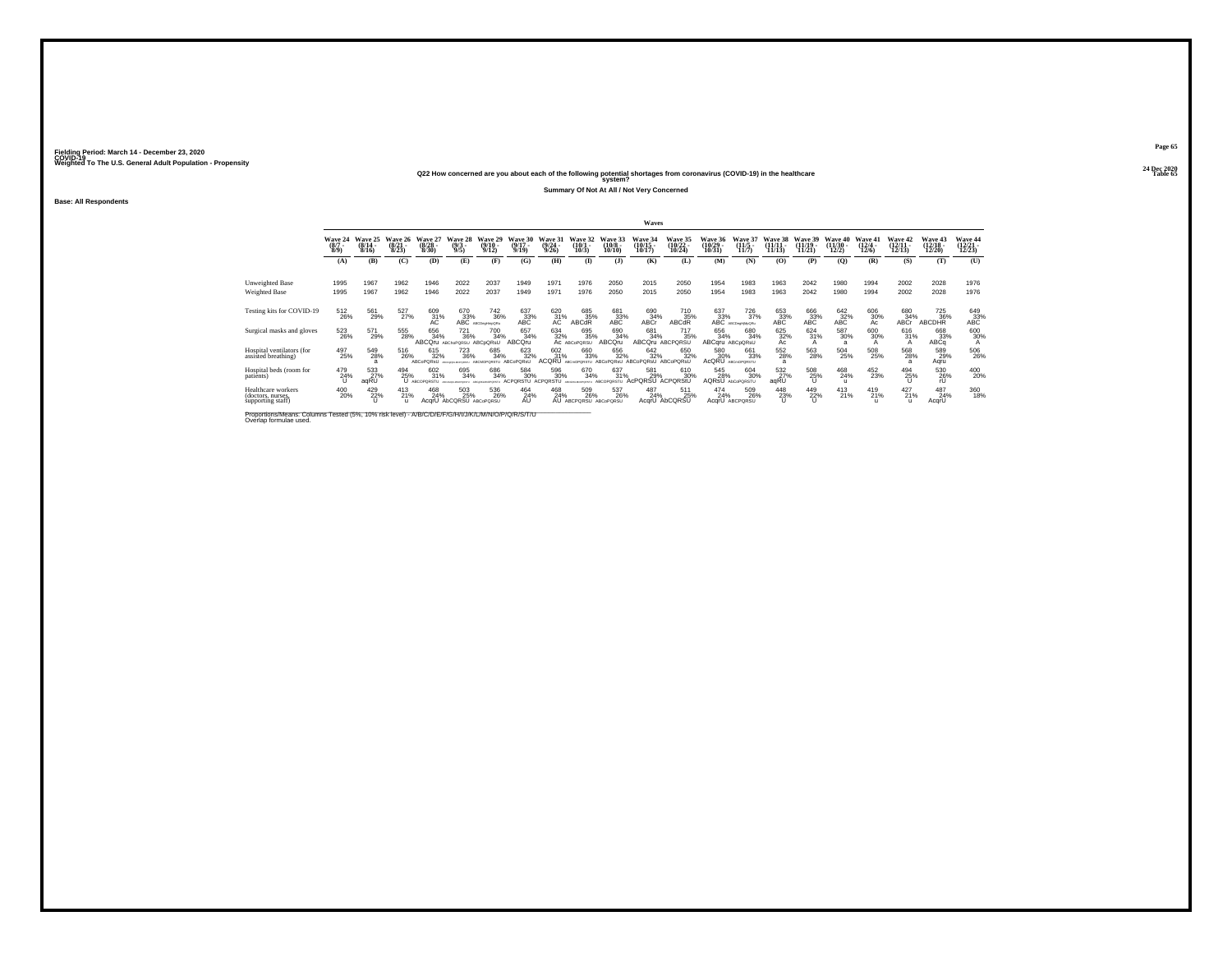Fielding Period: March 14 - December 23, 2020
COVID-19
Weighted To The U.S. General Adult Population - Propensity

24 Dec 2020
Table 65

### Q22 How concerned are you about each of the following potential shortages from coronavirus (COVID-19) in the healthcare system?

**Summary Of Not At All / Not Very Concerned**

**Base: All Respondents**

| | Waves | | | | | | | | | | | | | | | | | | | | |
|---|---|---|---|---|---|---|---|---|---|---|---|---|---|---|---|---|---|---|---|---|---|
| | Wave 24 (8/7 - 8/9) | Wave 25 (8/14 - 8/16) | Wave 26 (8/21 - 8/23) | Wave 27 (8/28 - 8/30) | Wave 28 (9/3 - 9/5) | Wave 29 (9/10 - 9/12) | Wave 30 (9/17 - 9/19) | Wave 31 (9/24 - 9/26) | Wave 32 (10/1 - 10/3) | Wave 33 (10/8 - 10/10) | Wave 34 (10/15 - 10/17) | Wave 35 (10/22 - 10/24) | Wave 36 (10/29 - 10/31) | Wave 37 (11/5 - 11/7) | Wave 38 (11/11 - 11/13) | Wave 39 (11/19 - 11/21) | Wave 40 (11/30 - 12/2) | Wave 41 (12/4 - 12/6) | Wave 42 (12/11 - 12/13) | Wave 43 (12/18 - 12/20) | Wave 44 (12/21 - 12/23) |
| | (A) | (B) | (C) | (D) | (E) | (F) | (G) | (H) | (I) | (J) | (K) | (L) | (M) | (N) | (O) | (P) | (Q) | (R) | (S) | (T) | (U) |
| Unweighted Base | 1995 | 1967 | 1962 | 1946 | 2022 | 2037 | 1949 | 1971 | 1976 | 2050 | 2015 | 2050 | 1954 | 1983 | 1963 | 2042 | 1980 | 1994 | 2002 | 2028 | 1976 |
| Weighted Base | 1995 | 1967 | 1962 | 1946 | 2022 | 2037 | 1949 | 1971 | 1976 | 2050 | 2015 | 2050 | 1954 | 1983 | 1963 | 2042 | 1980 | 1994 | 2002 | 2028 | 1976 |
| Testing kits for COVID-19 | 512 26% | 561 29% | 527 27% | 609 31% AC | 670 33% ABC | 742 36% ABCDeghHjlpQRu | 637 33% ABC | 620 31% AC | 685 35% ABCdR | 681 33% ABC | 690 34% ABCr | 710 35% ABCdR | 637 33% ABC | 726 37% ABCDeghHjkLmOpQRu | 653 33% ABC | 666 33% ABC | 642 32% ABC | 606 30% Ac | 680 34% ABCr | 725 36% ABCDHR | 649 33% ABC |
| Surgical masks and gloves | 523 26% | 571 29% | 555 28% | 656 34% ABCQru | 721 36% ABCHoPQRSU | 700 34% ABCpQRsU | 657 34% ABCQru | 634 32% Ac | 695 35% ABCoPQRSU | 690 34% ABCQru | 681 34% ABCQru | 717 35% ABCPQRSU | 656 34% ABCqru | 680 34% ABCpQRsU | 625 32% Ac | 624 31% A | 587 30% a | 600 30% A | 616 31% A | 668 33% ABCq | 600 30% A |
| Hospital ventilators (for assisted breathing) | 497 25% | 549 28% a | 516 26% | 615 32% ABCoPQRsU | 723 36% ABCDGHIJKLMOPQRSTU | 685 34% ABCMOPQRSTU | 623 32% ABCoPQRsU | 602 31% ACQRU | 660 33% ABCmOPQRSTU | 656 32% ABCoPQRsU | 642 32% ABCoPQRsU | 650 32% ABCoPQRsU | 580 30% AcQRU | 661 33% ABCmOPQRSTU | 552 28% a | 563 28% | 504 25% | 508 25% | 568 28% a | 589 29% Aqru | 506 26% |
| Hospital beds (room for patients) | 479 24% U | 533 27% aqRU | 494 25% U | 602 31% ABCPQRSTU | 695 34% ABCDGHIJKLMOPQRSTU | 686 34% ABCDGHIJKLMOPQRSTU | 584 30% ACPQRSTU | 596 30% ACPQRSTU | 670 34% ABCDGHIJKLMOPQRSTU | 637 31% ABCOPQRSTU | 581 29% AcPQRSU | 610 30% ACPQRStU | 545 28% AQRsU | 604 30% AbCoPQRSTU | 532 27% aqRU | 508 25% U | 468 24% u | 452 23% | 494 25% U | 530 26% rU | 400 20% |
| Healthcare workers (doctors, nurses, supporting staff) | 400 20% | 429 22% U | 413 21% u | 468 24% AcqrU | 503 25% AbCQRSU | 536 26% ABCoPQRSU | 464 24% AU | 468 24% AU | 509 26% ABCPQRSU | 537 26% ABCoPQRSU | 487 24% AcqrU | 511 25% AbCQRSU | 474 24% AcqrU | 509 26% ABCPQRSU | 448 23% U | 449 22% U | 413 21% | 419 21% u | 427 21% u | 487 24% AcqrU | 360 18% |

Proportions/Means: Columns Tested (5%, 10% risk level) - A/B/C/D/E/F/G/H/I/J/K/L/M/N/O/P/Q/R/S/T/U
Overlap formulae used.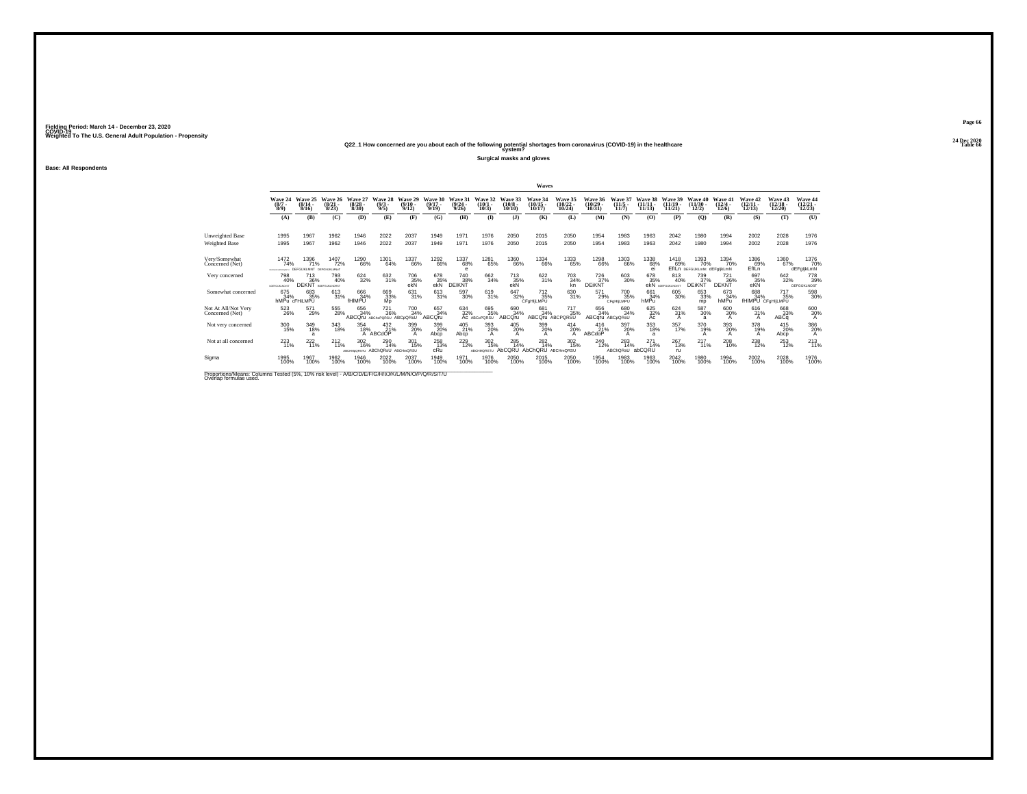Fielding Period: March 14 - December 23, 2020
COVID-19
Weighted To The U.S. General Adult Population - Propensity

24 Dec 2020
Table 66

### Q22_1 How concerned are you about each of the following potential shortages from coronavirus (COVID-19) in the healthcare system?

**Surgical masks and gloves**

**Base: All Respondents**

| | Wave 24 (8/7 - 8/9) | Wave 25 (8/14 - 8/16) | Wave 26 (8/21 - 8/23) | Wave 27 (8/28 - 8/30) | Wave 28 (9/3 - 9/5) | Wave 29 (9/10 - 9/12) | Wave 30 (9/17 - 9/19) | Wave 31 (9/24 - 9/26) | Wave 32 (10/1 - 10/3) | Wave 33 (10/8 - 10/10) | Wave 34 (10/15 - 10/17) | Wave 35 (10/22 - 10/24) | Wave 36 (10/29 - 10/31) | Wave 37 (11/5 - 11/7) | Wave 38 (11/11 - 11/13) | Wave 39 (11/19 - 11/21) | Wave 40 (11/30 - 12/2) | Wave 41 (12/4 - 12/6) | Wave 42 (12/11 - 12/15) | Wave 43 (12/18 - 12/20) | Wave 44 (12/21 - 12/23) |
|---|---|---|---|---|---|---|---|---|---|---|---|---|---|---|---|---|---|---|---|---|---|
| | (A) | (B) | (C) | (D) | (E) | (F) | (G) | (H) | (I) | (J) | (K) | (L) | (M) | (N) | (O) | (P) | (Q) | (R) | (S) | (T) | (U) |
| Unweighted Base | 1995 | 1967 | 1962 | 1946 | 2022 | 2037 | 1949 | 1971 | 1976 | 2050 | 2015 | 2050 | 1954 | 1983 | 1963 | 2042 | 1980 | 1994 | 2002 | 2028 | 1976 |
| Weighted Base | 1995 | 1967 | 1962 | 1946 | 2022 | 2037 | 1949 | 1971 | 1976 | 2050 | 2015 | 2050 | 1954 | 1983 | 1963 | 2042 | 1980 | 1994 | 2002 | 2028 | 1976 |
| Very/Somewhat Concerned (Net) | 1472 74% DEFGIJKLMNOPQRSTU | 1396 71% DEFGIJKLMNT | 1407 72% DEFGIJKLMNoT | 1290 66% | 1301 64% | 1337 66% | 1292 66% | 1337 68% e | 1281 65% | 1360 66% | 1334 66% | 1333 65% | 1298 66% | 1303 66% | 1338 68% ei | 1418 69% EflLn | 1393 70% DEFGIJKLmN | 1394 70% dEFgIjkLmN | 1386 69% EflLn | 1360 67% | 1376 70% dEFgIjkLmN |
| Very concerned | 798 40% bDEFGIJKLMNOST | 713 36% DEKNT | 793 40% bDEFGIJKLNOST | 624 32% | 632 31% | 706 35% ekN | 678 35% ekN | 740 38% DEIKNT | 662 34% | 713 35% ekN | 622 31% | 703 34% kn | 726 37% DEiKNT | 603 30% | 678 35% ekN | 813 40% bDEFGIJKLNOST | 739 37% DEiKNT | 721 36% DEKNT | 697 35% eKN | 642 32% | 778 39% DEFGIJKLNOST |
| Somewhat concerned | 675 34% hMPu | 683 35% cFHiLMPU | 613 31% | 666 34% fHIMPU | 669 33% Mp | 631 31% | 613 31% | 597 30% | 619 31% | 647 32% | 712 35% CFgHIjLMPU | 630 31% | 571 29% | 700 35% CFgHIjLMPU | 661 34% hMPu | 605 30% | 653 33% mp | 673 34% hMPu | 688 34% fHIMPU | 717 35% CFgHIjLMPU | 598 30% |
| Not At All/Not Very Concerned (Net) | 523 26% | 571 29% | 555 28% | 656 34% ABCQru | 721 36% ABChoPQRSU | 700 34% ABCpQRsU | 657 34% ABCQru | 634 32% Ac | 695 35% ABCoPQRSU | 690 34% ABCQru | 681 34% ABCQru | 717 35% ABCPQRSU | 656 34% ABCqru | 680 34% ABCpQRsU | 625 32% Ac | 624 31% A | 587 30% a | 600 30% A | 616 31% A | 668 33% ABCq | 600 30% A |
| Not very concerned | 300 15% | 349 18% a | 343 18% | 354 18% A | 432 21% ABCdOP | 399 20% A | 399 20% Abcp | 405 21% Abcp | 393 20% A | 405 20% A | 399 20% A | 414 20% A | 416 21% ABCdoP | 397 20% A | 353 18% a | 357 17% | 370 19% A | 393 20% A | 378 19% A | 415 20% Abcp | 386 20% A |
| Not at all concerned | 223 11% | 222 11% | 212 11% | 302 16% ABCHIkmQRSTU | 290 14% ABChQRsU | 301 15% ABCHmQRSU | 258 13% cRu | 229 12% | 302 15% ABCHkMQRSTU | 285 14% AbCQRU | 282 14% AbChQRU | 302 15% ABCHmQRSU | 240 12% | 283 14% ABChQRsU | 271 14% abCQRU | 267 13% ru | 217 11% | 208 10% | 238 12% | 253 12% | 213 11% |
| Sigma | 1995 100% | 1967 100% | 1962 100% | 1946 100% | 2022 100% | 2037 100% | 1949 100% | 1971 100% | 1976 100% | 2050 100% | 2015 100% | 2050 100% | 1954 100% | 1983 100% | 1963 100% | 2042 100% | 1980 100% | 1994 100% | 2002 100% | 2028 100% | 1976 100% |

Proportions/Means: Columns Tested (5%, 10% risk level) - A/B/C/D/E/F/G/H/I/J/K/L/M/N/O/P/Q/R/S/T/U
Overlap formulae used.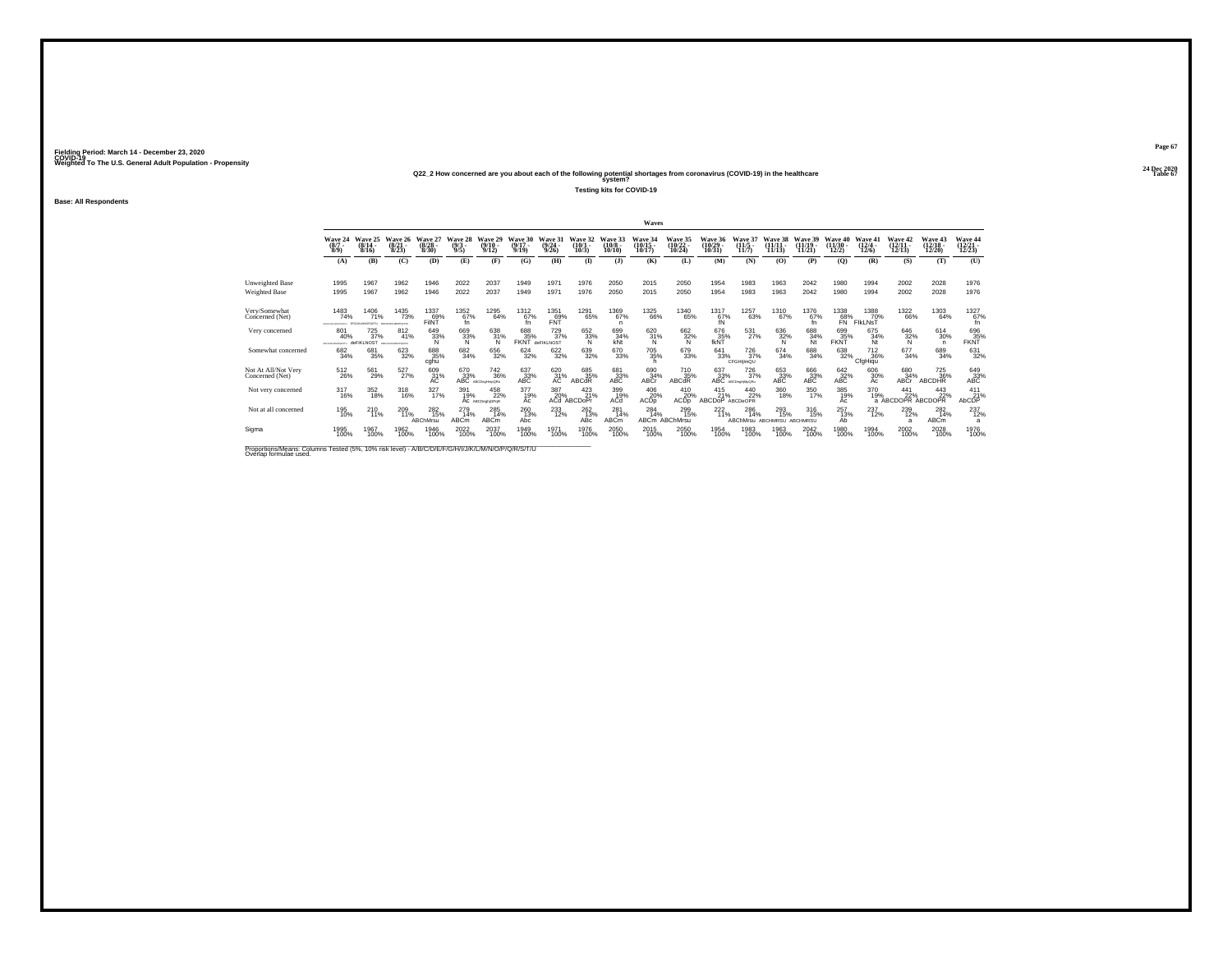Fielding Period: March 14 - December 23, 2020
COVID-19
Weighted To The U.S. General Adult Population - Propensity

24 Dec 2020
Table 67

### Q22_2 How concerned are you about each of the following potential shortages from coronavirus (COVID-19) in the healthcare system?

**Testing kits for COVID-19**

**Base: All Respondents**

| | Wave 24 (8/7 - 8/9) | Wave 25 (8/14 - 8/16) | Wave 26 (8/21 - 8/23) | Wave 27 (8/28 - 8/30) | Wave 28 (9/3 - 9/5) | Wave 29 (9/10 - 9/12) | Wave 30 (9/17 - 9/19) | Wave 31 (9/24 - 9/26) | Wave 32 (10/1 - 10/3) | Wave 33 (10/8 - 10/10) | Wave 34 (10/15 - 10/17) | Wave 35 (10/22 - 10/24) | Wave 36 (10/29 - 10/31) | Wave 37 (11/5 - 11/7) | Wave 38 (11/11 - 11/13) | Wave 39 (11/19 - 11/21) | Wave 40 (11/30 - 12/2) | Wave 41 (12/4 - 12/6) | Wave 42 (12/11 - 12/13) | Wave 43 (12/18 - 12/20) | Wave 44 (12/21 - 12/23) |
|---|---|---|---|---|---|---|---|---|---|---|---|---|---|---|---|---|---|---|---|---|---|
| | (A) | (B) | (C) | (D) | (E) | (F) | (G) | (H) | (I) | (J) | (K) | (L) | (M) | (N) | (O) | (P) | (Q) | (R) | (S) | (T) | (U) |
| Unweighted Base | 1995 | 1967 | 1962 | 1946 | 2022 | 2037 | 1949 | 1971 | 1976 | 2050 | 2015 | 2050 | 1954 | 1983 | 1963 | 2042 | 1980 | 1994 | 2002 | 2028 | 1976 |
| Weighted Base | 1995 | 1967 | 1962 | 1946 | 2022 | 2037 | 1949 | 1971 | 1976 | 2050 | 2015 | 2050 | 1954 | 1983 | 1963 | 2042 | 1980 | 1994 | 2002 | 2028 | 1976 |
| Very/Somewhat Concerned (Net) | 1483 74% | 1406 71% | 1435 73% | 1337 69% FIlNT | 1352 67% fn | 1295 64% | 1312 67% fn | 1351 69% FNT | 1291 65% | 1369 67% n | 1325 66% | 1340 65% | 1317 67% fN | 1257 63% | 1310 67% | 1376 67% fn | 1338 68% FN | 1388 70% FIkLNsT | 1322 66% | 1303 64% | 1327 67% fn |
| Very concerned | 801 40% | 725 37% deFIKLNOST | 812 41% | 649 33% N | 669 33% N | 638 31% N | 688 35% FKNT | 729 37% deFIKLNOST | 652 33% N | 699 34% kNt | 620 31% N | 662 32% N | 676 35% fkNT | 531 27% | 636 32% N | 688 34% Nt | 699 35% FKNT | 675 34% Nt | 646 32% N | 614 30% n | 696 35% FKNT |
| Somewhat concerned | 682 34% | 681 35% | 623 32% | 688 35% cghu | 682 34% | 656 32% | 624 32% | 622 32% | 639 32% | 670 33% | 705 35% h | 679 33% | 641 33% | 726 37% CFGHIjlmQU | 674 34% | 688 34% | 638 32% | 712 36% CfgHiqu | 677 34% | 689 34% | 631 32% |
| Not At All/Not Very Concerned (Net) | 512 26% | 561 29% | 527 27% | 609 31% AC | 670 33% ABC | 742 36% ABCDeghHjkQRu | 637 33% ABC | 620 31% AC | 685 35% ABCdR | 681 33% ABC | 690 34% ABCr | 710 35% ABCdR | 637 33% ABC | 726 37% ABCDeghHjkQRu | 653 33% ABC | 666 33% ABC | 642 32% ABC | 606 30% Ac | 680 34% ABCr | 725 36% ABCDHR | 649 33% ABC |
| Not very concerned | 317 16% | 352 18% | 318 16% | 327 17% | 391 19% Ac | 458 22% ABCDeghjklPQR | 377 19% Ac | 387 20% ACd | 423 21% ABCDoPr | 399 19% ACd | 406 20% ACDp | 410 20% ACDp | 415 21% ABCDoP | 440 22% ABCDeOPR | 360 18% | 350 17% | 385 19% Ac | 370 19% a | 441 22% ABCDOPR | 443 22% ABCDOPR | 411 21% AbCDP |
| Not at all concerned | 195 10% | 210 11% | 209 11% | 282 15% ABChMrsu | 279 14% ABCm | 285 14% ABCm | 260 13% Abc | 233 12% | 262 13% ABc | 281 14% ABCm | 284 14% ABCm | 299 15% ABChMrsu | 222 11% | 286 14% ABChMrsu | 293 15% ABCHMRSU | 316 15% ABCHMRSU | 257 13% Ab | 237 12% | 239 12% a | 282 14% ABCm | 237 12% a |
| Sigma | 1995 100% | 1967 100% | 1962 100% | 1946 100% | 2022 100% | 2037 100% | 1949 100% | 1971 100% | 1976 100% | 2050 100% | 2015 100% | 2050 100% | 1954 100% | 1983 100% | 1963 100% | 2042 100% | 1980 100% | 1994 100% | 2002 100% | 2028 100% | 1976 100% |

Proportions/Means: Columns Tested (5%, 10% risk level) - A/B/C/D/E/F/G/H/I/J/K/L/M/N/O/P/Q/R/S/T/U
Overlap formulae used.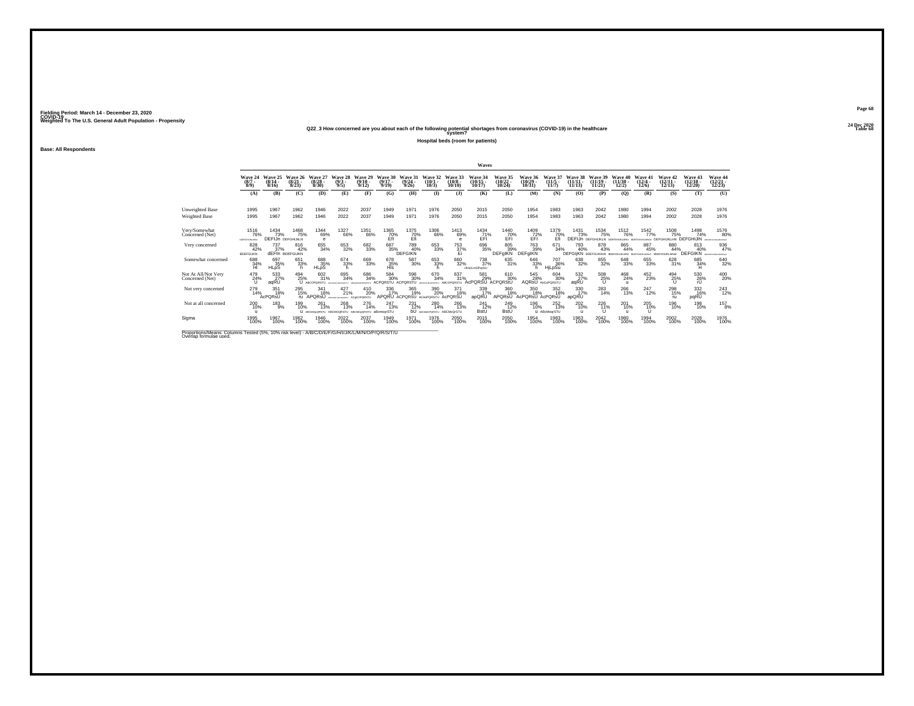Fielding Period: March 14 - December 23, 2020
COVID-19
Weighted To The U.S. General Adult Population - Propensity

24 Dec 2020
Table 68

### Q22_3 How concerned are you about each of the following potential shortages from coronavirus (COVID-19) in the healthcare system?

**Hospital beds (room for patients)**

**Base: All Respondents**

| | Wave 24 (8/7 - 8/9) | Wave 25 (8/14 - 8/16) | Wave 26 (8/21 - 8/23) | Wave 27 (8/28 - 8/30) | Wave 28 (9/3 - 9/5) | Wave 29 (9/10 - 9/12) | Wave 30 (9/17 - 9/19) | Wave 31 (9/24 - 9/26) | Wave 32 (10/1 - 10/3) | Wave 33 (10/8 - 10/10) | Wave 34 (10/15 - 10/17) | Wave 35 (10/22 - 10/24) | Wave 36 (10/29 - 10/31) | Wave 37 (11/5 - 11/7) | Wave 38 (11/11 - 11/13) | Wave 39 (11/19 - 11/21) | Wave 40 (11/30 - 12/2) | Wave 41 (12/4 - 12/6) | Wave 42 (12/11 - 12/13) | Wave 43 (12/18 - 12/20) | Wave 44 (12/21 - 12/23) |
|---|---|---|---|---|---|---|---|---|---|---|---|---|---|---|---|---|---|---|---|---|---|
| | (A) | (B) | (C) | (D) | (E) | (F) | (G) | (H) | (I) | (J) | (K) | (L) | (M) | (N) | (O) | (P) | (Q) | (R) | (S) | (T) | (U) |
| Unweighted Base | 1995 | 1967 | 1962 | 1946 | 2022 | 2037 | 1949 | 1971 | 1976 | 2050 | 2015 | 2050 | 1954 | 1983 | 1963 | 2042 | 1980 | 1994 | 2002 | 2028 | 1976 |
| Weighted Base | 1995 | 1967 | 1962 | 1946 | 2022 | 2037 | 1949 | 1971 | 1976 | 2050 | 2015 | 2050 | 1954 | 1983 | 1963 | 2042 | 1980 | 1994 | 2002 | 2028 | 1976 |
| Very/Somewhat Concerned (Net) | 1516 76% bDEFGHIJKLMNo | 1434 73% DEFIJn | 1468 75% DEFGHIJKLN | 1344 69% e | 1327 66% | 1351 66% | 1365 70% Efi | 1375 70% Efi | 1306 66% | 1413 69% e | 1434 71% EFI | 1440 70% EFI | 1409 72% EFI | 1379 70% Efi | 1431 73% DEFIJn | 1534 75% DEFGHIJKLN | 1512 76% bDEFGHIJKLMNo | 1542 77% BDEFGHIJKLMNOt | 1508 75% DEFGHIJKLmN | 1498 74% DEFGHIJlN | 1576 80% ABDEFGHIJKLMNOPQRST |
| Very concerned | 828 42% BDEFGIJKN | 737 37% dEFIn | 816 42% BDEFGIJKN | 655 34% | 653 32% | 682 33% | 687 35% | 789 40% DEFGIKN | 653 33% | 753 37% Ei | 696 35% | 805 39% DEFgIKN | 763 39% DEFgIKN | 671 34% | 793 40% DEFGIjKN | 878 43% BDEFGIJKlmN | 865 44% BDEFGHIJKLMN | 887 45% BDEFGHIJKLMNoT | 880 44% BDEFGHIJKLMNot | 813 40% DEFGIKN | 936 47% ABDEFGHIJKLMNOPT |
| Somewhat concerned | 688 34% HI | 697 35% HLpS | 651 33% h | 688 35% HLpS | 674 33% h | 669 33% | 678 35% HIs | 587 30% | 653 33% h | 660 32% | 738 37% cfHiJLmOPqrSU | 635 31% | 646 33% h | 707 36% HjLpSu | 638 32% | 655 32% | 648 33% | 655 33% | 628 31% | 685 34% H | 640 32% |
| Not At All/Not Very Concerned (Net) | 479 24% U | 533 27% aqRU | 494 25% U | 602 31% ABCOPQRSTU | 695 34% ABCGjKLMNOPQRSTU | 686 34% ABCGhKLMNOPQRSTU | 584 30% ACPQRSTU | 596 30% ACPQRSTU | 670 34% ABCGHJKLMNOPQRSTU | 637 31% ABCOPQRSTU | 581 29% AcPQRSU | 610 30% ACPQRStU | 545 28% AQRsU | 604 30% AbCoPQRSTU | 532 27% aqRU | 508 25% U | 468 24% u | 452 23% | 494 25% U | 530 26% rU | 400 20% |
| Not very concerned | 279 14% | 351 18% AcPQRsU | 295 15% ru | 341 18% APQRsU | 427 21% ABCDGHJKLMNOPQRSTU | 410 20% ACgOPQRSTU | 336 17% APQRU | 365 19% ACPQRSU | 390 20% ACkOPQRSTU | 371 18% AcPQRSU | 339 17% apQRU | 360 18% APQRsU | 350 18% AcPQRSU | 352 18% AcPQRsU | 330 17% apQRU | 283 14% | 266 13% | 247 12% | 298 15% ru | 332 16% pqRU | 243 12% |
| Not at all concerned | 200 10% u | 183 9% | 199 10% u | 261 13% ABCKLMOpQRSTU | 268 13% ABCKMOQRSTU | 276 14% ABCMOpQRSTU | 247 13% aBcmoqrSTU | 231 12% bU | 280 14% ABCkMOPQRSTU | 266 13% ABCMoQrSTU | 241 12% BstU | 249 12% BstU | 196 10% u | 252 13% ABcMoqrSTU | 202 10% u | 226 11% U | 201 10% u | 205 10% U | 196 10% | 198 10% | 157 8% |
| Sigma | 1995 100% | 1967 100% | 1962 100% | 1946 100% | 2022 100% | 2037 100% | 1949 100% | 1971 100% | 1976 100% | 2050 100% | 2015 100% | 2050 100% | 1954 100% | 1983 100% | 1963 100% | 2042 100% | 1980 100% | 1994 100% | 2002 100% | 2028 100% | 1976 100% |

Proportions/Means: Columns Tested (5%, 10% risk level) - A/B/C/D/E/F/G/H/I/J/K/L/M/N/O/P/Q/R/S/T/U
Overlap formulae used.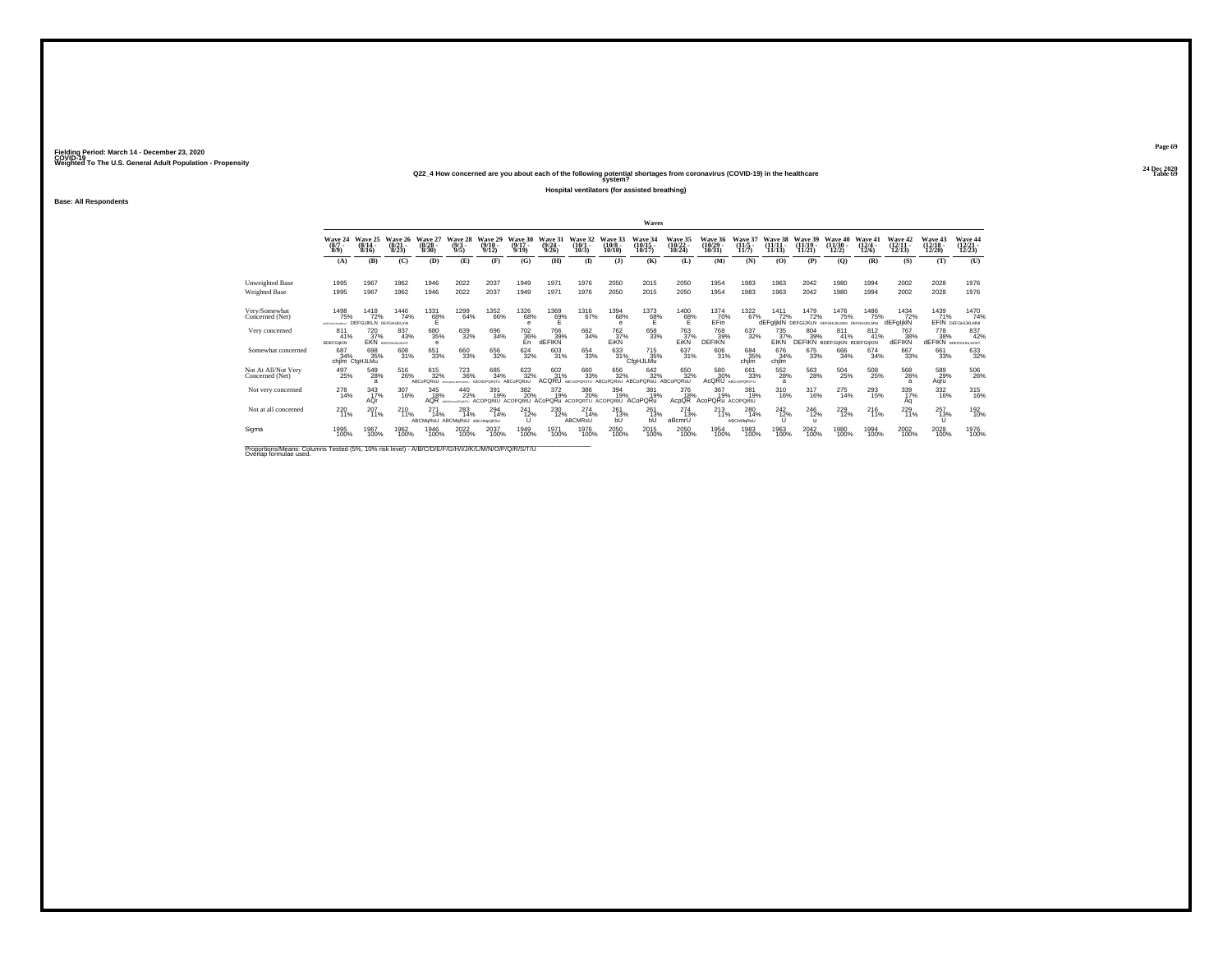Fielding Period: March 14 - December 23, 2020
COVID-19
Weighted To The U.S. General Adult Population - Propensity

24 Dec 2020
Table 69

## Q22_4 How concerned are you about each of the following potential shortages from coronavirus (COVID-19) in the healthcare system?

### Hospital ventilators (for assisted breathing)

Base: All Respondents

| | Wave 24 (8/7 - 8/9) | Wave 25 (8/14 - 8/16) | Wave 26 (8/21 - 8/23) | Wave 27 (8/28 - 8/30) | Wave 28 (9/3 - 9/5) | Wave 29 (9/10 - 9/12) | Wave 30 (9/17 - 9/19) | Wave 31 (9/24 - 9/26) | Wave 32 (10/1 - 10/3) | Wave 33 (10/8 - 10/10) | Wave 34 (10/15 - 10/17) | Wave 35 (10/22 - 10/24) | Wave 36 (10/29 - 10/31) | Wave 37 (11/5 - 11/7) | Wave 38 (11/11 - 11/13) | Wave 39 (11/19 - 11/21) | Wave 40 (11/30 - 12/2) | Wave 41 (12/4 - 12/6) | Wave 42 (12/11 - 12/13) | Wave 43 (12/18 - 12/20) | Wave 44 (12/21 - 12/23) |
|---|---|---|---|---|---|---|---|---|---|---|---|---|---|---|---|---|---|---|---|---|---|
| | (A) | (B) | (C) | (D) | (E) | (F) | (G) | (H) | (I) | (J) | (K) | (L) | (M) | (N) | (O) | (P) | (Q) | (R) | (S) | (T) | (U) |
| Unweighted Base | 1995 | 1967 | 1962 | 1946 | 2022 | 2037 | 1949 | 1971 | 1976 | 2050 | 2015 | 2050 | 1954 | 1983 | 1963 | 2042 | 1980 | 1994 | 2002 | 2028 | 1976 |
| Weighted Base | 1995 | 1967 | 1962 | 1946 | 2022 | 2037 | 1949 | 1971 | 1976 | 2050 | 2015 | 2050 | 1954 | 1983 | 1963 | 2042 | 1980 | 1994 | 2002 | 2028 | 1976 |
| Very/Somewhat Concerned (Net) | 1498 75% DEFGIJKLNS | 1418 72% DEFGIJKLN | 1446 74% DEFGHIJKLNS | 1331 68% E | 1299 64% | 1352 66% | 1326 68% e | 1369 69% E | 1316 67% | 1394 68% e | 1373 68% E | 1400 68% E | 1374 70% EFin | 1322 67% | 1411 72% dEFgIjklN | 1479 72% DEFGIJKLN | 1476 75% DEFGHIJKLMN | 1486 75% DEFGHIJKLMN | 1434 72% dEFgIjklN | 1439 71% EFIN | 1470 74% DEFGHIJKLMN |
| Very concerned | 811 41% BDEFGIjKlN | 720 37% EKN | 837 43% BDEFGIJKLNOST | 680 35% e | 639 32% | 696 34% | 702 36% En | 766 39% dEFIKN | 662 34% | 762 37% EiKN | 658 33% | 763 37% EiKN | 768 39% DEFIKN | 637 32% | 735 37% EIKN | 804 39% DEFIKN | 811 41% BDEFGIjKlN | 812 41% BDEFGIjKlN | 767 38% dEFIKN | 778 38% dEFIKN | 837 42% BDEFGIJKLNOST |
| Somewhat concerned | 687 34% chjlm | 698 35% CfgHJLMu | 608 31% | 651 33% | 660 33% | 656 32% | 624 32% | 603 31% | 654 33% | 633 31% | 715 35% CfgHJLMu | 637 31% | 606 31% | 684 35% chjlm | 676 34% chjlm | 675 33% | 666 34% | 674 34% | 667 33% | 661 33% | 633 32% |
| Not At All/Not Very Concerned (Net) | 497 25% | 549 28% a | 516 26% | 615 32% ABCoPQRsU | 723 36% ABCDGHIJKLMNOPQRSTU | 685 34% ABCMOPQRSTU | 623 32% ABCoPQRsU | 602 31% ACQRU | 660 33% ABCnOPQRSTU | 656 32% ABCoPQRsU | 642 32% ABCoPQRsU | 650 32% ABCoPQRsU | 580 30% AcQRU | 661 33% ABCnOPQRSTU | 552 28% a | 563 28% | 504 25% | 508 25% | 568 28% a | 589 29% Aqru | 506 26% |
| Not very concerned | 278 14% | 343 17% AQr | 307 16% | 345 18% AQR | 440 22% ABCDHIJKLMNOPQRSTU | 391 19% ACOPQRtU | 382 20% ACOPQRtU | 372 19% ACoPQRu | 386 20% ACOPQRTU | 394 19% ACOPQRtU | 381 19% ACoPQRu | 376 18% AcpQR | 367 19% AcoPQRu | 381 19% ACOPQRtU | 310 16% | 317 16% | 275 14% | 293 15% | 339 17% Aq | 332 16% | 315 16% |
| Not at all concerned | 220 11% | 207 11% | 210 11% | 271 14% ABCMqRsU | 283 14% ABCMqRsU | 294 14% ABCMqRSU | 241 12% U | 230 12% | 274 14% ABCMRsU | 261 13% bU | 261 13% bU | 274 13% aBcmrU | 213 11% | 280 14% ABCMqRsU | 242 12% U | 246 12% u | 229 12% | 216 11% | 229 11% | 257 13% U | 192 10% |
| Sigma | 1995 100% | 1967 100% | 1962 100% | 1946 100% | 2022 100% | 2037 100% | 1949 100% | 1971 100% | 1976 100% | 2050 100% | 2015 100% | 2050 100% | 1954 100% | 1983 100% | 1963 100% | 2042 100% | 1980 100% | 1994 100% | 2002 100% | 2028 100% | 1976 100% |

Proportions/Means: Columns Tested (5%, 10% risk level) - A/B/C/D/E/F/G/H/I/J/K/L/M/N/O/P/Q/R/S/T/U
Overlap formulae used.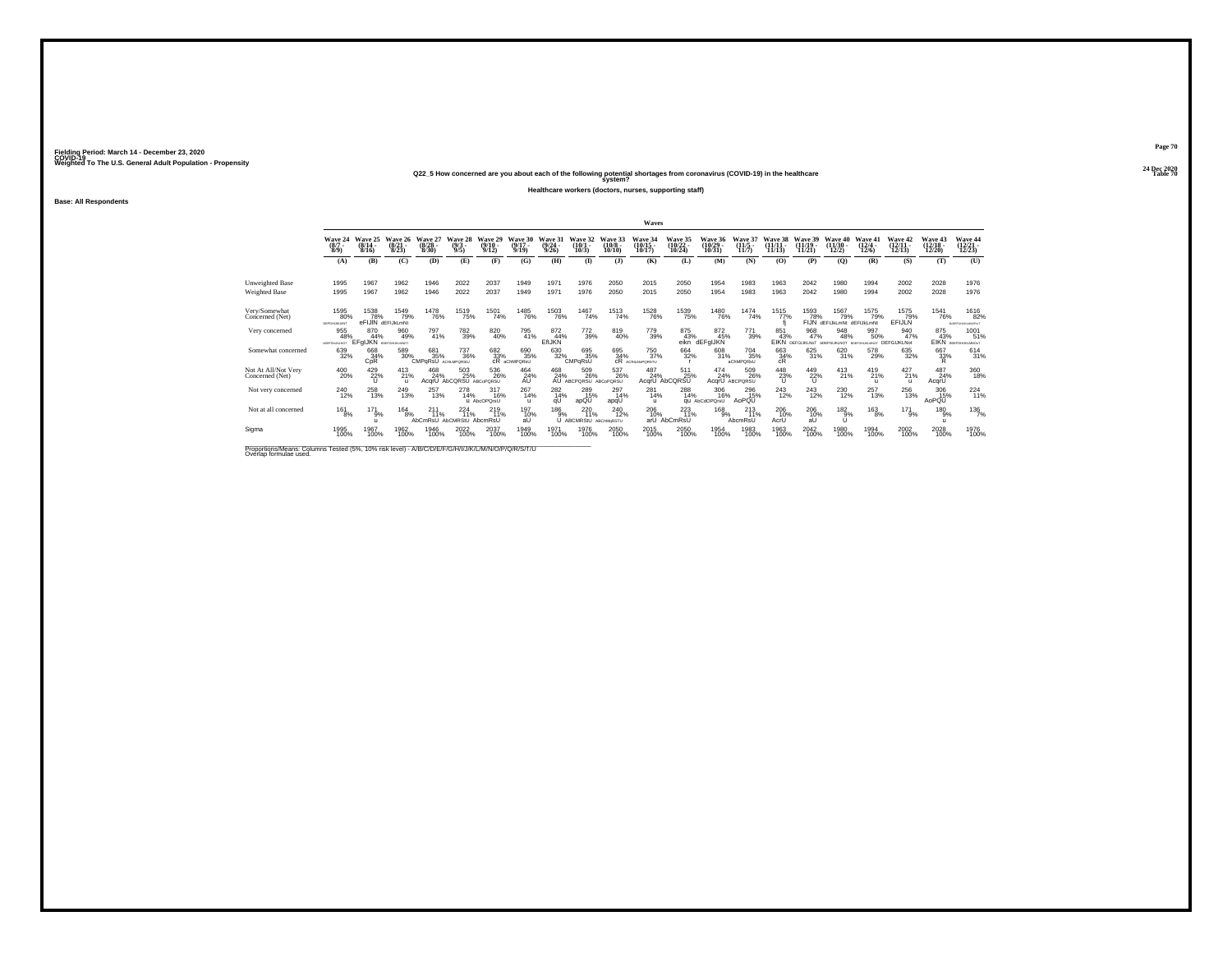Fielding Period: March 14 - December 23, 2020
COVID-19
Weighted To The U.S. General Adult Population - Propensity

24 Dec 2020
Table 70

## Q22_5 How concerned are you about each of the following potential shortages from coronavirus (COVID-19) in the healthcare system?

### Healthcare workers (doctors, nurses, supporting staff)

**Base: All Respondents**

| | Wave 24 (8/7 - 8/9) | Wave 25 (8/14 - 8/16) | Wave 26 (8/21 - 8/23) | Wave 27 (8/28 - 8/30) | Wave 28 (9/3 - 9/5) | Wave 29 (9/10 - 9/12) | Wave 30 (9/17 - 9/19) | Wave 31 (9/24 - 9/26) | Wave 32 (10/1 - 10/3) | Wave 33 (10/8 - 10/10) | Wave 34 (10/15 - 10/17) | Wave 35 (10/22 - 10/24) | Wave 36 (10/29 - 10/31) | Wave 37 (11/5 - 11/7) | Wave 38 (11/11 - 11/13) | Wave 39 (11/19 - 11/21) | Wave 40 (11/30 - 12/2) | Wave 41 (12/4 - 12/6) | Wave 42 (12/11 - 12/13) | Wave 43 (12/18 - 12/20) | Wave 44 (12/21 - 12/23) |
|---|---|---|---|---|---|---|---|---|---|---|---|---|---|---|---|---|---|---|---|---|---|
| | (A) | (B) | (C) | (D) | (E) | (F) | (G) | (H) | (I) | (J) | (K) | (L) | (M) | (N) | (O) | (P) | (Q) | (R) | (S) | (T) | (U) |
| Unweighted Base | 1995 | 1967 | 1962 | 1946 | 2022 | 2037 | 1949 | 1971 | 1976 | 2050 | 2015 | 2050 | 1954 | 1983 | 1963 | 2042 | 1980 | 1994 | 2002 | 2028 | 1976 |
| Weighted Base | 1995 | 1967 | 1962 | 1946 | 2022 | 2037 | 1949 | 1971 | 1976 | 2050 | 2015 | 2050 | 1954 | 1983 | 1963 | 2042 | 1980 | 1994 | 2002 | 2028 | 1976 |
| Very/Somewhat Concerned (Net) | 1595 80% DEFGHIJKLMNT | 1538 78% eFIJlN | 1549 79% dEFIJkLmNt | 1478 76% | 1519 75% | 1501 74% | 1485 76% | 1503 76% | 1467 74% | 1513 74% | 1528 76% | 1539 75% | 1480 76% | 1474 74% | 1515 77% fj | 1593 78% FIJN | 1567 79% dEFIJkLmNt | 1575 79% dEFIJkLmNt | 1575 79% EFIJLN | 1541 76% | 1616 82% bcDEFGHIJKLMNOPqrsT |
| Very concerned | 955 48% bDEFGHIJKLNOT | 870 44% EFgIJKN | 960 49% BDEFGHIJKLNOT | 797 41% | 782 39% | 820 40% | 795 41% | 872 44% EfIJKN | 772 39% | 819 40% | 779 39% | 875 43% eikn | 872 45% dEFgIJKN | 771 39% | 851 43% EIKN | 968 47% DEFGIJKLNoT | 948 48% bDEFGIJKLNOT | 997 50% BDEFGHIJKLMNOT | 940 47% DEFGIJKLNot | 875 43% EIKN | 1001 51% BDEFGHIJKLMNOsT |
| Somewhat concerned | 639 32% | 668 34% CpR | 589 30% | 681 35% CMPqRsU | 737 36% ACHLMPQRSU | 682 33% cR | 690 35% aCMPQRsU | 630 32% | 695 35% CMPqRsU | 695 34% cR | 750 37% ACHLMNPQRSTU | 664 32% r | 608 31% | 704 35% aCMPQRsU | 663 34% cR | 625 31% | 620 31% | 578 29% | 635 32% | 667 33% R | 614 31% |
| Not At All/Not Very Concerned (Net) | 400 20% | 429 22% U | 413 21% u | 468 24% AcqrU | 503 25% AbCQRSU | 536 26% ABCoPQRSU | 464 24% AU | 468 24% AU | 509 26% ABCPQRSU | 537 26% ABCoPQRSU | 487 24% AcqrU | 511 25% AbCQRSU | 474 24% AcqrU | 509 26% ABCPQRSU | 448 23% U | 449 22% U | 413 21% | 419 21% u | 427 21% u | 487 24% AcqrU | 360 18% |
| Not very concerned | 240 12% | 258 13% | 249 13% | 257 13% | 278 14% u | 317 16% AbcOPQrsU | 267 14% u | 282 14% qU | 289 15% apQU | 297 14% apqU | 281 14% u | 288 14% qu | 306 16% AbCdOPQrsU | 296 15% AoPQU | 243 12% | 243 12% | 230 12% | 257 13% | 256 13% | 306 15% AoPQU | 224 11% |
| Not at all concerned | 161 8% | 171 9% u | 164 8% | 211 11% AbCmRsU | 224 11% AbCMRStU | 219 11% AbcmRsU | 197 10% aU | 186 9% U | 220 11% ABCMRStU | 240 12% ABCMoPRSTU | 206 10% arU | 223 11% AbCmRsU | 168 9% | 213 11% AbcmRsU | 206 10% AcrU | 206 10% aU | 182 9% U | 163 8% | 171 9% | 180 9% u | 136 7% |
| Sigma | 1995 100% | 1967 100% | 1962 100% | 1946 100% | 2022 100% | 2037 100% | 1949 100% | 1971 100% | 1976 100% | 2050 100% | 2015 100% | 2050 100% | 1954 100% | 1983 100% | 1963 100% | 2042 100% | 1980 100% | 1994 100% | 2002 100% | 2028 100% | 1976 100% |

Proportions/Means: Columns Tested (5%, 10% risk level) - A/B/C/D/E/F/G/H/I/J/K/L/M/N/O/P/Q/R/S/T/U
Overlap formulae used.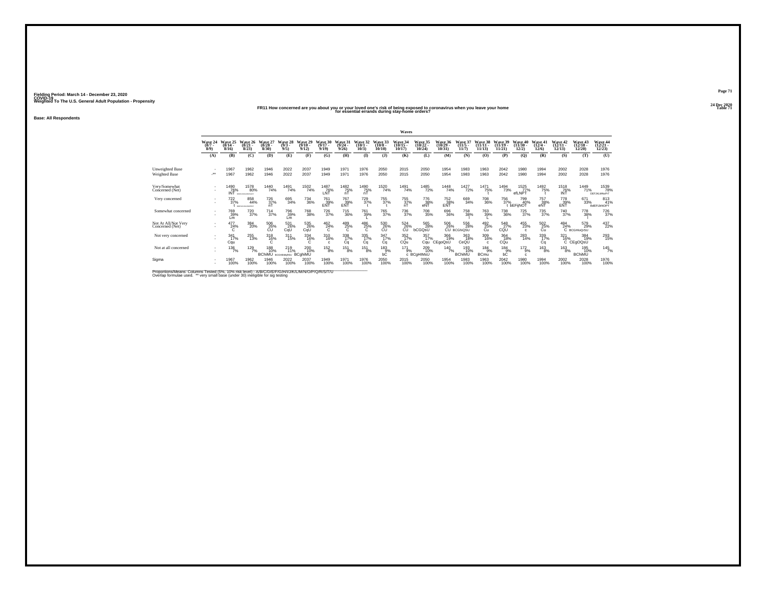Fielding Period: March 14 - December 23, 2020
COVID-19
Weighted To The U.S. General Adult Population - Propensity

24 Dec 2020
Table 71

### FR11 How concerned are you about you or your loved one's risk of being exposed to coronavirus when you leave your home for essential errands during stay-home orders?

**Base: All Respondents**

| | Waves | | | | | | | | | | | | | | | | | | | | |
|---|---|---|---|---|---|---|---|---|---|---|---|---|---|---|---|---|---|---|---|---|---|
| | Wave 24 (8/7 - 8/9) | Wave 25 (8/14 - 8/16) | Wave 26 (8/21 - 8/23) | Wave 27 (8/28 - 8/30) | Wave 28 (9/3 - 9/5) | Wave 29 (9/10 - 9/12) | Wave 30 (9/17 - 9/19) | Wave 31 (9/24 - 9/26) | Wave 32 (10/1 - 10/3) | Wave 33 (10/8 - 10/10) | Wave 34 (10/15 - 10/17) | Wave 35 (10/22 - 10/24) | Wave 36 (10/29 - 10/31) | Wave 37 (11/5 - 11/7) | Wave 38 (11/11 - 11/13) | Wave 39 (11/19 - 11/21) | Wave 40 (11/30 - 12/2) | Wave 41 (12/4 - 12/6) | Wave 42 (12/11 - 12/13) | Wave 43 (12/18 - 12/20) | Wave 44 (12/21 - 12/23) |
| | (A) | (B) | (C) | (D) | (E) | (F) | (G) | (H) | (I) | (J) | (K) | (L) | (M) | (N) | (O) | (P) | (Q) | (R) | (S) | (T) | (U) |
| Unweighted Base | - | 1967 | 1962 | 1946 | 2022 | 2037 | 1949 | 1971 | 1976 | 2050 | 2015 | 2050 | 1954 | 1983 | 1963 | 2042 | 1980 | 1994 | 2002 | 2028 | 1976 |
| Weighted Base | -** | 1967 | 1962 | 1946 | 2022 | 2037 | 1949 | 1971 | 1976 | 2050 | 2015 | 2050 | 1954 | 1983 | 1963 | 2042 | 1980 | 1994 | 2002 | 2028 | 1976 |
| Very/Somewhat Concerned (Net) | - | 1490 76% INT | 1578 80% BDEFGHIJKLMNOPRST | 1440 74% | 1491 74% | 1502 74% | 1487 76% LNT | 1482 75% nT | 1490 75% nT | 1520 74% | 1491 74% | 1485 72% | 1448 74% | 1427 72% | 1471 75% t | 1494 73% | 1525 77% efLNPT | 1492 75% t | 1518 76% INT | 1449 71% | 1539 78% DEFJKLMNoPrT |
| Very concerned | - | 722 37% t | 858 44% BDEFGHIJKLMNOPRST | 726 37% nT | 695 34% | 734 36% | 761 39% ENT | 767 39% ENT | 729 37% t | 755 37% t | 755 37% nT | 776 38% eNT | 752 38% ENT | 669 34% | 708 36% | 756 37% t | 799 40% bEFijNOT | 757 38% eNT | 778 39% ENT | 671 33% | 813 41% BdEFiJkNOPT |
| Somewhat concerned | - | 769 39% Lm | 720 37% | 714 37% | 796 39% Lm | 768 38% | 726 37% | 715 36% | 761 39% L | 765 37% | 736 37% | 708 35% | 696 36% | 758 38% l | 763 39% L | 738 36% | 725 37% | 735 37% | 740 37% | 778 38% l | 726 37% |
| Not At All/Not Very Concerned (Net) | - | 477 24% C | 384 20% | 506 26% CU | 531 26% CqU | 535 26% CqU | 462 24% C | 489 25% C | 486 25% C | 530 26% CU | 524 26% CU | 565 28% bCGQsU | 506 26% CU | 556 28% BCGhiQSU | 492 25% Cu | 548 27% CQU | 455 23% c | 502 25% Cu | 484 24% C | 579 29% BCGHIoQrSU | 437 22% |
| Not very concerned | - | 341 17% Cqu | 255 13% | 318 16% C | 311 15% | 334 16% C | 310 16% c | 338 17% Cq | 335 17% Cq | 347 17% Cq | 352 17% CQu | 357 17% Cqu | 366 19% CEgoQsU | 363 18% CeQU | 309 16% c | 364 18% CQu | 283 14% | 339 17% Cq | 321 16% C | 384 19% CEgOQsU | 293 15% |
| Not at all concerned | - | 136 7% | 129 7% | 188 10% BChiMU | 219 11% BCGHIMNOPQRSU | 200 10% BCghiMU | 152 8% | 151 8% | 151 8% | 183 9% bC | 171 9% c | 209 10% BCgHIMsU | 140 7% | 193 10% BChiMU | 184 9% BCmu | 184 9% bC | 172 9% c | 163 8% | 163 8% | 195 10% BChiMU | 145 7% |
| Sigma | - | 1967 100% | 1962 100% | 1946 100% | 2022 100% | 2037 100% | 1949 100% | 1971 100% | 1976 100% | 2050 100% | 2015 100% | 2050 100% | 1954 100% | 1983 100% | 1963 100% | 2042 100% | 1980 100% | 1994 100% | 2002 100% | 2028 100% | 1976 100% |

Proportions/Means: Columns Tested (5%, 10% risk level) - A/B/C/D/E/F/G/H/I/J/K/L/M/N/O/P/Q/R/S/T/U
Overlap formulae used. ** very small base (under 30) ineligible for sig testing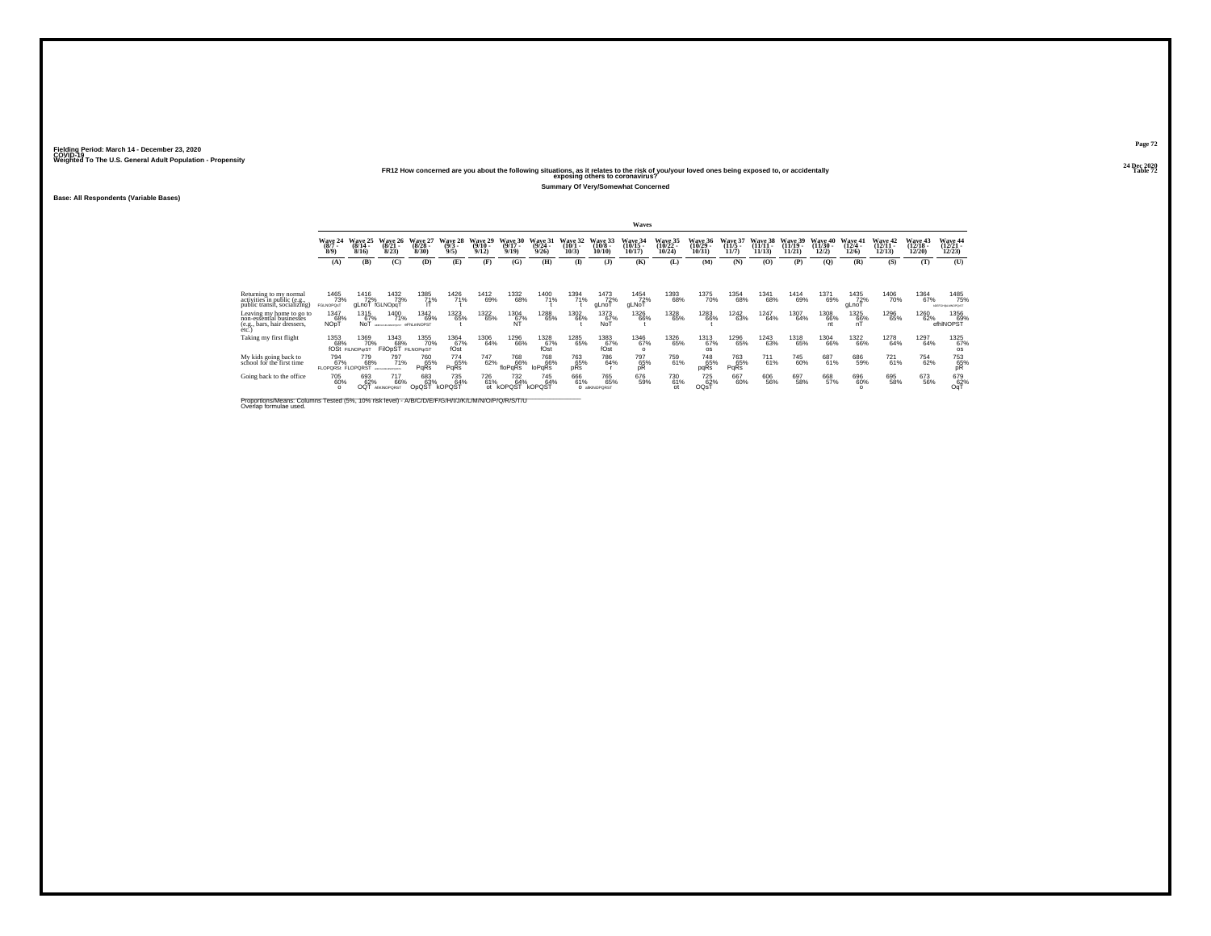Fielding Period: March 14 - December 23, 2020
COVID-19
Weighted To The U.S. General Adult Population - Propensity

24 Dec 2020
Table 72

### FR12 How concerned are you about the following situations, as it relates to the risk of you/your loved ones being exposed to, or accidentally exposing others to coronavirus?

**Summary Of Very/Somewhat Concerned**

**Base: All Respondents (Variable Bases)**

| | Wave 24 (8/7 - 8/9) | Wave 25 (8/14 - 8/16) | Wave 26 (8/21 - 8/23) | Wave 27 (8/28 - 8/30) | Wave 28 (9/3 - 9/5) | Wave 29 (9/10 - 9/12) | Wave 30 (9/17 - 9/19) | Wave 31 (9/24 - 9/26) | Wave 32 (10/1 - 10/3) | Wave 33 (10/8 - 10/10) | Wave 34 (10/15 - 10/17) | Wave 35 (10/22 - 10/24) | Wave 36 (10/29 - 10/31) | Wave 37 (11/5 - 11/7) | Wave 38 (11/11 - 11/13) | Wave 39 (11/19 - 11/21) | Wave 40 (11/30 - 12/2) | Wave 41 (12/4 - 12/6) | Wave 42 (12/11 - 12/13) | Wave 43 (12/18 - 12/20) | Wave 44 (12/21 - 12/23) |
|---|---|---|---|---|---|---|---|---|---|---|---|---|---|---|---|---|---|---|---|---|---|
| | (A) | (B) | (C) | (D) | (E) | (F) | (G) | (H) | (I) | (J) | (K) | (L) | (M) | (N) | (O) | (P) | (Q) | (R) | (S) | (T) | (U) |
| Returning to my normal activities in public (e.g., public transit, socializing) | 1465 73% FGLNOPQsT | 1416 72% gLnoT | 1432 73% fGLNOpqT | 1385 71% lT | 1426 71% t | 1412 69% | 1332 68% | 1400 71% t | 1394 71% t | 1473 72% gLnoT | 1454 72% gLNoT | 1393 68% | 1375 70% | 1354 68% | 1341 68% | 1414 69% | 1371 69% | 1435 72% gLnoT | 1406 70% | 1364 67% | 1485 75% |
| Leaving my home to go to non-essential businesses (e.g., bars, hair dressers, etc.) | 1347 68% NOpT | 1315 67% NoT | 1400 71% | 1342 69% efNLmNOPST | 1323 65% t | 1322 65% | 1304 67% NT | 1288 65% | 1302 66% t | 1373 67% NoT | 1326 66% t | 1328 65% | 1283 66% t | 1242 63% | 1247 64% | 1307 64% | 1308 66% nt | 1325 66% nT | 1296 65% | 1260 62% | 1356 69% efhlNOPST |
| Taking my first flight | 1353 68% fOSt | 1369 70% FILNOPqrST | 1343 68% FIlOpST | 1355 70% FILNOPqrST | 1364 67% fOst | 1306 64% | 1296 66% | 1328 67% fOst | 1285 65% | 1383 67% fOst | 1346 67% o | 1326 65% | 1313 67% os | 1296 65% | 1243 63% | 1318 65% | 1304 66% | 1322 66% | 1278 64% | 1297 64% | 1325 67% os |
| My kids going back to school for the first time | 794 67% FLOPQRSt | 779 68% FLOPQRST | 797 71% | 760 65% PqRs | 774 65% PqRs | 747 62% | 768 66% floPqRs | 768 66% loPqRs | 763 65% pRs | 786 64% r | 797 65% pR | 759 61% | 748 65% pqRs | 763 65% PqRs | 711 61% | 745 60% | 687 61% | 686 59% | 721 61% | 754 62% | 753 65% pR |
| Going back to the office | 705 60% o | 693 62% OQT | 717 66% afKlNOPQRST | 683 63% OpQST | 735 64% kOPQST | 726 61% ot | 732 64% kOPQST | 745 64% kOPQST | 666 61% o | 765 65% afKlNOPQRST | 676 59% | 730 61% ot | 725 62% OQsT | 667 60% | 606 56% | 697 58% | 668 57% | 696 60% o | 695 58% | 673 56% | 679 62% OqT |

Proportions/Means: Columns Tested (5%, 10% risk level) - A/B/C/D/E/F/G/H/I/J/K/L/M/N/O/P/Q/R/S/T/U
Overlap formulae used.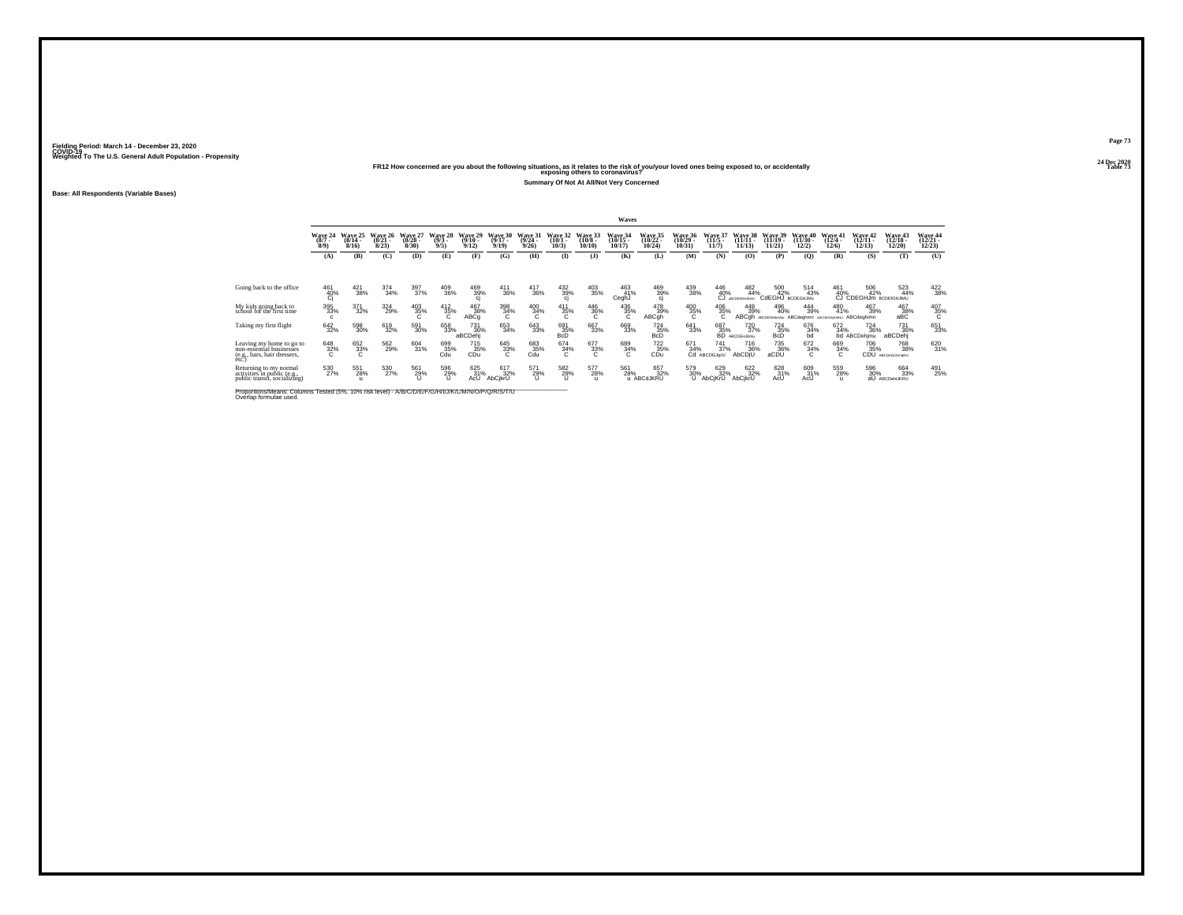Fielding Period: March 14 - December 23, 2020
COVID-19
Weighted To The U.S. General Adult Population - Propensity

24 Dec 2020
Table 73

**FR12 How concerned are you about the following situations, as it relates to the risk of you/your loved ones being exposed to, or accidentally exposing others to coronavirus?**

**Summary Of Not At All/Not Very Concerned**

Base: All Respondents (Variable Bases)

| | Waves | | | | | | | | | | | | | | | | | | | | |
|---|---|---|---|---|---|---|---|---|---|---|---|---|---|---|---|---|---|---|---|---|---|
| | Wave 24 (8/7 - 8/9) | Wave 25 (8/14 - 8/16) | Wave 26 (8/21 - 8/23) | Wave 27 (8/28 - 8/30) | Wave 28 (9/3 - 9/5) | Wave 29 (9/10 - 9/12) | Wave 30 (9/17 - 9/19) | Wave 31 (9/24 - 9/26) | Wave 32 (10/1 - 10/3) | Wave 33 (10/8 - 10/10) | Wave 34 (10/15 - 10/17) | Wave 35 (10/22 - 10/24) | Wave 36 (10/29 - 10/31) | Wave 37 (11/5 - 11/7) | Wave 38 (11/11 - 11/13) | Wave 39 (11/19 - 11/21) | Wave 40 (11/30 - 12/2) | Wave 41 (12/4 - 12/6) | Wave 42 (12/11 - 12/13) | Wave 43 (12/18 - 12/20) | Wave 44 (12/21 - 12/23) |
| | (A) | (B) | (C) | (D) | (E) | (F) | (G) | (H) | (I) | (J) | (K) | (L) | (M) | (N) | (O) | (P) | (Q) | (R) | (S) | (T) | (U) |
| Going back to the office | 461 40% Cj | 421 38% | 374 34% | 397 37% | 409 36% | 469 39% cj | 411 36% | 417 36% | 432 39% cj | 403 35% | 463 41% CegHJ | 469 39% cj | 439 38% | 446 40% CJ | 482 44% aBCDEGHIJmU | 500 42% CdEGHJ | 514 43% BCDEGHJMu | 461 40% CJ | 506 42% CDEGHJm | 523 44% BCDEGHIJMU | 422 38% |
| My kids going back to school for the first time | 395 33% c | 371 32% | 324 29% | 403 35% C | 412 35% C | 467 38% ABCg | 398 34% C | 400 34% C | 411 35% C | 446 36% C | 436 35% C | 478 39% ABCgh | 400 35% C | 406 35% C | 448 39% ABCgh | 496 40% ABCDEGHIJKmNu | 444 39% ABCdeghmn | 480 41% ABCDEGHIJKMNU | 467 39% ABCdeghmn | 467 38% aBC | 407 35% C |
| Taking my first flight | 642 32% | 598 30% | 619 32% | 591 30% | 658 33% | 731 36% aBCDehj | 653 34% | 643 33% | 691 35% BcD | 667 33% | 669 33% | 724 35% BcD | 641 33% | 687 35% BD | 720 37% ABCDEHJkmu | 724 35% BcD | 676 34% bd | 672 34% bd | 724 36% ABCDehjmu | 731 36% aBCDehj | 651 33% |
| Leaving my home to go to non-essential businesses (e.g., bars, hair dressers, etc.) | 648 32% C | 652 33% C | 562 29% | 604 31% | 699 35% Cdu | 715 35% CDu | 645 33% C | 683 35% Cdu | 674 34% C | 677 33% C | 689 34% C | 722 35% CDu | 671 34% Cd | 741 37% ABCDGJqrU | 716 36% AbCDjU | 735 36% aCDU | 672 34% C | 669 34% C | 706 35% CDU | 768 38% ABCDeGIJKmqRU | 620 31% |
| Returning to my normal activities in public (e.g., public transit, socializing) | 530 27% | 551 28% u | 530 27% | 561 29% U | 596 29% U | 625 31% AcU | 617 32% AbCjkrU | 571 29% U | 582 29% U | 577 28% u | 561 28% u | 657 32% ABCdJKRU | 579 30% U | 629 32% AbCjKrU | 622 32% AbCjkrU | 628 31% AcU | 609 31% AcU | 559 28% u | 596 30% aU | 664 33% ABCDehiJKRU | 491 25% |

Proportions/Means: Columns Tested (5%, 10% risk level) - A/B/C/D/E/F/G/H/I/J/K/L/M/N/O/P/Q/R/S/T/U
Overlap formulae used.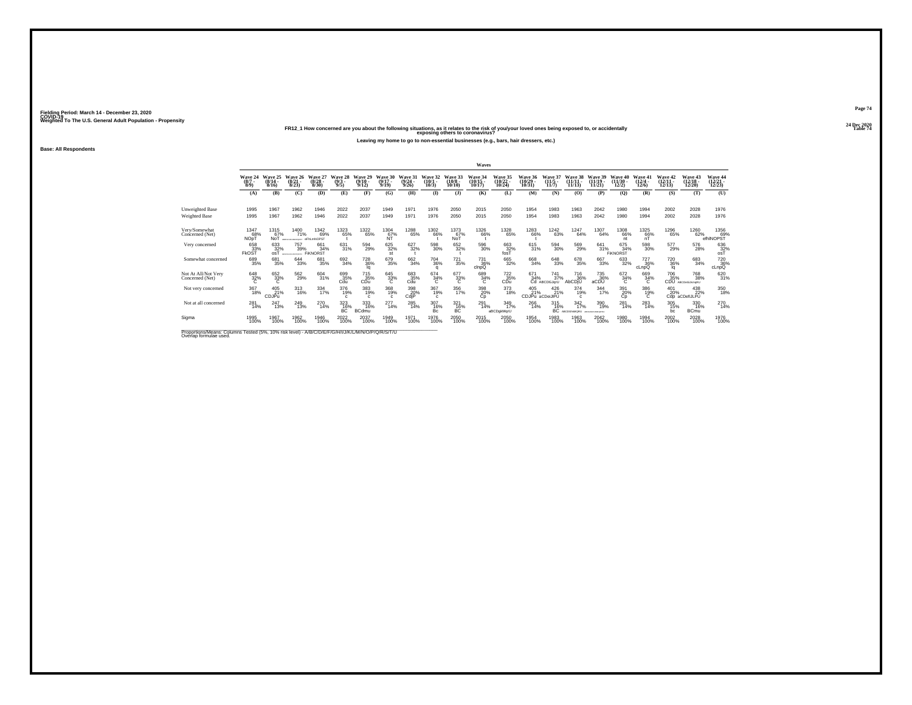Fielding Period: March 14 - December 23, 2020
COVID-19
Weighted To The U.S. General Adult Population - Propensity

24 Dec 2020
Table 74

**FR12_1 How concerned are you about the following situations, as it relates to the risk of you/your loved ones being exposed to, or accidentally exposing others to coronavirus?**

**Leaving my home to go to non-essential businesses (e.g., bars, hair dressers, etc.)**

**Base: All Respondents**

| | Waves | | | | | | | | | | | | | | | | | | | | |
|---|---|---|---|---|---|---|---|---|---|---|---|---|---|---|---|---|---|---|---|---|---|
| | Wave 24 (8/7 - 8/9) | Wave 25 (8/14 - 8/16) | Wave 26 (8/21 - 8/23) | Wave 27 (8/28 - 8/30) | Wave 28 (9/3 - 9/5) | Wave 29 (9/10 - 9/12) | Wave 30 (9/17 - 9/19) | Wave 31 (9/24 - 9/26) | Wave 32 (10/1 - 10/3) | Wave 33 (10/8 - 10/10) | Wave 34 (10/15 - 10/17) | Wave 35 (10/22 - 10/24) | Wave 36 (10/29 - 10/31) | Wave 37 (11/5 - 11/7) | Wave 38 (11/11 - 11/13) | Wave 39 (11/19 - 11/21) | Wave 40 (11/30 - 12/2) | Wave 41 (12/4 - 12/6) | Wave 42 (12/11 - 12/13) | Wave 43 (12/18 - 12/20) | Wave 44 (12/21 - 12/23) |
| | (A) | (B) | (C) | (D) | (E) | (F) | (G) | (H) | (I) | (J) | (K) | (L) | (M) | (N) | (O) | (P) | (Q) | (R) | (S) | (T) | (U) |
| Unweighted Base | 1995 | 1967 | 1962 | 1946 | 2022 | 2037 | 1949 | 1971 | 1976 | 2050 | 2015 | 2050 | 1954 | 1983 | 1963 | 2042 | 1980 | 1994 | 2002 | 2028 | 1976 |
| Weighted Base | 1995 | 1967 | 1962 | 1946 | 2022 | 2037 | 1949 | 1971 | 1976 | 2050 | 2015 | 2050 | 1954 | 1983 | 1963 | 2042 | 1980 | 1994 | 2002 | 2028 | 1976 |
| Very/Somewhat Concerned (Net) | 1347 68% NOpT | 1315 67% NoT | 1400 71% ABEFHIJLMNOPQRST | 1342 69% eFhLmNOPST | 1323 65% t | 1322 65% | 1304 67% NT | 1288 65% | 1302 66% t | 1373 67% NoT | 1326 66% t | 1328 65% | 1283 66% t | 1242 63% | 1247 64% | 1307 64% | 1308 66% nt | 1325 66% nT | 1296 65% | 1260 62% | 1356 69% efhINOPST |
| Very concerned | 658 33% FkOST | 633 32% osT | 757 39% ABDEFGHIJKLMNOPQRSTU | 661 34% FIKNORST | 631 31% | 594 29% | 625 32% st | 627 32% t | 598 30% | 652 32% t | 596 30% | 663 32% fosT | 615 31% | 594 30% | 569 29% | 641 31% | 675 34% FIKNORST | 598 30% | 577 29% | 576 28% | 636 32% osT |
| Somewhat concerned | 689 35% | 681 35% | 644 33% | 681 35% | 692 34% | 728 36% lq | 679 35% | 662 34% | 704 36% q | 721 35% | 731 36% clnpQ | 665 32% | 668 34% | 648 33% | 678 35% | 667 33% | 633 32% | 727 36% cLnpQ | 720 36% lq | 683 34% | 720 36% cLnpQ |
| Not At All/Not Very Concerned (Net) | 648 32% C | 652 33% C | 562 29% | 604 31% | 699 35% Cdu | 715 35% CDu | 645 33% C | 683 35% Cdu | 674 34% C | 677 33% C | 689 34% C | 722 35% CDu | 671 34% Cd | 741 37% ABCDGJqrU | 716 36% AbCDjU | 735 36% aCDU | 672 34% C | 669 34% C | 706 35% CDU | 768 38% ABCDeGIJkmqRU | 620 31% |
| Not very concerned | 367 18% | 405 21% CDJPu | 313 16% | 334 17% | 376 19% c | 383 19% c | 368 19% c | 398 20% CdjP | 367 19% c | 356 17% | 398 20% Cp | 373 18% | 405 21% CDJPu | 426 21% aCDeiJlPU | 374 19% c | 344 17% | 391 20% Cp | 386 19% C | 401 20% Cdp | 438 22% aCDefIJLPU | 350 18% |
| Not at all concerned | 281 14% | 247 13% | 249 13% | 270 14% | 323 16% BC | 333 16% BCdmu | 277 14% | 285 14% | 307 16% Bc | 321 16% BC | 291 14% | 349 17% aBCDgkMqrU | 266 14% | 315 16% BC | 342 17% ABCDGHKMQRU | 390 19% ABCDEGHIJKLMNQRSU | 281 14% | 283 14% | 305 15% bc | 330 16% BCmu | 270 14% |
| Sigma | 1995 100% | 1967 100% | 1962 100% | 1946 100% | 2022 100% | 2037 100% | 1949 100% | 1971 100% | 1976 100% | 2050 100% | 2015 100% | 2050 100% | 1954 100% | 1983 100% | 1963 100% | 2042 100% | 1980 100% | 1994 100% | 2002 100% | 2028 100% | 1976 100% |

Proportions/Means: Columns Tested (5%, 10% risk level) - A/B/C/D/E/F/G/H/I/J/K/L/M/N/O/P/Q/R/S/T/U
Overlap formulae used.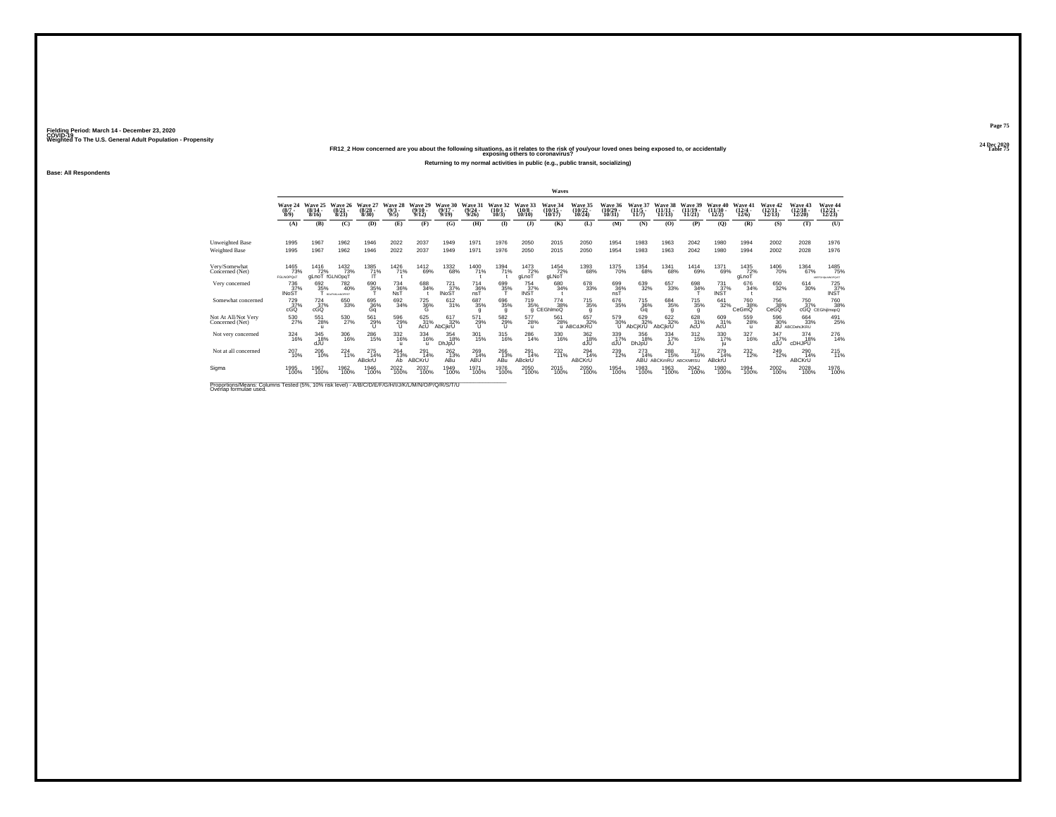Fielding Period: March 14 - December 23, 2020
COVID-19
Weighted To The U.S. General Adult Population - Propensity

24 Dec 2020
Table 75

**FR12_2 How concerned are you about the following situations, as it relates to the risk of you/your loved ones being exposed to, or accidentally exposing others to coronavirus?**

**Returning to my normal activities in public (e.g., public transit, socializing)**

**Base: All Respondents**

| | Waves | | | | | | | | | | | | | | | | | | | | |
|---|---|---|---|---|---|---|---|---|---|---|---|---|---|---|---|---|---|---|---|---|---|
| | Wave 24 (8/7 - 8/9) | Wave 25 (8/14 - 8/16) | Wave 26 (8/21 - 8/23) | Wave 27 (8/28 - 8/30) | Wave 28 (9/3 - 9/5) | Wave 29 (9/10 - 9/12) | Wave 30 (9/17 - 9/19) | Wave 31 (9/24 - 9/26) | Wave 32 (10/1 - 10/3) | Wave 33 (10/8 - 10/10) | Wave 34 (10/15 - 10/17) | Wave 35 (10/22 - 10/24) | Wave 36 (10/29 - 10/31) | Wave 37 (11/5 - 11/7) | Wave 38 (11/11 - 11/13) | Wave 39 (11/19 - 11/21) | Wave 40 (11/30 - 12/2) | Wave 41 (12/4 - 12/6) | Wave 42 (12/11 - 12/13) | Wave 43 (12/18 - 12/20) | Wave 44 (12/21 - 12/23) |
| | (A) | (B) | (C) | (D) | (E) | (F) | (G) | (H) | (I) | (J) | (K) | (L) | (M) | (N) | (O) | (P) | (Q) | (R) | (S) | (T) | (U) |
| Unweighted Base | 1995 | 1967 | 1962 | 1946 | 2022 | 2037 | 1949 | 1971 | 1976 | 2050 | 2015 | 2050 | 1954 | 1983 | 1963 | 2042 | 1980 | 1994 | 2002 | 2028 | 1976 |
| Weighted Base | 1995 | 1967 | 1962 | 1946 | 2022 | 2037 | 1949 | 1971 | 1976 | 2050 | 2015 | 2050 | 1954 | 1983 | 1963 | 2042 | 1980 | 1994 | 2002 | 2028 | 1976 |
| Very/Somewhat Concerned (Net) | 1465 73% FGLNOPQsT | 1416 72% gLnoT | 1432 73% fGLNOpqT | 1385 71% lT | 1426 71% t | 1412 69% | 1332 68% | 1400 71% t | 1394 71% t | 1473 72% gLnoT | 1454 72% gLNoT | 1393 68% | 1375 70% | 1354 68% | 1341 68% | 1414 69% | 1371 69% | 1435 72% gLnoT | 1406 70% | 1364 67% | 1485 75% bfGHIjkLMNOPQrsT |
| Very concerned | 736 37% lNoST | 692 35% T | 782 40% BDeFhiJLmNOPrST | 690 35% T | 734 36% NsT | 688 34% t | 721 37% lNoST | 714 36% nsT | 699 35% T | 754 37% lNST | 680 34% t | 678 33% | 699 36% nsT | 639 32% | 657 33% | 698 34% T | 731 37% lNST | 676 34% t | 650 32% | 614 30% | 725 37% lNST |
| Somewhat concerned | 729 37% cGQ | 724 37% cGQ | 650 33% | 695 36% Gq | 692 34% | 725 36% G | 612 31% | 687 35% g | 696 35% g | 719 35% g | 774 38% CEGhImoQ | 715 35% g | 676 35% | 715 36% Gq | 684 35% g | 715 35% g | 641 32% | 760 38% CeGmQ | 756 38% CeGQ | 750 37% cGQ | 760 38% CEGhIjmopQ |
| Not At All/Not Very Concerned (Net) | 530 27% | 551 28% u | 530 27% | 561 29% U | 596 29% U | 625 31% AcU | 617 32% AbCjkrU | 571 29% U | 582 29% U | 577 28% u | 561 28% u | 657 32% ABCdJKRU | 579 30% U | 629 32% AbCjkrU | 622 32% AbCjkrU | 628 31% AcU | 609 31% AcU | 559 28% u | 596 30% aU | 664 33% ABCdehiJKRU | 491 25% |
| Not very concerned | 324 16% | 345 18% dJU | 306 16% | 286 15% | 332 16% u | 334 16% u | 354 18% DhJpU | 301 15% | 315 16% | 286 14% | 330 16% | 362 18% dJU | 339 17% dJU | 356 18% DhJpU | 334 17% JU | 312 15% | 330 17% ju | 327 16% | 347 17% dJU | 374 18% cDHJPU | 276 14% |
| Not at all concerned | 207 10% | 206 10% | 224 11% | 275 14% ABckrU | 264 13% Ab | 291 14% ABCKrU | 262 13% ABu | 269 14% ABU | 266 13% ABu | 291 14% ABckrU | 232 11% | 294 14% ABCKrU | 239 12% | 273 14% ABU | 288 15% ABCKmRU | 317 16% ABCKMRSU | 279 14% ABckrU | 232 12% | 249 12% | 290 14% ABCKrU | 215 11% |
| Sigma | 1995 100% | 1967 100% | 1962 100% | 1946 100% | 2022 100% | 2037 100% | 1949 100% | 1971 100% | 1976 100% | 2050 100% | 2015 100% | 2050 100% | 1954 100% | 1983 100% | 1963 100% | 2042 100% | 1980 100% | 1994 100% | 2002 100% | 2028 100% | 1976 100% |

Proportions/Means: Columns Tested (5%, 10% risk level) - A/B/C/D/E/F/G/H/I/J/K/L/M/N/O/P/Q/R/S/T/U
Overlap formulae used.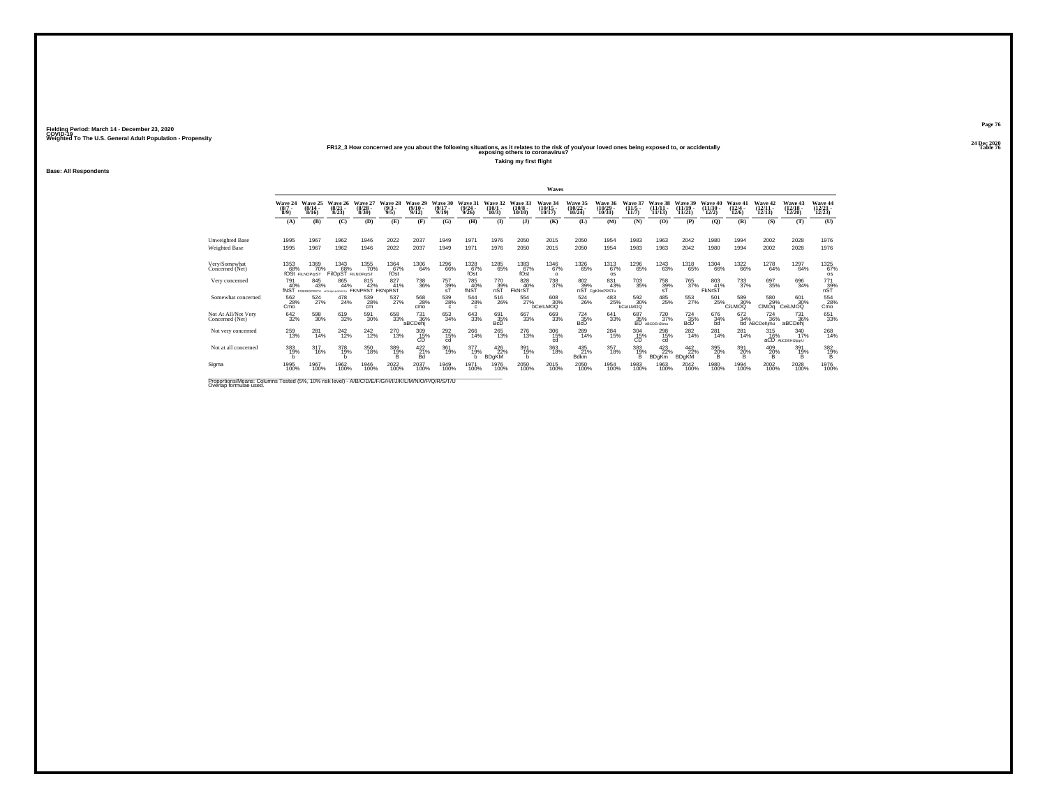Fielding Period: March 14 - December 23, 2020
COVID-19
Weighted To The U.S. General Adult Population - Propensity

24 Dec 2020
Table 76

**FR12_3 How concerned are you about the following situations, as it relates to the risk of you/your loved ones being exposed to, or accidentally exposing others to coronavirus?**

**Taking my first flight**

**Base: All Respondents**

| | Waves | | | | | | | | | | | | | | | | | | | | |
|---|---|---|---|---|---|---|---|---|---|---|---|---|---|---|---|---|---|---|---|---|---|
| | Wave 24 (8/7 - 8/9) | Wave 25 (8/14 - 8/16) | Wave 26 (8/21 - 8/23) | Wave 27 (8/28 - 8/30) | Wave 28 (9/3 - 9/5) | Wave 29 (9/10 - 9/12) | Wave 30 (9/17 - 9/19) | Wave 31 (9/24 - 9/26) | Wave 32 (10/1 - 10/3) | Wave 33 (10/8 - 10/10) | Wave 34 (10/15 - 10/17) | Wave 35 (10/22 - 10/24) | Wave 36 (10/29 - 10/31) | Wave 37 (11/5 - 11/7) | Wave 38 (11/11 - 11/13) | Wave 39 (11/19 - 11/21) | Wave 40 (11/30 - 12/2) | Wave 41 (12/4 - 12/6) | Wave 42 (12/11 - 12/13) | Wave 43 (12/18 - 12/20) | Wave 44 (12/21 - 12/23) |
| | (A) | (B) | (C) | (D) | (E) | (F) | (G) | (H) | (I) | (J) | (K) | (L) | (M) | (N) | (O) | (P) | (Q) | (R) | (S) | (T) | (U) |
| Unweighted Base | 1995 | 1967 | 1962 | 1946 | 2022 | 2037 | 1949 | 1971 | 1976 | 2050 | 2015 | 2050 | 1954 | 1983 | 1963 | 2042 | 1980 | 1994 | 2002 | 2028 | 1976 |
| Weighted Base | 1995 | 1967 | 1962 | 1946 | 2022 | 2037 | 1949 | 1971 | 1976 | 2050 | 2015 | 2050 | 1954 | 1983 | 1963 | 2042 | 1980 | 1994 | 2002 | 2028 | 1976 |
| Very/Somewhat Concerned (Net) | 1353 68% fOSt | 1369 70% FILNOPqST | 1343 68% FilOpST | 1355 70% FILNOPqST | 1364 67% fOst | 1306 64% | 1296 66% | 1328 67% fOst | 1285 65% | 1383 67% fOst | 1346 67% o | 1326 65% | 1313 67% os | 1296 65% | 1243 63% | 1318 65% | 1304 66% | 1322 66% | 1278 64% | 1297 64% | 1325 67% os |
| Very concerned | 791 40% fNST | 845 43% FGIKNOPRSTU | 865 44% qFGHIjKLNOPRSTU | 815 42% FKNPRST | 827 41% FKNpRST | 738 36% | 757 39% sT | 785 40% fNST | 770 39% nST | 828 40% FkNrST | 738 37% | 802 39% nST | 831 43% FgiKNoPRSTu | 703 35% | 758 39% sT | 765 37% | 803 41% FkNrST | 733 37% | 697 35% | 696 34% | 771 39% nST |
| Somewhat concerned | 562 28% Cmo | 524 27% | 478 24% | 539 28% cm | 537 27% | 568 28% cmo | 539 28% c | 544 28% c | 516 26% | 554 27% | 608 30% bCeiLMOQ | 524 26% | 483 25% | 592 30% bCeiLMOQ | 485 25% | 553 27% | 501 25% | 589 30% CiLMOQ | 580 29% ClMOq | 601 30% CeiLMOQ | 554 28% Cmo |
| Not At All/Not Very Concerned (Net) | 642 32% | 598 30% | 619 32% | 591 30% | 658 33% | 731 36% aBCDehj | 653 34% | 643 33% | 691 35% BcD | 667 33% | 669 33% | 724 35% BcD | 641 33% | 687 35% BD | 720 37% ABCDEHJkmu | 724 35% BcD | 676 34% bd | 672 34% bd | 724 36% ABCDehjmu | 731 36% aBCDehj | 651 33% |
| Not very concerned | 259 13% | 281 14% | 242 12% | 242 12% | 270 13% | 309 15% CD | 292 15% cd | 266 14% | 265 13% | 276 13% | 306 15% cd | 289 14% | 284 15% | 304 15% CD | 298 15% cd | 282 14% | 281 14% | 281 14% | 315 16% aCD | 340 17% AbCDEHIJlpqrU | 268 14% |
| Not at all concerned | 383 19% b | 317 16% | 378 19% b | 350 18% | 389 19% B | 422 21% Bd | 361 19% | 377 19% b | 426 22% BDgKM | 391 19% b | 363 18% | 435 21% Bdkm | 357 18% | 383 19% B | 423 22% BDgKm | 442 22% BDgKM | 395 20% B | 391 20% B | 409 20% B | 391 19% B | 382 19% B |
| Sigma | 1995 100% | 1967 100% | 1962 100% | 1946 100% | 2022 100% | 2037 100% | 1949 100% | 1971 100% | 1976 100% | 2050 100% | 2015 100% | 2050 100% | 1954 100% | 1983 100% | 1963 100% | 2042 100% | 1980 100% | 1994 100% | 2002 100% | 2028 100% | 1976 100% |

Proportions/Means: Columns Tested (5%, 10% risk level) - A/B/C/D/E/F/G/H/I/J/K/L/M/N/O/P/Q/R/S/T/U
Overlap formulae used.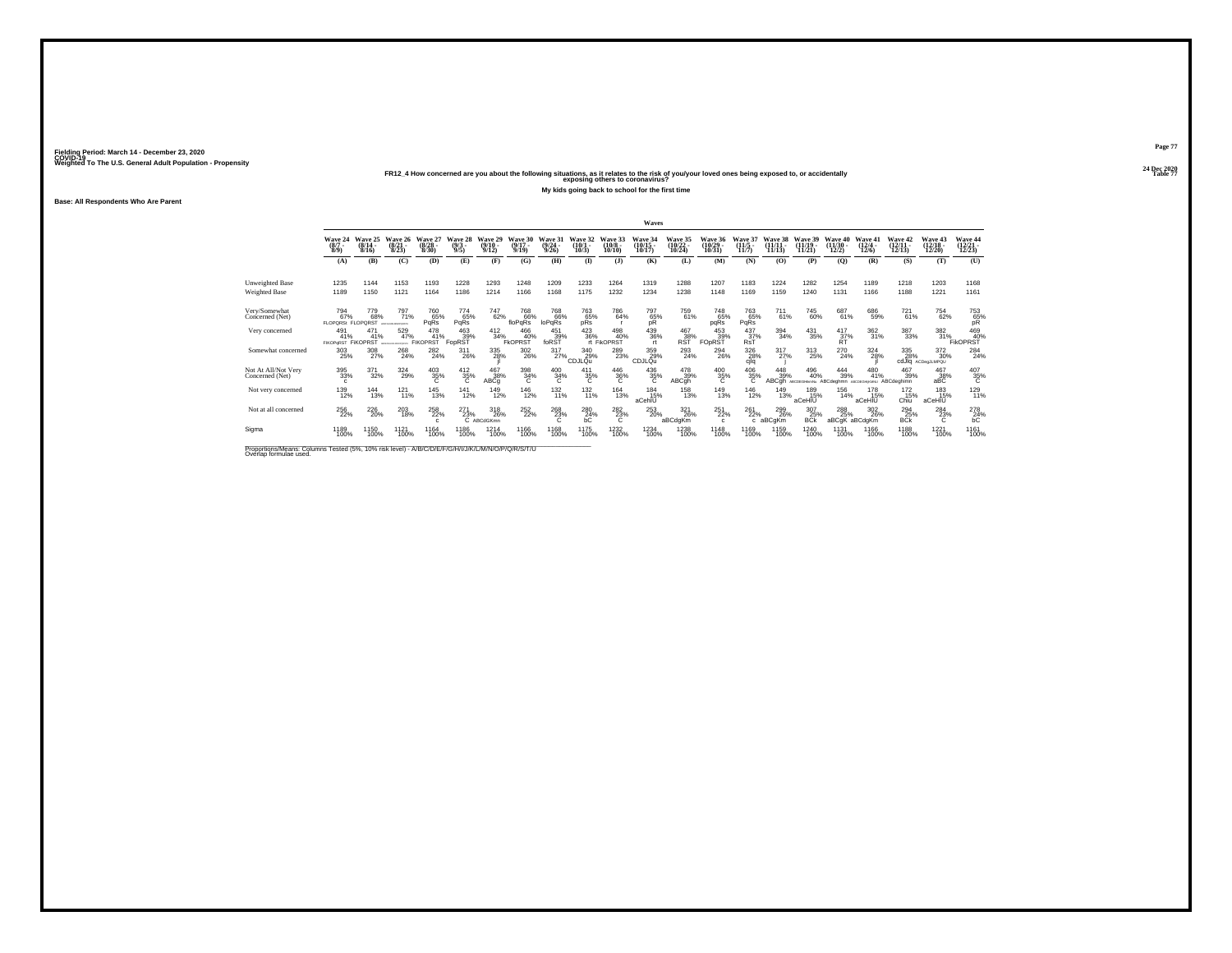Fielding Period: March 14 - December 23, 2020
COVID-19
Weighted To The U.S. General Adult Population - Propensity

24 Dec 2020
Table 77

FR12_4 How concerned are you about the following situations, as it relates to the risk of you/your loved ones being exposed to, or accidentally exposing others to coronavirus?

My kids going back to school for the first time

Base: All Respondents Who Are Parent

| | Waves | | | | | | | | | | | | | | | | | | | | |
|---|---|---|---|---|---|---|---|---|---|---|---|---|---|---|---|---|---|---|---|---|---|
| | Wave 24 (8/7 - 8/9) | Wave 25 (8/14 - 8/16) | Wave 26 (8/21 - 8/23) | Wave 27 (8/28 - 8/30) | Wave 28 (9/3 - 9/5) | Wave 29 (9/10 - 9/12) | Wave 30 (9/17 - 9/19) | Wave 31 (9/24 - 9/26) | Wave 32 (10/1 - 10/3) | Wave 33 (10/8 - 10/10) | Wave 34 (10/15 - 10/17) | Wave 35 (10/22 - 10/24) | Wave 36 (10/29 - 10/31) | Wave 37 (11/5 - 11/7) | Wave 38 (11/11 - 11/13) | Wave 39 (11/19 - 11/21) | Wave 40 (11/30 - 12/2) | Wave 41 (12/4 - 12/6) | Wave 42 (12/11 - 12/13) | Wave 43 (12/18 - 12/20) | Wave 44 (12/21 - 12/23) |
| | (A) | (B) | (C) | (D) | (E) | (F) | (G) | (H) | (I) | (J) | (K) | (L) | (M) | (N) | (O) | (P) | (Q) | (R) | (S) | (T) | (U) |
| Unweighted Base | 1235 | 1144 | 1153 | 1193 | 1228 | 1293 | 1248 | 1209 | 1233 | 1264 | 1319 | 1288 | 1207 | 1183 | 1224 | 1282 | 1254 | 1189 | 1218 | 1203 | 1168 |
| Weighted Base | 1189 | 1150 | 1121 | 1164 | 1186 | 1214 | 1166 | 1168 | 1175 | 1232 | 1234 | 1238 | 1148 | 1169 | 1159 | 1240 | 1131 | 1166 | 1188 | 1221 | 1161 |
| Very/Somewhat Concerned (Net) | 794 67% FLOPQRSt | 779 68% FLOPQRST | 797 71% ... | 760 65% PqRs | 774 65% PqRs | 747 62% | 768 66% floPqRs | 768 66% loPqRs | 763 65% pRs | 786 64% r | 797 65% pR | 759 61% | 748 65% pqRs | 763 65% PqRs | 711 61% | 745 60% | 687 61% | 686 59% | 721 61% | 754 62% | 753 65% pR |
| Very concerned | 491 41% FiKOPqRST | 471 41% FiKOPRST | 529 47% ... | 478 41% FiKOPRST | 463 39% FopRST | 412 34% | 466 40% FkOPRST | 451 39% foRST | 423 36% rt | 498 40% FiKOPRST | 439 36% rt | 467 38% RST | 453 39% FOpRST | 437 37% RsT | 394 34% | 431 35% | 417 37% RT | 362 31% | 387 33% | 382 31% | 469 40% FiKOPRST |
| Somewhat concerned | 303 25% | 308 27% | 268 24% | 282 24% | 311 26% | 335 28% jl | 302 26% | 317 27% | 340 29% CDJLQu | 289 23% | 359 29% CDJLQu | 293 24% | 294 26% | 326 28% cjlq | 317 27% j | 313 25% | 270 24% | 324 28% jl | 335 28% cdJlq | 372 30% ACDegJLMPQU | 284 24% |
| Not At All/Not Very Concerned (Net) | 395 33% c | 371 32% | 324 29% | 403 35% C | 412 35% C | 467 38% ABCg | 398 34% C | 400 34% C | 411 35% C | 446 36% C | 436 35% C | 478 39% ABCgh | 400 35% C | 406 35% C | 448 39% ABCgh | 496 40% ... | 444 39% ABCdeghmn | 480 41% ... | 467 39% ABCdeghmn | 467 38% aBC | 407 35% C |
| Not very concerned | 139 12% | 144 13% | 121 11% | 145 13% | 141 12% | 149 12% | 146 12% | 132 11% | 132 11% | 164 13% | 184 15% aCehIU | 158 13% | 149 13% | 146 12% | 149 13% | 189 15% aCeHIU | 156 14% | 178 15% aCeHIU | 172 15% Chiu | 183 15% aCeHIU | 129 11% |
| Not at all concerned | 256 22% | 226 20% | 203 18% | 258 22% c | 271 23% C | 318 26% ABCdGKmn | 252 22% | 268 23% C | 280 24% bC | 282 23% C | 253 20% | 321 26% aBCdgKm | 251 22% c | 261 22% c | 299 26% aBCgKm | 307 25% BCk | 288 25% aBCgK | 302 26% aBCdgKm | 294 25% BCk | 284 23% C | 278 24% bC |
| Sigma | 1189 100% | 1150 100% | 1121 100% | 1164 100% | 1186 100% | 1214 100% | 1166 100% | 1168 100% | 1175 100% | 1232 100% | 1234 100% | 1238 100% | 1148 100% | 1169 100% | 1159 100% | 1240 100% | 1131 100% | 1166 100% | 1188 100% | 1221 100% | 1161 100% |

Proportions/Means: Columns Tested (5%, 10% risk level) - A/B/C/D/E/F/G/H/I/J/K/L/M/N/O/P/Q/R/S/T/U
Overlap formulae used.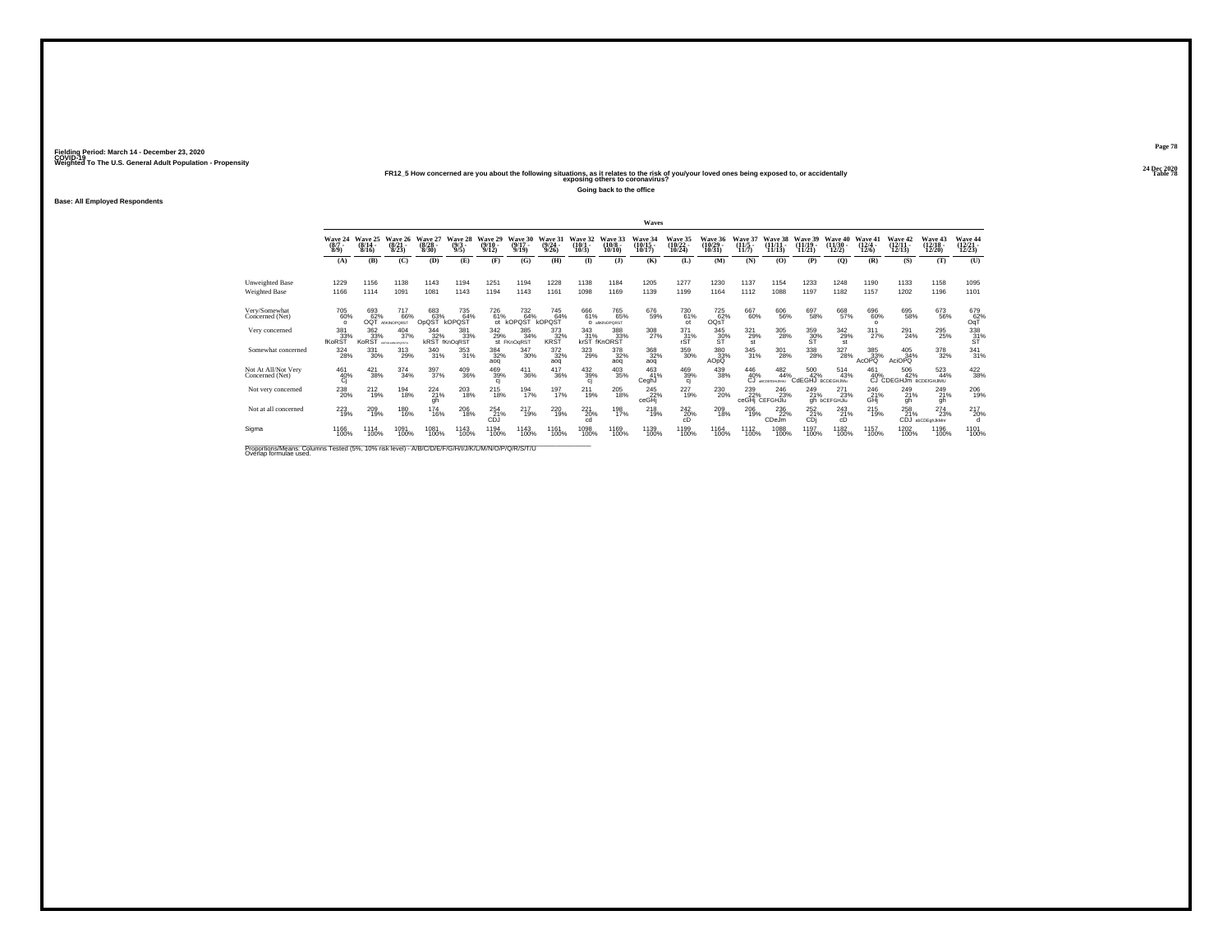Fielding Period: March 14 - December 23, 2020
COVID-19
Weighted To The U.S. General Adult Population - Propensity

24 Dec 2020
Table 78

### FR12_5 How concerned are you about the following situations, as it relates to the risk of you/your loved ones being exposed to, or accidentally exposing others to coronavirus?

**Going back to the office**

**Base: All Employed Respondents**

| | Wave 24 (8/7 - 8/9) | Wave 25 (8/14 - 8/16) | Wave 26 (8/21 - 8/23) | Wave 27 (8/28 - 8/30) | Wave 28 (9/3 - 9/5) | Wave 29 (9/10 - 9/12) | Wave 30 (9/17 - 9/19) | Wave 31 (9/24 - 9/26) | Wave 32 (10/1 - 10/3) | Wave 33 (10/8 - 10/10) | Wave 34 (10/15 - 10/17) | Wave 35 (10/22 - 10/24) | Wave 36 (10/29 - 10/31) | Wave 37 (11/5 - 11/7) | Wave 38 (11/11 - 11/13) | Wave 39 (11/19 - 11/21) | Wave 40 (11/30 - 12/2) | Wave 41 (12/4 - 12/6) | Wave 42 (12/11 - 12/13) | Wave 43 (12/18 - 12/20) | Wave 44 (12/21 - 12/23) |
|---|---|---|---|---|---|---|---|---|---|---|---|---|---|---|---|---|---|---|---|---|---|
| | (A) | (B) | (C) | (D) | (E) | (F) | (G) | (H) | (I) | (J) | (K) | (L) | (M) | (N) | (O) | (P) | (Q) | (R) | (S) | (T) | (U) |
| Unweighted Base | 1229 | 1156 | 1138 | 1143 | 1194 | 1251 | 1194 | 1228 | 1138 | 1184 | 1205 | 1277 | 1230 | 1137 | 1154 | 1233 | 1248 | 1190 | 1133 | 1158 | 1095 |
| Weighted Base | 1166 | 1114 | 1091 | 1081 | 1143 | 1194 | 1143 | 1161 | 1098 | 1169 | 1139 | 1199 | 1164 | 1112 | 1088 | 1197 | 1182 | 1157 | 1202 | 1196 | 1101 |
| Very/Somewhat Concerned (Net) | 705 60% o | 693 62% OQT | 717 66% AfKNOPQRST | 683 63% OpQST | 735 64% kOPQST | 726 61% ot | 732 64% kOPQST | 745 64% kOPQST | 666 61% o | 765 65% afKNOPQRST | 676 59% | 730 61% ot | 725 62% OQsT | 667 60% | 606 56% | 697 58% | 668 57% | 696 60% o | 695 58% | 673 56% | 679 62% OqT |
| Very concerned | 381 33% fKoRST | 362 33% KoRST | 404 37% aFKNoPQRSTU | 344 32% kRST | 381 33% fKnOqRST | 342 29% st | 385 34% FKnOqRST | 373 32% KRST | 343 31% krST | 388 33% fKnORST | 308 27% | 371 31% rST | 345 30% ST | 321 29% st | 305 28% | 359 30% ST | 342 29% st | 311 27% | 291 24% | 295 25% | 338 31% ST |
| Somewhat concerned | 324 28% | 331 30% | 313 29% | 340 31% | 353 31% | 384 32% aoq | 347 30% | 372 32% aoq | 323 29% | 378 32% aoq | 368 32% aoq | 359 30% | 380 33% AOpQ | 345 31% | 301 28% | 338 28% | 327 28% | 385 33% AcOPQ | 405 34% AciOPQ | 378 32% | 341 31% |
| Not At All/Not Very Concerned (Net) | 461 40% Cj | 421 38% | 374 34% | 397 37% | 409 36% | 469 39% cj | 411 36% | 417 36% | 432 39% cj | 403 35% | 463 41% CeghJ | 469 39% cj | 439 38% | 446 40% CJ | 482 44% aBCDEfGHiJkMU | 500 42% CdEGHJ | 514 43% bCDEGHiJMu | 461 40% CJ | 506 42% CDEGHJm | 523 44% BCDEfGHIJMU | 422 38% |
| Not very concerned | 238 20% | 212 19% | 194 18% | 224 21% gh | 203 18% | 215 18% | 194 17% | 197 17% | 211 19% | 205 18% | 245 22% ceGHj | 227 19% | 230 20% | 239 22% ceGHj | 246 23% CEFGHJu | 249 21% gh | 271 23% bCEFGHJu | 246 21% GHj | 249 21% gh | 249 21% gh | 206 19% |
| Not at all concerned | 223 19% | 209 19% | 180 16% | 174 16% | 206 18% | 254 21% CDJ | 217 19% | 220 19% | 221 20% cd | 198 17% | 218 19% | 242 20% cD | 209 18% | 206 19% | 236 22% CDeJm | 252 21% CDj | 243 21% cD | 215 19% | 258 21% CDJ | 274 23% abCDEgHJkMnr | 217 20% d |
| Sigma | 1166 100% | 1114 100% | 1091 100% | 1081 100% | 1143 100% | 1194 100% | 1143 100% | 1161 100% | 1098 100% | 1169 100% | 1139 100% | 1199 100% | 1164 100% | 1112 100% | 1088 100% | 1197 100% | 1182 100% | 1157 100% | 1202 100% | 1196 100% | 1101 100% |

Proportions/Means: Columns Tested (5%, 10% risk level) - A/B/C/D/E/F/G/H/I/J/K/L/M/N/O/P/Q/R/S/T/U
Overlap formulae used.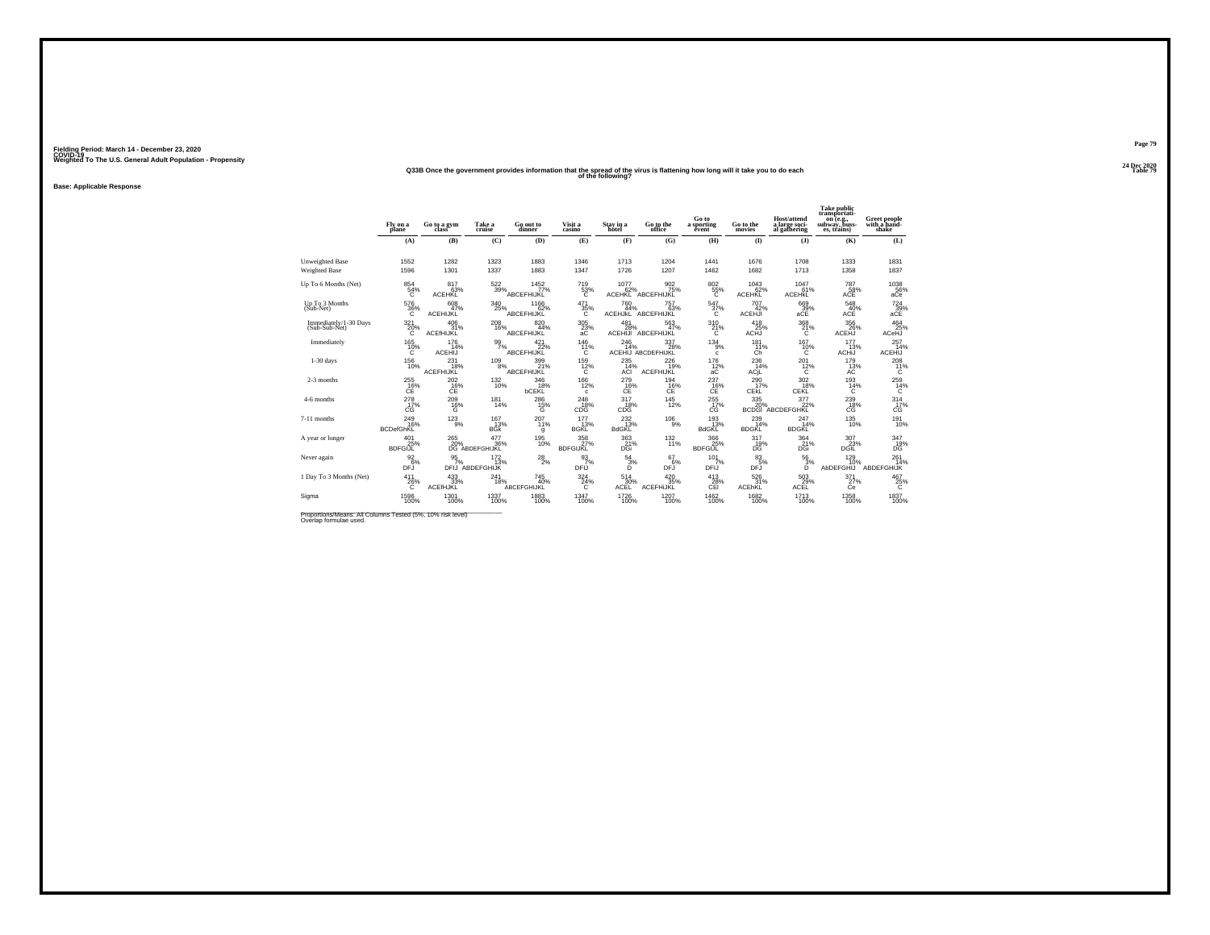Fielding Period: March 14 - December 23, 2020
COVID-19
Weighted To The U.S. General Adult Population - Propensity

24 Dec 2020
Table 79

**Q33B Once the government provides information that the spread of the virus is flattening how long will it take you to do each of the following?**

**Base: Applicable Response**

| | Fly on a plane | Go to a gym class | Take a cruise | Go out to dinner | Visit a casino | Stay in a hotel | Go to the office | Go to a sporting event | Go to the movies | Host/attend a large social gathering | Take public transportation (e.g., subway, busses, trains) | Greet people with a handshake |
|---|---|---|---|---|---|---|---|---|---|---|---|---|
| | (A) | (B) | (C) | (D) | (E) | (F) | (G) | (H) | (I) | (J) | (K) | (L) |
| Unweighted Base | 1552 | 1282 | 1323 | 1883 | 1346 | 1713 | 1204 | 1441 | 1676 | 1708 | 1333 | 1831 |
| Weighted Base | 1596 | 1301 | 1337 | 1883 | 1347 | 1726 | 1207 | 1462 | 1682 | 1713 | 1358 | 1837 |
| Up To 6 Months (Net) | 854 54% C | 817 63% ACEHKL | 522 39% | 1452 77% ABCEFHIJKL | 719 53% C | 1077 62% ACEHKL | 902 75% ABCEFHIJKL | 802 55% C | 1043 62% ACEHKL | 1047 61% ACEHKL | 787 58% ACE | 1038 56% aCe |
| Up To 3 Months (Sub-Net) | 576 36% C | 608 47% ACEHIJKL | 340 25% | 1166 62% ABCEFHIJKL | 471 35% C | 760 44% ACEHJkL | 757 63% ABCEFHIJKL | 547 37% C | 707 42% ACEHJl | 669 39% aCE | 548 40% ACE | 724 39% aCE |
| Immediately/1-30 Days (Sub-Sub-Net) | 321 20% C | 406 31% ACEfHIJKL | 208 16% | 820 44% ABCEFHIJKL | 305 23% aC | 481 28% ACEHIJl | 563 47% ABCEFHIJKL | 310 21% C | 418 25% ACHJ | 368 21% C | 356 26% ACEHJ | 464 25% ACeHJ |
| Immediately | 165 10% C | 176 14% ACEHIJ | 99 7% | 421 22% ABCEFHIJKL | 146 11% C | 246 14% ACEHIJ | 337 28% ABCDEFHIJKL | 134 9% c | 181 11% Ch | 167 10% C | 177 13% ACHiJ | 257 14% ACEHIJ |
| 1-30 days | 156 10% | 231 18% ACEFHIJKL | 109 8% | 399 21% ABCEFHIJKL | 159 12% C | 235 14% ACI | 226 19% ACEFHIJKL | 176 12% aC | 236 14% ACjL | 201 12% C | 179 13% AC | 208 11% C |
| 2-3 months | 255 16% CE | 202 16% CE | 132 10% | 346 18% bCEKL | 166 12% c | 279 16% CE | 194 16% CE | 237 16% CE | 290 17% CEKL | 302 18% CEKL | 193 14% C | 259 14% C |
| 4-6 months | 278 17% CG | 209 16% G | 181 14% | 286 15% G | 248 18% CDG | 317 18% CDG | 145 12% | 255 17% CG | 335 20% BCDGl | 377 22% ABCDEFGHKL | 239 18% CG | 314 17% CG |
| 7-11 months | 249 16% BCDefGhKL | 123 9% | 167 13% BGk | 207 11% g | 177 13% BGKL | 232 13% BdGKL | 106 9% | 193 13% BdGKL | 239 14% BDGKL | 247 14% BDGKL | 135 10% | 191 10% |
| A year or longer | 401 25% BDFGIJL | 265 20% DG | 477 36% ABDEFGHIJKL | 195 10% | 358 27% BDFGIJKL | 363 21% DGi | 132 11% | 366 25% BDFGIJL | 317 19% DG | 364 21% DGi | 307 23% DGIL | 347 19% DG |
| Never again | 92 6% DFJ | 95 7% DFIJ | 172 13% ABDEFGHIJK | 28 2% | 93 7% DFIJ | 54 3% D | 67 6% DFJ | 101 7% DFIJ | 83 5% DFJ | 56 3% D | 129 10% AbDEFGHIJ | 261 14% ABDEFGHIJK |
| 1 Day To 3 Months (Net) | 411 26% C | 433 33% ACEfHJKL | 241 18% | 745 40% ABCEFGHIJKL | 324 24% C | 514 30% ACEL | 420 35% ACEFHIJKL | 413 28% CEl | 526 31% ACEhKL | 503 29% ACEL | 371 27% Ce | 467 25% C |
| Sigma | 1596 100% | 1301 100% | 1337 100% | 1883 100% | 1347 100% | 1726 100% | 1207 100% | 1462 100% | 1682 100% | 1713 100% | 1358 100% | 1837 100% |

Proportions/Means: All Columns Tested (5%, 10% risk level)
Overlap formulae used.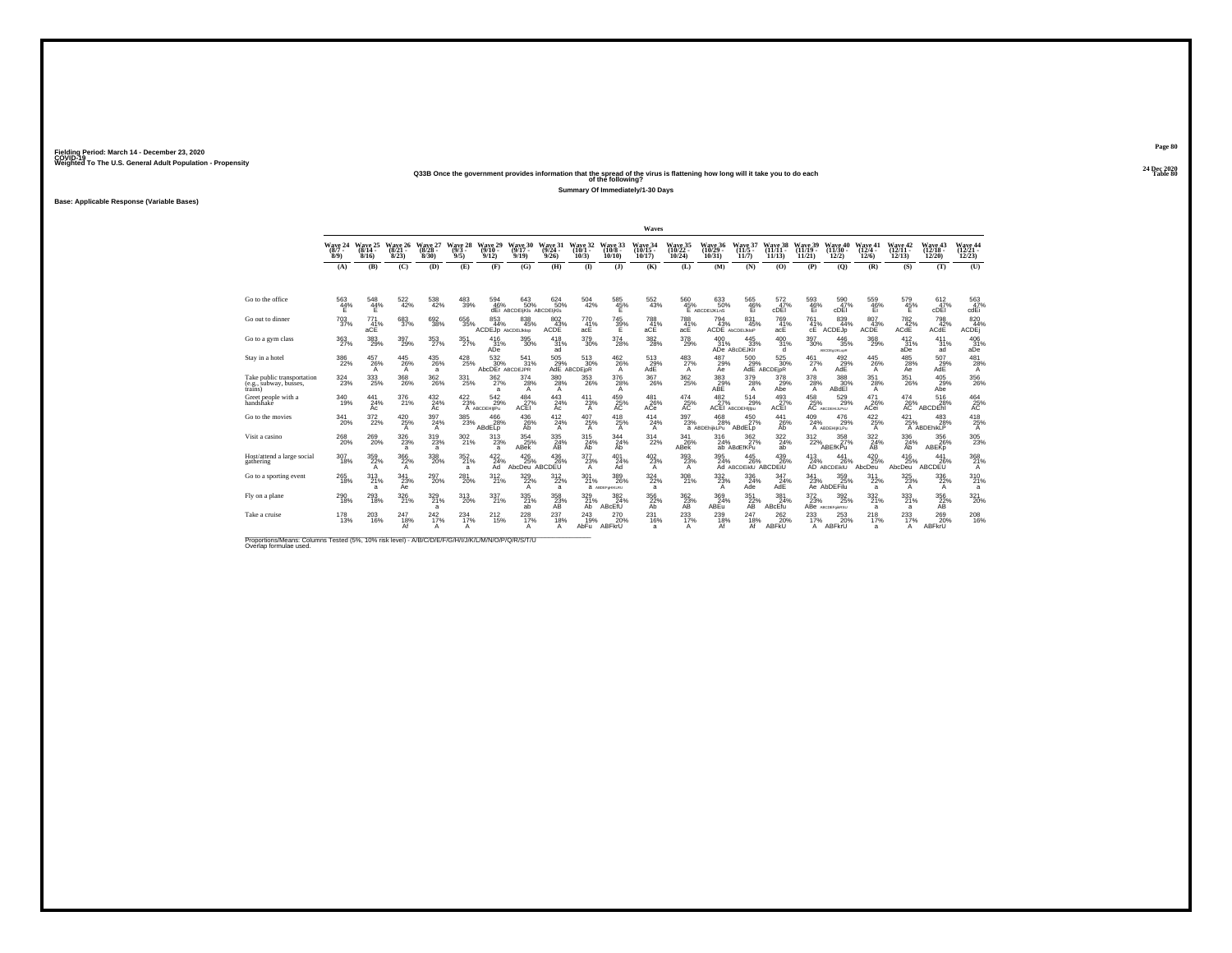Fielding Period: March 14 - December 23, 2020
COVID-19
Weighted To The U.S. General Adult Population - Propensity

24 Dec 2020
Table 80

## Q33B Once the government provides information that the spread of the virus is flattening how long will it take you to do each of the following?

### Summary Of Immediately/1-30 Days

Base: Applicable Response (Variable Bases)

| | Wave 24 (8/7 - 8/9) | Wave 25 (8/14 - 8/16) | Wave 26 (8/21 - 8/23) | Wave 27 (8/28 - 8/30) | Wave 28 (9/3 - 9/5) | Wave 29 (9/10 - 9/12) | Wave 30 (9/17 - 9/19) | Wave 31 (9/24 - 9/26) | Wave 32 (10/1 - 10/3) | Wave 33 (10/8 - 10/10) | Wave 34 (10/15 - 10/17) | Wave 35 (10/22 - 10/24) | Wave 36 (10/29 - 10/31) | Wave 37 (11/5 - 11/7) | Wave 38 (11/11 - 11/13) | Wave 39 (11/19 - 11/21) | Wave 40 (11/30 - 12/2) | Wave 41 (12/4 - 12/6) | Wave 42 (12/11 - 12/13) | Wave 43 (12/18 - 12/20) | Wave 44 (12/21 - 12/23) |
|---|---|---|---|---|---|---|---|---|---|---|---|---|---|---|---|---|---|---|---|---|---|
| | (A) | (B) | (C) | (D) | (E) | (F) | (G) | (H) | (I) | (J) | (K) | (L) | (M) | (N) | (O) | (P) | (Q) | (R) | (S) | (T) | (U) |
| Go to the office | 563 44% E | 548 44% E | 522 42% | 538 42% | 483 39% | 594 46% dEI | 643 50% ABCDEIjKls | 624 50% ABCDEIjKls | 504 42% | 585 45% E | 552 43% | 560 45% E | 633 50% ABCDEIJKLrtO | 565 46% EI | 572 47% cDEI | 593 46% EI | 590 47% cDEI | 559 46% EI | 579 45% E | 612 47% cDEI | 563 47% cdEI |
| Go out to dinner | 703 37% | 771 41% aCE | 683 37% | 692 38% | 656 35% | 853 44% ACDEJp | 838 45% AbCDEIJklop | 802 43% ACDE | 770 41% acE | 745 39% E | 788 41% acE | 788 41% acE | 794 43% ACDE | 831 45% AbCDEIJklop | 769 41% acE | 761 41% cE | 839 44% ACDEJp | 807 43% ACDE | 782 42% ACdE | 798 42% ACdE | 820 44% ACDEj |
| Go to a gym class | 363 27% | 383 29% | 397 29% | 353 27% | 351 27% | 416 31% ADe | 395 30% | 419 31% ad | 379 30% | 374 28% | 382 28% | 378 29% | 400 31% ADe | 445 33% ABcDEJKlr | 400 31% d | 397 30% | 446 35% ABCDEgIJKLrpR | 368 29% | 412 31% aDe | 411 31% ad | 406 31% aDe |
| Stay in a hotel | 386 22% | 457 26% A | 445 26% A | 435 26% a | 428 25% | 532 30% AbcDEr | 541 31% ABCDEJPR | 505 29% AdE | 513 30% ABCDEjpR | 462 26% A | 513 29% AdE | 483 27% A | 487 29% Ae | 500 29% AdE | 525 30% ABCDEjpR | 461 27% A | 492 29% AdE | 445 26% A | 485 28% Ae | 507 29% AdE | 481 28% A |
| Take public transportation (e.g., subway, busses, trains) | 324 23% | 333 25% | 368 26% | 362 26% | 331 25% | 362 27% a | 374 28% A | 380 28% A | 353 26% | 376 28% A | 367 26% | 362 25% | 383 29% ABE | 379 28% A | 378 29% Abe | 378 28% A | 388 30% ABdEI | 351 28% A | 351 26% | 405 29% Abe | 356 26% |
| Greet people with a handshake | 340 19% | 441 24% Ac | 376 21% | 422 24% Ac | 422 23% A | 542 29% ABCDEHIjlPu | 484 27% ACEI | 443 24% Ac | 411 23% A | 459 25% AC | 481 26% ACe | 474 25% AC | 482 27% ACEI | 514 29% ABCDEHIjlpu | 493 27% ACEI | 458 25% AC | 529 29% ABCDEHIJLPrU | 471 26% ACei | 474 26% AC | 516 28% ABCDEhI | 464 25% AC |
| Go to the movies | 341 20% | 372 22% | 420 25% A | 397 24% A | 385 23% | 466 28% ABdELp | 436 26% Ab | 412 24% A | 407 25% A | 418 25% A | 414 24% A | 397 23% a | 468 28% ABDEhijkLPu | 450 27% ABdELp | 441 26% Ab | 409 24% A | 476 29% ABDEHijKLPu | 422 25% A | 421 25% A | 483 28% ABDEhikLP | 418 25% A |
| Visit a casino | 268 20% | 269 20% | 326 23% a | 319 23% a | 302 21% | 313 23% a | 354 25% ABek | 335 24% AB | 315 24% Ab | 344 24% Ab | 314 22% | 341 26% ABek | 316 24% ab | 362 27% ABdEfKPu | 322 24% ab | 312 22% | 358 27% ABEfKPu | 322 24% AB | 336 24% Ab | 356 26% ABEKp | 305 23% |
| Host/attend a large social gathering | 307 18% | 359 22% A | 366 22% A | 338 20% | 352 21% a | 422 24% Ad | 426 25% AbcDeu | 436 26% ABCDEU | 377 23% A | 401 24% Ad | 402 23% A | 393 23% A | 395 24% Ad | 445 26% ABCDEiklU | 439 26% ABCDEIU | 413 24% AD | 441 26% ABCDEiklU | 420 25% AbcDeu | 416 25% AbcDeu | 441 26% ABCDEU | 368 21% A |
| Go to a sporting event | 265 18% | 313 21% a | 341 23% Ae | 297 20% | 281 20% | 312 21% | 329 22% A | 312 22% a | 301 21% a | 389 26% ABDEFgHIKLRU | 324 22% a | 308 21% | 332 23% A | 336 24% Ade | 347 24% AdE | 341 23% Ae | 359 25% AbDEFilu | 311 22% a | 325 23% A | 336 22% A | 310 21% a |
| Fly on a plane | 290 18% | 293 18% | 326 21% | 329 21% a | 313 20% | 337 21% | 335 21% ab | 358 23% AB | 329 21% Ab | 382 24% ABcEfU | 356 22% Ab | 362 23% AB | 369 24% ABEu | 351 22% AB | 381 24% ABcEfu | 372 23% ABe | 392 25% ABCDEFgIKRU | 332 21% a | 333 21% a | 356 22% AB | 321 20% |
| Take a cruise | 178 13% | 203 16% | 247 18% Af | 242 17% A | 234 17% A | 212 15% | 228 17% A | 237 18% A | 243 19% AbFu | 270 20% ABFkrU | 231 16% a | 233 17% A | 239 18% Af | 247 18% Af | 262 20% ABFkU | 233 17% A | 253 20% ABFkrU | 218 17% a | 233 17% A | 269 20% ABFkrU | 208 16% |

Proportions/Means: Columns Tested (5%, 10% risk level) - A/B/C/D/E/F/G/H/I/J/K/L/M/N/O/P/Q/R/S/T/U
Overlap formulae used.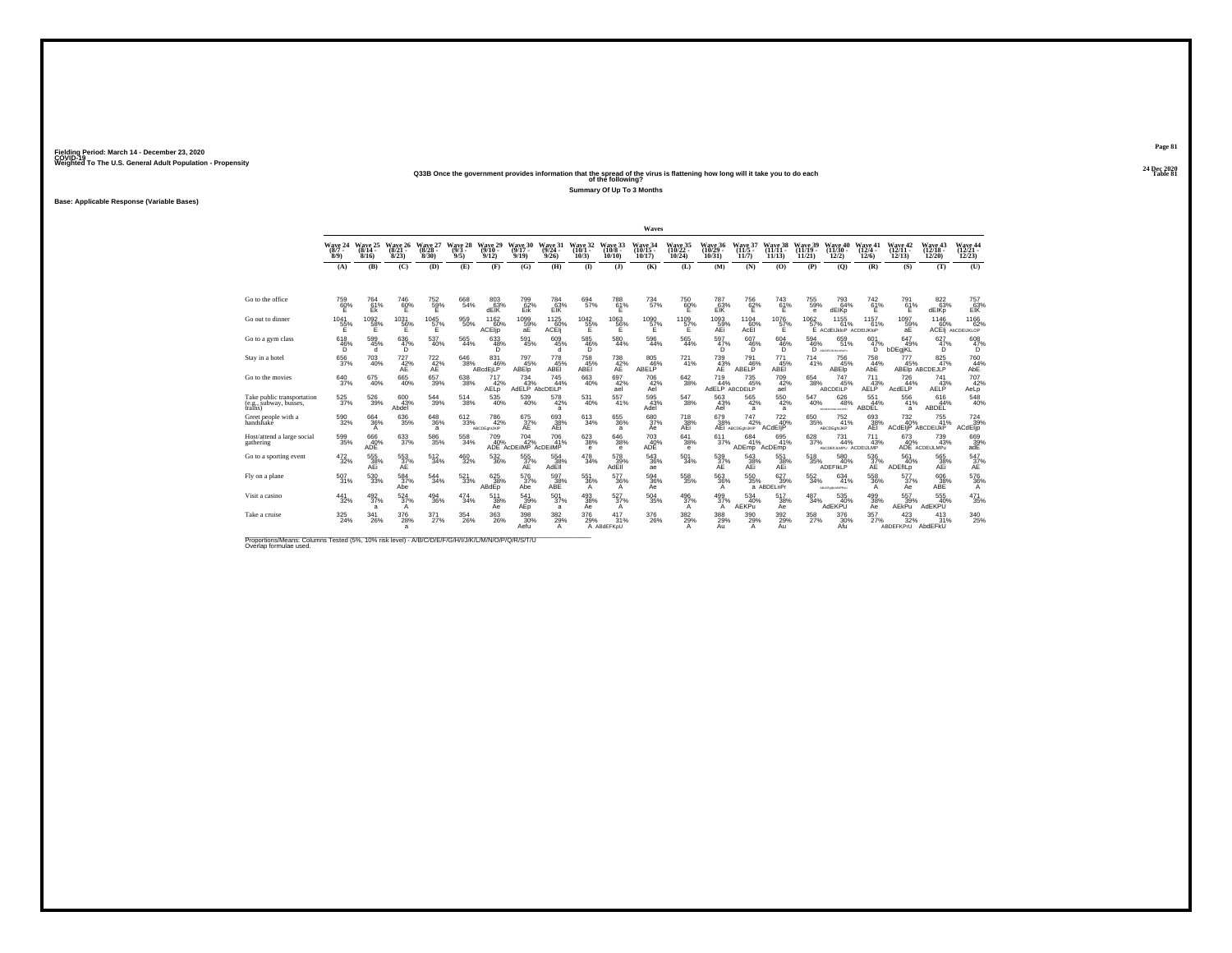Fielding Period: March 14 - December 23, 2020
COVID-19
Weighted To The U.S. General Adult Population - Propensity

24 Dec 2020
Table 81

**Q33B Once the government provides information that the spread of the virus is flattening how long will it take you to do each of the following?**

**Summary Of Up To 3 Months**

**Base: Applicable Response (Variable Bases)**

| | Wave 24 (8/7 - 8/9) | Wave 25 (8/14 - 8/16) | Wave 26 (8/21 - 8/23) | Wave 27 (8/28 - 8/30) | Wave 28 (9/3 - 9/5) | Wave 29 (9/10 - 9/12) | Wave 30 (9/17 - 9/19) | Wave 31 (9/24 - 9/26) | Wave 32 (10/1 - 10/3) | Wave 33 (10/8 - 10/10) | Wave 34 (10/15 - 10/17) | Wave 35 (10/22 - 10/24) | Wave 36 (10/29 - 10/31) | Wave 37 (11/5 - 11/7) | Wave 38 (11/11 - 11/13) | Wave 39 (11/19 - 11/21) | Wave 40 (11/30 - 12/2) | Wave 41 (12/4 - 12/6) | Wave 42 (12/11 - 12/13) | Wave 43 (12/18 - 12/20) | Wave 44 (12/21 - 12/23) |
|---|---|---|---|---|---|---|---|---|---|---|---|---|---|---|---|---|---|---|---|---|---|
| | (A) | (B) | (C) | (D) | (E) | (F) | (G) | (H) | (I) | (J) | (K) | (L) | (M) | (N) | (O) | (P) | (Q) | (R) | (S) | (T) | (U) |
| Go to the office | 759 60% E | 764 61% Ek | 746 60% E | 752 59% E | 668 54% | 803 63% dEIK | 799 62% Eik | 784 63% EIK | 694 57% | 788 61% E | 734 57% | 750 60% E | 787 63% EIK | 756 62% E | 743 61% E | 755 59% e | 793 64% dEIKp | 742 61% E | 791 61% E | 822 63% dEIKp | 757 63% EIK |
| Go out to dinner | 1041 55% E | 1092 58% E | 1031 56% E | 1045 57% E | 959 50% | 1162 60% ACEIjp | 1099 59% aE | 1125 60% ACEIj | 1042 55% E | 1063 56% E | 1090 57% E | 1109 57% E | 1093 59% AEI | 1104 60% AcEI | 1076 57% E | 1062 57% E | 1155 61% ACdEIJklP | 1157 61% ACDEIJKlP | 1097 59% aE | 1146 60% ACEIj | 1166 62% AbCDEIJKLOP |
| Go to a gym class | 618 46% D | 599 45% d | 636 47% D | 537 40% | 565 44% | 633 48% D | 591 45% | 609 45% d | 585 46% D | 580 44% | 596 44% | 565 44% | 597 47% D | 607 46% D | 604 46% D | 594 46% D | 659 51% ABcdEfGhIJKLmNoPu | 601 47% D | 647 49% bDEgjKL | 627 47% D | 608 47% D |
| Stay in a hotel | 656 37% | 703 40% | 727 42% AE | 722 42% AE | 646 38% | 831 46% ABcdEjLP | 797 45% ABEIp | 778 45% ABEl | 758 45% ABEl | 738 42% AE | 805 46% ABELP | 721 41% | 739 43% AE | 791 46% ABELP | 771 45% ABEl | 714 41% | 756 45% ABElp | 758 44% AbE | 777 45% ABElp | 825 47% ABCDEJLP | 760 44% AbE |
| Go to the movies | 640 37% | 675 40% | 665 40% | 657 39% | 638 38% | 717 42% AELp | 734 43% AdELP | 745 44% AbcDEiLP | 663 40% | 697 42% ael | 706 42% Ael | 642 38% | 719 44% AdELP | 735 45% ABCDEiLP | 709 42% ael | 654 38% | 747 45% ABCDEiLP | 711 43% AELP | 726 44% AcdELP | 741 43% AELP | 707 42% AeLp |
| Take public transportation (e.g., subway, busses, trains) | 525 37% | 526 39% | 600 43% Abdel | 544 39% | 514 38% | 535 40% | 539 40% | 578 42% a | 531 40% | 557 41% | 595 43% Adel | 547 38% | 563 43% Ael | 565 42% a | 550 42% a | 547 40% | 626 48% ABcDEfGhIJkLmNoPRs | 551 44% ABDEL | 556 41% a | 616 44% ABDEL | 548 40% |
| Greet people with a handshake | 590 32% | 664 36% A | 636 35% | 648 36% a | 612 33% | 786 42% ABCDEghIJKlP | 675 37% AE | 693 38% AEi | 613 34% | 655 36% a | 680 37% Ae | 718 38% AEi | 679 38% AEi | 747 42% ABCDEghIJKP | 722 40% ACdEIjP | 650 35% | 752 41% ABCDEghIJKP | 693 38% AEI | 732 40% ACdEIjP | 755 41% ABCDEIJkP | 724 39% ACdEIjp |
| Host/attend a large social gathering | 599 35% | 666 40% ADE | 633 37% | 586 35% | 558 34% | 709 40% ADE | 704 42% AcDEIMP | 706 41% AcDEIMP | 623 38% e | 646 38% e | 703 40% ADE | 641 38% e | 611 37% | 684 41% ADEmp | 695 41% AcDEmp | 628 37% | 731 44% ABCDEfiJkMPU | 711 43% ACDEIJLMP | 673 40% ADE | 739 43% ACDEIJLMPu | 669 39% adE |
| Go to a sporting event | 472 32% | 555 38% AEi | 553 37% AE | 512 34% | 460 32% | 532 36% | 555 37% AE | 554 38% AdEI | 478 34% | 578 39% AdEIl | 543 36% ae | 501 34% | 539 37% AE | 543 38% AEi | 551 38% AEi | 518 35% | 580 40% ADEFIkLP | 536 37% AE | 561 40% ADEfILp | 565 38% AEi | 547 37% AE |
| Fly on a plane | 507 31% | 530 33% | 584 37% Abe | 544 34% | 521 33% | 625 38% ABdEp | 576 37% Abe | 597 38% ABE | 551 36% A | 577 36% A | 594 36% Ae | 558 35% | 563 36% A | 550 35% a | 627 39% ABDELnPr | 552 34% | 634 41% ABcDEghIJkLMNPrU | 558 36% A | 577 37% Ae | 606 38% ABE | 576 36% A |
| Visit a casino | 441 32% | 492 37% a | 524 37% A | 494 36% | 474 34% | 511 38% Ae | 541 39% AEp | 501 37% a | 493 38% Ae | 527 37% A | 504 35% | 496 37% A | 499 37% A | 534 40% AEKPu | 517 38% Ae | 487 34% | 535 40% AdEKPU | 499 38% Ae | 557 39% AEkPu | 555 40% AdEKPU | 471 35% |
| Take a cruise | 325 24% | 341 26% | 376 28% a | 371 27% | 354 26% | 363 26% | 398 30% Aefu | 382 29% A | 376 29% A | 417 31% ABdEFKpU | 376 26% | 382 29% A | 388 29% Au | 390 29% A | 392 29% Au | 358 27% | 376 30% Afu | 357 27% | 423 32% ABDEFKPrU | 413 31% AbdEFkU | 340 25% |

Proportions/Means: Columns Tested (5%, 10% risk level) - A/B/C/D/E/F/G/H/I/J/K/L/M/N/O/P/Q/R/S/T/U
Overlap formulae used.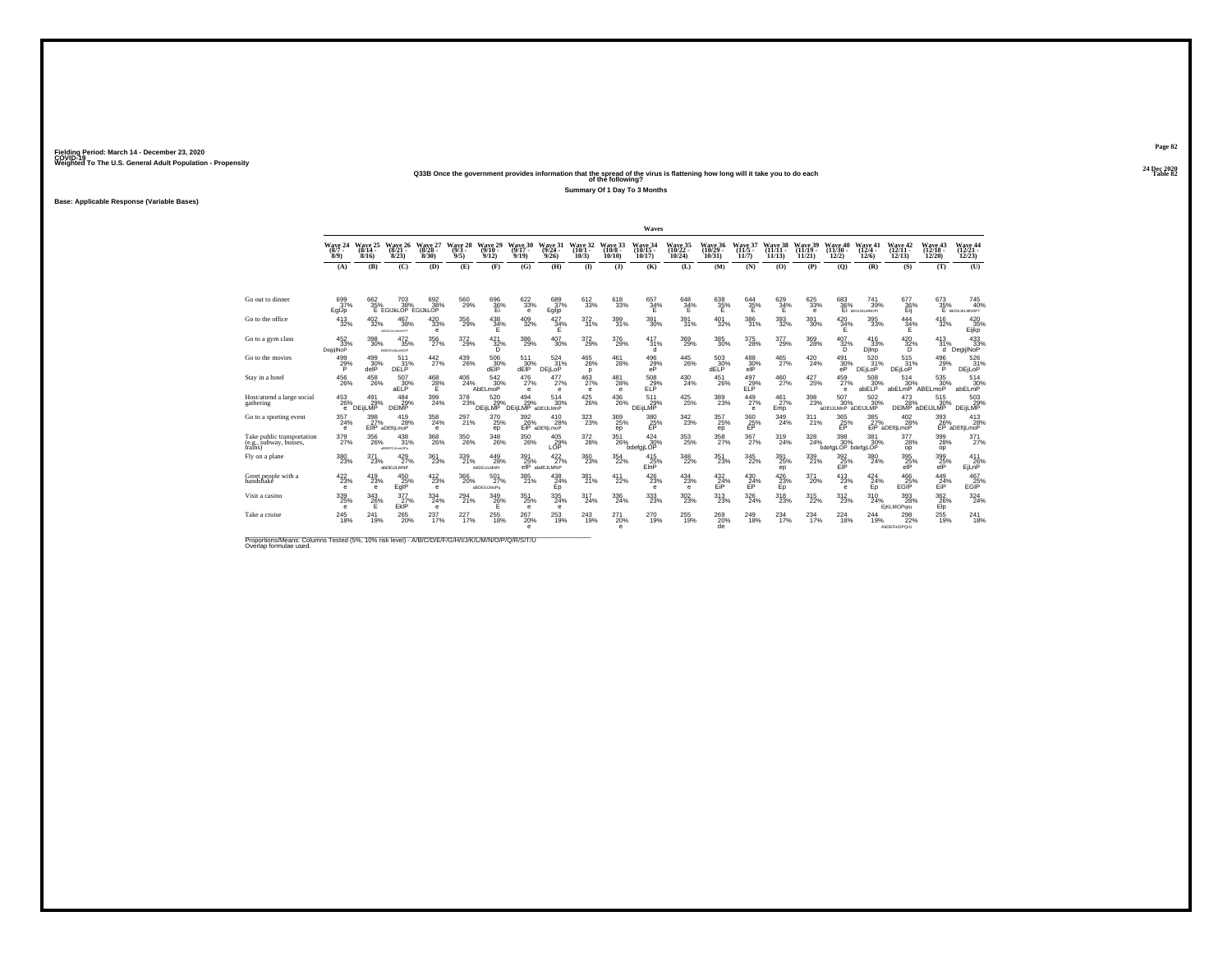Fielding Period: March 14 - December 23, 2020
COVID-19
Weighted To The U.S. General Adult Population - Propensity

24 Dec 2020
Table 82

## Q33B Once the government provides information that the spread of the virus is flattening how long will it take you to do each of the following?

Summary Of 1 Day To 3 Months

Base: Applicable Response (Variable Bases)

| | Wave 24 (8/7 - 8/9) | Wave 25 (8/14 - 8/16) | Wave 26 (8/21 - 8/23) | Wave 27 (8/28 - 8/30) | Wave 28 (9/3 - 9/5) | Wave 29 (9/10 - 9/12) | Wave 30 (9/17 - 9/19) | Wave 31 (9/24 - 9/26) | Wave 32 (10/1 - 10/3) | Wave 33 (10/8 - 10/10) | Wave 34 (10/15 - 10/17) | Wave 35 (10/22 - 10/24) | Wave 36 (10/29 - 10/31) | Wave 37 (11/5 - 11/7) | Wave 38 (11/11 - 11/13) | Wave 39 (11/19 - 11/21) | Wave 40 (11/30 - 12/2) | Wave 41 (12/4 - 12/6) | Wave 42 (12/11 - 12/13) | Wave 43 (12/18 - 12/20) | Wave 44 (12/21 - 12/23) |
|---|---|---|---|---|---|---|---|---|---|---|---|---|---|---|---|---|---|---|---|---|---|
| | (A) | (B) | (C) | (D) | (E) | (F) | (G) | (H) | (I) | (J) | (K) | (L) | (M) | (N) | (O) | (P) | (Q) | (R) | (S) | (T) | (U) |
| Go out to dinner | 699 37% EgIJp | 662 35% E | 703 38% EGIJkLOP | 692 38% EGIJkLOP | 560 29% | 696 36% Ei | 622 33% e | 689 37% Egijp | 612 33% | 618 33% | 657 34% E | 648 34% E | 638 35% E | 644 35% E | 629 34% E | 625 33% e | 683 36% Ei | 741 39% | 677 36% Eij | 673 35% E | 745 40% |
| Go to the office | 413 32% | 402 32% | 467 38% | 420 33% e | 356 29% | 438 34% E | 409 32% | 427 34% E | 372 31% | 399 31% | 391 30% | 391 31% | 401 32% | 386 31% | 393 32% | 391 30% | 420 34% E | 395 33% | 444 34% E | 416 32% | 420 35% Eijkp |
| Go to a gym class | 452 33% DegijlNoP | 398 30% | 472 35% | 356 27% | 372 29% | 421 32% D | 386 29% | 407 30% | 372 29% | 376 29% | 417 31% d | 369 29% | 385 30% | 375 28% | 377 29% | 369 28% | 407 32% D | 416 33% Dijlnp | 420 32% D | 413 31% d | 433 33% DegijlNoP |
| Go to the movies | 499 29% P | 499 30% delP | 511 31% DELP | 442 27% | 439 26% | 506 30% dElP | 511 30% dElP | 524 31% DEjLoP | 465 28% p | 461 28% | 496 29% eP | 445 26% | 503 30% dELP | 488 30% elP | 465 27% | 420 24% | 491 30% eP | 520 31% DEjLoP | 515 31% DEjLoP | 496 29% P | 526 31% DEjLoP |
| Stay in a hotel | 456 26% | 458 26% | 507 30% aELP | 468 28% E | 406 24% | 542 30% AbELmoP | 476 27% e | 477 27% e | 463 27% e | 481 28% e | 508 29% ELP | 430 24% | 451 26% | 497 29% ELP | 460 27% | 427 25% | 459 27% e | 508 30% abELP | 514 30% abELmP | 535 30% ABELmoP | 514 30% abELmP |
| Host/attend a large social gathering | 453 26% e | 491 29% DEIjLMP | 484 29% DEIMP | 399 24% | 378 23% | 520 29% DEIjLMP | 494 29% DEIjLMP | 514 30% aDEIJLMnP | 425 26% | 436 26% | 511 29% DEIjLMP | 425 25% | 389 23% | 449 27% e | 461 27% Emp | 398 23% | 507 30% aDEIJLMnP | 502 30% aDEIJLMP | 473 28% DEIMP | 515 30% aDEIJLMP | 503 29% DEIjLMP |
| Go to a sporting event | 357 24% e | 398 27% EIlP | 419 28% aDEfIjLmoP | 358 24% e | 297 21% | 370 25% ep | 392 26% EIP | 410 28% aDEfIjLmoP | 323 23% | 369 25% ep | 380 25% EP | 342 23% | 357 25% ep | 360 25% EP | 349 24% | 311 21% | 365 25% EP | 385 27% EIP | 402 28% aDEfIjLmoP | 393 26% EP | 413 28% aDEfIjLmoP |
| Take public transportation (e.g., subway, busses, trains) | 379 27% | 356 26% | 438 31% | 368 26% | 350 26% | 348 26% | 350 26% | 405 29% LOP | 372 28% | 351 26% | 424 30% bdefgjLOP | 353 25% | 358 27% | 367 27% | 319 24% | 328 24% | 398 30% bdefgjLOP | 381 30% bdefgjLOP | 377 28% op | 399 28% op | 371 27% |
| Fly on a plane | 380 23% | 371 23% | 429 27% abDEIJLMNP | 361 23% | 339 21% | 449 28% | 391 25% elP | 422 27% abdEJLMNP | 360 23% | 354 22% | 415 25% ElnP | 348 22% | 351 23% | 345 22% | 391 25% ep | 339 21% | 392 25% ElP | 380 24% | 395 25% elP | 399 25% elP | 411 26% EjLnP |
| Greet people with a handshake | 422 23% e | 419 23% e | 450 25% EgIP | 412 23% e | 366 20% | 501 27% | 385 21% | 438 24% Ep | 381 21% | 411 22% | 426 23% e | 434 23% e | 432 24% EiP | 430 24% EP | 426 23% Ep | 371 20% | 413 23% e | 424 24% Ep | 466 25% EGIP | 449 24% EiP | 467 25% EGIP |
| Visit a casino | 339 25% e | 343 26% E | 377 27% EkIP | 334 24% e | 294 21% | 349 26% E | 351 25% e | 335 24% e | 317 24% | 336 24% | 333 23% | 302 23% | 313 23% | 326 24% | 318 23% | 315 22% | 312 23% | 310 24% | 393 28% EjKLMOPqru | 362 26% Elp | 324 24% |
| Take a cruise | 245 18% | 241 19% | 265 20% | 237 17% | 227 17% | 255 18% | 267 20% e | 253 19% | 243 19% | 271 20% e | 270 19% | 255 19% | 269 20% de | 249 18% | 234 17% | 234 17% | 224 18% | 244 19% | 298 22% AbDEFnOPQru | 255 19% | 241 18% |

Proportions/Means: Columns Tested (5%, 10% risk level) - A/B/C/D/E/F/G/H/I/J/K/L/M/N/O/P/Q/R/S/T/U
Overlap formulae used.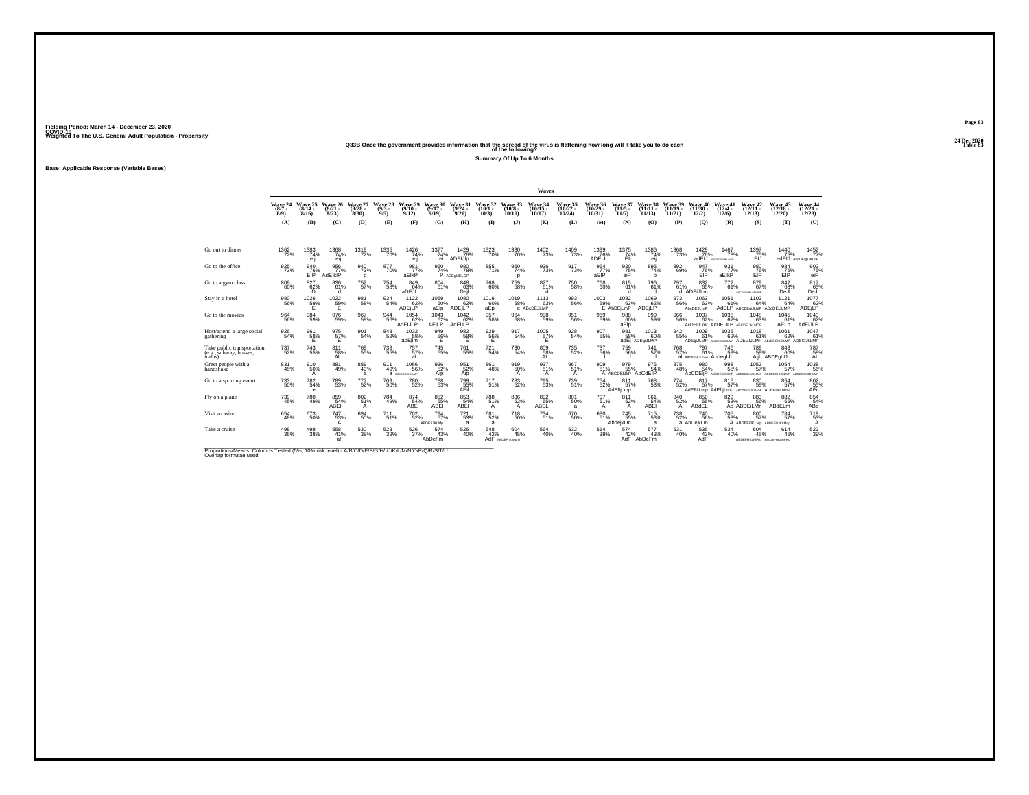Fielding Period: March 14 - December 23, 2020
COVID-19
Weighted To The U.S. General Adult Population - Propensity

24 Dec 2020
Table 83

## Q33B Once the government provides information that the spread of the virus is flattening how long will it take you to do each of the following?

Summary Of Up To 6 Months

Base: Applicable Response (Variable Bases)

| | Wave 24 (8/7 - 8/9) | Wave 25 (8/14 - 8/16) | Wave 26 (8/21 - 8/23) | Wave 27 (8/28 - 8/30) | Wave 28 (9/3 - 9/5) | Wave 29 (9/10 - 9/12) | Wave 30 (9/17 - 9/19) | Wave 31 (9/24 - 9/26) | Wave 32 (10/1 - 10/3) | Wave 33 (10/8 - 10/10) | Wave 34 (10/15 - 10/17) | Wave 35 (10/22 - 10/24) | Wave 36 (10/29 - 10/31) | Wave 37 (11/5 - 11/7) | Wave 38 (11/11 - 11/13) | Wave 39 (11/19 - 11/21) | Wave 40 (11/30 - 12/2) | Wave 41 (12/4 - 12/6) | Wave 42 (12/11 - 12/13) | Wave 43 (12/18 - 12/20) | Wave 44 (12/21 - 12/23) |
|---|---|---|---|---|---|---|---|---|---|---|---|---|---|---|---|---|---|---|---|---|---|
| | (A) | (B) | (C) | (D) | (E) | (F) | (G) | (H) | (I) | (J) | (K) | (L) | (M) | (N) | (O) | (P) | (Q) | (R) | (S) | (T) | (U) |
| Go out to dinner | 1362 72% | 1383 74% eij | 1368 74% eij | 1319 72% | 1335 70% | 1426 74% eij | 1377 74% ei | 1429 76% ADEIJlp | 1323 70% | 1330 70% | 1402 73% | 1409 73% | 1399 76% ADEIJ | 1375 74% Eij | 1386 74% eij | 1368 73% | 1429 76% adEIJ | 1467 78% ABCDEFIJKLNOP | 1397 75% EIJ | 1440 75% adEIJ | 1452 77% AbCDEfgIJKLnP |
| Go to the office | 925 73% | 940 76% EIP | 956 77% AdEIkIP | 940 73% p | 877 70% | 981 77% aEIkP | 960 74% P | 980 78% ADEgIJKLOP | 855 71% | 960 74% p | 936 73% | 917 73% | 964 77% aEIP | 920 75% eiP | 895 74% p | 892 69% | 947 76% EIP | 931 77% aEIkP | 980 76% EIP | 984 76% EIP | 902 75% eiP |
| Go to a gym class | 808 60% | 827 62% D | 836 61% d | 752 57% | 754 58% | 849 64% aDEJL | 804 61% | 848 63% Dejl | 768 60% | 759 58% | 827 61% d | 750 58% | 768 60% | 815 61% d | 796 61% d | 797 61% d | 832 65% ADEiJLm | 772 61% | 879 67% ABCDEGIJKLMNOPR | 842 63% DeJl | 817 63% DeJl |
| Stay in a hotel | 980 56% | 1026 59% E | 1022 59% E | 981 58% | 934 54% | 1122 62% ADEjLP | 1059 60% aEIp | 1080 62% ADEjLP | 1016 60% aEp | 1019 58% e | 1113 63% ABcDEJLMP | 993 56% | 1003 59% E | 1082 63% AbDEjLmP | 1069 62% ADEjLP | 973 56% | 1063 63% AbDEJLmP | 1051 61% AdELP | 1102 64% ABCDEgIJLMP | 1121 64% ABcDEIJLMP | 1077 62% ADEjLP |
| Go to the movies | 964 56% | 984 59% | 976 59% | 967 58% | 944 56% | 1054 62% AdEIJLP | 1043 62% AEjLP | 1042 62% AdEijLP | 957 58% | 964 58% | 998 59% | 951 56% | 969 59% | 988 60% aEIp | 999 59% | 966 56% | 1037 62% AcDEIJLoP | 1038 62% AcDEIJLP | 1048 63% ABCDEIJKLMOP | 1045 61% AELp | 1043 62% AdEIJLP |
| Host/attend a large social gathering | 926 54% | 961 58% E | 975 57% E | 901 54% | 848 52% | 1032 58% adEjlm | 949 56% E | 982 58% E | 929 56% E | 917 54% | 1005 57% E | 928 54% | 907 55% | 981 58% adEj | 1013 60% ADEgIJLMP | 942 55% | 1009 61% ADEgIJLMP | 1035 62% AbcDEGhIJKLMP | 1018 61% ADEGIJLMP | 1061 62% AbcDEGhIJkLMP | 1047 61% ADEGIJkLMP |
| Take public transportation (e.g., subway, busses, trains) | 737 52% | 743 55% | 811 58% AL | 769 55% | 739 55% | 757 57% aL | 745 55% | 761 55% | 721 54% | 730 54% | 809 58% AL | 735 52% | 737 56% l | 759 56% l | 741 57% l | 768 57% al | 797 61% ABDEGHIJLmo | 746 59% AbdegIJL | 789 59% AijL | 843 60% ABDEghIJL | 787 58% AL |
| Greet people with a handshake | 831 45% | 910 50% A | 881 49% | 889 49% a | 911 49% a | 1066 56% ABCDEHIJKLMP | 936 52% Aip | 951 52% Aip | 861 48% | 919 50% A | 937 51% A | 967 51% A | 909 51% A | 979 55% ABCDEIJkP | 975 54% AbCdEIP | 875 48% | 980 54% AbCDEIjP | 998 55% ABCDEIJKlMP | 1052 57% ABCDEGHIJKLMP | 1054 57% ABCDEGHIJKLMP | 1038 56% ABCDEGHIJKLMP |
| Go to a sporting event | 733 50% | 782 54% e | 789 53% | 777 52% | 709 50% | 780 52% | 788 53% | 799 55% AEil | 717 51% | 783 52% | 795 53% | 739 51% | 754 52% | 811 57% AdEfIjLmp | 768 53% | 774 52% | 817 57% AdEFIjLmp | 815 57% AdEfIjLmp | 830 59% ABCDEFGIJKLMOP | 854 57% ADEFIjKLMoP | 802 55% AEil |
| Fly on a plane | 739 45% | 780 49% | 859 54% ABEI | 802 51% A | 784 49% | 874 54% ABE | 852 55% ABEI | 853 54% ABEI | 788 51% A | 836 52% A | 892 55% ABEL | 801 50% a | 797 51% A | 811 52% A | 861 54% ABEI | 840 52% A | 850 55% ABdEL | 829 53% Ab | 883 56% ABDEIJLMn | 892 55% ABdELm | 854 54% ABe |
| Visit a casino | 654 48% | 673 50% | 747 53% A | 694 50% | 711 51% | 702 52% | 794 57% ABDEIJKLMp | 721 53% a | 681 52% a | 718 50% | 734 51% | 670 50% | 680 51% | 745 55% AbdejkLm | 715 53% a | 738 52% a | 740 56% AbDejkLm | 705 53% A | 800 57% ABDEFIJKLMp | 784 57% ABDEFhIJKLMnp | 719 53% A |
| Take a cruise | 498 36% | 498 38% | 558 41% af | 530 38% | 528 39% | 526 37% | 574 43% AbDeFm | 526 40% | 548 42% AdF | 604 45% ABDEFHIKlMopU | 564 40% | 532 40% | 514 39% | 574 42% AdF | 577 43% AbDeFm | 531 40% | 536 42% AdF | 534 40% | 604 45% ABDEFHIKLMPrU | 614 46% ABcDEFHIKLMPrU | 522 39% |

Proportions/Means: Columns Tested (5%, 10% risk level) - A/B/C/D/E/F/G/H/I/J/K/L/M/N/O/P/Q/R/S/T/U
Overlap formulae used.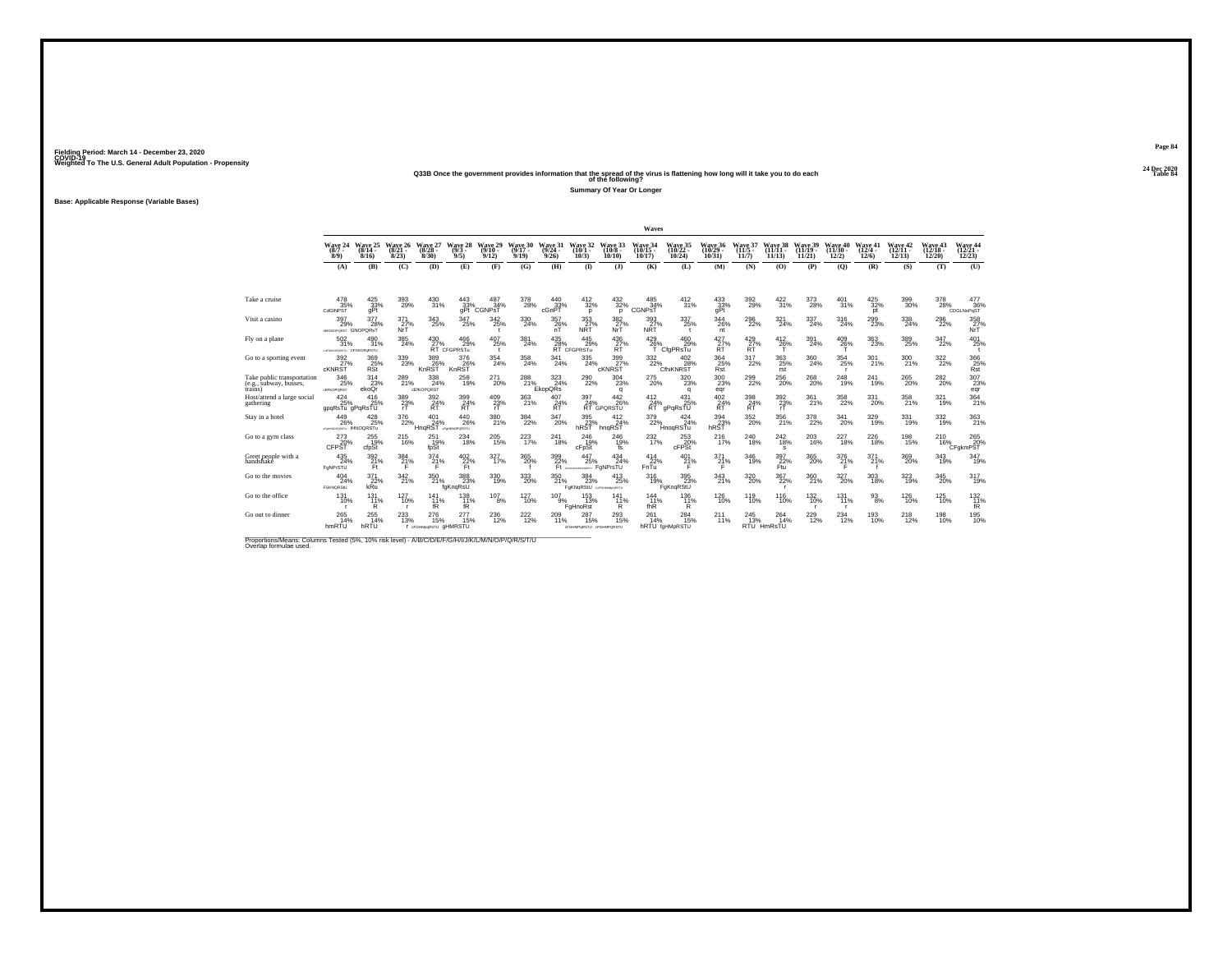Fielding Period: March 14 - December 23, 2020
COVID-19
Weighted To The U.S. General Adult Population - Propensity

24 Dec 2020
Table 84

**Q33B Once the government provides information that the spread of the virus is flattening how long will it take you to do each of the following?**

**Summary Of Year Or Longer**

**Base: Applicable Response (Variable Bases)**

| | Wave 24 (8/7 - 8/9) | Wave 25 (8/14 - 8/16) | Wave 26 (8/21 - 8/23) | Wave 27 (8/28 - 8/30) | Wave 28 (9/3 - 9/5) | Wave 29 (9/10 - 9/12) | Wave 30 (9/17 - 9/19) | Wave 31 (9/24 - 9/26) | Wave 32 (10/1 - 10/3) | Wave 33 (10/8 - 10/10) | Wave 34 (10/15 - 10/17) | Wave 35 (10/22 - 10/24) | Wave 36 (10/29 - 10/31) | Wave 37 (11/5 - 11/7) | Wave 38 (11/11 - 11/13) | Wave 39 (11/19 - 11/21) | Wave 40 (11/30 - 12/2) | Wave 41 (12/4 - 12/6) | Wave 42 (12/11 - 12/13) | Wave 43 (12/18 - 12/20) | Wave 44 (12/21 - 12/23) |
|---|---|---|---|---|---|---|---|---|---|---|---|---|---|---|---|---|---|---|---|---|---|
| | (A) | (B) | (C) | (D) | (E) | (F) | (G) | (H) | (I) | (J) | (K) | (L) | (M) | (N) | (O) | (P) | (Q) | (R) | (S) | (T) | (U) |
| Take a cruise | 478 35% CdGlNPST | 425 33% gPt | 393 29% | 430 31% | 443 33% gPt | 487 34% CGNPsT | 378 28% | 440 33% cGnPT | 412 32% p | 432 32% p | 485 34% CGNPsT | 412 31% | 433 33% gPt | 392 29% | 422 31% | 373 28% | 401 31% | 425 32% pt | 399 30% | 378 28% | 477 36% CDGLNoPqST |
| Visit a casino | 397 29% | 377 28% GNOPQRsT | 371 27% NrT | 343 25% | 347 25% | 342 25% t | 330 24% | 357 26% nT | 353 27% NRT | 382 27% NrT | 393 27% NRT | 337 25% t | 344 26% nt | 296 22% | 321 24% | 337 24% | 316 24% | 299 23% | 338 24% | 296 22% | 358 27% NrT |
| Fly on a plane | 502 31% | 490 31% CFGKOPQRSTU | 385 24% | 430 27% RT | 466 29% CFGPRSTu | 407 25% t | 381 24% | 435 28% RT | 445 29% CFGPRSTu | 436 27% RT | 429 26% T | 460 29% CfgPRSTu | 427 27% RT | 429 27% RT | 412 26% T | 391 24% | 409 26% T | 363 23% | 389 25% | 347 22% | 401 25% t |
| Go to a sporting event | 392 27% cKNRST | 369 25% RSt | 339 23% | 389 26% KnRST | 376 26% KnRST | 354 24% | 358 24% | 341 24% | 335 24% | 399 27% cKNRST | 332 22% | 402 28% CfhiKNRST | 364 25% Rst | 317 22% | 363 25% rst | 360 24% | 354 25% r | 301 21% | 300 21% | 322 22% | 366 25% Rst |
| Take public transportation (e.g., subway, busses, trains) | 346 25% | 314 23% ekoQr | 289 21% | 338 24% | 258 19% | 271 20% | 288 21% | 323 24% EkopQRs | 290 22% | 304 23% q | 275 20% | 320 23% q | 300 23% eqr | 299 22% | 256 20% | 268 20% | 248 19% | 241 19% | 265 20% | 282 20% | 307 23% eqr |
| Host/attend a large social gathering | 424 25% gpqRsTu | 416 25% gPqRsTU | 389 23% rT | 392 24% RT | 399 24% RT | 409 23% rT | 363 21% | 407 24% RT | 397 24% RT | 442 26% GPQRSTU | 412 24% RT | 431 25% gPqRsTU | 402 24% RT | 398 24% RT | 392 23% rT | 361 21% | 358 22% | 331 20% | 358 21% | 321 19% | 364 21% |
| Stay in a hotel | 449 26% | 428 25% fHNOQRSTu | 376 22% | 401 24% HnqRST | 440 26% | 380 21% | 384 22% | 347 20% | 395 23% hRST | 412 24% hnqRST | 379 22% | 424 24% HnoqRSTu | 394 23% hRST | 352 20% | 356 21% | 378 22% | 341 20% | 329 19% | 331 19% | 332 19% | 363 21% |
| Go to a gym class | 273 20% CFPST | 255 19% cfpSt | 215 16% | 251 19% fpSt | 234 18% | 205 15% | 223 17% | 241 18% | 246 19% cFpSt | 246 19% fs | 232 17% | 253 20% cFPSt | 216 17% | 240 18% | 242 18% s | 203 16% | 227 18% | 226 18% | 198 15% | 210 16% | 265 20% CFgkmPST |
| Greet people with a handshake | 435 24% FgNPrSTU | 392 21% Ft | 384 21% F | 374 21% F | 402 22% Ft | 327 17% | 365 20% f | 399 22% Ft | 447 25% | 434 24% FgNPrsTU | 414 22% FnTu | 401 21% F | 371 21% F | 346 19% | 397 22% Ftu | 365 20% | 376 21% F | 371 21% f | 369 20% | 343 19% | 347 19% |
| Go to the movies | 404 24% FGKNQRStU | 371 22% kRu | 342 21% | 350 21% | 388 23% fgKnqRsU | 330 19% | 333 20% | 350 21% | 384 23% FgKNqRStU | 413 25% | 316 19% | 395 23% FgKnqRStU | 343 21% | 320 20% | 367 22% r | 360 21% | 327 20% | 303 18% | 323 19% | 345 20% | 317 19% |
| Go to the office | 131 10% r | 131 11% R | 127 10% r | 141 11% fR | 139 11% fR | 107 8% | 127 10% | 107 9% | 153 13% FgHnoRst | 141 11% R | 144 11% fhR | 136 11% R | 126 10% | 119 10% | 116 10% | 132 10% r | 131 11% r | 93 8% | 126 10% | 125 10% | 132 11% fR |
| Go out to dinner | 265 14% hmRTU | 255 14% hRTU | 233 13% r | 276 15% | 277 15% gHMRSTU | 236 12% | 222 12% | 209 11% | 287 15% | 293 15% | 261 14% hRTU | 284 15% fgHMpRSTU | 211 11% | 245 13% RTU | 264 14% HmRsTU | 229 12% | 234 12% | 193 10% | 218 12% | 198 10% | 195 10% |

Proportions/Means: Columns Tested (5%, 10% risk level) - A/B/C/D/E/F/G/H/I/J/K/L/M/N/O/P/Q/R/S/T/U
Overlap formulae used.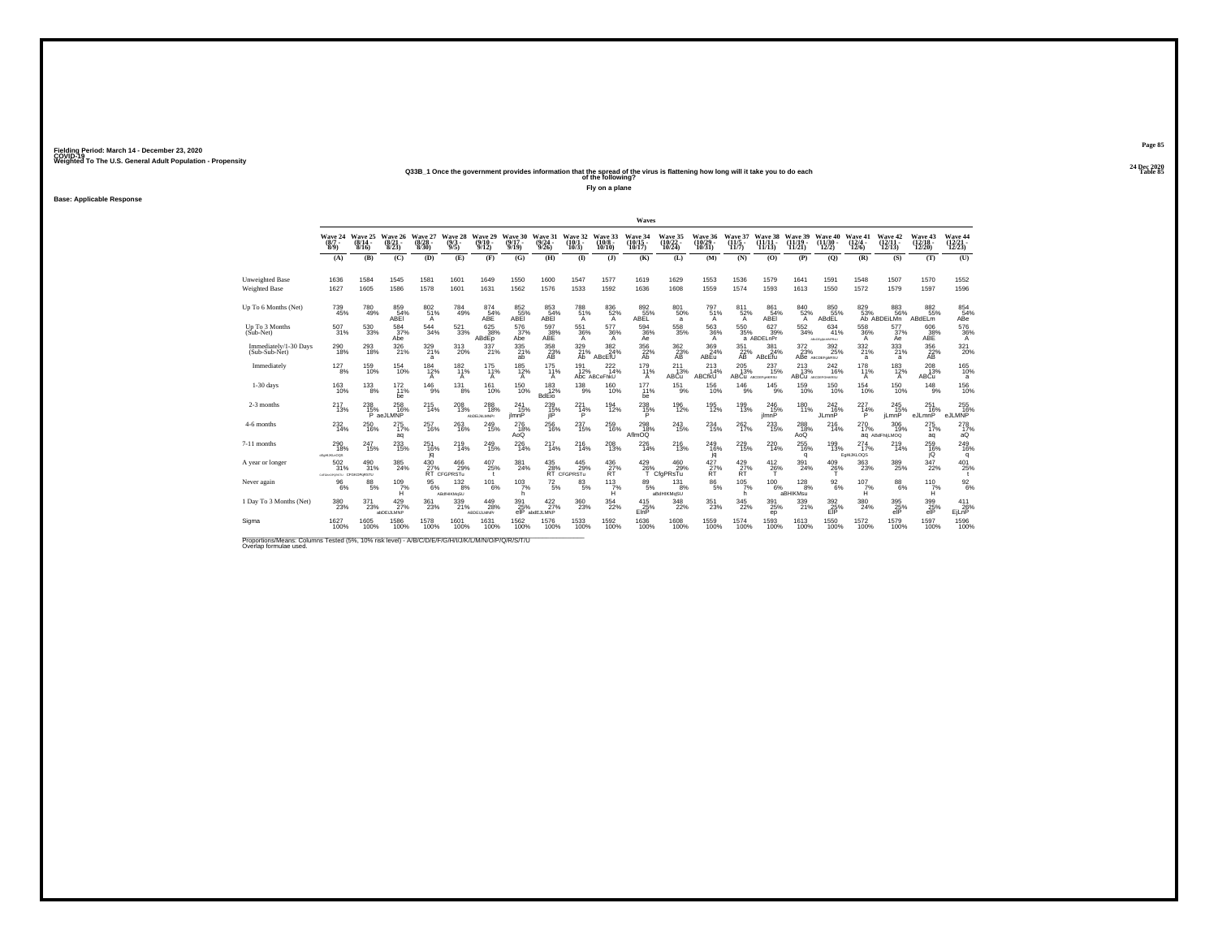Fielding Period: March 14 - December 23, 2020
COVID-19
Weighted To The U.S. General Adult Population - Propensity

24 Dec 2020
Table 85

**Q33B_1 Once the government provides information that the spread of the virus is flattening how long will it take you to do each of the following?**

**Fly on a plane**

**Base: Applicable Response**

| | Wave 24 (8/7 - 8/9) | Wave 25 (8/14 - 8/16) | Wave 26 (8/21 - 8/23) | Wave 27 (8/28 - 8/30) | Wave 28 (9/3 - 9/5) | Wave 29 (9/10 - 9/12) | Wave 30 (9/17 - 9/19) | Wave 31 (9/24 - 9/26) | Wave 32 (10/1 - 10/3) | Wave 33 (10/8 - 10/10) | Wave 34 (10/15 - 10/17) | Wave 35 (10/22 - 10/24) | Wave 36 (10/29 - 10/31) | Wave 37 (11/5 - 11/7) | Wave 38 (11/11 - 11/13) | Wave 39 (11/19 - 11/21) | Wave 40 (11/30 - 12/2) | Wave 41 (12/4 - 12/6) | Wave 42 (12/11 - 12/13) | Wave 43 (12/18 - 12/20) | Wave 44 (12/21 - 12/23) |
|---|---|---|---|---|---|---|---|---|---|---|---|---|---|---|---|---|---|---|---|---|---|
| | (A) | (B) | (C) | (D) | (E) | (F) | (G) | (H) | (I) | (J) | (K) | (L) | (M) | (N) | (O) | (P) | (Q) | (R) | (S) | (T) | (U) |
| Unweighted Base | 1636 | 1584 | 1545 | 1581 | 1601 | 1649 | 1550 | 1600 | 1547 | 1577 | 1619 | 1629 | 1553 | 1536 | 1579 | 1641 | 1591 | 1548 | 1507 | 1570 | 1552 |
| Weighted Base | 1627 | 1605 | 1586 | 1578 | 1601 | 1631 | 1562 | 1576 | 1533 | 1592 | 1636 | 1608 | 1559 | 1574 | 1593 | 1613 | 1550 | 1572 | 1579 | 1597 | 1596 |
| Up To 6 Months (Net) | 739 45% | 780 49% | 859 54% ABEl | 802 51% A | 784 49% | 874 54% ABE | 852 55% ABEl | 853 54% ABEl | 788 51% A | 836 52% A | 892 55% ABEL | 801 50% a | 797 51% A | 811 52% A | 861 54% ABEl | 840 52% A | 850 55% ABdEL | 829 53% Ab | 883 56% ABDEiLMn | 882 55% ABdELm | 854 54% ABe |
| Up To 3 Months (Sub-Net) | 507 31% | 530 33% | 584 37% Abe | 544 34% | 521 33% | 625 38% ABdEp | 576 37% Abe | 597 38% ABE | 551 36% A | 577 36% A | 594 36% Ae | 558 35% | 563 36% A | 550 35% a | 627 39% ABDELnPr | 552 34% | 634 41% ABcDEgIjkLMNPRsU | 558 36% A | 577 37% Ae | 606 38% ABE | 576 36% A |
| Immediately/1-30 Days (Sub-Sub-Net) | 290 18% | 293 18% | 326 21% | 329 21% a | 313 20% | 337 21% | 335 21% ab | 358 23% AB | 329 21% Ab | 382 24% ABcEfU | 356 22% Ab | 362 23% AB | 369 24% ABEu | 351 22% AB | 381 24% ABcEfu | 372 23% ABe | 392 25% ABCDEFgkRSU | 332 21% a | 333 21% a | 356 22% AB | 321 20% |
| Immediately | 127 8% | 159 10% | 154 10% | 184 12% A | 182 11% A | 175 11% A | 185 12% A | 175 11% A | 191 12% Abc | 222 14% ABCeFhkU | 179 11% A | 211 13% ABCu | 213 14% ABCfkU | 205 13% ABCu | 237 15% ABCDEFgHIKRSU | 213 13% ABCu | 242 16% ABCDEFGHIKRSU | 178 11% A | 183 12% A | 208 13% ABCu | 165 10% a |
| 1-30 days | 163 10% | 133 8% | 172 11% be | 146 9% | 131 8% | 161 10% | 150 10% | 183 12% BdEio | 138 9% | 160 10% | 177 11% be | 151 9% | 156 10% | 146 9% | 145 9% | 159 10% | 150 10% | 154 10% | 150 10% | 148 9% | 156 10% |
| 2-3 months | 217 13% | 238 15% P | 258 16% aeJLMNP | 215 14% | 208 13% | 288 18% AbDEIJkLMNPr | 241 15% jlmnP | 239 15% jlP | 221 14% P | 194 12% | 238 15% P | 196 12% | 195 12% | 199 13% | 246 15% jlmnP | 180 11% | 242 16% JLmnP | 227 14% P | 245 15% jLmnP | 251 16% eJLmnP | 255 16% eJLMNP |
| 4-6 months | 232 14% | 250 16% | 275 17% aq | 257 16% | 263 16% | 249 15% | 276 18% AoQ | 256 16% | 237 15% | 259 16% | 298 18% AflmOQ | 243 15% | 234 15% | 262 17% | 233 15% | 288 18% AoQ | 216 14% | 270 17% aq | 306 19% AfiJhIjLMOQ | 275 17% aq | 278 17% aQ |
| 7-11 months | 290 18% cfhgHIJKLmnOQS | 247 15% | 233 15% | 251 16% jq | 219 14% | 249 15% | 226 14% | 217 14% | 216 14% | 208 13% | 226 14% | 216 13% | 249 16% jq | 229 15% | 220 14% | 255 16% q | 199 13% | 274 17% EgHIJKLOQS | 219 14% | 259 16% jQ | 249 16% q |
| A year or longer | 502 31% CdFGpHIJKQPRSTU | 490 31% CFGKOPqRSTU | 385 24% | 430 27% RT | 466 29% CFGPRSTu | 407 25% t | 381 24% | 435 28% RT | 445 29% CFGPRSTu | 436 27% RT | 429 26% T | 460 29% CfgPRSTu | 427 27% RT | 429 27% RT | 412 26% T | 391 24% | 409 26% T | 363 23% | 389 25% | 347 22% | 401 25% t |
| Never again | 96 6% | 88 5% | 109 7% H | 95 6% | 132 8% ABdHIKMqSU | 101 6% | 103 7% h | 72 5% | 83 5% | 113 7% H | 89 5% | 131 8% aBdHIKMqSU | 86 5% | 105 7% h | 100 6% | 128 8% aBHIKMsu | 92 6% | 107 7% H | 88 6% | 110 7% H | 92 6% |
| 1 Day To 3 Months (Net) | 380 23% | 371 23% | 429 27% abDEIJLMNP | 361 23% | 339 21% | 449 28% ABDEIJLMNPr | 391 25% elP | 422 27% abdEJLMNP | 360 23% | 354 22% | 415 25% ElnP | 348 22% | 351 23% | 345 22% | 391 25% ep | 339 21% | 392 25% ElP | 380 24% | 395 25% elP | 399 25% elP | 411 26% EjLnP |
| Sigma | 1627 100% | 1605 100% | 1586 100% | 1578 100% | 1601 100% | 1631 100% | 1562 100% | 1576 100% | 1533 100% | 1592 100% | 1636 100% | 1608 100% | 1559 100% | 1574 100% | 1593 100% | 1613 100% | 1550 100% | 1572 100% | 1579 100% | 1597 100% | 1596 100% |

Proportions/Means: Columns Tested (5%, 10% risk level) - A/B/C/D/E/F/G/H/I/J/K/L/M/N/O/P/Q/R/S/T/U
Overlap formulae used.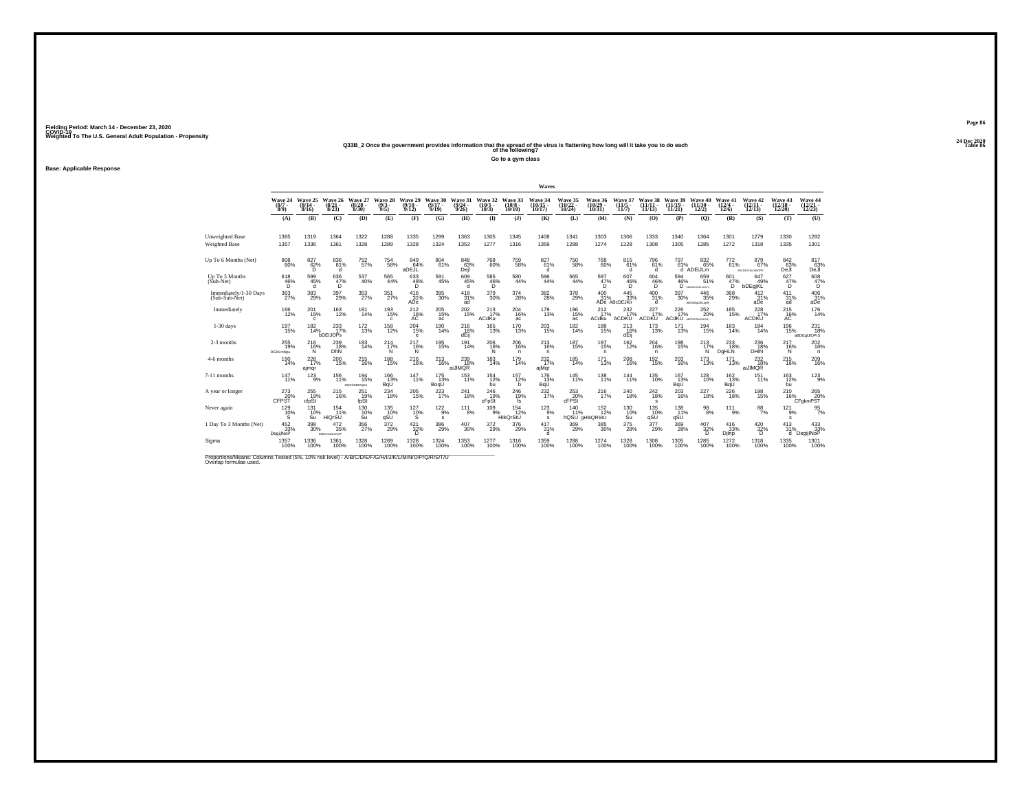Fielding Period: March 14 - December 23, 2020
COVID-19
Weighted To The U.S. General Adult Population - Propensity

24 Dec 2020
Table 86

## Q33B_2 Once the government provides information that the spread of the virus is flattening how long will it take you to do each of the following?

Go to a gym class

Base: Applicable Response

| | Wave 24 (8/7 - 8/9) | Wave 25 (8/14 - 8/16) | Wave 26 (8/21 - 8/23) | Wave 27 (8/28 - 8/30) | Wave 28 (9/3 - 9/5) | Wave 29 (9/10 - 9/12) | Wave 30 (9/17 - 9/19) | Wave 31 (9/24 - 9/26) | Wave 32 (10/1 - 10/3) | Wave 33 (10/8 - 10/10) | Wave 34 (10/15 - 10/17) | Wave 35 (10/22 - 10/24) | Wave 36 (10/29 - 10/31) | Wave 37 (11/5 - 11/7) | Wave 38 (11/11 - 11/13) | Wave 39 (11/19 - 11/21) | Wave 40 (11/30 - 12/2) | Wave 41 (12/4 - 12/6) | Wave 42 (12/11 - 12/13) | Wave 43 (12/18 - 12/20) | Wave 44 (12/21 - 12/23) |
|---|---|---|---|---|---|---|---|---|---|---|---|---|---|---|---|---|---|---|---|---|---|
| | (A) | (B) | (C) | (D) | (E) | (F) | (G) | (H) | (I) | (J) | (K) | (L) | (M) | (N) | (O) | (P) | (Q) | (R) | (S) | (T) | (U) |
| Unweighted Base | 1365 | 1319 | 1364 | 1322 | 1288 | 1335 | 1299 | 1363 | 1305 | 1345 | 1408 | 1341 | 1303 | 1306 | 1333 | 1340 | 1364 | 1301 | 1279 | 1330 | 1282 |
| Weighted Base | 1357 | 1336 | 1361 | 1328 | 1289 | 1328 | 1324 | 1353 | 1277 | 1316 | 1359 | 1288 | 1274 | 1328 | 1308 | 1305 | 1285 | 1272 | 1318 | 1335 | 1301 |
| Up To 6 Months (Net) | 808 60% | 827 62% D | 836 61% d | 752 57% | 754 58% | 849 64% aDEJL | 804 61% | 848 63% DeJ | 768 60% | 759 58% | 827 61% d | 750 58% | 768 60% | 815 61% d | 796 61% d | 797 61% d | 832 65% ADEiJLm | 772 61% | 879 67% ABCDEGIJKLMNOPR | 842 63% DeJl | 817 63% DeJl |
| Up To 3 Months (Sub-Net) | 618 46% D | 599 45% d | 636 47% D | 537 40% | 565 44% | 633 48% D | 591 45% | 609 45% d | 585 46% D | 580 44% | 596 44% | 565 44% | 597 47% D | 607 46% D | 604 46% D | 594 46% D | 659 51% ABCDEGHIJKLMNOPs | 601 47% D | 647 49% bDEgjKL | 627 47% D | 608 47% D |
| Immediately/1-30 Days (Sub-Sub-Net) | 363 27% | 383 29% | 397 29% | 353 27% | 351 27% | 416 31% ADe | 395 30% | 418 31% ad | 379 30% | 374 28% | 382 28% | 378 29% | 400 31% ADe | 445 33% ABcDEJKlr | 400 31% d | 397 30% | 446 35% ABCDEgIJKLajR | 368 29% | 412 31% aDe | 411 31% ad | 406 31% aDe |
| Immediately | 166 12% | 201 15% c | 163 12% | 181 14% | 193 15% c | 212 16% AC | 205 15% ac | 202 15% | 213 17% ACdKu | 204 16% ac | 179 13% | 196 15% ac | 212 17% ACdku | 232 17% ACDKU | 227 17% ACDKU | 226 17% ACdKU | 252 20% ABCDEGHIJKLU | 185 15% | 228 17% ACDKU | 215 16% AC | 176 14% |
| 1-30 days | 197 15% | 182 14% | 233 17% bDEIJOPs | 172 13% | 158 12% | 204 15% e | 190 14% | 216 16% dEij | 165 13% | 170 13% | 203 15% | 182 14% | 188 15% | 213 16% dEij | 173 13% | 171 13% | 194 15% | 183 14% | 184 14% | 196 15% | 231 18% aBDEgIJlOPrS |
| 2-3 months | 255 19% DGHLmNpu | 216 16% N | 239 18% DhN | 183 14% | 214 17% N | 217 16% N | 195 15% | 191 14% | 206 16% N | 206 16% n | 213 16% n | 187 15% | 197 15% n | 162 12% | 204 16% n | 198 15% | 213 17% N | 233 18% DgHLN | 236 18% DHlN | 217 16% N | 202 16% n |
| 4-6 months | 190 14% | 228 17% ajmqr | 200 15% | 215 16% | 188 15% | 216 16% | 213 16% | 239 18% aiJlMQR | 183 14% | 179 14% | 232 17% ajMqr | 185 14% | 171 13% | 208 16% | 192 15% | 203 16% | 173 13% | 171 13% | 232 18% aiJlMQR | 215 16% | 209 16% |
| 7-11 months | 147 11% | 123 9% | 156 11% | 194 15% ABcFHIKLMNOQSU | 166 13% BqU | 147 11% | 175 13% BoqU | 153 11% | 154 12% bu | 157 12% b | 176 13% BqU | 145 11% | 138 11% | 144 11% | 135 10% | 167 13% BqU | 128 10% | 162 13% BqU | 151 11% | 163 12% bu | 123 9% |
| A year or longer | 273 20% CFPST | 255 19% cfpSt | 215 16% | 251 19% fpSt | 234 18% | 205 15% | 223 17% | 241 18% | 246 19% cFpSt | 246 19% fs | 232 17% | 253 20% cFPSt | 216 17% | 240 18% | 242 18% s | 203 16% | 227 18% | 226 18% | 198 15% | 210 16% | 265 20% CFgkmPST |
| Never again | 129 10% S | 131 10% Su | 154 11% HiQrSU | 130 10% Su | 135 10% qSU | 127 10% S | 122 9% s | 111 8% | 109 9% | 154 12% HIkQrStU | 123 9% s | 152 12% hQSU | 140 11% gHIkQRStU | 130 10% Su | 135 10% qSU | 138 11% qSU | 98 8% | 111 9% | 88 7% | 121 9% s | 95 7% |
| 1 Day To 3 Months (Net) | 452 33% DegijlNoP | 398 30% | 472 35% BDEGhIJkLmNOP | 356 27% | 372 29% | 421 32% D | 386 29% | 407 30% | 372 29% | 376 29% | 417 31% d | 369 29% | 385 30% | 375 28% | 377 29% | 369 28% | 407 32% D | 416 33% Djlnp | 420 32% D | 413 31% d | 433 33% DegijlNoP |
| Sigma | 1357 100% | 1336 100% | 1361 100% | 1328 100% | 1289 100% | 1328 100% | 1324 100% | 1353 100% | 1277 100% | 1316 100% | 1359 100% | 1288 100% | 1274 100% | 1328 100% | 1308 100% | 1305 100% | 1285 100% | 1272 100% | 1318 100% | 1335 100% | 1301 100% |

Proportions/Means: Columns Tested (5%, 10% risk level) - A/B/C/D/E/F/G/H/I/J/K/L/M/N/O/P/Q/R/S/T/U
Overlap formulae used.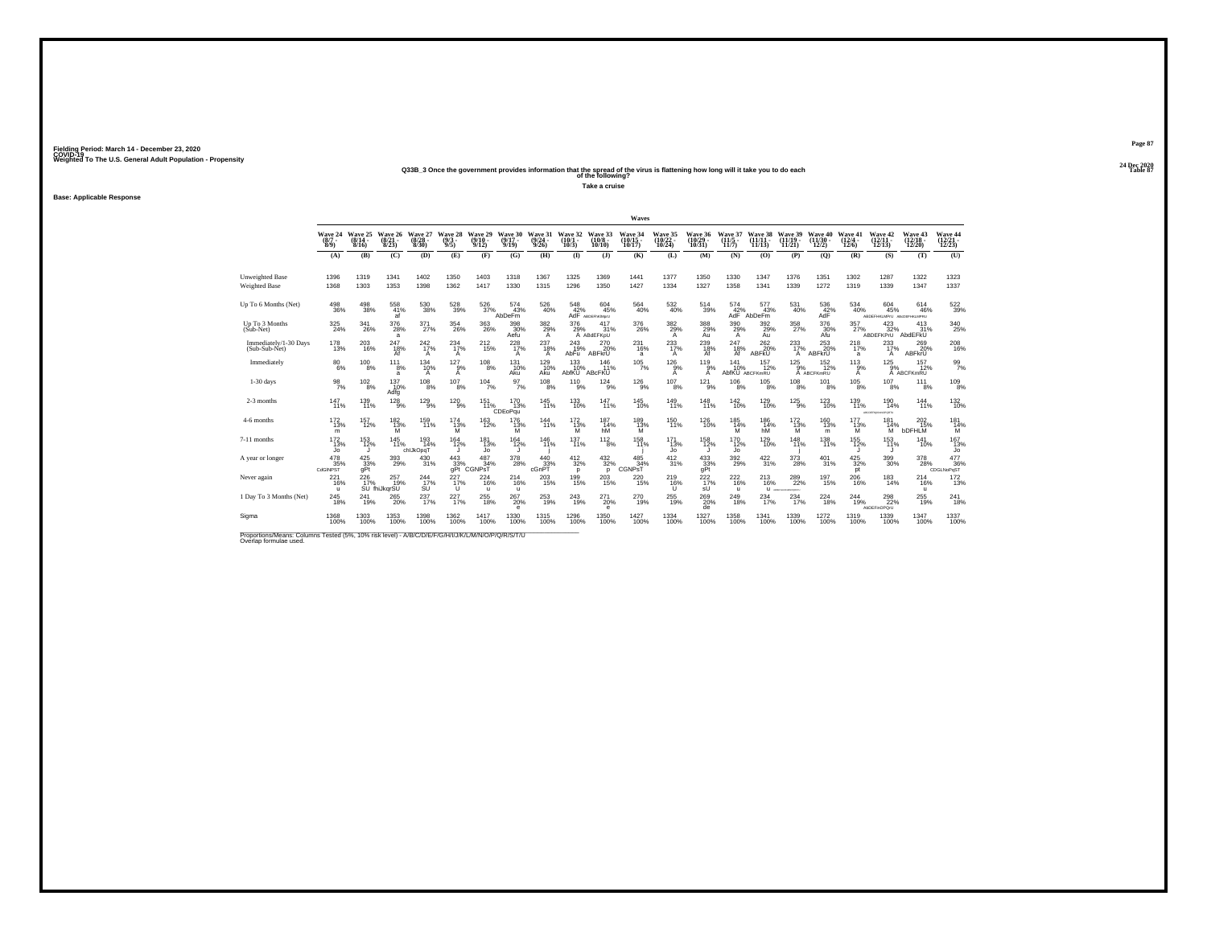Fielding Period: March 14 - December 23, 2020
COVID-19
Weighted To The U.S. General Adult Population - Propensity

24 Dec 2020
Table 87

## Q33B_3 Once the government provides information that the spread of the virus is flattening how long will it take you to do each of the following?

**Take a cruise**

**Base: Applicable Response**

| | Wave 24 (8/7 - 8/9) | Wave 25 (8/14 - 8/16) | Wave 26 (8/21 - 8/23) | Wave 27 (8/28 - 8/30) | Wave 28 (9/3 - 9/5) | Wave 29 (9/10 - 9/12) | Wave 30 (9/17 - 9/19) | Wave 31 (9/24 - 9/26) | Wave 32 (10/1 - 10/3) | Wave 33 (10/8 - 10/10) | Wave 34 (10/15 - 10/17) | Wave 35 (10/22 - 10/24) | Wave 36 (10/29 - 10/31) | Wave 37 (11/5 - 11/7) | Wave 38 (11/11 - 11/13) | Wave 39 (11/19 - 11/21) | Wave 40 (11/30 - 12/2) | Wave 41 (12/4 - 12/6) | Wave 42 (12/11 - 12/13) | Wave 43 (12/18 - 12/20) | Wave 44 (12/21 - 12/23) |
|---|---|---|---|---|---|---|---|---|---|---|---|---|---|---|---|---|---|---|---|---|---|
| | (A) | (B) | (C) | (D) | (E) | (F) | (G) | (H) | (I) | (J) | (K) | (L) | (M) | (N) | (O) | (P) | (Q) | (R) | (S) | (T) | (U) |
| Unweighted Base | 1396 | 1319 | 1341 | 1402 | 1350 | 1403 | 1318 | 1367 | 1325 | 1369 | 1441 | 1377 | 1350 | 1330 | 1347 | 1376 | 1351 | 1302 | 1287 | 1322 | 1323 |
| Weighted Base | 1368 | 1303 | 1353 | 1398 | 1362 | 1417 | 1330 | 1315 | 1296 | 1350 | 1427 | 1334 | 1327 | 1358 | 1341 | 1339 | 1272 | 1319 | 1339 | 1347 | 1337 |
| Up To 6 Months (Net) | 498 36% | 498 38% | 558 41% af | 530 38% | 528 39% | 526 37% | 574 43% AbDeFm | 526 40% | 548 42% AdF | 604 45% ABDEFiKMpU | 564 40% | 532 40% | 514 39% | 574 42% AdF | 577 43% AbDeFm | 531 40% | 536 42% AdF | 534 40% | 604 45% ABDEFHiKLMPU | 614 46% ABcDEFHiKLMPRU | 522 39% |
| Up To 3 Months (Sub-Net) | 325 24% | 341 26% | 376 28% a | 371 27% | 354 26% | 363 26% | 398 30% Aefu | 382 29% A | 376 29% A | 417 31% ABdEFKpU | 376 26% | 382 29% A | 388 29% Au | 390 29% A | 392 29% Au | 358 27% | 376 30% Afu | 357 27% | 423 32% ABDEFKPrU | 413 31% AbdEFkU | 340 25% |
| Immediately/1-30 Days (Sub-Sub-Net) | 178 13% | 203 16% | 247 18% Af | 242 17% A | 234 17% A | 212 15% | 228 17% A | 237 18% A | 243 19% AbFu | 270 20% ABFkrU | 231 16% a | 233 17% A | 239 18% Af | 247 18% Af | 262 20% ABFkU | 233 17% A | 253 20% ABFkrU | 218 17% a | 233 17% A | 269 20% ABFkrU | 208 16% |
| Immediately | 80 6% | 100 8% | 111 8% a | 134 10% A | 127 9% A | 108 8% | 131 10% Aku | 129 10% Aku | 133 10% AbfKU | 146 11% ABcFKU | 105 7% | 126 9% A | 119 9% A | 141 10% AbfKU | 157 12% ABCFKmRU | 125 9% A | 152 12% ABCFKmRU | 113 9% A | 125 9% A | 157 12% ABCFKmRU | 99 7% |
| 1-30 days | 98 7% | 102 8% | 137 10% Adfg | 108 8% | 107 8% | 104 7% | 97 7% | 108 8% | 110 9% | 124 9% | 126 9% | 107 8% | 121 9% | 106 8% | 105 8% | 108 8% | 101 8% | 105 8% | 107 8% | 111 8% | 109 8% |
| 2-3 months | 147 11% | 139 11% | 128 9% | 129 9% | 120 9% | 151 11% | 170 13% CDEoPqu | 145 11% | 133 10% | 147 11% | 145 10% | 149 11% | 148 11% | 142 10% | 129 10% | 125 9% | 123 10% | 139 11% | 190 14% aBCDEfhijKLmNOPQRTu | 144 11% | 132 10% |
| 4-6 months | 172 13% m | 157 12% | 182 13% M | 159 11% | 174 13% M | 163 12% | 176 13% M | 144 11% | 172 13% M | 187 14% hM | 189 13% M | 150 11% | 126 10% | 185 14% M | 186 14% hM | 172 13% M | 160 13% m | 177 13% M | 181 14% M | 202 15% bDFHLM | 181 14% M |
| 7-11 months | 172 13% Jo | 153 12% J | 145 11% | 193 14% chIJkOpqT | 164 12% J | 181 13% Jo | 164 12% J | 146 11% j | 137 11% | 112 8% | 158 11% j | 171 13% Jo | 158 12% J | 170 12% Jo | 129 10% | 149 11% j | 138 11% | 155 12% J | 153 11% J | 141 10% | 167 13% Jo |
| A year or longer | 478 35% CdGNPST | 425 33% gPt | 393 29% | 430 31% | 443 33% gPt | 487 34% CGNPsT | 378 28% | 440 33% cGnPT | 412 32% p | 432 32% p | 485 34% CGNPsT | 412 31% | 433 33% gPt | 392 29% | 422 31% | 373 28% | 401 31% | 425 32% pt | 399 30% | 378 28% | 477 36% CDGLNoPqST |
| Never again | 221 16% u | 226 17% SU | 257 19% fhiJkqrSU | 244 17% SU | 227 17% U | 224 16% u | 214 16% u | 203 15% | 199 15% | 203 15% | 220 15% | 219 16% U | 222 17% sU | 222 16% u | 213 16% u | 289 22% ABDEFGHIJKLMNOQRSTU | 197 15% | 206 16% | 183 14% | 214 16% u | 172 13% |
| 1 Day To 3 Months (Net) | 245 18% | 241 19% | 265 20% | 237 17% | 227 17% | 255 18% | 267 20% e | 253 19% | 243 19% | 271 20% e | 270 19% | 255 19% | 269 20% de | 249 18% | 234 17% | 234 17% | 224 18% | 244 19% | 298 22% AbDEFhiOPQrU | 255 19% | 241 18% |
| Sigma | 1368 100% | 1303 100% | 1353 100% | 1398 100% | 1362 100% | 1417 100% | 1330 100% | 1315 100% | 1296 100% | 1350 100% | 1427 100% | 1334 100% | 1327 100% | 1358 100% | 1341 100% | 1339 100% | 1272 100% | 1319 100% | 1339 100% | 1347 100% | 1337 100% |

Proportions/Means: Columns Tested (5%, 10% risk level) - A/B/C/D/E/F/G/H/I/J/K/L/M/N/O/P/Q/R/S/T/U
Overlap formulae used.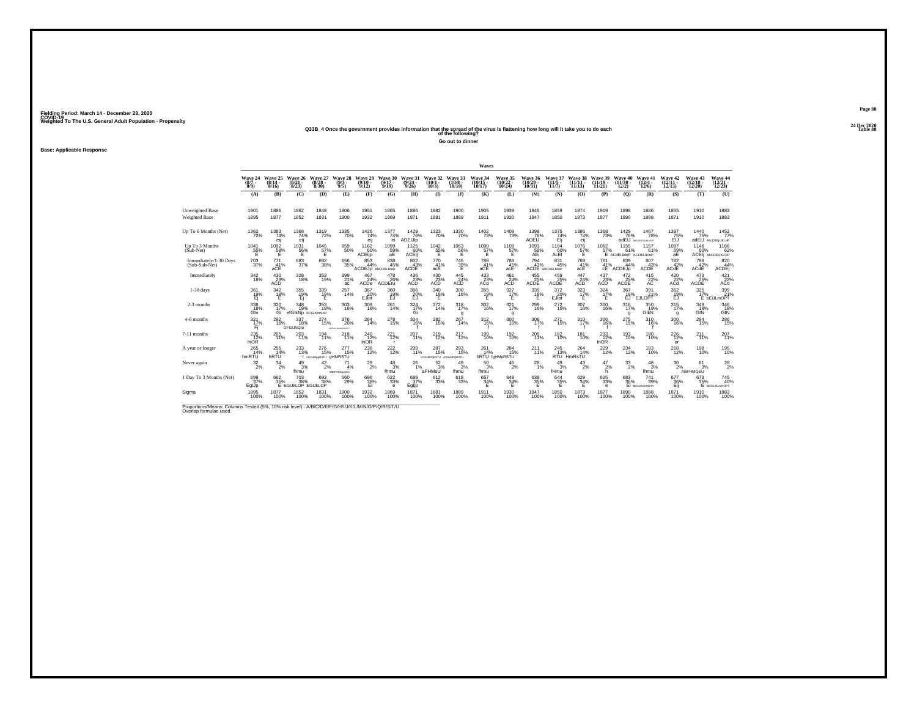Fielding Period: March 14 - December 23, 2020
COVID-19
Weighted To The U.S. General Adult Population - Propensity

24 Dec 2020
Table 88

## Q33B_4 Once the government provides information that the spread of the virus is flattening how long will it take you to do each of the following?

### Go out to dinner

**Base: Applicable Response**

| | Wave 24 (8/7 - 8/9) | Wave 25 (8/14 - 8/16) | Wave 26 (8/21 - 8/23) | Wave 27 (8/28 - 8/30) | Wave 28 (9/3 - 9/5) | Wave 29 (9/10 - 9/12) | Wave 30 (9/17 - 9/19) | Wave 31 (9/24 - 9/26) | Wave 32 (10/1 - 10/3) | Wave 33 (10/8 - 10/10) | Wave 34 (10/15 - 10/17) | Wave 35 (10/22 - 10/24) | Wave 36 (10/29 - 10/31) | Wave 37 (11/5 - 11/7) | Wave 38 (11/11 - 11/13) | Wave 39 (11/19 - 11/21) | Wave 40 (11/30 - 12/2) | Wave 41 (12/4 - 12/6) | Wave 42 (12/11 - 12/13) | Wave 43 (12/18 - 12/20) | Wave 44 (12/21 - 12/23) |
|---|---|---|---|---|---|---|---|---|---|---|---|---|---|---|---|---|---|---|---|---|---|
| | (A) | (B) | (C) | (D) | (E) | (F) | (G) | (H) | (I) | (J) | (K) | (L) | (M) | (N) | (O) | (P) | (Q) | (R) | (S) | (T) | (U) |
| Unweighted Base | 1901 | 1886 | 1862 | 1848 | 1906 | 1951 | 1865 | 1886 | 1882 | 1900 | 1905 | 1939 | 1845 | 1859 | 1874 | 1919 | 1898 | 1886 | 1855 | 1910 | 1883 |
| Weighted Base | 1895 | 1877 | 1852 | 1831 | 1900 | 1932 | 1869 | 1871 | 1881 | 1889 | 1911 | 1930 | 1847 | 1850 | 1873 | 1877 | 1890 | 1888 | 1871 | 1910 | 1883 |
| Up To 6 Months (Net) | 1362 72% | 1383 74% eij | 1368 74% eij | 1319 72% | 1335 70% | 1426 74% eij | 1377 74% ei | 1429 76% ADEIJlp | 1323 70% | 1330 70% | 1402 73% | 1409 73% | 1399 76% ADEIJ | 1375 74% EIj | 1386 74% eij | 1368 73% | 1429 76% adEIJ | 1467 78% ABCDEFGIJKLnOP | 1397 75% EIJ | 1440 75% adEIJ | 1452 77% AbCDEfgIJKLoP |
| Up To 3 Months (Sub-Net) | 1041 55% E | 1092 58% E | 1031 56% E | 1045 57% E | 959 50% | 1162 60% ACEIjp | 1099 59% aE | 1125 60% ACEIj | 1042 55% E | 1063 56% E | 1090 57% E | 1109 57% E | 1093 59% AEI | 1104 60% AcEI | 1076 57% E | 1062 57% E | 1155 61% ACdEIJkloP | 1157 61% ACDEIJKloP | 1097 59% aE | 1146 60% ACEIj | 1166 62% AbCDEIJKLOP |
| Immediately/1-30 Days (Sub-Sub-Net) | 703 37% | 771 41% aCE | 683 37% | 692 38% | 656 35% | 853 44% ACDEJp | 838 45% AbCDEIJklop | 802 43% ACDE | 770 41% acE | 745 39% E | 788 41% aCE | 788 41% acE | 794 43% ACDE | 831 45% AbCDEIJklop | 769 41% acE | 761 41% cE | 839 44% ACDEJp | 807 43% ACDE | 782 42% ACdE | 798 42% ACdE | 820 44% ACDEj |
| Immediately | 342 18% | 430 23% ACD | 328 18% | 353 19% | 399 21% ac | 467 24% ACDe | 478 26% ACDEru | 436 23% ACD | 430 23% ACD | 445 24% ACD | 433 23% ACd | 461 24% ACD | 455 25% ACDE | 459 25% ACDE | 447 24% ACD | 437 23% ACD | 472 25% ACDE | 415 22% AC | 420 22% ACd | 473 25% ACDE | 421 22% ACd |
| 1-30 days | 361 19% Ej | 342 18% E | 355 19% Ej | 339 19% E | 257 14% | 387 20% EJlot | 360 19% EJ | 366 20% EJ | 340 18% E | 300 16% | 355 19% E | 327 17% E | 339 18% E | 372 20% EJlot | 323 17% E | 324 17% E | 367 19% EJ | 391 21% EJLOPT | 362 19% EJ | 325 17% E | 399 21% bEIJLmOPT |
| 2-3 months | 338 18% GIn | 320 17% Gi | 348 19% efGIkNp | 353 19% EFGIKmNoP | 303 16% | 309 16% | 261 14% | 324 17% Gi | 272 14% | 318 17% g | 302 16% | 321 17% g | 299 16% | 272 15% | 307 16% | 300 16% | 316 17% g | 350 19% GIkN | 315 17% g | 349 18% GIN | 346 18% GIN |
| 4-6 months | 321 17% Fj | 292 16% | 337 18% DFGIJNQtu | 274 15% | 376 20% ABDFGHIJKLMNOPQRSTU | 264 14% | 278 15% | 304 16% f | 282 15% | 267 14% | 312 16% f | 300 16% | 306 17% f | 271 15% | 310 17% f | 306 16% f | 275 15% | 310 16% f | 300 16% | 294 15% | 286 15% |
| 7-11 months | 235 12% lnOR | 205 11% | 203 11% | 194 11% | 218 11% | 240 12% lnOR | 221 12% r | 207 11% | 219 12% | 217 12% | 199 10% | 192 10% | 209 11% | 182 10% | 181 10% | 233 12% lnOR | 193 10% | 180 10% | 226 12% or | 211 11% | 207 11% |
| A year or longer | 265 14% hmRTU | 255 14% hRTU | 233 13% r | 276 15% cFGHMpqRSTU | 277 15% gHMRSTU | 236 12% | 222 12% | 209 11% | 287 15% cFGHMPqRSTU | 293 15% cFGHMPQRSTU | 261 14% hRTU | 284 15% fgHMpRSTU | 211 11% | 245 13% RTU | 264 14% HmRsTU | 229 12% | 234 12% | 193 10% | 218 12% | 198 10% | 195 10% |
| Never again | 32 2% | 34 2% | 49 3% fhmu | 42 2% | 71 4% ABDFHMopQSU | 29 2% | 48 3% fhmu | 26 1% | 52 3% aFHMsU | 49 3% fhmu | 50 3% fhmu | 46 2% | 28 1% | 49 3% fHmu | 43 2% | 47 2% h | 33 2% | 48 3% fhmu | 30 2% | 61 3% ABFHMQSU | 28 2% |
| 1 Day To 3 Months (Net) | 699 37% EgIJp | 662 35% E | 703 38% EGIJkLOP | 692 38% EGIJKLOP | 560 29% | 696 36% EI | 622 33% e | 689 37% EgIjp | 612 33% | 618 33% | 657 34% E | 648 34% E | 638 35% E | 644 35% E | 629 34% E | 625 33% e | 683 36% EI | 741 39% bEGIJKLMNOPt | 677 36% EIj | 673 35% E | 745 40% bEFGIJKLMNOPT |
| Sigma | 1895 100% | 1877 100% | 1852 100% | 1831 100% | 1900 100% | 1932 100% | 1869 100% | 1871 100% | 1881 100% | 1889 100% | 1911 100% | 1930 100% | 1847 100% | 1850 100% | 1873 100% | 1877 100% | 1890 100% | 1888 100% | 1871 100% | 1910 100% | 1883 100% |

Proportions/Means: Columns Tested (5%, 10% risk level) - A/B/C/D/E/F/G/H/I/J/K/L/M/N/O/P/Q/R/S/T/U
Overlap formulae used.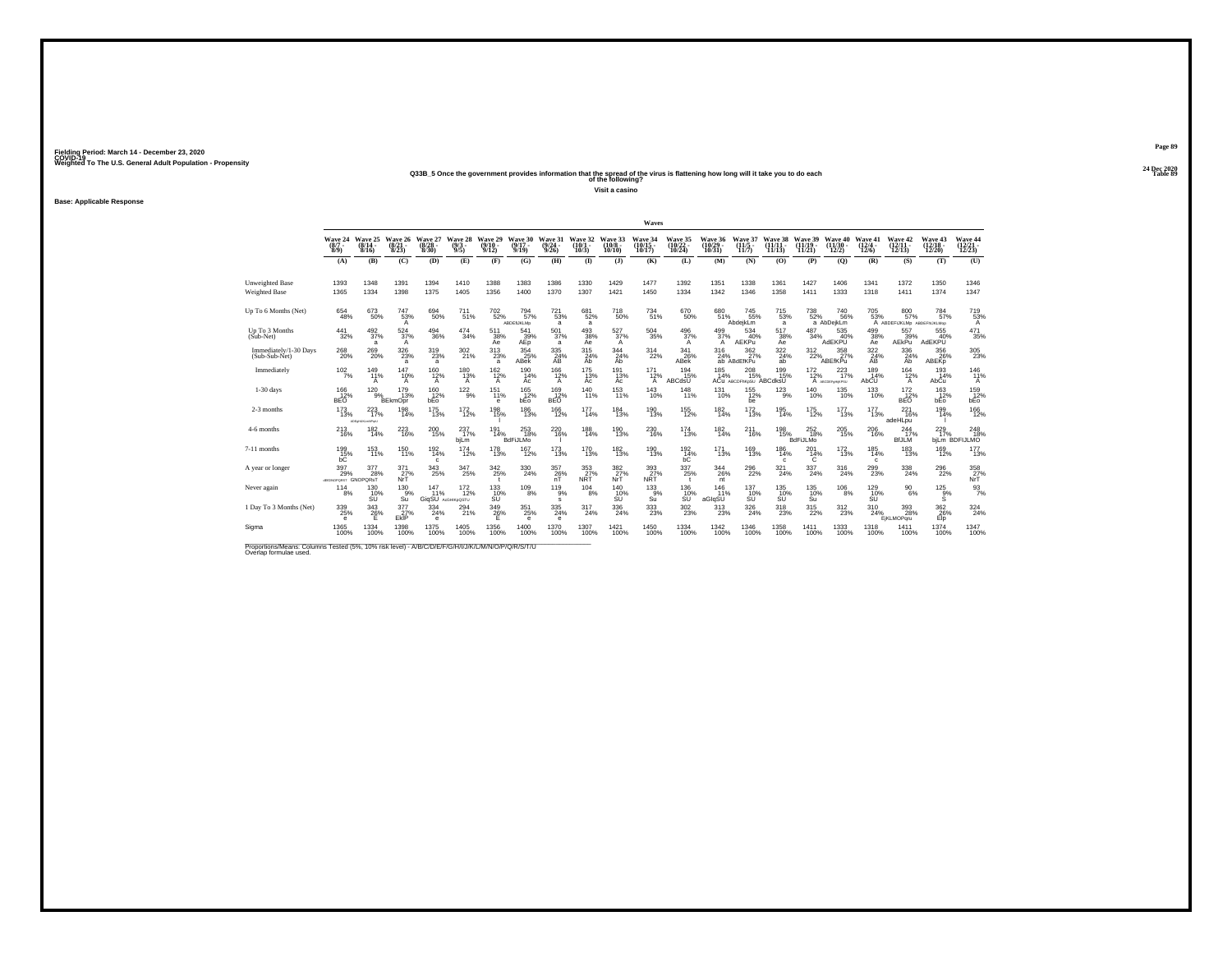Fielding Period: March 14 - December 23, 2020
COVID-19
Weighted To The U.S. General Adult Population - Propensity

24 Dec 2020
Table 89

**Q33B_5 Once the government provides information that the spread of the virus is flattening how long will it take you to do each of the following?**

**Visit a casino**

**Base: Applicable Response**

| | Wave 24 (8/7 - 8/9) | Wave 25 (8/14 - 8/16) | Wave 26 (8/21 - 8/23) | Wave 27 (8/28 - 8/30) | Wave 28 (9/3 - 9/5) | Wave 29 (9/10 - 9/12) | Wave 30 (9/17 - 9/19) | Wave 31 (9/24 - 9/26) | Wave 32 (10/1 - 10/3) | Wave 33 (10/8 - 10/10) | Wave 34 (10/15 - 10/17) | Wave 35 (10/22 - 10/24) | Wave 36 (10/29 - 10/31) | Wave 37 (11/5 - 11/7) | Wave 38 (11/11 - 11/13) | Wave 39 (11/19 - 11/21) | Wave 40 (11/30 - 12/2) | Wave 41 (12/4 - 12/6) | Wave 42 (12/11 - 12/15) | Wave 43 (12/18 - 12/20) | Wave 44 (12/21 - 12/23) |
|---|---|---|---|---|---|---|---|---|---|---|---|---|---|---|---|---|---|---|---|---|---|
| | (A) | (B) | (C) | (D) | (E) | (F) | (G) | (H) | (I) | (J) | (K) | (L) | (M) | (N) | (O) | (P) | (Q) | (R) | (S) | (T) | (U) |
| Unweighted Base | 1393 | 1348 | 1391 | 1394 | 1410 | 1388 | 1383 | 1386 | 1330 | 1429 | 1477 | 1392 | 1351 | 1338 | 1361 | 1427 | 1406 | 1341 | 1372 | 1350 | 1346 |
| Weighted Base | 1365 | 1334 | 1398 | 1375 | 1405 | 1356 | 1400 | 1370 | 1307 | 1421 | 1450 | 1334 | 1342 | 1346 | 1358 | 1411 | 1333 | 1318 | 1411 | 1374 | 1347 |
| Up To 6 Months (Net) | 654 48% | 673 50% | 747 53% A | 694 50% | 711 51% | 702 52% | 794 57% ABDEIJKLMp | 721 53% a | 681 52% a | 718 50% | 734 51% | 670 50% | 680 51% | 745 55% AbdejkLm | 715 53% a | 738 52% | 740 56% a AbDejkLm | 705 53% A | 800 57% ABDEFIJKLMp | 784 57% ABDEFIJKLMop | 719 53% A |
| Up To 3 Months (Sub-Net) | 441 32% | 492 37% a | 524 37% A | 494 36% | 474 34% | 511 38% Ae | 541 39% AEp | 501 37% a | 493 38% Ae | 527 37% A | 504 35% | 496 37% A | 499 37% A | 534 40% AEKPu | 517 38% Ae | 487 34% | 535 40% AdEKPU | 499 38% Ae | 557 39% AEkPu | 555 40% AdEKPU | 471 35% |
| Immediately/1-30 Days (Sub-Sub-Net) | 268 20% | 269 20% | 326 23% a | 319 23% a | 302 21% | 313 23% a | 354 25% ABek | 335 24% AB | 315 24% Ab | 344 24% Ab | 314 22% | 341 26% ABek | 316 24% ab | 362 27% ABdEfKPu | 322 24% ab | 312 22% | 358 27% ABEfKPu | 322 24% AB | 336 24% Ab | 356 26% ABEKp | 305 23% |
| Immediately | 102 7% | 149 11% A | 147 10% A | 160 12% A | 180 13% A | 162 12% A | 190 14% Ac | 166 12% A | 175 13% Ac | 191 13% Ac | 171 12% A | 194 15% ABCdsU | 185 14% ACu | 208 15% ABCDFhIjkSU | 199 15% ABCdksU | 172 12% A | 223 17% ABCDEFhIJKPSU | 189 14% AbCU | 164 12% A | 193 14% AbCu | 146 11% A |
| 1-30 days | 166 12% BEO | 120 9% | 179 13% BEkmOpr | 160 12% bEo | 122 9% | 151 11% e | 165 12% bEo | 169 12% BEO | 140 11% | 153 11% | 143 10% | 148 11% | 131 10% | 155 12% be | 123 9% | 140 10% | 135 10% | 133 10% | 172 12% BEO | 163 12% bEo | 159 12% bEo |
| 2-3 months | 173 13% | 223 17% ACEFgHIJKLmnOPqrU | 198 14% | 175 13% | 172 12% | 198 15% l | 186 13% | 166 12% | 177 14% | 184 13% | 190 13% | 155 12% | 182 14% | 172 13% | 195 14% | 175 12% | 177 13% | 177 13% | 221 16% adeHLpu | 199 14% l | 166 12% |
| 4-6 months | 213 16% | 182 14% | 223 16% | 200 15% | 237 17% bjLm | 191 14% | 253 18% BdFiJLMo | 220 16% l | 188 14% | 190 13% | 230 16% | 174 13% | 182 14% | 211 16% | 198 15% | 252 18% BdFiJLMo | 205 15% | 206 16% | 244 17% BfJLM | 229 17% bjLm | 248 18% BDFIJLMO |
| 7-11 months | 199 15% bC | 153 11% | 150 11% | 192 14% c | 174 12% | 178 13% | 167 12% | 173 13% | 170 13% | 182 13% | 190 13% | 192 14% bC | 171 13% | 169 13% | 186 14% c | 201 14% C | 172 13% | 185 14% c | 183 13% | 169 12% | 177 13% |
| A year or longer | 397 29% dEGNOPQRST | 377 28% GNOPQRsT | 371 27% NrT | 343 25% | 347 25% | 342 25% t | 330 24% | 357 26% nT | 353 27% NRT | 382 27% NrT | 393 27% NRT | 337 25% t | 344 26% nt | 296 22% | 321 24% | 337 24% | 316 24% | 299 23% | 338 24% | 296 22% | 358 27% NrT |
| Never again | 114 8% | 130 10% SU | 130 9% Su | 147 11% GiqSU | 172 12% AcGHIKpQSTU | 133 10% SU | 109 8% | 119 9% s | 104 8% | 140 10% SU | 133 9% Su | 136 10% SU | 146 11% aGIqSU | 137 10% SU | 135 10% SU | 135 10% Su | 106 8% | 129 10% SU | 90 6% | 125 9% S | 93 7% |
| 1 Day To 3 Months (Net) | 339 25% e | 343 26% E | 377 27% EkP | 334 24% e | 294 21% | 349 26% E | 351 25% e | 335 24% e | 317 24% | 336 24% | 333 23% | 302 23% | 313 23% | 326 24% | 318 23% | 315 22% | 312 23% | 310 24% | 393 28% EjKLMOPqu | 362 26% Elp | 324 24% |
| Sigma | 1365 100% | 1334 100% | 1398 100% | 1375 100% | 1405 100% | 1356 100% | 1400 100% | 1370 100% | 1307 100% | 1421 100% | 1450 100% | 1334 100% | 1342 100% | 1346 100% | 1358 100% | 1411 100% | 1333 100% | 1318 100% | 1411 100% | 1374 100% | 1347 100% |

Proportions/Means: Columns Tested (5%, 10% risk level) - A/B/C/D/E/F/G/H/I/J/K/L/M/N/O/P/Q/R/S/T/U
Overlap formulae used.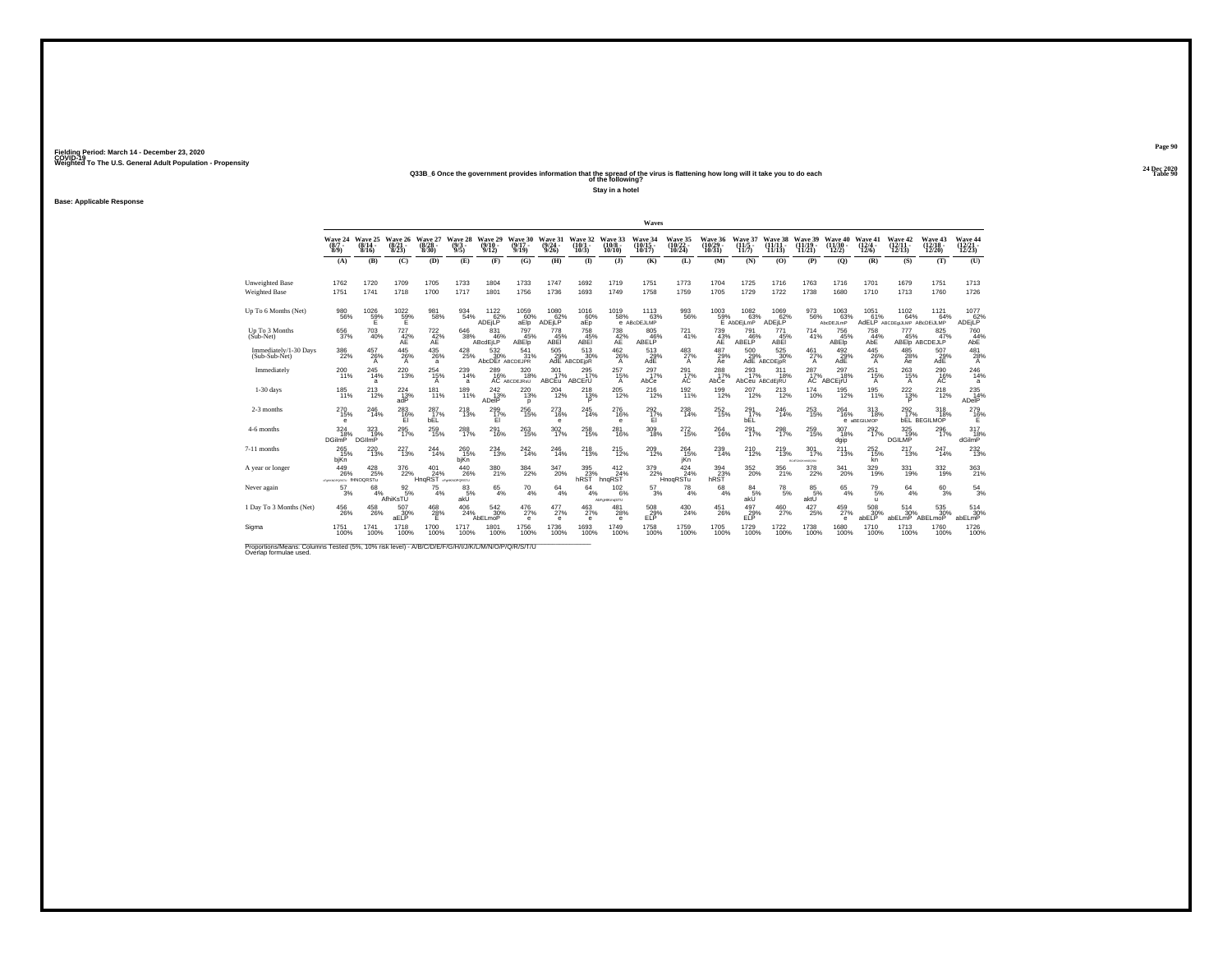Fielding Period: March 14 - December 23, 2020
COVID-19
Weighted To The U.S. General Adult Population - Propensity

24 Dec 2020
Table 90

### Q33B_6 Once the government provides information that the spread of the virus is flattening how long will it take you to do each of the following?

**Stay in a hotel**

**Base: Applicable Response**

| | Wave 24 (8/7 - 8/9) | Wave 25 (8/14 - 8/16) | Wave 26 (8/21 - 8/23) | Wave 27 (8/28 - 8/30) | Wave 28 (9/3 - 9/5) | Wave 29 (9/10 - 9/12) | Wave 30 (9/17 - 9/19) | Wave 31 (9/24 - 9/26) | Wave 32 (10/1 - 10/3) | Wave 33 (10/8 - 10/10) | Wave 34 (10/15 - 10/17) | Wave 35 (10/22 - 10/24) | Wave 36 (10/29 - 10/31) | Wave 37 (11/5 - 11/7) | Wave 38 (11/11 - 11/13) | Wave 39 (11/19 - 11/21) | Wave 40 (11/30 - 12/2) | Wave 41 (12/4 - 12/6) | Wave 42 (12/11 - 12/15) | Wave 43 (12/18 - 12/20) | Wave 44 (12/21 - 12/23) |
|---|---|---|---|---|---|---|---|---|---|---|---|---|---|---|---|---|---|---|---|---|---|
| | (A) | (B) | (C) | (D) | (E) | (F) | (G) | (H) | (I) | (J) | (K) | (L) | (M) | (N) | (O) | (P) | (Q) | (R) | (S) | (T) | (U) |
| Unweighted Base | 1762 | 1720 | 1709 | 1705 | 1733 | 1804 | 1733 | 1747 | 1692 | 1719 | 1751 | 1773 | 1704 | 1725 | 1716 | 1763 | 1716 | 1701 | 1679 | 1751 | 1713 |
| Weighted Base | 1751 | 1741 | 1718 | 1700 | 1717 | 1801 | 1756 | 1736 | 1693 | 1749 | 1758 | 1759 | 1705 | 1729 | 1722 | 1738 | 1680 | 1710 | 1713 | 1760 | 1726 |
| Up To 6 Months (Net) | 980 56% | 1026 59% E | 1022 59% E | 981 58% | 934 54% | 1122 62% ADEjLP | 1059 60% aElp | 1080 62% ADEjLP | 1016 60% aEp | 1019 58% e | 1113 63% ABcDEJLMP | 993 56% | 1003 59% E | 1082 63% AbDEjLmP | 1069 62% ADEjLP | 973 56% | 1063 63% AbcDEJLmP | 1051 61% AdELP | 1102 64% ABCDEgJLMP | 1121 64% ABcDEJLMP | 1077 62% ADEjLP |
| Up To 3 Months (Sub-Net) | 656 37% | 703 40% | 727 42% AE | 722 42% AE | 646 38% | 831 46% ABcdEjLP | 797 45% ABElp | 778 45% ABEl | 758 45% ABEl | 738 42% AE | 805 46% ABELP | 721 41% | 739 43% AE | 791 46% ABELP | 771 45% ABEl | 714 41% | 756 45% ABElp | 758 44% AbE | 777 45% ABElp | 825 47% ABCDEJLP | 760 44% AbE |
| Immediately/1-30 Days (Sub-Sub-Net) | 386 22% | 457 26% A | 445 26% A | 435 26% a | 428 25% | 532 30% AbcDEr | 541 31% ABCDEJPR | 505 29% AdE | 513 30% ABCDEjpR | 462 26% A | 513 29% AdE | 483 27% A | 487 29% Ae | 500 29% AdE | 525 30% ABCDEjpR | 461 27% A | 492 29% AdE | 445 26% A | 485 28% Ae | 507 29% AdE | 481 28% A |
| Immediately | 200 11% | 245 14% a | 220 13% | 254 15% A | 239 14% a | 289 16% AC | 320 18% ABCDEJRu | 301 17% ABCEu | 295 17% ABCErU | 257 15% A | 297 17% AbCe | 291 17% AC | 288 17% AbCe | 293 17% AbCeu | 311 18% ABCdEjRU | 287 17% AC | 297 18% ABCEjrU | 251 15% A | 263 15% A | 290 16% AC | 246 14% a |
| 1-30 days | 185 11% | 213 12% | 224 13% adP | 181 11% | 189 11% | 242 13% ADelP | 220 13% p | 204 12% | 218 13% P | 205 12% | 216 12% | 192 11% | 199 12% | 207 12% | 213 12% | 174 10% | 195 12% | 195 11% | 222 13% P | 218 12% | 235 14% ADelP |
| 2-3 months | 270 15% e | 246 14% | 283 16% El | 287 17% bEL | 218 13% | 299 17% El | 256 15% | 273 16% e | 245 14% | 276 16% e | 292 17% El | 238 14% | 252 15% | 291 17% bEL | 246 14% | 253 15% | 264 16% e | 313 18% aBEGILMOP | 292 17% bEL | 318 18% BEGILMOP | 279 16% E |
| 4-6 months | 324 18% DGilmP | 323 19% DGIlmP | 295 17% | 259 15% | 288 17% | 291 16% | 263 15% | 302 17% | 258 15% | 281 16% | 309 18% | 272 15% | 264 16% | 291 17% | 298 17% | 259 15% | 307 18% dgip | 292 17% | 325 19% DGILMP | 296 17% | 317 18% dGilmP |
| 7-11 months | 265 15% bjKn | 220 13% | 227 13% | 244 14% | 260 15% bjKn | 234 13% | 242 14% | 246 14% | 218 13% | 215 12% | 209 12% | 264 15% jKn | 239 14% | 210 12% | 219 13% | 301 17% BcdFGhIJKnNOQRSTU | 211 13% | 252 15% kn | 217 13% | 247 14% | 232 13% |
| A year or longer | 449 26% cFgHIJKNOQRSTu | 428 25% fHNOQRSTu | 376 22% | 401 24% HnqRST | 440 26% cFgHIJKNOQRSTU | 380 21% | 384 22% | 347 20% | 395 23% hRST | 412 24% hnqRST | 379 22% | 424 24% HnoqRSTu | 394 23% hRST | 352 20% | 356 21% | 378 22% | 341 20% | 329 19% | 331 19% | 332 19% | 363 21% |
| Never again | 57 3% | 68 4% AfhiKsTU | 92 5% | 75 4% | 83 5% akU | 65 4% | 70 4% | 64 4% | 64 4% | 102 6% AfGHIKmqSTU | 57 3% | 78 4% | 68 4% | 84 5% akU | 78 5% | 85 5% aktU | 65 4% | 79 5% u | 64 4% | 60 3% | 54 3% |
| 1 Day To 3 Months (Net) | 456 26% | 458 26% | 507 30% aELP | 468 28% E | 406 24% | 542 30% AbELmoP | 476 27% e | 477 27% e | 463 27% e | 481 28% e | 508 29% ELP | 430 24% | 451 26% | 497 29% ELP | 460 27% | 427 25% | 459 27% e | 508 30% abELP | 514 30% abELmP | 535 30% ABELmoP | 514 30% abELmP |
| Sigma | 1751 100% | 1741 100% | 1718 100% | 1700 100% | 1717 100% | 1801 100% | 1756 100% | 1736 100% | 1693 100% | 1749 100% | 1758 100% | 1759 100% | 1705 100% | 1729 100% | 1722 100% | 1738 100% | 1680 100% | 1710 100% | 1713 100% | 1760 100% | 1726 100% |

Proportions/Means: Columns Tested (5%, 10% risk level) - A/B/C/D/E/F/G/H/I/J/K/L/M/N/O/P/Q/R/S/T/U
Overlap formulae used.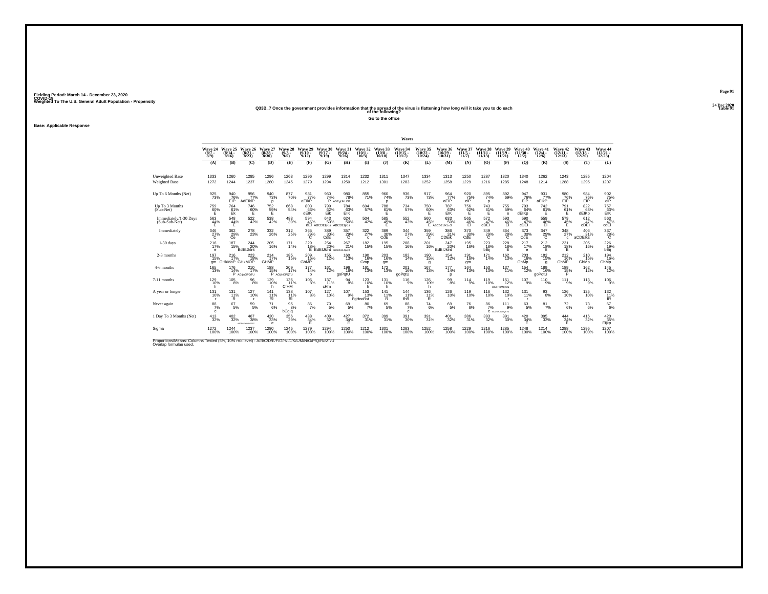Fielding Period: March 14 - December 23, 2020
COVID-19
Weighted To The U.S. General Adult Population - Propensity

24 Dec 2020
Table 91

## Q33B_7 Once the government provides information that the spread of the virus is flattening how long will it take you to do each of the following?

Go to the office

Base: Applicable Response

| | Wave 24 (8/7 - 8/9) | Wave 25 (8/14 - 8/16) | Wave 26 (8/21 - 8/23) | Wave 27 (8/28 - 8/30) | Wave 28 (9/3 - 9/5) | Wave 29 (9/10 - 9/12) | Wave 30 (9/17 - 9/19) | Wave 31 (9/24 - 9/26) | Wave 32 (10/1 - 10/3) | Wave 33 (10/8 - 10/10) | Wave 34 (10/15 - 10/17) | Wave 35 (10/22 - 10/24) | Wave 36 (10/29 - 10/31) | Wave 37 (11/5 - 11/7) | Wave 38 (11/11 - 11/13) | Wave 39 (11/19 - 11/21) | Wave 40 (11/30 - 12/2) | Wave 41 (12/4 - 12/6) | Wave 42 (12/11 - 12/13) | Wave 43 (12/18 - 12/20) | Wave 44 (12/21 - 12/23) |
|---|---|---|---|---|---|---|---|---|---|---|---|---|---|---|---|---|---|---|---|---|---|
| | (A) | (B) | (C) | (D) | (E) | (F) | (G) | (H) | (I) | (J) | (K) | (L) | (M) | (N) | (O) | (P) | (Q) | (R) | (S) | (T) | (U) |
| Unweighted Base | 1333 | 1260 | 1285 | 1296 | 1263 | 1296 | 1299 | 1314 | 1232 | 1311 | 1347 | 1334 | 1313 | 1250 | 1287 | 1320 | 1340 | 1262 | 1243 | 1285 | 1204 |
| Weighted Base | 1272 | 1244 | 1237 | 1280 | 1245 | 1279 | 1294 | 1250 | 1212 | 1301 | 1283 | 1252 | 1258 | 1229 | 1216 | 1285 | 1248 | 1214 | 1288 | 1295 | 1207 |
| Up To 6 Months (Net) | 925 73% | 940 76% EIP | 956 77% AdEIkIP | 940 73% p | 877 70% | 981 77% aEIkP | 960 74% P | 980 78% ADEgIJKLOP | 855 71% | 960 74% p | 936 73% | 917 73% | 964 77% aEIP | 920 75% eiP | 895 74% p | 892 69% | 947 76% EIP | 931 77% aEIkP | 980 76% EIP | 984 76% EIP | 902 75% eiP |
| Up To 3 Months (Sub-Net) | 759 60% E | 764 61% Ek | 746 60% E | 752 59% E | 668 54% | 803 63% dEIK | 799 62% Eik | 784 63% EIK | 694 57% | 788 61% E | 734 57% | 750 60% E | 787 63% EIK | 756 62% E | 743 61% E | 755 59% e | 793 64% dEIKp | 742 61% E | 791 61% E | 822 63% dEIKp | 757 63% EIK |
| Immediately/1-30 Days (Sub-Sub-Net) | 563 44% E | 548 44% E | 522 42% | 538 42% | 483 39% | 594 46% dEI | 643 50% ABCDEIjKls | 624 50% ABCDEIjKls | 504 42% | 585 45% E | 552 43% | 560 45% E | 633 50% ABCDEIJKLnS | 565 46% EI | 572 47% cDEI | 593 46% EI | 590 47% cDEI | 559 46% EI | 579 45% E | 612 47% cDEI | 563 47% cdEi |
| Immediately | 346 27% C | 362 29% Ce | 278 23% | 332 26% | 312 25% | 365 29% C | 389 30% CdE | 357 29% C | 322 27% c | 389 30% CdE | 344 27% c | 359 29% C | 386 31% CDEik | 370 30% CdE | 349 29% C | 364 28% C | 373 30% CdE | 347 29% C | 348 27% c | 406 31% aCDEIks | 337 28% C |
| 1-30 days | 216 17% e | 187 15% | 244 20% BdEIJklnt | 205 16% | 171 14% | 229 18% E | 254 20% BdEIJklnt | 267 21% ABDEfIJKLNoPT | 182 15% | 195 15% | 208 16% | 201 16% | 247 20% BdEIJklnt | 195 16% | 223 18% bEij | 228 18% E | 217 17% e | 212 18% E | 231 18% E | 205 16% | 226 19% bEij |
| 2-3 months | 197 15% gm | 216 17% GHkMoP | 223 18% GHkMOP | 214 17% GHMP | 185 15% | 209 16% GhMP | 155 12% | 160 13% | 190 16% Gmp | 203 16% gm | 182 14% | 190 15% g | 154 12% | 191 16% gm | 171 14% | 162 13% | 203 16% GhMp | 182 15% g | 212 16% GhMP | 210 16% GhMp | 194 16% GhMp |
| 4-6 months | 165 13% | 176 14% P | 210 17% AGijhOPQTU | 188 15% P | 209 17% AGijhOPQTU | 177 14% p | 161 12% | 196 16% goPqtU | 161 13% | 172 13% | 201 16% goPqtU | 167 13% | 177 14% p | 164 13% | 153 13% | 137 11% | 154 12% | 189 16% goPqtU | 189 15% P | 162 12% | 145 12% |
| 7-11 months | 129 10% h | 105 8% | 96 8% | 129 10% h | 136 11% CfHM | 106 8% | 137 11% cHm | 94 8% | 123 10% h | 131 10% h | 116 9% | 126 10% h | 99 8% | 114 9% | 119 10% | 151 12% BCFHIMqrstu | 107 9% | 110 9% | 111 9% | 113 9% | 106 9% |
| A year or longer | 131 10% r | 131 11% R | 127 10% r | 141 11% fR | 138 11% fR | 107 8% | 127 10% | 107 9% | 153 13% FgHnoRst | 141 11% R | 144 11% fhR | 136 11% R | 126 10% | 119 10% | 116 10% | 132 10% r | 131 11% r | 93 8% | 126 10% | 125 10% | 132 11% fR |
| Never again | 88 7% c | 67 5% | 59 5% | 71 6% | 95 8% bCgjq | 86 7% | 70 5% | 69 5% | 80 7% | 69 5% | 88 7% c | 74 6% | 69 5% | 76 6% | 86 7% C | 111 9% BCDGHJIMnQSTU | 63 5% | 81 7% | 72 6% | 73 6% | 67 6% |
| 1 Day To 3 Months (Net) | 413 32% | 402 32% | 467 38% ABEFGHIJKLMNOPQRST | 420 33% e | 356 29% | 438 34% E | 409 32% | 427 34% E | 372 31% | 399 31% | 391 30% | 391 31% | 401 32% | 386 31% | 393 32% | 391 30% | 420 34% E | 395 33% | 444 34% E | 416 32% | 420 35% Eijkp |
| Sigma | 1272 100% | 1244 100% | 1237 100% | 1280 100% | 1245 100% | 1279 100% | 1294 100% | 1250 100% | 1212 100% | 1301 100% | 1283 100% | 1252 100% | 1258 100% | 1229 100% | 1216 100% | 1285 100% | 1248 100% | 1214 100% | 1288 100% | 1295 100% | 1207 100% |

Proportions/Means: Columns Tested (5%, 10% risk level) - A/B/C/D/E/F/G/H/I/J/K/L/M/N/O/P/Q/R/S/T/U
Overlap formulae used.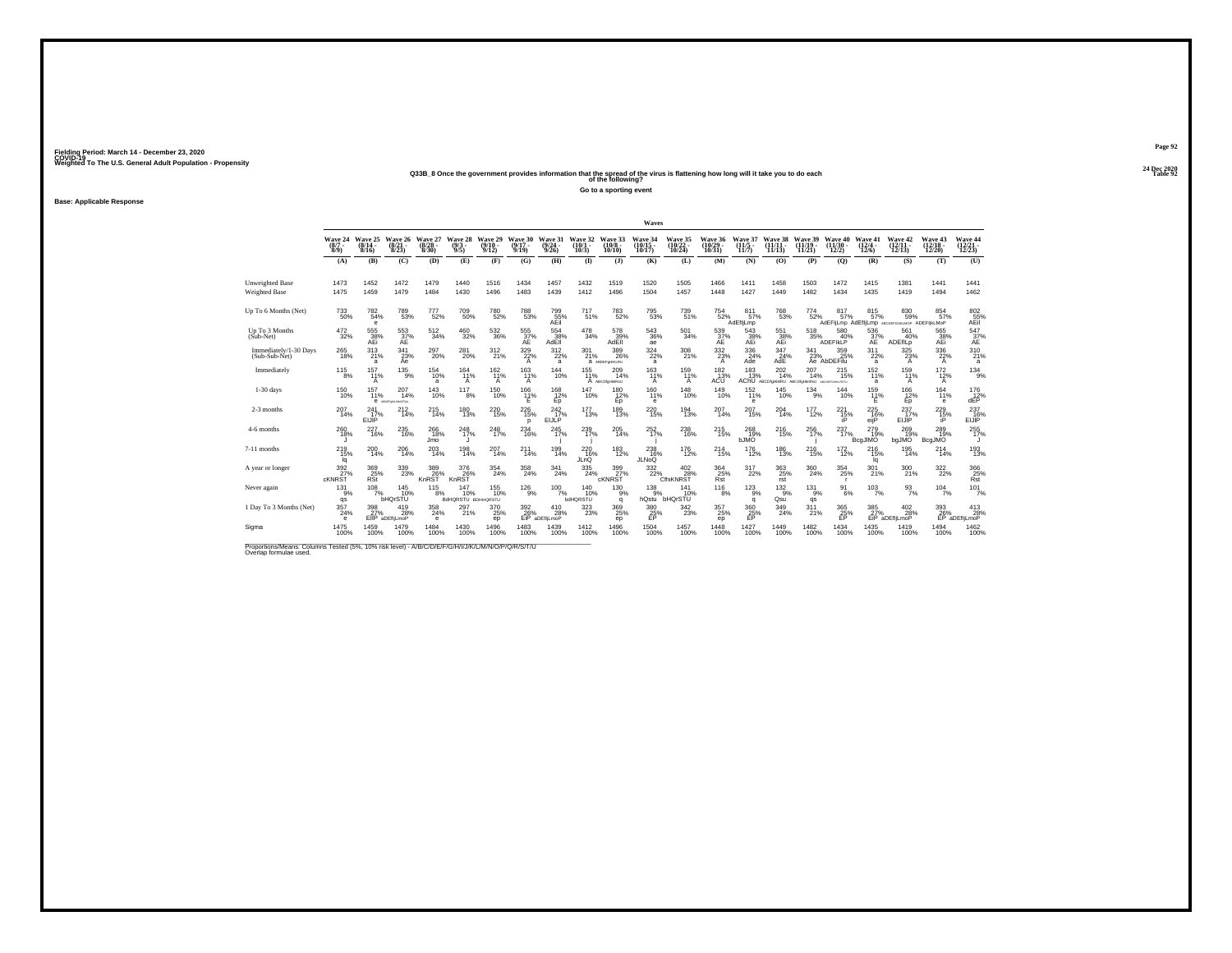Fielding Period: March 14 - December 23, 2020
COVID-19
Weighted To The U.S. General Adult Population - Propensity

24 Dec 2020
Table 92

## Q33B_8 Once the government provides information that the spread of the virus is flattening how long will it take you to do each of the following?

### Go to a sporting event

**Base: Applicable Response**

| | Wave 24 (8/7 - 8/9) | Wave 25 (8/14 - 8/16) | Wave 26 (8/21 - 8/23) | Wave 27 (8/28 - 8/30) | Wave 28 (9/3 - 9/5) | Wave 29 (9/10 - 9/12) | Wave 30 (9/17 - 9/19) | Wave 31 (9/24 - 9/26) | Wave 32 (10/1 - 10/3) | Wave 33 (10/8 - 10/10) | Wave 34 (10/15 - 10/17) | Wave 35 (10/22 - 10/24) | Wave 36 (10/29 - 10/31) | Wave 37 (11/5 - 11/7) | Wave 38 (11/11 - 11/13) | Wave 39 (11/19 - 11/21) | Wave 40 (11/30 - 12/2) | Wave 41 (12/4 - 12/6) | Wave 42 (12/11 - 12/13) | Wave 43 (12/18 - 12/20) | Wave 44 (12/21 - 12/23) |
|---|---|---|---|---|---|---|---|---|---|---|---|---|---|---|---|---|---|---|---|---|---|
| | (A) | (B) | (C) | (D) | (E) | (F) | (G) | (H) | (I) | (J) | (K) | (L) | (M) | (N) | (O) | (P) | (Q) | (R) | (S) | (T) | (U) |
| Unweighted Base | 1473 | 1452 | 1472 | 1479 | 1440 | 1516 | 1434 | 1457 | 1432 | 1519 | 1520 | 1505 | 1466 | 1411 | 1458 | 1503 | 1472 | 1415 | 1381 | 1441 | 1441 |
| Weighted Base | 1475 | 1459 | 1479 | 1484 | 1430 | 1496 | 1483 | 1439 | 1412 | 1496 | 1504 | 1457 | 1448 | 1427 | 1449 | 1482 | 1434 | 1435 | 1419 | 1494 | 1462 |
| Up To 6 Months (Net) | 733 50% | 782 54% e | 789 53% | 777 52% | 709 50% | 780 52% | 788 53% | 799 55% AEil | 717 51% | 783 52% | 795 53% | 739 51% | 754 52% | 811 57% AdEfIjLmp | 768 53% | 774 52% | 817 57% AdEFIjLmp | 815 57% AdEfIjLmp | 830 59% ABCDEFGIJKLMOP | 854 57% ADEFIjkLMoP | 802 55% AEil |
| Up To 3 Months (Sub-Net) | 472 32% | 555 38% AEi | 553 37% AE | 512 34% | 460 32% | 532 36% | 555 37% AE | 554 38% AdEIl | 478 34% | 578 39% AdEIl | 543 36% ae | 501 34% | 539 37% AE | 543 38% AEi | 551 38% AEi | 518 35% | 580 40% ADEFIkLP | 536 37% AE | 561 40% ADEfILp | 565 38% AEi | 547 37% AE |
| Immediately/1-30 Days (Sub-Sub-Net) | 265 18% | 313 21% a | 341 23% Ae | 297 20% | 281 20% | 312 21% | 329 22% A | 312 22% a | 301 21% a | 389 26% ABDEFgHIKLRU | 324 22% a | 308 21% | 332 23% A | 336 24% Ade | 347 24% AdE | 341 23% Ae | 359 25% AbDEFilu | 311 22% a | 325 23% A | 336 22% A | 310 21% a |
| Immediately | 115 8% | 157 11% A | 135 9% | 154 10% a | 164 11% A | 162 11% A | 163 11% A | 144 10% | 155 11% A | 209 14% ABCDfgHIklRU | 163 11% A | 159 11% A | 182 13% ACU | 183 13% AChU | 202 14% ABCDfgHikIRU | 207 14% ABCDEfgHIklRU | 215 15% ABCDEFGHIKLRU | 152 11% a | 159 11% A | 172 12% A | 134 9% |
| 1-30 days | 150 10% | 157 11% e | 207 14% ABDEFGIKLMNOPQU | 143 10% | 117 8% | 150 10% | 166 11% E | 168 12% Ep | 147 10% | 180 12% Ep | 160 11% e | 148 10% | 149 10% | 152 11% e | 145 10% | 134 9% | 144 10% | 159 11% E | 166 12% Ep | 164 11% e | 176 12% dEP |
| 2-3 months | 207 14% | 241 17% EIJlP | 212 14% | 215 14% | 180 13% | 220 15% | 226 15% p | 242 17% EIJLP | 177 13% | 189 13% | 220 15% | 194 13% | 207 14% | 207 15% | 204 14% | 177 12% | 221 15% iP | 225 16% eijP | 237 17% EIJlP | 229 15% iP | 237 16% EIJlP |
| 4-6 months | 260 18% J | 227 16% | 235 16% | 266 18% Jmo | 248 17% J | 248 17% | 234 16% | 245 17% j | 239 17% j | 205 14% | 252 17% j | 238 16% | 215 15% | 268 19% bJMO | 216 15% | 256 17% j | 237 17% | 279 19% BcgJlMO | 269 19% bgJMO | 289 19% BcgJMO | 255 17% J |
| 7-11 months | 219 15% lq | 200 14% | 206 14% | 203 14% | 198 14% | 207 14% | 211 14% | 199 14% | 220 16% JLnQ | 183 12% | 238 16% JLNoQ | 176 12% | 214 15% | 176 12% | 186 13% | 216 15% | 172 12% | 216 15% lq | 195 14% | 214 14% | 193 13% |
| A year or longer | 392 27% cKNRST | 369 25% RSt | 339 23% | 389 26% KnRST | 376 26% KnRST | 354 24% | 358 24% | 341 24% | 335 24% | 399 27% cKNRST | 332 22% | 402 28% CfhiKNRST | 364 25% Rst | 317 22% | 363 25% rst | 360 24% | 354 25% r | 301 21% | 300 21% | 322 22% | 366 25% Rst |
| Never again | 131 9% qs | 108 7% | 145 10% bHQrSTU | 115 8% | 147 10% BdHQRSTU | 155 10% BDHmQRSTU | 126 9% | 100 7% | 140 10% bdHQRSTU | 130 9% q | 138 9% hQstu | 141 10% bHQrSTU | 116 8% | 123 9% q | 132 9% Qsu | 131 9% qs | 91 6% | 103 7% | 93 7% | 104 7% | 101 7% |
| 1 Day To 3 Months (Net) | 357 24% e | 398 27% EIP | 419 28% aDEfIjLmoP | 358 24% e | 297 21% | 370 25% ep | 392 26% EIP | 410 28% aDEfIjLmoP | 323 23% | 369 25% ep | 380 25% EP | 342 23% | 357 25% ep | 360 25% EP | 349 24% | 311 21% | 365 25% EP | 385 27% EIP | 402 28% aDEfIjLmoP | 393 26% EP | 413 28% aDEfIjLmoP |
| Sigma | 1475 100% | 1459 100% | 1479 100% | 1484 100% | 1430 100% | 1496 100% | 1483 100% | 1439 100% | 1412 100% | 1496 100% | 1504 100% | 1457 100% | 1448 100% | 1427 100% | 1449 100% | 1482 100% | 1434 100% | 1435 100% | 1419 100% | 1494 100% | 1462 100% |

Proportions/Means: Columns Tested (5%, 10% risk level) - A/B/C/D/E/F/G/H/I/J/K/L/M/N/O/P/Q/R/S/T/U
Overlap formulae used.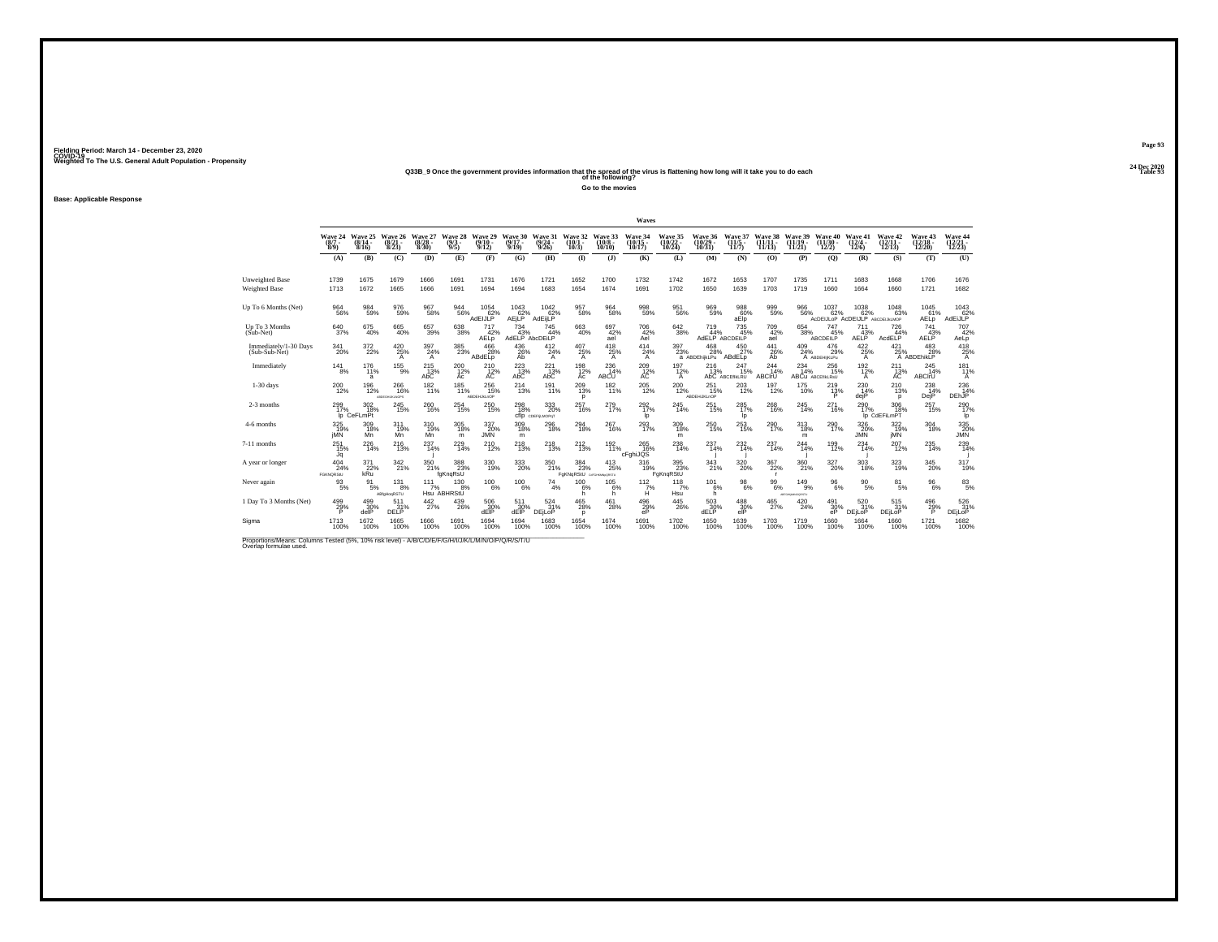Fielding Period: March 14 - December 23, 2020
COVID-19
Weighted To The U.S. General Adult Population - Propensity

24 Dec 2020
Table 93

### Q33B_9 Once the government provides information that the spread of the virus is flattening how long will it take you to do each of the following?

Go to the movies

Base: Applicable Response

| | Wave 24 (8/7 - 8/9) | Wave 25 (8/14 - 8/16) | Wave 26 (8/21 - 8/23) | Wave 27 (8/28 - 8/30) | Wave 28 (9/3 - 9/5) | Wave 29 (9/10 - 9/12) | Wave 30 (9/17 - 9/19) | Wave 31 (9/24 - 9/26) | Wave 32 (10/1 - 10/3) | Wave 33 (10/8 - 10/10) | Wave 34 (10/15 - 10/17) | Wave 35 (10/22 - 10/24) | Wave 36 (10/29 - 10/31) | Wave 37 (11/5 - 11/7) | Wave 38 (11/11 - 11/13) | Wave 39 (11/19 - 11/21) | Wave 40 (11/30 - 12/2) | Wave 41 (12/4 - 12/6) | Wave 42 (12/11 - 12/13) | Wave 43 (12/18 - 12/20) | Wave 44 (12/21 - 12/23) |
|---|---|---|---|---|---|---|---|---|---|---|---|---|---|---|---|---|---|---|---|---|---|
| | (A) | (B) | (C) | (D) | (E) | (F) | (G) | (H) | (I) | (J) | (K) | (L) | (M) | (N) | (O) | (P) | (Q) | (R) | (S) | (T) | (U) |
| Unweighted Base | 1739 | 1675 | 1679 | 1666 | 1691 | 1731 | 1676 | 1721 | 1652 | 1700 | 1732 | 1742 | 1672 | 1653 | 1707 | 1735 | 1711 | 1683 | 1668 | 1706 | 1676 |
| Weighted Base | 1713 | 1672 | 1665 | 1666 | 1691 | 1694 | 1694 | 1683 | 1654 | 1674 | 1691 | 1702 | 1650 | 1639 | 1703 | 1719 | 1660 | 1664 | 1660 | 1721 | 1682 |
| Up To 6 Months (Net) | 964 56% | 984 59% | 976 59% | 967 58% | 944 56% | 1054 62% AdEIJLP | 1043 62% AEjLP | 1042 62% AdEijLP | 957 58% | 964 58% | 998 59% | 951 56% | 969 59% | 988 60% aElp | 999 59% | 966 56% | 1037 62% AcDEIJLoP | 1038 62% AcDEIJLP | 1048 63% ABCDEIJkLMOP | 1045 61% AELp | 1043 62% AdEIJLP |
| Up To 3 Months (Sub-Net) | 640 37% | 675 40% | 665 40% | 657 39% | 638 38% | 717 42% AELp | 734 43% AdELP | 745 44% AbcDEILP | 663 40% | 697 42% ael | 706 42% Ael | 642 38% | 719 44% AdELP | 735 45% ABCDEILP | 709 42% ael | 654 38% | 747 45% ABCDEILP | 711 43% AELP | 726 44% AcdELP | 741 43% AELP | 707 42% AeLp |
| Immediately/1-30 Days (Sub-Sub-Net) | 341 20% | 372 22% | 420 25% A | 397 24% A | 385 23% | 466 28% ABdELp | 436 26% Ab | 412 24% A | 407 25% A | 418 25% A | 414 24% A | 397 23% a | 468 28% ABDEhijkLPu | 450 27% ABdELp | 441 26% Ab | 409 24% A | 476 29% ABDEHIjKLPu | 422 25% A | 421 25% A | 483 28% ABDEhIkLP | 418 25% A |
| Immediately | 141 8% | 176 11% a | 155 9% | 215 13% AbC | 200 12% Ac | 210 12% AC | 223 13% AbC | 221 13% AbC | 198 12% Ac | 236 14% ABCU | 209 12% AC | 197 12% A | 216 13% AbC | 247 15% ABCEfkLRU | 244 14% ABCIrU | 234 14% ABCu | 256 15% ABCEfIkLRsU | 192 12% A | 211 13% AC | 245 14% ABCIrU | 181 11% A |
| 1-30 days | 200 12% | 196 12% | 266 16% ABEGHIJKLNOPS | 182 11% | 185 11% | 256 15% ABDEHIJKLNOP | 214 13% | 191 11% | 209 13% p | 182 11% | 205 12% | 200 12% | 251 15% ABDEHIJKLNOP | 203 12% | 197 12% | 175 10% | 219 13% P | 230 14% dejP | 210 13% p | 238 14% DejP | 236 14% DEhJP |
| 2-3 months | 299 17% lp | 302 18% CeFLmPt | 245 15% | 260 16% | 254 15% | 250 15% | 298 18% cflp | 333 20% CDEFIjLMOPqT | 257 16% | 279 17% | 292 17% lp | 245 14% | 251 15% | 285 17% lp | 268 16% | 245 14% | 271 16% | 290 17% lp | 306 18% CdEFiLmPT | 257 15% | 290 17% lp |
| 4-6 months | 325 19% jMN | 309 18% Mn | 311 19% Mn | 310 19% Mn | 305 18% m | 337 20% JMN | 309 18% m | 296 18% | 294 18% | 267 16% | 293 17% | 309 18% m | 250 15% | 253 15% | 290 17% | 313 18% m | 290 17% | 326 20% JMN | 322 19% jMN | 304 18% | 335 20% JMN |
| 7-11 months | 251 15% Jq | 226 14% | 216 13% | 237 14% j | 229 14% | 210 12% | 218 13% | 218 13% | 212 13% | 192 11% | 265 16% cFghiJQS | 238 14% | 237 14% j | 232 14% j | 237 14% | 244 14% j | 199 12% | 234 14% j | 207 12% | 235 14% | 239 14% j |
| A year or longer | 404 24% FGKNQRStU | 371 22% kRu | 342 21% | 350 21% | 388 23% fgKnqRsU | 330 19% | 333 20% | 350 21% | 384 23% FgKNqRStU | 413 25% CdFGHKMNQRSTU | 316 19% | 395 23% FgKnqRStU | 343 21% | 320 20% | 367 22% r | 360 21% | 327 20% | 303 18% | 323 19% | 345 20% | 317 19% |
| Never again | 93 5% | 91 5% | 131 8% ABfgHoqRSTU | 111 7% Hsu | 130 8% ABHRStU | 100 6% | 100 6% | 74 4% | 100 6% h | 105 6% h | 112 7% H | 118 7% Hsu | 101 6% h | 98 6% | 99 6% | 149 9% ABFGHIJKMNOQRSTU | 96 6% | 90 5% | 81 5% | 96 6% | 83 5% |
| 1 Day To 3 Months (Net) | 499 29% P | 499 30% delP | 511 31% DELP | 442 27% | 439 26% | 506 30% dElP | 511 30% dElP | 524 31% DEjLoP | 465 28% p | 461 28% | 496 29% eP | 445 26% | 503 30% dELP | 488 30% elP | 465 27% | 420 24% | 491 30% eP | 520 31% DEjLoP | 515 31% DEjLoP | 496 29% P | 526 31% DEjLoP |
| Sigma | 1713 100% | 1672 100% | 1665 100% | 1666 100% | 1691 100% | 1694 100% | 1694 100% | 1683 100% | 1654 100% | 1674 100% | 1691 100% | 1702 100% | 1650 100% | 1639 100% | 1703 100% | 1719 100% | 1660 100% | 1664 100% | 1660 100% | 1721 100% | 1682 100% |

Proportions/Means: Columns Tested (5%, 10% risk level) - A/B/C/D/E/F/G/H/I/J/K/L/M/N/O/P/Q/R/S/T/U
Overlap formulae used.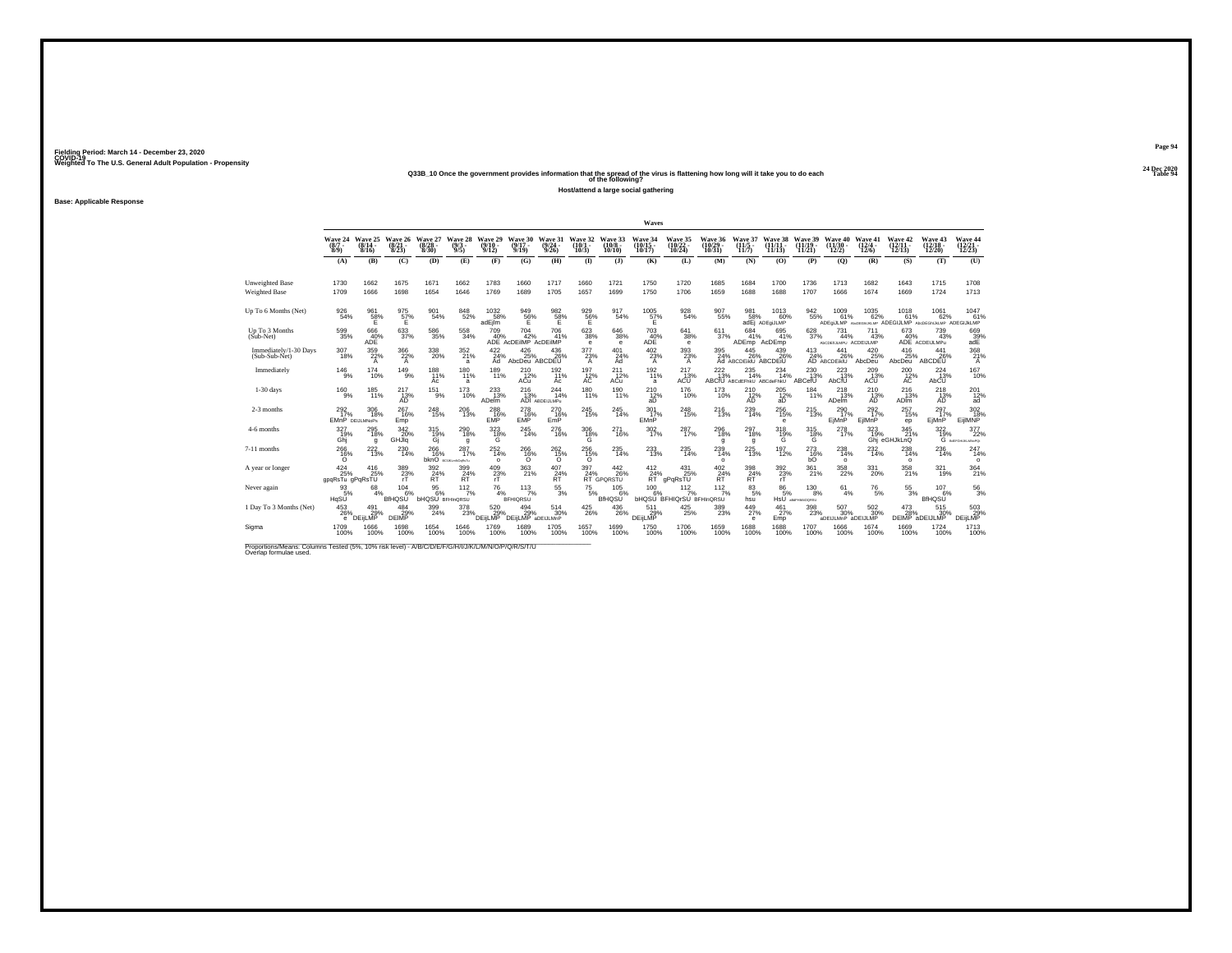Fielding Period: March 14 - December 23, 2020
COVID-19
Weighted To The U.S. General Adult Population - Propensity

24 Dec 2020
Table 94

## Q33B_10 Once the government provides information that the spread of the virus is flattening how long will it take you to do each of the following?

**Host/attend a large social gathering**

**Base: Applicable Response**

| | Wave 24 (8/7 - 8/9) | Wave 25 (8/14 - 8/16) | Wave 26 (8/21 - 8/23) | Wave 27 (8/28 - 8/30) | Wave 28 (9/3 - 9/5) | Wave 29 (9/10 - 9/12) | Wave 30 (9/17 - 9/19) | Wave 31 (9/24 - 9/26) | Wave 32 (10/1 - 10/3) | Wave 33 (10/8 - 10/10) | Wave 34 (10/15 - 10/17) | Wave 35 (10/22 - 10/24) | Wave 36 (10/29 - 10/31) | Wave 37 (11/5 - 11/7) | Wave 38 (11/11 - 11/13) | Wave 39 (11/19 - 11/21) | Wave 40 (11/30 - 12/2) | Wave 41 (12/4 - 12/6) | Wave 42 (12/11 - 12/15) | Wave 43 (12/18 - 12/20) | Wave 44 (12/21 - 12/23) |
|---|---|---|---|---|---|---|---|---|---|---|---|---|---|---|---|---|---|---|---|---|---|
| | (A) | (B) | (C) | (D) | (E) | (F) | (G) | (H) | (I) | (J) | (K) | (L) | (M) | (N) | (O) | (P) | (Q) | (R) | (S) | (T) | (U) |
| Unweighted Base | 1730 | 1662 | 1675 | 1671 | 1662 | 1783 | 1660 | 1717 | 1660 | 1721 | 1750 | 1720 | 1685 | 1684 | 1700 | 1736 | 1713 | 1682 | 1643 | 1715 | 1708 |
| Weighted Base | 1709 | 1666 | 1698 | 1654 | 1646 | 1769 | 1689 | 1705 | 1657 | 1699 | 1750 | 1706 | 1659 | 1688 | 1688 | 1707 | 1666 | 1674 | 1669 | 1724 | 1713 |
| Up To 6 Months (Net) | 926 54% | 961 58% E | 975 57% E | 901 54% | 848 52% | 1032 58% adEjlm | 949 56% E | 982 58% E | 929 56% E | 917 54% | 1005 57% E | 928 54% | 907 55% | 981 58% adEj | 1013 60% ADEgIJLMP | 942 55% | 1009 61% ADEgIJLMP | 1035 62% AbcDEGIJKLMP | 1018 61% ADEGIJLMP | 1061 62% AbcDEGhIJKLMP | 1047 61% ADEGIJkLMP |
| Up To 3 Months (Sub-Net) | 599 35% | 666 40% ADE | 633 37% | 586 35% | 558 34% | 709 40% ADE | 704 42% AcDEilMP | 706 41% AcDEilMP | 623 38% e | 646 38% e | 703 40% ADE | 641 38% e | 611 37% | 684 41% ADEmp | 695 41% AcDEmp | 628 37% | 731 44% AbCDEIJLMPU | 711 43% ACDEIJLMP | 673 40% ADE | 739 43% ACDEIJLMPu | 669 39% adE |
| Immediately/1-30 Days (Sub-Sub-Net) | 307 18% | 359 22% A | 366 22% A | 338 20% | 352 21% a | 422 24% Ad | 426 25% AbcDeu | 436 26% ABCDEU | 377 23% A | 401 24% Ad | 402 23% A | 393 23% A | 395 24% Ad | 445 26% ABCDEIkU | 439 26% ABCDEIU | 413 24% AD | 441 26% ABCDEIkU | 420 25% AbcDeu | 416 25% AbcDeu | 441 26% ABCDEU | 368 21% A |
| Immediately | 146 9% | 174 10% | 149 9% | 188 11% Ac | 180 11% a | 189 11% | 210 12% ACu | 192 11% Ac | 197 12% AC | 211 12% ACu | 192 11% a | 217 13% ACU | 222 13% ABCfU | 235 14% ABCdEFhkU | 234 14% ABCdeFhkU | 230 13% ABCefU | 223 13% AbCfU | 209 13% ACU | 200 12% AC | 224 13% AbCU | 167 10% |
| 1-30 days | 160 9% | 185 11% | 217 13% AD | 151 9% | 173 10% | 233 13% ADelm | 216 13% ADl | 244 14% ABDEIJLMPu | 180 11% | 190 11% | 210 12% aD | 176 10% | 173 10% | 210 12% AD | 205 12% aD | 184 11% | 218 13% ADelm | 210 13% AD | 216 13% ADlm | 218 13% AD | 201 12% ad |
| 2-3 months | 292 17% EMnP | 306 18% DEIJLMNoPs | 267 16% Emp | 248 15% | 206 13% | 288 16% EMP | 278 16% EMP | 270 16% EmP | 245 15% | 245 14% | 301 17% EMnP | 248 15% | 216 13% | 239 14% | 256 15% e | 215 13% | 290 17% EjMnP | 292 17% EjlMnP | 257 15% ep | 297 17% EjMnP | 302 18% EijlMNP |
| 4-6 months | 327 19% Ghj | 295 18% g | 342 20% GHJlq | 315 19% Gj | 290 18% g | 323 18% G | 245 14% | 276 16% | 306 18% G | 271 16% | 302 17% | 287 17% | 296 18% g | 297 18% g | 318 19% G | 315 18% G | 278 17% | 323 19% Ghj | 345 21% eGHJkLnQ | 322 19% G | 377 22% BdEFGHJKLMnPQ |
| 7-11 months | 266 16% O | 222 13% | 230 14% | 266 16% bknO | 287 17% BCIJKLmNOqRsTu | 252 14% o | 266 16% O | 262 15% O | 256 15% O | 235 14% | 233 13% | 235 14% | 239 14% o | 225 13% | 197 12% | 273 16% bO | 238 14% o | 232 14% | 238 14% o | 236 14% | 247 14% o |
| A year or longer | 424 25% gpqRsTu | 416 25% gPqRsTU | 389 23% rT | 392 24% RT | 399 24% RT | 409 23% rT | 363 21% | 407 24% RT | 397 24% RT | 442 26% GPQRSTU | 412 24% RT | 431 25% gPqRsTU | 402 24% RT | 398 24% RT | 392 23% rT | 361 21% | 358 22% | 331 20% | 358 21% | 321 19% | 364 21% |
| Never again | 93 5% HqSU | 68 4% | 104 6% BfHQSU | 95 6% bHQSU | 112 7% BFHInQRSU | 76 4% | 113 7% BFHIQRSU | 55 3% | 75 5% | 105 6% BfHQSU | 100 6% bHQSU | 112 7% BFHIQrSU | 112 7% BFHInQRSU | 83 5% hsu | 86 5% HsU | 130 8% aBeFHIkNOQRSU | 61 4% | 76 5% | 55 3% | 107 6% BfHQSU | 56 3% |
| 1 Day To 3 Months (Net) | 453 26% e | 491 29% DEijLMP | 484 29% DEIMP | 399 24% | 378 23% | 520 29% DEijLMP | 494 29% DEijLMP | 514 30% aDEIJLMnP | 425 26% | 436 26% | 511 29% DEijLMP | 425 25% | 389 23% | 449 27% e | 461 27% Emp | 398 23% | 507 30% aDEIJLMnP | 502 30% aDEIJLMP | 473 28% DEIMP | 515 30% aDEIJLMP | 503 29% DEijLMP |
| Sigma | 1709 100% | 1666 100% | 1698 100% | 1654 100% | 1646 100% | 1769 100% | 1689 100% | 1705 100% | 1657 100% | 1699 100% | 1750 100% | 1706 100% | 1659 100% | 1688 100% | 1688 100% | 1707 100% | 1666 100% | 1674 100% | 1669 100% | 1724 100% | 1713 100% |

Proportions/Means: Columns Tested (5%, 10% risk level) - A/B/C/D/E/F/G/H/I/J/K/L/M/N/O/P/Q/R/S/T/U
Overlap formulae used.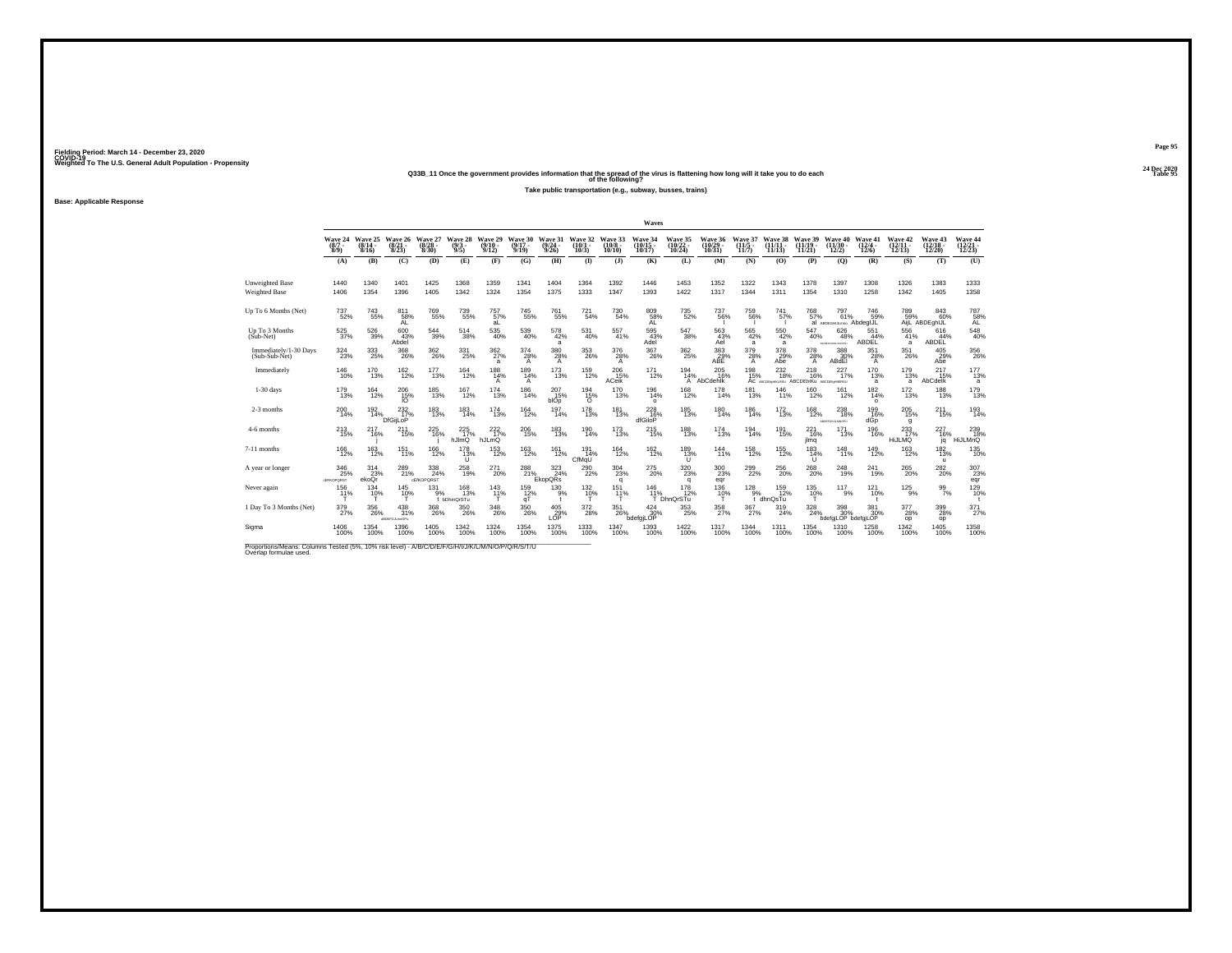Fielding Period: March 14 - December 23, 2020
COVID-19
Weighted To The U.S. General Adult Population - Propensity

24 Dec 2020
Table 95

**Q33B_11 Once the government provides information that the spread of the virus is flattening how long will it take you to do each of the following?**

**Take public transportation (e.g., subway, busses, trains)**

**Base: Applicable Response**

| | Wave 24 (8/7 - 8/9) | Wave 25 (8/14 - 8/16) | Wave 26 (8/21 - 8/23) | Wave 27 (8/28 - 8/30) | Wave 28 (9/3 - 9/5) | Wave 29 (9/10 - 9/12) | Wave 30 (9/17 - 9/19) | Wave 31 (9/24 - 9/26) | Wave 32 (10/1 - 10/3) | Wave 33 (10/8 - 10/10) | Wave 34 (10/15 - 10/17) | Wave 35 (10/22 - 10/24) | Wave 36 (10/29 - 10/31) | Wave 37 (11/5 - 11/7) | Wave 38 (11/11 - 11/13) | Wave 39 (11/19 - 11/21) | Wave 40 (11/30 - 12/2) | Wave 41 (12/4 - 12/6) | Wave 42 (12/11 - 12/13) | Wave 43 (12/18 - 12/20) | Wave 44 (12/21 - 12/23) |
|---|---|---|---|---|---|---|---|---|---|---|---|---|---|---|---|---|---|---|---|---|---|
| | (A) | (B) | (C) | (D) | (E) | (F) | (G) | (H) | (I) | (J) | (K) | (L) | (M) | (N) | (O) | (P) | (Q) | (R) | (S) | (T) | (U) |
| Unweighted Base | 1440 | 1340 | 1401 | 1425 | 1368 | 1359 | 1341 | 1404 | 1364 | 1392 | 1446 | 1453 | 1352 | 1322 | 1343 | 1378 | 1397 | 1308 | 1326 | 1383 | 1333 |
| Weighted Base | 1406 | 1354 | 1396 | 1405 | 1342 | 1324 | 1354 | 1375 | 1333 | 1347 | 1393 | 1422 | 1317 | 1344 | 1311 | 1354 | 1310 | 1258 | 1342 | 1405 | 1358 |
| Up To 6 Months (Net) | 737 52% | 743 55% | 811 58% AL | 769 55% | 739 55% | 757 57% aL | 745 55% | 761 55% | 721 54% | 730 54% | 809 58% AL | 735 52% | 737 56% l | 759 56% l | 741 57% l | 768 57% al | 797 61% ABDEGHIJLmno | 746 59% AbdegIJL | 789 59% AijL | 843 60% ABDEghIJL | 787 58% AL |
| Up To 3 Months (Sub-Net) | 525 37% | 526 39% | 600 43% Abdel | 544 39% | 514 38% | 535 40% | 539 40% | 578 42% a | 531 40% | 557 41% | 595 43% Adel | 547 38% | 563 43% Ael | 565 42% a | 550 42% a | 547 40% | 626 48% ABCDEFGHIJKLMNOPsu | 551 44% ABDEL | 556 41% a | 616 44% ABDEL | 548 40% |
| Immediately/1-30 Days (Sub-Sub-Net) | 324 23% | 333 25% | 368 26% | 362 26% | 331 25% | 362 27% a | 374 28% A | 380 28% A | 353 26% | 376 28% A | 367 26% | 362 25% | 383 29% ABE | 379 28% A | 378 29% Abe | 378 28% A | 388 30% ABdEl | 351 28% A | 351 26% | 405 29% Abe | 356 26% |
| Immediately | 146 10% | 170 13% | 162 12% | 177 13% | 164 12% | 188 14% A | 189 14% A | 173 13% | 159 12% | 206 15% ACeik | 171 12% | 194 14% A | 205 16% AbCdehik | 198 15% Ac | 232 18% ABCDEfgHIKLPSU | 218 16% ABCDEhIKu | 227 17% ABCDEfgHIKlPSU | 170 13% a | 179 13% a | 217 15% AbCdeik | 177 13% a |
| 1-30 days | 179 13% | 164 12% | 206 15% lO | 185 13% | 167 12% | 174 13% | 186 14% | 207 15% blOp | 194 15% O | 170 13% | 196 14% o | 168 12% | 178 14% | 181 13% | 146 11% | 160 12% | 161 12% | 182 14% o | 172 13% | 188 13% | 179 13% |
| 2-3 months | 200 14% | 192 14% | 232 17% DfGijLoP | 183 13% | 183 14% | 174 13% | 164 12% | 197 14% | 178 13% | 181 13% | 228 16% dfGiloP | 185 13% | 180 14% | 186 14% | 172 13% | 168 12% | 238 18% ABDEFGHIJLMNOPU | 199 16% dGp | 205 15% g | 211 15% | 193 14% |
| 4-6 months | 213 15% | 217 16% j | 211 15% | 225 16% j | 225 17% hJlmQ | 222 17% hJLmQ | 206 15% | 183 13% | 190 14% | 173 13% | 215 15% | 188 13% | 174 13% | 194 14% | 191 15% | 221 16% jlmq | 171 13% | 196 16% | 233 17% HiJLMQ | 227 16% jq | 239 18% HiJLMnQ |
| 7-11 months | 166 12% | 163 12% | 151 11% | 166 12% | 178 13% U | 153 12% | 163 12% | 161 12% | 191 14% CfMqU | 164 12% | 162 12% | 189 13% U | 144 11% | 158 12% | 155 12% | 183 14% U | 148 11% | 149 12% | 163 12% | 182 13% u | 135 10% |
| A year or longer | 346 25% cEFKOPQRST | 314 23% ekoQr | 289 21% | 338 24% cEFKOPQRST | 258 19% | 271 20% | 288 21% | 323 24% EkopQRs | 290 22% | 304 23% q | 275 20% | 320 23% q | 300 23% eqr | 299 22% | 256 20% | 268 20% | 248 19% | 241 19% | 265 20% | 282 20% | 307 23% eqr |
| Never again | 156 11% T | 134 10% T | 145 10% T | 131 9% t | 168 13% bDhinQrSTu | 143 11% T | 159 12% qT | 130 9% t | 132 10% T | 151 11% T | 146 11% T | 178 12% DhnQrSTu | 136 10% T | 128 9% t | 159 12% dhnQsTu | 135 10% T | 117 9% | 121 10% t | 125 9% | 99 7% | 129 10% t |
| 1 Day To 3 Months (Net) | 379 27% | 356 26% | 438 31% aBDEFGiLmoPu | 368 26% | 350 26% | 348 26% | 350 26% | 405 29% LOP | 372 28% | 351 26% | 424 30% bdefgjLOP | 353 25% | 358 27% | 367 27% | 319 24% | 328 24% | 398 30% bdefgjLOP | 381 30% bdefgjLOP | 377 28% op | 399 28% op | 371 27% |
| Sigma | 1406 100% | 1354 100% | 1396 100% | 1405 100% | 1342 100% | 1324 100% | 1354 100% | 1375 100% | 1333 100% | 1347 100% | 1393 100% | 1422 100% | 1317 100% | 1344 100% | 1311 100% | 1354 100% | 1310 100% | 1258 100% | 1342 100% | 1405 100% | 1358 100% |

Proportions/Means: Columns Tested (5%, 10% risk level) - A/B/C/D/E/F/G/H/I/J/K/L/M/N/O/P/Q/R/S/T/U
Overlap formulae used.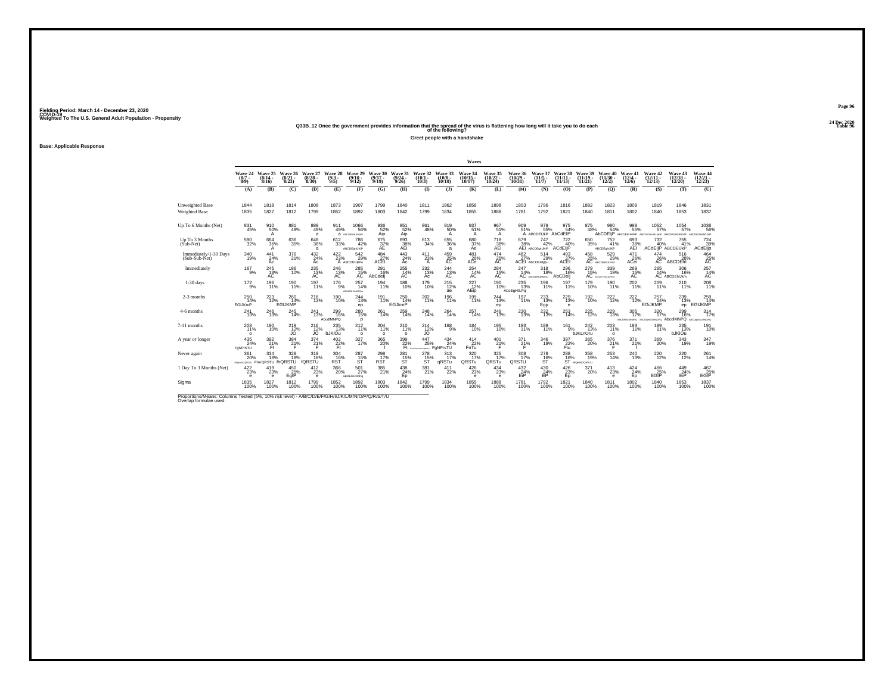Fielding Period: March 14 - December 23, 2020
COVID-19
Weighted To The U.S. General Adult Population - Propensity

24 Dec 2020
Table 96

### Q33B_12 Once the government provides information that the spread of the virus is flattening how long will it take you to do each of the following?

**Greet people with a handshake**

**Base: Applicable Response**

| | Wave 24 (8/7 - 8/9) | Wave 25 (8/14 - 8/16) | Wave 26 (8/21 - 8/23) | Wave 27 (8/28 - 8/30) | Wave 28 (9/3 - 9/5) | Wave 29 (9/10 - 9/12) | Wave 30 (9/17 - 9/19) | Wave 31 (9/24 - 9/26) | Wave 32 (10/1 - 10/3) | Wave 33 (10/8 - 10/10) | Wave 34 (10/15 - 10/17) | Wave 35 (10/22 - 10/24) | Wave 36 (10/29 - 10/31) | Wave 37 (11/5 - 11/7) | Wave 38 (11/11 - 11/13) | Wave 39 (11/19 - 11/21) | Wave 40 (11/30 - 12/2) | Wave 41 (12/4 - 12/6) | Wave 42 (12/11 - 12/13) | Wave 43 (12/18 - 12/20) | Wave 44 (12/21 - 12/23) |
|---|---|---|---|---|---|---|---|---|---|---|---|---|---|---|---|---|---|---|---|---|---|
| | (A) | (B) | (C) | (D) | (E) | (F) | (G) | (H) | (I) | (J) | (K) | (L) | (M) | (N) | (O) | (P) | (Q) | (R) | (S) | (T) | (U) |
| Unweighted Base | 1844 | 1818 | 1814 | 1808 | 1873 | 1907 | 1799 | 1840 | 1811 | 1862 | 1858 | 1898 | 1803 | 1796 | 1816 | 1882 | 1823 | 1809 | 1819 | 1846 | 1831 |
| Weighted Base | 1835 | 1827 | 1812 | 1799 | 1852 | 1892 | 1803 | 1842 | 1799 | 1834 | 1855 | 1888 | 1781 | 1792 | 1821 | 1840 | 1811 | 1802 | 1840 | 1853 | 1837 |
| Up To 6 Months (Net) | 831 45% | 910 50% A | 881 49% | 889 49% a | 911 49% a | 1066 56% ABCDEIJKLMP | 936 52% Aip | 951 52% Aip | 861 48% | 919 50% A | 937 51% A | 967 51% A | 909 51% A | 979 55% ABCDEIJKP | 975 54% AbCdEIP | 875 48% | 980 54% AbCDEIjP | 998 55% ABCDEIJKMP | 1052 57% ABCDEGHIJKLMoP | 1054 57% ABCDEGHIJKLMP | 1038 56% ABCDEGHIJKLMP |
| Up To 3 Months (Sub-Net) | 590 32% | 664 36% A | 636 35% | 648 36% a | 612 33% | 786 42% ABCDEgHIJKIP | 675 37% AE | 693 38% AEi | 613 34% | 655 36% a | 680 37% Ae | 718 38% AEi | 679 38% AEi | 747 42% ABCDEgHIJKIP | 722 40% ACdEIjP | 650 35% | 752 41% ABCDEgIJKP | 693 38% AEI | 732 40% ACdEIjP | 755 41% ABCDEIJkP | 724 39% ACdEIjp |
| Immediately/1-30 Days (Sub-Sub-Net) | 340 19% | 441 24% Ac | 376 21% | 432 24% Ac | 422 23% A | 542 29% ABCDEHIjlPu | 484 27% ACEI | 443 24% Ac | 411 23% A | 459 25% AC | 481 26% ACe | 474 25% AC | 482 27% ACEI | 514 29% ABCDEHIjlpu | 493 27% ACEI | 458 25% AC | 529 29% ABCDEHIJLPrU | 471 26% ACei | 474 26% AC | 516 28% ABCDEhI | 464 25% AC |
| Immediately | 167 9% | 245 13% AC | 186 10% | 235 13% AC | 246 13% AC | 285 15% AC | 291 16% AbCdelj | 255 14% AC | 232 13% Ac | 244 13% AC | 254 14% AC | 284 15% AC | 247 14% AC | 318 18% ABCDEHIJKLU | 296 16% AbCDelj | 279 15% AC | 339 19% ABCDEFHIJKLMOPrU | 269 15% AC | 265 14% AC | 306 16% ABCDEhIJkm | 257 14% AC |
| 1-30 days | 172 9% | 196 11% | 190 11% | 197 11% | 176 9% | 257 14% ABCDEGHIJLMNOPQn | 194 11% | 188 10% | 179 10% | 215 12% ae | 227 12% AEip | 190 10% | 235 13% AbcEgHILPq | 196 11% | 197 11% | 179 10% | 190 11% | 202 11% | 209 11% | 210 11% | 208 11% |
| 2-3 months | 250 14% EGIJKmP | 223 12% | 260 14% EGIJKMP | 216 12% | 190 10% | 244 13% ep | 191 11% | 250 14% EGJkmP | 202 11% | 196 11% | 199 11% | 244 13% ep | 197 11% | 233 13% Egp | 229 13% e | 192 10% | 222 12% | 222 12% | 257 14% EGIJKMP | 239 13% ep | 259 14% EGIJKMP |
| 4-6 months | 241 13% | 246 13% | 245 14% | 241 13% | 299 16% AbcdMNPQ | 280 15% p | 261 14% | 259 14% | 248 14% | 264 14% | 257 14% | 249 13% | 230 13% | 232 13% | 253 14% | 225 12% | 229 13% | 305 17% ABCDhIkLMNoPQ | 320 17% ABCDgHIjkLMNOPQ | 299 16% AbcdlMNPQ | 314 17% ABCDgHIjLMNOPQ |
| 7-11 months | 208 11% o | 190 10% | 219 12% JO | 216 12% JO | 235 13% bJKlOu | 212 11% o | 204 11% o | 210 11% o | 214 12% JO | 168 9% | 184 10% | 195 10% | 193 11% | 189 11% | 161 9% | 242 13% bJKLnOru | 203 11% o | 193 11% | 199 11% | 235 13% bJKlOu | 191 10% |
| A year or longer | 435 24% FgNPrSTU | 392 21% Ft | 384 21% F | 374 21% F | 402 22% Ft | 327 17% | 365 20% f | 399 22% Ft | 447 25% BCDEFGKLMNOPQRSTU | 434 24% FgNPrsTU | 414 22% FnTu | 401 21% F | 371 21% F | 346 19% | 397 22% Ftu | 365 20% | 376 21% F | 371 21% f | 369 20% | 343 19% | 347 19% |
| Never again | 361 20% EFgHIJKLMNOPQRSTU | 334 18% FhiNQRSTU | 328 18% fhQRSTU | 319 18% fQRSTU | 304 16% RST | 287 15% ST | 298 17% RST | 281 15% ST | 278 15% ST | 313 17% qRSTu | 320 17% QRSTu | 325 17% QRSTu | 308 17% QRSTU | 278 16% ST | 288 16% ST | 358 19% eFgHINOQRSTU | 253 14% | 240 13% | 220 12% | 220 12% | 261 14% |
| 1 Day To 3 Months (Net) | 422 23% e | 419 23% e | 450 25% EgIP | 412 23% e | 366 20% | 501 27% aBDEGIJkloPq | 385 21% | 438 24% Ep | 381 21% | 411 22% | 426 23% e | 434 23% e | 432 24% EiP | 430 24% EP | 426 23% Ep | 371 20% | 413 23% e | 424 24% Ep | 466 25% EGIP | 449 24% EiP | 467 25% EGIP |
| Sigma | 1835 100% | 1827 100% | 1812 100% | 1799 100% | 1852 100% | 1892 100% | 1803 100% | 1842 100% | 1799 100% | 1834 100% | 1855 100% | 1888 100% | 1781 100% | 1792 100% | 1821 100% | 1840 100% | 1811 100% | 1802 100% | 1840 100% | 1853 100% | 1837 100% |

Proportions/Means: Columns Tested (5%, 10% risk level) - A/B/C/D/E/F/G/H/I/J/K/L/M/N/O/P/Q/R/S/T/U
Overlap formulae used.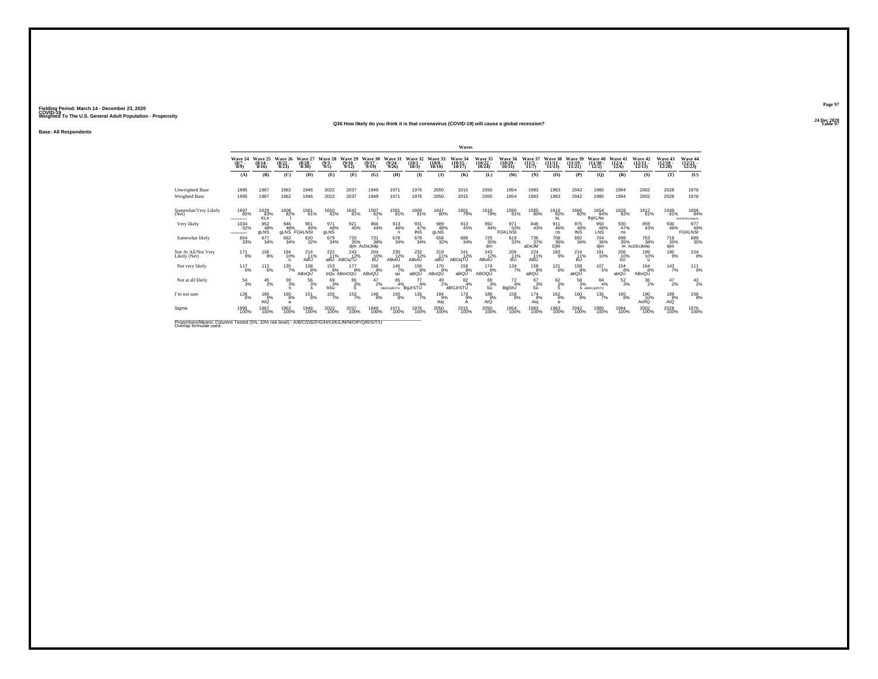Fielding Period: March 14 - December 23, 2020
COVID-19
Weighted To The U.S. General Adult Population - Propensity

24 Dec 2020
Table 97

## Q36 How likely do you think it is that coronavirus (COVID-19) will cause a global recession?

Base: All Respondents

| | Waves | | | | | | | | | | | | | | | | | | | | |
|---|---|---|---|---|---|---|---|---|---|---|---|---|---|---|---|---|---|---|---|---|---|
| | Wave 24 (8/7 - 8/9) | Wave 25 (8/14 - 8/16) | Wave 26 (8/21 - 8/23) | Wave 27 (8/28 - 8/30) | Wave 28 (9/3 - 9/5) | Wave 29 (9/10 - 9/12) | Wave 30 (9/17 - 9/19) | Wave 31 (9/24 - 9/26) | Wave 32 (10/1 - 10/3) | Wave 33 (10/8 - 10/10) | Wave 34 (10/15 - 10/17) | Wave 35 (10/22 - 10/24) | Wave 36 (10/29 - 10/31) | Wave 37 (11/5 - 11/7) | Wave 38 (11/11 - 11/13) | Wave 39 (11/19 - 11/21) | Wave 40 (11/30 - 12/2) | Wave 41 (12/4 - 12/6) | Wave 42 (12/11 - 12/13) | Wave 43 (12/18 - 12/20) | Wave 44 (12/21 - 12/23) |
| | (A) | (B) | (C) | (D) | (E) | (F) | (G) | (H) | (I) | (J) | (K) | (L) | (M) | (N) | (O) | (P) | (Q) | (R) | (S) | (T) | (U) |
| Unweighted Base | 1995 | 1967 | 1962 | 1946 | 2022 | 2037 | 1949 | 1971 | 1976 | 2050 | 2015 | 2050 | 1954 | 1983 | 1963 | 2042 | 1980 | 1994 | 2002 | 2028 | 1976 |
| Weighted Base | 1995 | 1967 | 1962 | 1946 | 2022 | 2037 | 1949 | 1971 | 1976 | 2050 | 2015 | 2050 | 1954 | 1983 | 1963 | 2042 | 1980 | 1994 | 2002 | 2028 | 1976 |
| Somewhat/Very Likely (Net) | 1697 85% CDEFGHIJKLMNOPQRSTU | 1629 83% KLn | 1608 82% I | 1581 81% | 1650 82% | 1642 81% | 1597 82% I | 1591 81% | 1609 81% | 1647 80% | 1601 79% | 1618 79% | 1590 81% | 1585 80% | 1619 82% kL | 1666 82% | 1654 84% fhjKLNs | 1628 82% | 1612 81% | 1649 81% | 1666 84% DeFHIJKLmNprSt |
| Very likely | 1034 52% cdEfGhIjKLMNoPQRsT | 952 48% gLNS | 946 48% gLNS | 961 49% FGkLNSt | 971 48% gLNS | 921 45% | 866 44% | 913 46% n | 931 47% lNS | 989 48% gLNS | 913 45% | 892 44% | 971 50% FGKLNSt | 849 43% | 911 46% ns | 975 48% lNS | 950 48% LNS | 930 47% ns | 859 43% | 930 46% | 977 49% FGKLNSt |
| Somewhat likely | 664 33% | 677 34% | 662 34% | 620 32% | 679 34% | 720 35% djm | 731 38% AcDeJMp | 678 34% | 678 34% | 658 32% | 688 34% | 725 35% dm | 619 32% | 736 37% aDeJM | 708 36% DjM | 692 34% | 704 36% djm | 698 35% m | 753 38% AcDEiJkMp | 719 35% djm | 689 35% |
| Not At All/Not Very Likely (Net) | 171 9% | 158 8% | 194 10% u | 214 11% ABU | 222 11% aBU | 243 12% ABOqTU | 204 10% BU | 230 12% ABotU | 232 12% ABotU | 219 11% aBU | 241 12% ABOqTU | 243 12% ABotU | 206 11% BU | 224 11% ABU | 183 9% | 216 11% BU | 191 10% | 206 10% bU | 199 10% u | 190 9% | 154 8% |
| Not very likely | 117 6% | 113 6% | 135 7% | 158 8% ABoQU | 153 8% bQu | 177 9% ABmOQU | 156 8% ABoQU | 145 7% qu | 156 8% aBQU | 170 8% ABoQU | 159 8% aBQU | 174 8% ABOQU | 134 7% | 158 8% aBQU | 121 6% | 158 8% abQU | 107 5% | 154 8% abQU | 164 8% ABoQU | 143 7% | 111 6% |
| Not at all likely | 54 3% | 45 2% | 59 3% s | 56 3% s | 69 3% bSu | 66 3% S | 47 2% | 85 4% ABdGJpRSTU | 77 4% BgJrSTU | 49 2% | 82 4% aBGJrSTU | 69 3% Su | 72 4% BgjStU | 67 3% Su | 62 3% S | 58 3% s | 84 4% aBdGJpRSTU | 52 3% | 36 2% | 47 2% | 43 2% |
| I'm not sure | 126 6% | 180 9% AIQ | 160 8% a | 151 8% | 150 7% | 153 7% | 148 8% | 150 8% | 135 7% | 184 9% Aiq | 173 9% A | 189 9% AIQ | 158 8% | 174 9% Aiq | 162 8% a | 160 8% | 135 7% | 160 8% | 190 10% AefIQ | 189 9% AIQ | 156 8% |
| Sigma | 1995 100% | 1967 100% | 1962 100% | 1946 100% | 2022 100% | 2037 100% | 1949 100% | 1971 100% | 1976 100% | 2050 100% | 2015 100% | 2050 100% | 1954 100% | 1983 100% | 1963 100% | 2042 100% | 1980 100% | 1994 100% | 2002 100% | 2028 100% | 1976 100% |

Proportions/Means: Columns Tested (5%, 10% risk level) - A/B/C/D/E/F/G/H/I/J/K/L/M/N/O/P/Q/R/S/T/U
Overlap formulae used.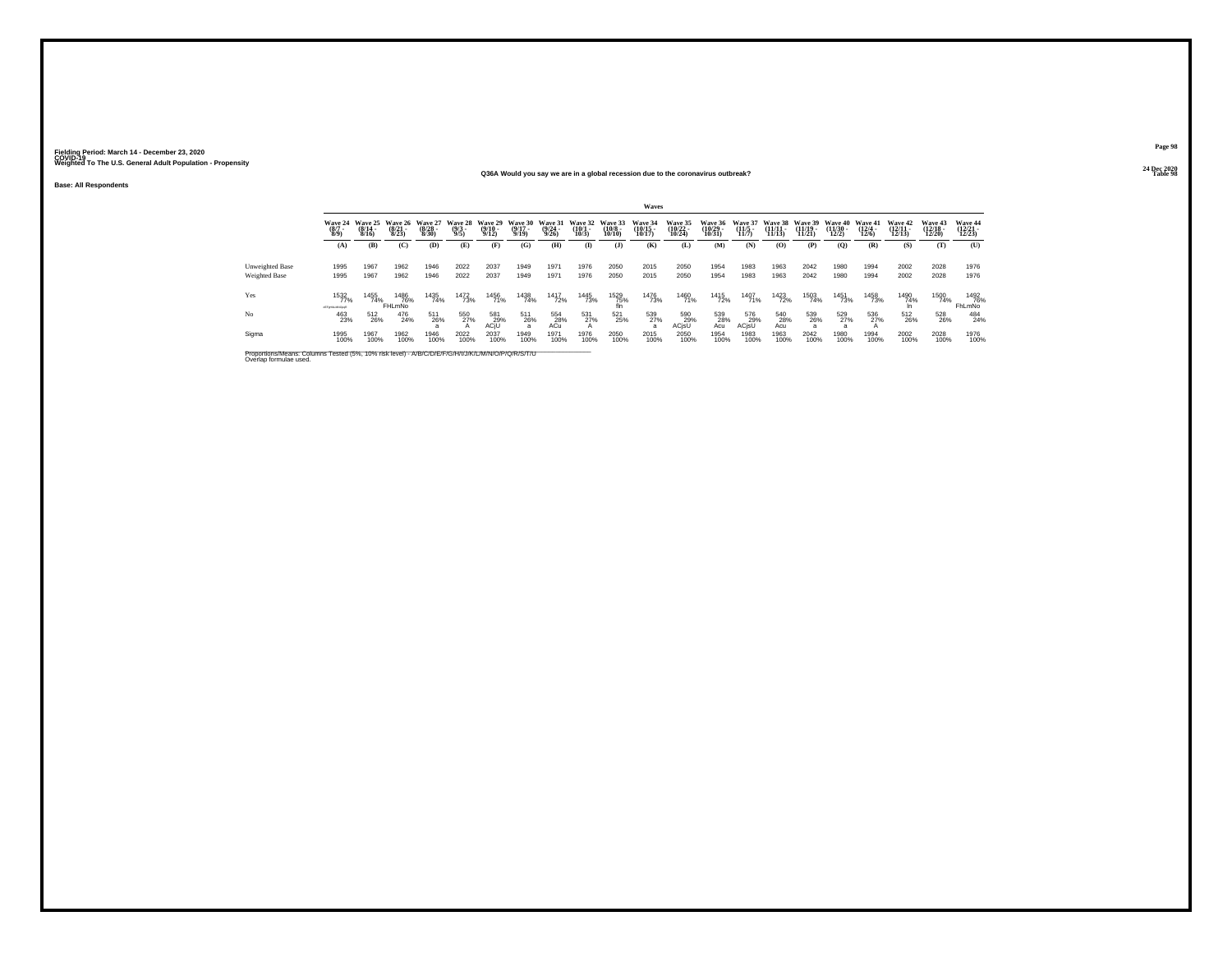Fielding Period: March 14 - December 23, 2020
COVID-19
Weighted To The U.S. General Adult Population - Propensity

24 Dec 2020
Table 98

## Q36A Would you say we are in a global recession due to the coronavirus outbreak?

**Base: All Respondents**

| | Waves | | | | | | | | | | | | | | | | | | | | |
|---|---|---|---|---|---|---|---|---|---|---|---|---|---|---|---|---|---|---|---|---|---|
| | Wave 24 (8/7 - 8/9) | Wave 25 (8/14 - 8/16) | Wave 26 (8/21 - 8/23) | Wave 27 (8/28 - 8/30) | Wave 28 (9/3 - 9/5) | Wave 29 (9/10 - 9/12) | Wave 30 (9/17 - 9/19) | Wave 31 (9/24 - 9/26) | Wave 32 (10/1 - 10/3) | Wave 33 (10/8 - 10/10) | Wave 34 (10/15 - 10/17) | Wave 35 (10/22 - 10/24) | Wave 36 (10/29 - 10/31) | Wave 37 (11/5 - 11/7) | Wave 38 (11/11 - 11/13) | Wave 39 (11/19 - 11/21) | Wave 40 (11/30 - 12/2) | Wave 41 (12/4 - 12/6) | Wave 42 (12/11 - 12/13) | Wave 43 (12/18 - 12/20) | Wave 44 (12/21 - 12/23) |
| | (A) | (B) | (C) | (D) | (E) | (F) | (G) | (H) | (I) | (J) | (K) | (L) | (M) | (N) | (O) | (P) | (Q) | (R) | (S) | (T) | (U) |
| Unweighted Base | 1995 | 1967 | 1962 | 1946 | 2022 | 2037 | 1949 | 1971 | 1976 | 2050 | 2015 | 2050 | 1954 | 1983 | 1963 | 2042 | 1980 | 1994 | 2002 | 2028 | 1976 |
| Weighted Base | 1995 | 1967 | 1962 | 1946 | 2022 | 2037 | 1949 | 1971 | 1976 | 2050 | 2015 | 2050 | 1954 | 1983 | 1963 | 2042 | 1980 | 1994 | 2002 | 2028 | 1976 |
| Yes | 1532 77% dEFgHIkLMnOpqR | 1455 74% | 1486 76% FHLmNo | 1435 74% | 1472 73% | 1456 71% | 1438 74% | 1417 72% | 1445 73% | 1529 75% fln | 1476 73% | 1460 71% | 1415 72% | 1407 71% | 1423 72% | 1503 74% | 1451 73% | 1458 73% | 1490 74% ln | 1500 74% | 1492 76% FhLmNo |
| No | 463 23% | 512 26% | 476 24% | 511 26% a | 550 27% A | 581 29% ACjU | 511 26% a | 554 28% ACu | 531 27% A | 521 25% | 539 27% a | 590 29% ACjsU | 539 28% Acu | 576 29% ACjsU | 540 28% Acu | 539 26% a | 529 27% a | 536 27% A | 512 26% | 528 26% | 484 24% |
| Sigma | 1995 100% | 1967 100% | 1962 100% | 1946 100% | 2022 100% | 2037 100% | 1949 100% | 1971 100% | 1976 100% | 2050 100% | 2015 100% | 2050 100% | 1954 100% | 1983 100% | 1963 100% | 2042 100% | 1980 100% | 1994 100% | 2002 100% | 2028 100% | 1976 100% |

Proportions/Means: Columns Tested (5%, 10% risk level) - A/B/C/D/E/F/G/H/I/J/K/L/M/N/O/P/Q/R/S/T/U
Overlap formulae used.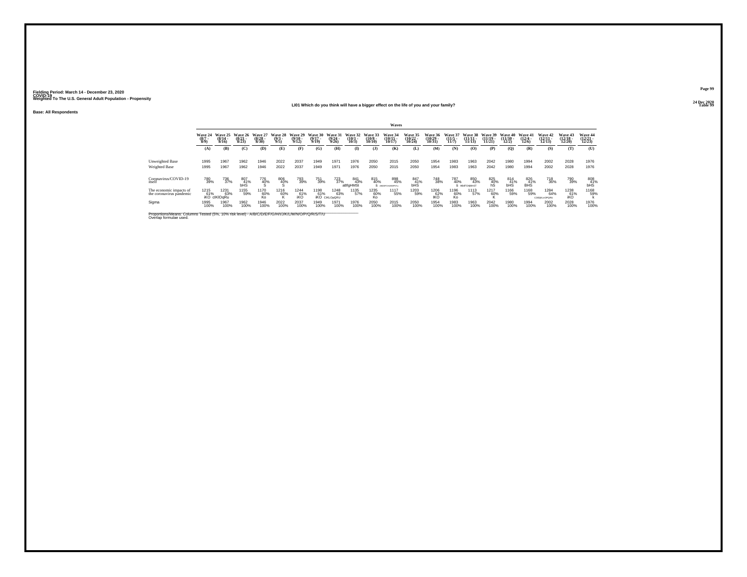Fielding Period: March 14 - December 23, 2020
COVID-19
Weighted To The U.S. General Adult Population - Propensity

24 Dec 2020
Table 99

### LI01 Which do you think will have a bigger effect on the life of you and your family?

**Base: All Respondents**

| | Wave 24 (8/7 - 8/9) | Wave 25 (8/14 - 8/16) | Wave 26 (8/21 - 8/23) | Wave 27 (8/28 - 8/30) | Wave 28 (9/3 - 9/5) | Wave 29 (9/10 - 9/12) | Wave 30 (9/17 - 9/19) | Wave 31 (9/24 - 9/26) | Wave 32 (10/1 - 10/3) | Wave 33 (10/8 - 10/10) | Wave 34 (10/15 - 10/17) | Wave 35 (10/22 - 10/24) | Wave 36 (10/29 - 10/31) | Wave 37 (11/5 - 11/7) | Wave 38 (11/11 - 11/13) | Wave 39 (11/19 - 11/21) | Wave 40 (11/30 - 12/2) | Wave 41 (12/4 - 12/6) | Wave 42 (12/11 - 12/13) | Wave 43 (12/18 - 12/20) | Wave 44 (12/21 - 12/23) |
|---|---|---|---|---|---|---|---|---|---|---|---|---|---|---|---|---|---|---|---|---|---|
| | (A) | (B) | (C) | (D) | (E) | (F) | (G) | (H) | (I) | (J) | (K) | (L) | (M) | (N) | (O) | (P) | (Q) | (R) | (S) | (T) | (U) |
| Unweighted Base | 1995 | 1967 | 1962 | 1946 | 2022 | 2037 | 1949 | 1971 | 1976 | 2050 | 2015 | 2050 | 1954 | 1983 | 1963 | 2042 | 1980 | 1994 | 2002 | 2028 | 1976 |
| Weighted Base | 1995 | 1967 | 1962 | 1946 | 2022 | 2037 | 1949 | 1971 | 1976 | 2050 | 2015 | 2050 | 1954 | 1983 | 1963 | 2042 | 1980 | 1994 | 2002 | 2028 | 1976 |
| Coronavirus/COVID-19 itself | 780 39% | 736 37% | 807 41% bHS | 776 40% S | 806 40% S | 793 39% | 751 39% | 723 37% | 841 43% aBfgHMSt | 815 40% S | 898 45% ABDEFGHJMNPSTu | 847 41% bHS | 748 38% | 787 40% S | 850 43% ABdFGHjMrST | 825 40% hS | 814 41% bHS | 826 41% BHS | 718 36% | 790 39% | 808 41% bHS |
| The economic impacts of the coronavirus pandemic | 1215 61% iKO | 1231 63% cIKlOqRu | 1155 59% | 1170 60% Ko | 1216 60% K | 1244 61% iKO | 1198 61% iKO | 1248 63% CIKLOpQRU | 1135 57% | 1235 60% Ko | 1117 55% | 1203 59% | 1206 62% iKO | 1196 60% Ko | 1113 57% | 1217 60% K | 1166 59% | 1168 59% | 1284 64% CDEIjKLnOPQRU | 1238 61% iKO | 1168 59% k |
| Sigma | 1995 100% | 1967 100% | 1962 100% | 1946 100% | 2022 100% | 2037 100% | 1949 100% | 1971 100% | 1976 100% | 2050 100% | 2015 100% | 2050 100% | 1954 100% | 1983 100% | 1963 100% | 2042 100% | 1980 100% | 1994 100% | 2002 100% | 2028 100% | 1976 100% |

Proportions/Means: Columns Tested (5%, 10% risk level) - A/B/C/D/E/F/G/H/I/J/K/L/M/N/O/P/Q/R/S/T/U
Overlap formulae used.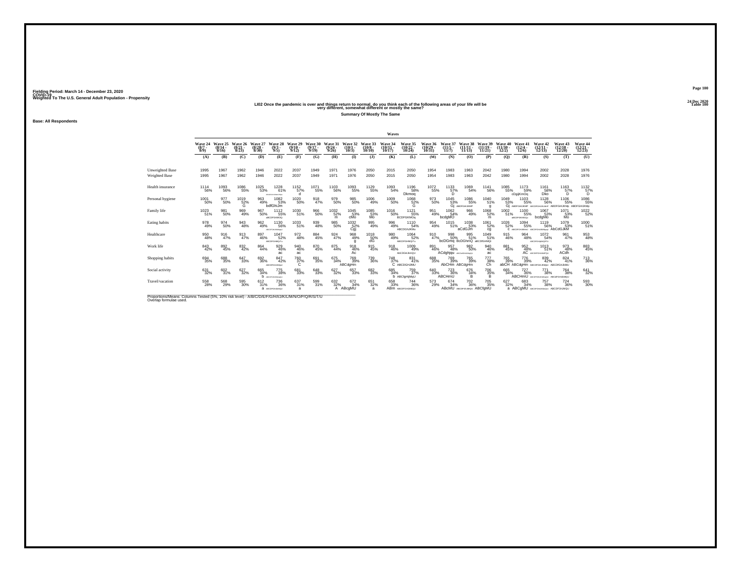Fielding Period: March 14 - December 23, 2020
COVID-19
Weighted To The U.S. General Adult Population - Propensity

24 Dec 2020
Table 100

## LI02 Once the pandemic is over and things return to normal, do you think each of the following areas of your life will be very different, somewhat different or mostly the same?

**Summary Of Mostly The Same**

**Base: All Respondents**

| | Wave 24 (8/7 - 8/9) | Wave 25 (8/14 - 8/16) | Wave 26 (8/21 - 8/23) | Wave 27 (8/28 - 8/30) | Wave 28 (9/3 - 9/5) | Wave 29 (9/10 - 9/12) | Wave 30 (9/17 - 9/19) | Wave 31 (9/24 - 9/26) | Wave 32 (10/1 - 10/3) | Wave 33 (10/8 - 10/10) | Wave 34 (10/15 - 10/17) | Wave 35 (10/22 - 10/24) | Wave 36 (10/29 - 10/31) | Wave 37 (11/5 - 11/7) | Wave 38 (11/11 - 11/13) | Wave 39 (11/19 - 11/21) | Wave 40 (11/30 - 12/2) | Wave 41 (12/4 - 12/6) | Wave 42 (12/11 - 12/13) | Wave 43 (12/18 - 12/20) | Wave 44 (12/21 - 12/23) |
|---|---|---|---|---|---|---|---|---|---|---|---|---|---|---|---|---|---|---|---|---|---|
| | (A) | (B) | (C) | (D) | (E) | (F) | (G) | (H) | (I) | (J) | (K) | (L) | (M) | (N) | (O) | (P) | (Q) | (R) | (S) | (T) | (U) |
| Unweighted Base | 1995 | 1967 | 1962 | 1946 | 2022 | 2037 | 1949 | 1971 | 1976 | 2050 | 2015 | 2050 | 1954 | 1983 | 1963 | 2042 | 1980 | 1994 | 2002 | 2028 | 1976 |
| Weighted Base | 1995 | 1967 | 1962 | 1946 | 2022 | 2037 | 1949 | 1971 | 1976 | 2050 | 2015 | 2050 | 1954 | 1983 | 1963 | 2042 | 1980 | 1994 | 2002 | 2028 | 1976 |
| Health insurance | 1114 56% | 1093 56% | 1086 55% | 1025 53% | 1228 61% ABCDFGHIJKMOPQ | 1152 57% d | 1071 55% | 1103 56% | 1093 55% | 1129 55% | 1093 54% | 1196 58% Dkmoq | 1072 55% | 1133 57% D | 1069 54% | 1141 56% | 1085 55% | 1173 59% cDgjjKmOq | 1161 58% Dko | 1163 57% D | 1132 57% D |
| Personal hygiene | 1001 50% | 977 50% | 1019 52% G | 963 49% | 1082 53% bdfGhiJm | 1020 50% | 918 47% | 979 50% | 985 50% | 1006 49% | 1009 50% | 1068 52% G | 973 50% | 1045 53% Gj | 1086 55% ABDFGHIJKMP | 1040 51% g | 1049 53% Gj | 1103 55% ABDFGHIJKMP | 1128 56% ABCDFGHIJKLMP | 1106 55% ABDFGHIJKMp | 1086 55% ABDFGHIJKMp |
| Family life | 1023 51% | 981 50% | 969 49% | 967 50% | 1112 55% ABCDFGKMOQ | 1030 51% | 966 50% | 1032 52% m | 1045 53% cMo | 1085 53% Mo | 1016 50% | 1121 55% BCDFGKMOq | 951 49% | 1062 54% bcdgMO | 966 49% | 1068 52% m | 1002 51% | 1100 55% ABCDFGKMOQs | 1067 53% bcdgMo | 1071 53% Mo | 1022 52% |
| Eating habits | 978 49% | 974 50% | 943 48% | 962 49% | 1130 56% ABCDFGHJKMNpqU | 1033 51% | 939 48% | 985 50% | 1032 52% Cgj | 995 49% | 996 49% | 1110 54% ABCDGhJKMu | 954 49% | 1015 51% | 1038 53% aCdGJm | 1061 52% cg | 1026 52% C | 1094 55% ABCDFGHJKMNqU | 1119 56% ABCDFGHJKMNpqU | 1079 53% AbCdGJkM | 1000 51% |
| Healthcare | 950 48% | 916 47% | 913 47% | 897 46% | 1047 52% ABCDFGHMQrTu | 972 48% | 884 45% | 924 47% | 968 49% g | 1018 50% dG | 980 49% | 1064 52% ABCDFGHMQrTu | 910 47% | 998 50% bcDGmq | 995 51% BcDGhmQ | 1049 51% aBCDfGHMQt | 915 46% | 964 48% | 1072 54% ABCDFGHJKMQRTu | 961 47% | 953 48% |
| Work life | 843 42% | 892 45% | 832 42% | 864 44% | 929 46% ac | 940 46% ac | 870 45% | 875 44% | 918 46% Ac | 915 45% | 918 46% | 1009 49% AbCDGHJkmQU | 891 46% | 957 48% ACdghjqu | 982 50% ABCDeFGHJKMQU | 940 46% ac | 881 45% | 952 48% AC | 1013 51% ABCDEFGHJKMPQu | 973 48% ACdh | 883 45% |
| Shopping habits | 694 35% | 688 35% | 647 33% | 692 36% | 847 42% ABCDFGHJKMpU | 760 37% C | 691 35% | 675 34% | 769 39% ABCdgHm | 730 36% | 748 37% C | 831 41% ABCDGHJMU | 688 35% | 769 39% AbCHm | 765 39% ABCdgHm | 777 38% Ch | 765 39% abCH | 776 39% ABCdgHm | 839 42% ABCDFGHJKMpU | 824 41% ABCDfGHJkMU | 713 36% |
| Social activity | 631 32% | 602 31% | 627 32% | 665 34% b | 775 38% ABCDFGHJKMNpqU | 681 33% | 648 33% | 627 32% | 657 33% | 682 33% | 685 34% b | 759 37% ABCfghIjMqU | 640 33% | 723 36% ABCHmU | 676 34% B | 706 35% B | 665 34% | 727 36% ABCHmU | 771 38% ABCDFGHIJKMOpQU | 764 38% ABCDFGHIJKMOpU | 641 32% |
| Travel/vacation | 558 28% | 568 29% | 595 30% | 612 31% a | 736 36% ABCDFGHJkMQU | 637 31% a | 599 31% | 632 32% A | 672 34% ABcgMU | 651 32% a | 658 33% ABm | 744 36% ABCDFGHJkMQU | 573 29% | 674 34% ABcMU | 702 36% ABCDFGHJMQU | 705 35% ABCfgMU | 627 32% a | 683 34% ABCgMU | 757 38% ABCDFGHIJKMQU | 724 36% ABCDFGHJMQU | 593 30% |

Proportions/Means: Columns Tested (5%, 10% risk level) - A/B/C/D/E/F/G/H/I/J/K/L/M/N/O/P/Q/R/S/T/U
Overlap formulae used.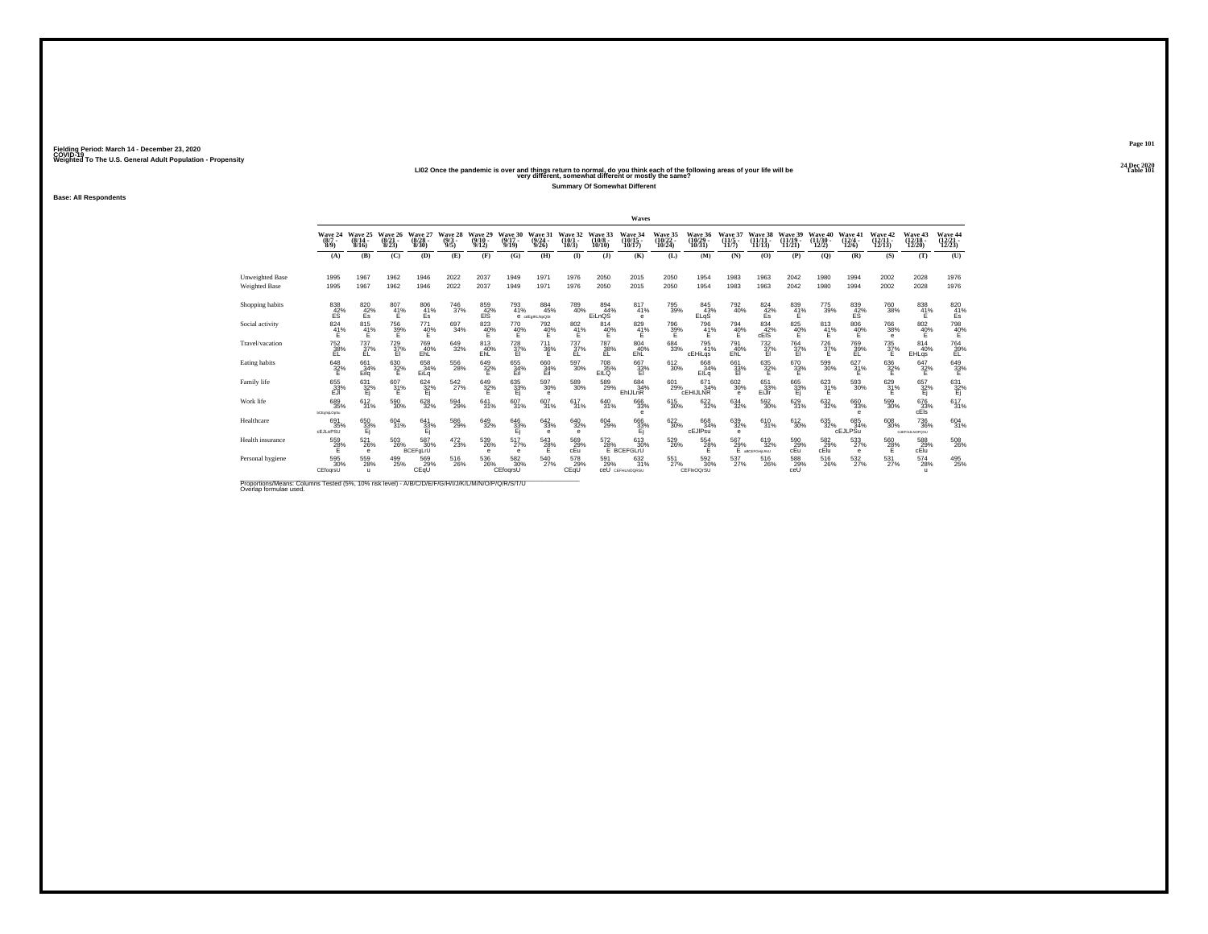Fielding Period: March 14 - December 23, 2020
COVID-19
Weighted To The U.S. General Adult Population - Propensity

24 Dec 2020
Table 101

## LI02 Once the pandemic is over and things return to normal, do you think each of the following areas of your life will be very different, somewhat different or mostly the same?

**Summary Of Somewhat Different**

**Base: All Respondents**

| | Wave 24 (8/7 - 8/9) | Wave 25 (8/14 - 8/16) | Wave 26 (8/21 - 8/23) | Wave 27 (8/28 - 8/30) | Wave 28 (9/3 - 9/5) | Wave 29 (9/10 - 9/12) | Wave 30 (9/17 - 9/19) | Wave 31 (9/24 - 9/26) | Wave 32 (10/1 - 10/3) | Wave 33 (10/8 - 10/10) | Wave 34 (10/15 - 10/17) | Wave 35 (10/22 - 10/24) | Wave 36 (10/29 - 10/31) | Wave 37 (11/5 - 11/7) | Wave 38 (11/11 - 11/13) | Wave 39 (11/19 - 11/21) | Wave 40 (11/30 - 12/2) | Wave 41 (12/4 - 12/6) | Wave 42 (12/11 - 12/13) | Wave 43 (12/18 - 12/20) | Wave 44 (12/21 - 12/23) |
|---|---|---|---|---|---|---|---|---|---|---|---|---|---|---|---|---|---|---|---|---|---|
| | (A) | (B) | (C) | (D) | (E) | (F) | (G) | (H) | (I) | (J) | (K) | (L) | (M) | (N) | (O) | (P) | (Q) | (R) | (S) | (T) | (U) |
| Unweighted Base | 1995 | 1967 | 1962 | 1946 | 2022 | 2037 | 1949 | 1971 | 1976 | 2050 | 2015 | 2050 | 1954 | 1983 | 1963 | 2042 | 1980 | 1994 | 2002 | 2028 | 1976 |
| Weighted Base | 1995 | 1967 | 1962 | 1946 | 2022 | 2037 | 1949 | 1971 | 1976 | 2050 | 2015 | 2050 | 1954 | 1983 | 1963 | 2042 | 1980 | 1994 | 2002 | 2028 | 1976 |
| Shopping habits | 838 42% ES | 820 42% Es | 807 41% E | 806 41% Es | 746 37% | 859 42% ElS | 793 41% e | 884 45% cdEgIlKLNpQS | 789 40% | 894 44% EiLnQS | 817 41% e | 795 39% | 845 43% ELqS | 792 40% | 824 42% Es | 839 41% E | 775 39% | 839 42% ES | 760 38% | 838 41% E | 820 41% Es |
| Social activity | 824 41% E | 815 41% E | 756 39% E | 771 40% E | 697 34% | 823 40% E | 770 40% E | 792 40% E | 802 41% E | 814 40% E | 829 41% E | 796 39% E | 796 41% E | 794 40% E | 834 42% cElS | 825 40% E | 813 41% E | 806 40% E | 766 38% e | 802 40% E | 798 40% E |
| Travel/vacation | 752 38% EL | 737 37% EL | 729 37% El | 769 40% EhL | 649 32% | 813 40% EhL | 728 37% El | 711 36% E | 737 37% EL | 787 38% EL | 804 40% EhL | 684 33% | 795 41% cEHiLqs | 791 40% EhL | 732 37% El | 764 37% El | 726 37% E | 769 39% EL | 735 37% E | 814 40% EHLqs | 764 39% EL |
| Eating habits | 648 32% E | 661 34% Eilq | 630 32% E | 658 34% EiLq | 556 28% | 649 32% E | 655 34% Eil | 660 34% Eil | 597 30% | 708 35% EILQ | 667 33% El | 612 30% | 668 34% EiLq | 661 33% El | 635 32% E | 670 33% E | 599 30% | 627 31% E | 636 32% E | 647 32% E | 649 33% E |
| Family life | 655 33% EJl | 631 32% Ej | 607 31% E | 624 32% Ej | 542 27% | 649 32% E | 635 33% Ej | 597 30% e | 589 30% | 589 29% | 684 34% EhIJLnR | 601 29% | 671 34% cEHIJLNR | 602 30% e | 651 33% EiJlr | 665 33% Ej | 623 31% E | 593 30% | 629 31% E | 657 32% Ej | 631 32% Ej |
| Work life | 689 35% bCEfgIjLOpSu | 612 31% | 590 30% | 628 32% | 594 29% | 641 31% | 607 31% | 607 31% | 617 31% | 640 31% | 666 33% e | 615 30% | 622 32% | 634 32% | 592 30% | 629 31% | 632 32% | 660 33% e | 599 30% | 676 33% cEls | 617 31% |
| Healthcare | 691 35% cEJLoPSU | 650 33% Ej | 604 31% | 641 33% Ej | 586 29% | 649 32% | 646 33% Ej | 642 33% e | 640 32% e | 604 29% | 666 33% Ej | 622 30% | 668 34% cEJlPsu | 639 32% e | 610 31% | 612 30% | 635 32% | 685 34% cEJLPSu | 608 30% | 736 36% CdEFhIJLnOPQSU | 604 31% |
| Health insurance | 559 28% E | 521 26% e | 503 26% | 587 30% BCEFgLrU | 472 23% | 539 26% e | 517 27% e | 543 28% E | 569 29% cEu | 572 28% E | 613 30% BCEFGLrU | 529 26% | 554 28% E | 567 29% E | 619 32% aBCEFGhjLnsU | 590 29% cEu | 582 29% cElu | 533 27% e | 560 28% E | 588 29% cElu | 508 26% |
| Personal hygiene | 595 30% CEfoqrsU | 559 28% u | 499 25% | 569 29% CEqU | 516 26% | 536 26% | 582 30% CEfoqrsU | 540 27% | 578 29% CEqU | 591 29% ceU | 632 31% CEFHLnOQRSU | 551 27% | 592 30% CEFlnOQrSU | 537 27% | 516 26% | 588 29% ceU | 516 26% | 532 27% | 531 27% | 574 28% u | 495 25% |

Proportions/Means: Columns Tested (5%, 10% risk level) - A/B/C/D/E/F/G/H/I/J/K/L/M/N/O/P/Q/R/S/T/U
Overlap formulae used.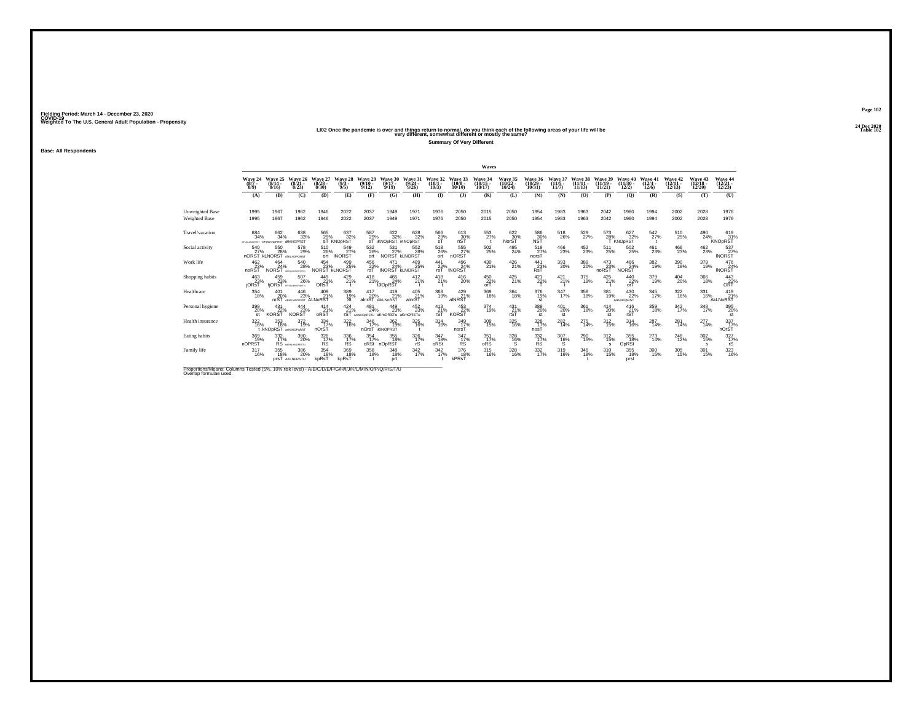Fielding Period: March 14 - December 23, 2020
COVID-19
Weighted To The U.S. General Adult Population - Propensity

24 Dec 2020
Table 102

**LI02 Once the pandemic is over and things return to normal, do you think each of the following areas of your life will be very different, somewhat different or mostly the same?**

**Summary Of Very Different**

**Base: All Respondents**

| | Waves | | | | | | | | | | | | | | | | | | | | |
|---|---|---|---|---|---|---|---|---|---|---|---|---|---|---|---|---|---|---|---|---|---|
| | Wave 24 (8/7 - 8/9) | Wave 25 (8/14 - 8/16) | Wave 26 (8/21 - 8/23) | Wave 27 (8/28 - 8/30) | Wave 28 (9/3 - 9/5) | Wave 29 (9/10 - 9/12) | Wave 30 (9/17 - 9/19) | Wave 31 (9/24 - 9/26) | Wave 32 (10/1 - 10/3) | Wave 33 (10/8 - 10/10) | Wave 34 (10/15 - 10/17) | Wave 35 (10/22 - 10/24) | Wave 36 (10/29 - 10/31) | Wave 37 (11/5 - 11/7) | Wave 38 (11/11 - 11/13) | Wave 39 (11/19 - 11/21) | Wave 40 (11/30 - 12/2) | Wave 41 (12/4 - 12/6) | Wave 42 (12/11 - 12/13) | Wave 43 (12/18 - 12/20) | Wave 44 (12/21 - 12/23) |
| | (A) | (B) | (C) | (D) | (E) | (F) | (G) | (H) | (I) | (J) | (K) | (L) | (M) | (N) | (O) | (P) | (Q) | (R) | (S) | (T) | (U) |
| Unweighted Base | 1995 | 1967 | 1962 | 1946 | 2022 | 2037 | 1949 | 1971 | 1976 | 2050 | 2015 | 2050 | 1954 | 1983 | 1963 | 2042 | 1980 | 1994 | 2002 | 2028 | 1976 |
| Weighted Base | 1995 | 1967 | 1962 | 1946 | 2022 | 2037 | 1949 | 1971 | 1976 | 2050 | 2015 | 2050 | 1954 | 1983 | 1963 | 2042 | 1980 | 1994 | 2002 | 2028 | 1976 |
| Travel/vacation | 684 34% DFIJKLNOPRST | 662 34% DFIJKNOPRST | 638 33% dfIKNOPRST | 565 29% sT | 637 32% KNOpRST | 587 29% sT | 622 32% IKNOpRST | 628 32% IKNOpRST | 566 29% sT | 613 30% nST | 553 27% t | 622 30% NorST | 586 30% NST | 518 26% | 529 27% | 573 28% T | 627 32% KNOpRST | 542 27% t | 510 25% | 490 24% | 619 31% KNOpRST |
| Social activity | 540 27% nORST | 550 28% kLNORST | 578 29% dIKLNOPQRST | 510 26% ort | 549 27% lNORST | 532 26% ort | 531 27% NORST | 552 28% kLNORST | 518 26% ort | 555 27% nORST | 502 25% | 495 24% | 519 27% norsT | 466 23% | 452 23% | 511 25% | 502 25% | 461 23% | 466 23% | 462 23% | 537 27% lNORST |
| Work life | 462 23% noRST | 464 24% NORST | 540 28% ADEFIJKLMNOPQRSTU | 454 23% NORST | 499 25% kLNORST | 456 22% rsT | 471 24% INORST | 489 25% kLNORST | 441 22% rsT | 496 24% INORST | 430 21% | 426 21% | 441 23% RsT | 393 20% | 389 20% | 473 23% noRST | 466 24% NORST | 382 19% | 390 19% | 379 19% | 476 24% INORST |
| Shopping habits | 463 23% jORsT | 459 23% fjORsT | 507 26% FIJKLNOPQRSTU | 449 23% ORsT | 429 21% t | 418 21% | 465 24% fJlOpRST | 412 21% t | 418 21% t | 416 20% | 450 22% orT | 425 21% | 421 22% T | 421 21% t | 375 19% | 425 21% t | 440 22% orT | 379 19% | 404 20% | 366 18% | 443 22% ORT |
| Healthcare | 354 18% | 401 20% nrST | 446 23% ABIKLNOPRST | 409 21% ALNoRST | 389 19% St | 417 20% alnrST | 419 21% AikLNoRST | 405 21% alnrST | 368 19% | 429 21% alNRST | 369 18% | 364 18% | 376 19% st | 347 17% | 358 18% | 381 19% | 430 22% AikLNOpRST | 345 17% | 322 16% | 331 16% | 419 21% AikLNoRST |
| Personal hygiene | 399 20% st | 431 22% KORST | 444 23% KORST | 414 21% oRST | 424 21% rST | 481 24% AKMNOpRSTU | 449 23% aKmORSTu | 452 23% aKmORSTu | 413 21% rST | 453 22% KORST | 374 19% | 431 21% rST | 389 20% st | 401 20% st | 361 18% | 414 20% st | 416 21% rST | 359 18% | 342 17% | 348 17% | 395 20% st |
| Health insurance | 322 16% | 353 18% t kNOpRST | 372 19% aekNOPqRST | 334 17% nOrST | 322 16% | 346 17% nOrsT | 362 19% iklNOPRST | 325 16% t | 314 16% | 349 17% norsT | 309 15% | 325 16% | 329 17% nosT | 282 14% | 275 14% | 312 15% | 314 16% | 287 14% | 281 14% | 277 14% | 337 17% nOrST |
| Eating habits | 369 19% nOPRST | 332 17% RS | 390 20% bdEhIjKLmNOPRSTU | 326 17% RS | 336 17% RS | 354 17% oRSt | 355 18% nOpRST | 326 17% rS | 347 18% oRSt | 347 17% RS | 351 17% oRS | 328 16% S | 332 17% RS | 307 16% S | 290 15% | 312 15% s | 355 18% OpRSt | 273 14% | 248 12% | 302 15% s | 327 17% rS |
| Family life | 317 16% | 355 18% prsT | 386 20% AKLNPRSTU | 354 18% kpRsT | 369 18% kpRsT | 358 18% t | 348 18% prt | 342 17% | 342 17% t | 376 18% kPRsT | 315 16% | 328 16% | 332 17% | 319 16% | 346 18% t | 310 15% | 355 18% prst | 300 15% | 305 15% | 301 15% | 323 16% |

Proportions/Means: Columns Tested (5%, 10% risk level) - A/B/C/D/E/F/G/H/I/J/K/L/M/N/O/P/Q/R/S/T/U
Overlap formulae used.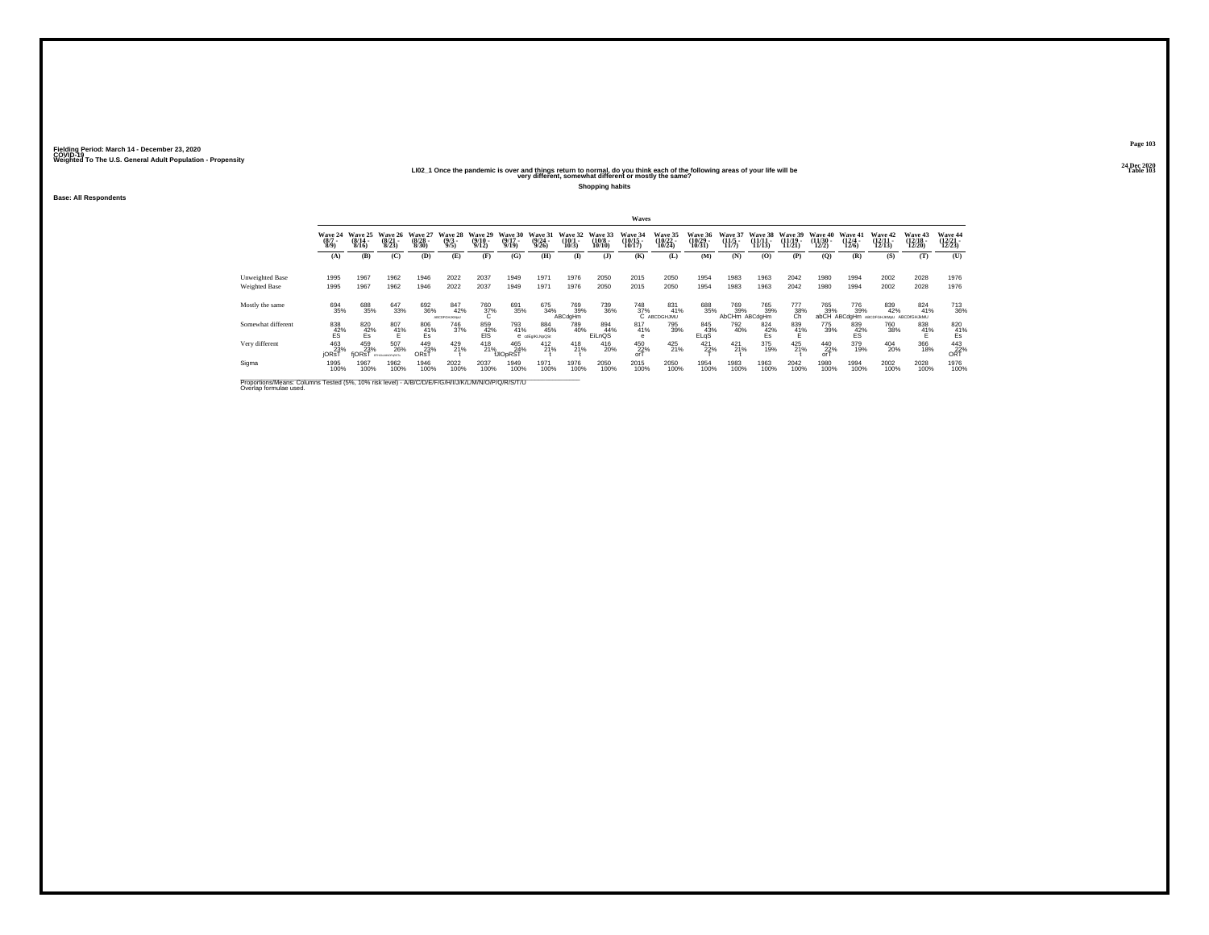Fielding Period: March 14 - December 23, 2020
COVID-19
Weighted To The U.S. General Adult Population - Propensity

24 Dec 2020
Table 103

## LI02_1 Once the pandemic is over and things return to normal, do you think each of the following areas of your life will be very different, somewhat different or mostly the same?

**Shopping habits**

**Base: All Respondents**

| | Wave 24 (8/7 - 8/9) | Wave 25 (8/14 - 8/16) | Wave 26 (8/21 - 8/23) | Wave 27 (8/28 - 8/30) | Wave 28 (9/3 - 9/5) | Wave 29 (9/10 - 9/12) | Wave 30 (9/17 - 9/19) | Wave 31 (9/24 - 9/26) | Wave 32 (10/1 - 10/3) | Wave 33 (10/8 - 10/10) | Wave 34 (10/15 - 10/17) | Wave 35 (10/22 - 10/24) | Wave 36 (10/29 - 10/31) | Wave 37 (11/5 - 11/7) | Wave 38 (11/11 - 11/13) | Wave 39 (11/19 - 11/21) | Wave 40 (11/30 - 12/2) | Wave 41 (12/4 - 12/6) | Wave 42 (12/11 - 12/13) | Wave 43 (12/18 - 12/20) | Wave 44 (12/21 - 12/23) |
|---|---|---|---|---|---|---|---|---|---|---|---|---|---|---|---|---|---|---|---|---|---|
| | (A) | (B) | (C) | (D) | (E) | (F) | (G) | (H) | (I) | (J) | (K) | (L) | (M) | (N) | (O) | (P) | (Q) | (R) | (S) | (T) | (U) |
| Unweighted Base | 1995 | 1967 | 1962 | 1946 | 2022 | 2037 | 1949 | 1971 | 1976 | 2050 | 2015 | 2050 | 1954 | 1983 | 1963 | 2042 | 1980 | 1994 | 2002 | 2028 | 1976 |
| Weighted Base | 1995 | 1967 | 1962 | 1946 | 2022 | 2037 | 1949 | 1971 | 1976 | 2050 | 2015 | 2050 | 1954 | 1983 | 1963 | 2042 | 1980 | 1994 | 2002 | 2028 | 1976 |
| Mostly the same | 694 35% | 688 35% | 647 33% | 692 36% | 847 42% ABCDFGHJKMU | 760 37% C | 691 35% | 675 34% | 769 39% ABCdgHm | 739 36% | 748 37% C | 831 41% ABCDGHJMU | 688 35% | 769 39% AbCHm | 765 39% ABCdgHm | 777 38% Ch | 765 39% abCH | 776 39% ABCdgHm | 839 42% ABCDFGHJKMpU | 824 41% ABCDFGHJkMU | 713 36% |
| Somewhat different | 838 42% ES | 820 42% Es | 807 41% E | 806 41% Es | 746 37% | 859 42% ElS | 793 41% e | 884 45% cdEgiKLNpQS | 789 40% | 894 44% EiLnQS | 817 41% e | 795 39% | 845 43% ELqS | 792 40% | 824 42% Es | 839 41% E | 775 39% | 839 42% ES | 760 38% | 838 41% E | 820 41% Es |
| Very different | 463 23% jORsT | 459 23% fjORsT | 507 26% EFHIJLNOPRST | 449 23% ORsT | 429 21% t | 418 21% | 465 24% tJlOpRST | 412 21% t | 418 21% t | 416 20% | 450 22% orT | 425 21% | 421 22% T | 421 21% t | 375 19% | 425 21% t | 440 22% orT | 379 19% | 404 20% | 366 18% | 443 22% ORT |
| Sigma | 1995 100% | 1967 100% | 1962 100% | 1946 100% | 2022 100% | 2037 100% | 1949 100% | 1971 100% | 1976 100% | 2050 100% | 2015 100% | 2050 100% | 1954 100% | 1983 100% | 1963 100% | 2042 100% | 1980 100% | 1994 100% | 2002 100% | 2028 100% | 1976 100% |

Proportions/Means: Columns Tested (5%, 10% risk level) - A/B/C/D/E/F/G/H/I/J/K/L/M/N/O/P/Q/R/S/T/U
Overlap formulae used.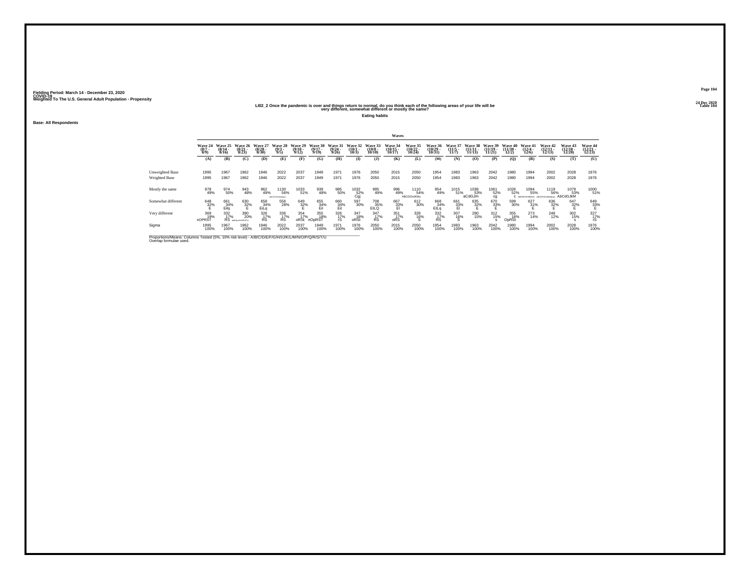Fielding Period: March 14 - December 23, 2020
COVID-19
Weighted To The U.S. General Adult Population - Propensity

24 Dec 2020
Table 104

## LI02_2 Once the pandemic is over and things return to normal, do you think each of the following areas of your life will be very different, somewhat different or mostly the same?

**Eating habits**

**Base: All Respondents**

| | Wave 24 (8/7 - 8/9) | Wave 25 (8/14 - 8/16) | Wave 26 (8/21 - 8/23) | Wave 27 (8/28 - 8/30) | Wave 28 (9/3 - 9/5) | Wave 29 (9/10 - 9/12) | Wave 30 (9/17 - 9/19) | Wave 31 (9/24 - 9/26) | Wave 32 (10/1 - 10/3) | Wave 33 (10/8 - 10/10) | Wave 34 (10/15 - 10/17) | Wave 35 (10/22 - 10/24) | Wave 36 (10/29 - 10/31) | Wave 37 (11/5 - 11/7) | Wave 38 (11/11 - 11/13) | Wave 39 (11/19 - 11/21) | Wave 40 (11/30 - 12/2) | Wave 41 (12/4 - 12/6) | Wave 42 (12/11 - 12/13) | Wave 43 (12/18 - 12/20) | Wave 44 (12/21 - 12/23) |
|---|---|---|---|---|---|---|---|---|---|---|---|---|---|---|---|---|---|---|---|---|---|
| | (A) | (B) | (C) | (D) | (E) | (F) | (G) | (H) | (I) | (J) | (K) | (L) | (M) | (N) | (O) | (P) | (Q) | (R) | (S) | (T) | (U) |
| Unweighted Base | 1995 | 1967 | 1962 | 1946 | 2022 | 2037 | 1949 | 1971 | 1976 | 2050 | 2015 | 2050 | 1954 | 1983 | 1963 | 2042 | 1980 | 1994 | 2002 | 2028 | 1976 |
| Weighted Base | 1995 | 1967 | 1962 | 1946 | 2022 | 2037 | 1949 | 1971 | 1976 | 2050 | 2015 | 2050 | 1954 | 1983 | 1963 | 2042 | 1980 | 1994 | 2002 | 2028 | 1976 |
| Mostly the same | 978 49% | 974 50% | 943 48% | 962 49% | 1130 56% ABCDFGHIJMNq | 1033 51% | 939 48% | 985 50% | 1032 52% Cgj | 995 49% | 996 49% | 1110 54% ABCDGhJKMq | 954 49% | 1015 51% | 1038 53% aCdGJm | 1061 52% cg | 1026 52% C | 1094 55% ABCDFGHIJKMNQ | 1119 56% ABCDFGHIJKMNpQ | 1079 53% AbCdGJkM | 1000 51% |
| Somewhat different | 648 32% E | 661 34% Eilq | 630 32% E | 658 34% EiLq | 556 28% | 649 32% E | 655 34% Eil | 660 34% Eil | 597 30% | 708 35% EILQ | 667 33% El | 612 30% | 668 34% ElLq | 661 33% El | 635 32% E | 670 33% E | 599 30% | 627 31% E | 636 32% E | 647 32% E | 649 33% E |
| Very different | 369 19% nOPRST | 332 17% RS | 390 20% abEHjLmNOPRSTu | 326 17% RS | 336 17% RS | 354 17% oRSt | 355 18% nOpRST | 326 17% rS | 347 18% oRSt | 347 17% RS | 351 17% oRS | 328 16% S | 332 17% RS | 307 16% S | 290 15% | 312 15% s | 355 18% OpRSt | 273 14% | 248 12% | 302 15% s | 327 17% rS |
| Sigma | 1995 100% | 1967 100% | 1962 100% | 1946 100% | 2022 100% | 2037 100% | 1949 100% | 1971 100% | 1976 100% | 2050 100% | 2015 100% | 2050 100% | 1954 100% | 1983 100% | 1963 100% | 2042 100% | 1980 100% | 1994 100% | 2002 100% | 2028 100% | 1976 100% |

Proportions/Means: Columns Tested (5%, 10% risk level) - A/B/C/D/E/F/G/H/I/J/K/L/M/N/O/P/Q/R/S/T/U
Overlap formulae used.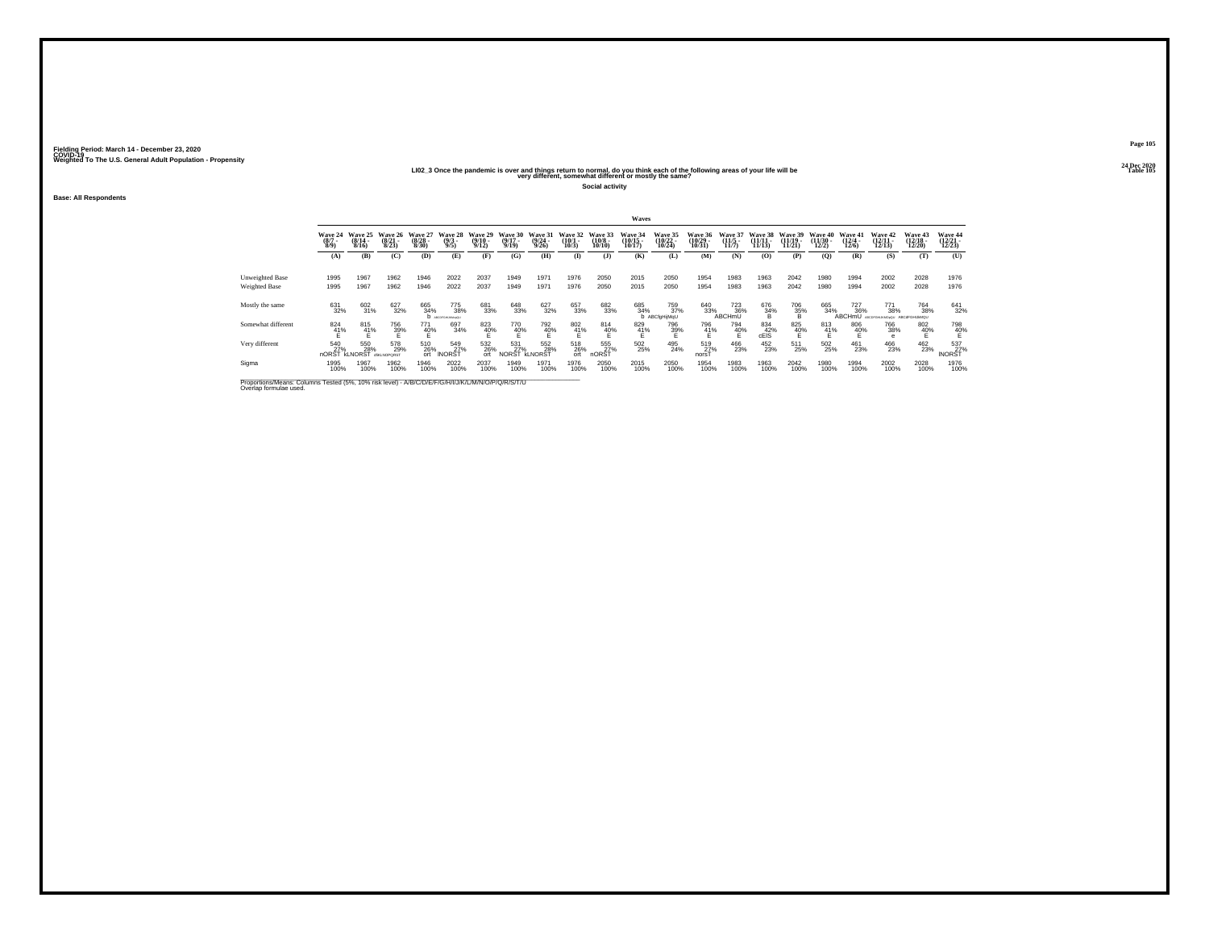Fielding Period: March 14 - December 23, 2020
COVID-19
Weighted To The U.S. General Adult Population - Propensity

24 Dec 2020
Table 105

## LI02_3 Once the pandemic is over and things return to normal, do you think each of the following areas of your life will be very different, somewhat different or mostly the same?

**Social activity**

**Base: All Respondents**

| | Wave 24 (8/7 - 8/9) | Wave 25 (8/14 - 8/16) | Wave 26 (8/21 - 8/23) | Wave 27 (8/28 - 8/30) | Wave 28 (9/3 - 9/5) | Wave 29 (9/10 - 9/12) | Wave 30 (9/17 - 9/19) | Wave 31 (9/24 - 9/26) | Wave 32 (10/1 - 10/3) | Wave 33 (10/8 - 10/10) | Wave 34 (10/15 - 10/17) | Wave 35 (10/22 - 10/24) | Wave 36 (10/29 - 10/31) | Wave 37 (11/5 - 11/7) | Wave 38 (11/11 - 11/13) | Wave 39 (11/19 - 11/21) | Wave 40 (11/30 - 12/2) | Wave 41 (12/4 - 12/6) | Wave 42 (12/11 - 12/13) | Wave 43 (12/18 - 12/20) | Wave 44 (12/21 - 12/23) |
|---|---|---|---|---|---|---|---|---|---|---|---|---|---|---|---|---|---|---|---|---|---|
| | (A) | (B) | (C) | (D) | (E) | (F) | (G) | (H) | (I) | (J) | (K) | (L) | (M) | (N) | (O) | (P) | (Q) | (R) | (S) | (T) | (U) |
| Unweighted Base | 1995 | 1967 | 1962 | 1946 | 2022 | 2037 | 1949 | 1971 | 1976 | 2050 | 2015 | 2050 | 1954 | 1983 | 1963 | 2042 | 1980 | 1994 | 2002 | 2028 | 1976 |
| Weighted Base | 1995 | 1967 | 1962 | 1946 | 2022 | 2037 | 1949 | 1971 | 1976 | 2050 | 2015 | 2050 | 1954 | 1983 | 1963 | 2042 | 1980 | 1994 | 2002 | 2028 | 1976 |
| Mostly the same | 631 32% | 602 31% | 627 32% | 665 34% b | 775 38% ABCDFGHIJMOPQU | 681 33% | 648 33% | 627 32% | 657 33% | 682 33% | 685 34% b | 759 37% ABCfghIjMqU | 640 33% | 723 36% ABCHmU | 676 34% B | 706 35% B | 665 34% | 727 36% ABCHmU | 771 38% ABCDFGHIJKMOPQU | 764 38% ABCDFGHIJMOPQU | 641 32% |
| Somewhat different | 824 41% E | 815 41% E | 756 39% E | 771 40% E | 697 34% | 823 40% E | 770 40% E | 792 40% E | 802 41% E | 814 40% E | 829 41% E | 796 39% E | 796 41% E | 794 40% E | 834 42% cEIS | 825 40% E | 813 41% E | 806 40% E | 766 38% e | 802 40% E | 798 40% E |
| Very different | 540 27% nORST | 550 28% kLNORST | 578 29% dIKLNOPQRST | 510 26% ort | 549 27% lNORST | 532 26% ort | 531 27% NORST | 552 28% kLNORST | 518 26% ort | 555 27% nORST | 502 25% | 495 24% | 519 27% norsT | 466 23% | 452 23% | 511 25% | 502 25% | 461 23% | 466 23% | 462 23% | 537 27% lNORST |
| Sigma | 1995 100% | 1967 100% | 1962 100% | 1946 100% | 2022 100% | 2037 100% | 1949 100% | 1971 100% | 1976 100% | 2050 100% | 2015 100% | 2050 100% | 1954 100% | 1983 100% | 1963 100% | 2042 100% | 1980 100% | 1994 100% | 2002 100% | 2028 100% | 1976 100% |

Proportions/Means: Columns Tested (5%, 10% risk level) - A/B/C/D/E/F/G/H/I/J/K/L/M/N/O/P/Q/R/S/T/U
Overlap formulae used.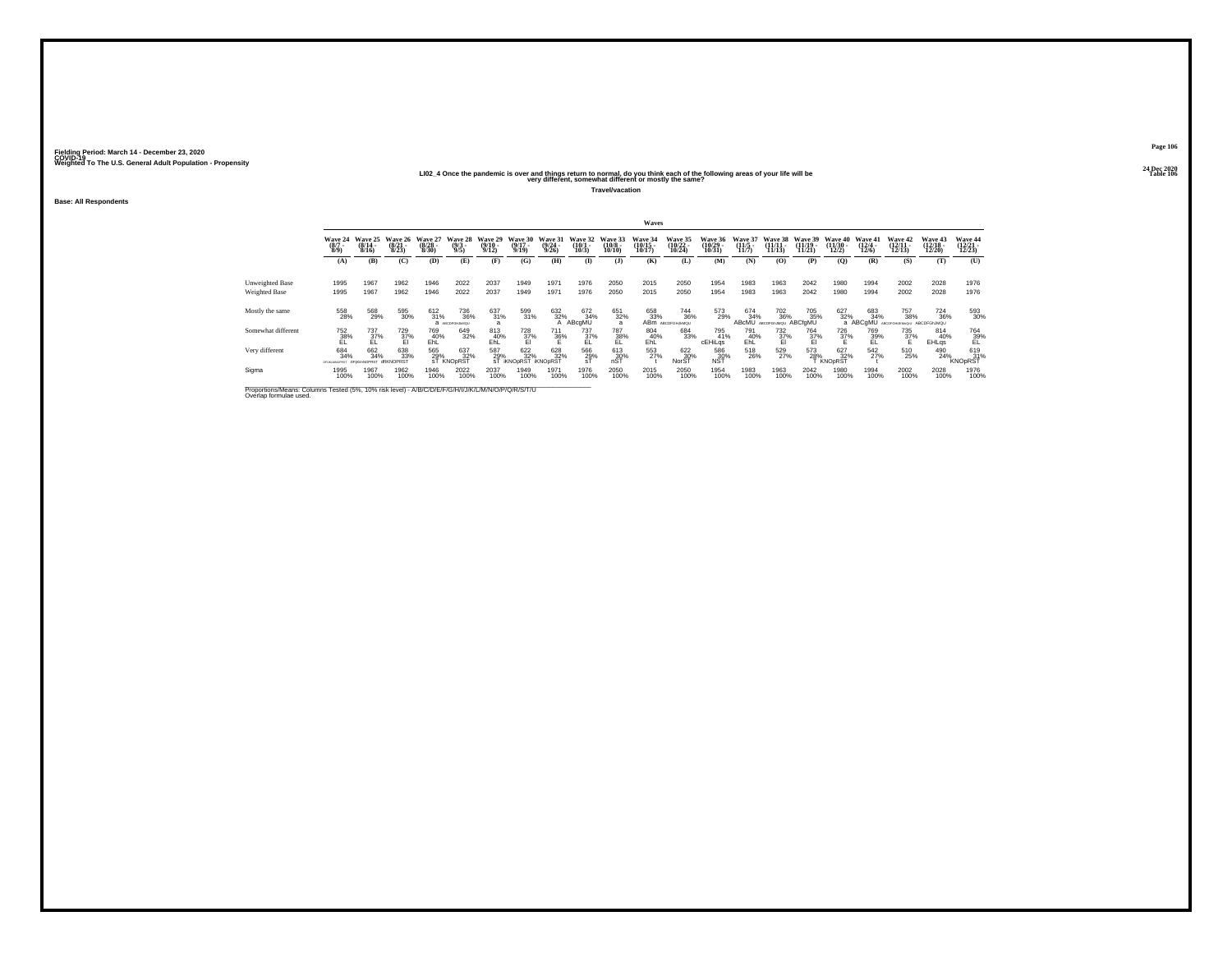Fielding Period: March 14 - December 23, 2020
COVID-19
Weighted To The U.S. General Adult Population - Propensity

24 Dec 2020
Table 106

## LI02_4 Once the pandemic is over and things return to normal, do you think each of the following areas of your life will be very different, somewhat different or mostly the same?

**Travel/vacation**

**Base: All Respondents**

| | Waves | | | | | | | | | | | | | | | | | | | | |
|---|---|---|---|---|---|---|---|---|---|---|---|---|---|---|---|---|---|---|---|---|---|
| | Wave 24 (8/7 - 8/9) | Wave 25 (8/14 - 8/16) | Wave 26 (8/21 - 8/23) | Wave 27 (8/28 - 8/30) | Wave 28 (9/3 - 9/5) | Wave 29 (9/10 - 9/12) | Wave 30 (9/17 - 9/19) | Wave 31 (9/24 - 9/26) | Wave 32 (10/1 - 10/3) | Wave 33 (10/8 - 10/10) | Wave 34 (10/15 - 10/17) | Wave 35 (10/22 - 10/24) | Wave 36 (10/29 - 10/31) | Wave 37 (11/5 - 11/7) | Wave 38 (11/11 - 11/13) | Wave 39 (11/19 - 11/21) | Wave 40 (11/30 - 12/2) | Wave 41 (12/4 - 12/6) | Wave 42 (12/11 - 12/13) | Wave 43 (12/18 - 12/20) | Wave 44 (12/21 - 12/23) |
| | (A) | (B) | (C) | (D) | (E) | (F) | (G) | (H) | (I) | (J) | (K) | (L) | (M) | (N) | (O) | (P) | (Q) | (R) | (S) | (T) | (U) |
| Unweighted Base | 1995 | 1967 | 1962 | 1946 | 2022 | 2037 | 1949 | 1971 | 1976 | 2050 | 2015 | 2050 | 1954 | 1983 | 1963 | 2042 | 1980 | 1994 | 2002 | 2028 | 1976 |
| Weighted Base | 1995 | 1967 | 1962 | 1946 | 2022 | 2037 | 1949 | 1971 | 1976 | 2050 | 2015 | 2050 | 1954 | 1983 | 1963 | 2042 | 1980 | 1994 | 2002 | 2028 | 1976 |
| Mostly the same | 558<br>28% | 568<br>29% | 595<br>30% | 612<br>31%<br>a | 736<br>36%<br>ABCDFGHIJMQU | 637<br>31%<br>a | 599<br>31% | 632<br>32%<br>A | 672<br>34%<br>ABcgMU | 651<br>32%<br>a | 658<br>33%<br>ABm | 744<br>36%<br>ABCDFGHIJMQU | 573<br>29% | 674<br>34%<br>ABcMU | 702<br>36%<br>ABCDFGHJMQU | 705<br>35%<br>ABCfgMU | 627<br>32%<br>a | 683<br>34%<br>ABCgMU | 757<br>38%<br>ABCDFGHIJKMQU | 724<br>36%<br>ABCDFGHJMQU | 593<br>30% |
| Somewhat different | 752<br>38%<br>EL | 737<br>37%<br>EL | 729<br>37%<br>El | 769<br>40%<br>EhL | 649<br>32% | 813<br>40%<br>EhL | 728<br>37%<br>El | 711<br>36%<br>E | 737<br>37%<br>EL | 787<br>38%<br>EL | 804<br>40%<br>EhL | 684<br>33% | 795<br>41%<br>cEHLqs | 791<br>40%<br>EhL | 732<br>37%<br>El | 764<br>37%<br>El | 726<br>37%<br>E | 769<br>39%<br>EL | 735<br>37%<br>E | 814<br>40%<br>EHLqs | 764<br>39%<br>EL |
| Very different | 684<br>34%<br>DFIJKLMNOPRST | 662<br>34%<br>DFIJKNOPRST | 638<br>33%<br>dfKNOPRST | 565<br>29%<br>sT | 637<br>32%<br>KNOpRST | 587<br>29%<br>sT | 622<br>32%<br>IKNOpRST | 628<br>32%<br>KNOpRST | 566<br>29%<br>sT | 613<br>30%<br>nST | 553<br>27%<br>t | 622<br>30%<br>NorST | 586<br>30%<br>NST | 518<br>26% | 529<br>27% | 573<br>28%<br>T | 627<br>32%<br>KNOpRST | 542<br>27%<br>t | 510<br>25% | 490<br>24% | 619<br>31%<br>KNOpRST |
| Sigma | 1995<br>100% | 1967<br>100% | 1962<br>100% | 1946<br>100% | 2022<br>100% | 2037<br>100% | 1949<br>100% | 1971<br>100% | 1976<br>100% | 2050<br>100% | 2015<br>100% | 2050<br>100% | 1954<br>100% | 1983<br>100% | 1963<br>100% | 2042<br>100% | 1980<br>100% | 1994<br>100% | 2002<br>100% | 2028<br>100% | 1976<br>100% |

Proportions/Means: Columns Tested (5%, 10% risk level) - A/B/C/D/E/F/G/H/I/J/K/L/M/N/O/P/Q/R/S/T/U
Overlap formulae used.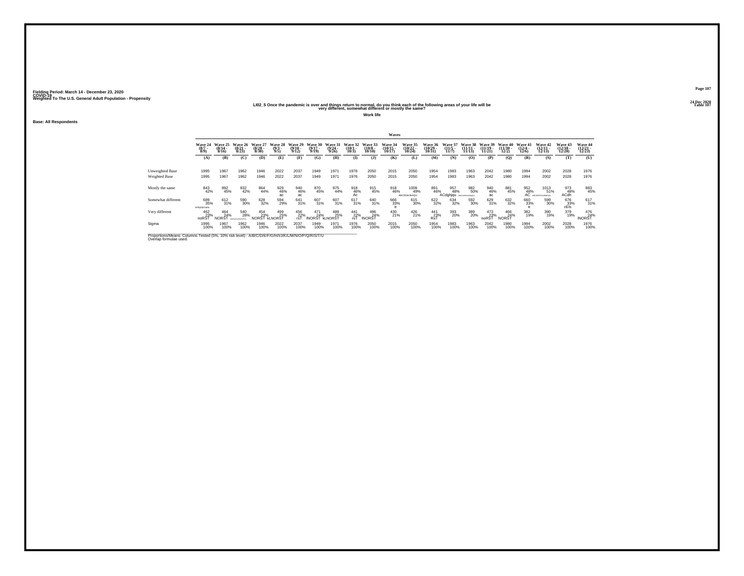Fielding Period: March 14 - December 23, 2020
COVID-19
Weighted To The U.S. General Adult Population - Propensity

24 Dec 2020
Table 107

## LI02_5 Once the pandemic is over and things return to normal, do you think each of the following areas of your life will be very different, somewhat different or mostly the same?

**Work life**

**Base: All Respondents**

| | Wave 24 (8/7 - 8/9) | Wave 25 (8/14 - 8/16) | Wave 26 (8/21 - 8/23) | Wave 27 (8/28 - 8/30) | Wave 28 (9/3 - 9/5) | Wave 29 (9/10 - 9/12) | Wave 30 (9/17 - 9/19) | Wave 31 (9/24 - 9/26) | Wave 32 (10/1 - 10/3) | Wave 33 (10/8 - 10/10) | Wave 34 (10/15 - 10/17) | Wave 35 (10/22 - 10/24) | Wave 36 (10/29 - 10/31) | Wave 37 (11/5 - 11/7) | Wave 38 (11/11 - 11/13) | Wave 39 (11/19 - 11/21) | Wave 40 (11/30 - 12/2) | Wave 41 (12/4 - 12/6) | Wave 42 (12/11 - 12/13) | Wave 43 (12/18 - 12/20) | Wave 44 (12/21 - 12/23) |
|---|---|---|---|---|---|---|---|---|---|---|---|---|---|---|---|---|---|---|---|---|---|
| | (A) | (B) | (C) | (D) | (E) | (F) | (G) | (H) | (I) | (J) | (K) | (L) | (M) | (N) | (O) | (P) | (Q) | (R) | (S) | (T) | (U) |
| Unweighted Base | 1995 | 1967 | 1962 | 1946 | 2022 | 2037 | 1949 | 1971 | 1976 | 2050 | 2015 | 2050 | 1954 | 1983 | 1963 | 2042 | 1980 | 1994 | 2002 | 2028 | 1976 |
| Weighted Base | 1995 | 1967 | 1962 | 1946 | 2022 | 2037 | 1949 | 1971 | 1976 | 2050 | 2015 | 2050 | 1954 | 1983 | 1963 | 2042 | 1980 | 1994 | 2002 | 2028 | 1976 |
| Mostly the same | 843 42% | 892 45% | 832 42% | 864 44% | 929 46% ac | 940 46% ac | 870 45% | 875 44% | 918 46% Ac | 915 45% | 918 46% | 1009 49% ABCDGHJkmQU | 891 46% | 957 48% ACdghqu | 982 50% ABCDeGHIJKMQU | 940 46% ac | 881 45% | 952 48% AC | 1013 51% ABCDEFGHIJKMPQU | 973 48% ACdh | 883 45% |
| Somewhat different | 689 35% bCEfghijlOpSu | 612 31% | 590 30% | 628 32% | 594 29% | 641 31% | 607 31% | 607 31% | 617 31% | 640 31% | 666 33% e | 615 30% | 622 32% | 634 32% | 592 30% | 629 31% | 632 32% | 660 33% e | 599 30% | 676 33% cEls | 617 31% |
| Very different | 462 23% noRST | 464 24% NORST | 540 28% ADEFGIJKLMNOPQRSTU | 454 23% NORST | 499 25% kLNORST | 456 22% rsT | 471 24% lNORST | 489 25% kLNORST | 441 22% rsT | 496 24% lNORST | 430 21% | 426 21% | 441 23% RsT | 393 20% | 389 20% | 473 23% noRST | 466 24% NORST | 382 19% | 390 19% | 379 19% | 476 24% lNORST |
| Sigma | 1995 100% | 1967 100% | 1962 100% | 1946 100% | 2022 100% | 2037 100% | 1949 100% | 1971 100% | 1976 100% | 2050 100% | 2015 100% | 2050 100% | 1954 100% | 1983 100% | 1963 100% | 2042 100% | 1980 100% | 1994 100% | 2002 100% | 2028 100% | 1976 100% |

Proportions/Means: Columns Tested (5%, 10% risk level) - A/B/C/D/E/F/G/H/I/J/K/L/M/N/O/P/Q/R/S/T/U
Overlap formulae used.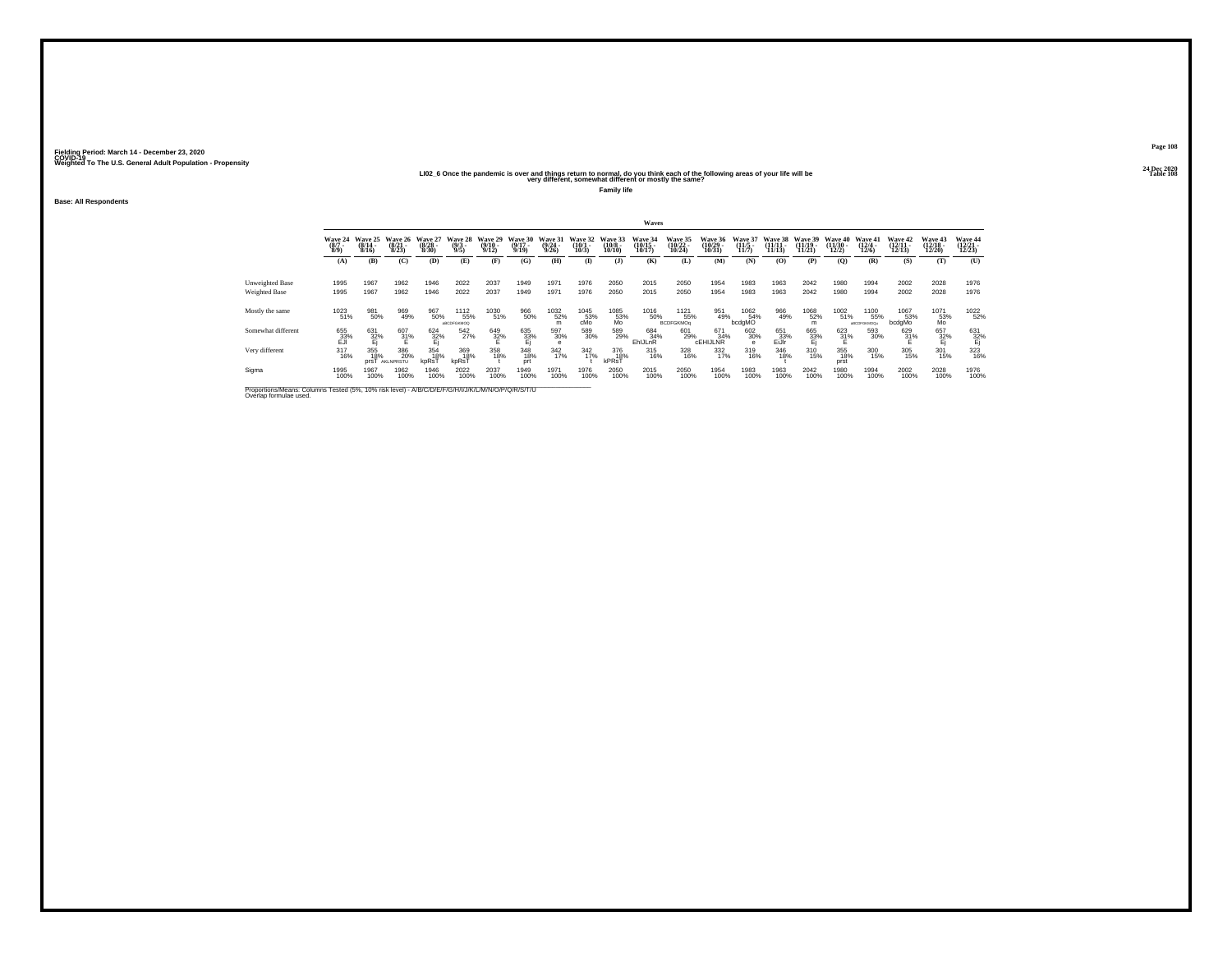Fielding Period: March 14 - December 23, 2020
COVID-19
Weighted To The U.S. General Adult Population - Propensity

24 Dec 2020
Table 108

## LI02_6 Once the pandemic is over and things return to normal, do you think each of the following areas of your life will be very different, somewhat different or mostly the same?

**Family life**

**Base: All Respondents**

| | Wave 24 (8/7 - 8/9) | Wave 25 (8/14 - 8/16) | Wave 26 (8/21 - 8/23) | Wave 27 (8/28 - 8/30) | Wave 28 (9/3 - 9/5) | Wave 29 (9/10 - 9/12) | Wave 30 (9/17 - 9/19) | Wave 31 (9/24 - 9/26) | Wave 32 (10/1 - 10/3) | Wave 33 (10/8 - 10/10) | Wave 34 (10/15 - 10/17) | Wave 35 (10/22 - 10/24) | Wave 36 (10/29 - 10/31) | Wave 37 (11/5 - 11/7) | Wave 38 (11/11 - 11/13) | Wave 39 (11/19 - 11/21) | Wave 40 (11/30 - 12/2) | Wave 41 (12/4 - 12/6) | Wave 42 (12/11 - 12/13) | Wave 43 (12/18 - 12/20) | Wave 44 (12/21 - 12/23) |
|---|---|---|---|---|---|---|---|---|---|---|---|---|---|---|---|---|---|---|---|---|---|
| | (A) | (B) | (C) | (D) | (E) | (F) | (G) | (H) | (I) | (J) | (K) | (L) | (M) | (N) | (O) | (P) | (Q) | (R) | (S) | (T) | (U) |
| Unweighted Base | 1995 | 1967 | 1962 | 1946 | 2022 | 2037 | 1949 | 1971 | 1976 | 2050 | 2015 | 2050 | 1954 | 1983 | 1963 | 2042 | 1980 | 1994 | 2002 | 2028 | 1976 |
| Weighted Base | 1995 | 1967 | 1962 | 1946 | 2022 | 2037 | 1949 | 1971 | 1976 | 2050 | 2015 | 2050 | 1954 | 1983 | 1963 | 2042 | 1980 | 1994 | 2002 | 2028 | 1976 |
| Mostly the same | 1023 51% | 981 50% | 969 49% | 967 50% | 1112 55% aBCDFGKMOQ | 1030 51% | 966 50% | 1032 52% m | 1045 53% cMo | 1085 53% Mo | 1016 50% | 1121 55% BCDFGKMOq | 951 49% | 1062 54% bcdgMO | 966 49% | 1068 52% m | 1002 51% | 1100 55% aBCDFGKMOQu | 1067 53% bcdgMo | 1071 53% Mo | 1022 52% |
| Somewhat different | 655 33% EJl | 631 32% Ej | 607 31% E | 624 32% Ej | 542 27% | 649 32% E | 635 33% Ej | 597 30% e | 589 30% | 589 29% | 684 34% EhIJLnR | 601 29% | 671 34% cEHIJLNR | 602 30% e | 651 33% EiJlr | 665 33% Ej | 623 31% E | 593 30% | 629 31% E | 657 32% Ej | 631 32% Ej |
| Very different | 317 16% | 355 18% prsT | 386 20% AKLNPRSTU | 354 18% kpRsT | 369 18% kpRsT | 358 18% t | 348 18% prt | 342 17% | 342 17% t | 376 18% kPRsT | 315 16% | 328 16% | 332 17% | 319 16% | 346 18% t | 310 15% | 355 18% prst | 300 15% | 305 15% | 301 15% | 323 16% |
| Sigma | 1995 100% | 1967 100% | 1962 100% | 1946 100% | 2022 100% | 2037 100% | 1949 100% | 1971 100% | 1976 100% | 2050 100% | 2015 100% | 2050 100% | 1954 100% | 1983 100% | 1963 100% | 2042 100% | 1980 100% | 1994 100% | 2002 100% | 2028 100% | 1976 100% |

Proportions/Means: Columns Tested (5%, 10% risk level) - A/B/C/D/E/F/G/H/I/J/K/L/M/N/O/P/Q/R/S/T/U
Overlap formulae used.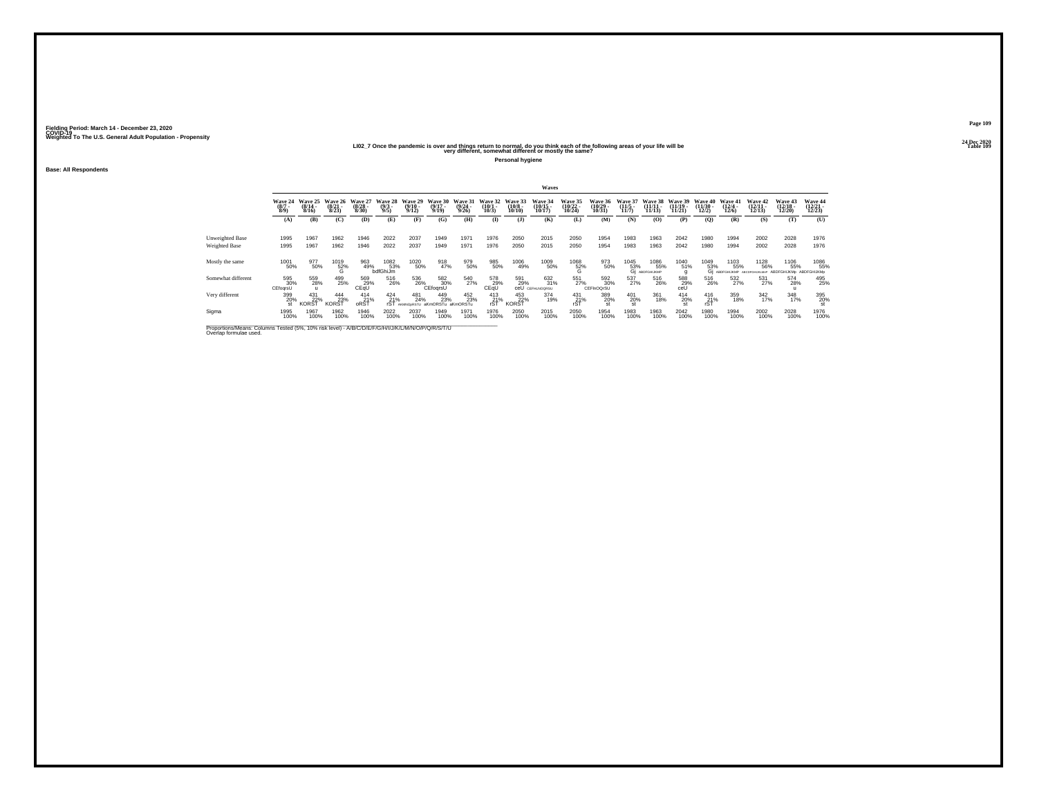Fielding Period: March 14 - December 23, 2020
COVID-19
Weighted To The U.S. General Adult Population - Propensity

24 Dec 2020
Table 109

## LI02_7 Once the pandemic is over and things return to normal, do you think each of the following areas of your life will be very different, somewhat different or mostly the same?

**Personal hygiene**

**Base: All Respondents**

| | Waves | | | | | | | | | | | | | | | | | | | | |
|---|---|---|---|---|---|---|---|---|---|---|---|---|---|---|---|---|---|---|---|---|---|
| | Wave 24 (8/7 - 8/9) | Wave 25 (8/14 - 8/16) | Wave 26 (8/21 - 8/23) | Wave 27 (8/28 - 8/30) | Wave 28 (9/3 - 9/5) | Wave 29 (9/10 - 9/12) | Wave 30 (9/17 - 9/19) | Wave 31 (9/24 - 9/26) | Wave 32 (10/1 - 10/3) | Wave 33 (10/8 - 10/10) | Wave 34 (10/15 - 10/17) | Wave 35 (10/22 - 10/24) | Wave 36 (10/29 - 10/31) | Wave 37 (11/5 - 11/7) | Wave 38 (11/11 - 11/13) | Wave 39 (11/19 - 11/21) | Wave 40 (11/30 - 12/2) | Wave 41 (12/4 - 12/6) | Wave 42 (12/11 - 12/13) | Wave 43 (12/18 - 12/20) | Wave 44 (12/21 - 12/23) |
| | (A) | (B) | (C) | (D) | (E) | (F) | (G) | (H) | (I) | (J) | (K) | (L) | (M) | (N) | (O) | (P) | (Q) | (R) | (S) | (T) | (U) |
| Unweighted Base | 1995 | 1967 | 1962 | 1946 | 2022 | 2037 | 1949 | 1971 | 1976 | 2050 | 2015 | 2050 | 1954 | 1983 | 1963 | 2042 | 1980 | 1994 | 2002 | 2028 | 1976 |
| Weighted Base | 1995 | 1967 | 1962 | 1946 | 2022 | 2037 | 1949 | 1971 | 1976 | 2050 | 2015 | 2050 | 1954 | 1983 | 1963 | 2042 | 1980 | 1994 | 2002 | 2028 | 1976 |
| Mostly the same | 1001 50% | 977 50% | 1019 52% G | 963 49% | 1082 53% bdfGhIJm | 1020 50% | 918 47% | 979 50% | 985 50% | 1006 49% | 1009 50% | 1068 52% G | 973 50% | 1045 53% Gj | 1086 55% ABDFGHIJKMP | 1040 51% g | 1049 53% Gj | 1103 55% ABDFGHIJKMP | 1128 56% ABCDFGHIJKLMP | 1106 55% ABDFGHIJKMp | 1086 55% ABDFGHIJKMp |
| Somewhat different | 595 30% CEfoqrsU | 559 28% u | 499 25% | 569 29% CEqU | 516 26% | 536 26% | 582 30% CEfoqrsU | 540 27% | 578 29% CEqU | 591 29% ceU | 632 31% CEFhNOQRSU | 551 27% | 592 30% CEFnOQrSU | 537 27% | 516 26% | 588 29% ceU | 516 26% | 532 27% | 531 27% | 574 28% u | 495 25% |
| Very different | 399 20% st | 431 22% KORST | 444 23% KORST | 414 21% oRST | 424 21% rST | 481 24% AKMNOpRSTU | 449 23% aKmORSTu | 452 23% aKmORSTu | 413 21% rST | 453 22% KORST | 374 19% | 431 21% rST | 389 20% st | 401 20% st | 361 18% | 414 20% st | 416 21% rST | 359 18% | 342 17% | 348 17% | 395 20% st |
| Sigma | 1995 100% | 1967 100% | 1962 100% | 1946 100% | 2022 100% | 2037 100% | 1949 100% | 1971 100% | 1976 100% | 2050 100% | 2015 100% | 2050 100% | 1954 100% | 1983 100% | 1963 100% | 2042 100% | 1980 100% | 1994 100% | 2002 100% | 2028 100% | 1976 100% |

Proportions/Means: Columns Tested (5%, 10% risk level) - A/B/C/D/E/F/G/H/I/J/K/L/M/N/O/P/Q/R/S/T/U
Overlap formulae used.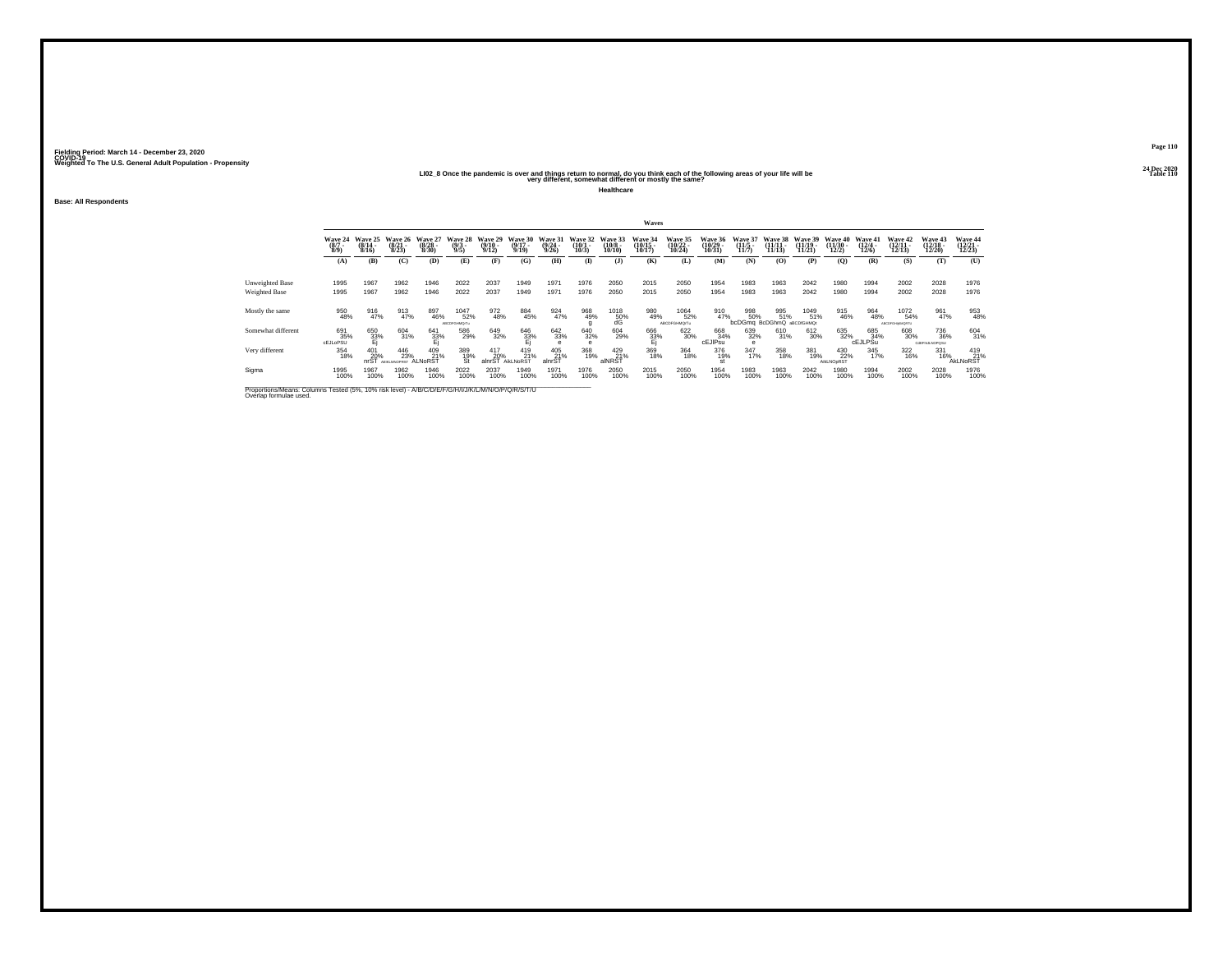Fielding Period: March 14 - December 23, 2020
COVID-19
Weighted To The U.S. General Adult Population - Propensity

24 Dec 2020
Table 110

## LI02_8 Once the pandemic is over and things return to normal, do you think each of the following areas of your life will be very different, somewhat different or mostly the same?

### Healthcare

Base: All Respondents

| | Wave 24 (8/7 - 8/9) | Wave 25 (8/14 - 8/16) | Wave 26 (8/21 - 8/23) | Wave 27 (8/28 - 8/30) | Wave 28 (9/3 - 9/5) | Wave 29 (9/10 - 9/12) | Wave 30 (9/17 - 9/19) | Wave 31 (9/24 - 9/26) | Wave 32 (10/1 - 10/3) | Wave 33 (10/8 - 10/10) | Wave 34 (10/15 - 10/17) | Wave 35 (10/22 - 10/24) | Wave 36 (10/29 - 10/31) | Wave 37 (11/5 - 11/7) | Wave 38 (11/11 - 11/13) | Wave 39 (11/19 - 11/21) | Wave 40 (11/30 - 12/2) | Wave 41 (12/4 - 12/6) | Wave 42 (12/11 - 12/13) | Wave 43 (12/18 - 12/20) | Wave 44 (12/21 - 12/23) |
|---|---|---|---|---|---|---|---|---|---|---|---|---|---|---|---|---|---|---|---|---|---|
| | (A) | (B) | (C) | (D) | (E) | (F) | (G) | (H) | (I) | (J) | (K) | (L) | (M) | (N) | (O) | (P) | (Q) | (R) | (S) | (T) | (U) |
| Unweighted Base | 1995 | 1967 | 1962 | 1946 | 2022 | 2037 | 1949 | 1971 | 1976 | 2050 | 2015 | 2050 | 1954 | 1983 | 1963 | 2042 | 1980 | 1994 | 2002 | 2028 | 1976 |
| Weighted Base | 1995 | 1967 | 1962 | 1946 | 2022 | 2037 | 1949 | 1971 | 1976 | 2050 | 2015 | 2050 | 1954 | 1983 | 1963 | 2042 | 1980 | 1994 | 2002 | 2028 | 1976 |
| Mostly the same | 950 48% | 916 47% | 913 47% | 897 46% | 1047 52% ABCDFGHMQrTu | 972 48% | 884 45% | 924 47% | 968 49% g | 1018 50% dG | 980 49% | 1064 52% AbCDFGHMQrTu | 910 47% | 998 50% bcDGmq | 995 51% BcDGhmQ | 1049 51% aBCDfGHMQt | 915 46% | 964 48% | 1072 54% ABCDFGHIkMQRTU | 961 47% | 953 48% |
| Somewhat different | 691 35% cEJLoPSU | 650 33% Ej | 604 31% | 641 33% Ej | 586 29% | 649 32% | 646 33% Ej | 642 33% e | 640 32% e | 604 29% | 666 33% Ej | 622 30% | 668 34% cEJlPsu | 639 32% e | 610 31% | 612 30% | 635 32% | 685 34% cEJLPSu | 608 30% | 736 36% CdEFhIJLNOPQSU | 604 31% |
| Very different | 354 18% | 401 20% nrST | 446 23% AEIKLNOPRST | 409 21% ALNoRST | 389 19% St | 417 20% alnrST | 419 21% AkLNoRST | 405 21% alnrST | 368 19% | 429 21% alNRST | 369 18% | 364 18% | 376 19% st | 347 17% | 358 18% | 381 19% | 430 22% AikLNOpRST | 345 17% | 322 16% | 331 16% | 419 21% AkLNoRST |
| Sigma | 1995 100% | 1967 100% | 1962 100% | 1946 100% | 2022 100% | 2037 100% | 1949 100% | 1971 100% | 1976 100% | 2050 100% | 2015 100% | 2050 100% | 1954 100% | 1983 100% | 1963 100% | 2042 100% | 1980 100% | 1994 100% | 2002 100% | 2028 100% | 1976 100% |

Proportions/Means: Columns Tested (5%, 10% risk level) - A/B/C/D/E/F/G/H/I/J/K/L/M/N/O/P/Q/R/S/T/U
Overlap formulae used.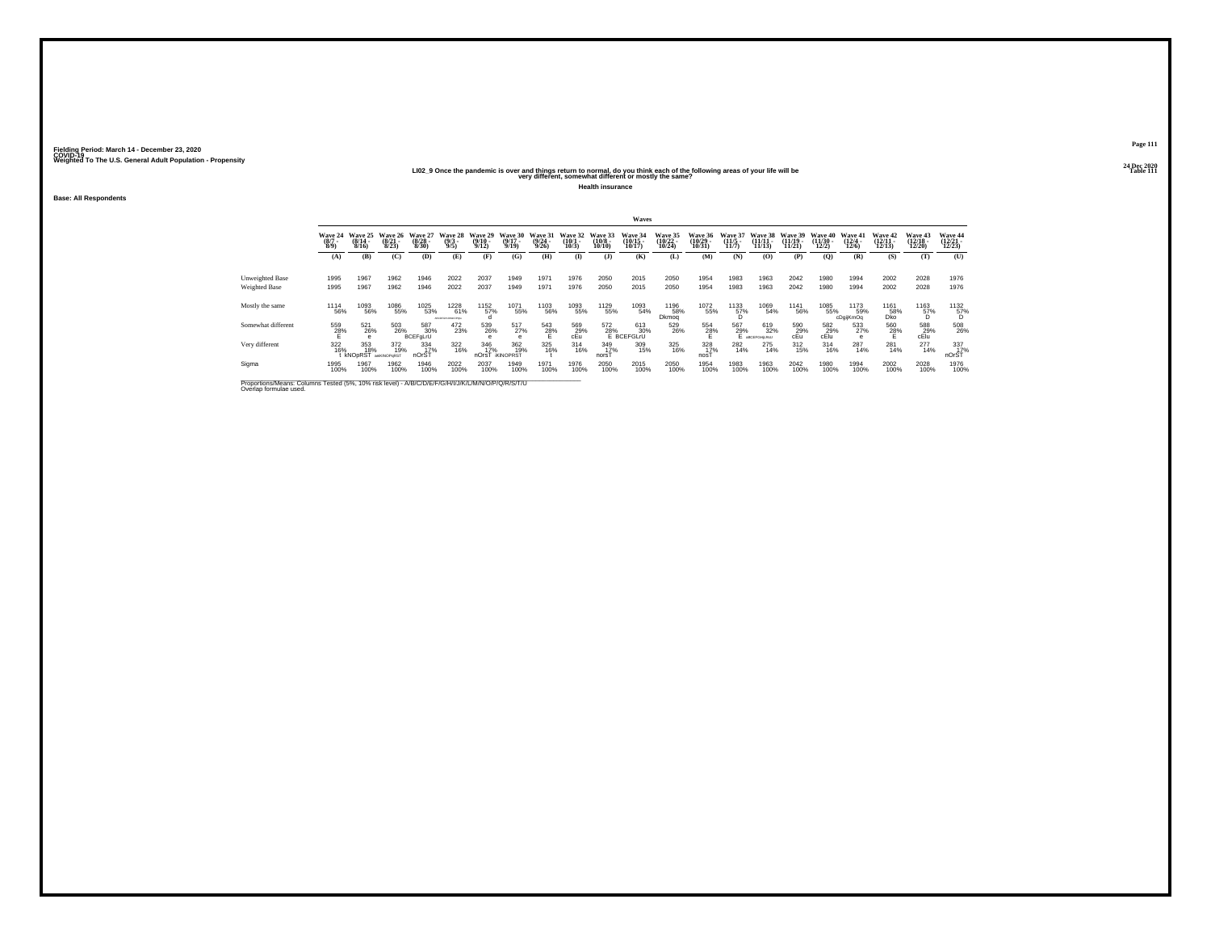Fielding Period: March 14 - December 23, 2020
COVID-19
Weighted To The U.S. General Adult Population - Propensity

24 Dec 2020
Table 111

## LI02_9 Once the pandemic is over and things return to normal, do you think each of the following areas of your life will be very different, somewhat different or mostly the same?

**Health insurance**

**Base: All Respondents**

| | Wave 24 (8/7 - 8/9) | Wave 25 (8/14 - 8/16) | Wave 26 (8/21 - 8/23) | Wave 27 (8/28 - 8/30) | Wave 28 (9/3 - 9/5) | Wave 29 (9/10 - 9/12) | Wave 30 (9/17 - 9/19) | Wave 31 (9/24 - 9/26) | Wave 32 (10/1 - 10/3) | Wave 33 (10/8 - 10/10) | Wave 34 (10/15 - 10/17) | Wave 35 (10/22 - 10/24) | Wave 36 (10/29 - 10/31) | Wave 37 (11/5 - 11/7) | Wave 38 (11/11 - 11/13) | Wave 39 (11/19 - 11/21) | Wave 40 (11/30 - 12/2) | Wave 41 (12/4 - 12/6) | Wave 42 (12/11 - 12/13) | Wave 43 (12/18 - 12/20) | Wave 44 (12/21 - 12/23) |
|---|---|---|---|---|---|---|---|---|---|---|---|---|---|---|---|---|---|---|---|---|---|
| | (A) | (B) | (C) | (D) | (E) | (F) | (G) | (H) | (I) | (J) | (K) | (L) | (M) | (N) | (O) | (P) | (Q) | (R) | (S) | (T) | (U) |
| Unweighted Base | 1995 | 1967 | 1962 | 1946 | 2022 | 2037 | 1949 | 1971 | 1976 | 2050 | 2015 | 2050 | 1954 | 1983 | 1963 | 2042 | 1980 | 1994 | 2002 | 2028 | 1976 |
| Weighted Base | 1995 | 1967 | 1962 | 1946 | 2022 | 2037 | 1949 | 1971 | 1976 | 2050 | 2015 | 2050 | 1954 | 1983 | 1963 | 2042 | 1980 | 1994 | 2002 | 2028 | 1976 |
| Mostly the same | 1114 56% | 1093 56% | 1086 55% | 1025 53% | 1228 61% abcdefghijklmnopq | 1152 57% d | 1071 55% | 1103 56% | 1093 55% | 1129 55% | 1093 54% | 1196 58% Dkmoq | 1072 55% | 1133 57% D | 1069 54% | 1141 56% | 1085 55% | 1173 59% cDgijKmOq | 1161 58% Dko | 1163 57% D | 1132 57% D |
| Somewhat different | 559 28% E | 521 26% e | 503 26% | 587 30% BCEFgLrU | 472 23% | 539 26% e | 517 27% e | 543 28% E | 569 29% cEu | 572 28% E | 613 30% BCEFGLrU | 529 26% | 554 28% E | 567 29% E | 619 32% aBCEFGHjLRsU | 590 29% cEu | 582 29% cEu | 533 27% e | 560 28% E | 588 29% cEu | 508 26% |
| Very different | 322 16% t | 353 18% kNOpRST | 372 19% ekKNOPqRST | 334 17% nOrsT | 322 16% | 346 17% nOrsT | 362 19% iKNOPRST | 325 16% t | 314 16% | 349 17% norsT | 309 15% | 325 16% | 328 17% nosT | 282 14% | 275 14% | 312 15% | 314 16% | 287 14% | 281 14% | 277 14% | 337 17% nOrsT |
| Sigma | 1995 100% | 1967 100% | 1962 100% | 1946 100% | 2022 100% | 2037 100% | 1949 100% | 1971 100% | 1976 100% | 2050 100% | 2015 100% | 2050 100% | 1954 100% | 1983 100% | 1963 100% | 2042 100% | 1980 100% | 1994 100% | 2002 100% | 2028 100% | 1976 100% |

Proportions/Means: Columns Tested (5%, 10% risk level) - A/B/C/D/E/F/G/H/I/J/K/L/M/N/O/P/Q/R/S/T/U
Overlap formulae used.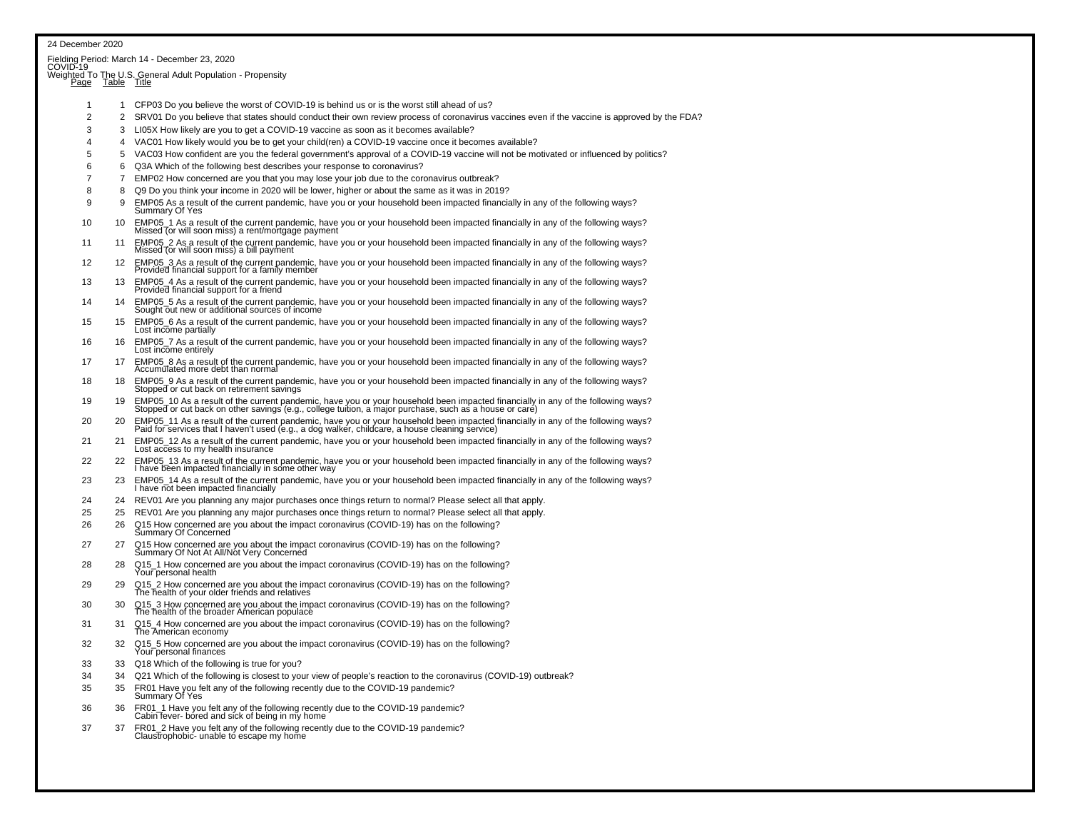24 December 2020

Fielding Period: March 14 - December 23, 2020
COVID-19
Weighted To The U.S. General Adult Population - Propensity

| Page | Table | Title |
|---|---|---|
| 1 | 1 | CFP03 Do you believe the worst of COVID-19 is behind us or is the worst still ahead of us? |
| 2 | 2 | SRV01 Do you believe that states should conduct their own review process of coronavirus vaccines even if the vaccine is approved by the FDA? |
| 3 | 3 | LI05X How likely are you to get a COVID-19 vaccine as soon as it becomes available? |
| 4 | 4 | VAC01 How likely would you be to get your child(ren) a COVID-19 vaccine once it becomes available? |
| 5 | 5 | VAC03 How confident are you the federal government's approval of a COVID-19 vaccine will not be motivated or influenced by politics? |
| 6 | 6 | Q3A Which of the following best describes your response to coronavirus? |
| 7 | 7 | EMP02 How concerned are you that you may lose your job due to the coronavirus outbreak? |
| 8 | 8 | Q9 Do you think your income in 2020 will be lower, higher or about the same as it was in 2019? |
| 9 | 9 | EMP05 As a result of the current pandemic, have you or your household been impacted financially in any of the following ways? Summary Of Yes |
| 10 | 10 | EMP05_1 As a result of the current pandemic, have you or your household been impacted financially in any of the following ways? Missed (or will soon miss) a rent/mortgage payment |
| 11 | 11 | EMP05_2 As a result of the current pandemic, have you or your household been impacted financially in any of the following ways? Missed (or will soon miss) a bill payment |
| 12 | 12 | EMP05_3 As a result of the current pandemic, have you or your household been impacted financially in any of the following ways? Provided financial support for a family member |
| 13 | 13 | EMP05_4 As a result of the current pandemic, have you or your household been impacted financially in any of the following ways? Provided financial support for a friend |
| 14 | 14 | EMP05_5 As a result of the current pandemic, have you or your household been impacted financially in any of the following ways? Sought out new or additional sources of income |
| 15 | 15 | EMP05_6 As a result of the current pandemic, have you or your household been impacted financially in any of the following ways? Lost income partially |
| 16 | 16 | EMP05_7 As a result of the current pandemic, have you or your household been impacted financially in any of the following ways? Lost income entirely |
| 17 | 17 | EMP05_8 As a result of the current pandemic, have you or your household been impacted financially in any of the following ways? Accumulated more debt than normal |
| 18 | 18 | EMP05_9 As a result of the current pandemic, have you or your household been impacted financially in any of the following ways? Stopped or cut back on retirement savings |
| 19 | 19 | EMP05_10 As a result of the current pandemic, have you or your household been impacted financially in any of the following ways? Stopped or cut back on other savings (e.g., college tuition, a major purchase, such as a house or care) |
| 20 | 20 | EMP05_11 As a result of the current pandemic, have you or your household been impacted financially in any of the following ways? Paid for services that I haven't used (e.g., a dog walker, childcare, a house cleaning service) |
| 21 | 21 | EMP05_12 As a result of the current pandemic, have you or your household been impacted financially in any of the following ways? Lost access to my health insurance |
| 22 | 22 | EMP05_13 As a result of the current pandemic, have you or your household been impacted financially in any of the following ways? I have been impacted financially in some other way |
| 23 | 23 | EMP05_14 As a result of the current pandemic, have you or your household been impacted financially in any of the following ways? I have not been impacted financially |
| 24 | 24 | REV01 Are you planning any major purchases once things return to normal? Please select all that apply. |
| 25 | 25 | REV01 Are you planning any major purchases once things return to normal? Please select all that apply. |
| 26 | 26 | Q15 How concerned are you about the impact coronavirus (COVID-19) has on the following? Summary Of Concerned |
| 27 | 27 | Q15 How concerned are you about the impact coronavirus (COVID-19) has on the following? Summary Of Not At All/Not Very Concerned |
| 28 | 28 | Q15_1 How concerned are you about the impact coronavirus (COVID-19) has on the following? Your personal health |
| 29 | 29 | Q15_2 How concerned are you about the impact coronavirus (COVID-19) has on the following? The health of your older friends and relatives |
| 30 | 30 | Q15_3 How concerned are you about the impact coronavirus (COVID-19) has on the following? The health of the broader American populace |
| 31 | 31 | Q15_4 How concerned are you about the impact coronavirus (COVID-19) has on the following? The American economy |
| 32 | 32 | Q15_5 How concerned are you about the impact coronavirus (COVID-19) has on the following? Your personal finances |
| 33 | 33 | Q18 Which of the following is true for you? |
| 34 | 34 | Q21 Which of the following is closest to your view of people's reaction to the coronavirus (COVID-19) outbreak? |
| 35 | 35 | FR01 Have you felt any of the following recently due to the COVID-19 pandemic? Summary Of Yes |
| 36 | 36 | FR01_1 Have you felt any of the following recently due to the COVID-19 pandemic? Cabin fever- bored and sick of being in my home |
| 37 | 37 | FR01_2 Have you felt any of the following recently due to the COVID-19 pandemic? Claustrophobic- unable to escape my home |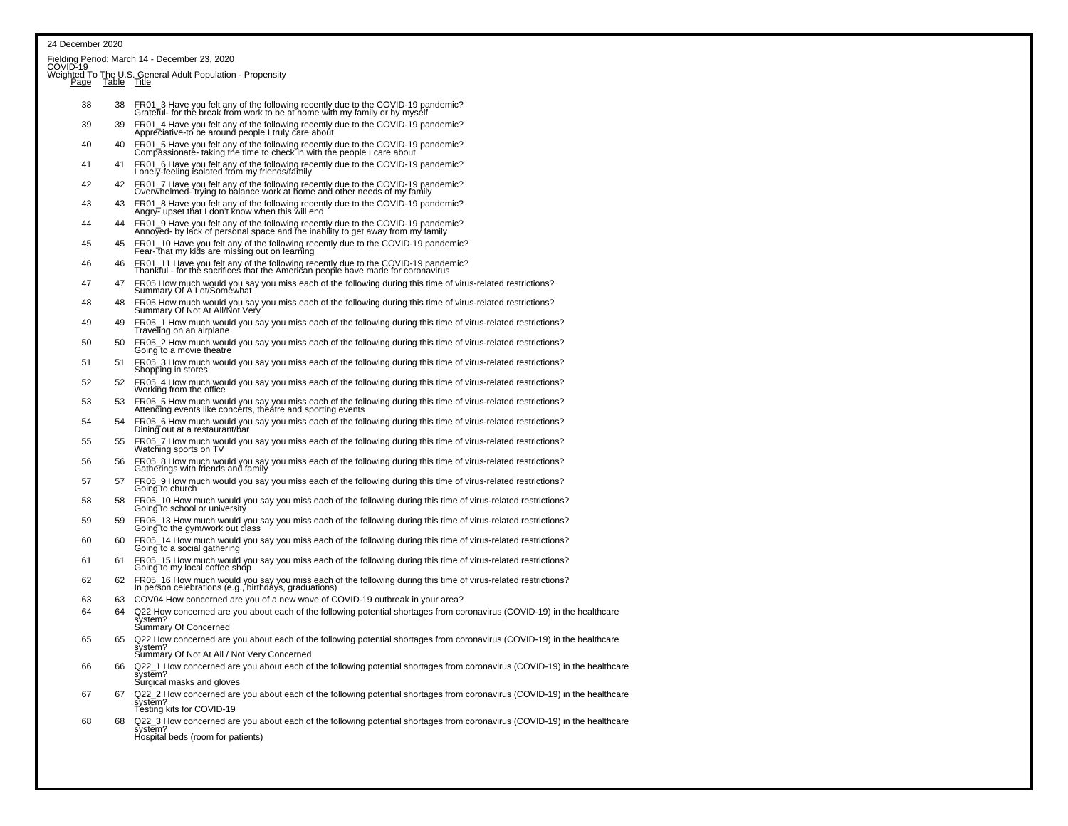24 December 2020

Fielding Period: March 14 - December 23, 2020
COVID-19
Weighted To The U.S. General Adult Population - Propensity

| Page | Table | Title |
|---|---|---|
| 38 | 38 | FR01_3 Have you felt any of the following recently due to the COVID-19 pandemic? Grateful- for the break from work to be at home with my family or by myself |
| 39 | 39 | FR01_4 Have you felt any of the following recently due to the COVID-19 pandemic? Appreciative-to be around people I truly care about |
| 40 | 40 | FR01_5 Have you felt any of the following recently due to the COVID-19 pandemic? Compassionate- taking the time to check in with the people I care about |
| 41 | 41 | FR01_6 Have you felt any of the following recently due to the COVID-19 pandemic? Lonely-feeling isolated from my friends/family |
| 42 | 42 | FR01_7 Have you felt any of the following recently due to the COVID-19 pandemic? Overwhelmed- trying to balance work at home and other needs of my family |
| 43 | 43 | FR01_8 Have you felt any of the following recently due to the COVID-19 pandemic? Angry- upset that I don't know when this will end |
| 44 | 44 | FR01_9 Have you felt any of the following recently due to the COVID-19 pandemic? Annoyed- by lack of personal space and the inability to get away from my family |
| 45 | 45 | FR01_10 Have you felt any of the following recently due to the COVID-19 pandemic? Fear- that my kids are missing out on learning |
| 46 | 46 | FR01_11 Have you felt any of the following recently due to the COVID-19 pandemic? Thankful - for the sacrifices that the American people have made for coronavirus |
| 47 | 47 | FR05 How much would you say you miss each of the following during this time of virus-related restrictions? Summary Of A Lot/Somewhat |
| 48 | 48 | FR05 How much would you say you miss each of the following during this time of virus-related restrictions? Summary Of Not At All/Not Very |
| 49 | 49 | FR05_1 How much would you say you miss each of the following during this time of virus-related restrictions? Traveling on an airplane |
| 50 | 50 | FR05_2 How much would you say you miss each of the following during this time of virus-related restrictions? Going to a movie theatre |
| 51 | 51 | FR05_3 How much would you say you miss each of the following during this time of virus-related restrictions? Shopping in stores |
| 52 | 52 | FR05_4 How much would you say you miss each of the following during this time of virus-related restrictions? Working from the office |
| 53 | 53 | FR05_5 How much would you say you miss each of the following during this time of virus-related restrictions? Attending events like concerts, theatre and sporting events |
| 54 | 54 | FR05_6 How much would you say you miss each of the following during this time of virus-related restrictions? Dining out at a restaurant/bar |
| 55 | 55 | FR05_7 How much would you say you miss each of the following during this time of virus-related restrictions? Watching sports on TV |
| 56 | 56 | FR05_8 How much would you say you miss each of the following during this time of virus-related restrictions? Gatherings with friends and family |
| 57 | 57 | FR05_9 How much would you say you miss each of the following during this time of virus-related restrictions? Going to church |
| 58 | 58 | FR05_10 How much would you say you miss each of the following during this time of virus-related restrictions? Going to school or university |
| 59 | 59 | FR05_13 How much would you say you miss each of the following during this time of virus-related restrictions? Going to the gym/work out class |
| 60 | 60 | FR05_14 How much would you say you miss each of the following during this time of virus-related restrictions? Going to a social gathering |
| 61 | 61 | FR05_15 How much would you say you miss each of the following during this time of virus-related restrictions? Going to my local coffee shop |
| 62 | 62 | FR05_16 How much would you say you miss each of the following during this time of virus-related restrictions? In person celebrations (e.g., birthdays, graduations) |
| 63 | 63 | COV04 How concerned are you of a new wave of COVID-19 outbreak in your area? |
| 64 | 64 | Q22 How concerned are you about each of the following potential shortages from coronavirus (COVID-19) in the healthcare system? Summary Of Concerned |
| 65 | 65 | Q22 How concerned are you about each of the following potential shortages from coronavirus (COVID-19) in the healthcare system? Summary Of Not At All / Not Very Concerned |
| 66 | 66 | Q22_1 How concerned are you about each of the following potential shortages from coronavirus (COVID-19) in the healthcare system? Surgical masks and gloves |
| 67 | 67 | Q22_2 How concerned are you about each of the following potential shortages from coronavirus (COVID-19) in the healthcare system? Testing kits for COVID-19 |
| 68 | 68 | Q22_3 How concerned are you about each of the following potential shortages from coronavirus (COVID-19) in the healthcare system? Hospital beds (room for patients) |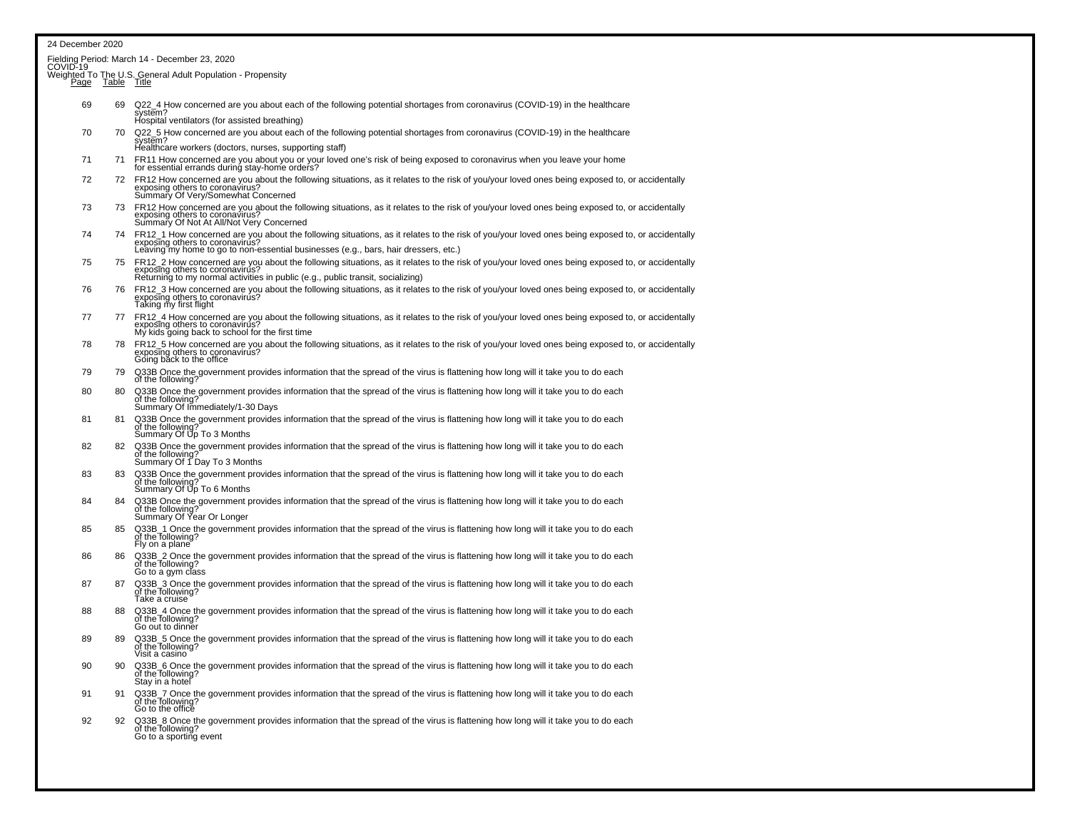24 December 2020

Fielding Period: March 14 - December 23, 2020
COVID-19
Weighted To The U.S. General Adult Population - Propensity

| Page | Table | Title |
|---|---|---|
| 69 | 69 | Q22_4 How concerned are you about each of the following potential shortages from coronavirus (COVID-19) in the healthcare system? Hospital ventilators (for assisted breathing) |
| 70 | 70 | Q22_5 How concerned are you about each of the following potential shortages from coronavirus (COVID-19) in the healthcare system? Healthcare workers (doctors, nurses, supporting staff) |
| 71 | 71 | FR11 How concerned are you about you or your loved one's risk of being exposed to coronavirus when you leave your home for essential errands during stay-home orders? |
| 72 | 72 | FR12 How concerned are you about the following situations, as it relates to the risk of you/your loved ones being exposed to, or accidentally exposing others to coronavirus? Summary Of Very/Somewhat Concerned |
| 73 | 73 | FR12 How concerned are you about the following situations, as it relates to the risk of you/your loved ones being exposed to, or accidentally exposing others to coronavirus? Summary Of Not At All/Not Very Concerned |
| 74 | 74 | FR12_1 How concerned are you about the following situations, as it relates to the risk of you/your loved ones being exposed to, or accidentally exposing others to coronavirus? Leaving my home to go to non-essential businesses (e.g., bars, hair dressers, etc.) |
| 75 | 75 | FR12_2 How concerned are you about the following situations, as it relates to the risk of you/your loved ones being exposed to, or accidentally exposing others to coronavirus? Returning to my normal activities in public (e.g., public transit, socializing) |
| 76 | 76 | FR12_3 How concerned are you about the following situations, as it relates to the risk of you/your loved ones being exposed to, or accidentally exposing others to coronavirus? Taking my first flight |
| 77 | 77 | FR12_4 How concerned are you about the following situations, as it relates to the risk of you/your loved ones being exposed to, or accidentally exposing others to coronavirus? My kids going back to school for the first time |
| 78 | 78 | FR12_5 How concerned are you about the following situations, as it relates to the risk of you/your loved ones being exposed to, or accidentally exposing others to coronavirus? Going back to the office |
| 79 | 79 | Q33B Once the government provides information that the spread of the virus is flattening how long will it take you to do each of the following? |
| 80 | 80 | Q33B Once the government provides information that the spread of the virus is flattening how long will it take you to do each of the following? Summary Of Immediately/1-30 Days |
| 81 | 81 | Q33B Once the government provides information that the spread of the virus is flattening how long will it take you to do each of the following? Summary Of Up To 3 Months |
| 82 | 82 | Q33B Once the government provides information that the spread of the virus is flattening how long will it take you to do each of the following? Summary Of 1 Day To 3 Months |
| 83 | 83 | Q33B Once the government provides information that the spread of the virus is flattening how long will it take you to do each of the following? Summary Of Up To 6 Months |
| 84 | 84 | Q33B Once the government provides information that the spread of the virus is flattening how long will it take you to do each of the following? Summary Of Year Or Longer |
| 85 | 85 | Q33B_1 Once the government provides information that the spread of the virus is flattening how long will it take you to do each of the following? Fly on a plane |
| 86 | 86 | Q33B_2 Once the government provides information that the spread of the virus is flattening how long will it take you to do each of the following? Go to a gym class |
| 87 | 87 | Q33B_3 Once the government provides information that the spread of the virus is flattening how long will it take you to do each of the following? Take a cruise |
| 88 | 88 | Q33B_4 Once the government provides information that the spread of the virus is flattening how long will it take you to do each of the following? Go out to dinner |
| 89 | 89 | Q33B_5 Once the government provides information that the spread of the virus is flattening how long will it take you to do each of the following? Visit a casino |
| 90 | 90 | Q33B_6 Once the government provides information that the spread of the virus is flattening how long will it take you to do each of the following? Stay in a hotel |
| 91 | 91 | Q33B_7 Once the government provides information that the spread of the virus is flattening how long will it take you to do each of the following? Go to the office |
| 92 | 92 | Q33B_8 Once the government provides information that the spread of the virus is flattening how long will it take you to do each of the following? Go to a sporting event |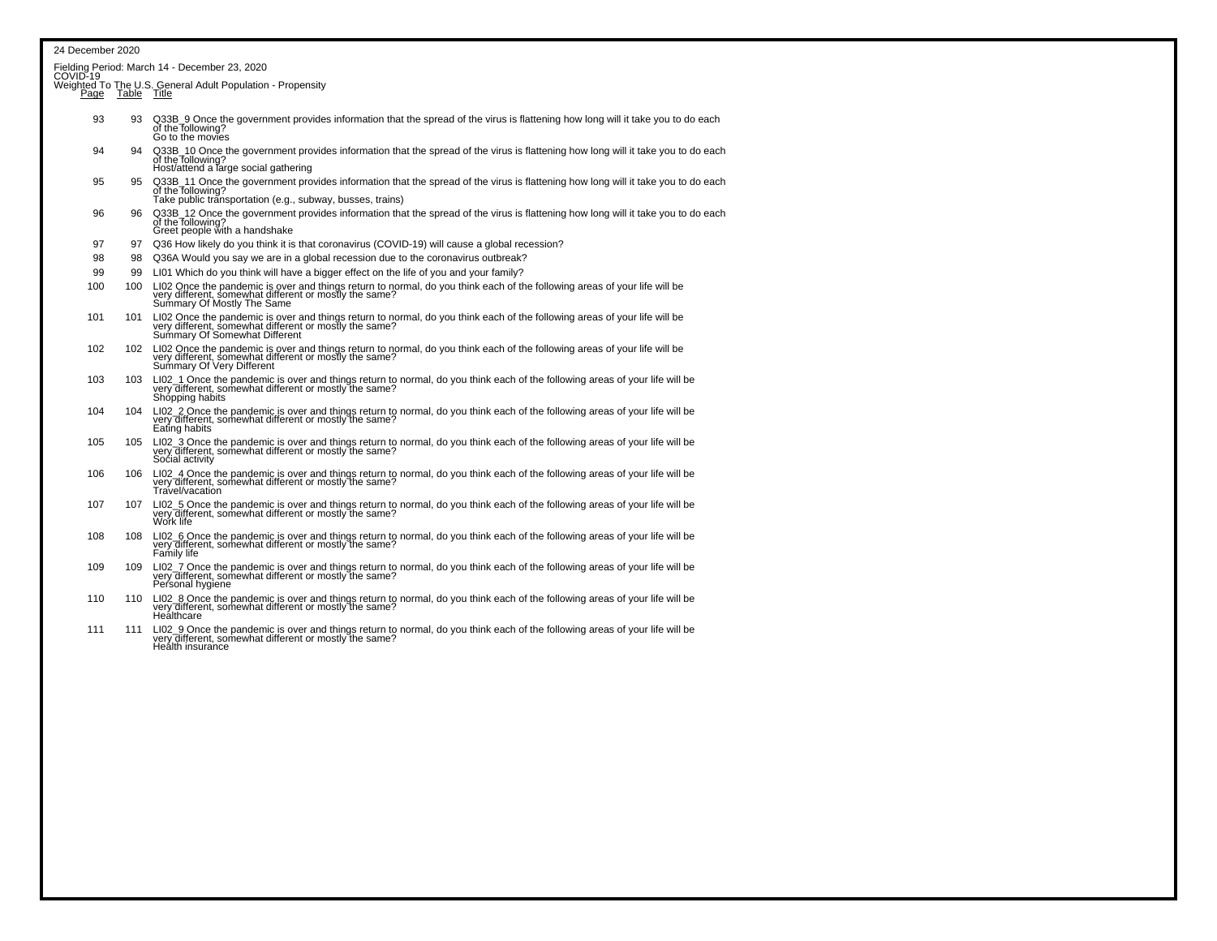24 December 2020

Fielding Period: March 14 - December 23, 2020
COVID-19
Weighted To The U.S. General Adult Population - Propensity

| Page | Table | Title |
|---|---|---|
| 93 | 93 | Q33B_9 Once the government provides information that the spread of the virus is flattening how long will it take you to do each of the following? Go to the movies |
| 94 | 94 | Q33B_10 Once the government provides information that the spread of the virus is flattening how long will it take you to do each of the following? Host/attend a large social gathering |
| 95 | 95 | Q33B_11 Once the government provides information that the spread of the virus is flattening how long will it take you to do each of the following? Take public transportation (e.g., subway, busses, trains) |
| 96 | 96 | Q33B_12 Once the government provides information that the spread of the virus is flattening how long will it take you to do each of the following? Greet people with a handshake |
| 97 | 97 | Q36 How likely do you think it is that coronavirus (COVID-19) will cause a global recession? |
| 98 | 98 | Q36A Would you say we are in a global recession due to the coronavirus outbreak? |
| 99 | 99 | LI01 Which do you think will have a bigger effect on the life of you and your family? |
| 100 | 100 | LI02 Once the pandemic is over and things return to normal, do you think each of the following areas of your life will be very different, somewhat different or mostly the same? Summary Of Mostly The Same |
| 101 | 101 | LI02 Once the pandemic is over and things return to normal, do you think each of the following areas of your life will be very different, somewhat different or mostly the same? Summary Of Somewhat Different |
| 102 | 102 | LI02 Once the pandemic is over and things return to normal, do you think each of the following areas of your life will be very different, somewhat different or mostly the same? Summary Of Very Different |
| 103 | 103 | LI02_1 Once the pandemic is over and things return to normal, do you think each of the following areas of your life will be very different, somewhat different or mostly the same? Shopping habits |
| 104 | 104 | LI02_2 Once the pandemic is over and things return to normal, do you think each of the following areas of your life will be very different, somewhat different or mostly the same? Eating habits |
| 105 | 105 | LI02_3 Once the pandemic is over and things return to normal, do you think each of the following areas of your life will be very different, somewhat different or mostly the same? Social activity |
| 106 | 106 | LI02_4 Once the pandemic is over and things return to normal, do you think each of the following areas of your life will be very different, somewhat different or mostly the same? Travel/vacation |
| 107 | 107 | LI02_5 Once the pandemic is over and things return to normal, do you think each of the following areas of your life will be very different, somewhat different or mostly the same? Work life |
| 108 | 108 | LI02_6 Once the pandemic is over and things return to normal, do you think each of the following areas of your life will be very different, somewhat different or mostly the same? Family life |
| 109 | 109 | LI02_7 Once the pandemic is over and things return to normal, do you think each of the following areas of your life will be very different, somewhat different or mostly the same? Personal hygiene |
| 110 | 110 | LI02_8 Once the pandemic is over and things return to normal, do you think each of the following areas of your life will be very different, somewhat different or mostly the same? Healthcare |
| 111 | 111 | LI02_9 Once the pandemic is over and things return to normal, do you think each of the following areas of your life will be very different, somewhat different or mostly the same? Health insurance |